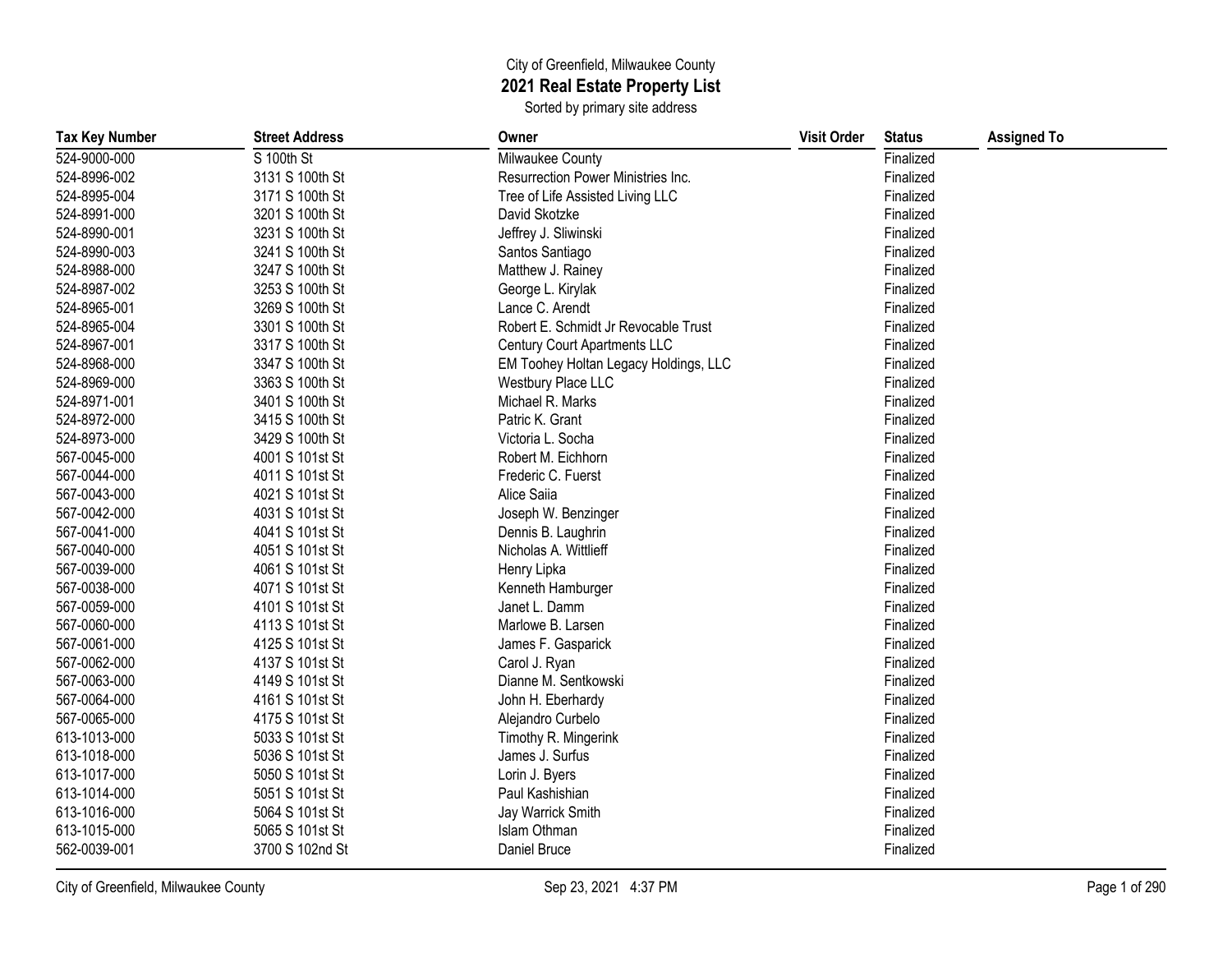City of Greenfield, Milwaukee County

# 2021 Real Estate Property List

Sorted by primary site address

| Tax Key Number | Street Address | Owner | Visit Order | Status | Assigned To |
|---|---|---|---|---|---|
| 524-9000-000 | S 100th St | Milwaukee County | | Finalized | |
| 524-8996-002 | 3131 S 100th St | Resurrection Power Ministries Inc. | | Finalized | |
| 524-8995-004 | 3171 S 100th St | Tree of Life Assisted Living LLC | | Finalized | |
| 524-8991-000 | 3201 S 100th St | David Skotzke | | Finalized | |
| 524-8990-001 | 3231 S 100th St | Jeffrey J. Sliwinski | | Finalized | |
| 524-8990-003 | 3241 S 100th St | Santos Santiago | | Finalized | |
| 524-8988-000 | 3247 S 100th St | Matthew J. Rainey | | Finalized | |
| 524-8987-002 | 3253 S 100th St | George L. Kirylak | | Finalized | |
| 524-8965-001 | 3269 S 100th St | Lance C. Arendt | | Finalized | |
| 524-8965-004 | 3301 S 100th St | Robert E. Schmidt Jr Revocable Trust | | Finalized | |
| 524-8967-001 | 3317 S 100th St | Century Court Apartments LLC | | Finalized | |
| 524-8968-000 | 3347 S 100th St | EM Toohey Holtan Legacy Holdings, LLC | | Finalized | |
| 524-8969-000 | 3363 S 100th St | Westbury Place LLC | | Finalized | |
| 524-8971-001 | 3401 S 100th St | Michael R. Marks | | Finalized | |
| 524-8972-000 | 3415 S 100th St | Patric K. Grant | | Finalized | |
| 524-8973-000 | 3429 S 100th St | Victoria L. Socha | | Finalized | |
| 567-0045-000 | 4001 S 101st St | Robert M. Eichhorn | | Finalized | |
| 567-0044-000 | 4011 S 101st St | Frederic C. Fuerst | | Finalized | |
| 567-0043-000 | 4021 S 101st St | Alice Saiia | | Finalized | |
| 567-0042-000 | 4031 S 101st St | Joseph W. Benzinger | | Finalized | |
| 567-0041-000 | 4041 S 101st St | Dennis B. Laughrin | | Finalized | |
| 567-0040-000 | 4051 S 101st St | Nicholas A. Wittlieff | | Finalized | |
| 567-0039-000 | 4061 S 101st St | Henry Lipka | | Finalized | |
| 567-0038-000 | 4071 S 101st St | Kenneth Hamburger | | Finalized | |
| 567-0059-000 | 4101 S 101st St | Janet L. Damm | | Finalized | |
| 567-0060-000 | 4113 S 101st St | Marlowe B. Larsen | | Finalized | |
| 567-0061-000 | 4125 S 101st St | James F. Gasparick | | Finalized | |
| 567-0062-000 | 4137 S 101st St | Carol J. Ryan | | Finalized | |
| 567-0063-000 | 4149 S 101st St | Dianne M. Sentkowski | | Finalized | |
| 567-0064-000 | 4161 S 101st St | John H. Eberhardy | | Finalized | |
| 567-0065-000 | 4175 S 101st St | Alejandro Curbelo | | Finalized | |
| 613-1013-000 | 5033 S 101st St | Timothy R. Mingerink | | Finalized | |
| 613-1018-000 | 5036 S 101st St | James J. Surfus | | Finalized | |
| 613-1017-000 | 5050 S 101st St | Lorin J. Byers | | Finalized | |
| 613-1014-000 | 5051 S 101st St | Paul Kashishian | | Finalized | |
| 613-1016-000 | 5064 S 101st St | Jay Warrick Smith | | Finalized | |
| 613-1015-000 | 5065 S 101st St | Islam Othman | | Finalized | |
| 562-0039-001 | 3700 S 102nd St | Daniel Bruce | | Finalized | |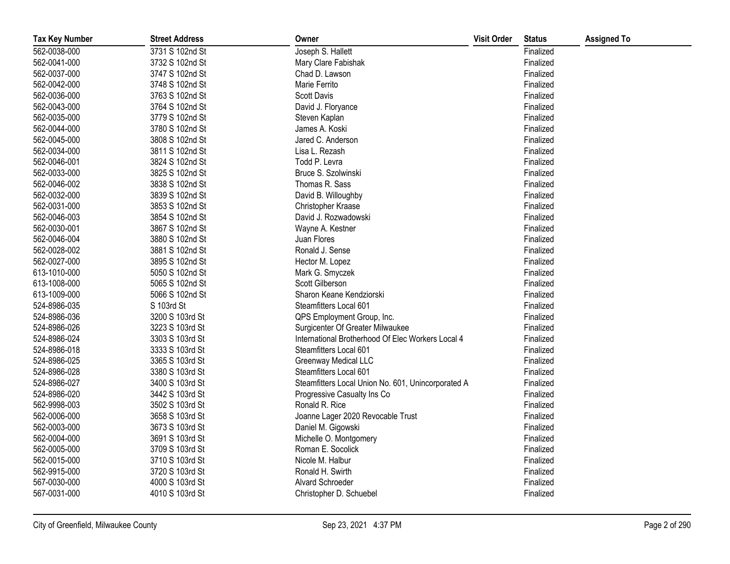| Tax Key Number | Street Address | Owner | Visit Order | Status | Assigned To |
|---|---|---|---|---|---|
| 562-0038-000 | 3731 S 102nd St | Joseph S. Hallett | | Finalized | |
| 562-0041-000 | 3732 S 102nd St | Mary Clare Fabishak | | Finalized | |
| 562-0037-000 | 3747 S 102nd St | Chad D. Lawson | | Finalized | |
| 562-0042-000 | 3748 S 102nd St | Marie Ferrito | | Finalized | |
| 562-0036-000 | 3763 S 102nd St | Scott Davis | | Finalized | |
| 562-0043-000 | 3764 S 102nd St | David J. Floryance | | Finalized | |
| 562-0035-000 | 3779 S 102nd St | Steven Kaplan | | Finalized | |
| 562-0044-000 | 3780 S 102nd St | James A. Koski | | Finalized | |
| 562-0045-000 | 3808 S 102nd St | Jared C. Anderson | | Finalized | |
| 562-0034-000 | 3811 S 102nd St | Lisa L. Rezash | | Finalized | |
| 562-0046-001 | 3824 S 102nd St | Todd P. Levra | | Finalized | |
| 562-0033-000 | 3825 S 102nd St | Bruce S. Szolwinski | | Finalized | |
| 562-0046-002 | 3838 S 102nd St | Thomas R. Sass | | Finalized | |
| 562-0032-000 | 3839 S 102nd St | David B. Willoughby | | Finalized | |
| 562-0031-000 | 3853 S 102nd St | Christopher Kraase | | Finalized | |
| 562-0046-003 | 3854 S 102nd St | David J. Rozwadowski | | Finalized | |
| 562-0030-001 | 3867 S 102nd St | Wayne A. Kestner | | Finalized | |
| 562-0046-004 | 3880 S 102nd St | Juan Flores | | Finalized | |
| 562-0028-002 | 3881 S 102nd St | Ronald J. Sense | | Finalized | |
| 562-0027-000 | 3895 S 102nd St | Hector M. Lopez | | Finalized | |
| 613-1010-000 | 5050 S 102nd St | Mark G. Smyczek | | Finalized | |
| 613-1008-000 | 5065 S 102nd St | Scott Gilberson | | Finalized | |
| 613-1009-000 | 5066 S 102nd St | Sharon Keane Kendziorski | | Finalized | |
| 524-8986-035 | S 103rd St | Steamfitters Local 601 | | Finalized | |
| 524-8986-036 | 3200 S 103rd St | QPS Employment Group, Inc. | | Finalized | |
| 524-8986-026 | 3223 S 103rd St | Surgicenter Of Greater Milwaukee | | Finalized | |
| 524-8986-024 | 3303 S 103rd St | International Brotherhood Of Elec Workers Local 4 | | Finalized | |
| 524-8986-018 | 3333 S 103rd St | Steamfitters Local 601 | | Finalized | |
| 524-8986-025 | 3365 S 103rd St | Greenway Medical LLC | | Finalized | |
| 524-8986-028 | 3380 S 103rd St | Steamfitters Local 601 | | Finalized | |
| 524-8986-027 | 3400 S 103rd St | Steamfitters Local Union No. 601, Unincorporated A | | Finalized | |
| 524-8986-020 | 3442 S 103rd St | Progressive Casualty Ins Co | | Finalized | |
| 562-9998-003 | 3502 S 103rd St | Ronald R. Rice | | Finalized | |
| 562-0006-000 | 3658 S 103rd St | Joanne Lager 2020 Revocable Trust | | Finalized | |
| 562-0003-000 | 3673 S 103rd St | Daniel M. Gigowski | | Finalized | |
| 562-0004-000 | 3691 S 103rd St | Michelle O. Montgomery | | Finalized | |
| 562-0005-000 | 3709 S 103rd St | Roman E. Socolick | | Finalized | |
| 562-0015-000 | 3710 S 103rd St | Nicole M. Halbur | | Finalized | |
| 562-9915-000 | 3720 S 103rd St | Ronald H. Swirth | | Finalized | |
| 567-0030-000 | 4000 S 103rd St | Alvard Schroeder | | Finalized | |
| 567-0031-000 | 4010 S 103rd St | Christopher D. Schuebel | | Finalized | |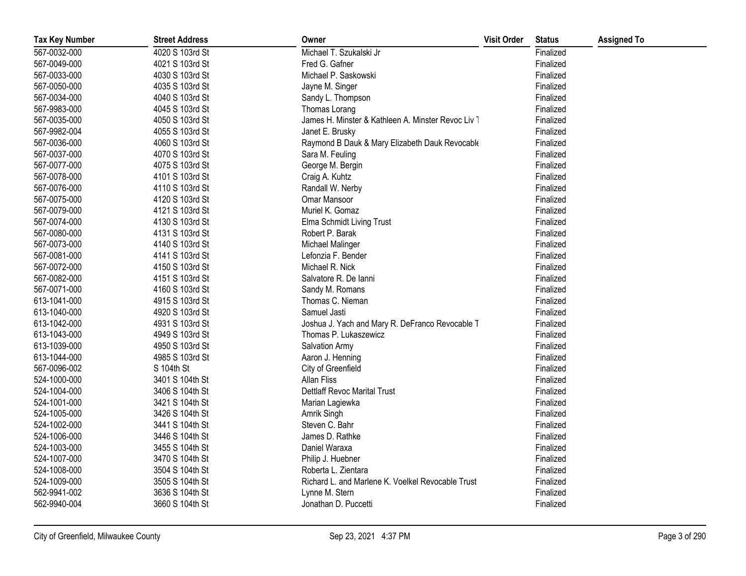| Tax Key Number | Street Address | Owner | Visit Order | Status | Assigned To |
|---|---|---|---|---|---|
| 567-0032-000 | 4020 S 103rd St | Michael T. Szukalski Jr | | Finalized | |
| 567-0049-000 | 4021 S 103rd St | Fred G. Gafner | | Finalized | |
| 567-0033-000 | 4030 S 103rd St | Michael P. Saskowski | | Finalized | |
| 567-0050-000 | 4035 S 103rd St | Jayne M. Singer | | Finalized | |
| 567-0034-000 | 4040 S 103rd St | Sandy L. Thompson | | Finalized | |
| 567-9983-000 | 4045 S 103rd St | Thomas Lorang | | Finalized | |
| 567-0035-000 | 4050 S 103rd St | James H. Minster & Kathleen A. Minster Revoc Liv T | | Finalized | |
| 567-9982-004 | 4055 S 103rd St | Janet E. Brusky | | Finalized | |
| 567-0036-000 | 4060 S 103rd St | Raymond B Dauk & Mary Elizabeth Dauk Revocable | | Finalized | |
| 567-0037-000 | 4070 S 103rd St | Sara M. Feuling | | Finalized | |
| 567-0077-000 | 4075 S 103rd St | George M. Bergin | | Finalized | |
| 567-0078-000 | 4101 S 103rd St | Craig A. Kuhtz | | Finalized | |
| 567-0076-000 | 4110 S 103rd St | Randall W. Nerby | | Finalized | |
| 567-0075-000 | 4120 S 103rd St | Omar Mansoor | | Finalized | |
| 567-0079-000 | 4121 S 103rd St | Muriel K. Gomaz | | Finalized | |
| 567-0074-000 | 4130 S 103rd St | Elma Schmidt Living Trust | | Finalized | |
| 567-0080-000 | 4131 S 103rd St | Robert P. Barak | | Finalized | |
| 567-0073-000 | 4140 S 103rd St | Michael Malinger | | Finalized | |
| 567-0081-000 | 4141 S 103rd St | Lefonzia F. Bender | | Finalized | |
| 567-0072-000 | 4150 S 103rd St | Michael R. Nick | | Finalized | |
| 567-0082-000 | 4151 S 103rd St | Salvatore R. De Ianni | | Finalized | |
| 567-0071-000 | 4160 S 103rd St | Sandy M. Romans | | Finalized | |
| 613-1041-000 | 4915 S 103rd St | Thomas C. Nieman | | Finalized | |
| 613-1040-000 | 4920 S 103rd St | Samuel Jasti | | Finalized | |
| 613-1042-000 | 4931 S 103rd St | Joshua J. Yach and Mary R. DeFranco Revocable T | | Finalized | |
| 613-1043-000 | 4949 S 103rd St | Thomas P. Lukaszewicz | | Finalized | |
| 613-1039-000 | 4950 S 103rd St | Salvation Army | | Finalized | |
| 613-1044-000 | 4985 S 103rd St | Aaron J. Henning | | Finalized | |
| 567-0096-002 | S 104th St | City of Greenfield | | Finalized | |
| 524-1000-000 | 3401 S 104th St | Allan Fliss | | Finalized | |
| 524-1004-000 | 3406 S 104th St | Dettlaff Revoc Marital Trust | | Finalized | |
| 524-1001-000 | 3421 S 104th St | Marian Lagiewka | | Finalized | |
| 524-1005-000 | 3426 S 104th St | Amrik Singh | | Finalized | |
| 524-1002-000 | 3441 S 104th St | Steven C. Bahr | | Finalized | |
| 524-1006-000 | 3446 S 104th St | James D. Rathke | | Finalized | |
| 524-1003-000 | 3455 S 104th St | Daniel Waraxa | | Finalized | |
| 524-1007-000 | 3470 S 104th St | Philip J. Huebner | | Finalized | |
| 524-1008-000 | 3504 S 104th St | Roberta L. Zientara | | Finalized | |
| 524-1009-000 | 3505 S 104th St | Richard L. and Marlene K. Voelkel Revocable Trust | | Finalized | |
| 562-9941-002 | 3636 S 104th St | Lynne M. Stern | | Finalized | |
| 562-9940-004 | 3660 S 104th St | Jonathan D. Puccetti | | Finalized | |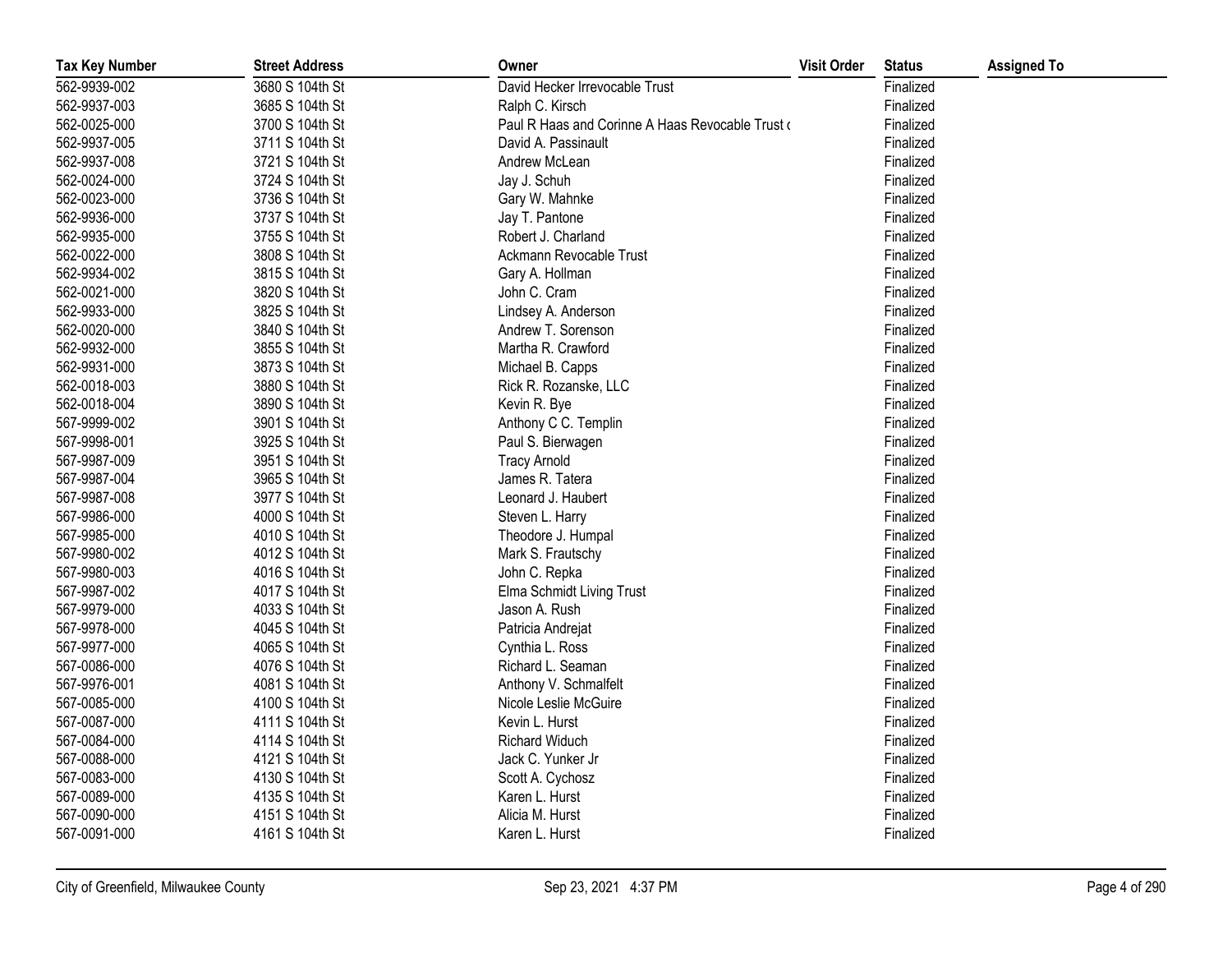| Tax Key Number | Street Address | Owner | Visit Order | Status | Assigned To |
|---|---|---|---|---|---|
| 562-9939-002 | 3680 S 104th St | David Hecker Irrevocable Trust | | Finalized | |
| 562-9937-003 | 3685 S 104th St | Ralph C. Kirsch | | Finalized | |
| 562-0025-000 | 3700 S 104th St | Paul R Haas and Corinne A Haas Revocable Trust ( | | Finalized | |
| 562-9937-005 | 3711 S 104th St | David A. Passinault | | Finalized | |
| 562-9937-008 | 3721 S 104th St | Andrew McLean | | Finalized | |
| 562-0024-000 | 3724 S 104th St | Jay J. Schuh | | Finalized | |
| 562-0023-000 | 3736 S 104th St | Gary W. Mahnke | | Finalized | |
| 562-9936-000 | 3737 S 104th St | Jay T. Pantone | | Finalized | |
| 562-9935-000 | 3755 S 104th St | Robert J. Charland | | Finalized | |
| 562-0022-000 | 3808 S 104th St | Ackmann Revocable Trust | | Finalized | |
| 562-9934-002 | 3815 S 104th St | Gary A. Hollman | | Finalized | |
| 562-0021-000 | 3820 S 104th St | John C. Cram | | Finalized | |
| 562-9933-000 | 3825 S 104th St | Lindsey A. Anderson | | Finalized | |
| 562-0020-000 | 3840 S 104th St | Andrew T. Sorenson | | Finalized | |
| 562-9932-000 | 3855 S 104th St | Martha R. Crawford | | Finalized | |
| 562-9931-000 | 3873 S 104th St | Michael B. Capps | | Finalized | |
| 562-0018-003 | 3880 S 104th St | Rick R. Rozanske, LLC | | Finalized | |
| 562-0018-004 | 3890 S 104th St | Kevin R. Bye | | Finalized | |
| 567-9999-002 | 3901 S 104th St | Anthony C C. Templin | | Finalized | |
| 567-9998-001 | 3925 S 104th St | Paul S. Bierwagen | | Finalized | |
| 567-9987-009 | 3951 S 104th St | Tracy Arnold | | Finalized | |
| 567-9987-004 | 3965 S 104th St | James R. Tatera | | Finalized | |
| 567-9987-008 | 3977 S 104th St | Leonard J. Haubert | | Finalized | |
| 567-9986-000 | 4000 S 104th St | Steven L. Harry | | Finalized | |
| 567-9985-000 | 4010 S 104th St | Theodore J. Humpal | | Finalized | |
| 567-9980-002 | 4012 S 104th St | Mark S. Frautschy | | Finalized | |
| 567-9980-003 | 4016 S 104th St | John C. Repka | | Finalized | |
| 567-9987-002 | 4017 S 104th St | Elma Schmidt Living Trust | | Finalized | |
| 567-9979-000 | 4033 S 104th St | Jason A. Rush | | Finalized | |
| 567-9978-000 | 4045 S 104th St | Patricia Andrejat | | Finalized | |
| 567-9977-000 | 4065 S 104th St | Cynthia L. Ross | | Finalized | |
| 567-0086-000 | 4076 S 104th St | Richard L. Seaman | | Finalized | |
| 567-9976-001 | 4081 S 104th St | Anthony V. Schmalfelt | | Finalized | |
| 567-0085-000 | 4100 S 104th St | Nicole Leslie McGuire | | Finalized | |
| 567-0087-000 | 4111 S 104th St | Kevin L. Hurst | | Finalized | |
| 567-0084-000 | 4114 S 104th St | Richard Widuch | | Finalized | |
| 567-0088-000 | 4121 S 104th St | Jack C. Yunker Jr | | Finalized | |
| 567-0083-000 | 4130 S 104th St | Scott A. Cychosz | | Finalized | |
| 567-0089-000 | 4135 S 104th St | Karen L. Hurst | | Finalized | |
| 567-0090-000 | 4151 S 104th St | Alicia M. Hurst | | Finalized | |
| 567-0091-000 | 4161 S 104th St | Karen L. Hurst | | Finalized | |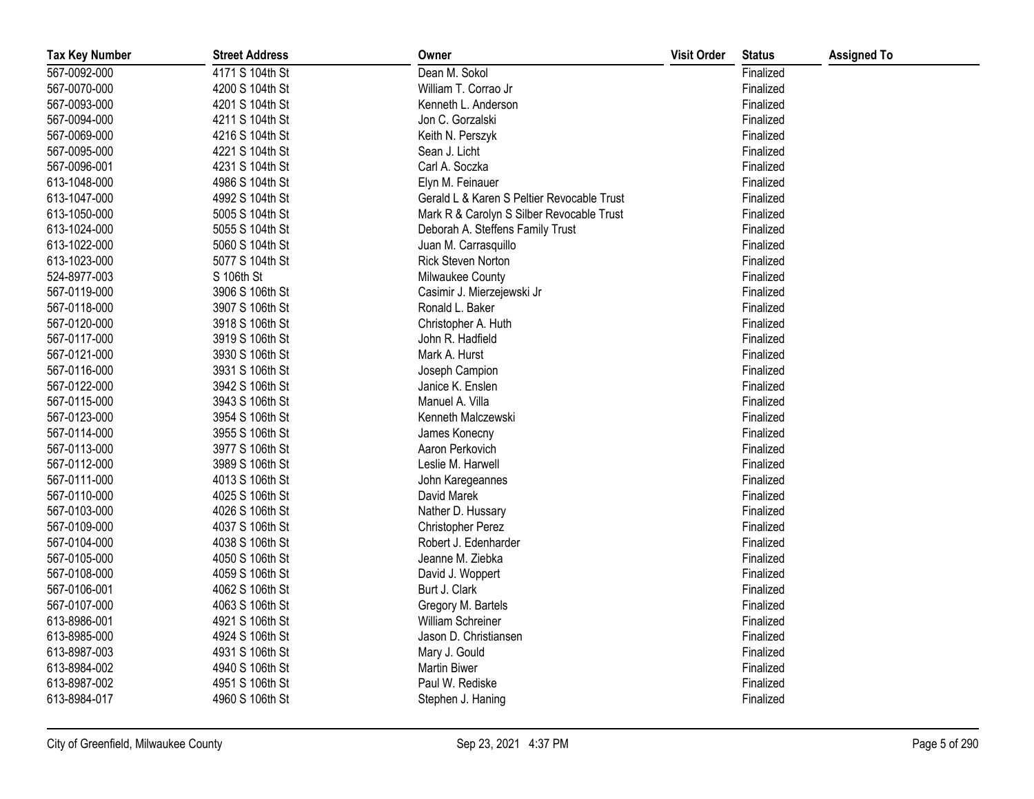| Tax Key Number | Street Address | Owner | Visit Order | Status | Assigned To |
|---|---|---|---|---|---|
| 567-0092-000 | 4171 S 104th St | Dean M. Sokol | | Finalized | |
| 567-0070-000 | 4200 S 104th St | William T. Corrao Jr | | Finalized | |
| 567-0093-000 | 4201 S 104th St | Kenneth L. Anderson | | Finalized | |
| 567-0094-000 | 4211 S 104th St | Jon C. Gorzalski | | Finalized | |
| 567-0069-000 | 4216 S 104th St | Keith N. Perszyk | | Finalized | |
| 567-0095-000 | 4221 S 104th St | Sean J. Licht | | Finalized | |
| 567-0096-001 | 4231 S 104th St | Carl A. Soczka | | Finalized | |
| 613-1048-000 | 4986 S 104th St | Elyn M. Feinauer | | Finalized | |
| 613-1047-000 | 4992 S 104th St | Gerald L & Karen S Peltier Revocable Trust | | Finalized | |
| 613-1050-000 | 5005 S 104th St | Mark R & Carolyn S Silber Revocable Trust | | Finalized | |
| 613-1024-000 | 5055 S 104th St | Deborah A. Steffens Family Trust | | Finalized | |
| 613-1022-000 | 5060 S 104th St | Juan M. Carrasquillo | | Finalized | |
| 613-1023-000 | 5077 S 104th St | Rick Steven Norton | | Finalized | |
| 524-8977-003 | S 106th St | Milwaukee County | | Finalized | |
| 567-0119-000 | 3906 S 106th St | Casimir J. Mierzejewski Jr | | Finalized | |
| 567-0118-000 | 3907 S 106th St | Ronald L. Baker | | Finalized | |
| 567-0120-000 | 3918 S 106th St | Christopher A. Huth | | Finalized | |
| 567-0117-000 | 3919 S 106th St | John R. Hadfield | | Finalized | |
| 567-0121-000 | 3930 S 106th St | Mark A. Hurst | | Finalized | |
| 567-0116-000 | 3931 S 106th St | Joseph Campion | | Finalized | |
| 567-0122-000 | 3942 S 106th St | Janice K. Enslen | | Finalized | |
| 567-0115-000 | 3943 S 106th St | Manuel A. Villa | | Finalized | |
| 567-0123-000 | 3954 S 106th St | Kenneth Malczewski | | Finalized | |
| 567-0114-000 | 3955 S 106th St | James Konecny | | Finalized | |
| 567-0113-000 | 3977 S 106th St | Aaron Perkovich | | Finalized | |
| 567-0112-000 | 3989 S 106th St | Leslie M. Harwell | | Finalized | |
| 567-0111-000 | 4013 S 106th St | John Karegeannes | | Finalized | |
| 567-0110-000 | 4025 S 106th St | David Marek | | Finalized | |
| 567-0103-000 | 4026 S 106th St | Nather D. Hussary | | Finalized | |
| 567-0109-000 | 4037 S 106th St | Christopher Perez | | Finalized | |
| 567-0104-000 | 4038 S 106th St | Robert J. Edenharder | | Finalized | |
| 567-0105-000 | 4050 S 106th St | Jeanne M. Ziebka | | Finalized | |
| 567-0108-000 | 4059 S 106th St | David J. Woppert | | Finalized | |
| 567-0106-001 | 4062 S 106th St | Burt J. Clark | | Finalized | |
| 567-0107-000 | 4063 S 106th St | Gregory M. Bartels | | Finalized | |
| 613-8986-001 | 4921 S 106th St | William Schreiner | | Finalized | |
| 613-8985-000 | 4924 S 106th St | Jason D. Christiansen | | Finalized | |
| 613-8987-003 | 4931 S 106th St | Mary J. Gould | | Finalized | |
| 613-8984-002 | 4940 S 106th St | Martin Biwer | | Finalized | |
| 613-8987-002 | 4951 S 106th St | Paul W. Rediske | | Finalized | |
| 613-8984-017 | 4960 S 106th St | Stephen J. Haning | | Finalized | |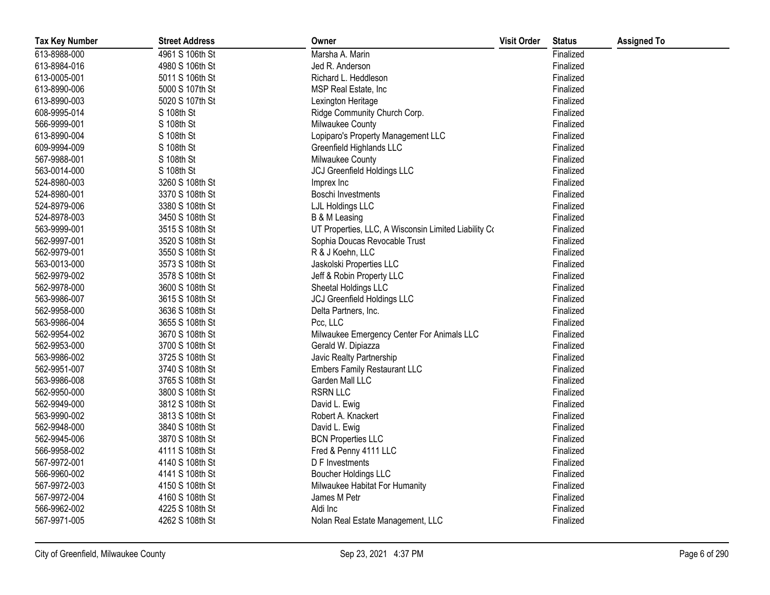| Tax Key Number | Street Address | Owner | Visit Order | Status | Assigned To |
|---|---|---|---|---|---|
| 613-8988-000 | 4961 S 106th St | Marsha A. Marin | | Finalized | |
| 613-8984-016 | 4980 S 106th St | Jed R. Anderson | | Finalized | |
| 613-0005-001 | 5011 S 106th St | Richard L. Heddleson | | Finalized | |
| 613-8990-006 | 5000 S 107th St | MSP Real Estate, Inc | | Finalized | |
| 613-8990-003 | 5020 S 107th St | Lexington Heritage | | Finalized | |
| 608-9995-014 | S 108th St | Ridge Community Church Corp. | | Finalized | |
| 566-9999-001 | S 108th St | Milwaukee County | | Finalized | |
| 613-8990-004 | S 108th St | Lopiparo's Property Management LLC | | Finalized | |
| 609-9994-009 | S 108th St | Greenfield Highlands LLC | | Finalized | |
| 567-9988-001 | S 108th St | Milwaukee County | | Finalized | |
| 563-0014-000 | S 108th St | JCJ Greenfield Holdings LLC | | Finalized | |
| 524-8980-003 | 3260 S 108th St | Imprex Inc | | Finalized | |
| 524-8980-001 | 3370 S 108th St | Boschi Investments | | Finalized | |
| 524-8979-006 | 3380 S 108th St | LJL Holdings LLC | | Finalized | |
| 524-8978-003 | 3450 S 108th St | B & M Leasing | | Finalized | |
| 563-9999-001 | 3515 S 108th St | UT Properties, LLC, A Wisconsin Limited Liability Co | | Finalized | |
| 562-9997-001 | 3520 S 108th St | Sophia Doucas Revocable Trust | | Finalized | |
| 562-9979-001 | 3550 S 108th St | R & J Koehn, LLC | | Finalized | |
| 563-0013-000 | 3573 S 108th St | Jaskolski Properties LLC | | Finalized | |
| 562-9979-002 | 3578 S 108th St | Jeff & Robin Property LLC | | Finalized | |
| 562-9978-000 | 3600 S 108th St | Sheetal Holdings LLC | | Finalized | |
| 563-9986-007 | 3615 S 108th St | JCJ Greenfield Holdings LLC | | Finalized | |
| 562-9958-000 | 3636 S 108th St | Delta Partners, Inc. | | Finalized | |
| 563-9986-004 | 3655 S 108th St | Pcc, LLC | | Finalized | |
| 562-9954-002 | 3670 S 108th St | Milwaukee Emergency Center For Animals LLC | | Finalized | |
| 562-9953-000 | 3700 S 108th St | Gerald W. Dipiazza | | Finalized | |
| 563-9986-002 | 3725 S 108th St | Javic Realty Partnership | | Finalized | |
| 562-9951-007 | 3740 S 108th St | Embers Family Restaurant LLC | | Finalized | |
| 563-9986-008 | 3765 S 108th St | Garden Mall LLC | | Finalized | |
| 562-9950-000 | 3800 S 108th St | RSRN LLC | | Finalized | |
| 562-9949-000 | 3812 S 108th St | David L. Ewig | | Finalized | |
| 563-9990-002 | 3813 S 108th St | Robert A. Knackert | | Finalized | |
| 562-9948-000 | 3840 S 108th St | David L. Ewig | | Finalized | |
| 562-9945-006 | 3870 S 108th St | BCN Properties LLC | | Finalized | |
| 566-9958-002 | 4111 S 108th St | Fred & Penny 4111 LLC | | Finalized | |
| 567-9972-001 | 4140 S 108th St | D F Investments | | Finalized | |
| 566-9960-002 | 4141 S 108th St | Boucher Holdings LLC | | Finalized | |
| 567-9972-003 | 4150 S 108th St | Milwaukee Habitat For Humanity | | Finalized | |
| 567-9972-004 | 4160 S 108th St | James M Petr | | Finalized | |
| 566-9962-002 | 4225 S 108th St | Aldi Inc | | Finalized | |
| 567-9971-005 | 4262 S 108th St | Nolan Real Estate Management, LLC | | Finalized | |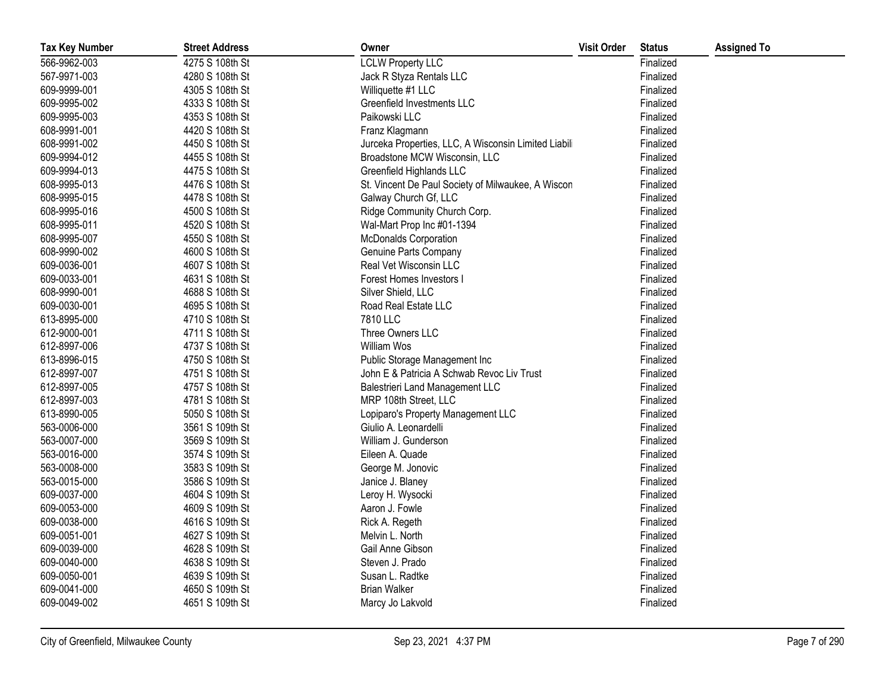| Tax Key Number | Street Address | Owner | Visit Order | Status | Assigned To |
|---|---|---|---|---|---|
| 566-9962-003 | 4275 S 108th St | LCLW Property LLC | | Finalized | |
| 567-9971-003 | 4280 S 108th St | Jack R Styza Rentals LLC | | Finalized | |
| 609-9999-001 | 4305 S 108th St | Williquette #1 LLC | | Finalized | |
| 609-9995-002 | 4333 S 108th St | Greenfield Investments LLC | | Finalized | |
| 609-9995-003 | 4353 S 108th St | Paikowski LLC | | Finalized | |
| 608-9991-001 | 4420 S 108th St | Franz Klagmann | | Finalized | |
| 608-9991-002 | 4450 S 108th St | Jurceka Properties, LLC, A Wisconsin Limited Liabil | | Finalized | |
| 609-9994-012 | 4455 S 108th St | Broadstone MCW Wisconsin, LLC | | Finalized | |
| 609-9994-013 | 4475 S 108th St | Greenfield Highlands LLC | | Finalized | |
| 608-9995-013 | 4476 S 108th St | St. Vincent De Paul Society of Milwaukee, A Wiscon | | Finalized | |
| 608-9995-015 | 4478 S 108th St | Galway Church Gf, LLC | | Finalized | |
| 608-9995-016 | 4500 S 108th St | Ridge Community Church Corp. | | Finalized | |
| 608-9995-011 | 4520 S 108th St | Wal-Mart Prop Inc #01-1394 | | Finalized | |
| 608-9995-007 | 4550 S 108th St | McDonalds Corporation | | Finalized | |
| 608-9990-002 | 4600 S 108th St | Genuine Parts Company | | Finalized | |
| 609-0036-001 | 4607 S 108th St | Real Vet Wisconsin LLC | | Finalized | |
| 609-0033-001 | 4631 S 108th St | Forest Homes Investors I | | Finalized | |
| 608-9990-001 | 4688 S 108th St | Silver Shield, LLC | | Finalized | |
| 609-0030-001 | 4695 S 108th St | Road Real Estate LLC | | Finalized | |
| 613-8995-000 | 4710 S 108th St | 7810 LLC | | Finalized | |
| 612-9000-001 | 4711 S 108th St | Three Owners LLC | | Finalized | |
| 612-8997-006 | 4737 S 108th St | William Wos | | Finalized | |
| 613-8996-015 | 4750 S 108th St | Public Storage Management Inc | | Finalized | |
| 612-8997-007 | 4751 S 108th St | John E & Patricia A Schwab Revoc Liv Trust | | Finalized | |
| 612-8997-005 | 4757 S 108th St | Balestrieri Land Management LLC | | Finalized | |
| 612-8997-003 | 4781 S 108th St | MRP 108th Street, LLC | | Finalized | |
| 613-8990-005 | 5050 S 108th St | Lopiparo's Property Management LLC | | Finalized | |
| 563-0006-000 | 3561 S 109th St | Giulio A. Leonardelli | | Finalized | |
| 563-0007-000 | 3569 S 109th St | William J. Gunderson | | Finalized | |
| 563-0016-000 | 3574 S 109th St | Eileen A. Quade | | Finalized | |
| 563-0008-000 | 3583 S 109th St | George M. Jonovic | | Finalized | |
| 563-0015-000 | 3586 S 109th St | Janice J. Blaney | | Finalized | |
| 609-0037-000 | 4604 S 109th St | Leroy H. Wysocki | | Finalized | |
| 609-0053-000 | 4609 S 109th St | Aaron J. Fowle | | Finalized | |
| 609-0038-000 | 4616 S 109th St | Rick A. Regeth | | Finalized | |
| 609-0051-001 | 4627 S 109th St | Melvin L. North | | Finalized | |
| 609-0039-000 | 4628 S 109th St | Gail Anne Gibson | | Finalized | |
| 609-0040-000 | 4638 S 109th St | Steven J. Prado | | Finalized | |
| 609-0050-001 | 4639 S 109th St | Susan L. Radtke | | Finalized | |
| 609-0041-000 | 4650 S 109th St | Brian Walker | | Finalized | |
| 609-0049-002 | 4651 S 109th St | Marcy Jo Lakvold | | Finalized | |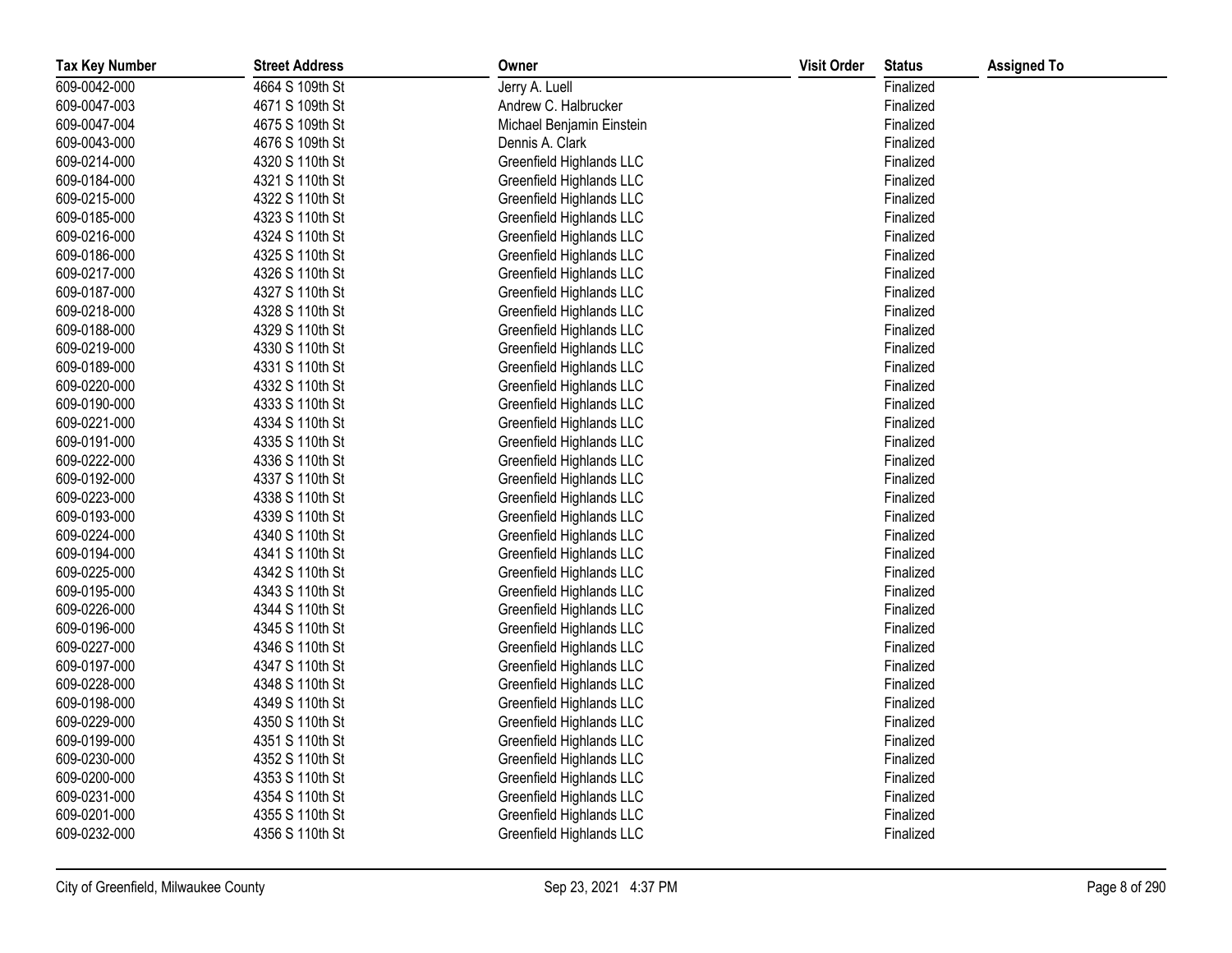| Tax Key Number | Street Address | Owner | Visit Order | Status | Assigned To |
|---|---|---|---|---|---|
| 609-0042-000 | 4664 S 109th St | Jerry A. Luell | | Finalized | |
| 609-0047-003 | 4671 S 109th St | Andrew C. Halbrucker | | Finalized | |
| 609-0047-004 | 4675 S 109th St | Michael Benjamin Einstein | | Finalized | |
| 609-0043-000 | 4676 S 109th St | Dennis A. Clark | | Finalized | |
| 609-0214-000 | 4320 S 110th St | Greenfield Highlands LLC | | Finalized | |
| 609-0184-000 | 4321 S 110th St | Greenfield Highlands LLC | | Finalized | |
| 609-0215-000 | 4322 S 110th St | Greenfield Highlands LLC | | Finalized | |
| 609-0185-000 | 4323 S 110th St | Greenfield Highlands LLC | | Finalized | |
| 609-0216-000 | 4324 S 110th St | Greenfield Highlands LLC | | Finalized | |
| 609-0186-000 | 4325 S 110th St | Greenfield Highlands LLC | | Finalized | |
| 609-0217-000 | 4326 S 110th St | Greenfield Highlands LLC | | Finalized | |
| 609-0187-000 | 4327 S 110th St | Greenfield Highlands LLC | | Finalized | |
| 609-0218-000 | 4328 S 110th St | Greenfield Highlands LLC | | Finalized | |
| 609-0188-000 | 4329 S 110th St | Greenfield Highlands LLC | | Finalized | |
| 609-0219-000 | 4330 S 110th St | Greenfield Highlands LLC | | Finalized | |
| 609-0189-000 | 4331 S 110th St | Greenfield Highlands LLC | | Finalized | |
| 609-0220-000 | 4332 S 110th St | Greenfield Highlands LLC | | Finalized | |
| 609-0190-000 | 4333 S 110th St | Greenfield Highlands LLC | | Finalized | |
| 609-0221-000 | 4334 S 110th St | Greenfield Highlands LLC | | Finalized | |
| 609-0191-000 | 4335 S 110th St | Greenfield Highlands LLC | | Finalized | |
| 609-0222-000 | 4336 S 110th St | Greenfield Highlands LLC | | Finalized | |
| 609-0192-000 | 4337 S 110th St | Greenfield Highlands LLC | | Finalized | |
| 609-0223-000 | 4338 S 110th St | Greenfield Highlands LLC | | Finalized | |
| 609-0193-000 | 4339 S 110th St | Greenfield Highlands LLC | | Finalized | |
| 609-0224-000 | 4340 S 110th St | Greenfield Highlands LLC | | Finalized | |
| 609-0194-000 | 4341 S 110th St | Greenfield Highlands LLC | | Finalized | |
| 609-0225-000 | 4342 S 110th St | Greenfield Highlands LLC | | Finalized | |
| 609-0195-000 | 4343 S 110th St | Greenfield Highlands LLC | | Finalized | |
| 609-0226-000 | 4344 S 110th St | Greenfield Highlands LLC | | Finalized | |
| 609-0196-000 | 4345 S 110th St | Greenfield Highlands LLC | | Finalized | |
| 609-0227-000 | 4346 S 110th St | Greenfield Highlands LLC | | Finalized | |
| 609-0197-000 | 4347 S 110th St | Greenfield Highlands LLC | | Finalized | |
| 609-0228-000 | 4348 S 110th St | Greenfield Highlands LLC | | Finalized | |
| 609-0198-000 | 4349 S 110th St | Greenfield Highlands LLC | | Finalized | |
| 609-0229-000 | 4350 S 110th St | Greenfield Highlands LLC | | Finalized | |
| 609-0199-000 | 4351 S 110th St | Greenfield Highlands LLC | | Finalized | |
| 609-0230-000 | 4352 S 110th St | Greenfield Highlands LLC | | Finalized | |
| 609-0200-000 | 4353 S 110th St | Greenfield Highlands LLC | | Finalized | |
| 609-0231-000 | 4354 S 110th St | Greenfield Highlands LLC | | Finalized | |
| 609-0201-000 | 4355 S 110th St | Greenfield Highlands LLC | | Finalized | |
| 609-0232-000 | 4356 S 110th St | Greenfield Highlands LLC | | Finalized | |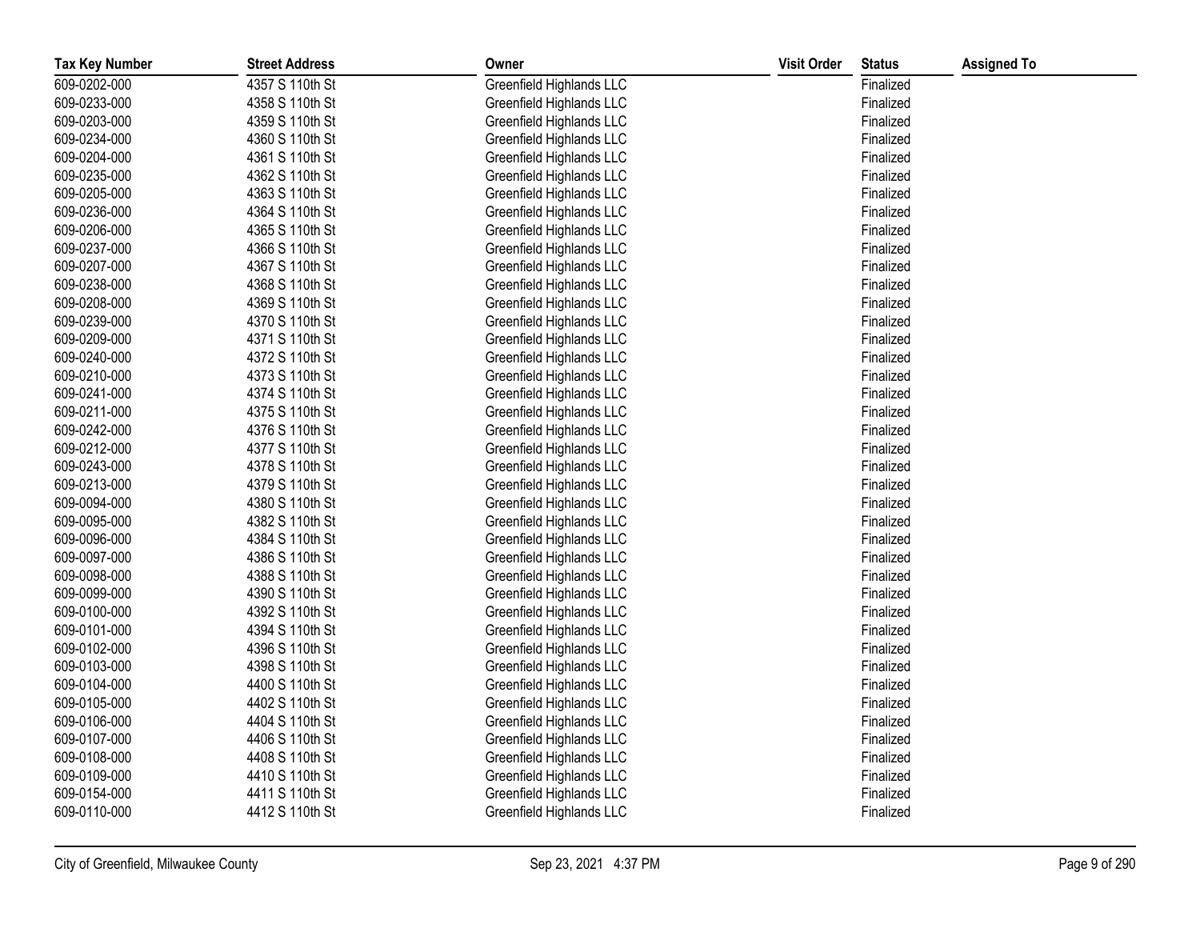| Tax Key Number | Street Address | Owner | Visit Order | Status | Assigned To |
|---|---|---|---|---|---|
| 609-0202-000 | 4357 S 110th St | Greenfield Highlands LLC | | Finalized | |
| 609-0233-000 | 4358 S 110th St | Greenfield Highlands LLC | | Finalized | |
| 609-0203-000 | 4359 S 110th St | Greenfield Highlands LLC | | Finalized | |
| 609-0234-000 | 4360 S 110th St | Greenfield Highlands LLC | | Finalized | |
| 609-0204-000 | 4361 S 110th St | Greenfield Highlands LLC | | Finalized | |
| 609-0235-000 | 4362 S 110th St | Greenfield Highlands LLC | | Finalized | |
| 609-0205-000 | 4363 S 110th St | Greenfield Highlands LLC | | Finalized | |
| 609-0236-000 | 4364 S 110th St | Greenfield Highlands LLC | | Finalized | |
| 609-0206-000 | 4365 S 110th St | Greenfield Highlands LLC | | Finalized | |
| 609-0237-000 | 4366 S 110th St | Greenfield Highlands LLC | | Finalized | |
| 609-0207-000 | 4367 S 110th St | Greenfield Highlands LLC | | Finalized | |
| 609-0238-000 | 4368 S 110th St | Greenfield Highlands LLC | | Finalized | |
| 609-0208-000 | 4369 S 110th St | Greenfield Highlands LLC | | Finalized | |
| 609-0239-000 | 4370 S 110th St | Greenfield Highlands LLC | | Finalized | |
| 609-0209-000 | 4371 S 110th St | Greenfield Highlands LLC | | Finalized | |
| 609-0240-000 | 4372 S 110th St | Greenfield Highlands LLC | | Finalized | |
| 609-0210-000 | 4373 S 110th St | Greenfield Highlands LLC | | Finalized | |
| 609-0241-000 | 4374 S 110th St | Greenfield Highlands LLC | | Finalized | |
| 609-0211-000 | 4375 S 110th St | Greenfield Highlands LLC | | Finalized | |
| 609-0242-000 | 4376 S 110th St | Greenfield Highlands LLC | | Finalized | |
| 609-0212-000 | 4377 S 110th St | Greenfield Highlands LLC | | Finalized | |
| 609-0243-000 | 4378 S 110th St | Greenfield Highlands LLC | | Finalized | |
| 609-0213-000 | 4379 S 110th St | Greenfield Highlands LLC | | Finalized | |
| 609-0094-000 | 4380 S 110th St | Greenfield Highlands LLC | | Finalized | |
| 609-0095-000 | 4382 S 110th St | Greenfield Highlands LLC | | Finalized | |
| 609-0096-000 | 4384 S 110th St | Greenfield Highlands LLC | | Finalized | |
| 609-0097-000 | 4386 S 110th St | Greenfield Highlands LLC | | Finalized | |
| 609-0098-000 | 4388 S 110th St | Greenfield Highlands LLC | | Finalized | |
| 609-0099-000 | 4390 S 110th St | Greenfield Highlands LLC | | Finalized | |
| 609-0100-000 | 4392 S 110th St | Greenfield Highlands LLC | | Finalized | |
| 609-0101-000 | 4394 S 110th St | Greenfield Highlands LLC | | Finalized | |
| 609-0102-000 | 4396 S 110th St | Greenfield Highlands LLC | | Finalized | |
| 609-0103-000 | 4398 S 110th St | Greenfield Highlands LLC | | Finalized | |
| 609-0104-000 | 4400 S 110th St | Greenfield Highlands LLC | | Finalized | |
| 609-0105-000 | 4402 S 110th St | Greenfield Highlands LLC | | Finalized | |
| 609-0106-000 | 4404 S 110th St | Greenfield Highlands LLC | | Finalized | |
| 609-0107-000 | 4406 S 110th St | Greenfield Highlands LLC | | Finalized | |
| 609-0108-000 | 4408 S 110th St | Greenfield Highlands LLC | | Finalized | |
| 609-0109-000 | 4410 S 110th St | Greenfield Highlands LLC | | Finalized | |
| 609-0154-000 | 4411 S 110th St | Greenfield Highlands LLC | | Finalized | |
| 609-0110-000 | 4412 S 110th St | Greenfield Highlands LLC | | Finalized | |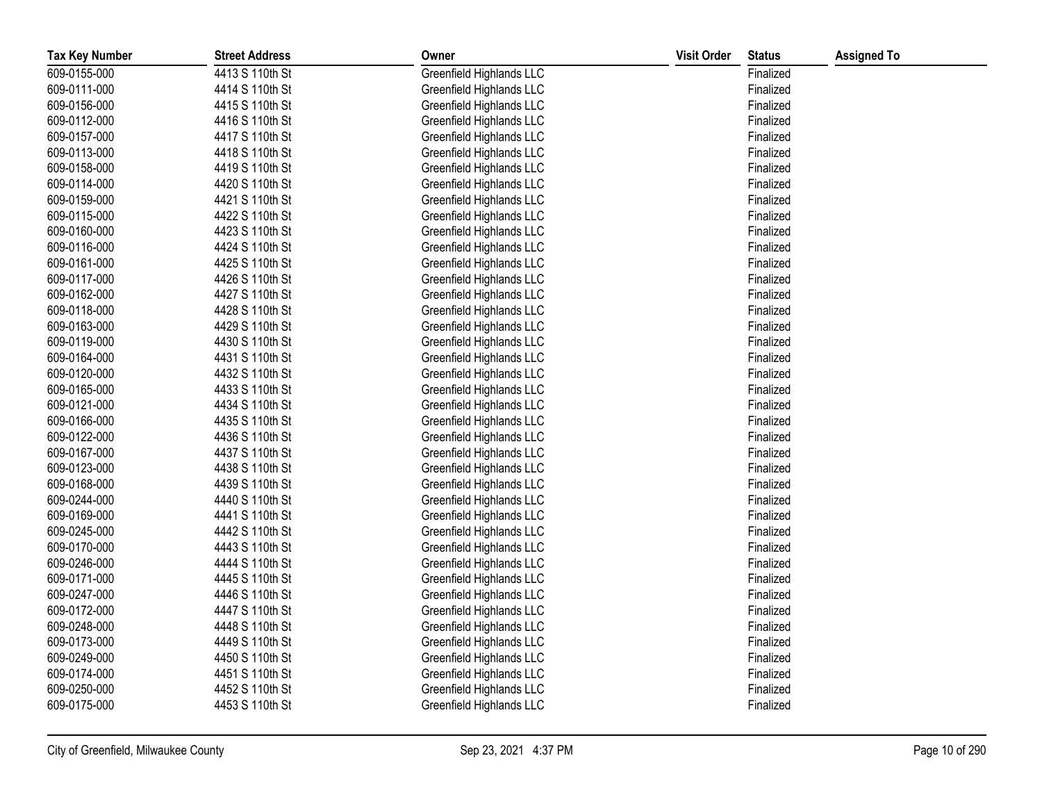| Tax Key Number | Street Address | Owner | Visit Order | Status | Assigned To |
|---|---|---|---|---|---|
| 609-0155-000 | 4413 S 110th St | Greenfield Highlands LLC | | Finalized | |
| 609-0111-000 | 4414 S 110th St | Greenfield Highlands LLC | | Finalized | |
| 609-0156-000 | 4415 S 110th St | Greenfield Highlands LLC | | Finalized | |
| 609-0112-000 | 4416 S 110th St | Greenfield Highlands LLC | | Finalized | |
| 609-0157-000 | 4417 S 110th St | Greenfield Highlands LLC | | Finalized | |
| 609-0113-000 | 4418 S 110th St | Greenfield Highlands LLC | | Finalized | |
| 609-0158-000 | 4419 S 110th St | Greenfield Highlands LLC | | Finalized | |
| 609-0114-000 | 4420 S 110th St | Greenfield Highlands LLC | | Finalized | |
| 609-0159-000 | 4421 S 110th St | Greenfield Highlands LLC | | Finalized | |
| 609-0115-000 | 4422 S 110th St | Greenfield Highlands LLC | | Finalized | |
| 609-0160-000 | 4423 S 110th St | Greenfield Highlands LLC | | Finalized | |
| 609-0116-000 | 4424 S 110th St | Greenfield Highlands LLC | | Finalized | |
| 609-0161-000 | 4425 S 110th St | Greenfield Highlands LLC | | Finalized | |
| 609-0117-000 | 4426 S 110th St | Greenfield Highlands LLC | | Finalized | |
| 609-0162-000 | 4427 S 110th St | Greenfield Highlands LLC | | Finalized | |
| 609-0118-000 | 4428 S 110th St | Greenfield Highlands LLC | | Finalized | |
| 609-0163-000 | 4429 S 110th St | Greenfield Highlands LLC | | Finalized | |
| 609-0119-000 | 4430 S 110th St | Greenfield Highlands LLC | | Finalized | |
| 609-0164-000 | 4431 S 110th St | Greenfield Highlands LLC | | Finalized | |
| 609-0120-000 | 4432 S 110th St | Greenfield Highlands LLC | | Finalized | |
| 609-0165-000 | 4433 S 110th St | Greenfield Highlands LLC | | Finalized | |
| 609-0121-000 | 4434 S 110th St | Greenfield Highlands LLC | | Finalized | |
| 609-0166-000 | 4435 S 110th St | Greenfield Highlands LLC | | Finalized | |
| 609-0122-000 | 4436 S 110th St | Greenfield Highlands LLC | | Finalized | |
| 609-0167-000 | 4437 S 110th St | Greenfield Highlands LLC | | Finalized | |
| 609-0123-000 | 4438 S 110th St | Greenfield Highlands LLC | | Finalized | |
| 609-0168-000 | 4439 S 110th St | Greenfield Highlands LLC | | Finalized | |
| 609-0244-000 | 4440 S 110th St | Greenfield Highlands LLC | | Finalized | |
| 609-0169-000 | 4441 S 110th St | Greenfield Highlands LLC | | Finalized | |
| 609-0245-000 | 4442 S 110th St | Greenfield Highlands LLC | | Finalized | |
| 609-0170-000 | 4443 S 110th St | Greenfield Highlands LLC | | Finalized | |
| 609-0246-000 | 4444 S 110th St | Greenfield Highlands LLC | | Finalized | |
| 609-0171-000 | 4445 S 110th St | Greenfield Highlands LLC | | Finalized | |
| 609-0247-000 | 4446 S 110th St | Greenfield Highlands LLC | | Finalized | |
| 609-0172-000 | 4447 S 110th St | Greenfield Highlands LLC | | Finalized | |
| 609-0248-000 | 4448 S 110th St | Greenfield Highlands LLC | | Finalized | |
| 609-0173-000 | 4449 S 110th St | Greenfield Highlands LLC | | Finalized | |
| 609-0249-000 | 4450 S 110th St | Greenfield Highlands LLC | | Finalized | |
| 609-0174-000 | 4451 S 110th St | Greenfield Highlands LLC | | Finalized | |
| 609-0250-000 | 4452 S 110th St | Greenfield Highlands LLC | | Finalized | |
| 609-0175-000 | 4453 S 110th St | Greenfield Highlands LLC | | Finalized | |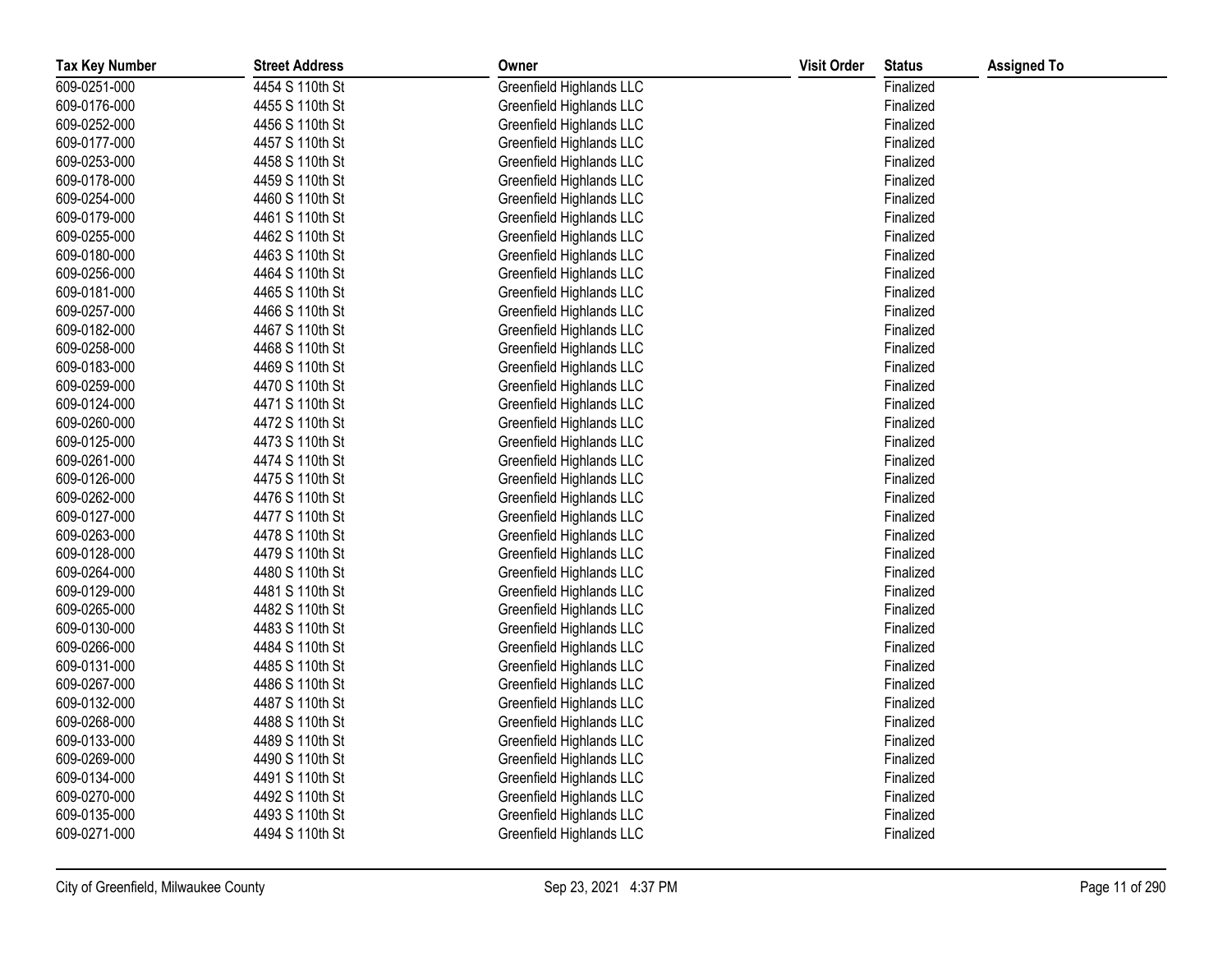| Tax Key Number | Street Address | Owner | Visit Order | Status | Assigned To |
|---|---|---|---|---|---|
| 609-0251-000 | 4454 S 110th St | Greenfield Highlands LLC | | Finalized | |
| 609-0176-000 | 4455 S 110th St | Greenfield Highlands LLC | | Finalized | |
| 609-0252-000 | 4456 S 110th St | Greenfield Highlands LLC | | Finalized | |
| 609-0177-000 | 4457 S 110th St | Greenfield Highlands LLC | | Finalized | |
| 609-0253-000 | 4458 S 110th St | Greenfield Highlands LLC | | Finalized | |
| 609-0178-000 | 4459 S 110th St | Greenfield Highlands LLC | | Finalized | |
| 609-0254-000 | 4460 S 110th St | Greenfield Highlands LLC | | Finalized | |
| 609-0179-000 | 4461 S 110th St | Greenfield Highlands LLC | | Finalized | |
| 609-0255-000 | 4462 S 110th St | Greenfield Highlands LLC | | Finalized | |
| 609-0180-000 | 4463 S 110th St | Greenfield Highlands LLC | | Finalized | |
| 609-0256-000 | 4464 S 110th St | Greenfield Highlands LLC | | Finalized | |
| 609-0181-000 | 4465 S 110th St | Greenfield Highlands LLC | | Finalized | |
| 609-0257-000 | 4466 S 110th St | Greenfield Highlands LLC | | Finalized | |
| 609-0182-000 | 4467 S 110th St | Greenfield Highlands LLC | | Finalized | |
| 609-0258-000 | 4468 S 110th St | Greenfield Highlands LLC | | Finalized | |
| 609-0183-000 | 4469 S 110th St | Greenfield Highlands LLC | | Finalized | |
| 609-0259-000 | 4470 S 110th St | Greenfield Highlands LLC | | Finalized | |
| 609-0124-000 | 4471 S 110th St | Greenfield Highlands LLC | | Finalized | |
| 609-0260-000 | 4472 S 110th St | Greenfield Highlands LLC | | Finalized | |
| 609-0125-000 | 4473 S 110th St | Greenfield Highlands LLC | | Finalized | |
| 609-0261-000 | 4474 S 110th St | Greenfield Highlands LLC | | Finalized | |
| 609-0126-000 | 4475 S 110th St | Greenfield Highlands LLC | | Finalized | |
| 609-0262-000 | 4476 S 110th St | Greenfield Highlands LLC | | Finalized | |
| 609-0127-000 | 4477 S 110th St | Greenfield Highlands LLC | | Finalized | |
| 609-0263-000 | 4478 S 110th St | Greenfield Highlands LLC | | Finalized | |
| 609-0128-000 | 4479 S 110th St | Greenfield Highlands LLC | | Finalized | |
| 609-0264-000 | 4480 S 110th St | Greenfield Highlands LLC | | Finalized | |
| 609-0129-000 | 4481 S 110th St | Greenfield Highlands LLC | | Finalized | |
| 609-0265-000 | 4482 S 110th St | Greenfield Highlands LLC | | Finalized | |
| 609-0130-000 | 4483 S 110th St | Greenfield Highlands LLC | | Finalized | |
| 609-0266-000 | 4484 S 110th St | Greenfield Highlands LLC | | Finalized | |
| 609-0131-000 | 4485 S 110th St | Greenfield Highlands LLC | | Finalized | |
| 609-0267-000 | 4486 S 110th St | Greenfield Highlands LLC | | Finalized | |
| 609-0132-000 | 4487 S 110th St | Greenfield Highlands LLC | | Finalized | |
| 609-0268-000 | 4488 S 110th St | Greenfield Highlands LLC | | Finalized | |
| 609-0133-000 | 4489 S 110th St | Greenfield Highlands LLC | | Finalized | |
| 609-0269-000 | 4490 S 110th St | Greenfield Highlands LLC | | Finalized | |
| 609-0134-000 | 4491 S 110th St | Greenfield Highlands LLC | | Finalized | |
| 609-0270-000 | 4492 S 110th St | Greenfield Highlands LLC | | Finalized | |
| 609-0135-000 | 4493 S 110th St | Greenfield Highlands LLC | | Finalized | |
| 609-0271-000 | 4494 S 110th St | Greenfield Highlands LLC | | Finalized | |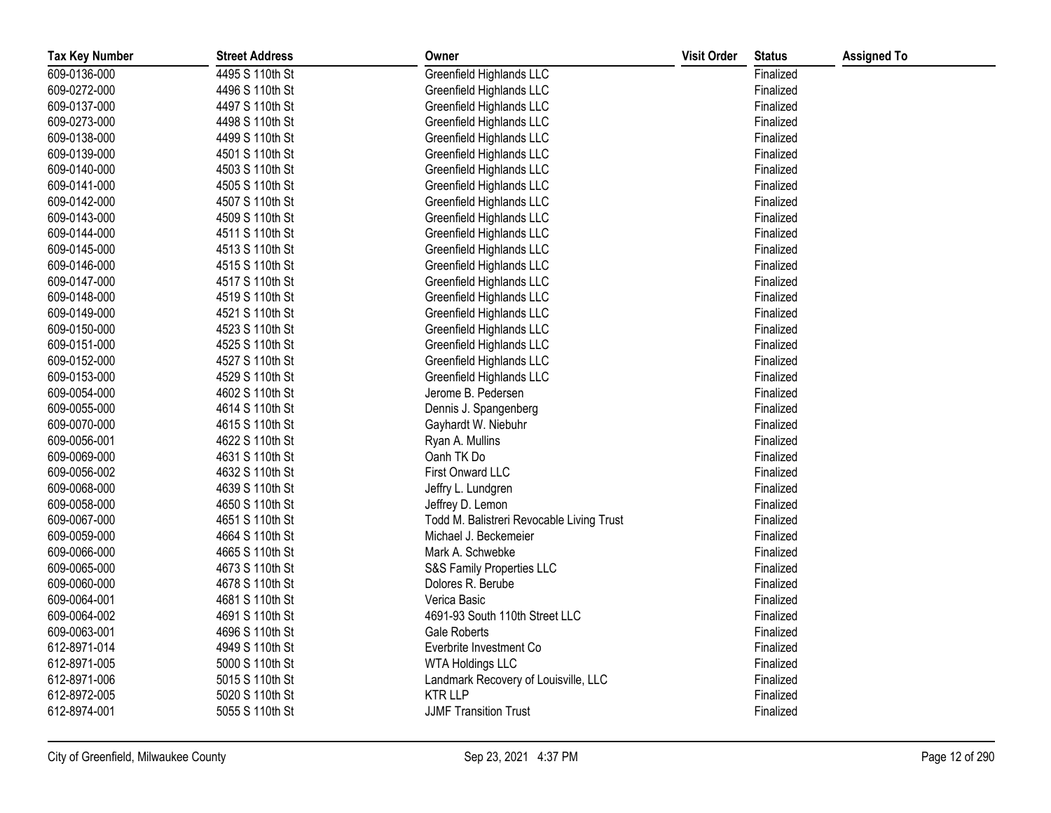| Tax Key Number | Street Address | Owner | Visit Order | Status | Assigned To |
|---|---|---|---|---|---|
| 609-0136-000 | 4495 S 110th St | Greenfield Highlands LLC | | Finalized | |
| 609-0272-000 | 4496 S 110th St | Greenfield Highlands LLC | | Finalized | |
| 609-0137-000 | 4497 S 110th St | Greenfield Highlands LLC | | Finalized | |
| 609-0273-000 | 4498 S 110th St | Greenfield Highlands LLC | | Finalized | |
| 609-0138-000 | 4499 S 110th St | Greenfield Highlands LLC | | Finalized | |
| 609-0139-000 | 4501 S 110th St | Greenfield Highlands LLC | | Finalized | |
| 609-0140-000 | 4503 S 110th St | Greenfield Highlands LLC | | Finalized | |
| 609-0141-000 | 4505 S 110th St | Greenfield Highlands LLC | | Finalized | |
| 609-0142-000 | 4507 S 110th St | Greenfield Highlands LLC | | Finalized | |
| 609-0143-000 | 4509 S 110th St | Greenfield Highlands LLC | | Finalized | |
| 609-0144-000 | 4511 S 110th St | Greenfield Highlands LLC | | Finalized | |
| 609-0145-000 | 4513 S 110th St | Greenfield Highlands LLC | | Finalized | |
| 609-0146-000 | 4515 S 110th St | Greenfield Highlands LLC | | Finalized | |
| 609-0147-000 | 4517 S 110th St | Greenfield Highlands LLC | | Finalized | |
| 609-0148-000 | 4519 S 110th St | Greenfield Highlands LLC | | Finalized | |
| 609-0149-000 | 4521 S 110th St | Greenfield Highlands LLC | | Finalized | |
| 609-0150-000 | 4523 S 110th St | Greenfield Highlands LLC | | Finalized | |
| 609-0151-000 | 4525 S 110th St | Greenfield Highlands LLC | | Finalized | |
| 609-0152-000 | 4527 S 110th St | Greenfield Highlands LLC | | Finalized | |
| 609-0153-000 | 4529 S 110th St | Greenfield Highlands LLC | | Finalized | |
| 609-0054-000 | 4602 S 110th St | Jerome B. Pedersen | | Finalized | |
| 609-0055-000 | 4614 S 110th St | Dennis J. Spangenberg | | Finalized | |
| 609-0070-000 | 4615 S 110th St | Gayhardt W. Niebuhr | | Finalized | |
| 609-0056-001 | 4622 S 110th St | Ryan A. Mullins | | Finalized | |
| 609-0069-000 | 4631 S 110th St | Oanh TK Do | | Finalized | |
| 609-0056-002 | 4632 S 110th St | First Onward LLC | | Finalized | |
| 609-0068-000 | 4639 S 110th St | Jeffry L. Lundgren | | Finalized | |
| 609-0058-000 | 4650 S 110th St | Jeffrey D. Lemon | | Finalized | |
| 609-0067-000 | 4651 S 110th St | Todd M. Balistreri Revocable Living Trust | | Finalized | |
| 609-0059-000 | 4664 S 110th St | Michael J. Beckemeier | | Finalized | |
| 609-0066-000 | 4665 S 110th St | Mark A. Schwebke | | Finalized | |
| 609-0065-000 | 4673 S 110th St | S&S Family Properties LLC | | Finalized | |
| 609-0060-000 | 4678 S 110th St | Dolores R. Berube | | Finalized | |
| 609-0064-001 | 4681 S 110th St | Verica Basic | | Finalized | |
| 609-0064-002 | 4691 S 110th St | 4691-93 South 110th Street LLC | | Finalized | |
| 609-0063-001 | 4696 S 110th St | Gale Roberts | | Finalized | |
| 612-8971-014 | 4949 S 110th St | Everbrite Investment Co | | Finalized | |
| 612-8971-005 | 5000 S 110th St | WTA Holdings LLC | | Finalized | |
| 612-8971-006 | 5015 S 110th St | Landmark Recovery of Louisville, LLC | | Finalized | |
| 612-8972-005 | 5020 S 110th St | KTR LLP | | Finalized | |
| 612-8974-001 | 5055 S 110th St | JJMF Transition Trust | | Finalized | |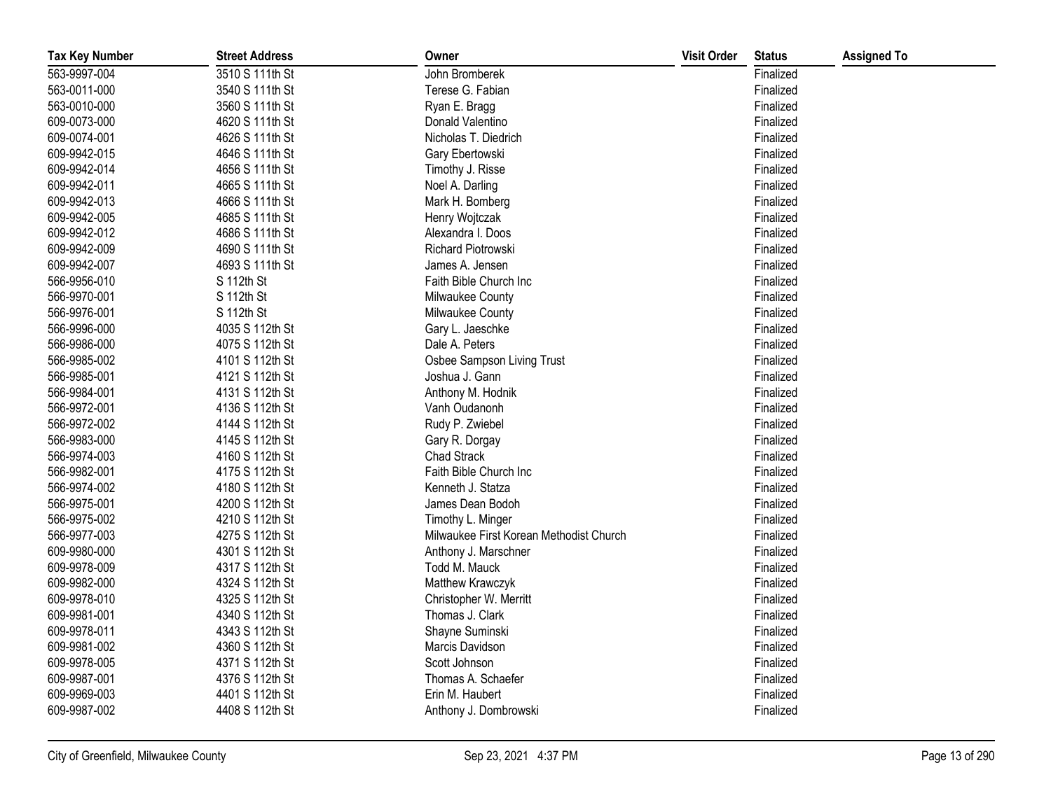| Tax Key Number | Street Address | Owner | Visit Order | Status | Assigned To |
|---|---|---|---|---|---|
| 563-9997-004 | 3510 S 111th St | John Bromberek | | Finalized | |
| 563-0011-000 | 3540 S 111th St | Terese G. Fabian | | Finalized | |
| 563-0010-000 | 3560 S 111th St | Ryan E. Bragg | | Finalized | |
| 609-0073-000 | 4620 S 111th St | Donald Valentino | | Finalized | |
| 609-0074-001 | 4626 S 111th St | Nicholas T. Diedrich | | Finalized | |
| 609-9942-015 | 4646 S 111th St | Gary Ebertowski | | Finalized | |
| 609-9942-014 | 4656 S 111th St | Timothy J. Risse | | Finalized | |
| 609-9942-011 | 4665 S 111th St | Noel A. Darling | | Finalized | |
| 609-9942-013 | 4666 S 111th St | Mark H. Bomberg | | Finalized | |
| 609-9942-005 | 4685 S 111th St | Henry Wojtczak | | Finalized | |
| 609-9942-012 | 4686 S 111th St | Alexandra I. Doos | | Finalized | |
| 609-9942-009 | 4690 S 111th St | Richard Piotrowski | | Finalized | |
| 609-9942-007 | 4693 S 111th St | James A. Jensen | | Finalized | |
| 566-9956-010 | S 112th St | Faith Bible Church Inc | | Finalized | |
| 566-9970-001 | S 112th St | Milwaukee County | | Finalized | |
| 566-9976-001 | S 112th St | Milwaukee County | | Finalized | |
| 566-9996-000 | 4035 S 112th St | Gary L. Jaeschke | | Finalized | |
| 566-9986-000 | 4075 S 112th St | Dale A. Peters | | Finalized | |
| 566-9985-002 | 4101 S 112th St | Osbee Sampson Living Trust | | Finalized | |
| 566-9985-001 | 4121 S 112th St | Joshua J. Gann | | Finalized | |
| 566-9984-001 | 4131 S 112th St | Anthony M. Hodnik | | Finalized | |
| 566-9972-001 | 4136 S 112th St | Vanh Oudanonh | | Finalized | |
| 566-9972-002 | 4144 S 112th St | Rudy P. Zwiebel | | Finalized | |
| 566-9983-000 | 4145 S 112th St | Gary R. Dorgay | | Finalized | |
| 566-9974-003 | 4160 S 112th St | Chad Strack | | Finalized | |
| 566-9982-001 | 4175 S 112th St | Faith Bible Church Inc | | Finalized | |
| 566-9974-002 | 4180 S 112th St | Kenneth J. Statza | | Finalized | |
| 566-9975-001 | 4200 S 112th St | James Dean Bodoh | | Finalized | |
| 566-9975-002 | 4210 S 112th St | Timothy L. Minger | | Finalized | |
| 566-9977-003 | 4275 S 112th St | Milwaukee First Korean Methodist Church | | Finalized | |
| 609-9980-000 | 4301 S 112th St | Anthony J. Marschner | | Finalized | |
| 609-9978-009 | 4317 S 112th St | Todd M. Mauck | | Finalized | |
| 609-9982-000 | 4324 S 112th St | Matthew Krawczyk | | Finalized | |
| 609-9978-010 | 4325 S 112th St | Christopher W. Merritt | | Finalized | |
| 609-9981-001 | 4340 S 112th St | Thomas J. Clark | | Finalized | |
| 609-9978-011 | 4343 S 112th St | Shayne Suminski | | Finalized | |
| 609-9981-002 | 4360 S 112th St | Marcis Davidson | | Finalized | |
| 609-9978-005 | 4371 S 112th St | Scott Johnson | | Finalized | |
| 609-9987-001 | 4376 S 112th St | Thomas A. Schaefer | | Finalized | |
| 609-9969-003 | 4401 S 112th St | Erin M. Haubert | | Finalized | |
| 609-9987-002 | 4408 S 112th St | Anthony J. Dombrowski | | Finalized | |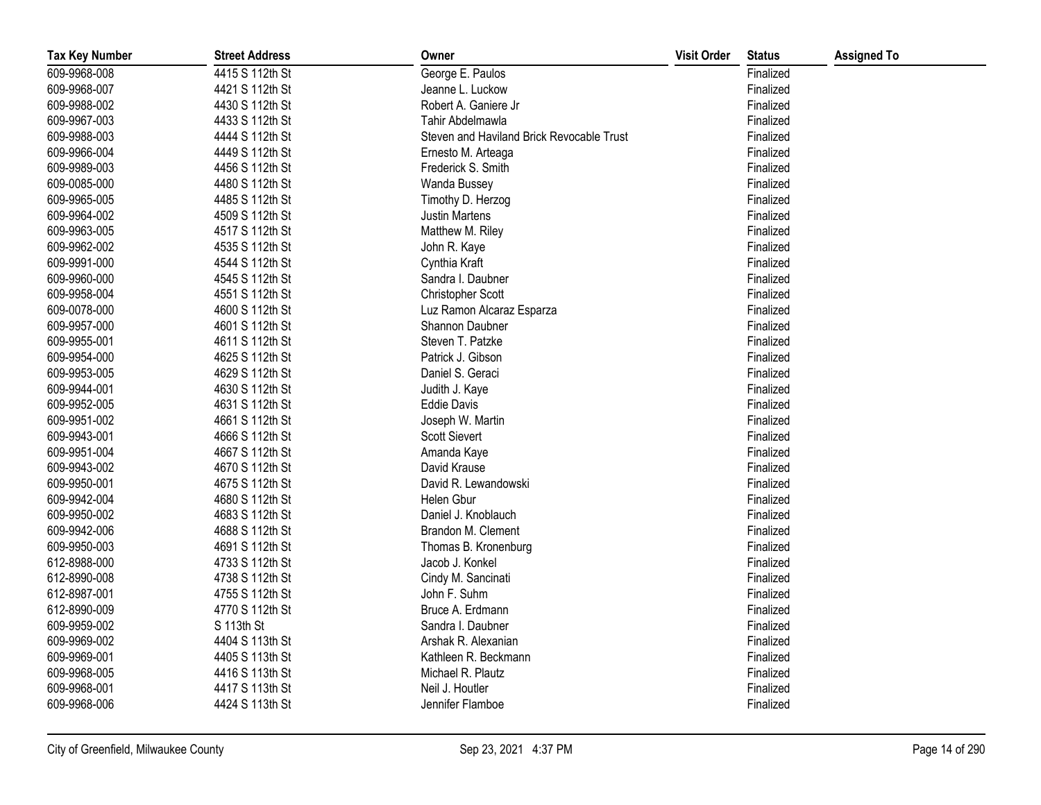| Tax Key Number | Street Address | Owner | Visit Order | Status | Assigned To |
| --- | --- | --- | --- | --- | --- |
| 609-9968-008 | 4415 S 112th St | George E. Paulos | | Finalized | |
| 609-9968-007 | 4421 S 112th St | Jeanne L. Luckow | | Finalized | |
| 609-9988-002 | 4430 S 112th St | Robert A. Ganiere Jr | | Finalized | |
| 609-9967-003 | 4433 S 112th St | Tahir Abdelmawla | | Finalized | |
| 609-9988-003 | 4444 S 112th St | Steven and Haviland Brick Revocable Trust | | Finalized | |
| 609-9966-004 | 4449 S 112th St | Ernesto M. Arteaga | | Finalized | |
| 609-9989-003 | 4456 S 112th St | Frederick S. Smith | | Finalized | |
| 609-0085-000 | 4480 S 112th St | Wanda Bussey | | Finalized | |
| 609-9965-005 | 4485 S 112th St | Timothy D. Herzog | | Finalized | |
| 609-9964-002 | 4509 S 112th St | Justin Martens | | Finalized | |
| 609-9963-005 | 4517 S 112th St | Matthew M. Riley | | Finalized | |
| 609-9962-002 | 4535 S 112th St | John R. Kaye | | Finalized | |
| 609-9991-000 | 4544 S 112th St | Cynthia Kraft | | Finalized | |
| 609-9960-000 | 4545 S 112th St | Sandra I. Daubner | | Finalized | |
| 609-9958-004 | 4551 S 112th St | Christopher Scott | | Finalized | |
| 609-0078-000 | 4600 S 112th St | Luz Ramon Alcaraz Esparza | | Finalized | |
| 609-9957-000 | 4601 S 112th St | Shannon Daubner | | Finalized | |
| 609-9955-001 | 4611 S 112th St | Steven T. Patzke | | Finalized | |
| 609-9954-000 | 4625 S 112th St | Patrick J. Gibson | | Finalized | |
| 609-9953-005 | 4629 S 112th St | Daniel S. Geraci | | Finalized | |
| 609-9944-001 | 4630 S 112th St | Judith J. Kaye | | Finalized | |
| 609-9952-005 | 4631 S 112th St | Eddie Davis | | Finalized | |
| 609-9951-002 | 4661 S 112th St | Joseph W. Martin | | Finalized | |
| 609-9943-001 | 4666 S 112th St | Scott Sievert | | Finalized | |
| 609-9951-004 | 4667 S 112th St | Amanda Kaye | | Finalized | |
| 609-9943-002 | 4670 S 112th St | David Krause | | Finalized | |
| 609-9950-001 | 4675 S 112th St | David R. Lewandowski | | Finalized | |
| 609-9942-004 | 4680 S 112th St | Helen Gbur | | Finalized | |
| 609-9950-002 | 4683 S 112th St | Daniel J. Knoblauch | | Finalized | |
| 609-9942-006 | 4688 S 112th St | Brandon M. Clement | | Finalized | |
| 609-9950-003 | 4691 S 112th St | Thomas B. Kronenburg | | Finalized | |
| 612-8988-000 | 4733 S 112th St | Jacob J. Konkel | | Finalized | |
| 612-8990-008 | 4738 S 112th St | Cindy M. Sancinati | | Finalized | |
| 612-8987-001 | 4755 S 112th St | John F. Suhm | | Finalized | |
| 612-8990-009 | 4770 S 112th St | Bruce A. Erdmann | | Finalized | |
| 609-9959-002 | S 113th St | Sandra I. Daubner | | Finalized | |
| 609-9969-002 | 4404 S 113th St | Arshak R. Alexanian | | Finalized | |
| 609-9969-001 | 4405 S 113th St | Kathleen R. Beckmann | | Finalized | |
| 609-9968-005 | 4416 S 113th St | Michael R. Plautz | | Finalized | |
| 609-9968-001 | 4417 S 113th St | Neil J. Houtler | | Finalized | |
| 609-9968-006 | 4424 S 113th St | Jennifer Flamboe | | Finalized | |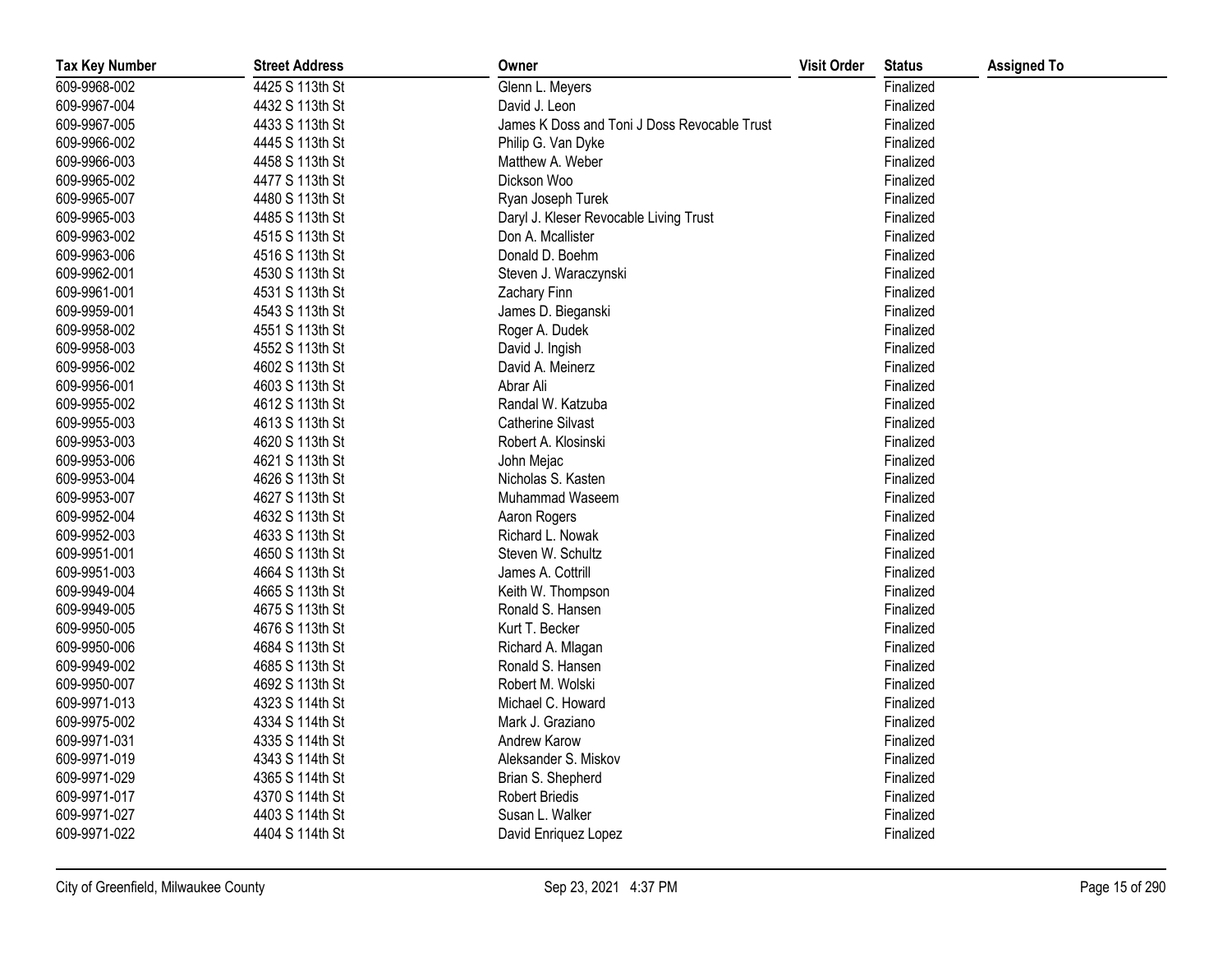| Tax Key Number | Street Address | Owner | Visit Order | Status | Assigned To |
|---|---|---|---|---|---|
| 609-9968-002 | 4425 S 113th St | Glenn L. Meyers | | Finalized | |
| 609-9967-004 | 4432 S 113th St | David J. Leon | | Finalized | |
| 609-9967-005 | 4433 S 113th St | James K Doss and Toni J Doss Revocable Trust | | Finalized | |
| 609-9966-002 | 4445 S 113th St | Philip G. Van Dyke | | Finalized | |
| 609-9966-003 | 4458 S 113th St | Matthew A. Weber | | Finalized | |
| 609-9965-002 | 4477 S 113th St | Dickson Woo | | Finalized | |
| 609-9965-007 | 4480 S 113th St | Ryan Joseph Turek | | Finalized | |
| 609-9965-003 | 4485 S 113th St | Daryl J. Kleser Revocable Living Trust | | Finalized | |
| 609-9963-002 | 4515 S 113th St | Don A. Mcallister | | Finalized | |
| 609-9963-006 | 4516 S 113th St | Donald D. Boehm | | Finalized | |
| 609-9962-001 | 4530 S 113th St | Steven J. Waraczynski | | Finalized | |
| 609-9961-001 | 4531 S 113th St | Zachary Finn | | Finalized | |
| 609-9959-001 | 4543 S 113th St | James D. Bieganski | | Finalized | |
| 609-9958-002 | 4551 S 113th St | Roger A. Dudek | | Finalized | |
| 609-9958-003 | 4552 S 113th St | David J. Ingish | | Finalized | |
| 609-9956-002 | 4602 S 113th St | David A. Meinerz | | Finalized | |
| 609-9956-001 | 4603 S 113th St | Abrar Ali | | Finalized | |
| 609-9955-002 | 4612 S 113th St | Randal W. Katzuba | | Finalized | |
| 609-9955-003 | 4613 S 113th St | Catherine Silvast | | Finalized | |
| 609-9953-003 | 4620 S 113th St | Robert A. Klosinski | | Finalized | |
| 609-9953-006 | 4621 S 113th St | John Mejac | | Finalized | |
| 609-9953-004 | 4626 S 113th St | Nicholas S. Kasten | | Finalized | |
| 609-9953-007 | 4627 S 113th St | Muhammad Waseem | | Finalized | |
| 609-9952-004 | 4632 S 113th St | Aaron Rogers | | Finalized | |
| 609-9952-003 | 4633 S 113th St | Richard L. Nowak | | Finalized | |
| 609-9951-001 | 4650 S 113th St | Steven W. Schultz | | Finalized | |
| 609-9951-003 | 4664 S 113th St | James A. Cottrill | | Finalized | |
| 609-9949-004 | 4665 S 113th St | Keith W. Thompson | | Finalized | |
| 609-9949-005 | 4675 S 113th St | Ronald S. Hansen | | Finalized | |
| 609-9950-005 | 4676 S 113th St | Kurt T. Becker | | Finalized | |
| 609-9950-006 | 4684 S 113th St | Richard A. Mlagan | | Finalized | |
| 609-9949-002 | 4685 S 113th St | Ronald S. Hansen | | Finalized | |
| 609-9950-007 | 4692 S 113th St | Robert M. Wolski | | Finalized | |
| 609-9971-013 | 4323 S 114th St | Michael C. Howard | | Finalized | |
| 609-9975-002 | 4334 S 114th St | Mark J. Graziano | | Finalized | |
| 609-9971-031 | 4335 S 114th St | Andrew Karow | | Finalized | |
| 609-9971-019 | 4343 S 114th St | Aleksander S. Miskov | | Finalized | |
| 609-9971-029 | 4365 S 114th St | Brian S. Shepherd | | Finalized | |
| 609-9971-017 | 4370 S 114th St | Robert Briedis | | Finalized | |
| 609-9971-027 | 4403 S 114th St | Susan L. Walker | | Finalized | |
| 609-9971-022 | 4404 S 114th St | David Enriquez Lopez | | Finalized | |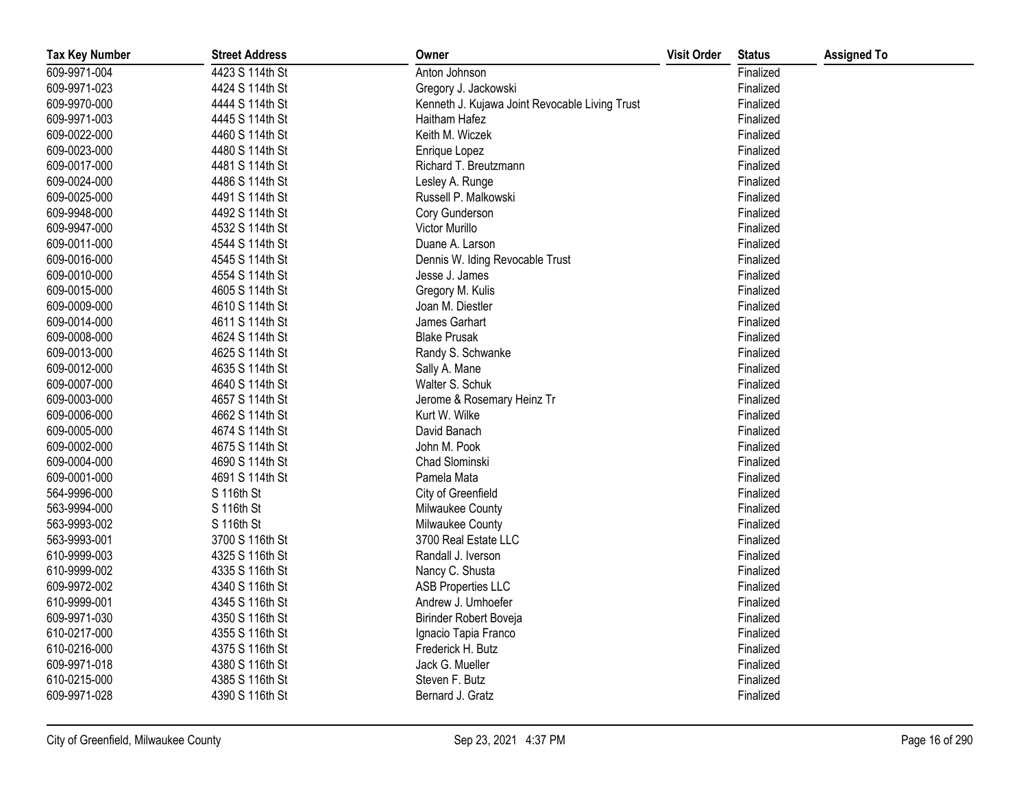| Tax Key Number | Street Address | Owner | Visit Order | Status | Assigned To |
|---|---|---|---|---|---|
| 609-9971-004 | 4423 S 114th St | Anton Johnson | | Finalized | |
| 609-9971-023 | 4424 S 114th St | Gregory J. Jackowski | | Finalized | |
| 609-9970-000 | 4444 S 114th St | Kenneth J. Kujawa Joint Revocable Living Trust | | Finalized | |
| 609-9971-003 | 4445 S 114th St | Haitham Hafez | | Finalized | |
| 609-0022-000 | 4460 S 114th St | Keith M. Wiczek | | Finalized | |
| 609-0023-000 | 4480 S 114th St | Enrique Lopez | | Finalized | |
| 609-0017-000 | 4481 S 114th St | Richard T. Breutzmann | | Finalized | |
| 609-0024-000 | 4486 S 114th St | Lesley A. Runge | | Finalized | |
| 609-0025-000 | 4491 S 114th St | Russell P. Malkowski | | Finalized | |
| 609-9948-000 | 4492 S 114th St | Cory Gunderson | | Finalized | |
| 609-9947-000 | 4532 S 114th St | Victor Murillo | | Finalized | |
| 609-0011-000 | 4544 S 114th St | Duane A. Larson | | Finalized | |
| 609-0016-000 | 4545 S 114th St | Dennis W. Iding Revocable Trust | | Finalized | |
| 609-0010-000 | 4554 S 114th St | Jesse J. James | | Finalized | |
| 609-0015-000 | 4605 S 114th St | Gregory M. Kulis | | Finalized | |
| 609-0009-000 | 4610 S 114th St | Joan M. Diestler | | Finalized | |
| 609-0014-000 | 4611 S 114th St | James Garhart | | Finalized | |
| 609-0008-000 | 4624 S 114th St | Blake Prusak | | Finalized | |
| 609-0013-000 | 4625 S 114th St | Randy S. Schwanke | | Finalized | |
| 609-0012-000 | 4635 S 114th St | Sally A. Mane | | Finalized | |
| 609-0007-000 | 4640 S 114th St | Walter S. Schuk | | Finalized | |
| 609-0003-000 | 4657 S 114th St | Jerome & Rosemary Heinz Tr | | Finalized | |
| 609-0006-000 | 4662 S 114th St | Kurt W. Wilke | | Finalized | |
| 609-0005-000 | 4674 S 114th St | David Banach | | Finalized | |
| 609-0002-000 | 4675 S 114th St | John M. Pook | | Finalized | |
| 609-0004-000 | 4690 S 114th St | Chad Slominski | | Finalized | |
| 609-0001-000 | 4691 S 114th St | Pamela Mata | | Finalized | |
| 564-9996-000 | S 116th St | City of Greenfield | | Finalized | |
| 563-9994-000 | S 116th St | Milwaukee County | | Finalized | |
| 563-9993-002 | S 116th St | Milwaukee County | | Finalized | |
| 563-9993-001 | 3700 S 116th St | 3700 Real Estate LLC | | Finalized | |
| 610-9999-003 | 4325 S 116th St | Randall J. Iverson | | Finalized | |
| 610-9999-002 | 4335 S 116th St | Nancy C. Shusta | | Finalized | |
| 609-9972-002 | 4340 S 116th St | ASB Properties LLC | | Finalized | |
| 610-9999-001 | 4345 S 116th St | Andrew J. Umhoefer | | Finalized | |
| 609-9971-030 | 4350 S 116th St | Birinder Robert Boveja | | Finalized | |
| 610-0217-000 | 4355 S 116th St | Ignacio Tapia Franco | | Finalized | |
| 610-0216-000 | 4375 S 116th St | Frederick H. Butz | | Finalized | |
| 609-9971-018 | 4380 S 116th St | Jack G. Mueller | | Finalized | |
| 610-0215-000 | 4385 S 116th St | Steven F. Butz | | Finalized | |
| 609-9971-028 | 4390 S 116th St | Bernard J. Gratz | | Finalized | |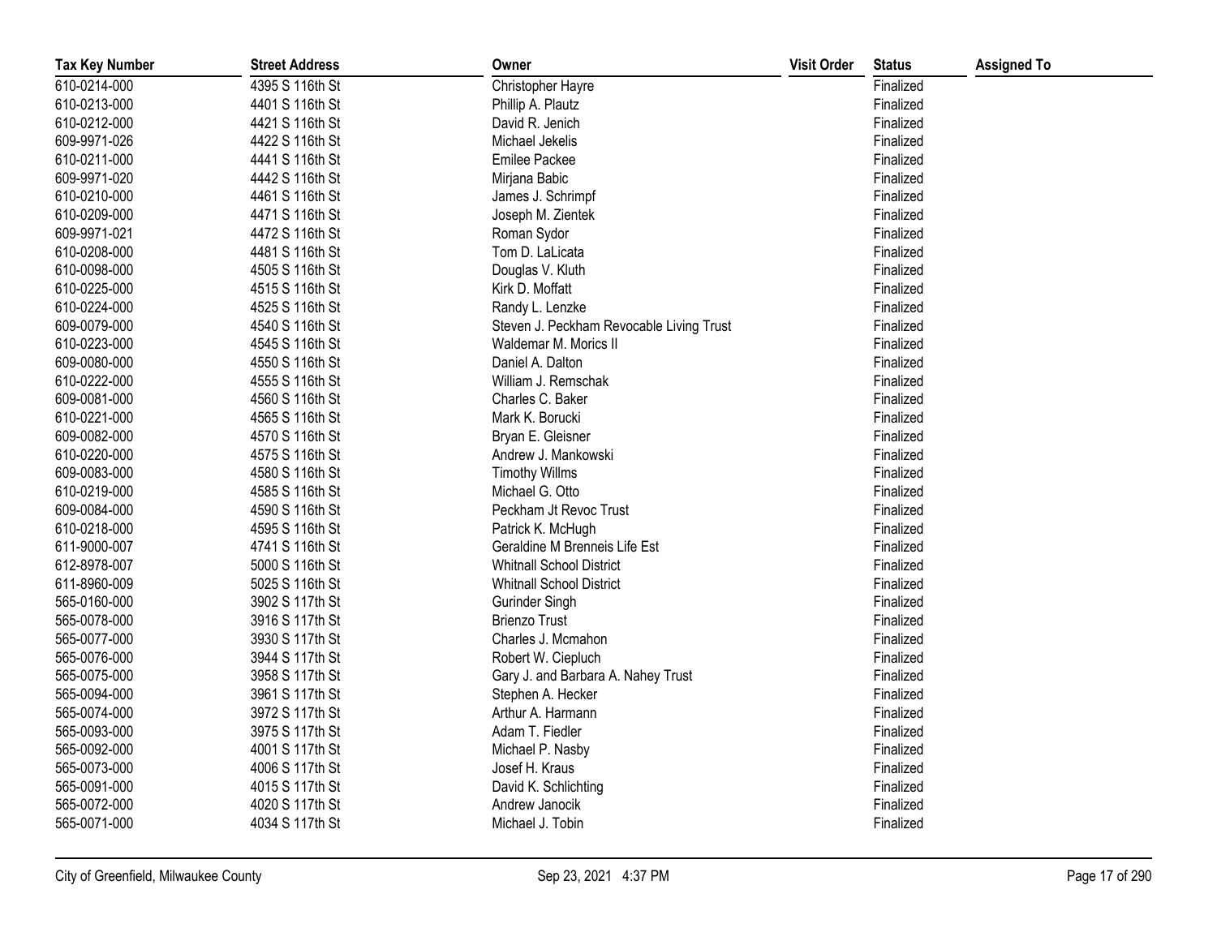| Tax Key Number | Street Address | Owner | Visit Order | Status | Assigned To |
| --- | --- | --- | --- | --- | --- |
| 610-0214-000 | 4395 S 116th St | Christopher Hayre | | Finalized | |
| 610-0213-000 | 4401 S 116th St | Phillip A. Plautz | | Finalized | |
| 610-0212-000 | 4421 S 116th St | David R. Jenich | | Finalized | |
| 609-9971-026 | 4422 S 116th St | Michael Jekelis | | Finalized | |
| 610-0211-000 | 4441 S 116th St | Emilee Packee | | Finalized | |
| 609-9971-020 | 4442 S 116th St | Mirjana Babic | | Finalized | |
| 610-0210-000 | 4461 S 116th St | James J. Schrimpf | | Finalized | |
| 610-0209-000 | 4471 S 116th St | Joseph M. Zientek | | Finalized | |
| 609-9971-021 | 4472 S 116th St | Roman Sydor | | Finalized | |
| 610-0208-000 | 4481 S 116th St | Tom D. LaLicata | | Finalized | |
| 610-0098-000 | 4505 S 116th St | Douglas V. Kluth | | Finalized | |
| 610-0225-000 | 4515 S 116th St | Kirk D. Moffatt | | Finalized | |
| 610-0224-000 | 4525 S 116th St | Randy L. Lenzke | | Finalized | |
| 609-0079-000 | 4540 S 116th St | Steven J. Peckham Revocable Living Trust | | Finalized | |
| 610-0223-000 | 4545 S 116th St | Waldemar M. Morics II | | Finalized | |
| 609-0080-000 | 4550 S 116th St | Daniel A. Dalton | | Finalized | |
| 610-0222-000 | 4555 S 116th St | William J. Remschak | | Finalized | |
| 609-0081-000 | 4560 S 116th St | Charles C. Baker | | Finalized | |
| 610-0221-000 | 4565 S 116th St | Mark K. Borucki | | Finalized | |
| 609-0082-000 | 4570 S 116th St | Bryan E. Gleisner | | Finalized | |
| 610-0220-000 | 4575 S 116th St | Andrew J. Mankowski | | Finalized | |
| 609-0083-000 | 4580 S 116th St | Timothy Willms | | Finalized | |
| 610-0219-000 | 4585 S 116th St | Michael G. Otto | | Finalized | |
| 609-0084-000 | 4590 S 116th St | Peckham Jt Revoc Trust | | Finalized | |
| 610-0218-000 | 4595 S 116th St | Patrick K. McHugh | | Finalized | |
| 611-9000-007 | 4741 S 116th St | Geraldine M Brenneis Life Est | | Finalized | |
| 612-8978-007 | 5000 S 116th St | Whitnall School District | | Finalized | |
| 611-8960-009 | 5025 S 116th St | Whitnall School District | | Finalized | |
| 565-0160-000 | 3902 S 117th St | Gurinder Singh | | Finalized | |
| 565-0078-000 | 3916 S 117th St | Brienzo Trust | | Finalized | |
| 565-0077-000 | 3930 S 117th St | Charles J. Mcmahon | | Finalized | |
| 565-0076-000 | 3944 S 117th St | Robert W. Ciepluch | | Finalized | |
| 565-0075-000 | 3958 S 117th St | Gary J. and Barbara A. Nahey Trust | | Finalized | |
| 565-0094-000 | 3961 S 117th St | Stephen A. Hecker | | Finalized | |
| 565-0074-000 | 3972 S 117th St | Arthur A. Harmann | | Finalized | |
| 565-0093-000 | 3975 S 117th St | Adam T. Fiedler | | Finalized | |
| 565-0092-000 | 4001 S 117th St | Michael P. Nasby | | Finalized | |
| 565-0073-000 | 4006 S 117th St | Josef H. Kraus | | Finalized | |
| 565-0091-000 | 4015 S 117th St | David K. Schlichting | | Finalized | |
| 565-0072-000 | 4020 S 117th St | Andrew Janocik | | Finalized | |
| 565-0071-000 | 4034 S 117th St | Michael J. Tobin | | Finalized | |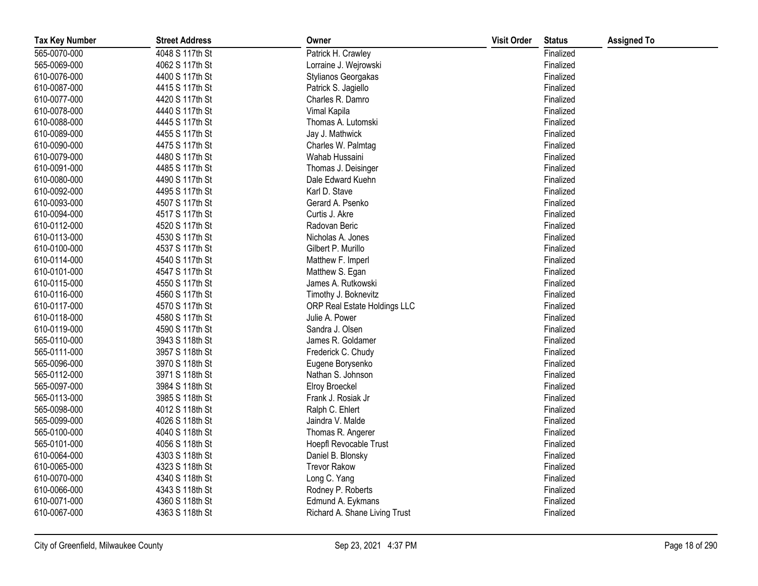| Tax Key Number | Street Address | Owner | Visit Order | Status | Assigned To |
|---|---|---|---|---|---|
| 565-0070-000 | 4048 S 117th St | Patrick H. Crawley | | Finalized | |
| 565-0069-000 | 4062 S 117th St | Lorraine J. Wejrowski | | Finalized | |
| 610-0076-000 | 4400 S 117th St | Stylianos Georgakas | | Finalized | |
| 610-0087-000 | 4415 S 117th St | Patrick S. Jagiello | | Finalized | |
| 610-0077-000 | 4420 S 117th St | Charles R. Damro | | Finalized | |
| 610-0078-000 | 4440 S 117th St | Vimal Kapila | | Finalized | |
| 610-0088-000 | 4445 S 117th St | Thomas A. Lutomski | | Finalized | |
| 610-0089-000 | 4455 S 117th St | Jay J. Mathwick | | Finalized | |
| 610-0090-000 | 4475 S 117th St | Charles W. Palmtag | | Finalized | |
| 610-0079-000 | 4480 S 117th St | Wahab Hussaini | | Finalized | |
| 610-0091-000 | 4485 S 117th St | Thomas J. Deisinger | | Finalized | |
| 610-0080-000 | 4490 S 117th St | Dale Edward Kuehn | | Finalized | |
| 610-0092-000 | 4495 S 117th St | Karl D. Stave | | Finalized | |
| 610-0093-000 | 4507 S 117th St | Gerard A. Psenko | | Finalized | |
| 610-0094-000 | 4517 S 117th St | Curtis J. Akre | | Finalized | |
| 610-0112-000 | 4520 S 117th St | Radovan Beric | | Finalized | |
| 610-0113-000 | 4530 S 117th St | Nicholas A. Jones | | Finalized | |
| 610-0100-000 | 4537 S 117th St | Gilbert P. Murillo | | Finalized | |
| 610-0114-000 | 4540 S 117th St | Matthew F. Imperl | | Finalized | |
| 610-0101-000 | 4547 S 117th St | Matthew S. Egan | | Finalized | |
| 610-0115-000 | 4550 S 117th St | James A. Rutkowski | | Finalized | |
| 610-0116-000 | 4560 S 117th St | Timothy J. Boknevitz | | Finalized | |
| 610-0117-000 | 4570 S 117th St | ORP Real Estate Holdings LLC | | Finalized | |
| 610-0118-000 | 4580 S 117th St | Julie A. Power | | Finalized | |
| 610-0119-000 | 4590 S 117th St | Sandra J. Olsen | | Finalized | |
| 565-0110-000 | 3943 S 118th St | James R. Goldamer | | Finalized | |
| 565-0111-000 | 3957 S 118th St | Frederick C. Chudy | | Finalized | |
| 565-0096-000 | 3970 S 118th St | Eugene Borysenko | | Finalized | |
| 565-0112-000 | 3971 S 118th St | Nathan S. Johnson | | Finalized | |
| 565-0097-000 | 3984 S 118th St | Elroy Broeckel | | Finalized | |
| 565-0113-000 | 3985 S 118th St | Frank J. Rosiak Jr | | Finalized | |
| 565-0098-000 | 4012 S 118th St | Ralph C. Ehlert | | Finalized | |
| 565-0099-000 | 4026 S 118th St | Jaindra V. Malde | | Finalized | |
| 565-0100-000 | 4040 S 118th St | Thomas R. Angerer | | Finalized | |
| 565-0101-000 | 4056 S 118th St | Hoepfl Revocable Trust | | Finalized | |
| 610-0064-000 | 4303 S 118th St | Daniel B. Blonsky | | Finalized | |
| 610-0065-000 | 4323 S 118th St | Trevor Rakow | | Finalized | |
| 610-0070-000 | 4340 S 118th St | Long C. Yang | | Finalized | |
| 610-0066-000 | 4343 S 118th St | Rodney P. Roberts | | Finalized | |
| 610-0071-000 | 4360 S 118th St | Edmund A. Eykmans | | Finalized | |
| 610-0067-000 | 4363 S 118th St | Richard A. Shane Living Trust | | Finalized | |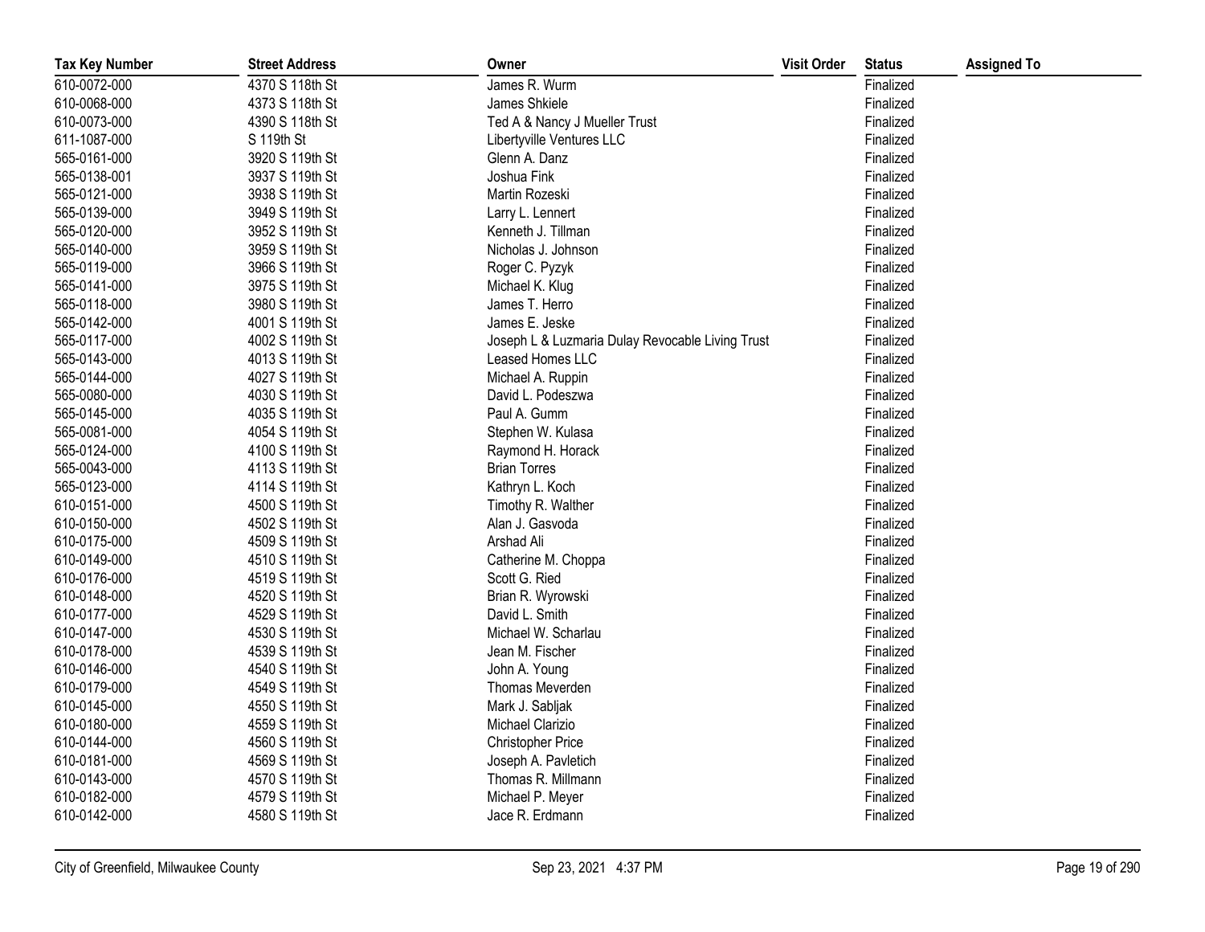| Tax Key Number | Street Address | Owner | Visit Order | Status | Assigned To |
|---|---|---|---|---|---|
| 610-0072-000 | 4370 S 118th St | James R. Wurm | | Finalized | |
| 610-0068-000 | 4373 S 118th St | James Shkiele | | Finalized | |
| 610-0073-000 | 4390 S 118th St | Ted A & Nancy J Mueller Trust | | Finalized | |
| 611-1087-000 | S 119th St | Libertyville Ventures LLC | | Finalized | |
| 565-0161-000 | 3920 S 119th St | Glenn A. Danz | | Finalized | |
| 565-0138-001 | 3937 S 119th St | Joshua Fink | | Finalized | |
| 565-0121-000 | 3938 S 119th St | Martin Rozeski | | Finalized | |
| 565-0139-000 | 3949 S 119th St | Larry L. Lennert | | Finalized | |
| 565-0120-000 | 3952 S 119th St | Kenneth J. Tillman | | Finalized | |
| 565-0140-000 | 3959 S 119th St | Nicholas J. Johnson | | Finalized | |
| 565-0119-000 | 3966 S 119th St | Roger C. Pyzyk | | Finalized | |
| 565-0141-000 | 3975 S 119th St | Michael K. Klug | | Finalized | |
| 565-0118-000 | 3980 S 119th St | James T. Herro | | Finalized | |
| 565-0142-000 | 4001 S 119th St | James E. Jeske | | Finalized | |
| 565-0117-000 | 4002 S 119th St | Joseph L & Luzmaria Dulay Revocable Living Trust | | Finalized | |
| 565-0143-000 | 4013 S 119th St | Leased Homes LLC | | Finalized | |
| 565-0144-000 | 4027 S 119th St | Michael A. Ruppin | | Finalized | |
| 565-0080-000 | 4030 S 119th St | David L. Podeszwa | | Finalized | |
| 565-0145-000 | 4035 S 119th St | Paul A. Gumm | | Finalized | |
| 565-0081-000 | 4054 S 119th St | Stephen W. Kulasa | | Finalized | |
| 565-0124-000 | 4100 S 119th St | Raymond H. Horack | | Finalized | |
| 565-0043-000 | 4113 S 119th St | Brian Torres | | Finalized | |
| 565-0123-000 | 4114 S 119th St | Kathryn L. Koch | | Finalized | |
| 610-0151-000 | 4500 S 119th St | Timothy R. Walther | | Finalized | |
| 610-0150-000 | 4502 S 119th St | Alan J. Gasvoda | | Finalized | |
| 610-0175-000 | 4509 S 119th St | Arshad Ali | | Finalized | |
| 610-0149-000 | 4510 S 119th St | Catherine M. Choppa | | Finalized | |
| 610-0176-000 | 4519 S 119th St | Scott G. Ried | | Finalized | |
| 610-0148-000 | 4520 S 119th St | Brian R. Wyrowski | | Finalized | |
| 610-0177-000 | 4529 S 119th St | David L. Smith | | Finalized | |
| 610-0147-000 | 4530 S 119th St | Michael W. Scharlau | | Finalized | |
| 610-0178-000 | 4539 S 119th St | Jean M. Fischer | | Finalized | |
| 610-0146-000 | 4540 S 119th St | John A. Young | | Finalized | |
| 610-0179-000 | 4549 S 119th St | Thomas Meverden | | Finalized | |
| 610-0145-000 | 4550 S 119th St | Mark J. Sabljak | | Finalized | |
| 610-0180-000 | 4559 S 119th St | Michael Clarizio | | Finalized | |
| 610-0144-000 | 4560 S 119th St | Christopher Price | | Finalized | |
| 610-0181-000 | 4569 S 119th St | Joseph A. Pavletich | | Finalized | |
| 610-0143-000 | 4570 S 119th St | Thomas R. Millmann | | Finalized | |
| 610-0182-000 | 4579 S 119th St | Michael P. Meyer | | Finalized | |
| 610-0142-000 | 4580 S 119th St | Jace R. Erdmann | | Finalized | |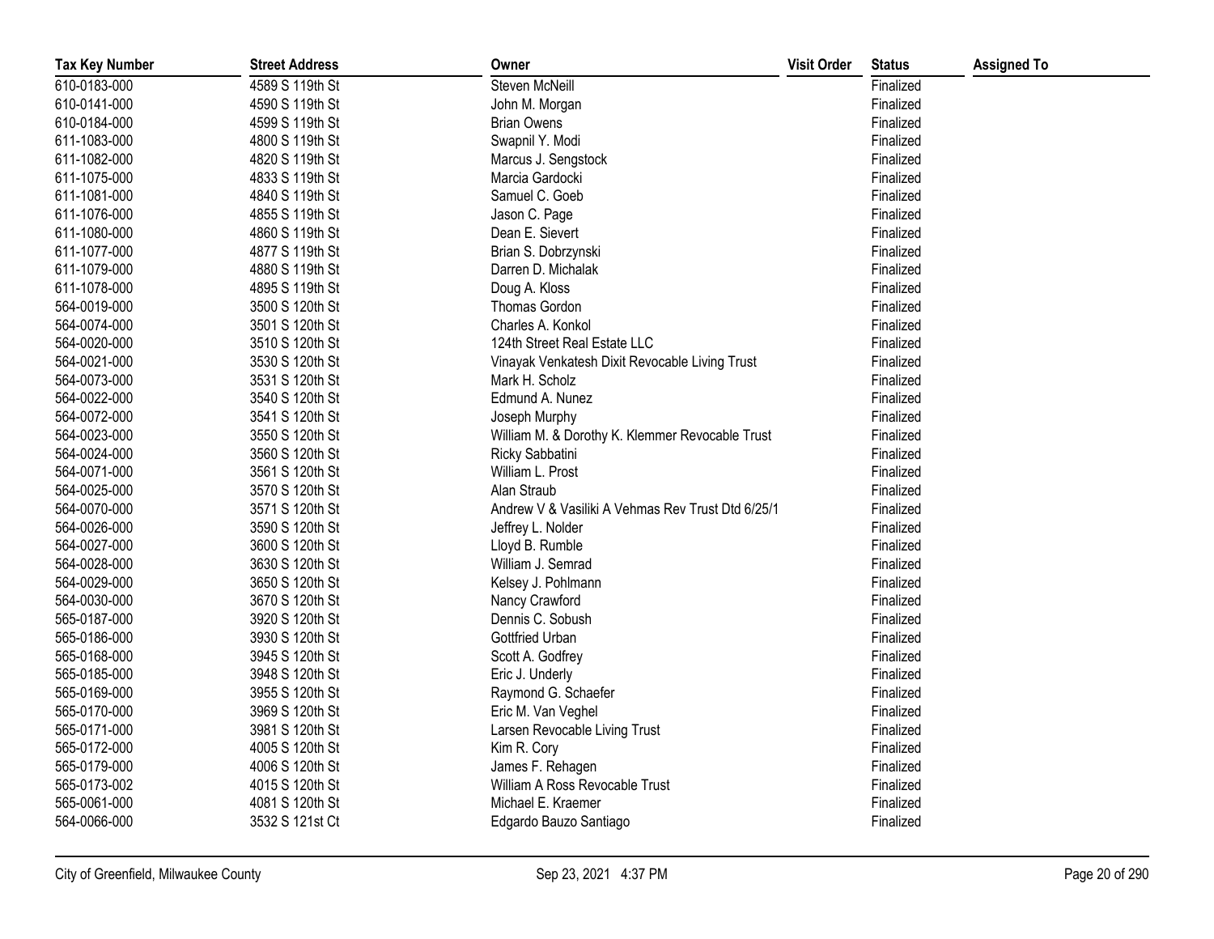| Tax Key Number | Street Address | Owner | Visit Order | Status | Assigned To |
|---|---|---|---|---|---|
| 610-0183-000 | 4589 S 119th St | Steven McNeill | | Finalized | |
| 610-0141-000 | 4590 S 119th St | John M. Morgan | | Finalized | |
| 610-0184-000 | 4599 S 119th St | Brian Owens | | Finalized | |
| 611-1083-000 | 4800 S 119th St | Swapnil Y. Modi | | Finalized | |
| 611-1082-000 | 4820 S 119th St | Marcus J. Sengstock | | Finalized | |
| 611-1075-000 | 4833 S 119th St | Marcia Gardocki | | Finalized | |
| 611-1081-000 | 4840 S 119th St | Samuel C. Goeb | | Finalized | |
| 611-1076-000 | 4855 S 119th St | Jason C. Page | | Finalized | |
| 611-1080-000 | 4860 S 119th St | Dean E. Sievert | | Finalized | |
| 611-1077-000 | 4877 S 119th St | Brian S. Dobrzynski | | Finalized | |
| 611-1079-000 | 4880 S 119th St | Darren D. Michalak | | Finalized | |
| 611-1078-000 | 4895 S 119th St | Doug A. Kloss | | Finalized | |
| 564-0019-000 | 3500 S 120th St | Thomas Gordon | | Finalized | |
| 564-0074-000 | 3501 S 120th St | Charles A. Konkol | | Finalized | |
| 564-0020-000 | 3510 S 120th St | 124th Street Real Estate LLC | | Finalized | |
| 564-0021-000 | 3530 S 120th St | Vinayak Venkatesh Dixit Revocable Living Trust | | Finalized | |
| 564-0073-000 | 3531 S 120th St | Mark H. Scholz | | Finalized | |
| 564-0022-000 | 3540 S 120th St | Edmund A. Nunez | | Finalized | |
| 564-0072-000 | 3541 S 120th St | Joseph Murphy | | Finalized | |
| 564-0023-000 | 3550 S 120th St | William M. & Dorothy K. Klemmer Revocable Trust | | Finalized | |
| 564-0024-000 | 3560 S 120th St | Ricky Sabbatini | | Finalized | |
| 564-0071-000 | 3561 S 120th St | William L. Prost | | Finalized | |
| 564-0025-000 | 3570 S 120th St | Alan Straub | | Finalized | |
| 564-0070-000 | 3571 S 120th St | Andrew V & Vasiliki A Vehmas Rev Trust Dtd 6/25/1 | | Finalized | |
| 564-0026-000 | 3590 S 120th St | Jeffrey L. Nolder | | Finalized | |
| 564-0027-000 | 3600 S 120th St | Lloyd B. Rumble | | Finalized | |
| 564-0028-000 | 3630 S 120th St | William J. Semrad | | Finalized | |
| 564-0029-000 | 3650 S 120th St | Kelsey J. Pohlmann | | Finalized | |
| 564-0030-000 | 3670 S 120th St | Nancy Crawford | | Finalized | |
| 565-0187-000 | 3920 S 120th St | Dennis C. Sobush | | Finalized | |
| 565-0186-000 | 3930 S 120th St | Gottfried Urban | | Finalized | |
| 565-0168-000 | 3945 S 120th St | Scott A. Godfrey | | Finalized | |
| 565-0185-000 | 3948 S 120th St | Eric J. Underly | | Finalized | |
| 565-0169-000 | 3955 S 120th St | Raymond G. Schaefer | | Finalized | |
| 565-0170-000 | 3969 S 120th St | Eric M. Van Veghel | | Finalized | |
| 565-0171-000 | 3981 S 120th St | Larsen Revocable Living Trust | | Finalized | |
| 565-0172-000 | 4005 S 120th St | Kim R. Cory | | Finalized | |
| 565-0179-000 | 4006 S 120th St | James F. Rehagen | | Finalized | |
| 565-0173-002 | 4015 S 120th St | William A Ross Revocable Trust | | Finalized | |
| 565-0061-000 | 4081 S 120th St | Michael E. Kraemer | | Finalized | |
| 564-0066-000 | 3532 S 121st Ct | Edgardo Bauzo Santiago | | Finalized | |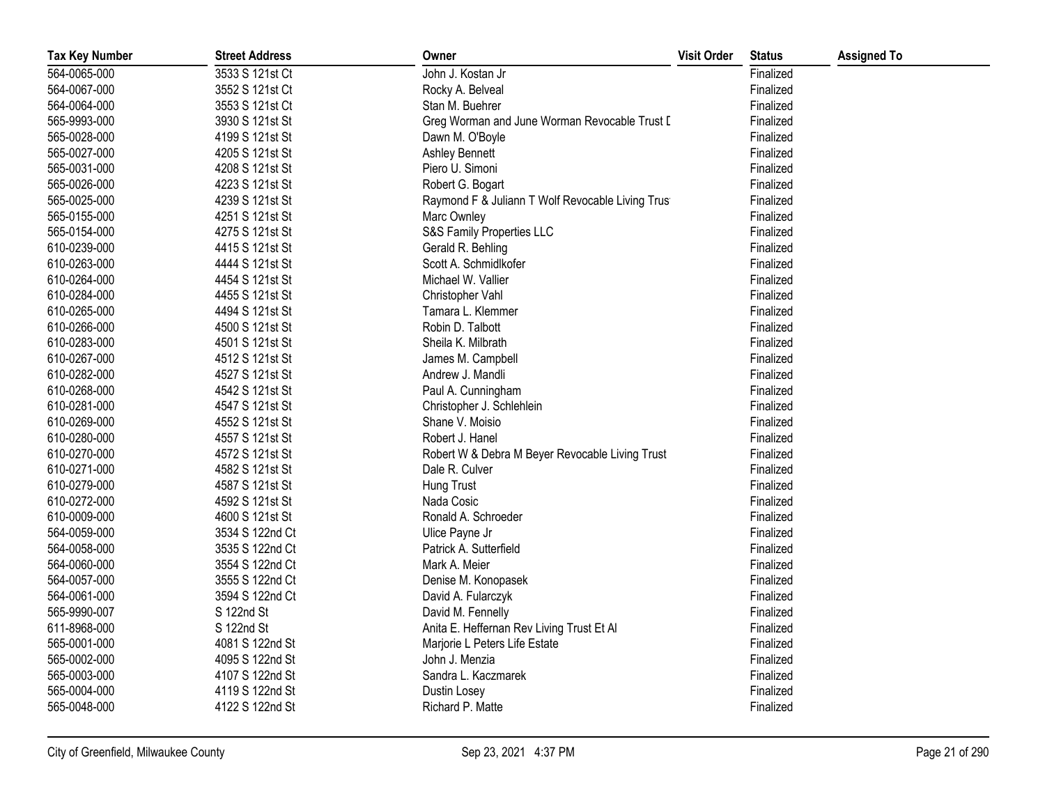| Tax Key Number | Street Address | Owner | Visit Order | Status | Assigned To |
| --- | --- | --- | --- | --- | --- |
| 564-0065-000 | 3533 S 121st Ct | John J. Kostan Jr | | Finalized | |
| 564-0067-000 | 3552 S 121st Ct | Rocky A. Belveal | | Finalized | |
| 564-0064-000 | 3553 S 121st Ct | Stan M. Buehrer | | Finalized | |
| 565-9993-000 | 3930 S 121st St | Greg Worman and June Worman Revocable Trust D | | Finalized | |
| 565-0028-000 | 4199 S 121st St | Dawn M. O'Boyle | | Finalized | |
| 565-0027-000 | 4205 S 121st St | Ashley Bennett | | Finalized | |
| 565-0031-000 | 4208 S 121st St | Piero U. Simoni | | Finalized | |
| 565-0026-000 | 4223 S 121st St | Robert G. Bogart | | Finalized | |
| 565-0025-000 | 4239 S 121st St | Raymond F & Juliann T Wolf Revocable Living Trust | | Finalized | |
| 565-0155-000 | 4251 S 121st St | Marc Ownley | | Finalized | |
| 565-0154-000 | 4275 S 121st St | S&S Family Properties LLC | | Finalized | |
| 610-0239-000 | 4415 S 121st St | Gerald R. Behling | | Finalized | |
| 610-0263-000 | 4444 S 121st St | Scott A. Schmidlkofer | | Finalized | |
| 610-0264-000 | 4454 S 121st St | Michael W. Vallier | | Finalized | |
| 610-0284-000 | 4455 S 121st St | Christopher Vahl | | Finalized | |
| 610-0265-000 | 4494 S 121st St | Tamara L. Klemmer | | Finalized | |
| 610-0266-000 | 4500 S 121st St | Robin D. Talbott | | Finalized | |
| 610-0283-000 | 4501 S 121st St | Sheila K. Milbrath | | Finalized | |
| 610-0267-000 | 4512 S 121st St | James M. Campbell | | Finalized | |
| 610-0282-000 | 4527 S 121st St | Andrew J. Mandli | | Finalized | |
| 610-0268-000 | 4542 S 121st St | Paul A. Cunningham | | Finalized | |
| 610-0281-000 | 4547 S 121st St | Christopher J. Schlehlein | | Finalized | |
| 610-0269-000 | 4552 S 121st St | Shane V. Moisio | | Finalized | |
| 610-0280-000 | 4557 S 121st St | Robert J. Hanel | | Finalized | |
| 610-0270-000 | 4572 S 121st St | Robert W & Debra M Beyer Revocable Living Trust | | Finalized | |
| 610-0271-000 | 4582 S 121st St | Dale R. Culver | | Finalized | |
| 610-0279-000 | 4587 S 121st St | Hung Trust | | Finalized | |
| 610-0272-000 | 4592 S 121st St | Nada Cosic | | Finalized | |
| 610-0009-000 | 4600 S 121st St | Ronald A. Schroeder | | Finalized | |
| 564-0059-000 | 3534 S 122nd Ct | Ulice Payne Jr | | Finalized | |
| 564-0058-000 | 3535 S 122nd Ct | Patrick A. Sutterfield | | Finalized | |
| 564-0060-000 | 3554 S 122nd Ct | Mark A. Meier | | Finalized | |
| 564-0057-000 | 3555 S 122nd Ct | Denise M. Konopasek | | Finalized | |
| 564-0061-000 | 3594 S 122nd Ct | David A. Fularczyk | | Finalized | |
| 565-9990-007 | S 122nd St | David M. Fennelly | | Finalized | |
| 611-8968-000 | S 122nd St | Anita E. Heffernan Rev Living Trust Et Al | | Finalized | |
| 565-0001-000 | 4081 S 122nd St | Marjorie L Peters Life Estate | | Finalized | |
| 565-0002-000 | 4095 S 122nd St | John J. Menzia | | Finalized | |
| 565-0003-000 | 4107 S 122nd St | Sandra L. Kaczmarek | | Finalized | |
| 565-0004-000 | 4119 S 122nd St | Dustin Losey | | Finalized | |
| 565-0048-000 | 4122 S 122nd St | Richard P. Matte | | Finalized | |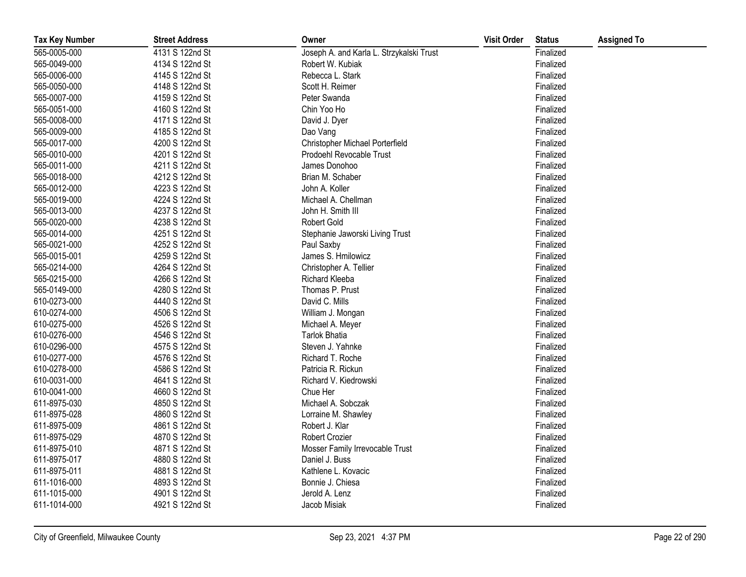| Tax Key Number | Street Address | Owner | Visit Order | Status | Assigned To |
|---|---|---|---|---|---|
| 565-0005-000 | 4131 S 122nd St | Joseph A. and Karla L. Strzykalski Trust | | Finalized | |
| 565-0049-000 | 4134 S 122nd St | Robert W. Kubiak | | Finalized | |
| 565-0006-000 | 4145 S 122nd St | Rebecca L. Stark | | Finalized | |
| 565-0050-000 | 4148 S 122nd St | Scott H. Reimer | | Finalized | |
| 565-0007-000 | 4159 S 122nd St | Peter Swanda | | Finalized | |
| 565-0051-000 | 4160 S 122nd St | Chin Yoo Ho | | Finalized | |
| 565-0008-000 | 4171 S 122nd St | David J. Dyer | | Finalized | |
| 565-0009-000 | 4185 S 122nd St | Dao Vang | | Finalized | |
| 565-0017-000 | 4200 S 122nd St | Christopher Michael Porterfield | | Finalized | |
| 565-0010-000 | 4201 S 122nd St | Prodoehl Revocable Trust | | Finalized | |
| 565-0011-000 | 4211 S 122nd St | James Donohoo | | Finalized | |
| 565-0018-000 | 4212 S 122nd St | Brian M. Schaber | | Finalized | |
| 565-0012-000 | 4223 S 122nd St | John A. Koller | | Finalized | |
| 565-0019-000 | 4224 S 122nd St | Michael A. Chellman | | Finalized | |
| 565-0013-000 | 4237 S 122nd St | John H. Smith III | | Finalized | |
| 565-0020-000 | 4238 S 122nd St | Robert Gold | | Finalized | |
| 565-0014-000 | 4251 S 122nd St | Stephanie Jaworski Living Trust | | Finalized | |
| 565-0021-000 | 4252 S 122nd St | Paul Saxby | | Finalized | |
| 565-0015-001 | 4259 S 122nd St | James S. Hmilowicz | | Finalized | |
| 565-0214-000 | 4264 S 122nd St | Christopher A. Tellier | | Finalized | |
| 565-0215-000 | 4266 S 122nd St | Richard Kleeba | | Finalized | |
| 565-0149-000 | 4280 S 122nd St | Thomas P. Prust | | Finalized | |
| 610-0273-000 | 4440 S 122nd St | David C. Mills | | Finalized | |
| 610-0274-000 | 4506 S 122nd St | William J. Mongan | | Finalized | |
| 610-0275-000 | 4526 S 122nd St | Michael A. Meyer | | Finalized | |
| 610-0276-000 | 4546 S 122nd St | Tarlok Bhatia | | Finalized | |
| 610-0296-000 | 4575 S 122nd St | Steven J. Yahnke | | Finalized | |
| 610-0277-000 | 4576 S 122nd St | Richard T. Roche | | Finalized | |
| 610-0278-000 | 4586 S 122nd St | Patricia R. Rickun | | Finalized | |
| 610-0031-000 | 4641 S 122nd St | Richard V. Kiedrowski | | Finalized | |
| 610-0041-000 | 4660 S 122nd St | Chue Her | | Finalized | |
| 611-8975-030 | 4850 S 122nd St | Michael A. Sobczak | | Finalized | |
| 611-8975-028 | 4860 S 122nd St | Lorraine M. Shawley | | Finalized | |
| 611-8975-009 | 4861 S 122nd St | Robert J. Klar | | Finalized | |
| 611-8975-029 | 4870 S 122nd St | Robert Crozier | | Finalized | |
| 611-8975-010 | 4871 S 122nd St | Mosser Family Irrevocable Trust | | Finalized | |
| 611-8975-017 | 4880 S 122nd St | Daniel J. Buss | | Finalized | |
| 611-8975-011 | 4881 S 122nd St | Kathlene L. Kovacic | | Finalized | |
| 611-1016-000 | 4893 S 122nd St | Bonnie J. Chiesa | | Finalized | |
| 611-1015-000 | 4901 S 122nd St | Jerold A. Lenz | | Finalized | |
| 611-1014-000 | 4921 S 122nd St | Jacob Misiak | | Finalized | |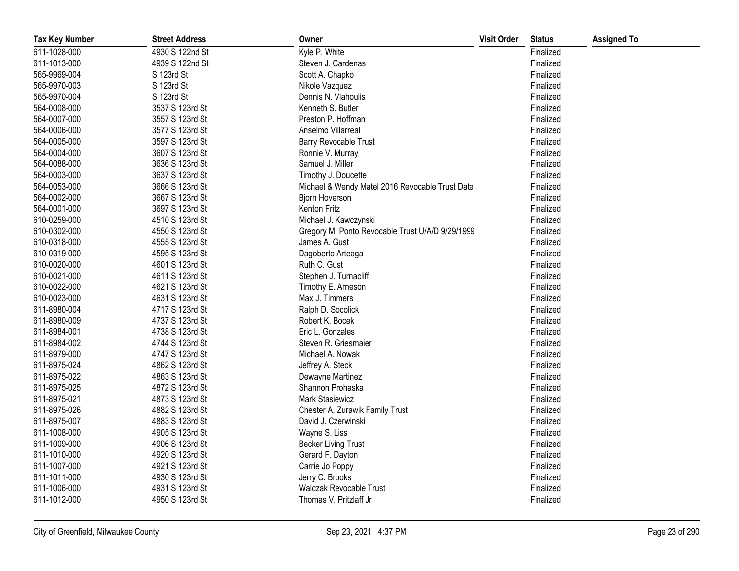| Tax Key Number | Street Address | Owner | Visit Order | Status | Assigned To |
|---|---|---|---|---|---|
| 611-1028-000 | 4930 S 122nd St | Kyle P. White | | Finalized | |
| 611-1013-000 | 4939 S 122nd St | Steven J. Cardenas | | Finalized | |
| 565-9969-004 | S 123rd St | Scott A. Chapko | | Finalized | |
| 565-9970-003 | S 123rd St | Nikole Vazquez | | Finalized | |
| 565-9970-004 | S 123rd St | Dennis N. Vlahoulis | | Finalized | |
| 564-0008-000 | 3537 S 123rd St | Kenneth S. Butler | | Finalized | |
| 564-0007-000 | 3557 S 123rd St | Preston P. Hoffman | | Finalized | |
| 564-0006-000 | 3577 S 123rd St | Anselmo Villarreal | | Finalized | |
| 564-0005-000 | 3597 S 123rd St | Barry Revocable Trust | | Finalized | |
| 564-0004-000 | 3607 S 123rd St | Ronnie V. Murray | | Finalized | |
| 564-0088-000 | 3636 S 123rd St | Samuel J. Miller | | Finalized | |
| 564-0003-000 | 3637 S 123rd St | Timothy J. Doucette | | Finalized | |
| 564-0053-000 | 3666 S 123rd St | Michael & Wendy Matel 2016 Revocable Trust Date | | Finalized | |
| 564-0002-000 | 3667 S 123rd St | Bjorn Hoverson | | Finalized | |
| 564-0001-000 | 3697 S 123rd St | Kenton Fritz | | Finalized | |
| 610-0259-000 | 4510 S 123rd St | Michael J. Kawczynski | | Finalized | |
| 610-0302-000 | 4550 S 123rd St | Gregory M. Ponto Revocable Trust U/A/D 9/29/1999 | | Finalized | |
| 610-0318-000 | 4555 S 123rd St | James A. Gust | | Finalized | |
| 610-0319-000 | 4595 S 123rd St | Dagoberto Arteaga | | Finalized | |
| 610-0020-000 | 4601 S 123rd St | Ruth C. Gust | | Finalized | |
| 610-0021-000 | 4611 S 123rd St | Stephen J. Turnacliff | | Finalized | |
| 610-0022-000 | 4621 S 123rd St | Timothy E. Arneson | | Finalized | |
| 610-0023-000 | 4631 S 123rd St | Max J. Timmers | | Finalized | |
| 611-8980-004 | 4717 S 123rd St | Ralph D. Socolick | | Finalized | |
| 611-8980-009 | 4737 S 123rd St | Robert K. Bocek | | Finalized | |
| 611-8984-001 | 4738 S 123rd St | Eric L. Gonzales | | Finalized | |
| 611-8984-002 | 4744 S 123rd St | Steven R. Griesmaier | | Finalized | |
| 611-8979-000 | 4747 S 123rd St | Michael A. Nowak | | Finalized | |
| 611-8975-024 | 4862 S 123rd St | Jeffrey A. Steck | | Finalized | |
| 611-8975-022 | 4863 S 123rd St | Dewayne Martinez | | Finalized | |
| 611-8975-025 | 4872 S 123rd St | Shannon Prohaska | | Finalized | |
| 611-8975-021 | 4873 S 123rd St | Mark Stasiewicz | | Finalized | |
| 611-8975-026 | 4882 S 123rd St | Chester A. Zurawik Family Trust | | Finalized | |
| 611-8975-007 | 4883 S 123rd St | David J. Czerwinski | | Finalized | |
| 611-1008-000 | 4905 S 123rd St | Wayne S. Liss | | Finalized | |
| 611-1009-000 | 4906 S 123rd St | Becker Living Trust | | Finalized | |
| 611-1010-000 | 4920 S 123rd St | Gerard F. Dayton | | Finalized | |
| 611-1007-000 | 4921 S 123rd St | Carrie Jo Poppy | | Finalized | |
| 611-1011-000 | 4930 S 123rd St | Jerry C. Brooks | | Finalized | |
| 611-1006-000 | 4931 S 123rd St | Walczak Revocable Trust | | Finalized | |
| 611-1012-000 | 4950 S 123rd St | Thomas V. Pritzlaff Jr | | Finalized | |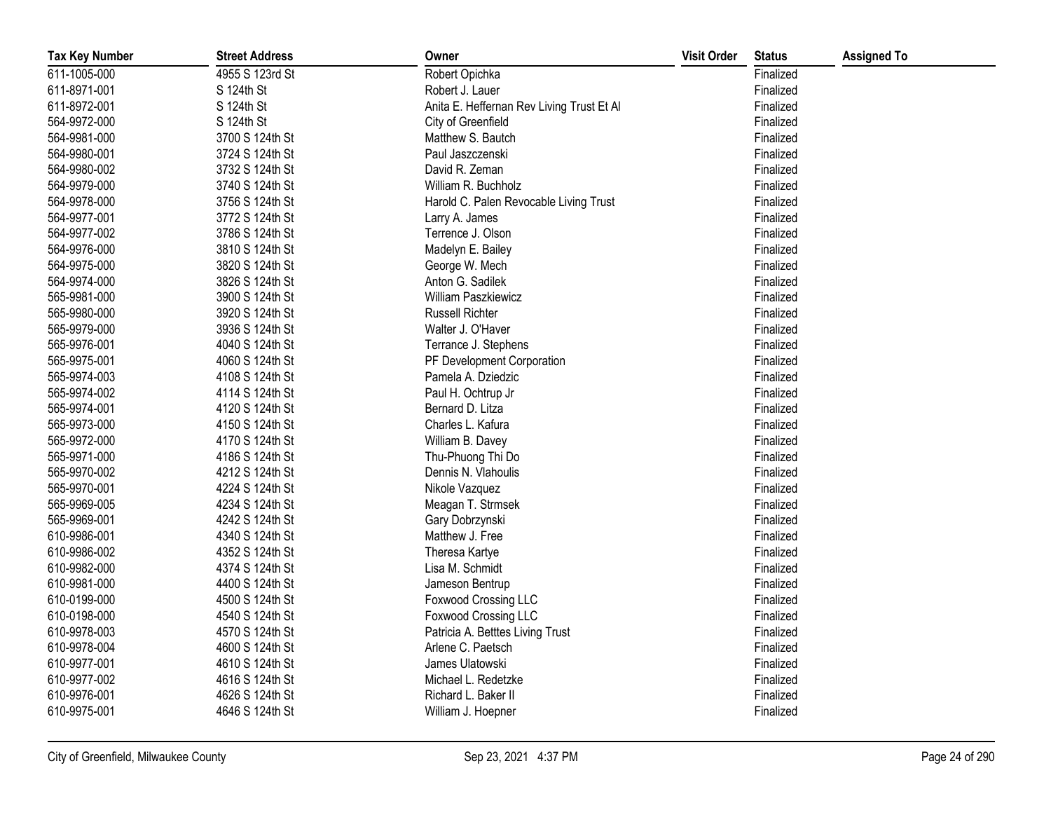| Tax Key Number | Street Address | Owner | Visit Order | Status | Assigned To |
|---|---|---|---|---|---|
| 611-1005-000 | 4955 S 123rd St | Robert Opichka | | Finalized | |
| 611-8971-001 | S 124th St | Robert J. Lauer | | Finalized | |
| 611-8972-001 | S 124th St | Anita E. Heffernan Rev Living Trust Et Al | | Finalized | |
| 564-9972-000 | S 124th St | City of Greenfield | | Finalized | |
| 564-9981-000 | 3700 S 124th St | Matthew S. Bautch | | Finalized | |
| 564-9980-001 | 3724 S 124th St | Paul Jaszczenski | | Finalized | |
| 564-9980-002 | 3732 S 124th St | David R. Zeman | | Finalized | |
| 564-9979-000 | 3740 S 124th St | William R. Buchholz | | Finalized | |
| 564-9978-000 | 3756 S 124th St | Harold C. Palen Revocable Living Trust | | Finalized | |
| 564-9977-001 | 3772 S 124th St | Larry A. James | | Finalized | |
| 564-9977-002 | 3786 S 124th St | Terrence J. Olson | | Finalized | |
| 564-9976-000 | 3810 S 124th St | Madelyn E. Bailey | | Finalized | |
| 564-9975-000 | 3820 S 124th St | George W. Mech | | Finalized | |
| 564-9974-000 | 3826 S 124th St | Anton G. Sadilek | | Finalized | |
| 565-9981-000 | 3900 S 124th St | William Paszkiewicz | | Finalized | |
| 565-9980-000 | 3920 S 124th St | Russell Richter | | Finalized | |
| 565-9979-000 | 3936 S 124th St | Walter J. O'Haver | | Finalized | |
| 565-9976-001 | 4040 S 124th St | Terrance J. Stephens | | Finalized | |
| 565-9975-001 | 4060 S 124th St | PF Development Corporation | | Finalized | |
| 565-9974-003 | 4108 S 124th St | Pamela A. Dziedzic | | Finalized | |
| 565-9974-002 | 4114 S 124th St | Paul H. Ochtrup Jr | | Finalized | |
| 565-9974-001 | 4120 S 124th St | Bernard D. Litza | | Finalized | |
| 565-9973-000 | 4150 S 124th St | Charles L. Kafura | | Finalized | |
| 565-9972-000 | 4170 S 124th St | William B. Davey | | Finalized | |
| 565-9971-000 | 4186 S 124th St | Thu-Phuong Thi Do | | Finalized | |
| 565-9970-002 | 4212 S 124th St | Dennis N. Vlahoulis | | Finalized | |
| 565-9970-001 | 4224 S 124th St | Nikole Vazquez | | Finalized | |
| 565-9969-005 | 4234 S 124th St | Meagan T. Strmsek | | Finalized | |
| 565-9969-001 | 4242 S 124th St | Gary Dobrzynski | | Finalized | |
| 610-9986-001 | 4340 S 124th St | Matthew J. Free | | Finalized | |
| 610-9986-002 | 4352 S 124th St | Theresa Kartye | | Finalized | |
| 610-9982-000 | 4374 S 124th St | Lisa M. Schmidt | | Finalized | |
| 610-9981-000 | 4400 S 124th St | Jameson Bentrup | | Finalized | |
| 610-0199-000 | 4500 S 124th St | Foxwood Crossing LLC | | Finalized | |
| 610-0198-000 | 4540 S 124th St | Foxwood Crossing LLC | | Finalized | |
| 610-9978-003 | 4570 S 124th St | Patricia A. Betttes Living Trust | | Finalized | |
| 610-9978-004 | 4600 S 124th St | Arlene C. Paetsch | | Finalized | |
| 610-9977-001 | 4610 S 124th St | James Ulatowski | | Finalized | |
| 610-9977-002 | 4616 S 124th St | Michael L. Redetzke | | Finalized | |
| 610-9976-001 | 4626 S 124th St | Richard L. Baker II | | Finalized | |
| 610-9975-001 | 4646 S 124th St | William J. Hoepner | | Finalized | |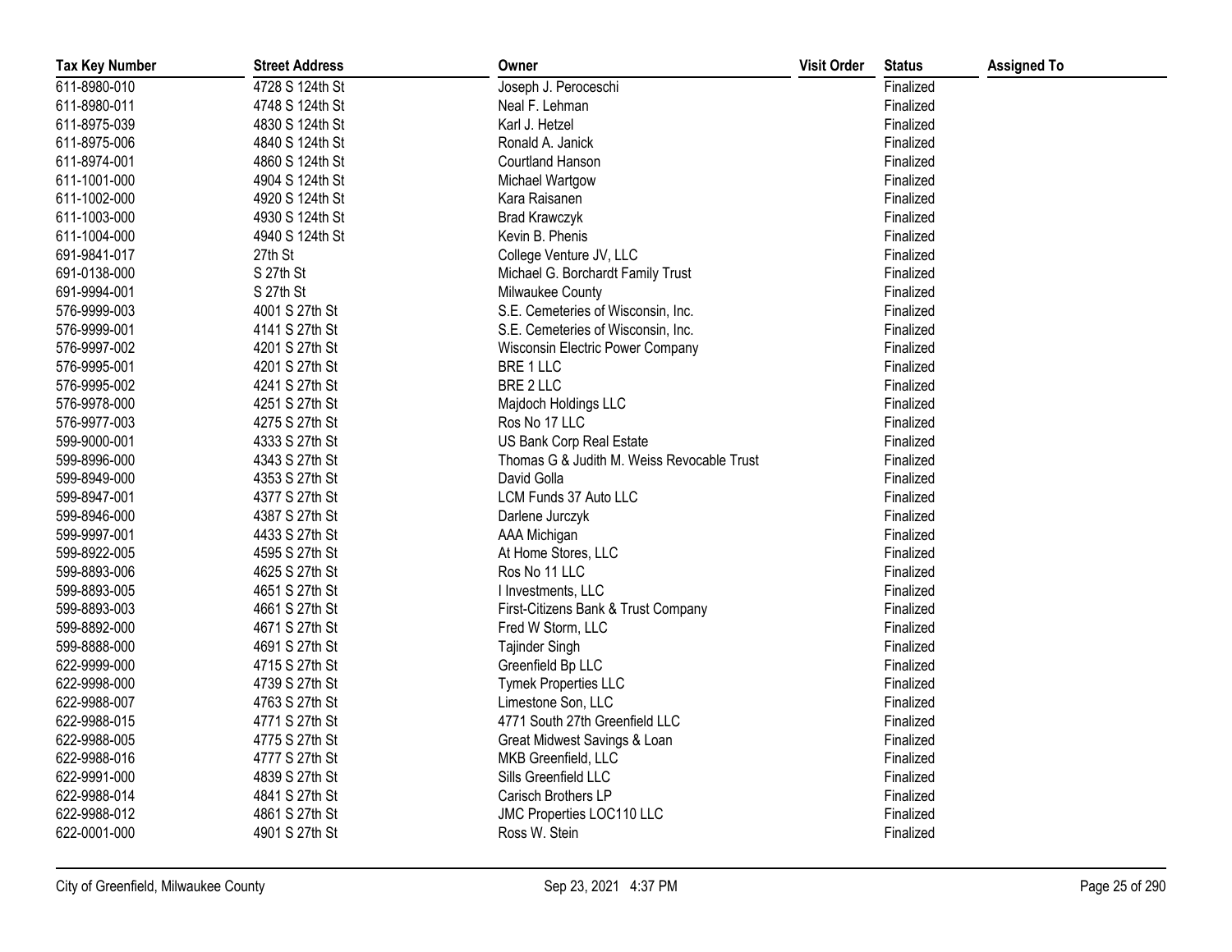| Tax Key Number | Street Address | Owner | Visit Order | Status | Assigned To |
|---|---|---|---|---|---|
| 611-8980-010 | 4728 S 124th St | Joseph J. Peroceschi | | Finalized | |
| 611-8980-011 | 4748 S 124th St | Neal F. Lehman | | Finalized | |
| 611-8975-039 | 4830 S 124th St | Karl J. Hetzel | | Finalized | |
| 611-8975-006 | 4840 S 124th St | Ronald A. Janick | | Finalized | |
| 611-8974-001 | 4860 S 124th St | Courtland Hanson | | Finalized | |
| 611-1001-000 | 4904 S 124th St | Michael Wartgow | | Finalized | |
| 611-1002-000 | 4920 S 124th St | Kara Raisanen | | Finalized | |
| 611-1003-000 | 4930 S 124th St | Brad Krawczyk | | Finalized | |
| 611-1004-000 | 4940 S 124th St | Kevin B. Phenis | | Finalized | |
| 691-9841-017 | 27th St | College Venture JV, LLC | | Finalized | |
| 691-0138-000 | S 27th St | Michael G. Borchardt Family Trust | | Finalized | |
| 691-9994-001 | S 27th St | Milwaukee County | | Finalized | |
| 576-9999-003 | 4001 S 27th St | S.E. Cemeteries of Wisconsin, Inc. | | Finalized | |
| 576-9999-001 | 4141 S 27th St | S.E. Cemeteries of Wisconsin, Inc. | | Finalized | |
| 576-9997-002 | 4201 S 27th St | Wisconsin Electric Power Company | | Finalized | |
| 576-9995-001 | 4201 S 27th St | BRE 1 LLC | | Finalized | |
| 576-9995-002 | 4241 S 27th St | BRE 2 LLC | | Finalized | |
| 576-9978-000 | 4251 S 27th St | Majdoch Holdings LLC | | Finalized | |
| 576-9977-003 | 4275 S 27th St | Ros No 17 LLC | | Finalized | |
| 599-9000-001 | 4333 S 27th St | US Bank Corp Real Estate | | Finalized | |
| 599-8996-000 | 4343 S 27th St | Thomas G & Judith M. Weiss Revocable Trust | | Finalized | |
| 599-8949-000 | 4353 S 27th St | David Golla | | Finalized | |
| 599-8947-001 | 4377 S 27th St | LCM Funds 37 Auto LLC | | Finalized | |
| 599-8946-000 | 4387 S 27th St | Darlene Jurczyk | | Finalized | |
| 599-9997-001 | 4433 S 27th St | AAA Michigan | | Finalized | |
| 599-8922-005 | 4595 S 27th St | At Home Stores, LLC | | Finalized | |
| 599-8893-006 | 4625 S 27th St | Ros No 11 LLC | | Finalized | |
| 599-8893-005 | 4651 S 27th St | I Investments, LLC | | Finalized | |
| 599-8893-003 | 4661 S 27th St | First-Citizens Bank & Trust Company | | Finalized | |
| 599-8892-000 | 4671 S 27th St | Fred W Storm, LLC | | Finalized | |
| 599-8888-000 | 4691 S 27th St | Tajinder Singh | | Finalized | |
| 622-9999-000 | 4715 S 27th St | Greenfield Bp LLC | | Finalized | |
| 622-9998-000 | 4739 S 27th St | Tymek Properties LLC | | Finalized | |
| 622-9988-007 | 4763 S 27th St | Limestone Son, LLC | | Finalized | |
| 622-9988-015 | 4771 S 27th St | 4771 South 27th Greenfield LLC | | Finalized | |
| 622-9988-005 | 4775 S 27th St | Great Midwest Savings & Loan | | Finalized | |
| 622-9988-016 | 4777 S 27th St | MKB Greenfield, LLC | | Finalized | |
| 622-9991-000 | 4839 S 27th St | Sills Greenfield LLC | | Finalized | |
| 622-9988-014 | 4841 S 27th St | Carisch Brothers LP | | Finalized | |
| 622-9988-012 | 4861 S 27th St | JMC Properties LOC110 LLC | | Finalized | |
| 622-0001-000 | 4901 S 27th St | Ross W. Stein | | Finalized | |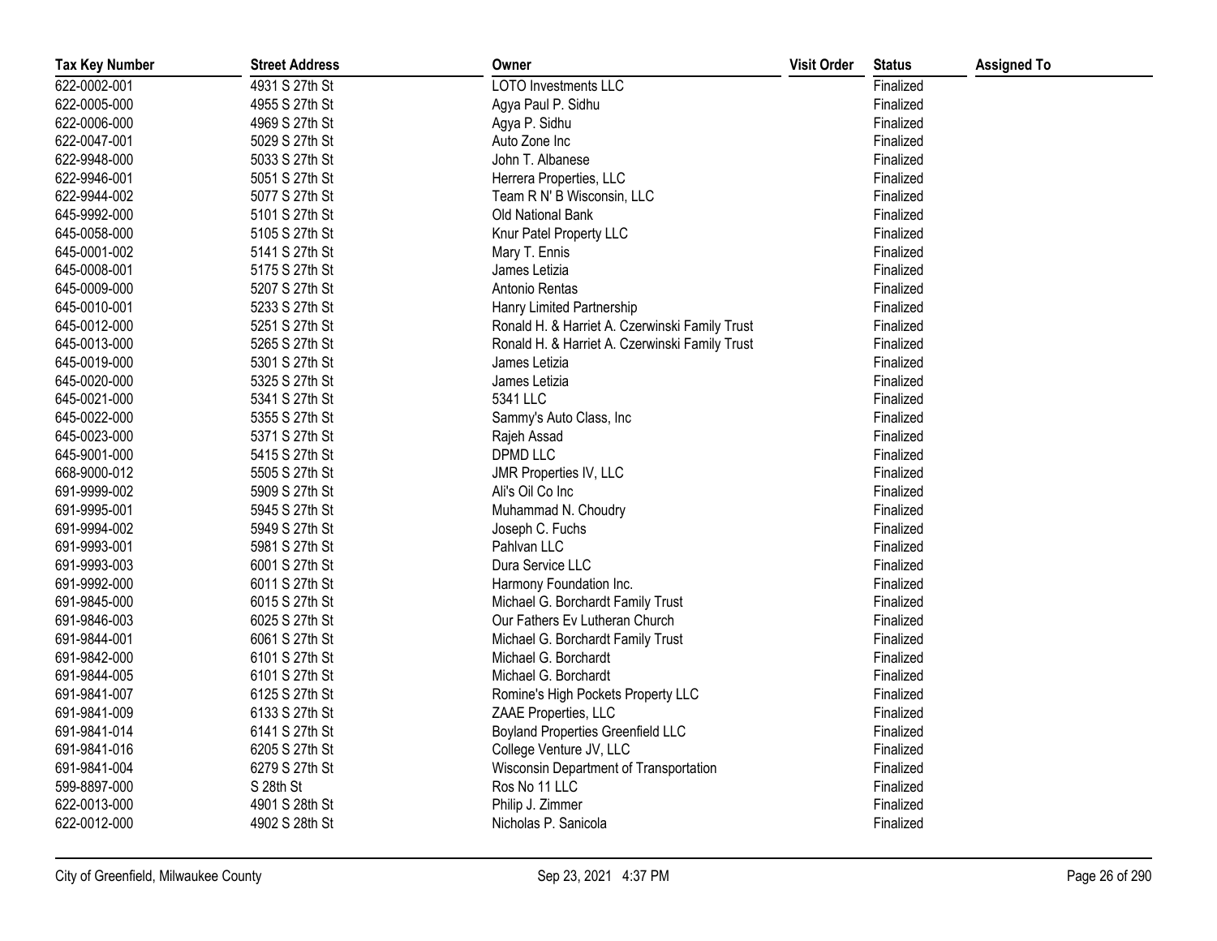| Tax Key Number | Street Address | Owner | Visit Order | Status | Assigned To |
|---|---|---|---|---|---|
| 622-0002-001 | 4931 S 27th St | LOTO Investments LLC | | Finalized | |
| 622-0005-000 | 4955 S 27th St | Agya Paul P. Sidhu | | Finalized | |
| 622-0006-000 | 4969 S 27th St | Agya P. Sidhu | | Finalized | |
| 622-0047-001 | 5029 S 27th St | Auto Zone Inc | | Finalized | |
| 622-9948-000 | 5033 S 27th St | John T. Albanese | | Finalized | |
| 622-9946-001 | 5051 S 27th St | Herrera Properties, LLC | | Finalized | |
| 622-9944-002 | 5077 S 27th St | Team R N' B Wisconsin, LLC | | Finalized | |
| 645-9992-000 | 5101 S 27th St | Old National Bank | | Finalized | |
| 645-0058-000 | 5105 S 27th St | Knur Patel Property LLC | | Finalized | |
| 645-0001-002 | 5141 S 27th St | Mary T. Ennis | | Finalized | |
| 645-0008-001 | 5175 S 27th St | James Letizia | | Finalized | |
| 645-0009-000 | 5207 S 27th St | Antonio Rentas | | Finalized | |
| 645-0010-001 | 5233 S 27th St | Hanry Limited Partnership | | Finalized | |
| 645-0012-000 | 5251 S 27th St | Ronald H. & Harriet A. Czerwinski Family Trust | | Finalized | |
| 645-0013-000 | 5265 S 27th St | Ronald H. & Harriet A. Czerwinski Family Trust | | Finalized | |
| 645-0019-000 | 5301 S 27th St | James Letizia | | Finalized | |
| 645-0020-000 | 5325 S 27th St | James Letizia | | Finalized | |
| 645-0021-000 | 5341 S 27th St | 5341 LLC | | Finalized | |
| 645-0022-000 | 5355 S 27th St | Sammy's Auto Class, Inc | | Finalized | |
| 645-0023-000 | 5371 S 27th St | Rajeh Assad | | Finalized | |
| 645-9001-000 | 5415 S 27th St | DPMD LLC | | Finalized | |
| 668-9000-012 | 5505 S 27th St | JMR Properties IV, LLC | | Finalized | |
| 691-9999-002 | 5909 S 27th St | Ali's Oil Co Inc | | Finalized | |
| 691-9995-001 | 5945 S 27th St | Muhammad N. Choudry | | Finalized | |
| 691-9994-002 | 5949 S 27th St | Joseph C. Fuchs | | Finalized | |
| 691-9993-001 | 5981 S 27th St | Pahlvan LLC | | Finalized | |
| 691-9993-003 | 6001 S 27th St | Dura Service LLC | | Finalized | |
| 691-9992-000 | 6011 S 27th St | Harmony Foundation Inc. | | Finalized | |
| 691-9845-000 | 6015 S 27th St | Michael G. Borchardt Family Trust | | Finalized | |
| 691-9846-003 | 6025 S 27th St | Our Fathers Ev Lutheran Church | | Finalized | |
| 691-9844-001 | 6061 S 27th St | Michael G. Borchardt Family Trust | | Finalized | |
| 691-9842-000 | 6101 S 27th St | Michael G. Borchardt | | Finalized | |
| 691-9844-005 | 6101 S 27th St | Michael G. Borchardt | | Finalized | |
| 691-9841-007 | 6125 S 27th St | Romine's High Pockets Property LLC | | Finalized | |
| 691-9841-009 | 6133 S 27th St | ZAAE Properties, LLC | | Finalized | |
| 691-9841-014 | 6141 S 27th St | Boyland Properties Greenfield LLC | | Finalized | |
| 691-9841-016 | 6205 S 27th St | College Venture JV, LLC | | Finalized | |
| 691-9841-004 | 6279 S 27th St | Wisconsin Department of Transportation | | Finalized | |
| 599-8897-000 | S 28th St | Ros No 11 LLC | | Finalized | |
| 622-0013-000 | 4901 S 28th St | Philip J. Zimmer | | Finalized | |
| 622-0012-000 | 4902 S 28th St | Nicholas P. Sanicola | | Finalized | |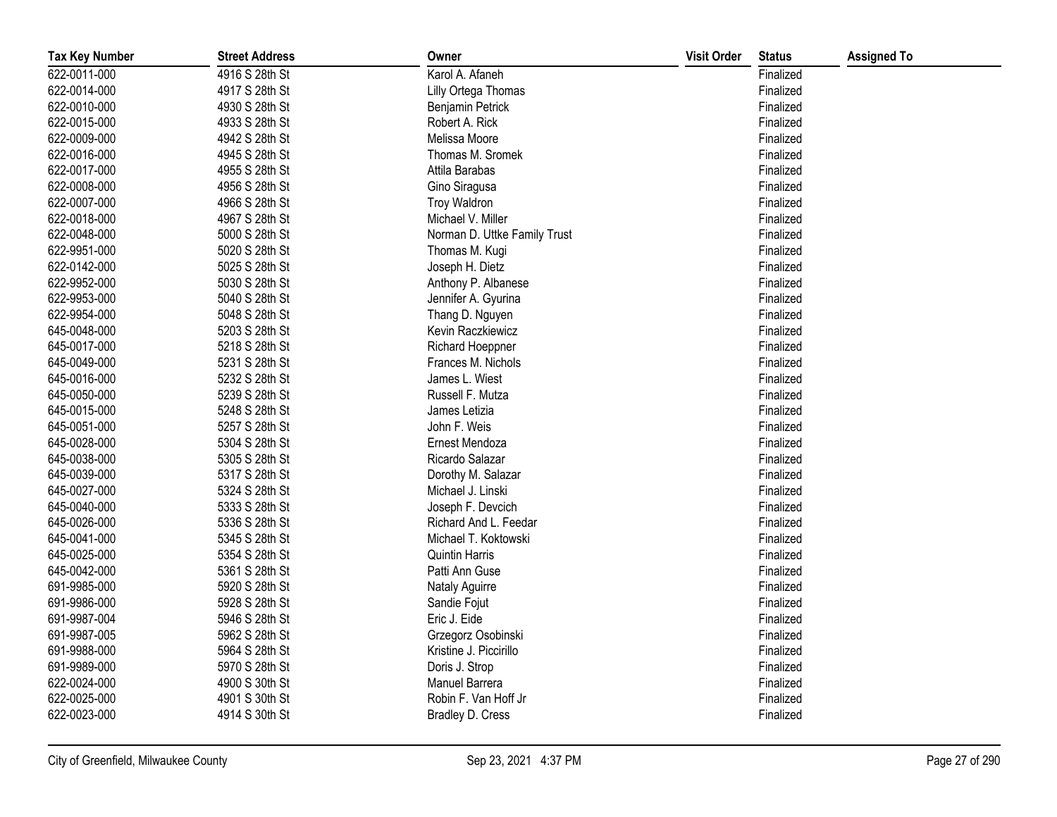| Tax Key Number | Street Address | Owner | Visit Order | Status | Assigned To |
| --- | --- | --- | --- | --- | --- |
| 622-0011-000 | 4916 S 28th St | Karol A. Afaneh | | Finalized | |
| 622-0014-000 | 4917 S 28th St | Lilly Ortega Thomas | | Finalized | |
| 622-0010-000 | 4930 S 28th St | Benjamin Petrick | | Finalized | |
| 622-0015-000 | 4933 S 28th St | Robert A. Rick | | Finalized | |
| 622-0009-000 | 4942 S 28th St | Melissa Moore | | Finalized | |
| 622-0016-000 | 4945 S 28th St | Thomas M. Sromek | | Finalized | |
| 622-0017-000 | 4955 S 28th St | Attila Barabas | | Finalized | |
| 622-0008-000 | 4956 S 28th St | Gino Siragusa | | Finalized | |
| 622-0007-000 | 4966 S 28th St | Troy Waldron | | Finalized | |
| 622-0018-000 | 4967 S 28th St | Michael V. Miller | | Finalized | |
| 622-0048-000 | 5000 S 28th St | Norman D. Uttke Family Trust | | Finalized | |
| 622-9951-000 | 5020 S 28th St | Thomas M. Kugi | | Finalized | |
| 622-0142-000 | 5025 S 28th St | Joseph H. Dietz | | Finalized | |
| 622-9952-000 | 5030 S 28th St | Anthony P. Albanese | | Finalized | |
| 622-9953-000 | 5040 S 28th St | Jennifer A. Gyurina | | Finalized | |
| 622-9954-000 | 5048 S 28th St | Thang D. Nguyen | | Finalized | |
| 645-0048-000 | 5203 S 28th St | Kevin Raczkiewicz | | Finalized | |
| 645-0017-000 | 5218 S 28th St | Richard Hoeppner | | Finalized | |
| 645-0049-000 | 5231 S 28th St | Frances M. Nichols | | Finalized | |
| 645-0016-000 | 5232 S 28th St | James L. Wiest | | Finalized | |
| 645-0050-000 | 5239 S 28th St | Russell F. Mutza | | Finalized | |
| 645-0015-000 | 5248 S 28th St | James Letizia | | Finalized | |
| 645-0051-000 | 5257 S 28th St | John F. Weis | | Finalized | |
| 645-0028-000 | 5304 S 28th St | Ernest Mendoza | | Finalized | |
| 645-0038-000 | 5305 S 28th St | Ricardo Salazar | | Finalized | |
| 645-0039-000 | 5317 S 28th St | Dorothy M. Salazar | | Finalized | |
| 645-0027-000 | 5324 S 28th St | Michael J. Linski | | Finalized | |
| 645-0040-000 | 5333 S 28th St | Joseph F. Devcich | | Finalized | |
| 645-0026-000 | 5336 S 28th St | Richard And L. Feedar | | Finalized | |
| 645-0041-000 | 5345 S 28th St | Michael T. Koktowski | | Finalized | |
| 645-0025-000 | 5354 S 28th St | Quintin Harris | | Finalized | |
| 645-0042-000 | 5361 S 28th St | Patti Ann Guse | | Finalized | |
| 691-9985-000 | 5920 S 28th St | Nataly Aguirre | | Finalized | |
| 691-9986-000 | 5928 S 28th St | Sandie Fojut | | Finalized | |
| 691-9987-004 | 5946 S 28th St | Eric J. Eide | | Finalized | |
| 691-9987-005 | 5962 S 28th St | Grzegorz Osobinski | | Finalized | |
| 691-9988-000 | 5964 S 28th St | Kristine J. Piccirillo | | Finalized | |
| 691-9989-000 | 5970 S 28th St | Doris J. Strop | | Finalized | |
| 622-0024-000 | 4900 S 30th St | Manuel Barrera | | Finalized | |
| 622-0025-000 | 4901 S 30th St | Robin F. Van Hoff Jr | | Finalized | |
| 622-0023-000 | 4914 S 30th St | Bradley D. Cress | | Finalized | |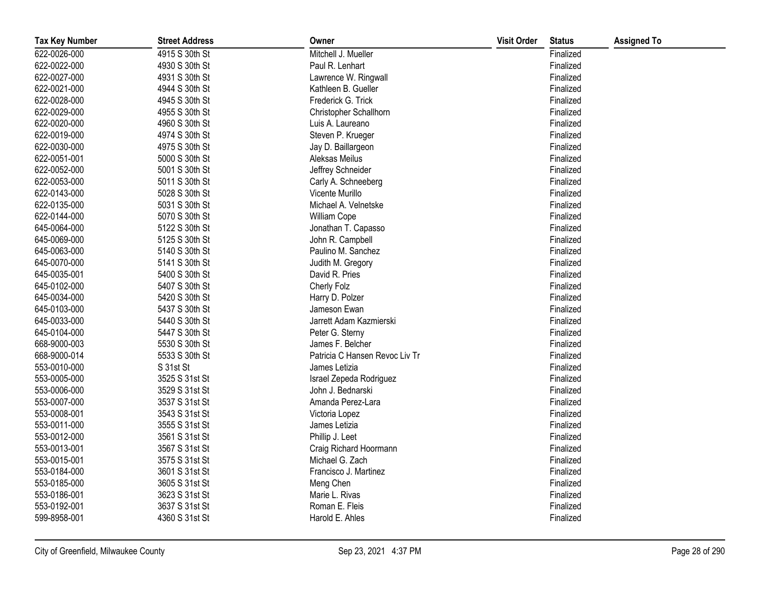| Tax Key Number | Street Address | Owner | Visit Order | Status | Assigned To |
|---|---|---|---|---|---|
| 622-0026-000 | 4915 S 30th St | Mitchell J. Mueller | | Finalized | |
| 622-0022-000 | 4930 S 30th St | Paul R. Lenhart | | Finalized | |
| 622-0027-000 | 4931 S 30th St | Lawrence W. Ringwall | | Finalized | |
| 622-0021-000 | 4944 S 30th St | Kathleen B. Gueller | | Finalized | |
| 622-0028-000 | 4945 S 30th St | Frederick G. Trick | | Finalized | |
| 622-0029-000 | 4955 S 30th St | Christopher Schallhorn | | Finalized | |
| 622-0020-000 | 4960 S 30th St | Luis A. Laureano | | Finalized | |
| 622-0019-000 | 4974 S 30th St | Steven P. Krueger | | Finalized | |
| 622-0030-000 | 4975 S 30th St | Jay D. Baillargeon | | Finalized | |
| 622-0051-001 | 5000 S 30th St | Aleksas Meilus | | Finalized | |
| 622-0052-000 | 5001 S 30th St | Jeffrey Schneider | | Finalized | |
| 622-0053-000 | 5011 S 30th St | Carly A. Schneeberg | | Finalized | |
| 622-0143-000 | 5028 S 30th St | Vicente Murillo | | Finalized | |
| 622-0135-000 | 5031 S 30th St | Michael A. Velnetske | | Finalized | |
| 622-0144-000 | 5070 S 30th St | William Cope | | Finalized | |
| 645-0064-000 | 5122 S 30th St | Jonathan T. Capasso | | Finalized | |
| 645-0069-000 | 5125 S 30th St | John R. Campbell | | Finalized | |
| 645-0063-000 | 5140 S 30th St | Paulino M. Sanchez | | Finalized | |
| 645-0070-000 | 5141 S 30th St | Judith M. Gregory | | Finalized | |
| 645-0035-001 | 5400 S 30th St | David R. Pries | | Finalized | |
| 645-0102-000 | 5407 S 30th St | Cherly Folz | | Finalized | |
| 645-0034-000 | 5420 S 30th St | Harry D. Polzer | | Finalized | |
| 645-0103-000 | 5437 S 30th St | Jameson Ewan | | Finalized | |
| 645-0033-000 | 5440 S 30th St | Jarrett Adam Kazmierski | | Finalized | |
| 645-0104-000 | 5447 S 30th St | Peter G. Sterny | | Finalized | |
| 668-9000-003 | 5530 S 30th St | James F. Belcher | | Finalized | |
| 668-9000-014 | 5533 S 30th St | Patricia C Hansen Revoc Liv Tr | | Finalized | |
| 553-0010-000 | S 31st St | James Letizia | | Finalized | |
| 553-0005-000 | 3525 S 31st St | Israel Zepeda Rodriguez | | Finalized | |
| 553-0006-000 | 3529 S 31st St | John J. Bednarski | | Finalized | |
| 553-0007-000 | 3537 S 31st St | Amanda Perez-Lara | | Finalized | |
| 553-0008-001 | 3543 S 31st St | Victoria Lopez | | Finalized | |
| 553-0011-000 | 3555 S 31st St | James Letizia | | Finalized | |
| 553-0012-000 | 3561 S 31st St | Phillip J. Leet | | Finalized | |
| 553-0013-001 | 3567 S 31st St | Craig Richard Hoormann | | Finalized | |
| 553-0015-001 | 3575 S 31st St | Michael G. Zach | | Finalized | |
| 553-0184-000 | 3601 S 31st St | Francisco J. Martinez | | Finalized | |
| 553-0185-000 | 3605 S 31st St | Meng Chen | | Finalized | |
| 553-0186-001 | 3623 S 31st St | Marie L. Rivas | | Finalized | |
| 553-0192-001 | 3637 S 31st St | Roman E. Fleis | | Finalized | |
| 599-8958-001 | 4360 S 31st St | Harold E. Ahles | | Finalized | |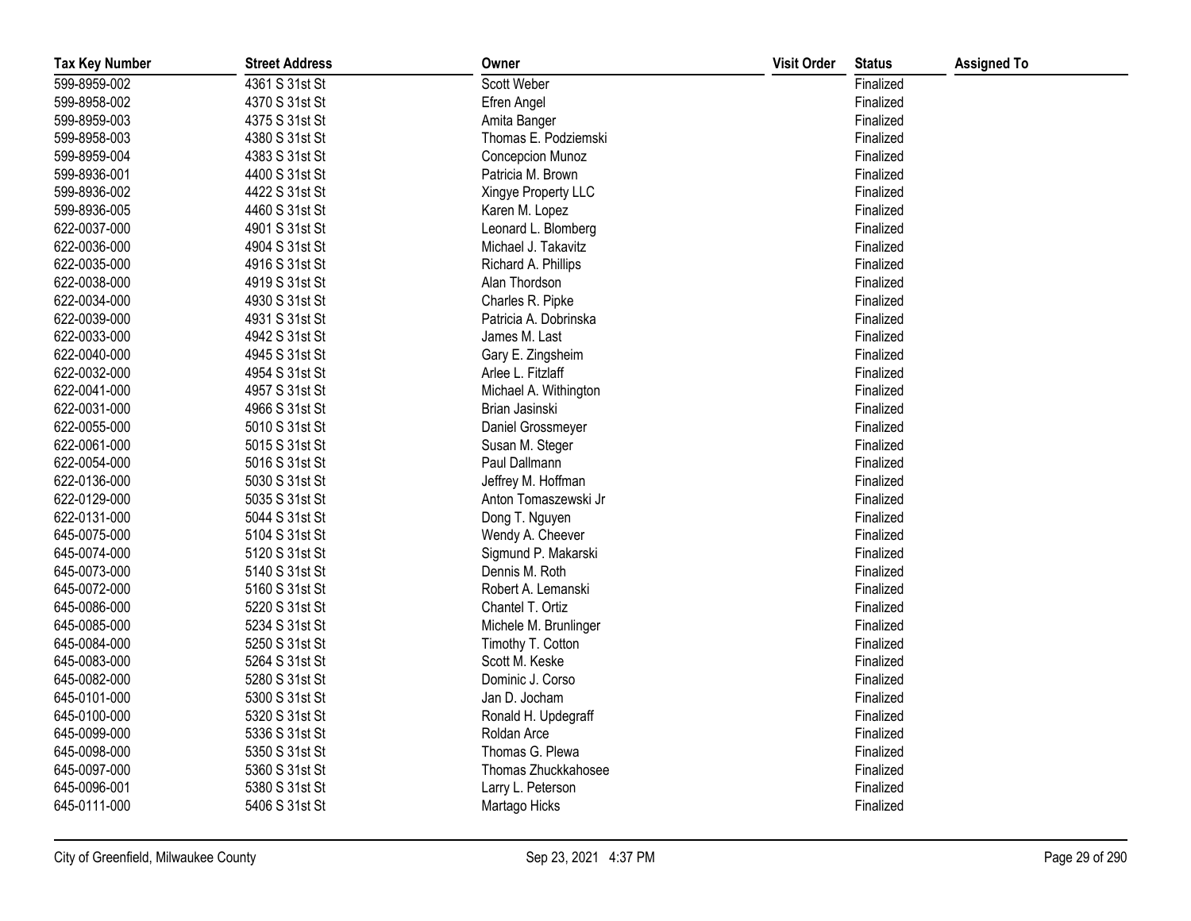| Tax Key Number | Street Address | Owner | Visit Order | Status | Assigned To |
|---|---|---|---|---|---|
| 599-8959-002 | 4361 S 31st St | Scott Weber | | Finalized | |
| 599-8958-002 | 4370 S 31st St | Efren Angel | | Finalized | |
| 599-8959-003 | 4375 S 31st St | Amita Banger | | Finalized | |
| 599-8958-003 | 4380 S 31st St | Thomas E. Podziemski | | Finalized | |
| 599-8959-004 | 4383 S 31st St | Concepcion Munoz | | Finalized | |
| 599-8936-001 | 4400 S 31st St | Patricia M. Brown | | Finalized | |
| 599-8936-002 | 4422 S 31st St | Xingye Property LLC | | Finalized | |
| 599-8936-005 | 4460 S 31st St | Karen M. Lopez | | Finalized | |
| 622-0037-000 | 4901 S 31st St | Leonard L. Blomberg | | Finalized | |
| 622-0036-000 | 4904 S 31st St | Michael J. Takavitz | | Finalized | |
| 622-0035-000 | 4916 S 31st St | Richard A. Phillips | | Finalized | |
| 622-0038-000 | 4919 S 31st St | Alan Thordson | | Finalized | |
| 622-0034-000 | 4930 S 31st St | Charles R. Pipke | | Finalized | |
| 622-0039-000 | 4931 S 31st St | Patricia A. Dobrinska | | Finalized | |
| 622-0033-000 | 4942 S 31st St | James M. Last | | Finalized | |
| 622-0040-000 | 4945 S 31st St | Gary E. Zingsheim | | Finalized | |
| 622-0032-000 | 4954 S 31st St | Arlee L. Fitzlaff | | Finalized | |
| 622-0041-000 | 4957 S 31st St | Michael A. Withington | | Finalized | |
| 622-0031-000 | 4966 S 31st St | Brian Jasinski | | Finalized | |
| 622-0055-000 | 5010 S 31st St | Daniel Grossmeyer | | Finalized | |
| 622-0061-000 | 5015 S 31st St | Susan M. Steger | | Finalized | |
| 622-0054-000 | 5016 S 31st St | Paul Dallmann | | Finalized | |
| 622-0136-000 | 5030 S 31st St | Jeffrey M. Hoffman | | Finalized | |
| 622-0129-000 | 5035 S 31st St | Anton Tomaszewski Jr | | Finalized | |
| 622-0131-000 | 5044 S 31st St | Dong T. Nguyen | | Finalized | |
| 645-0075-000 | 5104 S 31st St | Wendy A. Cheever | | Finalized | |
| 645-0074-000 | 5120 S 31st St | Sigmund P. Makarski | | Finalized | |
| 645-0073-000 | 5140 S 31st St | Dennis M. Roth | | Finalized | |
| 645-0072-000 | 5160 S 31st St | Robert A. Lemanski | | Finalized | |
| 645-0086-000 | 5220 S 31st St | Chantel T. Ortiz | | Finalized | |
| 645-0085-000 | 5234 S 31st St | Michele M. Brunlinger | | Finalized | |
| 645-0084-000 | 5250 S 31st St | Timothy T. Cotton | | Finalized | |
| 645-0083-000 | 5264 S 31st St | Scott M. Keske | | Finalized | |
| 645-0082-000 | 5280 S 31st St | Dominic J. Corso | | Finalized | |
| 645-0101-000 | 5300 S 31st St | Jan D. Jocham | | Finalized | |
| 645-0100-000 | 5320 S 31st St | Ronald H. Updegraff | | Finalized | |
| 645-0099-000 | 5336 S 31st St | Roldan Arce | | Finalized | |
| 645-0098-000 | 5350 S 31st St | Thomas G. Plewa | | Finalized | |
| 645-0097-000 | 5360 S 31st St | Thomas Zhuckkahosee | | Finalized | |
| 645-0096-001 | 5380 S 31st St | Larry L. Peterson | | Finalized | |
| 645-0111-000 | 5406 S 31st St | Martago Hicks | | Finalized | |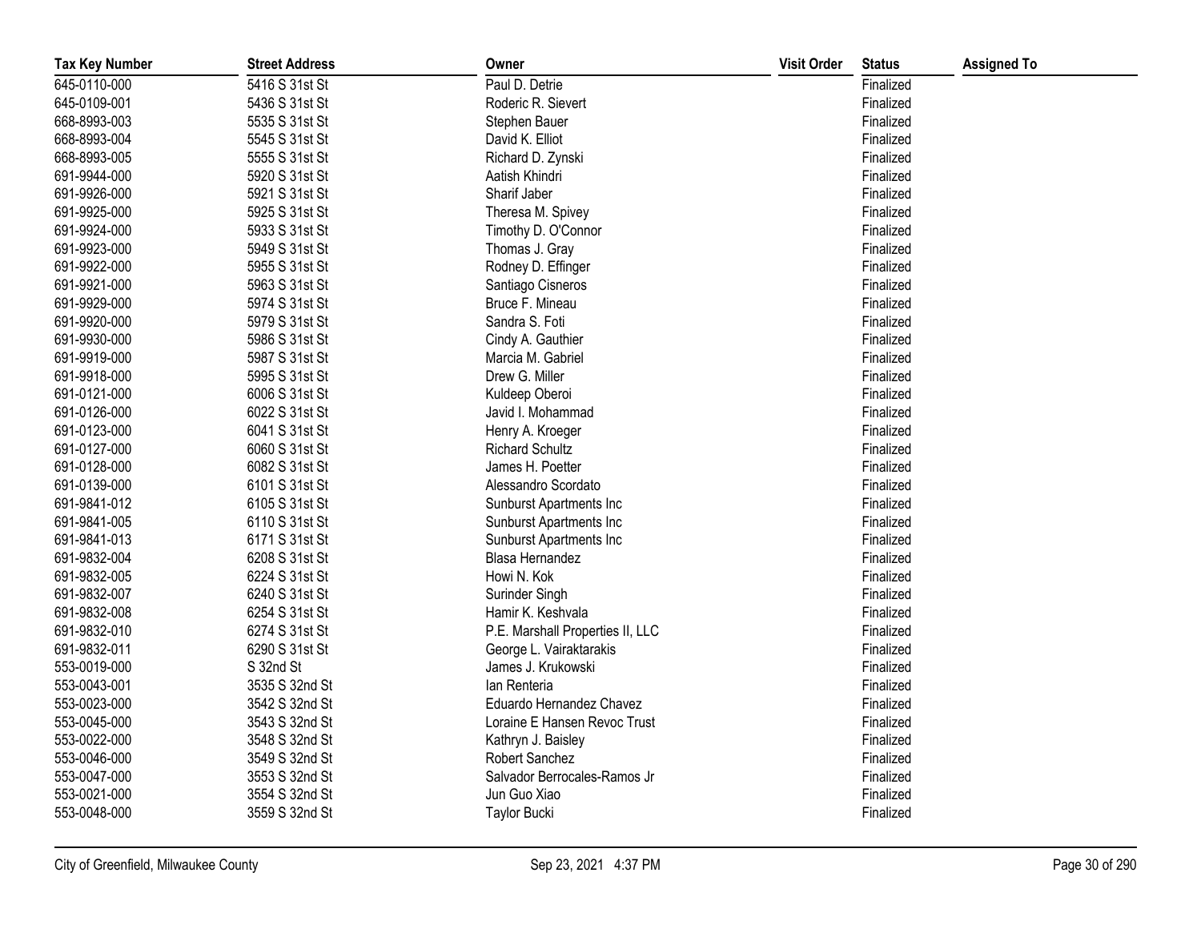| Tax Key Number | Street Address | Owner | Visit Order | Status | Assigned To |
|---|---|---|---|---|---|
| 645-0110-000 | 5416 S 31st St | Paul D. Detrie | | Finalized | |
| 645-0109-001 | 5436 S 31st St | Roderic R. Sievert | | Finalized | |
| 668-8993-003 | 5535 S 31st St | Stephen Bauer | | Finalized | |
| 668-8993-004 | 5545 S 31st St | David K. Elliot | | Finalized | |
| 668-8993-005 | 5555 S 31st St | Richard D. Zynski | | Finalized | |
| 691-9944-000 | 5920 S 31st St | Aatish Khindri | | Finalized | |
| 691-9926-000 | 5921 S 31st St | Sharif Jaber | | Finalized | |
| 691-9925-000 | 5925 S 31st St | Theresa M. Spivey | | Finalized | |
| 691-9924-000 | 5933 S 31st St | Timothy D. O'Connor | | Finalized | |
| 691-9923-000 | 5949 S 31st St | Thomas J. Gray | | Finalized | |
| 691-9922-000 | 5955 S 31st St | Rodney D. Effinger | | Finalized | |
| 691-9921-000 | 5963 S 31st St | Santiago Cisneros | | Finalized | |
| 691-9929-000 | 5974 S 31st St | Bruce F. Mineau | | Finalized | |
| 691-9920-000 | 5979 S 31st St | Sandra S. Foti | | Finalized | |
| 691-9930-000 | 5986 S 31st St | Cindy A. Gauthier | | Finalized | |
| 691-9919-000 | 5987 S 31st St | Marcia M. Gabriel | | Finalized | |
| 691-9918-000 | 5995 S 31st St | Drew G. Miller | | Finalized | |
| 691-0121-000 | 6006 S 31st St | Kuldeep Oberoi | | Finalized | |
| 691-0126-000 | 6022 S 31st St | Javid I. Mohammad | | Finalized | |
| 691-0123-000 | 6041 S 31st St | Henry A. Kroeger | | Finalized | |
| 691-0127-000 | 6060 S 31st St | Richard Schultz | | Finalized | |
| 691-0128-000 | 6082 S 31st St | James H. Poetter | | Finalized | |
| 691-0139-000 | 6101 S 31st St | Alessandro Scordato | | Finalized | |
| 691-9841-012 | 6105 S 31st St | Sunburst Apartments Inc | | Finalized | |
| 691-9841-005 | 6110 S 31st St | Sunburst Apartments Inc | | Finalized | |
| 691-9841-013 | 6171 S 31st St | Sunburst Apartments Inc | | Finalized | |
| 691-9832-004 | 6208 S 31st St | Blasa Hernandez | | Finalized | |
| 691-9832-005 | 6224 S 31st St | Howi N. Kok | | Finalized | |
| 691-9832-007 | 6240 S 31st St | Surinder Singh | | Finalized | |
| 691-9832-008 | 6254 S 31st St | Hamir K. Keshvala | | Finalized | |
| 691-9832-010 | 6274 S 31st St | P.E. Marshall Properties II, LLC | | Finalized | |
| 691-9832-011 | 6290 S 31st St | George L. Vairaktarakis | | Finalized | |
| 553-0019-000 | S 32nd St | James J. Krukowski | | Finalized | |
| 553-0043-001 | 3535 S 32nd St | Ian Renteria | | Finalized | |
| 553-0023-000 | 3542 S 32nd St | Eduardo Hernandez Chavez | | Finalized | |
| 553-0045-000 | 3543 S 32nd St | Loraine E Hansen Revoc Trust | | Finalized | |
| 553-0022-000 | 3548 S 32nd St | Kathryn J. Baisley | | Finalized | |
| 553-0046-000 | 3549 S 32nd St | Robert Sanchez | | Finalized | |
| 553-0047-000 | 3553 S 32nd St | Salvador Berrocales-Ramos Jr | | Finalized | |
| 553-0021-000 | 3554 S 32nd St | Jun Guo Xiao | | Finalized | |
| 553-0048-000 | 3559 S 32nd St | Taylor Bucki | | Finalized | |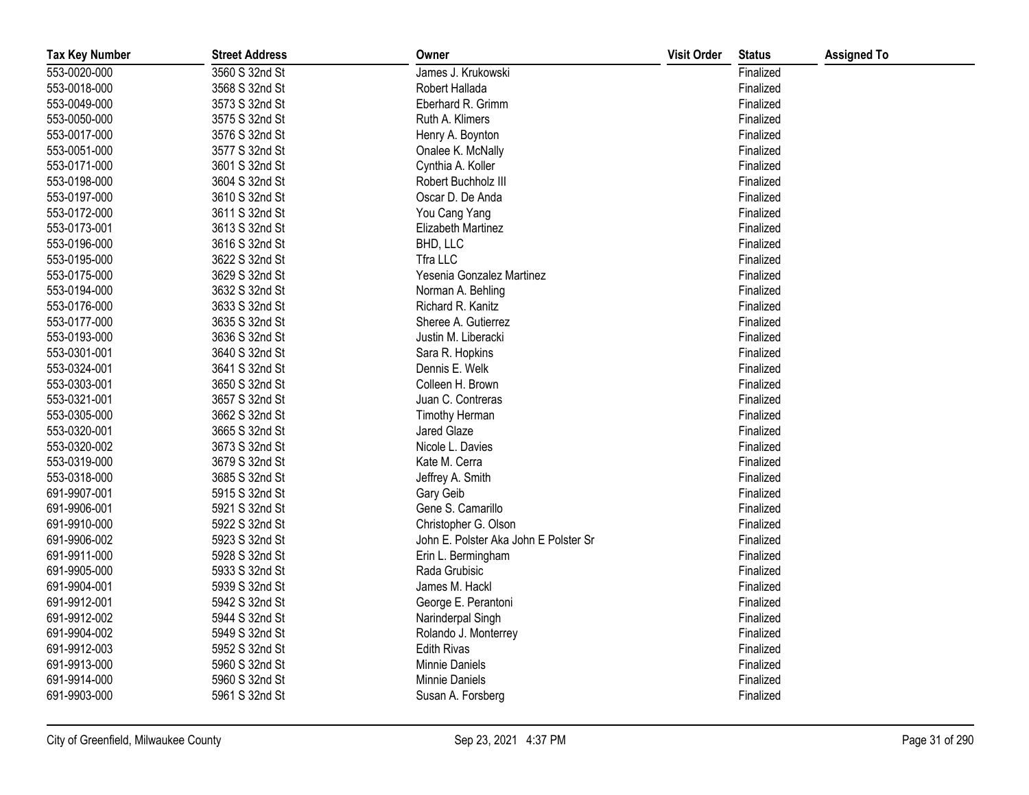| Tax Key Number | Street Address | Owner | Visit Order | Status | Assigned To |
|---|---|---|---|---|---|
| 553-0020-000 | 3560 S 32nd St | James J. Krukowski | | Finalized | |
| 553-0018-000 | 3568 S 32nd St | Robert Hallada | | Finalized | |
| 553-0049-000 | 3573 S 32nd St | Eberhard R. Grimm | | Finalized | |
| 553-0050-000 | 3575 S 32nd St | Ruth A. Klimers | | Finalized | |
| 553-0017-000 | 3576 S 32nd St | Henry A. Boynton | | Finalized | |
| 553-0051-000 | 3577 S 32nd St | Onalee K. McNally | | Finalized | |
| 553-0171-000 | 3601 S 32nd St | Cynthia A. Koller | | Finalized | |
| 553-0198-000 | 3604 S 32nd St | Robert Buchholz III | | Finalized | |
| 553-0197-000 | 3610 S 32nd St | Oscar D. De Anda | | Finalized | |
| 553-0172-000 | 3611 S 32nd St | You Cang Yang | | Finalized | |
| 553-0173-001 | 3613 S 32nd St | Elizabeth Martinez | | Finalized | |
| 553-0196-000 | 3616 S 32nd St | BHD, LLC | | Finalized | |
| 553-0195-000 | 3622 S 32nd St | Tfra LLC | | Finalized | |
| 553-0175-000 | 3629 S 32nd St | Yesenia Gonzalez Martinez | | Finalized | |
| 553-0194-000 | 3632 S 32nd St | Norman A. Behling | | Finalized | |
| 553-0176-000 | 3633 S 32nd St | Richard R. Kanitz | | Finalized | |
| 553-0177-000 | 3635 S 32nd St | Sheree A. Gutierrez | | Finalized | |
| 553-0193-000 | 3636 S 32nd St | Justin M. Liberacki | | Finalized | |
| 553-0301-001 | 3640 S 32nd St | Sara R. Hopkins | | Finalized | |
| 553-0324-001 | 3641 S 32nd St | Dennis E. Welk | | Finalized | |
| 553-0303-001 | 3650 S 32nd St | Colleen H. Brown | | Finalized | |
| 553-0321-001 | 3657 S 32nd St | Juan C. Contreras | | Finalized | |
| 553-0305-000 | 3662 S 32nd St | Timothy Herman | | Finalized | |
| 553-0320-001 | 3665 S 32nd St | Jared Glaze | | Finalized | |
| 553-0320-002 | 3673 S 32nd St | Nicole L. Davies | | Finalized | |
| 553-0319-000 | 3679 S 32nd St | Kate M. Cerra | | Finalized | |
| 553-0318-000 | 3685 S 32nd St | Jeffrey A. Smith | | Finalized | |
| 691-9907-001 | 5915 S 32nd St | Gary Geib | | Finalized | |
| 691-9906-001 | 5921 S 32nd St | Gene S. Camarillo | | Finalized | |
| 691-9910-000 | 5922 S 32nd St | Christopher G. Olson | | Finalized | |
| 691-9906-002 | 5923 S 32nd St | John E. Polster Aka John E Polster Sr | | Finalized | |
| 691-9911-000 | 5928 S 32nd St | Erin L. Bermingham | | Finalized | |
| 691-9905-000 | 5933 S 32nd St | Rada Grubisic | | Finalized | |
| 691-9904-001 | 5939 S 32nd St | James M. Hackl | | Finalized | |
| 691-9912-001 | 5942 S 32nd St | George E. Perantoni | | Finalized | |
| 691-9912-002 | 5944 S 32nd St | Narinderpal Singh | | Finalized | |
| 691-9904-002 | 5949 S 32nd St | Rolando J. Monterrey | | Finalized | |
| 691-9912-003 | 5952 S 32nd St | Edith Rivas | | Finalized | |
| 691-9913-000 | 5960 S 32nd St | Minnie Daniels | | Finalized | |
| 691-9914-000 | 5960 S 32nd St | Minnie Daniels | | Finalized | |
| 691-9903-000 | 5961 S 32nd St | Susan A. Forsberg | | Finalized | |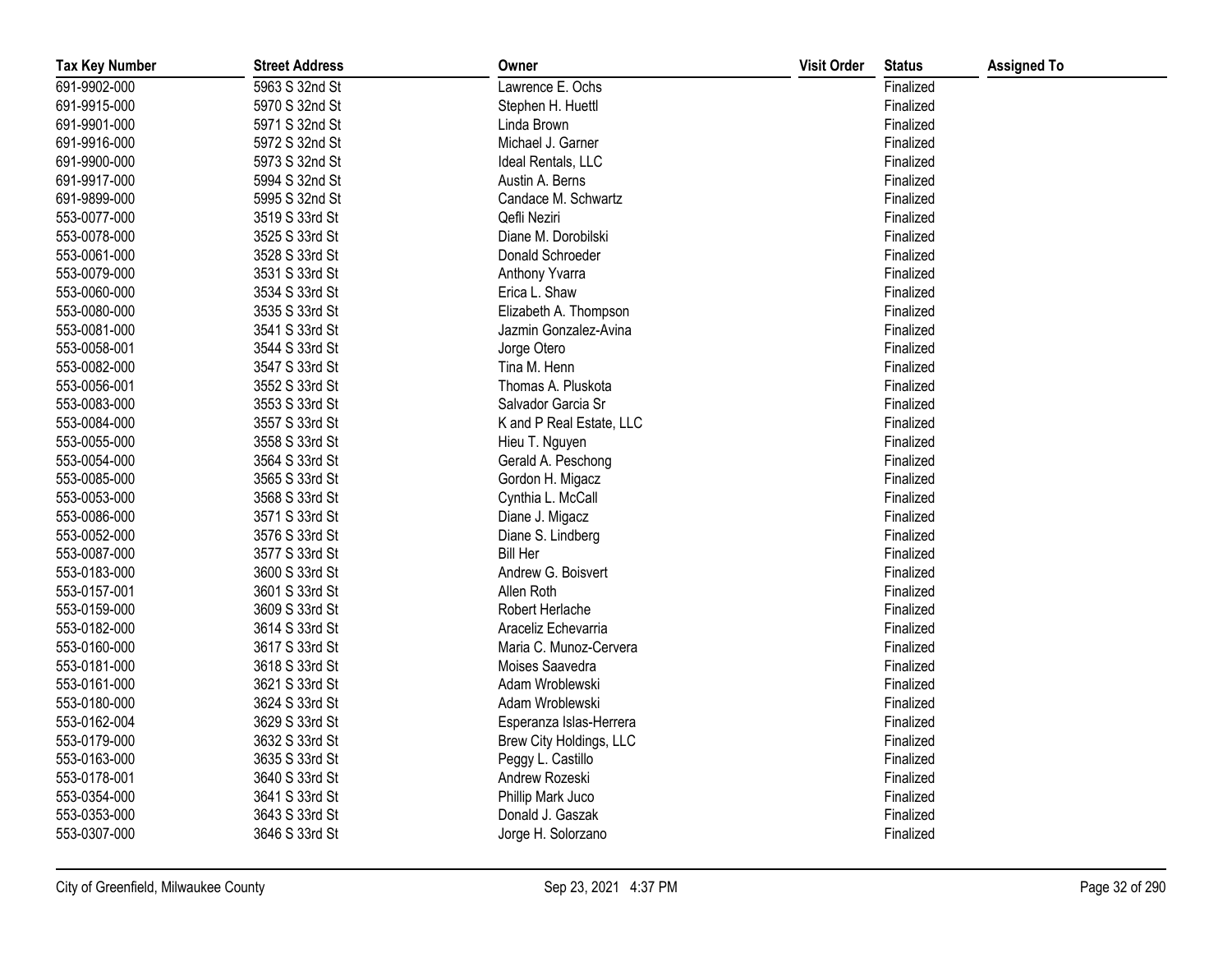| Tax Key Number | Street Address | Owner | Visit Order | Status | Assigned To |
|---|---|---|---|---|---|
| 691-9902-000 | 5963 S 32nd St | Lawrence E. Ochs | | Finalized | |
| 691-9915-000 | 5970 S 32nd St | Stephen H. Huettl | | Finalized | |
| 691-9901-000 | 5971 S 32nd St | Linda Brown | | Finalized | |
| 691-9916-000 | 5972 S 32nd St | Michael J. Garner | | Finalized | |
| 691-9900-000 | 5973 S 32nd St | Ideal Rentals, LLC | | Finalized | |
| 691-9917-000 | 5994 S 32nd St | Austin A. Berns | | Finalized | |
| 691-9899-000 | 5995 S 32nd St | Candace M. Schwartz | | Finalized | |
| 553-0077-000 | 3519 S 33rd St | Qefli Neziri | | Finalized | |
| 553-0078-000 | 3525 S 33rd St | Diane M. Dorobilski | | Finalized | |
| 553-0061-000 | 3528 S 33rd St | Donald Schroeder | | Finalized | |
| 553-0079-000 | 3531 S 33rd St | Anthony Yvarra | | Finalized | |
| 553-0060-000 | 3534 S 33rd St | Erica L. Shaw | | Finalized | |
| 553-0080-000 | 3535 S 33rd St | Elizabeth A. Thompson | | Finalized | |
| 553-0081-000 | 3541 S 33rd St | Jazmin Gonzalez-Avina | | Finalized | |
| 553-0058-001 | 3544 S 33rd St | Jorge Otero | | Finalized | |
| 553-0082-000 | 3547 S 33rd St | Tina M. Henn | | Finalized | |
| 553-0056-001 | 3552 S 33rd St | Thomas A. Pluskota | | Finalized | |
| 553-0083-000 | 3553 S 33rd St | Salvador Garcia Sr | | Finalized | |
| 553-0084-000 | 3557 S 33rd St | K and P Real Estate, LLC | | Finalized | |
| 553-0055-000 | 3558 S 33rd St | Hieu T. Nguyen | | Finalized | |
| 553-0054-000 | 3564 S 33rd St | Gerald A. Peschong | | Finalized | |
| 553-0085-000 | 3565 S 33rd St | Gordon H. Migacz | | Finalized | |
| 553-0053-000 | 3568 S 33rd St | Cynthia L. McCall | | Finalized | |
| 553-0086-000 | 3571 S 33rd St | Diane J. Migacz | | Finalized | |
| 553-0052-000 | 3576 S 33rd St | Diane S. Lindberg | | Finalized | |
| 553-0087-000 | 3577 S 33rd St | Bill Her | | Finalized | |
| 553-0183-000 | 3600 S 33rd St | Andrew G. Boisvert | | Finalized | |
| 553-0157-001 | 3601 S 33rd St | Allen Roth | | Finalized | |
| 553-0159-000 | 3609 S 33rd St | Robert Herlache | | Finalized | |
| 553-0182-000 | 3614 S 33rd St | Araceliz Echevarria | | Finalized | |
| 553-0160-000 | 3617 S 33rd St | Maria C. Munoz-Cervera | | Finalized | |
| 553-0181-000 | 3618 S 33rd St | Moises Saavedra | | Finalized | |
| 553-0161-000 | 3621 S 33rd St | Adam Wroblewski | | Finalized | |
| 553-0180-000 | 3624 S 33rd St | Adam Wroblewski | | Finalized | |
| 553-0162-004 | 3629 S 33rd St | Esperanza Islas-Herrera | | Finalized | |
| 553-0179-000 | 3632 S 33rd St | Brew City Holdings, LLC | | Finalized | |
| 553-0163-000 | 3635 S 33rd St | Peggy L. Castillo | | Finalized | |
| 553-0178-001 | 3640 S 33rd St | Andrew Rozeski | | Finalized | |
| 553-0354-000 | 3641 S 33rd St | Phillip Mark Juco | | Finalized | |
| 553-0353-000 | 3643 S 33rd St | Donald J. Gaszak | | Finalized | |
| 553-0307-000 | 3646 S 33rd St | Jorge H. Solorzano | | Finalized | |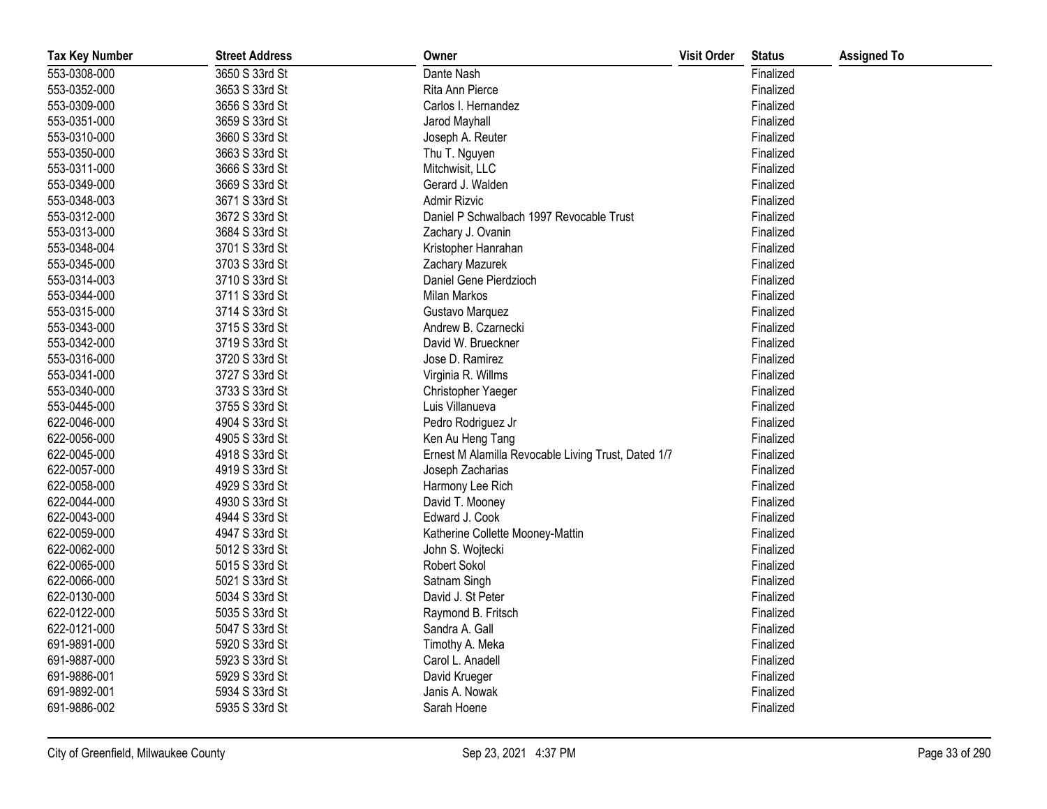| Tax Key Number | Street Address | Owner | Visit Order | Status | Assigned To |
|---|---|---|---|---|---|
| 553-0308-000 | 3650 S 33rd St | Dante Nash | | Finalized | |
| 553-0352-000 | 3653 S 33rd St | Rita Ann Pierce | | Finalized | |
| 553-0309-000 | 3656 S 33rd St | Carlos I. Hernandez | | Finalized | |
| 553-0351-000 | 3659 S 33rd St | Jarod Mayhall | | Finalized | |
| 553-0310-000 | 3660 S 33rd St | Joseph A. Reuter | | Finalized | |
| 553-0350-000 | 3663 S 33rd St | Thu T. Nguyen | | Finalized | |
| 553-0311-000 | 3666 S 33rd St | Mitchwisit, LLC | | Finalized | |
| 553-0349-000 | 3669 S 33rd St | Gerard J. Walden | | Finalized | |
| 553-0348-003 | 3671 S 33rd St | Admir Rizvic | | Finalized | |
| 553-0312-000 | 3672 S 33rd St | Daniel P Schwalbach 1997 Revocable Trust | | Finalized | |
| 553-0313-000 | 3684 S 33rd St | Zachary J. Ovanin | | Finalized | |
| 553-0348-004 | 3701 S 33rd St | Kristopher Hanrahan | | Finalized | |
| 553-0345-000 | 3703 S 33rd St | Zachary Mazurek | | Finalized | |
| 553-0314-003 | 3710 S 33rd St | Daniel Gene Pierdzioch | | Finalized | |
| 553-0344-000 | 3711 S 33rd St | Milan Markos | | Finalized | |
| 553-0315-000 | 3714 S 33rd St | Gustavo Marquez | | Finalized | |
| 553-0343-000 | 3715 S 33rd St | Andrew B. Czarnecki | | Finalized | |
| 553-0342-000 | 3719 S 33rd St | David W. Brueckner | | Finalized | |
| 553-0316-000 | 3720 S 33rd St | Jose D. Ramirez | | Finalized | |
| 553-0341-000 | 3727 S 33rd St | Virginia R. Willms | | Finalized | |
| 553-0340-000 | 3733 S 33rd St | Christopher Yaeger | | Finalized | |
| 553-0445-000 | 3755 S 33rd St | Luis Villanueva | | Finalized | |
| 622-0046-000 | 4904 S 33rd St | Pedro Rodriguez Jr | | Finalized | |
| 622-0056-000 | 4905 S 33rd St | Ken Au Heng Tang | | Finalized | |
| 622-0045-000 | 4918 S 33rd St | Ernest M Alamilla Revocable Living Trust, Dated 1/7 | | Finalized | |
| 622-0057-000 | 4919 S 33rd St | Joseph Zacharias | | Finalized | |
| 622-0058-000 | 4929 S 33rd St | Harmony Lee Rich | | Finalized | |
| 622-0044-000 | 4930 S 33rd St | David T. Mooney | | Finalized | |
| 622-0043-000 | 4944 S 33rd St | Edward J. Cook | | Finalized | |
| 622-0059-000 | 4947 S 33rd St | Katherine Collette Mooney-Mattin | | Finalized | |
| 622-0062-000 | 5012 S 33rd St | John S. Wojtecki | | Finalized | |
| 622-0065-000 | 5015 S 33rd St | Robert Sokol | | Finalized | |
| 622-0066-000 | 5021 S 33rd St | Satnam Singh | | Finalized | |
| 622-0130-000 | 5034 S 33rd St | David J. St Peter | | Finalized | |
| 622-0122-000 | 5035 S 33rd St | Raymond B. Fritsch | | Finalized | |
| 622-0121-000 | 5047 S 33rd St | Sandra A. Gall | | Finalized | |
| 691-9891-000 | 5920 S 33rd St | Timothy A. Meka | | Finalized | |
| 691-9887-000 | 5923 S 33rd St | Carol L. Anadell | | Finalized | |
| 691-9886-001 | 5929 S 33rd St | David Krueger | | Finalized | |
| 691-9892-001 | 5934 S 33rd St | Janis A. Nowak | | Finalized | |
| 691-9886-002 | 5935 S 33rd St | Sarah Hoene | | Finalized | |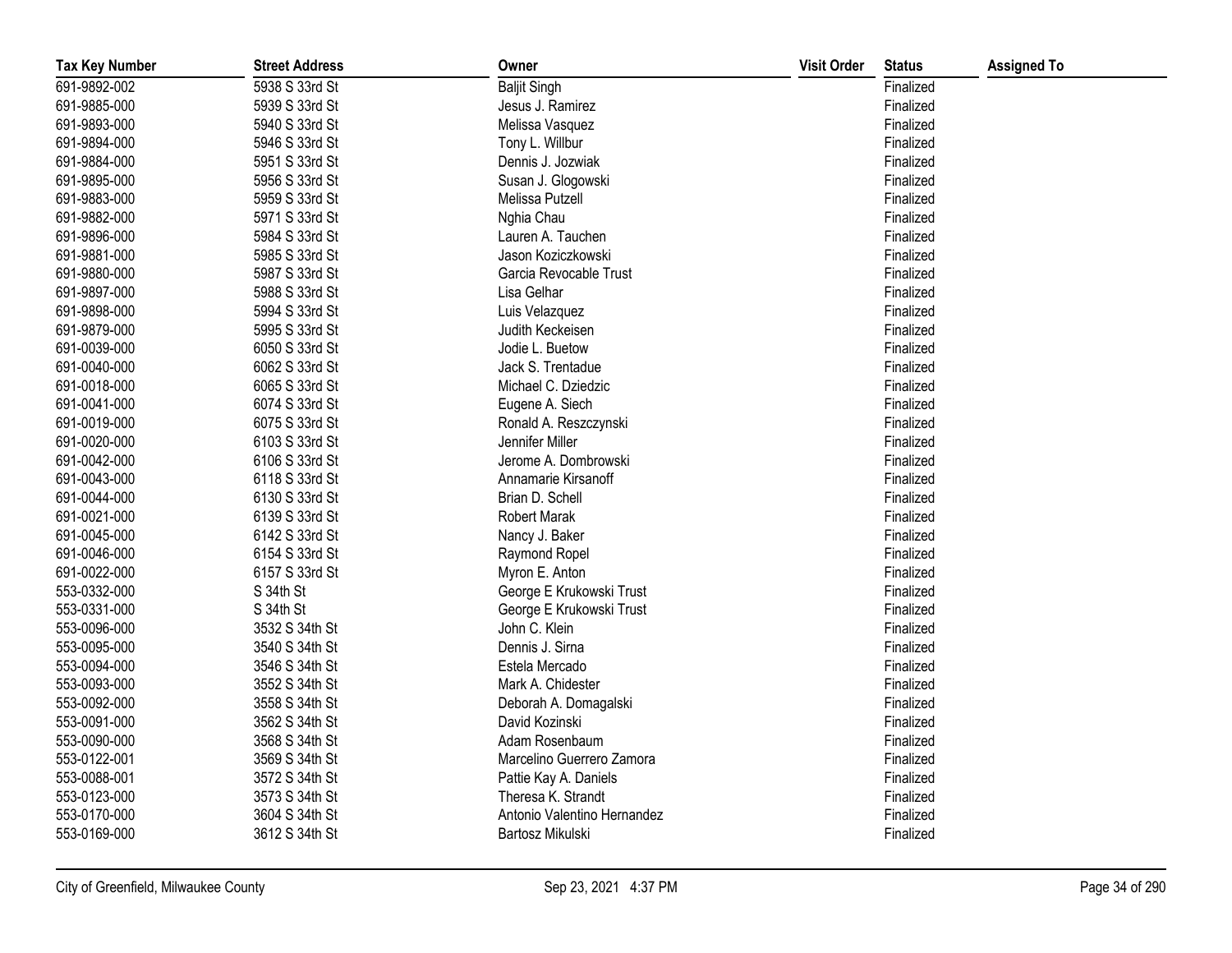| Tax Key Number | Street Address | Owner | Visit Order | Status | Assigned To |
|---|---|---|---|---|---|
| 691-9892-002 | 5938 S 33rd St | Baljit Singh | | Finalized | |
| 691-9885-000 | 5939 S 33rd St | Jesus J. Ramirez | | Finalized | |
| 691-9893-000 | 5940 S 33rd St | Melissa Vasquez | | Finalized | |
| 691-9894-000 | 5946 S 33rd St | Tony L. Willbur | | Finalized | |
| 691-9884-000 | 5951 S 33rd St | Dennis J. Jozwiak | | Finalized | |
| 691-9895-000 | 5956 S 33rd St | Susan J. Glogowski | | Finalized | |
| 691-9883-000 | 5959 S 33rd St | Melissa Putzell | | Finalized | |
| 691-9882-000 | 5971 S 33rd St | Nghia Chau | | Finalized | |
| 691-9896-000 | 5984 S 33rd St | Lauren A. Tauchen | | Finalized | |
| 691-9881-000 | 5985 S 33rd St | Jason Koziczkowski | | Finalized | |
| 691-9880-000 | 5987 S 33rd St | Garcia Revocable Trust | | Finalized | |
| 691-9897-000 | 5988 S 33rd St | Lisa Gelhar | | Finalized | |
| 691-9898-000 | 5994 S 33rd St | Luis Velazquez | | Finalized | |
| 691-9879-000 | 5995 S 33rd St | Judith Keckeisen | | Finalized | |
| 691-0039-000 | 6050 S 33rd St | Jodie L. Buetow | | Finalized | |
| 691-0040-000 | 6062 S 33rd St | Jack S. Trentadue | | Finalized | |
| 691-0018-000 | 6065 S 33rd St | Michael C. Dziedzic | | Finalized | |
| 691-0041-000 | 6074 S 33rd St | Eugene A. Siech | | Finalized | |
| 691-0019-000 | 6075 S 33rd St | Ronald A. Reszczynski | | Finalized | |
| 691-0020-000 | 6103 S 33rd St | Jennifer Miller | | Finalized | |
| 691-0042-000 | 6106 S 33rd St | Jerome A. Dombrowski | | Finalized | |
| 691-0043-000 | 6118 S 33rd St | Annamarie Kirsanoff | | Finalized | |
| 691-0044-000 | 6130 S 33rd St | Brian D. Schell | | Finalized | |
| 691-0021-000 | 6139 S 33rd St | Robert Marak | | Finalized | |
| 691-0045-000 | 6142 S 33rd St | Nancy J. Baker | | Finalized | |
| 691-0046-000 | 6154 S 33rd St | Raymond Ropel | | Finalized | |
| 691-0022-000 | 6157 S 33rd St | Myron E. Anton | | Finalized | |
| 553-0332-000 | S 34th St | George E Krukowski Trust | | Finalized | |
| 553-0331-000 | S 34th St | George E Krukowski Trust | | Finalized | |
| 553-0096-000 | 3532 S 34th St | John C. Klein | | Finalized | |
| 553-0095-000 | 3540 S 34th St | Dennis J. Sirna | | Finalized | |
| 553-0094-000 | 3546 S 34th St | Estela Mercado | | Finalized | |
| 553-0093-000 | 3552 S 34th St | Mark A. Chidester | | Finalized | |
| 553-0092-000 | 3558 S 34th St | Deborah A. Domagalski | | Finalized | |
| 553-0091-000 | 3562 S 34th St | David Kozinski | | Finalized | |
| 553-0090-000 | 3568 S 34th St | Adam Rosenbaum | | Finalized | |
| 553-0122-001 | 3569 S 34th St | Marcelino Guerrero Zamora | | Finalized | |
| 553-0088-001 | 3572 S 34th St | Pattie Kay A. Daniels | | Finalized | |
| 553-0123-000 | 3573 S 34th St | Theresa K. Strandt | | Finalized | |
| 553-0170-000 | 3604 S 34th St | Antonio Valentino Hernandez | | Finalized | |
| 553-0169-000 | 3612 S 34th St | Bartosz Mikulski | | Finalized | |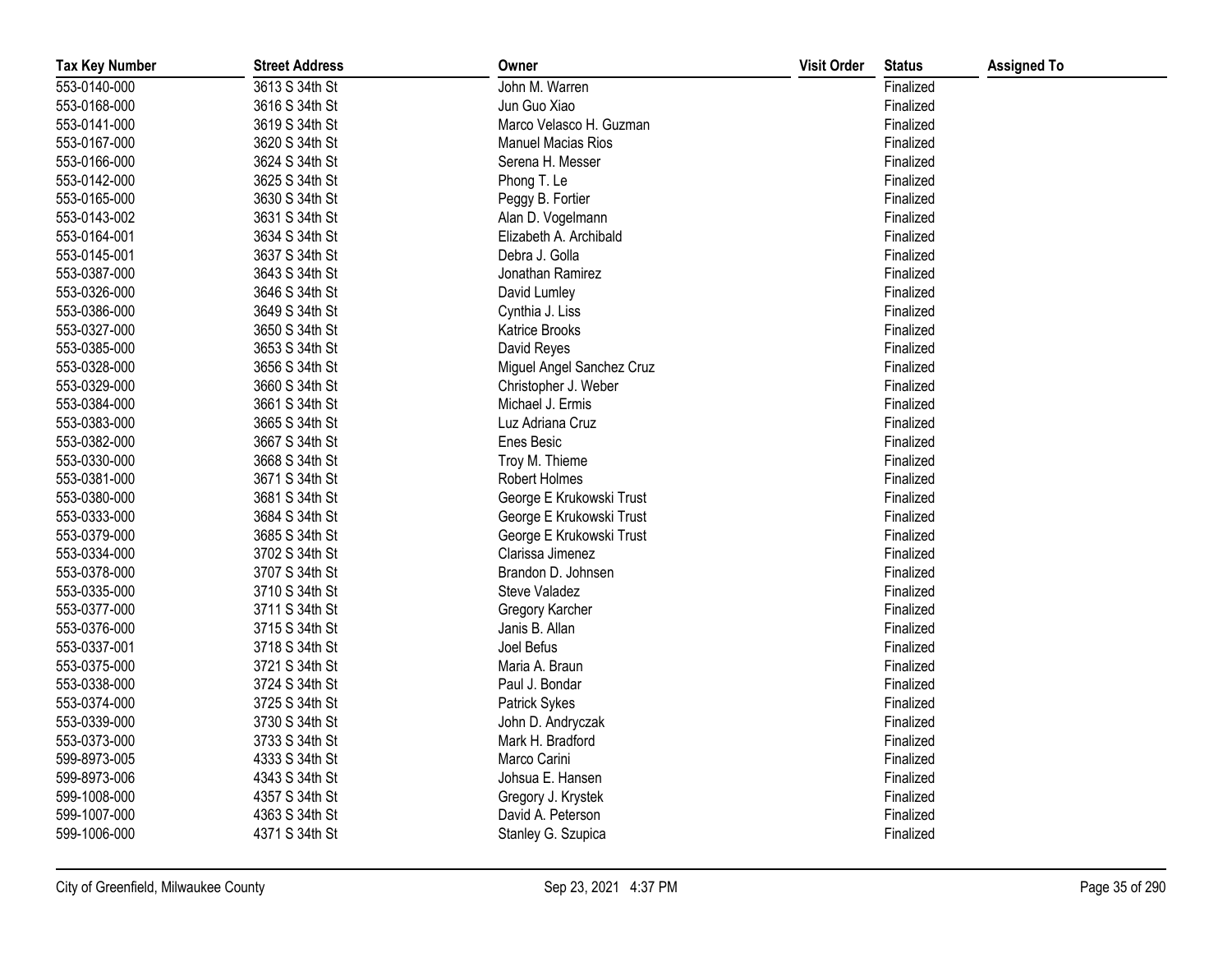| Tax Key Number | Street Address | Owner | Visit Order | Status | Assigned To |
|---|---|---|---|---|---|
| 553-0140-000 | 3613 S 34th St | John M. Warren | | Finalized | |
| 553-0168-000 | 3616 S 34th St | Jun Guo Xiao | | Finalized | |
| 553-0141-000 | 3619 S 34th St | Marco Velasco H. Guzman | | Finalized | |
| 553-0167-000 | 3620 S 34th St | Manuel Macias Rios | | Finalized | |
| 553-0166-000 | 3624 S 34th St | Serena H. Messer | | Finalized | |
| 553-0142-000 | 3625 S 34th St | Phong T. Le | | Finalized | |
| 553-0165-000 | 3630 S 34th St | Peggy B. Fortier | | Finalized | |
| 553-0143-002 | 3631 S 34th St | Alan D. Vogelmann | | Finalized | |
| 553-0164-001 | 3634 S 34th St | Elizabeth A. Archibald | | Finalized | |
| 553-0145-001 | 3637 S 34th St | Debra J. Golla | | Finalized | |
| 553-0387-000 | 3643 S 34th St | Jonathan Ramirez | | Finalized | |
| 553-0326-000 | 3646 S 34th St | David Lumley | | Finalized | |
| 553-0386-000 | 3649 S 34th St | Cynthia J. Liss | | Finalized | |
| 553-0327-000 | 3650 S 34th St | Katrice Brooks | | Finalized | |
| 553-0385-000 | 3653 S 34th St | David Reyes | | Finalized | |
| 553-0328-000 | 3656 S 34th St | Miguel Angel Sanchez Cruz | | Finalized | |
| 553-0329-000 | 3660 S 34th St | Christopher J. Weber | | Finalized | |
| 553-0384-000 | 3661 S 34th St | Michael J. Ermis | | Finalized | |
| 553-0383-000 | 3665 S 34th St | Luz Adriana Cruz | | Finalized | |
| 553-0382-000 | 3667 S 34th St | Enes Besic | | Finalized | |
| 553-0330-000 | 3668 S 34th St | Troy M. Thieme | | Finalized | |
| 553-0381-000 | 3671 S 34th St | Robert Holmes | | Finalized | |
| 553-0380-000 | 3681 S 34th St | George E Krukowski Trust | | Finalized | |
| 553-0333-000 | 3684 S 34th St | George E Krukowski Trust | | Finalized | |
| 553-0379-000 | 3685 S 34th St | George E Krukowski Trust | | Finalized | |
| 553-0334-000 | 3702 S 34th St | Clarissa Jimenez | | Finalized | |
| 553-0378-000 | 3707 S 34th St | Brandon D. Johnsen | | Finalized | |
| 553-0335-000 | 3710 S 34th St | Steve Valadez | | Finalized | |
| 553-0377-000 | 3711 S 34th St | Gregory Karcher | | Finalized | |
| 553-0376-000 | 3715 S 34th St | Janis B. Allan | | Finalized | |
| 553-0337-001 | 3718 S 34th St | Joel Befus | | Finalized | |
| 553-0375-000 | 3721 S 34th St | Maria A. Braun | | Finalized | |
| 553-0338-000 | 3724 S 34th St | Paul J. Bondar | | Finalized | |
| 553-0374-000 | 3725 S 34th St | Patrick Sykes | | Finalized | |
| 553-0339-000 | 3730 S 34th St | John D. Andryczak | | Finalized | |
| 553-0373-000 | 3733 S 34th St | Mark H. Bradford | | Finalized | |
| 599-8973-005 | 4333 S 34th St | Marco Carini | | Finalized | |
| 599-8973-006 | 4343 S 34th St | Johsua E. Hansen | | Finalized | |
| 599-1008-000 | 4357 S 34th St | Gregory J. Krystek | | Finalized | |
| 599-1007-000 | 4363 S 34th St | David A. Peterson | | Finalized | |
| 599-1006-000 | 4371 S 34th St | Stanley G. Szupica | | Finalized | |

City of Greenfield, Milwaukee County | Sep 23, 2021 4:37 PM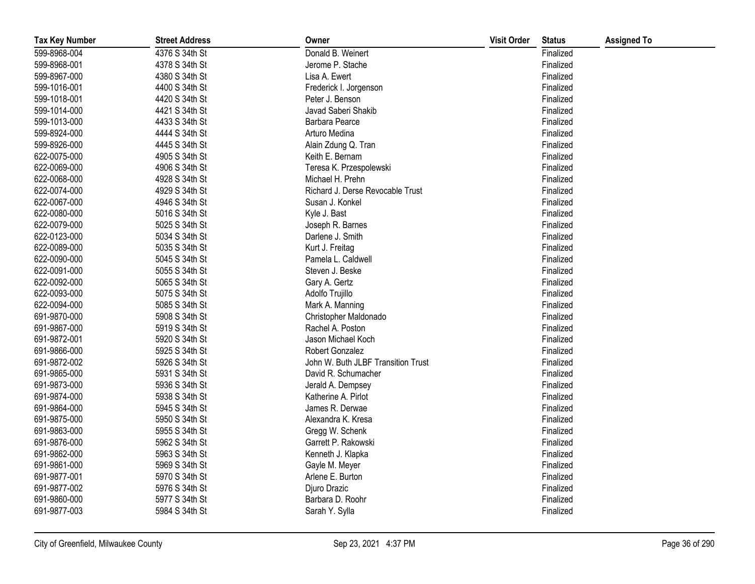| Tax Key Number | Street Address | Owner | Visit Order | Status | Assigned To |
| --- | --- | --- | --- | --- | --- |
| 599-8968-004 | 4376 S 34th St | Donald B. Weinert | | Finalized | |
| 599-8968-001 | 4378 S 34th St | Jerome P. Stache | | Finalized | |
| 599-8967-000 | 4380 S 34th St | Lisa A. Ewert | | Finalized | |
| 599-1016-001 | 4400 S 34th St | Frederick I. Jorgenson | | Finalized | |
| 599-1018-001 | 4420 S 34th St | Peter J. Benson | | Finalized | |
| 599-1014-000 | 4421 S 34th St | Javad Saberi Shakib | | Finalized | |
| 599-1013-000 | 4433 S 34th St | Barbara Pearce | | Finalized | |
| 599-8924-000 | 4444 S 34th St | Arturo Medina | | Finalized | |
| 599-8926-000 | 4445 S 34th St | Alain Zdung Q. Tran | | Finalized | |
| 622-0075-000 | 4905 S 34th St | Keith E. Bernam | | Finalized | |
| 622-0069-000 | 4906 S 34th St | Teresa K. Przespolewski | | Finalized | |
| 622-0068-000 | 4928 S 34th St | Michael H. Prehn | | Finalized | |
| 622-0074-000 | 4929 S 34th St | Richard J. Derse Revocable Trust | | Finalized | |
| 622-0067-000 | 4946 S 34th St | Susan J. Konkel | | Finalized | |
| 622-0080-000 | 5016 S 34th St | Kyle J. Bast | | Finalized | |
| 622-0079-000 | 5025 S 34th St | Joseph R. Barnes | | Finalized | |
| 622-0123-000 | 5034 S 34th St | Darlene J. Smith | | Finalized | |
| 622-0089-000 | 5035 S 34th St | Kurt J. Freitag | | Finalized | |
| 622-0090-000 | 5045 S 34th St | Pamela L. Caldwell | | Finalized | |
| 622-0091-000 | 5055 S 34th St | Steven J. Beske | | Finalized | |
| 622-0092-000 | 5065 S 34th St | Gary A. Gertz | | Finalized | |
| 622-0093-000 | 5075 S 34th St | Adolfo Trujillo | | Finalized | |
| 622-0094-000 | 5085 S 34th St | Mark A. Manning | | Finalized | |
| 691-9870-000 | 5908 S 34th St | Christopher Maldonado | | Finalized | |
| 691-9867-000 | 5919 S 34th St | Rachel A. Poston | | Finalized | |
| 691-9872-001 | 5920 S 34th St | Jason Michael Koch | | Finalized | |
| 691-9866-000 | 5925 S 34th St | Robert Gonzalez | | Finalized | |
| 691-9872-002 | 5926 S 34th St | John W. Buth JLBF Transition Trust | | Finalized | |
| 691-9865-000 | 5931 S 34th St | David R. Schumacher | | Finalized | |
| 691-9873-000 | 5936 S 34th St | Jerald A. Dempsey | | Finalized | |
| 691-9874-000 | 5938 S 34th St | Katherine A. Pirlot | | Finalized | |
| 691-9864-000 | 5945 S 34th St | James R. Derwae | | Finalized | |
| 691-9875-000 | 5950 S 34th St | Alexandra K. Kresa | | Finalized | |
| 691-9863-000 | 5955 S 34th St | Gregg W. Schenk | | Finalized | |
| 691-9876-000 | 5962 S 34th St | Garrett P. Rakowski | | Finalized | |
| 691-9862-000 | 5963 S 34th St | Kenneth J. Klapka | | Finalized | |
| 691-9861-000 | 5969 S 34th St | Gayle M. Meyer | | Finalized | |
| 691-9877-001 | 5970 S 34th St | Arlene E. Burton | | Finalized | |
| 691-9877-002 | 5976 S 34th St | Djuro Drazic | | Finalized | |
| 691-9860-000 | 5977 S 34th St | Barbara D. Roohr | | Finalized | |
| 691-9877-003 | 5984 S 34th St | Sarah Y. Sylla | | Finalized | |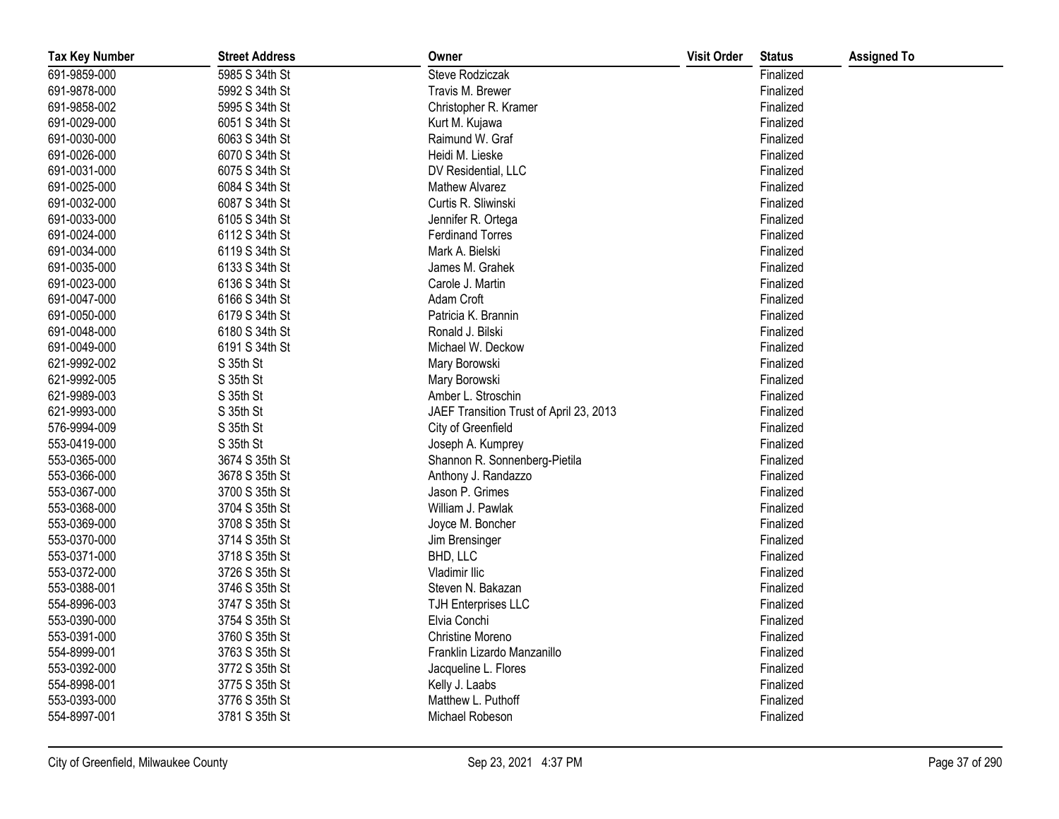| Tax Key Number | Street Address | Owner | Visit Order | Status | Assigned To |
|---|---|---|---|---|---|
| 691-9859-000 | 5985 S 34th St | Steve Rodziczak | | Finalized | |
| 691-9878-000 | 5992 S 34th St | Travis M. Brewer | | Finalized | |
| 691-9858-002 | 5995 S 34th St | Christopher R. Kramer | | Finalized | |
| 691-0029-000 | 6051 S 34th St | Kurt M. Kujawa | | Finalized | |
| 691-0030-000 | 6063 S 34th St | Raimund W. Graf | | Finalized | |
| 691-0026-000 | 6070 S 34th St | Heidi M. Lieske | | Finalized | |
| 691-0031-000 | 6075 S 34th St | DV Residential, LLC | | Finalized | |
| 691-0025-000 | 6084 S 34th St | Mathew Alvarez | | Finalized | |
| 691-0032-000 | 6087 S 34th St | Curtis R. Sliwinski | | Finalized | |
| 691-0033-000 | 6105 S 34th St | Jennifer R. Ortega | | Finalized | |
| 691-0024-000 | 6112 S 34th St | Ferdinand Torres | | Finalized | |
| 691-0034-000 | 6119 S 34th St | Mark A. Bielski | | Finalized | |
| 691-0035-000 | 6133 S 34th St | James M. Grahek | | Finalized | |
| 691-0023-000 | 6136 S 34th St | Carole J. Martin | | Finalized | |
| 691-0047-000 | 6166 S 34th St | Adam Croft | | Finalized | |
| 691-0050-000 | 6179 S 34th St | Patricia K. Brannin | | Finalized | |
| 691-0048-000 | 6180 S 34th St | Ronald J. Bilski | | Finalized | |
| 691-0049-000 | 6191 S 34th St | Michael W. Deckow | | Finalized | |
| 621-9992-002 | S 35th St | Mary Borowski | | Finalized | |
| 621-9992-005 | S 35th St | Mary Borowski | | Finalized | |
| 621-9989-003 | S 35th St | Amber L. Stroschin | | Finalized | |
| 621-9993-000 | S 35th St | JAEF Transition Trust of April 23, 2013 | | Finalized | |
| 576-9994-009 | S 35th St | City of Greenfield | | Finalized | |
| 553-0419-000 | S 35th St | Joseph A. Kumprey | | Finalized | |
| 553-0365-000 | 3674 S 35th St | Shannon R. Sonnenberg-Pietila | | Finalized | |
| 553-0366-000 | 3678 S 35th St | Anthony J. Randazzo | | Finalized | |
| 553-0367-000 | 3700 S 35th St | Jason P. Grimes | | Finalized | |
| 553-0368-000 | 3704 S 35th St | William J. Pawlak | | Finalized | |
| 553-0369-000 | 3708 S 35th St | Joyce M. Boncher | | Finalized | |
| 553-0370-000 | 3714 S 35th St | Jim Brensinger | | Finalized | |
| 553-0371-000 | 3718 S 35th St | BHD, LLC | | Finalized | |
| 553-0372-000 | 3726 S 35th St | Vladimir Ilic | | Finalized | |
| 553-0388-001 | 3746 S 35th St | Steven N. Bakazan | | Finalized | |
| 554-8996-003 | 3747 S 35th St | TJH Enterprises LLC | | Finalized | |
| 553-0390-000 | 3754 S 35th St | Elvia Conchi | | Finalized | |
| 553-0391-000 | 3760 S 35th St | Christine Moreno | | Finalized | |
| 554-8999-001 | 3763 S 35th St | Franklin Lizardo Manzanillo | | Finalized | |
| 553-0392-000 | 3772 S 35th St | Jacqueline L. Flores | | Finalized | |
| 554-8998-001 | 3775 S 35th St | Kelly J. Laabs | | Finalized | |
| 553-0393-000 | 3776 S 35th St | Matthew L. Puthoff | | Finalized | |
| 554-8997-001 | 3781 S 35th St | Michael Robeson | | Finalized | |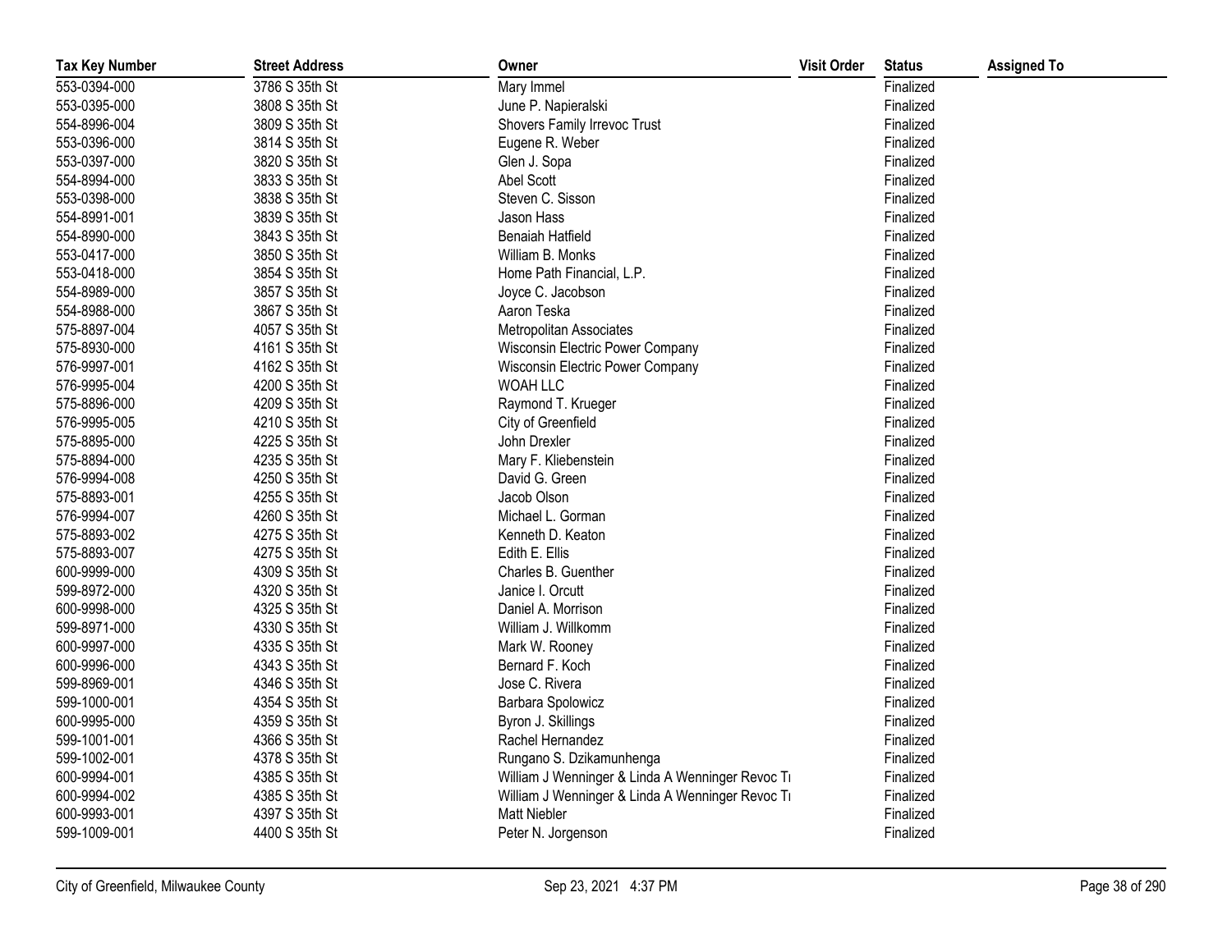| Tax Key Number | Street Address | Owner | Visit Order | Status | Assigned To |
|---|---|---|---|---|---|
| 553-0394-000 | 3786 S 35th St | Mary Immel | | Finalized | |
| 553-0395-000 | 3808 S 35th St | June P. Napieralski | | Finalized | |
| 554-8996-004 | 3809 S 35th St | Shovers Family Irrevoc Trust | | Finalized | |
| 553-0396-000 | 3814 S 35th St | Eugene R. Weber | | Finalized | |
| 553-0397-000 | 3820 S 35th St | Glen J. Sopa | | Finalized | |
| 554-8994-000 | 3833 S 35th St | Abel Scott | | Finalized | |
| 553-0398-000 | 3838 S 35th St | Steven C. Sisson | | Finalized | |
| 554-8991-001 | 3839 S 35th St | Jason Hass | | Finalized | |
| 554-8990-000 | 3843 S 35th St | Benaiah Hatfield | | Finalized | |
| 553-0417-000 | 3850 S 35th St | William B. Monks | | Finalized | |
| 553-0418-000 | 3854 S 35th St | Home Path Financial, L.P. | | Finalized | |
| 554-8989-000 | 3857 S 35th St | Joyce C. Jacobson | | Finalized | |
| 554-8988-000 | 3867 S 35th St | Aaron Teska | | Finalized | |
| 575-8897-004 | 4057 S 35th St | Metropolitan Associates | | Finalized | |
| 575-8930-000 | 4161 S 35th St | Wisconsin Electric Power Company | | Finalized | |
| 576-9997-001 | 4162 S 35th St | Wisconsin Electric Power Company | | Finalized | |
| 576-9995-004 | 4200 S 35th St | WOAH LLC | | Finalized | |
| 575-8896-000 | 4209 S 35th St | Raymond T. Krueger | | Finalized | |
| 576-9995-005 | 4210 S 35th St | City of Greenfield | | Finalized | |
| 575-8895-000 | 4225 S 35th St | John Drexler | | Finalized | |
| 575-8894-000 | 4235 S 35th St | Mary F. Kliebenstein | | Finalized | |
| 576-9994-008 | 4250 S 35th St | David G. Green | | Finalized | |
| 575-8893-001 | 4255 S 35th St | Jacob Olson | | Finalized | |
| 576-9994-007 | 4260 S 35th St | Michael L. Gorman | | Finalized | |
| 575-8893-002 | 4275 S 35th St | Kenneth D. Keaton | | Finalized | |
| 575-8893-007 | 4275 S 35th St | Edith E. Ellis | | Finalized | |
| 600-9999-000 | 4309 S 35th St | Charles B. Guenther | | Finalized | |
| 599-8972-000 | 4320 S 35th St | Janice I. Orcutt | | Finalized | |
| 600-9998-000 | 4325 S 35th St | Daniel A. Morrison | | Finalized | |
| 599-8971-000 | 4330 S 35th St | William J. Willkomm | | Finalized | |
| 600-9997-000 | 4335 S 35th St | Mark W. Rooney | | Finalized | |
| 600-9996-000 | 4343 S 35th St | Bernard F. Koch | | Finalized | |
| 599-8969-001 | 4346 S 35th St | Jose C. Rivera | | Finalized | |
| 599-1000-001 | 4354 S 35th St | Barbara Spolowicz | | Finalized | |
| 600-9995-000 | 4359 S 35th St | Byron J. Skillings | | Finalized | |
| 599-1001-001 | 4366 S 35th St | Rachel Hernandez | | Finalized | |
| 599-1002-001 | 4378 S 35th St | Rungano S. Dzikamunhenga | | Finalized | |
| 600-9994-001 | 4385 S 35th St | William J Wenninger & Linda A Wenninger Revoc Tr | | Finalized | |
| 600-9994-002 | 4385 S 35th St | William J Wenninger & Linda A Wenninger Revoc Tr | | Finalized | |
| 600-9993-001 | 4397 S 35th St | Matt Niebler | | Finalized | |
| 599-1009-001 | 4400 S 35th St | Peter N. Jorgenson | | Finalized | |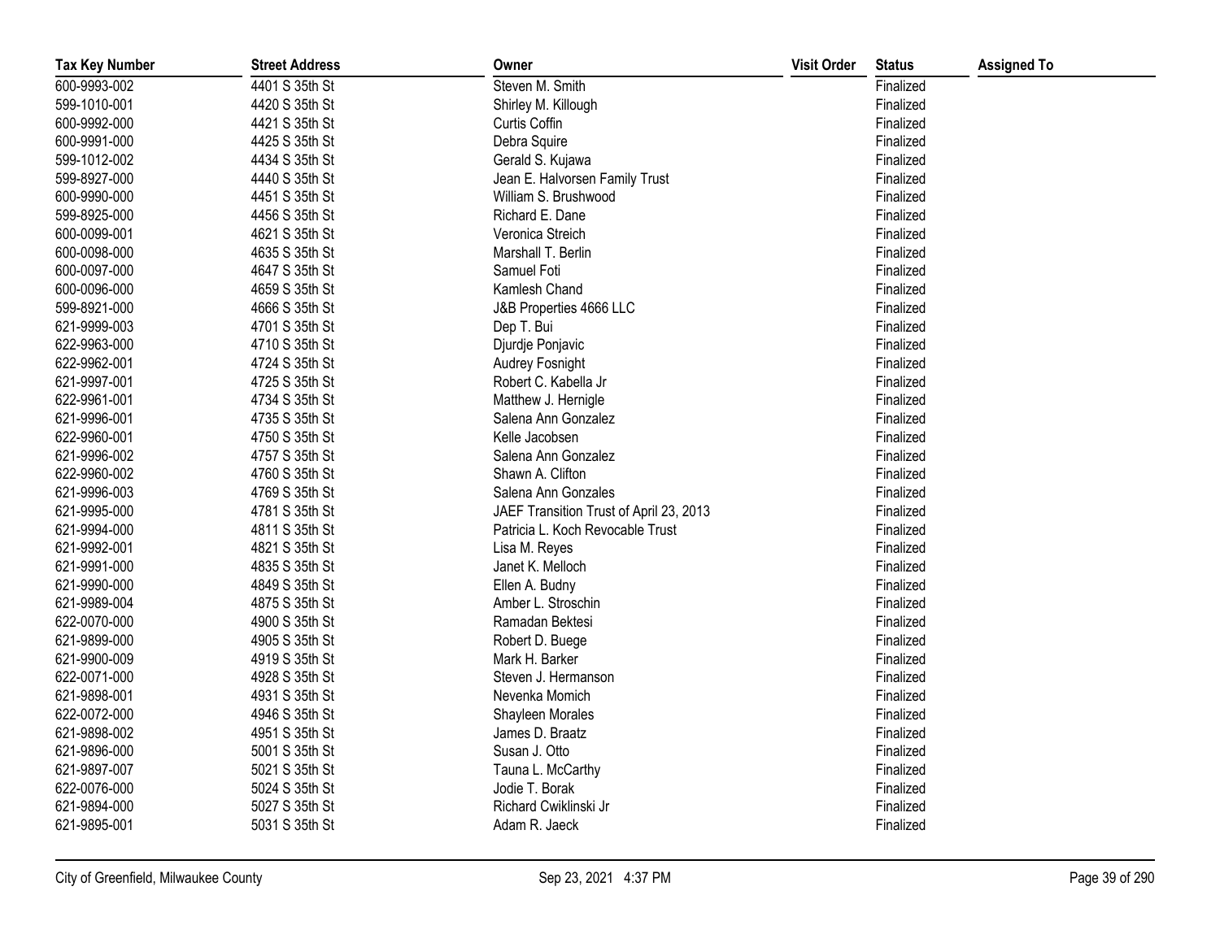| Tax Key Number | Street Address | Owner | Visit Order | Status | Assigned To |
|---|---|---|---|---|---|
| 600-9993-002 | 4401 S 35th St | Steven M. Smith | | Finalized | |
| 599-1010-001 | 4420 S 35th St | Shirley M. Killough | | Finalized | |
| 600-9992-000 | 4421 S 35th St | Curtis Coffin | | Finalized | |
| 600-9991-000 | 4425 S 35th St | Debra Squire | | Finalized | |
| 599-1012-002 | 4434 S 35th St | Gerald S. Kujawa | | Finalized | |
| 599-8927-000 | 4440 S 35th St | Jean E. Halvorsen Family Trust | | Finalized | |
| 600-9990-000 | 4451 S 35th St | William S. Brushwood | | Finalized | |
| 599-8925-000 | 4456 S 35th St | Richard E. Dane | | Finalized | |
| 600-0099-001 | 4621 S 35th St | Veronica Streich | | Finalized | |
| 600-0098-000 | 4635 S 35th St | Marshall T. Berlin | | Finalized | |
| 600-0097-000 | 4647 S 35th St | Samuel Foti | | Finalized | |
| 600-0096-000 | 4659 S 35th St | Kamlesh Chand | | Finalized | |
| 599-8921-000 | 4666 S 35th St | J&B Properties 4666 LLC | | Finalized | |
| 621-9999-003 | 4701 S 35th St | Dep T. Bui | | Finalized | |
| 622-9963-000 | 4710 S 35th St | Djurdje Ponjavic | | Finalized | |
| 622-9962-001 | 4724 S 35th St | Audrey Fosnight | | Finalized | |
| 621-9997-001 | 4725 S 35th St | Robert C. Kabella Jr | | Finalized | |
| 622-9961-001 | 4734 S 35th St | Matthew J. Hernigle | | Finalized | |
| 621-9996-001 | 4735 S 35th St | Salena Ann Gonzalez | | Finalized | |
| 622-9960-001 | 4750 S 35th St | Kelle Jacobsen | | Finalized | |
| 621-9996-002 | 4757 S 35th St | Salena Ann Gonzalez | | Finalized | |
| 622-9960-002 | 4760 S 35th St | Shawn A. Clifton | | Finalized | |
| 621-9996-003 | 4769 S 35th St | Salena Ann Gonzales | | Finalized | |
| 621-9995-000 | 4781 S 35th St | JAEF Transition Trust of April 23, 2013 | | Finalized | |
| 621-9994-000 | 4811 S 35th St | Patricia L. Koch Revocable Trust | | Finalized | |
| 621-9992-001 | 4821 S 35th St | Lisa M. Reyes | | Finalized | |
| 621-9991-000 | 4835 S 35th St | Janet K. Melloch | | Finalized | |
| 621-9990-000 | 4849 S 35th St | Ellen A. Budny | | Finalized | |
| 621-9989-004 | 4875 S 35th St | Amber L. Stroschin | | Finalized | |
| 622-0070-000 | 4900 S 35th St | Ramadan Bektesi | | Finalized | |
| 621-9899-000 | 4905 S 35th St | Robert D. Buege | | Finalized | |
| 621-9900-009 | 4919 S 35th St | Mark H. Barker | | Finalized | |
| 622-0071-000 | 4928 S 35th St | Steven J. Hermanson | | Finalized | |
| 621-9898-001 | 4931 S 35th St | Nevenka Momich | | Finalized | |
| 622-0072-000 | 4946 S 35th St | Shayleen Morales | | Finalized | |
| 621-9898-002 | 4951 S 35th St | James D. Braatz | | Finalized | |
| 621-9896-000 | 5001 S 35th St | Susan J. Otto | | Finalized | |
| 621-9897-007 | 5021 S 35th St | Tauna L. McCarthy | | Finalized | |
| 622-0076-000 | 5024 S 35th St | Jodie T. Borak | | Finalized | |
| 621-9894-000 | 5027 S 35th St | Richard Cwiklinski Jr | | Finalized | |
| 621-9895-001 | 5031 S 35th St | Adam R. Jaeck | | Finalized | |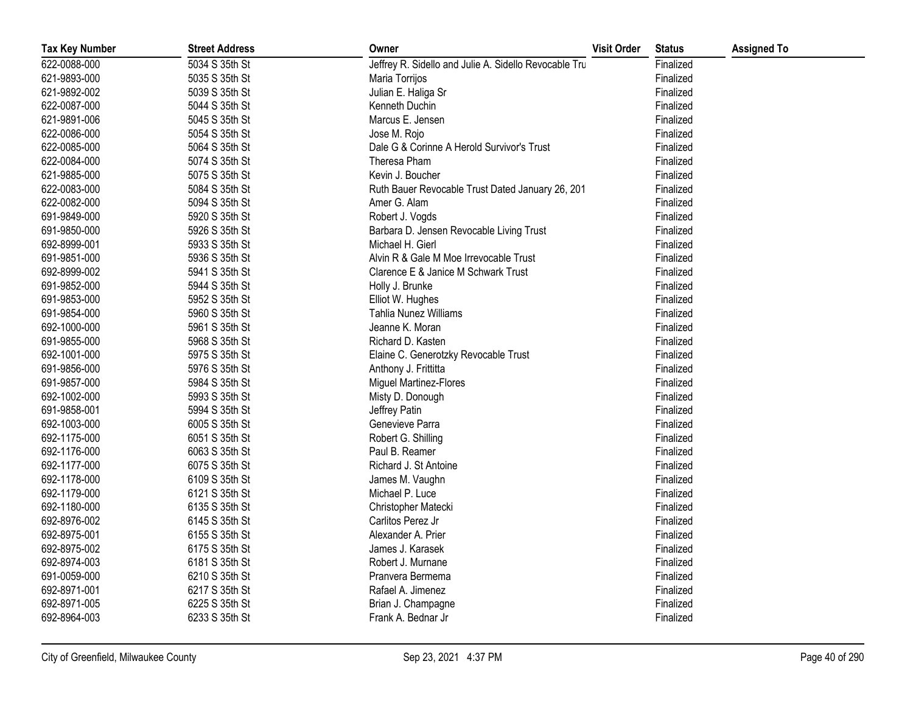| Tax Key Number | Street Address | Owner | Visit Order | Status | Assigned To |
|---|---|---|---|---|---|
| 622-0088-000 | 5034 S 35th St | Jeffrey R. Sidello and Julie A. Sidello Revocable Tru | | Finalized | |
| 621-9893-000 | 5035 S 35th St | Maria Torrijos | | Finalized | |
| 621-9892-002 | 5039 S 35th St | Julian E. Haliga Sr | | Finalized | |
| 622-0087-000 | 5044 S 35th St | Kenneth Duchin | | Finalized | |
| 621-9891-006 | 5045 S 35th St | Marcus E. Jensen | | Finalized | |
| 622-0086-000 | 5054 S 35th St | Jose M. Rojo | | Finalized | |
| 622-0085-000 | 5064 S 35th St | Dale G & Corinne A Herold Survivor's Trust | | Finalized | |
| 622-0084-000 | 5074 S 35th St | Theresa Pham | | Finalized | |
| 621-9885-000 | 5075 S 35th St | Kevin J. Boucher | | Finalized | |
| 622-0083-000 | 5084 S 35th St | Ruth Bauer Revocable Trust Dated January 26, 201 | | Finalized | |
| 622-0082-000 | 5094 S 35th St | Amer G. Alam | | Finalized | |
| 691-9849-000 | 5920 S 35th St | Robert J. Vogds | | Finalized | |
| 691-9850-000 | 5926 S 35th St | Barbara D. Jensen Revocable Living Trust | | Finalized | |
| 692-8999-001 | 5933 S 35th St | Michael H. Gierl | | Finalized | |
| 691-9851-000 | 5936 S 35th St | Alvin R & Gale M Moe Irrevocable Trust | | Finalized | |
| 692-8999-002 | 5941 S 35th St | Clarence E & Janice M Schwark Trust | | Finalized | |
| 691-9852-000 | 5944 S 35th St | Holly J. Brunke | | Finalized | |
| 691-9853-000 | 5952 S 35th St | Elliot W. Hughes | | Finalized | |
| 691-9854-000 | 5960 S 35th St | Tahlia Nunez Williams | | Finalized | |
| 692-1000-000 | 5961 S 35th St | Jeanne K. Moran | | Finalized | |
| 691-9855-000 | 5968 S 35th St | Richard D. Kasten | | Finalized | |
| 692-1001-000 | 5975 S 35th St | Elaine C. Generotzky Revocable Trust | | Finalized | |
| 691-9856-000 | 5976 S 35th St | Anthony J. Frittitta | | Finalized | |
| 691-9857-000 | 5984 S 35th St | Miguel Martinez-Flores | | Finalized | |
| 692-1002-000 | 5993 S 35th St | Misty D. Donough | | Finalized | |
| 691-9858-001 | 5994 S 35th St | Jeffrey Patin | | Finalized | |
| 692-1003-000 | 6005 S 35th St | Genevieve Parra | | Finalized | |
| 692-1175-000 | 6051 S 35th St | Robert G. Shilling | | Finalized | |
| 692-1176-000 | 6063 S 35th St | Paul B. Reamer | | Finalized | |
| 692-1177-000 | 6075 S 35th St | Richard J. St Antoine | | Finalized | |
| 692-1178-000 | 6109 S 35th St | James M. Vaughn | | Finalized | |
| 692-1179-000 | 6121 S 35th St | Michael P. Luce | | Finalized | |
| 692-1180-000 | 6135 S 35th St | Christopher Matecki | | Finalized | |
| 692-8976-002 | 6145 S 35th St | Carlitos Perez Jr | | Finalized | |
| 692-8975-001 | 6155 S 35th St | Alexander A. Prier | | Finalized | |
| 692-8975-002 | 6175 S 35th St | James J. Karasek | | Finalized | |
| 692-8974-003 | 6181 S 35th St | Robert J. Murnane | | Finalized | |
| 691-0059-000 | 6210 S 35th St | Pranvera Bermema | | Finalized | |
| 692-8971-001 | 6217 S 35th St | Rafael A. Jimenez | | Finalized | |
| 692-8971-005 | 6225 S 35th St | Brian J. Champagne | | Finalized | |
| 692-8964-003 | 6233 S 35th St | Frank A. Bednar Jr | | Finalized | |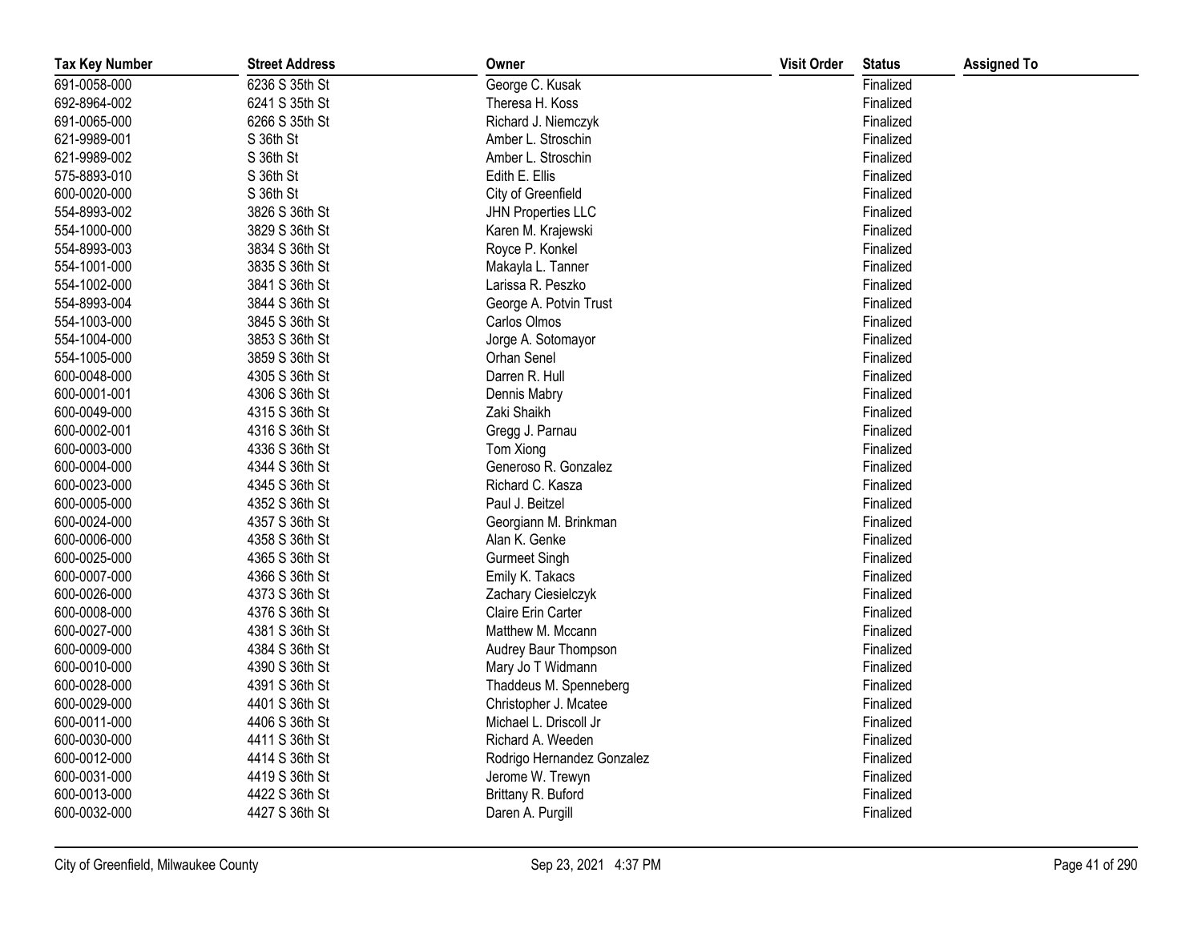| Tax Key Number | Street Address | Owner | Visit Order | Status | Assigned To |
|---|---|---|---|---|---|
| 691-0058-000 | 6236 S 35th St | George C. Kusak | | Finalized | |
| 692-8964-002 | 6241 S 35th St | Theresa H. Koss | | Finalized | |
| 691-0065-000 | 6266 S 35th St | Richard J. Niemczyk | | Finalized | |
| 621-9989-001 | S 36th St | Amber L. Stroschin | | Finalized | |
| 621-9989-002 | S 36th St | Amber L. Stroschin | | Finalized | |
| 575-8893-010 | S 36th St | Edith E. Ellis | | Finalized | |
| 600-0020-000 | S 36th St | City of Greenfield | | Finalized | |
| 554-8993-002 | 3826 S 36th St | JHN Properties LLC | | Finalized | |
| 554-1000-000 | 3829 S 36th St | Karen M. Krajewski | | Finalized | |
| 554-8993-003 | 3834 S 36th St | Royce P. Konkel | | Finalized | |
| 554-1001-000 | 3835 S 36th St | Makayla L. Tanner | | Finalized | |
| 554-1002-000 | 3841 S 36th St | Larissa R. Peszko | | Finalized | |
| 554-8993-004 | 3844 S 36th St | George A. Potvin Trust | | Finalized | |
| 554-1003-000 | 3845 S 36th St | Carlos Olmos | | Finalized | |
| 554-1004-000 | 3853 S 36th St | Jorge A. Sotomayor | | Finalized | |
| 554-1005-000 | 3859 S 36th St | Orhan Senel | | Finalized | |
| 600-0048-000 | 4305 S 36th St | Darren R. Hull | | Finalized | |
| 600-0001-001 | 4306 S 36th St | Dennis Mabry | | Finalized | |
| 600-0049-000 | 4315 S 36th St | Zaki Shaikh | | Finalized | |
| 600-0002-001 | 4316 S 36th St | Gregg J. Parnau | | Finalized | |
| 600-0003-000 | 4336 S 36th St | Tom Xiong | | Finalized | |
| 600-0004-000 | 4344 S 36th St | Generoso R. Gonzalez | | Finalized | |
| 600-0023-000 | 4345 S 36th St | Richard C. Kasza | | Finalized | |
| 600-0005-000 | 4352 S 36th St | Paul J. Beitzel | | Finalized | |
| 600-0024-000 | 4357 S 36th St | Georgiann M. Brinkman | | Finalized | |
| 600-0006-000 | 4358 S 36th St | Alan K. Genke | | Finalized | |
| 600-0025-000 | 4365 S 36th St | Gurmeet Singh | | Finalized | |
| 600-0007-000 | 4366 S 36th St | Emily K. Takacs | | Finalized | |
| 600-0026-000 | 4373 S 36th St | Zachary Ciesielczyk | | Finalized | |
| 600-0008-000 | 4376 S 36th St | Claire Erin Carter | | Finalized | |
| 600-0027-000 | 4381 S 36th St | Matthew M. Mccann | | Finalized | |
| 600-0009-000 | 4384 S 36th St | Audrey Baur Thompson | | Finalized | |
| 600-0010-000 | 4390 S 36th St | Mary Jo T Widmann | | Finalized | |
| 600-0028-000 | 4391 S 36th St | Thaddeus M. Spenneberg | | Finalized | |
| 600-0029-000 | 4401 S 36th St | Christopher J. Mcatee | | Finalized | |
| 600-0011-000 | 4406 S 36th St | Michael L. Driscoll Jr | | Finalized | |
| 600-0030-000 | 4411 S 36th St | Richard A. Weeden | | Finalized | |
| 600-0012-000 | 4414 S 36th St | Rodrigo Hernandez Gonzalez | | Finalized | |
| 600-0031-000 | 4419 S 36th St | Jerome W. Trewyn | | Finalized | |
| 600-0013-000 | 4422 S 36th St | Brittany R. Buford | | Finalized | |
| 600-0032-000 | 4427 S 36th St | Daren A. Purgill | | Finalized | |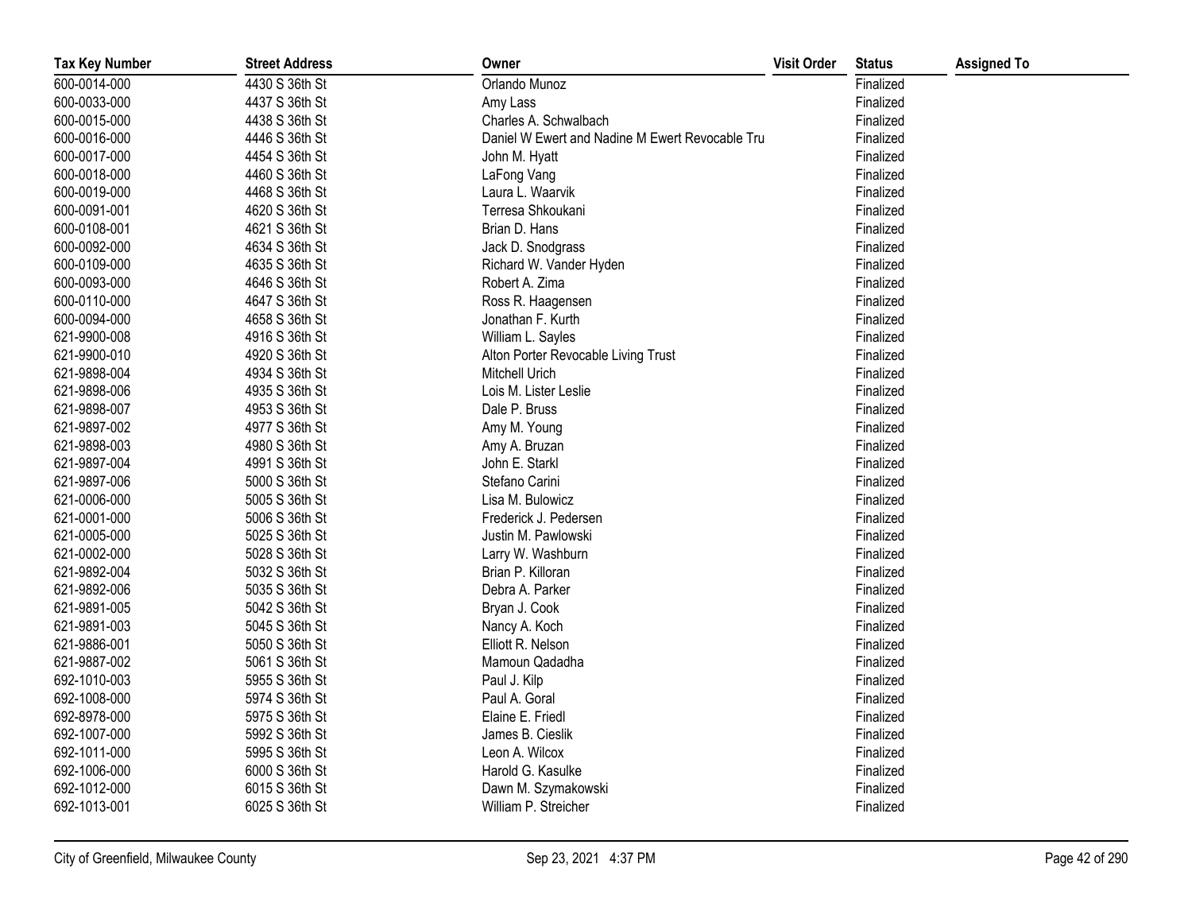| Tax Key Number | Street Address | Owner | Visit Order | Status | Assigned To |
|---|---|---|---|---|---|
| 600-0014-000 | 4430 S 36th St | Orlando Munoz | | Finalized | |
| 600-0033-000 | 4437 S 36th St | Amy Lass | | Finalized | |
| 600-0015-000 | 4438 S 36th St | Charles A. Schwalbach | | Finalized | |
| 600-0016-000 | 4446 S 36th St | Daniel W Ewert and Nadine M Ewert Revocable Tru | | Finalized | |
| 600-0017-000 | 4454 S 36th St | John M. Hyatt | | Finalized | |
| 600-0018-000 | 4460 S 36th St | LaFong Vang | | Finalized | |
| 600-0019-000 | 4468 S 36th St | Laura L. Waarvik | | Finalized | |
| 600-0091-001 | 4620 S 36th St | Terresa Shkoukani | | Finalized | |
| 600-0108-001 | 4621 S 36th St | Brian D. Hans | | Finalized | |
| 600-0092-000 | 4634 S 36th St | Jack D. Snodgrass | | Finalized | |
| 600-0109-000 | 4635 S 36th St | Richard W. Vander Hyden | | Finalized | |
| 600-0093-000 | 4646 S 36th St | Robert A. Zima | | Finalized | |
| 600-0110-000 | 4647 S 36th St | Ross R. Haagensen | | Finalized | |
| 600-0094-000 | 4658 S 36th St | Jonathan F. Kurth | | Finalized | |
| 621-9900-008 | 4916 S 36th St | William L. Sayles | | Finalized | |
| 621-9900-010 | 4920 S 36th St | Alton Porter Revocable Living Trust | | Finalized | |
| 621-9898-004 | 4934 S 36th St | Mitchell Urich | | Finalized | |
| 621-9898-006 | 4935 S 36th St | Lois M. Lister Leslie | | Finalized | |
| 621-9898-007 | 4953 S 36th St | Dale P. Bruss | | Finalized | |
| 621-9897-002 | 4977 S 36th St | Amy M. Young | | Finalized | |
| 621-9898-003 | 4980 S 36th St | Amy A. Bruzan | | Finalized | |
| 621-9897-004 | 4991 S 36th St | John E. Starkl | | Finalized | |
| 621-9897-006 | 5000 S 36th St | Stefano Carini | | Finalized | |
| 621-0006-000 | 5005 S 36th St | Lisa M. Bulowicz | | Finalized | |
| 621-0001-000 | 5006 S 36th St | Frederick J. Pedersen | | Finalized | |
| 621-0005-000 | 5025 S 36th St | Justin M. Pawlowski | | Finalized | |
| 621-0002-000 | 5028 S 36th St | Larry W. Washburn | | Finalized | |
| 621-9892-004 | 5032 S 36th St | Brian P. Killoran | | Finalized | |
| 621-9892-006 | 5035 S 36th St | Debra A. Parker | | Finalized | |
| 621-9891-005 | 5042 S 36th St | Bryan J. Cook | | Finalized | |
| 621-9891-003 | 5045 S 36th St | Nancy A. Koch | | Finalized | |
| 621-9886-001 | 5050 S 36th St | Elliott R. Nelson | | Finalized | |
| 621-9887-002 | 5061 S 36th St | Mamoun Qadadha | | Finalized | |
| 692-1010-003 | 5955 S 36th St | Paul J. Kilp | | Finalized | |
| 692-1008-000 | 5974 S 36th St | Paul A. Goral | | Finalized | |
| 692-8978-000 | 5975 S 36th St | Elaine E. Friedl | | Finalized | |
| 692-1007-000 | 5992 S 36th St | James B. Cieslik | | Finalized | |
| 692-1011-000 | 5995 S 36th St | Leon A. Wilcox | | Finalized | |
| 692-1006-000 | 6000 S 36th St | Harold G. Kasulke | | Finalized | |
| 692-1012-000 | 6015 S 36th St | Dawn M. Szymakowski | | Finalized | |
| 692-1013-001 | 6025 S 36th St | William P. Streicher | | Finalized | |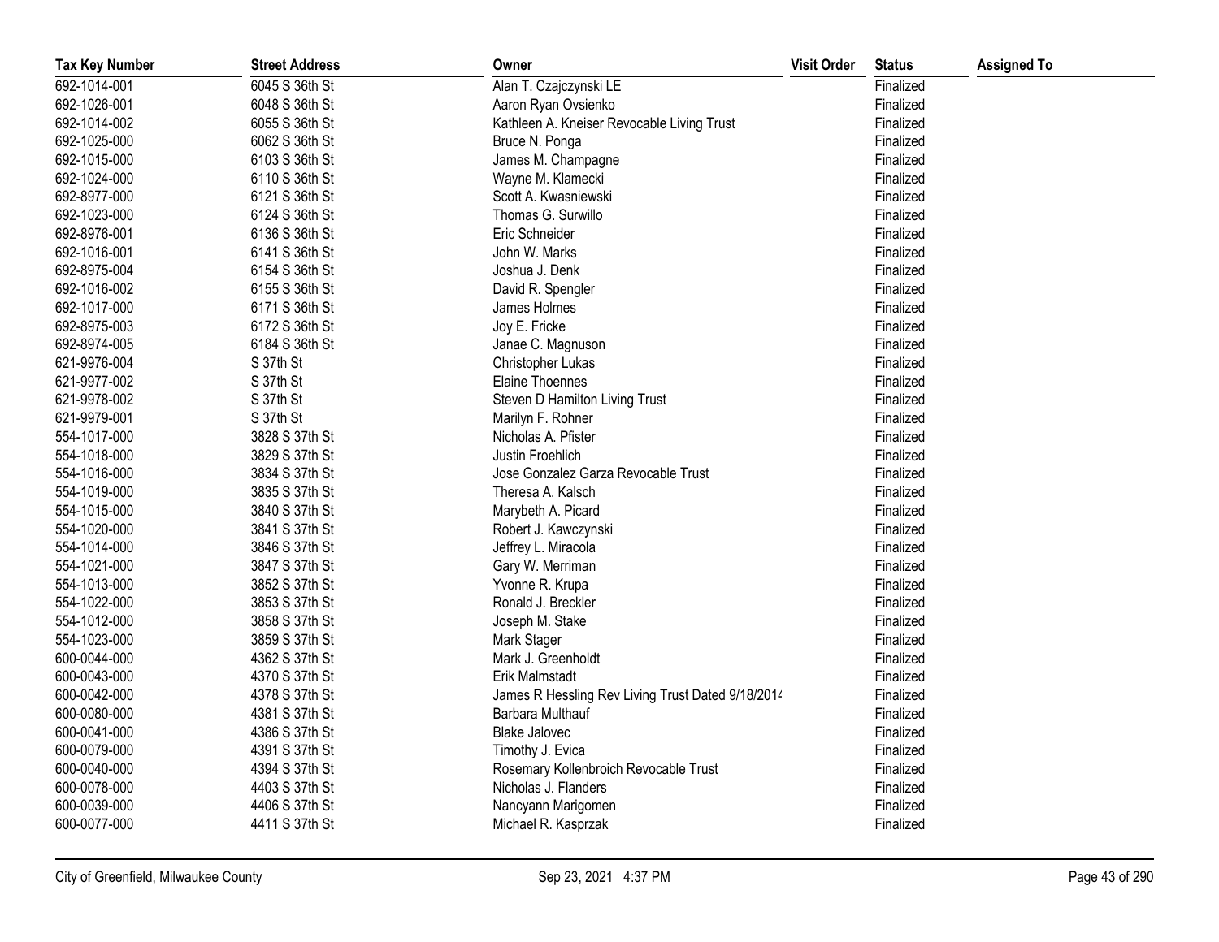| Tax Key Number | Street Address | Owner | Visit Order | Status | Assigned To |
|---|---|---|---|---|---|
| 692-1014-001 | 6045 S 36th St | Alan T. Czajczynski LE | | Finalized | |
| 692-1026-001 | 6048 S 36th St | Aaron Ryan Ovsienko | | Finalized | |
| 692-1014-002 | 6055 S 36th St | Kathleen A. Kneiser Revocable Living Trust | | Finalized | |
| 692-1025-000 | 6062 S 36th St | Bruce N. Ponga | | Finalized | |
| 692-1015-000 | 6103 S 36th St | James M. Champagne | | Finalized | |
| 692-1024-000 | 6110 S 36th St | Wayne M. Klamecki | | Finalized | |
| 692-8977-000 | 6121 S 36th St | Scott A. Kwasniewski | | Finalized | |
| 692-1023-000 | 6124 S 36th St | Thomas G. Surwillo | | Finalized | |
| 692-8976-001 | 6136 S 36th St | Eric Schneider | | Finalized | |
| 692-1016-001 | 6141 S 36th St | John W. Marks | | Finalized | |
| 692-8975-004 | 6154 S 36th St | Joshua J. Denk | | Finalized | |
| 692-1016-002 | 6155 S 36th St | David R. Spengler | | Finalized | |
| 692-1017-000 | 6171 S 36th St | James Holmes | | Finalized | |
| 692-8975-003 | 6172 S 36th St | Joy E. Fricke | | Finalized | |
| 692-8974-005 | 6184 S 36th St | Janae C. Magnuson | | Finalized | |
| 621-9976-004 | S 37th St | Christopher Lukas | | Finalized | |
| 621-9977-002 | S 37th St | Elaine Thoennes | | Finalized | |
| 621-9978-002 | S 37th St | Steven D Hamilton Living Trust | | Finalized | |
| 621-9979-001 | S 37th St | Marilyn F. Rohner | | Finalized | |
| 554-1017-000 | 3828 S 37th St | Nicholas A. Pfister | | Finalized | |
| 554-1018-000 | 3829 S 37th St | Justin Froehlich | | Finalized | |
| 554-1016-000 | 3834 S 37th St | Jose Gonzalez Garza Revocable Trust | | Finalized | |
| 554-1019-000 | 3835 S 37th St | Theresa A. Kalsch | | Finalized | |
| 554-1015-000 | 3840 S 37th St | Marybeth A. Picard | | Finalized | |
| 554-1020-000 | 3841 S 37th St | Robert J. Kawczynski | | Finalized | |
| 554-1014-000 | 3846 S 37th St | Jeffrey L. Miracola | | Finalized | |
| 554-1021-000 | 3847 S 37th St | Gary W. Merriman | | Finalized | |
| 554-1013-000 | 3852 S 37th St | Yvonne R. Krupa | | Finalized | |
| 554-1022-000 | 3853 S 37th St | Ronald J. Breckler | | Finalized | |
| 554-1012-000 | 3858 S 37th St | Joseph M. Stake | | Finalized | |
| 554-1023-000 | 3859 S 37th St | Mark Stager | | Finalized | |
| 600-0044-000 | 4362 S 37th St | Mark J. Greenholdt | | Finalized | |
| 600-0043-000 | 4370 S 37th St | Erik Malmstadt | | Finalized | |
| 600-0042-000 | 4378 S 37th St | James R Hessling Rev Living Trust Dated 9/18/2014 | | Finalized | |
| 600-0080-000 | 4381 S 37th St | Barbara Multhauf | | Finalized | |
| 600-0041-000 | 4386 S 37th St | Blake Jalovec | | Finalized | |
| 600-0079-000 | 4391 S 37th St | Timothy J. Evica | | Finalized | |
| 600-0040-000 | 4394 S 37th St | Rosemary Kollenbroich Revocable Trust | | Finalized | |
| 600-0078-000 | 4403 S 37th St | Nicholas J. Flanders | | Finalized | |
| 600-0039-000 | 4406 S 37th St | Nancyann Marigomen | | Finalized | |
| 600-0077-000 | 4411 S 37th St | Michael R. Kasprzak | | Finalized | |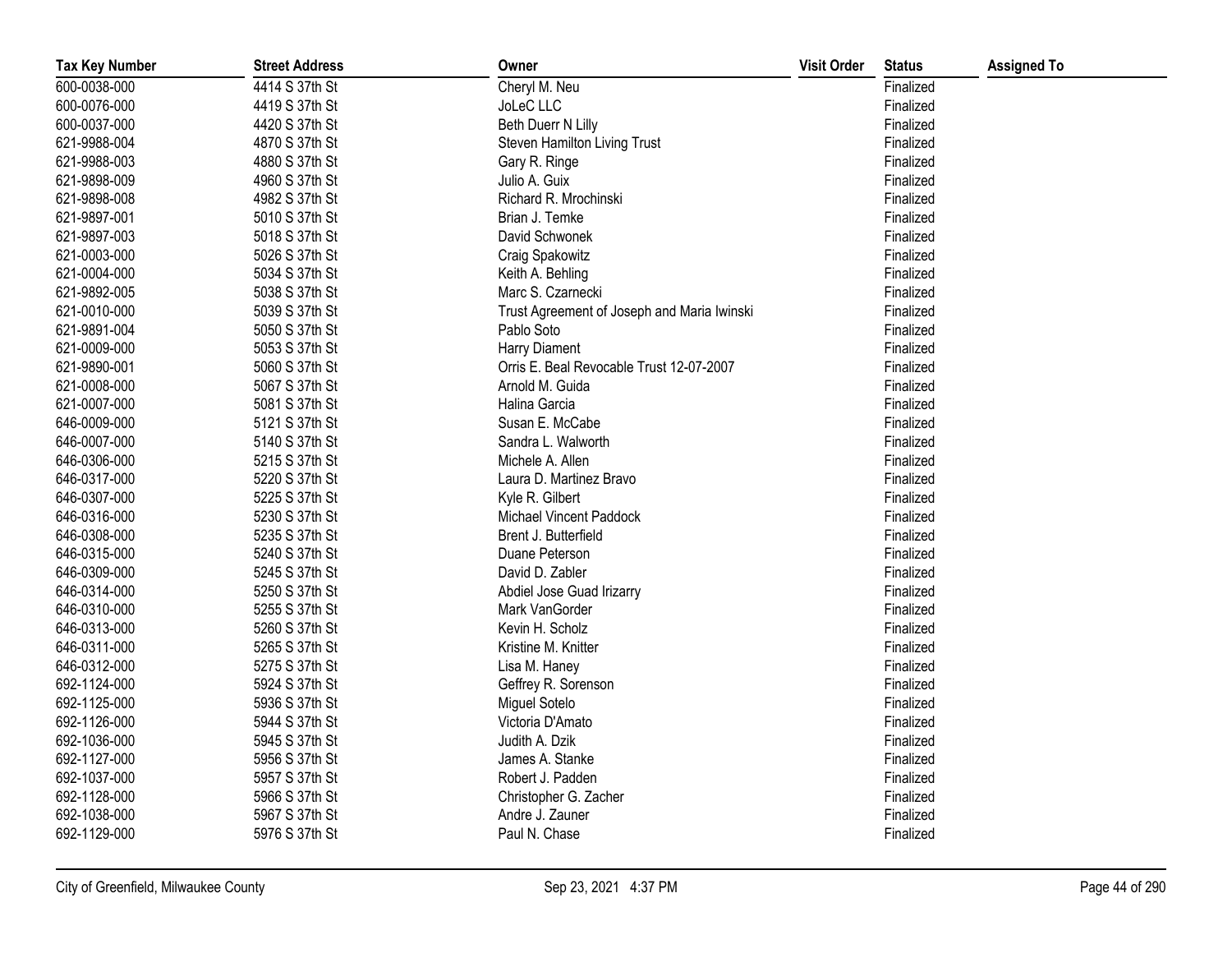| Tax Key Number | Street Address | Owner | Visit Order | Status | Assigned To |
|---|---|---|---|---|---|
| 600-0038-000 | 4414 S 37th St | Cheryl M. Neu | | Finalized | |
| 600-0076-000 | 4419 S 37th St | JoLeC LLC | | Finalized | |
| 600-0037-000 | 4420 S 37th St | Beth Duerr N Lilly | | Finalized | |
| 621-9988-004 | 4870 S 37th St | Steven Hamilton Living Trust | | Finalized | |
| 621-9988-003 | 4880 S 37th St | Gary R. Ringe | | Finalized | |
| 621-9898-009 | 4960 S 37th St | Julio A. Guix | | Finalized | |
| 621-9898-008 | 4982 S 37th St | Richard R. Mrochinski | | Finalized | |
| 621-9897-001 | 5010 S 37th St | Brian J. Temke | | Finalized | |
| 621-9897-003 | 5018 S 37th St | David Schwonek | | Finalized | |
| 621-0003-000 | 5026 S 37th St | Craig Spakowitz | | Finalized | |
| 621-0004-000 | 5034 S 37th St | Keith A. Behling | | Finalized | |
| 621-9892-005 | 5038 S 37th St | Marc S. Czarnecki | | Finalized | |
| 621-0010-000 | 5039 S 37th St | Trust Agreement of Joseph and Maria Iwinski | | Finalized | |
| 621-9891-004 | 5050 S 37th St | Pablo Soto | | Finalized | |
| 621-0009-000 | 5053 S 37th St | Harry Diament | | Finalized | |
| 621-9890-001 | 5060 S 37th St | Orris E. Beal Revocable Trust 12-07-2007 | | Finalized | |
| 621-0008-000 | 5067 S 37th St | Arnold M. Guida | | Finalized | |
| 621-0007-000 | 5081 S 37th St | Halina Garcia | | Finalized | |
| 646-0009-000 | 5121 S 37th St | Susan E. McCabe | | Finalized | |
| 646-0007-000 | 5140 S 37th St | Sandra L. Walworth | | Finalized | |
| 646-0306-000 | 5215 S 37th St | Michele A. Allen | | Finalized | |
| 646-0317-000 | 5220 S 37th St | Laura D. Martinez Bravo | | Finalized | |
| 646-0307-000 | 5225 S 37th St | Kyle R. Gilbert | | Finalized | |
| 646-0316-000 | 5230 S 37th St | Michael Vincent Paddock | | Finalized | |
| 646-0308-000 | 5235 S 37th St | Brent J. Butterfield | | Finalized | |
| 646-0315-000 | 5240 S 37th St | Duane Peterson | | Finalized | |
| 646-0309-000 | 5245 S 37th St | David D. Zabler | | Finalized | |
| 646-0314-000 | 5250 S 37th St | Abdiel Jose Guad Irizarry | | Finalized | |
| 646-0310-000 | 5255 S 37th St | Mark VanGorder | | Finalized | |
| 646-0313-000 | 5260 S 37th St | Kevin H. Scholz | | Finalized | |
| 646-0311-000 | 5265 S 37th St | Kristine M. Knitter | | Finalized | |
| 646-0312-000 | 5275 S 37th St | Lisa M. Haney | | Finalized | |
| 692-1124-000 | 5924 S 37th St | Geffrey R. Sorenson | | Finalized | |
| 692-1125-000 | 5936 S 37th St | Miguel Sotelo | | Finalized | |
| 692-1126-000 | 5944 S 37th St | Victoria D'Amato | | Finalized | |
| 692-1036-000 | 5945 S 37th St | Judith A. Dzik | | Finalized | |
| 692-1127-000 | 5956 S 37th St | James A. Stanke | | Finalized | |
| 692-1037-000 | 5957 S 37th St | Robert J. Padden | | Finalized | |
| 692-1128-000 | 5966 S 37th St | Christopher G. Zacher | | Finalized | |
| 692-1038-000 | 5967 S 37th St | Andre J. Zauner | | Finalized | |
| 692-1129-000 | 5976 S 37th St | Paul N. Chase | | Finalized | |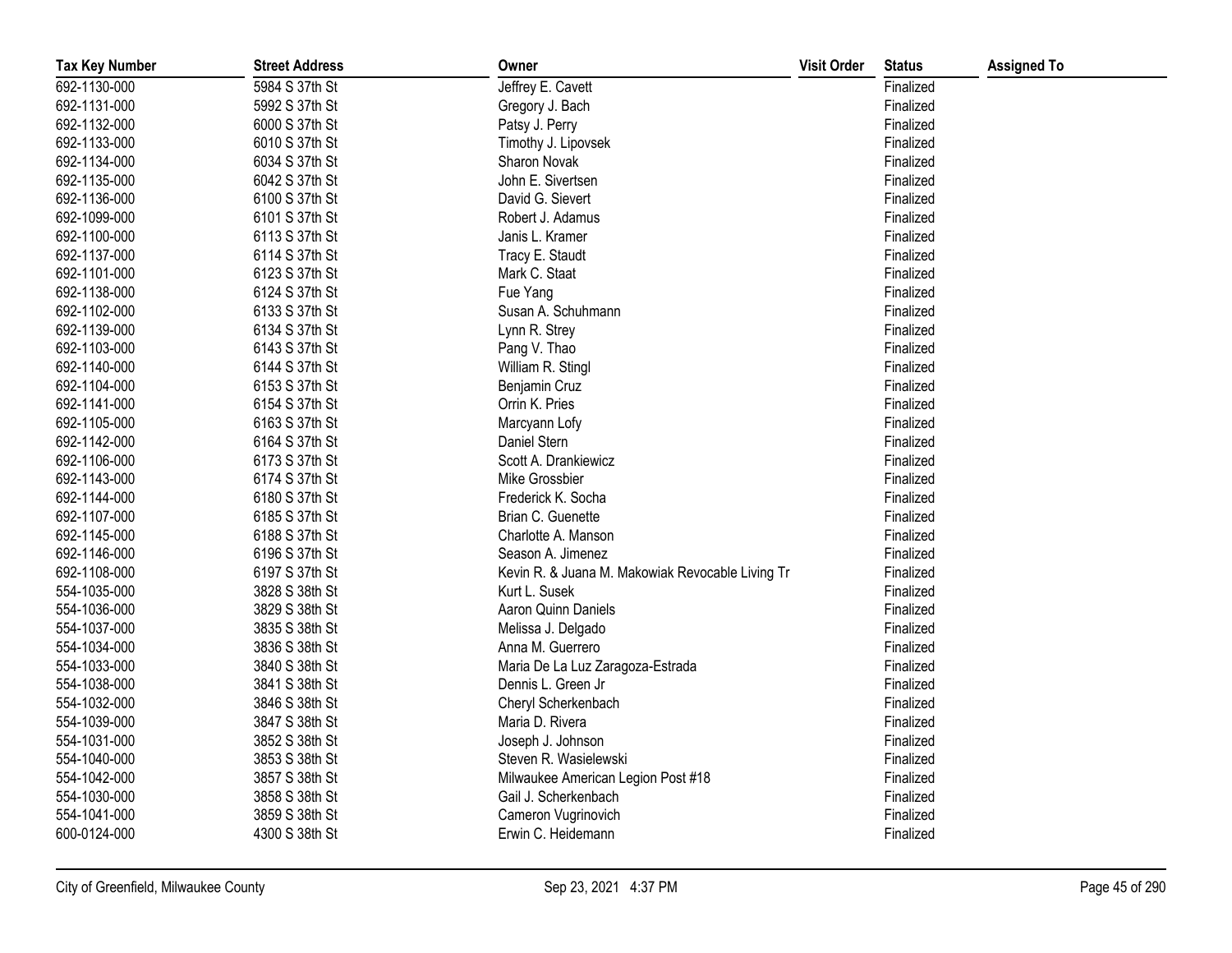| Tax Key Number | Street Address | Owner | Visit Order | Status | Assigned To |
|---|---|---|---|---|---|
| 692-1130-000 | 5984 S 37th St | Jeffrey E. Cavett | | Finalized | |
| 692-1131-000 | 5992 S 37th St | Gregory J. Bach | | Finalized | |
| 692-1132-000 | 6000 S 37th St | Patsy J. Perry | | Finalized | |
| 692-1133-000 | 6010 S 37th St | Timothy J. Lipovsek | | Finalized | |
| 692-1134-000 | 6034 S 37th St | Sharon Novak | | Finalized | |
| 692-1135-000 | 6042 S 37th St | John E. Sivertsen | | Finalized | |
| 692-1136-000 | 6100 S 37th St | David G. Sievert | | Finalized | |
| 692-1099-000 | 6101 S 37th St | Robert J. Adamus | | Finalized | |
| 692-1100-000 | 6113 S 37th St | Janis L. Kramer | | Finalized | |
| 692-1137-000 | 6114 S 37th St | Tracy E. Staudt | | Finalized | |
| 692-1101-000 | 6123 S 37th St | Mark C. Staat | | Finalized | |
| 692-1138-000 | 6124 S 37th St | Fue Yang | | Finalized | |
| 692-1102-000 | 6133 S 37th St | Susan A. Schuhmann | | Finalized | |
| 692-1139-000 | 6134 S 37th St | Lynn R. Strey | | Finalized | |
| 692-1103-000 | 6143 S 37th St | Pang V. Thao | | Finalized | |
| 692-1140-000 | 6144 S 37th St | William R. Stingl | | Finalized | |
| 692-1104-000 | 6153 S 37th St | Benjamin Cruz | | Finalized | |
| 692-1141-000 | 6154 S 37th St | Orrin K. Pries | | Finalized | |
| 692-1105-000 | 6163 S 37th St | Marcyann Lofy | | Finalized | |
| 692-1142-000 | 6164 S 37th St | Daniel Stern | | Finalized | |
| 692-1106-000 | 6173 S 37th St | Scott A. Drankiewicz | | Finalized | |
| 692-1143-000 | 6174 S 37th St | Mike Grossbier | | Finalized | |
| 692-1144-000 | 6180 S 37th St | Frederick K. Socha | | Finalized | |
| 692-1107-000 | 6185 S 37th St | Brian C. Guenette | | Finalized | |
| 692-1145-000 | 6188 S 37th St | Charlotte A. Manson | | Finalized | |
| 692-1146-000 | 6196 S 37th St | Season A. Jimenez | | Finalized | |
| 692-1108-000 | 6197 S 37th St | Kevin R. & Juana M. Makowiak Revocable Living Tr | | Finalized | |
| 554-1035-000 | 3828 S 38th St | Kurt L. Susek | | Finalized | |
| 554-1036-000 | 3829 S 38th St | Aaron Quinn Daniels | | Finalized | |
| 554-1037-000 | 3835 S 38th St | Melissa J. Delgado | | Finalized | |
| 554-1034-000 | 3836 S 38th St | Anna M. Guerrero | | Finalized | |
| 554-1033-000 | 3840 S 38th St | Maria De La Luz Zaragoza-Estrada | | Finalized | |
| 554-1038-000 | 3841 S 38th St | Dennis L. Green Jr | | Finalized | |
| 554-1032-000 | 3846 S 38th St | Cheryl Scherkenbach | | Finalized | |
| 554-1039-000 | 3847 S 38th St | Maria D. Rivera | | Finalized | |
| 554-1031-000 | 3852 S 38th St | Joseph J. Johnson | | Finalized | |
| 554-1040-000 | 3853 S 38th St | Steven R. Wasielewski | | Finalized | |
| 554-1042-000 | 3857 S 38th St | Milwaukee American Legion Post #18 | | Finalized | |
| 554-1030-000 | 3858 S 38th St | Gail J. Scherkenbach | | Finalized | |
| 554-1041-000 | 3859 S 38th St | Cameron Vugrinovich | | Finalized | |
| 600-0124-000 | 4300 S 38th St | Erwin C. Heidemann | | Finalized | |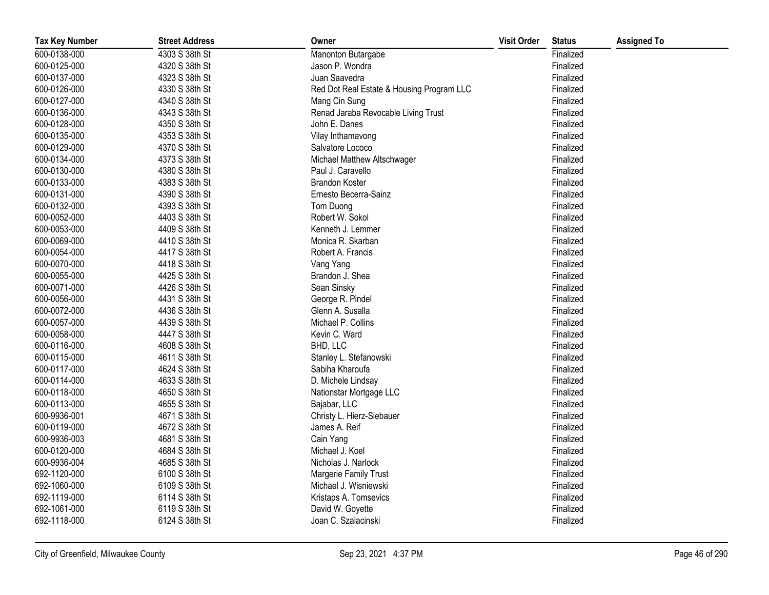| Tax Key Number | Street Address | Owner | Visit Order | Status | Assigned To |
|---|---|---|---|---|---|
| 600-0138-000 | 4303 S 38th St | Manonton Butargabe | | Finalized | |
| 600-0125-000 | 4320 S 38th St | Jason P. Wondra | | Finalized | |
| 600-0137-000 | 4323 S 38th St | Juan Saavedra | | Finalized | |
| 600-0126-000 | 4330 S 38th St | Red Dot Real Estate & Housing Program LLC | | Finalized | |
| 600-0127-000 | 4340 S 38th St | Mang Cin Sung | | Finalized | |
| 600-0136-000 | 4343 S 38th St | Renad Jaraba Revocable Living Trust | | Finalized | |
| 600-0128-000 | 4350 S 38th St | John E. Danes | | Finalized | |
| 600-0135-000 | 4353 S 38th St | Vilay Inthamavong | | Finalized | |
| 600-0129-000 | 4370 S 38th St | Salvatore Lococo | | Finalized | |
| 600-0134-000 | 4373 S 38th St | Michael Matthew Altschwager | | Finalized | |
| 600-0130-000 | 4380 S 38th St | Paul J. Caravello | | Finalized | |
| 600-0133-000 | 4383 S 38th St | Brandon Koster | | Finalized | |
| 600-0131-000 | 4390 S 38th St | Ernesto Becerra-Sainz | | Finalized | |
| 600-0132-000 | 4393 S 38th St | Tom Duong | | Finalized | |
| 600-0052-000 | 4403 S 38th St | Robert W. Sokol | | Finalized | |
| 600-0053-000 | 4409 S 38th St | Kenneth J. Lemmer | | Finalized | |
| 600-0069-000 | 4410 S 38th St | Monica R. Skarban | | Finalized | |
| 600-0054-000 | 4417 S 38th St | Robert A. Francis | | Finalized | |
| 600-0070-000 | 4418 S 38th St | Vang Yang | | Finalized | |
| 600-0055-000 | 4425 S 38th St | Brandon J. Shea | | Finalized | |
| 600-0071-000 | 4426 S 38th St | Sean Sinsky | | Finalized | |
| 600-0056-000 | 4431 S 38th St | George R. Pindel | | Finalized | |
| 600-0072-000 | 4436 S 38th St | Glenn A. Susalla | | Finalized | |
| 600-0057-000 | 4439 S 38th St | Michael P. Collins | | Finalized | |
| 600-0058-000 | 4447 S 38th St | Kevin C. Ward | | Finalized | |
| 600-0116-000 | 4608 S 38th St | BHD, LLC | | Finalized | |
| 600-0115-000 | 4611 S 38th St | Stanley L. Stefanowski | | Finalized | |
| 600-0117-000 | 4624 S 38th St | Sabiha Kharoufa | | Finalized | |
| 600-0114-000 | 4633 S 38th St | D. Michele Lindsay | | Finalized | |
| 600-0118-000 | 4650 S 38th St | Nationstar Mortgage LLC | | Finalized | |
| 600-0113-000 | 4655 S 38th St | Bajabar, LLC | | Finalized | |
| 600-9936-001 | 4671 S 38th St | Christy L. Hierz-Siebauer | | Finalized | |
| 600-0119-000 | 4672 S 38th St | James A. Reif | | Finalized | |
| 600-9936-003 | 4681 S 38th St | Cain Yang | | Finalized | |
| 600-0120-000 | 4684 S 38th St | Michael J. Koel | | Finalized | |
| 600-9936-004 | 4685 S 38th St | Nicholas J. Narlock | | Finalized | |
| 692-1120-000 | 6100 S 38th St | Margerie Family Trust | | Finalized | |
| 692-1060-000 | 6109 S 38th St | Michael J. Wisniewski | | Finalized | |
| 692-1119-000 | 6114 S 38th St | Kristaps A. Tomsevics | | Finalized | |
| 692-1061-000 | 6119 S 38th St | David W. Goyette | | Finalized | |
| 692-1118-000 | 6124 S 38th St | Joan C. Szalacinski | | Finalized | |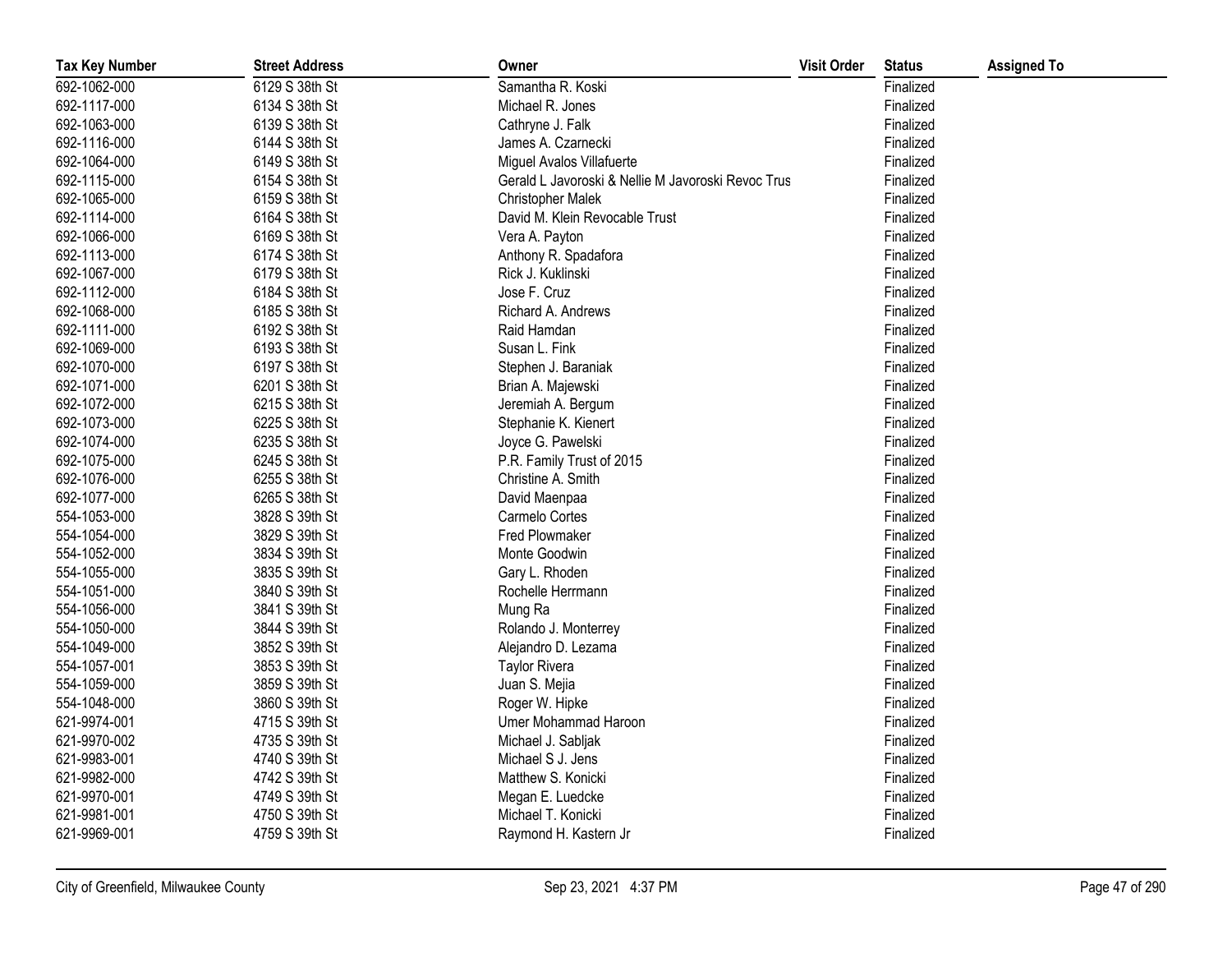| Tax Key Number | Street Address | Owner | Visit Order | Status | Assigned To |
|---|---|---|---|---|---|
| 692-1062-000 | 6129 S 38th St | Samantha R. Koski | | Finalized | |
| 692-1117-000 | 6134 S 38th St | Michael R. Jones | | Finalized | |
| 692-1063-000 | 6139 S 38th St | Cathryne J. Falk | | Finalized | |
| 692-1116-000 | 6144 S 38th St | James A. Czarnecki | | Finalized | |
| 692-1064-000 | 6149 S 38th St | Miguel Avalos Villafuerte | | Finalized | |
| 692-1115-000 | 6154 S 38th St | Gerald L Javoroski & Nellie M Javoroski Revoc Trus | | Finalized | |
| 692-1065-000 | 6159 S 38th St | Christopher Malek | | Finalized | |
| 692-1114-000 | 6164 S 38th St | David M. Klein Revocable Trust | | Finalized | |
| 692-1066-000 | 6169 S 38th St | Vera A. Payton | | Finalized | |
| 692-1113-000 | 6174 S 38th St | Anthony R. Spadafora | | Finalized | |
| 692-1067-000 | 6179 S 38th St | Rick J. Kuklinski | | Finalized | |
| 692-1112-000 | 6184 S 38th St | Jose F. Cruz | | Finalized | |
| 692-1068-000 | 6185 S 38th St | Richard A. Andrews | | Finalized | |
| 692-1111-000 | 6192 S 38th St | Raid Hamdan | | Finalized | |
| 692-1069-000 | 6193 S 38th St | Susan L. Fink | | Finalized | |
| 692-1070-000 | 6197 S 38th St | Stephen J. Baraniak | | Finalized | |
| 692-1071-000 | 6201 S 38th St | Brian A. Majewski | | Finalized | |
| 692-1072-000 | 6215 S 38th St | Jeremiah A. Bergum | | Finalized | |
| 692-1073-000 | 6225 S 38th St | Stephanie K. Kienert | | Finalized | |
| 692-1074-000 | 6235 S 38th St | Joyce G. Pawelski | | Finalized | |
| 692-1075-000 | 6245 S 38th St | P.R. Family Trust of 2015 | | Finalized | |
| 692-1076-000 | 6255 S 38th St | Christine A. Smith | | Finalized | |
| 692-1077-000 | 6265 S 38th St | David Maenpaa | | Finalized | |
| 554-1053-000 | 3828 S 39th St | Carmelo Cortes | | Finalized | |
| 554-1054-000 | 3829 S 39th St | Fred Plowmaker | | Finalized | |
| 554-1052-000 | 3834 S 39th St | Monte Goodwin | | Finalized | |
| 554-1055-000 | 3835 S 39th St | Gary L. Rhoden | | Finalized | |
| 554-1051-000 | 3840 S 39th St | Rochelle Herrmann | | Finalized | |
| 554-1056-000 | 3841 S 39th St | Mung Ra | | Finalized | |
| 554-1050-000 | 3844 S 39th St | Rolando J. Monterrey | | Finalized | |
| 554-1049-000 | 3852 S 39th St | Alejandro D. Lezama | | Finalized | |
| 554-1057-001 | 3853 S 39th St | Taylor Rivera | | Finalized | |
| 554-1059-000 | 3859 S 39th St | Juan S. Mejia | | Finalized | |
| 554-1048-000 | 3860 S 39th St | Roger W. Hipke | | Finalized | |
| 621-9974-001 | 4715 S 39th St | Umer Mohammad Haroon | | Finalized | |
| 621-9970-002 | 4735 S 39th St | Michael J. Sabljak | | Finalized | |
| 621-9983-001 | 4740 S 39th St | Michael S J. Jens | | Finalized | |
| 621-9982-000 | 4742 S 39th St | Matthew S. Konicki | | Finalized | |
| 621-9970-001 | 4749 S 39th St | Megan E. Luedcke | | Finalized | |
| 621-9981-001 | 4750 S 39th St | Michael T. Konicki | | Finalized | |
| 621-9969-001 | 4759 S 39th St | Raymond H. Kastern Jr | | Finalized | |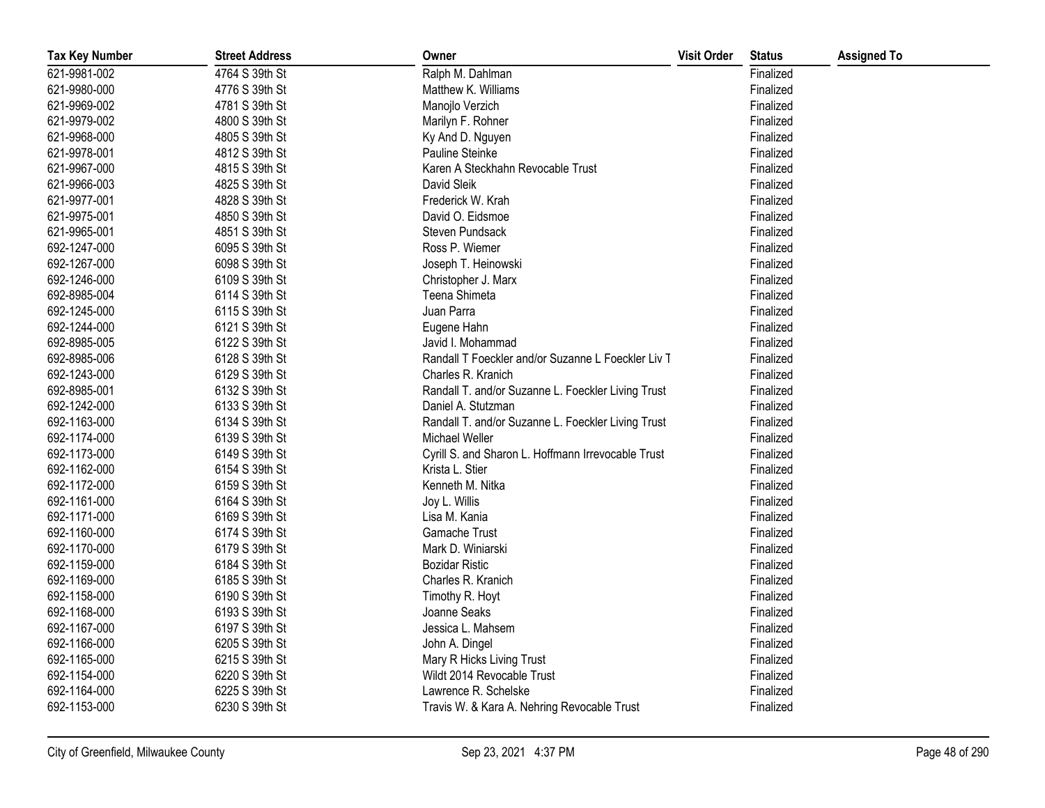| Tax Key Number | Street Address | Owner | Visit Order | Status | Assigned To |
|---|---|---|---|---|---|
| 621-9981-002 | 4764 S 39th St | Ralph M. Dahlman | | Finalized | |
| 621-9980-000 | 4776 S 39th St | Matthew K. Williams | | Finalized | |
| 621-9969-002 | 4781 S 39th St | Manojlo Verzich | | Finalized | |
| 621-9979-002 | 4800 S 39th St | Marilyn F. Rohner | | Finalized | |
| 621-9968-000 | 4805 S 39th St | Ky And D. Nguyen | | Finalized | |
| 621-9978-001 | 4812 S 39th St | Pauline Steinke | | Finalized | |
| 621-9967-000 | 4815 S 39th St | Karen A Steckhahn Revocable Trust | | Finalized | |
| 621-9966-003 | 4825 S 39th St | David Sleik | | Finalized | |
| 621-9977-001 | 4828 S 39th St | Frederick W. Krah | | Finalized | |
| 621-9975-001 | 4850 S 39th St | David O. Eidsmoe | | Finalized | |
| 621-9965-001 | 4851 S 39th St | Steven Pundsack | | Finalized | |
| 692-1247-000 | 6095 S 39th St | Ross P. Wiemer | | Finalized | |
| 692-1267-000 | 6098 S 39th St | Joseph T. Heinowski | | Finalized | |
| 692-1246-000 | 6109 S 39th St | Christopher J. Marx | | Finalized | |
| 692-8985-004 | 6114 S 39th St | Teena Shimeta | | Finalized | |
| 692-1245-000 | 6115 S 39th St | Juan Parra | | Finalized | |
| 692-1244-000 | 6121 S 39th St | Eugene Hahn | | Finalized | |
| 692-8985-005 | 6122 S 39th St | Javid I. Mohammad | | Finalized | |
| 692-8985-006 | 6128 S 39th St | Randall T Foeckler and/or Suzanne L Foeckler Liv T | | Finalized | |
| 692-1243-000 | 6129 S 39th St | Charles R. Kranich | | Finalized | |
| 692-8985-001 | 6132 S 39th St | Randall T. and/or Suzanne L. Foeckler Living Trust | | Finalized | |
| 692-1242-000 | 6133 S 39th St | Daniel A. Stutzman | | Finalized | |
| 692-1163-000 | 6134 S 39th St | Randall T. and/or Suzanne L. Foeckler Living Trust | | Finalized | |
| 692-1174-000 | 6139 S 39th St | Michael Weller | | Finalized | |
| 692-1173-000 | 6149 S 39th St | Cyrill S. and Sharon L. Hoffmann Irrevocable Trust | | Finalized | |
| 692-1162-000 | 6154 S 39th St | Krista L. Stier | | Finalized | |
| 692-1172-000 | 6159 S 39th St | Kenneth M. Nitka | | Finalized | |
| 692-1161-000 | 6164 S 39th St | Joy L. Willis | | Finalized | |
| 692-1171-000 | 6169 S 39th St | Lisa M. Kania | | Finalized | |
| 692-1160-000 | 6174 S 39th St | Gamache Trust | | Finalized | |
| 692-1170-000 | 6179 S 39th St | Mark D. Winiarski | | Finalized | |
| 692-1159-000 | 6184 S 39th St | Bozidar Ristic | | Finalized | |
| 692-1169-000 | 6185 S 39th St | Charles R. Kranich | | Finalized | |
| 692-1158-000 | 6190 S 39th St | Timothy R. Hoyt | | Finalized | |
| 692-1168-000 | 6193 S 39th St | Joanne Seaks | | Finalized | |
| 692-1167-000 | 6197 S 39th St | Jessica L. Mahsem | | Finalized | |
| 692-1166-000 | 6205 S 39th St | John A. Dingel | | Finalized | |
| 692-1165-000 | 6215 S 39th St | Mary R Hicks Living Trust | | Finalized | |
| 692-1154-000 | 6220 S 39th St | Wildt 2014 Revocable Trust | | Finalized | |
| 692-1164-000 | 6225 S 39th St | Lawrence R. Schelske | | Finalized | |
| 692-1153-000 | 6230 S 39th St | Travis W. & Kara A. Nehring Revocable Trust | | Finalized | |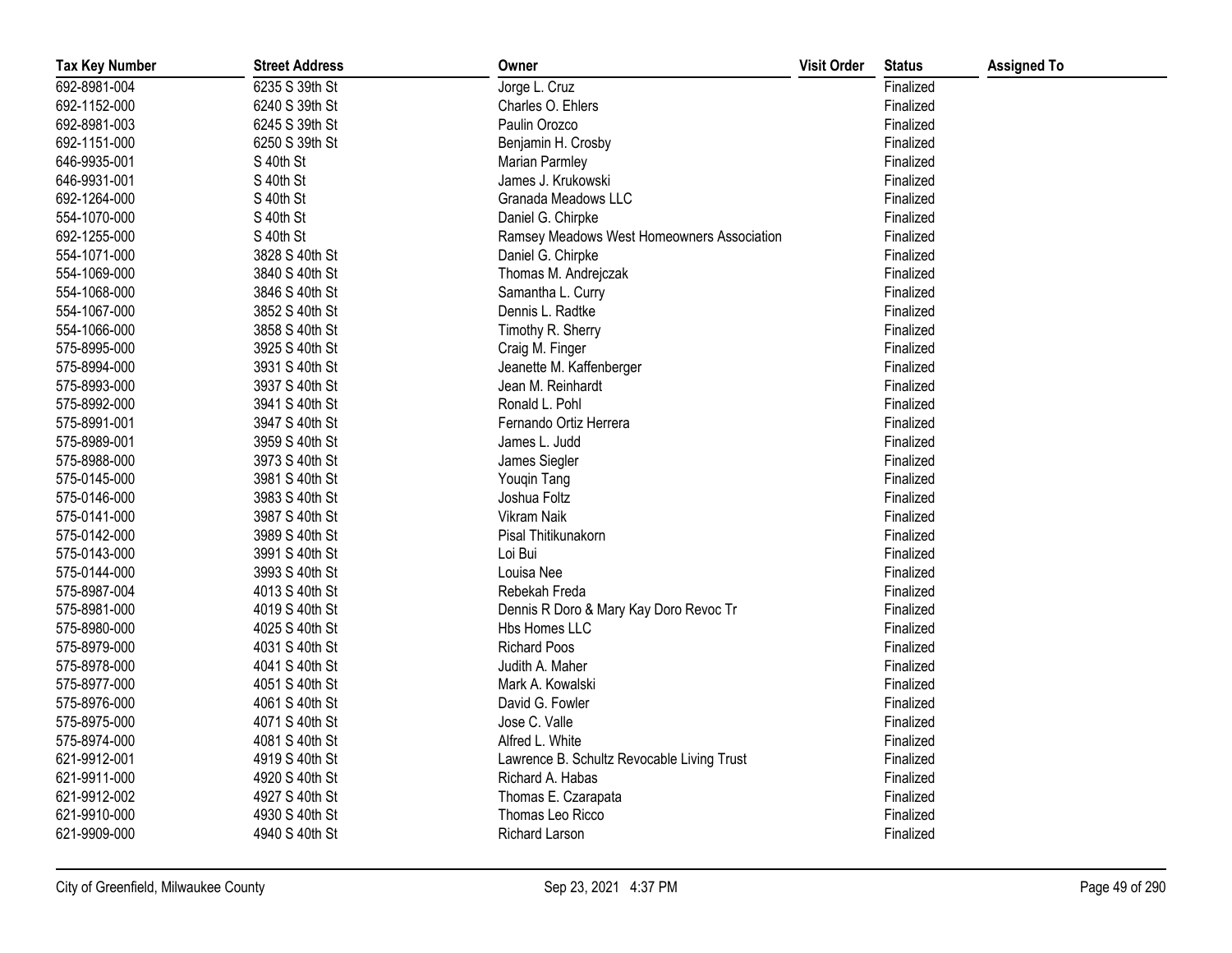| Tax Key Number | Street Address | Owner | Visit Order | Status | Assigned To |
|---|---|---|---|---|---|
| 692-8981-004 | 6235 S 39th St | Jorge L. Cruz | | Finalized | |
| 692-1152-000 | 6240 S 39th St | Charles O. Ehlers | | Finalized | |
| 692-8981-003 | 6245 S 39th St | Paulin Orozco | | Finalized | |
| 692-1151-000 | 6250 S 39th St | Benjamin H. Crosby | | Finalized | |
| 646-9935-001 | S 40th St | Marian Parmley | | Finalized | |
| 646-9931-001 | S 40th St | James J. Krukowski | | Finalized | |
| 692-1264-000 | S 40th St | Granada Meadows LLC | | Finalized | |
| 554-1070-000 | S 40th St | Daniel G. Chirpke | | Finalized | |
| 692-1255-000 | S 40th St | Ramsey Meadows West Homeowners Association | | Finalized | |
| 554-1071-000 | 3828 S 40th St | Daniel G. Chirpke | | Finalized | |
| 554-1069-000 | 3840 S 40th St | Thomas M. Andrejczak | | Finalized | |
| 554-1068-000 | 3846 S 40th St | Samantha L. Curry | | Finalized | |
| 554-1067-000 | 3852 S 40th St | Dennis L. Radtke | | Finalized | |
| 554-1066-000 | 3858 S 40th St | Timothy R. Sherry | | Finalized | |
| 575-8995-000 | 3925 S 40th St | Craig M. Finger | | Finalized | |
| 575-8994-000 | 3931 S 40th St | Jeanette M. Kaffenberger | | Finalized | |
| 575-8993-000 | 3937 S 40th St | Jean M. Reinhardt | | Finalized | |
| 575-8992-000 | 3941 S 40th St | Ronald L. Pohl | | Finalized | |
| 575-8991-001 | 3947 S 40th St | Fernando Ortiz Herrera | | Finalized | |
| 575-8989-001 | 3959 S 40th St | James L. Judd | | Finalized | |
| 575-8988-000 | 3973 S 40th St | James Siegler | | Finalized | |
| 575-0145-000 | 3981 S 40th St | Youqin Tang | | Finalized | |
| 575-0146-000 | 3983 S 40th St | Joshua Foltz | | Finalized | |
| 575-0141-000 | 3987 S 40th St | Vikram Naik | | Finalized | |
| 575-0142-000 | 3989 S 40th St | Pisal Thitikunakorn | | Finalized | |
| 575-0143-000 | 3991 S 40th St | Loi Bui | | Finalized | |
| 575-0144-000 | 3993 S 40th St | Louisa Nee | | Finalized | |
| 575-8987-004 | 4013 S 40th St | Rebekah Freda | | Finalized | |
| 575-8981-000 | 4019 S 40th St | Dennis R Doro & Mary Kay Doro Revoc Tr | | Finalized | |
| 575-8980-000 | 4025 S 40th St | Hbs Homes LLC | | Finalized | |
| 575-8979-000 | 4031 S 40th St | Richard Poos | | Finalized | |
| 575-8978-000 | 4041 S 40th St | Judith A. Maher | | Finalized | |
| 575-8977-000 | 4051 S 40th St | Mark A. Kowalski | | Finalized | |
| 575-8976-000 | 4061 S 40th St | David G. Fowler | | Finalized | |
| 575-8975-000 | 4071 S 40th St | Jose C. Valle | | Finalized | |
| 575-8974-000 | 4081 S 40th St | Alfred L. White | | Finalized | |
| 621-9912-001 | 4919 S 40th St | Lawrence B. Schultz Revocable Living Trust | | Finalized | |
| 621-9911-000 | 4920 S 40th St | Richard A. Habas | | Finalized | |
| 621-9912-002 | 4927 S 40th St | Thomas E. Czarapata | | Finalized | |
| 621-9910-000 | 4930 S 40th St | Thomas Leo Ricco | | Finalized | |
| 621-9909-000 | 4940 S 40th St | Richard Larson | | Finalized | |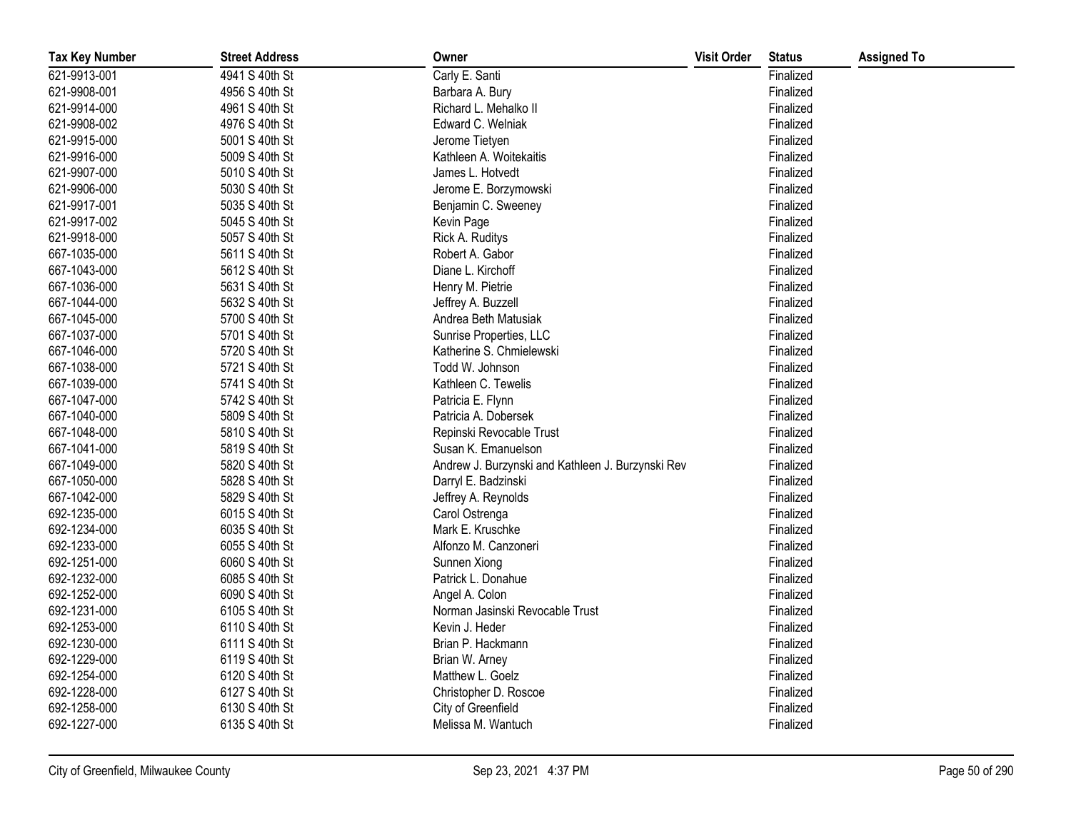| Tax Key Number | Street Address | Owner | Visit Order | Status | Assigned To |
|---|---|---|---|---|---|
| 621-9913-001 | 4941 S 40th St | Carly E. Santi | | Finalized | |
| 621-9908-001 | 4956 S 40th St | Barbara A. Bury | | Finalized | |
| 621-9914-000 | 4961 S 40th St | Richard L. Mehalko II | | Finalized | |
| 621-9908-002 | 4976 S 40th St | Edward C. Welniak | | Finalized | |
| 621-9915-000 | 5001 S 40th St | Jerome Tietyen | | Finalized | |
| 621-9916-000 | 5009 S 40th St | Kathleen A. Woitekaitis | | Finalized | |
| 621-9907-000 | 5010 S 40th St | James L. Hotvedt | | Finalized | |
| 621-9906-000 | 5030 S 40th St | Jerome E. Borzymowski | | Finalized | |
| 621-9917-001 | 5035 S 40th St | Benjamin C. Sweeney | | Finalized | |
| 621-9917-002 | 5045 S 40th St | Kevin Page | | Finalized | |
| 621-9918-000 | 5057 S 40th St | Rick A. Ruditys | | Finalized | |
| 667-1035-000 | 5611 S 40th St | Robert A. Gabor | | Finalized | |
| 667-1043-000 | 5612 S 40th St | Diane L. Kirchoff | | Finalized | |
| 667-1036-000 | 5631 S 40th St | Henry M. Pietrie | | Finalized | |
| 667-1044-000 | 5632 S 40th St | Jeffrey A. Buzzell | | Finalized | |
| 667-1045-000 | 5700 S 40th St | Andrea Beth Matusiak | | Finalized | |
| 667-1037-000 | 5701 S 40th St | Sunrise Properties, LLC | | Finalized | |
| 667-1046-000 | 5720 S 40th St | Katherine S. Chmielewski | | Finalized | |
| 667-1038-000 | 5721 S 40th St | Todd W. Johnson | | Finalized | |
| 667-1039-000 | 5741 S 40th St | Kathleen C. Tewelis | | Finalized | |
| 667-1047-000 | 5742 S 40th St | Patricia E. Flynn | | Finalized | |
| 667-1040-000 | 5809 S 40th St | Patricia A. Dobersek | | Finalized | |
| 667-1048-000 | 5810 S 40th St | Repinski Revocable Trust | | Finalized | |
| 667-1041-000 | 5819 S 40th St | Susan K. Emanuelson | | Finalized | |
| 667-1049-000 | 5820 S 40th St | Andrew J. Burzynski and Kathleen J. Burzynski Rev | | Finalized | |
| 667-1050-000 | 5828 S 40th St | Darryl E. Badzinski | | Finalized | |
| 667-1042-000 | 5829 S 40th St | Jeffrey A. Reynolds | | Finalized | |
| 692-1235-000 | 6015 S 40th St | Carol Ostrenga | | Finalized | |
| 692-1234-000 | 6035 S 40th St | Mark E. Kruschke | | Finalized | |
| 692-1233-000 | 6055 S 40th St | Alfonzo M. Canzoneri | | Finalized | |
| 692-1251-000 | 6060 S 40th St | Sunnen Xiong | | Finalized | |
| 692-1232-000 | 6085 S 40th St | Patrick L. Donahue | | Finalized | |
| 692-1252-000 | 6090 S 40th St | Angel A. Colon | | Finalized | |
| 692-1231-000 | 6105 S 40th St | Norman Jasinski Revocable Trust | | Finalized | |
| 692-1253-000 | 6110 S 40th St | Kevin J. Heder | | Finalized | |
| 692-1230-000 | 6111 S 40th St | Brian P. Hackmann | | Finalized | |
| 692-1229-000 | 6119 S 40th St | Brian W. Arney | | Finalized | |
| 692-1254-000 | 6120 S 40th St | Matthew L. Goelz | | Finalized | |
| 692-1228-000 | 6127 S 40th St | Christopher D. Roscoe | | Finalized | |
| 692-1258-000 | 6130 S 40th St | City of Greenfield | | Finalized | |
| 692-1227-000 | 6135 S 40th St | Melissa M. Wantuch | | Finalized | |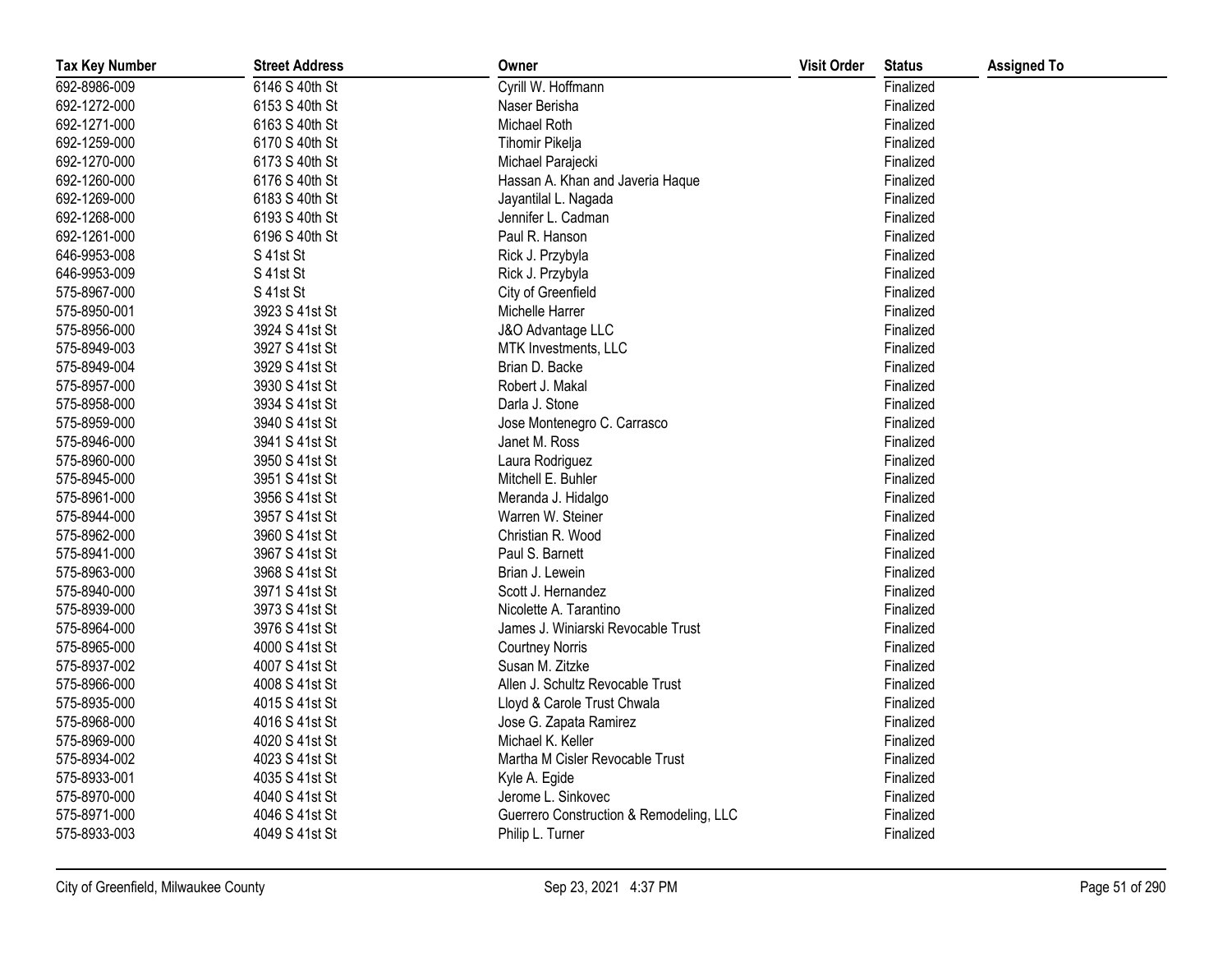| Tax Key Number | Street Address | Owner | Visit Order | Status | Assigned To |
|---|---|---|---|---|---|
| 692-8986-009 | 6146 S 40th St | Cyrill W. Hoffmann | | Finalized | |
| 692-1272-000 | 6153 S 40th St | Naser Berisha | | Finalized | |
| 692-1271-000 | 6163 S 40th St | Michael Roth | | Finalized | |
| 692-1259-000 | 6170 S 40th St | Tihomir Pikelja | | Finalized | |
| 692-1270-000 | 6173 S 40th St | Michael Parajecki | | Finalized | |
| 692-1260-000 | 6176 S 40th St | Hassan A. Khan and Javeria Haque | | Finalized | |
| 692-1269-000 | 6183 S 40th St | Jayantilal L. Nagada | | Finalized | |
| 692-1268-000 | 6193 S 40th St | Jennifer L. Cadman | | Finalized | |
| 692-1261-000 | 6196 S 40th St | Paul R. Hanson | | Finalized | |
| 646-9953-008 | S 41st St | Rick J. Przybyla | | Finalized | |
| 646-9953-009 | S 41st St | Rick J. Przybyla | | Finalized | |
| 575-8967-000 | S 41st St | City of Greenfield | | Finalized | |
| 575-8950-001 | 3923 S 41st St | Michelle Harrer | | Finalized | |
| 575-8956-000 | 3924 S 41st St | J&O Advantage LLC | | Finalized | |
| 575-8949-003 | 3927 S 41st St | MTK Investments, LLC | | Finalized | |
| 575-8949-004 | 3929 S 41st St | Brian D. Backe | | Finalized | |
| 575-8957-000 | 3930 S 41st St | Robert J. Makal | | Finalized | |
| 575-8958-000 | 3934 S 41st St | Darla J. Stone | | Finalized | |
| 575-8959-000 | 3940 S 41st St | Jose Montenegro C. Carrasco | | Finalized | |
| 575-8946-000 | 3941 S 41st St | Janet M. Ross | | Finalized | |
| 575-8960-000 | 3950 S 41st St | Laura Rodriguez | | Finalized | |
| 575-8945-000 | 3951 S 41st St | Mitchell E. Buhler | | Finalized | |
| 575-8961-000 | 3956 S 41st St | Meranda J. Hidalgo | | Finalized | |
| 575-8944-000 | 3957 S 41st St | Warren W. Steiner | | Finalized | |
| 575-8962-000 | 3960 S 41st St | Christian R. Wood | | Finalized | |
| 575-8941-000 | 3967 S 41st St | Paul S. Barnett | | Finalized | |
| 575-8963-000 | 3968 S 41st St | Brian J. Lewein | | Finalized | |
| 575-8940-000 | 3971 S 41st St | Scott J. Hernandez | | Finalized | |
| 575-8939-000 | 3973 S 41st St | Nicolette A. Tarantino | | Finalized | |
| 575-8964-000 | 3976 S 41st St | James J. Winiarski Revocable Trust | | Finalized | |
| 575-8965-000 | 4000 S 41st St | Courtney Norris | | Finalized | |
| 575-8937-002 | 4007 S 41st St | Susan M. Zitzke | | Finalized | |
| 575-8966-000 | 4008 S 41st St | Allen J. Schultz Revocable Trust | | Finalized | |
| 575-8935-000 | 4015 S 41st St | Lloyd & Carole Trust Chwala | | Finalized | |
| 575-8968-000 | 4016 S 41st St | Jose G. Zapata Ramirez | | Finalized | |
| 575-8969-000 | 4020 S 41st St | Michael K. Keller | | Finalized | |
| 575-8934-002 | 4023 S 41st St | Martha M Cisler Revocable Trust | | Finalized | |
| 575-8933-001 | 4035 S 41st St | Kyle A. Egide | | Finalized | |
| 575-8970-000 | 4040 S 41st St | Jerome L. Sinkovec | | Finalized | |
| 575-8971-000 | 4046 S 41st St | Guerrero Construction & Remodeling, LLC | | Finalized | |
| 575-8933-003 | 4049 S 41st St | Philip L. Turner | | Finalized | |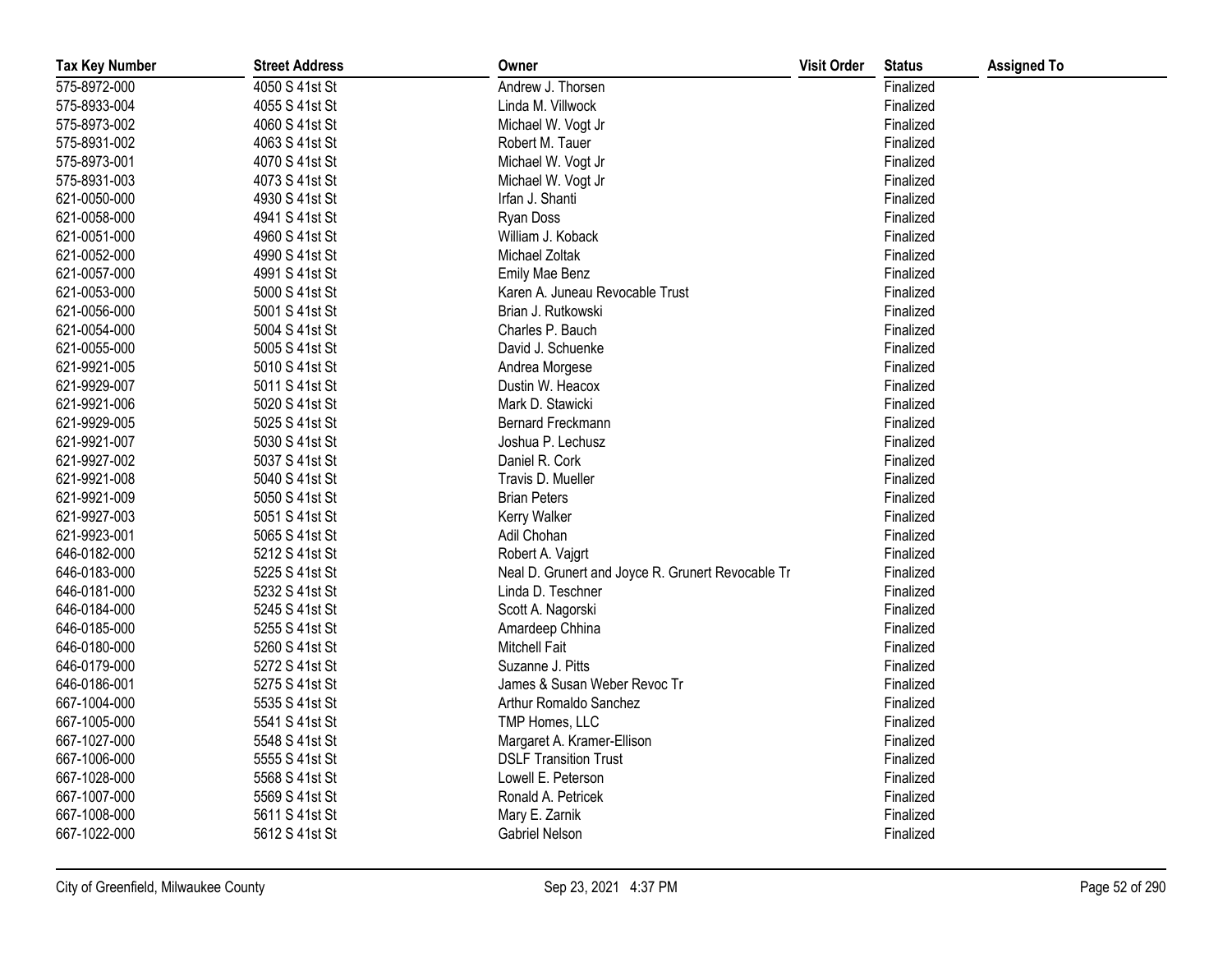| Tax Key Number | Street Address | Owner | Visit Order | Status | Assigned To |
|---|---|---|---|---|---|
| 575-8972-000 | 4050 S 41st St | Andrew J. Thorsen | | Finalized | |
| 575-8933-004 | 4055 S 41st St | Linda M. Villwock | | Finalized | |
| 575-8973-002 | 4060 S 41st St | Michael W. Vogt Jr | | Finalized | |
| 575-8931-002 | 4063 S 41st St | Robert M. Tauer | | Finalized | |
| 575-8973-001 | 4070 S 41st St | Michael W. Vogt Jr | | Finalized | |
| 575-8931-003 | 4073 S 41st St | Michael W. Vogt Jr | | Finalized | |
| 621-0050-000 | 4930 S 41st St | Irfan J. Shanti | | Finalized | |
| 621-0058-000 | 4941 S 41st St | Ryan Doss | | Finalized | |
| 621-0051-000 | 4960 S 41st St | William J. Koback | | Finalized | |
| 621-0052-000 | 4990 S 41st St | Michael Zoltak | | Finalized | |
| 621-0057-000 | 4991 S 41st St | Emily Mae Benz | | Finalized | |
| 621-0053-000 | 5000 S 41st St | Karen A. Juneau Revocable Trust | | Finalized | |
| 621-0056-000 | 5001 S 41st St | Brian J. Rutkowski | | Finalized | |
| 621-0054-000 | 5004 S 41st St | Charles P. Bauch | | Finalized | |
| 621-0055-000 | 5005 S 41st St | David J. Schuenke | | Finalized | |
| 621-9921-005 | 5010 S 41st St | Andrea Morgese | | Finalized | |
| 621-9929-007 | 5011 S 41st St | Dustin W. Heacox | | Finalized | |
| 621-9921-006 | 5020 S 41st St | Mark D. Stawicki | | Finalized | |
| 621-9929-005 | 5025 S 41st St | Bernard Freckmann | | Finalized | |
| 621-9921-007 | 5030 S 41st St | Joshua P. Lechusz | | Finalized | |
| 621-9927-002 | 5037 S 41st St | Daniel R. Cork | | Finalized | |
| 621-9921-008 | 5040 S 41st St | Travis D. Mueller | | Finalized | |
| 621-9921-009 | 5050 S 41st St | Brian Peters | | Finalized | |
| 621-9927-003 | 5051 S 41st St | Kerry Walker | | Finalized | |
| 621-9923-001 | 5065 S 41st St | Adil Chohan | | Finalized | |
| 646-0182-000 | 5212 S 41st St | Robert A. Vajgrt | | Finalized | |
| 646-0183-000 | 5225 S 41st St | Neal D. Grunert and Joyce R. Grunert Revocable Tr | | Finalized | |
| 646-0181-000 | 5232 S 41st St | Linda D. Teschner | | Finalized | |
| 646-0184-000 | 5245 S 41st St | Scott A. Nagorski | | Finalized | |
| 646-0185-000 | 5255 S 41st St | Amardeep Chhina | | Finalized | |
| 646-0180-000 | 5260 S 41st St | Mitchell Fait | | Finalized | |
| 646-0179-000 | 5272 S 41st St | Suzanne J. Pitts | | Finalized | |
| 646-0186-001 | 5275 S 41st St | James & Susan Weber Revoc Tr | | Finalized | |
| 667-1004-000 | 5535 S 41st St | Arthur Romaldo Sanchez | | Finalized | |
| 667-1005-000 | 5541 S 41st St | TMP Homes, LLC | | Finalized | |
| 667-1027-000 | 5548 S 41st St | Margaret A. Kramer-Ellison | | Finalized | |
| 667-1006-000 | 5555 S 41st St | DSLF Transition Trust | | Finalized | |
| 667-1028-000 | 5568 S 41st St | Lowell E. Peterson | | Finalized | |
| 667-1007-000 | 5569 S 41st St | Ronald A. Petricek | | Finalized | |
| 667-1008-000 | 5611 S 41st St | Mary E. Zarnik | | Finalized | |
| 667-1022-000 | 5612 S 41st St | Gabriel Nelson | | Finalized | |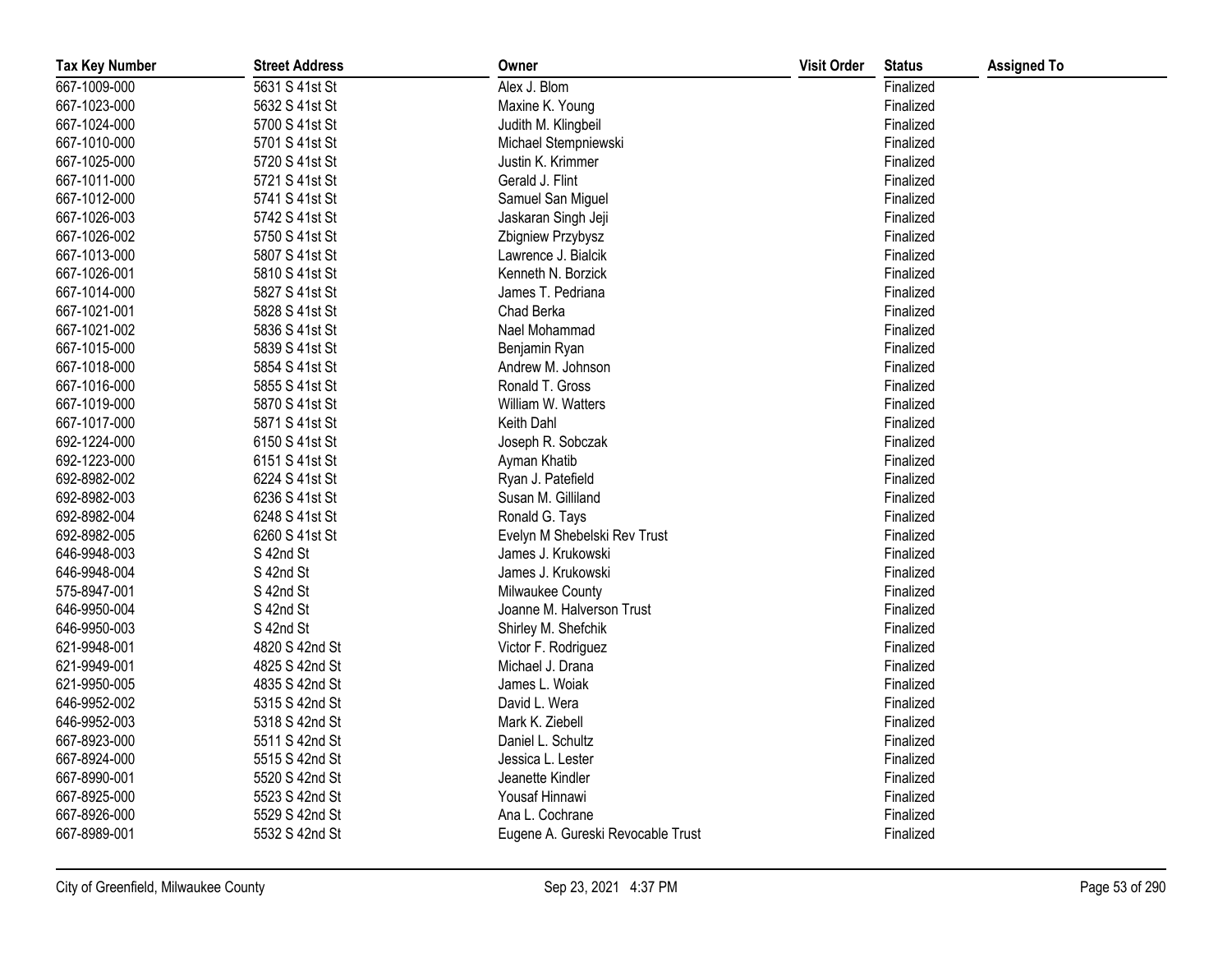| Tax Key Number | Street Address | Owner | Visit Order | Status | Assigned To |
|---|---|---|---|---|---|
| 667-1009-000 | 5631 S 41st St | Alex J. Blom | | Finalized | |
| 667-1023-000 | 5632 S 41st St | Maxine K. Young | | Finalized | |
| 667-1024-000 | 5700 S 41st St | Judith M. Klingbeil | | Finalized | |
| 667-1010-000 | 5701 S 41st St | Michael Stempniewski | | Finalized | |
| 667-1025-000 | 5720 S 41st St | Justin K. Krimmer | | Finalized | |
| 667-1011-000 | 5721 S 41st St | Gerald J. Flint | | Finalized | |
| 667-1012-000 | 5741 S 41st St | Samuel San Miguel | | Finalized | |
| 667-1026-003 | 5742 S 41st St | Jaskaran Singh Jeji | | Finalized | |
| 667-1026-002 | 5750 S 41st St | Zbigniew Przybysz | | Finalized | |
| 667-1013-000 | 5807 S 41st St | Lawrence J. Bialcik | | Finalized | |
| 667-1026-001 | 5810 S 41st St | Kenneth N. Borzick | | Finalized | |
| 667-1014-000 | 5827 S 41st St | James T. Pedriana | | Finalized | |
| 667-1021-001 | 5828 S 41st St | Chad Berka | | Finalized | |
| 667-1021-002 | 5836 S 41st St | Nael Mohammad | | Finalized | |
| 667-1015-000 | 5839 S 41st St | Benjamin Ryan | | Finalized | |
| 667-1018-000 | 5854 S 41st St | Andrew M. Johnson | | Finalized | |
| 667-1016-000 | 5855 S 41st St | Ronald T. Gross | | Finalized | |
| 667-1019-000 | 5870 S 41st St | William W. Watters | | Finalized | |
| 667-1017-000 | 5871 S 41st St | Keith Dahl | | Finalized | |
| 692-1224-000 | 6150 S 41st St | Joseph R. Sobczak | | Finalized | |
| 692-1223-000 | 6151 S 41st St | Ayman Khatib | | Finalized | |
| 692-8982-002 | 6224 S 41st St | Ryan J. Patefield | | Finalized | |
| 692-8982-003 | 6236 S 41st St | Susan M. Gilliland | | Finalized | |
| 692-8982-004 | 6248 S 41st St | Ronald G. Tays | | Finalized | |
| 692-8982-005 | 6260 S 41st St | Evelyn M Shebelski Rev Trust | | Finalized | |
| 646-9948-003 | S 42nd St | James J. Krukowski | | Finalized | |
| 646-9948-004 | S 42nd St | James J. Krukowski | | Finalized | |
| 575-8947-001 | S 42nd St | Milwaukee County | | Finalized | |
| 646-9950-004 | S 42nd St | Joanne M. Halverson Trust | | Finalized | |
| 646-9950-003 | S 42nd St | Shirley M. Shefchik | | Finalized | |
| 621-9948-001 | 4820 S 42nd St | Victor F. Rodriguez | | Finalized | |
| 621-9949-001 | 4825 S 42nd St | Michael J. Drana | | Finalized | |
| 621-9950-005 | 4835 S 42nd St | James L. Woiak | | Finalized | |
| 646-9952-002 | 5315 S 42nd St | David L. Wera | | Finalized | |
| 646-9952-003 | 5318 S 42nd St | Mark K. Ziebell | | Finalized | |
| 667-8923-000 | 5511 S 42nd St | Daniel L. Schultz | | Finalized | |
| 667-8924-000 | 5515 S 42nd St | Jessica L. Lester | | Finalized | |
| 667-8990-001 | 5520 S 42nd St | Jeanette Kindler | | Finalized | |
| 667-8925-000 | 5523 S 42nd St | Yousaf Hinnawi | | Finalized | |
| 667-8926-000 | 5529 S 42nd St | Ana L. Cochrane | | Finalized | |
| 667-8989-001 | 5532 S 42nd St | Eugene A. Gureski Revocable Trust | | Finalized | |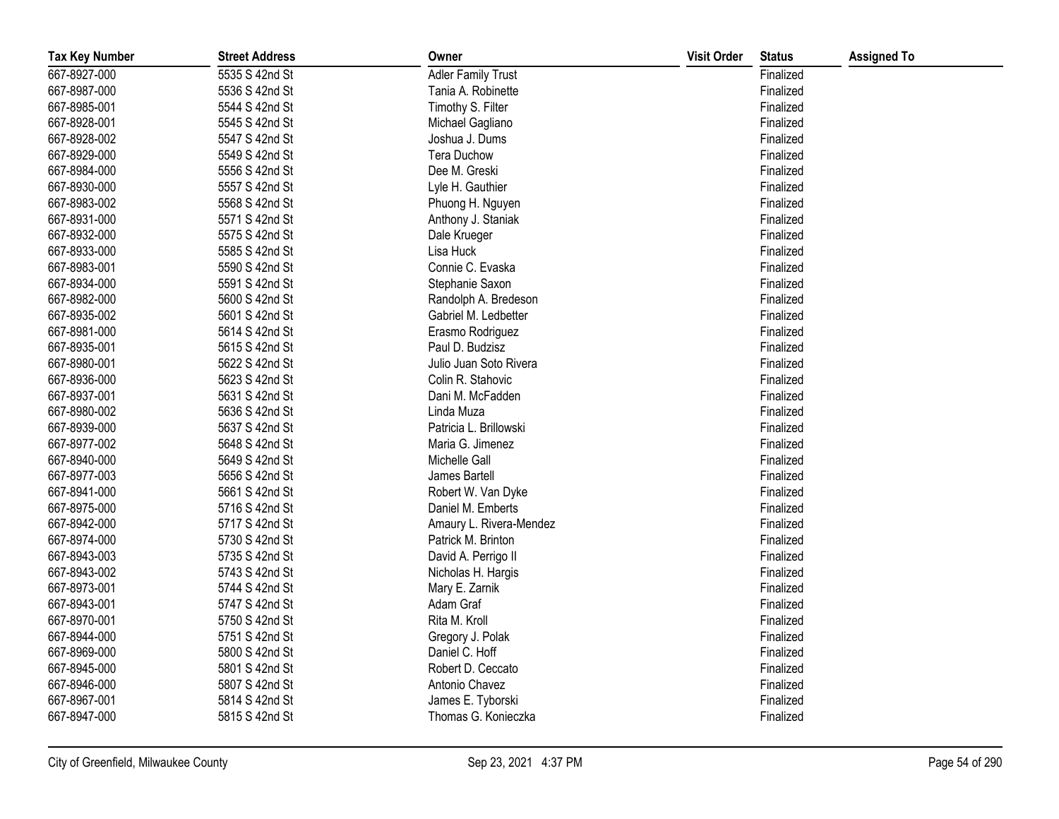| Tax Key Number | Street Address | Owner | Visit Order | Status | Assigned To |
|---|---|---|---|---|---|
| 667-8927-000 | 5535 S 42nd St | Adler Family Trust | | Finalized | |
| 667-8987-000 | 5536 S 42nd St | Tania A. Robinette | | Finalized | |
| 667-8985-001 | 5544 S 42nd St | Timothy S. Filter | | Finalized | |
| 667-8928-001 | 5545 S 42nd St | Michael Gagliano | | Finalized | |
| 667-8928-002 | 5547 S 42nd St | Joshua J. Dums | | Finalized | |
| 667-8929-000 | 5549 S 42nd St | Tera Duchow | | Finalized | |
| 667-8984-000 | 5556 S 42nd St | Dee M. Greski | | Finalized | |
| 667-8930-000 | 5557 S 42nd St | Lyle H. Gauthier | | Finalized | |
| 667-8983-002 | 5568 S 42nd St | Phuong H. Nguyen | | Finalized | |
| 667-8931-000 | 5571 S 42nd St | Anthony J. Staniak | | Finalized | |
| 667-8932-000 | 5575 S 42nd St | Dale Krueger | | Finalized | |
| 667-8933-000 | 5585 S 42nd St | Lisa Huck | | Finalized | |
| 667-8983-001 | 5590 S 42nd St | Connie C. Evaska | | Finalized | |
| 667-8934-000 | 5591 S 42nd St | Stephanie Saxon | | Finalized | |
| 667-8982-000 | 5600 S 42nd St | Randolph A. Bredeson | | Finalized | |
| 667-8935-002 | 5601 S 42nd St | Gabriel M. Ledbetter | | Finalized | |
| 667-8981-000 | 5614 S 42nd St | Erasmo Rodriguez | | Finalized | |
| 667-8935-001 | 5615 S 42nd St | Paul D. Budzisz | | Finalized | |
| 667-8980-001 | 5622 S 42nd St | Julio Juan Soto Rivera | | Finalized | |
| 667-8936-000 | 5623 S 42nd St | Colin R. Stahovic | | Finalized | |
| 667-8937-001 | 5631 S 42nd St | Dani M. McFadden | | Finalized | |
| 667-8980-002 | 5636 S 42nd St | Linda Muza | | Finalized | |
| 667-8939-000 | 5637 S 42nd St | Patricia L. Brillowski | | Finalized | |
| 667-8977-002 | 5648 S 42nd St | Maria G. Jimenez | | Finalized | |
| 667-8940-000 | 5649 S 42nd St | Michelle Gall | | Finalized | |
| 667-8977-003 | 5656 S 42nd St | James Bartell | | Finalized | |
| 667-8941-000 | 5661 S 42nd St | Robert W. Van Dyke | | Finalized | |
| 667-8975-000 | 5716 S 42nd St | Daniel M. Emberts | | Finalized | |
| 667-8942-000 | 5717 S 42nd St | Amaury L. Rivera-Mendez | | Finalized | |
| 667-8974-000 | 5730 S 42nd St | Patrick M. Brinton | | Finalized | |
| 667-8943-003 | 5735 S 42nd St | David A. Perrigo II | | Finalized | |
| 667-8943-002 | 5743 S 42nd St | Nicholas H. Hargis | | Finalized | |
| 667-8973-001 | 5744 S 42nd St | Mary E. Zarnik | | Finalized | |
| 667-8943-001 | 5747 S 42nd St | Adam Graf | | Finalized | |
| 667-8970-001 | 5750 S 42nd St | Rita M. Kroll | | Finalized | |
| 667-8944-000 | 5751 S 42nd St | Gregory J. Polak | | Finalized | |
| 667-8969-000 | 5800 S 42nd St | Daniel C. Hoff | | Finalized | |
| 667-8945-000 | 5801 S 42nd St | Robert D. Ceccato | | Finalized | |
| 667-8946-000 | 5807 S 42nd St | Antonio Chavez | | Finalized | |
| 667-8967-001 | 5814 S 42nd St | James E. Tyborski | | Finalized | |
| 667-8947-000 | 5815 S 42nd St | Thomas G. Konieczka | | Finalized | |

City of Greenfield, Milwaukee County — Sep 23, 2021 4:37 PM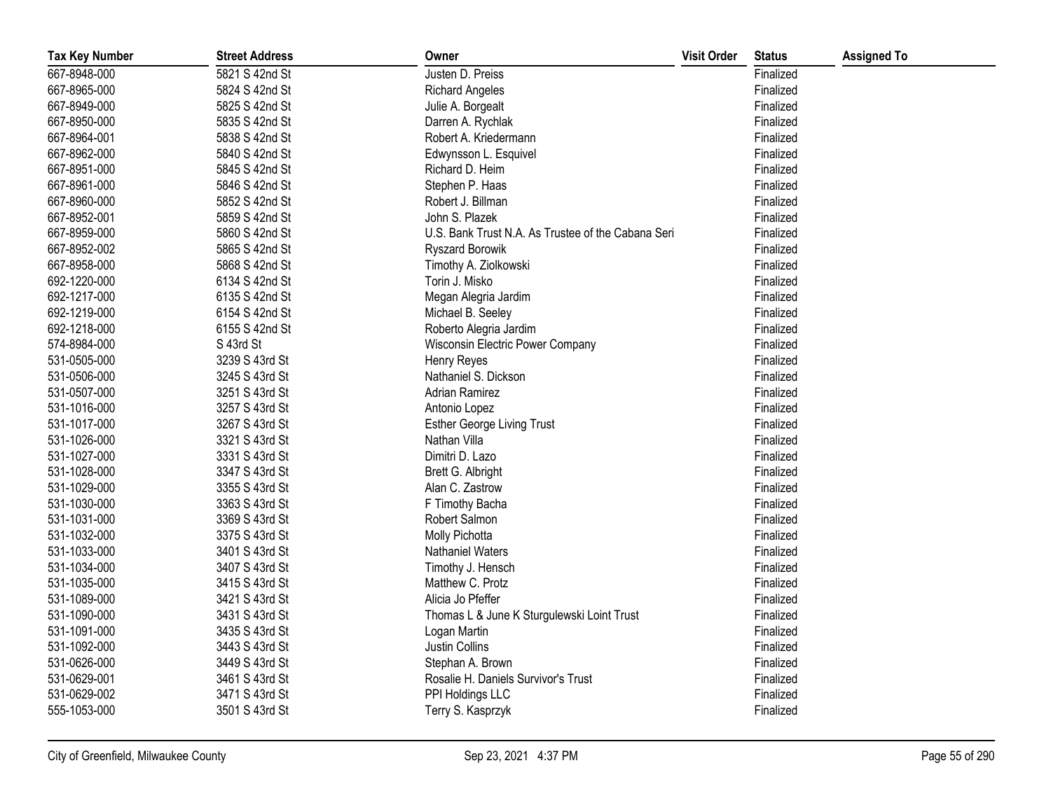| Tax Key Number | Street Address | Owner | Visit Order | Status | Assigned To |
|---|---|---|---|---|---|
| 667-8948-000 | 5821 S 42nd St | Justen D. Preiss | | Finalized | |
| 667-8965-000 | 5824 S 42nd St | Richard Angeles | | Finalized | |
| 667-8949-000 | 5825 S 42nd St | Julie A. Borgealt | | Finalized | |
| 667-8950-000 | 5835 S 42nd St | Darren A. Rychlak | | Finalized | |
| 667-8964-001 | 5838 S 42nd St | Robert A. Kriedermann | | Finalized | |
| 667-8962-000 | 5840 S 42nd St | Edwynsson L. Esquivel | | Finalized | |
| 667-8951-000 | 5845 S 42nd St | Richard D. Heim | | Finalized | |
| 667-8961-000 | 5846 S 42nd St | Stephen P. Haas | | Finalized | |
| 667-8960-000 | 5852 S 42nd St | Robert J. Billman | | Finalized | |
| 667-8952-001 | 5859 S 42nd St | John S. Plazek | | Finalized | |
| 667-8959-000 | 5860 S 42nd St | U.S. Bank Trust N.A. As Trustee of the Cabana Seri | | Finalized | |
| 667-8952-002 | 5865 S 42nd St | Ryszard Borowik | | Finalized | |
| 667-8958-000 | 5868 S 42nd St | Timothy A. Ziolkowski | | Finalized | |
| 692-1220-000 | 6134 S 42nd St | Torin J. Misko | | Finalized | |
| 692-1217-000 | 6135 S 42nd St | Megan Alegria Jardim | | Finalized | |
| 692-1219-000 | 6154 S 42nd St | Michael B. Seeley | | Finalized | |
| 692-1218-000 | 6155 S 42nd St | Roberto Alegria Jardim | | Finalized | |
| 574-8984-000 | S 43rd St | Wisconsin Electric Power Company | | Finalized | |
| 531-0505-000 | 3239 S 43rd St | Henry Reyes | | Finalized | |
| 531-0506-000 | 3245 S 43rd St | Nathaniel S. Dickson | | Finalized | |
| 531-0507-000 | 3251 S 43rd St | Adrian Ramirez | | Finalized | |
| 531-1016-000 | 3257 S 43rd St | Antonio Lopez | | Finalized | |
| 531-1017-000 | 3267 S 43rd St | Esther George Living Trust | | Finalized | |
| 531-1026-000 | 3321 S 43rd St | Nathan Villa | | Finalized | |
| 531-1027-000 | 3331 S 43rd St | Dimitri D. Lazo | | Finalized | |
| 531-1028-000 | 3347 S 43rd St | Brett G. Albright | | Finalized | |
| 531-1029-000 | 3355 S 43rd St | Alan C. Zastrow | | Finalized | |
| 531-1030-000 | 3363 S 43rd St | F Timothy Bacha | | Finalized | |
| 531-1031-000 | 3369 S 43rd St | Robert Salmon | | Finalized | |
| 531-1032-000 | 3375 S 43rd St | Molly Pichotta | | Finalized | |
| 531-1033-000 | 3401 S 43rd St | Nathaniel Waters | | Finalized | |
| 531-1034-000 | 3407 S 43rd St | Timothy J. Hensch | | Finalized | |
| 531-1035-000 | 3415 S 43rd St | Matthew C. Protz | | Finalized | |
| 531-1089-000 | 3421 S 43rd St | Alicia Jo Pfeffer | | Finalized | |
| 531-1090-000 | 3431 S 43rd St | Thomas L & June K Sturgulewski Loint Trust | | Finalized | |
| 531-1091-000 | 3435 S 43rd St | Logan Martin | | Finalized | |
| 531-1092-000 | 3443 S 43rd St | Justin Collins | | Finalized | |
| 531-0626-000 | 3449 S 43rd St | Stephan A. Brown | | Finalized | |
| 531-0629-001 | 3461 S 43rd St | Rosalie H. Daniels Survivor's Trust | | Finalized | |
| 531-0629-002 | 3471 S 43rd St | PPI Holdings LLC | | Finalized | |
| 555-1053-000 | 3501 S 43rd St | Terry S. Kasprzyk | | Finalized | |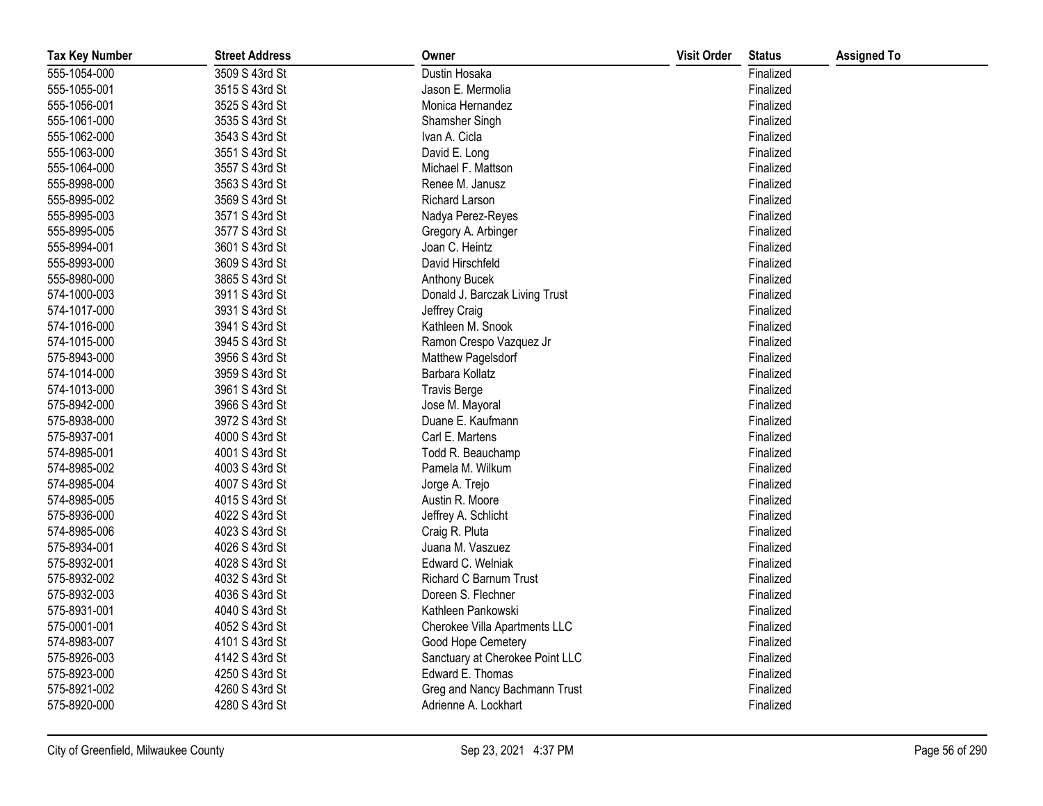| Tax Key Number | Street Address | Owner | Visit Order | Status | Assigned To |
| --- | --- | --- | --- | --- | --- |
| 555-1054-000 | 3509 S 43rd St | Dustin Hosaka | | Finalized | |
| 555-1055-001 | 3515 S 43rd St | Jason E. Mermolia | | Finalized | |
| 555-1056-001 | 3525 S 43rd St | Monica Hernandez | | Finalized | |
| 555-1061-000 | 3535 S 43rd St | Shamsher Singh | | Finalized | |
| 555-1062-000 | 3543 S 43rd St | Ivan A. Cicla | | Finalized | |
| 555-1063-000 | 3551 S 43rd St | David E. Long | | Finalized | |
| 555-1064-000 | 3557 S 43rd St | Michael F. Mattson | | Finalized | |
| 555-8998-000 | 3563 S 43rd St | Renee M. Janusz | | Finalized | |
| 555-8995-002 | 3569 S 43rd St | Richard Larson | | Finalized | |
| 555-8995-003 | 3571 S 43rd St | Nadya Perez-Reyes | | Finalized | |
| 555-8995-005 | 3577 S 43rd St | Gregory A. Arbinger | | Finalized | |
| 555-8994-001 | 3601 S 43rd St | Joan C. Heintz | | Finalized | |
| 555-8993-000 | 3609 S 43rd St | David Hirschfeld | | Finalized | |
| 555-8980-000 | 3865 S 43rd St | Anthony Bucek | | Finalized | |
| 574-1000-003 | 3911 S 43rd St | Donald J. Barczak Living Trust | | Finalized | |
| 574-1017-000 | 3931 S 43rd St | Jeffrey Craig | | Finalized | |
| 574-1016-000 | 3941 S 43rd St | Kathleen M. Snook | | Finalized | |
| 574-1015-000 | 3945 S 43rd St | Ramon Crespo Vazquez Jr | | Finalized | |
| 575-8943-000 | 3956 S 43rd St | Matthew Pagelsdorf | | Finalized | |
| 574-1014-000 | 3959 S 43rd St | Barbara Kollatz | | Finalized | |
| 574-1013-000 | 3961 S 43rd St | Travis Berge | | Finalized | |
| 575-8942-000 | 3966 S 43rd St | Jose M. Mayoral | | Finalized | |
| 575-8938-000 | 3972 S 43rd St | Duane E. Kaufmann | | Finalized | |
| 575-8937-001 | 4000 S 43rd St | Carl E. Martens | | Finalized | |
| 574-8985-001 | 4001 S 43rd St | Todd R. Beauchamp | | Finalized | |
| 574-8985-002 | 4003 S 43rd St | Pamela M. Wilkum | | Finalized | |
| 574-8985-004 | 4007 S 43rd St | Jorge A. Trejo | | Finalized | |
| 574-8985-005 | 4015 S 43rd St | Austin R. Moore | | Finalized | |
| 575-8936-000 | 4022 S 43rd St | Jeffrey A. Schlicht | | Finalized | |
| 574-8985-006 | 4023 S 43rd St | Craig R. Pluta | | Finalized | |
| 575-8934-001 | 4026 S 43rd St | Juana M. Vaszuez | | Finalized | |
| 575-8932-001 | 4028 S 43rd St | Edward C. Welniak | | Finalized | |
| 575-8932-002 | 4032 S 43rd St | Richard C Barnum Trust | | Finalized | |
| 575-8932-003 | 4036 S 43rd St | Doreen S. Flechner | | Finalized | |
| 575-8931-001 | 4040 S 43rd St | Kathleen Pankowski | | Finalized | |
| 575-0001-001 | 4052 S 43rd St | Cherokee Villa Apartments LLC | | Finalized | |
| 574-8983-007 | 4101 S 43rd St | Good Hope Cemetery | | Finalized | |
| 575-8926-003 | 4142 S 43rd St | Sanctuary at Cherokee Point LLC | | Finalized | |
| 575-8923-000 | 4250 S 43rd St | Edward E. Thomas | | Finalized | |
| 575-8921-002 | 4260 S 43rd St | Greg and Nancy Bachmann Trust | | Finalized | |
| 575-8920-000 | 4280 S 43rd St | Adrienne A. Lockhart | | Finalized | |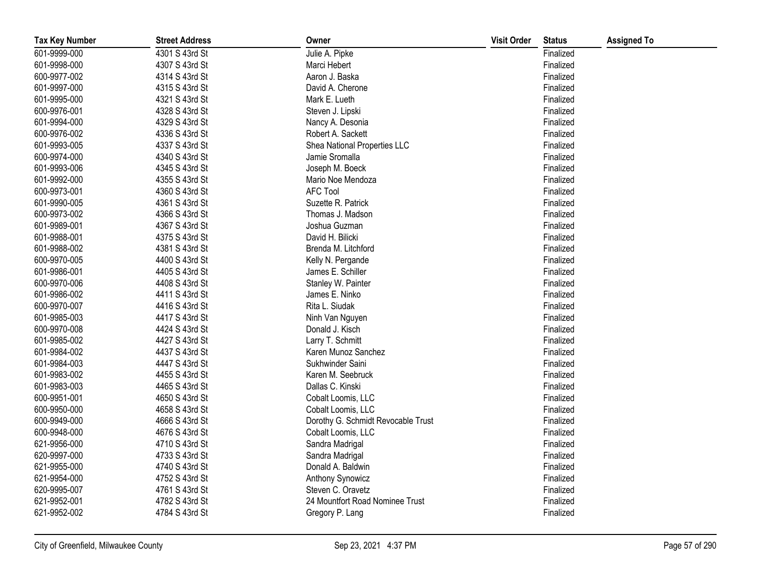| Tax Key Number | Street Address | Owner | Visit Order | Status | Assigned To |
| --- | --- | --- | --- | --- | --- |
| 601-9999-000 | 4301 S 43rd St | Julie A. Pipke | | Finalized | |
| 601-9998-000 | 4307 S 43rd St | Marci Hebert | | Finalized | |
| 600-9977-002 | 4314 S 43rd St | Aaron J. Baska | | Finalized | |
| 601-9997-000 | 4315 S 43rd St | David A. Cherone | | Finalized | |
| 601-9995-000 | 4321 S 43rd St | Mark E. Lueth | | Finalized | |
| 600-9976-001 | 4328 S 43rd St | Steven J. Lipski | | Finalized | |
| 601-9994-000 | 4329 S 43rd St | Nancy A. Desonia | | Finalized | |
| 600-9976-002 | 4336 S 43rd St | Robert A. Sackett | | Finalized | |
| 601-9993-005 | 4337 S 43rd St | Shea National Properties LLC | | Finalized | |
| 600-9974-000 | 4340 S 43rd St | Jamie Sromalla | | Finalized | |
| 601-9993-006 | 4345 S 43rd St | Joseph M. Boeck | | Finalized | |
| 601-9992-000 | 4355 S 43rd St | Mario Noe Mendoza | | Finalized | |
| 600-9973-001 | 4360 S 43rd St | AFC Tool | | Finalized | |
| 601-9990-005 | 4361 S 43rd St | Suzette R. Patrick | | Finalized | |
| 600-9973-002 | 4366 S 43rd St | Thomas J. Madson | | Finalized | |
| 601-9989-001 | 4367 S 43rd St | Joshua Guzman | | Finalized | |
| 601-9988-001 | 4375 S 43rd St | David H. Bilicki | | Finalized | |
| 601-9988-002 | 4381 S 43rd St | Brenda M. Litchford | | Finalized | |
| 600-9970-005 | 4400 S 43rd St | Kelly N. Pergande | | Finalized | |
| 601-9986-001 | 4405 S 43rd St | James E. Schiller | | Finalized | |
| 600-9970-006 | 4408 S 43rd St | Stanley W. Painter | | Finalized | |
| 601-9986-002 | 4411 S 43rd St | James E. Ninko | | Finalized | |
| 600-9970-007 | 4416 S 43rd St | Rita L. Siudak | | Finalized | |
| 601-9985-003 | 4417 S 43rd St | Ninh Van Nguyen | | Finalized | |
| 600-9970-008 | 4424 S 43rd St | Donald J. Kisch | | Finalized | |
| 601-9985-002 | 4427 S 43rd St | Larry T. Schmitt | | Finalized | |
| 601-9984-002 | 4437 S 43rd St | Karen Munoz Sanchez | | Finalized | |
| 601-9984-003 | 4447 S 43rd St | Sukhwinder Saini | | Finalized | |
| 601-9983-002 | 4455 S 43rd St | Karen M. Seebruck | | Finalized | |
| 601-9983-003 | 4465 S 43rd St | Dallas C. Kinski | | Finalized | |
| 600-9951-001 | 4650 S 43rd St | Cobalt Loomis, LLC | | Finalized | |
| 600-9950-000 | 4658 S 43rd St | Cobalt Loomis, LLC | | Finalized | |
| 600-9949-000 | 4666 S 43rd St | Dorothy G. Schmidt Revocable Trust | | Finalized | |
| 600-9948-000 | 4676 S 43rd St | Cobalt Loomis, LLC | | Finalized | |
| 621-9956-000 | 4710 S 43rd St | Sandra Madrigal | | Finalized | |
| 620-9997-000 | 4733 S 43rd St | Sandra Madrigal | | Finalized | |
| 621-9955-000 | 4740 S 43rd St | Donald A. Baldwin | | Finalized | |
| 621-9954-000 | 4752 S 43rd St | Anthony Synowicz | | Finalized | |
| 620-9995-007 | 4761 S 43rd St | Steven C. Oravetz | | Finalized | |
| 621-9952-001 | 4782 S 43rd St | 24 Mountfort Road Nominee Trust | | Finalized | |
| 621-9952-002 | 4784 S 43rd St | Gregory P. Lang | | Finalized | |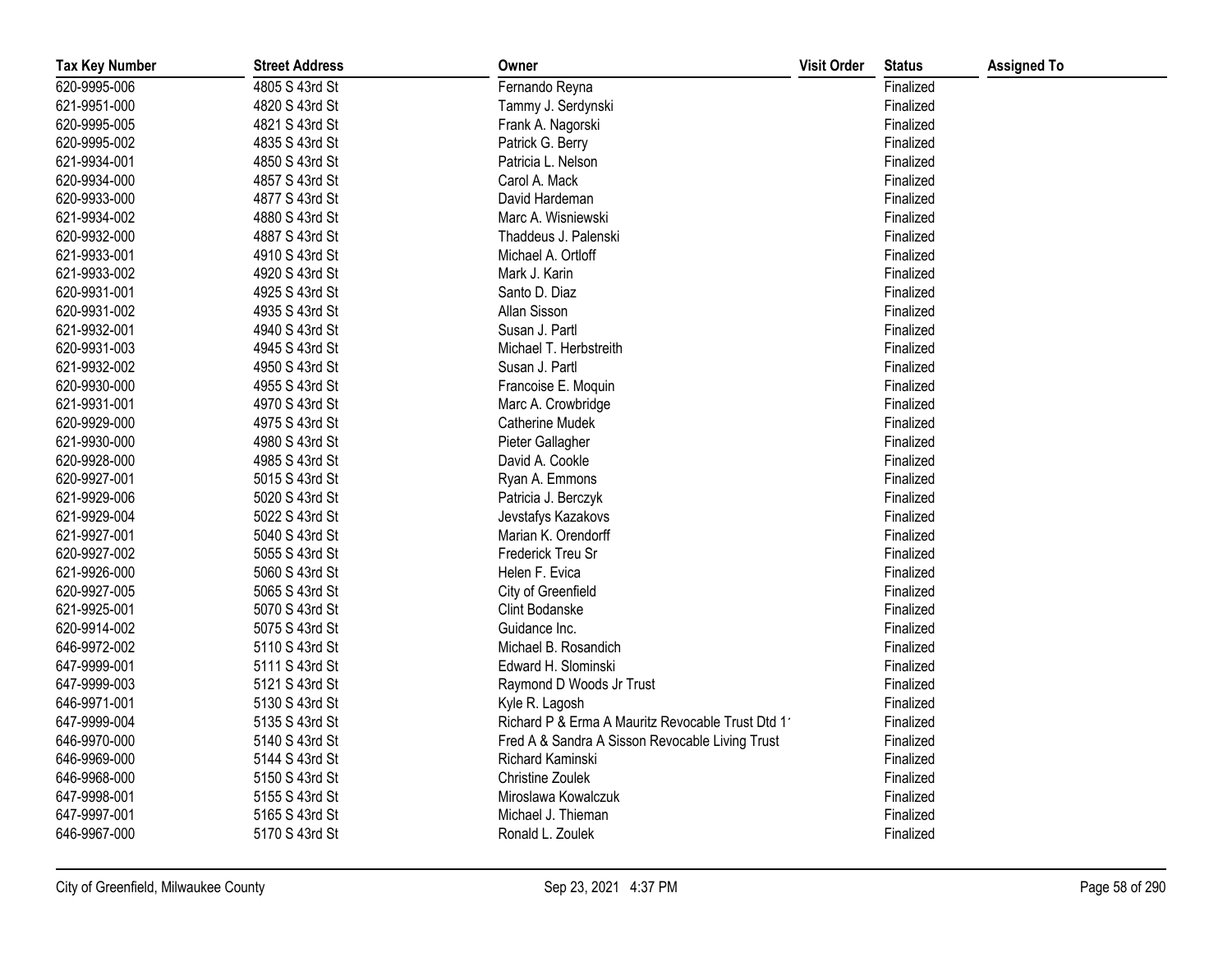| Tax Key Number | Street Address | Owner | Visit Order | Status | Assigned To |
|---|---|---|---|---|---|
| 620-9995-006 | 4805 S 43rd St | Fernando Reyna | | Finalized | |
| 621-9951-000 | 4820 S 43rd St | Tammy J. Serdynski | | Finalized | |
| 620-9995-005 | 4821 S 43rd St | Frank A. Nagorski | | Finalized | |
| 620-9995-002 | 4835 S 43rd St | Patrick G. Berry | | Finalized | |
| 621-9934-001 | 4850 S 43rd St | Patricia L. Nelson | | Finalized | |
| 620-9934-000 | 4857 S 43rd St | Carol A. Mack | | Finalized | |
| 620-9933-000 | 4877 S 43rd St | David Hardeman | | Finalized | |
| 621-9934-002 | 4880 S 43rd St | Marc A. Wisniewski | | Finalized | |
| 620-9932-000 | 4887 S 43rd St | Thaddeus J. Palenski | | Finalized | |
| 621-9933-001 | 4910 S 43rd St | Michael A. Ortloff | | Finalized | |
| 621-9933-002 | 4920 S 43rd St | Mark J. Karin | | Finalized | |
| 620-9931-001 | 4925 S 43rd St | Santo D. Diaz | | Finalized | |
| 620-9931-002 | 4935 S 43rd St | Allan Sisson | | Finalized | |
| 621-9932-001 | 4940 S 43rd St | Susan J. Partl | | Finalized | |
| 620-9931-003 | 4945 S 43rd St | Michael T. Herbstreith | | Finalized | |
| 621-9932-002 | 4950 S 43rd St | Susan J. Partl | | Finalized | |
| 620-9930-000 | 4955 S 43rd St | Francoise E. Moquin | | Finalized | |
| 621-9931-001 | 4970 S 43rd St | Marc A. Crowbridge | | Finalized | |
| 620-9929-000 | 4975 S 43rd St | Catherine Mudek | | Finalized | |
| 621-9930-000 | 4980 S 43rd St | Pieter Gallagher | | Finalized | |
| 620-9928-000 | 4985 S 43rd St | David A. Cookle | | Finalized | |
| 620-9927-001 | 5015 S 43rd St | Ryan A. Emmons | | Finalized | |
| 621-9929-006 | 5020 S 43rd St | Patricia J. Berczyk | | Finalized | |
| 621-9929-004 | 5022 S 43rd St | Jevstafys Kazakovs | | Finalized | |
| 621-9927-001 | 5040 S 43rd St | Marian K. Orendorff | | Finalized | |
| 620-9927-002 | 5055 S 43rd St | Frederick Treu Sr | | Finalized | |
| 621-9926-000 | 5060 S 43rd St | Helen F. Evica | | Finalized | |
| 620-9927-005 | 5065 S 43rd St | City of Greenfield | | Finalized | |
| 621-9925-001 | 5070 S 43rd St | Clint Bodanske | | Finalized | |
| 620-9914-002 | 5075 S 43rd St | Guidance Inc. | | Finalized | |
| 646-9972-002 | 5110 S 43rd St | Michael B. Rosandich | | Finalized | |
| 647-9999-001 | 5111 S 43rd St | Edward H. Slominski | | Finalized | |
| 647-9999-003 | 5121 S 43rd St | Raymond D Woods Jr Trust | | Finalized | |
| 646-9971-001 | 5130 S 43rd St | Kyle R. Lagosh | | Finalized | |
| 647-9999-004 | 5135 S 43rd St | Richard P & Erma A Mauritz Revocable Trust Dtd 1 | | Finalized | |
| 646-9970-000 | 5140 S 43rd St | Fred A & Sandra A Sisson Revocable Living Trust | | Finalized | |
| 646-9969-000 | 5144 S 43rd St | Richard Kaminski | | Finalized | |
| 646-9968-000 | 5150 S 43rd St | Christine Zoulek | | Finalized | |
| 647-9998-001 | 5155 S 43rd St | Miroslawa Kowalczuk | | Finalized | |
| 647-9997-001 | 5165 S 43rd St | Michael J. Thieman | | Finalized | |
| 646-9967-000 | 5170 S 43rd St | Ronald L. Zoulek | | Finalized | |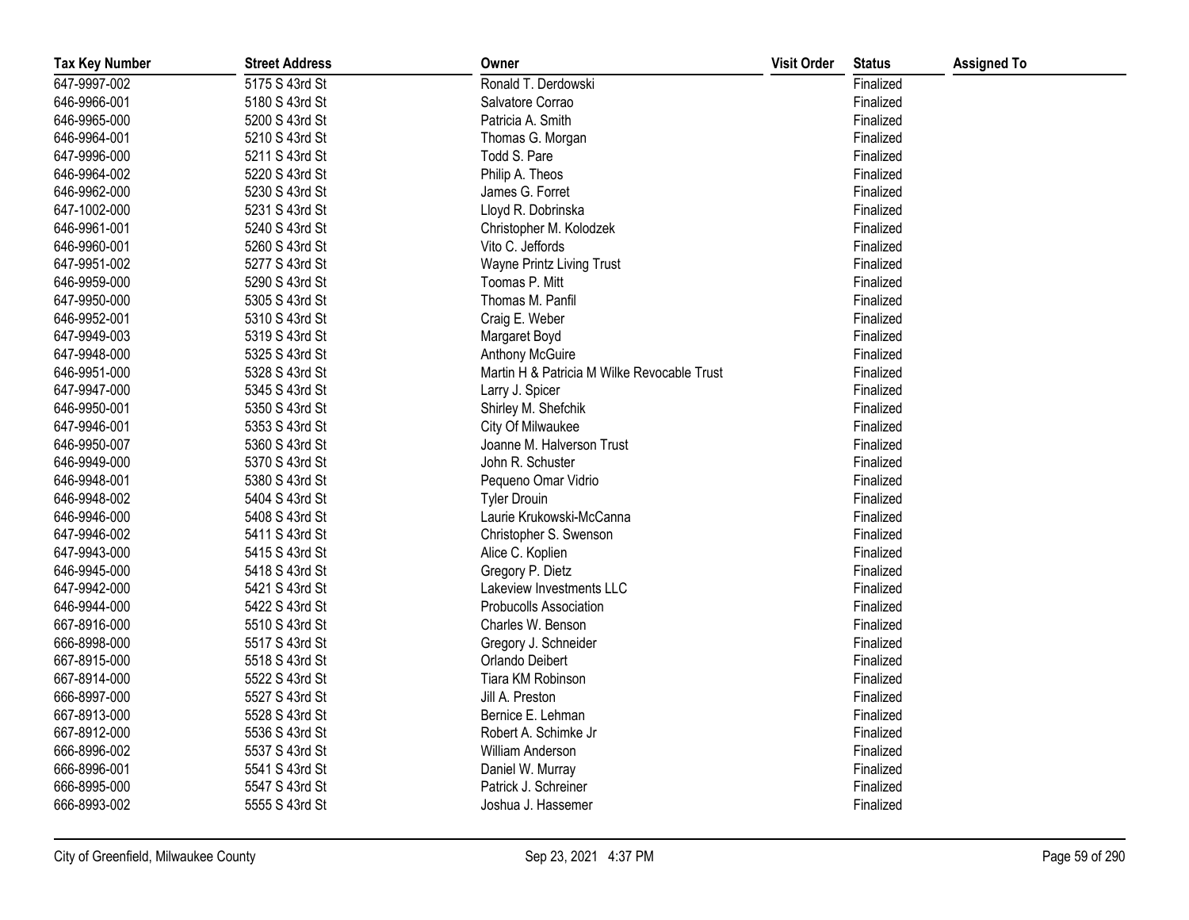| Tax Key Number | Street Address | Owner | Visit Order | Status | Assigned To |
|---|---|---|---|---|---|
| 647-9997-002 | 5175 S 43rd St | Ronald T. Derdowski | | Finalized | |
| 646-9966-001 | 5180 S 43rd St | Salvatore Corrao | | Finalized | |
| 646-9965-000 | 5200 S 43rd St | Patricia A. Smith | | Finalized | |
| 646-9964-001 | 5210 S 43rd St | Thomas G. Morgan | | Finalized | |
| 647-9996-000 | 5211 S 43rd St | Todd S. Pare | | Finalized | |
| 646-9964-002 | 5220 S 43rd St | Philip A. Theos | | Finalized | |
| 646-9962-000 | 5230 S 43rd St | James G. Forret | | Finalized | |
| 647-1002-000 | 5231 S 43rd St | Lloyd R. Dobrinska | | Finalized | |
| 646-9961-001 | 5240 S 43rd St | Christopher M. Kolodzek | | Finalized | |
| 646-9960-001 | 5260 S 43rd St | Vito C. Jeffords | | Finalized | |
| 647-9951-002 | 5277 S 43rd St | Wayne Printz Living Trust | | Finalized | |
| 646-9959-000 | 5290 S 43rd St | Toomas P. Mitt | | Finalized | |
| 647-9950-000 | 5305 S 43rd St | Thomas M. Panfil | | Finalized | |
| 646-9952-001 | 5310 S 43rd St | Craig E. Weber | | Finalized | |
| 647-9949-003 | 5319 S 43rd St | Margaret Boyd | | Finalized | |
| 647-9948-000 | 5325 S 43rd St | Anthony McGuire | | Finalized | |
| 646-9951-000 | 5328 S 43rd St | Martin H & Patricia M Wilke Revocable Trust | | Finalized | |
| 647-9947-000 | 5345 S 43rd St | Larry J. Spicer | | Finalized | |
| 646-9950-001 | 5350 S 43rd St | Shirley M. Shefchik | | Finalized | |
| 647-9946-001 | 5353 S 43rd St | City Of Milwaukee | | Finalized | |
| 646-9950-007 | 5360 S 43rd St | Joanne M. Halverson Trust | | Finalized | |
| 646-9949-000 | 5370 S 43rd St | John R. Schuster | | Finalized | |
| 646-9948-001 | 5380 S 43rd St | Pequeno Omar Vidrio | | Finalized | |
| 646-9948-002 | 5404 S 43rd St | Tyler Drouin | | Finalized | |
| 646-9946-000 | 5408 S 43rd St | Laurie Krukowski-McCanna | | Finalized | |
| 647-9946-002 | 5411 S 43rd St | Christopher S. Swenson | | Finalized | |
| 647-9943-000 | 5415 S 43rd St | Alice C. Koplien | | Finalized | |
| 646-9945-000 | 5418 S 43rd St | Gregory P. Dietz | | Finalized | |
| 647-9942-000 | 5421 S 43rd St | Lakeview Investments LLC | | Finalized | |
| 646-9944-000 | 5422 S 43rd St | Probucolls Association | | Finalized | |
| 667-8916-000 | 5510 S 43rd St | Charles W. Benson | | Finalized | |
| 666-8998-000 | 5517 S 43rd St | Gregory J. Schneider | | Finalized | |
| 667-8915-000 | 5518 S 43rd St | Orlando Deibert | | Finalized | |
| 667-8914-000 | 5522 S 43rd St | Tiara KM Robinson | | Finalized | |
| 666-8997-000 | 5527 S 43rd St | Jill A. Preston | | Finalized | |
| 667-8913-000 | 5528 S 43rd St | Bernice E. Lehman | | Finalized | |
| 667-8912-000 | 5536 S 43rd St | Robert A. Schimke Jr | | Finalized | |
| 666-8996-002 | 5537 S 43rd St | William Anderson | | Finalized | |
| 666-8996-001 | 5541 S 43rd St | Daniel W. Murray | | Finalized | |
| 666-8995-000 | 5547 S 43rd St | Patrick J. Schreiner | | Finalized | |
| 666-8993-002 | 5555 S 43rd St | Joshua J. Hassemer | | Finalized | |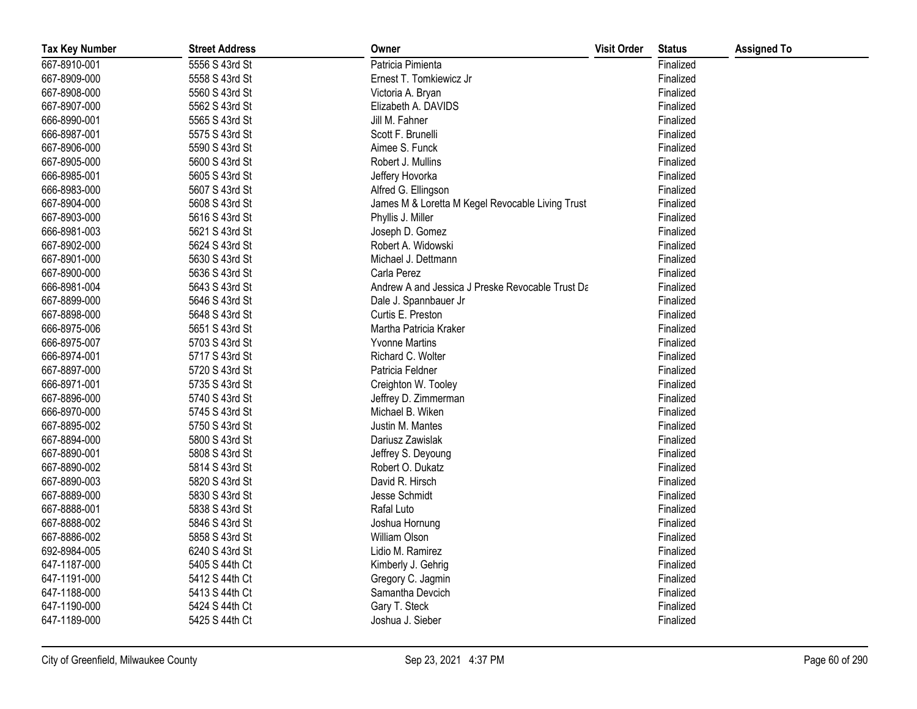| Tax Key Number | Street Address | Owner | Visit Order | Status | Assigned To |
|---|---|---|---|---|---|
| 667-8910-001 | 5556 S 43rd St | Patricia Pimienta | | Finalized | |
| 667-8909-000 | 5558 S 43rd St | Ernest T. Tomkiewicz Jr | | Finalized | |
| 667-8908-000 | 5560 S 43rd St | Victoria A. Bryan | | Finalized | |
| 667-8907-000 | 5562 S 43rd St | Elizabeth A. DAVIDS | | Finalized | |
| 666-8990-001 | 5565 S 43rd St | Jill M. Fahner | | Finalized | |
| 666-8987-001 | 5575 S 43rd St | Scott F. Brunelli | | Finalized | |
| 667-8906-000 | 5590 S 43rd St | Aimee S. Funck | | Finalized | |
| 667-8905-000 | 5600 S 43rd St | Robert J. Mullins | | Finalized | |
| 666-8985-001 | 5605 S 43rd St | Jeffery Hovorka | | Finalized | |
| 666-8983-000 | 5607 S 43rd St | Alfred G. Ellingson | | Finalized | |
| 667-8904-000 | 5608 S 43rd St | James M & Loretta M Kegel Revocable Living Trust | | Finalized | |
| 667-8903-000 | 5616 S 43rd St | Phyllis J. Miller | | Finalized | |
| 666-8981-003 | 5621 S 43rd St | Joseph D. Gomez | | Finalized | |
| 667-8902-000 | 5624 S 43rd St | Robert A. Widowski | | Finalized | |
| 667-8901-000 | 5630 S 43rd St | Michael J. Dettmann | | Finalized | |
| 667-8900-000 | 5636 S 43rd St | Carla Perez | | Finalized | |
| 666-8981-004 | 5643 S 43rd St | Andrew A and Jessica J Preske Revocable Trust Da | | Finalized | |
| 667-8899-000 | 5646 S 43rd St | Dale J. Spannbauer Jr | | Finalized | |
| 667-8898-000 | 5648 S 43rd St | Curtis E. Preston | | Finalized | |
| 666-8975-006 | 5651 S 43rd St | Martha Patricia Kraker | | Finalized | |
| 666-8975-007 | 5703 S 43rd St | Yvonne Martins | | Finalized | |
| 666-8974-001 | 5717 S 43rd St | Richard C. Wolter | | Finalized | |
| 667-8897-000 | 5720 S 43rd St | Patricia Feldner | | Finalized | |
| 666-8971-001 | 5735 S 43rd St | Creighton W. Tooley | | Finalized | |
| 667-8896-000 | 5740 S 43rd St | Jeffrey D. Zimmerman | | Finalized | |
| 666-8970-000 | 5745 S 43rd St | Michael B. Wiken | | Finalized | |
| 667-8895-002 | 5750 S 43rd St | Justin M. Mantes | | Finalized | |
| 667-8894-000 | 5800 S 43rd St | Dariusz Zawislak | | Finalized | |
| 667-8890-001 | 5808 S 43rd St | Jeffrey S. Deyoung | | Finalized | |
| 667-8890-002 | 5814 S 43rd St | Robert O. Dukatz | | Finalized | |
| 667-8890-003 | 5820 S 43rd St | David R. Hirsch | | Finalized | |
| 667-8889-000 | 5830 S 43rd St | Jesse Schmidt | | Finalized | |
| 667-8888-001 | 5838 S 43rd St | Rafal Luto | | Finalized | |
| 667-8888-002 | 5846 S 43rd St | Joshua Hornung | | Finalized | |
| 667-8886-002 | 5858 S 43rd St | William Olson | | Finalized | |
| 692-8984-005 | 6240 S 43rd St | Lidio M. Ramirez | | Finalized | |
| 647-1187-000 | 5405 S 44th Ct | Kimberly J. Gehrig | | Finalized | |
| 647-1191-000 | 5412 S 44th Ct | Gregory C. Jagmin | | Finalized | |
| 647-1188-000 | 5413 S 44th Ct | Samantha Devcich | | Finalized | |
| 647-1190-000 | 5424 S 44th Ct | Gary T. Steck | | Finalized | |
| 647-1189-000 | 5425 S 44th Ct | Joshua J. Sieber | | Finalized | |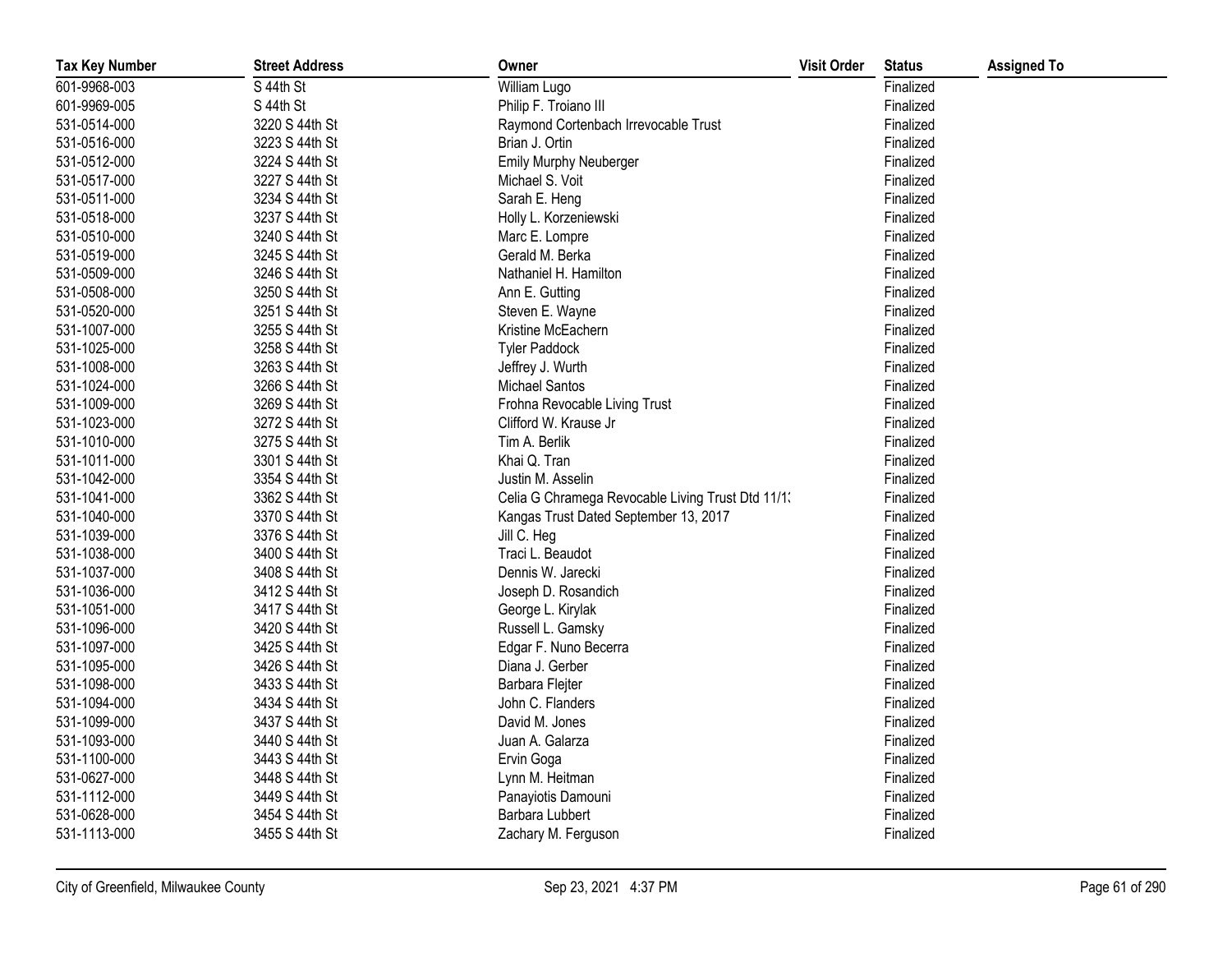| Tax Key Number | Street Address | Owner | Visit Order | Status | Assigned To |
|---|---|---|---|---|---|
| 601-9968-003 | S 44th St | William Lugo | | Finalized | |
| 601-9969-005 | S 44th St | Philip F. Troiano III | | Finalized | |
| 531-0514-000 | 3220 S 44th St | Raymond Cortenbach Irrevocable Trust | | Finalized | |
| 531-0516-000 | 3223 S 44th St | Brian J. Ortin | | Finalized | |
| 531-0512-000 | 3224 S 44th St | Emily Murphy Neuberger | | Finalized | |
| 531-0517-000 | 3227 S 44th St | Michael S. Voit | | Finalized | |
| 531-0511-000 | 3234 S 44th St | Sarah E. Heng | | Finalized | |
| 531-0518-000 | 3237 S 44th St | Holly L. Korzeniewski | | Finalized | |
| 531-0510-000 | 3240 S 44th St | Marc E. Lompre | | Finalized | |
| 531-0519-000 | 3245 S 44th St | Gerald M. Berka | | Finalized | |
| 531-0509-000 | 3246 S 44th St | Nathaniel H. Hamilton | | Finalized | |
| 531-0508-000 | 3250 S 44th St | Ann E. Gutting | | Finalized | |
| 531-0520-000 | 3251 S 44th St | Steven E. Wayne | | Finalized | |
| 531-1007-000 | 3255 S 44th St | Kristine McEachern | | Finalized | |
| 531-1025-000 | 3258 S 44th St | Tyler Paddock | | Finalized | |
| 531-1008-000 | 3263 S 44th St | Jeffrey J. Wurth | | Finalized | |
| 531-1024-000 | 3266 S 44th St | Michael Santos | | Finalized | |
| 531-1009-000 | 3269 S 44th St | Frohna Revocable Living Trust | | Finalized | |
| 531-1023-000 | 3272 S 44th St | Clifford W. Krause Jr | | Finalized | |
| 531-1010-000 | 3275 S 44th St | Tim A. Berlik | | Finalized | |
| 531-1011-000 | 3301 S 44th St | Khai Q. Tran | | Finalized | |
| 531-1042-000 | 3354 S 44th St | Justin M. Asselin | | Finalized | |
| 531-1041-000 | 3362 S 44th St | Celia G Chramega Revocable Living Trust Dtd 11/1: | | Finalized | |
| 531-1040-000 | 3370 S 44th St | Kangas Trust Dated September 13, 2017 | | Finalized | |
| 531-1039-000 | 3376 S 44th St | Jill C. Heg | | Finalized | |
| 531-1038-000 | 3400 S 44th St | Traci L. Beaudot | | Finalized | |
| 531-1037-000 | 3408 S 44th St | Dennis W. Jarecki | | Finalized | |
| 531-1036-000 | 3412 S 44th St | Joseph D. Rosandich | | Finalized | |
| 531-1051-000 | 3417 S 44th St | George L. Kirylak | | Finalized | |
| 531-1096-000 | 3420 S 44th St | Russell L. Gamsky | | Finalized | |
| 531-1097-000 | 3425 S 44th St | Edgar F. Nuno Becerra | | Finalized | |
| 531-1095-000 | 3426 S 44th St | Diana J. Gerber | | Finalized | |
| 531-1098-000 | 3433 S 44th St | Barbara Flejter | | Finalized | |
| 531-1094-000 | 3434 S 44th St | John C. Flanders | | Finalized | |
| 531-1099-000 | 3437 S 44th St | David M. Jones | | Finalized | |
| 531-1093-000 | 3440 S 44th St | Juan A. Galarza | | Finalized | |
| 531-1100-000 | 3443 S 44th St | Ervin Goga | | Finalized | |
| 531-0627-000 | 3448 S 44th St | Lynn M. Heitman | | Finalized | |
| 531-1112-000 | 3449 S 44th St | Panayiotis Damouni | | Finalized | |
| 531-0628-000 | 3454 S 44th St | Barbara Lubbert | | Finalized | |
| 531-1113-000 | 3455 S 44th St | Zachary M. Ferguson | | Finalized | |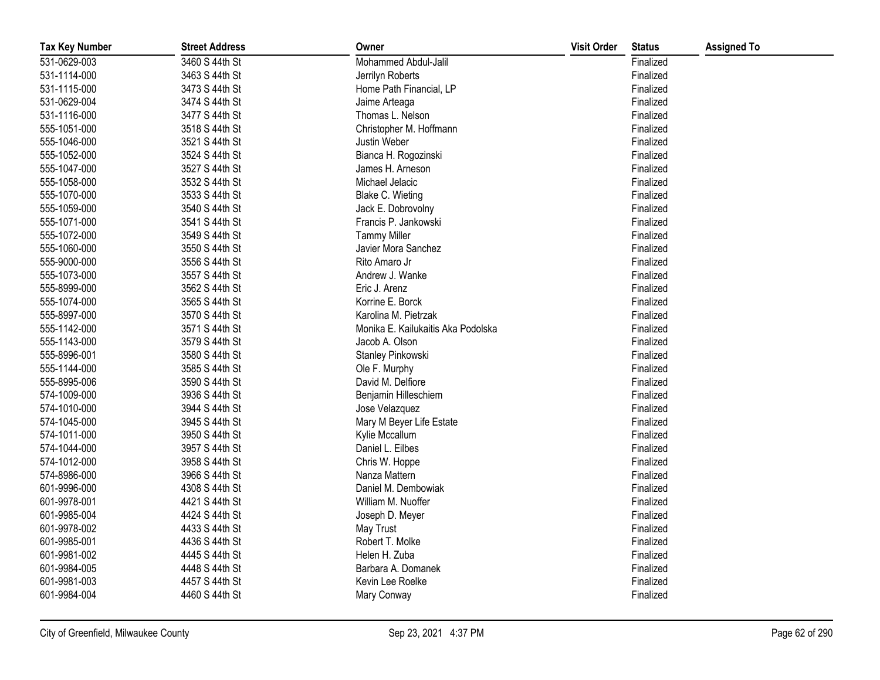| Tax Key Number | Street Address | Owner | Visit Order | Status | Assigned To |
|---|---|---|---|---|---|
| 531-0629-003 | 3460 S 44th St | Mohammed Abdul-Jalil | | Finalized | |
| 531-1114-000 | 3463 S 44th St | Jerrilyn Roberts | | Finalized | |
| 531-1115-000 | 3473 S 44th St | Home Path Financial, LP | | Finalized | |
| 531-0629-004 | 3474 S 44th St | Jaime Arteaga | | Finalized | |
| 531-1116-000 | 3477 S 44th St | Thomas L. Nelson | | Finalized | |
| 555-1051-000 | 3518 S 44th St | Christopher M. Hoffmann | | Finalized | |
| 555-1046-000 | 3521 S 44th St | Justin Weber | | Finalized | |
| 555-1052-000 | 3524 S 44th St | Bianca H. Rogozinski | | Finalized | |
| 555-1047-000 | 3527 S 44th St | James H. Arneson | | Finalized | |
| 555-1058-000 | 3532 S 44th St | Michael Jelacic | | Finalized | |
| 555-1070-000 | 3533 S 44th St | Blake C. Wieting | | Finalized | |
| 555-1059-000 | 3540 S 44th St | Jack E. Dobrovolny | | Finalized | |
| 555-1071-000 | 3541 S 44th St | Francis P. Jankowski | | Finalized | |
| 555-1072-000 | 3549 S 44th St | Tammy Miller | | Finalized | |
| 555-1060-000 | 3550 S 44th St | Javier Mora Sanchez | | Finalized | |
| 555-9000-000 | 3556 S 44th St | Rito Amaro Jr | | Finalized | |
| 555-1073-000 | 3557 S 44th St | Andrew J. Wanke | | Finalized | |
| 555-8999-000 | 3562 S 44th St | Eric J. Arenz | | Finalized | |
| 555-1074-000 | 3565 S 44th St | Korrine E. Borck | | Finalized | |
| 555-8997-000 | 3570 S 44th St | Karolina M. Pietrzak | | Finalized | |
| 555-1142-000 | 3571 S 44th St | Monika E. Kailukaitis Aka Podolska | | Finalized | |
| 555-1143-000 | 3579 S 44th St | Jacob A. Olson | | Finalized | |
| 555-8996-001 | 3580 S 44th St | Stanley Pinkowski | | Finalized | |
| 555-1144-000 | 3585 S 44th St | Ole F. Murphy | | Finalized | |
| 555-8995-006 | 3590 S 44th St | David M. Delfiore | | Finalized | |
| 574-1009-000 | 3936 S 44th St | Benjamin Hilleschiem | | Finalized | |
| 574-1010-000 | 3944 S 44th St | Jose Velazquez | | Finalized | |
| 574-1045-000 | 3945 S 44th St | Mary M Beyer Life Estate | | Finalized | |
| 574-1011-000 | 3950 S 44th St | Kylie Mccallum | | Finalized | |
| 574-1044-000 | 3957 S 44th St | Daniel L. Eilbes | | Finalized | |
| 574-1012-000 | 3958 S 44th St | Chris W. Hoppe | | Finalized | |
| 574-8986-000 | 3966 S 44th St | Nanza Mattern | | Finalized | |
| 601-9996-000 | 4308 S 44th St | Daniel M. Dembowiak | | Finalized | |
| 601-9978-001 | 4421 S 44th St | William M. Nuoffer | | Finalized | |
| 601-9985-004 | 4424 S 44th St | Joseph D. Meyer | | Finalized | |
| 601-9978-002 | 4433 S 44th St | May Trust | | Finalized | |
| 601-9985-001 | 4436 S 44th St | Robert T. Molke | | Finalized | |
| 601-9981-002 | 4445 S 44th St | Helen H. Zuba | | Finalized | |
| 601-9984-005 | 4448 S 44th St | Barbara A. Domanek | | Finalized | |
| 601-9981-003 | 4457 S 44th St | Kevin Lee Roelke | | Finalized | |
| 601-9984-004 | 4460 S 44th St | Mary Conway | | Finalized | |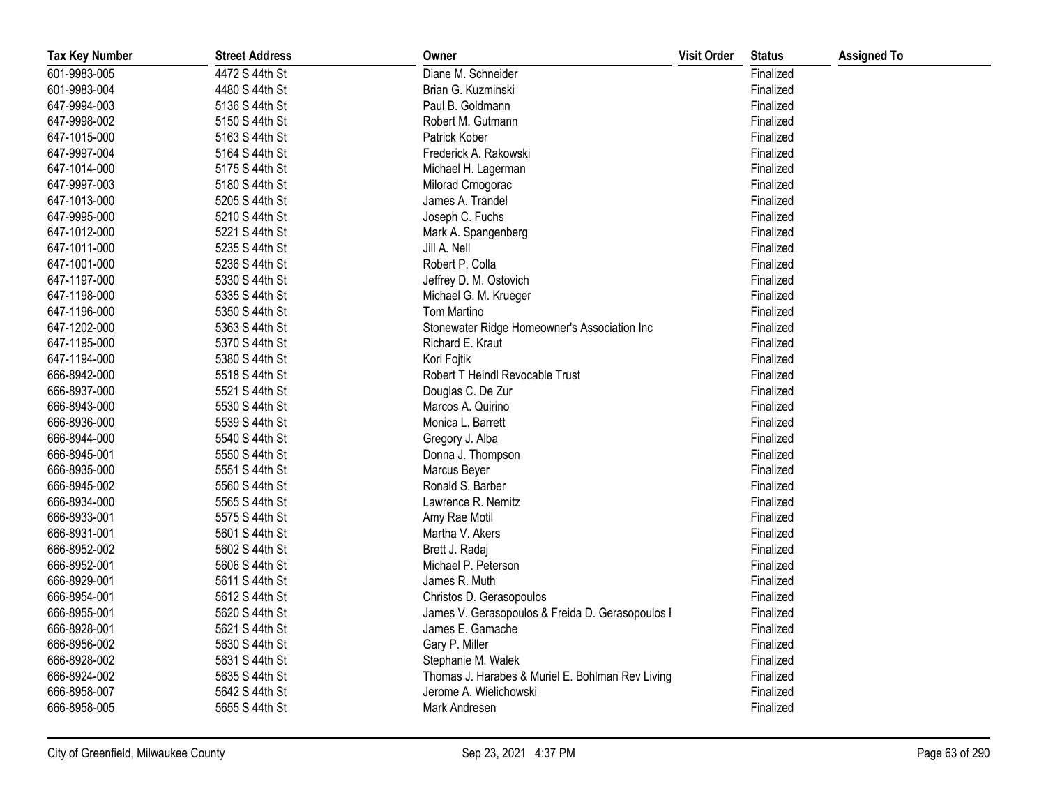| Tax Key Number | Street Address | Owner | Visit Order | Status | Assigned To |
|---|---|---|---|---|---|
| 601-9983-005 | 4472 S 44th St | Diane M. Schneider | | Finalized | |
| 601-9983-004 | 4480 S 44th St | Brian G. Kuzminski | | Finalized | |
| 647-9994-003 | 5136 S 44th St | Paul B. Goldmann | | Finalized | |
| 647-9998-002 | 5150 S 44th St | Robert M. Gutmann | | Finalized | |
| 647-1015-000 | 5163 S 44th St | Patrick Kober | | Finalized | |
| 647-9997-004 | 5164 S 44th St | Frederick A. Rakowski | | Finalized | |
| 647-1014-000 | 5175 S 44th St | Michael H. Lagerman | | Finalized | |
| 647-9997-003 | 5180 S 44th St | Milorad Crnogorac | | Finalized | |
| 647-1013-000 | 5205 S 44th St | James A. Trandel | | Finalized | |
| 647-9995-000 | 5210 S 44th St | Joseph C. Fuchs | | Finalized | |
| 647-1012-000 | 5221 S 44th St | Mark A. Spangenberg | | Finalized | |
| 647-1011-000 | 5235 S 44th St | Jill A. Nell | | Finalized | |
| 647-1001-000 | 5236 S 44th St | Robert P. Colla | | Finalized | |
| 647-1197-000 | 5330 S 44th St | Jeffrey D. M. Ostovich | | Finalized | |
| 647-1198-000 | 5335 S 44th St | Michael G. M. Krueger | | Finalized | |
| 647-1196-000 | 5350 S 44th St | Tom Martino | | Finalized | |
| 647-1202-000 | 5363 S 44th St | Stonewater Ridge Homeowner's Association Inc | | Finalized | |
| 647-1195-000 | 5370 S 44th St | Richard E. Kraut | | Finalized | |
| 647-1194-000 | 5380 S 44th St | Kori Fojtik | | Finalized | |
| 666-8942-000 | 5518 S 44th St | Robert T Heindl Revocable Trust | | Finalized | |
| 666-8937-000 | 5521 S 44th St | Douglas C. De Zur | | Finalized | |
| 666-8943-000 | 5530 S 44th St | Marcos A. Quirino | | Finalized | |
| 666-8936-000 | 5539 S 44th St | Monica L. Barrett | | Finalized | |
| 666-8944-000 | 5540 S 44th St | Gregory J. Alba | | Finalized | |
| 666-8945-001 | 5550 S 44th St | Donna J. Thompson | | Finalized | |
| 666-8935-000 | 5551 S 44th St | Marcus Beyer | | Finalized | |
| 666-8945-002 | 5560 S 44th St | Ronald S. Barber | | Finalized | |
| 666-8934-000 | 5565 S 44th St | Lawrence R. Nemitz | | Finalized | |
| 666-8933-001 | 5575 S 44th St | Amy Rae Motil | | Finalized | |
| 666-8931-001 | 5601 S 44th St | Martha V. Akers | | Finalized | |
| 666-8952-002 | 5602 S 44th St | Brett J. Radaj | | Finalized | |
| 666-8952-001 | 5606 S 44th St | Michael P. Peterson | | Finalized | |
| 666-8929-001 | 5611 S 44th St | James R. Muth | | Finalized | |
| 666-8954-001 | 5612 S 44th St | Christos D. Gerasopoulos | | Finalized | |
| 666-8955-001 | 5620 S 44th St | James V. Gerasopoulos & Freida D. Gerasopoulos I | | Finalized | |
| 666-8928-001 | 5621 S 44th St | James E. Gamache | | Finalized | |
| 666-8956-002 | 5630 S 44th St | Gary P. Miller | | Finalized | |
| 666-8928-002 | 5631 S 44th St | Stephanie M. Walek | | Finalized | |
| 666-8924-002 | 5635 S 44th St | Thomas J. Harabes & Muriel E. Bohlman Rev Living | | Finalized | |
| 666-8958-007 | 5642 S 44th St | Jerome A. Wielichowski | | Finalized | |
| 666-8958-005 | 5655 S 44th St | Mark Andresen | | Finalized | |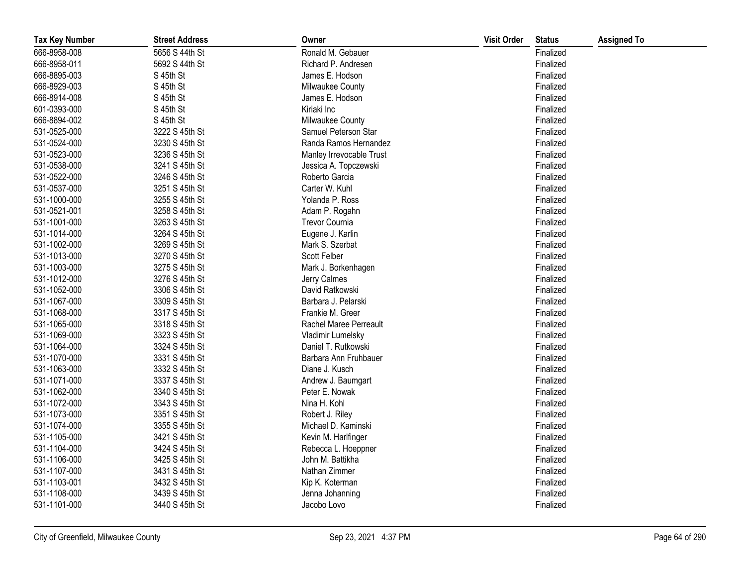| Tax Key Number | Street Address | Owner | Visit Order | Status | Assigned To |
|---|---|---|---|---|---|
| 666-8958-008 | 5656 S 44th St | Ronald M. Gebauer | | Finalized | |
| 666-8958-011 | 5692 S 44th St | Richard P. Andresen | | Finalized | |
| 666-8895-003 | S 45th St | James E. Hodson | | Finalized | |
| 666-8929-003 | S 45th St | Milwaukee County | | Finalized | |
| 666-8914-008 | S 45th St | James E. Hodson | | Finalized | |
| 601-0393-000 | S 45th St | Kiriaki Inc | | Finalized | |
| 666-8894-002 | S 45th St | Milwaukee County | | Finalized | |
| 531-0525-000 | 3222 S 45th St | Samuel Peterson Star | | Finalized | |
| 531-0524-000 | 3230 S 45th St | Randa Ramos Hernandez | | Finalized | |
| 531-0523-000 | 3236 S 45th St | Manley Irrevocable Trust | | Finalized | |
| 531-0538-000 | 3241 S 45th St | Jessica A. Topczewski | | Finalized | |
| 531-0522-000 | 3246 S 45th St | Roberto Garcia | | Finalized | |
| 531-0537-000 | 3251 S 45th St | Carter W. Kuhl | | Finalized | |
| 531-1000-000 | 3255 S 45th St | Yolanda P. Ross | | Finalized | |
| 531-0521-001 | 3258 S 45th St | Adam P. Rogahn | | Finalized | |
| 531-1001-000 | 3263 S 45th St | Trevor Cournia | | Finalized | |
| 531-1014-000 | 3264 S 45th St | Eugene J. Karlin | | Finalized | |
| 531-1002-000 | 3269 S 45th St | Mark S. Szerbat | | Finalized | |
| 531-1013-000 | 3270 S 45th St | Scott Felber | | Finalized | |
| 531-1003-000 | 3275 S 45th St | Mark J. Borkenhagen | | Finalized | |
| 531-1012-000 | 3276 S 45th St | Jerry Calmes | | Finalized | |
| 531-1052-000 | 3306 S 45th St | David Ratkowski | | Finalized | |
| 531-1067-000 | 3309 S 45th St | Barbara J. Pelarski | | Finalized | |
| 531-1068-000 | 3317 S 45th St | Frankie M. Greer | | Finalized | |
| 531-1065-000 | 3318 S 45th St | Rachel Maree Perreault | | Finalized | |
| 531-1069-000 | 3323 S 45th St | Vladimir Lumelsky | | Finalized | |
| 531-1064-000 | 3324 S 45th St | Daniel T. Rutkowski | | Finalized | |
| 531-1070-000 | 3331 S 45th St | Barbara Ann Fruhbauer | | Finalized | |
| 531-1063-000 | 3332 S 45th St | Diane J. Kusch | | Finalized | |
| 531-1071-000 | 3337 S 45th St | Andrew J. Baumgart | | Finalized | |
| 531-1062-000 | 3340 S 45th St | Peter E. Nowak | | Finalized | |
| 531-1072-000 | 3343 S 45th St | Nina H. Kohl | | Finalized | |
| 531-1073-000 | 3351 S 45th St | Robert J. Riley | | Finalized | |
| 531-1074-000 | 3355 S 45th St | Michael D. Kaminski | | Finalized | |
| 531-1105-000 | 3421 S 45th St | Kevin M. Harlfinger | | Finalized | |
| 531-1104-000 | 3424 S 45th St | Rebecca L. Hoeppner | | Finalized | |
| 531-1106-000 | 3425 S 45th St | John M. Battikha | | Finalized | |
| 531-1107-000 | 3431 S 45th St | Nathan Zimmer | | Finalized | |
| 531-1103-001 | 3432 S 45th St | Kip K. Koterman | | Finalized | |
| 531-1108-000 | 3439 S 45th St | Jenna Johanning | | Finalized | |
| 531-1101-000 | 3440 S 45th St | Jacobo Lovo | | Finalized | |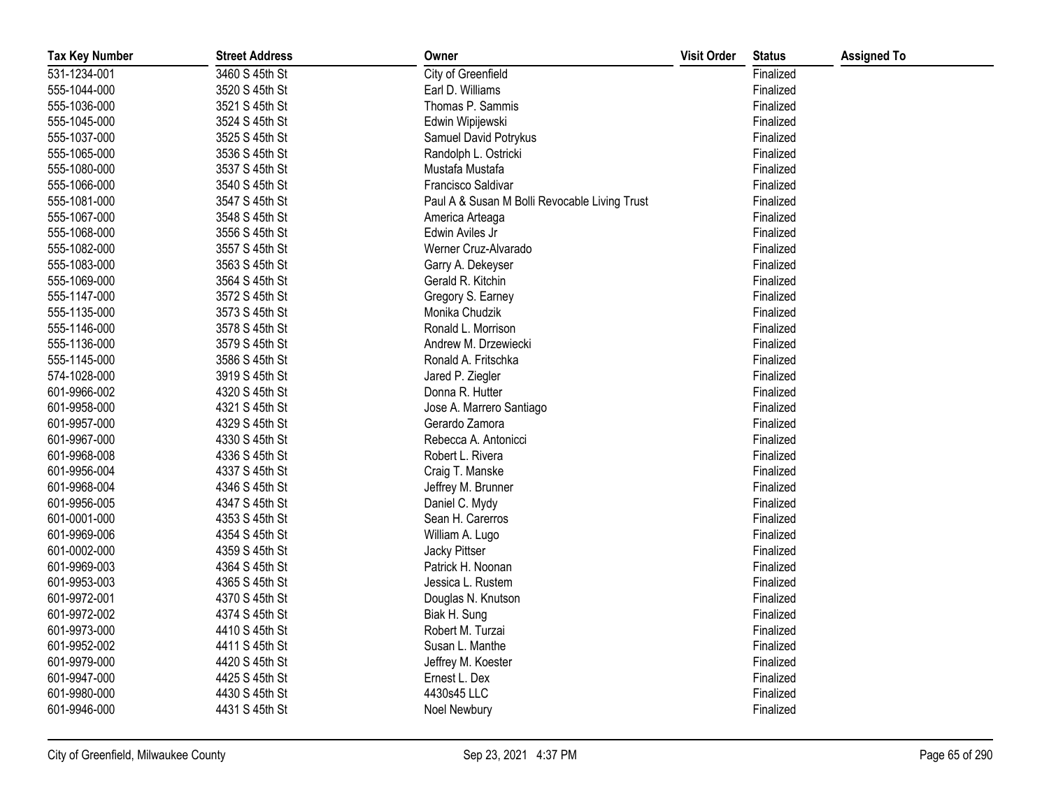| Tax Key Number | Street Address | Owner | Visit Order | Status | Assigned To |
|---|---|---|---|---|---|
| 531-1234-001 | 3460 S 45th St | City of Greenfield | | Finalized | |
| 555-1044-000 | 3520 S 45th St | Earl D. Williams | | Finalized | |
| 555-1036-000 | 3521 S 45th St | Thomas P. Sammis | | Finalized | |
| 555-1045-000 | 3524 S 45th St | Edwin Wipijewski | | Finalized | |
| 555-1037-000 | 3525 S 45th St | Samuel David Potrykus | | Finalized | |
| 555-1065-000 | 3536 S 45th St | Randolph L. Ostricki | | Finalized | |
| 555-1080-000 | 3537 S 45th St | Mustafa Mustafa | | Finalized | |
| 555-1066-000 | 3540 S 45th St | Francisco Saldivar | | Finalized | |
| 555-1081-000 | 3547 S 45th St | Paul A & Susan M Bolli Revocable Living Trust | | Finalized | |
| 555-1067-000 | 3548 S 45th St | America Arteaga | | Finalized | |
| 555-1068-000 | 3556 S 45th St | Edwin Aviles Jr | | Finalized | |
| 555-1082-000 | 3557 S 45th St | Werner Cruz-Alvarado | | Finalized | |
| 555-1083-000 | 3563 S 45th St | Garry A. Dekeyser | | Finalized | |
| 555-1069-000 | 3564 S 45th St | Gerald R. Kitchin | | Finalized | |
| 555-1147-000 | 3572 S 45th St | Gregory S. Earney | | Finalized | |
| 555-1135-000 | 3573 S 45th St | Monika Chudzik | | Finalized | |
| 555-1146-000 | 3578 S 45th St | Ronald L. Morrison | | Finalized | |
| 555-1136-000 | 3579 S 45th St | Andrew M. Drzewiecki | | Finalized | |
| 555-1145-000 | 3586 S 45th St | Ronald A. Fritschka | | Finalized | |
| 574-1028-000 | 3919 S 45th St | Jared P. Ziegler | | Finalized | |
| 601-9966-002 | 4320 S 45th St | Donna R. Hutter | | Finalized | |
| 601-9958-000 | 4321 S 45th St | Jose A. Marrero Santiago | | Finalized | |
| 601-9957-000 | 4329 S 45th St | Gerardo Zamora | | Finalized | |
| 601-9967-000 | 4330 S 45th St | Rebecca A. Antonicci | | Finalized | |
| 601-9968-008 | 4336 S 45th St | Robert L. Rivera | | Finalized | |
| 601-9956-004 | 4337 S 45th St | Craig T. Manske | | Finalized | |
| 601-9968-004 | 4346 S 45th St | Jeffrey M. Brunner | | Finalized | |
| 601-9956-005 | 4347 S 45th St | Daniel C. Mydy | | Finalized | |
| 601-0001-000 | 4353 S 45th St | Sean H. Carerros | | Finalized | |
| 601-9969-006 | 4354 S 45th St | William A. Lugo | | Finalized | |
| 601-0002-000 | 4359 S 45th St | Jacky Pittser | | Finalized | |
| 601-9969-003 | 4364 S 45th St | Patrick H. Noonan | | Finalized | |
| 601-9953-003 | 4365 S 45th St | Jessica L. Rustem | | Finalized | |
| 601-9972-001 | 4370 S 45th St | Douglas N. Knutson | | Finalized | |
| 601-9972-002 | 4374 S 45th St | Biak H. Sung | | Finalized | |
| 601-9973-000 | 4410 S 45th St | Robert M. Turzai | | Finalized | |
| 601-9952-002 | 4411 S 45th St | Susan L. Manthe | | Finalized | |
| 601-9979-000 | 4420 S 45th St | Jeffrey M. Koester | | Finalized | |
| 601-9947-000 | 4425 S 45th St | Ernest L. Dex | | Finalized | |
| 601-9980-000 | 4430 S 45th St | 4430s45 LLC | | Finalized | |
| 601-9946-000 | 4431 S 45th St | Noel Newbury | | Finalized | |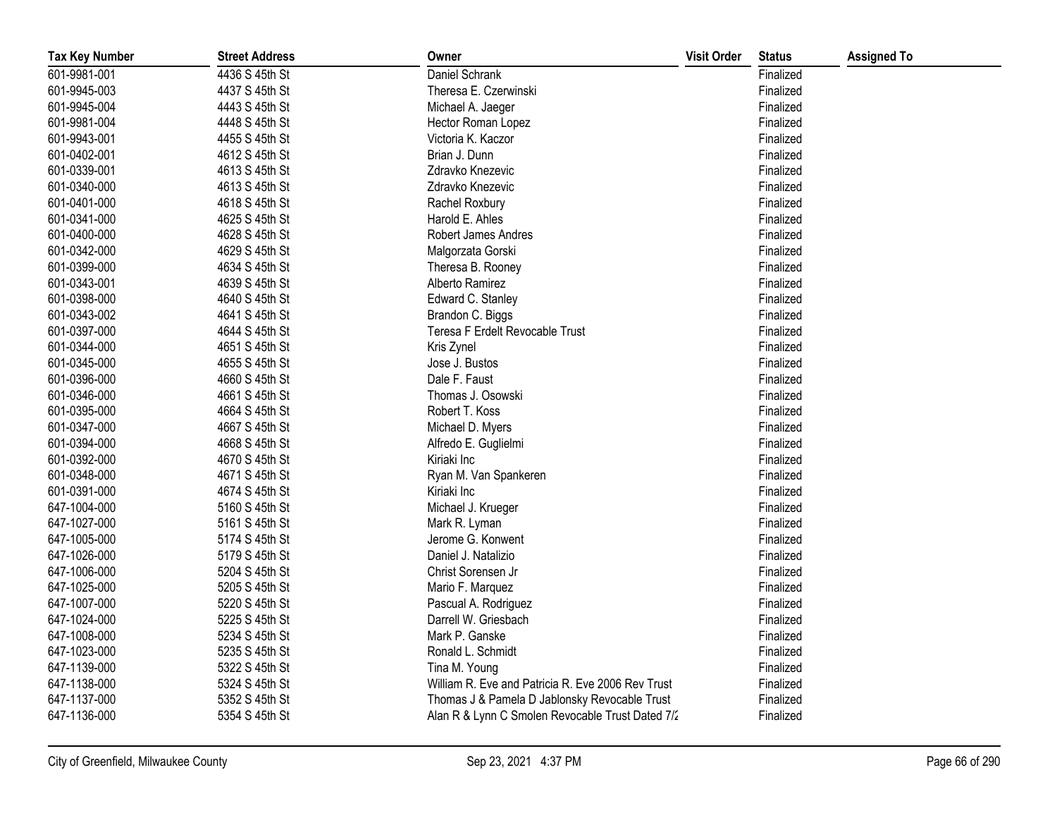| Tax Key Number | Street Address | Owner | Visit Order | Status | Assigned To |
|---|---|---|---|---|---|
| 601-9981-001 | 4436 S 45th St | Daniel Schrank | | Finalized | |
| 601-9945-003 | 4437 S 45th St | Theresa E. Czerwinski | | Finalized | |
| 601-9945-004 | 4443 S 45th St | Michael A. Jaeger | | Finalized | |
| 601-9981-004 | 4448 S 45th St | Hector Roman Lopez | | Finalized | |
| 601-9943-001 | 4455 S 45th St | Victoria K. Kaczor | | Finalized | |
| 601-0402-001 | 4612 S 45th St | Brian J. Dunn | | Finalized | |
| 601-0339-001 | 4613 S 45th St | Zdravko Knezevic | | Finalized | |
| 601-0340-000 | 4613 S 45th St | Zdravko Knezevic | | Finalized | |
| 601-0401-000 | 4618 S 45th St | Rachel Roxbury | | Finalized | |
| 601-0341-000 | 4625 S 45th St | Harold E. Ahles | | Finalized | |
| 601-0400-000 | 4628 S 45th St | Robert James Andres | | Finalized | |
| 601-0342-000 | 4629 S 45th St | Malgorzata Gorski | | Finalized | |
| 601-0399-000 | 4634 S 45th St | Theresa B. Rooney | | Finalized | |
| 601-0343-001 | 4639 S 45th St | Alberto Ramirez | | Finalized | |
| 601-0398-000 | 4640 S 45th St | Edward C. Stanley | | Finalized | |
| 601-0343-002 | 4641 S 45th St | Brandon C. Biggs | | Finalized | |
| 601-0397-000 | 4644 S 45th St | Teresa F Erdelt Revocable Trust | | Finalized | |
| 601-0344-000 | 4651 S 45th St | Kris Zynel | | Finalized | |
| 601-0345-000 | 4655 S 45th St | Jose J. Bustos | | Finalized | |
| 601-0396-000 | 4660 S 45th St | Dale F. Faust | | Finalized | |
| 601-0346-000 | 4661 S 45th St | Thomas J. Osowski | | Finalized | |
| 601-0395-000 | 4664 S 45th St | Robert T. Koss | | Finalized | |
| 601-0347-000 | 4667 S 45th St | Michael D. Myers | | Finalized | |
| 601-0394-000 | 4668 S 45th St | Alfredo E. Guglielmi | | Finalized | |
| 601-0392-000 | 4670 S 45th St | Kiriaki Inc | | Finalized | |
| 601-0348-000 | 4671 S 45th St | Ryan M. Van Spankeren | | Finalized | |
| 601-0391-000 | 4674 S 45th St | Kiriaki Inc | | Finalized | |
| 647-1004-000 | 5160 S 45th St | Michael J. Krueger | | Finalized | |
| 647-1027-000 | 5161 S 45th St | Mark R. Lyman | | Finalized | |
| 647-1005-000 | 5174 S 45th St | Jerome G. Konwent | | Finalized | |
| 647-1026-000 | 5179 S 45th St | Daniel J. Natalizio | | Finalized | |
| 647-1006-000 | 5204 S 45th St | Christ Sorensen Jr | | Finalized | |
| 647-1025-000 | 5205 S 45th St | Mario F. Marquez | | Finalized | |
| 647-1007-000 | 5220 S 45th St | Pascual A. Rodriguez | | Finalized | |
| 647-1024-000 | 5225 S 45th St | Darrell W. Griesbach | | Finalized | |
| 647-1008-000 | 5234 S 45th St | Mark P. Ganske | | Finalized | |
| 647-1023-000 | 5235 S 45th St | Ronald L. Schmidt | | Finalized | |
| 647-1139-000 | 5322 S 45th St | Tina M. Young | | Finalized | |
| 647-1138-000 | 5324 S 45th St | William R. Eve and Patricia R. Eve 2006 Rev Trust | | Finalized | |
| 647-1137-000 | 5352 S 45th St | Thomas J & Pamela D Jablonsky Revocable Trust | | Finalized | |
| 647-1136-000 | 5354 S 45th St | Alan R & Lynn C Smolen Revocable Trust Dated 7/2 | | Finalized | |

City of Greenfield, Milwaukee County    Sep 23, 2021 4:37 PM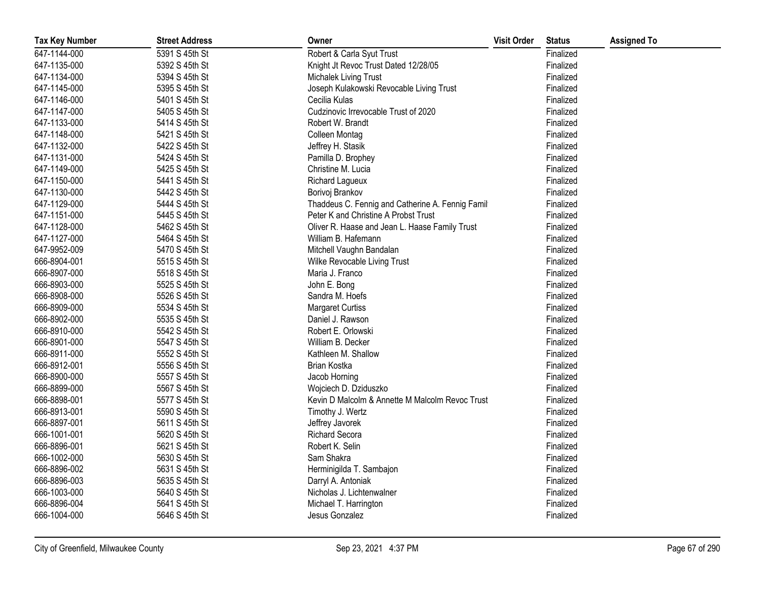| Tax Key Number | Street Address | Owner | Visit Order | Status | Assigned To |
|---|---|---|---|---|---|
| 647-1144-000 | 5391 S 45th St | Robert & Carla Syut Trust | | Finalized | |
| 647-1135-000 | 5392 S 45th St | Knight Jt Revoc Trust Dated 12/28/05 | | Finalized | |
| 647-1134-000 | 5394 S 45th St | Michalek Living Trust | | Finalized | |
| 647-1145-000 | 5395 S 45th St | Joseph Kulakowski Revocable Living Trust | | Finalized | |
| 647-1146-000 | 5401 S 45th St | Cecilia Kulas | | Finalized | |
| 647-1147-000 | 5405 S 45th St | Cudzinovic Irrevocable Trust of 2020 | | Finalized | |
| 647-1133-000 | 5414 S 45th St | Robert W. Brandt | | Finalized | |
| 647-1148-000 | 5421 S 45th St | Colleen Montag | | Finalized | |
| 647-1132-000 | 5422 S 45th St | Jeffrey H. Stasik | | Finalized | |
| 647-1131-000 | 5424 S 45th St | Pamilla D. Brophey | | Finalized | |
| 647-1149-000 | 5425 S 45th St | Christine M. Lucia | | Finalized | |
| 647-1150-000 | 5441 S 45th St | Richard Lagueux | | Finalized | |
| 647-1130-000 | 5442 S 45th St | Borivoj Brankov | | Finalized | |
| 647-1129-000 | 5444 S 45th St | Thaddeus C. Fennig and Catherine A. Fennig Famil | | Finalized | |
| 647-1151-000 | 5445 S 45th St | Peter K and Christine A Probst Trust | | Finalized | |
| 647-1128-000 | 5462 S 45th St | Oliver R. Haase and Jean L. Haase Family Trust | | Finalized | |
| 647-1127-000 | 5464 S 45th St | William B. Hafemann | | Finalized | |
| 647-9952-009 | 5470 S 45th St | Mitchell Vaughn Bandalan | | Finalized | |
| 666-8904-001 | 5515 S 45th St | Wilke Revocable Living Trust | | Finalized | |
| 666-8907-000 | 5518 S 45th St | Maria J. Franco | | Finalized | |
| 666-8903-000 | 5525 S 45th St | John E. Bong | | Finalized | |
| 666-8908-000 | 5526 S 45th St | Sandra M. Hoefs | | Finalized | |
| 666-8909-000 | 5534 S 45th St | Margaret Curtiss | | Finalized | |
| 666-8902-000 | 5535 S 45th St | Daniel J. Rawson | | Finalized | |
| 666-8910-000 | 5542 S 45th St | Robert E. Orlowski | | Finalized | |
| 666-8901-000 | 5547 S 45th St | William B. Decker | | Finalized | |
| 666-8911-000 | 5552 S 45th St | Kathleen M. Shallow | | Finalized | |
| 666-8912-001 | 5556 S 45th St | Brian Kostka | | Finalized | |
| 666-8900-000 | 5557 S 45th St | Jacob Horning | | Finalized | |
| 666-8899-000 | 5567 S 45th St | Wojciech D. Dziduszko | | Finalized | |
| 666-8898-001 | 5577 S 45th St | Kevin D Malcolm & Annette M Malcolm Revoc Trust | | Finalized | |
| 666-8913-001 | 5590 S 45th St | Timothy J. Wertz | | Finalized | |
| 666-8897-001 | 5611 S 45th St | Jeffrey Javorek | | Finalized | |
| 666-1001-001 | 5620 S 45th St | Richard Secora | | Finalized | |
| 666-8896-001 | 5621 S 45th St | Robert K. Selin | | Finalized | |
| 666-1002-000 | 5630 S 45th St | Sam Shakra | | Finalized | |
| 666-8896-002 | 5631 S 45th St | Herminigilda T. Sambajon | | Finalized | |
| 666-8896-003 | 5635 S 45th St | Darryl A. Antoniak | | Finalized | |
| 666-1003-000 | 5640 S 45th St | Nicholas J. Lichtenwalner | | Finalized | |
| 666-8896-004 | 5641 S 45th St | Michael T. Harrington | | Finalized | |
| 666-1004-000 | 5646 S 45th St | Jesus Gonzalez | | Finalized | |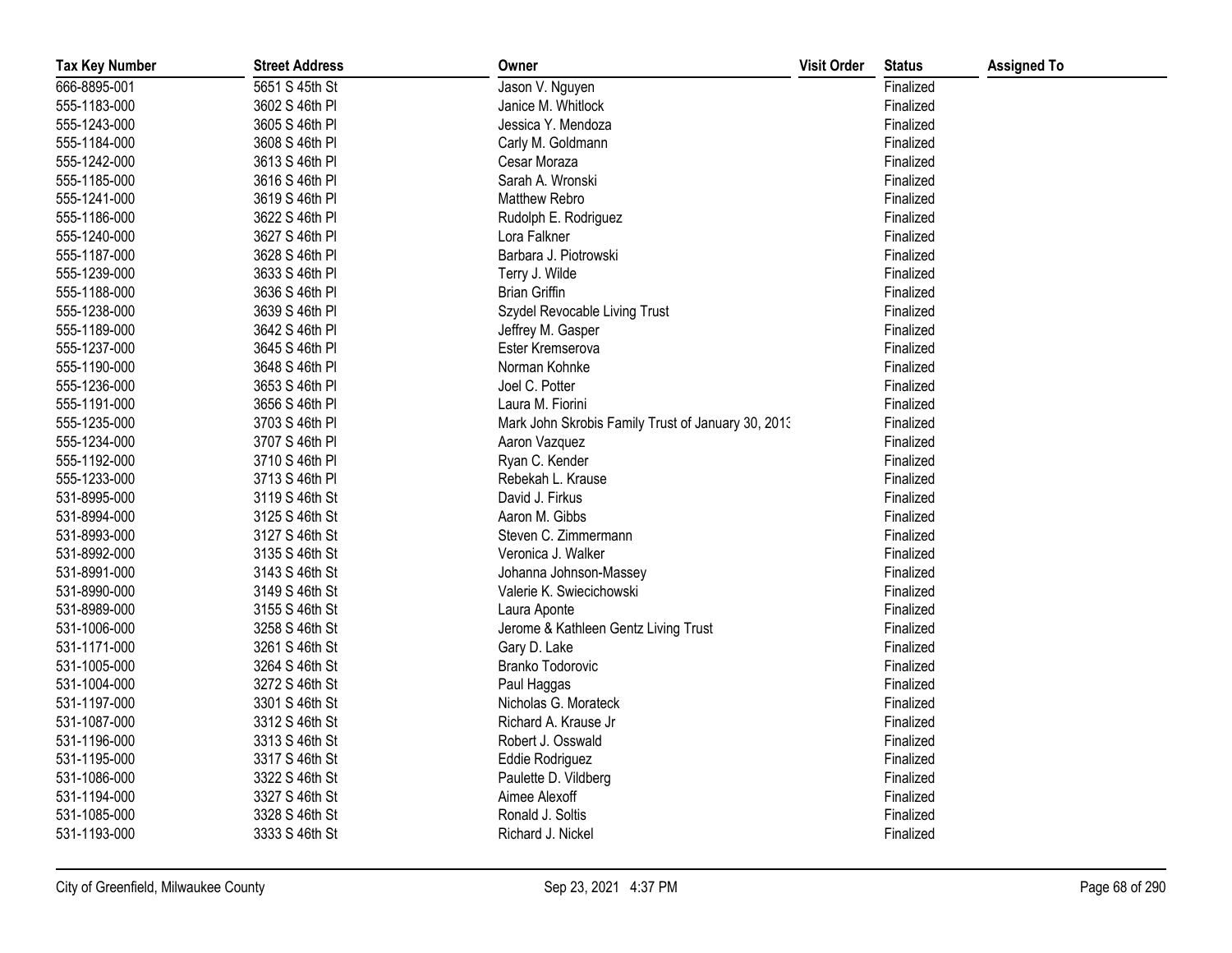| Tax Key Number | Street Address | Owner | Visit Order | Status | Assigned To |
|---|---|---|---|---|---|
| 666-8895-001 | 5651 S 45th St | Jason V. Nguyen | | Finalized | |
| 555-1183-000 | 3602 S 46th Pl | Janice M. Whitlock | | Finalized | |
| 555-1243-000 | 3605 S 46th Pl | Jessica Y. Mendoza | | Finalized | |
| 555-1184-000 | 3608 S 46th Pl | Carly M. Goldmann | | Finalized | |
| 555-1242-000 | 3613 S 46th Pl | Cesar Moraza | | Finalized | |
| 555-1185-000 | 3616 S 46th Pl | Sarah A. Wronski | | Finalized | |
| 555-1241-000 | 3619 S 46th Pl | Matthew Rebro | | Finalized | |
| 555-1186-000 | 3622 S 46th Pl | Rudolph E. Rodriguez | | Finalized | |
| 555-1240-000 | 3627 S 46th Pl | Lora Falkner | | Finalized | |
| 555-1187-000 | 3628 S 46th Pl | Barbara J. Piotrowski | | Finalized | |
| 555-1239-000 | 3633 S 46th Pl | Terry J. Wilde | | Finalized | |
| 555-1188-000 | 3636 S 46th Pl | Brian Griffin | | Finalized | |
| 555-1238-000 | 3639 S 46th Pl | Szydel Revocable Living Trust | | Finalized | |
| 555-1189-000 | 3642 S 46th Pl | Jeffrey M. Gasper | | Finalized | |
| 555-1237-000 | 3645 S 46th Pl | Ester Kremserova | | Finalized | |
| 555-1190-000 | 3648 S 46th Pl | Norman Kohnke | | Finalized | |
| 555-1236-000 | 3653 S 46th Pl | Joel C. Potter | | Finalized | |
| 555-1191-000 | 3656 S 46th Pl | Laura M. Fiorini | | Finalized | |
| 555-1235-000 | 3703 S 46th Pl | Mark John Skrobis Family Trust of January 30, 2013 | | Finalized | |
| 555-1234-000 | 3707 S 46th Pl | Aaron Vazquez | | Finalized | |
| 555-1192-000 | 3710 S 46th Pl | Ryan C. Kender | | Finalized | |
| 555-1233-000 | 3713 S 46th Pl | Rebekah L. Krause | | Finalized | |
| 531-8995-000 | 3119 S 46th St | David J. Firkus | | Finalized | |
| 531-8994-000 | 3125 S 46th St | Aaron M. Gibbs | | Finalized | |
| 531-8993-000 | 3127 S 46th St | Steven C. Zimmermann | | Finalized | |
| 531-8992-000 | 3135 S 46th St | Veronica J. Walker | | Finalized | |
| 531-8991-000 | 3143 S 46th St | Johanna Johnson-Massey | | Finalized | |
| 531-8990-000 | 3149 S 46th St | Valerie K. Swiecichowski | | Finalized | |
| 531-8989-000 | 3155 S 46th St | Laura Aponte | | Finalized | |
| 531-1006-000 | 3258 S 46th St | Jerome & Kathleen Gentz Living Trust | | Finalized | |
| 531-1171-000 | 3261 S 46th St | Gary D. Lake | | Finalized | |
| 531-1005-000 | 3264 S 46th St | Branko Todorovic | | Finalized | |
| 531-1004-000 | 3272 S 46th St | Paul Haggas | | Finalized | |
| 531-1197-000 | 3301 S 46th St | Nicholas G. Morateck | | Finalized | |
| 531-1087-000 | 3312 S 46th St | Richard A. Krause Jr | | Finalized | |
| 531-1196-000 | 3313 S 46th St | Robert J. Osswald | | Finalized | |
| 531-1195-000 | 3317 S 46th St | Eddie Rodriguez | | Finalized | |
| 531-1086-000 | 3322 S 46th St | Paulette D. Vildberg | | Finalized | |
| 531-1194-000 | 3327 S 46th St | Aimee Alexoff | | Finalized | |
| 531-1085-000 | 3328 S 46th St | Ronald J. Soltis | | Finalized | |
| 531-1193-000 | 3333 S 46th St | Richard J. Nickel | | Finalized | |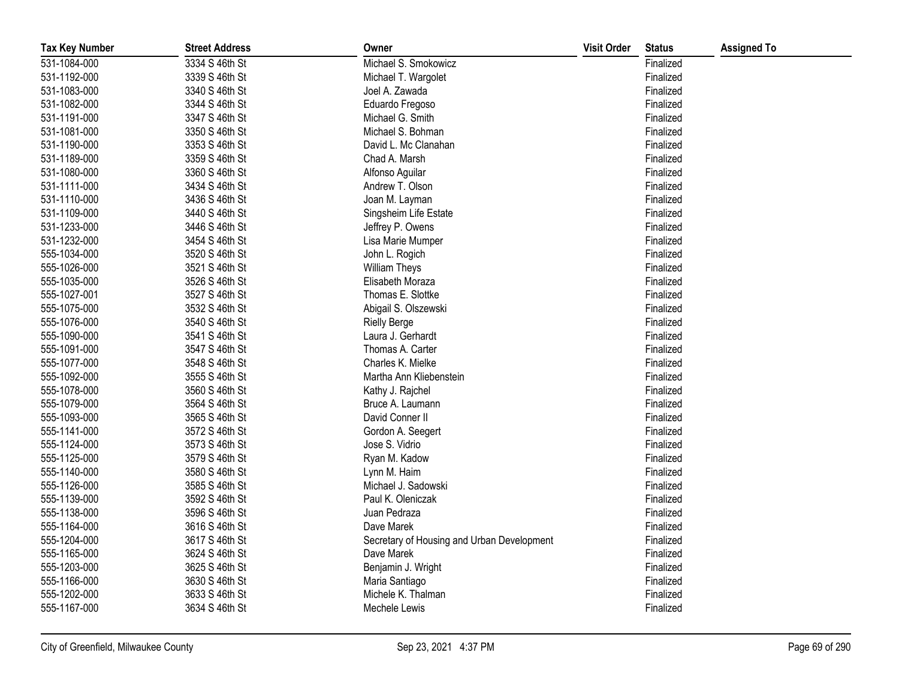| Tax Key Number | Street Address | Owner | Visit Order | Status | Assigned To |
|---|---|---|---|---|---|
| 531-1084-000 | 3334 S 46th St | Michael S. Smokowicz | | Finalized | |
| 531-1192-000 | 3339 S 46th St | Michael T. Wargolet | | Finalized | |
| 531-1083-000 | 3340 S 46th St | Joel A. Zawada | | Finalized | |
| 531-1082-000 | 3344 S 46th St | Eduardo Fregoso | | Finalized | |
| 531-1191-000 | 3347 S 46th St | Michael G. Smith | | Finalized | |
| 531-1081-000 | 3350 S 46th St | Michael S. Bohman | | Finalized | |
| 531-1190-000 | 3353 S 46th St | David L. Mc Clanahan | | Finalized | |
| 531-1189-000 | 3359 S 46th St | Chad A. Marsh | | Finalized | |
| 531-1080-000 | 3360 S 46th St | Alfonso Aguilar | | Finalized | |
| 531-1111-000 | 3434 S 46th St | Andrew T. Olson | | Finalized | |
| 531-1110-000 | 3436 S 46th St | Joan M. Layman | | Finalized | |
| 531-1109-000 | 3440 S 46th St | Singsheim Life Estate | | Finalized | |
| 531-1233-000 | 3446 S 46th St | Jeffrey P. Owens | | Finalized | |
| 531-1232-000 | 3454 S 46th St | Lisa Marie Mumper | | Finalized | |
| 555-1034-000 | 3520 S 46th St | John L. Rogich | | Finalized | |
| 555-1026-000 | 3521 S 46th St | William Theys | | Finalized | |
| 555-1035-000 | 3526 S 46th St | Elisabeth Moraza | | Finalized | |
| 555-1027-001 | 3527 S 46th St | Thomas E. Slottke | | Finalized | |
| 555-1075-000 | 3532 S 46th St | Abigail S. Olszewski | | Finalized | |
| 555-1076-000 | 3540 S 46th St | Rielly Berge | | Finalized | |
| 555-1090-000 | 3541 S 46th St | Laura J. Gerhardt | | Finalized | |
| 555-1091-000 | 3547 S 46th St | Thomas A. Carter | | Finalized | |
| 555-1077-000 | 3548 S 46th St | Charles K. Mielke | | Finalized | |
| 555-1092-000 | 3555 S 46th St | Martha Ann Kliebenstein | | Finalized | |
| 555-1078-000 | 3560 S 46th St | Kathy J. Rajchel | | Finalized | |
| 555-1079-000 | 3564 S 46th St | Bruce A. Laumann | | Finalized | |
| 555-1093-000 | 3565 S 46th St | David Conner II | | Finalized | |
| 555-1141-000 | 3572 S 46th St | Gordon A. Seegert | | Finalized | |
| 555-1124-000 | 3573 S 46th St | Jose S. Vidrio | | Finalized | |
| 555-1125-000 | 3579 S 46th St | Ryan M. Kadow | | Finalized | |
| 555-1140-000 | 3580 S 46th St | Lynn M. Haim | | Finalized | |
| 555-1126-000 | 3585 S 46th St | Michael J. Sadowski | | Finalized | |
| 555-1139-000 | 3592 S 46th St | Paul K. Oleniczak | | Finalized | |
| 555-1138-000 | 3596 S 46th St | Juan Pedraza | | Finalized | |
| 555-1164-000 | 3616 S 46th St | Dave Marek | | Finalized | |
| 555-1204-000 | 3617 S 46th St | Secretary of Housing and Urban Development | | Finalized | |
| 555-1165-000 | 3624 S 46th St | Dave Marek | | Finalized | |
| 555-1203-000 | 3625 S 46th St | Benjamin J. Wright | | Finalized | |
| 555-1166-000 | 3630 S 46th St | Maria Santiago | | Finalized | |
| 555-1202-000 | 3633 S 46th St | Michele K. Thalman | | Finalized | |
| 555-1167-000 | 3634 S 46th St | Mechele Lewis | | Finalized | |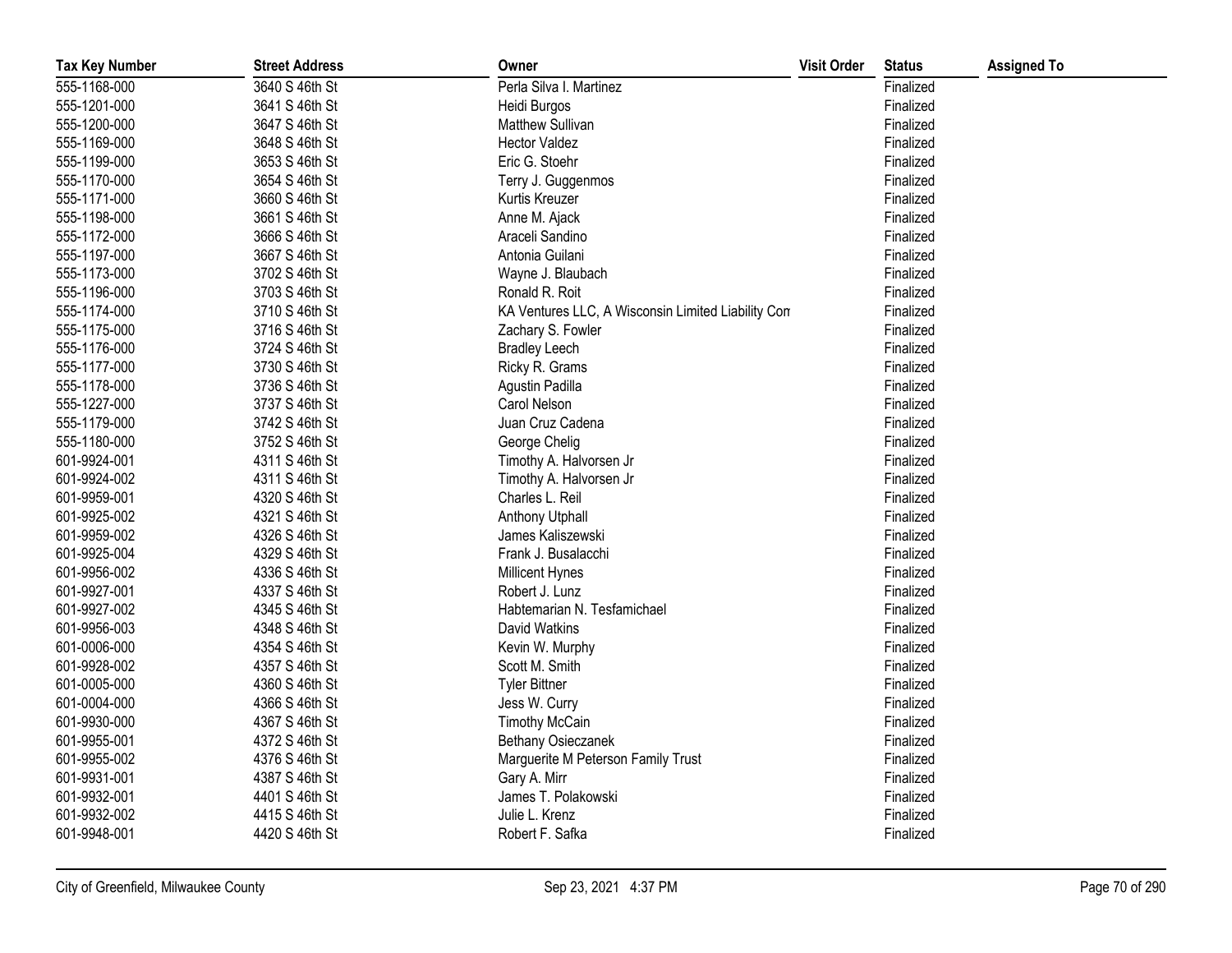| Tax Key Number | Street Address | Owner | Visit Order | Status | Assigned To |
|---|---|---|---|---|---|
| 555-1168-000 | 3640 S 46th St | Perla Silva I. Martinez | | Finalized | |
| 555-1201-000 | 3641 S 46th St | Heidi Burgos | | Finalized | |
| 555-1200-000 | 3647 S 46th St | Matthew Sullivan | | Finalized | |
| 555-1169-000 | 3648 S 46th St | Hector Valdez | | Finalized | |
| 555-1199-000 | 3653 S 46th St | Eric G. Stoehr | | Finalized | |
| 555-1170-000 | 3654 S 46th St | Terry J. Guggenmos | | Finalized | |
| 555-1171-000 | 3660 S 46th St | Kurtis Kreuzer | | Finalized | |
| 555-1198-000 | 3661 S 46th St | Anne M. Ajack | | Finalized | |
| 555-1172-000 | 3666 S 46th St | Araceli Sandino | | Finalized | |
| 555-1197-000 | 3667 S 46th St | Antonia Guilani | | Finalized | |
| 555-1173-000 | 3702 S 46th St | Wayne J. Blaubach | | Finalized | |
| 555-1196-000 | 3703 S 46th St | Ronald R. Roit | | Finalized | |
| 555-1174-000 | 3710 S 46th St | KA Ventures LLC, A Wisconsin Limited Liability Con | | Finalized | |
| 555-1175-000 | 3716 S 46th St | Zachary S. Fowler | | Finalized | |
| 555-1176-000 | 3724 S 46th St | Bradley Leech | | Finalized | |
| 555-1177-000 | 3730 S 46th St | Ricky R. Grams | | Finalized | |
| 555-1178-000 | 3736 S 46th St | Agustin Padilla | | Finalized | |
| 555-1227-000 | 3737 S 46th St | Carol Nelson | | Finalized | |
| 555-1179-000 | 3742 S 46th St | Juan Cruz Cadena | | Finalized | |
| 555-1180-000 | 3752 S 46th St | George Chelig | | Finalized | |
| 601-9924-001 | 4311 S 46th St | Timothy A. Halvorsen Jr | | Finalized | |
| 601-9924-002 | 4311 S 46th St | Timothy A. Halvorsen Jr | | Finalized | |
| 601-9959-001 | 4320 S 46th St | Charles L. Reil | | Finalized | |
| 601-9925-002 | 4321 S 46th St | Anthony Utphall | | Finalized | |
| 601-9959-002 | 4326 S 46th St | James Kaliszewski | | Finalized | |
| 601-9925-004 | 4329 S 46th St | Frank J. Busalacchi | | Finalized | |
| 601-9956-002 | 4336 S 46th St | Millicent Hynes | | Finalized | |
| 601-9927-001 | 4337 S 46th St | Robert J. Lunz | | Finalized | |
| 601-9927-002 | 4345 S 46th St | Habtemarian N. Tesfamichael | | Finalized | |
| 601-9956-003 | 4348 S 46th St | David Watkins | | Finalized | |
| 601-0006-000 | 4354 S 46th St | Kevin W. Murphy | | Finalized | |
| 601-9928-002 | 4357 S 46th St | Scott M. Smith | | Finalized | |
| 601-0005-000 | 4360 S 46th St | Tyler Bittner | | Finalized | |
| 601-0004-000 | 4366 S 46th St | Jess W. Curry | | Finalized | |
| 601-9930-000 | 4367 S 46th St | Timothy McCain | | Finalized | |
| 601-9955-001 | 4372 S 46th St | Bethany Osieczanek | | Finalized | |
| 601-9955-002 | 4376 S 46th St | Marguerite M Peterson Family Trust | | Finalized | |
| 601-9931-001 | 4387 S 46th St | Gary A. Mirr | | Finalized | |
| 601-9932-001 | 4401 S 46th St | James T. Polakowski | | Finalized | |
| 601-9932-002 | 4415 S 46th St | Julie L. Krenz | | Finalized | |
| 601-9948-001 | 4420 S 46th St | Robert F. Safka | | Finalized | |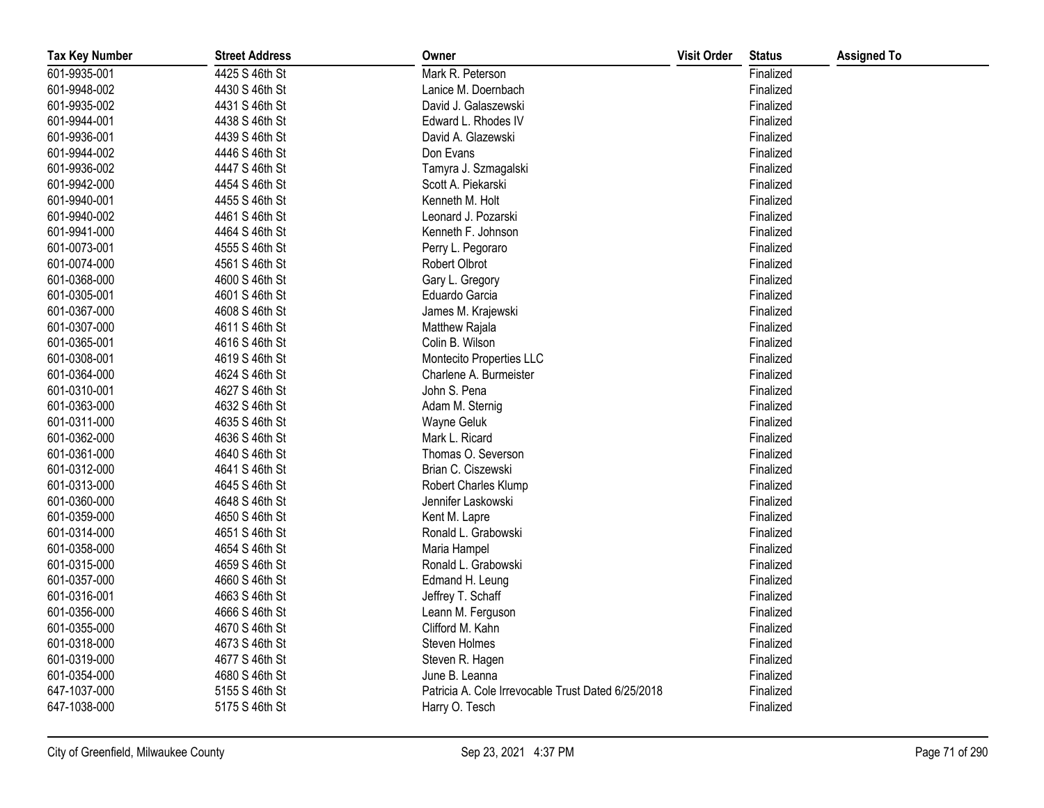| Tax Key Number | Street Address | Owner | Visit Order | Status | Assigned To |
|---|---|---|---|---|---|
| 601-9935-001 | 4425 S 46th St | Mark R. Peterson | | Finalized | |
| 601-9948-002 | 4430 S 46th St | Lanice M. Doernbach | | Finalized | |
| 601-9935-002 | 4431 S 46th St | David J. Galaszewski | | Finalized | |
| 601-9944-001 | 4438 S 46th St | Edward L. Rhodes IV | | Finalized | |
| 601-9936-001 | 4439 S 46th St | David A. Glazewski | | Finalized | |
| 601-9944-002 | 4446 S 46th St | Don Evans | | Finalized | |
| 601-9936-002 | 4447 S 46th St | Tamyra J. Szmagalski | | Finalized | |
| 601-9942-000 | 4454 S 46th St | Scott A. Piekarski | | Finalized | |
| 601-9940-001 | 4455 S 46th St | Kenneth M. Holt | | Finalized | |
| 601-9940-002 | 4461 S 46th St | Leonard J. Pozarski | | Finalized | |
| 601-9941-000 | 4464 S 46th St | Kenneth F. Johnson | | Finalized | |
| 601-0073-001 | 4555 S 46th St | Perry L. Pegoraro | | Finalized | |
| 601-0074-000 | 4561 S 46th St | Robert Olbrot | | Finalized | |
| 601-0368-000 | 4600 S 46th St | Gary L. Gregory | | Finalized | |
| 601-0305-001 | 4601 S 46th St | Eduardo Garcia | | Finalized | |
| 601-0367-000 | 4608 S 46th St | James M. Krajewski | | Finalized | |
| 601-0307-000 | 4611 S 46th St | Matthew Rajala | | Finalized | |
| 601-0365-001 | 4616 S 46th St | Colin B. Wilson | | Finalized | |
| 601-0308-001 | 4619 S 46th St | Montecito Properties LLC | | Finalized | |
| 601-0364-000 | 4624 S 46th St | Charlene A. Burmeister | | Finalized | |
| 601-0310-001 | 4627 S 46th St | John S. Pena | | Finalized | |
| 601-0363-000 | 4632 S 46th St | Adam M. Sternig | | Finalized | |
| 601-0311-000 | 4635 S 46th St | Wayne Geluk | | Finalized | |
| 601-0362-000 | 4636 S 46th St | Mark L. Ricard | | Finalized | |
| 601-0361-000 | 4640 S 46th St | Thomas O. Severson | | Finalized | |
| 601-0312-000 | 4641 S 46th St | Brian C. Ciszewski | | Finalized | |
| 601-0313-000 | 4645 S 46th St | Robert Charles Klump | | Finalized | |
| 601-0360-000 | 4648 S 46th St | Jennifer Laskowski | | Finalized | |
| 601-0359-000 | 4650 S 46th St | Kent M. Lapre | | Finalized | |
| 601-0314-000 | 4651 S 46th St | Ronald L. Grabowski | | Finalized | |
| 601-0358-000 | 4654 S 46th St | Maria Hampel | | Finalized | |
| 601-0315-000 | 4659 S 46th St | Ronald L. Grabowski | | Finalized | |
| 601-0357-000 | 4660 S 46th St | Edmand H. Leung | | Finalized | |
| 601-0316-001 | 4663 S 46th St | Jeffrey T. Schaff | | Finalized | |
| 601-0356-000 | 4666 S 46th St | Leann M. Ferguson | | Finalized | |
| 601-0355-000 | 4670 S 46th St | Clifford M. Kahn | | Finalized | |
| 601-0318-000 | 4673 S 46th St | Steven Holmes | | Finalized | |
| 601-0319-000 | 4677 S 46th St | Steven R. Hagen | | Finalized | |
| 601-0354-000 | 4680 S 46th St | June B. Leanna | | Finalized | |
| 647-1037-000 | 5155 S 46th St | Patricia A. Cole Irrevocable Trust Dated 6/25/2018 | | Finalized | |
| 647-1038-000 | 5175 S 46th St | Harry O. Tesch | | Finalized | |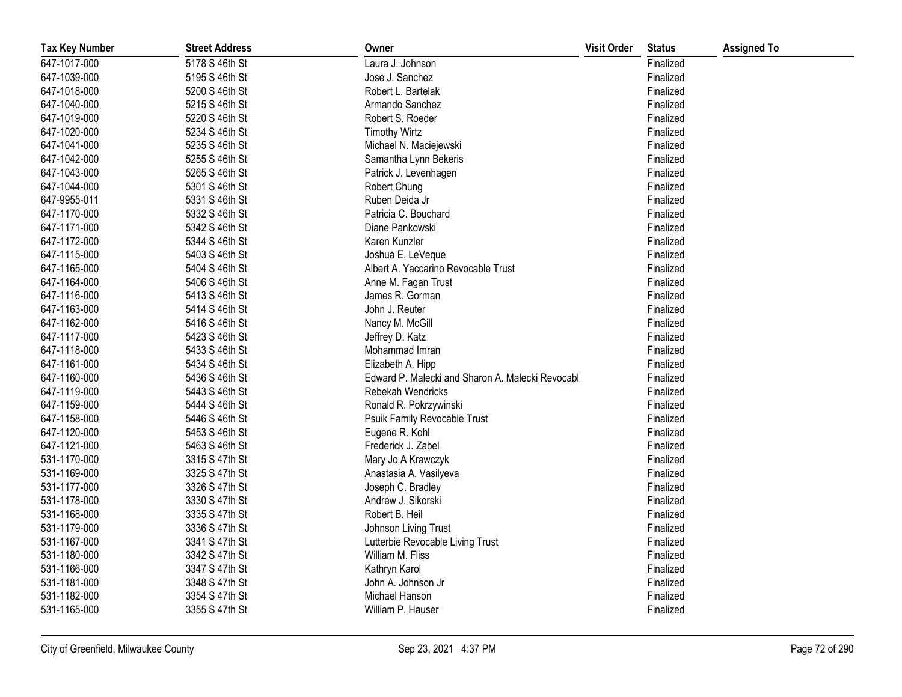| Tax Key Number | Street Address | Owner | Visit Order | Status | Assigned To |
|---|---|---|---|---|---|
| 647-1017-000 | 5178 S 46th St | Laura J. Johnson | | Finalized | |
| 647-1039-000 | 5195 S 46th St | Jose J. Sanchez | | Finalized | |
| 647-1018-000 | 5200 S 46th St | Robert L. Bartelak | | Finalized | |
| 647-1040-000 | 5215 S 46th St | Armando Sanchez | | Finalized | |
| 647-1019-000 | 5220 S 46th St | Robert S. Roeder | | Finalized | |
| 647-1020-000 | 5234 S 46th St | Timothy Wirtz | | Finalized | |
| 647-1041-000 | 5235 S 46th St | Michael N. Maciejewski | | Finalized | |
| 647-1042-000 | 5255 S 46th St | Samantha Lynn Bekeris | | Finalized | |
| 647-1043-000 | 5265 S 46th St | Patrick J. Levenhagen | | Finalized | |
| 647-1044-000 | 5301 S 46th St | Robert Chung | | Finalized | |
| 647-9955-011 | 5331 S 46th St | Ruben Deida Jr | | Finalized | |
| 647-1170-000 | 5332 S 46th St | Patricia C. Bouchard | | Finalized | |
| 647-1171-000 | 5342 S 46th St | Diane Pankowski | | Finalized | |
| 647-1172-000 | 5344 S 46th St | Karen Kunzler | | Finalized | |
| 647-1115-000 | 5403 S 46th St | Joshua E. LeVeque | | Finalized | |
| 647-1165-000 | 5404 S 46th St | Albert A. Yaccarino Revocable Trust | | Finalized | |
| 647-1164-000 | 5406 S 46th St | Anne M. Fagan Trust | | Finalized | |
| 647-1116-000 | 5413 S 46th St | James R. Gorman | | Finalized | |
| 647-1163-000 | 5414 S 46th St | John J. Reuter | | Finalized | |
| 647-1162-000 | 5416 S 46th St | Nancy M. McGill | | Finalized | |
| 647-1117-000 | 5423 S 46th St | Jeffrey D. Katz | | Finalized | |
| 647-1118-000 | 5433 S 46th St | Mohammad Imran | | Finalized | |
| 647-1161-000 | 5434 S 46th St | Elizabeth A. Hipp | | Finalized | |
| 647-1160-000 | 5436 S 46th St | Edward P. Malecki and Sharon A. Malecki Revocabl | | Finalized | |
| 647-1119-000 | 5443 S 46th St | Rebekah Wendricks | | Finalized | |
| 647-1159-000 | 5444 S 46th St | Ronald R. Pokrzywinski | | Finalized | |
| 647-1158-000 | 5446 S 46th St | Psuik Family Revocable Trust | | Finalized | |
| 647-1120-000 | 5453 S 46th St | Eugene R. Kohl | | Finalized | |
| 647-1121-000 | 5463 S 46th St | Frederick J. Zabel | | Finalized | |
| 531-1170-000 | 3315 S 47th St | Mary Jo A Krawczyk | | Finalized | |
| 531-1169-000 | 3325 S 47th St | Anastasia A. Vasilyeva | | Finalized | |
| 531-1177-000 | 3326 S 47th St | Joseph C. Bradley | | Finalized | |
| 531-1178-000 | 3330 S 47th St | Andrew J. Sikorski | | Finalized | |
| 531-1168-000 | 3335 S 47th St | Robert B. Heil | | Finalized | |
| 531-1179-000 | 3336 S 47th St | Johnson Living Trust | | Finalized | |
| 531-1167-000 | 3341 S 47th St | Lutterbie Revocable Living Trust | | Finalized | |
| 531-1180-000 | 3342 S 47th St | William M. Fliss | | Finalized | |
| 531-1166-000 | 3347 S 47th St | Kathryn Karol | | Finalized | |
| 531-1181-000 | 3348 S 47th St | John A. Johnson Jr | | Finalized | |
| 531-1182-000 | 3354 S 47th St | Michael Hanson | | Finalized | |
| 531-1165-000 | 3355 S 47th St | William P. Hauser | | Finalized | |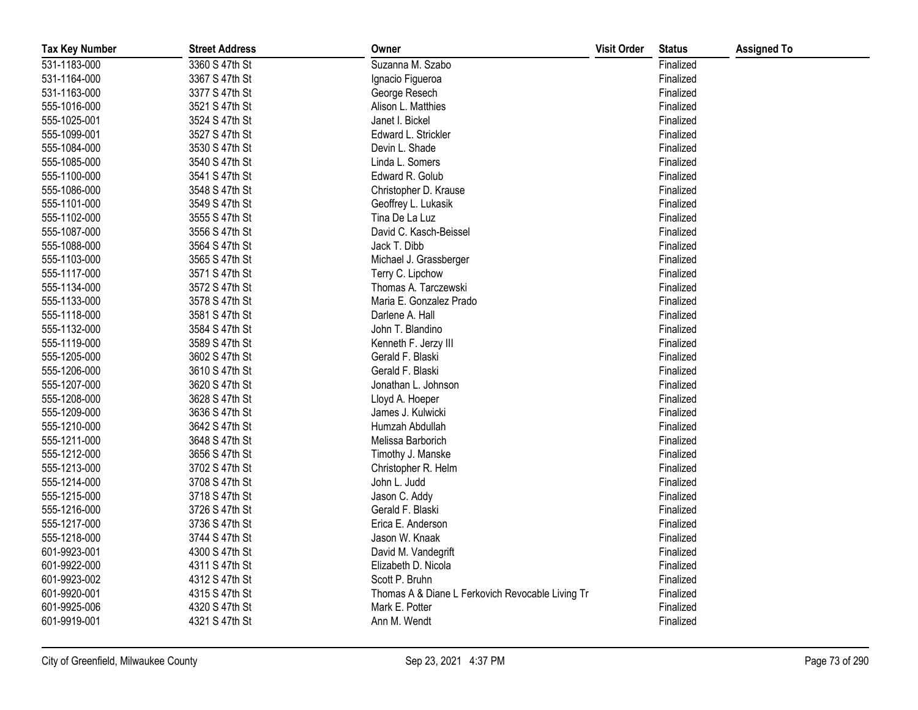| Tax Key Number | Street Address | Owner | Visit Order | Status | Assigned To |
|---|---|---|---|---|---|
| 531-1183-000 | 3360 S 47th St | Suzanna M. Szabo | | Finalized | |
| 531-1164-000 | 3367 S 47th St | Ignacio Figueroa | | Finalized | |
| 531-1163-000 | 3377 S 47th St | George Resech | | Finalized | |
| 555-1016-000 | 3521 S 47th St | Alison L. Matthies | | Finalized | |
| 555-1025-001 | 3524 S 47th St | Janet I. Bickel | | Finalized | |
| 555-1099-001 | 3527 S 47th St | Edward L. Strickler | | Finalized | |
| 555-1084-000 | 3530 S 47th St | Devin L. Shade | | Finalized | |
| 555-1085-000 | 3540 S 47th St | Linda L. Somers | | Finalized | |
| 555-1100-000 | 3541 S 47th St | Edward R. Golub | | Finalized | |
| 555-1086-000 | 3548 S 47th St | Christopher D. Krause | | Finalized | |
| 555-1101-000 | 3549 S 47th St | Geoffrey L. Lukasik | | Finalized | |
| 555-1102-000 | 3555 S 47th St | Tina De La Luz | | Finalized | |
| 555-1087-000 | 3556 S 47th St | David C. Kasch-Beissel | | Finalized | |
| 555-1088-000 | 3564 S 47th St | Jack T. Dibb | | Finalized | |
| 555-1103-000 | 3565 S 47th St | Michael J. Grassberger | | Finalized | |
| 555-1117-000 | 3571 S 47th St | Terry C. Lipchow | | Finalized | |
| 555-1134-000 | 3572 S 47th St | Thomas A. Tarczewski | | Finalized | |
| 555-1133-000 | 3578 S 47th St | Maria E. Gonzalez Prado | | Finalized | |
| 555-1118-000 | 3581 S 47th St | Darlene A. Hall | | Finalized | |
| 555-1132-000 | 3584 S 47th St | John T. Blandino | | Finalized | |
| 555-1119-000 | 3589 S 47th St | Kenneth F. Jerzy III | | Finalized | |
| 555-1205-000 | 3602 S 47th St | Gerald F. Blaski | | Finalized | |
| 555-1206-000 | 3610 S 47th St | Gerald F. Blaski | | Finalized | |
| 555-1207-000 | 3620 S 47th St | Jonathan L. Johnson | | Finalized | |
| 555-1208-000 | 3628 S 47th St | Lloyd A. Hoeper | | Finalized | |
| 555-1209-000 | 3636 S 47th St | James J. Kulwicki | | Finalized | |
| 555-1210-000 | 3642 S 47th St | Humzah Abdullah | | Finalized | |
| 555-1211-000 | 3648 S 47th St | Melissa Barborich | | Finalized | |
| 555-1212-000 | 3656 S 47th St | Timothy J. Manske | | Finalized | |
| 555-1213-000 | 3702 S 47th St | Christopher R. Helm | | Finalized | |
| 555-1214-000 | 3708 S 47th St | John L. Judd | | Finalized | |
| 555-1215-000 | 3718 S 47th St | Jason C. Addy | | Finalized | |
| 555-1216-000 | 3726 S 47th St | Gerald F. Blaski | | Finalized | |
| 555-1217-000 | 3736 S 47th St | Erica E. Anderson | | Finalized | |
| 555-1218-000 | 3744 S 47th St | Jason W. Knaak | | Finalized | |
| 601-9923-001 | 4300 S 47th St | David M. Vandegrift | | Finalized | |
| 601-9922-000 | 4311 S 47th St | Elizabeth D. Nicola | | Finalized | |
| 601-9923-002 | 4312 S 47th St | Scott P. Bruhn | | Finalized | |
| 601-9920-001 | 4315 S 47th St | Thomas A & Diane L Ferkovich Revocable Living Tr | | Finalized | |
| 601-9925-006 | 4320 S 47th St | Mark E. Potter | | Finalized | |
| 601-9919-001 | 4321 S 47th St | Ann M. Wendt | | Finalized | |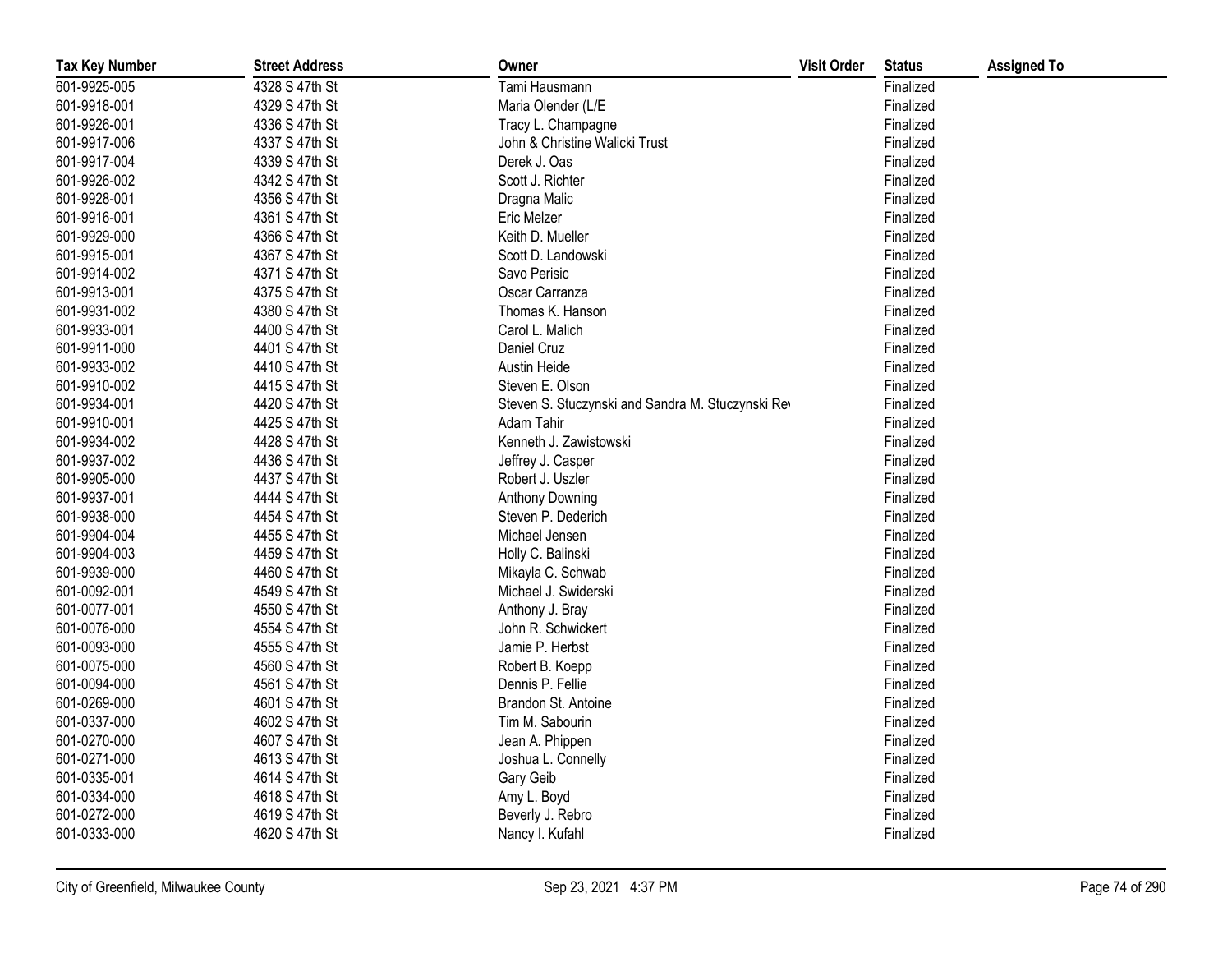| Tax Key Number | Street Address | Owner | Visit Order | Status | Assigned To |
|---|---|---|---|---|---|
| 601-9925-005 | 4328 S 47th St | Tami Hausmann | | Finalized | |
| 601-9918-001 | 4329 S 47th St | Maria Olender (L/E | | Finalized | |
| 601-9926-001 | 4336 S 47th St | Tracy L. Champagne | | Finalized | |
| 601-9917-006 | 4337 S 47th St | John & Christine Walicki Trust | | Finalized | |
| 601-9917-004 | 4339 S 47th St | Derek J. Oas | | Finalized | |
| 601-9926-002 | 4342 S 47th St | Scott J. Richter | | Finalized | |
| 601-9928-001 | 4356 S 47th St | Dragna Malic | | Finalized | |
| 601-9916-001 | 4361 S 47th St | Eric Melzer | | Finalized | |
| 601-9929-000 | 4366 S 47th St | Keith D. Mueller | | Finalized | |
| 601-9915-001 | 4367 S 47th St | Scott D. Landowski | | Finalized | |
| 601-9914-002 | 4371 S 47th St | Savo Perisic | | Finalized | |
| 601-9913-001 | 4375 S 47th St | Oscar Carranza | | Finalized | |
| 601-9931-002 | 4380 S 47th St | Thomas K. Hanson | | Finalized | |
| 601-9933-001 | 4400 S 47th St | Carol L. Malich | | Finalized | |
| 601-9911-000 | 4401 S 47th St | Daniel Cruz | | Finalized | |
| 601-9933-002 | 4410 S 47th St | Austin Heide | | Finalized | |
| 601-9910-002 | 4415 S 47th St | Steven E. Olson | | Finalized | |
| 601-9934-001 | 4420 S 47th St | Steven S. Stuczynski and Sandra M. Stuczynski Rev | | Finalized | |
| 601-9910-001 | 4425 S 47th St | Adam Tahir | | Finalized | |
| 601-9934-002 | 4428 S 47th St | Kenneth J. Zawistowski | | Finalized | |
| 601-9937-002 | 4436 S 47th St | Jeffrey J. Casper | | Finalized | |
| 601-9905-000 | 4437 S 47th St | Robert J. Uszler | | Finalized | |
| 601-9937-001 | 4444 S 47th St | Anthony Downing | | Finalized | |
| 601-9938-000 | 4454 S 47th St | Steven P. Dederich | | Finalized | |
| 601-9904-004 | 4455 S 47th St | Michael Jensen | | Finalized | |
| 601-9904-003 | 4459 S 47th St | Holly C. Balinski | | Finalized | |
| 601-9939-000 | 4460 S 47th St | Mikayla C. Schwab | | Finalized | |
| 601-0092-001 | 4549 S 47th St | Michael J. Swiderski | | Finalized | |
| 601-0077-001 | 4550 S 47th St | Anthony J. Bray | | Finalized | |
| 601-0076-000 | 4554 S 47th St | John R. Schwickert | | Finalized | |
| 601-0093-000 | 4555 S 47th St | Jamie P. Herbst | | Finalized | |
| 601-0075-000 | 4560 S 47th St | Robert B. Koepp | | Finalized | |
| 601-0094-000 | 4561 S 47th St | Dennis P. Fellie | | Finalized | |
| 601-0269-000 | 4601 S 47th St | Brandon St. Antoine | | Finalized | |
| 601-0337-000 | 4602 S 47th St | Tim M. Sabourin | | Finalized | |
| 601-0270-000 | 4607 S 47th St | Jean A. Phippen | | Finalized | |
| 601-0271-000 | 4613 S 47th St | Joshua L. Connelly | | Finalized | |
| 601-0335-001 | 4614 S 47th St | Gary Geib | | Finalized | |
| 601-0334-000 | 4618 S 47th St | Amy L. Boyd | | Finalized | |
| 601-0272-000 | 4619 S 47th St | Beverly J. Rebro | | Finalized | |
| 601-0333-000 | 4620 S 47th St | Nancy I. Kufahl | | Finalized | |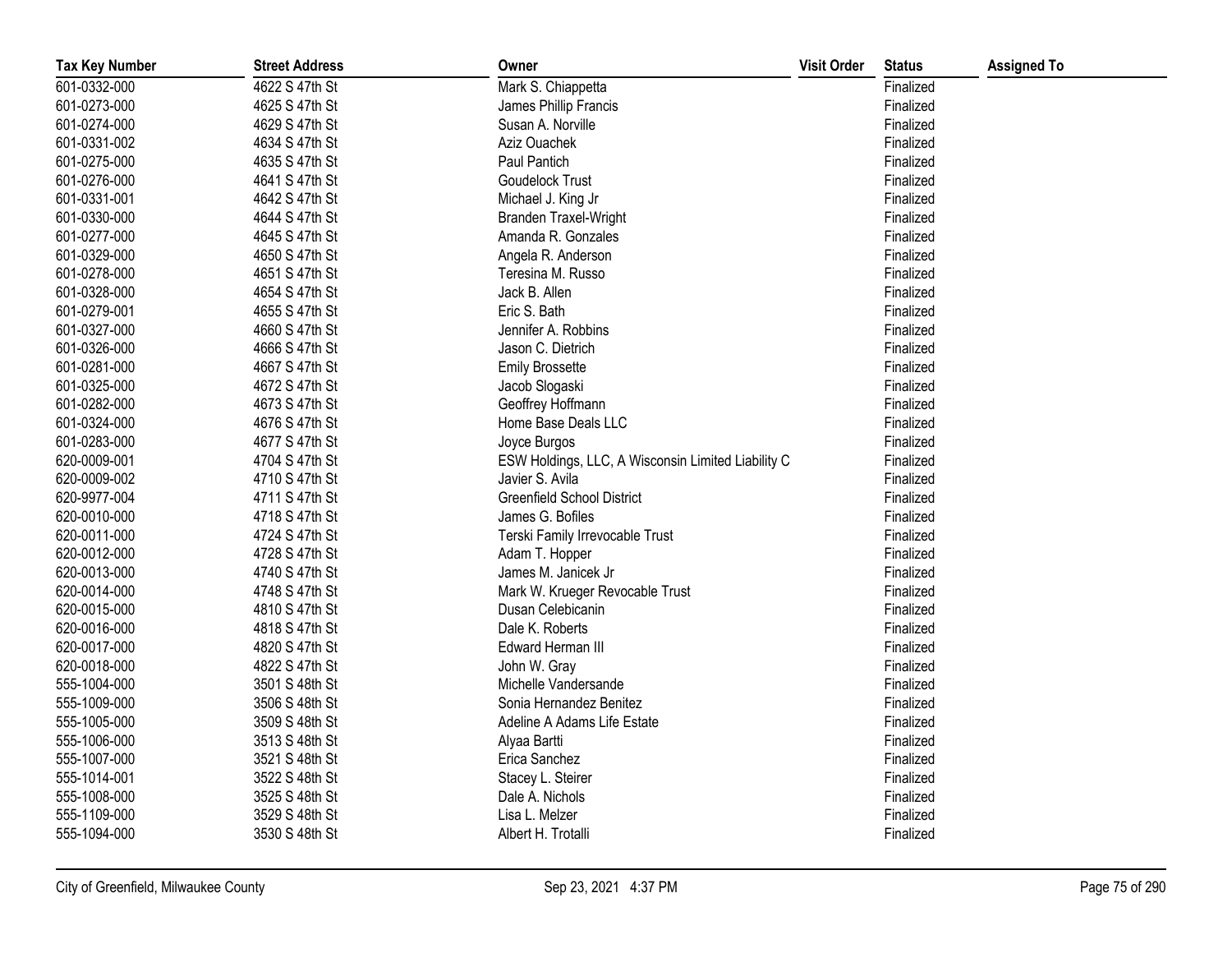| Tax Key Number | Street Address | Owner | Visit Order | Status | Assigned To |
|---|---|---|---|---|---|
| 601-0332-000 | 4622 S 47th St | Mark S. Chiappetta | | Finalized | |
| 601-0273-000 | 4625 S 47th St | James Phillip Francis | | Finalized | |
| 601-0274-000 | 4629 S 47th St | Susan A. Norville | | Finalized | |
| 601-0331-002 | 4634 S 47th St | Aziz Ouachek | | Finalized | |
| 601-0275-000 | 4635 S 47th St | Paul Pantich | | Finalized | |
| 601-0276-000 | 4641 S 47th St | Goudelock Trust | | Finalized | |
| 601-0331-001 | 4642 S 47th St | Michael J. King Jr | | Finalized | |
| 601-0330-000 | 4644 S 47th St | Branden Traxel-Wright | | Finalized | |
| 601-0277-000 | 4645 S 47th St | Amanda R. Gonzales | | Finalized | |
| 601-0329-000 | 4650 S 47th St | Angela R. Anderson | | Finalized | |
| 601-0278-000 | 4651 S 47th St | Teresina M. Russo | | Finalized | |
| 601-0328-000 | 4654 S 47th St | Jack B. Allen | | Finalized | |
| 601-0279-001 | 4655 S 47th St | Eric S. Bath | | Finalized | |
| 601-0327-000 | 4660 S 47th St | Jennifer A. Robbins | | Finalized | |
| 601-0326-000 | 4666 S 47th St | Jason C. Dietrich | | Finalized | |
| 601-0281-000 | 4667 S 47th St | Emily Brossette | | Finalized | |
| 601-0325-000 | 4672 S 47th St | Jacob Slogaski | | Finalized | |
| 601-0282-000 | 4673 S 47th St | Geoffrey Hoffmann | | Finalized | |
| 601-0324-000 | 4676 S 47th St | Home Base Deals LLC | | Finalized | |
| 601-0283-000 | 4677 S 47th St | Joyce Burgos | | Finalized | |
| 620-0009-001 | 4704 S 47th St | ESW Holdings, LLC, A Wisconsin Limited Liability C | | Finalized | |
| 620-0009-002 | 4710 S 47th St | Javier S. Avila | | Finalized | |
| 620-9977-004 | 4711 S 47th St | Greenfield School District | | Finalized | |
| 620-0010-000 | 4718 S 47th St | James G. Bofiles | | Finalized | |
| 620-0011-000 | 4724 S 47th St | Terski Family Irrevocable Trust | | Finalized | |
| 620-0012-000 | 4728 S 47th St | Adam T. Hopper | | Finalized | |
| 620-0013-000 | 4740 S 47th St | James M. Janicek Jr | | Finalized | |
| 620-0014-000 | 4748 S 47th St | Mark W. Krueger Revocable Trust | | Finalized | |
| 620-0015-000 | 4810 S 47th St | Dusan Celebicanin | | Finalized | |
| 620-0016-000 | 4818 S 47th St | Dale K. Roberts | | Finalized | |
| 620-0017-000 | 4820 S 47th St | Edward Herman III | | Finalized | |
| 620-0018-000 | 4822 S 47th St | John W. Gray | | Finalized | |
| 555-1004-000 | 3501 S 48th St | Michelle Vandersande | | Finalized | |
| 555-1009-000 | 3506 S 48th St | Sonia Hernandez Benitez | | Finalized | |
| 555-1005-000 | 3509 S 48th St | Adeline A Adams Life Estate | | Finalized | |
| 555-1006-000 | 3513 S 48th St | Alyaa Bartti | | Finalized | |
| 555-1007-000 | 3521 S 48th St | Erica Sanchez | | Finalized | |
| 555-1014-001 | 3522 S 48th St | Stacey L. Steirer | | Finalized | |
| 555-1008-000 | 3525 S 48th St | Dale A. Nichols | | Finalized | |
| 555-1109-000 | 3529 S 48th St | Lisa L. Melzer | | Finalized | |
| 555-1094-000 | 3530 S 48th St | Albert H. Trotalli | | Finalized | |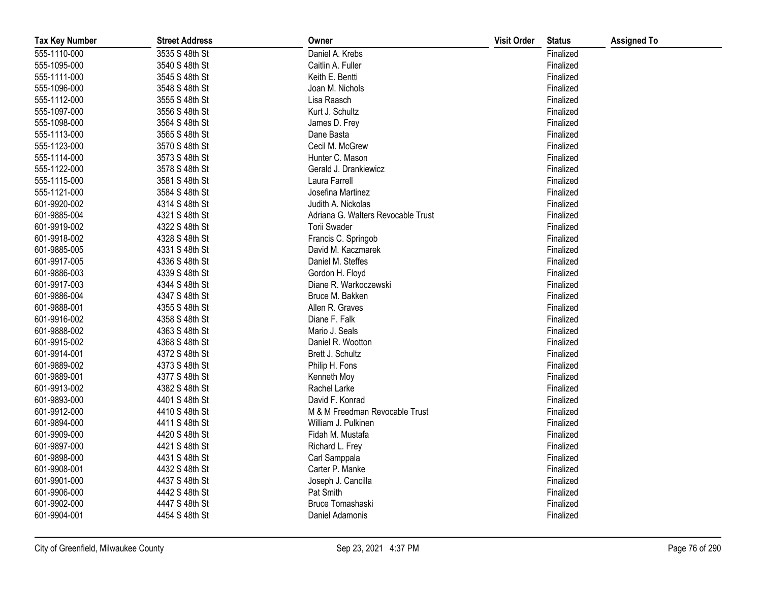| Tax Key Number | Street Address | Owner | Visit Order | Status | Assigned To |
|---|---|---|---|---|---|
| 555-1110-000 | 3535 S 48th St | Daniel A. Krebs | | Finalized | |
| 555-1095-000 | 3540 S 48th St | Caitlin A. Fuller | | Finalized | |
| 555-1111-000 | 3545 S 48th St | Keith E. Bentti | | Finalized | |
| 555-1096-000 | 3548 S 48th St | Joan M. Nichols | | Finalized | |
| 555-1112-000 | 3555 S 48th St | Lisa Raasch | | Finalized | |
| 555-1097-000 | 3556 S 48th St | Kurt J. Schultz | | Finalized | |
| 555-1098-000 | 3564 S 48th St | James D. Frey | | Finalized | |
| 555-1113-000 | 3565 S 48th St | Dane Basta | | Finalized | |
| 555-1123-000 | 3570 S 48th St | Cecil M. McGrew | | Finalized | |
| 555-1114-000 | 3573 S 48th St | Hunter C. Mason | | Finalized | |
| 555-1122-000 | 3578 S 48th St | Gerald J. Drankiewicz | | Finalized | |
| 555-1115-000 | 3581 S 48th St | Laura Farrell | | Finalized | |
| 555-1121-000 | 3584 S 48th St | Josefina Martinez | | Finalized | |
| 601-9920-002 | 4314 S 48th St | Judith A. Nickolas | | Finalized | |
| 601-9885-004 | 4321 S 48th St | Adriana G. Walters Revocable Trust | | Finalized | |
| 601-9919-002 | 4322 S 48th St | Torii Swader | | Finalized | |
| 601-9918-002 | 4328 S 48th St | Francis C. Springob | | Finalized | |
| 601-9885-005 | 4331 S 48th St | David M. Kaczmarek | | Finalized | |
| 601-9917-005 | 4336 S 48th St | Daniel M. Steffes | | Finalized | |
| 601-9886-003 | 4339 S 48th St | Gordon H. Floyd | | Finalized | |
| 601-9917-003 | 4344 S 48th St | Diane R. Warkoczewski | | Finalized | |
| 601-9886-004 | 4347 S 48th St | Bruce M. Bakken | | Finalized | |
| 601-9888-001 | 4355 S 48th St | Allen R. Graves | | Finalized | |
| 601-9916-002 | 4358 S 48th St | Diane F. Falk | | Finalized | |
| 601-9888-002 | 4363 S 48th St | Mario J. Seals | | Finalized | |
| 601-9915-002 | 4368 S 48th St | Daniel R. Wootton | | Finalized | |
| 601-9914-001 | 4372 S 48th St | Brett J. Schultz | | Finalized | |
| 601-9889-002 | 4373 S 48th St | Philip H. Fons | | Finalized | |
| 601-9889-001 | 4377 S 48th St | Kenneth Moy | | Finalized | |
| 601-9913-002 | 4382 S 48th St | Rachel Larke | | Finalized | |
| 601-9893-000 | 4401 S 48th St | David F. Konrad | | Finalized | |
| 601-9912-000 | 4410 S 48th St | M & M Freedman Revocable Trust | | Finalized | |
| 601-9894-000 | 4411 S 48th St | William J. Pulkinen | | Finalized | |
| 601-9909-000 | 4420 S 48th St | Fidah M. Mustafa | | Finalized | |
| 601-9897-000 | 4421 S 48th St | Richard L. Frey | | Finalized | |
| 601-9898-000 | 4431 S 48th St | Carl Samppala | | Finalized | |
| 601-9908-001 | 4432 S 48th St | Carter P. Manke | | Finalized | |
| 601-9901-000 | 4437 S 48th St | Joseph J. Cancilla | | Finalized | |
| 601-9906-000 | 4442 S 48th St | Pat Smith | | Finalized | |
| 601-9902-000 | 4447 S 48th St | Bruce Tomashaski | | Finalized | |
| 601-9904-001 | 4454 S 48th St | Daniel Adamonis | | Finalized | |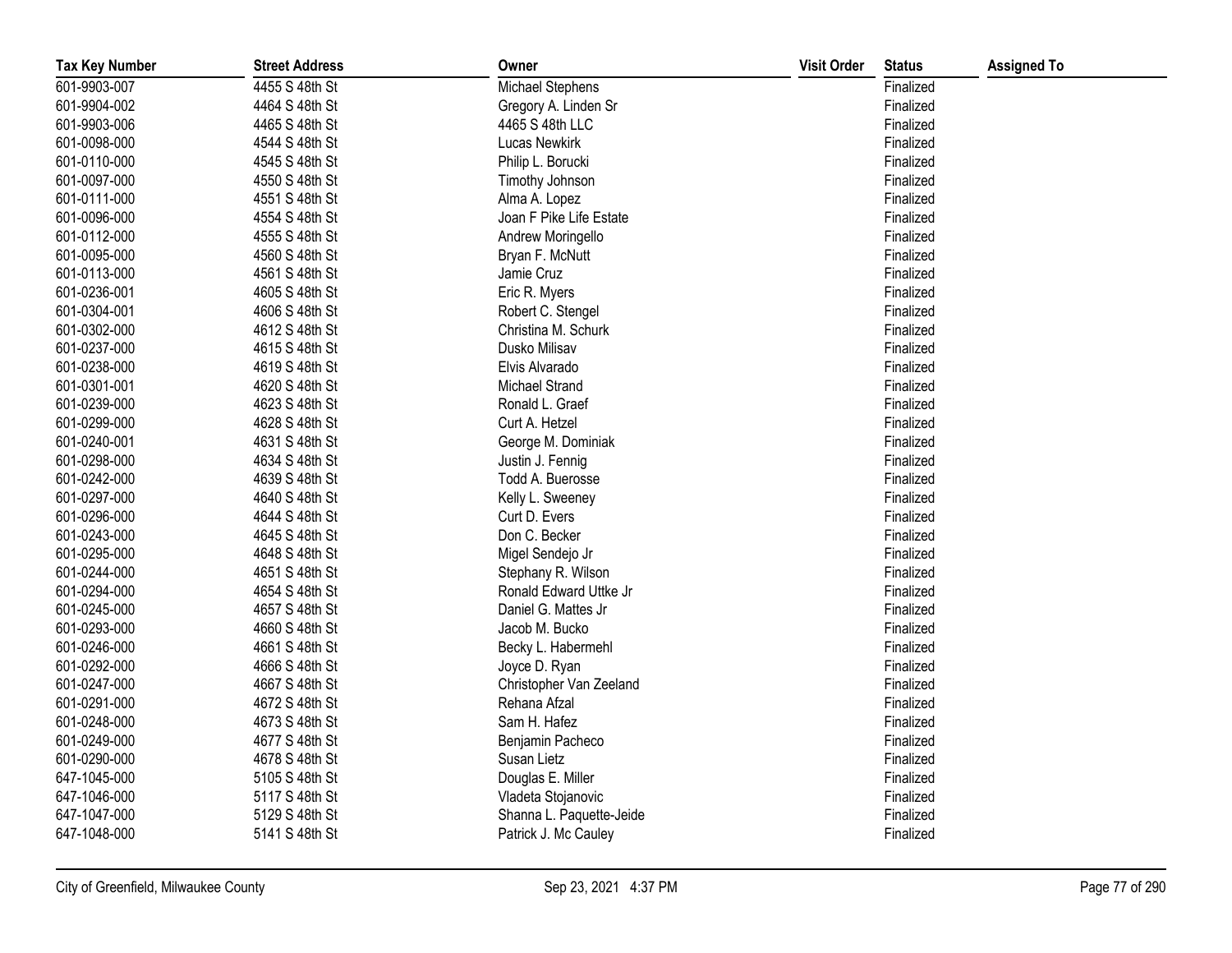| Tax Key Number | Street Address | Owner | Visit Order | Status | Assigned To |
|---|---|---|---|---|---|
| 601-9903-007 | 4455 S 48th St | Michael Stephens | | Finalized | |
| 601-9904-002 | 4464 S 48th St | Gregory A. Linden Sr | | Finalized | |
| 601-9903-006 | 4465 S 48th St | 4465 S 48th LLC | | Finalized | |
| 601-0098-000 | 4544 S 48th St | Lucas Newkirk | | Finalized | |
| 601-0110-000 | 4545 S 48th St | Philip L. Borucki | | Finalized | |
| 601-0097-000 | 4550 S 48th St | Timothy Johnson | | Finalized | |
| 601-0111-000 | 4551 S 48th St | Alma A. Lopez | | Finalized | |
| 601-0096-000 | 4554 S 48th St | Joan F Pike Life Estate | | Finalized | |
| 601-0112-000 | 4555 S 48th St | Andrew Moringello | | Finalized | |
| 601-0095-000 | 4560 S 48th St | Bryan F. McNutt | | Finalized | |
| 601-0113-000 | 4561 S 48th St | Jamie Cruz | | Finalized | |
| 601-0236-001 | 4605 S 48th St | Eric R. Myers | | Finalized | |
| 601-0304-001 | 4606 S 48th St | Robert C. Stengel | | Finalized | |
| 601-0302-000 | 4612 S 48th St | Christina M. Schurk | | Finalized | |
| 601-0237-000 | 4615 S 48th St | Dusko Milisav | | Finalized | |
| 601-0238-000 | 4619 S 48th St | Elvis Alvarado | | Finalized | |
| 601-0301-001 | 4620 S 48th St | Michael Strand | | Finalized | |
| 601-0239-000 | 4623 S 48th St | Ronald L. Graef | | Finalized | |
| 601-0299-000 | 4628 S 48th St | Curt A. Hetzel | | Finalized | |
| 601-0240-001 | 4631 S 48th St | George M. Dominiak | | Finalized | |
| 601-0298-000 | 4634 S 48th St | Justin J. Fennig | | Finalized | |
| 601-0242-000 | 4639 S 48th St | Todd A. Buerosse | | Finalized | |
| 601-0297-000 | 4640 S 48th St | Kelly L. Sweeney | | Finalized | |
| 601-0296-000 | 4644 S 48th St | Curt D. Evers | | Finalized | |
| 601-0243-000 | 4645 S 48th St | Don C. Becker | | Finalized | |
| 601-0295-000 | 4648 S 48th St | Migel Sendejo Jr | | Finalized | |
| 601-0244-000 | 4651 S 48th St | Stephany R. Wilson | | Finalized | |
| 601-0294-000 | 4654 S 48th St | Ronald Edward Uttke Jr | | Finalized | |
| 601-0245-000 | 4657 S 48th St | Daniel G. Mattes Jr | | Finalized | |
| 601-0293-000 | 4660 S 48th St | Jacob M. Bucko | | Finalized | |
| 601-0246-000 | 4661 S 48th St | Becky L. Habermehl | | Finalized | |
| 601-0292-000 | 4666 S 48th St | Joyce D. Ryan | | Finalized | |
| 601-0247-000 | 4667 S 48th St | Christopher Van Zeeland | | Finalized | |
| 601-0291-000 | 4672 S 48th St | Rehana Afzal | | Finalized | |
| 601-0248-000 | 4673 S 48th St | Sam H. Hafez | | Finalized | |
| 601-0249-000 | 4677 S 48th St | Benjamin Pacheco | | Finalized | |
| 601-0290-000 | 4678 S 48th St | Susan Lietz | | Finalized | |
| 647-1045-000 | 5105 S 48th St | Douglas E. Miller | | Finalized | |
| 647-1046-000 | 5117 S 48th St | Vladeta Stojanovic | | Finalized | |
| 647-1047-000 | 5129 S 48th St | Shanna L. Paquette-Jeide | | Finalized | |
| 647-1048-000 | 5141 S 48th St | Patrick J. Mc Cauley | | Finalized | |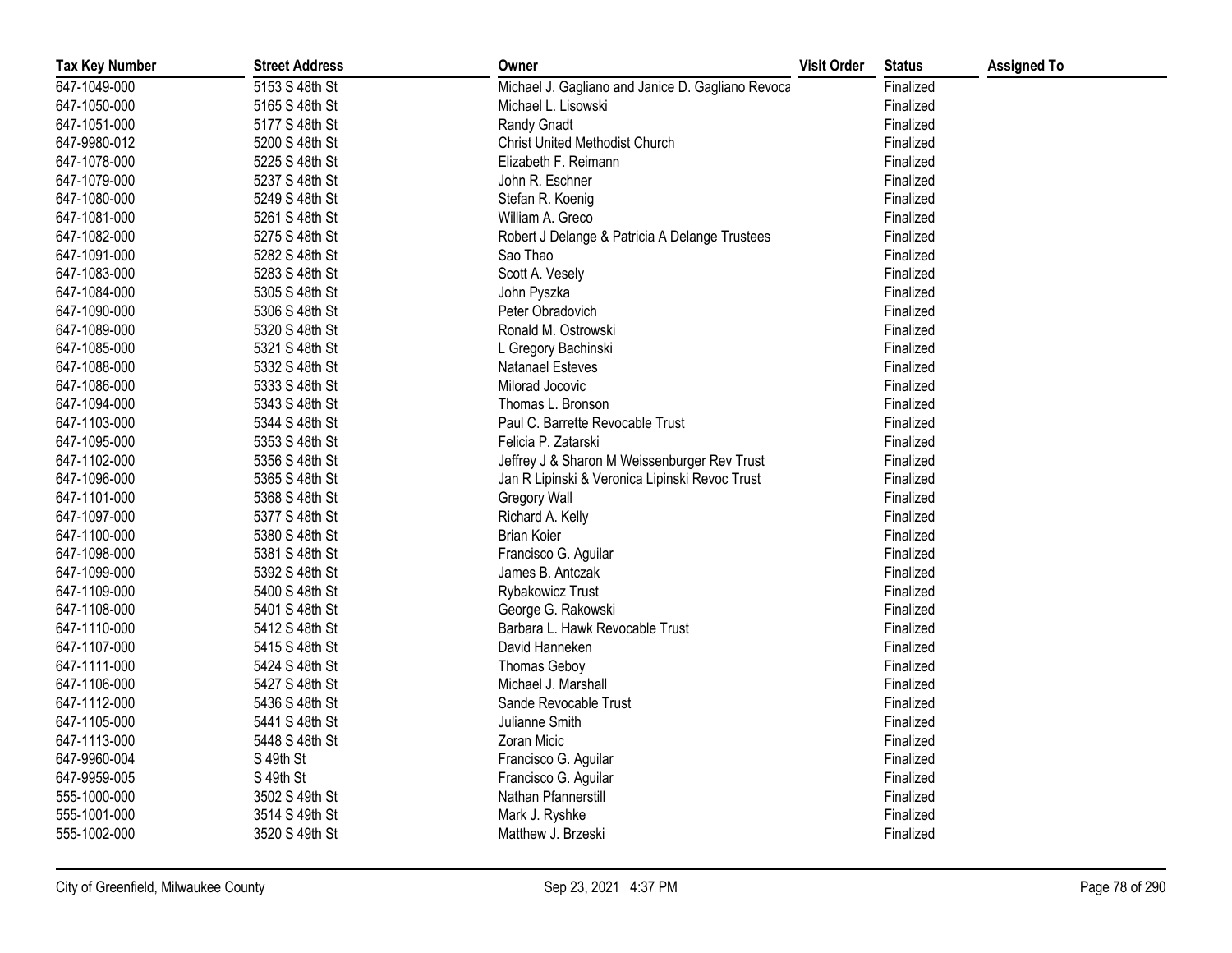| Tax Key Number | Street Address | Owner | Visit Order | Status | Assigned To |
|---|---|---|---|---|---|
| 647-1049-000 | 5153 S 48th St | Michael J. Gagliano and Janice D. Gagliano Revoca | | Finalized | |
| 647-1050-000 | 5165 S 48th St | Michael L. Lisowski | | Finalized | |
| 647-1051-000 | 5177 S 48th St | Randy Gnadt | | Finalized | |
| 647-9980-012 | 5200 S 48th St | Christ United Methodist Church | | Finalized | |
| 647-1078-000 | 5225 S 48th St | Elizabeth F. Reimann | | Finalized | |
| 647-1079-000 | 5237 S 48th St | John R. Eschner | | Finalized | |
| 647-1080-000 | 5249 S 48th St | Stefan R. Koenig | | Finalized | |
| 647-1081-000 | 5261 S 48th St | William A. Greco | | Finalized | |
| 647-1082-000 | 5275 S 48th St | Robert J Delange & Patricia A Delange Trustees | | Finalized | |
| 647-1091-000 | 5282 S 48th St | Sao Thao | | Finalized | |
| 647-1083-000 | 5283 S 48th St | Scott A. Vesely | | Finalized | |
| 647-1084-000 | 5305 S 48th St | John Pyszka | | Finalized | |
| 647-1090-000 | 5306 S 48th St | Peter Obradovich | | Finalized | |
| 647-1089-000 | 5320 S 48th St | Ronald M. Ostrowski | | Finalized | |
| 647-1085-000 | 5321 S 48th St | L Gregory Bachinski | | Finalized | |
| 647-1088-000 | 5332 S 48th St | Natanael Esteves | | Finalized | |
| 647-1086-000 | 5333 S 48th St | Milorad Jocovic | | Finalized | |
| 647-1094-000 | 5343 S 48th St | Thomas L. Bronson | | Finalized | |
| 647-1103-000 | 5344 S 48th St | Paul C. Barrette Revocable Trust | | Finalized | |
| 647-1095-000 | 5353 S 48th St | Felicia P. Zatarski | | Finalized | |
| 647-1102-000 | 5356 S 48th St | Jeffrey J & Sharon M Weissenburger Rev Trust | | Finalized | |
| 647-1096-000 | 5365 S 48th St | Jan R Lipinski & Veronica Lipinski Revoc Trust | | Finalized | |
| 647-1101-000 | 5368 S 48th St | Gregory Wall | | Finalized | |
| 647-1097-000 | 5377 S 48th St | Richard A. Kelly | | Finalized | |
| 647-1100-000 | 5380 S 48th St | Brian Koier | | Finalized | |
| 647-1098-000 | 5381 S 48th St | Francisco G. Aguilar | | Finalized | |
| 647-1099-000 | 5392 S 48th St | James B. Antczak | | Finalized | |
| 647-1109-000 | 5400 S 48th St | Rybakowicz Trust | | Finalized | |
| 647-1108-000 | 5401 S 48th St | George G. Rakowski | | Finalized | |
| 647-1110-000 | 5412 S 48th St | Barbara L. Hawk Revocable Trust | | Finalized | |
| 647-1107-000 | 5415 S 48th St | David Hanneken | | Finalized | |
| 647-1111-000 | 5424 S 48th St | Thomas Geboy | | Finalized | |
| 647-1106-000 | 5427 S 48th St | Michael J. Marshall | | Finalized | |
| 647-1112-000 | 5436 S 48th St | Sande Revocable Trust | | Finalized | |
| 647-1105-000 | 5441 S 48th St | Julianne Smith | | Finalized | |
| 647-1113-000 | 5448 S 48th St | Zoran Micic | | Finalized | |
| 647-9960-004 | S 49th St | Francisco G. Aguilar | | Finalized | |
| 647-9959-005 | S 49th St | Francisco G. Aguilar | | Finalized | |
| 555-1000-000 | 3502 S 49th St | Nathan Pfannerstill | | Finalized | |
| 555-1001-000 | 3514 S 49th St | Mark J. Ryshke | | Finalized | |
| 555-1002-000 | 3520 S 49th St | Matthew J. Brzeski | | Finalized | |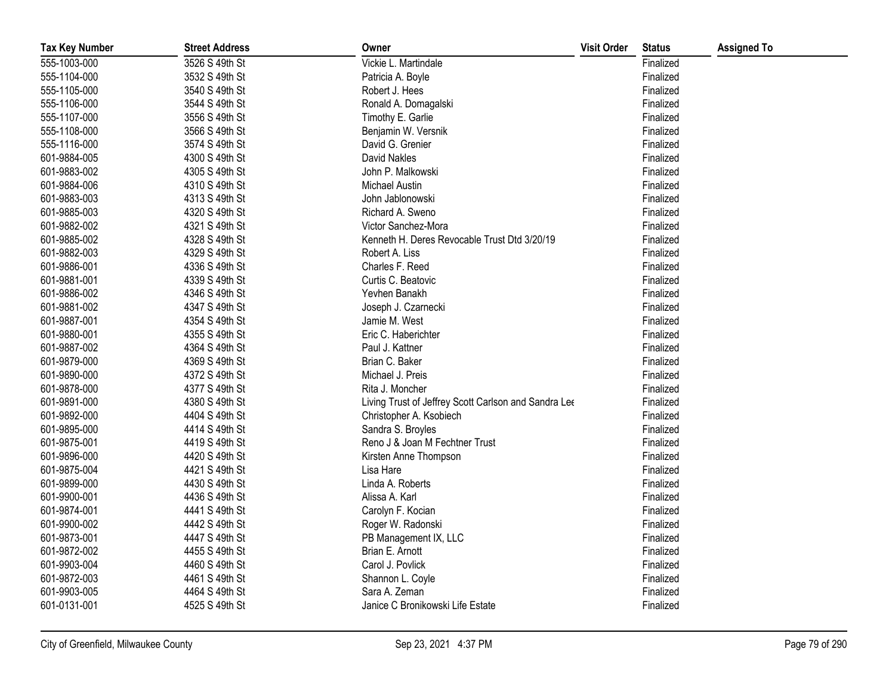| Tax Key Number | Street Address | Owner | Visit Order | Status | Assigned To |
|---|---|---|---|---|---|
| 555-1003-000 | 3526 S 49th St | Vickie L. Martindale | | Finalized | |
| 555-1104-000 | 3532 S 49th St | Patricia A. Boyle | | Finalized | |
| 555-1105-000 | 3540 S 49th St | Robert J. Hees | | Finalized | |
| 555-1106-000 | 3544 S 49th St | Ronald A. Domagalski | | Finalized | |
| 555-1107-000 | 3556 S 49th St | Timothy E. Garlie | | Finalized | |
| 555-1108-000 | 3566 S 49th St | Benjamin W. Versnik | | Finalized | |
| 555-1116-000 | 3574 S 49th St | David G. Grenier | | Finalized | |
| 601-9884-005 | 4300 S 49th St | David Nakles | | Finalized | |
| 601-9883-002 | 4305 S 49th St | John P. Malkowski | | Finalized | |
| 601-9884-006 | 4310 S 49th St | Michael Austin | | Finalized | |
| 601-9883-003 | 4313 S 49th St | John Jablonowski | | Finalized | |
| 601-9885-003 | 4320 S 49th St | Richard A. Sweno | | Finalized | |
| 601-9882-002 | 4321 S 49th St | Victor Sanchez-Mora | | Finalized | |
| 601-9885-002 | 4328 S 49th St | Kenneth H. Deres Revocable Trust Dtd 3/20/19 | | Finalized | |
| 601-9882-003 | 4329 S 49th St | Robert A. Liss | | Finalized | |
| 601-9886-001 | 4336 S 49th St | Charles F. Reed | | Finalized | |
| 601-9881-001 | 4339 S 49th St | Curtis C. Beatovic | | Finalized | |
| 601-9886-002 | 4346 S 49th St | Yevhen Banakh | | Finalized | |
| 601-9881-002 | 4347 S 49th St | Joseph J. Czarnecki | | Finalized | |
| 601-9887-001 | 4354 S 49th St | Jamie M. West | | Finalized | |
| 601-9880-001 | 4355 S 49th St | Eric C. Haberichter | | Finalized | |
| 601-9887-002 | 4364 S 49th St | Paul J. Kattner | | Finalized | |
| 601-9879-000 | 4369 S 49th St | Brian C. Baker | | Finalized | |
| 601-9890-000 | 4372 S 49th St | Michael J. Preis | | Finalized | |
| 601-9878-000 | 4377 S 49th St | Rita J. Moncher | | Finalized | |
| 601-9891-000 | 4380 S 49th St | Living Trust of Jeffrey Scott Carlson and Sandra Lee | | Finalized | |
| 601-9892-000 | 4404 S 49th St | Christopher A. Ksobiech | | Finalized | |
| 601-9895-000 | 4414 S 49th St | Sandra S. Broyles | | Finalized | |
| 601-9875-001 | 4419 S 49th St | Reno J & Joan M Fechtner Trust | | Finalized | |
| 601-9896-000 | 4420 S 49th St | Kirsten Anne Thompson | | Finalized | |
| 601-9875-004 | 4421 S 49th St | Lisa Hare | | Finalized | |
| 601-9899-000 | 4430 S 49th St | Linda A. Roberts | | Finalized | |
| 601-9900-001 | 4436 S 49th St | Alissa A. Karl | | Finalized | |
| 601-9874-001 | 4441 S 49th St | Carolyn F. Kocian | | Finalized | |
| 601-9900-002 | 4442 S 49th St | Roger W. Radonski | | Finalized | |
| 601-9873-001 | 4447 S 49th St | PB Management IX, LLC | | Finalized | |
| 601-9872-002 | 4455 S 49th St | Brian E. Arnott | | Finalized | |
| 601-9903-004 | 4460 S 49th St | Carol J. Povlick | | Finalized | |
| 601-9872-003 | 4461 S 49th St | Shannon L. Coyle | | Finalized | |
| 601-9903-005 | 4464 S 49th St | Sara A. Zeman | | Finalized | |
| 601-0131-001 | 4525 S 49th St | Janice C Bronikowski Life Estate | | Finalized | |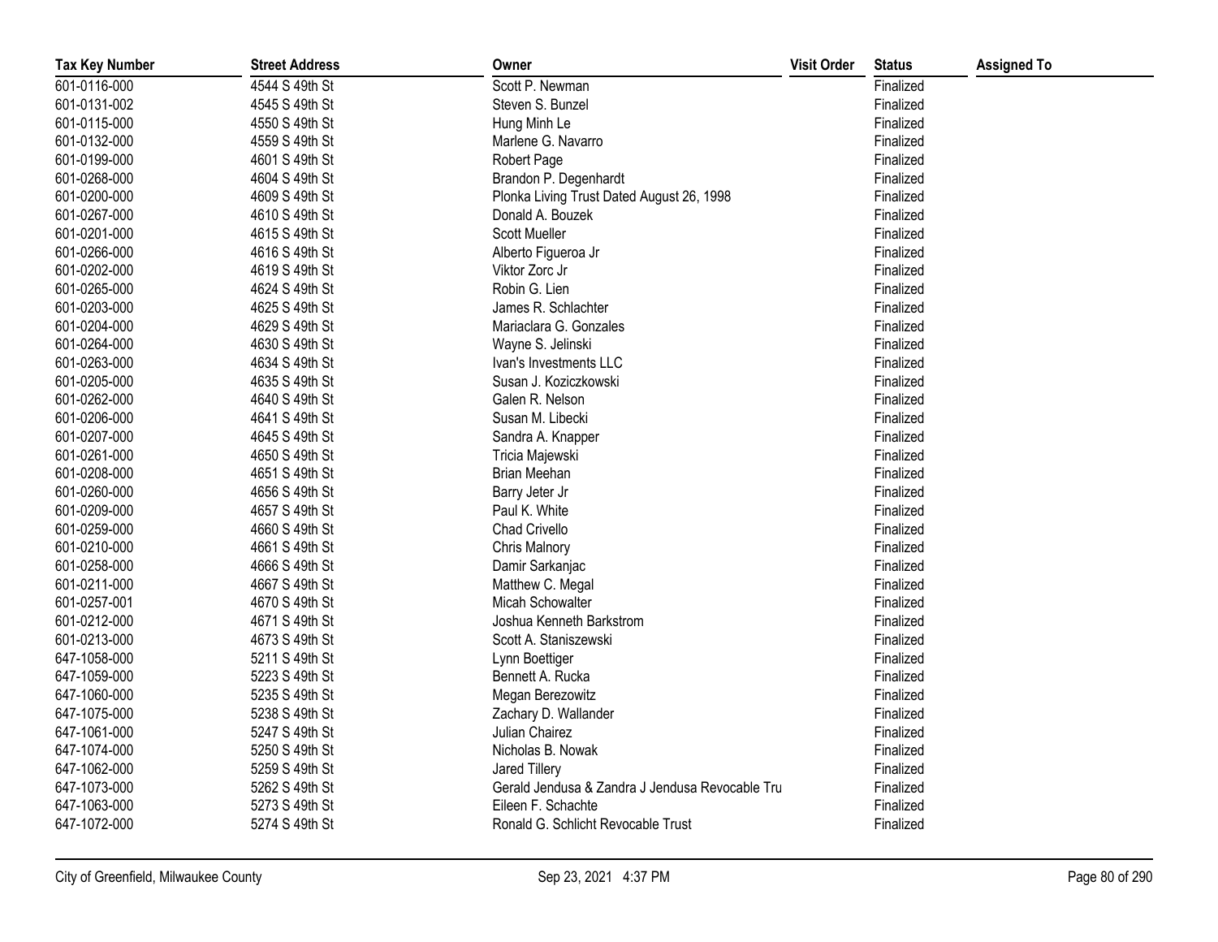| Tax Key Number | Street Address | Owner | Visit Order | Status | Assigned To |
|---|---|---|---|---|---|
| 601-0116-000 | 4544 S 49th St | Scott P. Newman | | Finalized | |
| 601-0131-002 | 4545 S 49th St | Steven S. Bunzel | | Finalized | |
| 601-0115-000 | 4550 S 49th St | Hung Minh Le | | Finalized | |
| 601-0132-000 | 4559 S 49th St | Marlene G. Navarro | | Finalized | |
| 601-0199-000 | 4601 S 49th St | Robert Page | | Finalized | |
| 601-0268-000 | 4604 S 49th St | Brandon P. Degenhardt | | Finalized | |
| 601-0200-000 | 4609 S 49th St | Plonka Living Trust Dated August 26, 1998 | | Finalized | |
| 601-0267-000 | 4610 S 49th St | Donald A. Bouzek | | Finalized | |
| 601-0201-000 | 4615 S 49th St | Scott Mueller | | Finalized | |
| 601-0266-000 | 4616 S 49th St | Alberto Figueroa Jr | | Finalized | |
| 601-0202-000 | 4619 S 49th St | Viktor Zorc Jr | | Finalized | |
| 601-0265-000 | 4624 S 49th St | Robin G. Lien | | Finalized | |
| 601-0203-000 | 4625 S 49th St | James R. Schlachter | | Finalized | |
| 601-0204-000 | 4629 S 49th St | Mariaclara G. Gonzales | | Finalized | |
| 601-0264-000 | 4630 S 49th St | Wayne S. Jelinski | | Finalized | |
| 601-0263-000 | 4634 S 49th St | Ivan's Investments LLC | | Finalized | |
| 601-0205-000 | 4635 S 49th St | Susan J. Koziczkowski | | Finalized | |
| 601-0262-000 | 4640 S 49th St | Galen R. Nelson | | Finalized | |
| 601-0206-000 | 4641 S 49th St | Susan M. Libecki | | Finalized | |
| 601-0207-000 | 4645 S 49th St | Sandra A. Knapper | | Finalized | |
| 601-0261-000 | 4650 S 49th St | Tricia Majewski | | Finalized | |
| 601-0208-000 | 4651 S 49th St | Brian Meehan | | Finalized | |
| 601-0260-000 | 4656 S 49th St | Barry Jeter Jr | | Finalized | |
| 601-0209-000 | 4657 S 49th St | Paul K. White | | Finalized | |
| 601-0259-000 | 4660 S 49th St | Chad Crivello | | Finalized | |
| 601-0210-000 | 4661 S 49th St | Chris Malnory | | Finalized | |
| 601-0258-000 | 4666 S 49th St | Damir Sarkanjac | | Finalized | |
| 601-0211-000 | 4667 S 49th St | Matthew C. Megal | | Finalized | |
| 601-0257-001 | 4670 S 49th St | Micah Schowalter | | Finalized | |
| 601-0212-000 | 4671 S 49th St | Joshua Kenneth Barkstrom | | Finalized | |
| 601-0213-000 | 4673 S 49th St | Scott A. Staniszewski | | Finalized | |
| 647-1058-000 | 5211 S 49th St | Lynn Boettiger | | Finalized | |
| 647-1059-000 | 5223 S 49th St | Bennett A. Rucka | | Finalized | |
| 647-1060-000 | 5235 S 49th St | Megan Berezowitz | | Finalized | |
| 647-1075-000 | 5238 S 49th St | Zachary D. Wallander | | Finalized | |
| 647-1061-000 | 5247 S 49th St | Julian Chairez | | Finalized | |
| 647-1074-000 | 5250 S 49th St | Nicholas B. Nowak | | Finalized | |
| 647-1062-000 | 5259 S 49th St | Jared Tillery | | Finalized | |
| 647-1073-000 | 5262 S 49th St | Gerald Jendusa & Zandra J Jendusa Revocable Tru | | Finalized | |
| 647-1063-000 | 5273 S 49th St | Eileen F. Schachte | | Finalized | |
| 647-1072-000 | 5274 S 49th St | Ronald G. Schlicht Revocable Trust | | Finalized | |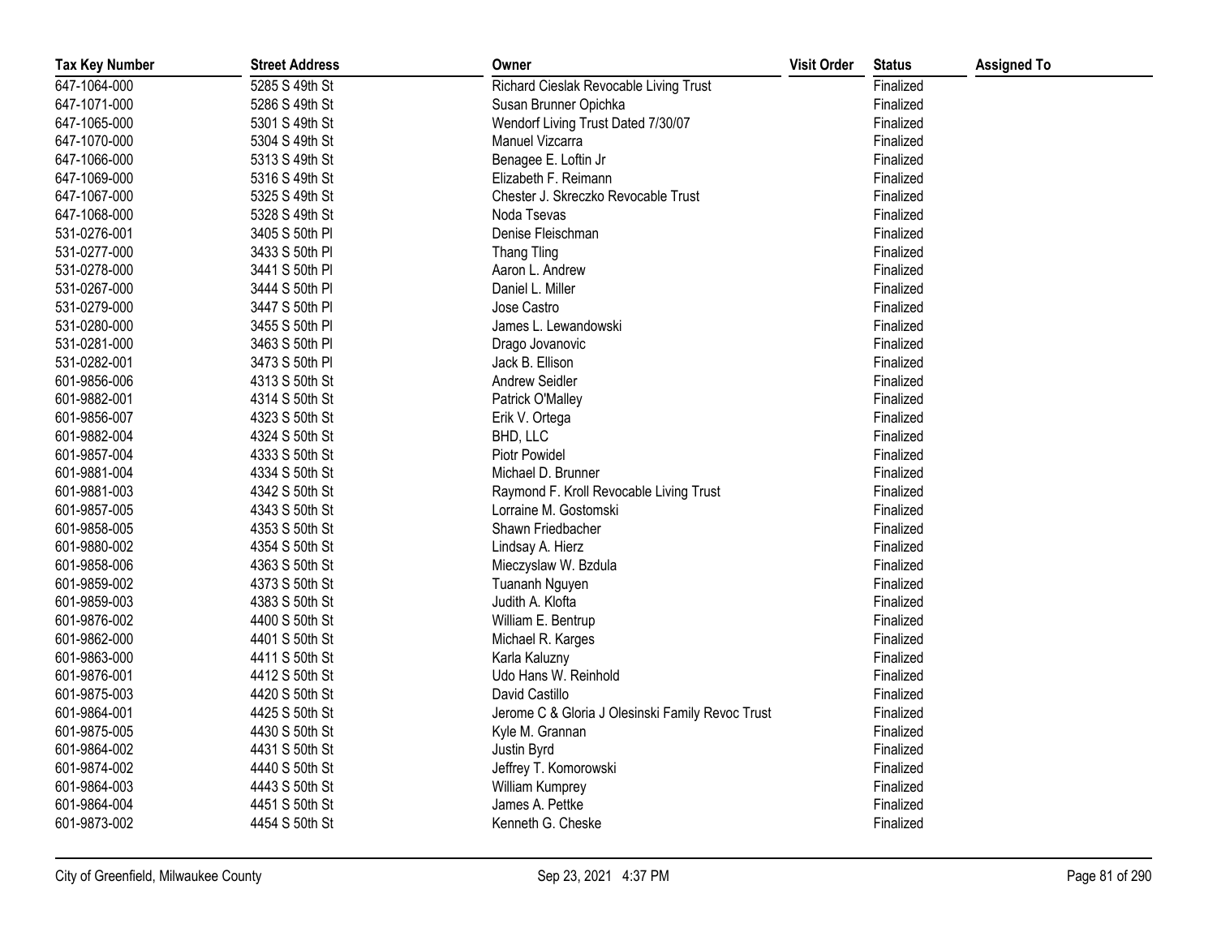| Tax Key Number | Street Address | Owner | Visit Order | Status | Assigned To |
|---|---|---|---|---|---|
| 647-1064-000 | 5285 S 49th St | Richard Cieslak Revocable Living Trust | | Finalized | |
| 647-1071-000 | 5286 S 49th St | Susan Brunner Opichka | | Finalized | |
| 647-1065-000 | 5301 S 49th St | Wendorf Living Trust Dated 7/30/07 | | Finalized | |
| 647-1070-000 | 5304 S 49th St | Manuel Vizcarra | | Finalized | |
| 647-1066-000 | 5313 S 49th St | Benagee E. Loftin Jr | | Finalized | |
| 647-1069-000 | 5316 S 49th St | Elizabeth F. Reimann | | Finalized | |
| 647-1067-000 | 5325 S 49th St | Chester J. Skreczko Revocable Trust | | Finalized | |
| 647-1068-000 | 5328 S 49th St | Noda Tsevas | | Finalized | |
| 531-0276-001 | 3405 S 50th Pl | Denise Fleischman | | Finalized | |
| 531-0277-000 | 3433 S 50th Pl | Thang Tling | | Finalized | |
| 531-0278-000 | 3441 S 50th Pl | Aaron L. Andrew | | Finalized | |
| 531-0267-000 | 3444 S 50th Pl | Daniel L. Miller | | Finalized | |
| 531-0279-000 | 3447 S 50th Pl | Jose Castro | | Finalized | |
| 531-0280-000 | 3455 S 50th Pl | James L. Lewandowski | | Finalized | |
| 531-0281-000 | 3463 S 50th Pl | Drago Jovanovic | | Finalized | |
| 531-0282-001 | 3473 S 50th Pl | Jack B. Ellison | | Finalized | |
| 601-9856-006 | 4313 S 50th St | Andrew Seidler | | Finalized | |
| 601-9882-001 | 4314 S 50th St | Patrick O'Malley | | Finalized | |
| 601-9856-007 | 4323 S 50th St | Erik V. Ortega | | Finalized | |
| 601-9882-004 | 4324 S 50th St | BHD, LLC | | Finalized | |
| 601-9857-004 | 4333 S 50th St | Piotr Powidel | | Finalized | |
| 601-9881-004 | 4334 S 50th St | Michael D. Brunner | | Finalized | |
| 601-9881-003 | 4342 S 50th St | Raymond F. Kroll Revocable Living Trust | | Finalized | |
| 601-9857-005 | 4343 S 50th St | Lorraine M. Gostomski | | Finalized | |
| 601-9858-005 | 4353 S 50th St | Shawn Friedbacher | | Finalized | |
| 601-9880-002 | 4354 S 50th St | Lindsay A. Hierz | | Finalized | |
| 601-9858-006 | 4363 S 50th St | Mieczyslaw W. Bzdula | | Finalized | |
| 601-9859-002 | 4373 S 50th St | Tuananh Nguyen | | Finalized | |
| 601-9859-003 | 4383 S 50th St | Judith A. Klofta | | Finalized | |
| 601-9876-002 | 4400 S 50th St | William E. Bentrup | | Finalized | |
| 601-9862-000 | 4401 S 50th St | Michael R. Karges | | Finalized | |
| 601-9863-000 | 4411 S 50th St | Karla Kaluzny | | Finalized | |
| 601-9876-001 | 4412 S 50th St | Udo Hans W. Reinhold | | Finalized | |
| 601-9875-003 | 4420 S 50th St | David Castillo | | Finalized | |
| 601-9864-001 | 4425 S 50th St | Jerome C & Gloria J Olesinski Family Revoc Trust | | Finalized | |
| 601-9875-005 | 4430 S 50th St | Kyle M. Grannan | | Finalized | |
| 601-9864-002 | 4431 S 50th St | Justin Byrd | | Finalized | |
| 601-9874-002 | 4440 S 50th St | Jeffrey T. Komorowski | | Finalized | |
| 601-9864-003 | 4443 S 50th St | William Kumprey | | Finalized | |
| 601-9864-004 | 4451 S 50th St | James A. Pettke | | Finalized | |
| 601-9873-002 | 4454 S 50th St | Kenneth G. Cheske | | Finalized | |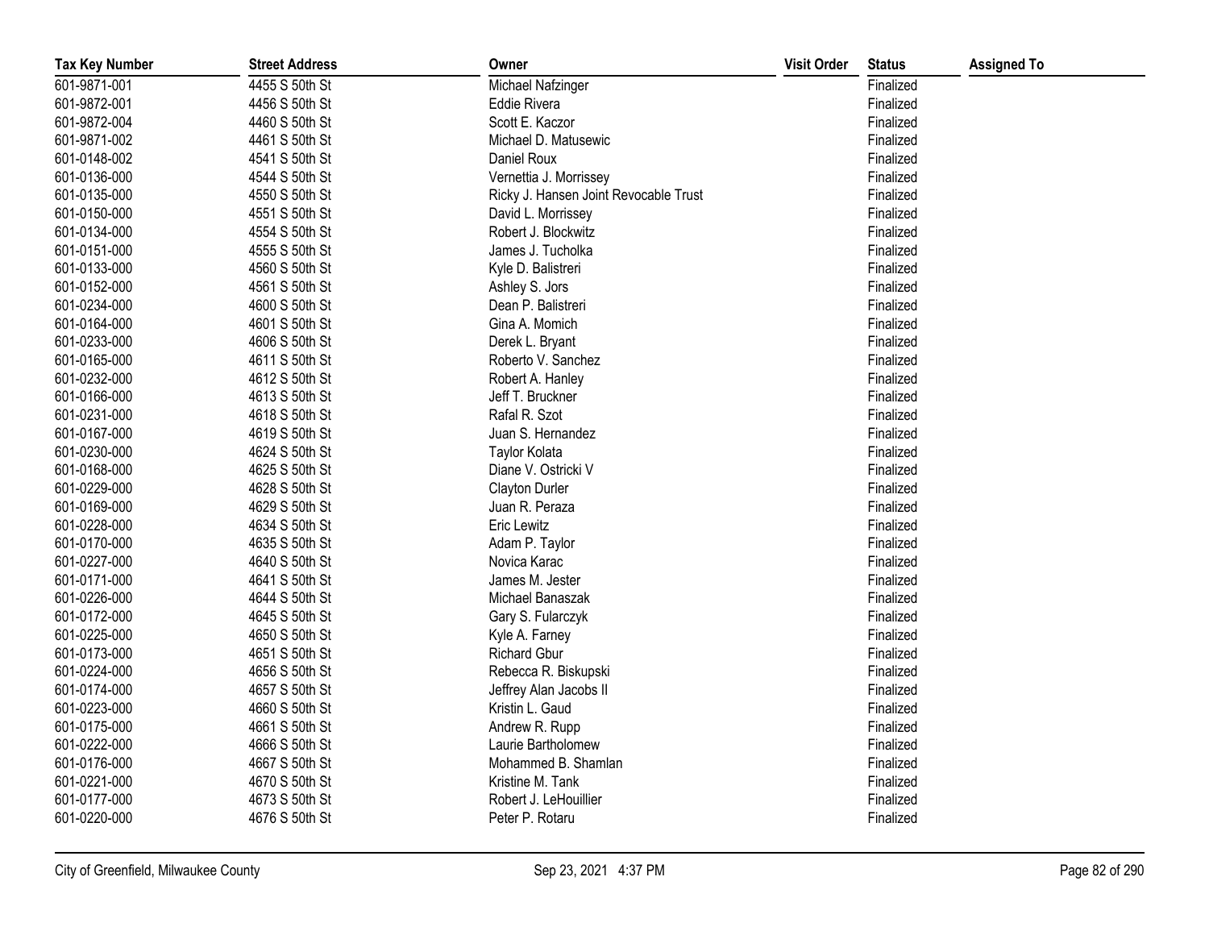| Tax Key Number | Street Address | Owner | Visit Order | Status | Assigned To |
|---|---|---|---|---|---|
| 601-9871-001 | 4455 S 50th St | Michael Nafzinger | | Finalized | |
| 601-9872-001 | 4456 S 50th St | Eddie Rivera | | Finalized | |
| 601-9872-004 | 4460 S 50th St | Scott E. Kaczor | | Finalized | |
| 601-9871-002 | 4461 S 50th St | Michael D. Matusewic | | Finalized | |
| 601-0148-002 | 4541 S 50th St | Daniel Roux | | Finalized | |
| 601-0136-000 | 4544 S 50th St | Vernettia J. Morrissey | | Finalized | |
| 601-0135-000 | 4550 S 50th St | Ricky J. Hansen Joint Revocable Trust | | Finalized | |
| 601-0150-000 | 4551 S 50th St | David L. Morrissey | | Finalized | |
| 601-0134-000 | 4554 S 50th St | Robert J. Blockwitz | | Finalized | |
| 601-0151-000 | 4555 S 50th St | James J. Tucholka | | Finalized | |
| 601-0133-000 | 4560 S 50th St | Kyle D. Balistreri | | Finalized | |
| 601-0152-000 | 4561 S 50th St | Ashley S. Jors | | Finalized | |
| 601-0234-000 | 4600 S 50th St | Dean P. Balistreri | | Finalized | |
| 601-0164-000 | 4601 S 50th St | Gina A. Momich | | Finalized | |
| 601-0233-000 | 4606 S 50th St | Derek L. Bryant | | Finalized | |
| 601-0165-000 | 4611 S 50th St | Roberto V. Sanchez | | Finalized | |
| 601-0232-000 | 4612 S 50th St | Robert A. Hanley | | Finalized | |
| 601-0166-000 | 4613 S 50th St | Jeff T. Bruckner | | Finalized | |
| 601-0231-000 | 4618 S 50th St | Rafal R. Szot | | Finalized | |
| 601-0167-000 | 4619 S 50th St | Juan S. Hernandez | | Finalized | |
| 601-0230-000 | 4624 S 50th St | Taylor Kolata | | Finalized | |
| 601-0168-000 | 4625 S 50th St | Diane V. Ostricki V | | Finalized | |
| 601-0229-000 | 4628 S 50th St | Clayton Durler | | Finalized | |
| 601-0169-000 | 4629 S 50th St | Juan R. Peraza | | Finalized | |
| 601-0228-000 | 4634 S 50th St | Eric Lewitz | | Finalized | |
| 601-0170-000 | 4635 S 50th St | Adam P. Taylor | | Finalized | |
| 601-0227-000 | 4640 S 50th St | Novica Karac | | Finalized | |
| 601-0171-000 | 4641 S 50th St | James M. Jester | | Finalized | |
| 601-0226-000 | 4644 S 50th St | Michael Banaszak | | Finalized | |
| 601-0172-000 | 4645 S 50th St | Gary S. Fularczyk | | Finalized | |
| 601-0225-000 | 4650 S 50th St | Kyle A. Farney | | Finalized | |
| 601-0173-000 | 4651 S 50th St | Richard Gbur | | Finalized | |
| 601-0224-000 | 4656 S 50th St | Rebecca R. Biskupski | | Finalized | |
| 601-0174-000 | 4657 S 50th St | Jeffrey Alan Jacobs II | | Finalized | |
| 601-0223-000 | 4660 S 50th St | Kristin L. Gaud | | Finalized | |
| 601-0175-000 | 4661 S 50th St | Andrew R. Rupp | | Finalized | |
| 601-0222-000 | 4666 S 50th St | Laurie Bartholomew | | Finalized | |
| 601-0176-000 | 4667 S 50th St | Mohammed B. Shamlan | | Finalized | |
| 601-0221-000 | 4670 S 50th St | Kristine M. Tank | | Finalized | |
| 601-0177-000 | 4673 S 50th St | Robert J. LeHouillier | | Finalized | |
| 601-0220-000 | 4676 S 50th St | Peter P. Rotaru | | Finalized | |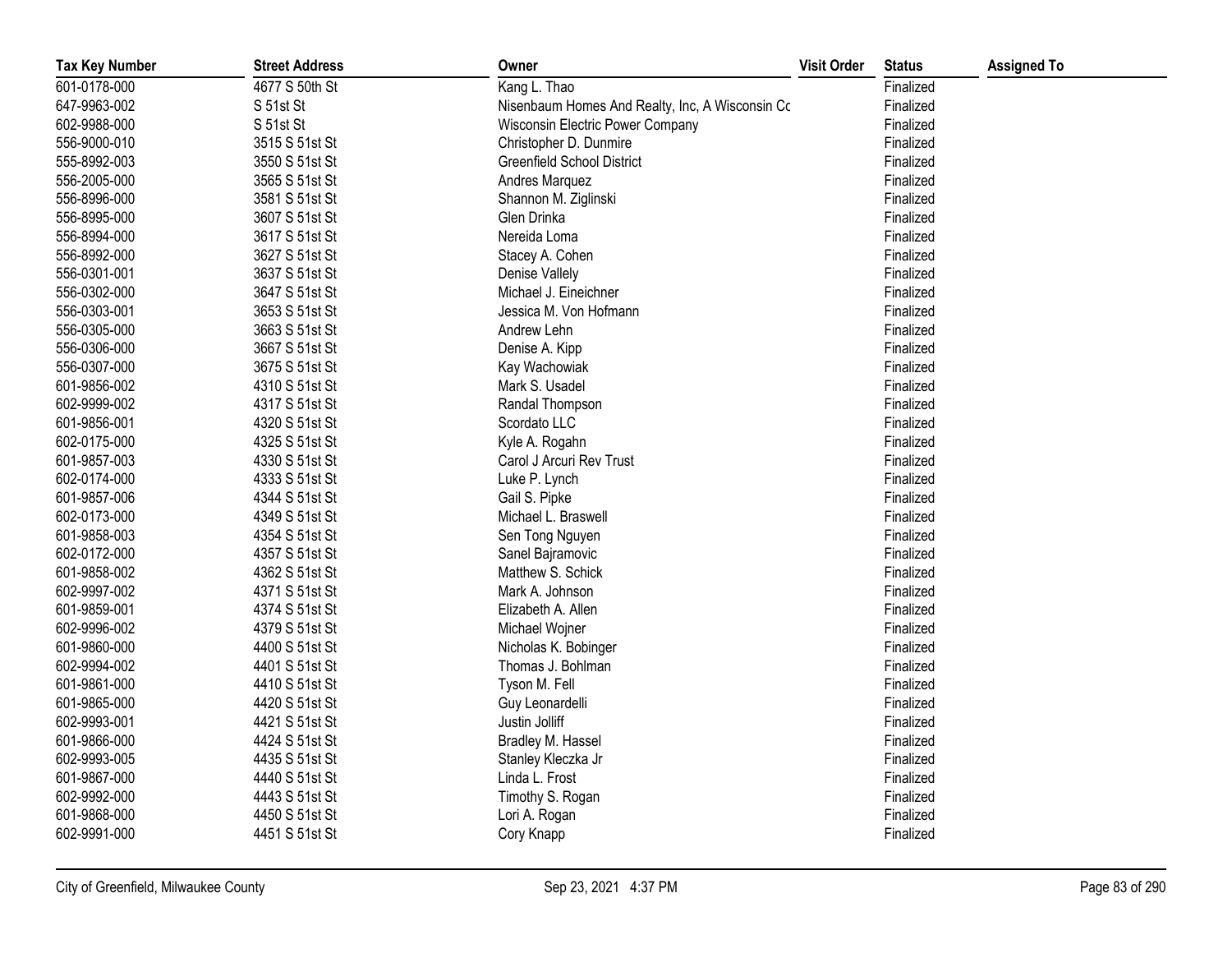| Tax Key Number | Street Address | Owner | Visit Order | Status | Assigned To |
|---|---|---|---|---|---|
| 601-0178-000 | 4677 S 50th St | Kang L. Thao | | Finalized | |
| 647-9963-002 | S 51st St | Nisenbaum Homes And Realty, Inc, A Wisconsin Cc | | Finalized | |
| 602-9988-000 | S 51st St | Wisconsin Electric Power Company | | Finalized | |
| 556-9000-010 | 3515 S 51st St | Christopher D. Dunmire | | Finalized | |
| 555-8992-003 | 3550 S 51st St | Greenfield School District | | Finalized | |
| 556-2005-000 | 3565 S 51st St | Andres Marquez | | Finalized | |
| 556-8996-000 | 3581 S 51st St | Shannon M. Ziglinski | | Finalized | |
| 556-8995-000 | 3607 S 51st St | Glen Drinka | | Finalized | |
| 556-8994-000 | 3617 S 51st St | Nereida Loma | | Finalized | |
| 556-8992-000 | 3627 S 51st St | Stacey A. Cohen | | Finalized | |
| 556-0301-001 | 3637 S 51st St | Denise Vallely | | Finalized | |
| 556-0302-000 | 3647 S 51st St | Michael J. Eineichner | | Finalized | |
| 556-0303-001 | 3653 S 51st St | Jessica M. Von Hofmann | | Finalized | |
| 556-0305-000 | 3663 S 51st St | Andrew Lehn | | Finalized | |
| 556-0306-000 | 3667 S 51st St | Denise A. Kipp | | Finalized | |
| 556-0307-000 | 3675 S 51st St | Kay Wachowiak | | Finalized | |
| 601-9856-002 | 4310 S 51st St | Mark S. Usadel | | Finalized | |
| 602-9999-002 | 4317 S 51st St | Randal Thompson | | Finalized | |
| 601-9856-001 | 4320 S 51st St | Scordato LLC | | Finalized | |
| 602-0175-000 | 4325 S 51st St | Kyle A. Rogahn | | Finalized | |
| 601-9857-003 | 4330 S 51st St | Carol J Arcuri Rev Trust | | Finalized | |
| 602-0174-000 | 4333 S 51st St | Luke P. Lynch | | Finalized | |
| 601-9857-006 | 4344 S 51st St | Gail S. Pipke | | Finalized | |
| 602-0173-000 | 4349 S 51st St | Michael L. Braswell | | Finalized | |
| 601-9858-003 | 4354 S 51st St | Sen Tong Nguyen | | Finalized | |
| 602-0172-000 | 4357 S 51st St | Sanel Bajramovic | | Finalized | |
| 601-9858-002 | 4362 S 51st St | Matthew S. Schick | | Finalized | |
| 602-9997-002 | 4371 S 51st St | Mark A. Johnson | | Finalized | |
| 601-9859-001 | 4374 S 51st St | Elizabeth A. Allen | | Finalized | |
| 602-9996-002 | 4379 S 51st St | Michael Wojner | | Finalized | |
| 601-9860-000 | 4400 S 51st St | Nicholas K. Bobinger | | Finalized | |
| 602-9994-002 | 4401 S 51st St | Thomas J. Bohlman | | Finalized | |
| 601-9861-000 | 4410 S 51st St | Tyson M. Fell | | Finalized | |
| 601-9865-000 | 4420 S 51st St | Guy Leonardelli | | Finalized | |
| 602-9993-001 | 4421 S 51st St | Justin Jolliff | | Finalized | |
| 601-9866-000 | 4424 S 51st St | Bradley M. Hassel | | Finalized | |
| 602-9993-005 | 4435 S 51st St | Stanley Kleczka Jr | | Finalized | |
| 601-9867-000 | 4440 S 51st St | Linda L. Frost | | Finalized | |
| 602-9992-000 | 4443 S 51st St | Timothy S. Rogan | | Finalized | |
| 601-9868-000 | 4450 S 51st St | Lori A. Rogan | | Finalized | |
| 602-9991-000 | 4451 S 51st St | Cory Knapp | | Finalized | |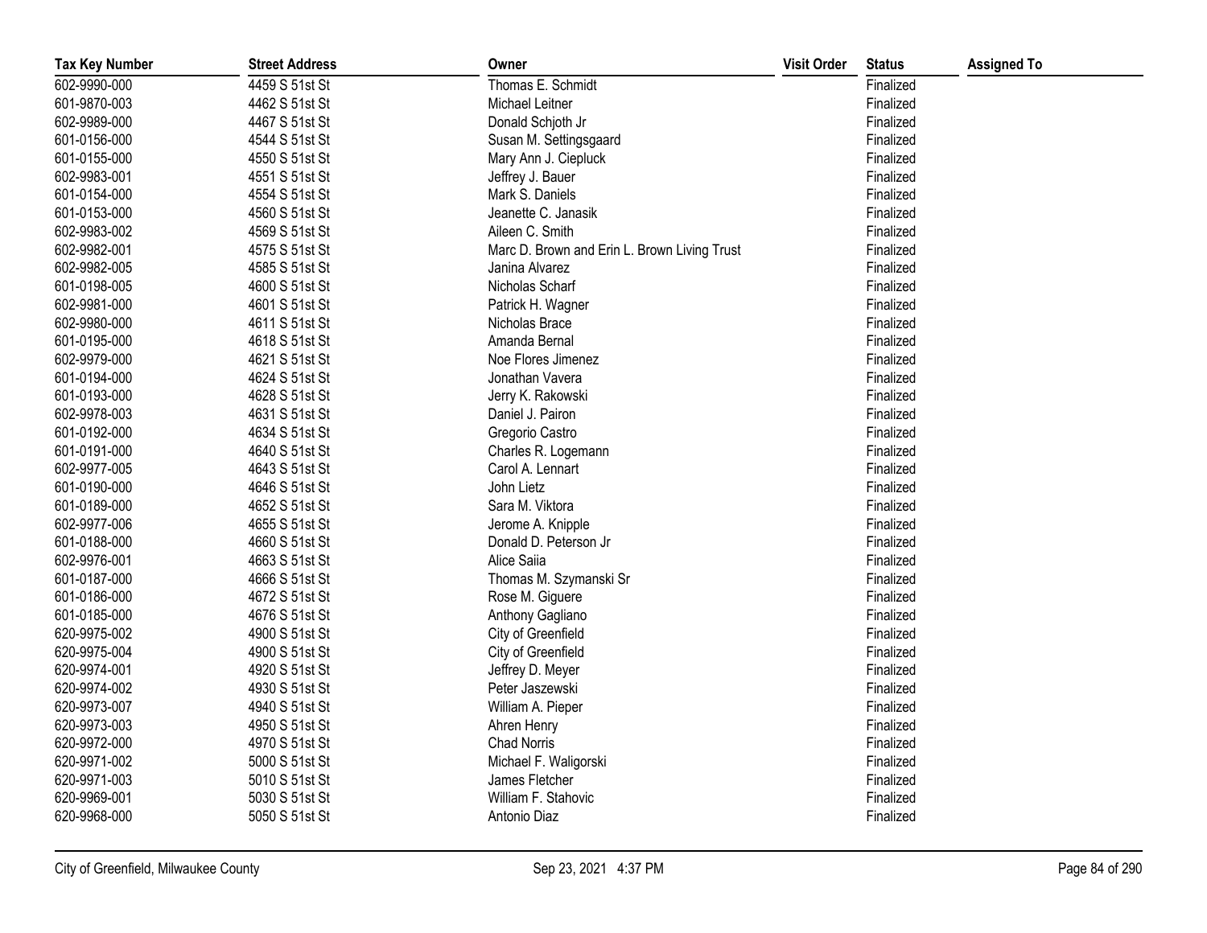| Tax Key Number | Street Address | Owner | Visit Order | Status | Assigned To |
|---|---|---|---|---|---|
| 602-9990-000 | 4459 S 51st St | Thomas E. Schmidt | | Finalized | |
| 601-9870-003 | 4462 S 51st St | Michael Leitner | | Finalized | |
| 602-9989-000 | 4467 S 51st St | Donald Schjoth Jr | | Finalized | |
| 601-0156-000 | 4544 S 51st St | Susan M. Settingsgaard | | Finalized | |
| 601-0155-000 | 4550 S 51st St | Mary Ann J. Ciepluck | | Finalized | |
| 602-9983-001 | 4551 S 51st St | Jeffrey J. Bauer | | Finalized | |
| 601-0154-000 | 4554 S 51st St | Mark S. Daniels | | Finalized | |
| 601-0153-000 | 4560 S 51st St | Jeanette C. Janasik | | Finalized | |
| 602-9983-002 | 4569 S 51st St | Aileen C. Smith | | Finalized | |
| 602-9982-001 | 4575 S 51st St | Marc D. Brown and Erin L. Brown Living Trust | | Finalized | |
| 602-9982-005 | 4585 S 51st St | Janina Alvarez | | Finalized | |
| 601-0198-005 | 4600 S 51st St | Nicholas Scharf | | Finalized | |
| 602-9981-000 | 4601 S 51st St | Patrick H. Wagner | | Finalized | |
| 602-9980-000 | 4611 S 51st St | Nicholas Brace | | Finalized | |
| 601-0195-000 | 4618 S 51st St | Amanda Bernal | | Finalized | |
| 602-9979-000 | 4621 S 51st St | Noe Flores Jimenez | | Finalized | |
| 601-0194-000 | 4624 S 51st St | Jonathan Vavera | | Finalized | |
| 601-0193-000 | 4628 S 51st St | Jerry K. Rakowski | | Finalized | |
| 602-9978-003 | 4631 S 51st St | Daniel J. Pairon | | Finalized | |
| 601-0192-000 | 4634 S 51st St | Gregorio Castro | | Finalized | |
| 601-0191-000 | 4640 S 51st St | Charles R. Logemann | | Finalized | |
| 602-9977-005 | 4643 S 51st St | Carol A. Lennart | | Finalized | |
| 601-0190-000 | 4646 S 51st St | John Lietz | | Finalized | |
| 601-0189-000 | 4652 S 51st St | Sara M. Viktora | | Finalized | |
| 602-9977-006 | 4655 S 51st St | Jerome A. Knipple | | Finalized | |
| 601-0188-000 | 4660 S 51st St | Donald D. Peterson Jr | | Finalized | |
| 602-9976-001 | 4663 S 51st St | Alice Saiia | | Finalized | |
| 601-0187-000 | 4666 S 51st St | Thomas M. Szymanski Sr | | Finalized | |
| 601-0186-000 | 4672 S 51st St | Rose M. Giguere | | Finalized | |
| 601-0185-000 | 4676 S 51st St | Anthony Gagliano | | Finalized | |
| 620-9975-002 | 4900 S 51st St | City of Greenfield | | Finalized | |
| 620-9975-004 | 4900 S 51st St | City of Greenfield | | Finalized | |
| 620-9974-001 | 4920 S 51st St | Jeffrey D. Meyer | | Finalized | |
| 620-9974-002 | 4930 S 51st St | Peter Jaszewski | | Finalized | |
| 620-9973-007 | 4940 S 51st St | William A. Pieper | | Finalized | |
| 620-9973-003 | 4950 S 51st St | Ahren Henry | | Finalized | |
| 620-9972-000 | 4970 S 51st St | Chad Norris | | Finalized | |
| 620-9971-002 | 5000 S 51st St | Michael F. Waligorski | | Finalized | |
| 620-9971-003 | 5010 S 51st St | James Fletcher | | Finalized | |
| 620-9969-001 | 5030 S 51st St | William F. Stahovic | | Finalized | |
| 620-9968-000 | 5050 S 51st St | Antonio Diaz | | Finalized | |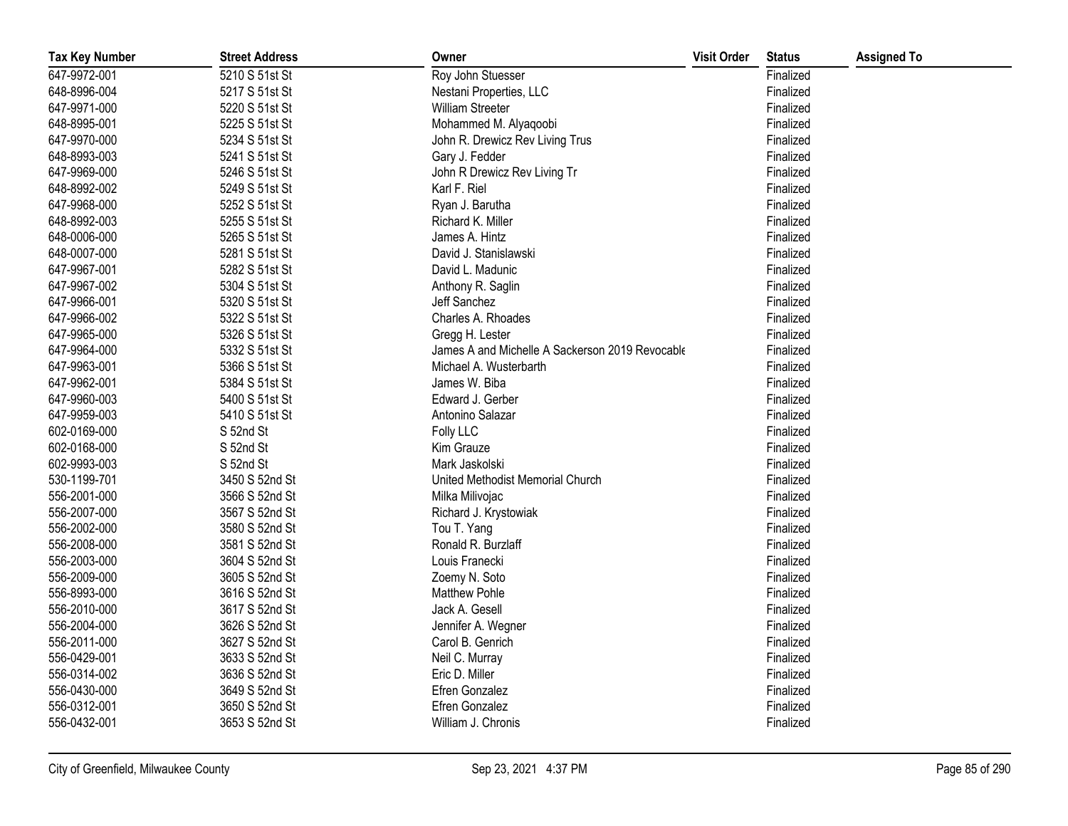| Tax Key Number | Street Address | Owner | Visit Order | Status | Assigned To |
|---|---|---|---|---|---|
| 647-9972-001 | 5210 S 51st St | Roy John Stuesser | | Finalized | |
| 648-8996-004 | 5217 S 51st St | Nestani Properties, LLC | | Finalized | |
| 647-9971-000 | 5220 S 51st St | William Streeter | | Finalized | |
| 648-8995-001 | 5225 S 51st St | Mohammed M. Alyaqoobi | | Finalized | |
| 647-9970-000 | 5234 S 51st St | John R. Drewicz Rev Living Trus | | Finalized | |
| 648-8993-003 | 5241 S 51st St | Gary J. Fedder | | Finalized | |
| 647-9969-000 | 5246 S 51st St | John R Drewicz Rev Living Tr | | Finalized | |
| 648-8992-002 | 5249 S 51st St | Karl F. Riel | | Finalized | |
| 647-9968-000 | 5252 S 51st St | Ryan J. Barutha | | Finalized | |
| 648-8992-003 | 5255 S 51st St | Richard K. Miller | | Finalized | |
| 648-0006-000 | 5265 S 51st St | James A. Hintz | | Finalized | |
| 648-0007-000 | 5281 S 51st St | David J. Stanislawski | | Finalized | |
| 647-9967-001 | 5282 S 51st St | David L. Madunic | | Finalized | |
| 647-9967-002 | 5304 S 51st St | Anthony R. Saglin | | Finalized | |
| 647-9966-001 | 5320 S 51st St | Jeff Sanchez | | Finalized | |
| 647-9966-002 | 5322 S 51st St | Charles A. Rhoades | | Finalized | |
| 647-9965-000 | 5326 S 51st St | Gregg H. Lester | | Finalized | |
| 647-9964-000 | 5332 S 51st St | James A and Michelle A Sackerson 2019 Revocable | | Finalized | |
| 647-9963-001 | 5366 S 51st St | Michael A. Wusterbarth | | Finalized | |
| 647-9962-001 | 5384 S 51st St | James W. Biba | | Finalized | |
| 647-9960-003 | 5400 S 51st St | Edward J. Gerber | | Finalized | |
| 647-9959-003 | 5410 S 51st St | Antonino Salazar | | Finalized | |
| 602-0169-000 | S 52nd St | Folly LLC | | Finalized | |
| 602-0168-000 | S 52nd St | Kim Grauze | | Finalized | |
| 602-9993-003 | S 52nd St | Mark Jaskolski | | Finalized | |
| 530-1199-701 | 3450 S 52nd St | United Methodist Memorial Church | | Finalized | |
| 556-2001-000 | 3566 S 52nd St | Milka Milivojac | | Finalized | |
| 556-2007-000 | 3567 S 52nd St | Richard J. Krystowiak | | Finalized | |
| 556-2002-000 | 3580 S 52nd St | Tou T. Yang | | Finalized | |
| 556-2008-000 | 3581 S 52nd St | Ronald R. Burzlaff | | Finalized | |
| 556-2003-000 | 3604 S 52nd St | Louis Franecki | | Finalized | |
| 556-2009-000 | 3605 S 52nd St | Zoemy N. Soto | | Finalized | |
| 556-8993-000 | 3616 S 52nd St | Matthew Pohle | | Finalized | |
| 556-2010-000 | 3617 S 52nd St | Jack A. Gesell | | Finalized | |
| 556-2004-000 | 3626 S 52nd St | Jennifer A. Wegner | | Finalized | |
| 556-2011-000 | 3627 S 52nd St | Carol B. Genrich | | Finalized | |
| 556-0429-001 | 3633 S 52nd St | Neil C. Murray | | Finalized | |
| 556-0314-002 | 3636 S 52nd St | Eric D. Miller | | Finalized | |
| 556-0430-000 | 3649 S 52nd St | Efren Gonzalez | | Finalized | |
| 556-0312-001 | 3650 S 52nd St | Efren Gonzalez | | Finalized | |
| 556-0432-001 | 3653 S 52nd St | William J. Chronis | | Finalized | |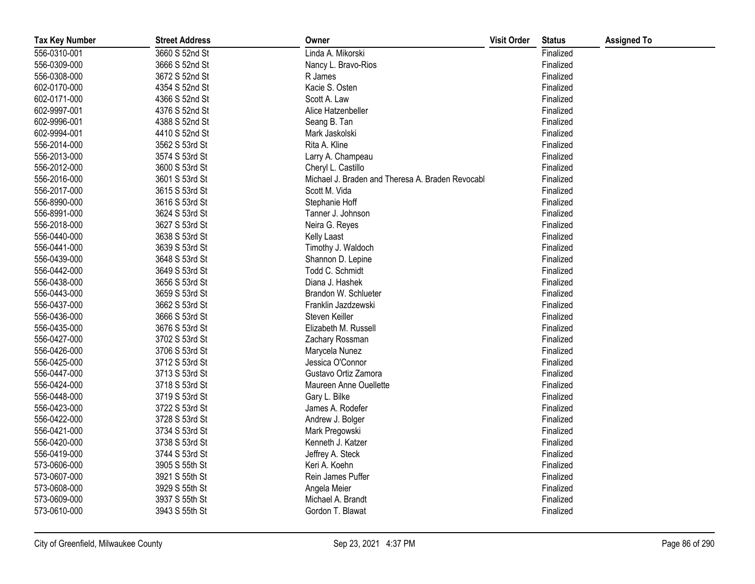| Tax Key Number | Street Address | Owner | Visit Order | Status | Assigned To |
|---|---|---|---|---|---|
| 556-0310-001 | 3660 S 52nd St | Linda A. Mikorski | | Finalized | |
| 556-0309-000 | 3666 S 52nd St | Nancy L. Bravo-Rios | | Finalized | |
| 556-0308-000 | 3672 S 52nd St | R James | | Finalized | |
| 602-0170-000 | 4354 S 52nd St | Kacie S. Osten | | Finalized | |
| 602-0171-000 | 4366 S 52nd St | Scott A. Law | | Finalized | |
| 602-9997-001 | 4376 S 52nd St | Alice Hatzenbeller | | Finalized | |
| 602-9996-001 | 4388 S 52nd St | Seang B. Tan | | Finalized | |
| 602-9994-001 | 4410 S 52nd St | Mark Jaskolski | | Finalized | |
| 556-2014-000 | 3562 S 53rd St | Rita A. Kline | | Finalized | |
| 556-2013-000 | 3574 S 53rd St | Larry A. Champeau | | Finalized | |
| 556-2012-000 | 3600 S 53rd St | Cheryl L. Castillo | | Finalized | |
| 556-2016-000 | 3601 S 53rd St | Michael J. Braden and Theresa A. Braden Revocabl | | Finalized | |
| 556-2017-000 | 3615 S 53rd St | Scott M. Vida | | Finalized | |
| 556-8990-000 | 3616 S 53rd St | Stephanie Hoff | | Finalized | |
| 556-8991-000 | 3624 S 53rd St | Tanner J. Johnson | | Finalized | |
| 556-2018-000 | 3627 S 53rd St | Neira G. Reyes | | Finalized | |
| 556-0440-000 | 3638 S 53rd St | Kelly Laast | | Finalized | |
| 556-0441-000 | 3639 S 53rd St | Timothy J. Waldoch | | Finalized | |
| 556-0439-000 | 3648 S 53rd St | Shannon D. Lepine | | Finalized | |
| 556-0442-000 | 3649 S 53rd St | Todd C. Schmidt | | Finalized | |
| 556-0438-000 | 3656 S 53rd St | Diana J. Hashek | | Finalized | |
| 556-0443-000 | 3659 S 53rd St | Brandon W. Schlueter | | Finalized | |
| 556-0437-000 | 3662 S 53rd St | Franklin Jazdzewski | | Finalized | |
| 556-0436-000 | 3666 S 53rd St | Steven Keiller | | Finalized | |
| 556-0435-000 | 3676 S 53rd St | Elizabeth M. Russell | | Finalized | |
| 556-0427-000 | 3702 S 53rd St | Zachary Rossman | | Finalized | |
| 556-0426-000 | 3706 S 53rd St | Marycela Nunez | | Finalized | |
| 556-0425-000 | 3712 S 53rd St | Jessica O'Connor | | Finalized | |
| 556-0447-000 | 3713 S 53rd St | Gustavo Ortiz Zamora | | Finalized | |
| 556-0424-000 | 3718 S 53rd St | Maureen Anne Ouellette | | Finalized | |
| 556-0448-000 | 3719 S 53rd St | Gary L. Bilke | | Finalized | |
| 556-0423-000 | 3722 S 53rd St | James A. Rodefer | | Finalized | |
| 556-0422-000 | 3728 S 53rd St | Andrew J. Bolger | | Finalized | |
| 556-0421-000 | 3734 S 53rd St | Mark Pregowski | | Finalized | |
| 556-0420-000 | 3738 S 53rd St | Kenneth J. Katzer | | Finalized | |
| 556-0419-000 | 3744 S 53rd St | Jeffrey A. Steck | | Finalized | |
| 573-0606-000 | 3905 S 55th St | Keri A. Koehn | | Finalized | |
| 573-0607-000 | 3921 S 55th St | Rein James Puffer | | Finalized | |
| 573-0608-000 | 3929 S 55th St | Angela Meier | | Finalized | |
| 573-0609-000 | 3937 S 55th St | Michael A. Brandt | | Finalized | |
| 573-0610-000 | 3943 S 55th St | Gordon T. Blawat | | Finalized | |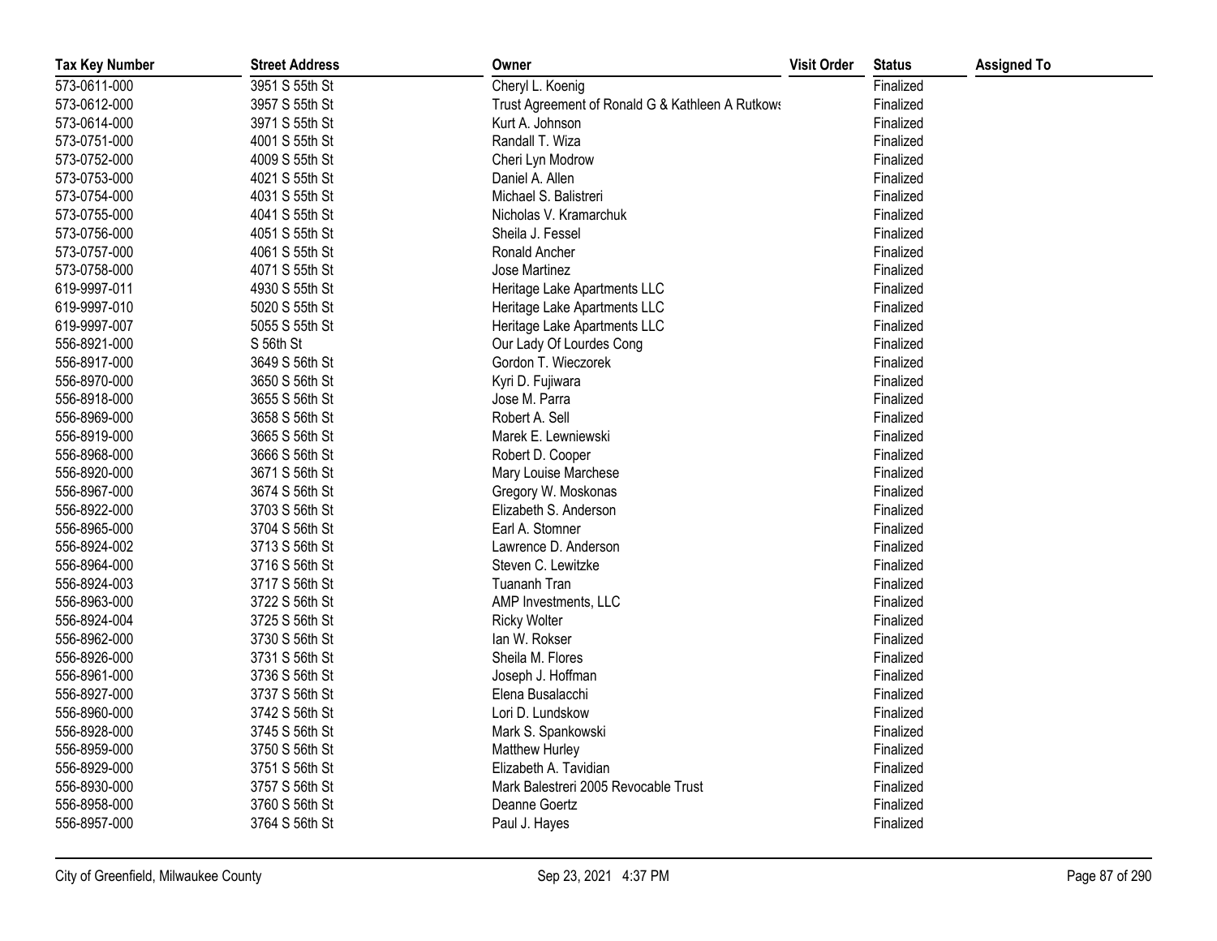| Tax Key Number | Street Address | Owner | Visit Order | Status | Assigned To |
|---|---|---|---|---|---|
| 573-0611-000 | 3951 S 55th St | Cheryl L. Koenig | | Finalized | |
| 573-0612-000 | 3957 S 55th St | Trust Agreement of Ronald G & Kathleen A Rutkows | | Finalized | |
| 573-0614-000 | 3971 S 55th St | Kurt A. Johnson | | Finalized | |
| 573-0751-000 | 4001 S 55th St | Randall T. Wiza | | Finalized | |
| 573-0752-000 | 4009 S 55th St | Cheri Lyn Modrow | | Finalized | |
| 573-0753-000 | 4021 S 55th St | Daniel A. Allen | | Finalized | |
| 573-0754-000 | 4031 S 55th St | Michael S. Balistreri | | Finalized | |
| 573-0755-000 | 4041 S 55th St | Nicholas V. Kramarchuk | | Finalized | |
| 573-0756-000 | 4051 S 55th St | Sheila J. Fessel | | Finalized | |
| 573-0757-000 | 4061 S 55th St | Ronald Ancher | | Finalized | |
| 573-0758-000 | 4071 S 55th St | Jose Martinez | | Finalized | |
| 619-9997-011 | 4930 S 55th St | Heritage Lake Apartments LLC | | Finalized | |
| 619-9997-010 | 5020 S 55th St | Heritage Lake Apartments LLC | | Finalized | |
| 619-9997-007 | 5055 S 55th St | Heritage Lake Apartments LLC | | Finalized | |
| 556-8921-000 | S 56th St | Our Lady Of Lourdes Cong | | Finalized | |
| 556-8917-000 | 3649 S 56th St | Gordon T. Wieczorek | | Finalized | |
| 556-8970-000 | 3650 S 56th St | Kyri D. Fujiwara | | Finalized | |
| 556-8918-000 | 3655 S 56th St | Jose M. Parra | | Finalized | |
| 556-8969-000 | 3658 S 56th St | Robert A. Sell | | Finalized | |
| 556-8919-000 | 3665 S 56th St | Marek E. Lewniewski | | Finalized | |
| 556-8968-000 | 3666 S 56th St | Robert D. Cooper | | Finalized | |
| 556-8920-000 | 3671 S 56th St | Mary Louise Marchese | | Finalized | |
| 556-8967-000 | 3674 S 56th St | Gregory W. Moskonas | | Finalized | |
| 556-8922-000 | 3703 S 56th St | Elizabeth S. Anderson | | Finalized | |
| 556-8965-000 | 3704 S 56th St | Earl A. Stomner | | Finalized | |
| 556-8924-002 | 3713 S 56th St | Lawrence D. Anderson | | Finalized | |
| 556-8964-000 | 3716 S 56th St | Steven C. Lewitzke | | Finalized | |
| 556-8924-003 | 3717 S 56th St | Tuananh Tran | | Finalized | |
| 556-8963-000 | 3722 S 56th St | AMP Investments, LLC | | Finalized | |
| 556-8924-004 | 3725 S 56th St | Ricky Wolter | | Finalized | |
| 556-8962-000 | 3730 S 56th St | Ian W. Rokser | | Finalized | |
| 556-8926-000 | 3731 S 56th St | Sheila M. Flores | | Finalized | |
| 556-8961-000 | 3736 S 56th St | Joseph J. Hoffman | | Finalized | |
| 556-8927-000 | 3737 S 56th St | Elena Busalacchi | | Finalized | |
| 556-8960-000 | 3742 S 56th St | Lori D. Lundskow | | Finalized | |
| 556-8928-000 | 3745 S 56th St | Mark S. Spankowski | | Finalized | |
| 556-8959-000 | 3750 S 56th St | Matthew Hurley | | Finalized | |
| 556-8929-000 | 3751 S 56th St | Elizabeth A. Tavidian | | Finalized | |
| 556-8930-000 | 3757 S 56th St | Mark Balestreri 2005 Revocable Trust | | Finalized | |
| 556-8958-000 | 3760 S 56th St | Deanne Goertz | | Finalized | |
| 556-8957-000 | 3764 S 56th St | Paul J. Hayes | | Finalized | |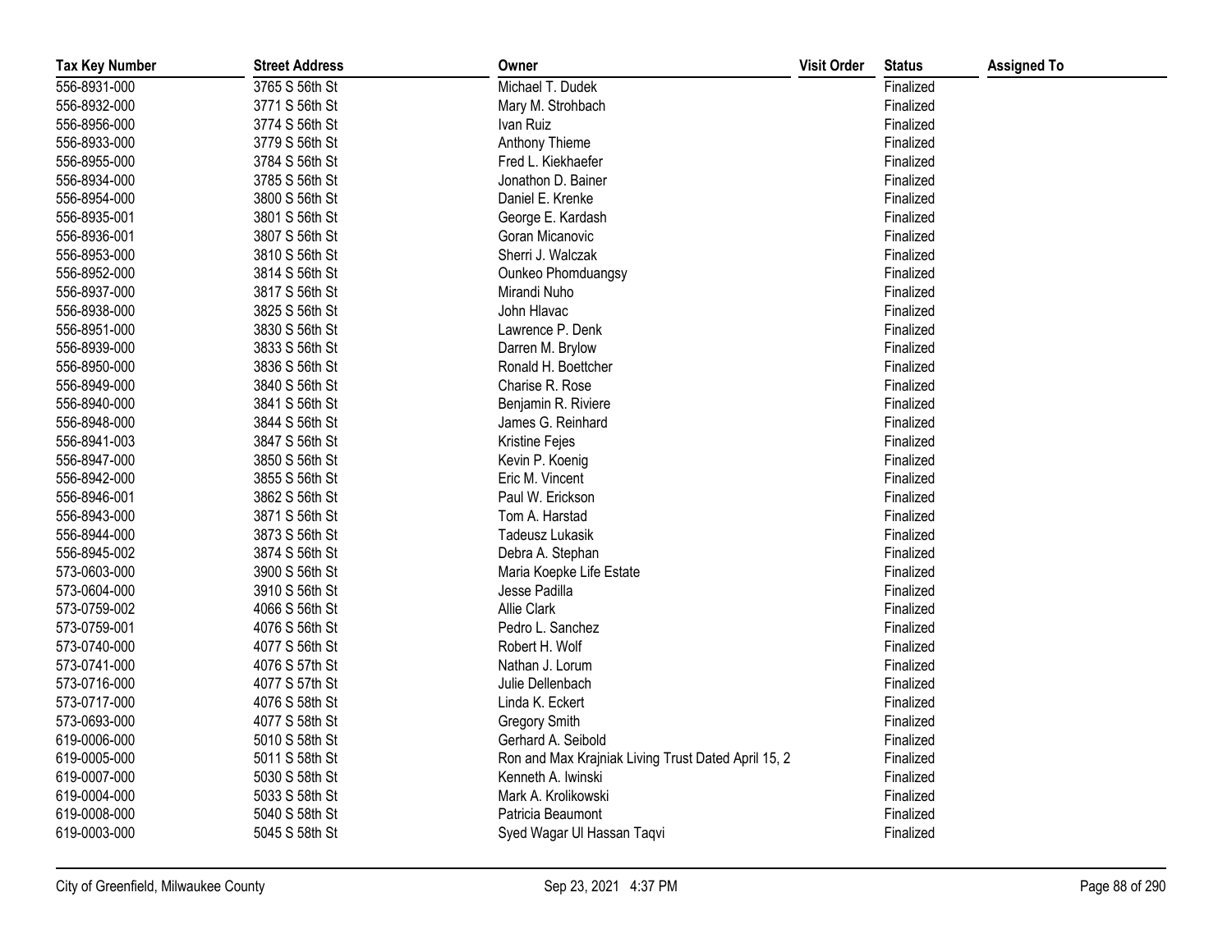| Tax Key Number | Street Address | Owner | Visit Order | Status | Assigned To |
|---|---|---|---|---|---|
| 556-8931-000 | 3765 S 56th St | Michael T. Dudek | | Finalized | |
| 556-8932-000 | 3771 S 56th St | Mary M. Strohbach | | Finalized | |
| 556-8956-000 | 3774 S 56th St | Ivan Ruiz | | Finalized | |
| 556-8933-000 | 3779 S 56th St | Anthony Thieme | | Finalized | |
| 556-8955-000 | 3784 S 56th St | Fred L. Kiekhaefer | | Finalized | |
| 556-8934-000 | 3785 S 56th St | Jonathon D. Bainer | | Finalized | |
| 556-8954-000 | 3800 S 56th St | Daniel E. Krenke | | Finalized | |
| 556-8935-001 | 3801 S 56th St | George E. Kardash | | Finalized | |
| 556-8936-001 | 3807 S 56th St | Goran Micanovic | | Finalized | |
| 556-8953-000 | 3810 S 56th St | Sherri J. Walczak | | Finalized | |
| 556-8952-000 | 3814 S 56th St | Ounkeo Phomduangsy | | Finalized | |
| 556-8937-000 | 3817 S 56th St | Mirandi Nuho | | Finalized | |
| 556-8938-000 | 3825 S 56th St | John Hlavac | | Finalized | |
| 556-8951-000 | 3830 S 56th St | Lawrence P. Denk | | Finalized | |
| 556-8939-000 | 3833 S 56th St | Darren M. Brylow | | Finalized | |
| 556-8950-000 | 3836 S 56th St | Ronald H. Boettcher | | Finalized | |
| 556-8949-000 | 3840 S 56th St | Charise R. Rose | | Finalized | |
| 556-8940-000 | 3841 S 56th St | Benjamin R. Riviere | | Finalized | |
| 556-8948-000 | 3844 S 56th St | James G. Reinhard | | Finalized | |
| 556-8941-003 | 3847 S 56th St | Kristine Fejes | | Finalized | |
| 556-8947-000 | 3850 S 56th St | Kevin P. Koenig | | Finalized | |
| 556-8942-000 | 3855 S 56th St | Eric M. Vincent | | Finalized | |
| 556-8946-001 | 3862 S 56th St | Paul W. Erickson | | Finalized | |
| 556-8943-000 | 3871 S 56th St | Tom A. Harstad | | Finalized | |
| 556-8944-000 | 3873 S 56th St | Tadeusz Lukasik | | Finalized | |
| 556-8945-002 | 3874 S 56th St | Debra A. Stephan | | Finalized | |
| 573-0603-000 | 3900 S 56th St | Maria Koepke Life Estate | | Finalized | |
| 573-0604-000 | 3910 S 56th St | Jesse Padilla | | Finalized | |
| 573-0759-002 | 4066 S 56th St | Allie Clark | | Finalized | |
| 573-0759-001 | 4076 S 56th St | Pedro L. Sanchez | | Finalized | |
| 573-0740-000 | 4077 S 56th St | Robert H. Wolf | | Finalized | |
| 573-0741-000 | 4076 S 57th St | Nathan J. Lorum | | Finalized | |
| 573-0716-000 | 4077 S 57th St | Julie Dellenbach | | Finalized | |
| 573-0717-000 | 4076 S 58th St | Linda K. Eckert | | Finalized | |
| 573-0693-000 | 4077 S 58th St | Gregory Smith | | Finalized | |
| 619-0006-000 | 5010 S 58th St | Gerhard A. Seibold | | Finalized | |
| 619-0005-000 | 5011 S 58th St | Ron and Max Krajniak Living Trust Dated April 15, 2 | | Finalized | |
| 619-0007-000 | 5030 S 58th St | Kenneth A. Iwinski | | Finalized | |
| 619-0004-000 | 5033 S 58th St | Mark A. Krolikowski | | Finalized | |
| 619-0008-000 | 5040 S 58th St | Patricia Beaumont | | Finalized | |
| 619-0003-000 | 5045 S 58th St | Syed Wagar Ul Hassan Taqvi | | Finalized | |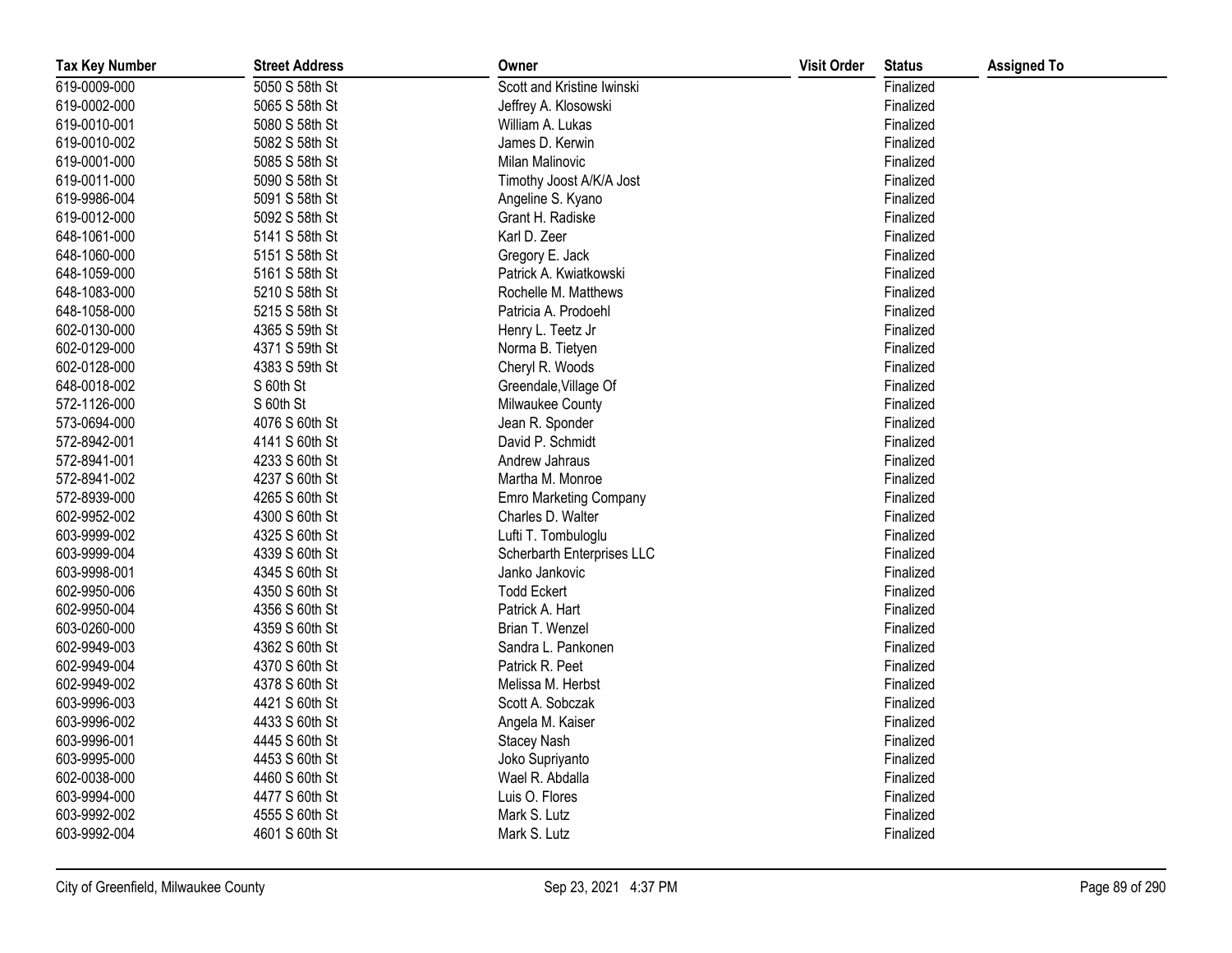| Tax Key Number | Street Address | Owner | Visit Order | Status | Assigned To |
|---|---|---|---|---|---|
| 619-0009-000 | 5050 S 58th St | Scott and Kristine Iwinski | | Finalized | |
| 619-0002-000 | 5065 S 58th St | Jeffrey A. Klosowski | | Finalized | |
| 619-0010-001 | 5080 S 58th St | William A. Lukas | | Finalized | |
| 619-0010-002 | 5082 S 58th St | James D. Kerwin | | Finalized | |
| 619-0001-000 | 5085 S 58th St | Milan Malinovic | | Finalized | |
| 619-0011-000 | 5090 S 58th St | Timothy Joost A/K/A Jost | | Finalized | |
| 619-9986-004 | 5091 S 58th St | Angeline S. Kyano | | Finalized | |
| 619-0012-000 | 5092 S 58th St | Grant H. Radiske | | Finalized | |
| 648-1061-000 | 5141 S 58th St | Karl D. Zeer | | Finalized | |
| 648-1060-000 | 5151 S 58th St | Gregory E. Jack | | Finalized | |
| 648-1059-000 | 5161 S 58th St | Patrick A. Kwiatkowski | | Finalized | |
| 648-1083-000 | 5210 S 58th St | Rochelle M. Matthews | | Finalized | |
| 648-1058-000 | 5215 S 58th St | Patricia A. Prodoehl | | Finalized | |
| 602-0130-000 | 4365 S 59th St | Henry L. Teetz Jr | | Finalized | |
| 602-0129-000 | 4371 S 59th St | Norma B. Tietyen | | Finalized | |
| 602-0128-000 | 4383 S 59th St | Cheryl R. Woods | | Finalized | |
| 648-0018-002 | S 60th St | Greendale,Village Of | | Finalized | |
| 572-1126-000 | S 60th St | Milwaukee County | | Finalized | |
| 573-0694-000 | 4076 S 60th St | Jean R. Sponder | | Finalized | |
| 572-8942-001 | 4141 S 60th St | David P. Schmidt | | Finalized | |
| 572-8941-001 | 4233 S 60th St | Andrew Jahraus | | Finalized | |
| 572-8941-002 | 4237 S 60th St | Martha M. Monroe | | Finalized | |
| 572-8939-000 | 4265 S 60th St | Emro Marketing Company | | Finalized | |
| 602-9952-002 | 4300 S 60th St | Charles D. Walter | | Finalized | |
| 603-9999-002 | 4325 S 60th St | Lufti T. Tombuloglu | | Finalized | |
| 603-9999-004 | 4339 S 60th St | Scherbarth Enterprises LLC | | Finalized | |
| 603-9998-001 | 4345 S 60th St | Janko Jankovic | | Finalized | |
| 602-9950-006 | 4350 S 60th St | Todd Eckert | | Finalized | |
| 602-9950-004 | 4356 S 60th St | Patrick A. Hart | | Finalized | |
| 603-0260-000 | 4359 S 60th St | Brian T. Wenzel | | Finalized | |
| 602-9949-003 | 4362 S 60th St | Sandra L. Pankonen | | Finalized | |
| 602-9949-004 | 4370 S 60th St | Patrick R. Peet | | Finalized | |
| 602-9949-002 | 4378 S 60th St | Melissa M. Herbst | | Finalized | |
| 603-9996-003 | 4421 S 60th St | Scott A. Sobczak | | Finalized | |
| 603-9996-002 | 4433 S 60th St | Angela M. Kaiser | | Finalized | |
| 603-9996-001 | 4445 S 60th St | Stacey Nash | | Finalized | |
| 603-9995-000 | 4453 S 60th St | Joko Supriyanto | | Finalized | |
| 602-0038-000 | 4460 S 60th St | Wael R. Abdalla | | Finalized | |
| 603-9994-000 | 4477 S 60th St | Luis O. Flores | | Finalized | |
| 603-9992-002 | 4555 S 60th St | Mark S. Lutz | | Finalized | |
| 603-9992-004 | 4601 S 60th St | Mark S. Lutz | | Finalized | |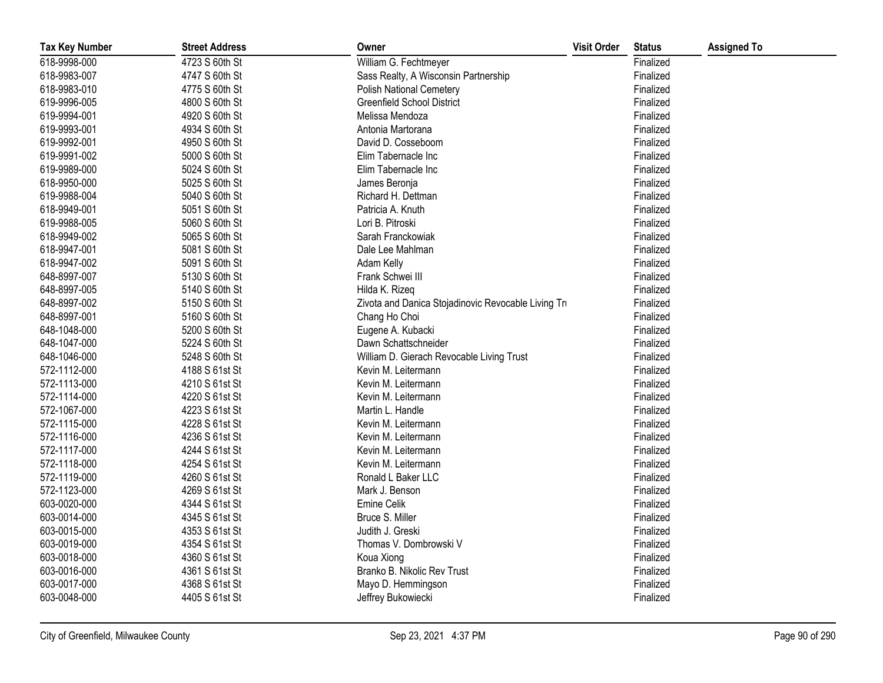| Tax Key Number | Street Address | Owner | Visit Order | Status | Assigned To |
|---|---|---|---|---|---|
| 618-9998-000 | 4723 S 60th St | William G. Fechtmeyer | | Finalized | |
| 618-9983-007 | 4747 S 60th St | Sass Realty, A Wisconsin Partnership | | Finalized | |
| 618-9983-010 | 4775 S 60th St | Polish National Cemetery | | Finalized | |
| 619-9996-005 | 4800 S 60th St | Greenfield School District | | Finalized | |
| 619-9994-001 | 4920 S 60th St | Melissa Mendoza | | Finalized | |
| 619-9993-001 | 4934 S 60th St | Antonia Martorana | | Finalized | |
| 619-9992-001 | 4950 S 60th St | David D. Cosseboom | | Finalized | |
| 619-9991-002 | 5000 S 60th St | Elim Tabernacle Inc | | Finalized | |
| 619-9989-000 | 5024 S 60th St | Elim Tabernacle Inc | | Finalized | |
| 618-9950-000 | 5025 S 60th St | James Beronja | | Finalized | |
| 619-9988-004 | 5040 S 60th St | Richard H. Dettman | | Finalized | |
| 618-9949-001 | 5051 S 60th St | Patricia A. Knuth | | Finalized | |
| 619-9988-005 | 5060 S 60th St | Lori B. Pitroski | | Finalized | |
| 618-9949-002 | 5065 S 60th St | Sarah Franckowiak | | Finalized | |
| 618-9947-001 | 5081 S 60th St | Dale Lee Mahlman | | Finalized | |
| 618-9947-002 | 5091 S 60th St | Adam Kelly | | Finalized | |
| 648-8997-007 | 5130 S 60th St | Frank Schwei III | | Finalized | |
| 648-8997-005 | 5140 S 60th St | Hilda K. Rizeq | | Finalized | |
| 648-8997-002 | 5150 S 60th St | Zivota and Danica Stojadinovic Revocable Living Tru | | Finalized | |
| 648-8997-001 | 5160 S 60th St | Chang Ho Choi | | Finalized | |
| 648-1048-000 | 5200 S 60th St | Eugene A. Kubacki | | Finalized | |
| 648-1047-000 | 5224 S 60th St | Dawn Schattschneider | | Finalized | |
| 648-1046-000 | 5248 S 60th St | William D. Gierach Revocable Living Trust | | Finalized | |
| 572-1112-000 | 4188 S 61st St | Kevin M. Leitermann | | Finalized | |
| 572-1113-000 | 4210 S 61st St | Kevin M. Leitermann | | Finalized | |
| 572-1114-000 | 4220 S 61st St | Kevin M. Leitermann | | Finalized | |
| 572-1067-000 | 4223 S 61st St | Martin L. Handle | | Finalized | |
| 572-1115-000 | 4228 S 61st St | Kevin M. Leitermann | | Finalized | |
| 572-1116-000 | 4236 S 61st St | Kevin M. Leitermann | | Finalized | |
| 572-1117-000 | 4244 S 61st St | Kevin M. Leitermann | | Finalized | |
| 572-1118-000 | 4254 S 61st St | Kevin M. Leitermann | | Finalized | |
| 572-1119-000 | 4260 S 61st St | Ronald L Baker LLC | | Finalized | |
| 572-1123-000 | 4269 S 61st St | Mark J. Benson | | Finalized | |
| 603-0020-000 | 4344 S 61st St | Emine Celik | | Finalized | |
| 603-0014-000 | 4345 S 61st St | Bruce S. Miller | | Finalized | |
| 603-0015-000 | 4353 S 61st St | Judith J. Greski | | Finalized | |
| 603-0019-000 | 4354 S 61st St | Thomas V. Dombrowski V | | Finalized | |
| 603-0018-000 | 4360 S 61st St | Koua Xiong | | Finalized | |
| 603-0016-000 | 4361 S 61st St | Branko B. Nikolic Rev Trust | | Finalized | |
| 603-0017-000 | 4368 S 61st St | Mayo D. Hemmingson | | Finalized | |
| 603-0048-000 | 4405 S 61st St | Jeffrey Bukowiecki | | Finalized | |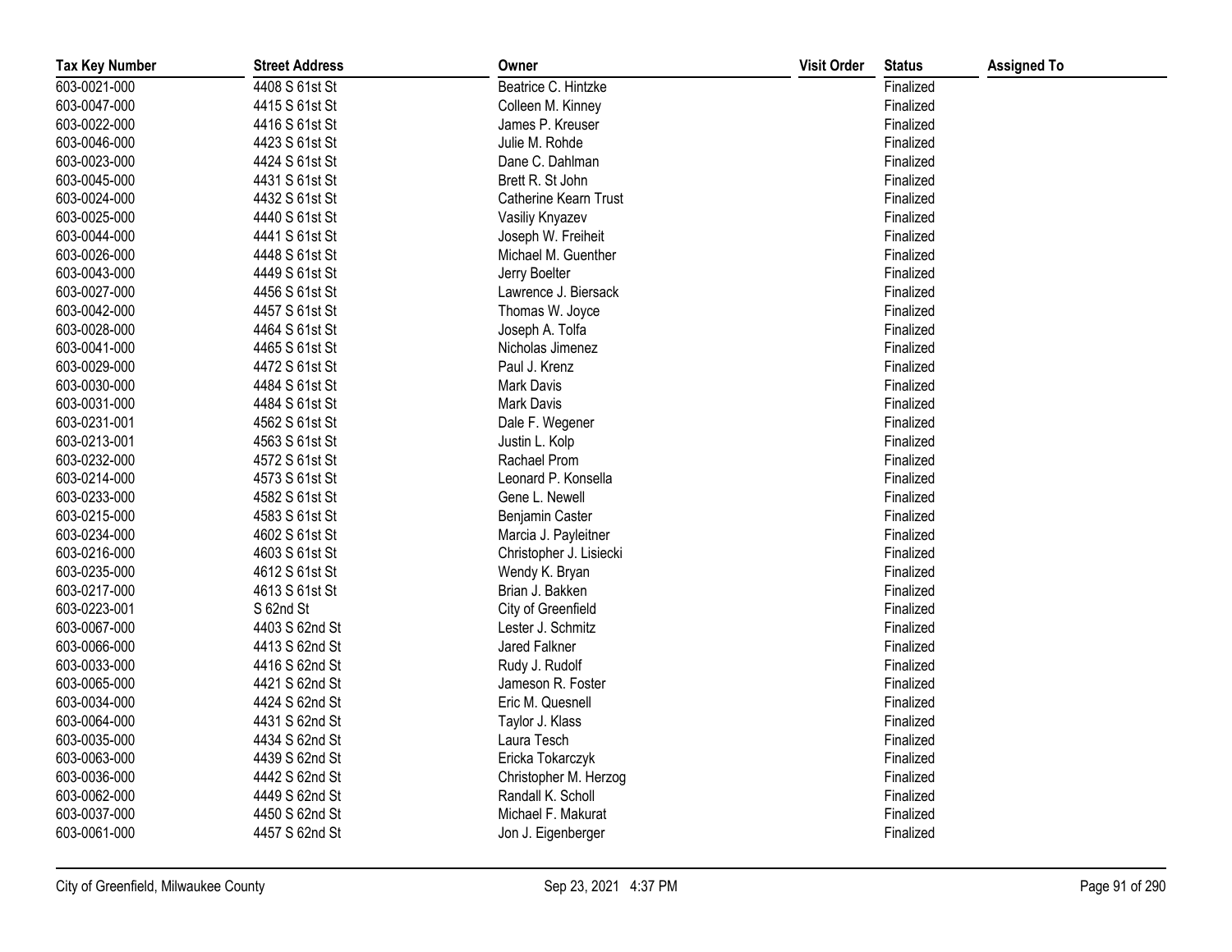| Tax Key Number | Street Address | Owner | Visit Order | Status | Assigned To |
|---|---|---|---|---|---|
| 603-0021-000 | 4408 S 61st St | Beatrice C. Hintzke | | Finalized | |
| 603-0047-000 | 4415 S 61st St | Colleen M. Kinney | | Finalized | |
| 603-0022-000 | 4416 S 61st St | James P. Kreuser | | Finalized | |
| 603-0046-000 | 4423 S 61st St | Julie M. Rohde | | Finalized | |
| 603-0023-000 | 4424 S 61st St | Dane C. Dahlman | | Finalized | |
| 603-0045-000 | 4431 S 61st St | Brett R. St John | | Finalized | |
| 603-0024-000 | 4432 S 61st St | Catherine Kearn Trust | | Finalized | |
| 603-0025-000 | 4440 S 61st St | Vasiliy Knyazev | | Finalized | |
| 603-0044-000 | 4441 S 61st St | Joseph W. Freiheit | | Finalized | |
| 603-0026-000 | 4448 S 61st St | Michael M. Guenther | | Finalized | |
| 603-0043-000 | 4449 S 61st St | Jerry Boelter | | Finalized | |
| 603-0027-000 | 4456 S 61st St | Lawrence J. Biersack | | Finalized | |
| 603-0042-000 | 4457 S 61st St | Thomas W. Joyce | | Finalized | |
| 603-0028-000 | 4464 S 61st St | Joseph A. Tolfa | | Finalized | |
| 603-0041-000 | 4465 S 61st St | Nicholas Jimenez | | Finalized | |
| 603-0029-000 | 4472 S 61st St | Paul J. Krenz | | Finalized | |
| 603-0030-000 | 4484 S 61st St | Mark Davis | | Finalized | |
| 603-0031-000 | 4484 S 61st St | Mark Davis | | Finalized | |
| 603-0231-001 | 4562 S 61st St | Dale F. Wegener | | Finalized | |
| 603-0213-001 | 4563 S 61st St | Justin L. Kolp | | Finalized | |
| 603-0232-000 | 4572 S 61st St | Rachael Prom | | Finalized | |
| 603-0214-000 | 4573 S 61st St | Leonard P. Konsella | | Finalized | |
| 603-0233-000 | 4582 S 61st St | Gene L. Newell | | Finalized | |
| 603-0215-000 | 4583 S 61st St | Benjamin Caster | | Finalized | |
| 603-0234-000 | 4602 S 61st St | Marcia J. Payleitner | | Finalized | |
| 603-0216-000 | 4603 S 61st St | Christopher J. Lisiecki | | Finalized | |
| 603-0235-000 | 4612 S 61st St | Wendy K. Bryan | | Finalized | |
| 603-0217-000 | 4613 S 61st St | Brian J. Bakken | | Finalized | |
| 603-0223-001 | S 62nd St | City of Greenfield | | Finalized | |
| 603-0067-000 | 4403 S 62nd St | Lester J. Schmitz | | Finalized | |
| 603-0066-000 | 4413 S 62nd St | Jared Falkner | | Finalized | |
| 603-0033-000 | 4416 S 62nd St | Rudy J. Rudolf | | Finalized | |
| 603-0065-000 | 4421 S 62nd St | Jameson R. Foster | | Finalized | |
| 603-0034-000 | 4424 S 62nd St | Eric M. Quesnell | | Finalized | |
| 603-0064-000 | 4431 S 62nd St | Taylor J. Klass | | Finalized | |
| 603-0035-000 | 4434 S 62nd St | Laura Tesch | | Finalized | |
| 603-0063-000 | 4439 S 62nd St | Ericka Tokarczyk | | Finalized | |
| 603-0036-000 | 4442 S 62nd St | Christopher M. Herzog | | Finalized | |
| 603-0062-000 | 4449 S 62nd St | Randall K. Scholl | | Finalized | |
| 603-0037-000 | 4450 S 62nd St | Michael F. Makurat | | Finalized | |
| 603-0061-000 | 4457 S 62nd St | Jon J. Eigenberger | | Finalized | |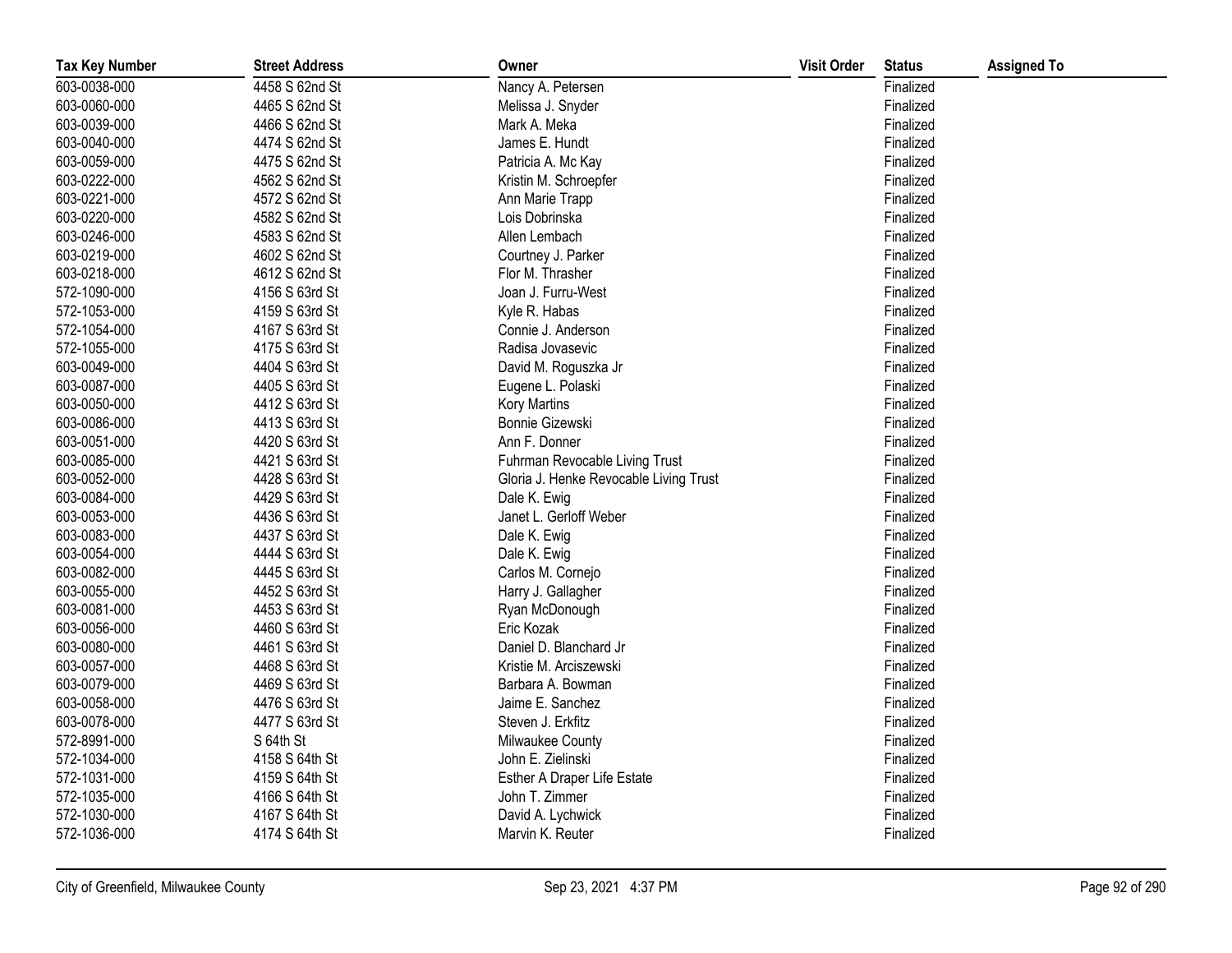| Tax Key Number | Street Address | Owner | Visit Order | Status | Assigned To |
|---|---|---|---|---|---|
| 603-0038-000 | 4458 S 62nd St | Nancy A. Petersen | | Finalized | |
| 603-0060-000 | 4465 S 62nd St | Melissa J. Snyder | | Finalized | |
| 603-0039-000 | 4466 S 62nd St | Mark A. Meka | | Finalized | |
| 603-0040-000 | 4474 S 62nd St | James E. Hundt | | Finalized | |
| 603-0059-000 | 4475 S 62nd St | Patricia A. Mc Kay | | Finalized | |
| 603-0222-000 | 4562 S 62nd St | Kristin M. Schroepfer | | Finalized | |
| 603-0221-000 | 4572 S 62nd St | Ann Marie Trapp | | Finalized | |
| 603-0220-000 | 4582 S 62nd St | Lois Dobrinska | | Finalized | |
| 603-0246-000 | 4583 S 62nd St | Allen Lembach | | Finalized | |
| 603-0219-000 | 4602 S 62nd St | Courtney J. Parker | | Finalized | |
| 603-0218-000 | 4612 S 62nd St | Flor M. Thrasher | | Finalized | |
| 572-1090-000 | 4156 S 63rd St | Joan J. Furru-West | | Finalized | |
| 572-1053-000 | 4159 S 63rd St | Kyle R. Habas | | Finalized | |
| 572-1054-000 | 4167 S 63rd St | Connie J. Anderson | | Finalized | |
| 572-1055-000 | 4175 S 63rd St | Radisa Jovasevic | | Finalized | |
| 603-0049-000 | 4404 S 63rd St | David M. Roguszka Jr | | Finalized | |
| 603-0087-000 | 4405 S 63rd St | Eugene L. Polaski | | Finalized | |
| 603-0050-000 | 4412 S 63rd St | Kory Martins | | Finalized | |
| 603-0086-000 | 4413 S 63rd St | Bonnie Gizewski | | Finalized | |
| 603-0051-000 | 4420 S 63rd St | Ann F. Donner | | Finalized | |
| 603-0085-000 | 4421 S 63rd St | Fuhrman Revocable Living Trust | | Finalized | |
| 603-0052-000 | 4428 S 63rd St | Gloria J. Henke Revocable Living Trust | | Finalized | |
| 603-0084-000 | 4429 S 63rd St | Dale K. Ewig | | Finalized | |
| 603-0053-000 | 4436 S 63rd St | Janet L. Gerloff Weber | | Finalized | |
| 603-0083-000 | 4437 S 63rd St | Dale K. Ewig | | Finalized | |
| 603-0054-000 | 4444 S 63rd St | Dale K. Ewig | | Finalized | |
| 603-0082-000 | 4445 S 63rd St | Carlos M. Cornejo | | Finalized | |
| 603-0055-000 | 4452 S 63rd St | Harry J. Gallagher | | Finalized | |
| 603-0081-000 | 4453 S 63rd St | Ryan McDonough | | Finalized | |
| 603-0056-000 | 4460 S 63rd St | Eric Kozak | | Finalized | |
| 603-0080-000 | 4461 S 63rd St | Daniel D. Blanchard Jr | | Finalized | |
| 603-0057-000 | 4468 S 63rd St | Kristie M. Arciszewski | | Finalized | |
| 603-0079-000 | 4469 S 63rd St | Barbara A. Bowman | | Finalized | |
| 603-0058-000 | 4476 S 63rd St | Jaime E. Sanchez | | Finalized | |
| 603-0078-000 | 4477 S 63rd St | Steven J. Erkfitz | | Finalized | |
| 572-8991-000 | S 64th St | Milwaukee County | | Finalized | |
| 572-1034-000 | 4158 S 64th St | John E. Zielinski | | Finalized | |
| 572-1031-000 | 4159 S 64th St | Esther A Draper Life Estate | | Finalized | |
| 572-1035-000 | 4166 S 64th St | John T. Zimmer | | Finalized | |
| 572-1030-000 | 4167 S 64th St | David A. Lychwick | | Finalized | |
| 572-1036-000 | 4174 S 64th St | Marvin K. Reuter | | Finalized | |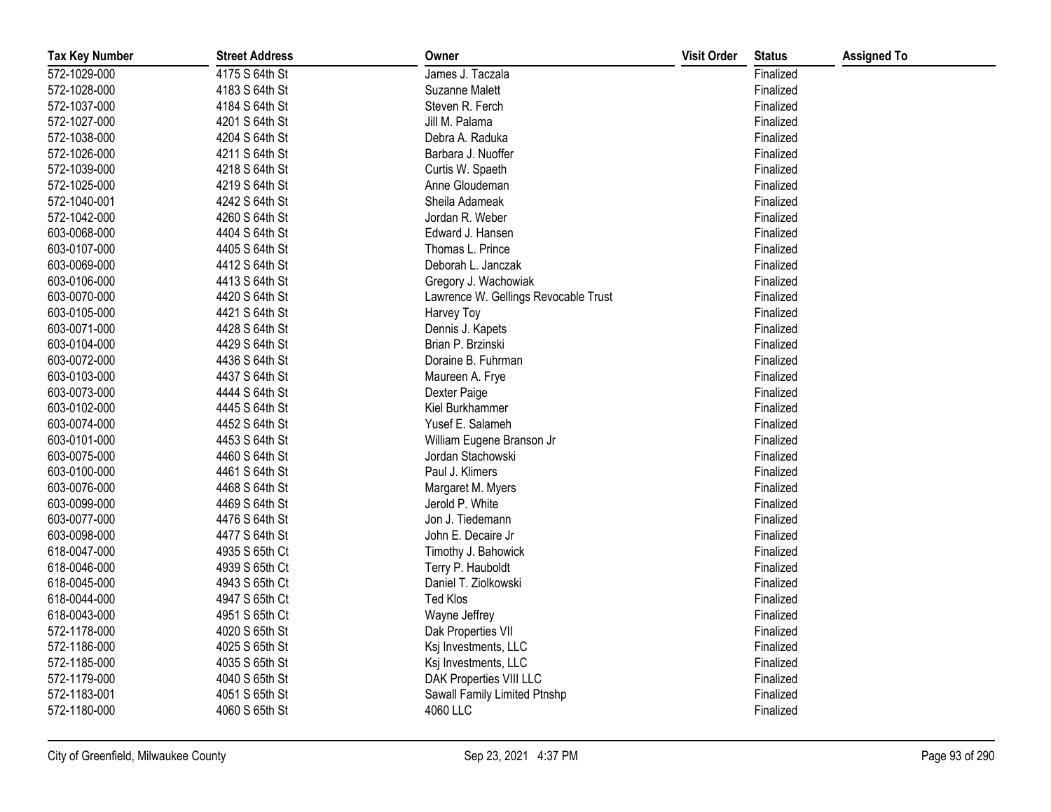| Tax Key Number | Street Address | Owner | Visit Order | Status | Assigned To |
|---|---|---|---|---|---|
| 572-1029-000 | 4175 S 64th St | James J. Taczala | | Finalized | |
| 572-1028-000 | 4183 S 64th St | Suzanne Malett | | Finalized | |
| 572-1037-000 | 4184 S 64th St | Steven R. Ferch | | Finalized | |
| 572-1027-000 | 4201 S 64th St | Jill M. Palama | | Finalized | |
| 572-1038-000 | 4204 S 64th St | Debra A. Raduka | | Finalized | |
| 572-1026-000 | 4211 S 64th St | Barbara J. Nuoffer | | Finalized | |
| 572-1039-000 | 4218 S 64th St | Curtis W. Spaeth | | Finalized | |
| 572-1025-000 | 4219 S 64th St | Anne Gloudeman | | Finalized | |
| 572-1040-001 | 4242 S 64th St | Sheila Adameak | | Finalized | |
| 572-1042-000 | 4260 S 64th St | Jordan R. Weber | | Finalized | |
| 603-0068-000 | 4404 S 64th St | Edward J. Hansen | | Finalized | |
| 603-0107-000 | 4405 S 64th St | Thomas L. Prince | | Finalized | |
| 603-0069-000 | 4412 S 64th St | Deborah L. Janczak | | Finalized | |
| 603-0106-000 | 4413 S 64th St | Gregory J. Wachowiak | | Finalized | |
| 603-0070-000 | 4420 S 64th St | Lawrence W. Gellings Revocable Trust | | Finalized | |
| 603-0105-000 | 4421 S 64th St | Harvey Toy | | Finalized | |
| 603-0071-000 | 4428 S 64th St | Dennis J. Kapets | | Finalized | |
| 603-0104-000 | 4429 S 64th St | Brian P. Brzinski | | Finalized | |
| 603-0072-000 | 4436 S 64th St | Doraine B. Fuhrman | | Finalized | |
| 603-0103-000 | 4437 S 64th St | Maureen A. Frye | | Finalized | |
| 603-0073-000 | 4444 S 64th St | Dexter Paige | | Finalized | |
| 603-0102-000 | 4445 S 64th St | Kiel Burkhammer | | Finalized | |
| 603-0074-000 | 4452 S 64th St | Yusef E. Salameh | | Finalized | |
| 603-0101-000 | 4453 S 64th St | William Eugene Branson Jr | | Finalized | |
| 603-0075-000 | 4460 S 64th St | Jordan Stachowski | | Finalized | |
| 603-0100-000 | 4461 S 64th St | Paul J. Klimers | | Finalized | |
| 603-0076-000 | 4468 S 64th St | Margaret M. Myers | | Finalized | |
| 603-0099-000 | 4469 S 64th St | Jerold P. White | | Finalized | |
| 603-0077-000 | 4476 S 64th St | Jon J. Tiedemann | | Finalized | |
| 603-0098-000 | 4477 S 64th St | John E. Decaire Jr | | Finalized | |
| 618-0047-000 | 4935 S 65th Ct | Timothy J. Bahowick | | Finalized | |
| 618-0046-000 | 4939 S 65th Ct | Terry P. Hauboldt | | Finalized | |
| 618-0045-000 | 4943 S 65th Ct | Daniel T. Ziolkowski | | Finalized | |
| 618-0044-000 | 4947 S 65th Ct | Ted Klos | | Finalized | |
| 618-0043-000 | 4951 S 65th Ct | Wayne Jeffrey | | Finalized | |
| 572-1178-000 | 4020 S 65th St | Dak Properties VII | | Finalized | |
| 572-1186-000 | 4025 S 65th St | Ksj Investments, LLC | | Finalized | |
| 572-1185-000 | 4035 S 65th St | Ksj Investments, LLC | | Finalized | |
| 572-1179-000 | 4040 S 65th St | DAK Properties VIII LLC | | Finalized | |
| 572-1183-001 | 4051 S 65th St | Sawall Family Limited Ptnshp | | Finalized | |
| 572-1180-000 | 4060 S 65th St | 4060 LLC | | Finalized | |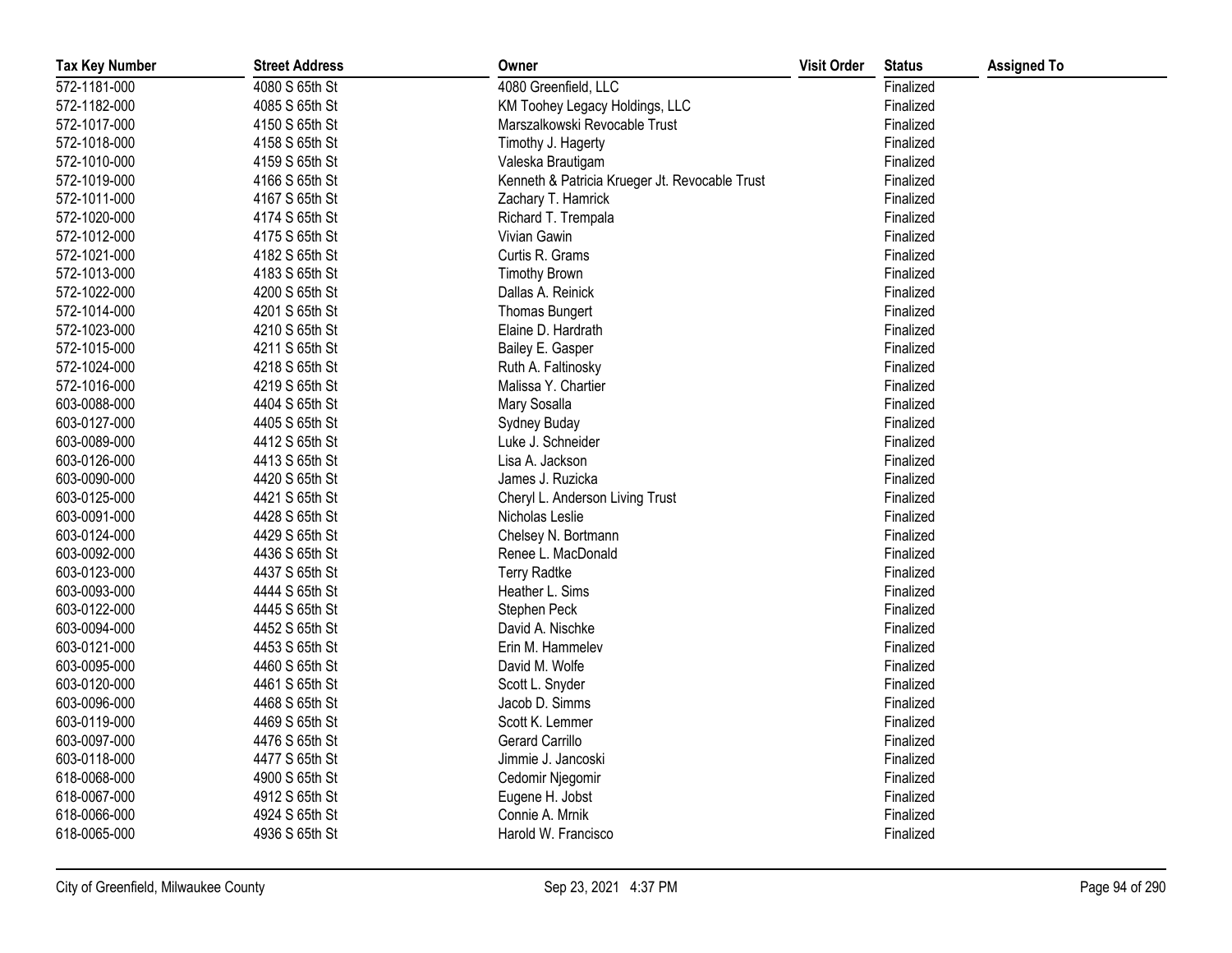| Tax Key Number | Street Address | Owner | Visit Order | Status | Assigned To |
| --- | --- | --- | --- | --- | --- |
| 572-1181-000 | 4080 S 65th St | 4080 Greenfield, LLC | | Finalized | |
| 572-1182-000 | 4085 S 65th St | KM Toohey Legacy Holdings, LLC | | Finalized | |
| 572-1017-000 | 4150 S 65th St | Marszalkowski Revocable Trust | | Finalized | |
| 572-1018-000 | 4158 S 65th St | Timothy J. Hagerty | | Finalized | |
| 572-1010-000 | 4159 S 65th St | Valeska Brautigam | | Finalized | |
| 572-1019-000 | 4166 S 65th St | Kenneth & Patricia Krueger Jt. Revocable Trust | | Finalized | |
| 572-1011-000 | 4167 S 65th St | Zachary T. Hamrick | | Finalized | |
| 572-1020-000 | 4174 S 65th St | Richard T. Trempala | | Finalized | |
| 572-1012-000 | 4175 S 65th St | Vivian Gawin | | Finalized | |
| 572-1021-000 | 4182 S 65th St | Curtis R. Grams | | Finalized | |
| 572-1013-000 | 4183 S 65th St | Timothy Brown | | Finalized | |
| 572-1022-000 | 4200 S 65th St | Dallas A. Reinick | | Finalized | |
| 572-1014-000 | 4201 S 65th St | Thomas Bungert | | Finalized | |
| 572-1023-000 | 4210 S 65th St | Elaine D. Hardrath | | Finalized | |
| 572-1015-000 | 4211 S 65th St | Bailey E. Gasper | | Finalized | |
| 572-1024-000 | 4218 S 65th St | Ruth A. Faltinosky | | Finalized | |
| 572-1016-000 | 4219 S 65th St | Malissa Y. Chartier | | Finalized | |
| 603-0088-000 | 4404 S 65th St | Mary Sosalla | | Finalized | |
| 603-0127-000 | 4405 S 65th St | Sydney Buday | | Finalized | |
| 603-0089-000 | 4412 S 65th St | Luke J. Schneider | | Finalized | |
| 603-0126-000 | 4413 S 65th St | Lisa A. Jackson | | Finalized | |
| 603-0090-000 | 4420 S 65th St | James J. Ruzicka | | Finalized | |
| 603-0125-000 | 4421 S 65th St | Cheryl L. Anderson Living Trust | | Finalized | |
| 603-0091-000 | 4428 S 65th St | Nicholas Leslie | | Finalized | |
| 603-0124-000 | 4429 S 65th St | Chelsey N. Bortmann | | Finalized | |
| 603-0092-000 | 4436 S 65th St | Renee L. MacDonald | | Finalized | |
| 603-0123-000 | 4437 S 65th St | Terry Radtke | | Finalized | |
| 603-0093-000 | 4444 S 65th St | Heather L. Sims | | Finalized | |
| 603-0122-000 | 4445 S 65th St | Stephen Peck | | Finalized | |
| 603-0094-000 | 4452 S 65th St | David A. Nischke | | Finalized | |
| 603-0121-000 | 4453 S 65th St | Erin M. Hammelev | | Finalized | |
| 603-0095-000 | 4460 S 65th St | David M. Wolfe | | Finalized | |
| 603-0120-000 | 4461 S 65th St | Scott L. Snyder | | Finalized | |
| 603-0096-000 | 4468 S 65th St | Jacob D. Simms | | Finalized | |
| 603-0119-000 | 4469 S 65th St | Scott K. Lemmer | | Finalized | |
| 603-0097-000 | 4476 S 65th St | Gerard Carrillo | | Finalized | |
| 603-0118-000 | 4477 S 65th St | Jimmie J. Jancoski | | Finalized | |
| 618-0068-000 | 4900 S 65th St | Cedomir Njegomir | | Finalized | |
| 618-0067-000 | 4912 S 65th St | Eugene H. Jobst | | Finalized | |
| 618-0066-000 | 4924 S 65th St | Connie A. Mrnik | | Finalized | |
| 618-0065-000 | 4936 S 65th St | Harold W. Francisco | | Finalized | |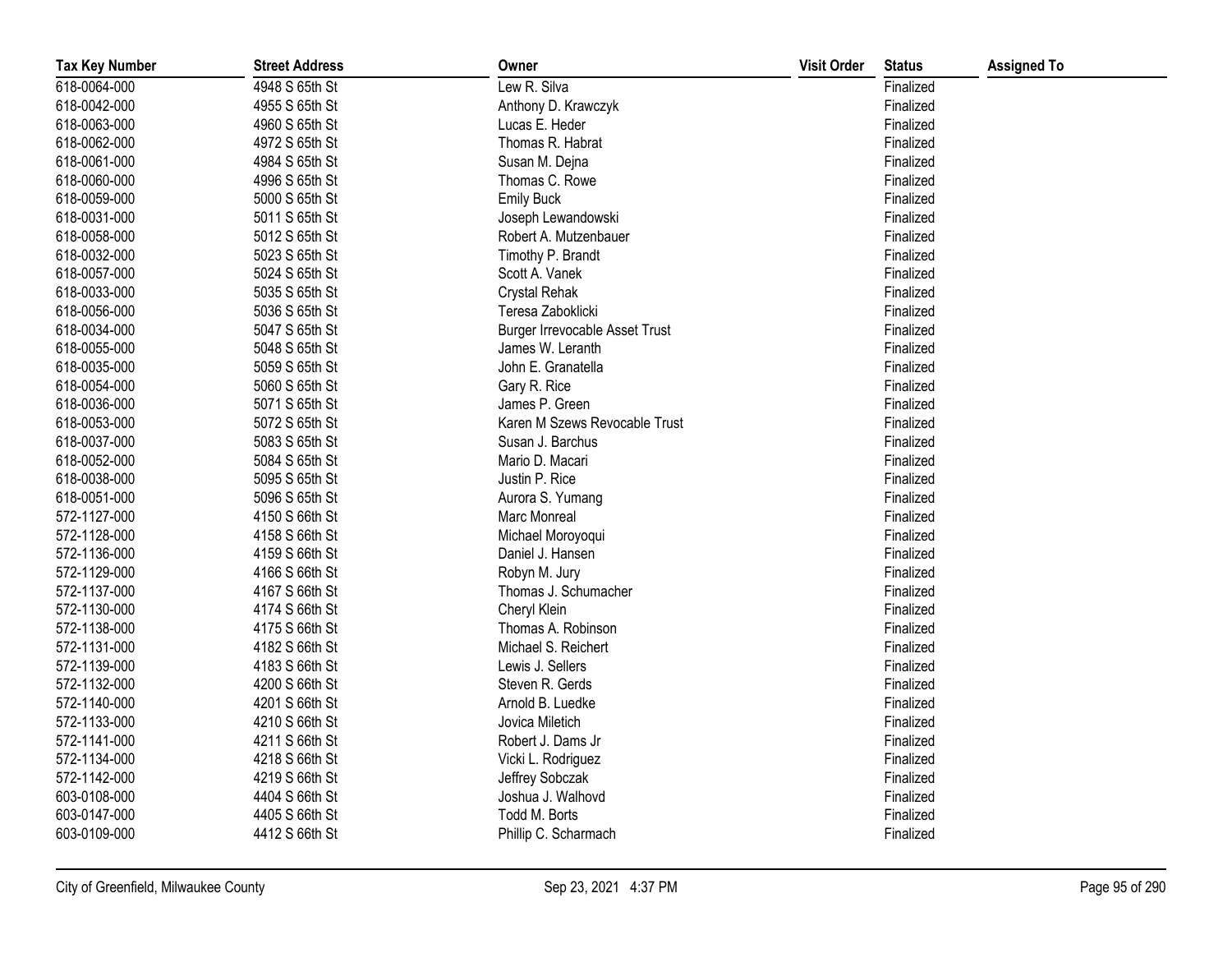| Tax Key Number | Street Address | Owner | Visit Order | Status | Assigned To |
|---|---|---|---|---|---|
| 618-0064-000 | 4948 S 65th St | Lew R. Silva | | Finalized | |
| 618-0042-000 | 4955 S 65th St | Anthony D. Krawczyk | | Finalized | |
| 618-0063-000 | 4960 S 65th St | Lucas E. Heder | | Finalized | |
| 618-0062-000 | 4972 S 65th St | Thomas R. Habrat | | Finalized | |
| 618-0061-000 | 4984 S 65th St | Susan M. Dejna | | Finalized | |
| 618-0060-000 | 4996 S 65th St | Thomas C. Rowe | | Finalized | |
| 618-0059-000 | 5000 S 65th St | Emily Buck | | Finalized | |
| 618-0031-000 | 5011 S 65th St | Joseph Lewandowski | | Finalized | |
| 618-0058-000 | 5012 S 65th St | Robert A. Mutzenbauer | | Finalized | |
| 618-0032-000 | 5023 S 65th St | Timothy P. Brandt | | Finalized | |
| 618-0057-000 | 5024 S 65th St | Scott A. Vanek | | Finalized | |
| 618-0033-000 | 5035 S 65th St | Crystal Rehak | | Finalized | |
| 618-0056-000 | 5036 S 65th St | Teresa Zaboklicki | | Finalized | |
| 618-0034-000 | 5047 S 65th St | Burger Irrevocable Asset Trust | | Finalized | |
| 618-0055-000 | 5048 S 65th St | James W. Leranth | | Finalized | |
| 618-0035-000 | 5059 S 65th St | John E. Granatella | | Finalized | |
| 618-0054-000 | 5060 S 65th St | Gary R. Rice | | Finalized | |
| 618-0036-000 | 5071 S 65th St | James P. Green | | Finalized | |
| 618-0053-000 | 5072 S 65th St | Karen M Szews Revocable Trust | | Finalized | |
| 618-0037-000 | 5083 S 65th St | Susan J. Barchus | | Finalized | |
| 618-0052-000 | 5084 S 65th St | Mario D. Macari | | Finalized | |
| 618-0038-000 | 5095 S 65th St | Justin P. Rice | | Finalized | |
| 618-0051-000 | 5096 S 65th St | Aurora S. Yumang | | Finalized | |
| 572-1127-000 | 4150 S 66th St | Marc Monreal | | Finalized | |
| 572-1128-000 | 4158 S 66th St | Michael Moroyoqui | | Finalized | |
| 572-1136-000 | 4159 S 66th St | Daniel J. Hansen | | Finalized | |
| 572-1129-000 | 4166 S 66th St | Robyn M. Jury | | Finalized | |
| 572-1137-000 | 4167 S 66th St | Thomas J. Schumacher | | Finalized | |
| 572-1130-000 | 4174 S 66th St | Cheryl Klein | | Finalized | |
| 572-1138-000 | 4175 S 66th St | Thomas A. Robinson | | Finalized | |
| 572-1131-000 | 4182 S 66th St | Michael S. Reichert | | Finalized | |
| 572-1139-000 | 4183 S 66th St | Lewis J. Sellers | | Finalized | |
| 572-1132-000 | 4200 S 66th St | Steven R. Gerds | | Finalized | |
| 572-1140-000 | 4201 S 66th St | Arnold B. Luedke | | Finalized | |
| 572-1133-000 | 4210 S 66th St | Jovica Miletich | | Finalized | |
| 572-1141-000 | 4211 S 66th St | Robert J. Dams Jr | | Finalized | |
| 572-1134-000 | 4218 S 66th St | Vicki L. Rodriguez | | Finalized | |
| 572-1142-000 | 4219 S 66th St | Jeffrey Sobczak | | Finalized | |
| 603-0108-000 | 4404 S 66th St | Joshua J. Walhovd | | Finalized | |
| 603-0147-000 | 4405 S 66th St | Todd M. Borts | | Finalized | |
| 603-0109-000 | 4412 S 66th St | Phillip C. Scharmach | | Finalized | |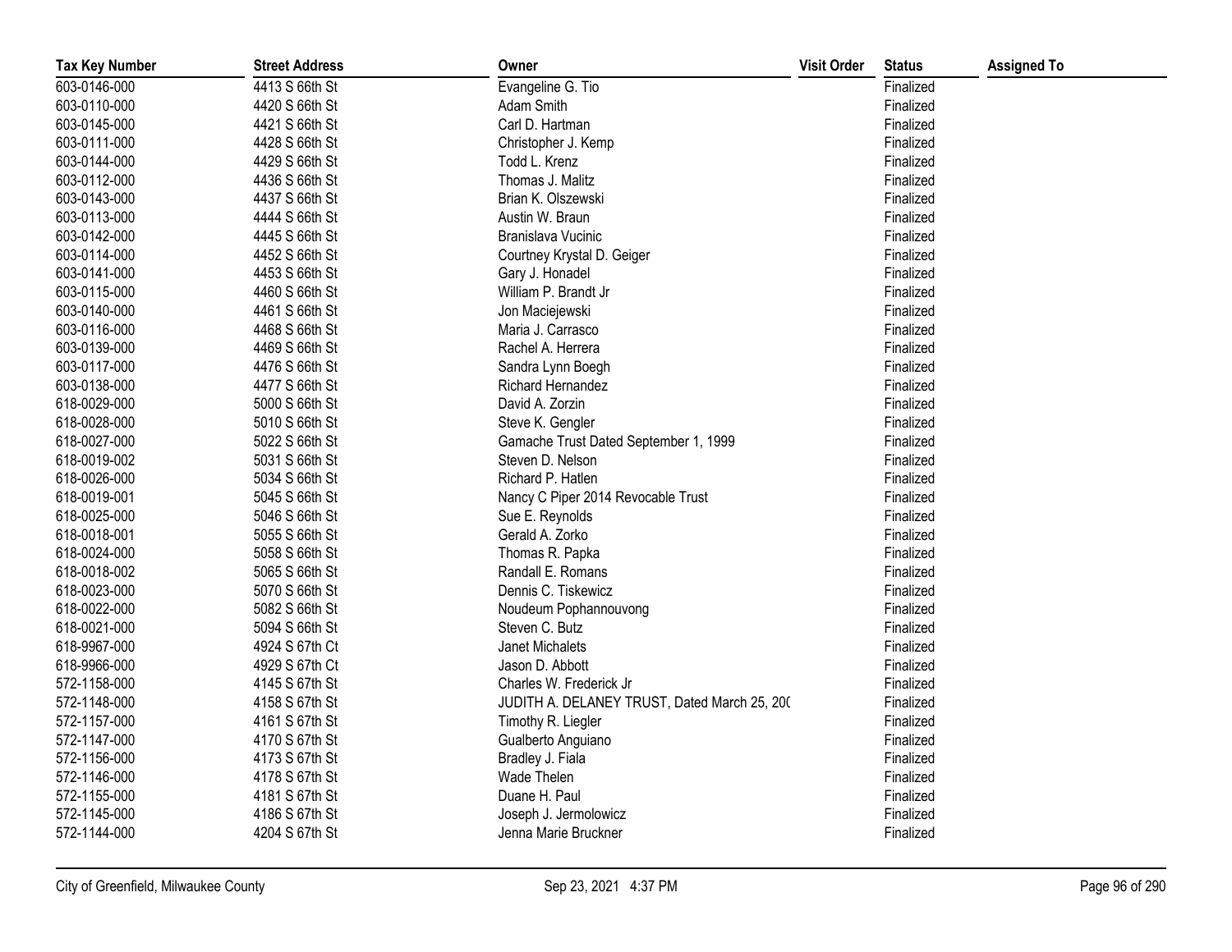| Tax Key Number | Street Address | Owner | Visit Order | Status | Assigned To |
|---|---|---|---|---|---|
| 603-0146-000 | 4413 S 66th St | Evangeline G. Tio | | Finalized | |
| 603-0110-000 | 4420 S 66th St | Adam Smith | | Finalized | |
| 603-0145-000 | 4421 S 66th St | Carl D. Hartman | | Finalized | |
| 603-0111-000 | 4428 S 66th St | Christopher J. Kemp | | Finalized | |
| 603-0144-000 | 4429 S 66th St | Todd L. Krenz | | Finalized | |
| 603-0112-000 | 4436 S 66th St | Thomas J. Malitz | | Finalized | |
| 603-0143-000 | 4437 S 66th St | Brian K. Olszewski | | Finalized | |
| 603-0113-000 | 4444 S 66th St | Austin W. Braun | | Finalized | |
| 603-0142-000 | 4445 S 66th St | Branislava Vucinic | | Finalized | |
| 603-0114-000 | 4452 S 66th St | Courtney Krystal D. Geiger | | Finalized | |
| 603-0141-000 | 4453 S 66th St | Gary J. Honadel | | Finalized | |
| 603-0115-000 | 4460 S 66th St | William P. Brandt Jr | | Finalized | |
| 603-0140-000 | 4461 S 66th St | Jon Maciejewski | | Finalized | |
| 603-0116-000 | 4468 S 66th St | Maria J. Carrasco | | Finalized | |
| 603-0139-000 | 4469 S 66th St | Rachel A. Herrera | | Finalized | |
| 603-0117-000 | 4476 S 66th St | Sandra Lynn Boegh | | Finalized | |
| 603-0138-000 | 4477 S 66th St | Richard Hernandez | | Finalized | |
| 618-0029-000 | 5000 S 66th St | David A. Zorzin | | Finalized | |
| 618-0028-000 | 5010 S 66th St | Steve K. Gengler | | Finalized | |
| 618-0027-000 | 5022 S 66th St | Gamache Trust Dated September 1, 1999 | | Finalized | |
| 618-0019-002 | 5031 S 66th St | Steven D. Nelson | | Finalized | |
| 618-0026-000 | 5034 S 66th St | Richard P. Hatlen | | Finalized | |
| 618-0019-001 | 5045 S 66th St | Nancy C Piper 2014 Revocable Trust | | Finalized | |
| 618-0025-000 | 5046 S 66th St | Sue E. Reynolds | | Finalized | |
| 618-0018-001 | 5055 S 66th St | Gerald A. Zorko | | Finalized | |
| 618-0024-000 | 5058 S 66th St | Thomas R. Papka | | Finalized | |
| 618-0018-002 | 5065 S 66th St | Randall E. Romans | | Finalized | |
| 618-0023-000 | 5070 S 66th St | Dennis C. Tiskewicz | | Finalized | |
| 618-0022-000 | 5082 S 66th St | Noudeum Pophannouvong | | Finalized | |
| 618-0021-000 | 5094 S 66th St | Steven C. Butz | | Finalized | |
| 618-9967-000 | 4924 S 67th Ct | Janet Michalets | | Finalized | |
| 618-9966-000 | 4929 S 67th Ct | Jason D. Abbott | | Finalized | |
| 572-1158-000 | 4145 S 67th St | Charles W. Frederick Jr | | Finalized | |
| 572-1148-000 | 4158 S 67th St | JUDITH A. DELANEY TRUST, Dated March 25, 200 | | Finalized | |
| 572-1157-000 | 4161 S 67th St | Timothy R. Liegler | | Finalized | |
| 572-1147-000 | 4170 S 67th St | Gualberto Anguiano | | Finalized | |
| 572-1156-000 | 4173 S 67th St | Bradley J. Fiala | | Finalized | |
| 572-1146-000 | 4178 S 67th St | Wade Thelen | | Finalized | |
| 572-1155-000 | 4181 S 67th St | Duane H. Paul | | Finalized | |
| 572-1145-000 | 4186 S 67th St | Joseph J. Jermolowicz | | Finalized | |
| 572-1144-000 | 4204 S 67th St | Jenna Marie Bruckner | | Finalized | |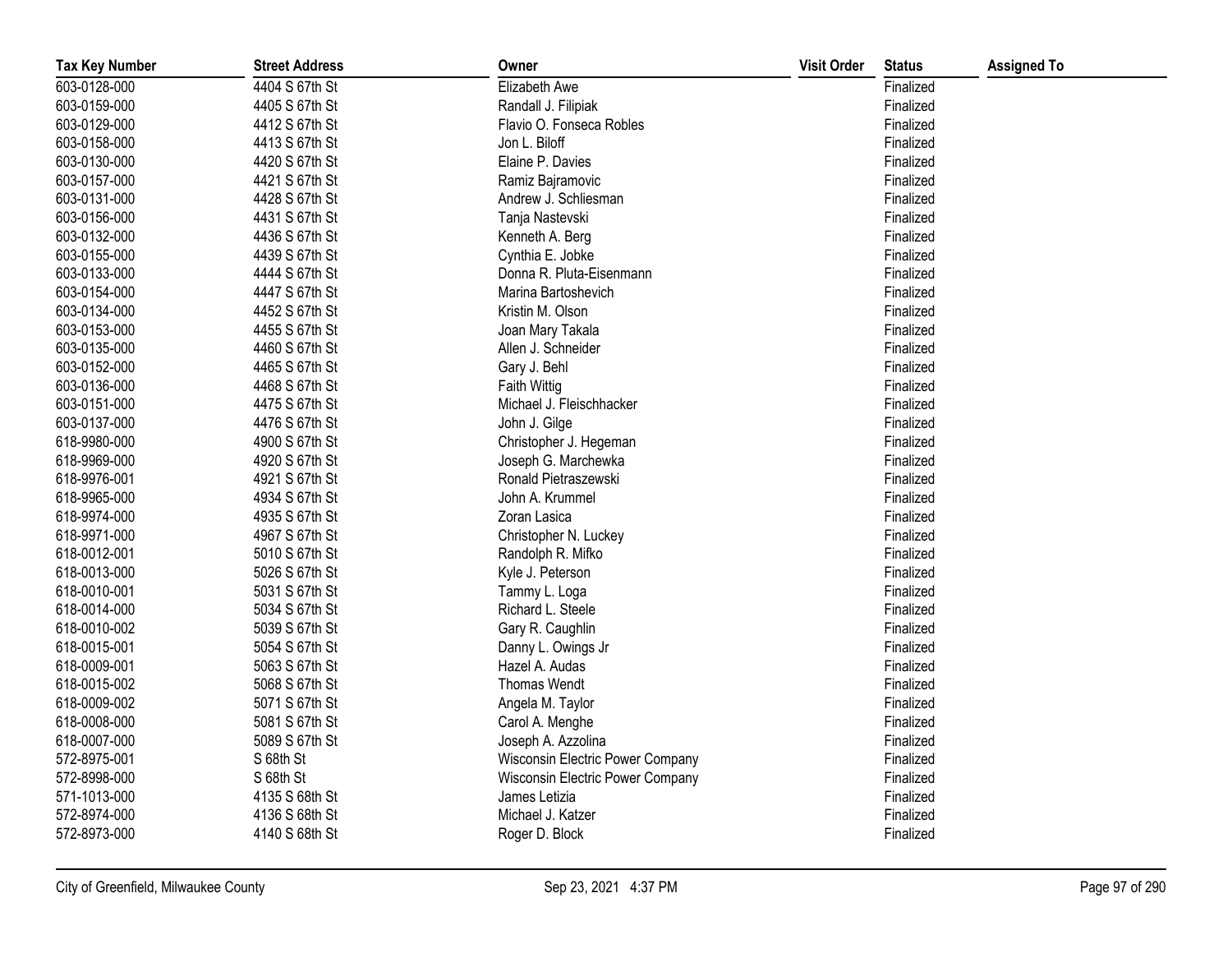| Tax Key Number | Street Address | Owner | Visit Order | Status | Assigned To |
|---|---|---|---|---|---|
| 603-0128-000 | 4404 S 67th St | Elizabeth Awe | | Finalized | |
| 603-0159-000 | 4405 S 67th St | Randall J. Filipiak | | Finalized | |
| 603-0129-000 | 4412 S 67th St | Flavio O. Fonseca Robles | | Finalized | |
| 603-0158-000 | 4413 S 67th St | Jon L. Biloff | | Finalized | |
| 603-0130-000 | 4420 S 67th St | Elaine P. Davies | | Finalized | |
| 603-0157-000 | 4421 S 67th St | Ramiz Bajramovic | | Finalized | |
| 603-0131-000 | 4428 S 67th St | Andrew J. Schliesman | | Finalized | |
| 603-0156-000 | 4431 S 67th St | Tanja Nastevski | | Finalized | |
| 603-0132-000 | 4436 S 67th St | Kenneth A. Berg | | Finalized | |
| 603-0155-000 | 4439 S 67th St | Cynthia E. Jobke | | Finalized | |
| 603-0133-000 | 4444 S 67th St | Donna R. Pluta-Eisenmann | | Finalized | |
| 603-0154-000 | 4447 S 67th St | Marina Bartoshevich | | Finalized | |
| 603-0134-000 | 4452 S 67th St | Kristin M. Olson | | Finalized | |
| 603-0153-000 | 4455 S 67th St | Joan Mary Takala | | Finalized | |
| 603-0135-000 | 4460 S 67th St | Allen J. Schneider | | Finalized | |
| 603-0152-000 | 4465 S 67th St | Gary J. Behl | | Finalized | |
| 603-0136-000 | 4468 S 67th St | Faith Wittig | | Finalized | |
| 603-0151-000 | 4475 S 67th St | Michael J. Fleischhacker | | Finalized | |
| 603-0137-000 | 4476 S 67th St | John J. Gilge | | Finalized | |
| 618-9980-000 | 4900 S 67th St | Christopher J. Hegeman | | Finalized | |
| 618-9969-000 | 4920 S 67th St | Joseph G. Marchewka | | Finalized | |
| 618-9976-001 | 4921 S 67th St | Ronald Pietraszewski | | Finalized | |
| 618-9965-000 | 4934 S 67th St | John A. Krummel | | Finalized | |
| 618-9974-000 | 4935 S 67th St | Zoran Lasica | | Finalized | |
| 618-9971-000 | 4967 S 67th St | Christopher N. Luckey | | Finalized | |
| 618-0012-001 | 5010 S 67th St | Randolph R. Mifko | | Finalized | |
| 618-0013-000 | 5026 S 67th St | Kyle J. Peterson | | Finalized | |
| 618-0010-001 | 5031 S 67th St | Tammy L. Loga | | Finalized | |
| 618-0014-000 | 5034 S 67th St | Richard L. Steele | | Finalized | |
| 618-0010-002 | 5039 S 67th St | Gary R. Caughlin | | Finalized | |
| 618-0015-001 | 5054 S 67th St | Danny L. Owings Jr | | Finalized | |
| 618-0009-001 | 5063 S 67th St | Hazel A. Audas | | Finalized | |
| 618-0015-002 | 5068 S 67th St | Thomas Wendt | | Finalized | |
| 618-0009-002 | 5071 S 67th St | Angela M. Taylor | | Finalized | |
| 618-0008-000 | 5081 S 67th St | Carol A. Menghe | | Finalized | |
| 618-0007-000 | 5089 S 67th St | Joseph A. Azzolina | | Finalized | |
| 572-8975-001 | S 68th St | Wisconsin Electric Power Company | | Finalized | |
| 572-8998-000 | S 68th St | Wisconsin Electric Power Company | | Finalized | |
| 571-1013-000 | 4135 S 68th St | James Letizia | | Finalized | |
| 572-8974-000 | 4136 S 68th St | Michael J. Katzer | | Finalized | |
| 572-8973-000 | 4140 S 68th St | Roger D. Block | | Finalized | |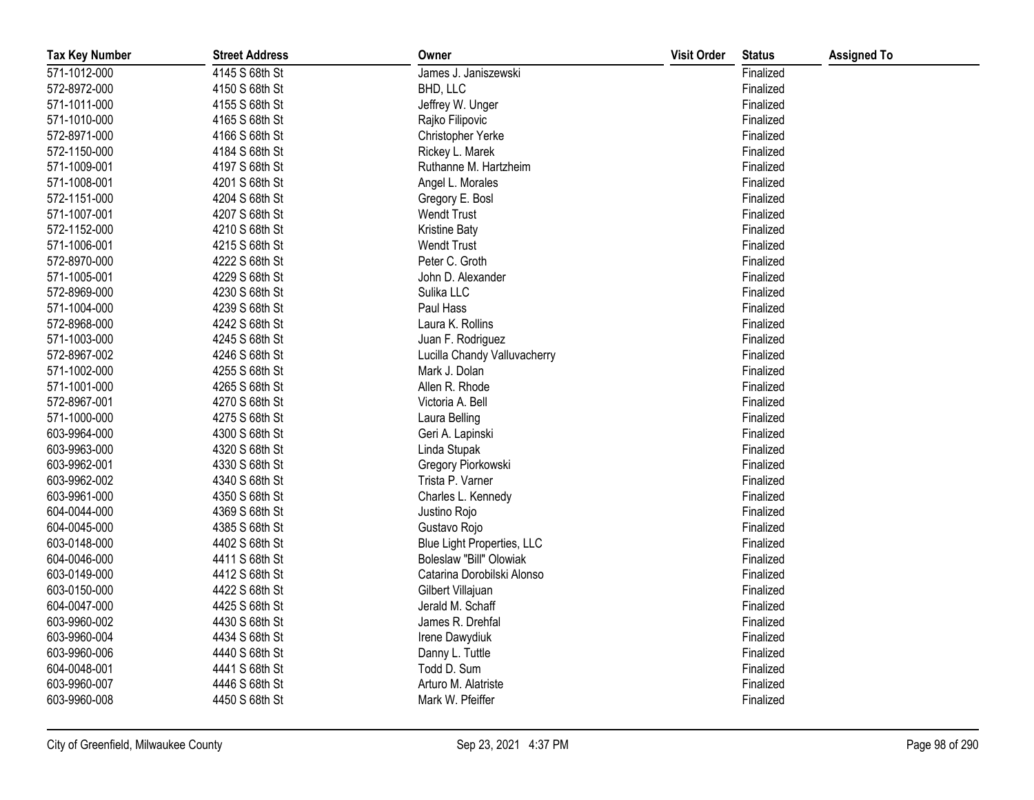| Tax Key Number | Street Address | Owner | Visit Order | Status | Assigned To |
|---|---|---|---|---|---|
| 571-1012-000 | 4145 S 68th St | James J. Janiszewski | | Finalized | |
| 572-8972-000 | 4150 S 68th St | BHD, LLC | | Finalized | |
| 571-1011-000 | 4155 S 68th St | Jeffrey W. Unger | | Finalized | |
| 571-1010-000 | 4165 S 68th St | Rajko Filipovic | | Finalized | |
| 572-8971-000 | 4166 S 68th St | Christopher Yerke | | Finalized | |
| 572-1150-000 | 4184 S 68th St | Rickey L. Marek | | Finalized | |
| 571-1009-001 | 4197 S 68th St | Ruthanne M. Hartzheim | | Finalized | |
| 571-1008-001 | 4201 S 68th St | Angel L. Morales | | Finalized | |
| 572-1151-000 | 4204 S 68th St | Gregory E. Bosl | | Finalized | |
| 571-1007-001 | 4207 S 68th St | Wendt Trust | | Finalized | |
| 572-1152-000 | 4210 S 68th St | Kristine Baty | | Finalized | |
| 571-1006-001 | 4215 S 68th St | Wendt Trust | | Finalized | |
| 572-8970-000 | 4222 S 68th St | Peter C. Groth | | Finalized | |
| 571-1005-001 | 4229 S 68th St | John D. Alexander | | Finalized | |
| 572-8969-000 | 4230 S 68th St | Sulika LLC | | Finalized | |
| 571-1004-000 | 4239 S 68th St | Paul Hass | | Finalized | |
| 572-8968-000 | 4242 S 68th St | Laura K. Rollins | | Finalized | |
| 571-1003-000 | 4245 S 68th St | Juan F. Rodriguez | | Finalized | |
| 572-8967-002 | 4246 S 68th St | Lucilla Chandy Valluvacherry | | Finalized | |
| 571-1002-000 | 4255 S 68th St | Mark J. Dolan | | Finalized | |
| 571-1001-000 | 4265 S 68th St | Allen R. Rhode | | Finalized | |
| 572-8967-001 | 4270 S 68th St | Victoria A. Bell | | Finalized | |
| 571-1000-000 | 4275 S 68th St | Laura Belling | | Finalized | |
| 603-9964-000 | 4300 S 68th St | Geri A. Lapinski | | Finalized | |
| 603-9963-000 | 4320 S 68th St | Linda Stupak | | Finalized | |
| 603-9962-001 | 4330 S 68th St | Gregory Piorkowski | | Finalized | |
| 603-9962-002 | 4340 S 68th St | Trista P. Varner | | Finalized | |
| 603-9961-000 | 4350 S 68th St | Charles L. Kennedy | | Finalized | |
| 604-0044-000 | 4369 S 68th St | Justino Rojo | | Finalized | |
| 604-0045-000 | 4385 S 68th St | Gustavo Rojo | | Finalized | |
| 603-0148-000 | 4402 S 68th St | Blue Light Properties, LLC | | Finalized | |
| 604-0046-000 | 4411 S 68th St | Boleslaw "Bill" Olowiak | | Finalized | |
| 603-0149-000 | 4412 S 68th St | Catarina Dorobilski Alonso | | Finalized | |
| 603-0150-000 | 4422 S 68th St | Gilbert Villajuan | | Finalized | |
| 604-0047-000 | 4425 S 68th St | Jerald M. Schaff | | Finalized | |
| 603-9960-002 | 4430 S 68th St | James R. Drehfal | | Finalized | |
| 603-9960-004 | 4434 S 68th St | Irene Dawydiuk | | Finalized | |
| 603-9960-006 | 4440 S 68th St | Danny L. Tuttle | | Finalized | |
| 604-0048-001 | 4441 S 68th St | Todd D. Sum | | Finalized | |
| 603-9960-007 | 4446 S 68th St | Arturo M. Alatriste | | Finalized | |
| 603-9960-008 | 4450 S 68th St | Mark W. Pfeiffer | | Finalized | |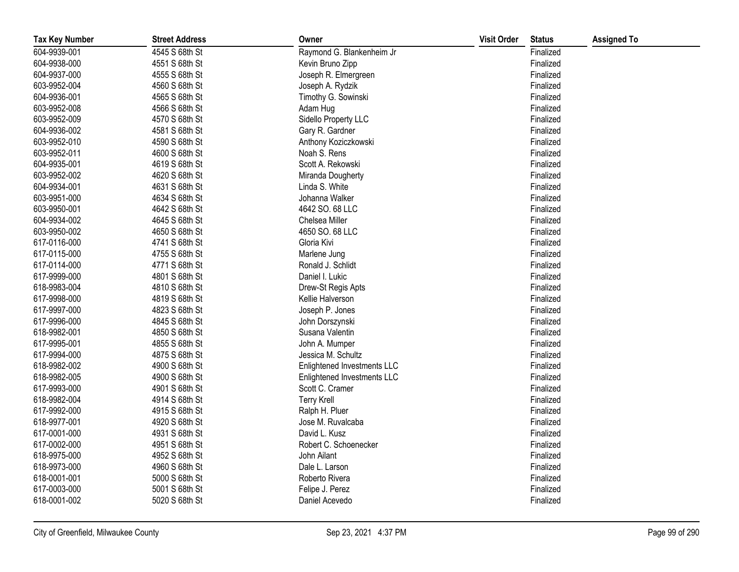| Tax Key Number | Street Address | Owner | Visit Order | Status | Assigned To |
|---|---|---|---|---|---|
| 604-9939-001 | 4545 S 68th St | Raymond G. Blankenheim Jr | | Finalized | |
| 604-9938-000 | 4551 S 68th St | Kevin Bruno Zipp | | Finalized | |
| 604-9937-000 | 4555 S 68th St | Joseph R. Elmergreen | | Finalized | |
| 603-9952-004 | 4560 S 68th St | Joseph A. Rydzik | | Finalized | |
| 604-9936-001 | 4565 S 68th St | Timothy G. Sowinski | | Finalized | |
| 603-9952-008 | 4566 S 68th St | Adam Hug | | Finalized | |
| 603-9952-009 | 4570 S 68th St | Sidello Property LLC | | Finalized | |
| 604-9936-002 | 4581 S 68th St | Gary R. Gardner | | Finalized | |
| 603-9952-010 | 4590 S 68th St | Anthony Koziczkowski | | Finalized | |
| 603-9952-011 | 4600 S 68th St | Noah S. Rens | | Finalized | |
| 604-9935-001 | 4619 S 68th St | Scott A. Rekowski | | Finalized | |
| 603-9952-002 | 4620 S 68th St | Miranda Dougherty | | Finalized | |
| 604-9934-001 | 4631 S 68th St | Linda S. White | | Finalized | |
| 603-9951-000 | 4634 S 68th St | Johanna Walker | | Finalized | |
| 603-9950-001 | 4642 S 68th St | 4642 SO. 68 LLC | | Finalized | |
| 604-9934-002 | 4645 S 68th St | Chelsea Miller | | Finalized | |
| 603-9950-002 | 4650 S 68th St | 4650 SO. 68 LLC | | Finalized | |
| 617-0116-000 | 4741 S 68th St | Gloria Kivi | | Finalized | |
| 617-0115-000 | 4755 S 68th St | Marlene Jung | | Finalized | |
| 617-0114-000 | 4771 S 68th St | Ronald J. Schlidt | | Finalized | |
| 617-9999-000 | 4801 S 68th St | Daniel I. Lukic | | Finalized | |
| 618-9983-004 | 4810 S 68th St | Drew-St Regis Apts | | Finalized | |
| 617-9998-000 | 4819 S 68th St | Kellie Halverson | | Finalized | |
| 617-9997-000 | 4823 S 68th St | Joseph P. Jones | | Finalized | |
| 617-9996-000 | 4845 S 68th St | John Dorszynski | | Finalized | |
| 618-9982-001 | 4850 S 68th St | Susana Valentin | | Finalized | |
| 617-9995-001 | 4855 S 68th St | John A. Mumper | | Finalized | |
| 617-9994-000 | 4875 S 68th St | Jessica M. Schultz | | Finalized | |
| 618-9982-002 | 4900 S 68th St | Enlightened Investments LLC | | Finalized | |
| 618-9982-005 | 4900 S 68th St | Enlightened Investments LLC | | Finalized | |
| 617-9993-000 | 4901 S 68th St | Scott C. Cramer | | Finalized | |
| 618-9982-004 | 4914 S 68th St | Terry Krell | | Finalized | |
| 617-9992-000 | 4915 S 68th St | Ralph H. Pluer | | Finalized | |
| 618-9977-001 | 4920 S 68th St | Jose M. Ruvalcaba | | Finalized | |
| 617-0001-000 | 4931 S 68th St | David L. Kusz | | Finalized | |
| 617-0002-000 | 4951 S 68th St | Robert C. Schoenecker | | Finalized | |
| 618-9975-000 | 4952 S 68th St | John Ailant | | Finalized | |
| 618-9973-000 | 4960 S 68th St | Dale L. Larson | | Finalized | |
| 618-0001-001 | 5000 S 68th St | Roberto Rivera | | Finalized | |
| 617-0003-000 | 5001 S 68th St | Felipe J. Perez | | Finalized | |
| 618-0001-002 | 5020 S 68th St | Daniel Acevedo | | Finalized | |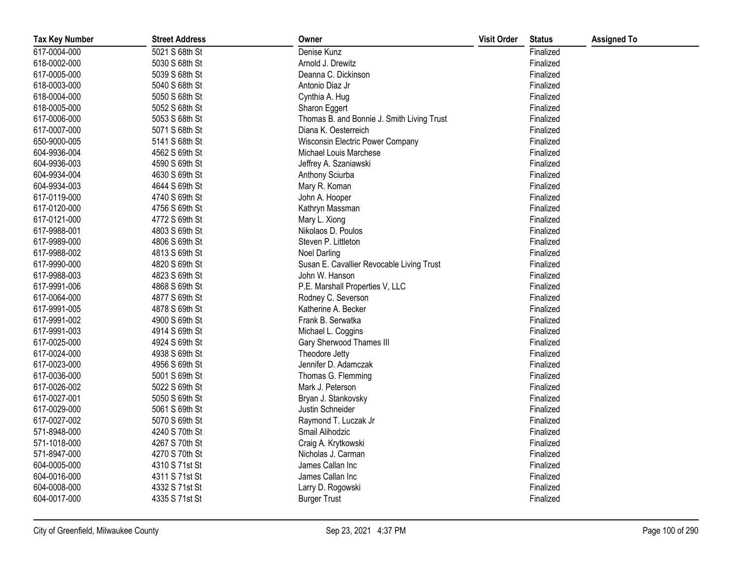| Tax Key Number | Street Address | Owner | Visit Order | Status | Assigned To |
|---|---|---|---|---|---|
| 617-0004-000 | 5021 S 68th St | Denise Kunz | | Finalized | |
| 618-0002-000 | 5030 S 68th St | Arnold J. Drewitz | | Finalized | |
| 617-0005-000 | 5039 S 68th St | Deanna C. Dickinson | | Finalized | |
| 618-0003-000 | 5040 S 68th St | Antonio Diaz Jr | | Finalized | |
| 618-0004-000 | 5050 S 68th St | Cynthia A. Hug | | Finalized | |
| 618-0005-000 | 5052 S 68th St | Sharon Eggert | | Finalized | |
| 617-0006-000 | 5053 S 68th St | Thomas B. and Bonnie J. Smith Living Trust | | Finalized | |
| 617-0007-000 | 5071 S 68th St | Diana K. Oesterreich | | Finalized | |
| 650-9000-005 | 5141 S 68th St | Wisconsin Electric Power Company | | Finalized | |
| 604-9936-004 | 4562 S 69th St | Michael Louis Marchese | | Finalized | |
| 604-9936-003 | 4590 S 69th St | Jeffrey A. Szaniawski | | Finalized | |
| 604-9934-004 | 4630 S 69th St | Anthony Sciurba | | Finalized | |
| 604-9934-003 | 4644 S 69th St | Mary R. Koman | | Finalized | |
| 617-0119-000 | 4740 S 69th St | John A. Hooper | | Finalized | |
| 617-0120-000 | 4756 S 69th St | Kathryn Massman | | Finalized | |
| 617-0121-000 | 4772 S 69th St | Mary L. Xiong | | Finalized | |
| 617-9988-001 | 4803 S 69th St | Nikolaos D. Poulos | | Finalized | |
| 617-9989-000 | 4806 S 69th St | Steven P. Littleton | | Finalized | |
| 617-9988-002 | 4813 S 69th St | Noel Darling | | Finalized | |
| 617-9990-000 | 4820 S 69th St | Susan E. Cavallier Revocable Living Trust | | Finalized | |
| 617-9988-003 | 4823 S 69th St | John W. Hanson | | Finalized | |
| 617-9991-006 | 4868 S 69th St | P.E. Marshall Properties V, LLC | | Finalized | |
| 617-0064-000 | 4877 S 69th St | Rodney C. Severson | | Finalized | |
| 617-9991-005 | 4878 S 69th St | Katherine A. Becker | | Finalized | |
| 617-9991-002 | 4900 S 69th St | Frank B. Serwatka | | Finalized | |
| 617-9991-003 | 4914 S 69th St | Michael L. Coggins | | Finalized | |
| 617-0025-000 | 4924 S 69th St | Gary Sherwood Thames III | | Finalized | |
| 617-0024-000 | 4938 S 69th St | Theodore Jetty | | Finalized | |
| 617-0023-000 | 4956 S 69th St | Jennifer D. Adamczak | | Finalized | |
| 617-0036-000 | 5001 S 69th St | Thomas G. Flemming | | Finalized | |
| 617-0026-002 | 5022 S 69th St | Mark J. Peterson | | Finalized | |
| 617-0027-001 | 5050 S 69th St | Bryan J. Stankovsky | | Finalized | |
| 617-0029-000 | 5061 S 69th St | Justin Schneider | | Finalized | |
| 617-0027-002 | 5070 S 69th St | Raymond T. Luczak Jr | | Finalized | |
| 571-8948-000 | 4240 S 70th St | Smail Alihodzic | | Finalized | |
| 571-1018-000 | 4267 S 70th St | Craig A. Krytkowski | | Finalized | |
| 571-8947-000 | 4270 S 70th St | Nicholas J. Carman | | Finalized | |
| 604-0005-000 | 4310 S 71st St | James Callan Inc | | Finalized | |
| 604-0016-000 | 4311 S 71st St | James Callan Inc | | Finalized | |
| 604-0008-000 | 4332 S 71st St | Larry D. Rogowski | | Finalized | |
| 604-0017-000 | 4335 S 71st St | Burger Trust | | Finalized | |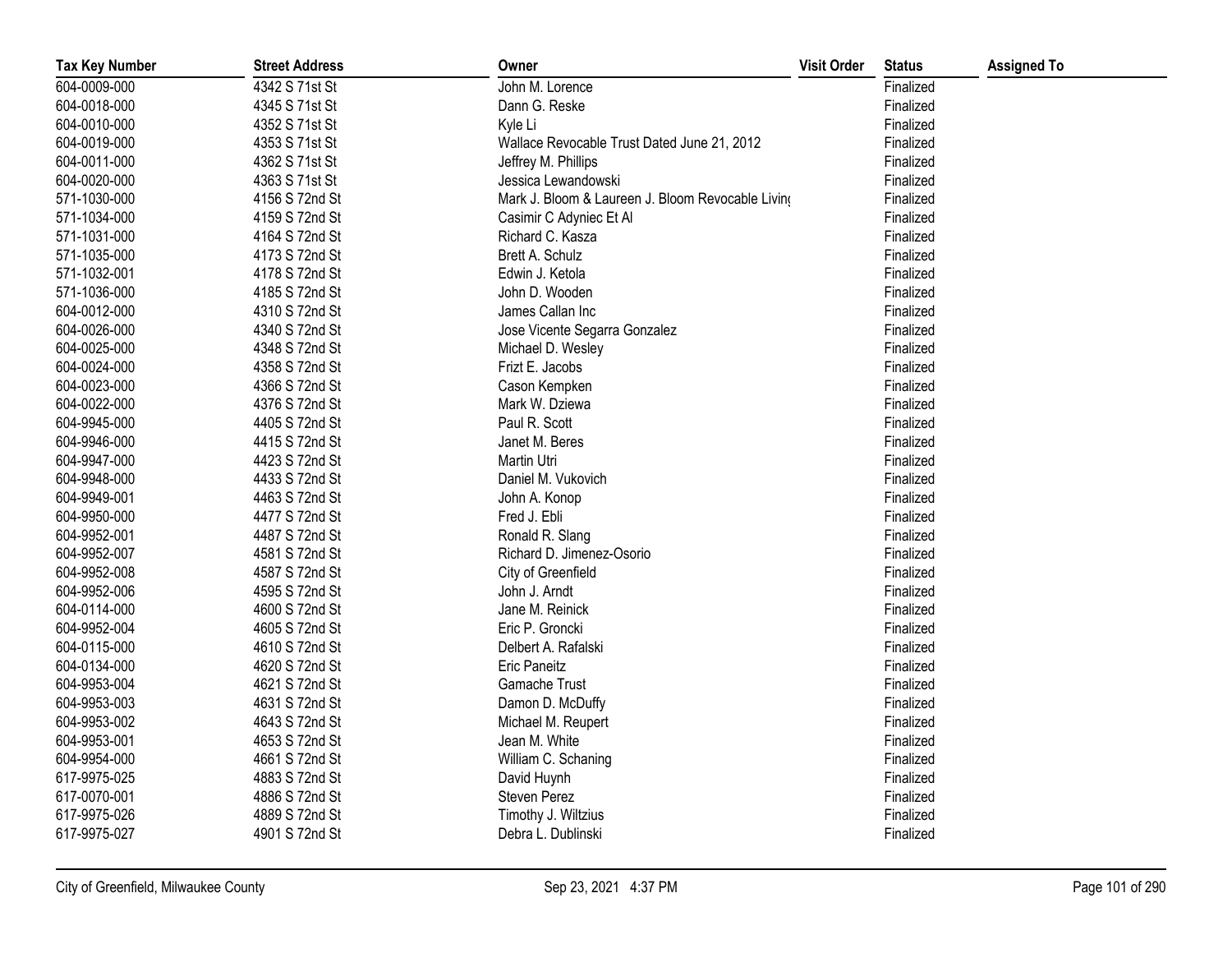| Tax Key Number | Street Address | Owner | Visit Order | Status | Assigned To |
| --- | --- | --- | --- | --- | --- |
| 604-0009-000 | 4342 S 71st St | John M. Lorence | | Finalized | |
| 604-0018-000 | 4345 S 71st St | Dann G. Reske | | Finalized | |
| 604-0010-000 | 4352 S 71st St | Kyle Li | | Finalized | |
| 604-0019-000 | 4353 S 71st St | Wallace Revocable Trust Dated June 21, 2012 | | Finalized | |
| 604-0011-000 | 4362 S 71st St | Jeffrey M. Phillips | | Finalized | |
| 604-0020-000 | 4363 S 71st St | Jessica Lewandowski | | Finalized | |
| 571-1030-000 | 4156 S 72nd St | Mark J. Bloom & Laureen J. Bloom Revocable Living | | Finalized | |
| 571-1034-000 | 4159 S 72nd St | Casimir C Adyniec Et Al | | Finalized | |
| 571-1031-000 | 4164 S 72nd St | Richard C. Kasza | | Finalized | |
| 571-1035-000 | 4173 S 72nd St | Brett A. Schulz | | Finalized | |
| 571-1032-001 | 4178 S 72nd St | Edwin J. Ketola | | Finalized | |
| 571-1036-000 | 4185 S 72nd St | John D. Wooden | | Finalized | |
| 604-0012-000 | 4310 S 72nd St | James Callan Inc | | Finalized | |
| 604-0026-000 | 4340 S 72nd St | Jose Vicente Segarra Gonzalez | | Finalized | |
| 604-0025-000 | 4348 S 72nd St | Michael D. Wesley | | Finalized | |
| 604-0024-000 | 4358 S 72nd St | Frizt E. Jacobs | | Finalized | |
| 604-0023-000 | 4366 S 72nd St | Cason Kempken | | Finalized | |
| 604-0022-000 | 4376 S 72nd St | Mark W. Dziewa | | Finalized | |
| 604-9945-000 | 4405 S 72nd St | Paul R. Scott | | Finalized | |
| 604-9946-000 | 4415 S 72nd St | Janet M. Beres | | Finalized | |
| 604-9947-000 | 4423 S 72nd St | Martin Utri | | Finalized | |
| 604-9948-000 | 4433 S 72nd St | Daniel M. Vukovich | | Finalized | |
| 604-9949-001 | 4463 S 72nd St | John A. Konop | | Finalized | |
| 604-9950-000 | 4477 S 72nd St | Fred J. Ebli | | Finalized | |
| 604-9952-001 | 4487 S 72nd St | Ronald R. Slang | | Finalized | |
| 604-9952-007 | 4581 S 72nd St | Richard D. Jimenez-Osorio | | Finalized | |
| 604-9952-008 | 4587 S 72nd St | City of Greenfield | | Finalized | |
| 604-9952-006 | 4595 S 72nd St | John J. Arndt | | Finalized | |
| 604-0114-000 | 4600 S 72nd St | Jane M. Reinick | | Finalized | |
| 604-9952-004 | 4605 S 72nd St | Eric P. Groncki | | Finalized | |
| 604-0115-000 | 4610 S 72nd St | Delbert A. Rafalski | | Finalized | |
| 604-0134-000 | 4620 S 72nd St | Eric Paneitz | | Finalized | |
| 604-9953-004 | 4621 S 72nd St | Gamache Trust | | Finalized | |
| 604-9953-003 | 4631 S 72nd St | Damon D. McDuffy | | Finalized | |
| 604-9953-002 | 4643 S 72nd St | Michael M. Reupert | | Finalized | |
| 604-9953-001 | 4653 S 72nd St | Jean M. White | | Finalized | |
| 604-9954-000 | 4661 S 72nd St | William C. Schaning | | Finalized | |
| 617-9975-025 | 4883 S 72nd St | David Huynh | | Finalized | |
| 617-0070-001 | 4886 S 72nd St | Steven Perez | | Finalized | |
| 617-9975-026 | 4889 S 72nd St | Timothy J. Wiltzius | | Finalized | |
| 617-9975-027 | 4901 S 72nd St | Debra L. Dublinski | | Finalized | |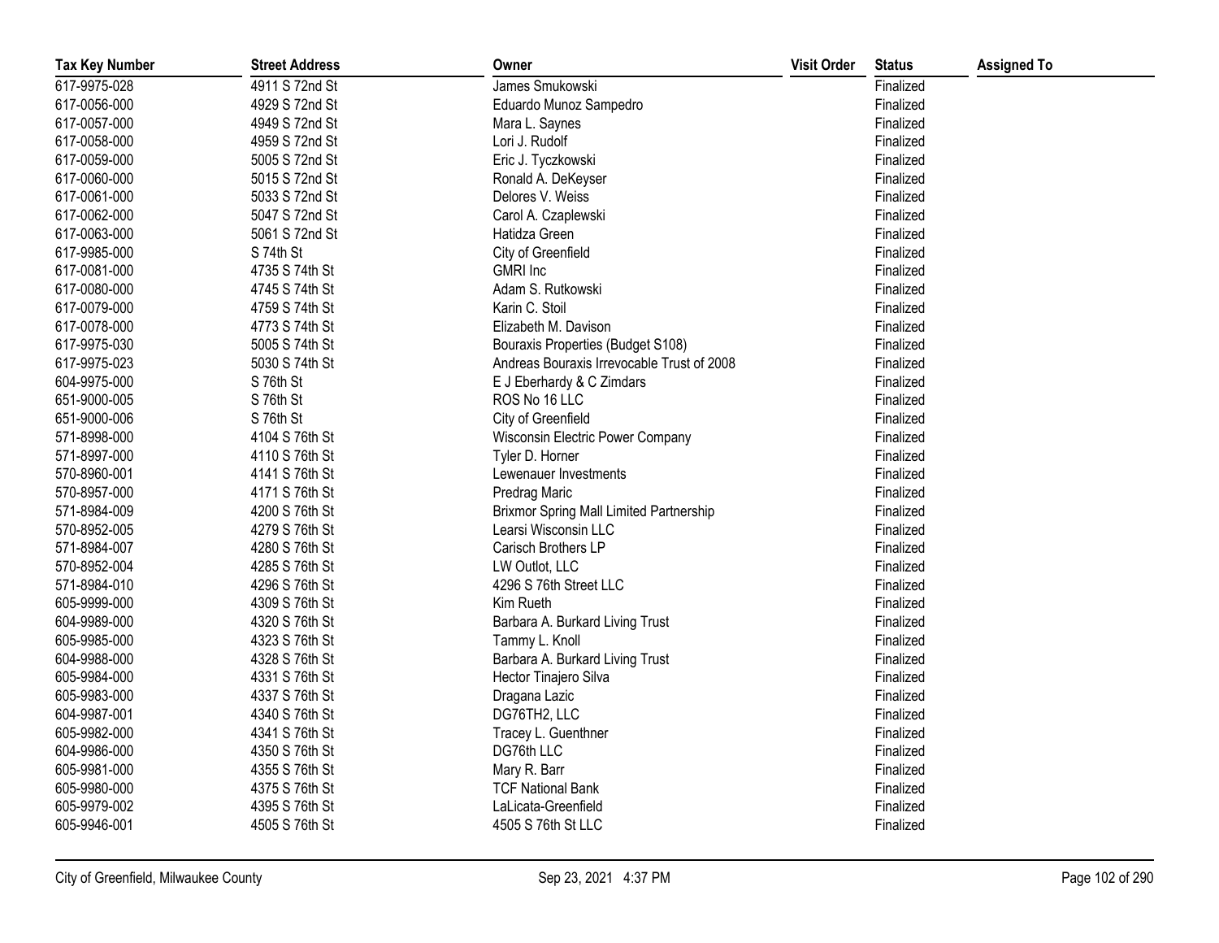| Tax Key Number | Street Address | Owner | Visit Order | Status | Assigned To |
| --- | --- | --- | --- | --- | --- |
| 617-9975-028 | 4911 S 72nd St | James Smukowski | | Finalized | |
| 617-0056-000 | 4929 S 72nd St | Eduardo Munoz Sampedro | | Finalized | |
| 617-0057-000 | 4949 S 72nd St | Mara L. Saynes | | Finalized | |
| 617-0058-000 | 4959 S 72nd St | Lori J. Rudolf | | Finalized | |
| 617-0059-000 | 5005 S 72nd St | Eric J. Tyczkowski | | Finalized | |
| 617-0060-000 | 5015 S 72nd St | Ronald A. DeKeyser | | Finalized | |
| 617-0061-000 | 5033 S 72nd St | Delores V. Weiss | | Finalized | |
| 617-0062-000 | 5047 S 72nd St | Carol A. Czaplewski | | Finalized | |
| 617-0063-000 | 5061 S 72nd St | Hatidza Green | | Finalized | |
| 617-9985-000 | S 74th St | City of Greenfield | | Finalized | |
| 617-0081-000 | 4735 S 74th St | GMRI Inc | | Finalized | |
| 617-0080-000 | 4745 S 74th St | Adam S. Rutkowski | | Finalized | |
| 617-0079-000 | 4759 S 74th St | Karin C. Stoil | | Finalized | |
| 617-0078-000 | 4773 S 74th St | Elizabeth M. Davison | | Finalized | |
| 617-9975-030 | 5005 S 74th St | Bouraxis Properties (Budget S108) | | Finalized | |
| 617-9975-023 | 5030 S 74th St | Andreas Bouraxis Irrevocable Trust of 2008 | | Finalized | |
| 604-9975-000 | S 76th St | E J Eberhardy & C Zimdars | | Finalized | |
| 651-9000-005 | S 76th St | ROS No 16 LLC | | Finalized | |
| 651-9000-006 | S 76th St | City of Greenfield | | Finalized | |
| 571-8998-000 | 4104 S 76th St | Wisconsin Electric Power Company | | Finalized | |
| 571-8997-000 | 4110 S 76th St | Tyler D. Horner | | Finalized | |
| 570-8960-001 | 4141 S 76th St | Lewenauer Investments | | Finalized | |
| 570-8957-000 | 4171 S 76th St | Predrag Maric | | Finalized | |
| 571-8984-009 | 4200 S 76th St | Brixmor Spring Mall Limited Partnership | | Finalized | |
| 570-8952-005 | 4279 S 76th St | Learsi Wisconsin LLC | | Finalized | |
| 571-8984-007 | 4280 S 76th St | Carisch Brothers LP | | Finalized | |
| 570-8952-004 | 4285 S 76th St | LW Outlot, LLC | | Finalized | |
| 571-8984-010 | 4296 S 76th St | 4296 S 76th Street LLC | | Finalized | |
| 605-9999-000 | 4309 S 76th St | Kim Rueth | | Finalized | |
| 604-9989-000 | 4320 S 76th St | Barbara A. Burkard Living Trust | | Finalized | |
| 605-9985-000 | 4323 S 76th St | Tammy L. Knoll | | Finalized | |
| 604-9988-000 | 4328 S 76th St | Barbara A. Burkard Living Trust | | Finalized | |
| 605-9984-000 | 4331 S 76th St | Hector Tinajero Silva | | Finalized | |
| 605-9983-000 | 4337 S 76th St | Dragana Lazic | | Finalized | |
| 604-9987-001 | 4340 S 76th St | DG76TH2, LLC | | Finalized | |
| 605-9982-000 | 4341 S 76th St | Tracey L. Guenthner | | Finalized | |
| 604-9986-000 | 4350 S 76th St | DG76th LLC | | Finalized | |
| 605-9981-000 | 4355 S 76th St | Mary R. Barr | | Finalized | |
| 605-9980-000 | 4375 S 76th St | TCF National Bank | | Finalized | |
| 605-9979-002 | 4395 S 76th St | LaLicata-Greenfield | | Finalized | |
| 605-9946-001 | 4505 S 76th St | 4505 S 76th St LLC | | Finalized | |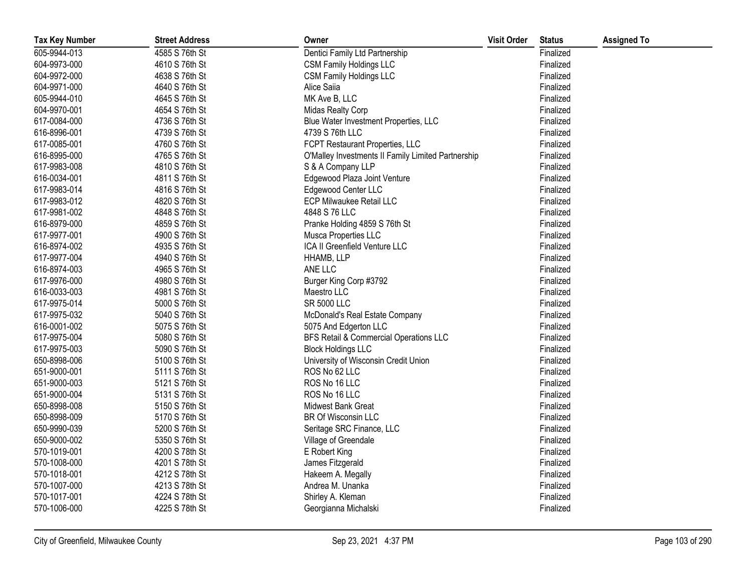| Tax Key Number | Street Address | Owner | Visit Order | Status | Assigned To |
|---|---|---|---|---|---|
| 605-9944-013 | 4585 S 76th St | Dentici Family Ltd Partnership | | Finalized | |
| 604-9973-000 | 4610 S 76th St | CSM Family Holdings LLC | | Finalized | |
| 604-9972-000 | 4638 S 76th St | CSM Family Holdings LLC | | Finalized | |
| 604-9971-000 | 4640 S 76th St | Alice Saiia | | Finalized | |
| 605-9944-010 | 4645 S 76th St | MK Ave B, LLC | | Finalized | |
| 604-9970-001 | 4654 S 76th St | Midas Realty Corp | | Finalized | |
| 617-0084-000 | 4736 S 76th St | Blue Water Investment Properties, LLC | | Finalized | |
| 616-8996-001 | 4739 S 76th St | 4739 S 76th LLC | | Finalized | |
| 617-0085-001 | 4760 S 76th St | FCPT Restaurant Properties, LLC | | Finalized | |
| 616-8995-000 | 4765 S 76th St | O'Malley Investments II Family Limited Partnership | | Finalized | |
| 617-9983-008 | 4810 S 76th St | S & A Company LLP | | Finalized | |
| 616-0034-001 | 4811 S 76th St | Edgewood Plaza Joint Venture | | Finalized | |
| 617-9983-014 | 4816 S 76th St | Edgewood Center LLC | | Finalized | |
| 617-9983-012 | 4820 S 76th St | ECP Milwaukee Retail LLC | | Finalized | |
| 617-9981-002 | 4848 S 76th St | 4848 S 76 LLC | | Finalized | |
| 616-8979-000 | 4859 S 76th St | Pranke Holding 4859 S 76th St | | Finalized | |
| 617-9977-001 | 4900 S 76th St | Musca Properties LLC | | Finalized | |
| 616-8974-002 | 4935 S 76th St | ICA II Greenfield Venture LLC | | Finalized | |
| 617-9977-004 | 4940 S 76th St | HHAMB, LLP | | Finalized | |
| 616-8974-003 | 4965 S 76th St | ANE LLC | | Finalized | |
| 617-9976-000 | 4980 S 76th St | Burger King Corp #3792 | | Finalized | |
| 616-0033-003 | 4981 S 76th St | Maestro LLC | | Finalized | |
| 617-9975-014 | 5000 S 76th St | SR 5000 LLC | | Finalized | |
| 617-9975-032 | 5040 S 76th St | McDonald's Real Estate Company | | Finalized | |
| 616-0001-002 | 5075 S 76th St | 5075 And Edgerton LLC | | Finalized | |
| 617-9975-004 | 5080 S 76th St | BFS Retail & Commercial Operations LLC | | Finalized | |
| 617-9975-003 | 5090 S 76th St | Block Holdings LLC | | Finalized | |
| 650-8998-006 | 5100 S 76th St | University of Wisconsin Credit Union | | Finalized | |
| 651-9000-001 | 5111 S 76th St | ROS No 62 LLC | | Finalized | |
| 651-9000-003 | 5121 S 76th St | ROS No 16 LLC | | Finalized | |
| 651-9000-004 | 5131 S 76th St | ROS No 16 LLC | | Finalized | |
| 650-8998-008 | 5150 S 76th St | Midwest Bank Great | | Finalized | |
| 650-8998-009 | 5170 S 76th St | BR Of Wisconsin LLC | | Finalized | |
| 650-9990-039 | 5200 S 76th St | Seritage SRC Finance, LLC | | Finalized | |
| 650-9000-002 | 5350 S 76th St | Village of Greendale | | Finalized | |
| 570-1019-001 | 4200 S 78th St | E Robert King | | Finalized | |
| 570-1008-000 | 4201 S 78th St | James Fitzgerald | | Finalized | |
| 570-1018-001 | 4212 S 78th St | Hakeem A. Megally | | Finalized | |
| 570-1007-000 | 4213 S 78th St | Andrea M. Unanka | | Finalized | |
| 570-1017-001 | 4224 S 78th St | Shirley A. Kleman | | Finalized | |
| 570-1006-000 | 4225 S 78th St | Georgianna Michalski | | Finalized | |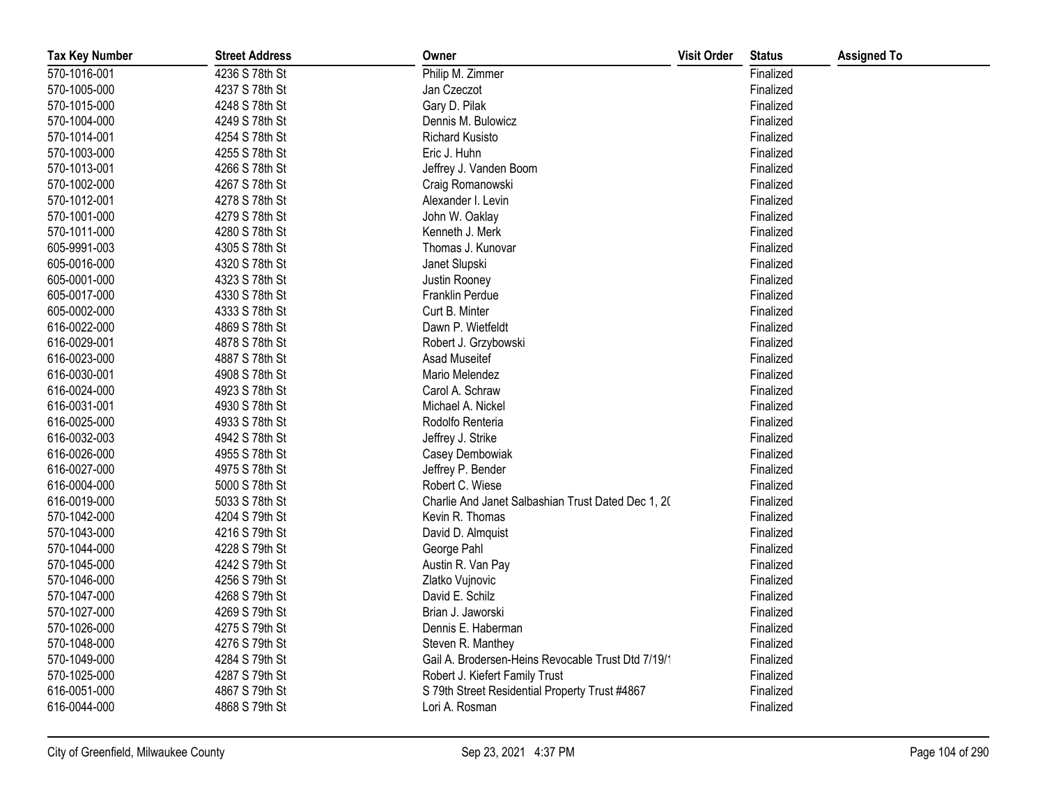| Tax Key Number | Street Address | Owner | Visit Order | Status | Assigned To |
|---|---|---|---|---|---|
| 570-1016-001 | 4236 S 78th St | Philip M. Zimmer | | Finalized | |
| 570-1005-000 | 4237 S 78th St | Jan Czeczot | | Finalized | |
| 570-1015-000 | 4248 S 78th St | Gary D. Pilak | | Finalized | |
| 570-1004-000 | 4249 S 78th St | Dennis M. Bulowicz | | Finalized | |
| 570-1014-001 | 4254 S 78th St | Richard Kusisto | | Finalized | |
| 570-1003-000 | 4255 S 78th St | Eric J. Huhn | | Finalized | |
| 570-1013-001 | 4266 S 78th St | Jeffrey J. Vanden Boom | | Finalized | |
| 570-1002-000 | 4267 S 78th St | Craig Romanowski | | Finalized | |
| 570-1012-001 | 4278 S 78th St | Alexander I. Levin | | Finalized | |
| 570-1001-000 | 4279 S 78th St | John W. Oaklay | | Finalized | |
| 570-1011-000 | 4280 S 78th St | Kenneth J. Merk | | Finalized | |
| 605-9991-003 | 4305 S 78th St | Thomas J. Kunovar | | Finalized | |
| 605-0016-000 | 4320 S 78th St | Janet Slupski | | Finalized | |
| 605-0001-000 | 4323 S 78th St | Justin Rooney | | Finalized | |
| 605-0017-000 | 4330 S 78th St | Franklin Perdue | | Finalized | |
| 605-0002-000 | 4333 S 78th St | Curt B. Minter | | Finalized | |
| 616-0022-000 | 4869 S 78th St | Dawn P. Wietfeldt | | Finalized | |
| 616-0029-001 | 4878 S 78th St | Robert J. Grzybowski | | Finalized | |
| 616-0023-000 | 4887 S 78th St | Asad Museitef | | Finalized | |
| 616-0030-001 | 4908 S 78th St | Mario Melendez | | Finalized | |
| 616-0024-000 | 4923 S 78th St | Carol A. Schraw | | Finalized | |
| 616-0031-001 | 4930 S 78th St | Michael A. Nickel | | Finalized | |
| 616-0025-000 | 4933 S 78th St | Rodolfo Renteria | | Finalized | |
| 616-0032-003 | 4942 S 78th St | Jeffrey J. Strike | | Finalized | |
| 616-0026-000 | 4955 S 78th St | Casey Dembowiak | | Finalized | |
| 616-0027-000 | 4975 S 78th St | Jeffrey P. Bender | | Finalized | |
| 616-0004-000 | 5000 S 78th St | Robert C. Wiese | | Finalized | |
| 616-0019-000 | 5033 S 78th St | Charlie And Janet Salbashian Trust Dated Dec 1, 2( | | Finalized | |
| 570-1042-000 | 4204 S 79th St | Kevin R. Thomas | | Finalized | |
| 570-1043-000 | 4216 S 79th St | David D. Almquist | | Finalized | |
| 570-1044-000 | 4228 S 79th St | George Pahl | | Finalized | |
| 570-1045-000 | 4242 S 79th St | Austin R. Van Pay | | Finalized | |
| 570-1046-000 | 4256 S 79th St | Zlatko Vujnovic | | Finalized | |
| 570-1047-000 | 4268 S 79th St | David E. Schilz | | Finalized | |
| 570-1027-000 | 4269 S 79th St | Brian J. Jaworski | | Finalized | |
| 570-1026-000 | 4275 S 79th St | Dennis E. Haberman | | Finalized | |
| 570-1048-000 | 4276 S 79th St | Steven R. Manthey | | Finalized | |
| 570-1049-000 | 4284 S 79th St | Gail A. Brodersen-Heins Revocable Trust Dtd 7/19/1 | | Finalized | |
| 570-1025-000 | 4287 S 79th St | Robert J. Kiefert Family Trust | | Finalized | |
| 616-0051-000 | 4867 S 79th St | S 79th Street Residential Property Trust #4867 | | Finalized | |
| 616-0044-000 | 4868 S 79th St | Lori A. Rosman | | Finalized | |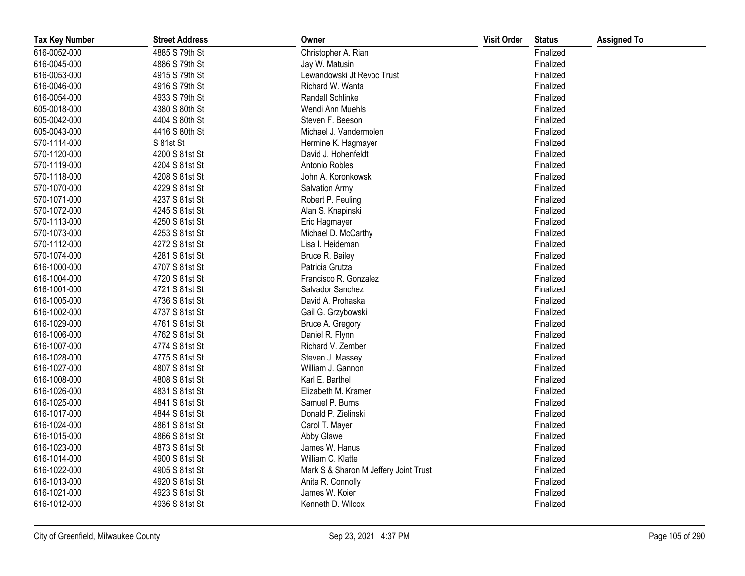| Tax Key Number | Street Address | Owner | Visit Order | Status | Assigned To |
|---|---|---|---|---|---|
| 616-0052-000 | 4885 S 79th St | Christopher A. Rian | | Finalized | |
| 616-0045-000 | 4886 S 79th St | Jay W. Matusin | | Finalized | |
| 616-0053-000 | 4915 S 79th St | Lewandowski Jt Revoc Trust | | Finalized | |
| 616-0046-000 | 4916 S 79th St | Richard W. Wanta | | Finalized | |
| 616-0054-000 | 4933 S 79th St | Randall Schlinke | | Finalized | |
| 605-0018-000 | 4380 S 80th St | Wendi Ann Muehls | | Finalized | |
| 605-0042-000 | 4404 S 80th St | Steven F. Beeson | | Finalized | |
| 605-0043-000 | 4416 S 80th St | Michael J. Vandermolen | | Finalized | |
| 570-1114-000 | S 81st St | Hermine K. Hagmayer | | Finalized | |
| 570-1120-000 | 4200 S 81st St | David J. Hohenfeldt | | Finalized | |
| 570-1119-000 | 4204 S 81st St | Antonio Robles | | Finalized | |
| 570-1118-000 | 4208 S 81st St | John A. Koronkowski | | Finalized | |
| 570-1070-000 | 4229 S 81st St | Salvation Army | | Finalized | |
| 570-1071-000 | 4237 S 81st St | Robert P. Feuling | | Finalized | |
| 570-1072-000 | 4245 S 81st St | Alan S. Knapinski | | Finalized | |
| 570-1113-000 | 4250 S 81st St | Eric Hagmayer | | Finalized | |
| 570-1073-000 | 4253 S 81st St | Michael D. McCarthy | | Finalized | |
| 570-1112-000 | 4272 S 81st St | Lisa I. Heideman | | Finalized | |
| 570-1074-000 | 4281 S 81st St | Bruce R. Bailey | | Finalized | |
| 616-1000-000 | 4707 S 81st St | Patricia Grutza | | Finalized | |
| 616-1004-000 | 4720 S 81st St | Francisco R. Gonzalez | | Finalized | |
| 616-1001-000 | 4721 S 81st St | Salvador Sanchez | | Finalized | |
| 616-1005-000 | 4736 S 81st St | David A. Prohaska | | Finalized | |
| 616-1002-000 | 4737 S 81st St | Gail G. Grzybowski | | Finalized | |
| 616-1029-000 | 4761 S 81st St | Bruce A. Gregory | | Finalized | |
| 616-1006-000 | 4762 S 81st St | Daniel R. Flynn | | Finalized | |
| 616-1007-000 | 4774 S 81st St | Richard V. Zember | | Finalized | |
| 616-1028-000 | 4775 S 81st St | Steven J. Massey | | Finalized | |
| 616-1027-000 | 4807 S 81st St | William J. Gannon | | Finalized | |
| 616-1008-000 | 4808 S 81st St | Karl E. Barthel | | Finalized | |
| 616-1026-000 | 4831 S 81st St | Elizabeth M. Kramer | | Finalized | |
| 616-1025-000 | 4841 S 81st St | Samuel P. Burns | | Finalized | |
| 616-1017-000 | 4844 S 81st St | Donald P. Zielinski | | Finalized | |
| 616-1024-000 | 4861 S 81st St | Carol T. Mayer | | Finalized | |
| 616-1015-000 | 4866 S 81st St | Abby Glawe | | Finalized | |
| 616-1023-000 | 4873 S 81st St | James W. Hanus | | Finalized | |
| 616-1014-000 | 4900 S 81st St | William C. Klatte | | Finalized | |
| 616-1022-000 | 4905 S 81st St | Mark S & Sharon M Jeffery Joint Trust | | Finalized | |
| 616-1013-000 | 4920 S 81st St | Anita R. Connolly | | Finalized | |
| 616-1021-000 | 4923 S 81st St | James W. Koier | | Finalized | |
| 616-1012-000 | 4936 S 81st St | Kenneth D. Wilcox | | Finalized | |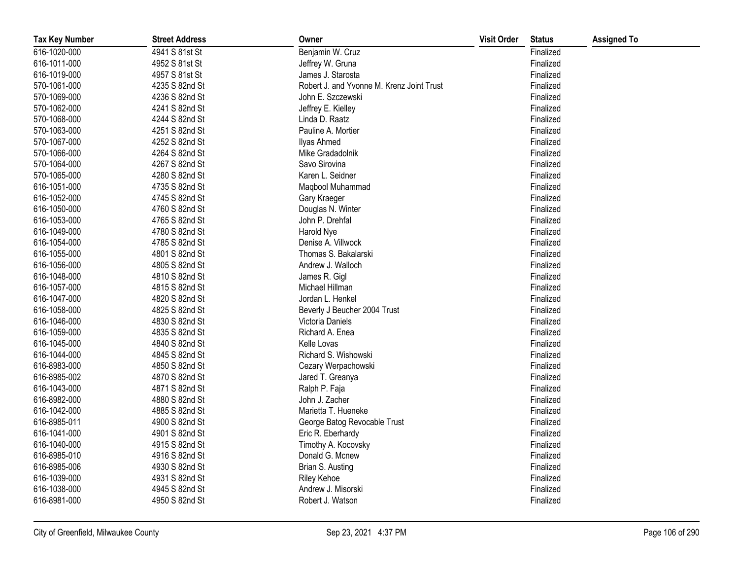| Tax Key Number | Street Address | Owner | Visit Order | Status | Assigned To |
|---|---|---|---|---|---|
| 616-1020-000 | 4941 S 81st St | Benjamin W. Cruz | | Finalized | |
| 616-1011-000 | 4952 S 81st St | Jeffrey W. Gruna | | Finalized | |
| 616-1019-000 | 4957 S 81st St | James J. Starosta | | Finalized | |
| 570-1061-000 | 4235 S 82nd St | Robert J. and Yvonne M. Krenz Joint Trust | | Finalized | |
| 570-1069-000 | 4236 S 82nd St | John E. Szczewski | | Finalized | |
| 570-1062-000 | 4241 S 82nd St | Jeffrey E. Kielley | | Finalized | |
| 570-1068-000 | 4244 S 82nd St | Linda D. Raatz | | Finalized | |
| 570-1063-000 | 4251 S 82nd St | Pauline A. Mortier | | Finalized | |
| 570-1067-000 | 4252 S 82nd St | Ilyas Ahmed | | Finalized | |
| 570-1066-000 | 4264 S 82nd St | Mike Gradadolnik | | Finalized | |
| 570-1064-000 | 4267 S 82nd St | Savo Sirovina | | Finalized | |
| 570-1065-000 | 4280 S 82nd St | Karen L. Seidner | | Finalized | |
| 616-1051-000 | 4735 S 82nd St | Maqbool Muhammad | | Finalized | |
| 616-1052-000 | 4745 S 82nd St | Gary Kraeger | | Finalized | |
| 616-1050-000 | 4760 S 82nd St | Douglas N. Winter | | Finalized | |
| 616-1053-000 | 4765 S 82nd St | John P. Drehfal | | Finalized | |
| 616-1049-000 | 4780 S 82nd St | Harold Nye | | Finalized | |
| 616-1054-000 | 4785 S 82nd St | Denise A. Villwock | | Finalized | |
| 616-1055-000 | 4801 S 82nd St | Thomas S. Bakalarski | | Finalized | |
| 616-1056-000 | 4805 S 82nd St | Andrew J. Walloch | | Finalized | |
| 616-1048-000 | 4810 S 82nd St | James R. Gigl | | Finalized | |
| 616-1057-000 | 4815 S 82nd St | Michael Hillman | | Finalized | |
| 616-1047-000 | 4820 S 82nd St | Jordan L. Henkel | | Finalized | |
| 616-1058-000 | 4825 S 82nd St | Beverly J Beucher 2004 Trust | | Finalized | |
| 616-1046-000 | 4830 S 82nd St | Victoria Daniels | | Finalized | |
| 616-1059-000 | 4835 S 82nd St | Richard A. Enea | | Finalized | |
| 616-1045-000 | 4840 S 82nd St | Kelle Lovas | | Finalized | |
| 616-1044-000 | 4845 S 82nd St | Richard S. Wishowski | | Finalized | |
| 616-8983-000 | 4850 S 82nd St | Cezary Werpachowski | | Finalized | |
| 616-8985-002 | 4870 S 82nd St | Jared T. Greanya | | Finalized | |
| 616-1043-000 | 4871 S 82nd St | Ralph P. Faja | | Finalized | |
| 616-8982-000 | 4880 S 82nd St | John J. Zacher | | Finalized | |
| 616-1042-000 | 4885 S 82nd St | Marietta T. Hueneke | | Finalized | |
| 616-8985-011 | 4900 S 82nd St | George Batog Revocable Trust | | Finalized | |
| 616-1041-000 | 4901 S 82nd St | Eric R. Eberhardy | | Finalized | |
| 616-1040-000 | 4915 S 82nd St | Timothy A. Kocovsky | | Finalized | |
| 616-8985-010 | 4916 S 82nd St | Donald G. Mcnew | | Finalized | |
| 616-8985-006 | 4930 S 82nd St | Brian S. Austing | | Finalized | |
| 616-1039-000 | 4931 S 82nd St | Riley Kehoe | | Finalized | |
| 616-1038-000 | 4945 S 82nd St | Andrew J. Misorski | | Finalized | |
| 616-8981-000 | 4950 S 82nd St | Robert J. Watson | | Finalized | |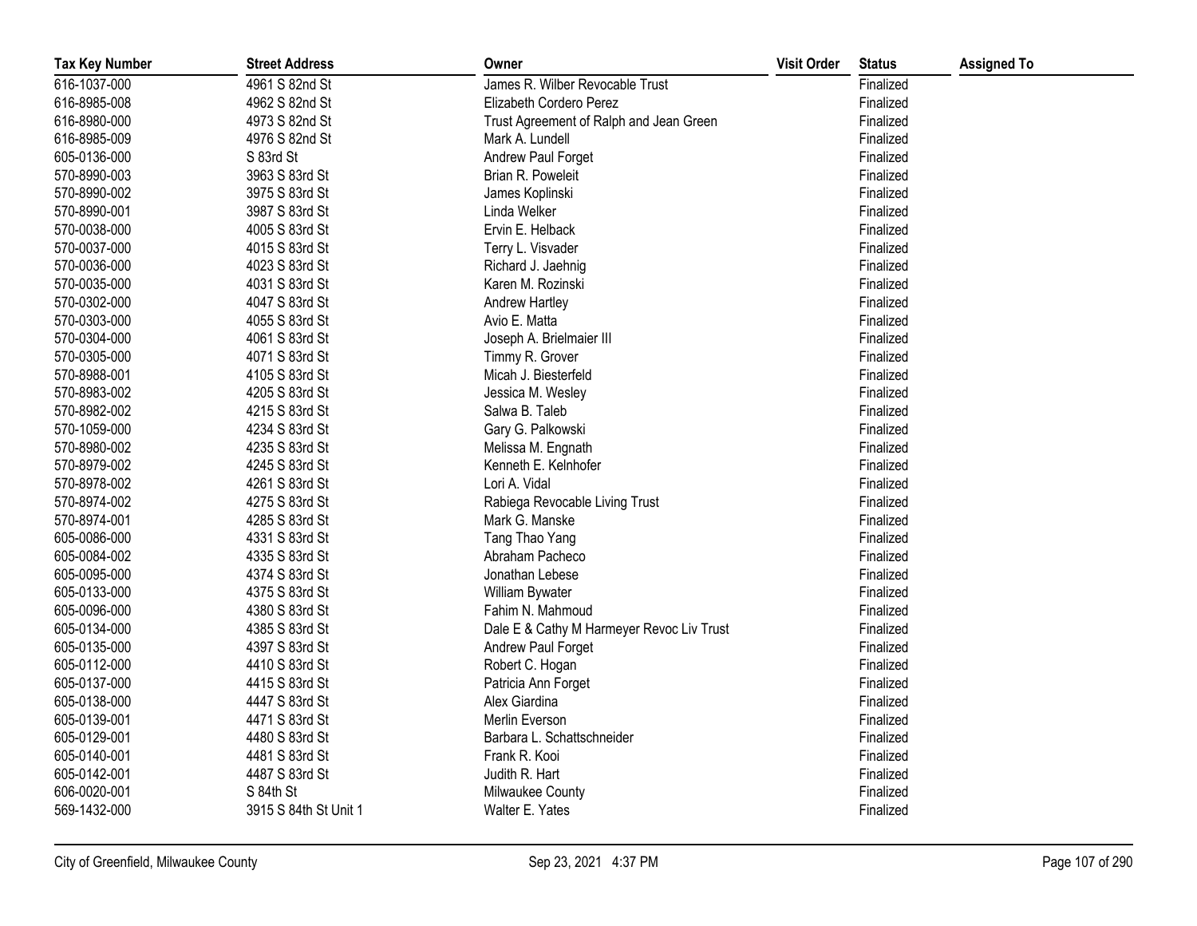| Tax Key Number | Street Address | Owner | Visit Order | Status | Assigned To |
| --- | --- | --- | --- | --- | --- |
| 616-1037-000 | 4961 S 82nd St | James R. Wilber Revocable Trust | | Finalized | |
| 616-8985-008 | 4962 S 82nd St | Elizabeth Cordero Perez | | Finalized | |
| 616-8980-000 | 4973 S 82nd St | Trust Agreement of Ralph and Jean Green | | Finalized | |
| 616-8985-009 | 4976 S 82nd St | Mark A. Lundell | | Finalized | |
| 605-0136-000 | S 83rd St | Andrew Paul Forget | | Finalized | |
| 570-8990-003 | 3963 S 83rd St | Brian R. Poweleit | | Finalized | |
| 570-8990-002 | 3975 S 83rd St | James Koplinski | | Finalized | |
| 570-8990-001 | 3987 S 83rd St | Linda Welker | | Finalized | |
| 570-0038-000 | 4005 S 83rd St | Ervin E. Helback | | Finalized | |
| 570-0037-000 | 4015 S 83rd St | Terry L. Visvader | | Finalized | |
| 570-0036-000 | 4023 S 83rd St | Richard J. Jaehnig | | Finalized | |
| 570-0035-000 | 4031 S 83rd St | Karen M. Rozinski | | Finalized | |
| 570-0302-000 | 4047 S 83rd St | Andrew Hartley | | Finalized | |
| 570-0303-000 | 4055 S 83rd St | Avio E. Matta | | Finalized | |
| 570-0304-000 | 4061 S 83rd St | Joseph A. Brielmaier III | | Finalized | |
| 570-0305-000 | 4071 S 83rd St | Timmy R. Grover | | Finalized | |
| 570-8988-001 | 4105 S 83rd St | Micah J. Biesterfeld | | Finalized | |
| 570-8983-002 | 4205 S 83rd St | Jessica M. Wesley | | Finalized | |
| 570-8982-002 | 4215 S 83rd St | Salwa B. Taleb | | Finalized | |
| 570-1059-000 | 4234 S 83rd St | Gary G. Palkowski | | Finalized | |
| 570-8980-002 | 4235 S 83rd St | Melissa M. Engnath | | Finalized | |
| 570-8979-002 | 4245 S 83rd St | Kenneth E. Kelnhofer | | Finalized | |
| 570-8978-002 | 4261 S 83rd St | Lori A. Vidal | | Finalized | |
| 570-8974-002 | 4275 S 83rd St | Rabiega Revocable Living Trust | | Finalized | |
| 570-8974-001 | 4285 S 83rd St | Mark G. Manske | | Finalized | |
| 605-0086-000 | 4331 S 83rd St | Tang Thao Yang | | Finalized | |
| 605-0084-002 | 4335 S 83rd St | Abraham Pacheco | | Finalized | |
| 605-0095-000 | 4374 S 83rd St | Jonathan Lebese | | Finalized | |
| 605-0133-000 | 4375 S 83rd St | William Bywater | | Finalized | |
| 605-0096-000 | 4380 S 83rd St | Fahim N. Mahmoud | | Finalized | |
| 605-0134-000 | 4385 S 83rd St | Dale E & Cathy M Harmeyer Revoc Liv Trust | | Finalized | |
| 605-0135-000 | 4397 S 83rd St | Andrew Paul Forget | | Finalized | |
| 605-0112-000 | 4410 S 83rd St | Robert C. Hogan | | Finalized | |
| 605-0137-000 | 4415 S 83rd St | Patricia Ann Forget | | Finalized | |
| 605-0138-000 | 4447 S 83rd St | Alex Giardina | | Finalized | |
| 605-0139-001 | 4471 S 83rd St | Merlin Everson | | Finalized | |
| 605-0129-001 | 4480 S 83rd St | Barbara L. Schattschneider | | Finalized | |
| 605-0140-001 | 4481 S 83rd St | Frank R. Kooi | | Finalized | |
| 605-0142-001 | 4487 S 83rd St | Judith R. Hart | | Finalized | |
| 606-0020-001 | S 84th St | Milwaukee County | | Finalized | |
| 569-1432-000 | 3915 S 84th St Unit 1 | Walter E. Yates | | Finalized | |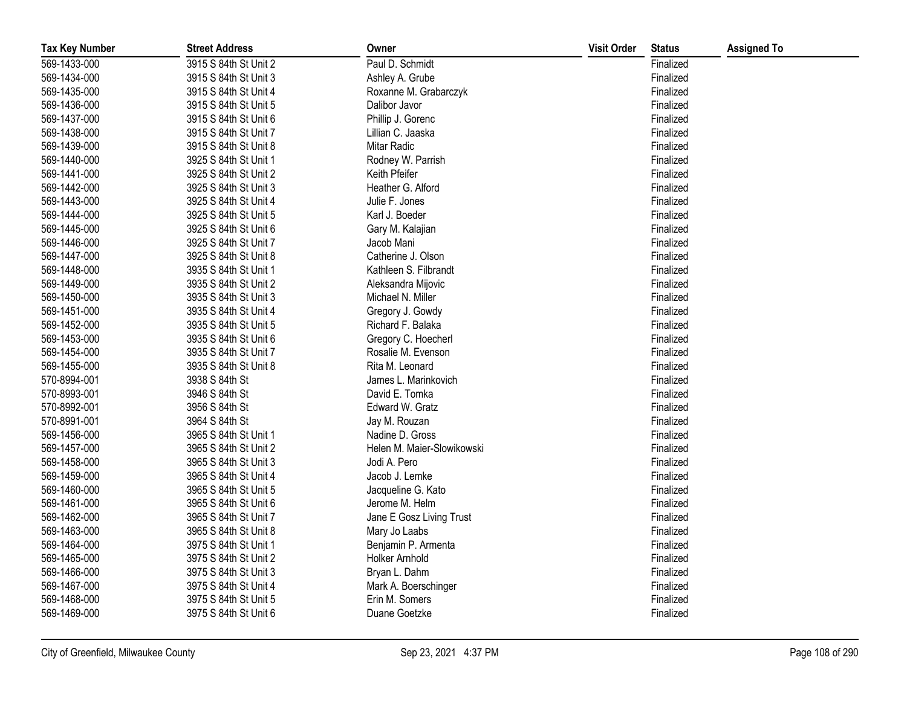| Tax Key Number | Street Address | Owner | Visit Order | Status | Assigned To |
|---|---|---|---|---|---|
| 569-1433-000 | 3915 S 84th St Unit 2 | Paul D. Schmidt | | Finalized | |
| 569-1434-000 | 3915 S 84th St Unit 3 | Ashley A. Grube | | Finalized | |
| 569-1435-000 | 3915 S 84th St Unit 4 | Roxanne M. Grabarczyk | | Finalized | |
| 569-1436-000 | 3915 S 84th St Unit 5 | Dalibor Javor | | Finalized | |
| 569-1437-000 | 3915 S 84th St Unit 6 | Phillip J. Gorenc | | Finalized | |
| 569-1438-000 | 3915 S 84th St Unit 7 | Lillian C. Jaaska | | Finalized | |
| 569-1439-000 | 3915 S 84th St Unit 8 | Mitar Radic | | Finalized | |
| 569-1440-000 | 3925 S 84th St Unit 1 | Rodney W. Parrish | | Finalized | |
| 569-1441-000 | 3925 S 84th St Unit 2 | Keith Pfeifer | | Finalized | |
| 569-1442-000 | 3925 S 84th St Unit 3 | Heather G. Alford | | Finalized | |
| 569-1443-000 | 3925 S 84th St Unit 4 | Julie F. Jones | | Finalized | |
| 569-1444-000 | 3925 S 84th St Unit 5 | Karl J. Boeder | | Finalized | |
| 569-1445-000 | 3925 S 84th St Unit 6 | Gary M. Kalajian | | Finalized | |
| 569-1446-000 | 3925 S 84th St Unit 7 | Jacob Mani | | Finalized | |
| 569-1447-000 | 3925 S 84th St Unit 8 | Catherine J. Olson | | Finalized | |
| 569-1448-000 | 3935 S 84th St Unit 1 | Kathleen S. Filbrandt | | Finalized | |
| 569-1449-000 | 3935 S 84th St Unit 2 | Aleksandra Mijovic | | Finalized | |
| 569-1450-000 | 3935 S 84th St Unit 3 | Michael N. Miller | | Finalized | |
| 569-1451-000 | 3935 S 84th St Unit 4 | Gregory J. Gowdy | | Finalized | |
| 569-1452-000 | 3935 S 84th St Unit 5 | Richard F. Balaka | | Finalized | |
| 569-1453-000 | 3935 S 84th St Unit 6 | Gregory C. Hoecherl | | Finalized | |
| 569-1454-000 | 3935 S 84th St Unit 7 | Rosalie M. Evenson | | Finalized | |
| 569-1455-000 | 3935 S 84th St Unit 8 | Rita M. Leonard | | Finalized | |
| 570-8994-001 | 3938 S 84th St | James L. Marinkovich | | Finalized | |
| 570-8993-001 | 3946 S 84th St | David E. Tomka | | Finalized | |
| 570-8992-001 | 3956 S 84th St | Edward W. Gratz | | Finalized | |
| 570-8991-001 | 3964 S 84th St | Jay M. Rouzan | | Finalized | |
| 569-1456-000 | 3965 S 84th St Unit 1 | Nadine D. Gross | | Finalized | |
| 569-1457-000 | 3965 S 84th St Unit 2 | Helen M. Maier-Slowikowski | | Finalized | |
| 569-1458-000 | 3965 S 84th St Unit 3 | Jodi A. Pero | | Finalized | |
| 569-1459-000 | 3965 S 84th St Unit 4 | Jacob J. Lemke | | Finalized | |
| 569-1460-000 | 3965 S 84th St Unit 5 | Jacqueline G. Kato | | Finalized | |
| 569-1461-000 | 3965 S 84th St Unit 6 | Jerome M. Helm | | Finalized | |
| 569-1462-000 | 3965 S 84th St Unit 7 | Jane E Gosz Living Trust | | Finalized | |
| 569-1463-000 | 3965 S 84th St Unit 8 | Mary Jo Laabs | | Finalized | |
| 569-1464-000 | 3975 S 84th St Unit 1 | Benjamin P. Armenta | | Finalized | |
| 569-1465-000 | 3975 S 84th St Unit 2 | Holker Arnhold | | Finalized | |
| 569-1466-000 | 3975 S 84th St Unit 3 | Bryan L. Dahm | | Finalized | |
| 569-1467-000 | 3975 S 84th St Unit 4 | Mark A. Boerschinger | | Finalized | |
| 569-1468-000 | 3975 S 84th St Unit 5 | Erin M. Somers | | Finalized | |
| 569-1469-000 | 3975 S 84th St Unit 6 | Duane Goetzke | | Finalized | |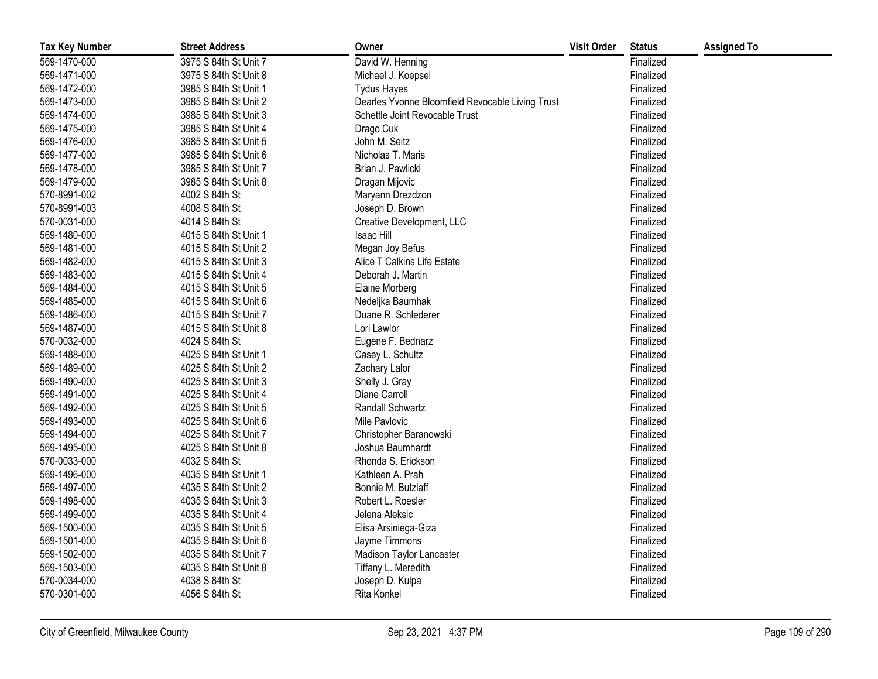| Tax Key Number | Street Address | Owner | Visit Order | Status | Assigned To |
|---|---|---|---|---|---|
| 569-1470-000 | 3975 S 84th St Unit 7 | David W. Henning | | Finalized | |
| 569-1471-000 | 3975 S 84th St Unit 8 | Michael J. Koepsel | | Finalized | |
| 569-1472-000 | 3985 S 84th St Unit 1 | Tydus Hayes | | Finalized | |
| 569-1473-000 | 3985 S 84th St Unit 2 | Dearles Yvonne Bloomfield Revocable Living Trust | | Finalized | |
| 569-1474-000 | 3985 S 84th St Unit 3 | Schettle Joint Revocable Trust | | Finalized | |
| 569-1475-000 | 3985 S 84th St Unit 4 | Drago Cuk | | Finalized | |
| 569-1476-000 | 3985 S 84th St Unit 5 | John M. Seitz | | Finalized | |
| 569-1477-000 | 3985 S 84th St Unit 6 | Nicholas T. Maris | | Finalized | |
| 569-1478-000 | 3985 S 84th St Unit 7 | Brian J. Pawlicki | | Finalized | |
| 569-1479-000 | 3985 S 84th St Unit 8 | Dragan Mijovic | | Finalized | |
| 570-8991-002 | 4002 S 84th St | Maryann Drezdzon | | Finalized | |
| 570-8991-003 | 4008 S 84th St | Joseph D. Brown | | Finalized | |
| 570-0031-000 | 4014 S 84th St | Creative Development, LLC | | Finalized | |
| 569-1480-000 | 4015 S 84th St Unit 1 | Isaac Hill | | Finalized | |
| 569-1481-000 | 4015 S 84th St Unit 2 | Megan Joy Befus | | Finalized | |
| 569-1482-000 | 4015 S 84th St Unit 3 | Alice T Calkins Life Estate | | Finalized | |
| 569-1483-000 | 4015 S 84th St Unit 4 | Deborah J. Martin | | Finalized | |
| 569-1484-000 | 4015 S 84th St Unit 5 | Elaine Morberg | | Finalized | |
| 569-1485-000 | 4015 S 84th St Unit 6 | Nedeljka Baumhak | | Finalized | |
| 569-1486-000 | 4015 S 84th St Unit 7 | Duane R. Schlederer | | Finalized | |
| 569-1487-000 | 4015 S 84th St Unit 8 | Lori Lawlor | | Finalized | |
| 570-0032-000 | 4024 S 84th St | Eugene F. Bednarz | | Finalized | |
| 569-1488-000 | 4025 S 84th St Unit 1 | Casey L. Schultz | | Finalized | |
| 569-1489-000 | 4025 S 84th St Unit 2 | Zachary Lalor | | Finalized | |
| 569-1490-000 | 4025 S 84th St Unit 3 | Shelly J. Gray | | Finalized | |
| 569-1491-000 | 4025 S 84th St Unit 4 | Diane Carroll | | Finalized | |
| 569-1492-000 | 4025 S 84th St Unit 5 | Randall Schwartz | | Finalized | |
| 569-1493-000 | 4025 S 84th St Unit 6 | Mile Pavlovic | | Finalized | |
| 569-1494-000 | 4025 S 84th St Unit 7 | Christopher Baranowski | | Finalized | |
| 569-1495-000 | 4025 S 84th St Unit 8 | Joshua Baumhardt | | Finalized | |
| 570-0033-000 | 4032 S 84th St | Rhonda S. Erickson | | Finalized | |
| 569-1496-000 | 4035 S 84th St Unit 1 | Kathleen A. Prah | | Finalized | |
| 569-1497-000 | 4035 S 84th St Unit 2 | Bonnie M. Butzlaff | | Finalized | |
| 569-1498-000 | 4035 S 84th St Unit 3 | Robert L. Roesler | | Finalized | |
| 569-1499-000 | 4035 S 84th St Unit 4 | Jelena Aleksic | | Finalized | |
| 569-1500-000 | 4035 S 84th St Unit 5 | Elisa Arsiniega-Giza | | Finalized | |
| 569-1501-000 | 4035 S 84th St Unit 6 | Jayme Timmons | | Finalized | |
| 569-1502-000 | 4035 S 84th St Unit 7 | Madison Taylor Lancaster | | Finalized | |
| 569-1503-000 | 4035 S 84th St Unit 8 | Tiffany L. Meredith | | Finalized | |
| 570-0034-000 | 4038 S 84th St | Joseph D. Kulpa | | Finalized | |
| 570-0301-000 | 4056 S 84th St | Rita Konkel | | Finalized | |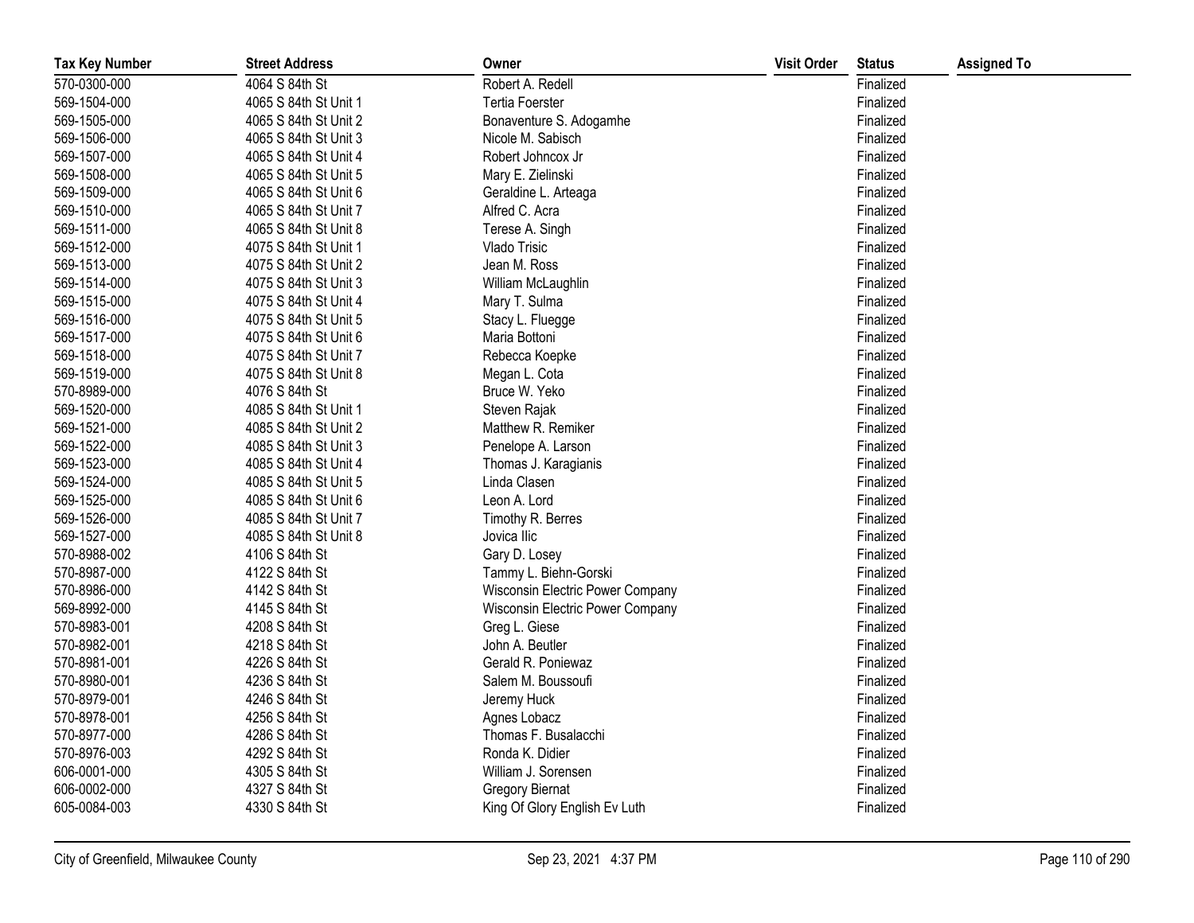| Tax Key Number | Street Address | Owner | Visit Order | Status | Assigned To |
|---|---|---|---|---|---|
| 570-0300-000 | 4064 S 84th St | Robert A. Redell | | Finalized | |
| 569-1504-000 | 4065 S 84th St Unit 1 | Tertia Foerster | | Finalized | |
| 569-1505-000 | 4065 S 84th St Unit 2 | Bonaventure S. Adogamhe | | Finalized | |
| 569-1506-000 | 4065 S 84th St Unit 3 | Nicole M. Sabisch | | Finalized | |
| 569-1507-000 | 4065 S 84th St Unit 4 | Robert Johncox Jr | | Finalized | |
| 569-1508-000 | 4065 S 84th St Unit 5 | Mary E. Zielinski | | Finalized | |
| 569-1509-000 | 4065 S 84th St Unit 6 | Geraldine L. Arteaga | | Finalized | |
| 569-1510-000 | 4065 S 84th St Unit 7 | Alfred C. Acra | | Finalized | |
| 569-1511-000 | 4065 S 84th St Unit 8 | Terese A. Singh | | Finalized | |
| 569-1512-000 | 4075 S 84th St Unit 1 | Vlado Trisic | | Finalized | |
| 569-1513-000 | 4075 S 84th St Unit 2 | Jean M. Ross | | Finalized | |
| 569-1514-000 | 4075 S 84th St Unit 3 | William McLaughlin | | Finalized | |
| 569-1515-000 | 4075 S 84th St Unit 4 | Mary T. Sulma | | Finalized | |
| 569-1516-000 | 4075 S 84th St Unit 5 | Stacy L. Fluegge | | Finalized | |
| 569-1517-000 | 4075 S 84th St Unit 6 | Maria Bottoni | | Finalized | |
| 569-1518-000 | 4075 S 84th St Unit 7 | Rebecca Koepke | | Finalized | |
| 569-1519-000 | 4075 S 84th St Unit 8 | Megan L. Cota | | Finalized | |
| 570-8989-000 | 4076 S 84th St | Bruce W. Yeko | | Finalized | |
| 569-1520-000 | 4085 S 84th St Unit 1 | Steven Rajak | | Finalized | |
| 569-1521-000 | 4085 S 84th St Unit 2 | Matthew R. Remiker | | Finalized | |
| 569-1522-000 | 4085 S 84th St Unit 3 | Penelope A. Larson | | Finalized | |
| 569-1523-000 | 4085 S 84th St Unit 4 | Thomas J. Karagianis | | Finalized | |
| 569-1524-000 | 4085 S 84th St Unit 5 | Linda Clasen | | Finalized | |
| 569-1525-000 | 4085 S 84th St Unit 6 | Leon A. Lord | | Finalized | |
| 569-1526-000 | 4085 S 84th St Unit 7 | Timothy R. Berres | | Finalized | |
| 569-1527-000 | 4085 S 84th St Unit 8 | Jovica Ilic | | Finalized | |
| 570-8988-002 | 4106 S 84th St | Gary D. Losey | | Finalized | |
| 570-8987-000 | 4122 S 84th St | Tammy L. Biehn-Gorski | | Finalized | |
| 570-8986-000 | 4142 S 84th St | Wisconsin Electric Power Company | | Finalized | |
| 569-8992-000 | 4145 S 84th St | Wisconsin Electric Power Company | | Finalized | |
| 570-8983-001 | 4208 S 84th St | Greg L. Giese | | Finalized | |
| 570-8982-001 | 4218 S 84th St | John A. Beutler | | Finalized | |
| 570-8981-001 | 4226 S 84th St | Gerald R. Poniewaz | | Finalized | |
| 570-8980-001 | 4236 S 84th St | Salem M. Boussoufi | | Finalized | |
| 570-8979-001 | 4246 S 84th St | Jeremy Huck | | Finalized | |
| 570-8978-001 | 4256 S 84th St | Agnes Lobacz | | Finalized | |
| 570-8977-000 | 4286 S 84th St | Thomas F. Busalacchi | | Finalized | |
| 570-8976-003 | 4292 S 84th St | Ronda K. Didier | | Finalized | |
| 606-0001-000 | 4305 S 84th St | William J. Sorensen | | Finalized | |
| 606-0002-000 | 4327 S 84th St | Gregory Biernat | | Finalized | |
| 605-0084-003 | 4330 S 84th St | King Of Glory English Ev Luth | | Finalized | |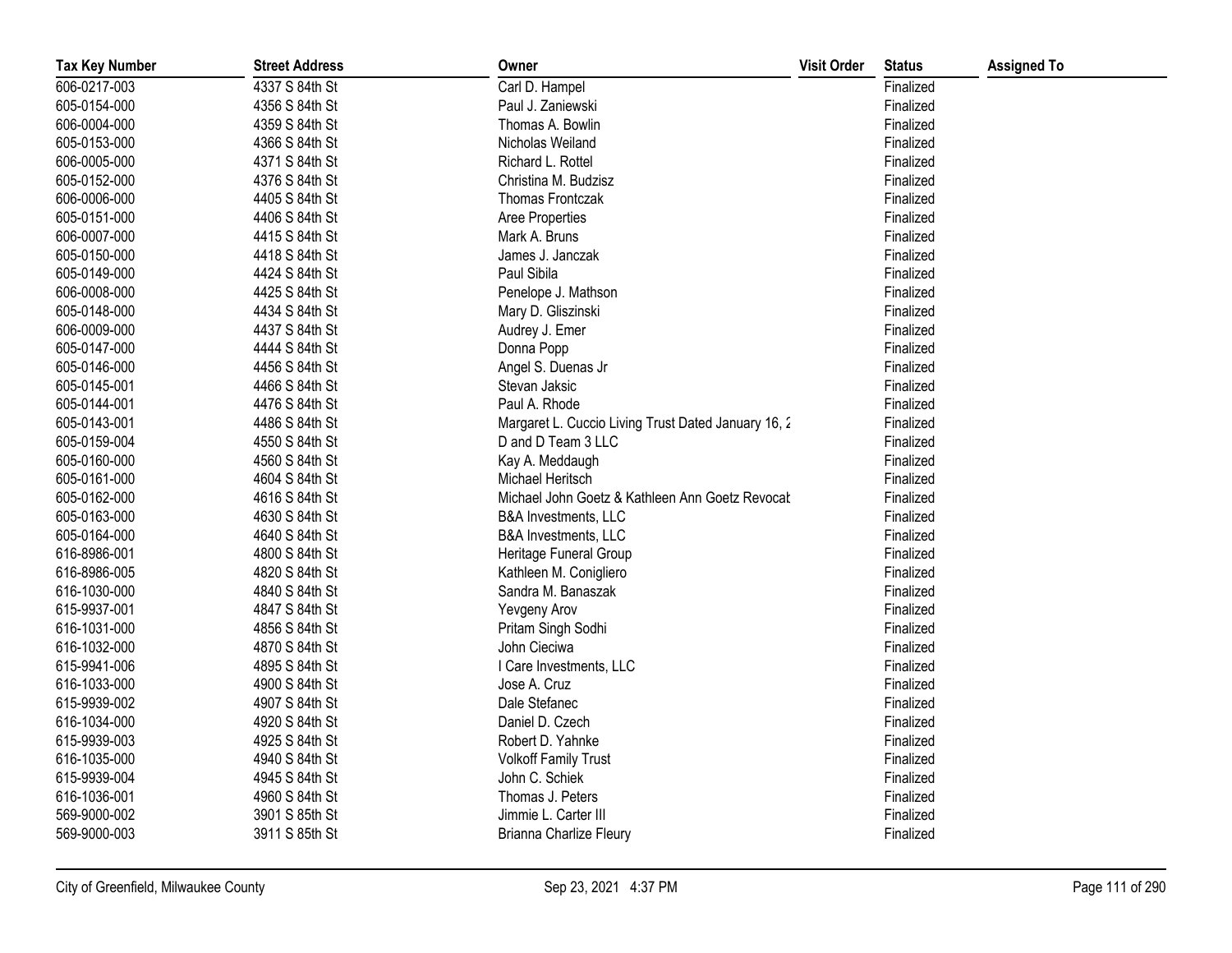| Tax Key Number | Street Address | Owner | Visit Order | Status | Assigned To |
|---|---|---|---|---|---|
| 606-0217-003 | 4337 S 84th St | Carl D. Hampel | | Finalized | |
| 605-0154-000 | 4356 S 84th St | Paul J. Zaniewski | | Finalized | |
| 606-0004-000 | 4359 S 84th St | Thomas A. Bowlin | | Finalized | |
| 605-0153-000 | 4366 S 84th St | Nicholas Weiland | | Finalized | |
| 606-0005-000 | 4371 S 84th St | Richard L. Rottel | | Finalized | |
| 605-0152-000 | 4376 S 84th St | Christina M. Budzisz | | Finalized | |
| 606-0006-000 | 4405 S 84th St | Thomas Frontczak | | Finalized | |
| 605-0151-000 | 4406 S 84th St | Aree Properties | | Finalized | |
| 606-0007-000 | 4415 S 84th St | Mark A. Bruns | | Finalized | |
| 605-0150-000 | 4418 S 84th St | James J. Janczak | | Finalized | |
| 605-0149-000 | 4424 S 84th St | Paul Sibila | | Finalized | |
| 606-0008-000 | 4425 S 84th St | Penelope J. Mathson | | Finalized | |
| 605-0148-000 | 4434 S 84th St | Mary D. Gliszinski | | Finalized | |
| 606-0009-000 | 4437 S 84th St | Audrey J. Emer | | Finalized | |
| 605-0147-000 | 4444 S 84th St | Donna Popp | | Finalized | |
| 605-0146-000 | 4456 S 84th St | Angel S. Duenas Jr | | Finalized | |
| 605-0145-001 | 4466 S 84th St | Stevan Jaksic | | Finalized | |
| 605-0144-001 | 4476 S 84th St | Paul A. Rhode | | Finalized | |
| 605-0143-001 | 4486 S 84th St | Margaret L. Cuccio Living Trust Dated January 16, 2 | | Finalized | |
| 605-0159-004 | 4550 S 84th St | D and D Team 3 LLC | | Finalized | |
| 605-0160-000 | 4560 S 84th St | Kay A. Meddaugh | | Finalized | |
| 605-0161-000 | 4604 S 84th St | Michael Heritsch | | Finalized | |
| 605-0162-000 | 4616 S 84th St | Michael John Goetz & Kathleen Ann Goetz Revocat | | Finalized | |
| 605-0163-000 | 4630 S 84th St | B&A Investments, LLC | | Finalized | |
| 605-0164-000 | 4640 S 84th St | B&A Investments, LLC | | Finalized | |
| 616-8986-001 | 4800 S 84th St | Heritage Funeral Group | | Finalized | |
| 616-8986-005 | 4820 S 84th St | Kathleen M. Conigliero | | Finalized | |
| 616-1030-000 | 4840 S 84th St | Sandra M. Banaszak | | Finalized | |
| 615-9937-001 | 4847 S 84th St | Yevgeny Arov | | Finalized | |
| 616-1031-000 | 4856 S 84th St | Pritam Singh Sodhi | | Finalized | |
| 616-1032-000 | 4870 S 84th St | John Cieciwa | | Finalized | |
| 615-9941-006 | 4895 S 84th St | I Care Investments, LLC | | Finalized | |
| 616-1033-000 | 4900 S 84th St | Jose A. Cruz | | Finalized | |
| 615-9939-002 | 4907 S 84th St | Dale Stefanec | | Finalized | |
| 616-1034-000 | 4920 S 84th St | Daniel D. Czech | | Finalized | |
| 615-9939-003 | 4925 S 84th St | Robert D. Yahnke | | Finalized | |
| 616-1035-000 | 4940 S 84th St | Volkoff Family Trust | | Finalized | |
| 615-9939-004 | 4945 S 84th St | John C. Schiek | | Finalized | |
| 616-1036-001 | 4960 S 84th St | Thomas J. Peters | | Finalized | |
| 569-9000-002 | 3901 S 85th St | Jimmie L. Carter III | | Finalized | |
| 569-9000-003 | 3911 S 85th St | Brianna Charlize Fleury | | Finalized | |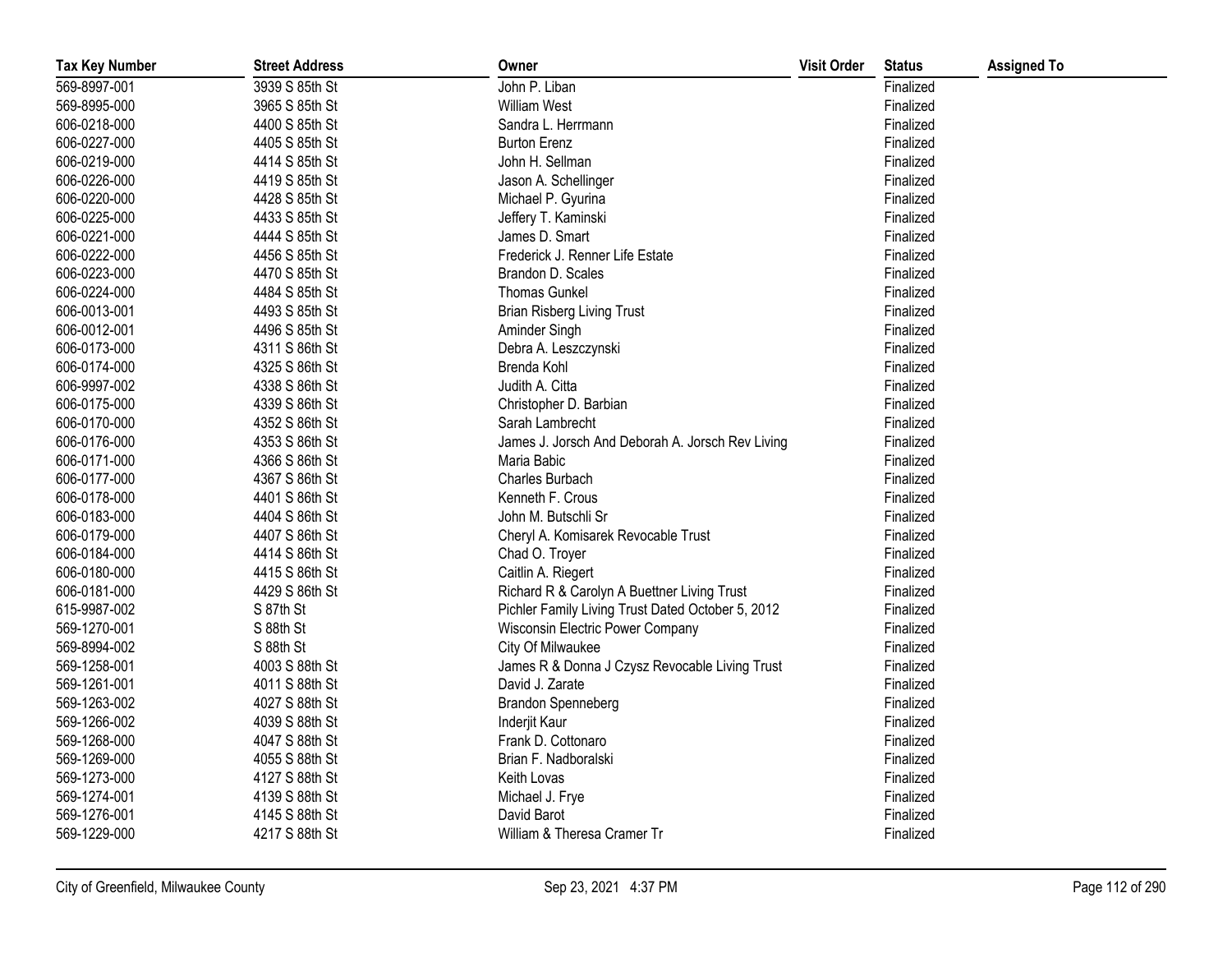| Tax Key Number | Street Address | Owner | Visit Order | Status | Assigned To |
| --- | --- | --- | --- | --- | --- |
| 569-8997-001 | 3939 S 85th St | John P. Liban | | Finalized | |
| 569-8995-000 | 3965 S 85th St | William West | | Finalized | |
| 606-0218-000 | 4400 S 85th St | Sandra L. Herrmann | | Finalized | |
| 606-0227-000 | 4405 S 85th St | Burton Erenz | | Finalized | |
| 606-0219-000 | 4414 S 85th St | John H. Sellman | | Finalized | |
| 606-0226-000 | 4419 S 85th St | Jason A. Schellinger | | Finalized | |
| 606-0220-000 | 4428 S 85th St | Michael P. Gyurina | | Finalized | |
| 606-0225-000 | 4433 S 85th St | Jeffery T. Kaminski | | Finalized | |
| 606-0221-000 | 4444 S 85th St | James D. Smart | | Finalized | |
| 606-0222-000 | 4456 S 85th St | Frederick J. Renner Life Estate | | Finalized | |
| 606-0223-000 | 4470 S 85th St | Brandon D. Scales | | Finalized | |
| 606-0224-000 | 4484 S 85th St | Thomas Gunkel | | Finalized | |
| 606-0013-001 | 4493 S 85th St | Brian Risberg Living Trust | | Finalized | |
| 606-0012-001 | 4496 S 85th St | Aminder Singh | | Finalized | |
| 606-0173-000 | 4311 S 86th St | Debra A. Leszczynski | | Finalized | |
| 606-0174-000 | 4325 S 86th St | Brenda Kohl | | Finalized | |
| 606-9997-002 | 4338 S 86th St | Judith A. Citta | | Finalized | |
| 606-0175-000 | 4339 S 86th St | Christopher D. Barbian | | Finalized | |
| 606-0170-000 | 4352 S 86th St | Sarah Lambrecht | | Finalized | |
| 606-0176-000 | 4353 S 86th St | James J. Jorsch And Deborah A. Jorsch Rev Living | | Finalized | |
| 606-0171-000 | 4366 S 86th St | Maria Babic | | Finalized | |
| 606-0177-000 | 4367 S 86th St | Charles Burbach | | Finalized | |
| 606-0178-000 | 4401 S 86th St | Kenneth F. Crous | | Finalized | |
| 606-0183-000 | 4404 S 86th St | John M. Butschli Sr | | Finalized | |
| 606-0179-000 | 4407 S 86th St | Cheryl A. Komisarek Revocable Trust | | Finalized | |
| 606-0184-000 | 4414 S 86th St | Chad O. Troyer | | Finalized | |
| 606-0180-000 | 4415 S 86th St | Caitlin A. Riegert | | Finalized | |
| 606-0181-000 | 4429 S 86th St | Richard R & Carolyn A Buettner Living Trust | | Finalized | |
| 615-9987-002 | S 87th St | Pichler Family Living Trust Dated October 5, 2012 | | Finalized | |
| 569-1270-001 | S 88th St | Wisconsin Electric Power Company | | Finalized | |
| 569-8994-002 | S 88th St | City Of Milwaukee | | Finalized | |
| 569-1258-001 | 4003 S 88th St | James R & Donna J Czysz Revocable Living Trust | | Finalized | |
| 569-1261-001 | 4011 S 88th St | David J. Zarate | | Finalized | |
| 569-1263-002 | 4027 S 88th St | Brandon Spenneberg | | Finalized | |
| 569-1266-002 | 4039 S 88th St | Inderjit Kaur | | Finalized | |
| 569-1268-000 | 4047 S 88th St | Frank D. Cottonaro | | Finalized | |
| 569-1269-000 | 4055 S 88th St | Brian F. Nadboralski | | Finalized | |
| 569-1273-000 | 4127 S 88th St | Keith Lovas | | Finalized | |
| 569-1274-001 | 4139 S 88th St | Michael J. Frye | | Finalized | |
| 569-1276-001 | 4145 S 88th St | David Barot | | Finalized | |
| 569-1229-000 | 4217 S 88th St | William & Theresa Cramer Tr | | Finalized | |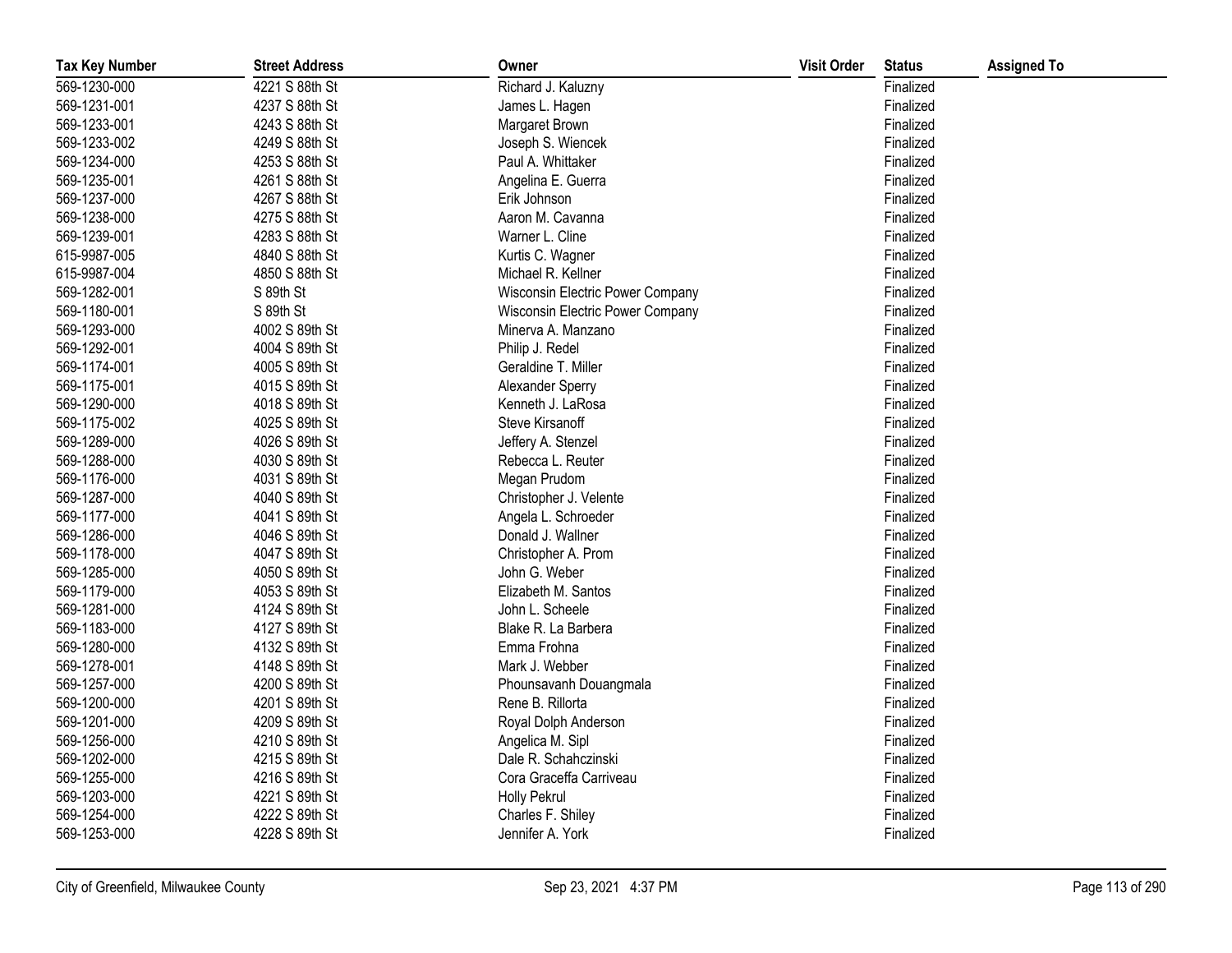| Tax Key Number | Street Address | Owner | Visit Order | Status | Assigned To |
|---|---|---|---|---|---|
| 569-1230-000 | 4221 S 88th St | Richard J. Kaluzny | | Finalized | |
| 569-1231-001 | 4237 S 88th St | James L. Hagen | | Finalized | |
| 569-1233-001 | 4243 S 88th St | Margaret Brown | | Finalized | |
| 569-1233-002 | 4249 S 88th St | Joseph S. Wiencek | | Finalized | |
| 569-1234-000 | 4253 S 88th St | Paul A. Whittaker | | Finalized | |
| 569-1235-001 | 4261 S 88th St | Angelina E. Guerra | | Finalized | |
| 569-1237-000 | 4267 S 88th St | Erik Johnson | | Finalized | |
| 569-1238-000 | 4275 S 88th St | Aaron M. Cavanna | | Finalized | |
| 569-1239-001 | 4283 S 88th St | Warner L. Cline | | Finalized | |
| 615-9987-005 | 4840 S 88th St | Kurtis C. Wagner | | Finalized | |
| 615-9987-004 | 4850 S 88th St | Michael R. Kellner | | Finalized | |
| 569-1282-001 | S 89th St | Wisconsin Electric Power Company | | Finalized | |
| 569-1180-001 | S 89th St | Wisconsin Electric Power Company | | Finalized | |
| 569-1293-000 | 4002 S 89th St | Minerva A. Manzano | | Finalized | |
| 569-1292-001 | 4004 S 89th St | Philip J. Redel | | Finalized | |
| 569-1174-001 | 4005 S 89th St | Geraldine T. Miller | | Finalized | |
| 569-1175-001 | 4015 S 89th St | Alexander Sperry | | Finalized | |
| 569-1290-000 | 4018 S 89th St | Kenneth J. LaRosa | | Finalized | |
| 569-1175-002 | 4025 S 89th St | Steve Kirsanoff | | Finalized | |
| 569-1289-000 | 4026 S 89th St | Jeffery A. Stenzel | | Finalized | |
| 569-1288-000 | 4030 S 89th St | Rebecca L. Reuter | | Finalized | |
| 569-1176-000 | 4031 S 89th St | Megan Prudom | | Finalized | |
| 569-1287-000 | 4040 S 89th St | Christopher J. Velente | | Finalized | |
| 569-1177-000 | 4041 S 89th St | Angela L. Schroeder | | Finalized | |
| 569-1286-000 | 4046 S 89th St | Donald J. Wallner | | Finalized | |
| 569-1178-000 | 4047 S 89th St | Christopher A. Prom | | Finalized | |
| 569-1285-000 | 4050 S 89th St | John G. Weber | | Finalized | |
| 569-1179-000 | 4053 S 89th St | Elizabeth M. Santos | | Finalized | |
| 569-1281-000 | 4124 S 89th St | John L. Scheele | | Finalized | |
| 569-1183-000 | 4127 S 89th St | Blake R. La Barbera | | Finalized | |
| 569-1280-000 | 4132 S 89th St | Emma Frohna | | Finalized | |
| 569-1278-001 | 4148 S 89th St | Mark J. Webber | | Finalized | |
| 569-1257-000 | 4200 S 89th St | Phounsavanh Douangmala | | Finalized | |
| 569-1200-000 | 4201 S 89th St | Rene B. Rillorta | | Finalized | |
| 569-1201-000 | 4209 S 89th St | Royal Dolph Anderson | | Finalized | |
| 569-1256-000 | 4210 S 89th St | Angelica M. Sipl | | Finalized | |
| 569-1202-000 | 4215 S 89th St | Dale R. Schahczinski | | Finalized | |
| 569-1255-000 | 4216 S 89th St | Cora Graceffa Carriveau | | Finalized | |
| 569-1203-000 | 4221 S 89th St | Holly Pekrul | | Finalized | |
| 569-1254-000 | 4222 S 89th St | Charles F. Shiley | | Finalized | |
| 569-1253-000 | 4228 S 89th St | Jennifer A. York | | Finalized | |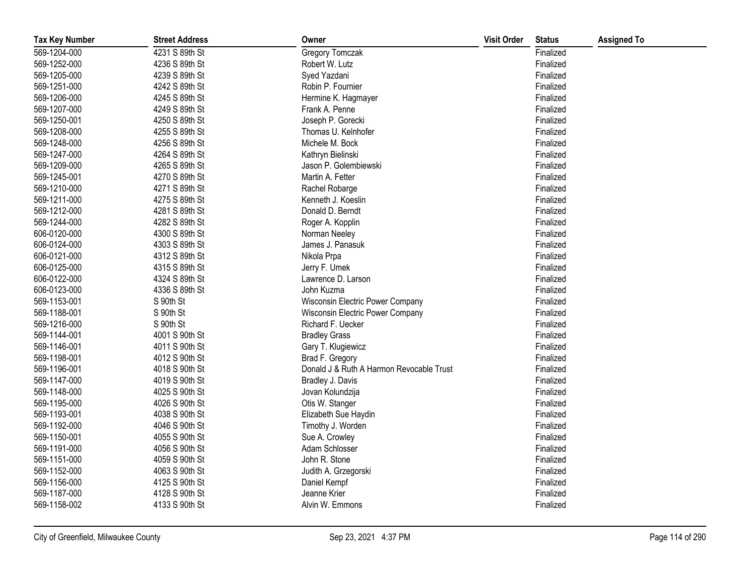| Tax Key Number | Street Address | Owner | Visit Order | Status | Assigned To |
|---|---|---|---|---|---|
| 569-1204-000 | 4231 S 89th St | Gregory Tomczak | | Finalized | |
| 569-1252-000 | 4236 S 89th St | Robert W. Lutz | | Finalized | |
| 569-1205-000 | 4239 S 89th St | Syed Yazdani | | Finalized | |
| 569-1251-000 | 4242 S 89th St | Robin P. Fournier | | Finalized | |
| 569-1206-000 | 4245 S 89th St | Hermine K. Hagmayer | | Finalized | |
| 569-1207-000 | 4249 S 89th St | Frank A. Penne | | Finalized | |
| 569-1250-001 | 4250 S 89th St | Joseph P. Gorecki | | Finalized | |
| 569-1208-000 | 4255 S 89th St | Thomas U. Kelnhofer | | Finalized | |
| 569-1248-000 | 4256 S 89th St | Michele M. Bock | | Finalized | |
| 569-1247-000 | 4264 S 89th St | Kathryn Bielinski | | Finalized | |
| 569-1209-000 | 4265 S 89th St | Jason P. Golembiewski | | Finalized | |
| 569-1245-001 | 4270 S 89th St | Martin A. Fetter | | Finalized | |
| 569-1210-000 | 4271 S 89th St | Rachel Robarge | | Finalized | |
| 569-1211-000 | 4275 S 89th St | Kenneth J. Koeslin | | Finalized | |
| 569-1212-000 | 4281 S 89th St | Donald D. Berndt | | Finalized | |
| 569-1244-000 | 4282 S 89th St | Roger A. Kopplin | | Finalized | |
| 606-0120-000 | 4300 S 89th St | Norman Neeley | | Finalized | |
| 606-0124-000 | 4303 S 89th St | James J. Panasuk | | Finalized | |
| 606-0121-000 | 4312 S 89th St | Nikola Prpa | | Finalized | |
| 606-0125-000 | 4315 S 89th St | Jerry F. Umek | | Finalized | |
| 606-0122-000 | 4324 S 89th St | Lawrence D. Larson | | Finalized | |
| 606-0123-000 | 4336 S 89th St | John Kuzma | | Finalized | |
| 569-1153-001 | S 90th St | Wisconsin Electric Power Company | | Finalized | |
| 569-1188-001 | S 90th St | Wisconsin Electric Power Company | | Finalized | |
| 569-1216-000 | S 90th St | Richard F. Uecker | | Finalized | |
| 569-1144-001 | 4001 S 90th St | Bradley Grass | | Finalized | |
| 569-1146-001 | 4011 S 90th St | Gary T. Klugiewicz | | Finalized | |
| 569-1198-001 | 4012 S 90th St | Brad F. Gregory | | Finalized | |
| 569-1196-001 | 4018 S 90th St | Donald J & Ruth A Harmon Revocable Trust | | Finalized | |
| 569-1147-000 | 4019 S 90th St | Bradley J. Davis | | Finalized | |
| 569-1148-000 | 4025 S 90th St | Jovan Kolundzija | | Finalized | |
| 569-1195-000 | 4026 S 90th St | Otis W. Stanger | | Finalized | |
| 569-1193-001 | 4038 S 90th St | Elizabeth Sue Haydin | | Finalized | |
| 569-1192-000 | 4046 S 90th St | Timothy J. Worden | | Finalized | |
| 569-1150-001 | 4055 S 90th St | Sue A. Crowley | | Finalized | |
| 569-1191-000 | 4056 S 90th St | Adam Schlosser | | Finalized | |
| 569-1151-000 | 4059 S 90th St | John R. Stone | | Finalized | |
| 569-1152-000 | 4063 S 90th St | Judith A. Grzegorski | | Finalized | |
| 569-1156-000 | 4125 S 90th St | Daniel Kempf | | Finalized | |
| 569-1187-000 | 4128 S 90th St | Jeanne Krier | | Finalized | |
| 569-1158-002 | 4133 S 90th St | Alvin W. Emmons | | Finalized | |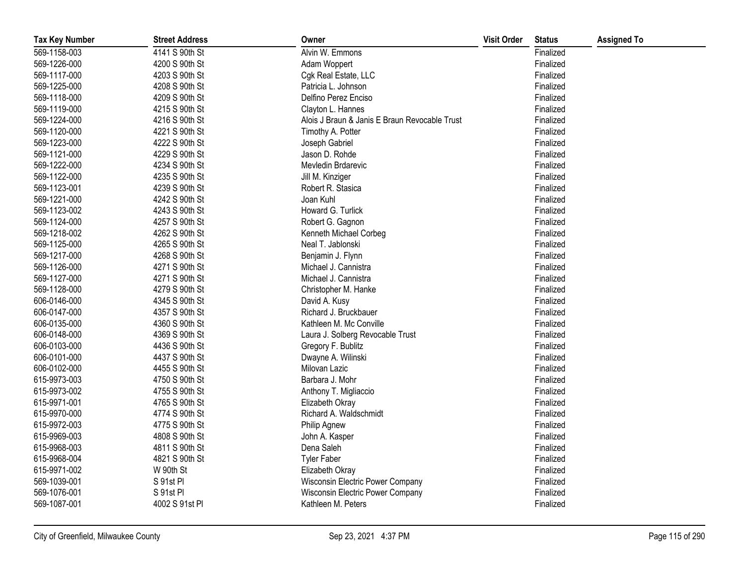| Tax Key Number | Street Address | Owner | Visit Order | Status | Assigned To |
|---|---|---|---|---|---|
| 569-1158-003 | 4141 S 90th St | Alvin W. Emmons | | Finalized | |
| 569-1226-000 | 4200 S 90th St | Adam Woppert | | Finalized | |
| 569-1117-000 | 4203 S 90th St | Cgk Real Estate, LLC | | Finalized | |
| 569-1225-000 | 4208 S 90th St | Patricia L. Johnson | | Finalized | |
| 569-1118-000 | 4209 S 90th St | Delfino Perez Enciso | | Finalized | |
| 569-1119-000 | 4215 S 90th St | Clayton L. Hannes | | Finalized | |
| 569-1224-000 | 4216 S 90th St | Alois J Braun & Janis E Braun Revocable Trust | | Finalized | |
| 569-1120-000 | 4221 S 90th St | Timothy A. Potter | | Finalized | |
| 569-1223-000 | 4222 S 90th St | Joseph Gabriel | | Finalized | |
| 569-1121-000 | 4229 S 90th St | Jason D. Rohde | | Finalized | |
| 569-1222-000 | 4234 S 90th St | Mevledin Brdarevic | | Finalized | |
| 569-1122-000 | 4235 S 90th St | Jill M. Kinziger | | Finalized | |
| 569-1123-001 | 4239 S 90th St | Robert R. Stasica | | Finalized | |
| 569-1221-000 | 4242 S 90th St | Joan Kuhl | | Finalized | |
| 569-1123-002 | 4243 S 90th St | Howard G. Turlick | | Finalized | |
| 569-1124-000 | 4257 S 90th St | Robert G. Gagnon | | Finalized | |
| 569-1218-002 | 4262 S 90th St | Kenneth Michael Corbeg | | Finalized | |
| 569-1125-000 | 4265 S 90th St | Neal T. Jablonski | | Finalized | |
| 569-1217-000 | 4268 S 90th St | Benjamin J. Flynn | | Finalized | |
| 569-1126-000 | 4271 S 90th St | Michael J. Cannistra | | Finalized | |
| 569-1127-000 | 4271 S 90th St | Michael J. Cannistra | | Finalized | |
| 569-1128-000 | 4279 S 90th St | Christopher M. Hanke | | Finalized | |
| 606-0146-000 | 4345 S 90th St | David A. Kusy | | Finalized | |
| 606-0147-000 | 4357 S 90th St | Richard J. Bruckbauer | | Finalized | |
| 606-0135-000 | 4360 S 90th St | Kathleen M. Mc Conville | | Finalized | |
| 606-0148-000 | 4369 S 90th St | Laura J. Solberg Revocable Trust | | Finalized | |
| 606-0103-000 | 4436 S 90th St | Gregory F. Bublitz | | Finalized | |
| 606-0101-000 | 4437 S 90th St | Dwayne A. Wilinski | | Finalized | |
| 606-0102-000 | 4455 S 90th St | Milovan Lazic | | Finalized | |
| 615-9973-003 | 4750 S 90th St | Barbara J. Mohr | | Finalized | |
| 615-9973-002 | 4755 S 90th St | Anthony T. Migliaccio | | Finalized | |
| 615-9971-001 | 4765 S 90th St | Elizabeth Okray | | Finalized | |
| 615-9970-000 | 4774 S 90th St | Richard A. Waldschmidt | | Finalized | |
| 615-9972-003 | 4775 S 90th St | Philip Agnew | | Finalized | |
| 615-9969-003 | 4808 S 90th St | John A. Kasper | | Finalized | |
| 615-9968-003 | 4811 S 90th St | Dena Saleh | | Finalized | |
| 615-9968-004 | 4821 S 90th St | Tyler Faber | | Finalized | |
| 615-9971-002 | W 90th St | Elizabeth Okray | | Finalized | |
| 569-1039-001 | S 91st Pl | Wisconsin Electric Power Company | | Finalized | |
| 569-1076-001 | S 91st Pl | Wisconsin Electric Power Company | | Finalized | |
| 569-1087-001 | 4002 S 91st Pl | Kathleen M. Peters | | Finalized | |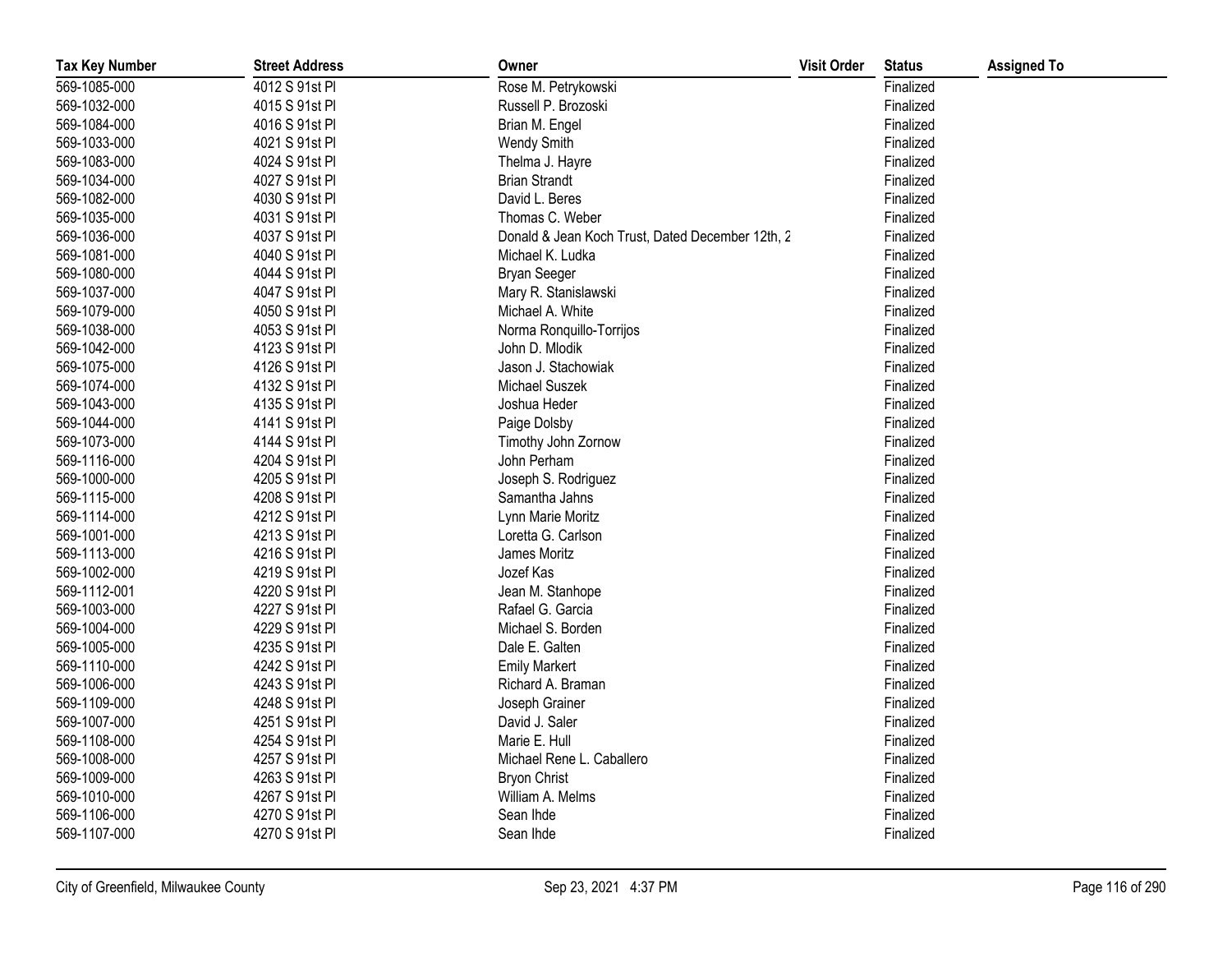| Tax Key Number | Street Address | Owner | Visit Order | Status | Assigned To |
|---|---|---|---|---|---|
| 569-1085-000 | 4012 S 91st Pl | Rose M. Petrykowski | | Finalized | |
| 569-1032-000 | 4015 S 91st Pl | Russell P. Brozoski | | Finalized | |
| 569-1084-000 | 4016 S 91st Pl | Brian M. Engel | | Finalized | |
| 569-1033-000 | 4021 S 91st Pl | Wendy Smith | | Finalized | |
| 569-1083-000 | 4024 S 91st Pl | Thelma J. Hayre | | Finalized | |
| 569-1034-000 | 4027 S 91st Pl | Brian Strandt | | Finalized | |
| 569-1082-000 | 4030 S 91st Pl | David L. Beres | | Finalized | |
| 569-1035-000 | 4031 S 91st Pl | Thomas C. Weber | | Finalized | |
| 569-1036-000 | 4037 S 91st Pl | Donald & Jean Koch Trust, Dated December 12th, 2 | | Finalized | |
| 569-1081-000 | 4040 S 91st Pl | Michael K. Ludka | | Finalized | |
| 569-1080-000 | 4044 S 91st Pl | Bryan Seeger | | Finalized | |
| 569-1037-000 | 4047 S 91st Pl | Mary R. Stanislawski | | Finalized | |
| 569-1079-000 | 4050 S 91st Pl | Michael A. White | | Finalized | |
| 569-1038-000 | 4053 S 91st Pl | Norma Ronquillo-Torrijos | | Finalized | |
| 569-1042-000 | 4123 S 91st Pl | John D. Mlodik | | Finalized | |
| 569-1075-000 | 4126 S 91st Pl | Jason J. Stachowiak | | Finalized | |
| 569-1074-000 | 4132 S 91st Pl | Michael Suszek | | Finalized | |
| 569-1043-000 | 4135 S 91st Pl | Joshua Heder | | Finalized | |
| 569-1044-000 | 4141 S 91st Pl | Paige Dolsby | | Finalized | |
| 569-1073-000 | 4144 S 91st Pl | Timothy John Zornow | | Finalized | |
| 569-1116-000 | 4204 S 91st Pl | John Perham | | Finalized | |
| 569-1000-000 | 4205 S 91st Pl | Joseph S. Rodriguez | | Finalized | |
| 569-1115-000 | 4208 S 91st Pl | Samantha Jahns | | Finalized | |
| 569-1114-000 | 4212 S 91st Pl | Lynn Marie Moritz | | Finalized | |
| 569-1001-000 | 4213 S 91st Pl | Loretta G. Carlson | | Finalized | |
| 569-1113-000 | 4216 S 91st Pl | James Moritz | | Finalized | |
| 569-1002-000 | 4219 S 91st Pl | Jozef Kas | | Finalized | |
| 569-1112-001 | 4220 S 91st Pl | Jean M. Stanhope | | Finalized | |
| 569-1003-000 | 4227 S 91st Pl | Rafael G. Garcia | | Finalized | |
| 569-1004-000 | 4229 S 91st Pl | Michael S. Borden | | Finalized | |
| 569-1005-000 | 4235 S 91st Pl | Dale E. Galten | | Finalized | |
| 569-1110-000 | 4242 S 91st Pl | Emily Markert | | Finalized | |
| 569-1006-000 | 4243 S 91st Pl | Richard A. Braman | | Finalized | |
| 569-1109-000 | 4248 S 91st Pl | Joseph Grainer | | Finalized | |
| 569-1007-000 | 4251 S 91st Pl | David J. Saler | | Finalized | |
| 569-1108-000 | 4254 S 91st Pl | Marie E. Hull | | Finalized | |
| 569-1008-000 | 4257 S 91st Pl | Michael Rene L. Caballero | | Finalized | |
| 569-1009-000 | 4263 S 91st Pl | Bryon Christ | | Finalized | |
| 569-1010-000 | 4267 S 91st Pl | William A. Melms | | Finalized | |
| 569-1106-000 | 4270 S 91st Pl | Sean Ihde | | Finalized | |
| 569-1107-000 | 4270 S 91st Pl | Sean Ihde | | Finalized | |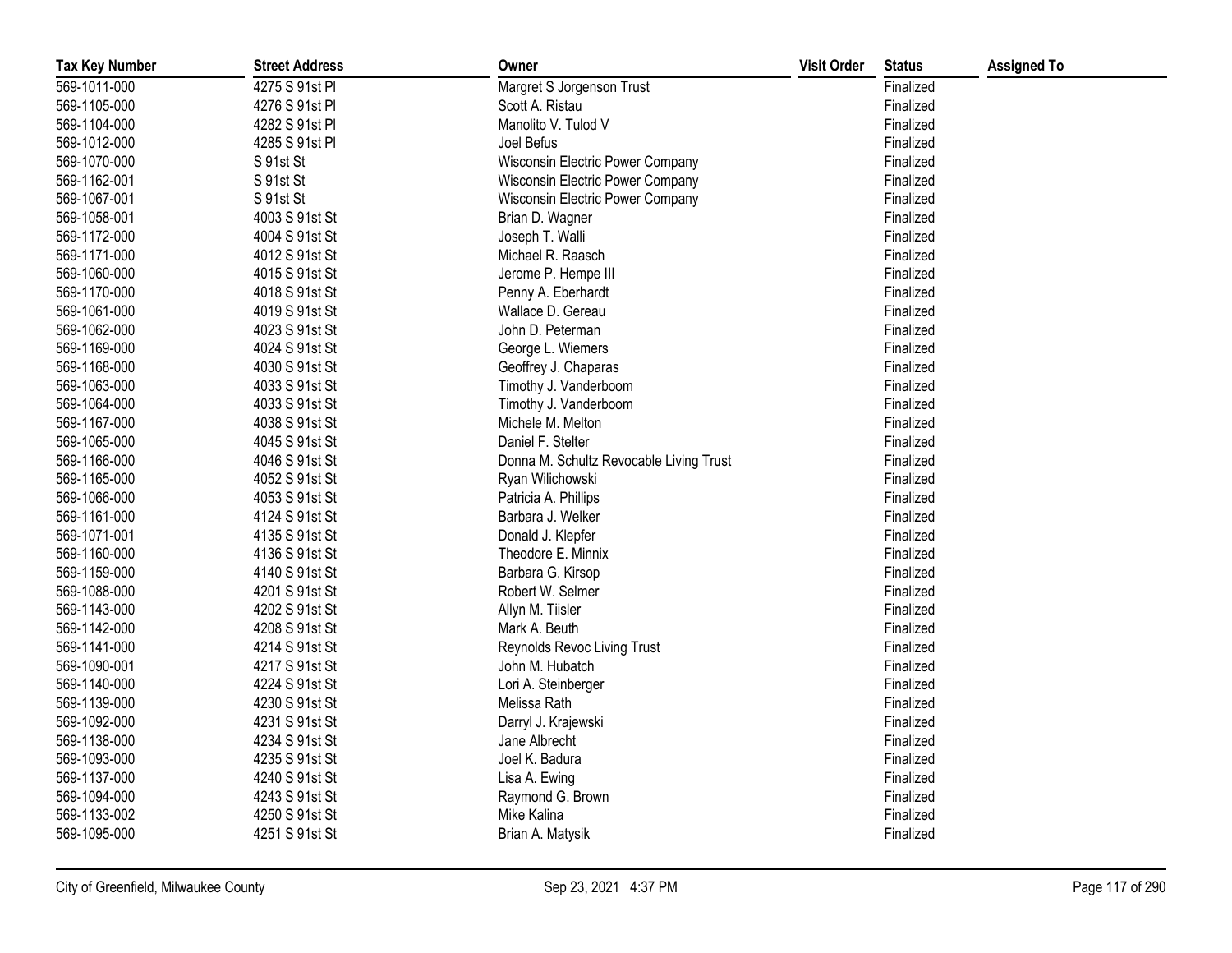| Tax Key Number | Street Address | Owner | Visit Order | Status | Assigned To |
|---|---|---|---|---|---|
| 569-1011-000 | 4275 S 91st Pl | Margret S Jorgenson Trust | | Finalized | |
| 569-1105-000 | 4276 S 91st Pl | Scott A. Ristau | | Finalized | |
| 569-1104-000 | 4282 S 91st Pl | Manolito V. Tulod V | | Finalized | |
| 569-1012-000 | 4285 S 91st Pl | Joel Befus | | Finalized | |
| 569-1070-000 | S 91st St | Wisconsin Electric Power Company | | Finalized | |
| 569-1162-001 | S 91st St | Wisconsin Electric Power Company | | Finalized | |
| 569-1067-001 | S 91st St | Wisconsin Electric Power Company | | Finalized | |
| 569-1058-001 | 4003 S 91st St | Brian D. Wagner | | Finalized | |
| 569-1172-000 | 4004 S 91st St | Joseph T. Walli | | Finalized | |
| 569-1171-000 | 4012 S 91st St | Michael R. Raasch | | Finalized | |
| 569-1060-000 | 4015 S 91st St | Jerome P. Hempe III | | Finalized | |
| 569-1170-000 | 4018 S 91st St | Penny A. Eberhardt | | Finalized | |
| 569-1061-000 | 4019 S 91st St | Wallace D. Gereau | | Finalized | |
| 569-1062-000 | 4023 S 91st St | John D. Peterman | | Finalized | |
| 569-1169-000 | 4024 S 91st St | George L. Wiemers | | Finalized | |
| 569-1168-000 | 4030 S 91st St | Geoffrey J. Chaparas | | Finalized | |
| 569-1063-000 | 4033 S 91st St | Timothy J. Vanderboom | | Finalized | |
| 569-1064-000 | 4033 S 91st St | Timothy J. Vanderboom | | Finalized | |
| 569-1167-000 | 4038 S 91st St | Michele M. Melton | | Finalized | |
| 569-1065-000 | 4045 S 91st St | Daniel F. Stelter | | Finalized | |
| 569-1166-000 | 4046 S 91st St | Donna M. Schultz Revocable Living Trust | | Finalized | |
| 569-1165-000 | 4052 S 91st St | Ryan Wilichowski | | Finalized | |
| 569-1066-000 | 4053 S 91st St | Patricia A. Phillips | | Finalized | |
| 569-1161-000 | 4124 S 91st St | Barbara J. Welker | | Finalized | |
| 569-1071-001 | 4135 S 91st St | Donald J. Klepfer | | Finalized | |
| 569-1160-000 | 4136 S 91st St | Theodore E. Minnix | | Finalized | |
| 569-1159-000 | 4140 S 91st St | Barbara G. Kirsop | | Finalized | |
| 569-1088-000 | 4201 S 91st St | Robert W. Selmer | | Finalized | |
| 569-1143-000 | 4202 S 91st St | Allyn M. Tiisler | | Finalized | |
| 569-1142-000 | 4208 S 91st St | Mark A. Beuth | | Finalized | |
| 569-1141-000 | 4214 S 91st St | Reynolds Revoc Living Trust | | Finalized | |
| 569-1090-001 | 4217 S 91st St | John M. Hubatch | | Finalized | |
| 569-1140-000 | 4224 S 91st St | Lori A. Steinberger | | Finalized | |
| 569-1139-000 | 4230 S 91st St | Melissa Rath | | Finalized | |
| 569-1092-000 | 4231 S 91st St | Darryl J. Krajewski | | Finalized | |
| 569-1138-000 | 4234 S 91st St | Jane Albrecht | | Finalized | |
| 569-1093-000 | 4235 S 91st St | Joel K. Badura | | Finalized | |
| 569-1137-000 | 4240 S 91st St | Lisa A. Ewing | | Finalized | |
| 569-1094-000 | 4243 S 91st St | Raymond G. Brown | | Finalized | |
| 569-1133-002 | 4250 S 91st St | Mike Kalina | | Finalized | |
| 569-1095-000 | 4251 S 91st St | Brian A. Matysik | | Finalized | |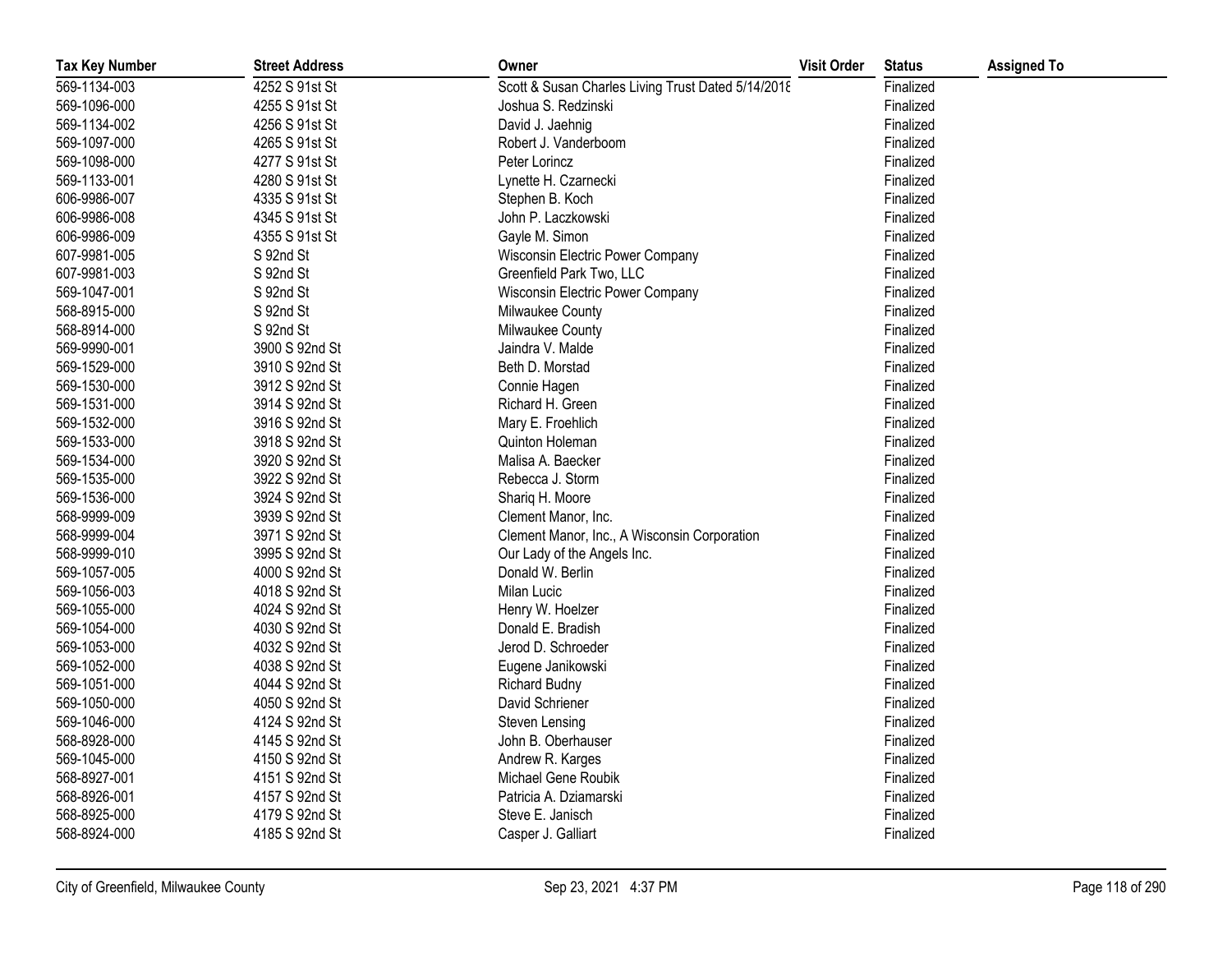| Tax Key Number | Street Address | Owner | Visit Order | Status | Assigned To |
|---|---|---|---|---|---|
| 569-1134-003 | 4252 S 91st St | Scott & Susan Charles Living Trust Dated 5/14/2018 | | Finalized | |
| 569-1096-000 | 4255 S 91st St | Joshua S. Redzinski | | Finalized | |
| 569-1134-002 | 4256 S 91st St | David J. Jaehnig | | Finalized | |
| 569-1097-000 | 4265 S 91st St | Robert J. Vanderboom | | Finalized | |
| 569-1098-000 | 4277 S 91st St | Peter Lorincz | | Finalized | |
| 569-1133-001 | 4280 S 91st St | Lynette H. Czarnecki | | Finalized | |
| 606-9986-007 | 4335 S 91st St | Stephen B. Koch | | Finalized | |
| 606-9986-008 | 4345 S 91st St | John P. Laczkowski | | Finalized | |
| 606-9986-009 | 4355 S 91st St | Gayle M. Simon | | Finalized | |
| 607-9981-005 | S 92nd St | Wisconsin Electric Power Company | | Finalized | |
| 607-9981-003 | S 92nd St | Greenfield Park Two, LLC | | Finalized | |
| 569-1047-001 | S 92nd St | Wisconsin Electric Power Company | | Finalized | |
| 568-8915-000 | S 92nd St | Milwaukee County | | Finalized | |
| 568-8914-000 | S 92nd St | Milwaukee County | | Finalized | |
| 569-9990-001 | 3900 S 92nd St | Jaindra V. Malde | | Finalized | |
| 569-1529-000 | 3910 S 92nd St | Beth D. Morstad | | Finalized | |
| 569-1530-000 | 3912 S 92nd St | Connie Hagen | | Finalized | |
| 569-1531-000 | 3914 S 92nd St | Richard H. Green | | Finalized | |
| 569-1532-000 | 3916 S 92nd St | Mary E. Froehlich | | Finalized | |
| 569-1533-000 | 3918 S 92nd St | Quinton Holeman | | Finalized | |
| 569-1534-000 | 3920 S 92nd St | Malisa A. Baecker | | Finalized | |
| 569-1535-000 | 3922 S 92nd St | Rebecca J. Storm | | Finalized | |
| 569-1536-000 | 3924 S 92nd St | Shariq H. Moore | | Finalized | |
| 568-9999-009 | 3939 S 92nd St | Clement Manor, Inc. | | Finalized | |
| 568-9999-004 | 3971 S 92nd St | Clement Manor, Inc., A Wisconsin Corporation | | Finalized | |
| 568-9999-010 | 3995 S 92nd St | Our Lady of the Angels Inc. | | Finalized | |
| 569-1057-005 | 4000 S 92nd St | Donald W. Berlin | | Finalized | |
| 569-1056-003 | 4018 S 92nd St | Milan Lucic | | Finalized | |
| 569-1055-000 | 4024 S 92nd St | Henry W. Hoelzer | | Finalized | |
| 569-1054-000 | 4030 S 92nd St | Donald E. Bradish | | Finalized | |
| 569-1053-000 | 4032 S 92nd St | Jerod D. Schroeder | | Finalized | |
| 569-1052-000 | 4038 S 92nd St | Eugene Janikowski | | Finalized | |
| 569-1051-000 | 4044 S 92nd St | Richard Budny | | Finalized | |
| 569-1050-000 | 4050 S 92nd St | David Schriener | | Finalized | |
| 569-1046-000 | 4124 S 92nd St | Steven Lensing | | Finalized | |
| 568-8928-000 | 4145 S 92nd St | John B. Oberhauser | | Finalized | |
| 569-1045-000 | 4150 S 92nd St | Andrew R. Karges | | Finalized | |
| 568-8927-001 | 4151 S 92nd St | Michael Gene Roubik | | Finalized | |
| 568-8926-001 | 4157 S 92nd St | Patricia A. Dziamarski | | Finalized | |
| 568-8925-000 | 4179 S 92nd St | Steve E. Janisch | | Finalized | |
| 568-8924-000 | 4185 S 92nd St | Casper J. Galliart | | Finalized | |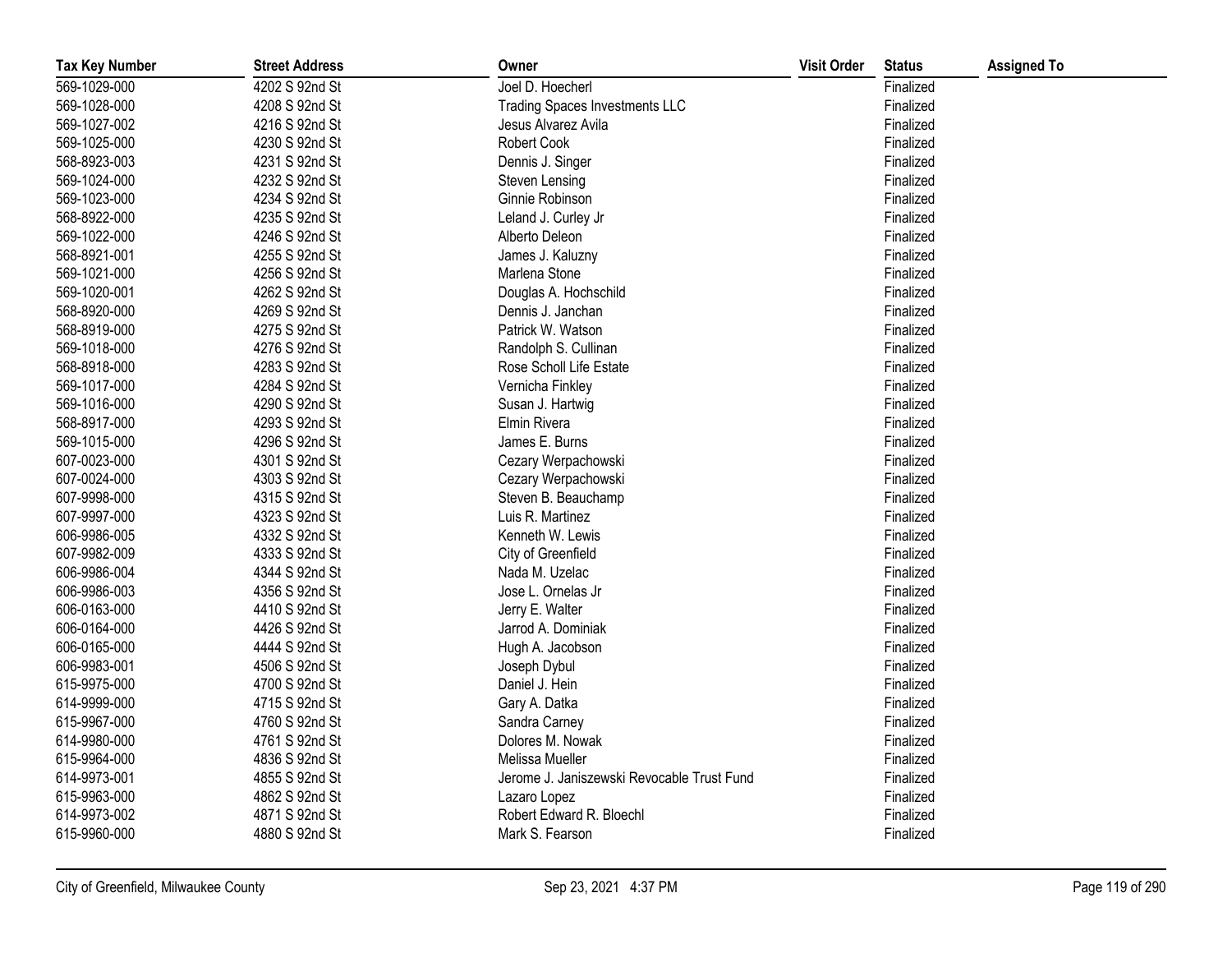| Tax Key Number | Street Address | Owner | Visit Order | Status | Assigned To |
|---|---|---|---|---|---|
| 569-1029-000 | 4202 S 92nd St | Joel D. Hoecherl | | Finalized | |
| 569-1028-000 | 4208 S 92nd St | Trading Spaces Investments LLC | | Finalized | |
| 569-1027-002 | 4216 S 92nd St | Jesus Alvarez Avila | | Finalized | |
| 569-1025-000 | 4230 S 92nd St | Robert Cook | | Finalized | |
| 568-8923-003 | 4231 S 92nd St | Dennis J. Singer | | Finalized | |
| 569-1024-000 | 4232 S 92nd St | Steven Lensing | | Finalized | |
| 569-1023-000 | 4234 S 92nd St | Ginnie Robinson | | Finalized | |
| 568-8922-000 | 4235 S 92nd St | Leland J. Curley Jr | | Finalized | |
| 569-1022-000 | 4246 S 92nd St | Alberto Deleon | | Finalized | |
| 568-8921-001 | 4255 S 92nd St | James J. Kaluzny | | Finalized | |
| 569-1021-000 | 4256 S 92nd St | Marlena Stone | | Finalized | |
| 569-1020-001 | 4262 S 92nd St | Douglas A. Hochschild | | Finalized | |
| 568-8920-000 | 4269 S 92nd St | Dennis J. Janchan | | Finalized | |
| 568-8919-000 | 4275 S 92nd St | Patrick W. Watson | | Finalized | |
| 569-1018-000 | 4276 S 92nd St | Randolph S. Cullinan | | Finalized | |
| 568-8918-000 | 4283 S 92nd St | Rose Scholl Life Estate | | Finalized | |
| 569-1017-000 | 4284 S 92nd St | Vernicha Finkley | | Finalized | |
| 569-1016-000 | 4290 S 92nd St | Susan J. Hartwig | | Finalized | |
| 568-8917-000 | 4293 S 92nd St | Elmin Rivera | | Finalized | |
| 569-1015-000 | 4296 S 92nd St | James E. Burns | | Finalized | |
| 607-0023-000 | 4301 S 92nd St | Cezary Werpachowski | | Finalized | |
| 607-0024-000 | 4303 S 92nd St | Cezary Werpachowski | | Finalized | |
| 607-9998-000 | 4315 S 92nd St | Steven B. Beauchamp | | Finalized | |
| 607-9997-000 | 4323 S 92nd St | Luis R. Martinez | | Finalized | |
| 606-9986-005 | 4332 S 92nd St | Kenneth W. Lewis | | Finalized | |
| 607-9982-009 | 4333 S 92nd St | City of Greenfield | | Finalized | |
| 606-9986-004 | 4344 S 92nd St | Nada M. Uzelac | | Finalized | |
| 606-9986-003 | 4356 S 92nd St | Jose L. Ornelas Jr | | Finalized | |
| 606-0163-000 | 4410 S 92nd St | Jerry E. Walter | | Finalized | |
| 606-0164-000 | 4426 S 92nd St | Jarrod A. Dominiak | | Finalized | |
| 606-0165-000 | 4444 S 92nd St | Hugh A. Jacobson | | Finalized | |
| 606-9983-001 | 4506 S 92nd St | Joseph Dybul | | Finalized | |
| 615-9975-000 | 4700 S 92nd St | Daniel J. Hein | | Finalized | |
| 614-9999-000 | 4715 S 92nd St | Gary A. Datka | | Finalized | |
| 615-9967-000 | 4760 S 92nd St | Sandra Carney | | Finalized | |
| 614-9980-000 | 4761 S 92nd St | Dolores M. Nowak | | Finalized | |
| 615-9964-000 | 4836 S 92nd St | Melissa Mueller | | Finalized | |
| 614-9973-001 | 4855 S 92nd St | Jerome J. Janiszewski Revocable Trust Fund | | Finalized | |
| 615-9963-000 | 4862 S 92nd St | Lazaro Lopez | | Finalized | |
| 614-9973-002 | 4871 S 92nd St | Robert Edward R. Bloechl | | Finalized | |
| 615-9960-000 | 4880 S 92nd St | Mark S. Fearson | | Finalized | |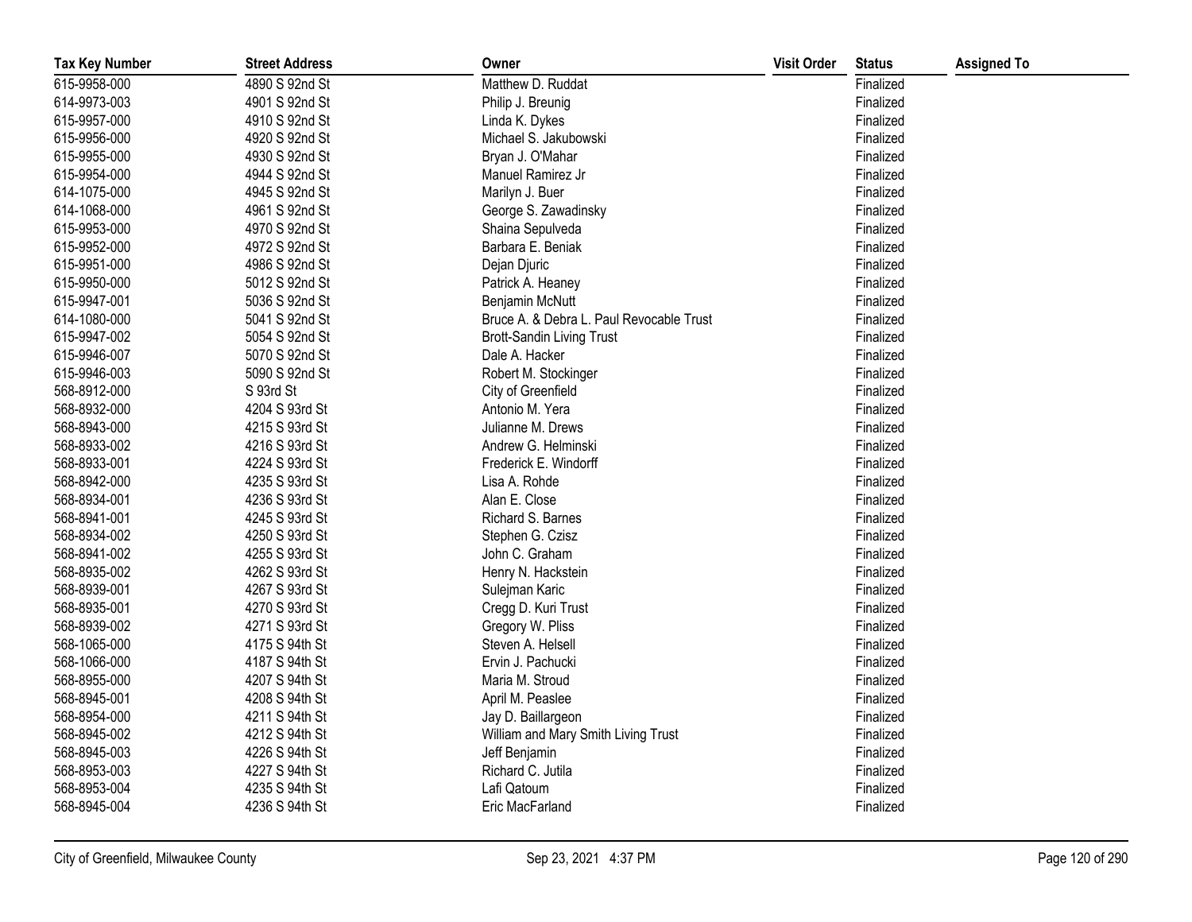| Tax Key Number | Street Address | Owner | Visit Order | Status | Assigned To |
|---|---|---|---|---|---|
| 615-9958-000 | 4890 S 92nd St | Matthew D. Ruddat | | Finalized | |
| 614-9973-003 | 4901 S 92nd St | Philip J. Breunig | | Finalized | |
| 615-9957-000 | 4910 S 92nd St | Linda K. Dykes | | Finalized | |
| 615-9956-000 | 4920 S 92nd St | Michael S. Jakubowski | | Finalized | |
| 615-9955-000 | 4930 S 92nd St | Bryan J. O'Mahar | | Finalized | |
| 615-9954-000 | 4944 S 92nd St | Manuel Ramirez Jr | | Finalized | |
| 614-1075-000 | 4945 S 92nd St | Marilyn J. Buer | | Finalized | |
| 614-1068-000 | 4961 S 92nd St | George S. Zawadinsky | | Finalized | |
| 615-9953-000 | 4970 S 92nd St | Shaina Sepulveda | | Finalized | |
| 615-9952-000 | 4972 S 92nd St | Barbara E. Beniak | | Finalized | |
| 615-9951-000 | 4986 S 92nd St | Dejan Djuric | | Finalized | |
| 615-9950-000 | 5012 S 92nd St | Patrick A. Heaney | | Finalized | |
| 615-9947-001 | 5036 S 92nd St | Benjamin McNutt | | Finalized | |
| 614-1080-000 | 5041 S 92nd St | Bruce A. & Debra L. Paul Revocable Trust | | Finalized | |
| 615-9947-002 | 5054 S 92nd St | Brott-Sandin Living Trust | | Finalized | |
| 615-9946-007 | 5070 S 92nd St | Dale A. Hacker | | Finalized | |
| 615-9946-003 | 5090 S 92nd St | Robert M. Stockinger | | Finalized | |
| 568-8912-000 | S 93rd St | City of Greenfield | | Finalized | |
| 568-8932-000 | 4204 S 93rd St | Antonio M. Yera | | Finalized | |
| 568-8943-000 | 4215 S 93rd St | Julianne M. Drews | | Finalized | |
| 568-8933-002 | 4216 S 93rd St | Andrew G. Helminski | | Finalized | |
| 568-8933-001 | 4224 S 93rd St | Frederick E. Windorff | | Finalized | |
| 568-8942-000 | 4235 S 93rd St | Lisa A. Rohde | | Finalized | |
| 568-8934-001 | 4236 S 93rd St | Alan E. Close | | Finalized | |
| 568-8941-001 | 4245 S 93rd St | Richard S. Barnes | | Finalized | |
| 568-8934-002 | 4250 S 93rd St | Stephen G. Czisz | | Finalized | |
| 568-8941-002 | 4255 S 93rd St | John C. Graham | | Finalized | |
| 568-8935-002 | 4262 S 93rd St | Henry N. Hackstein | | Finalized | |
| 568-8939-001 | 4267 S 93rd St | Sulejman Karic | | Finalized | |
| 568-8935-001 | 4270 S 93rd St | Cregg D. Kuri Trust | | Finalized | |
| 568-8939-002 | 4271 S 93rd St | Gregory W. Pliss | | Finalized | |
| 568-1065-000 | 4175 S 94th St | Steven A. Helsell | | Finalized | |
| 568-1066-000 | 4187 S 94th St | Ervin J. Pachucki | | Finalized | |
| 568-8955-000 | 4207 S 94th St | Maria M. Stroud | | Finalized | |
| 568-8945-001 | 4208 S 94th St | April M. Peaslee | | Finalized | |
| 568-8954-000 | 4211 S 94th St | Jay D. Baillargeon | | Finalized | |
| 568-8945-002 | 4212 S 94th St | William and Mary Smith Living Trust | | Finalized | |
| 568-8945-003 | 4226 S 94th St | Jeff Benjamin | | Finalized | |
| 568-8953-003 | 4227 S 94th St | Richard C. Jutila | | Finalized | |
| 568-8953-004 | 4235 S 94th St | Lafi Qatoum | | Finalized | |
| 568-8945-004 | 4236 S 94th St | Eric MacFarland | | Finalized | |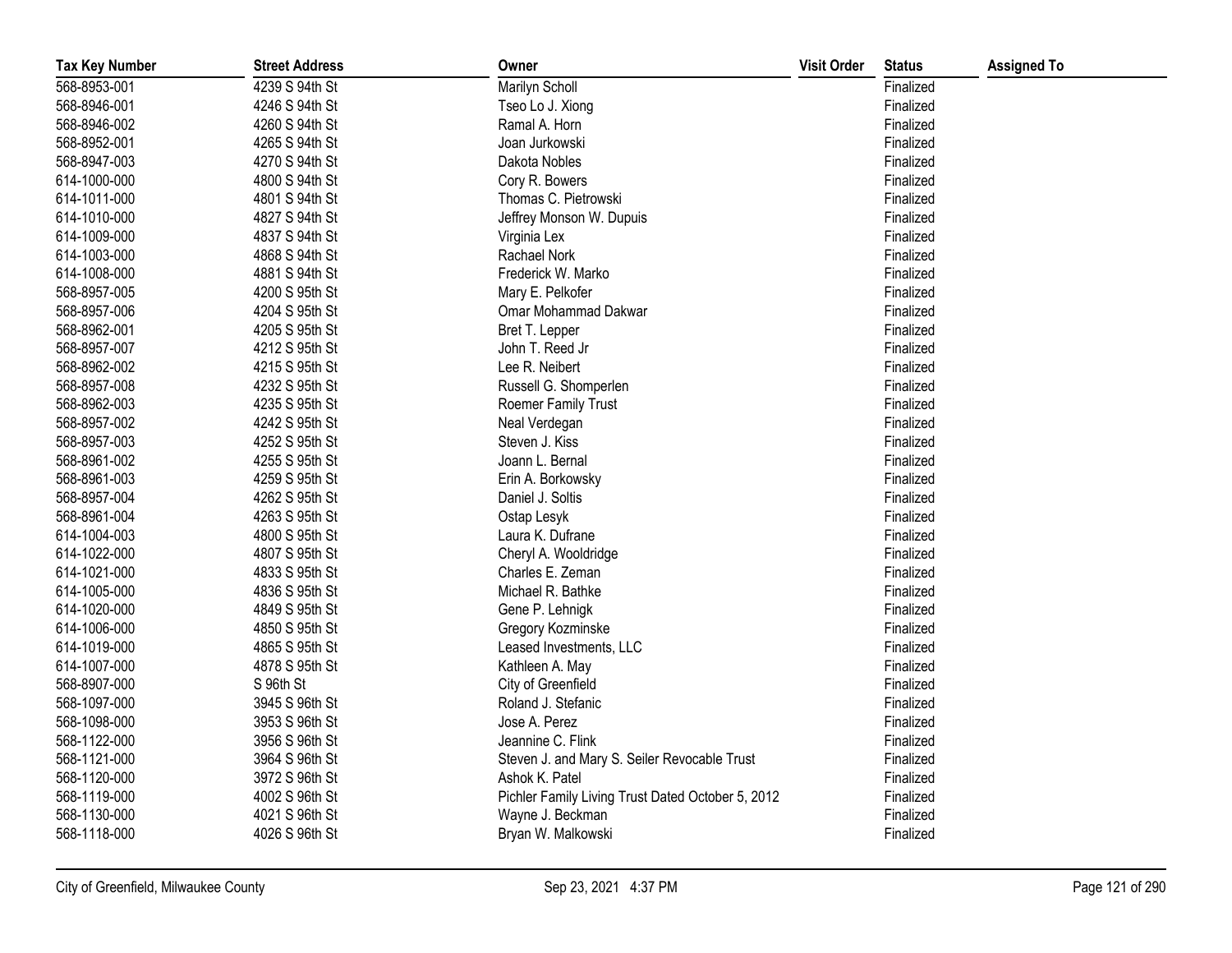| Tax Key Number | Street Address | Owner | Visit Order | Status | Assigned To |
|---|---|---|---|---|---|
| 568-8953-001 | 4239 S 94th St | Marilyn Scholl | | Finalized | |
| 568-8946-001 | 4246 S 94th St | Tseo Lo J. Xiong | | Finalized | |
| 568-8946-002 | 4260 S 94th St | Ramal A. Horn | | Finalized | |
| 568-8952-001 | 4265 S 94th St | Joan Jurkowski | | Finalized | |
| 568-8947-003 | 4270 S 94th St | Dakota Nobles | | Finalized | |
| 614-1000-000 | 4800 S 94th St | Cory R. Bowers | | Finalized | |
| 614-1011-000 | 4801 S 94th St | Thomas C. Pietrowski | | Finalized | |
| 614-1010-000 | 4827 S 94th St | Jeffrey Monson W. Dupuis | | Finalized | |
| 614-1009-000 | 4837 S 94th St | Virginia Lex | | Finalized | |
| 614-1003-000 | 4868 S 94th St | Rachael Nork | | Finalized | |
| 614-1008-000 | 4881 S 94th St | Frederick W. Marko | | Finalized | |
| 568-8957-005 | 4200 S 95th St | Mary E. Pelkofer | | Finalized | |
| 568-8957-006 | 4204 S 95th St | Omar Mohammad Dakwar | | Finalized | |
| 568-8962-001 | 4205 S 95th St | Bret T. Lepper | | Finalized | |
| 568-8957-007 | 4212 S 95th St | John T. Reed Jr | | Finalized | |
| 568-8962-002 | 4215 S 95th St | Lee R. Neibert | | Finalized | |
| 568-8957-008 | 4232 S 95th St | Russell G. Shomperlen | | Finalized | |
| 568-8962-003 | 4235 S 95th St | Roemer Family Trust | | Finalized | |
| 568-8957-002 | 4242 S 95th St | Neal Verdegan | | Finalized | |
| 568-8957-003 | 4252 S 95th St | Steven J. Kiss | | Finalized | |
| 568-8961-002 | 4255 S 95th St | Joann L. Bernal | | Finalized | |
| 568-8961-003 | 4259 S 95th St | Erin A. Borkowsky | | Finalized | |
| 568-8957-004 | 4262 S 95th St | Daniel J. Soltis | | Finalized | |
| 568-8961-004 | 4263 S 95th St | Ostap Lesyk | | Finalized | |
| 614-1004-003 | 4800 S 95th St | Laura K. Dufrane | | Finalized | |
| 614-1022-000 | 4807 S 95th St | Cheryl A. Wooldridge | | Finalized | |
| 614-1021-000 | 4833 S 95th St | Charles E. Zeman | | Finalized | |
| 614-1005-000 | 4836 S 95th St | Michael R. Bathke | | Finalized | |
| 614-1020-000 | 4849 S 95th St | Gene P. Lehnigk | | Finalized | |
| 614-1006-000 | 4850 S 95th St | Gregory Kozminske | | Finalized | |
| 614-1019-000 | 4865 S 95th St | Leased Investments, LLC | | Finalized | |
| 614-1007-000 | 4878 S 95th St | Kathleen A. May | | Finalized | |
| 568-8907-000 | S 96th St | City of Greenfield | | Finalized | |
| 568-1097-000 | 3945 S 96th St | Roland J. Stefanic | | Finalized | |
| 568-1098-000 | 3953 S 96th St | Jose A. Perez | | Finalized | |
| 568-1122-000 | 3956 S 96th St | Jeannine C. Flink | | Finalized | |
| 568-1121-000 | 3964 S 96th St | Steven J. and Mary S. Seiler Revocable Trust | | Finalized | |
| 568-1120-000 | 3972 S 96th St | Ashok K. Patel | | Finalized | |
| 568-1119-000 | 4002 S 96th St | Pichler Family Living Trust Dated October 5, 2012 | | Finalized | |
| 568-1130-000 | 4021 S 96th St | Wayne J. Beckman | | Finalized | |
| 568-1118-000 | 4026 S 96th St | Bryan W. Malkowski | | Finalized | |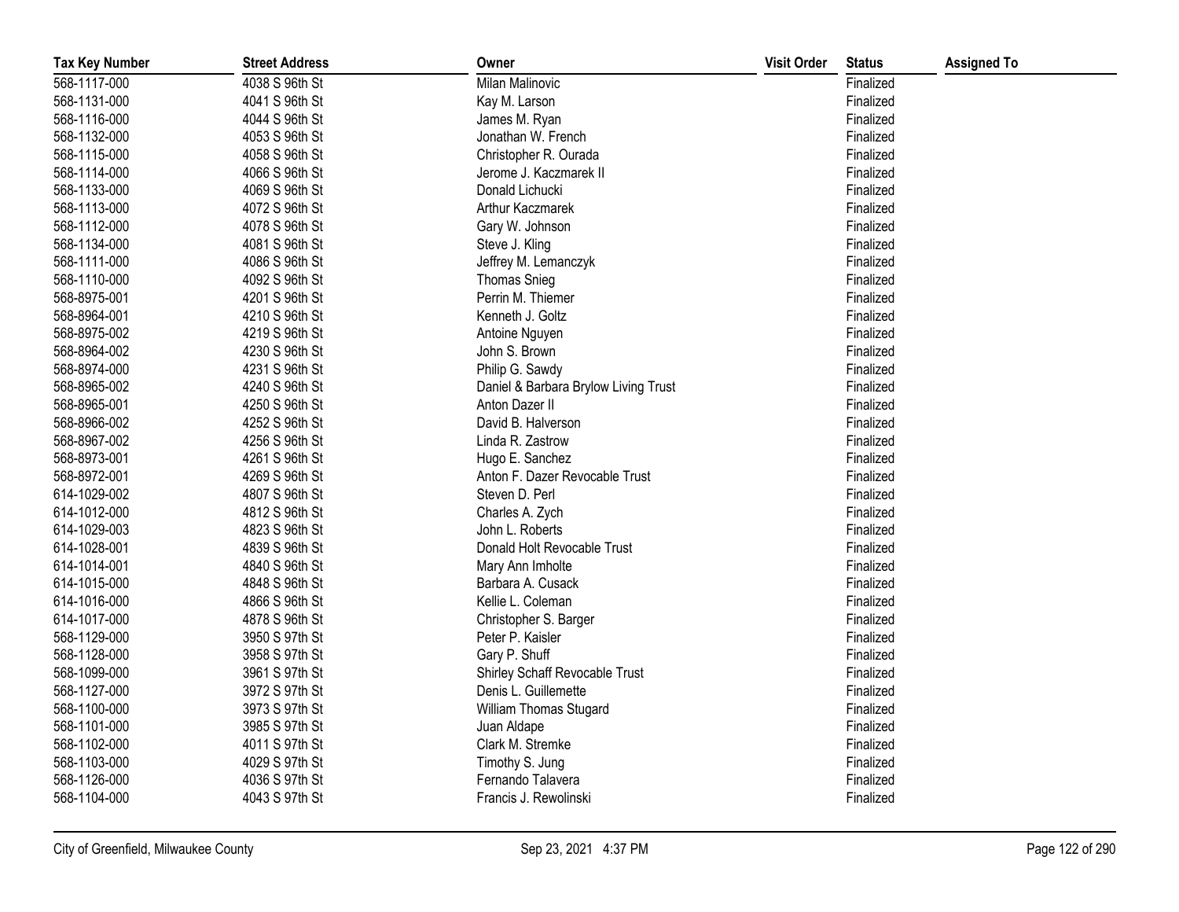| Tax Key Number | Street Address | Owner | Visit Order | Status | Assigned To |
|---|---|---|---|---|---|
| 568-1117-000 | 4038 S 96th St | Milan Malinovic | | Finalized | |
| 568-1131-000 | 4041 S 96th St | Kay M. Larson | | Finalized | |
| 568-1116-000 | 4044 S 96th St | James M. Ryan | | Finalized | |
| 568-1132-000 | 4053 S 96th St | Jonathan W. French | | Finalized | |
| 568-1115-000 | 4058 S 96th St | Christopher R. Ourada | | Finalized | |
| 568-1114-000 | 4066 S 96th St | Jerome J. Kaczmarek II | | Finalized | |
| 568-1133-000 | 4069 S 96th St | Donald Lichucki | | Finalized | |
| 568-1113-000 | 4072 S 96th St | Arthur Kaczmarek | | Finalized | |
| 568-1112-000 | 4078 S 96th St | Gary W. Johnson | | Finalized | |
| 568-1134-000 | 4081 S 96th St | Steve J. Kling | | Finalized | |
| 568-1111-000 | 4086 S 96th St | Jeffrey M. Lemanczyk | | Finalized | |
| 568-1110-000 | 4092 S 96th St | Thomas Snieg | | Finalized | |
| 568-8975-001 | 4201 S 96th St | Perrin M. Thiemer | | Finalized | |
| 568-8964-001 | 4210 S 96th St | Kenneth J. Goltz | | Finalized | |
| 568-8975-002 | 4219 S 96th St | Antoine Nguyen | | Finalized | |
| 568-8964-002 | 4230 S 96th St | John S. Brown | | Finalized | |
| 568-8974-000 | 4231 S 96th St | Philip G. Sawdy | | Finalized | |
| 568-8965-002 | 4240 S 96th St | Daniel & Barbara Brylow Living Trust | | Finalized | |
| 568-8965-001 | 4250 S 96th St | Anton Dazer II | | Finalized | |
| 568-8966-002 | 4252 S 96th St | David B. Halverson | | Finalized | |
| 568-8967-002 | 4256 S 96th St | Linda R. Zastrow | | Finalized | |
| 568-8973-001 | 4261 S 96th St | Hugo E. Sanchez | | Finalized | |
| 568-8972-001 | 4269 S 96th St | Anton F. Dazer Revocable Trust | | Finalized | |
| 614-1029-002 | 4807 S 96th St | Steven D. Perl | | Finalized | |
| 614-1012-000 | 4812 S 96th St | Charles A. Zych | | Finalized | |
| 614-1029-003 | 4823 S 96th St | John L. Roberts | | Finalized | |
| 614-1028-001 | 4839 S 96th St | Donald Holt Revocable Trust | | Finalized | |
| 614-1014-001 | 4840 S 96th St | Mary Ann Imholte | | Finalized | |
| 614-1015-000 | 4848 S 96th St | Barbara A. Cusack | | Finalized | |
| 614-1016-000 | 4866 S 96th St | Kellie L. Coleman | | Finalized | |
| 614-1017-000 | 4878 S 96th St | Christopher S. Barger | | Finalized | |
| 568-1129-000 | 3950 S 97th St | Peter P. Kaisler | | Finalized | |
| 568-1128-000 | 3958 S 97th St | Gary P. Shuff | | Finalized | |
| 568-1099-000 | 3961 S 97th St | Shirley Schaff Revocable Trust | | Finalized | |
| 568-1127-000 | 3972 S 97th St | Denis L. Guillemette | | Finalized | |
| 568-1100-000 | 3973 S 97th St | William Thomas Stugard | | Finalized | |
| 568-1101-000 | 3985 S 97th St | Juan Aldape | | Finalized | |
| 568-1102-000 | 4011 S 97th St | Clark M. Stremke | | Finalized | |
| 568-1103-000 | 4029 S 97th St | Timothy S. Jung | | Finalized | |
| 568-1126-000 | 4036 S 97th St | Fernando Talavera | | Finalized | |
| 568-1104-000 | 4043 S 97th St | Francis J. Rewolinski | | Finalized | |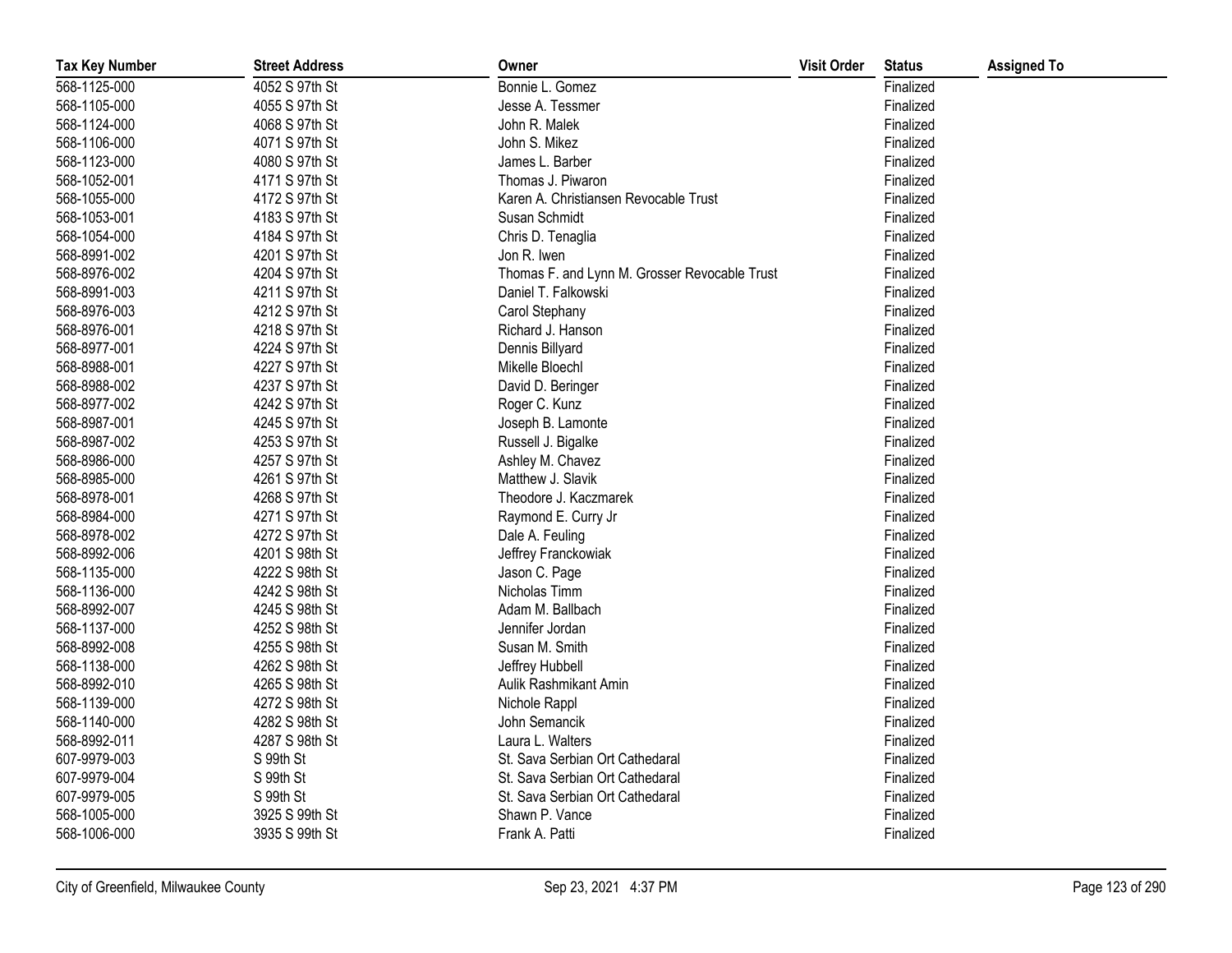| Tax Key Number | Street Address | Owner | Visit Order | Status | Assigned To |
|---|---|---|---|---|---|
| 568-1125-000 | 4052 S 97th St | Bonnie L. Gomez | | Finalized | |
| 568-1105-000 | 4055 S 97th St | Jesse A. Tessmer | | Finalized | |
| 568-1124-000 | 4068 S 97th St | John R. Malek | | Finalized | |
| 568-1106-000 | 4071 S 97th St | John S. Mikez | | Finalized | |
| 568-1123-000 | 4080 S 97th St | James L. Barber | | Finalized | |
| 568-1052-001 | 4171 S 97th St | Thomas J. Piwaron | | Finalized | |
| 568-1055-000 | 4172 S 97th St | Karen A. Christiansen Revocable Trust | | Finalized | |
| 568-1053-001 | 4183 S 97th St | Susan Schmidt | | Finalized | |
| 568-1054-000 | 4184 S 97th St | Chris D. Tenaglia | | Finalized | |
| 568-8991-002 | 4201 S 97th St | Jon R. Iwen | | Finalized | |
| 568-8976-002 | 4204 S 97th St | Thomas F. and Lynn M. Grosser Revocable Trust | | Finalized | |
| 568-8991-003 | 4211 S 97th St | Daniel T. Falkowski | | Finalized | |
| 568-8976-003 | 4212 S 97th St | Carol Stephany | | Finalized | |
| 568-8976-001 | 4218 S 97th St | Richard J. Hanson | | Finalized | |
| 568-8977-001 | 4224 S 97th St | Dennis Billyard | | Finalized | |
| 568-8988-001 | 4227 S 97th St | Mikelle Bloechl | | Finalized | |
| 568-8988-002 | 4237 S 97th St | David D. Beringer | | Finalized | |
| 568-8977-002 | 4242 S 97th St | Roger C. Kunz | | Finalized | |
| 568-8987-001 | 4245 S 97th St | Joseph B. Lamonte | | Finalized | |
| 568-8987-002 | 4253 S 97th St | Russell J. Bigalke | | Finalized | |
| 568-8986-000 | 4257 S 97th St | Ashley M. Chavez | | Finalized | |
| 568-8985-000 | 4261 S 97th St | Matthew J. Slavik | | Finalized | |
| 568-8978-001 | 4268 S 97th St | Theodore J. Kaczmarek | | Finalized | |
| 568-8984-000 | 4271 S 97th St | Raymond E. Curry Jr | | Finalized | |
| 568-8978-002 | 4272 S 97th St | Dale A. Feuling | | Finalized | |
| 568-8992-006 | 4201 S 98th St | Jeffrey Franckowiak | | Finalized | |
| 568-1135-000 | 4222 S 98th St | Jason C. Page | | Finalized | |
| 568-1136-000 | 4242 S 98th St | Nicholas Timm | | Finalized | |
| 568-8992-007 | 4245 S 98th St | Adam M. Ballbach | | Finalized | |
| 568-1137-000 | 4252 S 98th St | Jennifer Jordan | | Finalized | |
| 568-8992-008 | 4255 S 98th St | Susan M. Smith | | Finalized | |
| 568-1138-000 | 4262 S 98th St | Jeffrey Hubbell | | Finalized | |
| 568-8992-010 | 4265 S 98th St | Aulik Rashmikant Amin | | Finalized | |
| 568-1139-000 | 4272 S 98th St | Nichole Rappl | | Finalized | |
| 568-1140-000 | 4282 S 98th St | John Semancik | | Finalized | |
| 568-8992-011 | 4287 S 98th St | Laura L. Walters | | Finalized | |
| 607-9979-003 | S 99th St | St. Sava Serbian Ort Cathedaral | | Finalized | |
| 607-9979-004 | S 99th St | St. Sava Serbian Ort Cathedaral | | Finalized | |
| 607-9979-005 | S 99th St | St. Sava Serbian Ort Cathedaral | | Finalized | |
| 568-1005-000 | 3925 S 99th St | Shawn P. Vance | | Finalized | |
| 568-1006-000 | 3935 S 99th St | Frank A. Patti | | Finalized | |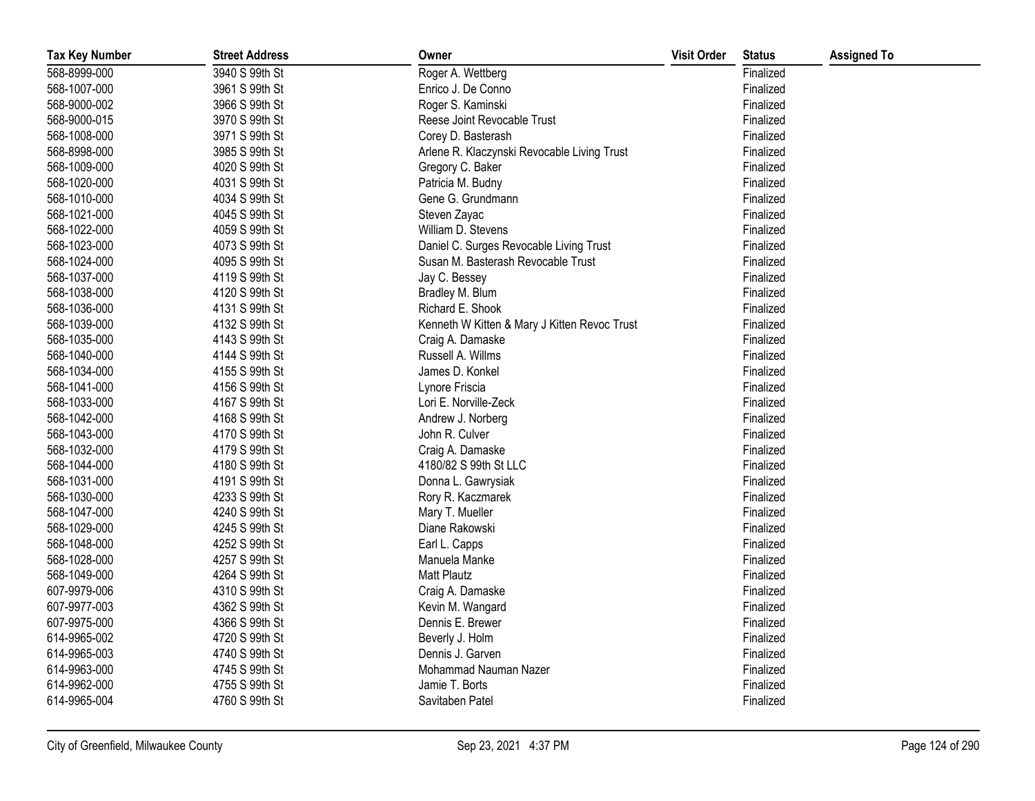| Tax Key Number | Street Address | Owner | Visit Order | Status | Assigned To |
|---|---|---|---|---|---|
| 568-8999-000 | 3940 S 99th St | Roger A. Wettberg | | Finalized | |
| 568-1007-000 | 3961 S 99th St | Enrico J. De Conno | | Finalized | |
| 568-9000-002 | 3966 S 99th St | Roger S. Kaminski | | Finalized | |
| 568-9000-015 | 3970 S 99th St | Reese Joint Revocable Trust | | Finalized | |
| 568-1008-000 | 3971 S 99th St | Corey D. Basterash | | Finalized | |
| 568-8998-000 | 3985 S 99th St | Arlene R. Klaczynski Revocable Living Trust | | Finalized | |
| 568-1009-000 | 4020 S 99th St | Gregory C. Baker | | Finalized | |
| 568-1020-000 | 4031 S 99th St | Patricia M. Budny | | Finalized | |
| 568-1010-000 | 4034 S 99th St | Gene G. Grundmann | | Finalized | |
| 568-1021-000 | 4045 S 99th St | Steven Zayac | | Finalized | |
| 568-1022-000 | 4059 S 99th St | William D. Stevens | | Finalized | |
| 568-1023-000 | 4073 S 99th St | Daniel C. Surges Revocable Living Trust | | Finalized | |
| 568-1024-000 | 4095 S 99th St | Susan M. Basterash Revocable Trust | | Finalized | |
| 568-1037-000 | 4119 S 99th St | Jay C. Bessey | | Finalized | |
| 568-1038-000 | 4120 S 99th St | Bradley M. Blum | | Finalized | |
| 568-1036-000 | 4131 S 99th St | Richard E. Shook | | Finalized | |
| 568-1039-000 | 4132 S 99th St | Kenneth W Kitten & Mary J Kitten Revoc Trust | | Finalized | |
| 568-1035-000 | 4143 S 99th St | Craig A. Damaske | | Finalized | |
| 568-1040-000 | 4144 S 99th St | Russell A. Willms | | Finalized | |
| 568-1034-000 | 4155 S 99th St | James D. Konkel | | Finalized | |
| 568-1041-000 | 4156 S 99th St | Lynore Friscia | | Finalized | |
| 568-1033-000 | 4167 S 99th St | Lori E. Norville-Zeck | | Finalized | |
| 568-1042-000 | 4168 S 99th St | Andrew J. Norberg | | Finalized | |
| 568-1043-000 | 4170 S 99th St | John R. Culver | | Finalized | |
| 568-1032-000 | 4179 S 99th St | Craig A. Damaske | | Finalized | |
| 568-1044-000 | 4180 S 99th St | 4180/82 S 99th St LLC | | Finalized | |
| 568-1031-000 | 4191 S 99th St | Donna L. Gawrysiak | | Finalized | |
| 568-1030-000 | 4233 S 99th St | Rory R. Kaczmarek | | Finalized | |
| 568-1047-000 | 4240 S 99th St | Mary T. Mueller | | Finalized | |
| 568-1029-000 | 4245 S 99th St | Diane Rakowski | | Finalized | |
| 568-1048-000 | 4252 S 99th St | Earl L. Capps | | Finalized | |
| 568-1028-000 | 4257 S 99th St | Manuela Manke | | Finalized | |
| 568-1049-000 | 4264 S 99th St | Matt Plautz | | Finalized | |
| 607-9979-006 | 4310 S 99th St | Craig A. Damaske | | Finalized | |
| 607-9977-003 | 4362 S 99th St | Kevin M. Wangard | | Finalized | |
| 607-9975-000 | 4366 S 99th St | Dennis E. Brewer | | Finalized | |
| 614-9965-002 | 4720 S 99th St | Beverly J. Holm | | Finalized | |
| 614-9965-003 | 4740 S 99th St | Dennis J. Garven | | Finalized | |
| 614-9963-000 | 4745 S 99th St | Mohammad Nauman Nazer | | Finalized | |
| 614-9962-000 | 4755 S 99th St | Jamie T. Borts | | Finalized | |
| 614-9965-004 | 4760 S 99th St | Savitaben Patel | | Finalized | |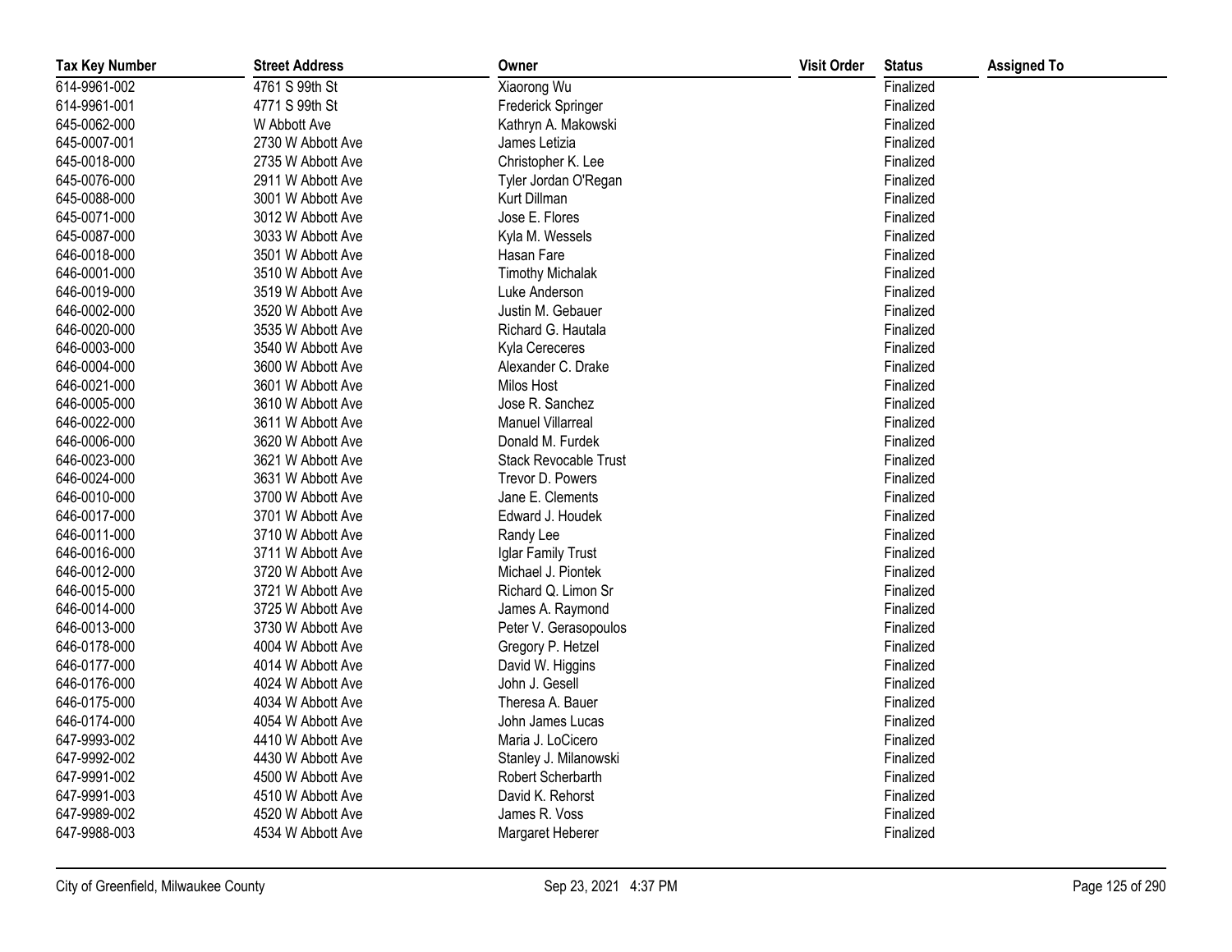| Tax Key Number | Street Address | Owner | Visit Order | Status | Assigned To |
|---|---|---|---|---|---|
| 614-9961-002 | 4761 S 99th St | Xiaorong Wu | | Finalized | |
| 614-9961-001 | 4771 S 99th St | Frederick Springer | | Finalized | |
| 645-0062-000 | W Abbott Ave | Kathryn A. Makowski | | Finalized | |
| 645-0007-001 | 2730 W Abbott Ave | James Letizia | | Finalized | |
| 645-0018-000 | 2735 W Abbott Ave | Christopher K. Lee | | Finalized | |
| 645-0076-000 | 2911 W Abbott Ave | Tyler Jordan O'Regan | | Finalized | |
| 645-0088-000 | 3001 W Abbott Ave | Kurt Dillman | | Finalized | |
| 645-0071-000 | 3012 W Abbott Ave | Jose E. Flores | | Finalized | |
| 645-0087-000 | 3033 W Abbott Ave | Kyla M. Wessels | | Finalized | |
| 646-0018-000 | 3501 W Abbott Ave | Hasan Fare | | Finalized | |
| 646-0001-000 | 3510 W Abbott Ave | Timothy Michalak | | Finalized | |
| 646-0019-000 | 3519 W Abbott Ave | Luke Anderson | | Finalized | |
| 646-0002-000 | 3520 W Abbott Ave | Justin M. Gebauer | | Finalized | |
| 646-0020-000 | 3535 W Abbott Ave | Richard G. Hautala | | Finalized | |
| 646-0003-000 | 3540 W Abbott Ave | Kyla Cereceres | | Finalized | |
| 646-0004-000 | 3600 W Abbott Ave | Alexander C. Drake | | Finalized | |
| 646-0021-000 | 3601 W Abbott Ave | Milos Host | | Finalized | |
| 646-0005-000 | 3610 W Abbott Ave | Jose R. Sanchez | | Finalized | |
| 646-0022-000 | 3611 W Abbott Ave | Manuel Villarreal | | Finalized | |
| 646-0006-000 | 3620 W Abbott Ave | Donald M. Furdek | | Finalized | |
| 646-0023-000 | 3621 W Abbott Ave | Stack Revocable Trust | | Finalized | |
| 646-0024-000 | 3631 W Abbott Ave | Trevor D. Powers | | Finalized | |
| 646-0010-000 | 3700 W Abbott Ave | Jane E. Clements | | Finalized | |
| 646-0017-000 | 3701 W Abbott Ave | Edward J. Houdek | | Finalized | |
| 646-0011-000 | 3710 W Abbott Ave | Randy Lee | | Finalized | |
| 646-0016-000 | 3711 W Abbott Ave | Iglar Family Trust | | Finalized | |
| 646-0012-000 | 3720 W Abbott Ave | Michael J. Piontek | | Finalized | |
| 646-0015-000 | 3721 W Abbott Ave | Richard Q. Limon Sr | | Finalized | |
| 646-0014-000 | 3725 W Abbott Ave | James A. Raymond | | Finalized | |
| 646-0013-000 | 3730 W Abbott Ave | Peter V. Gerasopoulos | | Finalized | |
| 646-0178-000 | 4004 W Abbott Ave | Gregory P. Hetzel | | Finalized | |
| 646-0177-000 | 4014 W Abbott Ave | David W. Higgins | | Finalized | |
| 646-0176-000 | 4024 W Abbott Ave | John J. Gesell | | Finalized | |
| 646-0175-000 | 4034 W Abbott Ave | Theresa A. Bauer | | Finalized | |
| 646-0174-000 | 4054 W Abbott Ave | John James Lucas | | Finalized | |
| 647-9993-002 | 4410 W Abbott Ave | Maria J. LoCicero | | Finalized | |
| 647-9992-002 | 4430 W Abbott Ave | Stanley J. Milanowski | | Finalized | |
| 647-9991-002 | 4500 W Abbott Ave | Robert Scherbarth | | Finalized | |
| 647-9991-003 | 4510 W Abbott Ave | David K. Rehorst | | Finalized | |
| 647-9989-002 | 4520 W Abbott Ave | James R. Voss | | Finalized | |
| 647-9988-003 | 4534 W Abbott Ave | Margaret Heberer | | Finalized | |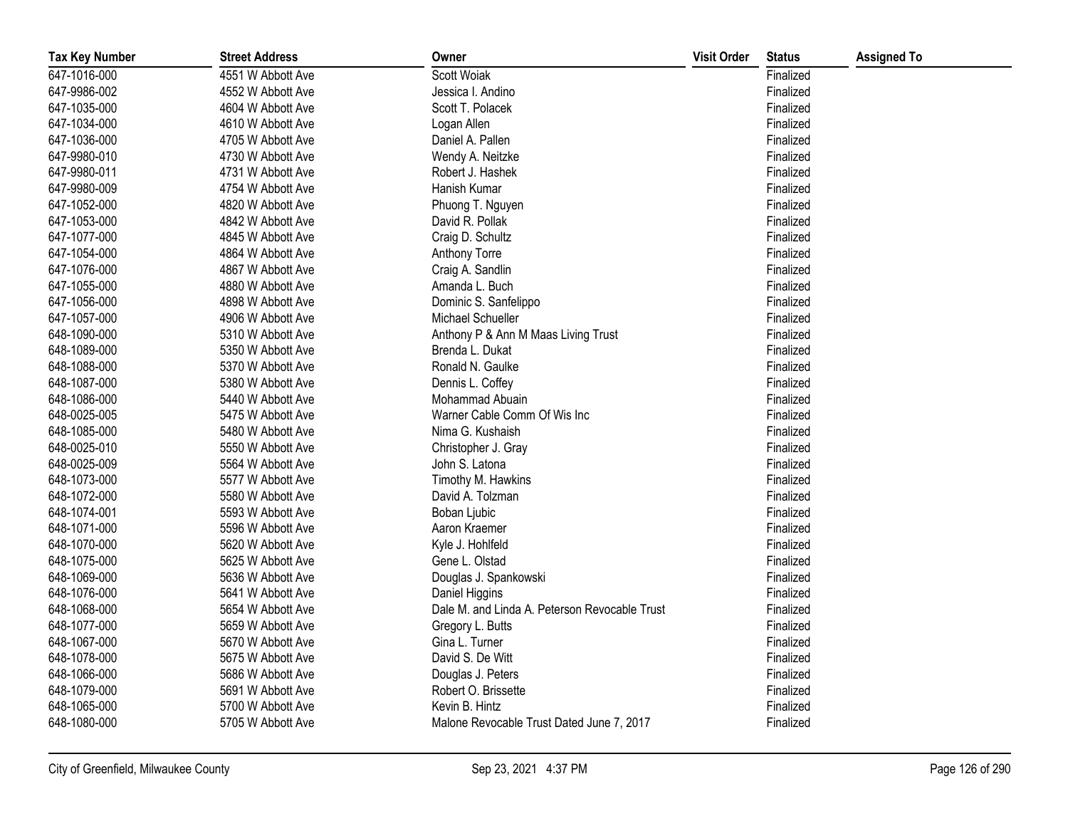| Tax Key Number | Street Address | Owner | Visit Order | Status | Assigned To |
|---|---|---|---|---|---|
| 647-1016-000 | 4551 W Abbott Ave | Scott Woiak | | Finalized | |
| 647-9986-002 | 4552 W Abbott Ave | Jessica I. Andino | | Finalized | |
| 647-1035-000 | 4604 W Abbott Ave | Scott T. Polacek | | Finalized | |
| 647-1034-000 | 4610 W Abbott Ave | Logan Allen | | Finalized | |
| 647-1036-000 | 4705 W Abbott Ave | Daniel A. Pallen | | Finalized | |
| 647-9980-010 | 4730 W Abbott Ave | Wendy A. Neitzke | | Finalized | |
| 647-9980-011 | 4731 W Abbott Ave | Robert J. Hashek | | Finalized | |
| 647-9980-009 | 4754 W Abbott Ave | Hanish Kumar | | Finalized | |
| 647-1052-000 | 4820 W Abbott Ave | Phuong T. Nguyen | | Finalized | |
| 647-1053-000 | 4842 W Abbott Ave | David R. Pollak | | Finalized | |
| 647-1077-000 | 4845 W Abbott Ave | Craig D. Schultz | | Finalized | |
| 647-1054-000 | 4864 W Abbott Ave | Anthony Torre | | Finalized | |
| 647-1076-000 | 4867 W Abbott Ave | Craig A. Sandlin | | Finalized | |
| 647-1055-000 | 4880 W Abbott Ave | Amanda L. Buch | | Finalized | |
| 647-1056-000 | 4898 W Abbott Ave | Dominic S. Sanfelippo | | Finalized | |
| 647-1057-000 | 4906 W Abbott Ave | Michael Schueller | | Finalized | |
| 648-1090-000 | 5310 W Abbott Ave | Anthony P & Ann M Maas Living Trust | | Finalized | |
| 648-1089-000 | 5350 W Abbott Ave | Brenda L. Dukat | | Finalized | |
| 648-1088-000 | 5370 W Abbott Ave | Ronald N. Gaulke | | Finalized | |
| 648-1087-000 | 5380 W Abbott Ave | Dennis L. Coffey | | Finalized | |
| 648-1086-000 | 5440 W Abbott Ave | Mohammad Abuain | | Finalized | |
| 648-0025-005 | 5475 W Abbott Ave | Warner Cable Comm Of Wis Inc | | Finalized | |
| 648-1085-000 | 5480 W Abbott Ave | Nima G. Kushaish | | Finalized | |
| 648-0025-010 | 5550 W Abbott Ave | Christopher J. Gray | | Finalized | |
| 648-0025-009 | 5564 W Abbott Ave | John S. Latona | | Finalized | |
| 648-1073-000 | 5577 W Abbott Ave | Timothy M. Hawkins | | Finalized | |
| 648-1072-000 | 5580 W Abbott Ave | David A. Tolzman | | Finalized | |
| 648-1074-001 | 5593 W Abbott Ave | Boban Ljubic | | Finalized | |
| 648-1071-000 | 5596 W Abbott Ave | Aaron Kraemer | | Finalized | |
| 648-1070-000 | 5620 W Abbott Ave | Kyle J. Hohlfeld | | Finalized | |
| 648-1075-000 | 5625 W Abbott Ave | Gene L. Olstad | | Finalized | |
| 648-1069-000 | 5636 W Abbott Ave | Douglas J. Spankowski | | Finalized | |
| 648-1076-000 | 5641 W Abbott Ave | Daniel Higgins | | Finalized | |
| 648-1068-000 | 5654 W Abbott Ave | Dale M. and Linda A. Peterson Revocable Trust | | Finalized | |
| 648-1077-000 | 5659 W Abbott Ave | Gregory L. Butts | | Finalized | |
| 648-1067-000 | 5670 W Abbott Ave | Gina L. Turner | | Finalized | |
| 648-1078-000 | 5675 W Abbott Ave | David S. De Witt | | Finalized | |
| 648-1066-000 | 5686 W Abbott Ave | Douglas J. Peters | | Finalized | |
| 648-1079-000 | 5691 W Abbott Ave | Robert O. Brissette | | Finalized | |
| 648-1065-000 | 5700 W Abbott Ave | Kevin B. Hintz | | Finalized | |
| 648-1080-000 | 5705 W Abbott Ave | Malone Revocable Trust Dated June 7, 2017 | | Finalized | |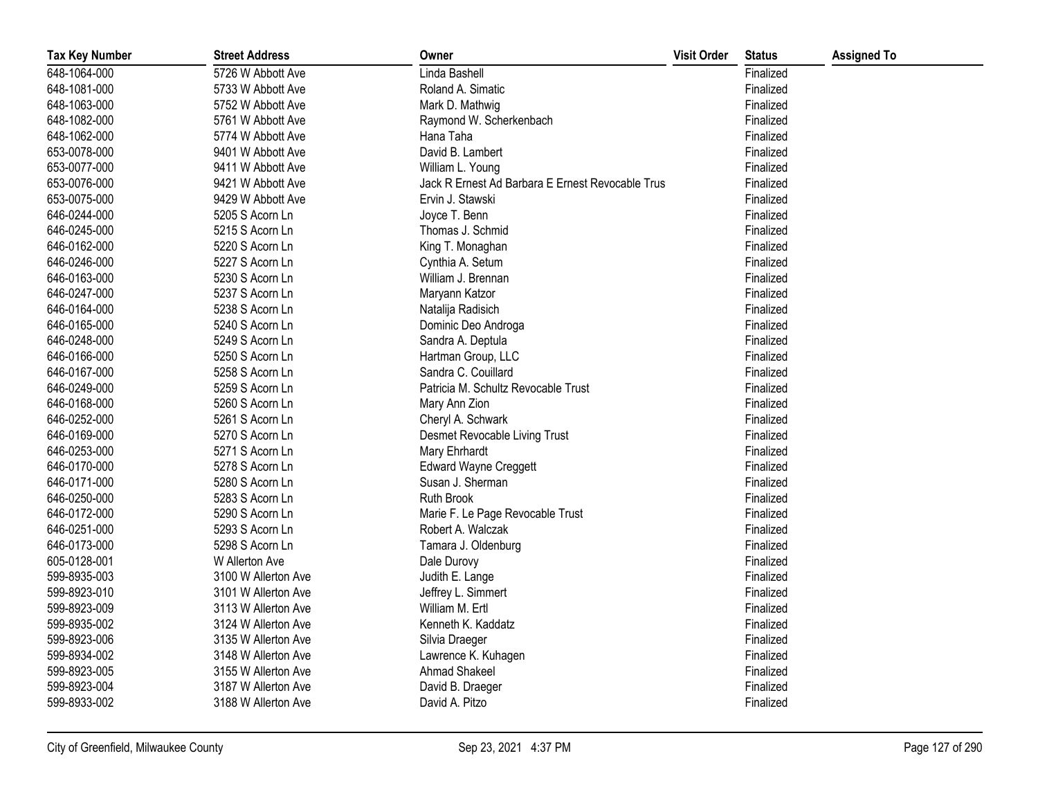| Tax Key Number | Street Address | Owner | Visit Order | Status | Assigned To |
|---|---|---|---|---|---|
| 648-1064-000 | 5726 W Abbott Ave | Linda Bashell | | Finalized | |
| 648-1081-000 | 5733 W Abbott Ave | Roland A. Simatic | | Finalized | |
| 648-1063-000 | 5752 W Abbott Ave | Mark D. Mathwig | | Finalized | |
| 648-1082-000 | 5761 W Abbott Ave | Raymond W. Scherkenbach | | Finalized | |
| 648-1062-000 | 5774 W Abbott Ave | Hana Taha | | Finalized | |
| 653-0078-000 | 9401 W Abbott Ave | David B. Lambert | | Finalized | |
| 653-0077-000 | 9411 W Abbott Ave | William L. Young | | Finalized | |
| 653-0076-000 | 9421 W Abbott Ave | Jack R Ernest Ad Barbara E Ernest Revocable Trus | | Finalized | |
| 653-0075-000 | 9429 W Abbott Ave | Ervin J. Stawski | | Finalized | |
| 646-0244-000 | 5205 S Acorn Ln | Joyce T. Benn | | Finalized | |
| 646-0245-000 | 5215 S Acorn Ln | Thomas J. Schmid | | Finalized | |
| 646-0162-000 | 5220 S Acorn Ln | King T. Monaghan | | Finalized | |
| 646-0246-000 | 5227 S Acorn Ln | Cynthia A. Setum | | Finalized | |
| 646-0163-000 | 5230 S Acorn Ln | William J. Brennan | | Finalized | |
| 646-0247-000 | 5237 S Acorn Ln | Maryann Katzor | | Finalized | |
| 646-0164-000 | 5238 S Acorn Ln | Natalija Radisich | | Finalized | |
| 646-0165-000 | 5240 S Acorn Ln | Dominic Deo Androga | | Finalized | |
| 646-0248-000 | 5249 S Acorn Ln | Sandra A. Deptula | | Finalized | |
| 646-0166-000 | 5250 S Acorn Ln | Hartman Group, LLC | | Finalized | |
| 646-0167-000 | 5258 S Acorn Ln | Sandra C. Couillard | | Finalized | |
| 646-0249-000 | 5259 S Acorn Ln | Patricia M. Schultz Revocable Trust | | Finalized | |
| 646-0168-000 | 5260 S Acorn Ln | Mary Ann Zion | | Finalized | |
| 646-0252-000 | 5261 S Acorn Ln | Cheryl A. Schwark | | Finalized | |
| 646-0169-000 | 5270 S Acorn Ln | Desmet Revocable Living Trust | | Finalized | |
| 646-0253-000 | 5271 S Acorn Ln | Mary Ehrhardt | | Finalized | |
| 646-0170-000 | 5278 S Acorn Ln | Edward Wayne Creggett | | Finalized | |
| 646-0171-000 | 5280 S Acorn Ln | Susan J. Sherman | | Finalized | |
| 646-0250-000 | 5283 S Acorn Ln | Ruth Brook | | Finalized | |
| 646-0172-000 | 5290 S Acorn Ln | Marie F. Le Page Revocable Trust | | Finalized | |
| 646-0251-000 | 5293 S Acorn Ln | Robert A. Walczak | | Finalized | |
| 646-0173-000 | 5298 S Acorn Ln | Tamara J. Oldenburg | | Finalized | |
| 605-0128-001 | W Allerton Ave | Dale Durovy | | Finalized | |
| 599-8935-003 | 3100 W Allerton Ave | Judith E. Lange | | Finalized | |
| 599-8923-010 | 3101 W Allerton Ave | Jeffrey L. Simmert | | Finalized | |
| 599-8923-009 | 3113 W Allerton Ave | William M. Ertl | | Finalized | |
| 599-8935-002 | 3124 W Allerton Ave | Kenneth K. Kaddatz | | Finalized | |
| 599-8923-006 | 3135 W Allerton Ave | Silvia Draeger | | Finalized | |
| 599-8934-002 | 3148 W Allerton Ave | Lawrence K. Kuhagen | | Finalized | |
| 599-8923-005 | 3155 W Allerton Ave | Ahmad Shakeel | | Finalized | |
| 599-8923-004 | 3187 W Allerton Ave | David B. Draeger | | Finalized | |
| 599-8933-002 | 3188 W Allerton Ave | David A. Pitzo | | Finalized | |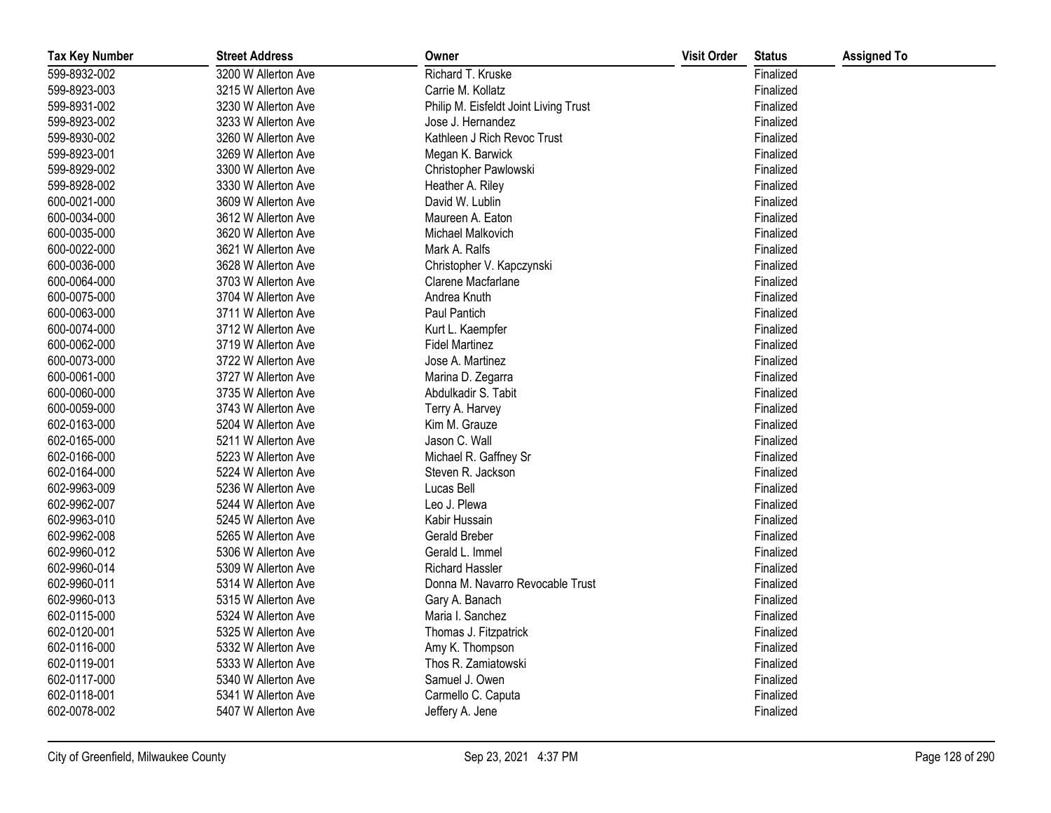| Tax Key Number | Street Address | Owner | Visit Order | Status | Assigned To |
|---|---|---|---|---|---|
| 599-8932-002 | 3200 W Allerton Ave | Richard T. Kruske | | Finalized | |
| 599-8923-003 | 3215 W Allerton Ave | Carrie M. Kollatz | | Finalized | |
| 599-8931-002 | 3230 W Allerton Ave | Philip M. Eisfeldt Joint Living Trust | | Finalized | |
| 599-8923-002 | 3233 W Allerton Ave | Jose J. Hernandez | | Finalized | |
| 599-8930-002 | 3260 W Allerton Ave | Kathleen J Rich Revoc Trust | | Finalized | |
| 599-8923-001 | 3269 W Allerton Ave | Megan K. Barwick | | Finalized | |
| 599-8929-002 | 3300 W Allerton Ave | Christopher Pawlowski | | Finalized | |
| 599-8928-002 | 3330 W Allerton Ave | Heather A. Riley | | Finalized | |
| 600-0021-000 | 3609 W Allerton Ave | David W. Lublin | | Finalized | |
| 600-0034-000 | 3612 W Allerton Ave | Maureen A. Eaton | | Finalized | |
| 600-0035-000 | 3620 W Allerton Ave | Michael Malkovich | | Finalized | |
| 600-0022-000 | 3621 W Allerton Ave | Mark A. Ralfs | | Finalized | |
| 600-0036-000 | 3628 W Allerton Ave | Christopher V. Kapczynski | | Finalized | |
| 600-0064-000 | 3703 W Allerton Ave | Clarene Macfarlane | | Finalized | |
| 600-0075-000 | 3704 W Allerton Ave | Andrea Knuth | | Finalized | |
| 600-0063-000 | 3711 W Allerton Ave | Paul Pantich | | Finalized | |
| 600-0074-000 | 3712 W Allerton Ave | Kurt L. Kaempfer | | Finalized | |
| 600-0062-000 | 3719 W Allerton Ave | Fidel Martinez | | Finalized | |
| 600-0073-000 | 3722 W Allerton Ave | Jose A. Martinez | | Finalized | |
| 600-0061-000 | 3727 W Allerton Ave | Marina D. Zegarra | | Finalized | |
| 600-0060-000 | 3735 W Allerton Ave | Abdulkadir S. Tabit | | Finalized | |
| 600-0059-000 | 3743 W Allerton Ave | Terry A. Harvey | | Finalized | |
| 602-0163-000 | 5204 W Allerton Ave | Kim M. Grauze | | Finalized | |
| 602-0165-000 | 5211 W Allerton Ave | Jason C. Wall | | Finalized | |
| 602-0166-000 | 5223 W Allerton Ave | Michael R. Gaffney Sr | | Finalized | |
| 602-0164-000 | 5224 W Allerton Ave | Steven R. Jackson | | Finalized | |
| 602-9963-009 | 5236 W Allerton Ave | Lucas Bell | | Finalized | |
| 602-9962-007 | 5244 W Allerton Ave | Leo J. Plewa | | Finalized | |
| 602-9963-010 | 5245 W Allerton Ave | Kabir Hussain | | Finalized | |
| 602-9962-008 | 5265 W Allerton Ave | Gerald Breber | | Finalized | |
| 602-9960-012 | 5306 W Allerton Ave | Gerald L. Immel | | Finalized | |
| 602-9960-014 | 5309 W Allerton Ave | Richard Hassler | | Finalized | |
| 602-9960-011 | 5314 W Allerton Ave | Donna M. Navarro Revocable Trust | | Finalized | |
| 602-9960-013 | 5315 W Allerton Ave | Gary A. Banach | | Finalized | |
| 602-0115-000 | 5324 W Allerton Ave | Maria I. Sanchez | | Finalized | |
| 602-0120-001 | 5325 W Allerton Ave | Thomas J. Fitzpatrick | | Finalized | |
| 602-0116-000 | 5332 W Allerton Ave | Amy K. Thompson | | Finalized | |
| 602-0119-001 | 5333 W Allerton Ave | Thos R. Zamiatowski | | Finalized | |
| 602-0117-000 | 5340 W Allerton Ave | Samuel J. Owen | | Finalized | |
| 602-0118-001 | 5341 W Allerton Ave | Carmello C. Caputa | | Finalized | |
| 602-0078-002 | 5407 W Allerton Ave | Jeffery A. Jene | | Finalized | |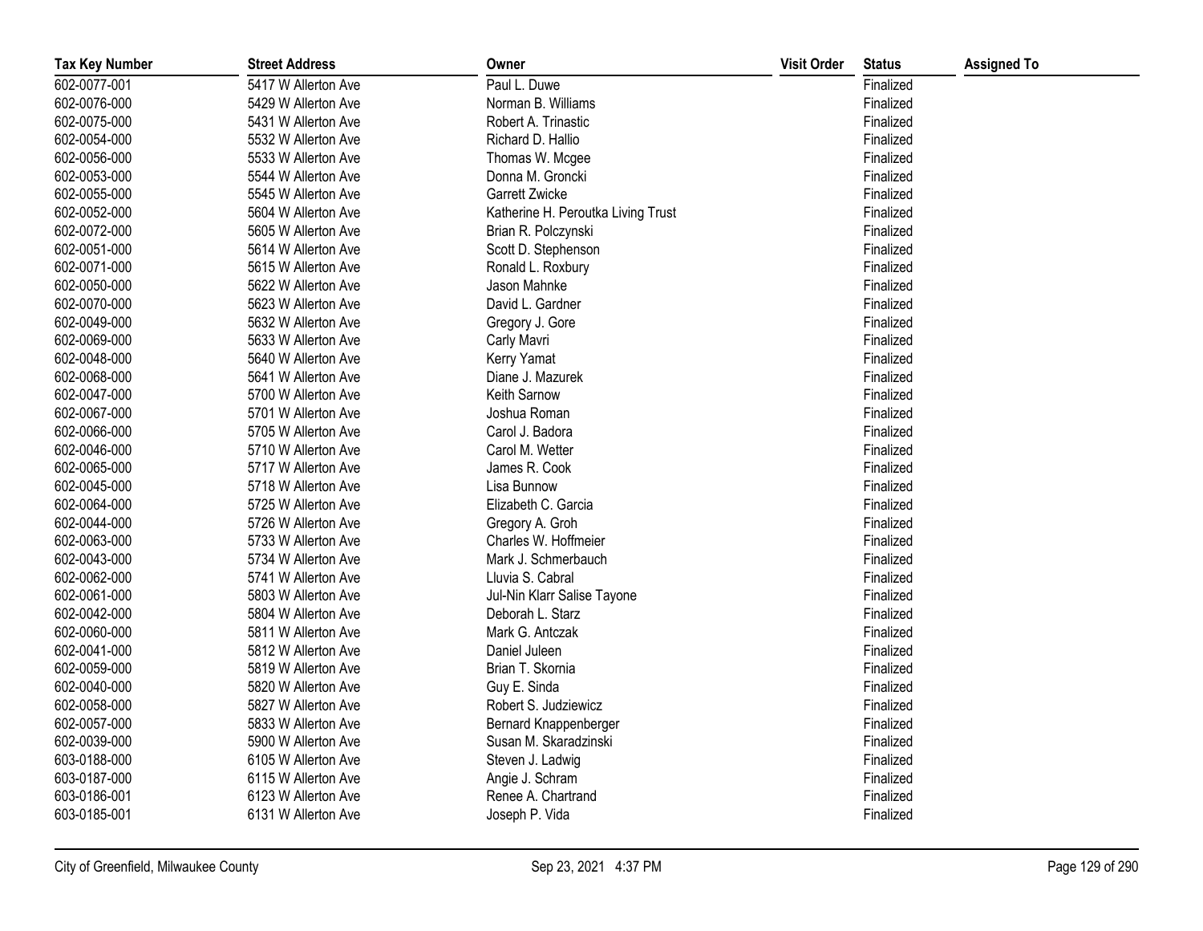| Tax Key Number | Street Address | Owner | Visit Order | Status | Assigned To |
|---|---|---|---|---|---|
| 602-0077-001 | 5417 W Allerton Ave | Paul L. Duwe | | Finalized | |
| 602-0076-000 | 5429 W Allerton Ave | Norman B. Williams | | Finalized | |
| 602-0075-000 | 5431 W Allerton Ave | Robert A. Trinastic | | Finalized | |
| 602-0054-000 | 5532 W Allerton Ave | Richard D. Hallio | | Finalized | |
| 602-0056-000 | 5533 W Allerton Ave | Thomas W. Mcgee | | Finalized | |
| 602-0053-000 | 5544 W Allerton Ave | Donna M. Groncki | | Finalized | |
| 602-0055-000 | 5545 W Allerton Ave | Garrett Zwicke | | Finalized | |
| 602-0052-000 | 5604 W Allerton Ave | Katherine H. Peroutka Living Trust | | Finalized | |
| 602-0072-000 | 5605 W Allerton Ave | Brian R. Polczynski | | Finalized | |
| 602-0051-000 | 5614 W Allerton Ave | Scott D. Stephenson | | Finalized | |
| 602-0071-000 | 5615 W Allerton Ave | Ronald L. Roxbury | | Finalized | |
| 602-0050-000 | 5622 W Allerton Ave | Jason Mahnke | | Finalized | |
| 602-0070-000 | 5623 W Allerton Ave | David L. Gardner | | Finalized | |
| 602-0049-000 | 5632 W Allerton Ave | Gregory J. Gore | | Finalized | |
| 602-0069-000 | 5633 W Allerton Ave | Carly Mavri | | Finalized | |
| 602-0048-000 | 5640 W Allerton Ave | Kerry Yamat | | Finalized | |
| 602-0068-000 | 5641 W Allerton Ave | Diane J. Mazurek | | Finalized | |
| 602-0047-000 | 5700 W Allerton Ave | Keith Sarnow | | Finalized | |
| 602-0067-000 | 5701 W Allerton Ave | Joshua Roman | | Finalized | |
| 602-0066-000 | 5705 W Allerton Ave | Carol J. Badora | | Finalized | |
| 602-0046-000 | 5710 W Allerton Ave | Carol M. Wetter | | Finalized | |
| 602-0065-000 | 5717 W Allerton Ave | James R. Cook | | Finalized | |
| 602-0045-000 | 5718 W Allerton Ave | Lisa Bunnow | | Finalized | |
| 602-0064-000 | 5725 W Allerton Ave | Elizabeth C. Garcia | | Finalized | |
| 602-0044-000 | 5726 W Allerton Ave | Gregory A. Groh | | Finalized | |
| 602-0063-000 | 5733 W Allerton Ave | Charles W. Hoffmeier | | Finalized | |
| 602-0043-000 | 5734 W Allerton Ave | Mark J. Schmerbauch | | Finalized | |
| 602-0062-000 | 5741 W Allerton Ave | Lluvia S. Cabral | | Finalized | |
| 602-0061-000 | 5803 W Allerton Ave | Jul-Nin Klarr Salise Tayone | | Finalized | |
| 602-0042-000 | 5804 W Allerton Ave | Deborah L. Starz | | Finalized | |
| 602-0060-000 | 5811 W Allerton Ave | Mark G. Antczak | | Finalized | |
| 602-0041-000 | 5812 W Allerton Ave | Daniel Juleen | | Finalized | |
| 602-0059-000 | 5819 W Allerton Ave | Brian T. Skornia | | Finalized | |
| 602-0040-000 | 5820 W Allerton Ave | Guy E. Sinda | | Finalized | |
| 602-0058-000 | 5827 W Allerton Ave | Robert S. Judziewicz | | Finalized | |
| 602-0057-000 | 5833 W Allerton Ave | Bernard Knappenberger | | Finalized | |
| 602-0039-000 | 5900 W Allerton Ave | Susan M. Skaradzinski | | Finalized | |
| 603-0188-000 | 6105 W Allerton Ave | Steven J. Ladwig | | Finalized | |
| 603-0187-000 | 6115 W Allerton Ave | Angie J. Schram | | Finalized | |
| 603-0186-001 | 6123 W Allerton Ave | Renee A. Chartrand | | Finalized | |
| 603-0185-001 | 6131 W Allerton Ave | Joseph P. Vida | | Finalized | |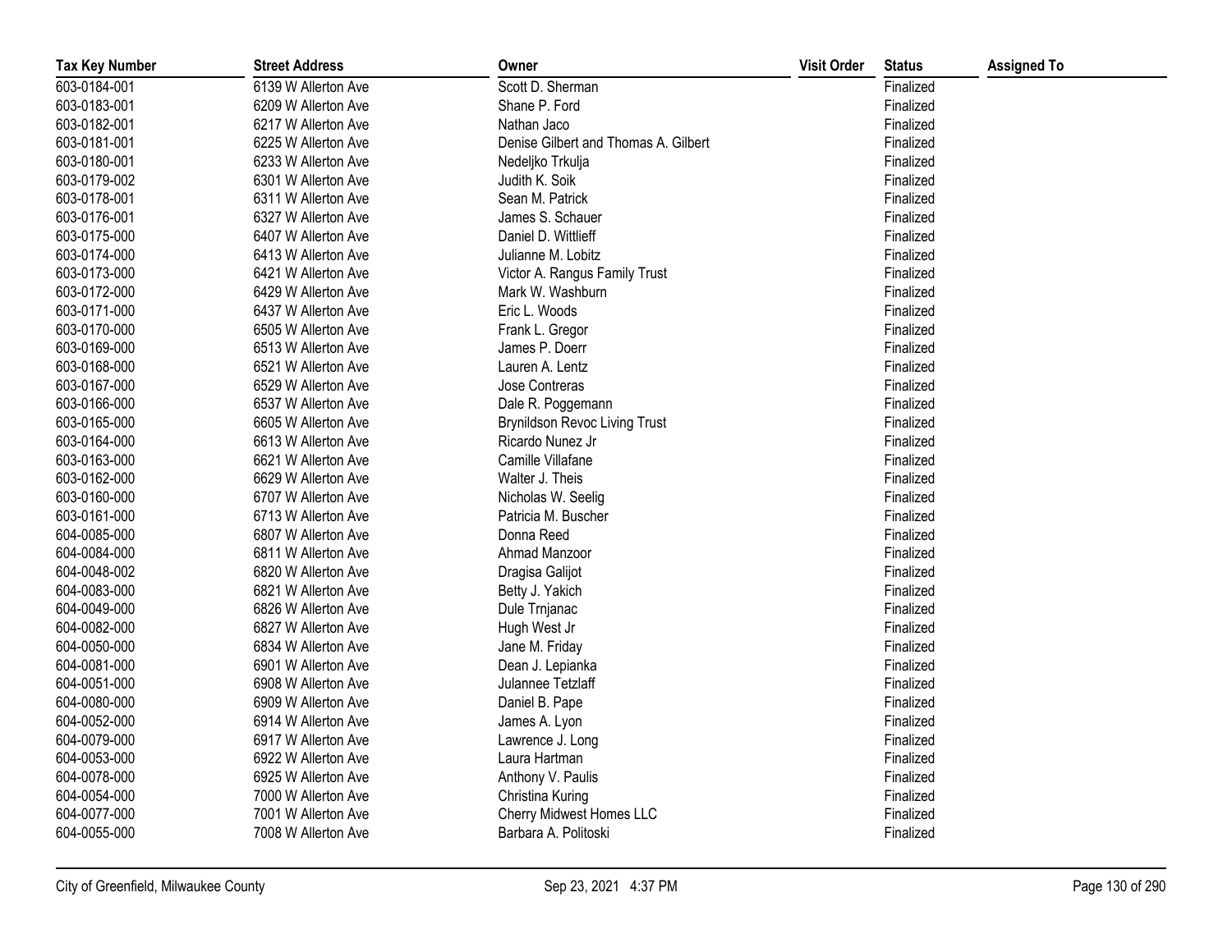| Tax Key Number | Street Address | Owner | Visit Order | Status | Assigned To |
|---|---|---|---|---|---|
| 603-0184-001 | 6139 W Allerton Ave | Scott D. Sherman | | Finalized | |
| 603-0183-001 | 6209 W Allerton Ave | Shane P. Ford | | Finalized | |
| 603-0182-001 | 6217 W Allerton Ave | Nathan Jaco | | Finalized | |
| 603-0181-001 | 6225 W Allerton Ave | Denise Gilbert and Thomas A. Gilbert | | Finalized | |
| 603-0180-001 | 6233 W Allerton Ave | Nedeljko Trkulja | | Finalized | |
| 603-0179-002 | 6301 W Allerton Ave | Judith K. Soik | | Finalized | |
| 603-0178-001 | 6311 W Allerton Ave | Sean M. Patrick | | Finalized | |
| 603-0176-001 | 6327 W Allerton Ave | James S. Schauer | | Finalized | |
| 603-0175-000 | 6407 W Allerton Ave | Daniel D. Wittlieff | | Finalized | |
| 603-0174-000 | 6413 W Allerton Ave | Julianne M. Lobitz | | Finalized | |
| 603-0173-000 | 6421 W Allerton Ave | Victor A. Rangus Family Trust | | Finalized | |
| 603-0172-000 | 6429 W Allerton Ave | Mark W. Washburn | | Finalized | |
| 603-0171-000 | 6437 W Allerton Ave | Eric L. Woods | | Finalized | |
| 603-0170-000 | 6505 W Allerton Ave | Frank L. Gregor | | Finalized | |
| 603-0169-000 | 6513 W Allerton Ave | James P. Doerr | | Finalized | |
| 603-0168-000 | 6521 W Allerton Ave | Lauren A. Lentz | | Finalized | |
| 603-0167-000 | 6529 W Allerton Ave | Jose Contreras | | Finalized | |
| 603-0166-000 | 6537 W Allerton Ave | Dale R. Poggemann | | Finalized | |
| 603-0165-000 | 6605 W Allerton Ave | Brynildson Revoc Living Trust | | Finalized | |
| 603-0164-000 | 6613 W Allerton Ave | Ricardo Nunez Jr | | Finalized | |
| 603-0163-000 | 6621 W Allerton Ave | Camille Villafane | | Finalized | |
| 603-0162-000 | 6629 W Allerton Ave | Walter J. Theis | | Finalized | |
| 603-0160-000 | 6707 W Allerton Ave | Nicholas W. Seelig | | Finalized | |
| 603-0161-000 | 6713 W Allerton Ave | Patricia M. Buscher | | Finalized | |
| 604-0085-000 | 6807 W Allerton Ave | Donna Reed | | Finalized | |
| 604-0084-000 | 6811 W Allerton Ave | Ahmad Manzoor | | Finalized | |
| 604-0048-002 | 6820 W Allerton Ave | Dragisa Galijot | | Finalized | |
| 604-0083-000 | 6821 W Allerton Ave | Betty J. Yakich | | Finalized | |
| 604-0049-000 | 6826 W Allerton Ave | Dule Trnjanac | | Finalized | |
| 604-0082-000 | 6827 W Allerton Ave | Hugh West Jr | | Finalized | |
| 604-0050-000 | 6834 W Allerton Ave | Jane M. Friday | | Finalized | |
| 604-0081-000 | 6901 W Allerton Ave | Dean J. Lepianka | | Finalized | |
| 604-0051-000 | 6908 W Allerton Ave | Julannee Tetzlaff | | Finalized | |
| 604-0080-000 | 6909 W Allerton Ave | Daniel B. Pape | | Finalized | |
| 604-0052-000 | 6914 W Allerton Ave | James A. Lyon | | Finalized | |
| 604-0079-000 | 6917 W Allerton Ave | Lawrence J. Long | | Finalized | |
| 604-0053-000 | 6922 W Allerton Ave | Laura Hartman | | Finalized | |
| 604-0078-000 | 6925 W Allerton Ave | Anthony V. Paulis | | Finalized | |
| 604-0054-000 | 7000 W Allerton Ave | Christina Kuring | | Finalized | |
| 604-0077-000 | 7001 W Allerton Ave | Cherry Midwest Homes LLC | | Finalized | |
| 604-0055-000 | 7008 W Allerton Ave | Barbara A. Politoski | | Finalized | |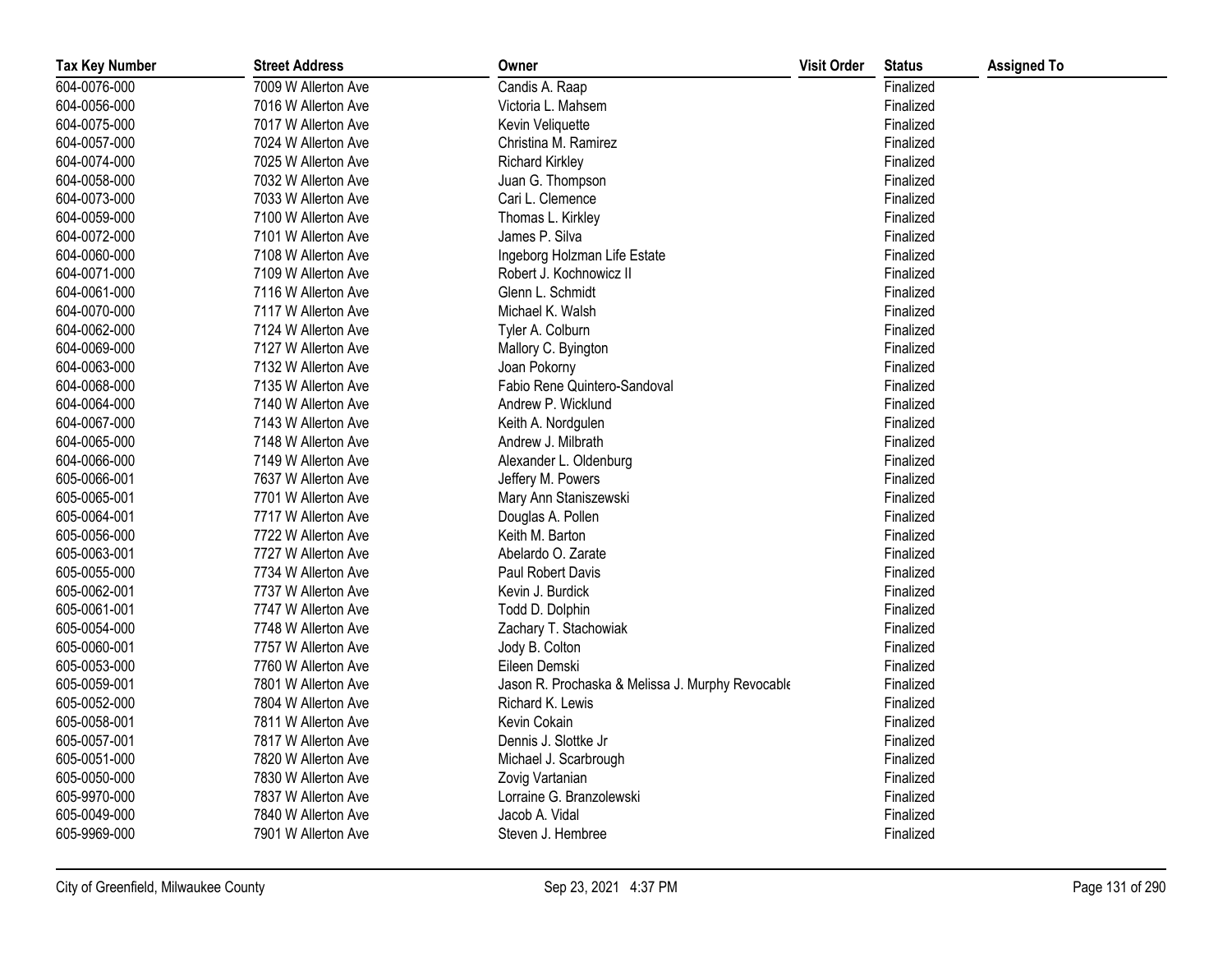| Tax Key Number | Street Address | Owner | Visit Order | Status | Assigned To |
|---|---|---|---|---|---|
| 604-0076-000 | 7009 W Allerton Ave | Candis A. Raap | | Finalized | |
| 604-0056-000 | 7016 W Allerton Ave | Victoria L. Mahsem | | Finalized | |
| 604-0075-000 | 7017 W Allerton Ave | Kevin Veliquette | | Finalized | |
| 604-0057-000 | 7024 W Allerton Ave | Christina M. Ramirez | | Finalized | |
| 604-0074-000 | 7025 W Allerton Ave | Richard Kirkley | | Finalized | |
| 604-0058-000 | 7032 W Allerton Ave | Juan G. Thompson | | Finalized | |
| 604-0073-000 | 7033 W Allerton Ave | Cari L. Clemence | | Finalized | |
| 604-0059-000 | 7100 W Allerton Ave | Thomas L. Kirkley | | Finalized | |
| 604-0072-000 | 7101 W Allerton Ave | James P. Silva | | Finalized | |
| 604-0060-000 | 7108 W Allerton Ave | Ingeborg Holzman Life Estate | | Finalized | |
| 604-0071-000 | 7109 W Allerton Ave | Robert J. Kochnowicz II | | Finalized | |
| 604-0061-000 | 7116 W Allerton Ave | Glenn L. Schmidt | | Finalized | |
| 604-0070-000 | 7117 W Allerton Ave | Michael K. Walsh | | Finalized | |
| 604-0062-000 | 7124 W Allerton Ave | Tyler A. Colburn | | Finalized | |
| 604-0069-000 | 7127 W Allerton Ave | Mallory C. Byington | | Finalized | |
| 604-0063-000 | 7132 W Allerton Ave | Joan Pokorny | | Finalized | |
| 604-0068-000 | 7135 W Allerton Ave | Fabio Rene Quintero-Sandoval | | Finalized | |
| 604-0064-000 | 7140 W Allerton Ave | Andrew P. Wicklund | | Finalized | |
| 604-0067-000 | 7143 W Allerton Ave | Keith A. Nordgulen | | Finalized | |
| 604-0065-000 | 7148 W Allerton Ave | Andrew J. Milbrath | | Finalized | |
| 604-0066-000 | 7149 W Allerton Ave | Alexander L. Oldenburg | | Finalized | |
| 605-0066-001 | 7637 W Allerton Ave | Jeffery M. Powers | | Finalized | |
| 605-0065-001 | 7701 W Allerton Ave | Mary Ann Staniszewski | | Finalized | |
| 605-0064-001 | 7717 W Allerton Ave | Douglas A. Pollen | | Finalized | |
| 605-0056-000 | 7722 W Allerton Ave | Keith M. Barton | | Finalized | |
| 605-0063-001 | 7727 W Allerton Ave | Abelardo O. Zarate | | Finalized | |
| 605-0055-000 | 7734 W Allerton Ave | Paul Robert Davis | | Finalized | |
| 605-0062-001 | 7737 W Allerton Ave | Kevin J. Burdick | | Finalized | |
| 605-0061-001 | 7747 W Allerton Ave | Todd D. Dolphin | | Finalized | |
| 605-0054-000 | 7748 W Allerton Ave | Zachary T. Stachowiak | | Finalized | |
| 605-0060-001 | 7757 W Allerton Ave | Jody B. Colton | | Finalized | |
| 605-0053-000 | 7760 W Allerton Ave | Eileen Demski | | Finalized | |
| 605-0059-001 | 7801 W Allerton Ave | Jason R. Prochaska & Melissa J. Murphy Revocable | | Finalized | |
| 605-0052-000 | 7804 W Allerton Ave | Richard K. Lewis | | Finalized | |
| 605-0058-001 | 7811 W Allerton Ave | Kevin Cokain | | Finalized | |
| 605-0057-001 | 7817 W Allerton Ave | Dennis J. Slottke Jr | | Finalized | |
| 605-0051-000 | 7820 W Allerton Ave | Michael J. Scarbrough | | Finalized | |
| 605-0050-000 | 7830 W Allerton Ave | Zovig Vartanian | | Finalized | |
| 605-9970-000 | 7837 W Allerton Ave | Lorraine G. Branzolewski | | Finalized | |
| 605-0049-000 | 7840 W Allerton Ave | Jacob A. Vidal | | Finalized | |
| 605-9969-000 | 7901 W Allerton Ave | Steven J. Hembree | | Finalized | |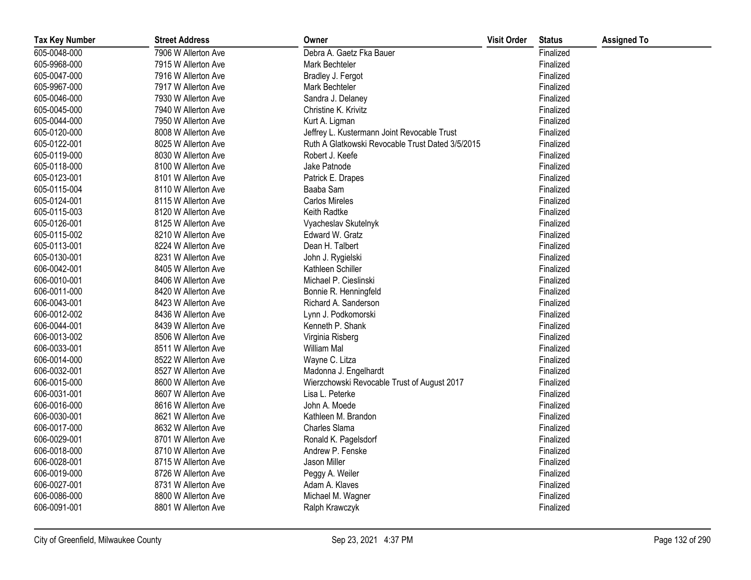| Tax Key Number | Street Address | Owner | Visit Order | Status | Assigned To |
|---|---|---|---|---|---|
| 605-0048-000 | 7906 W Allerton Ave | Debra A. Gaetz Fka Bauer | | Finalized | |
| 605-9968-000 | 7915 W Allerton Ave | Mark Bechteler | | Finalized | |
| 605-0047-000 | 7916 W Allerton Ave | Bradley J. Fergot | | Finalized | |
| 605-9967-000 | 7917 W Allerton Ave | Mark Bechteler | | Finalized | |
| 605-0046-000 | 7930 W Allerton Ave | Sandra J. Delaney | | Finalized | |
| 605-0045-000 | 7940 W Allerton Ave | Christine K. Krivitz | | Finalized | |
| 605-0044-000 | 7950 W Allerton Ave | Kurt A. Ligman | | Finalized | |
| 605-0120-000 | 8008 W Allerton Ave | Jeffrey L. Kustermann Joint Revocable Trust | | Finalized | |
| 605-0122-001 | 8025 W Allerton Ave | Ruth A Glatkowski Revocable Trust Dated 3/5/2015 | | Finalized | |
| 605-0119-000 | 8030 W Allerton Ave | Robert J. Keefe | | Finalized | |
| 605-0118-000 | 8100 W Allerton Ave | Jake Patnode | | Finalized | |
| 605-0123-001 | 8101 W Allerton Ave | Patrick E. Drapes | | Finalized | |
| 605-0115-004 | 8110 W Allerton Ave | Baaba Sam | | Finalized | |
| 605-0124-001 | 8115 W Allerton Ave | Carlos Mireles | | Finalized | |
| 605-0115-003 | 8120 W Allerton Ave | Keith Radtke | | Finalized | |
| 605-0126-001 | 8125 W Allerton Ave | Vyacheslav Skutelnyk | | Finalized | |
| 605-0115-002 | 8210 W Allerton Ave | Edward W. Gratz | | Finalized | |
| 605-0113-001 | 8224 W Allerton Ave | Dean H. Talbert | | Finalized | |
| 605-0130-001 | 8231 W Allerton Ave | John J. Rygielski | | Finalized | |
| 606-0042-001 | 8405 W Allerton Ave | Kathleen Schiller | | Finalized | |
| 606-0010-001 | 8406 W Allerton Ave | Michael P. Cieslinski | | Finalized | |
| 606-0011-000 | 8420 W Allerton Ave | Bonnie R. Henningfeld | | Finalized | |
| 606-0043-001 | 8423 W Allerton Ave | Richard A. Sanderson | | Finalized | |
| 606-0012-002 | 8436 W Allerton Ave | Lynn J. Podkomorski | | Finalized | |
| 606-0044-001 | 8439 W Allerton Ave | Kenneth P. Shank | | Finalized | |
| 606-0013-002 | 8506 W Allerton Ave | Virginia Risberg | | Finalized | |
| 606-0033-001 | 8511 W Allerton Ave | William Mal | | Finalized | |
| 606-0014-000 | 8522 W Allerton Ave | Wayne C. Litza | | Finalized | |
| 606-0032-001 | 8527 W Allerton Ave | Madonna J. Engelhardt | | Finalized | |
| 606-0015-000 | 8600 W Allerton Ave | Wierzchowski Revocable Trust of August 2017 | | Finalized | |
| 606-0031-001 | 8607 W Allerton Ave | Lisa L. Peterke | | Finalized | |
| 606-0016-000 | 8616 W Allerton Ave | John A. Moede | | Finalized | |
| 606-0030-001 | 8621 W Allerton Ave | Kathleen M. Brandon | | Finalized | |
| 606-0017-000 | 8632 W Allerton Ave | Charles Slama | | Finalized | |
| 606-0029-001 | 8701 W Allerton Ave | Ronald K. Pagelsdorf | | Finalized | |
| 606-0018-000 | 8710 W Allerton Ave | Andrew P. Fenske | | Finalized | |
| 606-0028-001 | 8715 W Allerton Ave | Jason Miller | | Finalized | |
| 606-0019-000 | 8726 W Allerton Ave | Peggy A. Weiler | | Finalized | |
| 606-0027-001 | 8731 W Allerton Ave | Adam A. Klaves | | Finalized | |
| 606-0086-000 | 8800 W Allerton Ave | Michael M. Wagner | | Finalized | |
| 606-0091-001 | 8801 W Allerton Ave | Ralph Krawczyk | | Finalized | |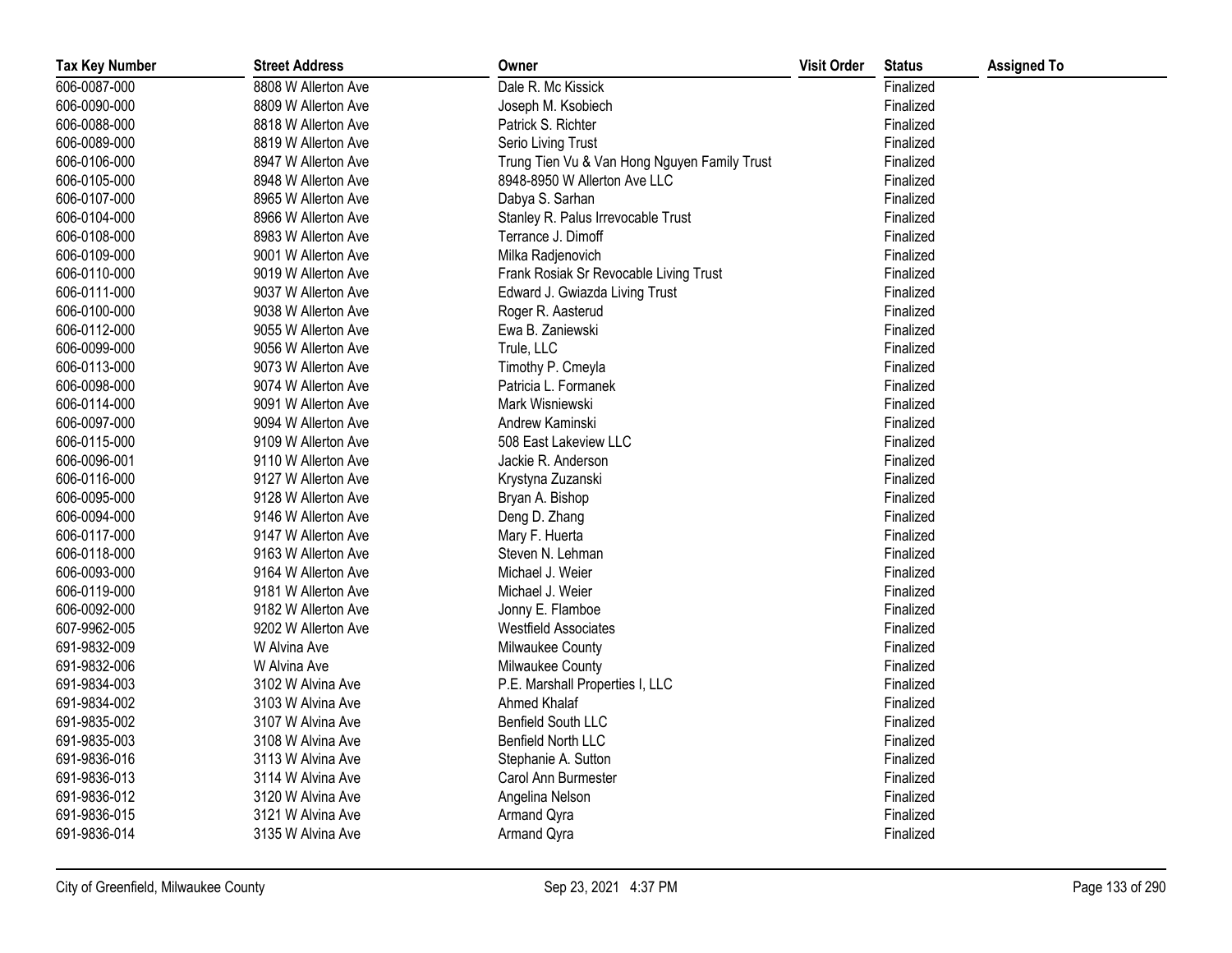| Tax Key Number | Street Address | Owner | Visit Order | Status | Assigned To |
|---|---|---|---|---|---|
| 606-0087-000 | 8808 W Allerton Ave | Dale R. Mc Kissick | | Finalized | |
| 606-0090-000 | 8809 W Allerton Ave | Joseph M. Ksobiech | | Finalized | |
| 606-0088-000 | 8818 W Allerton Ave | Patrick S. Richter | | Finalized | |
| 606-0089-000 | 8819 W Allerton Ave | Serio Living Trust | | Finalized | |
| 606-0106-000 | 8947 W Allerton Ave | Trung Tien Vu & Van Hong Nguyen Family Trust | | Finalized | |
| 606-0105-000 | 8948 W Allerton Ave | 8948-8950 W Allerton Ave LLC | | Finalized | |
| 606-0107-000 | 8965 W Allerton Ave | Dabya S. Sarhan | | Finalized | |
| 606-0104-000 | 8966 W Allerton Ave | Stanley R. Palus Irrevocable Trust | | Finalized | |
| 606-0108-000 | 8983 W Allerton Ave | Terrance J. Dimoff | | Finalized | |
| 606-0109-000 | 9001 W Allerton Ave | Milka Radjenovich | | Finalized | |
| 606-0110-000 | 9019 W Allerton Ave | Frank Rosiak Sr Revocable Living Trust | | Finalized | |
| 606-0111-000 | 9037 W Allerton Ave | Edward J. Gwiazda Living Trust | | Finalized | |
| 606-0100-000 | 9038 W Allerton Ave | Roger R. Aasterud | | Finalized | |
| 606-0112-000 | 9055 W Allerton Ave | Ewa B. Zaniewski | | Finalized | |
| 606-0099-000 | 9056 W Allerton Ave | Trule, LLC | | Finalized | |
| 606-0113-000 | 9073 W Allerton Ave | Timothy P. Cmeyla | | Finalized | |
| 606-0098-000 | 9074 W Allerton Ave | Patricia L. Formanek | | Finalized | |
| 606-0114-000 | 9091 W Allerton Ave | Mark Wisniewski | | Finalized | |
| 606-0097-000 | 9094 W Allerton Ave | Andrew Kaminski | | Finalized | |
| 606-0115-000 | 9109 W Allerton Ave | 508 East Lakeview LLC | | Finalized | |
| 606-0096-001 | 9110 W Allerton Ave | Jackie R. Anderson | | Finalized | |
| 606-0116-000 | 9127 W Allerton Ave | Krystyna Zuzanski | | Finalized | |
| 606-0095-000 | 9128 W Allerton Ave | Bryan A. Bishop | | Finalized | |
| 606-0094-000 | 9146 W Allerton Ave | Deng D. Zhang | | Finalized | |
| 606-0117-000 | 9147 W Allerton Ave | Mary F. Huerta | | Finalized | |
| 606-0118-000 | 9163 W Allerton Ave | Steven N. Lehman | | Finalized | |
| 606-0093-000 | 9164 W Allerton Ave | Michael J. Weier | | Finalized | |
| 606-0119-000 | 9181 W Allerton Ave | Michael J. Weier | | Finalized | |
| 606-0092-000 | 9182 W Allerton Ave | Jonny E. Flamboe | | Finalized | |
| 607-9962-005 | 9202 W Allerton Ave | Westfield Associates | | Finalized | |
| 691-9832-009 | W Alvina Ave | Milwaukee County | | Finalized | |
| 691-9832-006 | W Alvina Ave | Milwaukee County | | Finalized | |
| 691-9834-003 | 3102 W Alvina Ave | P.E. Marshall Properties I, LLC | | Finalized | |
| 691-9834-002 | 3103 W Alvina Ave | Ahmed Khalaf | | Finalized | |
| 691-9835-002 | 3107 W Alvina Ave | Benfield South LLC | | Finalized | |
| 691-9835-003 | 3108 W Alvina Ave | Benfield North LLC | | Finalized | |
| 691-9836-016 | 3113 W Alvina Ave | Stephanie A. Sutton | | Finalized | |
| 691-9836-013 | 3114 W Alvina Ave | Carol Ann Burmester | | Finalized | |
| 691-9836-012 | 3120 W Alvina Ave | Angelina Nelson | | Finalized | |
| 691-9836-015 | 3121 W Alvina Ave | Armand Qyra | | Finalized | |
| 691-9836-014 | 3135 W Alvina Ave | Armand Qyra | | Finalized | |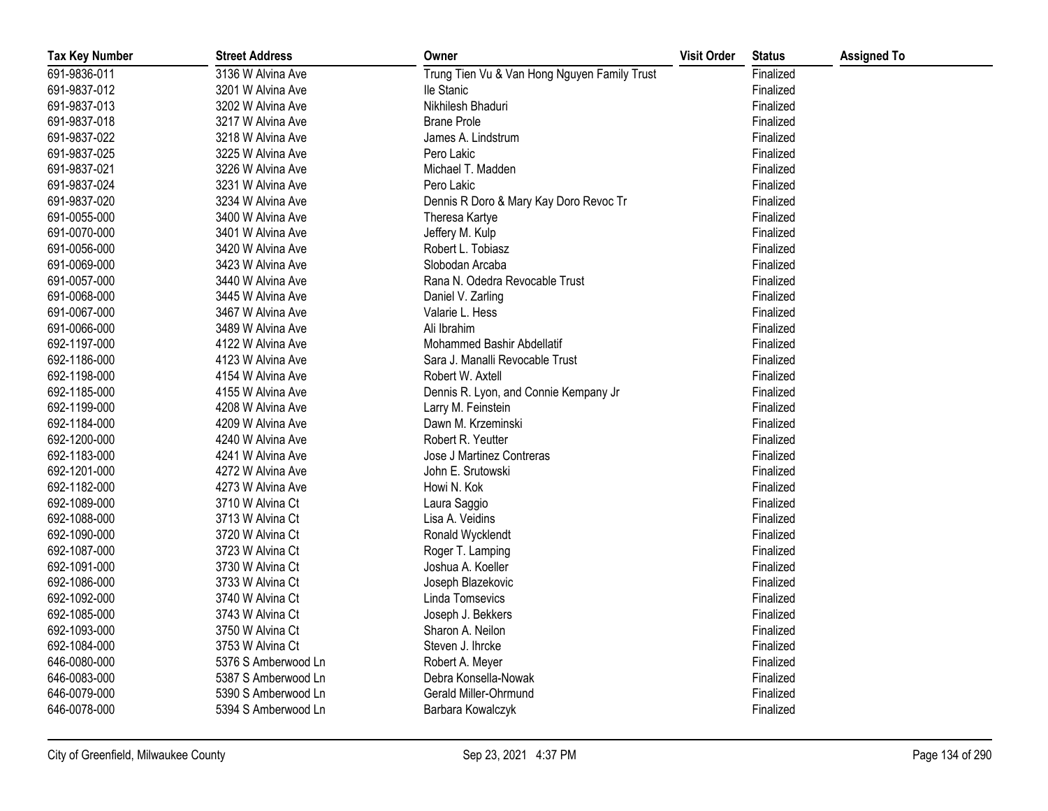| Tax Key Number | Street Address | Owner | Visit Order | Status | Assigned To |
| --- | --- | --- | --- | --- | --- |
| 691-9836-011 | 3136 W Alvina Ave | Trung Tien Vu & Van Hong Nguyen Family Trust | | Finalized | |
| 691-9837-012 | 3201 W Alvina Ave | Ile Stanic | | Finalized | |
| 691-9837-013 | 3202 W Alvina Ave | Nikhilesh Bhaduri | | Finalized | |
| 691-9837-018 | 3217 W Alvina Ave | Brane Prole | | Finalized | |
| 691-9837-022 | 3218 W Alvina Ave | James A. Lindstrum | | Finalized | |
| 691-9837-025 | 3225 W Alvina Ave | Pero Lakic | | Finalized | |
| 691-9837-021 | 3226 W Alvina Ave | Michael T. Madden | | Finalized | |
| 691-9837-024 | 3231 W Alvina Ave | Pero Lakic | | Finalized | |
| 691-9837-020 | 3234 W Alvina Ave | Dennis R Doro & Mary Kay Doro Revoc Tr | | Finalized | |
| 691-0055-000 | 3400 W Alvina Ave | Theresa Kartye | | Finalized | |
| 691-0070-000 | 3401 W Alvina Ave | Jeffery M. Kulp | | Finalized | |
| 691-0056-000 | 3420 W Alvina Ave | Robert L. Tobiasz | | Finalized | |
| 691-0069-000 | 3423 W Alvina Ave | Slobodan Arcaba | | Finalized | |
| 691-0057-000 | 3440 W Alvina Ave | Rana N. Odedra Revocable Trust | | Finalized | |
| 691-0068-000 | 3445 W Alvina Ave | Daniel V. Zarling | | Finalized | |
| 691-0067-000 | 3467 W Alvina Ave | Valarie L. Hess | | Finalized | |
| 691-0066-000 | 3489 W Alvina Ave | Ali Ibrahim | | Finalized | |
| 692-1197-000 | 4122 W Alvina Ave | Mohammed Bashir Abdellatif | | Finalized | |
| 692-1186-000 | 4123 W Alvina Ave | Sara J. Manalli Revocable Trust | | Finalized | |
| 692-1198-000 | 4154 W Alvina Ave | Robert W. Axtell | | Finalized | |
| 692-1185-000 | 4155 W Alvina Ave | Dennis R. Lyon, and Connie Kempany Jr | | Finalized | |
| 692-1199-000 | 4208 W Alvina Ave | Larry M. Feinstein | | Finalized | |
| 692-1184-000 | 4209 W Alvina Ave | Dawn M. Krzeminski | | Finalized | |
| 692-1200-000 | 4240 W Alvina Ave | Robert R. Yeutter | | Finalized | |
| 692-1183-000 | 4241 W Alvina Ave | Jose J Martinez Contreras | | Finalized | |
| 692-1201-000 | 4272 W Alvina Ave | John E. Srutowski | | Finalized | |
| 692-1182-000 | 4273 W Alvina Ave | Howi N. Kok | | Finalized | |
| 692-1089-000 | 3710 W Alvina Ct | Laura Saggio | | Finalized | |
| 692-1088-000 | 3713 W Alvina Ct | Lisa A. Veidins | | Finalized | |
| 692-1090-000 | 3720 W Alvina Ct | Ronald Wycklendt | | Finalized | |
| 692-1087-000 | 3723 W Alvina Ct | Roger T. Lamping | | Finalized | |
| 692-1091-000 | 3730 W Alvina Ct | Joshua A. Koeller | | Finalized | |
| 692-1086-000 | 3733 W Alvina Ct | Joseph Blazekovic | | Finalized | |
| 692-1092-000 | 3740 W Alvina Ct | Linda Tomsevics | | Finalized | |
| 692-1085-000 | 3743 W Alvina Ct | Joseph J. Bekkers | | Finalized | |
| 692-1093-000 | 3750 W Alvina Ct | Sharon A. Neilon | | Finalized | |
| 692-1084-000 | 3753 W Alvina Ct | Steven J. Ihrcke | | Finalized | |
| 646-0080-000 | 5376 S Amberwood Ln | Robert A. Meyer | | Finalized | |
| 646-0083-000 | 5387 S Amberwood Ln | Debra Konsella-Nowak | | Finalized | |
| 646-0079-000 | 5390 S Amberwood Ln | Gerald Miller-Ohrmund | | Finalized | |
| 646-0078-000 | 5394 S Amberwood Ln | Barbara Kowalczyk | | Finalized | |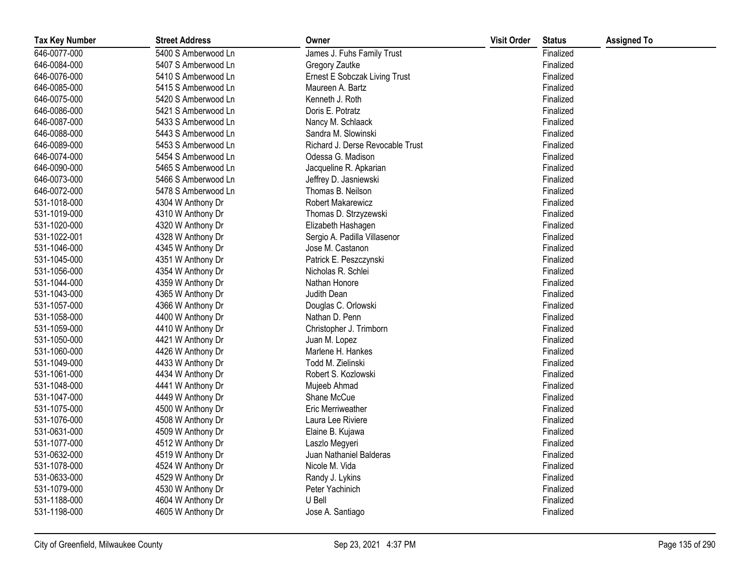| Tax Key Number | Street Address | Owner | Visit Order | Status | Assigned To |
|---|---|---|---|---|---|
| 646-0077-000 | 5400 S Amberwood Ln | James J. Fuhs Family Trust | | Finalized | |
| 646-0084-000 | 5407 S Amberwood Ln | Gregory Zautke | | Finalized | |
| 646-0076-000 | 5410 S Amberwood Ln | Ernest E Sobczak Living Trust | | Finalized | |
| 646-0085-000 | 5415 S Amberwood Ln | Maureen A. Bartz | | Finalized | |
| 646-0075-000 | 5420 S Amberwood Ln | Kenneth J. Roth | | Finalized | |
| 646-0086-000 | 5421 S Amberwood Ln | Doris E. Potratz | | Finalized | |
| 646-0087-000 | 5433 S Amberwood Ln | Nancy M. Schlaack | | Finalized | |
| 646-0088-000 | 5443 S Amberwood Ln | Sandra M. Slowinski | | Finalized | |
| 646-0089-000 | 5453 S Amberwood Ln | Richard J. Derse Revocable Trust | | Finalized | |
| 646-0074-000 | 5454 S Amberwood Ln | Odessa G. Madison | | Finalized | |
| 646-0090-000 | 5465 S Amberwood Ln | Jacqueline R. Apkarian | | Finalized | |
| 646-0073-000 | 5466 S Amberwood Ln | Jeffrey D. Jasniewski | | Finalized | |
| 646-0072-000 | 5478 S Amberwood Ln | Thomas B. Neilson | | Finalized | |
| 531-1018-000 | 4304 W Anthony Dr | Robert Makarewicz | | Finalized | |
| 531-1019-000 | 4310 W Anthony Dr | Thomas D. Strzyzewski | | Finalized | |
| 531-1020-000 | 4320 W Anthony Dr | Elizabeth Hashagen | | Finalized | |
| 531-1022-001 | 4328 W Anthony Dr | Sergio A. Padilla Villasenor | | Finalized | |
| 531-1046-000 | 4345 W Anthony Dr | Jose M. Castanon | | Finalized | |
| 531-1045-000 | 4351 W Anthony Dr | Patrick E. Peszczynski | | Finalized | |
| 531-1056-000 | 4354 W Anthony Dr | Nicholas R. Schlei | | Finalized | |
| 531-1044-000 | 4359 W Anthony Dr | Nathan Honore | | Finalized | |
| 531-1043-000 | 4365 W Anthony Dr | Judith Dean | | Finalized | |
| 531-1057-000 | 4366 W Anthony Dr | Douglas C. Orlowski | | Finalized | |
| 531-1058-000 | 4400 W Anthony Dr | Nathan D. Penn | | Finalized | |
| 531-1059-000 | 4410 W Anthony Dr | Christopher J. Trimborn | | Finalized | |
| 531-1050-000 | 4421 W Anthony Dr | Juan M. Lopez | | Finalized | |
| 531-1060-000 | 4426 W Anthony Dr | Marlene H. Hankes | | Finalized | |
| 531-1049-000 | 4433 W Anthony Dr | Todd M. Zielinski | | Finalized | |
| 531-1061-000 | 4434 W Anthony Dr | Robert S. Kozlowski | | Finalized | |
| 531-1048-000 | 4441 W Anthony Dr | Mujeeb Ahmad | | Finalized | |
| 531-1047-000 | 4449 W Anthony Dr | Shane McCue | | Finalized | |
| 531-1075-000 | 4500 W Anthony Dr | Eric Merriweather | | Finalized | |
| 531-1076-000 | 4508 W Anthony Dr | Laura Lee Riviere | | Finalized | |
| 531-0631-000 | 4509 W Anthony Dr | Elaine B. Kujawa | | Finalized | |
| 531-1077-000 | 4512 W Anthony Dr | Laszlo Megyeri | | Finalized | |
| 531-0632-000 | 4519 W Anthony Dr | Juan Nathaniel Balderas | | Finalized | |
| 531-1078-000 | 4524 W Anthony Dr | Nicole M. Vida | | Finalized | |
| 531-0633-000 | 4529 W Anthony Dr | Randy J. Lykins | | Finalized | |
| 531-1079-000 | 4530 W Anthony Dr | Peter Yachinich | | Finalized | |
| 531-1188-000 | 4604 W Anthony Dr | U Bell | | Finalized | |
| 531-1198-000 | 4605 W Anthony Dr | Jose A. Santiago | | Finalized | |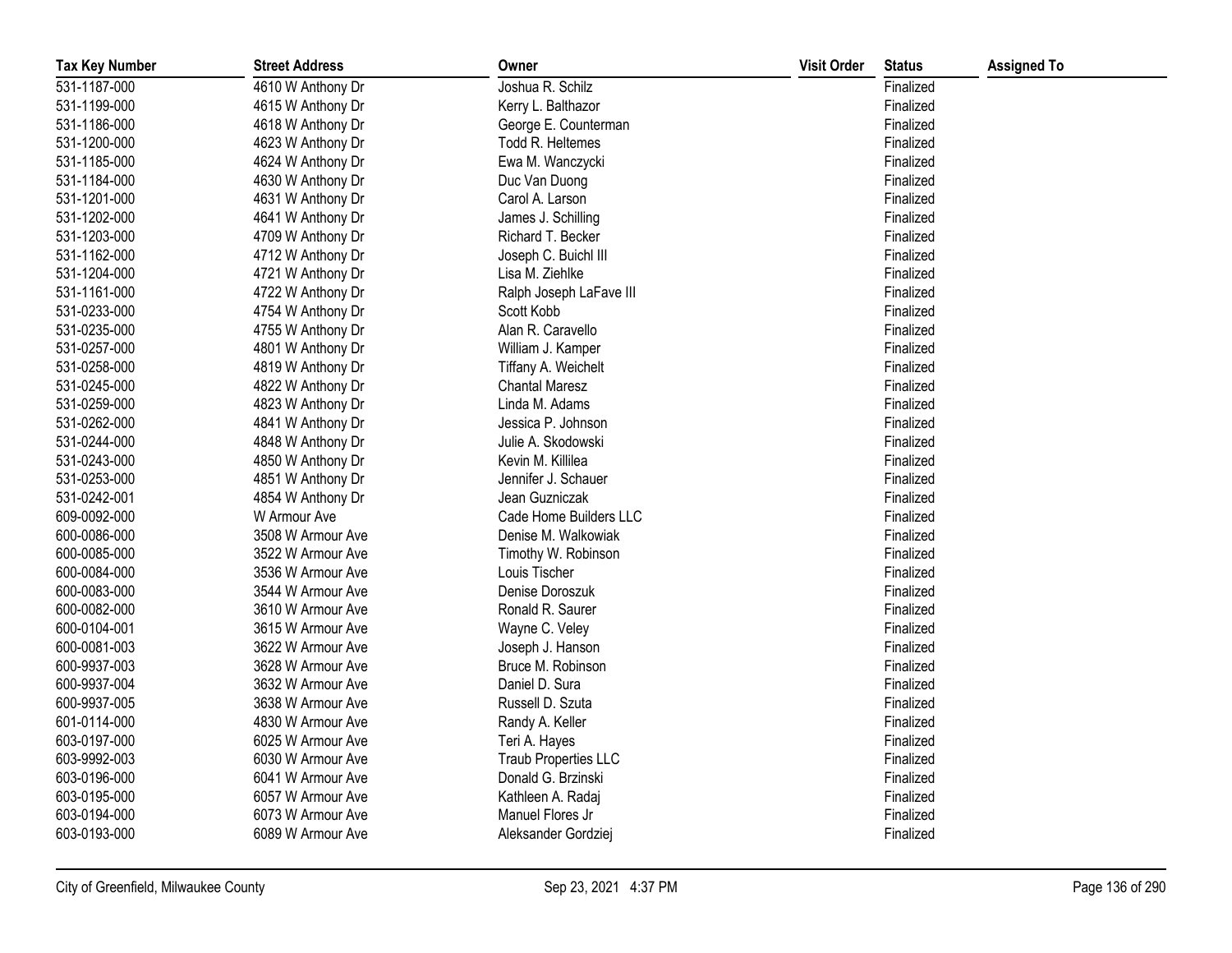| Tax Key Number | Street Address | Owner | Visit Order | Status | Assigned To |
|---|---|---|---|---|---|
| 531-1187-000 | 4610 W Anthony Dr | Joshua R. Schilz | | Finalized | |
| 531-1199-000 | 4615 W Anthony Dr | Kerry L. Balthazor | | Finalized | |
| 531-1186-000 | 4618 W Anthony Dr | George E. Counterman | | Finalized | |
| 531-1200-000 | 4623 W Anthony Dr | Todd R. Heltemes | | Finalized | |
| 531-1185-000 | 4624 W Anthony Dr | Ewa M. Wanczycki | | Finalized | |
| 531-1184-000 | 4630 W Anthony Dr | Duc Van Duong | | Finalized | |
| 531-1201-000 | 4631 W Anthony Dr | Carol A. Larson | | Finalized | |
| 531-1202-000 | 4641 W Anthony Dr | James J. Schilling | | Finalized | |
| 531-1203-000 | 4709 W Anthony Dr | Richard T. Becker | | Finalized | |
| 531-1162-000 | 4712 W Anthony Dr | Joseph C. Buichl III | | Finalized | |
| 531-1204-000 | 4721 W Anthony Dr | Lisa M. Ziehlke | | Finalized | |
| 531-1161-000 | 4722 W Anthony Dr | Ralph Joseph LaFave III | | Finalized | |
| 531-0233-000 | 4754 W Anthony Dr | Scott Kobb | | Finalized | |
| 531-0235-000 | 4755 W Anthony Dr | Alan R. Caravello | | Finalized | |
| 531-0257-000 | 4801 W Anthony Dr | William J. Kamper | | Finalized | |
| 531-0258-000 | 4819 W Anthony Dr | Tiffany A. Weichelt | | Finalized | |
| 531-0245-000 | 4822 W Anthony Dr | Chantal Maresz | | Finalized | |
| 531-0259-000 | 4823 W Anthony Dr | Linda M. Adams | | Finalized | |
| 531-0262-000 | 4841 W Anthony Dr | Jessica P. Johnson | | Finalized | |
| 531-0244-000 | 4848 W Anthony Dr | Julie A. Skodowski | | Finalized | |
| 531-0243-000 | 4850 W Anthony Dr | Kevin M. Killilea | | Finalized | |
| 531-0253-000 | 4851 W Anthony Dr | Jennifer J. Schauer | | Finalized | |
| 531-0242-001 | 4854 W Anthony Dr | Jean Guzniczak | | Finalized | |
| 609-0092-000 | W Armour Ave | Cade Home Builders LLC | | Finalized | |
| 600-0086-000 | 3508 W Armour Ave | Denise M. Walkowiak | | Finalized | |
| 600-0085-000 | 3522 W Armour Ave | Timothy W. Robinson | | Finalized | |
| 600-0084-000 | 3536 W Armour Ave | Louis Tischer | | Finalized | |
| 600-0083-000 | 3544 W Armour Ave | Denise Doroszuk | | Finalized | |
| 600-0082-000 | 3610 W Armour Ave | Ronald R. Saurer | | Finalized | |
| 600-0104-001 | 3615 W Armour Ave | Wayne C. Veley | | Finalized | |
| 600-0081-003 | 3622 W Armour Ave | Joseph J. Hanson | | Finalized | |
| 600-9937-003 | 3628 W Armour Ave | Bruce M. Robinson | | Finalized | |
| 600-9937-004 | 3632 W Armour Ave | Daniel D. Sura | | Finalized | |
| 600-9937-005 | 3638 W Armour Ave | Russell D. Szuta | | Finalized | |
| 601-0114-000 | 4830 W Armour Ave | Randy A. Keller | | Finalized | |
| 603-0197-000 | 6025 W Armour Ave | Teri A. Hayes | | Finalized | |
| 603-9992-003 | 6030 W Armour Ave | Traub Properties LLC | | Finalized | |
| 603-0196-000 | 6041 W Armour Ave | Donald G. Brzinski | | Finalized | |
| 603-0195-000 | 6057 W Armour Ave | Kathleen A. Radaj | | Finalized | |
| 603-0194-000 | 6073 W Armour Ave | Manuel Flores Jr | | Finalized | |
| 603-0193-000 | 6089 W Armour Ave | Aleksander Gordziej | | Finalized | |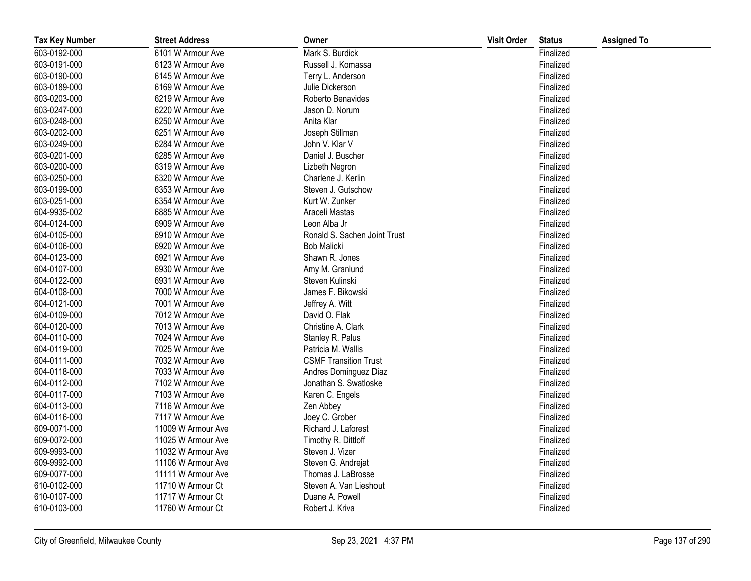| Tax Key Number | Street Address | Owner | Visit Order | Status | Assigned To |
|---|---|---|---|---|---|
| 603-0192-000 | 6101 W Armour Ave | Mark S. Burdick | | Finalized | |
| 603-0191-000 | 6123 W Armour Ave | Russell J. Komassa | | Finalized | |
| 603-0190-000 | 6145 W Armour Ave | Terry L. Anderson | | Finalized | |
| 603-0189-000 | 6169 W Armour Ave | Julie Dickerson | | Finalized | |
| 603-0203-000 | 6219 W Armour Ave | Roberto Benavides | | Finalized | |
| 603-0247-000 | 6220 W Armour Ave | Jason D. Norum | | Finalized | |
| 603-0248-000 | 6250 W Armour Ave | Anita Klar | | Finalized | |
| 603-0202-000 | 6251 W Armour Ave | Joseph Stillman | | Finalized | |
| 603-0249-000 | 6284 W Armour Ave | John V. Klar V | | Finalized | |
| 603-0201-000 | 6285 W Armour Ave | Daniel J. Buscher | | Finalized | |
| 603-0200-000 | 6319 W Armour Ave | Lizbeth Negron | | Finalized | |
| 603-0250-000 | 6320 W Armour Ave | Charlene J. Kerlin | | Finalized | |
| 603-0199-000 | 6353 W Armour Ave | Steven J. Gutschow | | Finalized | |
| 603-0251-000 | 6354 W Armour Ave | Kurt W. Zunker | | Finalized | |
| 604-9935-002 | 6885 W Armour Ave | Araceli Mastas | | Finalized | |
| 604-0124-000 | 6909 W Armour Ave | Leon Alba Jr | | Finalized | |
| 604-0105-000 | 6910 W Armour Ave | Ronald S. Sachen Joint Trust | | Finalized | |
| 604-0106-000 | 6920 W Armour Ave | Bob Malicki | | Finalized | |
| 604-0123-000 | 6921 W Armour Ave | Shawn R. Jones | | Finalized | |
| 604-0107-000 | 6930 W Armour Ave | Amy M. Granlund | | Finalized | |
| 604-0122-000 | 6931 W Armour Ave | Steven Kulinski | | Finalized | |
| 604-0108-000 | 7000 W Armour Ave | James F. Bikowski | | Finalized | |
| 604-0121-000 | 7001 W Armour Ave | Jeffrey A. Witt | | Finalized | |
| 604-0109-000 | 7012 W Armour Ave | David O. Flak | | Finalized | |
| 604-0120-000 | 7013 W Armour Ave | Christine A. Clark | | Finalized | |
| 604-0110-000 | 7024 W Armour Ave | Stanley R. Palus | | Finalized | |
| 604-0119-000 | 7025 W Armour Ave | Patricia M. Wallis | | Finalized | |
| 604-0111-000 | 7032 W Armour Ave | CSMF Transition Trust | | Finalized | |
| 604-0118-000 | 7033 W Armour Ave | Andres Dominguez Diaz | | Finalized | |
| 604-0112-000 | 7102 W Armour Ave | Jonathan S. Swatloske | | Finalized | |
| 604-0117-000 | 7103 W Armour Ave | Karen C. Engels | | Finalized | |
| 604-0113-000 | 7116 W Armour Ave | Zen Abbey | | Finalized | |
| 604-0116-000 | 7117 W Armour Ave | Joey C. Grober | | Finalized | |
| 609-0071-000 | 11009 W Armour Ave | Richard J. Laforest | | Finalized | |
| 609-0072-000 | 11025 W Armour Ave | Timothy R. Dittloff | | Finalized | |
| 609-9993-000 | 11032 W Armour Ave | Steven J. Vizer | | Finalized | |
| 609-9992-000 | 11106 W Armour Ave | Steven G. Andrejat | | Finalized | |
| 609-0077-000 | 11111 W Armour Ave | Thomas J. LaBrosse | | Finalized | |
| 610-0102-000 | 11710 W Armour Ct | Steven A. Van Lieshout | | Finalized | |
| 610-0107-000 | 11717 W Armour Ct | Duane A. Powell | | Finalized | |
| 610-0103-000 | 11760 W Armour Ct | Robert J. Kriva | | Finalized | |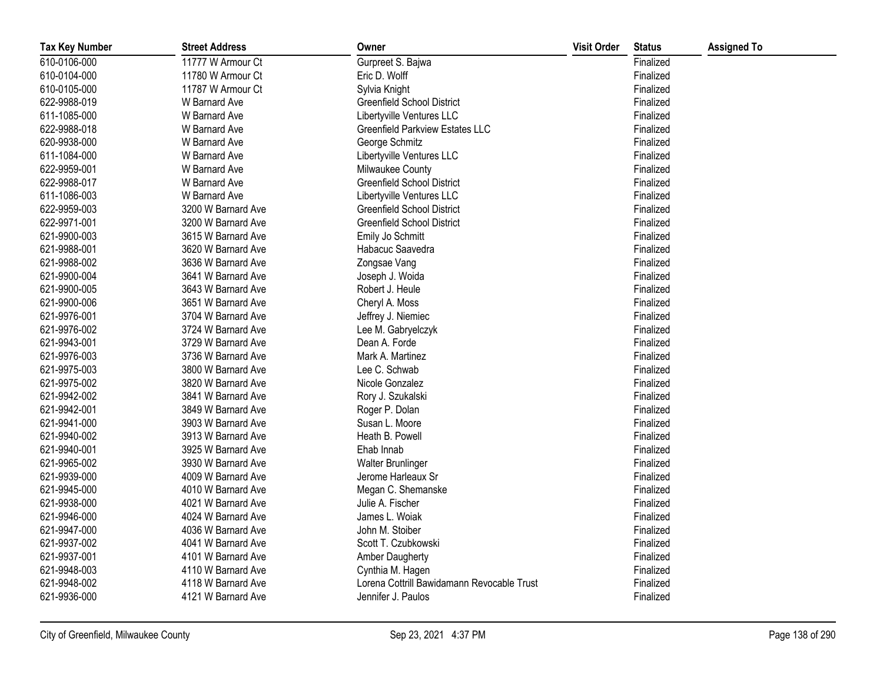| Tax Key Number | Street Address | Owner | Visit Order | Status | Assigned To |
|---|---|---|---|---|---|
| 610-0106-000 | 11777 W Armour Ct | Gurpreet S. Bajwa | | Finalized | |
| 610-0104-000 | 11780 W Armour Ct | Eric D. Wolff | | Finalized | |
| 610-0105-000 | 11787 W Armour Ct | Sylvia Knight | | Finalized | |
| 622-9988-019 | W Barnard Ave | Greenfield School District | | Finalized | |
| 611-1085-000 | W Barnard Ave | Libertyville Ventures LLC | | Finalized | |
| 622-9988-018 | W Barnard Ave | Greenfield Parkview Estates LLC | | Finalized | |
| 620-9938-000 | W Barnard Ave | George Schmitz | | Finalized | |
| 611-1084-000 | W Barnard Ave | Libertyville Ventures LLC | | Finalized | |
| 622-9959-001 | W Barnard Ave | Milwaukee County | | Finalized | |
| 622-9988-017 | W Barnard Ave | Greenfield School District | | Finalized | |
| 611-1086-003 | W Barnard Ave | Libertyville Ventures LLC | | Finalized | |
| 622-9959-003 | 3200 W Barnard Ave | Greenfield School District | | Finalized | |
| 622-9971-001 | 3200 W Barnard Ave | Greenfield School District | | Finalized | |
| 621-9900-003 | 3615 W Barnard Ave | Emily Jo Schmitt | | Finalized | |
| 621-9988-001 | 3620 W Barnard Ave | Habacuc Saavedra | | Finalized | |
| 621-9988-002 | 3636 W Barnard Ave | Zongsae Vang | | Finalized | |
| 621-9900-004 | 3641 W Barnard Ave | Joseph J. Woida | | Finalized | |
| 621-9900-005 | 3643 W Barnard Ave | Robert J. Heule | | Finalized | |
| 621-9900-006 | 3651 W Barnard Ave | Cheryl A. Moss | | Finalized | |
| 621-9976-001 | 3704 W Barnard Ave | Jeffrey J. Niemiec | | Finalized | |
| 621-9976-002 | 3724 W Barnard Ave | Lee M. Gabryelczyk | | Finalized | |
| 621-9943-001 | 3729 W Barnard Ave | Dean A. Forde | | Finalized | |
| 621-9976-003 | 3736 W Barnard Ave | Mark A. Martinez | | Finalized | |
| 621-9975-003 | 3800 W Barnard Ave | Lee C. Schwab | | Finalized | |
| 621-9975-002 | 3820 W Barnard Ave | Nicole Gonzalez | | Finalized | |
| 621-9942-002 | 3841 W Barnard Ave | Rory J. Szukalski | | Finalized | |
| 621-9942-001 | 3849 W Barnard Ave | Roger P. Dolan | | Finalized | |
| 621-9941-000 | 3903 W Barnard Ave | Susan L. Moore | | Finalized | |
| 621-9940-002 | 3913 W Barnard Ave | Heath B. Powell | | Finalized | |
| 621-9940-001 | 3925 W Barnard Ave | Ehab Innab | | Finalized | |
| 621-9965-002 | 3930 W Barnard Ave | Walter Brunlinger | | Finalized | |
| 621-9939-000 | 4009 W Barnard Ave | Jerome Harleaux Sr | | Finalized | |
| 621-9945-000 | 4010 W Barnard Ave | Megan C. Shemanske | | Finalized | |
| 621-9938-000 | 4021 W Barnard Ave | Julie A. Fischer | | Finalized | |
| 621-9946-000 | 4024 W Barnard Ave | James L. Woiak | | Finalized | |
| 621-9947-000 | 4036 W Barnard Ave | John M. Stoiber | | Finalized | |
| 621-9937-002 | 4041 W Barnard Ave | Scott T. Czubkowski | | Finalized | |
| 621-9937-001 | 4101 W Barnard Ave | Amber Daugherty | | Finalized | |
| 621-9948-003 | 4110 W Barnard Ave | Cynthia M. Hagen | | Finalized | |
| 621-9948-002 | 4118 W Barnard Ave | Lorena Cottrill Bawidamann Revocable Trust | | Finalized | |
| 621-9936-000 | 4121 W Barnard Ave | Jennifer J. Paulos | | Finalized | |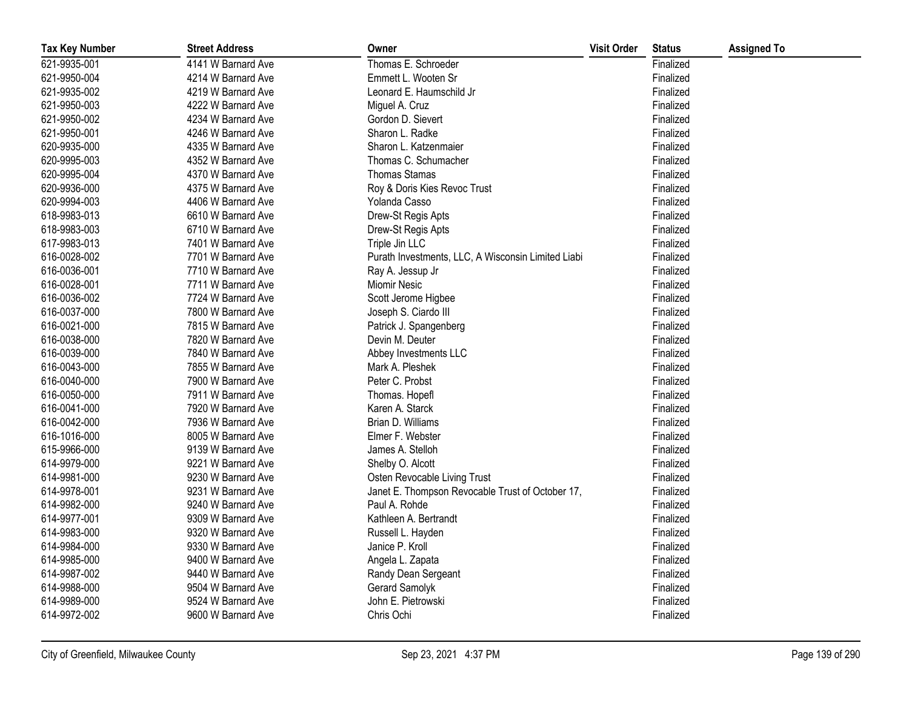| Tax Key Number | Street Address | Owner | Visit Order | Status | Assigned To |
|---|---|---|---|---|---|
| 621-9935-001 | 4141 W Barnard Ave | Thomas E. Schroeder | | Finalized | |
| 621-9950-004 | 4214 W Barnard Ave | Emmett L. Wooten Sr | | Finalized | |
| 621-9935-002 | 4219 W Barnard Ave | Leonard E. Haumschild Jr | | Finalized | |
| 621-9950-003 | 4222 W Barnard Ave | Miguel A. Cruz | | Finalized | |
| 621-9950-002 | 4234 W Barnard Ave | Gordon D. Sievert | | Finalized | |
| 621-9950-001 | 4246 W Barnard Ave | Sharon L. Radke | | Finalized | |
| 620-9935-000 | 4335 W Barnard Ave | Sharon L. Katzenmaier | | Finalized | |
| 620-9995-003 | 4352 W Barnard Ave | Thomas C. Schumacher | | Finalized | |
| 620-9995-004 | 4370 W Barnard Ave | Thomas Stamas | | Finalized | |
| 620-9936-000 | 4375 W Barnard Ave | Roy & Doris Kies Revoc Trust | | Finalized | |
| 620-9994-003 | 4406 W Barnard Ave | Yolanda Casso | | Finalized | |
| 618-9983-013 | 6610 W Barnard Ave | Drew-St Regis Apts | | Finalized | |
| 618-9983-003 | 6710 W Barnard Ave | Drew-St Regis Apts | | Finalized | |
| 617-9983-013 | 7401 W Barnard Ave | Triple Jin LLC | | Finalized | |
| 616-0028-002 | 7701 W Barnard Ave | Purath Investments, LLC, A Wisconsin Limited Liabi | | Finalized | |
| 616-0036-001 | 7710 W Barnard Ave | Ray A. Jessup Jr | | Finalized | |
| 616-0028-001 | 7711 W Barnard Ave | Miomir Nesic | | Finalized | |
| 616-0036-002 | 7724 W Barnard Ave | Scott Jerome Higbee | | Finalized | |
| 616-0037-000 | 7800 W Barnard Ave | Joseph S. Ciardo III | | Finalized | |
| 616-0021-000 | 7815 W Barnard Ave | Patrick J. Spangenberg | | Finalized | |
| 616-0038-000 | 7820 W Barnard Ave | Devin M. Deuter | | Finalized | |
| 616-0039-000 | 7840 W Barnard Ave | Abbey Investments LLC | | Finalized | |
| 616-0043-000 | 7855 W Barnard Ave | Mark A. Pleshek | | Finalized | |
| 616-0040-000 | 7900 W Barnard Ave | Peter C. Probst | | Finalized | |
| 616-0050-000 | 7911 W Barnard Ave | Thomas. Hopefl | | Finalized | |
| 616-0041-000 | 7920 W Barnard Ave | Karen A. Starck | | Finalized | |
| 616-0042-000 | 7936 W Barnard Ave | Brian D. Williams | | Finalized | |
| 616-1016-000 | 8005 W Barnard Ave | Elmer F. Webster | | Finalized | |
| 615-9966-000 | 9139 W Barnard Ave | James A. Stelloh | | Finalized | |
| 614-9979-000 | 9221 W Barnard Ave | Shelby O. Alcott | | Finalized | |
| 614-9981-000 | 9230 W Barnard Ave | Osten Revocable Living Trust | | Finalized | |
| 614-9978-001 | 9231 W Barnard Ave | Janet E. Thompson Revocable Trust of October 17, | | Finalized | |
| 614-9982-000 | 9240 W Barnard Ave | Paul A. Rohde | | Finalized | |
| 614-9977-001 | 9309 W Barnard Ave | Kathleen A. Bertrandt | | Finalized | |
| 614-9983-000 | 9320 W Barnard Ave | Russell L. Hayden | | Finalized | |
| 614-9984-000 | 9330 W Barnard Ave | Janice P. Kroll | | Finalized | |
| 614-9985-000 | 9400 W Barnard Ave | Angela L. Zapata | | Finalized | |
| 614-9987-002 | 9440 W Barnard Ave | Randy Dean Sergeant | | Finalized | |
| 614-9988-000 | 9504 W Barnard Ave | Gerard Samolyk | | Finalized | |
| 614-9989-000 | 9524 W Barnard Ave | John E. Pietrowski | | Finalized | |
| 614-9972-002 | 9600 W Barnard Ave | Chris Ochi | | Finalized | |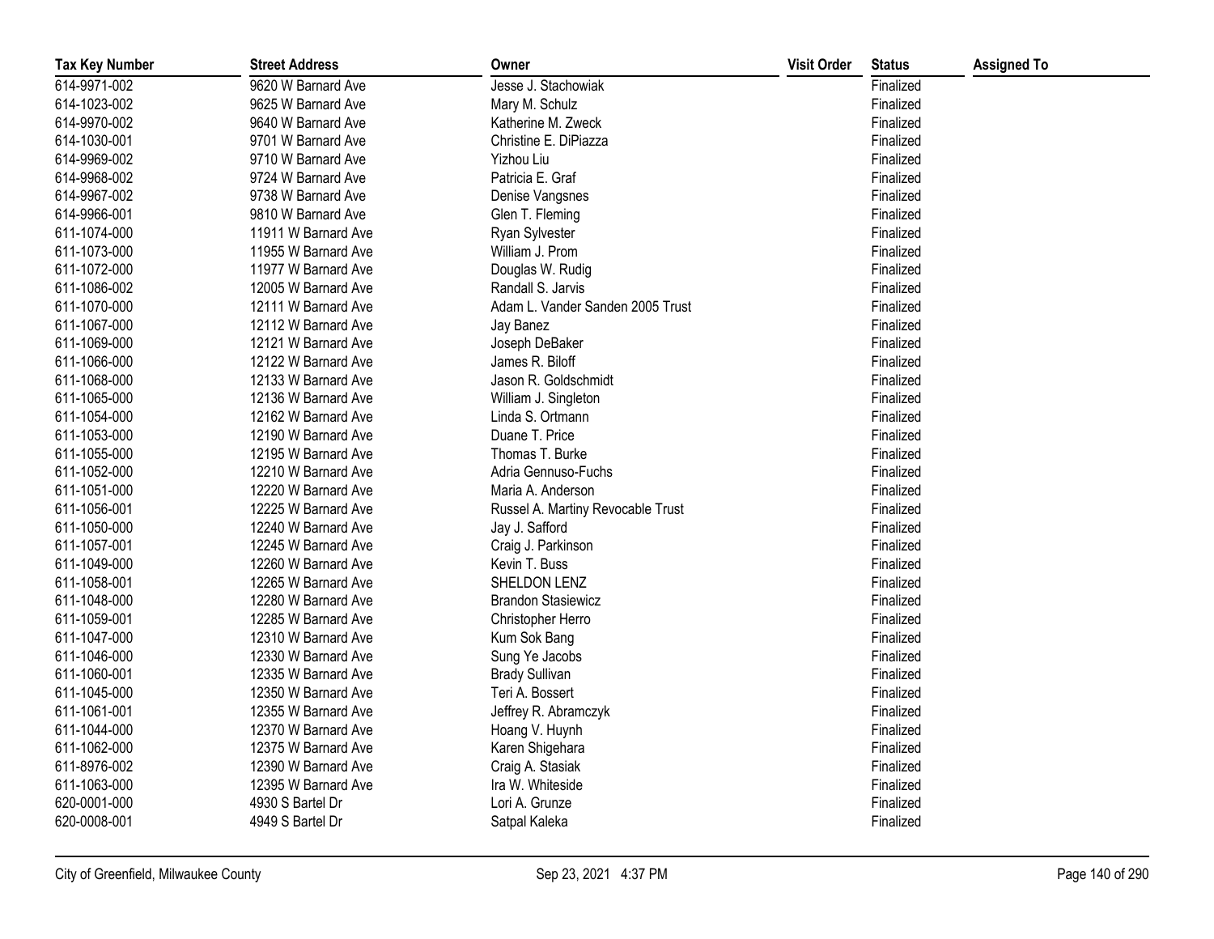| Tax Key Number | Street Address | Owner | Visit Order | Status | Assigned To |
|---|---|---|---|---|---|
| 614-9971-002 | 9620 W Barnard Ave | Jesse J. Stachowiak | | Finalized | |
| 614-1023-002 | 9625 W Barnard Ave | Mary M. Schulz | | Finalized | |
| 614-9970-002 | 9640 W Barnard Ave | Katherine M. Zweck | | Finalized | |
| 614-1030-001 | 9701 W Barnard Ave | Christine E. DiPiazza | | Finalized | |
| 614-9969-002 | 9710 W Barnard Ave | Yizhou Liu | | Finalized | |
| 614-9968-002 | 9724 W Barnard Ave | Patricia E. Graf | | Finalized | |
| 614-9967-002 | 9738 W Barnard Ave | Denise Vangsnes | | Finalized | |
| 614-9966-001 | 9810 W Barnard Ave | Glen T. Fleming | | Finalized | |
| 611-1074-000 | 11911 W Barnard Ave | Ryan Sylvester | | Finalized | |
| 611-1073-000 | 11955 W Barnard Ave | William J. Prom | | Finalized | |
| 611-1072-000 | 11977 W Barnard Ave | Douglas W. Rudig | | Finalized | |
| 611-1086-002 | 12005 W Barnard Ave | Randall S. Jarvis | | Finalized | |
| 611-1070-000 | 12111 W Barnard Ave | Adam L. Vander Sanden 2005 Trust | | Finalized | |
| 611-1067-000 | 12112 W Barnard Ave | Jay Banez | | Finalized | |
| 611-1069-000 | 12121 W Barnard Ave | Joseph DeBaker | | Finalized | |
| 611-1066-000 | 12122 W Barnard Ave | James R. Biloff | | Finalized | |
| 611-1068-000 | 12133 W Barnard Ave | Jason R. Goldschmidt | | Finalized | |
| 611-1065-000 | 12136 W Barnard Ave | William J. Singleton | | Finalized | |
| 611-1054-000 | 12162 W Barnard Ave | Linda S. Ortmann | | Finalized | |
| 611-1053-000 | 12190 W Barnard Ave | Duane T. Price | | Finalized | |
| 611-1055-000 | 12195 W Barnard Ave | Thomas T. Burke | | Finalized | |
| 611-1052-000 | 12210 W Barnard Ave | Adria Gennuso-Fuchs | | Finalized | |
| 611-1051-000 | 12220 W Barnard Ave | Maria A. Anderson | | Finalized | |
| 611-1056-001 | 12225 W Barnard Ave | Russel A. Martiny Revocable Trust | | Finalized | |
| 611-1050-000 | 12240 W Barnard Ave | Jay J. Safford | | Finalized | |
| 611-1057-001 | 12245 W Barnard Ave | Craig J. Parkinson | | Finalized | |
| 611-1049-000 | 12260 W Barnard Ave | Kevin T. Buss | | Finalized | |
| 611-1058-001 | 12265 W Barnard Ave | SHELDON LENZ | | Finalized | |
| 611-1048-000 | 12280 W Barnard Ave | Brandon Stasiewicz | | Finalized | |
| 611-1059-001 | 12285 W Barnard Ave | Christopher Herro | | Finalized | |
| 611-1047-000 | 12310 W Barnard Ave | Kum Sok Bang | | Finalized | |
| 611-1046-000 | 12330 W Barnard Ave | Sung Ye Jacobs | | Finalized | |
| 611-1060-001 | 12335 W Barnard Ave | Brady Sullivan | | Finalized | |
| 611-1045-000 | 12350 W Barnard Ave | Teri A. Bossert | | Finalized | |
| 611-1061-001 | 12355 W Barnard Ave | Jeffrey R. Abramczyk | | Finalized | |
| 611-1044-000 | 12370 W Barnard Ave | Hoang V. Huynh | | Finalized | |
| 611-1062-000 | 12375 W Barnard Ave | Karen Shigehara | | Finalized | |
| 611-8976-002 | 12390 W Barnard Ave | Craig A. Stasiak | | Finalized | |
| 611-1063-000 | 12395 W Barnard Ave | Ira W. Whiteside | | Finalized | |
| 620-0001-000 | 4930 S Bartel Dr | Lori A. Grunze | | Finalized | |
| 620-0008-001 | 4949 S Bartel Dr | Satpal Kaleka | | Finalized | |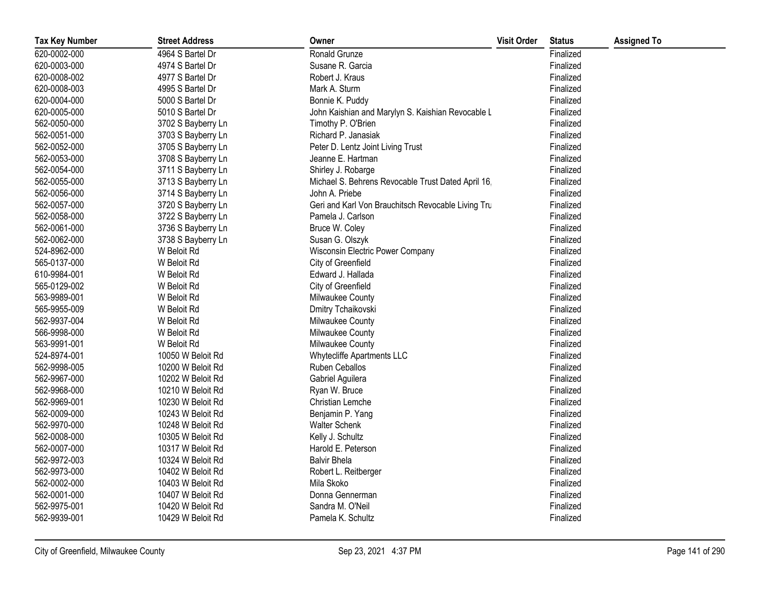| Tax Key Number | Street Address | Owner | Visit Order | Status | Assigned To |
|---|---|---|---|---|---|
| 620-0002-000 | 4964 S Bartel Dr | Ronald Grunze | | Finalized | |
| 620-0003-000 | 4974 S Bartel Dr | Susane R. Garcia | | Finalized | |
| 620-0008-002 | 4977 S Bartel Dr | Robert J. Kraus | | Finalized | |
| 620-0008-003 | 4995 S Bartel Dr | Mark A. Sturm | | Finalized | |
| 620-0004-000 | 5000 S Bartel Dr | Bonnie K. Puddy | | Finalized | |
| 620-0005-000 | 5010 S Bartel Dr | John Kaishian and Marylyn S. Kaishian Revocable L | | Finalized | |
| 562-0050-000 | 3702 S Bayberry Ln | Timothy P. O'Brien | | Finalized | |
| 562-0051-000 | 3703 S Bayberry Ln | Richard P. Janasiak | | Finalized | |
| 562-0052-000 | 3705 S Bayberry Ln | Peter D. Lentz Joint Living Trust | | Finalized | |
| 562-0053-000 | 3708 S Bayberry Ln | Jeanne E. Hartman | | Finalized | |
| 562-0054-000 | 3711 S Bayberry Ln | Shirley J. Robarge | | Finalized | |
| 562-0055-000 | 3713 S Bayberry Ln | Michael S. Behrens Revocable Trust Dated April 16, | | Finalized | |
| 562-0056-000 | 3714 S Bayberry Ln | John A. Priebe | | Finalized | |
| 562-0057-000 | 3720 S Bayberry Ln | Geri and Karl Von Brauchitsch Revocable Living Tru | | Finalized | |
| 562-0058-000 | 3722 S Bayberry Ln | Pamela J. Carlson | | Finalized | |
| 562-0061-000 | 3736 S Bayberry Ln | Bruce W. Coley | | Finalized | |
| 562-0062-000 | 3738 S Bayberry Ln | Susan G. Olszyk | | Finalized | |
| 524-8962-000 | W Beloit Rd | Wisconsin Electric Power Company | | Finalized | |
| 565-0137-000 | W Beloit Rd | City of Greenfield | | Finalized | |
| 610-9984-001 | W Beloit Rd | Edward J. Hallada | | Finalized | |
| 565-0129-002 | W Beloit Rd | City of Greenfield | | Finalized | |
| 563-9989-001 | W Beloit Rd | Milwaukee County | | Finalized | |
| 565-9955-009 | W Beloit Rd | Dmitry Tchaikovski | | Finalized | |
| 562-9937-004 | W Beloit Rd | Milwaukee County | | Finalized | |
| 566-9998-000 | W Beloit Rd | Milwaukee County | | Finalized | |
| 563-9991-001 | W Beloit Rd | Milwaukee County | | Finalized | |
| 524-8974-001 | 10050 W Beloit Rd | Whytecliffe Apartments LLC | | Finalized | |
| 562-9998-005 | 10200 W Beloit Rd | Ruben Ceballos | | Finalized | |
| 562-9967-000 | 10202 W Beloit Rd | Gabriel Aguilera | | Finalized | |
| 562-9968-000 | 10210 W Beloit Rd | Ryan W. Bruce | | Finalized | |
| 562-9969-001 | 10230 W Beloit Rd | Christian Lemche | | Finalized | |
| 562-0009-000 | 10243 W Beloit Rd | Benjamin P. Yang | | Finalized | |
| 562-9970-000 | 10248 W Beloit Rd | Walter Schenk | | Finalized | |
| 562-0008-000 | 10305 W Beloit Rd | Kelly J. Schultz | | Finalized | |
| 562-0007-000 | 10317 W Beloit Rd | Harold E. Peterson | | Finalized | |
| 562-9972-003 | 10324 W Beloit Rd | Balvir Bhela | | Finalized | |
| 562-9973-000 | 10402 W Beloit Rd | Robert L. Reitberger | | Finalized | |
| 562-0002-000 | 10403 W Beloit Rd | Mila Skoko | | Finalized | |
| 562-0001-000 | 10407 W Beloit Rd | Donna Gennerman | | Finalized | |
| 562-9975-001 | 10420 W Beloit Rd | Sandra M. O'Neil | | Finalized | |
| 562-9939-001 | 10429 W Beloit Rd | Pamela K. Schultz | | Finalized | |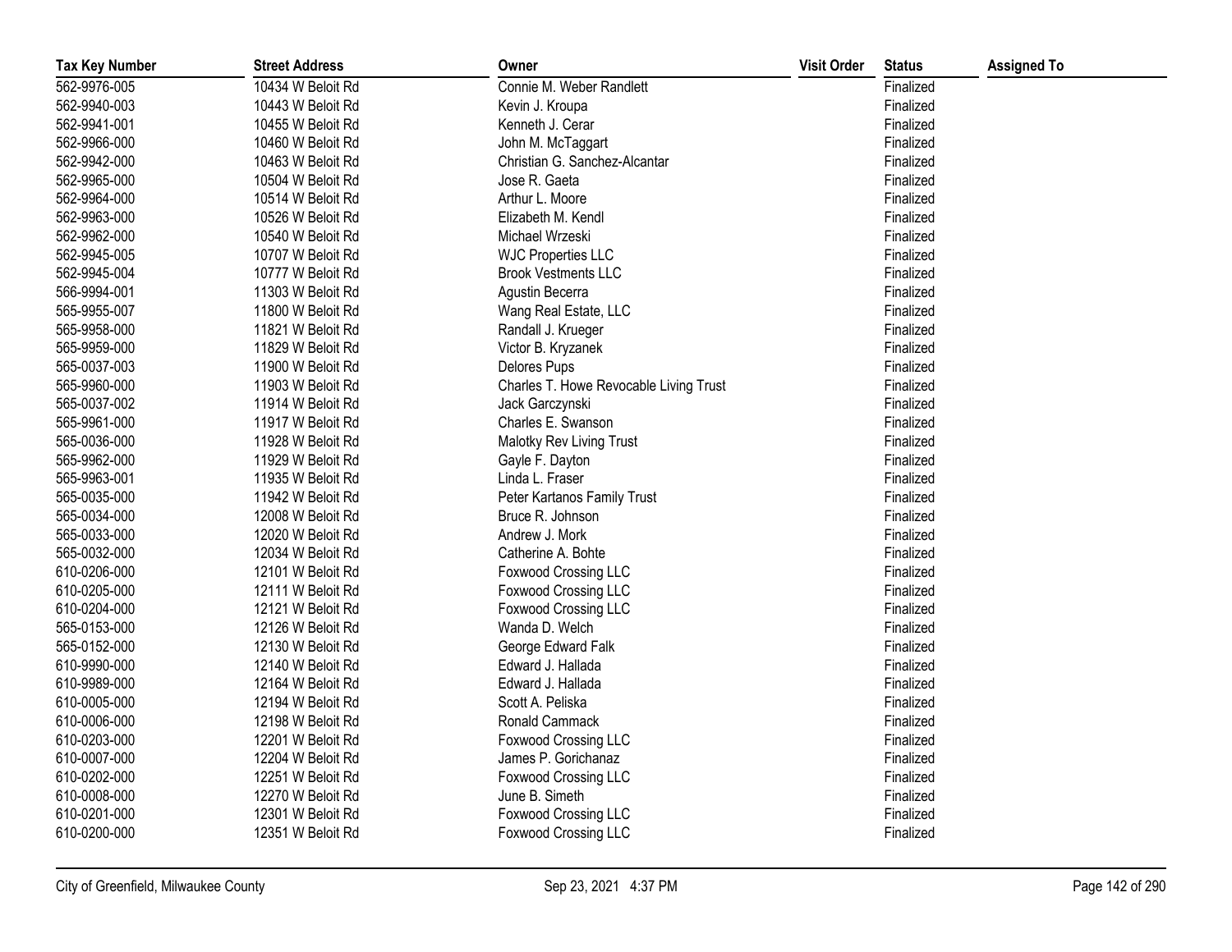| Tax Key Number | Street Address | Owner | Visit Order | Status | Assigned To |
|---|---|---|---|---|---|
| 562-9976-005 | 10434 W Beloit Rd | Connie M. Weber Randlett | | Finalized | |
| 562-9940-003 | 10443 W Beloit Rd | Kevin J. Kroupa | | Finalized | |
| 562-9941-001 | 10455 W Beloit Rd | Kenneth J. Cerar | | Finalized | |
| 562-9966-000 | 10460 W Beloit Rd | John M. McTaggart | | Finalized | |
| 562-9942-000 | 10463 W Beloit Rd | Christian G. Sanchez-Alcantar | | Finalized | |
| 562-9965-000 | 10504 W Beloit Rd | Jose R. Gaeta | | Finalized | |
| 562-9964-000 | 10514 W Beloit Rd | Arthur L. Moore | | Finalized | |
| 562-9963-000 | 10526 W Beloit Rd | Elizabeth M. Kendl | | Finalized | |
| 562-9962-000 | 10540 W Beloit Rd | Michael Wrzeski | | Finalized | |
| 562-9945-005 | 10707 W Beloit Rd | WJC Properties LLC | | Finalized | |
| 562-9945-004 | 10777 W Beloit Rd | Brook Vestments LLC | | Finalized | |
| 566-9994-001 | 11303 W Beloit Rd | Agustin Becerra | | Finalized | |
| 565-9955-007 | 11800 W Beloit Rd | Wang Real Estate, LLC | | Finalized | |
| 565-9958-000 | 11821 W Beloit Rd | Randall J. Krueger | | Finalized | |
| 565-9959-000 | 11829 W Beloit Rd | Victor B. Kryzanek | | Finalized | |
| 565-0037-003 | 11900 W Beloit Rd | Delores Pups | | Finalized | |
| 565-9960-000 | 11903 W Beloit Rd | Charles T. Howe Revocable Living Trust | | Finalized | |
| 565-0037-002 | 11914 W Beloit Rd | Jack Garczynski | | Finalized | |
| 565-9961-000 | 11917 W Beloit Rd | Charles E. Swanson | | Finalized | |
| 565-0036-000 | 11928 W Beloit Rd | Malotky Rev Living Trust | | Finalized | |
| 565-9962-000 | 11929 W Beloit Rd | Gayle F. Dayton | | Finalized | |
| 565-9963-001 | 11935 W Beloit Rd | Linda L. Fraser | | Finalized | |
| 565-0035-000 | 11942 W Beloit Rd | Peter Kartanos Family Trust | | Finalized | |
| 565-0034-000 | 12008 W Beloit Rd | Bruce R. Johnson | | Finalized | |
| 565-0033-000 | 12020 W Beloit Rd | Andrew J. Mork | | Finalized | |
| 565-0032-000 | 12034 W Beloit Rd | Catherine A. Bohte | | Finalized | |
| 610-0206-000 | 12101 W Beloit Rd | Foxwood Crossing LLC | | Finalized | |
| 610-0205-000 | 12111 W Beloit Rd | Foxwood Crossing LLC | | Finalized | |
| 610-0204-000 | 12121 W Beloit Rd | Foxwood Crossing LLC | | Finalized | |
| 565-0153-000 | 12126 W Beloit Rd | Wanda D. Welch | | Finalized | |
| 565-0152-000 | 12130 W Beloit Rd | George Edward Falk | | Finalized | |
| 610-9990-000 | 12140 W Beloit Rd | Edward J. Hallada | | Finalized | |
| 610-9989-000 | 12164 W Beloit Rd | Edward J. Hallada | | Finalized | |
| 610-0005-000 | 12194 W Beloit Rd | Scott A. Peliska | | Finalized | |
| 610-0006-000 | 12198 W Beloit Rd | Ronald Cammack | | Finalized | |
| 610-0203-000 | 12201 W Beloit Rd | Foxwood Crossing LLC | | Finalized | |
| 610-0007-000 | 12204 W Beloit Rd | James P. Gorichanaz | | Finalized | |
| 610-0202-000 | 12251 W Beloit Rd | Foxwood Crossing LLC | | Finalized | |
| 610-0008-000 | 12270 W Beloit Rd | June B. Simeth | | Finalized | |
| 610-0201-000 | 12301 W Beloit Rd | Foxwood Crossing LLC | | Finalized | |
| 610-0200-000 | 12351 W Beloit Rd | Foxwood Crossing LLC | | Finalized | |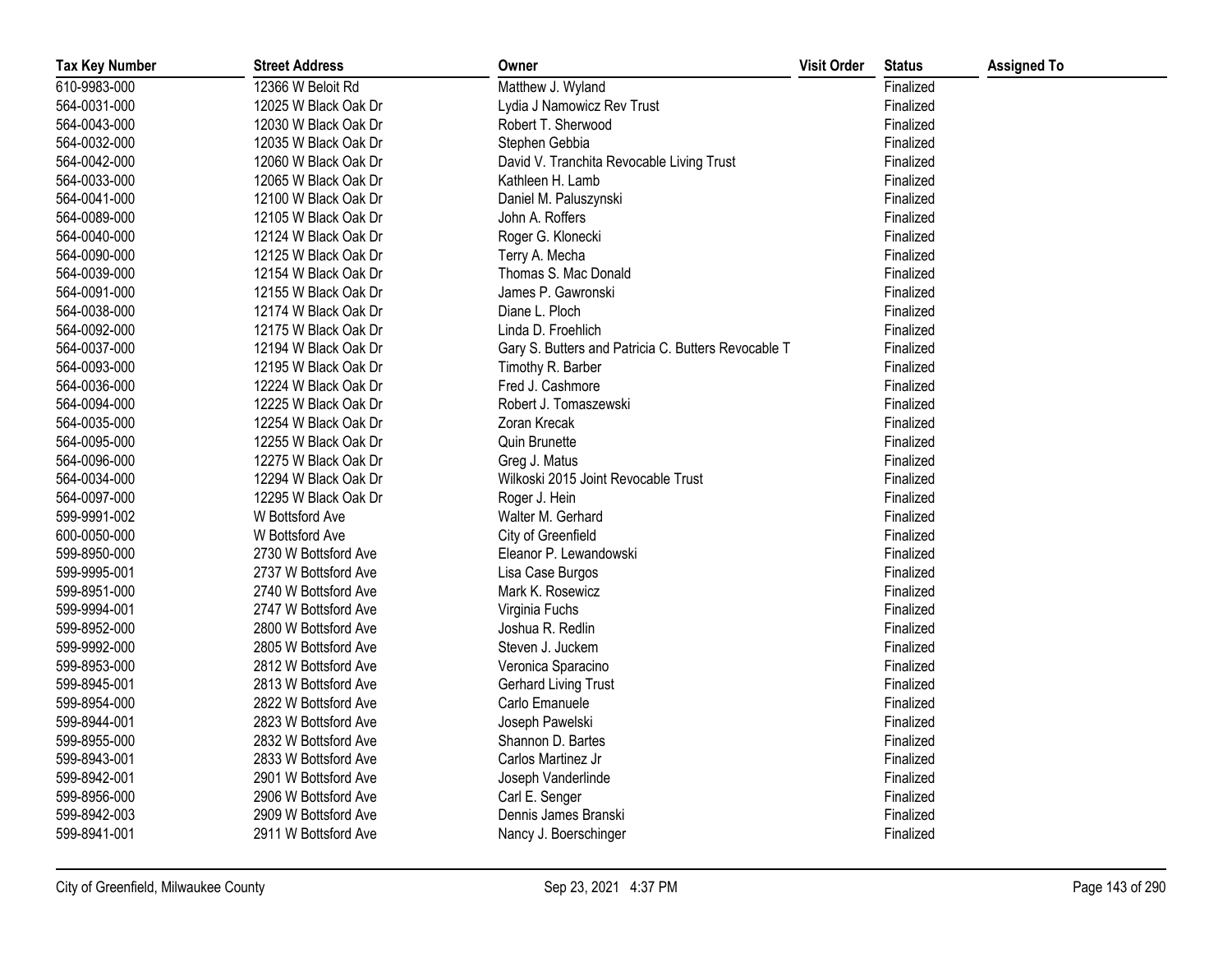| Tax Key Number | Street Address | Owner | Visit Order | Status | Assigned To |
|---|---|---|---|---|---|
| 610-9983-000 | 12366 W Beloit Rd | Matthew J. Wyland | | Finalized | |
| 564-0031-000 | 12025 W Black Oak Dr | Lydia J Namowicz Rev Trust | | Finalized | |
| 564-0043-000 | 12030 W Black Oak Dr | Robert T. Sherwood | | Finalized | |
| 564-0032-000 | 12035 W Black Oak Dr | Stephen Gebbia | | Finalized | |
| 564-0042-000 | 12060 W Black Oak Dr | David V. Tranchita Revocable Living Trust | | Finalized | |
| 564-0033-000 | 12065 W Black Oak Dr | Kathleen H. Lamb | | Finalized | |
| 564-0041-000 | 12100 W Black Oak Dr | Daniel M. Paluszynski | | Finalized | |
| 564-0089-000 | 12105 W Black Oak Dr | John A. Roffers | | Finalized | |
| 564-0040-000 | 12124 W Black Oak Dr | Roger G. Klonecki | | Finalized | |
| 564-0090-000 | 12125 W Black Oak Dr | Terry A. Mecha | | Finalized | |
| 564-0039-000 | 12154 W Black Oak Dr | Thomas S. Mac Donald | | Finalized | |
| 564-0091-000 | 12155 W Black Oak Dr | James P. Gawronski | | Finalized | |
| 564-0038-000 | 12174 W Black Oak Dr | Diane L. Ploch | | Finalized | |
| 564-0092-000 | 12175 W Black Oak Dr | Linda D. Froehlich | | Finalized | |
| 564-0037-000 | 12194 W Black Oak Dr | Gary S. Butters and Patricia C. Butters Revocable T | | Finalized | |
| 564-0093-000 | 12195 W Black Oak Dr | Timothy R. Barber | | Finalized | |
| 564-0036-000 | 12224 W Black Oak Dr | Fred J. Cashmore | | Finalized | |
| 564-0094-000 | 12225 W Black Oak Dr | Robert J. Tomaszewski | | Finalized | |
| 564-0035-000 | 12254 W Black Oak Dr | Zoran Krecak | | Finalized | |
| 564-0095-000 | 12255 W Black Oak Dr | Quin Brunette | | Finalized | |
| 564-0096-000 | 12275 W Black Oak Dr | Greg J. Matus | | Finalized | |
| 564-0034-000 | 12294 W Black Oak Dr | Wilkoski 2015 Joint Revocable Trust | | Finalized | |
| 564-0097-000 | 12295 W Black Oak Dr | Roger J. Hein | | Finalized | |
| 599-9991-002 | W Bottsford Ave | Walter M. Gerhard | | Finalized | |
| 600-0050-000 | W Bottsford Ave | City of Greenfield | | Finalized | |
| 599-8950-000 | 2730 W Bottsford Ave | Eleanor P. Lewandowski | | Finalized | |
| 599-9995-001 | 2737 W Bottsford Ave | Lisa Case Burgos | | Finalized | |
| 599-8951-000 | 2740 W Bottsford Ave | Mark K. Rosewicz | | Finalized | |
| 599-9994-001 | 2747 W Bottsford Ave | Virginia Fuchs | | Finalized | |
| 599-8952-000 | 2800 W Bottsford Ave | Joshua R. Redlin | | Finalized | |
| 599-9992-000 | 2805 W Bottsford Ave | Steven J. Juckem | | Finalized | |
| 599-8953-000 | 2812 W Bottsford Ave | Veronica Sparacino | | Finalized | |
| 599-8945-001 | 2813 W Bottsford Ave | Gerhard Living Trust | | Finalized | |
| 599-8954-000 | 2822 W Bottsford Ave | Carlo Emanuele | | Finalized | |
| 599-8944-001 | 2823 W Bottsford Ave | Joseph Pawelski | | Finalized | |
| 599-8955-000 | 2832 W Bottsford Ave | Shannon D. Bartes | | Finalized | |
| 599-8943-001 | 2833 W Bottsford Ave | Carlos Martinez Jr | | Finalized | |
| 599-8942-001 | 2901 W Bottsford Ave | Joseph Vanderlinde | | Finalized | |
| 599-8956-000 | 2906 W Bottsford Ave | Carl E. Senger | | Finalized | |
| 599-8942-003 | 2909 W Bottsford Ave | Dennis James Branski | | Finalized | |
| 599-8941-001 | 2911 W Bottsford Ave | Nancy J. Boerschinger | | Finalized | |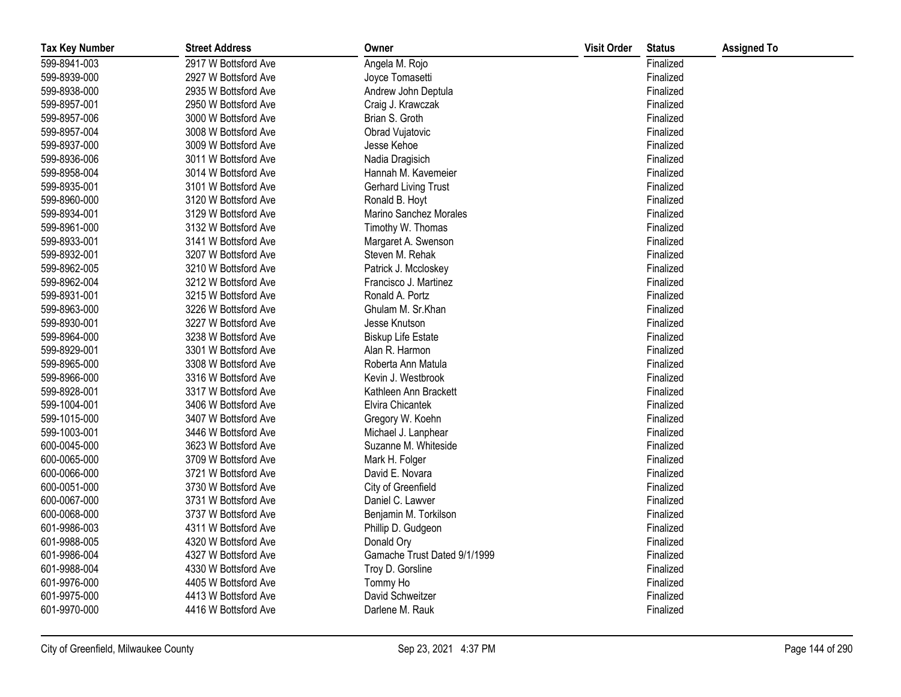| Tax Key Number | Street Address | Owner | Visit Order | Status | Assigned To |
|---|---|---|---|---|---|
| 599-8941-003 | 2917 W Bottsford Ave | Angela M. Rojo | | Finalized | |
| 599-8939-000 | 2927 W Bottsford Ave | Joyce Tomasetti | | Finalized | |
| 599-8938-000 | 2935 W Bottsford Ave | Andrew John Deptula | | Finalized | |
| 599-8957-001 | 2950 W Bottsford Ave | Craig J. Krawczak | | Finalized | |
| 599-8957-006 | 3000 W Bottsford Ave | Brian S. Groth | | Finalized | |
| 599-8957-004 | 3008 W Bottsford Ave | Obrad Vujatovic | | Finalized | |
| 599-8937-000 | 3009 W Bottsford Ave | Jesse Kehoe | | Finalized | |
| 599-8936-006 | 3011 W Bottsford Ave | Nadia Dragisich | | Finalized | |
| 599-8958-004 | 3014 W Bottsford Ave | Hannah M. Kavemeier | | Finalized | |
| 599-8935-001 | 3101 W Bottsford Ave | Gerhard Living Trust | | Finalized | |
| 599-8960-000 | 3120 W Bottsford Ave | Ronald B. Hoyt | | Finalized | |
| 599-8934-001 | 3129 W Bottsford Ave | Marino Sanchez Morales | | Finalized | |
| 599-8961-000 | 3132 W Bottsford Ave | Timothy W. Thomas | | Finalized | |
| 599-8933-001 | 3141 W Bottsford Ave | Margaret A. Swenson | | Finalized | |
| 599-8932-001 | 3207 W Bottsford Ave | Steven M. Rehak | | Finalized | |
| 599-8962-005 | 3210 W Bottsford Ave | Patrick J. Mccloskey | | Finalized | |
| 599-8962-004 | 3212 W Bottsford Ave | Francisco J. Martinez | | Finalized | |
| 599-8931-001 | 3215 W Bottsford Ave | Ronald A. Portz | | Finalized | |
| 599-8963-000 | 3226 W Bottsford Ave | Ghulam M. Sr.Khan | | Finalized | |
| 599-8930-001 | 3227 W Bottsford Ave | Jesse Knutson | | Finalized | |
| 599-8964-000 | 3238 W Bottsford Ave | Biskup Life Estate | | Finalized | |
| 599-8929-001 | 3301 W Bottsford Ave | Alan R. Harmon | | Finalized | |
| 599-8965-000 | 3308 W Bottsford Ave | Roberta Ann Matula | | Finalized | |
| 599-8966-000 | 3316 W Bottsford Ave | Kevin J. Westbrook | | Finalized | |
| 599-8928-001 | 3317 W Bottsford Ave | Kathleen Ann Brackett | | Finalized | |
| 599-1004-001 | 3406 W Bottsford Ave | Elvira Chicantek | | Finalized | |
| 599-1015-000 | 3407 W Bottsford Ave | Gregory W. Koehn | | Finalized | |
| 599-1003-001 | 3446 W Bottsford Ave | Michael J. Lanphear | | Finalized | |
| 600-0045-000 | 3623 W Bottsford Ave | Suzanne M. Whiteside | | Finalized | |
| 600-0065-000 | 3709 W Bottsford Ave | Mark H. Folger | | Finalized | |
| 600-0066-000 | 3721 W Bottsford Ave | David E. Novara | | Finalized | |
| 600-0051-000 | 3730 W Bottsford Ave | City of Greenfield | | Finalized | |
| 600-0067-000 | 3731 W Bottsford Ave | Daniel C. Lawver | | Finalized | |
| 600-0068-000 | 3737 W Bottsford Ave | Benjamin M. Torkilson | | Finalized | |
| 601-9986-003 | 4311 W Bottsford Ave | Phillip D. Gudgeon | | Finalized | |
| 601-9988-005 | 4320 W Bottsford Ave | Donald Ory | | Finalized | |
| 601-9986-004 | 4327 W Bottsford Ave | Gamache Trust Dated 9/1/1999 | | Finalized | |
| 601-9988-004 | 4330 W Bottsford Ave | Troy D. Gorsline | | Finalized | |
| 601-9976-000 | 4405 W Bottsford Ave | Tommy Ho | | Finalized | |
| 601-9975-000 | 4413 W Bottsford Ave | David Schweitzer | | Finalized | |
| 601-9970-000 | 4416 W Bottsford Ave | Darlene M. Rauk | | Finalized | |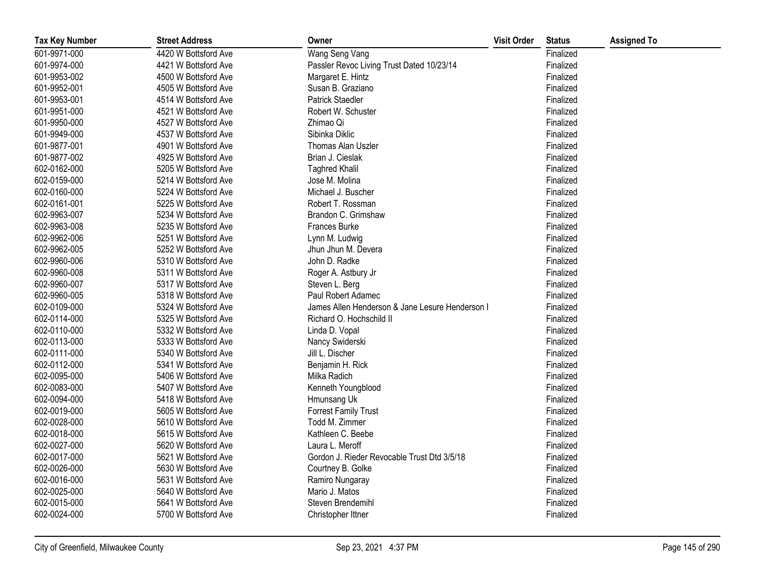| Tax Key Number | Street Address | Owner | Visit Order | Status | Assigned To |
|---|---|---|---|---|---|
| 601-9971-000 | 4420 W Bottsford Ave | Wang Seng Vang | | Finalized | |
| 601-9974-000 | 4421 W Bottsford Ave | Passler Revoc Living Trust Dated 10/23/14 | | Finalized | |
| 601-9953-002 | 4500 W Bottsford Ave | Margaret E. Hintz | | Finalized | |
| 601-9952-001 | 4505 W Bottsford Ave | Susan B. Graziano | | Finalized | |
| 601-9953-001 | 4514 W Bottsford Ave | Patrick Staedler | | Finalized | |
| 601-9951-000 | 4521 W Bottsford Ave | Robert W. Schuster | | Finalized | |
| 601-9950-000 | 4527 W Bottsford Ave | Zhimao Qi | | Finalized | |
| 601-9949-000 | 4537 W Bottsford Ave | Sibinka Diklic | | Finalized | |
| 601-9877-001 | 4901 W Bottsford Ave | Thomas Alan Uszler | | Finalized | |
| 601-9877-002 | 4925 W Bottsford Ave | Brian J. Cieslak | | Finalized | |
| 602-0162-000 | 5205 W Bottsford Ave | Taghred Khalil | | Finalized | |
| 602-0159-000 | 5214 W Bottsford Ave | Jose M. Molina | | Finalized | |
| 602-0160-000 | 5224 W Bottsford Ave | Michael J. Buscher | | Finalized | |
| 602-0161-001 | 5225 W Bottsford Ave | Robert T. Rossman | | Finalized | |
| 602-9963-007 | 5234 W Bottsford Ave | Brandon C. Grimshaw | | Finalized | |
| 602-9963-008 | 5235 W Bottsford Ave | Frances Burke | | Finalized | |
| 602-9962-006 | 5251 W Bottsford Ave | Lynn M. Ludwig | | Finalized | |
| 602-9962-005 | 5252 W Bottsford Ave | Jhun Jhun M. Devera | | Finalized | |
| 602-9960-006 | 5310 W Bottsford Ave | John D. Radke | | Finalized | |
| 602-9960-008 | 5311 W Bottsford Ave | Roger A. Astbury Jr | | Finalized | |
| 602-9960-007 | 5317 W Bottsford Ave | Steven L. Berg | | Finalized | |
| 602-9960-005 | 5318 W Bottsford Ave | Paul Robert Adamec | | Finalized | |
| 602-0109-000 | 5324 W Bottsford Ave | James Allen Henderson & Jane Lesure Henderson I | | Finalized | |
| 602-0114-000 | 5325 W Bottsford Ave | Richard O. Hochschild II | | Finalized | |
| 602-0110-000 | 5332 W Bottsford Ave | Linda D. Vopal | | Finalized | |
| 602-0113-000 | 5333 W Bottsford Ave | Nancy Swiderski | | Finalized | |
| 602-0111-000 | 5340 W Bottsford Ave | Jill L. Discher | | Finalized | |
| 602-0112-000 | 5341 W Bottsford Ave | Benjamin H. Rick | | Finalized | |
| 602-0095-000 | 5406 W Bottsford Ave | Milka Radich | | Finalized | |
| 602-0083-000 | 5407 W Bottsford Ave | Kenneth Youngblood | | Finalized | |
| 602-0094-000 | 5418 W Bottsford Ave | Hmunsang Uk | | Finalized | |
| 602-0019-000 | 5605 W Bottsford Ave | Forrest Family Trust | | Finalized | |
| 602-0028-000 | 5610 W Bottsford Ave | Todd M. Zimmer | | Finalized | |
| 602-0018-000 | 5615 W Bottsford Ave | Kathleen C. Beebe | | Finalized | |
| 602-0027-000 | 5620 W Bottsford Ave | Laura L. Meroff | | Finalized | |
| 602-0017-000 | 5621 W Bottsford Ave | Gordon J. Rieder Revocable Trust Dtd 3/5/18 | | Finalized | |
| 602-0026-000 | 5630 W Bottsford Ave | Courtney B. Golke | | Finalized | |
| 602-0016-000 | 5631 W Bottsford Ave | Ramiro Nungaray | | Finalized | |
| 602-0025-000 | 5640 W Bottsford Ave | Mario J. Matos | | Finalized | |
| 602-0015-000 | 5641 W Bottsford Ave | Steven Brendemihl | | Finalized | |
| 602-0024-000 | 5700 W Bottsford Ave | Christopher Ittner | | Finalized | |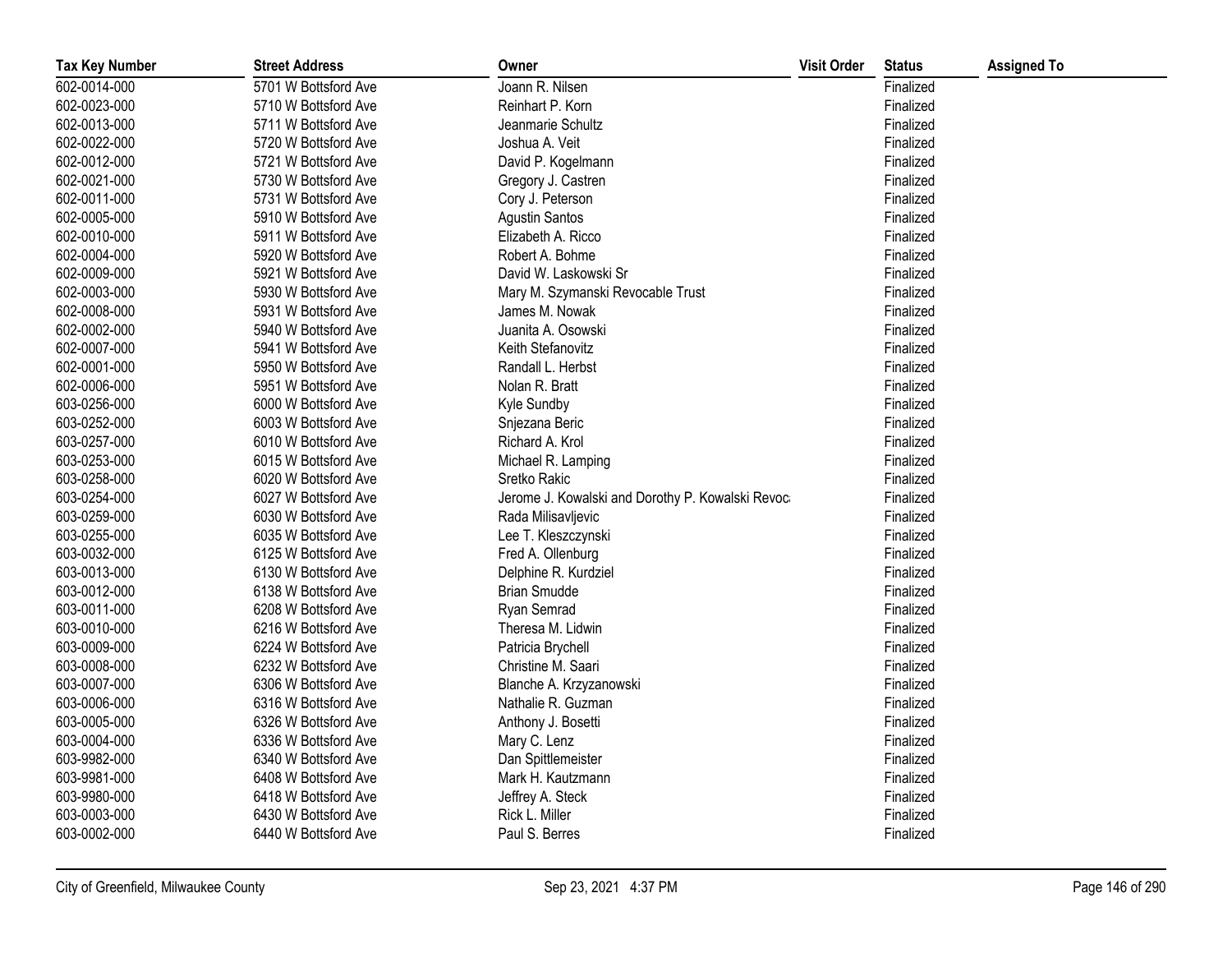| Tax Key Number | Street Address | Owner | Visit Order | Status | Assigned To |
|---|---|---|---|---|---|
| 602-0014-000 | 5701 W Bottsford Ave | Joann R. Nilsen | | Finalized | |
| 602-0023-000 | 5710 W Bottsford Ave | Reinhart P. Korn | | Finalized | |
| 602-0013-000 | 5711 W Bottsford Ave | Jeanmarie Schultz | | Finalized | |
| 602-0022-000 | 5720 W Bottsford Ave | Joshua A. Veit | | Finalized | |
| 602-0012-000 | 5721 W Bottsford Ave | David P. Kogelmann | | Finalized | |
| 602-0021-000 | 5730 W Bottsford Ave | Gregory J. Castren | | Finalized | |
| 602-0011-000 | 5731 W Bottsford Ave | Cory J. Peterson | | Finalized | |
| 602-0005-000 | 5910 W Bottsford Ave | Agustin Santos | | Finalized | |
| 602-0010-000 | 5911 W Bottsford Ave | Elizabeth A. Ricco | | Finalized | |
| 602-0004-000 | 5920 W Bottsford Ave | Robert A. Bohme | | Finalized | |
| 602-0009-000 | 5921 W Bottsford Ave | David W. Laskowski Sr | | Finalized | |
| 602-0003-000 | 5930 W Bottsford Ave | Mary M. Szymanski Revocable Trust | | Finalized | |
| 602-0008-000 | 5931 W Bottsford Ave | James M. Nowak | | Finalized | |
| 602-0002-000 | 5940 W Bottsford Ave | Juanita A. Osowski | | Finalized | |
| 602-0007-000 | 5941 W Bottsford Ave | Keith Stefanovitz | | Finalized | |
| 602-0001-000 | 5950 W Bottsford Ave | Randall L. Herbst | | Finalized | |
| 602-0006-000 | 5951 W Bottsford Ave | Nolan R. Bratt | | Finalized | |
| 603-0256-000 | 6000 W Bottsford Ave | Kyle Sundby | | Finalized | |
| 603-0252-000 | 6003 W Bottsford Ave | Snjezana Beric | | Finalized | |
| 603-0257-000 | 6010 W Bottsford Ave | Richard A. Krol | | Finalized | |
| 603-0253-000 | 6015 W Bottsford Ave | Michael R. Lamping | | Finalized | |
| 603-0258-000 | 6020 W Bottsford Ave | Sretko Rakic | | Finalized | |
| 603-0254-000 | 6027 W Bottsford Ave | Jerome J. Kowalski and Dorothy P. Kowalski Revoca | | Finalized | |
| 603-0259-000 | 6030 W Bottsford Ave | Rada Milisavljevic | | Finalized | |
| 603-0255-000 | 6035 W Bottsford Ave | Lee T. Kleszczynski | | Finalized | |
| 603-0032-000 | 6125 W Bottsford Ave | Fred A. Ollenburg | | Finalized | |
| 603-0013-000 | 6130 W Bottsford Ave | Delphine R. Kurdziel | | Finalized | |
| 603-0012-000 | 6138 W Bottsford Ave | Brian Smudde | | Finalized | |
| 603-0011-000 | 6208 W Bottsford Ave | Ryan Semrad | | Finalized | |
| 603-0010-000 | 6216 W Bottsford Ave | Theresa M. Lidwin | | Finalized | |
| 603-0009-000 | 6224 W Bottsford Ave | Patricia Brychell | | Finalized | |
| 603-0008-000 | 6232 W Bottsford Ave | Christine M. Saari | | Finalized | |
| 603-0007-000 | 6306 W Bottsford Ave | Blanche A. Krzyzanowski | | Finalized | |
| 603-0006-000 | 6316 W Bottsford Ave | Nathalie R. Guzman | | Finalized | |
| 603-0005-000 | 6326 W Bottsford Ave | Anthony J. Bosetti | | Finalized | |
| 603-0004-000 | 6336 W Bottsford Ave | Mary C. Lenz | | Finalized | |
| 603-9982-000 | 6340 W Bottsford Ave | Dan Spittlemeister | | Finalized | |
| 603-9981-000 | 6408 W Bottsford Ave | Mark H. Kautzmann | | Finalized | |
| 603-9980-000 | 6418 W Bottsford Ave | Jeffrey A. Steck | | Finalized | |
| 603-0003-000 | 6430 W Bottsford Ave | Rick L. Miller | | Finalized | |
| 603-0002-000 | 6440 W Bottsford Ave | Paul S. Berres | | Finalized | |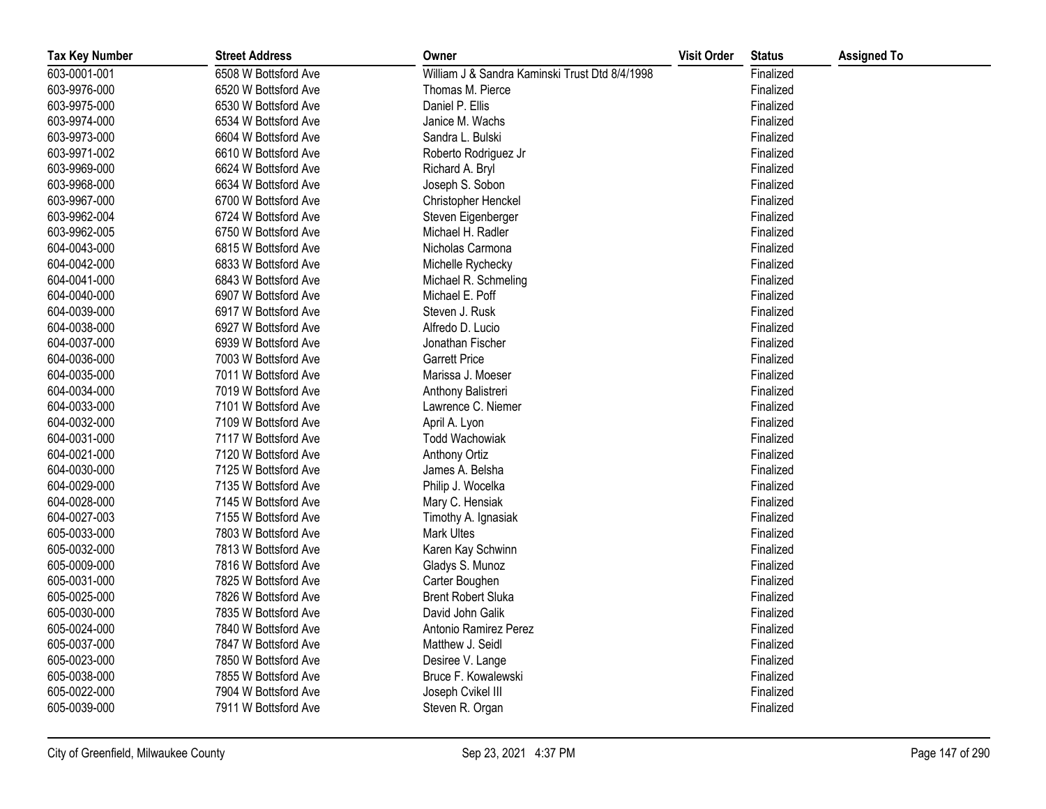| Tax Key Number | Street Address | Owner | Visit Order | Status | Assigned To |
|---|---|---|---|---|---|
| 603-0001-001 | 6508 W Bottsford Ave | William J & Sandra Kaminski Trust Dtd 8/4/1998 | | Finalized | |
| 603-9976-000 | 6520 W Bottsford Ave | Thomas M. Pierce | | Finalized | |
| 603-9975-000 | 6530 W Bottsford Ave | Daniel P. Ellis | | Finalized | |
| 603-9974-000 | 6534 W Bottsford Ave | Janice M. Wachs | | Finalized | |
| 603-9973-000 | 6604 W Bottsford Ave | Sandra L. Bulski | | Finalized | |
| 603-9971-002 | 6610 W Bottsford Ave | Roberto Rodriguez Jr | | Finalized | |
| 603-9969-000 | 6624 W Bottsford Ave | Richard A. Bryl | | Finalized | |
| 603-9968-000 | 6634 W Bottsford Ave | Joseph S. Sobon | | Finalized | |
| 603-9967-000 | 6700 W Bottsford Ave | Christopher Henckel | | Finalized | |
| 603-9962-004 | 6724 W Bottsford Ave | Steven Eigenberger | | Finalized | |
| 603-9962-005 | 6750 W Bottsford Ave | Michael H. Radler | | Finalized | |
| 604-0043-000 | 6815 W Bottsford Ave | Nicholas Carmona | | Finalized | |
| 604-0042-000 | 6833 W Bottsford Ave | Michelle Rychecky | | Finalized | |
| 604-0041-000 | 6843 W Bottsford Ave | Michael R. Schmeling | | Finalized | |
| 604-0040-000 | 6907 W Bottsford Ave | Michael E. Poff | | Finalized | |
| 604-0039-000 | 6917 W Bottsford Ave | Steven J. Rusk | | Finalized | |
| 604-0038-000 | 6927 W Bottsford Ave | Alfredo D. Lucio | | Finalized | |
| 604-0037-000 | 6939 W Bottsford Ave | Jonathan Fischer | | Finalized | |
| 604-0036-000 | 7003 W Bottsford Ave | Garrett Price | | Finalized | |
| 604-0035-000 | 7011 W Bottsford Ave | Marissa J. Moeser | | Finalized | |
| 604-0034-000 | 7019 W Bottsford Ave | Anthony Balistreri | | Finalized | |
| 604-0033-000 | 7101 W Bottsford Ave | Lawrence C. Niemer | | Finalized | |
| 604-0032-000 | 7109 W Bottsford Ave | April A. Lyon | | Finalized | |
| 604-0031-000 | 7117 W Bottsford Ave | Todd Wachowiak | | Finalized | |
| 604-0021-000 | 7120 W Bottsford Ave | Anthony Ortiz | | Finalized | |
| 604-0030-000 | 7125 W Bottsford Ave | James A. Belsha | | Finalized | |
| 604-0029-000 | 7135 W Bottsford Ave | Philip J. Wocelka | | Finalized | |
| 604-0028-000 | 7145 W Bottsford Ave | Mary C. Hensiak | | Finalized | |
| 604-0027-003 | 7155 W Bottsford Ave | Timothy A. Ignasiak | | Finalized | |
| 605-0033-000 | 7803 W Bottsford Ave | Mark Ultes | | Finalized | |
| 605-0032-000 | 7813 W Bottsford Ave | Karen Kay Schwinn | | Finalized | |
| 605-0009-000 | 7816 W Bottsford Ave | Gladys S. Munoz | | Finalized | |
| 605-0031-000 | 7825 W Bottsford Ave | Carter Boughen | | Finalized | |
| 605-0025-000 | 7826 W Bottsford Ave | Brent Robert Sluka | | Finalized | |
| 605-0030-000 | 7835 W Bottsford Ave | David John Galik | | Finalized | |
| 605-0024-000 | 7840 W Bottsford Ave | Antonio Ramirez Perez | | Finalized | |
| 605-0037-000 | 7847 W Bottsford Ave | Matthew J. Seidl | | Finalized | |
| 605-0023-000 | 7850 W Bottsford Ave | Desiree V. Lange | | Finalized | |
| 605-0038-000 | 7855 W Bottsford Ave | Bruce F. Kowalewski | | Finalized | |
| 605-0022-000 | 7904 W Bottsford Ave | Joseph Cvikel III | | Finalized | |
| 605-0039-000 | 7911 W Bottsford Ave | Steven R. Organ | | Finalized | |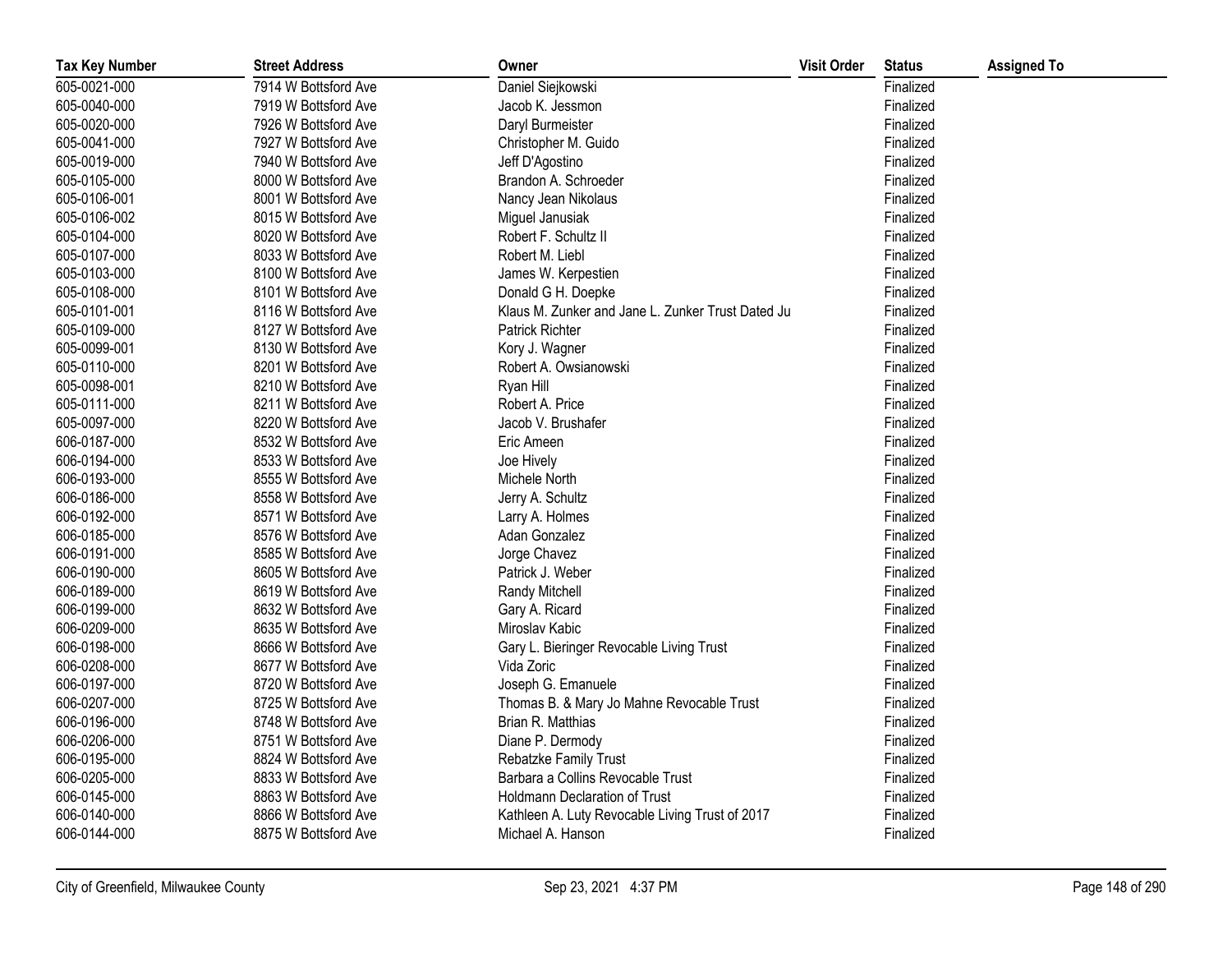| Tax Key Number | Street Address | Owner | Visit Order | Status | Assigned To |
|---|---|---|---|---|---|
| 605-0021-000 | 7914 W Bottsford Ave | Daniel Siejkowski | | Finalized | |
| 605-0040-000 | 7919 W Bottsford Ave | Jacob K. Jessmon | | Finalized | |
| 605-0020-000 | 7926 W Bottsford Ave | Daryl Burmeister | | Finalized | |
| 605-0041-000 | 7927 W Bottsford Ave | Christopher M. Guido | | Finalized | |
| 605-0019-000 | 7940 W Bottsford Ave | Jeff D'Agostino | | Finalized | |
| 605-0105-000 | 8000 W Bottsford Ave | Brandon A. Schroeder | | Finalized | |
| 605-0106-001 | 8001 W Bottsford Ave | Nancy Jean Nikolaus | | Finalized | |
| 605-0106-002 | 8015 W Bottsford Ave | Miguel Janusiak | | Finalized | |
| 605-0104-000 | 8020 W Bottsford Ave | Robert F. Schultz II | | Finalized | |
| 605-0107-000 | 8033 W Bottsford Ave | Robert M. Liebl | | Finalized | |
| 605-0103-000 | 8100 W Bottsford Ave | James W. Kerpestien | | Finalized | |
| 605-0108-000 | 8101 W Bottsford Ave | Donald G H. Doepke | | Finalized | |
| 605-0101-001 | 8116 W Bottsford Ave | Klaus M. Zunker and Jane L. Zunker Trust Dated Ju | | Finalized | |
| 605-0109-000 | 8127 W Bottsford Ave | Patrick Richter | | Finalized | |
| 605-0099-001 | 8130 W Bottsford Ave | Kory J. Wagner | | Finalized | |
| 605-0110-000 | 8201 W Bottsford Ave | Robert A. Owsianowski | | Finalized | |
| 605-0098-001 | 8210 W Bottsford Ave | Ryan Hill | | Finalized | |
| 605-0111-000 | 8211 W Bottsford Ave | Robert A. Price | | Finalized | |
| 605-0097-000 | 8220 W Bottsford Ave | Jacob V. Brushafer | | Finalized | |
| 606-0187-000 | 8532 W Bottsford Ave | Eric Ameen | | Finalized | |
| 606-0194-000 | 8533 W Bottsford Ave | Joe Hively | | Finalized | |
| 606-0193-000 | 8555 W Bottsford Ave | Michele North | | Finalized | |
| 606-0186-000 | 8558 W Bottsford Ave | Jerry A. Schultz | | Finalized | |
| 606-0192-000 | 8571 W Bottsford Ave | Larry A. Holmes | | Finalized | |
| 606-0185-000 | 8576 W Bottsford Ave | Adan Gonzalez | | Finalized | |
| 606-0191-000 | 8585 W Bottsford Ave | Jorge Chavez | | Finalized | |
| 606-0190-000 | 8605 W Bottsford Ave | Patrick J. Weber | | Finalized | |
| 606-0189-000 | 8619 W Bottsford Ave | Randy Mitchell | | Finalized | |
| 606-0199-000 | 8632 W Bottsford Ave | Gary A. Ricard | | Finalized | |
| 606-0209-000 | 8635 W Bottsford Ave | Miroslav Kabic | | Finalized | |
| 606-0198-000 | 8666 W Bottsford Ave | Gary L. Bieringer Revocable Living Trust | | Finalized | |
| 606-0208-000 | 8677 W Bottsford Ave | Vida Zoric | | Finalized | |
| 606-0197-000 | 8720 W Bottsford Ave | Joseph G. Emanuele | | Finalized | |
| 606-0207-000 | 8725 W Bottsford Ave | Thomas B. & Mary Jo Mahne Revocable Trust | | Finalized | |
| 606-0196-000 | 8748 W Bottsford Ave | Brian R. Matthias | | Finalized | |
| 606-0206-000 | 8751 W Bottsford Ave | Diane P. Dermody | | Finalized | |
| 606-0195-000 | 8824 W Bottsford Ave | Rebatzke Family Trust | | Finalized | |
| 606-0205-000 | 8833 W Bottsford Ave | Barbara a Collins Revocable Trust | | Finalized | |
| 606-0145-000 | 8863 W Bottsford Ave | Holdmann Declaration of Trust | | Finalized | |
| 606-0140-000 | 8866 W Bottsford Ave | Kathleen A. Luty Revocable Living Trust of 2017 | | Finalized | |
| 606-0144-000 | 8875 W Bottsford Ave | Michael A. Hanson | | Finalized | |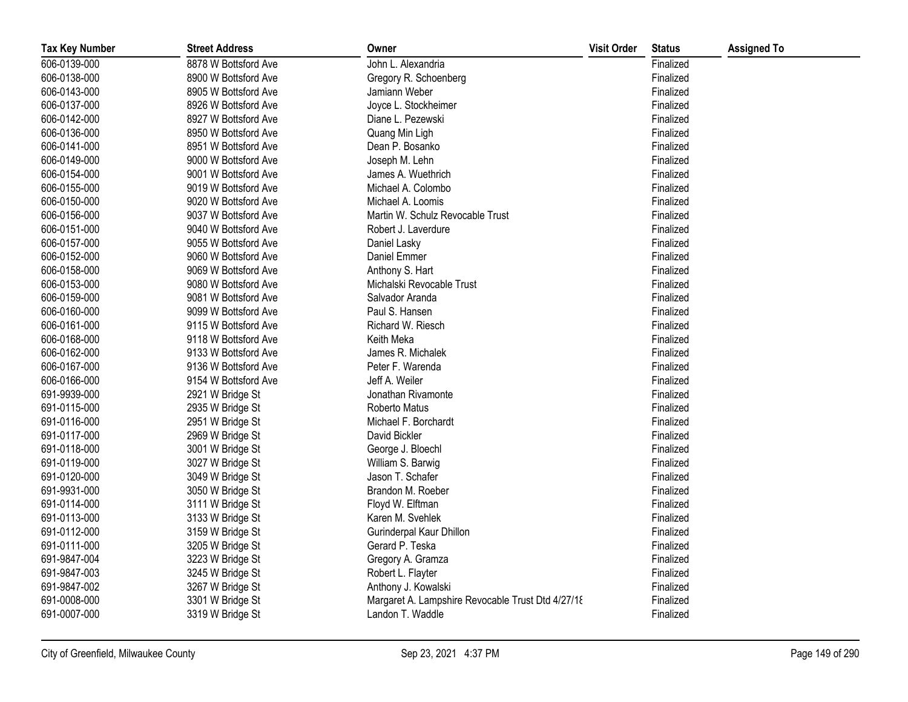| Tax Key Number | Street Address | Owner | Visit Order | Status | Assigned To |
|---|---|---|---|---|---|
| 606-0139-000 | 8878 W Bottsford Ave | John L. Alexandria | | Finalized | |
| 606-0138-000 | 8900 W Bottsford Ave | Gregory R. Schoenberg | | Finalized | |
| 606-0143-000 | 8905 W Bottsford Ave | Jamiann Weber | | Finalized | |
| 606-0137-000 | 8926 W Bottsford Ave | Joyce L. Stockheimer | | Finalized | |
| 606-0142-000 | 8927 W Bottsford Ave | Diane L. Pezewski | | Finalized | |
| 606-0136-000 | 8950 W Bottsford Ave | Quang Min Ligh | | Finalized | |
| 606-0141-000 | 8951 W Bottsford Ave | Dean P. Bosanko | | Finalized | |
| 606-0149-000 | 9000 W Bottsford Ave | Joseph M. Lehn | | Finalized | |
| 606-0154-000 | 9001 W Bottsford Ave | James A. Wuethrich | | Finalized | |
| 606-0155-000 | 9019 W Bottsford Ave | Michael A. Colombo | | Finalized | |
| 606-0150-000 | 9020 W Bottsford Ave | Michael A. Loomis | | Finalized | |
| 606-0156-000 | 9037 W Bottsford Ave | Martin W. Schulz Revocable Trust | | Finalized | |
| 606-0151-000 | 9040 W Bottsford Ave | Robert J. Laverdure | | Finalized | |
| 606-0157-000 | 9055 W Bottsford Ave | Daniel Lasky | | Finalized | |
| 606-0152-000 | 9060 W Bottsford Ave | Daniel Emmer | | Finalized | |
| 606-0158-000 | 9069 W Bottsford Ave | Anthony S. Hart | | Finalized | |
| 606-0153-000 | 9080 W Bottsford Ave | Michalski Revocable Trust | | Finalized | |
| 606-0159-000 | 9081 W Bottsford Ave | Salvador Aranda | | Finalized | |
| 606-0160-000 | 9099 W Bottsford Ave | Paul S. Hansen | | Finalized | |
| 606-0161-000 | 9115 W Bottsford Ave | Richard W. Riesch | | Finalized | |
| 606-0168-000 | 9118 W Bottsford Ave | Keith Meka | | Finalized | |
| 606-0162-000 | 9133 W Bottsford Ave | James R. Michalek | | Finalized | |
| 606-0167-000 | 9136 W Bottsford Ave | Peter F. Warenda | | Finalized | |
| 606-0166-000 | 9154 W Bottsford Ave | Jeff A. Weiler | | Finalized | |
| 691-9939-000 | 2921 W Bridge St | Jonathan Rivamonte | | Finalized | |
| 691-0115-000 | 2935 W Bridge St | Roberto Matus | | Finalized | |
| 691-0116-000 | 2951 W Bridge St | Michael F. Borchardt | | Finalized | |
| 691-0117-000 | 2969 W Bridge St | David Bickler | | Finalized | |
| 691-0118-000 | 3001 W Bridge St | George J. Bloechl | | Finalized | |
| 691-0119-000 | 3027 W Bridge St | William S. Barwig | | Finalized | |
| 691-0120-000 | 3049 W Bridge St | Jason T. Schafer | | Finalized | |
| 691-9931-000 | 3050 W Bridge St | Brandon M. Roeber | | Finalized | |
| 691-0114-000 | 3111 W Bridge St | Floyd W. Elftman | | Finalized | |
| 691-0113-000 | 3133 W Bridge St | Karen M. Svehlek | | Finalized | |
| 691-0112-000 | 3159 W Bridge St | Gurinderpal Kaur Dhillon | | Finalized | |
| 691-0111-000 | 3205 W Bridge St | Gerard P. Teska | | Finalized | |
| 691-9847-004 | 3223 W Bridge St | Gregory A. Gramza | | Finalized | |
| 691-9847-003 | 3245 W Bridge St | Robert L. Flayter | | Finalized | |
| 691-9847-002 | 3267 W Bridge St | Anthony J. Kowalski | | Finalized | |
| 691-0008-000 | 3301 W Bridge St | Margaret A. Lampshire Revocable Trust Dtd 4/27/18 | | Finalized | |
| 691-0007-000 | 3319 W Bridge St | Landon T. Waddle | | Finalized | |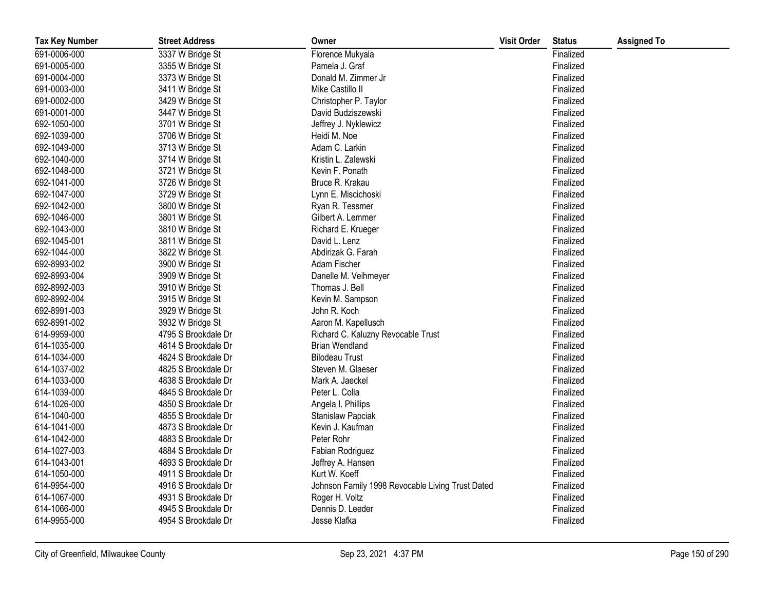| Tax Key Number | Street Address | Owner | Visit Order | Status | Assigned To |
|---|---|---|---|---|---|
| 691-0006-000 | 3337 W Bridge St | Florence Mukyala | | Finalized | |
| 691-0005-000 | 3355 W Bridge St | Pamela J. Graf | | Finalized | |
| 691-0004-000 | 3373 W Bridge St | Donald M. Zimmer Jr | | Finalized | |
| 691-0003-000 | 3411 W Bridge St | Mike Castillo II | | Finalized | |
| 691-0002-000 | 3429 W Bridge St | Christopher P. Taylor | | Finalized | |
| 691-0001-000 | 3447 W Bridge St | David Budziszewski | | Finalized | |
| 692-1050-000 | 3701 W Bridge St | Jeffrey J. Nyklewicz | | Finalized | |
| 692-1039-000 | 3706 W Bridge St | Heidi M. Noe | | Finalized | |
| 692-1049-000 | 3713 W Bridge St | Adam C. Larkin | | Finalized | |
| 692-1040-000 | 3714 W Bridge St | Kristin L. Zalewski | | Finalized | |
| 692-1048-000 | 3721 W Bridge St | Kevin F. Ponath | | Finalized | |
| 692-1041-000 | 3726 W Bridge St | Bruce R. Krakau | | Finalized | |
| 692-1047-000 | 3729 W Bridge St | Lynn E. Miscichoski | | Finalized | |
| 692-1042-000 | 3800 W Bridge St | Ryan R. Tessmer | | Finalized | |
| 692-1046-000 | 3801 W Bridge St | Gilbert A. Lemmer | | Finalized | |
| 692-1043-000 | 3810 W Bridge St | Richard E. Krueger | | Finalized | |
| 692-1045-001 | 3811 W Bridge St | David L. Lenz | | Finalized | |
| 692-1044-000 | 3822 W Bridge St | Abdirizak G. Farah | | Finalized | |
| 692-8993-002 | 3900 W Bridge St | Adam Fischer | | Finalized | |
| 692-8993-004 | 3909 W Bridge St | Danelle M. Veihmeyer | | Finalized | |
| 692-8992-003 | 3910 W Bridge St | Thomas J. Bell | | Finalized | |
| 692-8992-004 | 3915 W Bridge St | Kevin M. Sampson | | Finalized | |
| 692-8991-003 | 3929 W Bridge St | John R. Koch | | Finalized | |
| 692-8991-002 | 3932 W Bridge St | Aaron M. Kapellusch | | Finalized | |
| 614-9959-000 | 4795 S Brookdale Dr | Richard C. Kaluzny Revocable Trust | | Finalized | |
| 614-1035-000 | 4814 S Brookdale Dr | Brian Wendland | | Finalized | |
| 614-1034-000 | 4824 S Brookdale Dr | Bilodeau Trust | | Finalized | |
| 614-1037-002 | 4825 S Brookdale Dr | Steven M. Glaeser | | Finalized | |
| 614-1033-000 | 4838 S Brookdale Dr | Mark A. Jaeckel | | Finalized | |
| 614-1039-000 | 4845 S Brookdale Dr | Peter L. Colla | | Finalized | |
| 614-1026-000 | 4850 S Brookdale Dr | Angela I. Phillips | | Finalized | |
| 614-1040-000 | 4855 S Brookdale Dr | Stanislaw Papciak | | Finalized | |
| 614-1041-000 | 4873 S Brookdale Dr | Kevin J. Kaufman | | Finalized | |
| 614-1042-000 | 4883 S Brookdale Dr | Peter Rohr | | Finalized | |
| 614-1027-003 | 4884 S Brookdale Dr | Fabian Rodriguez | | Finalized | |
| 614-1043-001 | 4893 S Brookdale Dr | Jeffrey A. Hansen | | Finalized | |
| 614-1050-000 | 4911 S Brookdale Dr | Kurt W. Koeff | | Finalized | |
| 614-9954-000 | 4916 S Brookdale Dr | Johnson Family 1998 Revocable Living Trust Dated | | Finalized | |
| 614-1067-000 | 4931 S Brookdale Dr | Roger H. Voltz | | Finalized | |
| 614-1066-000 | 4945 S Brookdale Dr | Dennis D. Leeder | | Finalized | |
| 614-9955-000 | 4954 S Brookdale Dr | Jesse Klafka | | Finalized | |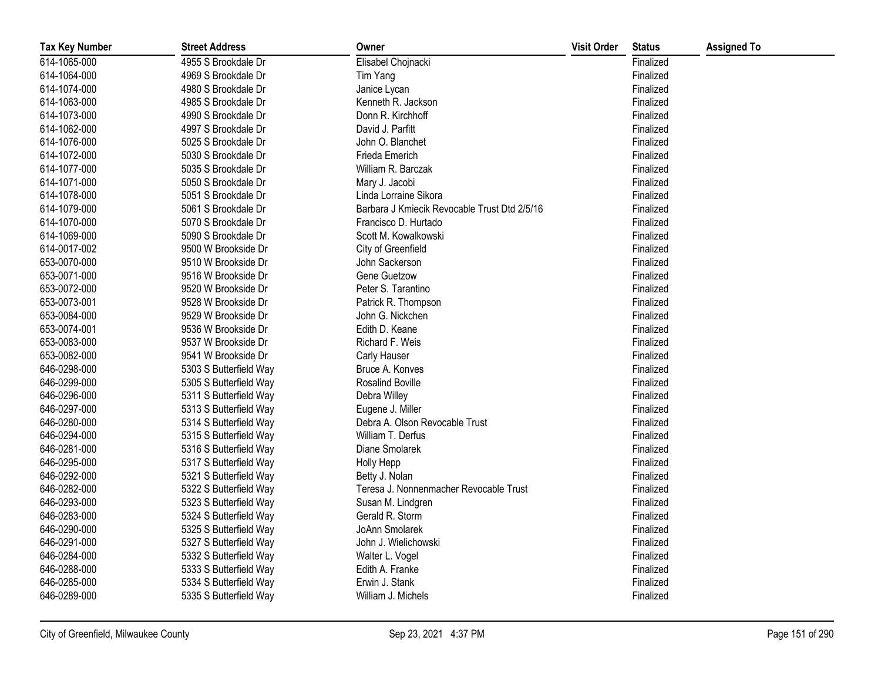| Tax Key Number | Street Address | Owner | Visit Order | Status | Assigned To |
|---|---|---|---|---|---|
| 614-1065-000 | 4955 S Brookdale Dr | Elisabel Chojnacki | | Finalized | |
| 614-1064-000 | 4969 S Brookdale Dr | Tim Yang | | Finalized | |
| 614-1074-000 | 4980 S Brookdale Dr | Janice Lycan | | Finalized | |
| 614-1063-000 | 4985 S Brookdale Dr | Kenneth R. Jackson | | Finalized | |
| 614-1073-000 | 4990 S Brookdale Dr | Donn R. Kirchhoff | | Finalized | |
| 614-1062-000 | 4997 S Brookdale Dr | David J. Parfitt | | Finalized | |
| 614-1076-000 | 5025 S Brookdale Dr | John O. Blanchet | | Finalized | |
| 614-1072-000 | 5030 S Brookdale Dr | Frieda Emerich | | Finalized | |
| 614-1077-000 | 5035 S Brookdale Dr | William R. Barczak | | Finalized | |
| 614-1071-000 | 5050 S Brookdale Dr | Mary J. Jacobi | | Finalized | |
| 614-1078-000 | 5051 S Brookdale Dr | Linda Lorraine Sikora | | Finalized | |
| 614-1079-000 | 5061 S Brookdale Dr | Barbara J Kmiecik Revocable Trust Dtd 2/5/16 | | Finalized | |
| 614-1070-000 | 5070 S Brookdale Dr | Francisco D. Hurtado | | Finalized | |
| 614-1069-000 | 5090 S Brookdale Dr | Scott M. Kowalkowski | | Finalized | |
| 614-0017-002 | 9500 W Brookside Dr | City of Greenfield | | Finalized | |
| 653-0070-000 | 9510 W Brookside Dr | John Sackerson | | Finalized | |
| 653-0071-000 | 9516 W Brookside Dr | Gene Guetzow | | Finalized | |
| 653-0072-000 | 9520 W Brookside Dr | Peter S. Tarantino | | Finalized | |
| 653-0073-001 | 9528 W Brookside Dr | Patrick R. Thompson | | Finalized | |
| 653-0084-000 | 9529 W Brookside Dr | John G. Nickchen | | Finalized | |
| 653-0074-001 | 9536 W Brookside Dr | Edith D. Keane | | Finalized | |
| 653-0083-000 | 9537 W Brookside Dr | Richard F. Weis | | Finalized | |
| 653-0082-000 | 9541 W Brookside Dr | Carly Hauser | | Finalized | |
| 646-0298-000 | 5303 S Butterfield Way | Bruce A. Konves | | Finalized | |
| 646-0299-000 | 5305 S Butterfield Way | Rosalind Boville | | Finalized | |
| 646-0296-000 | 5311 S Butterfield Way | Debra Willey | | Finalized | |
| 646-0297-000 | 5313 S Butterfield Way | Eugene J. Miller | | Finalized | |
| 646-0280-000 | 5314 S Butterfield Way | Debra A. Olson Revocable Trust | | Finalized | |
| 646-0294-000 | 5315 S Butterfield Way | William T. Derfus | | Finalized | |
| 646-0281-000 | 5316 S Butterfield Way | Diane Smolarek | | Finalized | |
| 646-0295-000 | 5317 S Butterfield Way | Holly Hepp | | Finalized | |
| 646-0292-000 | 5321 S Butterfield Way | Betty J. Nolan | | Finalized | |
| 646-0282-000 | 5322 S Butterfield Way | Teresa J. Nonnenmacher Revocable Trust | | Finalized | |
| 646-0293-000 | 5323 S Butterfield Way | Susan M. Lindgren | | Finalized | |
| 646-0283-000 | 5324 S Butterfield Way | Gerald R. Storm | | Finalized | |
| 646-0290-000 | 5325 S Butterfield Way | JoAnn Smolarek | | Finalized | |
| 646-0291-000 | 5327 S Butterfield Way | John J. Wielichowski | | Finalized | |
| 646-0284-000 | 5332 S Butterfield Way | Walter L. Vogel | | Finalized | |
| 646-0288-000 | 5333 S Butterfield Way | Edith A. Franke | | Finalized | |
| 646-0285-000 | 5334 S Butterfield Way | Erwin J. Stank | | Finalized | |
| 646-0289-000 | 5335 S Butterfield Way | William J. Michels | | Finalized | |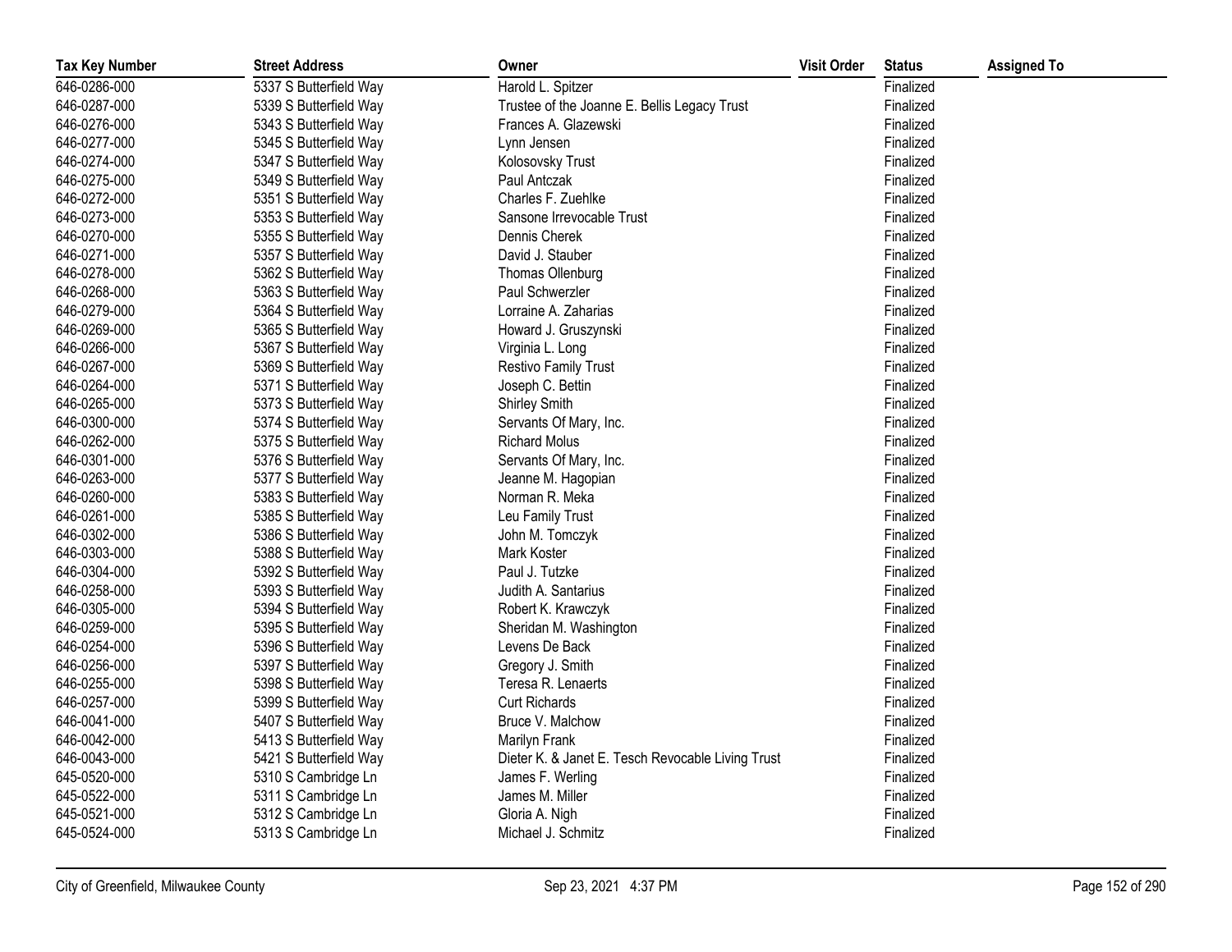| Tax Key Number | Street Address | Owner | Visit Order | Status | Assigned To |
|---|---|---|---|---|---|
| 646-0286-000 | 5337 S Butterfield Way | Harold L. Spitzer | | Finalized | |
| 646-0287-000 | 5339 S Butterfield Way | Trustee of the Joanne E. Bellis Legacy Trust | | Finalized | |
| 646-0276-000 | 5343 S Butterfield Way | Frances A. Glazewski | | Finalized | |
| 646-0277-000 | 5345 S Butterfield Way | Lynn Jensen | | Finalized | |
| 646-0274-000 | 5347 S Butterfield Way | Kolosovsky Trust | | Finalized | |
| 646-0275-000 | 5349 S Butterfield Way | Paul Antczak | | Finalized | |
| 646-0272-000 | 5351 S Butterfield Way | Charles F. Zuehlke | | Finalized | |
| 646-0273-000 | 5353 S Butterfield Way | Sansone Irrevocable Trust | | Finalized | |
| 646-0270-000 | 5355 S Butterfield Way | Dennis Cherek | | Finalized | |
| 646-0271-000 | 5357 S Butterfield Way | David J. Stauber | | Finalized | |
| 646-0278-000 | 5362 S Butterfield Way | Thomas Ollenburg | | Finalized | |
| 646-0268-000 | 5363 S Butterfield Way | Paul Schwerzler | | Finalized | |
| 646-0279-000 | 5364 S Butterfield Way | Lorraine A. Zaharias | | Finalized | |
| 646-0269-000 | 5365 S Butterfield Way | Howard J. Gruszynski | | Finalized | |
| 646-0266-000 | 5367 S Butterfield Way | Virginia L. Long | | Finalized | |
| 646-0267-000 | 5369 S Butterfield Way | Restivo Family Trust | | Finalized | |
| 646-0264-000 | 5371 S Butterfield Way | Joseph C. Bettin | | Finalized | |
| 646-0265-000 | 5373 S Butterfield Way | Shirley Smith | | Finalized | |
| 646-0300-000 | 5374 S Butterfield Way | Servants Of Mary, Inc. | | Finalized | |
| 646-0262-000 | 5375 S Butterfield Way | Richard Molus | | Finalized | |
| 646-0301-000 | 5376 S Butterfield Way | Servants Of Mary, Inc. | | Finalized | |
| 646-0263-000 | 5377 S Butterfield Way | Jeanne M. Hagopian | | Finalized | |
| 646-0260-000 | 5383 S Butterfield Way | Norman R. Meka | | Finalized | |
| 646-0261-000 | 5385 S Butterfield Way | Leu Family Trust | | Finalized | |
| 646-0302-000 | 5386 S Butterfield Way | John M. Tomczyk | | Finalized | |
| 646-0303-000 | 5388 S Butterfield Way | Mark Koster | | Finalized | |
| 646-0304-000 | 5392 S Butterfield Way | Paul J. Tutzke | | Finalized | |
| 646-0258-000 | 5393 S Butterfield Way | Judith A. Santarius | | Finalized | |
| 646-0305-000 | 5394 S Butterfield Way | Robert K. Krawczyk | | Finalized | |
| 646-0259-000 | 5395 S Butterfield Way | Sheridan M. Washington | | Finalized | |
| 646-0254-000 | 5396 S Butterfield Way | Levens De Back | | Finalized | |
| 646-0256-000 | 5397 S Butterfield Way | Gregory J. Smith | | Finalized | |
| 646-0255-000 | 5398 S Butterfield Way | Teresa R. Lenaerts | | Finalized | |
| 646-0257-000 | 5399 S Butterfield Way | Curt Richards | | Finalized | |
| 646-0041-000 | 5407 S Butterfield Way | Bruce V. Malchow | | Finalized | |
| 646-0042-000 | 5413 S Butterfield Way | Marilyn Frank | | Finalized | |
| 646-0043-000 | 5421 S Butterfield Way | Dieter K. & Janet E. Tesch Revocable Living Trust | | Finalized | |
| 645-0520-000 | 5310 S Cambridge Ln | James F. Werling | | Finalized | |
| 645-0522-000 | 5311 S Cambridge Ln | James M. Miller | | Finalized | |
| 645-0521-000 | 5312 S Cambridge Ln | Gloria A. Nigh | | Finalized | |
| 645-0524-000 | 5313 S Cambridge Ln | Michael J. Schmitz | | Finalized | |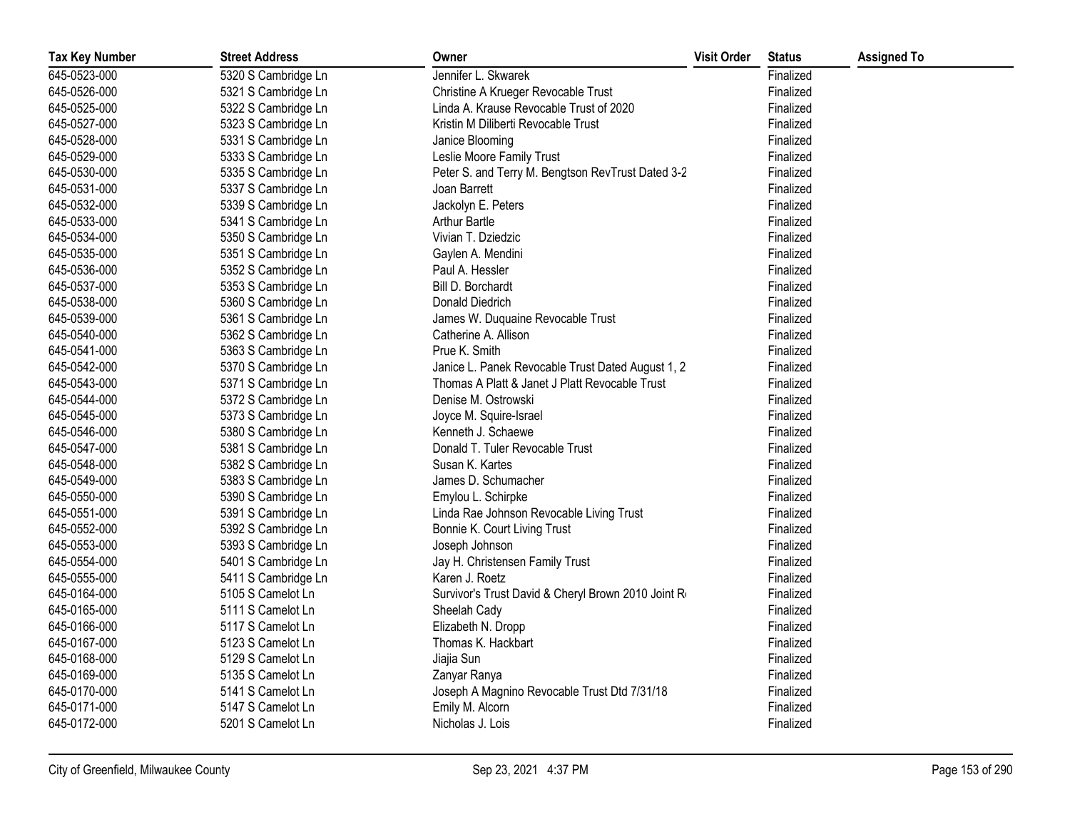| Tax Key Number | Street Address | Owner | Visit Order | Status | Assigned To |
|---|---|---|---|---|---|
| 645-0523-000 | 5320 S Cambridge Ln | Jennifer L. Skwarek | | Finalized | |
| 645-0526-000 | 5321 S Cambridge Ln | Christine A Krueger Revocable Trust | | Finalized | |
| 645-0525-000 | 5322 S Cambridge Ln | Linda A. Krause Revocable Trust of 2020 | | Finalized | |
| 645-0527-000 | 5323 S Cambridge Ln | Kristin M Diliberti Revocable Trust | | Finalized | |
| 645-0528-000 | 5331 S Cambridge Ln | Janice Blooming | | Finalized | |
| 645-0529-000 | 5333 S Cambridge Ln | Leslie Moore Family Trust | | Finalized | |
| 645-0530-000 | 5335 S Cambridge Ln | Peter S. and Terry M. Bengtson RevTrust Dated 3-2 | | Finalized | |
| 645-0531-000 | 5337 S Cambridge Ln | Joan Barrett | | Finalized | |
| 645-0532-000 | 5339 S Cambridge Ln | Jackolyn E. Peters | | Finalized | |
| 645-0533-000 | 5341 S Cambridge Ln | Arthur Bartle | | Finalized | |
| 645-0534-000 | 5350 S Cambridge Ln | Vivian T. Dziedzic | | Finalized | |
| 645-0535-000 | 5351 S Cambridge Ln | Gaylen A. Mendini | | Finalized | |
| 645-0536-000 | 5352 S Cambridge Ln | Paul A. Hessler | | Finalized | |
| 645-0537-000 | 5353 S Cambridge Ln | Bill D. Borchardt | | Finalized | |
| 645-0538-000 | 5360 S Cambridge Ln | Donald Diedrich | | Finalized | |
| 645-0539-000 | 5361 S Cambridge Ln | James W. Duquaine Revocable Trust | | Finalized | |
| 645-0540-000 | 5362 S Cambridge Ln | Catherine A. Allison | | Finalized | |
| 645-0541-000 | 5363 S Cambridge Ln | Prue K. Smith | | Finalized | |
| 645-0542-000 | 5370 S Cambridge Ln | Janice L. Panek Revocable Trust Dated August 1, 2 | | Finalized | |
| 645-0543-000 | 5371 S Cambridge Ln | Thomas A Platt & Janet J Platt Revocable Trust | | Finalized | |
| 645-0544-000 | 5372 S Cambridge Ln | Denise M. Ostrowski | | Finalized | |
| 645-0545-000 | 5373 S Cambridge Ln | Joyce M. Squire-Israel | | Finalized | |
| 645-0546-000 | 5380 S Cambridge Ln | Kenneth J. Schaewe | | Finalized | |
| 645-0547-000 | 5381 S Cambridge Ln | Donald T. Tuler Revocable Trust | | Finalized | |
| 645-0548-000 | 5382 S Cambridge Ln | Susan K. Kartes | | Finalized | |
| 645-0549-000 | 5383 S Cambridge Ln | James D. Schumacher | | Finalized | |
| 645-0550-000 | 5390 S Cambridge Ln | Emylou L. Schirpke | | Finalized | |
| 645-0551-000 | 5391 S Cambridge Ln | Linda Rae Johnson Revocable Living Trust | | Finalized | |
| 645-0552-000 | 5392 S Cambridge Ln | Bonnie K. Court Living Trust | | Finalized | |
| 645-0553-000 | 5393 S Cambridge Ln | Joseph Johnson | | Finalized | |
| 645-0554-000 | 5401 S Cambridge Ln | Jay H. Christensen Family Trust | | Finalized | |
| 645-0555-000 | 5411 S Cambridge Ln | Karen J. Roetz | | Finalized | |
| 645-0164-000 | 5105 S Camelot Ln | Survivor's Trust David & Cheryl Brown 2010 Joint R | | Finalized | |
| 645-0165-000 | 5111 S Camelot Ln | Sheelah Cady | | Finalized | |
| 645-0166-000 | 5117 S Camelot Ln | Elizabeth N. Dropp | | Finalized | |
| 645-0167-000 | 5123 S Camelot Ln | Thomas K. Hackbart | | Finalized | |
| 645-0168-000 | 5129 S Camelot Ln | Jiajia Sun | | Finalized | |
| 645-0169-000 | 5135 S Camelot Ln | Zanyar Ranya | | Finalized | |
| 645-0170-000 | 5141 S Camelot Ln | Joseph A Magnino Revocable Trust Dtd 7/31/18 | | Finalized | |
| 645-0171-000 | 5147 S Camelot Ln | Emily M. Alcorn | | Finalized | |
| 645-0172-000 | 5201 S Camelot Ln | Nicholas J. Lois | | Finalized | |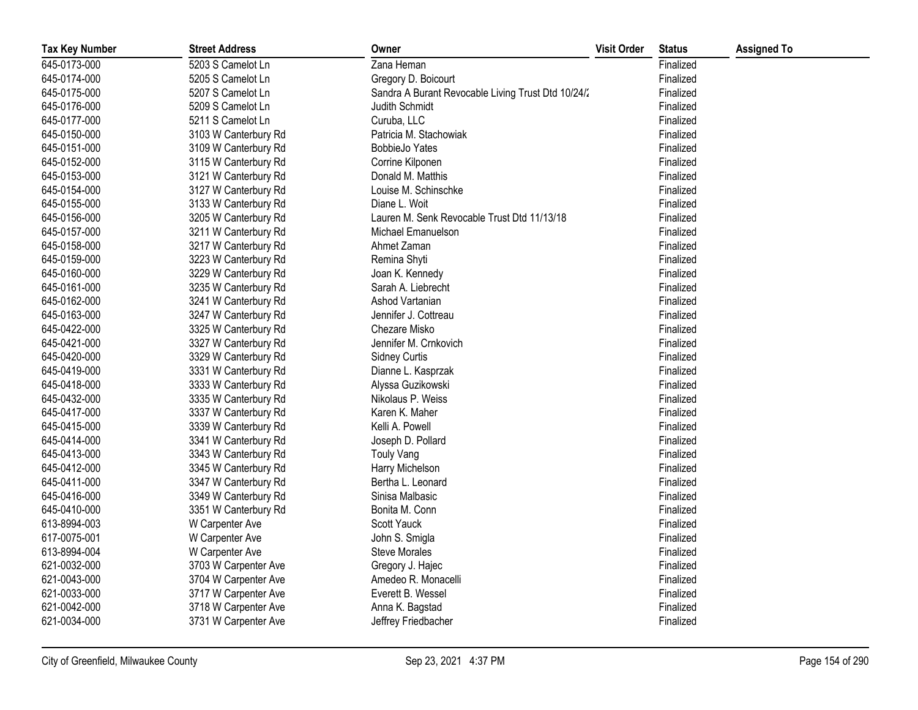| Tax Key Number | Street Address | Owner | Visit Order | Status | Assigned To |
|---|---|---|---|---|---|
| 645-0173-000 | 5203 S Camelot Ln | Zana Heman | | Finalized | |
| 645-0174-000 | 5205 S Camelot Ln | Gregory D. Boicourt | | Finalized | |
| 645-0175-000 | 5207 S Camelot Ln | Sandra A Burant Revocable Living Trust Dtd 10/24/2 | | Finalized | |
| 645-0176-000 | 5209 S Camelot Ln | Judith Schmidt | | Finalized | |
| 645-0177-000 | 5211 S Camelot Ln | Curuba, LLC | | Finalized | |
| 645-0150-000 | 3103 W Canterbury Rd | Patricia M. Stachowiak | | Finalized | |
| 645-0151-000 | 3109 W Canterbury Rd | BobbieJo Yates | | Finalized | |
| 645-0152-000 | 3115 W Canterbury Rd | Corrine Kilponen | | Finalized | |
| 645-0153-000 | 3121 W Canterbury Rd | Donald M. Matthis | | Finalized | |
| 645-0154-000 | 3127 W Canterbury Rd | Louise M. Schinschke | | Finalized | |
| 645-0155-000 | 3133 W Canterbury Rd | Diane L. Woit | | Finalized | |
| 645-0156-000 | 3205 W Canterbury Rd | Lauren M. Senk Revocable Trust Dtd 11/13/18 | | Finalized | |
| 645-0157-000 | 3211 W Canterbury Rd | Michael Emanuelson | | Finalized | |
| 645-0158-000 | 3217 W Canterbury Rd | Ahmet Zaman | | Finalized | |
| 645-0159-000 | 3223 W Canterbury Rd | Remina Shyti | | Finalized | |
| 645-0160-000 | 3229 W Canterbury Rd | Joan K. Kennedy | | Finalized | |
| 645-0161-000 | 3235 W Canterbury Rd | Sarah A. Liebrecht | | Finalized | |
| 645-0162-000 | 3241 W Canterbury Rd | Ashod Vartanian | | Finalized | |
| 645-0163-000 | 3247 W Canterbury Rd | Jennifer J. Cottreau | | Finalized | |
| 645-0422-000 | 3325 W Canterbury Rd | Chezare Misko | | Finalized | |
| 645-0421-000 | 3327 W Canterbury Rd | Jennifer M. Crnkovich | | Finalized | |
| 645-0420-000 | 3329 W Canterbury Rd | Sidney Curtis | | Finalized | |
| 645-0419-000 | 3331 W Canterbury Rd | Dianne L. Kasprzak | | Finalized | |
| 645-0418-000 | 3333 W Canterbury Rd | Alyssa Guzikowski | | Finalized | |
| 645-0432-000 | 3335 W Canterbury Rd | Nikolaus P. Weiss | | Finalized | |
| 645-0417-000 | 3337 W Canterbury Rd | Karen K. Maher | | Finalized | |
| 645-0415-000 | 3339 W Canterbury Rd | Kelli A. Powell | | Finalized | |
| 645-0414-000 | 3341 W Canterbury Rd | Joseph D. Pollard | | Finalized | |
| 645-0413-000 | 3343 W Canterbury Rd | Touly Vang | | Finalized | |
| 645-0412-000 | 3345 W Canterbury Rd | Harry Michelson | | Finalized | |
| 645-0411-000 | 3347 W Canterbury Rd | Bertha L. Leonard | | Finalized | |
| 645-0416-000 | 3349 W Canterbury Rd | Sinisa Malbasic | | Finalized | |
| 645-0410-000 | 3351 W Canterbury Rd | Bonita M. Conn | | Finalized | |
| 613-8994-003 | W Carpenter Ave | Scott Yauck | | Finalized | |
| 617-0075-001 | W Carpenter Ave | John S. Smigla | | Finalized | |
| 613-8994-004 | W Carpenter Ave | Steve Morales | | Finalized | |
| 621-0032-000 | 3703 W Carpenter Ave | Gregory J. Hajec | | Finalized | |
| 621-0043-000 | 3704 W Carpenter Ave | Amedeo R. Monacelli | | Finalized | |
| 621-0033-000 | 3717 W Carpenter Ave | Everett B. Wessel | | Finalized | |
| 621-0042-000 | 3718 W Carpenter Ave | Anna K. Bagstad | | Finalized | |
| 621-0034-000 | 3731 W Carpenter Ave | Jeffrey Friedbacher | | Finalized | |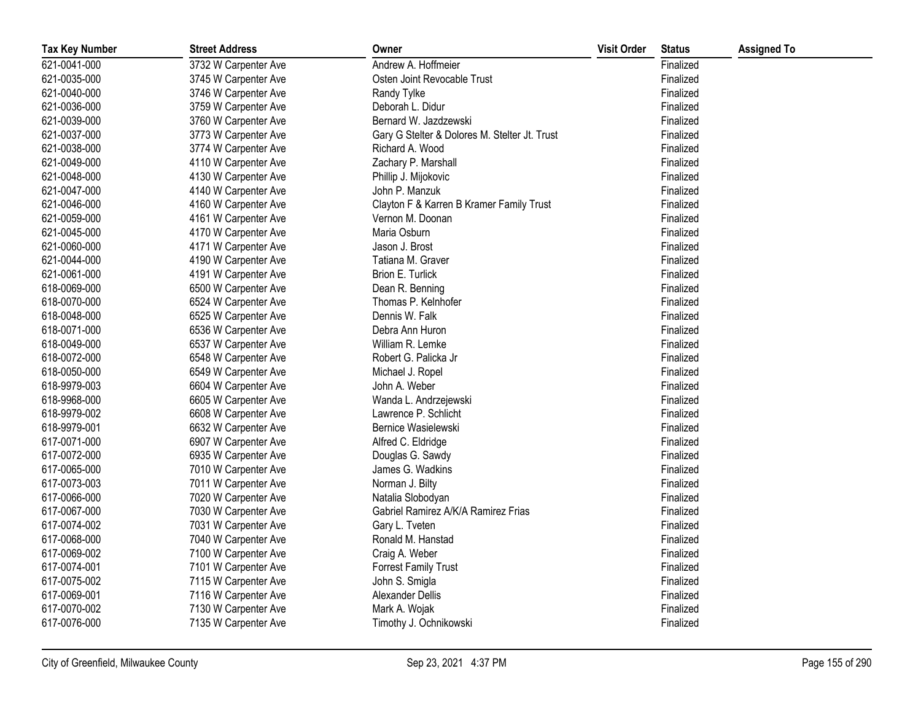| Tax Key Number | Street Address | Owner | Visit Order | Status | Assigned To |
|---|---|---|---|---|---|
| 621-0041-000 | 3732 W Carpenter Ave | Andrew A. Hoffmeier | | Finalized | |
| 621-0035-000 | 3745 W Carpenter Ave | Osten Joint Revocable Trust | | Finalized | |
| 621-0040-000 | 3746 W Carpenter Ave | Randy Tylke | | Finalized | |
| 621-0036-000 | 3759 W Carpenter Ave | Deborah L. Didur | | Finalized | |
| 621-0039-000 | 3760 W Carpenter Ave | Bernard W. Jazdzewski | | Finalized | |
| 621-0037-000 | 3773 W Carpenter Ave | Gary G Stelter & Dolores M. Stelter Jt. Trust | | Finalized | |
| 621-0038-000 | 3774 W Carpenter Ave | Richard A. Wood | | Finalized | |
| 621-0049-000 | 4110 W Carpenter Ave | Zachary P. Marshall | | Finalized | |
| 621-0048-000 | 4130 W Carpenter Ave | Phillip J. Mijokovic | | Finalized | |
| 621-0047-000 | 4140 W Carpenter Ave | John P. Manzuk | | Finalized | |
| 621-0046-000 | 4160 W Carpenter Ave | Clayton F & Karren B Kramer Family Trust | | Finalized | |
| 621-0059-000 | 4161 W Carpenter Ave | Vernon M. Doonan | | Finalized | |
| 621-0045-000 | 4170 W Carpenter Ave | Maria Osburn | | Finalized | |
| 621-0060-000 | 4171 W Carpenter Ave | Jason J. Brost | | Finalized | |
| 621-0044-000 | 4190 W Carpenter Ave | Tatiana M. Graver | | Finalized | |
| 621-0061-000 | 4191 W Carpenter Ave | Brion E. Turlick | | Finalized | |
| 618-0069-000 | 6500 W Carpenter Ave | Dean R. Benning | | Finalized | |
| 618-0070-000 | 6524 W Carpenter Ave | Thomas P. Kelnhofer | | Finalized | |
| 618-0048-000 | 6525 W Carpenter Ave | Dennis W. Falk | | Finalized | |
| 618-0071-000 | 6536 W Carpenter Ave | Debra Ann Huron | | Finalized | |
| 618-0049-000 | 6537 W Carpenter Ave | William R. Lemke | | Finalized | |
| 618-0072-000 | 6548 W Carpenter Ave | Robert G. Palicka Jr | | Finalized | |
| 618-0050-000 | 6549 W Carpenter Ave | Michael J. Ropel | | Finalized | |
| 618-9979-003 | 6604 W Carpenter Ave | John A. Weber | | Finalized | |
| 618-9968-000 | 6605 W Carpenter Ave | Wanda L. Andrzejewski | | Finalized | |
| 618-9979-002 | 6608 W Carpenter Ave | Lawrence P. Schlicht | | Finalized | |
| 618-9979-001 | 6632 W Carpenter Ave | Bernice Wasielewski | | Finalized | |
| 617-0071-000 | 6907 W Carpenter Ave | Alfred C. Eldridge | | Finalized | |
| 617-0072-000 | 6935 W Carpenter Ave | Douglas G. Sawdy | | Finalized | |
| 617-0065-000 | 7010 W Carpenter Ave | James G. Wadkins | | Finalized | |
| 617-0073-003 | 7011 W Carpenter Ave | Norman J. Bilty | | Finalized | |
| 617-0066-000 | 7020 W Carpenter Ave | Natalia Slobodyan | | Finalized | |
| 617-0067-000 | 7030 W Carpenter Ave | Gabriel Ramirez A/K/A Ramirez Frias | | Finalized | |
| 617-0074-002 | 7031 W Carpenter Ave | Gary L. Tveten | | Finalized | |
| 617-0068-000 | 7040 W Carpenter Ave | Ronald M. Hanstad | | Finalized | |
| 617-0069-002 | 7100 W Carpenter Ave | Craig A. Weber | | Finalized | |
| 617-0074-001 | 7101 W Carpenter Ave | Forrest Family Trust | | Finalized | |
| 617-0075-002 | 7115 W Carpenter Ave | John S. Smigla | | Finalized | |
| 617-0069-001 | 7116 W Carpenter Ave | Alexander Dellis | | Finalized | |
| 617-0070-002 | 7130 W Carpenter Ave | Mark A. Wojak | | Finalized | |
| 617-0076-000 | 7135 W Carpenter Ave | Timothy J. Ochnikowski | | Finalized | |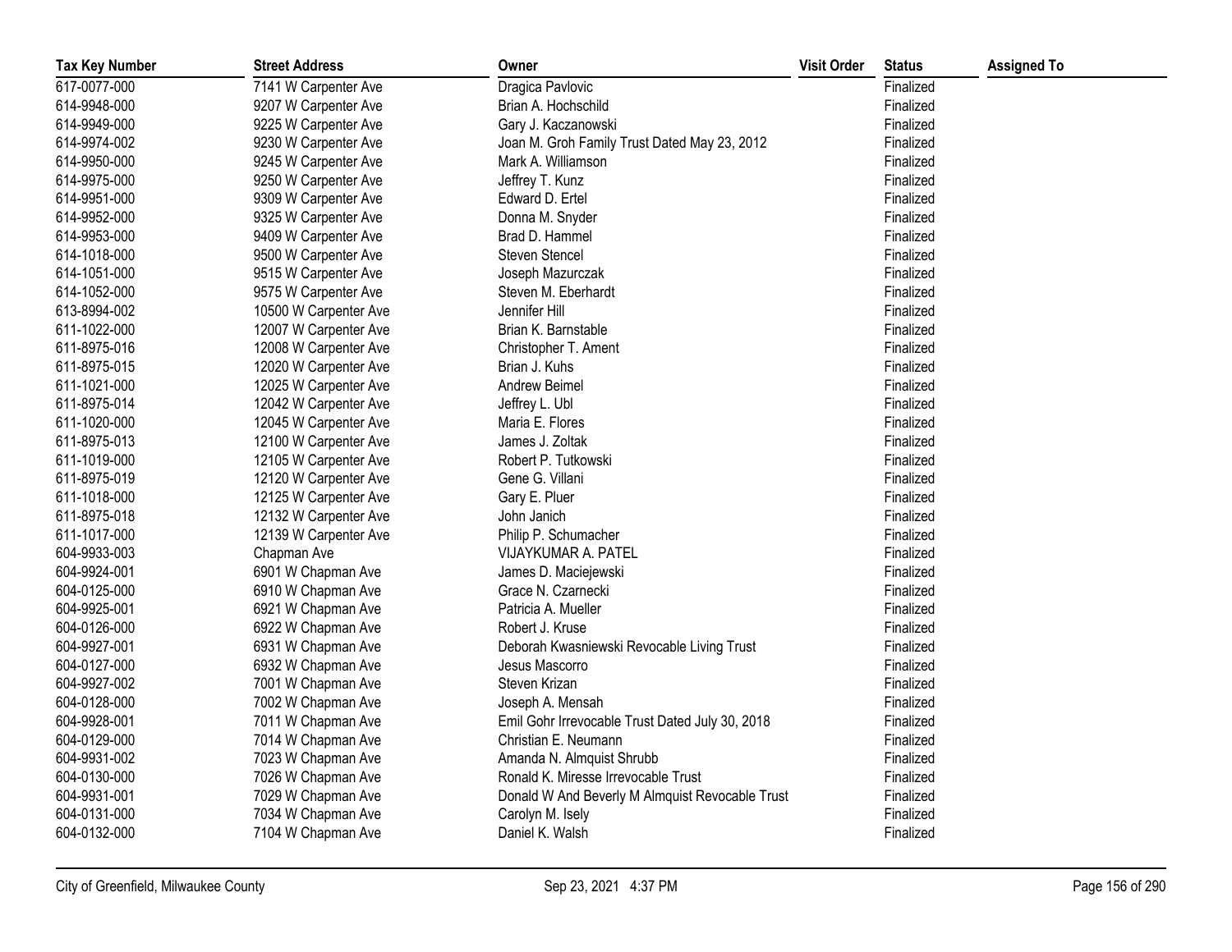| Tax Key Number | Street Address | Owner | Visit Order | Status | Assigned To |
|---|---|---|---|---|---|
| 617-0077-000 | 7141 W Carpenter Ave | Dragica Pavlovic | | Finalized | |
| 614-9948-000 | 9207 W Carpenter Ave | Brian A. Hochschild | | Finalized | |
| 614-9949-000 | 9225 W Carpenter Ave | Gary J. Kaczanowski | | Finalized | |
| 614-9974-002 | 9230 W Carpenter Ave | Joan M. Groh Family Trust Dated May 23, 2012 | | Finalized | |
| 614-9950-000 | 9245 W Carpenter Ave | Mark A. Williamson | | Finalized | |
| 614-9975-000 | 9250 W Carpenter Ave | Jeffrey T. Kunz | | Finalized | |
| 614-9951-000 | 9309 W Carpenter Ave | Edward D. Ertel | | Finalized | |
| 614-9952-000 | 9325 W Carpenter Ave | Donna M. Snyder | | Finalized | |
| 614-9953-000 | 9409 W Carpenter Ave | Brad D. Hammel | | Finalized | |
| 614-1018-000 | 9500 W Carpenter Ave | Steven Stencel | | Finalized | |
| 614-1051-000 | 9515 W Carpenter Ave | Joseph Mazurczak | | Finalized | |
| 614-1052-000 | 9575 W Carpenter Ave | Steven M. Eberhardt | | Finalized | |
| 613-8994-002 | 10500 W Carpenter Ave | Jennifer Hill | | Finalized | |
| 611-1022-000 | 12007 W Carpenter Ave | Brian K. Barnstable | | Finalized | |
| 611-8975-016 | 12008 W Carpenter Ave | Christopher T. Ament | | Finalized | |
| 611-8975-015 | 12020 W Carpenter Ave | Brian J. Kuhs | | Finalized | |
| 611-1021-000 | 12025 W Carpenter Ave | Andrew Beimel | | Finalized | |
| 611-8975-014 | 12042 W Carpenter Ave | Jeffrey L. Ubl | | Finalized | |
| 611-1020-000 | 12045 W Carpenter Ave | Maria E. Flores | | Finalized | |
| 611-8975-013 | 12100 W Carpenter Ave | James J. Zoltak | | Finalized | |
| 611-1019-000 | 12105 W Carpenter Ave | Robert P. Tutkowski | | Finalized | |
| 611-8975-019 | 12120 W Carpenter Ave | Gene G. Villani | | Finalized | |
| 611-1018-000 | 12125 W Carpenter Ave | Gary E. Pluer | | Finalized | |
| 611-8975-018 | 12132 W Carpenter Ave | John Janich | | Finalized | |
| 611-1017-000 | 12139 W Carpenter Ave | Philip P. Schumacher | | Finalized | |
| 604-9933-003 | Chapman Ave | VIJAYKUMAR A. PATEL | | Finalized | |
| 604-9924-001 | 6901 W Chapman Ave | James D. Maciejewski | | Finalized | |
| 604-0125-000 | 6910 W Chapman Ave | Grace N. Czarnecki | | Finalized | |
| 604-9925-001 | 6921 W Chapman Ave | Patricia A. Mueller | | Finalized | |
| 604-0126-000 | 6922 W Chapman Ave | Robert J. Kruse | | Finalized | |
| 604-9927-001 | 6931 W Chapman Ave | Deborah Kwasniewski Revocable Living Trust | | Finalized | |
| 604-0127-000 | 6932 W Chapman Ave | Jesus Mascorro | | Finalized | |
| 604-9927-002 | 7001 W Chapman Ave | Steven Krizan | | Finalized | |
| 604-0128-000 | 7002 W Chapman Ave | Joseph A. Mensah | | Finalized | |
| 604-9928-001 | 7011 W Chapman Ave | Emil Gohr Irrevocable Trust Dated July 30, 2018 | | Finalized | |
| 604-0129-000 | 7014 W Chapman Ave | Christian E. Neumann | | Finalized | |
| 604-9931-002 | 7023 W Chapman Ave | Amanda N. Almquist Shrubb | | Finalized | |
| 604-0130-000 | 7026 W Chapman Ave | Ronald K. Miresse Irrevocable Trust | | Finalized | |
| 604-9931-001 | 7029 W Chapman Ave | Donald W And Beverly M Almquist Revocable Trust | | Finalized | |
| 604-0131-000 | 7034 W Chapman Ave | Carolyn M. Isely | | Finalized | |
| 604-0132-000 | 7104 W Chapman Ave | Daniel K. Walsh | | Finalized | |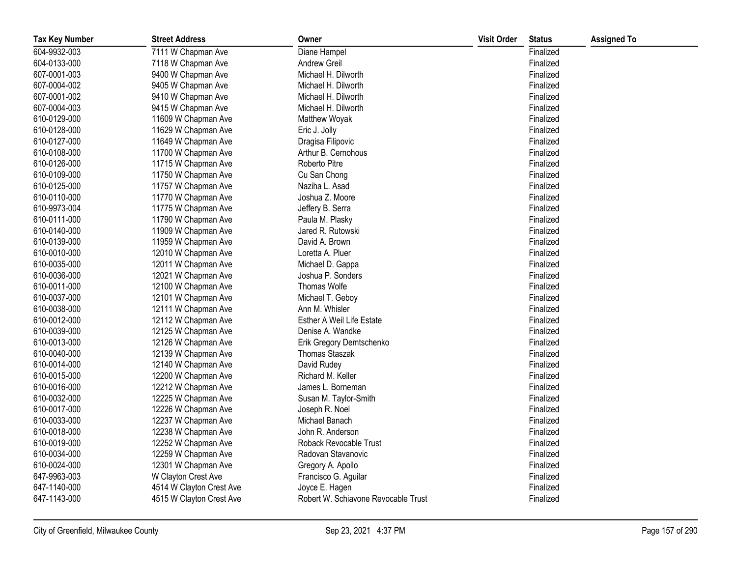| Tax Key Number | Street Address | Owner | Visit Order | Status | Assigned To |
|---|---|---|---|---|---|
| 604-9932-003 | 7111 W Chapman Ave | Diane Hampel | | Finalized | |
| 604-0133-000 | 7118 W Chapman Ave | Andrew Greil | | Finalized | |
| 607-0001-003 | 9400 W Chapman Ave | Michael H. Dilworth | | Finalized | |
| 607-0004-002 | 9405 W Chapman Ave | Michael H. Dilworth | | Finalized | |
| 607-0001-002 | 9410 W Chapman Ave | Michael H. Dilworth | | Finalized | |
| 607-0004-003 | 9415 W Chapman Ave | Michael H. Dilworth | | Finalized | |
| 610-0129-000 | 11609 W Chapman Ave | Matthew Woyak | | Finalized | |
| 610-0128-000 | 11629 W Chapman Ave | Eric J. Jolly | | Finalized | |
| 610-0127-000 | 11649 W Chapman Ave | Dragisa Filipovic | | Finalized | |
| 610-0108-000 | 11700 W Chapman Ave | Arthur B. Cernohous | | Finalized | |
| 610-0126-000 | 11715 W Chapman Ave | Roberto Pitre | | Finalized | |
| 610-0109-000 | 11750 W Chapman Ave | Cu San Chong | | Finalized | |
| 610-0125-000 | 11757 W Chapman Ave | Naziha L. Asad | | Finalized | |
| 610-0110-000 | 11770 W Chapman Ave | Joshua Z. Moore | | Finalized | |
| 610-9973-004 | 11775 W Chapman Ave | Jeffery B. Serra | | Finalized | |
| 610-0111-000 | 11790 W Chapman Ave | Paula M. Plasky | | Finalized | |
| 610-0140-000 | 11909 W Chapman Ave | Jared R. Rutowski | | Finalized | |
| 610-0139-000 | 11959 W Chapman Ave | David A. Brown | | Finalized | |
| 610-0010-000 | 12010 W Chapman Ave | Loretta A. Pluer | | Finalized | |
| 610-0035-000 | 12011 W Chapman Ave | Michael D. Gappa | | Finalized | |
| 610-0036-000 | 12021 W Chapman Ave | Joshua P. Sonders | | Finalized | |
| 610-0011-000 | 12100 W Chapman Ave | Thomas Wolfe | | Finalized | |
| 610-0037-000 | 12101 W Chapman Ave | Michael T. Geboy | | Finalized | |
| 610-0038-000 | 12111 W Chapman Ave | Ann M. Whisler | | Finalized | |
| 610-0012-000 | 12112 W Chapman Ave | Esther A Weil Life Estate | | Finalized | |
| 610-0039-000 | 12125 W Chapman Ave | Denise A. Wandke | | Finalized | |
| 610-0013-000 | 12126 W Chapman Ave | Erik Gregory Demtschenko | | Finalized | |
| 610-0040-000 | 12139 W Chapman Ave | Thomas Staszak | | Finalized | |
| 610-0014-000 | 12140 W Chapman Ave | David Rudey | | Finalized | |
| 610-0015-000 | 12200 W Chapman Ave | Richard M. Keller | | Finalized | |
| 610-0016-000 | 12212 W Chapman Ave | James L. Borneman | | Finalized | |
| 610-0032-000 | 12225 W Chapman Ave | Susan M. Taylor-Smith | | Finalized | |
| 610-0017-000 | 12226 W Chapman Ave | Joseph R. Noel | | Finalized | |
| 610-0033-000 | 12237 W Chapman Ave | Michael Banach | | Finalized | |
| 610-0018-000 | 12238 W Chapman Ave | John R. Anderson | | Finalized | |
| 610-0019-000 | 12252 W Chapman Ave | Roback Revocable Trust | | Finalized | |
| 610-0034-000 | 12259 W Chapman Ave | Radovan Stavanovic | | Finalized | |
| 610-0024-000 | 12301 W Chapman Ave | Gregory A. Apollo | | Finalized | |
| 647-9963-003 | W Clayton Crest Ave | Francisco G. Aguilar | | Finalized | |
| 647-1140-000 | 4514 W Clayton Crest Ave | Joyce E. Hagen | | Finalized | |
| 647-1143-000 | 4515 W Clayton Crest Ave | Robert W. Schiavone Revocable Trust | | Finalized | |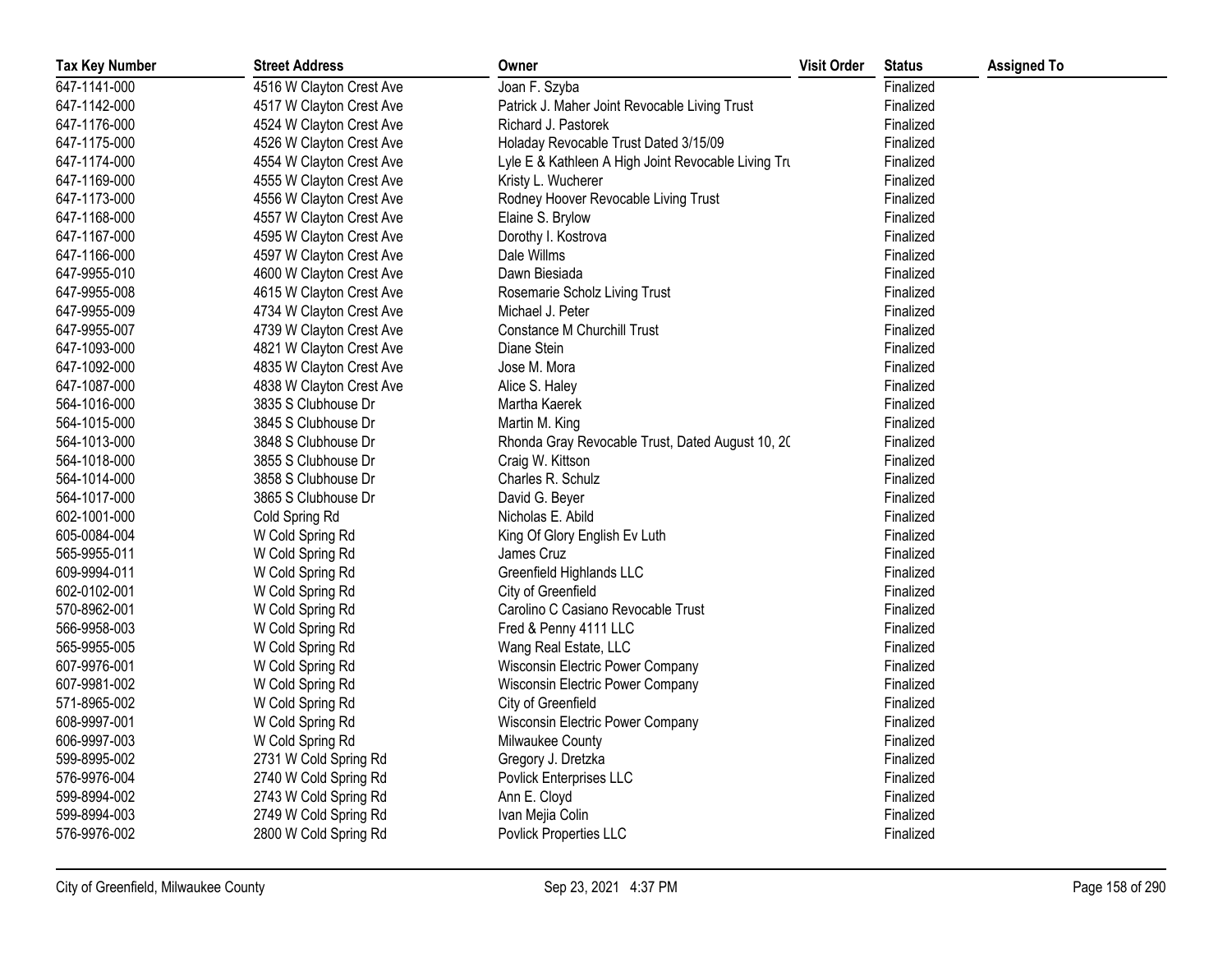| Tax Key Number | Street Address | Owner | Visit Order | Status | Assigned To |
|---|---|---|---|---|---|
| 647-1141-000 | 4516 W Clayton Crest Ave | Joan F. Szyba | | Finalized | |
| 647-1142-000 | 4517 W Clayton Crest Ave | Patrick J. Maher Joint Revocable Living Trust | | Finalized | |
| 647-1176-000 | 4524 W Clayton Crest Ave | Richard J. Pastorek | | Finalized | |
| 647-1175-000 | 4526 W Clayton Crest Ave | Holaday Revocable Trust Dated 3/15/09 | | Finalized | |
| 647-1174-000 | 4554 W Clayton Crest Ave | Lyle E & Kathleen A High Joint Revocable Living Tru | | Finalized | |
| 647-1169-000 | 4555 W Clayton Crest Ave | Kristy L. Wucherer | | Finalized | |
| 647-1173-000 | 4556 W Clayton Crest Ave | Rodney Hoover Revocable Living Trust | | Finalized | |
| 647-1168-000 | 4557 W Clayton Crest Ave | Elaine S. Brylow | | Finalized | |
| 647-1167-000 | 4595 W Clayton Crest Ave | Dorothy I. Kostrova | | Finalized | |
| 647-1166-000 | 4597 W Clayton Crest Ave | Dale Willms | | Finalized | |
| 647-9955-010 | 4600 W Clayton Crest Ave | Dawn Biesiada | | Finalized | |
| 647-9955-008 | 4615 W Clayton Crest Ave | Rosemarie Scholz Living Trust | | Finalized | |
| 647-9955-009 | 4734 W Clayton Crest Ave | Michael J. Peter | | Finalized | |
| 647-9955-007 | 4739 W Clayton Crest Ave | Constance M Churchill Trust | | Finalized | |
| 647-1093-000 | 4821 W Clayton Crest Ave | Diane Stein | | Finalized | |
| 647-1092-000 | 4835 W Clayton Crest Ave | Jose M. Mora | | Finalized | |
| 647-1087-000 | 4838 W Clayton Crest Ave | Alice S. Haley | | Finalized | |
| 564-1016-000 | 3835 S Clubhouse Dr | Martha Kaerek | | Finalized | |
| 564-1015-000 | 3845 S Clubhouse Dr | Martin M. King | | Finalized | |
| 564-1013-000 | 3848 S Clubhouse Dr | Rhonda Gray Revocable Trust, Dated August 10, 20 | | Finalized | |
| 564-1018-000 | 3855 S Clubhouse Dr | Craig W. Kittson | | Finalized | |
| 564-1014-000 | 3858 S Clubhouse Dr | Charles R. Schulz | | Finalized | |
| 564-1017-000 | 3865 S Clubhouse Dr | David G. Beyer | | Finalized | |
| 602-1001-000 | Cold Spring Rd | Nicholas E. Abild | | Finalized | |
| 605-0084-004 | W Cold Spring Rd | King Of Glory English Ev Luth | | Finalized | |
| 565-9955-011 | W Cold Spring Rd | James Cruz | | Finalized | |
| 609-9994-011 | W Cold Spring Rd | Greenfield Highlands LLC | | Finalized | |
| 602-0102-001 | W Cold Spring Rd | City of Greenfield | | Finalized | |
| 570-8962-001 | W Cold Spring Rd | Carolino C Casiano Revocable Trust | | Finalized | |
| 566-9958-003 | W Cold Spring Rd | Fred & Penny 4111 LLC | | Finalized | |
| 565-9955-005 | W Cold Spring Rd | Wang Real Estate, LLC | | Finalized | |
| 607-9976-001 | W Cold Spring Rd | Wisconsin Electric Power Company | | Finalized | |
| 607-9981-002 | W Cold Spring Rd | Wisconsin Electric Power Company | | Finalized | |
| 571-8965-002 | W Cold Spring Rd | City of Greenfield | | Finalized | |
| 608-9997-001 | W Cold Spring Rd | Wisconsin Electric Power Company | | Finalized | |
| 606-9997-003 | W Cold Spring Rd | Milwaukee County | | Finalized | |
| 599-8995-002 | 2731 W Cold Spring Rd | Gregory J. Dretzka | | Finalized | |
| 576-9976-004 | 2740 W Cold Spring Rd | Povlick Enterprises LLC | | Finalized | |
| 599-8994-002 | 2743 W Cold Spring Rd | Ann E. Cloyd | | Finalized | |
| 599-8994-003 | 2749 W Cold Spring Rd | Ivan Mejia Colin | | Finalized | |
| 576-9976-002 | 2800 W Cold Spring Rd | Povlick Properties LLC | | Finalized | |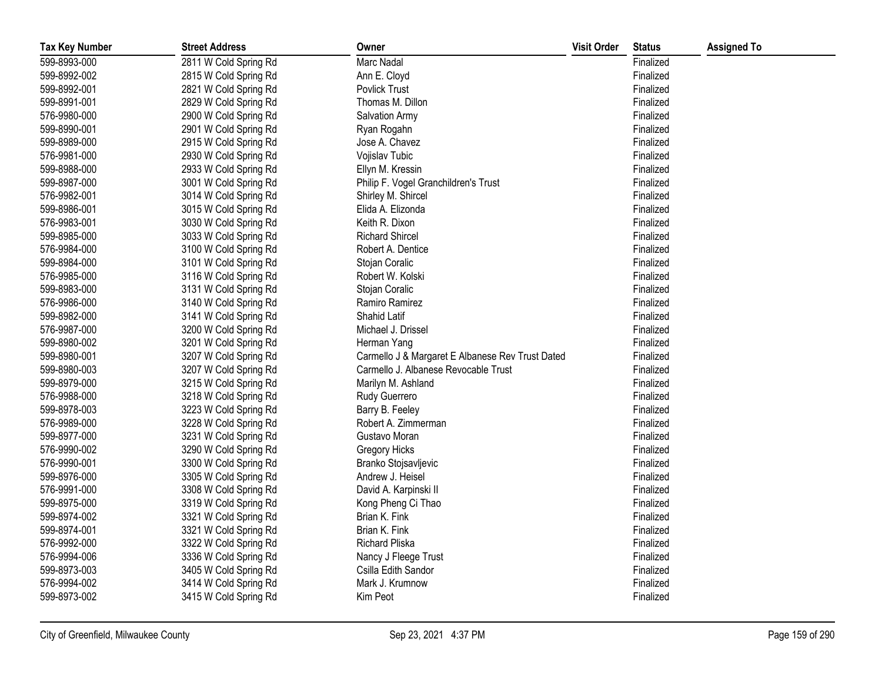| Tax Key Number | Street Address | Owner | Visit Order | Status | Assigned To |
|---|---|---|---|---|---|
| 599-8993-000 | 2811 W Cold Spring Rd | Marc Nadal | | Finalized | |
| 599-8992-002 | 2815 W Cold Spring Rd | Ann E. Cloyd | | Finalized | |
| 599-8992-001 | 2821 W Cold Spring Rd | Povlick Trust | | Finalized | |
| 599-8991-001 | 2829 W Cold Spring Rd | Thomas M. Dillon | | Finalized | |
| 576-9980-000 | 2900 W Cold Spring Rd | Salvation Army | | Finalized | |
| 599-8990-001 | 2901 W Cold Spring Rd | Ryan Rogahn | | Finalized | |
| 599-8989-000 | 2915 W Cold Spring Rd | Jose A. Chavez | | Finalized | |
| 576-9981-000 | 2930 W Cold Spring Rd | Vojislav Tubic | | Finalized | |
| 599-8988-000 | 2933 W Cold Spring Rd | Ellyn M. Kressin | | Finalized | |
| 599-8987-000 | 3001 W Cold Spring Rd | Philip F. Vogel Granchildren's Trust | | Finalized | |
| 576-9982-001 | 3014 W Cold Spring Rd | Shirley M. Shircel | | Finalized | |
| 599-8986-001 | 3015 W Cold Spring Rd | Elida A. Elizonda | | Finalized | |
| 576-9983-001 | 3030 W Cold Spring Rd | Keith R. Dixon | | Finalized | |
| 599-8985-000 | 3033 W Cold Spring Rd | Richard Shircel | | Finalized | |
| 576-9984-000 | 3100 W Cold Spring Rd | Robert A. Dentice | | Finalized | |
| 599-8984-000 | 3101 W Cold Spring Rd | Stojan Coralic | | Finalized | |
| 576-9985-000 | 3116 W Cold Spring Rd | Robert W. Kolski | | Finalized | |
| 599-8983-000 | 3131 W Cold Spring Rd | Stojan Coralic | | Finalized | |
| 576-9986-000 | 3140 W Cold Spring Rd | Ramiro Ramirez | | Finalized | |
| 599-8982-000 | 3141 W Cold Spring Rd | Shahid Latif | | Finalized | |
| 576-9987-000 | 3200 W Cold Spring Rd | Michael J. Drissel | | Finalized | |
| 599-8980-002 | 3201 W Cold Spring Rd | Herman Yang | | Finalized | |
| 599-8980-001 | 3207 W Cold Spring Rd | Carmello J & Margaret E Albanese Rev Trust Dated | | Finalized | |
| 599-8980-003 | 3207 W Cold Spring Rd | Carmello J. Albanese Revocable Trust | | Finalized | |
| 599-8979-000 | 3215 W Cold Spring Rd | Marilyn M. Ashland | | Finalized | |
| 576-9988-000 | 3218 W Cold Spring Rd | Rudy Guerrero | | Finalized | |
| 599-8978-003 | 3223 W Cold Spring Rd | Barry B. Feeley | | Finalized | |
| 576-9989-000 | 3228 W Cold Spring Rd | Robert A. Zimmerman | | Finalized | |
| 599-8977-000 | 3231 W Cold Spring Rd | Gustavo Moran | | Finalized | |
| 576-9990-002 | 3290 W Cold Spring Rd | Gregory Hicks | | Finalized | |
| 576-9990-001 | 3300 W Cold Spring Rd | Branko Stojsavljevic | | Finalized | |
| 599-8976-000 | 3305 W Cold Spring Rd | Andrew J. Heisel | | Finalized | |
| 576-9991-000 | 3308 W Cold Spring Rd | David A. Karpinski II | | Finalized | |
| 599-8975-000 | 3319 W Cold Spring Rd | Kong Pheng Ci Thao | | Finalized | |
| 599-8974-002 | 3321 W Cold Spring Rd | Brian K. Fink | | Finalized | |
| 599-8974-001 | 3321 W Cold Spring Rd | Brian K. Fink | | Finalized | |
| 576-9992-000 | 3322 W Cold Spring Rd | Richard Pliska | | Finalized | |
| 576-9994-006 | 3336 W Cold Spring Rd | Nancy J Fleege Trust | | Finalized | |
| 599-8973-003 | 3405 W Cold Spring Rd | Csilla Edith Sandor | | Finalized | |
| 576-9994-002 | 3414 W Cold Spring Rd | Mark J. Krumnow | | Finalized | |
| 599-8973-002 | 3415 W Cold Spring Rd | Kim Peot | | Finalized | |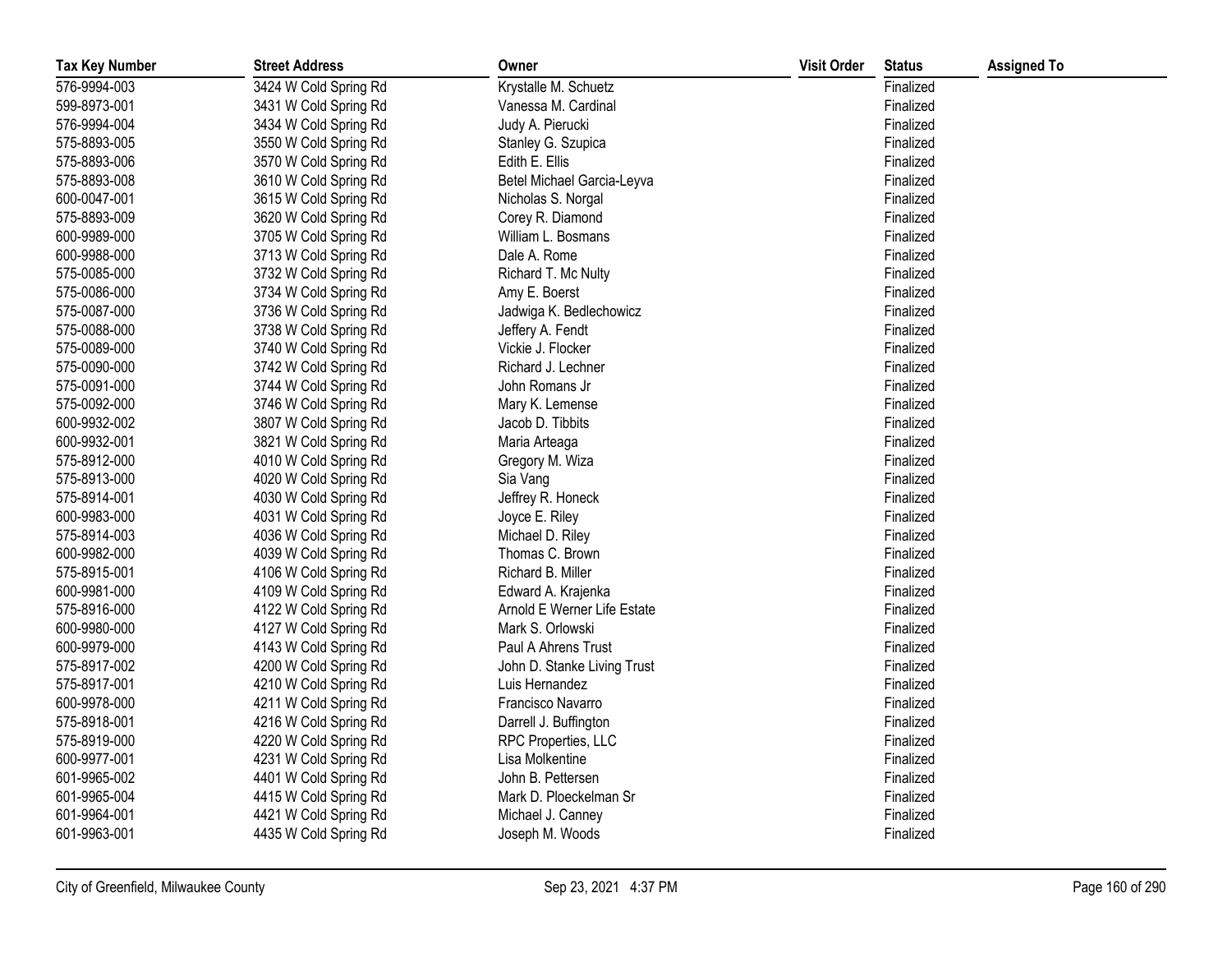| Tax Key Number | Street Address | Owner | Visit Order | Status | Assigned To |
|---|---|---|---|---|---|
| 576-9994-003 | 3424 W Cold Spring Rd | Krystalle M. Schuetz | | Finalized | |
| 599-8973-001 | 3431 W Cold Spring Rd | Vanessa M. Cardinal | | Finalized | |
| 576-9994-004 | 3434 W Cold Spring Rd | Judy A. Pierucki | | Finalized | |
| 575-8893-005 | 3550 W Cold Spring Rd | Stanley G. Szupica | | Finalized | |
| 575-8893-006 | 3570 W Cold Spring Rd | Edith E. Ellis | | Finalized | |
| 575-8893-008 | 3610 W Cold Spring Rd | Betel Michael Garcia-Leyva | | Finalized | |
| 600-0047-001 | 3615 W Cold Spring Rd | Nicholas S. Norgal | | Finalized | |
| 575-8893-009 | 3620 W Cold Spring Rd | Corey R. Diamond | | Finalized | |
| 600-9989-000 | 3705 W Cold Spring Rd | William L. Bosmans | | Finalized | |
| 600-9988-000 | 3713 W Cold Spring Rd | Dale A. Rome | | Finalized | |
| 575-0085-000 | 3732 W Cold Spring Rd | Richard T. Mc Nulty | | Finalized | |
| 575-0086-000 | 3734 W Cold Spring Rd | Amy E. Boerst | | Finalized | |
| 575-0087-000 | 3736 W Cold Spring Rd | Jadwiga K. Bedlechowicz | | Finalized | |
| 575-0088-000 | 3738 W Cold Spring Rd | Jeffery A. Fendt | | Finalized | |
| 575-0089-000 | 3740 W Cold Spring Rd | Vickie J. Flocker | | Finalized | |
| 575-0090-000 | 3742 W Cold Spring Rd | Richard J. Lechner | | Finalized | |
| 575-0091-000 | 3744 W Cold Spring Rd | John Romans Jr | | Finalized | |
| 575-0092-000 | 3746 W Cold Spring Rd | Mary K. Lemense | | Finalized | |
| 600-9932-002 | 3807 W Cold Spring Rd | Jacob D. Tibbits | | Finalized | |
| 600-9932-001 | 3821 W Cold Spring Rd | Maria Arteaga | | Finalized | |
| 575-8912-000 | 4010 W Cold Spring Rd | Gregory M. Wiza | | Finalized | |
| 575-8913-000 | 4020 W Cold Spring Rd | Sia Vang | | Finalized | |
| 575-8914-001 | 4030 W Cold Spring Rd | Jeffrey R. Honeck | | Finalized | |
| 600-9983-000 | 4031 W Cold Spring Rd | Joyce E. Riley | | Finalized | |
| 575-8914-003 | 4036 W Cold Spring Rd | Michael D. Riley | | Finalized | |
| 600-9982-000 | 4039 W Cold Spring Rd | Thomas C. Brown | | Finalized | |
| 575-8915-001 | 4106 W Cold Spring Rd | Richard B. Miller | | Finalized | |
| 600-9981-000 | 4109 W Cold Spring Rd | Edward A. Krajenka | | Finalized | |
| 575-8916-000 | 4122 W Cold Spring Rd | Arnold E Werner Life Estate | | Finalized | |
| 600-9980-000 | 4127 W Cold Spring Rd | Mark S. Orlowski | | Finalized | |
| 600-9979-000 | 4143 W Cold Spring Rd | Paul A Ahrens Trust | | Finalized | |
| 575-8917-002 | 4200 W Cold Spring Rd | John D. Stanke Living Trust | | Finalized | |
| 575-8917-001 | 4210 W Cold Spring Rd | Luis Hernandez | | Finalized | |
| 600-9978-000 | 4211 W Cold Spring Rd | Francisco Navarro | | Finalized | |
| 575-8918-001 | 4216 W Cold Spring Rd | Darrell J. Buffington | | Finalized | |
| 575-8919-000 | 4220 W Cold Spring Rd | RPC Properties, LLC | | Finalized | |
| 600-9977-001 | 4231 W Cold Spring Rd | Lisa Molkentine | | Finalized | |
| 601-9965-002 | 4401 W Cold Spring Rd | John B. Pettersen | | Finalized | |
| 601-9965-004 | 4415 W Cold Spring Rd | Mark D. Ploeckelman Sr | | Finalized | |
| 601-9964-001 | 4421 W Cold Spring Rd | Michael J. Canney | | Finalized | |
| 601-9963-001 | 4435 W Cold Spring Rd | Joseph M. Woods | | Finalized | |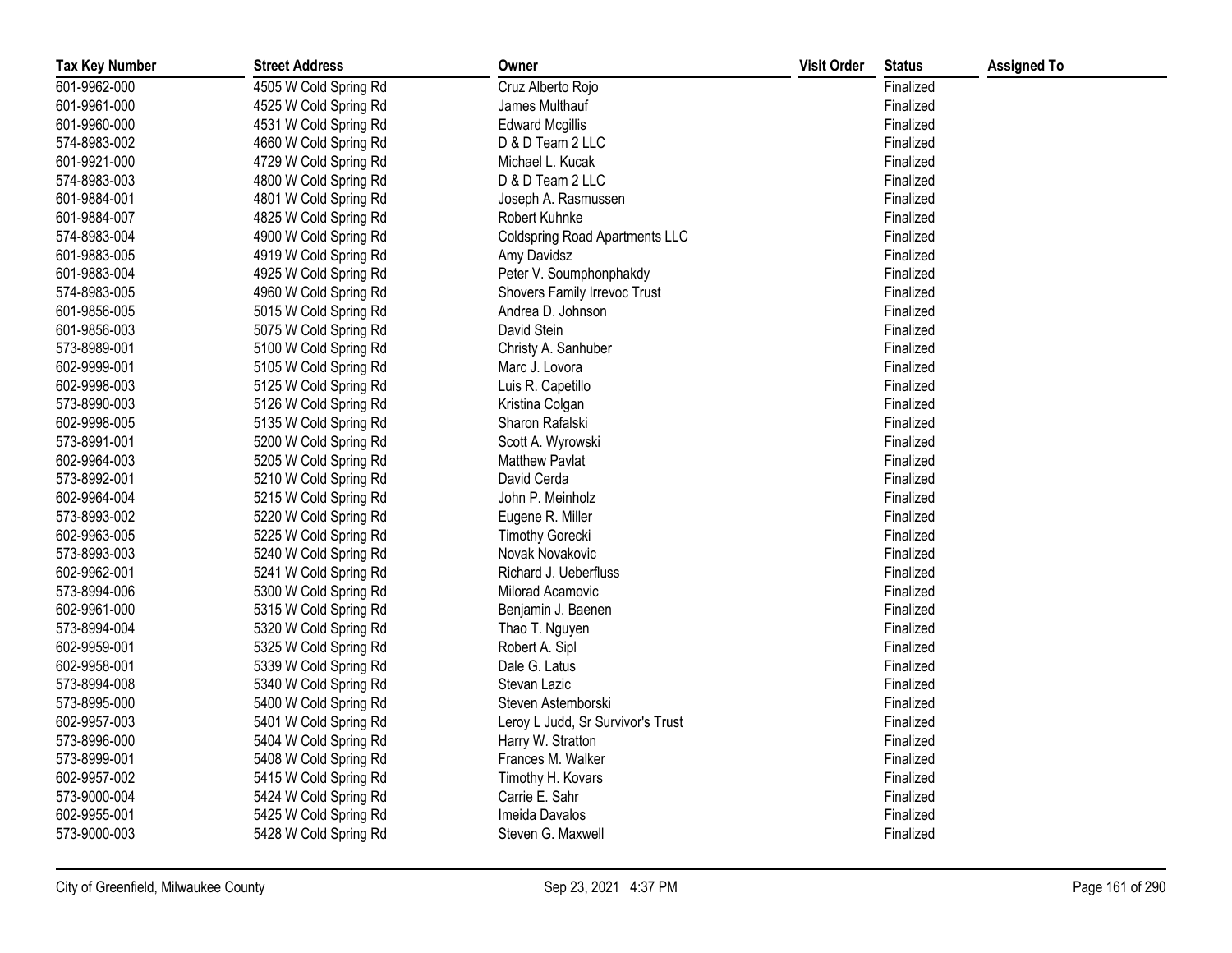| Tax Key Number | Street Address | Owner | Visit Order | Status | Assigned To |
| --- | --- | --- | --- | --- | --- |
| 601-9962-000 | 4505 W Cold Spring Rd | Cruz Alberto Rojo | | Finalized | |
| 601-9961-000 | 4525 W Cold Spring Rd | James Multhauf | | Finalized | |
| 601-9960-000 | 4531 W Cold Spring Rd | Edward Mcgillis | | Finalized | |
| 574-8983-002 | 4660 W Cold Spring Rd | D & D Team 2 LLC | | Finalized | |
| 601-9921-000 | 4729 W Cold Spring Rd | Michael L. Kucak | | Finalized | |
| 574-8983-003 | 4800 W Cold Spring Rd | D & D Team 2 LLC | | Finalized | |
| 601-9884-001 | 4801 W Cold Spring Rd | Joseph A. Rasmussen | | Finalized | |
| 601-9884-007 | 4825 W Cold Spring Rd | Robert Kuhnke | | Finalized | |
| 574-8983-004 | 4900 W Cold Spring Rd | Coldspring Road Apartments LLC | | Finalized | |
| 601-9883-005 | 4919 W Cold Spring Rd | Amy Davidsz | | Finalized | |
| 601-9883-004 | 4925 W Cold Spring Rd | Peter V. Soumphonphakdy | | Finalized | |
| 574-8983-005 | 4960 W Cold Spring Rd | Shovers Family Irrevoc Trust | | Finalized | |
| 601-9856-005 | 5015 W Cold Spring Rd | Andrea D. Johnson | | Finalized | |
| 601-9856-003 | 5075 W Cold Spring Rd | David Stein | | Finalized | |
| 573-8989-001 | 5100 W Cold Spring Rd | Christy A. Sanhuber | | Finalized | |
| 602-9999-001 | 5105 W Cold Spring Rd | Marc J. Lovora | | Finalized | |
| 602-9998-003 | 5125 W Cold Spring Rd | Luis R. Capetillo | | Finalized | |
| 573-8990-003 | 5126 W Cold Spring Rd | Kristina Colgan | | Finalized | |
| 602-9998-005 | 5135 W Cold Spring Rd | Sharon Rafalski | | Finalized | |
| 573-8991-001 | 5200 W Cold Spring Rd | Scott A. Wyrowski | | Finalized | |
| 602-9964-003 | 5205 W Cold Spring Rd | Matthew Pavlat | | Finalized | |
| 573-8992-001 | 5210 W Cold Spring Rd | David Cerda | | Finalized | |
| 602-9964-004 | 5215 W Cold Spring Rd | John P. Meinholz | | Finalized | |
| 573-8993-002 | 5220 W Cold Spring Rd | Eugene R. Miller | | Finalized | |
| 602-9963-005 | 5225 W Cold Spring Rd | Timothy Gorecki | | Finalized | |
| 573-8993-003 | 5240 W Cold Spring Rd | Novak Novakovic | | Finalized | |
| 602-9962-001 | 5241 W Cold Spring Rd | Richard J. Ueberfluss | | Finalized | |
| 573-8994-006 | 5300 W Cold Spring Rd | Milorad Acamovic | | Finalized | |
| 602-9961-000 | 5315 W Cold Spring Rd | Benjamin J. Baenen | | Finalized | |
| 573-8994-004 | 5320 W Cold Spring Rd | Thao T. Nguyen | | Finalized | |
| 602-9959-001 | 5325 W Cold Spring Rd | Robert A. Sipl | | Finalized | |
| 602-9958-001 | 5339 W Cold Spring Rd | Dale G. Latus | | Finalized | |
| 573-8994-008 | 5340 W Cold Spring Rd | Stevan Lazic | | Finalized | |
| 573-8995-000 | 5400 W Cold Spring Rd | Steven Astemborski | | Finalized | |
| 602-9957-003 | 5401 W Cold Spring Rd | Leroy L Judd, Sr Survivor's Trust | | Finalized | |
| 573-8996-000 | 5404 W Cold Spring Rd | Harry W. Stratton | | Finalized | |
| 573-8999-001 | 5408 W Cold Spring Rd | Frances M. Walker | | Finalized | |
| 602-9957-002 | 5415 W Cold Spring Rd | Timothy H. Kovars | | Finalized | |
| 573-9000-004 | 5424 W Cold Spring Rd | Carrie E. Sahr | | Finalized | |
| 602-9955-001 | 5425 W Cold Spring Rd | Imeida Davalos | | Finalized | |
| 573-9000-003 | 5428 W Cold Spring Rd | Steven G. Maxwell | | Finalized | |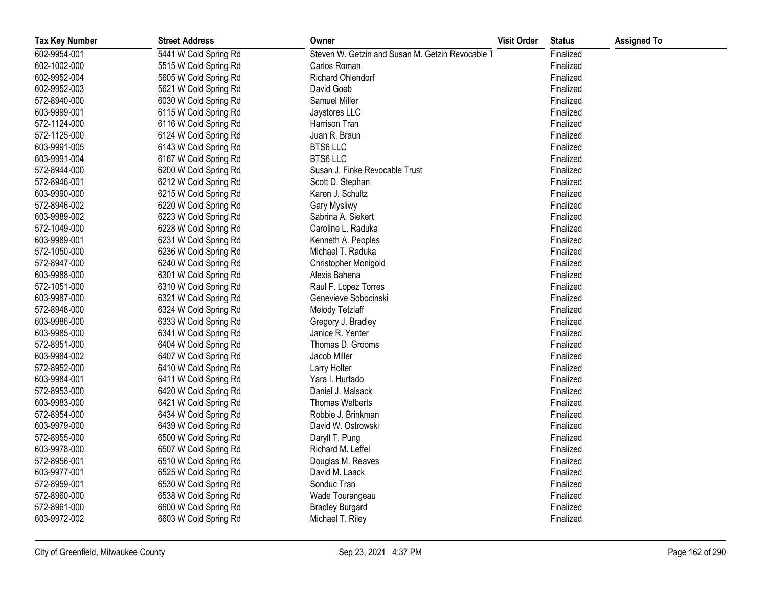| Tax Key Number | Street Address | Owner | Visit Order | Status | Assigned To |
|---|---|---|---|---|---|
| 602-9954-001 | 5441 W Cold Spring Rd | Steven W. Getzin and Susan M. Getzin Revocable T | | Finalized | |
| 602-1002-000 | 5515 W Cold Spring Rd | Carlos Roman | | Finalized | |
| 602-9952-004 | 5605 W Cold Spring Rd | Richard Ohlendorf | | Finalized | |
| 602-9952-003 | 5621 W Cold Spring Rd | David Goeb | | Finalized | |
| 572-8940-000 | 6030 W Cold Spring Rd | Samuel Miller | | Finalized | |
| 603-9999-001 | 6115 W Cold Spring Rd | Jaystores LLC | | Finalized | |
| 572-1124-000 | 6116 W Cold Spring Rd | Harrison Tran | | Finalized | |
| 572-1125-000 | 6124 W Cold Spring Rd | Juan R. Braun | | Finalized | |
| 603-9991-005 | 6143 W Cold Spring Rd | BTS6 LLC | | Finalized | |
| 603-9991-004 | 6167 W Cold Spring Rd | BTS6 LLC | | Finalized | |
| 572-8944-000 | 6200 W Cold Spring Rd | Susan J. Finke Revocable Trust | | Finalized | |
| 572-8946-001 | 6212 W Cold Spring Rd | Scott D. Stephan | | Finalized | |
| 603-9990-000 | 6215 W Cold Spring Rd | Karen J. Schultz | | Finalized | |
| 572-8946-002 | 6220 W Cold Spring Rd | Gary Mysliwy | | Finalized | |
| 603-9989-002 | 6223 W Cold Spring Rd | Sabrina A. Siekert | | Finalized | |
| 572-1049-000 | 6228 W Cold Spring Rd | Caroline L. Raduka | | Finalized | |
| 603-9989-001 | 6231 W Cold Spring Rd | Kenneth A. Peoples | | Finalized | |
| 572-1050-000 | 6236 W Cold Spring Rd | Michael T. Raduka | | Finalized | |
| 572-8947-000 | 6240 W Cold Spring Rd | Christopher Monigold | | Finalized | |
| 603-9988-000 | 6301 W Cold Spring Rd | Alexis Bahena | | Finalized | |
| 572-1051-000 | 6310 W Cold Spring Rd | Raul F. Lopez Torres | | Finalized | |
| 603-9987-000 | 6321 W Cold Spring Rd | Genevieve Sobocinski | | Finalized | |
| 572-8948-000 | 6324 W Cold Spring Rd | Melody Tetzlaff | | Finalized | |
| 603-9986-000 | 6333 W Cold Spring Rd | Gregory J. Bradley | | Finalized | |
| 603-9985-000 | 6341 W Cold Spring Rd | Janice R. Yenter | | Finalized | |
| 572-8951-000 | 6404 W Cold Spring Rd | Thomas D. Grooms | | Finalized | |
| 603-9984-002 | 6407 W Cold Spring Rd | Jacob Miller | | Finalized | |
| 572-8952-000 | 6410 W Cold Spring Rd | Larry Holter | | Finalized | |
| 603-9984-001 | 6411 W Cold Spring Rd | Yara I. Hurtado | | Finalized | |
| 572-8953-000 | 6420 W Cold Spring Rd | Daniel J. Malsack | | Finalized | |
| 603-9983-000 | 6421 W Cold Spring Rd | Thomas Walberts | | Finalized | |
| 572-8954-000 | 6434 W Cold Spring Rd | Robbie J. Brinkman | | Finalized | |
| 603-9979-000 | 6439 W Cold Spring Rd | David W. Ostrowski | | Finalized | |
| 572-8955-000 | 6500 W Cold Spring Rd | Daryll T. Pung | | Finalized | |
| 603-9978-000 | 6507 W Cold Spring Rd | Richard M. Leffel | | Finalized | |
| 572-8956-001 | 6510 W Cold Spring Rd | Douglas M. Reaves | | Finalized | |
| 603-9977-001 | 6525 W Cold Spring Rd | David M. Laack | | Finalized | |
| 572-8959-001 | 6530 W Cold Spring Rd | Sonduc Tran | | Finalized | |
| 572-8960-000 | 6538 W Cold Spring Rd | Wade Tourangeau | | Finalized | |
| 572-8961-000 | 6600 W Cold Spring Rd | Bradley Burgard | | Finalized | |
| 603-9972-002 | 6603 W Cold Spring Rd | Michael T. Riley | | Finalized | |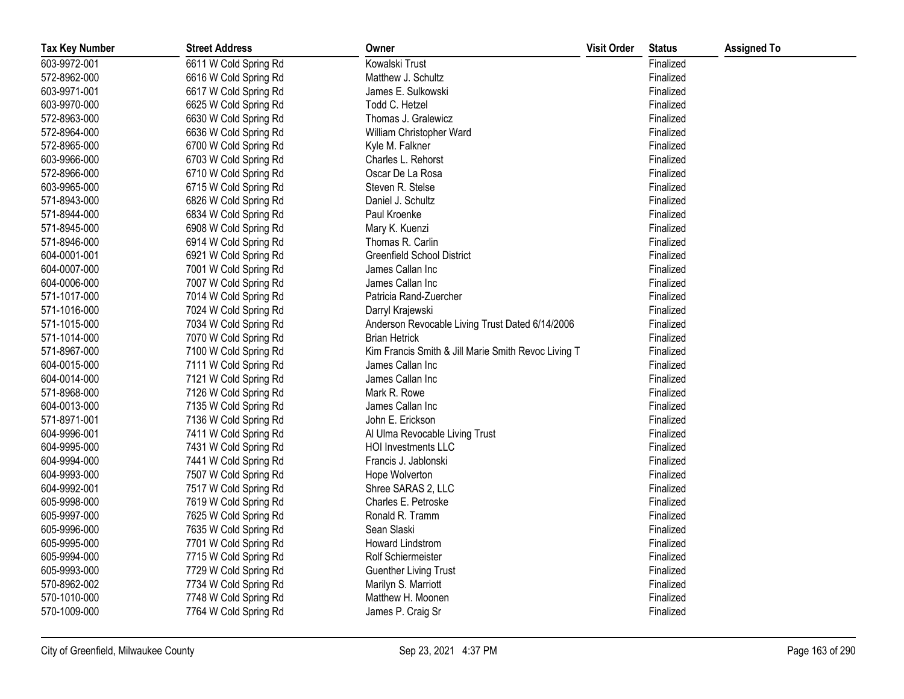| Tax Key Number | Street Address | Owner | Visit Order | Status | Assigned To |
|---|---|---|---|---|---|
| 603-9972-001 | 6611 W Cold Spring Rd | Kowalski Trust | | Finalized | |
| 572-8962-000 | 6616 W Cold Spring Rd | Matthew J. Schultz | | Finalized | |
| 603-9971-001 | 6617 W Cold Spring Rd | James E. Sulkowski | | Finalized | |
| 603-9970-000 | 6625 W Cold Spring Rd | Todd C. Hetzel | | Finalized | |
| 572-8963-000 | 6630 W Cold Spring Rd | Thomas J. Gralewicz | | Finalized | |
| 572-8964-000 | 6636 W Cold Spring Rd | William Christopher Ward | | Finalized | |
| 572-8965-000 | 6700 W Cold Spring Rd | Kyle M. Falkner | | Finalized | |
| 603-9966-000 | 6703 W Cold Spring Rd | Charles L. Rehorst | | Finalized | |
| 572-8966-000 | 6710 W Cold Spring Rd | Oscar De La Rosa | | Finalized | |
| 603-9965-000 | 6715 W Cold Spring Rd | Steven R. Stelse | | Finalized | |
| 571-8943-000 | 6826 W Cold Spring Rd | Daniel J. Schultz | | Finalized | |
| 571-8944-000 | 6834 W Cold Spring Rd | Paul Kroenke | | Finalized | |
| 571-8945-000 | 6908 W Cold Spring Rd | Mary K. Kuenzi | | Finalized | |
| 571-8946-000 | 6914 W Cold Spring Rd | Thomas R. Carlin | | Finalized | |
| 604-0001-001 | 6921 W Cold Spring Rd | Greenfield School District | | Finalized | |
| 604-0007-000 | 7001 W Cold Spring Rd | James Callan Inc | | Finalized | |
| 604-0006-000 | 7007 W Cold Spring Rd | James Callan Inc | | Finalized | |
| 571-1017-000 | 7014 W Cold Spring Rd | Patricia Rand-Zuercher | | Finalized | |
| 571-1016-000 | 7024 W Cold Spring Rd | Darryl Krajewski | | Finalized | |
| 571-1015-000 | 7034 W Cold Spring Rd | Anderson Revocable Living Trust Dated 6/14/2006 | | Finalized | |
| 571-1014-000 | 7070 W Cold Spring Rd | Brian Hetrick | | Finalized | |
| 571-8967-000 | 7100 W Cold Spring Rd | Kim Francis Smith & Jill Marie Smith Revoc Living T | | Finalized | |
| 604-0015-000 | 7111 W Cold Spring Rd | James Callan Inc | | Finalized | |
| 604-0014-000 | 7121 W Cold Spring Rd | James Callan Inc | | Finalized | |
| 571-8968-000 | 7126 W Cold Spring Rd | Mark R. Rowe | | Finalized | |
| 604-0013-000 | 7135 W Cold Spring Rd | James Callan Inc | | Finalized | |
| 571-8971-001 | 7136 W Cold Spring Rd | John E. Erickson | | Finalized | |
| 604-9996-001 | 7411 W Cold Spring Rd | Al Ulma Revocable Living Trust | | Finalized | |
| 604-9995-000 | 7431 W Cold Spring Rd | HOI Investments LLC | | Finalized | |
| 604-9994-000 | 7441 W Cold Spring Rd | Francis J. Jablonski | | Finalized | |
| 604-9993-000 | 7507 W Cold Spring Rd | Hope Wolverton | | Finalized | |
| 604-9992-001 | 7517 W Cold Spring Rd | Shree SARAS 2, LLC | | Finalized | |
| 605-9998-000 | 7619 W Cold Spring Rd | Charles E. Petroske | | Finalized | |
| 605-9997-000 | 7625 W Cold Spring Rd | Ronald R. Tramm | | Finalized | |
| 605-9996-000 | 7635 W Cold Spring Rd | Sean Slaski | | Finalized | |
| 605-9995-000 | 7701 W Cold Spring Rd | Howard Lindstrom | | Finalized | |
| 605-9994-000 | 7715 W Cold Spring Rd | Rolf Schiermeister | | Finalized | |
| 605-9993-000 | 7729 W Cold Spring Rd | Guenther Living Trust | | Finalized | |
| 570-8962-002 | 7734 W Cold Spring Rd | Marilyn S. Marriott | | Finalized | |
| 570-1010-000 | 7748 W Cold Spring Rd | Matthew H. Moonen | | Finalized | |
| 570-1009-000 | 7764 W Cold Spring Rd | James P. Craig Sr | | Finalized | |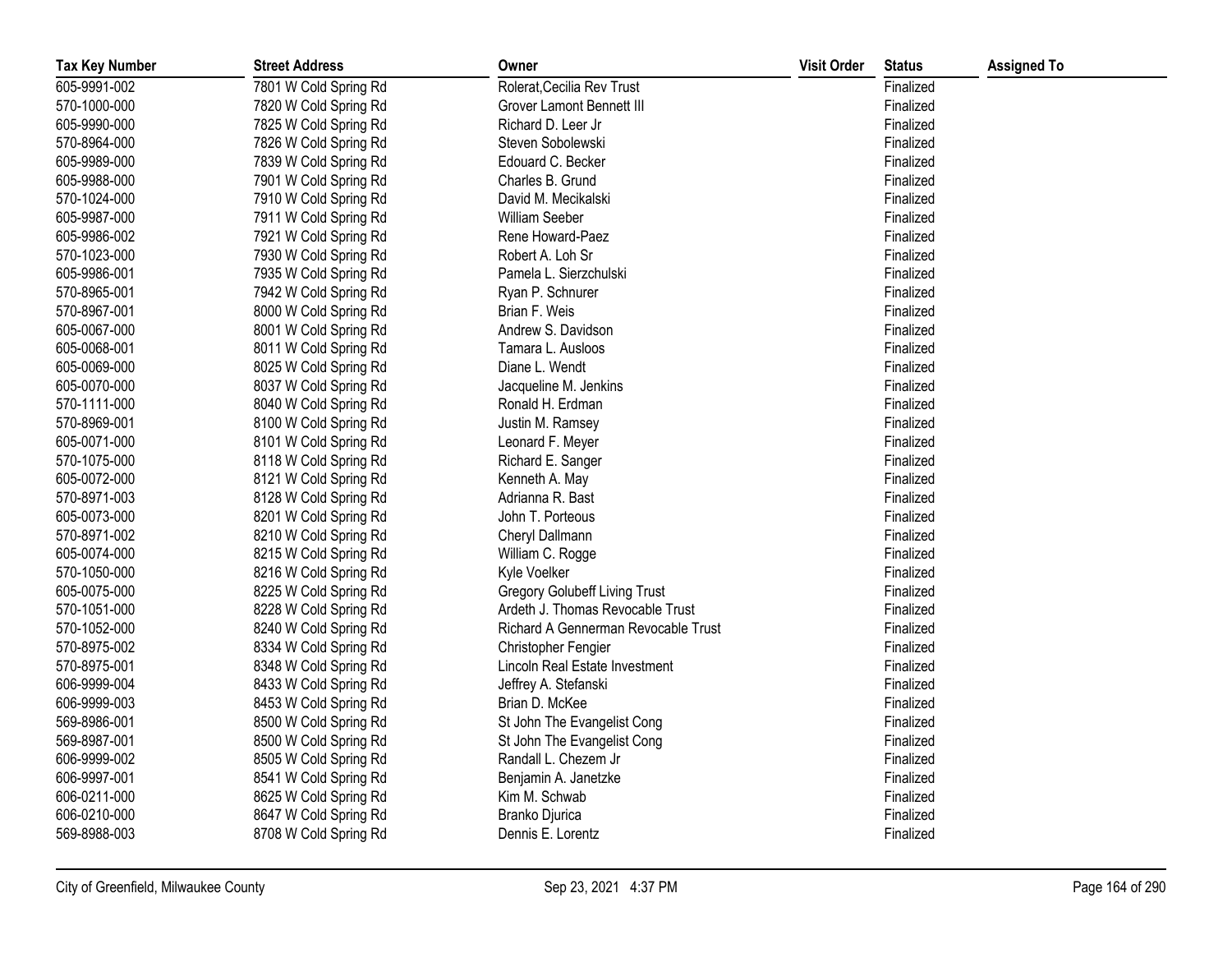| Tax Key Number | Street Address | Owner | Visit Order | Status | Assigned To |
|---|---|---|---|---|---|
| 605-9991-002 | 7801 W Cold Spring Rd | Rolerat,Cecilia Rev Trust | | Finalized | |
| 570-1000-000 | 7820 W Cold Spring Rd | Grover Lamont Bennett III | | Finalized | |
| 605-9990-000 | 7825 W Cold Spring Rd | Richard D. Leer Jr | | Finalized | |
| 570-8964-000 | 7826 W Cold Spring Rd | Steven Sobolewski | | Finalized | |
| 605-9989-000 | 7839 W Cold Spring Rd | Edouard C. Becker | | Finalized | |
| 605-9988-000 | 7901 W Cold Spring Rd | Charles B. Grund | | Finalized | |
| 570-1024-000 | 7910 W Cold Spring Rd | David M. Mecikalski | | Finalized | |
| 605-9987-000 | 7911 W Cold Spring Rd | William Seeber | | Finalized | |
| 605-9986-002 | 7921 W Cold Spring Rd | Rene Howard-Paez | | Finalized | |
| 570-1023-000 | 7930 W Cold Spring Rd | Robert A. Loh Sr | | Finalized | |
| 605-9986-001 | 7935 W Cold Spring Rd | Pamela L. Sierzchulski | | Finalized | |
| 570-8965-001 | 7942 W Cold Spring Rd | Ryan P. Schnurer | | Finalized | |
| 570-8967-001 | 8000 W Cold Spring Rd | Brian F. Weis | | Finalized | |
| 605-0067-000 | 8001 W Cold Spring Rd | Andrew S. Davidson | | Finalized | |
| 605-0068-001 | 8011 W Cold Spring Rd | Tamara L. Ausloos | | Finalized | |
| 605-0069-000 | 8025 W Cold Spring Rd | Diane L. Wendt | | Finalized | |
| 605-0070-000 | 8037 W Cold Spring Rd | Jacqueline M. Jenkins | | Finalized | |
| 570-1111-000 | 8040 W Cold Spring Rd | Ronald H. Erdman | | Finalized | |
| 570-8969-001 | 8100 W Cold Spring Rd | Justin M. Ramsey | | Finalized | |
| 605-0071-000 | 8101 W Cold Spring Rd | Leonard F. Meyer | | Finalized | |
| 570-1075-000 | 8118 W Cold Spring Rd | Richard E. Sanger | | Finalized | |
| 605-0072-000 | 8121 W Cold Spring Rd | Kenneth A. May | | Finalized | |
| 570-8971-003 | 8128 W Cold Spring Rd | Adrianna R. Bast | | Finalized | |
| 605-0073-000 | 8201 W Cold Spring Rd | John T. Porteous | | Finalized | |
| 570-8971-002 | 8210 W Cold Spring Rd | Cheryl Dallmann | | Finalized | |
| 605-0074-000 | 8215 W Cold Spring Rd | William C. Rogge | | Finalized | |
| 570-1050-000 | 8216 W Cold Spring Rd | Kyle Voelker | | Finalized | |
| 605-0075-000 | 8225 W Cold Spring Rd | Gregory Golubeff Living Trust | | Finalized | |
| 570-1051-000 | 8228 W Cold Spring Rd | Ardeth J. Thomas Revocable Trust | | Finalized | |
| 570-1052-000 | 8240 W Cold Spring Rd | Richard A Gennerman Revocable Trust | | Finalized | |
| 570-8975-002 | 8334 W Cold Spring Rd | Christopher Fengier | | Finalized | |
| 570-8975-001 | 8348 W Cold Spring Rd | Lincoln Real Estate Investment | | Finalized | |
| 606-9999-004 | 8433 W Cold Spring Rd | Jeffrey A. Stefanski | | Finalized | |
| 606-9999-003 | 8453 W Cold Spring Rd | Brian D. McKee | | Finalized | |
| 569-8986-001 | 8500 W Cold Spring Rd | St John The Evangelist Cong | | Finalized | |
| 569-8987-001 | 8500 W Cold Spring Rd | St John The Evangelist Cong | | Finalized | |
| 606-9999-002 | 8505 W Cold Spring Rd | Randall L. Chezem Jr | | Finalized | |
| 606-9997-001 | 8541 W Cold Spring Rd | Benjamin A. Janetzke | | Finalized | |
| 606-0211-000 | 8625 W Cold Spring Rd | Kim M. Schwab | | Finalized | |
| 606-0210-000 | 8647 W Cold Spring Rd | Branko Djurica | | Finalized | |
| 569-8988-003 | 8708 W Cold Spring Rd | Dennis E. Lorentz | | Finalized | |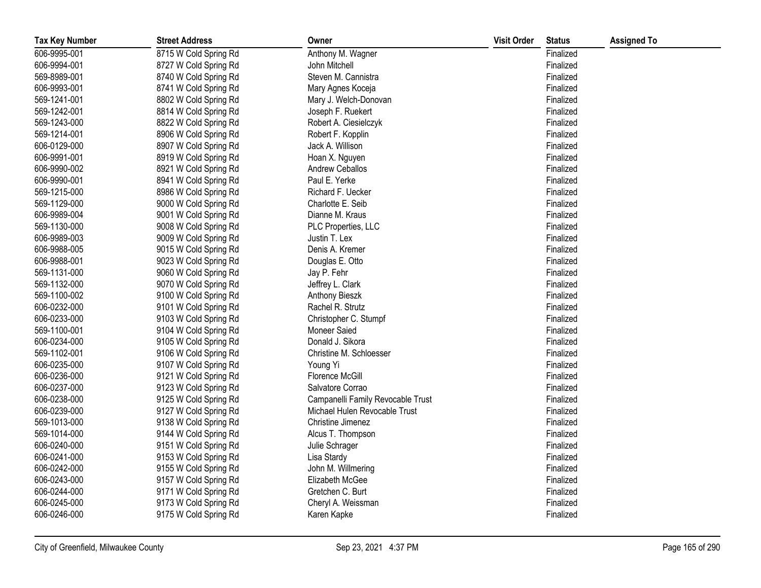| Tax Key Number | Street Address | Owner | Visit Order | Status | Assigned To |
|---|---|---|---|---|---|
| 606-9995-001 | 8715 W Cold Spring Rd | Anthony M. Wagner | | Finalized | |
| 606-9994-001 | 8727 W Cold Spring Rd | John Mitchell | | Finalized | |
| 569-8989-001 | 8740 W Cold Spring Rd | Steven M. Cannistra | | Finalized | |
| 606-9993-001 | 8741 W Cold Spring Rd | Mary Agnes Koceja | | Finalized | |
| 569-1241-001 | 8802 W Cold Spring Rd | Mary J. Welch-Donovan | | Finalized | |
| 569-1242-001 | 8814 W Cold Spring Rd | Joseph F. Ruekert | | Finalized | |
| 569-1243-000 | 8822 W Cold Spring Rd | Robert A. Ciesielczyk | | Finalized | |
| 569-1214-001 | 8906 W Cold Spring Rd | Robert F. Kopplin | | Finalized | |
| 606-0129-000 | 8907 W Cold Spring Rd | Jack A. Willison | | Finalized | |
| 606-9991-001 | 8919 W Cold Spring Rd | Hoan X. Nguyen | | Finalized | |
| 606-9990-002 | 8921 W Cold Spring Rd | Andrew Ceballos | | Finalized | |
| 606-9990-001 | 8941 W Cold Spring Rd | Paul E. Yerke | | Finalized | |
| 569-1215-000 | 8986 W Cold Spring Rd | Richard F. Uecker | | Finalized | |
| 569-1129-000 | 9000 W Cold Spring Rd | Charlotte E. Seib | | Finalized | |
| 606-9989-004 | 9001 W Cold Spring Rd | Dianne M. Kraus | | Finalized | |
| 569-1130-000 | 9008 W Cold Spring Rd | PLC Properties, LLC | | Finalized | |
| 606-9989-003 | 9009 W Cold Spring Rd | Justin T. Lex | | Finalized | |
| 606-9988-005 | 9015 W Cold Spring Rd | Denis A. Kremer | | Finalized | |
| 606-9988-001 | 9023 W Cold Spring Rd | Douglas E. Otto | | Finalized | |
| 569-1131-000 | 9060 W Cold Spring Rd | Jay P. Fehr | | Finalized | |
| 569-1132-000 | 9070 W Cold Spring Rd | Jeffrey L. Clark | | Finalized | |
| 569-1100-002 | 9100 W Cold Spring Rd | Anthony Bieszk | | Finalized | |
| 606-0232-000 | 9101 W Cold Spring Rd | Rachel R. Strutz | | Finalized | |
| 606-0233-000 | 9103 W Cold Spring Rd | Christopher C. Stumpf | | Finalized | |
| 569-1100-001 | 9104 W Cold Spring Rd | Moneer Saied | | Finalized | |
| 606-0234-000 | 9105 W Cold Spring Rd | Donald J. Sikora | | Finalized | |
| 569-1102-001 | 9106 W Cold Spring Rd | Christine M. Schloesser | | Finalized | |
| 606-0235-000 | 9107 W Cold Spring Rd | Young Yi | | Finalized | |
| 606-0236-000 | 9121 W Cold Spring Rd | Florence McGill | | Finalized | |
| 606-0237-000 | 9123 W Cold Spring Rd | Salvatore Corrao | | Finalized | |
| 606-0238-000 | 9125 W Cold Spring Rd | Campanelli Family Revocable Trust | | Finalized | |
| 606-0239-000 | 9127 W Cold Spring Rd | Michael Hulen Revocable Trust | | Finalized | |
| 569-1013-000 | 9138 W Cold Spring Rd | Christine Jimenez | | Finalized | |
| 569-1014-000 | 9144 W Cold Spring Rd | Alcus T. Thompson | | Finalized | |
| 606-0240-000 | 9151 W Cold Spring Rd | Julie Schrager | | Finalized | |
| 606-0241-000 | 9153 W Cold Spring Rd | Lisa Stardy | | Finalized | |
| 606-0242-000 | 9155 W Cold Spring Rd | John M. Willmering | | Finalized | |
| 606-0243-000 | 9157 W Cold Spring Rd | Elizabeth McGee | | Finalized | |
| 606-0244-000 | 9171 W Cold Spring Rd | Gretchen C. Burt | | Finalized | |
| 606-0245-000 | 9173 W Cold Spring Rd | Cheryl A. Weissman | | Finalized | |
| 606-0246-000 | 9175 W Cold Spring Rd | Karen Kapke | | Finalized | |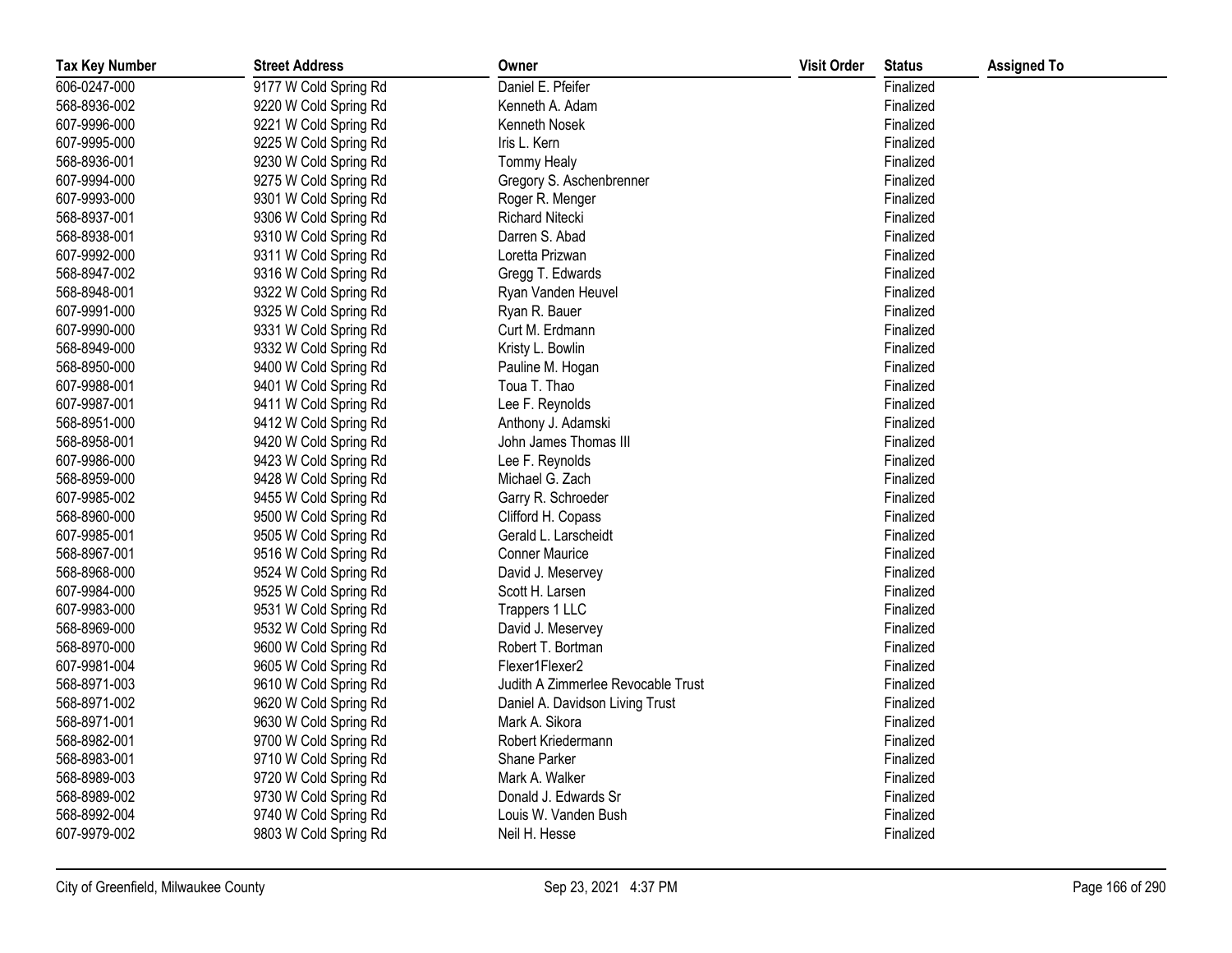| Tax Key Number | Street Address | Owner | Visit Order | Status | Assigned To |
|---|---|---|---|---|---|
| 606-0247-000 | 9177 W Cold Spring Rd | Daniel E. Pfeifer | | Finalized | |
| 568-8936-002 | 9220 W Cold Spring Rd | Kenneth A. Adam | | Finalized | |
| 607-9996-000 | 9221 W Cold Spring Rd | Kenneth Nosek | | Finalized | |
| 607-9995-000 | 9225 W Cold Spring Rd | Iris L. Kern | | Finalized | |
| 568-8936-001 | 9230 W Cold Spring Rd | Tommy Healy | | Finalized | |
| 607-9994-000 | 9275 W Cold Spring Rd | Gregory S. Aschenbrenner | | Finalized | |
| 607-9993-000 | 9301 W Cold Spring Rd | Roger R. Menger | | Finalized | |
| 568-8937-001 | 9306 W Cold Spring Rd | Richard Nitecki | | Finalized | |
| 568-8938-001 | 9310 W Cold Spring Rd | Darren S. Abad | | Finalized | |
| 607-9992-000 | 9311 W Cold Spring Rd | Loretta Prizwan | | Finalized | |
| 568-8947-002 | 9316 W Cold Spring Rd | Gregg T. Edwards | | Finalized | |
| 568-8948-001 | 9322 W Cold Spring Rd | Ryan Vanden Heuvel | | Finalized | |
| 607-9991-000 | 9325 W Cold Spring Rd | Ryan R. Bauer | | Finalized | |
| 607-9990-000 | 9331 W Cold Spring Rd | Curt M. Erdmann | | Finalized | |
| 568-8949-000 | 9332 W Cold Spring Rd | Kristy L. Bowlin | | Finalized | |
| 568-8950-000 | 9400 W Cold Spring Rd | Pauline M. Hogan | | Finalized | |
| 607-9988-001 | 9401 W Cold Spring Rd | Toua T. Thao | | Finalized | |
| 607-9987-001 | 9411 W Cold Spring Rd | Lee F. Reynolds | | Finalized | |
| 568-8951-000 | 9412 W Cold Spring Rd | Anthony J. Adamski | | Finalized | |
| 568-8958-001 | 9420 W Cold Spring Rd | John James Thomas III | | Finalized | |
| 607-9986-000 | 9423 W Cold Spring Rd | Lee F. Reynolds | | Finalized | |
| 568-8959-000 | 9428 W Cold Spring Rd | Michael G. Zach | | Finalized | |
| 607-9985-002 | 9455 W Cold Spring Rd | Garry R. Schroeder | | Finalized | |
| 568-8960-000 | 9500 W Cold Spring Rd | Clifford H. Copass | | Finalized | |
| 607-9985-001 | 9505 W Cold Spring Rd | Gerald L. Larscheidt | | Finalized | |
| 568-8967-001 | 9516 W Cold Spring Rd | Conner Maurice | | Finalized | |
| 568-8968-000 | 9524 W Cold Spring Rd | David J. Meservey | | Finalized | |
| 607-9984-000 | 9525 W Cold Spring Rd | Scott H. Larsen | | Finalized | |
| 607-9983-000 | 9531 W Cold Spring Rd | Trappers 1 LLC | | Finalized | |
| 568-8969-000 | 9532 W Cold Spring Rd | David J. Meservey | | Finalized | |
| 568-8970-000 | 9600 W Cold Spring Rd | Robert T. Bortman | | Finalized | |
| 607-9981-004 | 9605 W Cold Spring Rd | Flexer1Flexer2 | | Finalized | |
| 568-8971-003 | 9610 W Cold Spring Rd | Judith A Zimmerlee Revocable Trust | | Finalized | |
| 568-8971-002 | 9620 W Cold Spring Rd | Daniel A. Davidson Living Trust | | Finalized | |
| 568-8971-001 | 9630 W Cold Spring Rd | Mark A. Sikora | | Finalized | |
| 568-8982-001 | 9700 W Cold Spring Rd | Robert Kriedermann | | Finalized | |
| 568-8983-001 | 9710 W Cold Spring Rd | Shane Parker | | Finalized | |
| 568-8989-003 | 9720 W Cold Spring Rd | Mark A. Walker | | Finalized | |
| 568-8989-002 | 9730 W Cold Spring Rd | Donald J. Edwards Sr | | Finalized | |
| 568-8992-004 | 9740 W Cold Spring Rd | Louis W. Vanden Bush | | Finalized | |
| 607-9979-002 | 9803 W Cold Spring Rd | Neil H. Hesse | | Finalized | |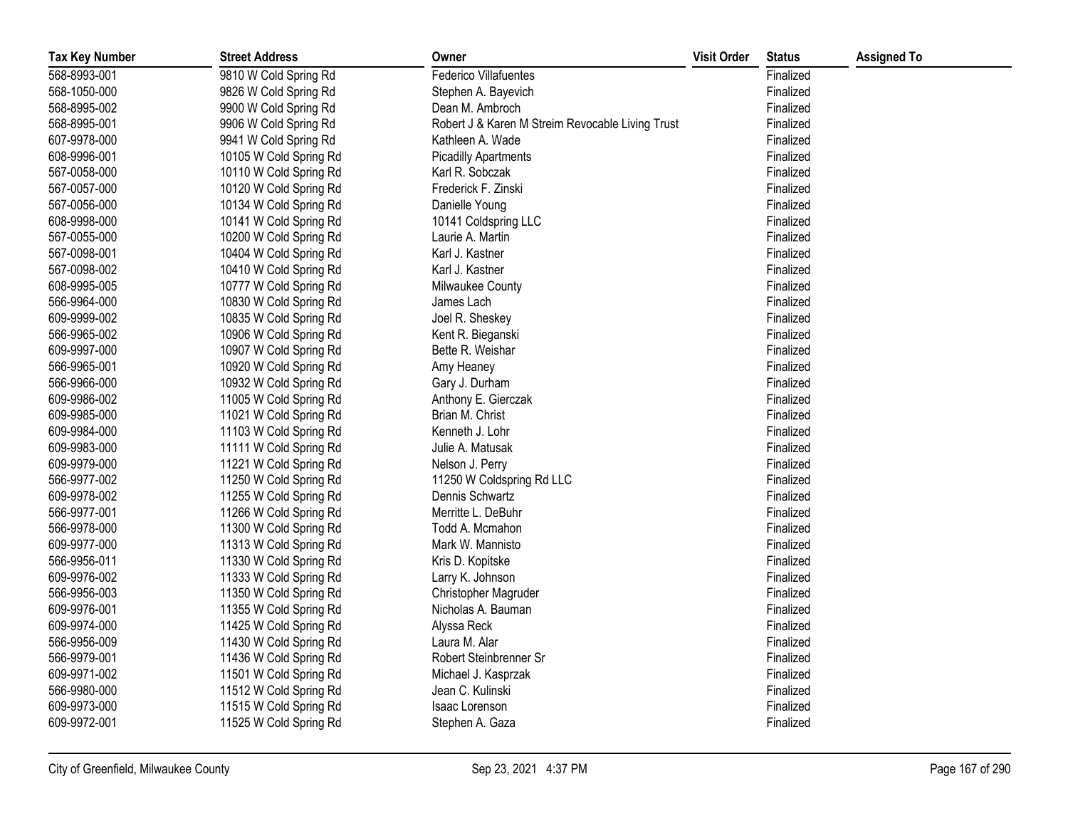| Tax Key Number | Street Address | Owner | Visit Order | Status | Assigned To |
|---|---|---|---|---|---|
| 568-8993-001 | 9810 W Cold Spring Rd | Federico Villafuentes | | Finalized | |
| 568-1050-000 | 9826 W Cold Spring Rd | Stephen A. Bayevich | | Finalized | |
| 568-8995-002 | 9900 W Cold Spring Rd | Dean M. Ambroch | | Finalized | |
| 568-8995-001 | 9906 W Cold Spring Rd | Robert J & Karen M Streim Revocable Living Trust | | Finalized | |
| 607-9978-000 | 9941 W Cold Spring Rd | Kathleen A. Wade | | Finalized | |
| 608-9996-001 | 10105 W Cold Spring Rd | Picadilly Apartments | | Finalized | |
| 567-0058-000 | 10110 W Cold Spring Rd | Karl R. Sobczak | | Finalized | |
| 567-0057-000 | 10120 W Cold Spring Rd | Frederick F. Zinski | | Finalized | |
| 567-0056-000 | 10134 W Cold Spring Rd | Danielle Young | | Finalized | |
| 608-9998-000 | 10141 W Cold Spring Rd | 10141 Coldspring LLC | | Finalized | |
| 567-0055-000 | 10200 W Cold Spring Rd | Laurie A. Martin | | Finalized | |
| 567-0098-001 | 10404 W Cold Spring Rd | Karl J. Kastner | | Finalized | |
| 567-0098-002 | 10410 W Cold Spring Rd | Karl J. Kastner | | Finalized | |
| 608-9995-005 | 10777 W Cold Spring Rd | Milwaukee County | | Finalized | |
| 566-9964-000 | 10830 W Cold Spring Rd | James Lach | | Finalized | |
| 609-9999-002 | 10835 W Cold Spring Rd | Joel R. Sheskey | | Finalized | |
| 566-9965-002 | 10906 W Cold Spring Rd | Kent R. Bieganski | | Finalized | |
| 609-9997-000 | 10907 W Cold Spring Rd | Bette R. Weishar | | Finalized | |
| 566-9965-001 | 10920 W Cold Spring Rd | Amy Heaney | | Finalized | |
| 566-9966-000 | 10932 W Cold Spring Rd | Gary J. Durham | | Finalized | |
| 609-9986-002 | 11005 W Cold Spring Rd | Anthony E. Gierczak | | Finalized | |
| 609-9985-000 | 11021 W Cold Spring Rd | Brian M. Christ | | Finalized | |
| 609-9984-000 | 11103 W Cold Spring Rd | Kenneth J. Lohr | | Finalized | |
| 609-9983-000 | 11111 W Cold Spring Rd | Julie A. Matusak | | Finalized | |
| 609-9979-000 | 11221 W Cold Spring Rd | Nelson J. Perry | | Finalized | |
| 566-9977-002 | 11250 W Cold Spring Rd | 11250 W Coldspring Rd LLC | | Finalized | |
| 609-9978-002 | 11255 W Cold Spring Rd | Dennis Schwartz | | Finalized | |
| 566-9977-001 | 11266 W Cold Spring Rd | Merritte L. DeBuhr | | Finalized | |
| 566-9978-000 | 11300 W Cold Spring Rd | Todd A. Mcmahon | | Finalized | |
| 609-9977-000 | 11313 W Cold Spring Rd | Mark W. Mannisto | | Finalized | |
| 566-9956-011 | 11330 W Cold Spring Rd | Kris D. Kopitske | | Finalized | |
| 609-9976-002 | 11333 W Cold Spring Rd | Larry K. Johnson | | Finalized | |
| 566-9956-003 | 11350 W Cold Spring Rd | Christopher Magruder | | Finalized | |
| 609-9976-001 | 11355 W Cold Spring Rd | Nicholas A. Bauman | | Finalized | |
| 609-9974-000 | 11425 W Cold Spring Rd | Alyssa Reck | | Finalized | |
| 566-9956-009 | 11430 W Cold Spring Rd | Laura M. Alar | | Finalized | |
| 566-9979-001 | 11436 W Cold Spring Rd | Robert Steinbrenner Sr | | Finalized | |
| 609-9971-002 | 11501 W Cold Spring Rd | Michael J. Kasprzak | | Finalized | |
| 566-9980-000 | 11512 W Cold Spring Rd | Jean C. Kulinski | | Finalized | |
| 609-9973-000 | 11515 W Cold Spring Rd | Isaac Lorenson | | Finalized | |
| 609-9972-001 | 11525 W Cold Spring Rd | Stephen A. Gaza | | Finalized | |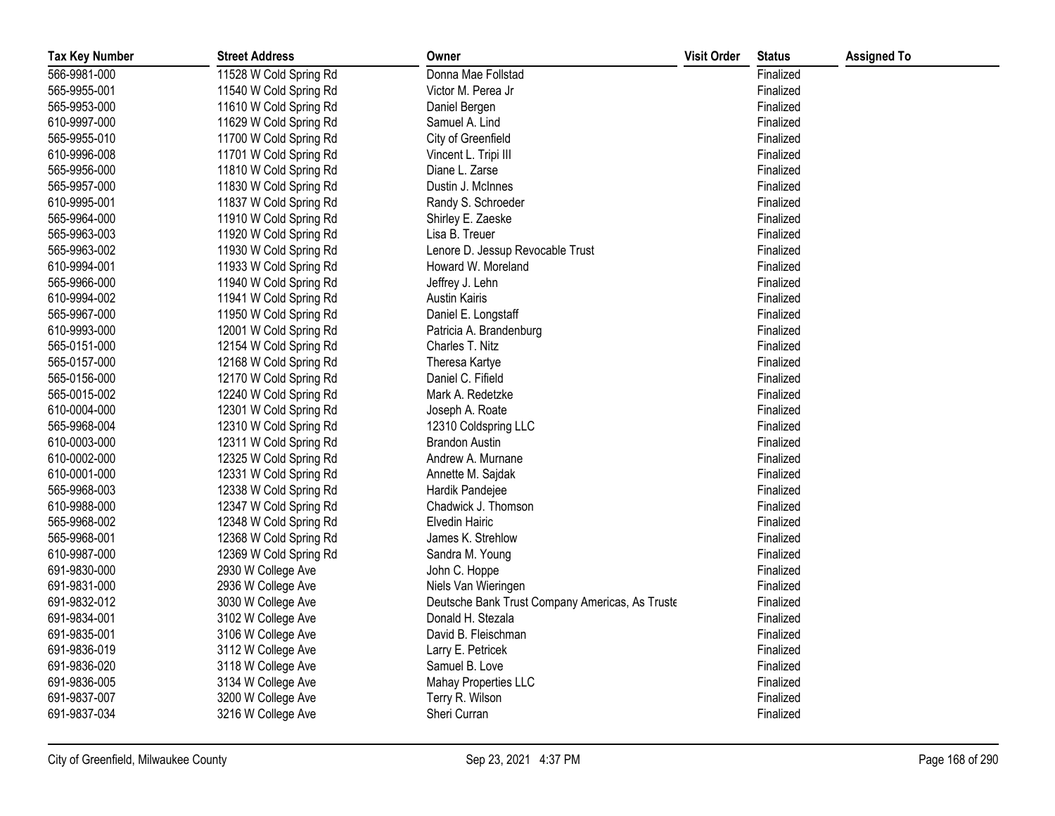| Tax Key Number | Street Address | Owner | Visit Order | Status | Assigned To |
|---|---|---|---|---|---|
| 566-9981-000 | 11528 W Cold Spring Rd | Donna Mae Follstad | | Finalized | |
| 565-9955-001 | 11540 W Cold Spring Rd | Victor M. Perea Jr | | Finalized | |
| 565-9953-000 | 11610 W Cold Spring Rd | Daniel Bergen | | Finalized | |
| 610-9997-000 | 11629 W Cold Spring Rd | Samuel A. Lind | | Finalized | |
| 565-9955-010 | 11700 W Cold Spring Rd | City of Greenfield | | Finalized | |
| 610-9996-008 | 11701 W Cold Spring Rd | Vincent L. Tripi III | | Finalized | |
| 565-9956-000 | 11810 W Cold Spring Rd | Diane L. Zarse | | Finalized | |
| 565-9957-000 | 11830 W Cold Spring Rd | Dustin J. McInnes | | Finalized | |
| 610-9995-001 | 11837 W Cold Spring Rd | Randy S. Schroeder | | Finalized | |
| 565-9964-000 | 11910 W Cold Spring Rd | Shirley E. Zaeske | | Finalized | |
| 565-9963-003 | 11920 W Cold Spring Rd | Lisa B. Treuer | | Finalized | |
| 565-9963-002 | 11930 W Cold Spring Rd | Lenore D. Jessup Revocable Trust | | Finalized | |
| 610-9994-001 | 11933 W Cold Spring Rd | Howard W. Moreland | | Finalized | |
| 565-9966-000 | 11940 W Cold Spring Rd | Jeffrey J. Lehn | | Finalized | |
| 610-9994-002 | 11941 W Cold Spring Rd | Austin Kairis | | Finalized | |
| 565-9967-000 | 11950 W Cold Spring Rd | Daniel E. Longstaff | | Finalized | |
| 610-9993-000 | 12001 W Cold Spring Rd | Patricia A. Brandenburg | | Finalized | |
| 565-0151-000 | 12154 W Cold Spring Rd | Charles T. Nitz | | Finalized | |
| 565-0157-000 | 12168 W Cold Spring Rd | Theresa Kartye | | Finalized | |
| 565-0156-000 | 12170 W Cold Spring Rd | Daniel C. Fifield | | Finalized | |
| 565-0015-002 | 12240 W Cold Spring Rd | Mark A. Redetzke | | Finalized | |
| 610-0004-000 | 12301 W Cold Spring Rd | Joseph A. Roate | | Finalized | |
| 565-9968-004 | 12310 W Cold Spring Rd | 12310 Coldspring LLC | | Finalized | |
| 610-0003-000 | 12311 W Cold Spring Rd | Brandon Austin | | Finalized | |
| 610-0002-000 | 12325 W Cold Spring Rd | Andrew A. Murnane | | Finalized | |
| 610-0001-000 | 12331 W Cold Spring Rd | Annette M. Sajdak | | Finalized | |
| 565-9968-003 | 12338 W Cold Spring Rd | Hardik Pandejee | | Finalized | |
| 610-9988-000 | 12347 W Cold Spring Rd | Chadwick J. Thomson | | Finalized | |
| 565-9968-002 | 12348 W Cold Spring Rd | Elvedin Hairic | | Finalized | |
| 565-9968-001 | 12368 W Cold Spring Rd | James K. Strehlow | | Finalized | |
| 610-9987-000 | 12369 W Cold Spring Rd | Sandra M. Young | | Finalized | |
| 691-9830-000 | 2930 W College Ave | John C. Hoppe | | Finalized | |
| 691-9831-000 | 2936 W College Ave | Niels Van Wieringen | | Finalized | |
| 691-9832-012 | 3030 W College Ave | Deutsche Bank Trust Company Americas, As Truste | | Finalized | |
| 691-9834-001 | 3102 W College Ave | Donald H. Stezala | | Finalized | |
| 691-9835-001 | 3106 W College Ave | David B. Fleischman | | Finalized | |
| 691-9836-019 | 3112 W College Ave | Larry E. Petricek | | Finalized | |
| 691-9836-020 | 3118 W College Ave | Samuel B. Love | | Finalized | |
| 691-9836-005 | 3134 W College Ave | Mahay Properties LLC | | Finalized | |
| 691-9837-007 | 3200 W College Ave | Terry R. Wilson | | Finalized | |
| 691-9837-034 | 3216 W College Ave | Sheri Curran | | Finalized | |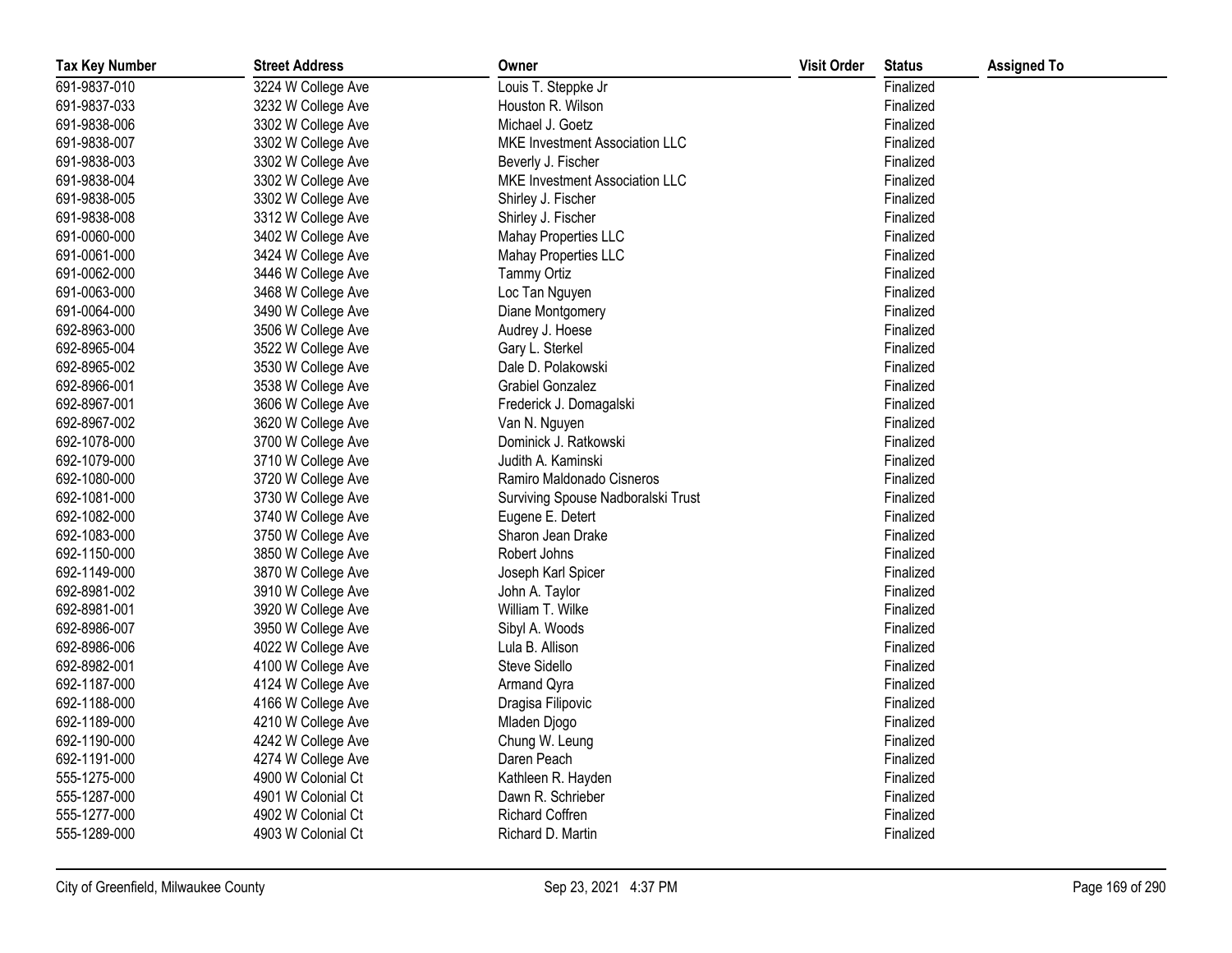| Tax Key Number | Street Address | Owner | Visit Order | Status | Assigned To |
|---|---|---|---|---|---|
| 691-9837-010 | 3224 W College Ave | Louis T. Steppke Jr | | Finalized | |
| 691-9837-033 | 3232 W College Ave | Houston R. Wilson | | Finalized | |
| 691-9838-006 | 3302 W College Ave | Michael J. Goetz | | Finalized | |
| 691-9838-007 | 3302 W College Ave | MKE Investment Association LLC | | Finalized | |
| 691-9838-003 | 3302 W College Ave | Beverly J. Fischer | | Finalized | |
| 691-9838-004 | 3302 W College Ave | MKE Investment Association LLC | | Finalized | |
| 691-9838-005 | 3302 W College Ave | Shirley J. Fischer | | Finalized | |
| 691-9838-008 | 3312 W College Ave | Shirley J. Fischer | | Finalized | |
| 691-0060-000 | 3402 W College Ave | Mahay Properties LLC | | Finalized | |
| 691-0061-000 | 3424 W College Ave | Mahay Properties LLC | | Finalized | |
| 691-0062-000 | 3446 W College Ave | Tammy Ortiz | | Finalized | |
| 691-0063-000 | 3468 W College Ave | Loc Tan Nguyen | | Finalized | |
| 691-0064-000 | 3490 W College Ave | Diane Montgomery | | Finalized | |
| 692-8963-000 | 3506 W College Ave | Audrey J. Hoese | | Finalized | |
| 692-8965-004 | 3522 W College Ave | Gary L. Sterkel | | Finalized | |
| 692-8965-002 | 3530 W College Ave | Dale D. Polakowski | | Finalized | |
| 692-8966-001 | 3538 W College Ave | Grabiel Gonzalez | | Finalized | |
| 692-8967-001 | 3606 W College Ave | Frederick J. Domagalski | | Finalized | |
| 692-8967-002 | 3620 W College Ave | Van N. Nguyen | | Finalized | |
| 692-1078-000 | 3700 W College Ave | Dominick J. Ratkowski | | Finalized | |
| 692-1079-000 | 3710 W College Ave | Judith A. Kaminski | | Finalized | |
| 692-1080-000 | 3720 W College Ave | Ramiro Maldonado Cisneros | | Finalized | |
| 692-1081-000 | 3730 W College Ave | Surviving Spouse Nadboralski Trust | | Finalized | |
| 692-1082-000 | 3740 W College Ave | Eugene E. Detert | | Finalized | |
| 692-1083-000 | 3750 W College Ave | Sharon Jean Drake | | Finalized | |
| 692-1150-000 | 3850 W College Ave | Robert Johns | | Finalized | |
| 692-1149-000 | 3870 W College Ave | Joseph Karl Spicer | | Finalized | |
| 692-8981-002 | 3910 W College Ave | John A. Taylor | | Finalized | |
| 692-8981-001 | 3920 W College Ave | William T. Wilke | | Finalized | |
| 692-8986-007 | 3950 W College Ave | Sibyl A. Woods | | Finalized | |
| 692-8986-006 | 4022 W College Ave | Lula B. Allison | | Finalized | |
| 692-8982-001 | 4100 W College Ave | Steve Sidello | | Finalized | |
| 692-1187-000 | 4124 W College Ave | Armand Qyra | | Finalized | |
| 692-1188-000 | 4166 W College Ave | Dragisa Filipovic | | Finalized | |
| 692-1189-000 | 4210 W College Ave | Mladen Djogo | | Finalized | |
| 692-1190-000 | 4242 W College Ave | Chung W. Leung | | Finalized | |
| 692-1191-000 | 4274 W College Ave | Daren Peach | | Finalized | |
| 555-1275-000 | 4900 W Colonial Ct | Kathleen R. Hayden | | Finalized | |
| 555-1287-000 | 4901 W Colonial Ct | Dawn R. Schrieber | | Finalized | |
| 555-1277-000 | 4902 W Colonial Ct | Richard Coffren | | Finalized | |
| 555-1289-000 | 4903 W Colonial Ct | Richard D. Martin | | Finalized | |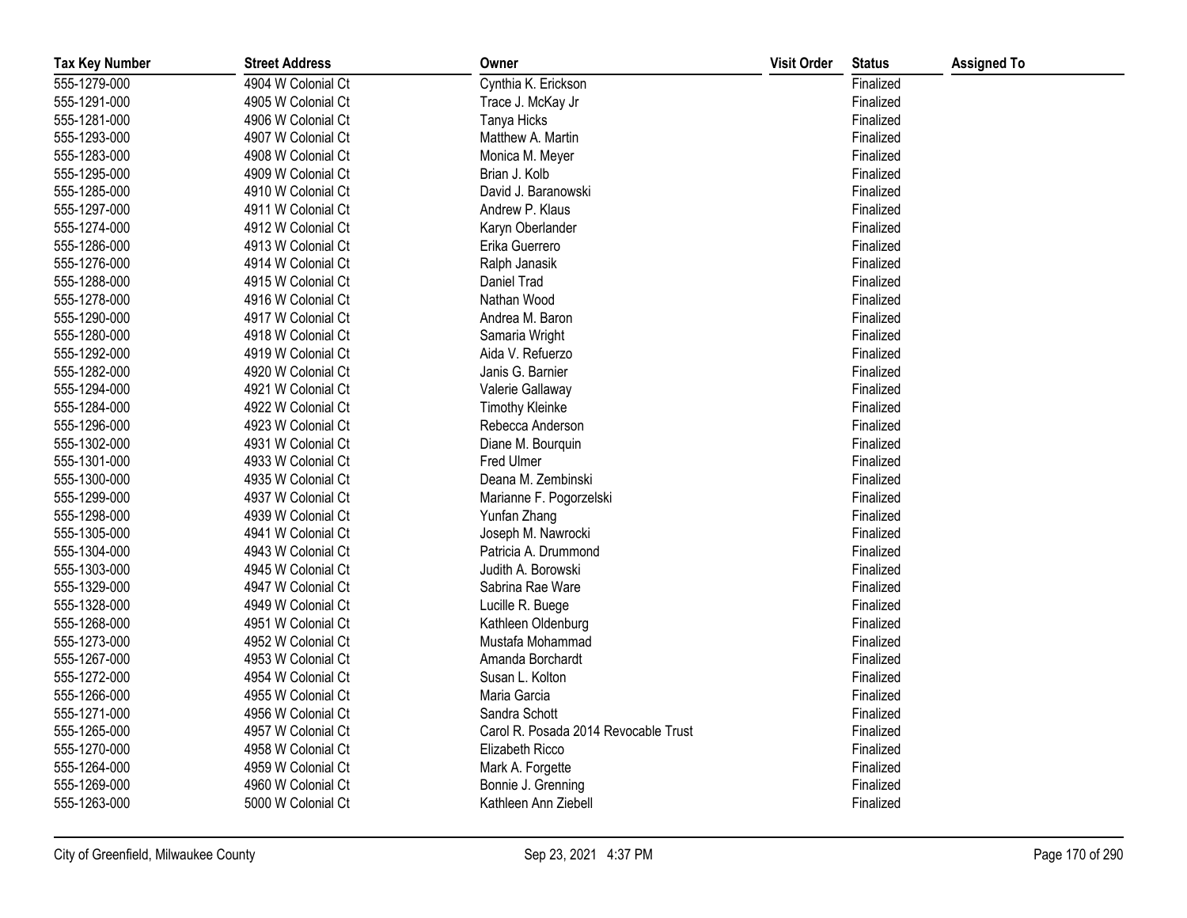| Tax Key Number | Street Address | Owner | Visit Order | Status | Assigned To |
|---|---|---|---|---|---|
| 555-1279-000 | 4904 W Colonial Ct | Cynthia K. Erickson | | Finalized | |
| 555-1291-000 | 4905 W Colonial Ct | Trace J. McKay Jr | | Finalized | |
| 555-1281-000 | 4906 W Colonial Ct | Tanya Hicks | | Finalized | |
| 555-1293-000 | 4907 W Colonial Ct | Matthew A. Martin | | Finalized | |
| 555-1283-000 | 4908 W Colonial Ct | Monica M. Meyer | | Finalized | |
| 555-1295-000 | 4909 W Colonial Ct | Brian J. Kolb | | Finalized | |
| 555-1285-000 | 4910 W Colonial Ct | David J. Baranowski | | Finalized | |
| 555-1297-000 | 4911 W Colonial Ct | Andrew P. Klaus | | Finalized | |
| 555-1274-000 | 4912 W Colonial Ct | Karyn Oberlander | | Finalized | |
| 555-1286-000 | 4913 W Colonial Ct | Erika Guerrero | | Finalized | |
| 555-1276-000 | 4914 W Colonial Ct | Ralph Janasik | | Finalized | |
| 555-1288-000 | 4915 W Colonial Ct | Daniel Trad | | Finalized | |
| 555-1278-000 | 4916 W Colonial Ct | Nathan Wood | | Finalized | |
| 555-1290-000 | 4917 W Colonial Ct | Andrea M. Baron | | Finalized | |
| 555-1280-000 | 4918 W Colonial Ct | Samaria Wright | | Finalized | |
| 555-1292-000 | 4919 W Colonial Ct | Aida V. Refuerzo | | Finalized | |
| 555-1282-000 | 4920 W Colonial Ct | Janis G. Barnier | | Finalized | |
| 555-1294-000 | 4921 W Colonial Ct | Valerie Gallaway | | Finalized | |
| 555-1284-000 | 4922 W Colonial Ct | Timothy Kleinke | | Finalized | |
| 555-1296-000 | 4923 W Colonial Ct | Rebecca Anderson | | Finalized | |
| 555-1302-000 | 4931 W Colonial Ct | Diane M. Bourquin | | Finalized | |
| 555-1301-000 | 4933 W Colonial Ct | Fred Ulmer | | Finalized | |
| 555-1300-000 | 4935 W Colonial Ct | Deana M. Zembinski | | Finalized | |
| 555-1299-000 | 4937 W Colonial Ct | Marianne F. Pogorzelski | | Finalized | |
| 555-1298-000 | 4939 W Colonial Ct | Yunfan Zhang | | Finalized | |
| 555-1305-000 | 4941 W Colonial Ct | Joseph M. Nawrocki | | Finalized | |
| 555-1304-000 | 4943 W Colonial Ct | Patricia A. Drummond | | Finalized | |
| 555-1303-000 | 4945 W Colonial Ct | Judith A. Borowski | | Finalized | |
| 555-1329-000 | 4947 W Colonial Ct | Sabrina Rae Ware | | Finalized | |
| 555-1328-000 | 4949 W Colonial Ct | Lucille R. Buege | | Finalized | |
| 555-1268-000 | 4951 W Colonial Ct | Kathleen Oldenburg | | Finalized | |
| 555-1273-000 | 4952 W Colonial Ct | Mustafa Mohammad | | Finalized | |
| 555-1267-000 | 4953 W Colonial Ct | Amanda Borchardt | | Finalized | |
| 555-1272-000 | 4954 W Colonial Ct | Susan L. Kolton | | Finalized | |
| 555-1266-000 | 4955 W Colonial Ct | Maria Garcia | | Finalized | |
| 555-1271-000 | 4956 W Colonial Ct | Sandra Schott | | Finalized | |
| 555-1265-000 | 4957 W Colonial Ct | Carol R. Posada 2014 Revocable Trust | | Finalized | |
| 555-1270-000 | 4958 W Colonial Ct | Elizabeth Ricco | | Finalized | |
| 555-1264-000 | 4959 W Colonial Ct | Mark A. Forgette | | Finalized | |
| 555-1269-000 | 4960 W Colonial Ct | Bonnie J. Grenning | | Finalized | |
| 555-1263-000 | 5000 W Colonial Ct | Kathleen Ann Ziebell | | Finalized | |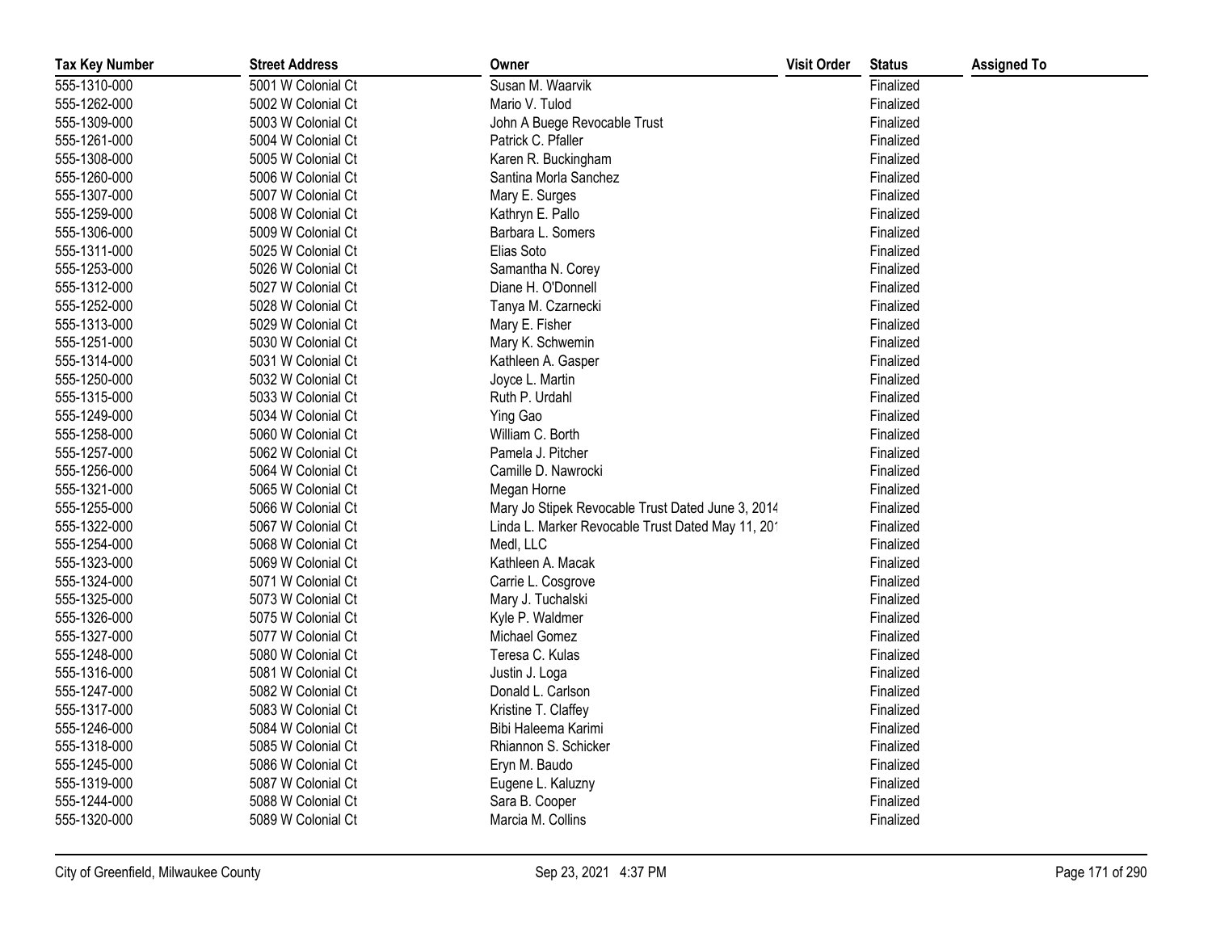| Tax Key Number | Street Address | Owner | Visit Order | Status | Assigned To |
|---|---|---|---|---|---|
| 555-1310-000 | 5001 W Colonial Ct | Susan M. Waarvik | | Finalized | |
| 555-1262-000 | 5002 W Colonial Ct | Mario V. Tulod | | Finalized | |
| 555-1309-000 | 5003 W Colonial Ct | John A Buege Revocable Trust | | Finalized | |
| 555-1261-000 | 5004 W Colonial Ct | Patrick C. Pfaller | | Finalized | |
| 555-1308-000 | 5005 W Colonial Ct | Karen R. Buckingham | | Finalized | |
| 555-1260-000 | 5006 W Colonial Ct | Santina Morla Sanchez | | Finalized | |
| 555-1307-000 | 5007 W Colonial Ct | Mary E. Surges | | Finalized | |
| 555-1259-000 | 5008 W Colonial Ct | Kathryn E. Pallo | | Finalized | |
| 555-1306-000 | 5009 W Colonial Ct | Barbara L. Somers | | Finalized | |
| 555-1311-000 | 5025 W Colonial Ct | Elias Soto | | Finalized | |
| 555-1253-000 | 5026 W Colonial Ct | Samantha N. Corey | | Finalized | |
| 555-1312-000 | 5027 W Colonial Ct | Diane H. O'Donnell | | Finalized | |
| 555-1252-000 | 5028 W Colonial Ct | Tanya M. Czarnecki | | Finalized | |
| 555-1313-000 | 5029 W Colonial Ct | Mary E. Fisher | | Finalized | |
| 555-1251-000 | 5030 W Colonial Ct | Mary K. Schwemin | | Finalized | |
| 555-1314-000 | 5031 W Colonial Ct | Kathleen A. Gasper | | Finalized | |
| 555-1250-000 | 5032 W Colonial Ct | Joyce L. Martin | | Finalized | |
| 555-1315-000 | 5033 W Colonial Ct | Ruth P. Urdahl | | Finalized | |
| 555-1249-000 | 5034 W Colonial Ct | Ying Gao | | Finalized | |
| 555-1258-000 | 5060 W Colonial Ct | William C. Borth | | Finalized | |
| 555-1257-000 | 5062 W Colonial Ct | Pamela J. Pitcher | | Finalized | |
| 555-1256-000 | 5064 W Colonial Ct | Camille D. Nawrocki | | Finalized | |
| 555-1321-000 | 5065 W Colonial Ct | Megan Horne | | Finalized | |
| 555-1255-000 | 5066 W Colonial Ct | Mary Jo Stipek Revocable Trust Dated June 3, 2014 | | Finalized | |
| 555-1322-000 | 5067 W Colonial Ct | Linda L. Marker Revocable Trust Dated May 11, 201 | | Finalized | |
| 555-1254-000 | 5068 W Colonial Ct | Medl, LLC | | Finalized | |
| 555-1323-000 | 5069 W Colonial Ct | Kathleen A. Macak | | Finalized | |
| 555-1324-000 | 5071 W Colonial Ct | Carrie L. Cosgrove | | Finalized | |
| 555-1325-000 | 5073 W Colonial Ct | Mary J. Tuchalski | | Finalized | |
| 555-1326-000 | 5075 W Colonial Ct | Kyle P. Waldmer | | Finalized | |
| 555-1327-000 | 5077 W Colonial Ct | Michael Gomez | | Finalized | |
| 555-1248-000 | 5080 W Colonial Ct | Teresa C. Kulas | | Finalized | |
| 555-1316-000 | 5081 W Colonial Ct | Justin J. Loga | | Finalized | |
| 555-1247-000 | 5082 W Colonial Ct | Donald L. Carlson | | Finalized | |
| 555-1317-000 | 5083 W Colonial Ct | Kristine T. Claffey | | Finalized | |
| 555-1246-000 | 5084 W Colonial Ct | Bibi Haleema Karimi | | Finalized | |
| 555-1318-000 | 5085 W Colonial Ct | Rhiannon S. Schicker | | Finalized | |
| 555-1245-000 | 5086 W Colonial Ct | Eryn M. Baudo | | Finalized | |
| 555-1319-000 | 5087 W Colonial Ct | Eugene L. Kaluzny | | Finalized | |
| 555-1244-000 | 5088 W Colonial Ct | Sara B. Cooper | | Finalized | |
| 555-1320-000 | 5089 W Colonial Ct | Marcia M. Collins | | Finalized | |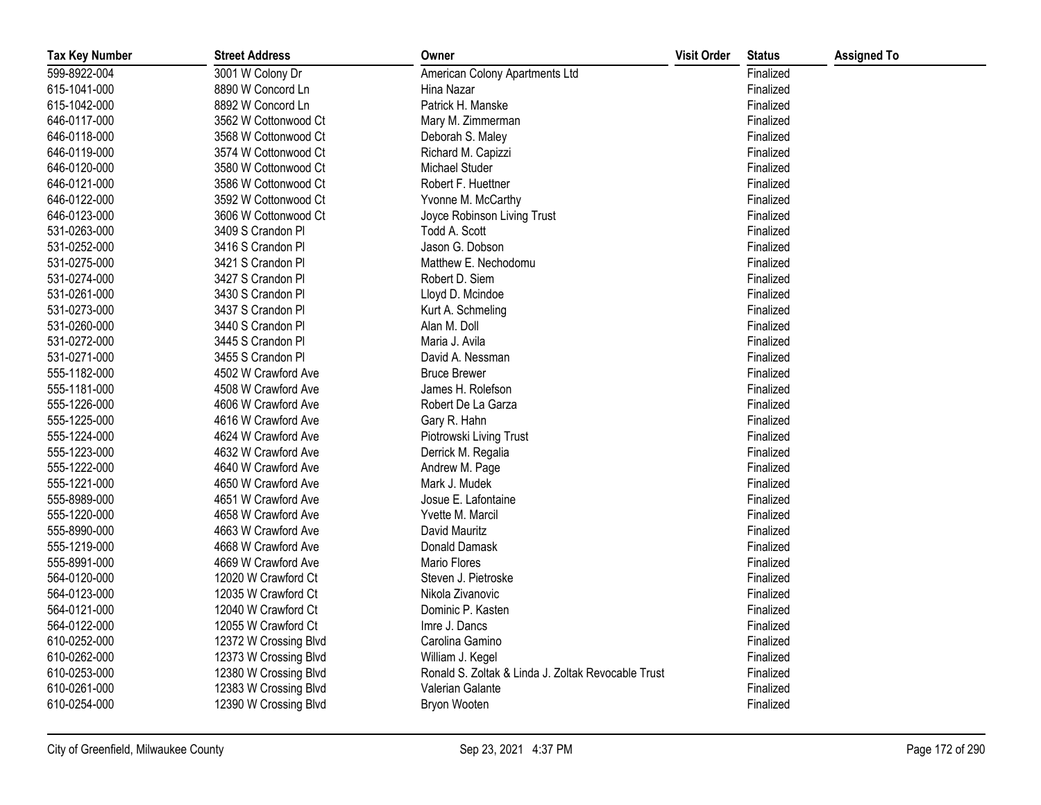| Tax Key Number | Street Address | Owner | Visit Order | Status | Assigned To |
|---|---|---|---|---|---|
| 599-8922-004 | 3001 W Colony Dr | American Colony Apartments Ltd | | Finalized | |
| 615-1041-000 | 8890 W Concord Ln | Hina Nazar | | Finalized | |
| 615-1042-000 | 8892 W Concord Ln | Patrick H. Manske | | Finalized | |
| 646-0117-000 | 3562 W Cottonwood Ct | Mary M. Zimmerman | | Finalized | |
| 646-0118-000 | 3568 W Cottonwood Ct | Deborah S. Maley | | Finalized | |
| 646-0119-000 | 3574 W Cottonwood Ct | Richard M. Capizzi | | Finalized | |
| 646-0120-000 | 3580 W Cottonwood Ct | Michael Studer | | Finalized | |
| 646-0121-000 | 3586 W Cottonwood Ct | Robert F. Huettner | | Finalized | |
| 646-0122-000 | 3592 W Cottonwood Ct | Yvonne M. McCarthy | | Finalized | |
| 646-0123-000 | 3606 W Cottonwood Ct | Joyce Robinson Living Trust | | Finalized | |
| 531-0263-000 | 3409 S Crandon Pl | Todd A. Scott | | Finalized | |
| 531-0252-000 | 3416 S Crandon Pl | Jason G. Dobson | | Finalized | |
| 531-0275-000 | 3421 S Crandon Pl | Matthew E. Nechodomu | | Finalized | |
| 531-0274-000 | 3427 S Crandon Pl | Robert D. Siem | | Finalized | |
| 531-0261-000 | 3430 S Crandon Pl | Lloyd D. Mcindoe | | Finalized | |
| 531-0273-000 | 3437 S Crandon Pl | Kurt A. Schmeling | | Finalized | |
| 531-0260-000 | 3440 S Crandon Pl | Alan M. Doll | | Finalized | |
| 531-0272-000 | 3445 S Crandon Pl | Maria J. Avila | | Finalized | |
| 531-0271-000 | 3455 S Crandon Pl | David A. Nessman | | Finalized | |
| 555-1182-000 | 4502 W Crawford Ave | Bruce Brewer | | Finalized | |
| 555-1181-000 | 4508 W Crawford Ave | James H. Rolefson | | Finalized | |
| 555-1226-000 | 4606 W Crawford Ave | Robert De La Garza | | Finalized | |
| 555-1225-000 | 4616 W Crawford Ave | Gary R. Hahn | | Finalized | |
| 555-1224-000 | 4624 W Crawford Ave | Piotrowski Living Trust | | Finalized | |
| 555-1223-000 | 4632 W Crawford Ave | Derrick M. Regalia | | Finalized | |
| 555-1222-000 | 4640 W Crawford Ave | Andrew M. Page | | Finalized | |
| 555-1221-000 | 4650 W Crawford Ave | Mark J. Mudek | | Finalized | |
| 555-8989-000 | 4651 W Crawford Ave | Josue E. Lafontaine | | Finalized | |
| 555-1220-000 | 4658 W Crawford Ave | Yvette M. Marcil | | Finalized | |
| 555-8990-000 | 4663 W Crawford Ave | David Mauritz | | Finalized | |
| 555-1219-000 | 4668 W Crawford Ave | Donald Damask | | Finalized | |
| 555-8991-000 | 4669 W Crawford Ave | Mario Flores | | Finalized | |
| 564-0120-000 | 12020 W Crawford Ct | Steven J. Pietroske | | Finalized | |
| 564-0123-000 | 12035 W Crawford Ct | Nikola Zivanovic | | Finalized | |
| 564-0121-000 | 12040 W Crawford Ct | Dominic P. Kasten | | Finalized | |
| 564-0122-000 | 12055 W Crawford Ct | Imre J. Dancs | | Finalized | |
| 610-0252-000 | 12372 W Crossing Blvd | Carolina Gamino | | Finalized | |
| 610-0262-000 | 12373 W Crossing Blvd | William J. Kegel | | Finalized | |
| 610-0253-000 | 12380 W Crossing Blvd | Ronald S. Zoltak & Linda J. Zoltak Revocable Trust | | Finalized | |
| 610-0261-000 | 12383 W Crossing Blvd | Valerian Galante | | Finalized | |
| 610-0254-000 | 12390 W Crossing Blvd | Bryon Wooten | | Finalized | |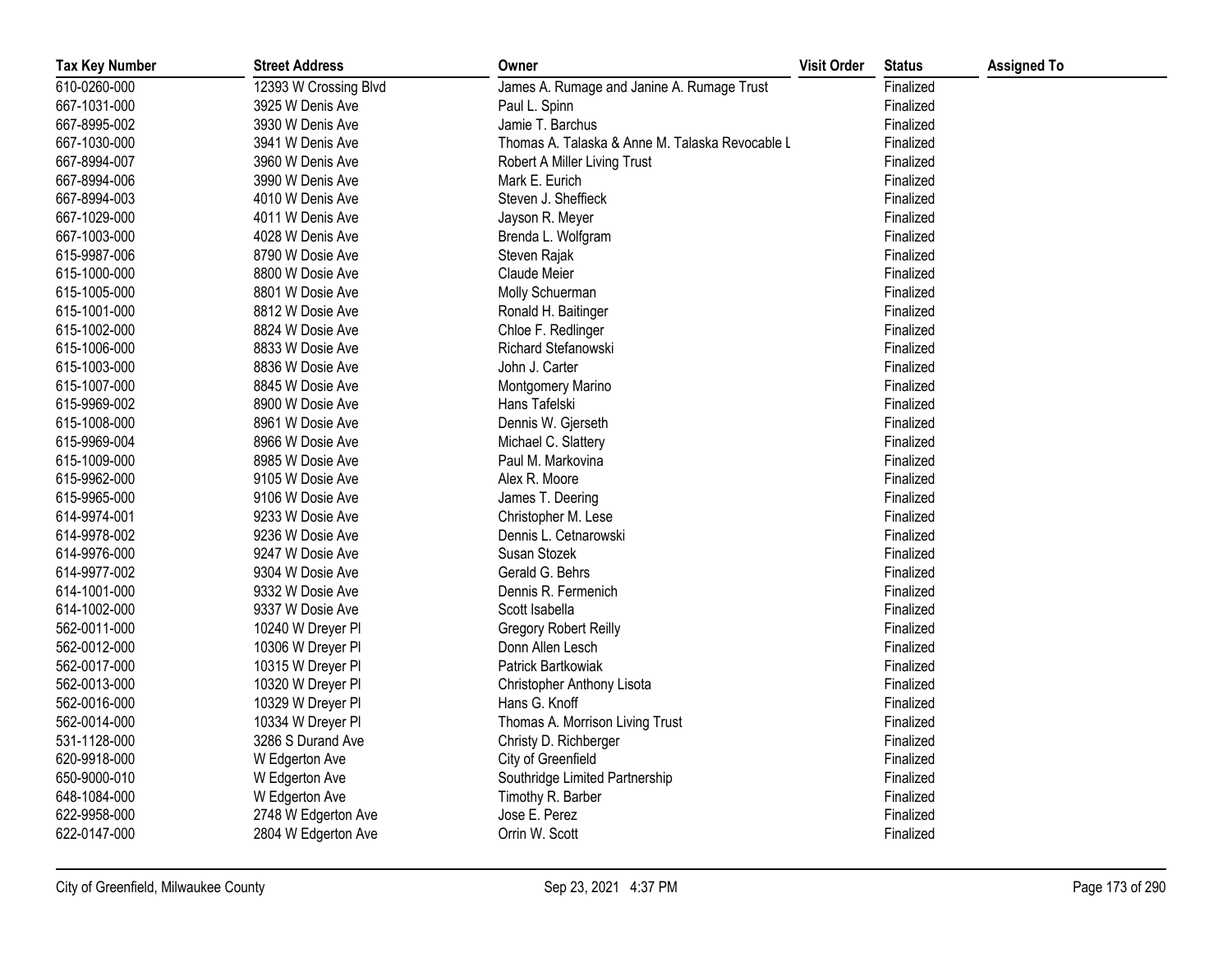| Tax Key Number | Street Address | Owner | Visit Order | Status | Assigned To |
| --- | --- | --- | --- | --- | --- |
| 610-0260-000 | 12393 W Crossing Blvd | James A. Rumage and Janine A. Rumage Trust | | Finalized | |
| 667-1031-000 | 3925 W Denis Ave | Paul L. Spinn | | Finalized | |
| 667-8995-002 | 3930 W Denis Ave | Jamie T. Barchus | | Finalized | |
| 667-1030-000 | 3941 W Denis Ave | Thomas A. Talaska & Anne M. Talaska Revocable L | | Finalized | |
| 667-8994-007 | 3960 W Denis Ave | Robert A Miller Living Trust | | Finalized | |
| 667-8994-006 | 3990 W Denis Ave | Mark E. Eurich | | Finalized | |
| 667-8994-003 | 4010 W Denis Ave | Steven J. Sheffieck | | Finalized | |
| 667-1029-000 | 4011 W Denis Ave | Jayson R. Meyer | | Finalized | |
| 667-1003-000 | 4028 W Denis Ave | Brenda L. Wolfgram | | Finalized | |
| 615-9987-006 | 8790 W Dosie Ave | Steven Rajak | | Finalized | |
| 615-1000-000 | 8800 W Dosie Ave | Claude Meier | | Finalized | |
| 615-1005-000 | 8801 W Dosie Ave | Molly Schuerman | | Finalized | |
| 615-1001-000 | 8812 W Dosie Ave | Ronald H. Baitinger | | Finalized | |
| 615-1002-000 | 8824 W Dosie Ave | Chloe F. Redlinger | | Finalized | |
| 615-1006-000 | 8833 W Dosie Ave | Richard Stefanowski | | Finalized | |
| 615-1003-000 | 8836 W Dosie Ave | John J. Carter | | Finalized | |
| 615-1007-000 | 8845 W Dosie Ave | Montgomery Marino | | Finalized | |
| 615-9969-002 | 8900 W Dosie Ave | Hans Tafelski | | Finalized | |
| 615-1008-000 | 8961 W Dosie Ave | Dennis W. Gjerseth | | Finalized | |
| 615-9969-004 | 8966 W Dosie Ave | Michael C. Slattery | | Finalized | |
| 615-1009-000 | 8985 W Dosie Ave | Paul M. Markovina | | Finalized | |
| 615-9962-000 | 9105 W Dosie Ave | Alex R. Moore | | Finalized | |
| 615-9965-000 | 9106 W Dosie Ave | James T. Deering | | Finalized | |
| 614-9974-001 | 9233 W Dosie Ave | Christopher M. Lese | | Finalized | |
| 614-9978-002 | 9236 W Dosie Ave | Dennis L. Cetnarowski | | Finalized | |
| 614-9976-000 | 9247 W Dosie Ave | Susan Stozek | | Finalized | |
| 614-9977-002 | 9304 W Dosie Ave | Gerald G. Behrs | | Finalized | |
| 614-1001-000 | 9332 W Dosie Ave | Dennis R. Fermenich | | Finalized | |
| 614-1002-000 | 9337 W Dosie Ave | Scott Isabella | | Finalized | |
| 562-0011-000 | 10240 W Dreyer Pl | Gregory Robert Reilly | | Finalized | |
| 562-0012-000 | 10306 W Dreyer Pl | Donn Allen Lesch | | Finalized | |
| 562-0017-000 | 10315 W Dreyer Pl | Patrick Bartkowiak | | Finalized | |
| 562-0013-000 | 10320 W Dreyer Pl | Christopher Anthony Lisota | | Finalized | |
| 562-0016-000 | 10329 W Dreyer Pl | Hans G. Knoff | | Finalized | |
| 562-0014-000 | 10334 W Dreyer Pl | Thomas A. Morrison Living Trust | | Finalized | |
| 531-1128-000 | 3286 S Durand Ave | Christy D. Richberger | | Finalized | |
| 620-9918-000 | W Edgerton Ave | City of Greenfield | | Finalized | |
| 650-9000-010 | W Edgerton Ave | Southridge Limited Partnership | | Finalized | |
| 648-1084-000 | W Edgerton Ave | Timothy R. Barber | | Finalized | |
| 622-9958-000 | 2748 W Edgerton Ave | Jose E. Perez | | Finalized | |
| 622-0147-000 | 2804 W Edgerton Ave | Orrin W. Scott | | Finalized | |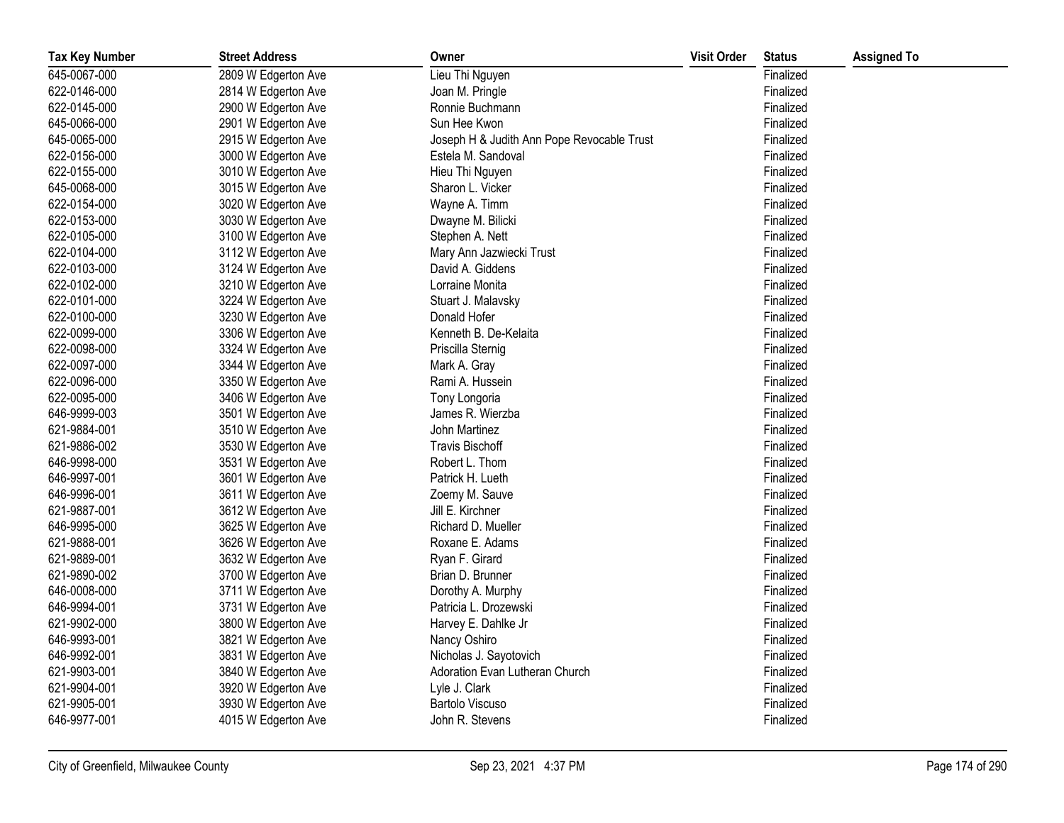| Tax Key Number | Street Address | Owner | Visit Order | Status | Assigned To |
|---|---|---|---|---|---|
| 645-0067-000 | 2809 W Edgerton Ave | Lieu Thi Nguyen | | Finalized | |
| 622-0146-000 | 2814 W Edgerton Ave | Joan M. Pringle | | Finalized | |
| 622-0145-000 | 2900 W Edgerton Ave | Ronnie Buchmann | | Finalized | |
| 645-0066-000 | 2901 W Edgerton Ave | Sun Hee Kwon | | Finalized | |
| 645-0065-000 | 2915 W Edgerton Ave | Joseph H & Judith Ann Pope Revocable Trust | | Finalized | |
| 622-0156-000 | 3000 W Edgerton Ave | Estela M. Sandoval | | Finalized | |
| 622-0155-000 | 3010 W Edgerton Ave | Hieu Thi Nguyen | | Finalized | |
| 645-0068-000 | 3015 W Edgerton Ave | Sharon L. Vicker | | Finalized | |
| 622-0154-000 | 3020 W Edgerton Ave | Wayne A. Timm | | Finalized | |
| 622-0153-000 | 3030 W Edgerton Ave | Dwayne M. Bilicki | | Finalized | |
| 622-0105-000 | 3100 W Edgerton Ave | Stephen A. Nett | | Finalized | |
| 622-0104-000 | 3112 W Edgerton Ave | Mary Ann Jazwiecki Trust | | Finalized | |
| 622-0103-000 | 3124 W Edgerton Ave | David A. Giddens | | Finalized | |
| 622-0102-000 | 3210 W Edgerton Ave | Lorraine Monita | | Finalized | |
| 622-0101-000 | 3224 W Edgerton Ave | Stuart J. Malavsky | | Finalized | |
| 622-0100-000 | 3230 W Edgerton Ave | Donald Hofer | | Finalized | |
| 622-0099-000 | 3306 W Edgerton Ave | Kenneth B. De-Kelaita | | Finalized | |
| 622-0098-000 | 3324 W Edgerton Ave | Priscilla Sternig | | Finalized | |
| 622-0097-000 | 3344 W Edgerton Ave | Mark A. Gray | | Finalized | |
| 622-0096-000 | 3350 W Edgerton Ave | Rami A. Hussein | | Finalized | |
| 622-0095-000 | 3406 W Edgerton Ave | Tony Longoria | | Finalized | |
| 646-9999-003 | 3501 W Edgerton Ave | James R. Wierzba | | Finalized | |
| 621-9884-001 | 3510 W Edgerton Ave | John Martinez | | Finalized | |
| 621-9886-002 | 3530 W Edgerton Ave | Travis Bischoff | | Finalized | |
| 646-9998-000 | 3531 W Edgerton Ave | Robert L. Thom | | Finalized | |
| 646-9997-001 | 3601 W Edgerton Ave | Patrick H. Lueth | | Finalized | |
| 646-9996-001 | 3611 W Edgerton Ave | Zoemy M. Sauve | | Finalized | |
| 621-9887-001 | 3612 W Edgerton Ave | Jill E. Kirchner | | Finalized | |
| 646-9995-000 | 3625 W Edgerton Ave | Richard D. Mueller | | Finalized | |
| 621-9888-001 | 3626 W Edgerton Ave | Roxane E. Adams | | Finalized | |
| 621-9889-001 | 3632 W Edgerton Ave | Ryan F. Girard | | Finalized | |
| 621-9890-002 | 3700 W Edgerton Ave | Brian D. Brunner | | Finalized | |
| 646-0008-000 | 3711 W Edgerton Ave | Dorothy A. Murphy | | Finalized | |
| 646-9994-001 | 3731 W Edgerton Ave | Patricia L. Drozewski | | Finalized | |
| 621-9902-000 | 3800 W Edgerton Ave | Harvey E. Dahlke Jr | | Finalized | |
| 646-9993-001 | 3821 W Edgerton Ave | Nancy Oshiro | | Finalized | |
| 646-9992-001 | 3831 W Edgerton Ave | Nicholas J. Sayotovich | | Finalized | |
| 621-9903-001 | 3840 W Edgerton Ave | Adoration Evan Lutheran Church | | Finalized | |
| 621-9904-001 | 3920 W Edgerton Ave | Lyle J. Clark | | Finalized | |
| 621-9905-001 | 3930 W Edgerton Ave | Bartolo Viscuso | | Finalized | |
| 646-9977-001 | 4015 W Edgerton Ave | John R. Stevens | | Finalized | |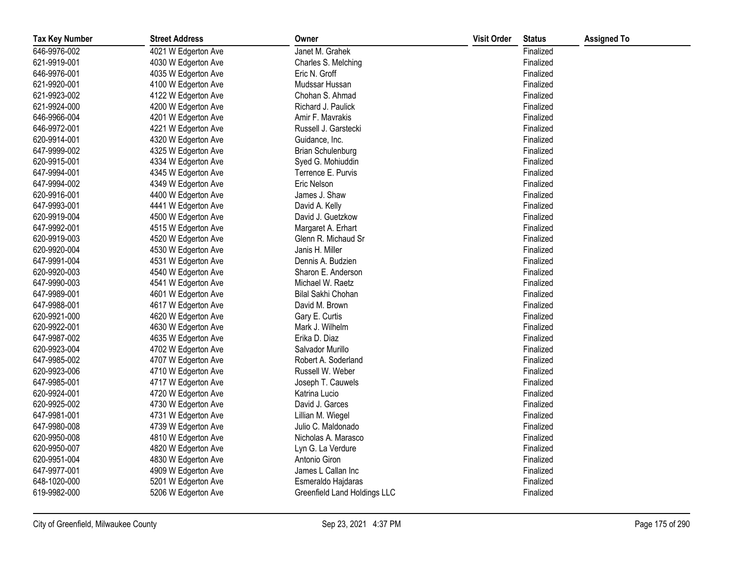| Tax Key Number | Street Address | Owner | Visit Order | Status | Assigned To |
|---|---|---|---|---|---|
| 646-9976-002 | 4021 W Edgerton Ave | Janet M. Grahek | | Finalized | |
| 621-9919-001 | 4030 W Edgerton Ave | Charles S. Melching | | Finalized | |
| 646-9976-001 | 4035 W Edgerton Ave | Eric N. Groff | | Finalized | |
| 621-9920-001 | 4100 W Edgerton Ave | Mudssar Hussan | | Finalized | |
| 621-9923-002 | 4122 W Edgerton Ave | Chohan S. Ahmad | | Finalized | |
| 621-9924-000 | 4200 W Edgerton Ave | Richard J. Paulick | | Finalized | |
| 646-9966-004 | 4201 W Edgerton Ave | Amir F. Mavrakis | | Finalized | |
| 646-9972-001 | 4221 W Edgerton Ave | Russell J. Garstecki | | Finalized | |
| 620-9914-001 | 4320 W Edgerton Ave | Guidance, Inc. | | Finalized | |
| 647-9999-002 | 4325 W Edgerton Ave | Brian Schulenburg | | Finalized | |
| 620-9915-001 | 4334 W Edgerton Ave | Syed G. Mohiuddin | | Finalized | |
| 647-9994-001 | 4345 W Edgerton Ave | Terrence E. Purvis | | Finalized | |
| 647-9994-002 | 4349 W Edgerton Ave | Eric Nelson | | Finalized | |
| 620-9916-001 | 4400 W Edgerton Ave | James J. Shaw | | Finalized | |
| 647-9993-001 | 4441 W Edgerton Ave | David A. Kelly | | Finalized | |
| 620-9919-004 | 4500 W Edgerton Ave | David J. Guetzkow | | Finalized | |
| 647-9992-001 | 4515 W Edgerton Ave | Margaret A. Erhart | | Finalized | |
| 620-9919-003 | 4520 W Edgerton Ave | Glenn R. Michaud Sr | | Finalized | |
| 620-9920-004 | 4530 W Edgerton Ave | Janis H. Miller | | Finalized | |
| 647-9991-004 | 4531 W Edgerton Ave | Dennis A. Budzien | | Finalized | |
| 620-9920-003 | 4540 W Edgerton Ave | Sharon E. Anderson | | Finalized | |
| 647-9990-003 | 4541 W Edgerton Ave | Michael W. Raetz | | Finalized | |
| 647-9989-001 | 4601 W Edgerton Ave | Bilal Sakhi Chohan | | Finalized | |
| 647-9988-001 | 4617 W Edgerton Ave | David M. Brown | | Finalized | |
| 620-9921-000 | 4620 W Edgerton Ave | Gary E. Curtis | | Finalized | |
| 620-9922-001 | 4630 W Edgerton Ave | Mark J. Wilhelm | | Finalized | |
| 647-9987-002 | 4635 W Edgerton Ave | Erika D. Diaz | | Finalized | |
| 620-9923-004 | 4702 W Edgerton Ave | Salvador Murillo | | Finalized | |
| 647-9985-002 | 4707 W Edgerton Ave | Robert A. Soderland | | Finalized | |
| 620-9923-006 | 4710 W Edgerton Ave | Russell W. Weber | | Finalized | |
| 647-9985-001 | 4717 W Edgerton Ave | Joseph T. Cauwels | | Finalized | |
| 620-9924-001 | 4720 W Edgerton Ave | Katrina Lucio | | Finalized | |
| 620-9925-002 | 4730 W Edgerton Ave | David J. Garces | | Finalized | |
| 647-9981-001 | 4731 W Edgerton Ave | Lillian M. Wiegel | | Finalized | |
| 647-9980-008 | 4739 W Edgerton Ave | Julio C. Maldonado | | Finalized | |
| 620-9950-008 | 4810 W Edgerton Ave | Nicholas A. Marasco | | Finalized | |
| 620-9950-007 | 4820 W Edgerton Ave | Lyn G. La Verdure | | Finalized | |
| 620-9951-004 | 4830 W Edgerton Ave | Antonio Giron | | Finalized | |
| 647-9977-001 | 4909 W Edgerton Ave | James L Callan Inc | | Finalized | |
| 648-1020-000 | 5201 W Edgerton Ave | Esmeraldo Hajdaras | | Finalized | |
| 619-9982-000 | 5206 W Edgerton Ave | Greenfield Land Holdings LLC | | Finalized | |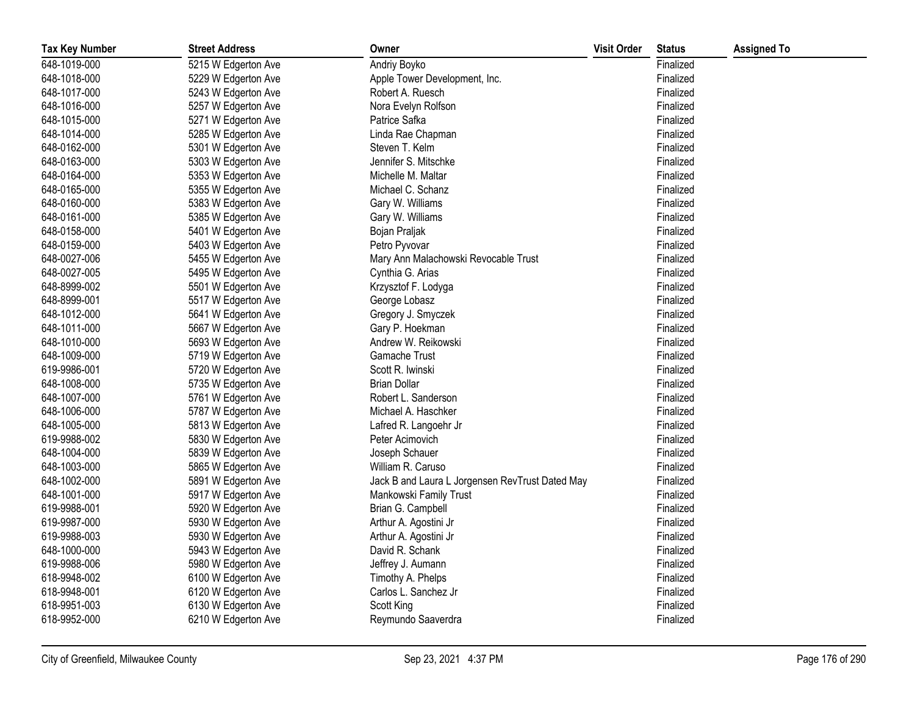| Tax Key Number | Street Address | Owner | Visit Order | Status | Assigned To |
|---|---|---|---|---|---|
| 648-1019-000 | 5215 W Edgerton Ave | Andriy Boyko | | Finalized | |
| 648-1018-000 | 5229 W Edgerton Ave | Apple Tower Development, Inc. | | Finalized | |
| 648-1017-000 | 5243 W Edgerton Ave | Robert A. Ruesch | | Finalized | |
| 648-1016-000 | 5257 W Edgerton Ave | Nora Evelyn Rolfson | | Finalized | |
| 648-1015-000 | 5271 W Edgerton Ave | Patrice Safka | | Finalized | |
| 648-1014-000 | 5285 W Edgerton Ave | Linda Rae Chapman | | Finalized | |
| 648-0162-000 | 5301 W Edgerton Ave | Steven T. Kelm | | Finalized | |
| 648-0163-000 | 5303 W Edgerton Ave | Jennifer S. Mitschke | | Finalized | |
| 648-0164-000 | 5353 W Edgerton Ave | Michelle M. Maltar | | Finalized | |
| 648-0165-000 | 5355 W Edgerton Ave | Michael C. Schanz | | Finalized | |
| 648-0160-000 | 5383 W Edgerton Ave | Gary W. Williams | | Finalized | |
| 648-0161-000 | 5385 W Edgerton Ave | Gary W. Williams | | Finalized | |
| 648-0158-000 | 5401 W Edgerton Ave | Bojan Praljak | | Finalized | |
| 648-0159-000 | 5403 W Edgerton Ave | Petro Pyvovar | | Finalized | |
| 648-0027-006 | 5455 W Edgerton Ave | Mary Ann Malachowski Revocable Trust | | Finalized | |
| 648-0027-005 | 5495 W Edgerton Ave | Cynthia G. Arias | | Finalized | |
| 648-8999-002 | 5501 W Edgerton Ave | Krzysztof F. Lodyga | | Finalized | |
| 648-8999-001 | 5517 W Edgerton Ave | George Lobasz | | Finalized | |
| 648-1012-000 | 5641 W Edgerton Ave | Gregory J. Smyczek | | Finalized | |
| 648-1011-000 | 5667 W Edgerton Ave | Gary P. Hoekman | | Finalized | |
| 648-1010-000 | 5693 W Edgerton Ave | Andrew W. Reikowski | | Finalized | |
| 648-1009-000 | 5719 W Edgerton Ave | Gamache Trust | | Finalized | |
| 619-9986-001 | 5720 W Edgerton Ave | Scott R. Iwinski | | Finalized | |
| 648-1008-000 | 5735 W Edgerton Ave | Brian Dollar | | Finalized | |
| 648-1007-000 | 5761 W Edgerton Ave | Robert L. Sanderson | | Finalized | |
| 648-1006-000 | 5787 W Edgerton Ave | Michael A. Haschker | | Finalized | |
| 648-1005-000 | 5813 W Edgerton Ave | Lafred R. Langoehr Jr | | Finalized | |
| 619-9988-002 | 5830 W Edgerton Ave | Peter Acimovich | | Finalized | |
| 648-1004-000 | 5839 W Edgerton Ave | Joseph Schauer | | Finalized | |
| 648-1003-000 | 5865 W Edgerton Ave | William R. Caruso | | Finalized | |
| 648-1002-000 | 5891 W Edgerton Ave | Jack B and Laura L Jorgensen RevTrust Dated May | | Finalized | |
| 648-1001-000 | 5917 W Edgerton Ave | Mankowski Family Trust | | Finalized | |
| 619-9988-001 | 5920 W Edgerton Ave | Brian G. Campbell | | Finalized | |
| 619-9987-000 | 5930 W Edgerton Ave | Arthur A. Agostini Jr | | Finalized | |
| 619-9988-003 | 5930 W Edgerton Ave | Arthur A. Agostini Jr | | Finalized | |
| 648-1000-000 | 5943 W Edgerton Ave | David R. Schank | | Finalized | |
| 619-9988-006 | 5980 W Edgerton Ave | Jeffrey J. Aumann | | Finalized | |
| 618-9948-002 | 6100 W Edgerton Ave | Timothy A. Phelps | | Finalized | |
| 618-9948-001 | 6120 W Edgerton Ave | Carlos L. Sanchez Jr | | Finalized | |
| 618-9951-003 | 6130 W Edgerton Ave | Scott King | | Finalized | |
| 618-9952-000 | 6210 W Edgerton Ave | Reymundo Saaverdra | | Finalized | |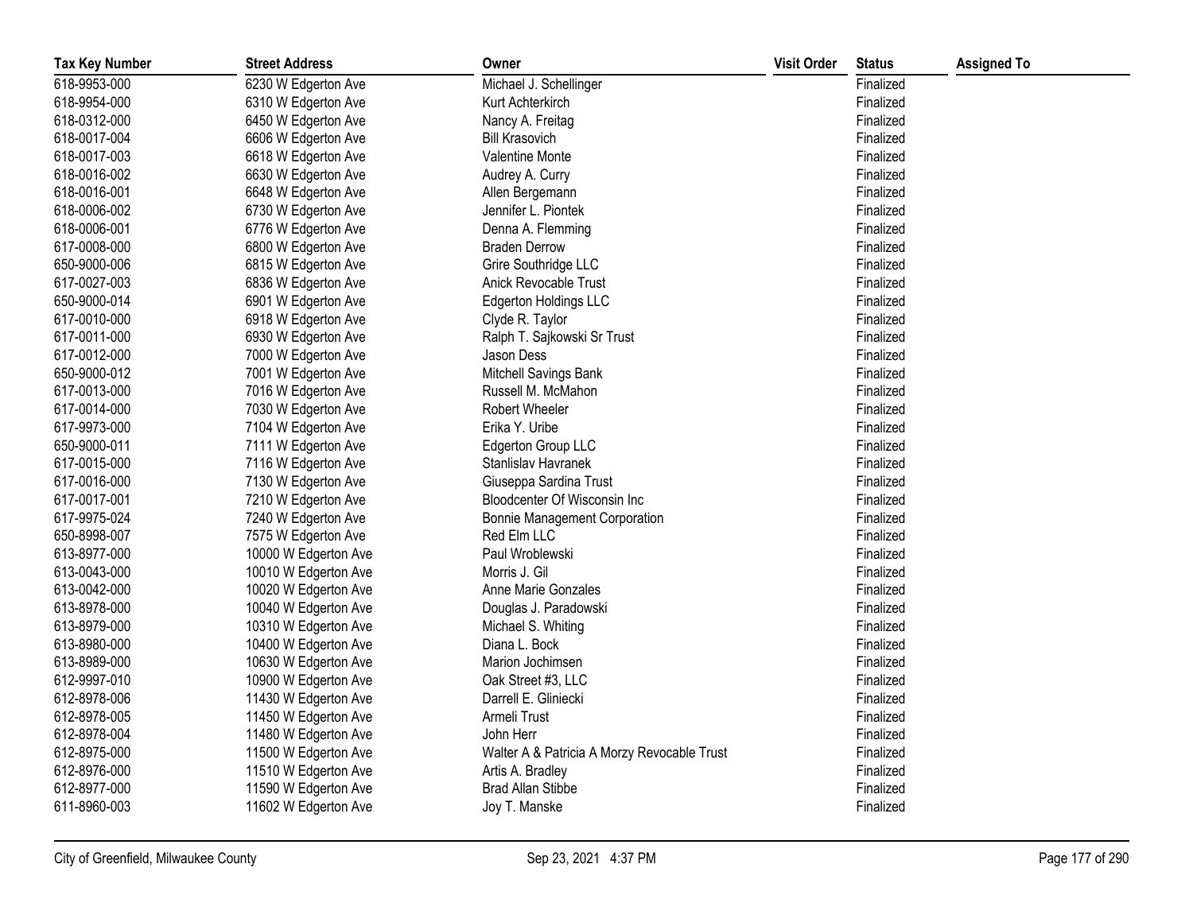| Tax Key Number | Street Address | Owner | Visit Order | Status | Assigned To |
|---|---|---|---|---|---|
| 618-9953-000 | 6230 W Edgerton Ave | Michael J. Schellinger | | Finalized | |
| 618-9954-000 | 6310 W Edgerton Ave | Kurt Achterkirch | | Finalized | |
| 618-0312-000 | 6450 W Edgerton Ave | Nancy A. Freitag | | Finalized | |
| 618-0017-004 | 6606 W Edgerton Ave | Bill Krasovich | | Finalized | |
| 618-0017-003 | 6618 W Edgerton Ave | Valentine Monte | | Finalized | |
| 618-0016-002 | 6630 W Edgerton Ave | Audrey A. Curry | | Finalized | |
| 618-0016-001 | 6648 W Edgerton Ave | Allen Bergemann | | Finalized | |
| 618-0006-002 | 6730 W Edgerton Ave | Jennifer L. Piontek | | Finalized | |
| 618-0006-001 | 6776 W Edgerton Ave | Denna A. Flemming | | Finalized | |
| 617-0008-000 | 6800 W Edgerton Ave | Braden Derrow | | Finalized | |
| 650-9000-006 | 6815 W Edgerton Ave | Grire Southridge LLC | | Finalized | |
| 617-0027-003 | 6836 W Edgerton Ave | Anick Revocable Trust | | Finalized | |
| 650-9000-014 | 6901 W Edgerton Ave | Edgerton Holdings LLC | | Finalized | |
| 617-0010-000 | 6918 W Edgerton Ave | Clyde R. Taylor | | Finalized | |
| 617-0011-000 | 6930 W Edgerton Ave | Ralph T. Sajkowski Sr Trust | | Finalized | |
| 617-0012-000 | 7000 W Edgerton Ave | Jason Dess | | Finalized | |
| 650-9000-012 | 7001 W Edgerton Ave | Mitchell Savings Bank | | Finalized | |
| 617-0013-000 | 7016 W Edgerton Ave | Russell M. McMahon | | Finalized | |
| 617-0014-000 | 7030 W Edgerton Ave | Robert Wheeler | | Finalized | |
| 617-9973-000 | 7104 W Edgerton Ave | Erika Y. Uribe | | Finalized | |
| 650-9000-011 | 7111 W Edgerton Ave | Edgerton Group LLC | | Finalized | |
| 617-0015-000 | 7116 W Edgerton Ave | Stanlislav Havranek | | Finalized | |
| 617-0016-000 | 7130 W Edgerton Ave | Giuseppa Sardina Trust | | Finalized | |
| 617-0017-001 | 7210 W Edgerton Ave | Bloodcenter Of Wisconsin Inc | | Finalized | |
| 617-9975-024 | 7240 W Edgerton Ave | Bonnie Management Corporation | | Finalized | |
| 650-8998-007 | 7575 W Edgerton Ave | Red Elm LLC | | Finalized | |
| 613-8977-000 | 10000 W Edgerton Ave | Paul Wroblewski | | Finalized | |
| 613-0043-000 | 10010 W Edgerton Ave | Morris J. Gil | | Finalized | |
| 613-0042-000 | 10020 W Edgerton Ave | Anne Marie Gonzales | | Finalized | |
| 613-8978-000 | 10040 W Edgerton Ave | Douglas J. Paradowski | | Finalized | |
| 613-8979-000 | 10310 W Edgerton Ave | Michael S. Whiting | | Finalized | |
| 613-8980-000 | 10400 W Edgerton Ave | Diana L. Bock | | Finalized | |
| 613-8989-000 | 10630 W Edgerton Ave | Marion Jochimsen | | Finalized | |
| 612-9997-010 | 10900 W Edgerton Ave | Oak Street #3, LLC | | Finalized | |
| 612-8978-006 | 11430 W Edgerton Ave | Darrell E. Gliniecki | | Finalized | |
| 612-8978-005 | 11450 W Edgerton Ave | Armeli Trust | | Finalized | |
| 612-8978-004 | 11480 W Edgerton Ave | John Herr | | Finalized | |
| 612-8975-000 | 11500 W Edgerton Ave | Walter A & Patricia A Morzy Revocable Trust | | Finalized | |
| 612-8976-000 | 11510 W Edgerton Ave | Artis A. Bradley | | Finalized | |
| 612-8977-000 | 11590 W Edgerton Ave | Brad Allan Stibbe | | Finalized | |
| 611-8960-003 | 11602 W Edgerton Ave | Joy T. Manske | | Finalized | |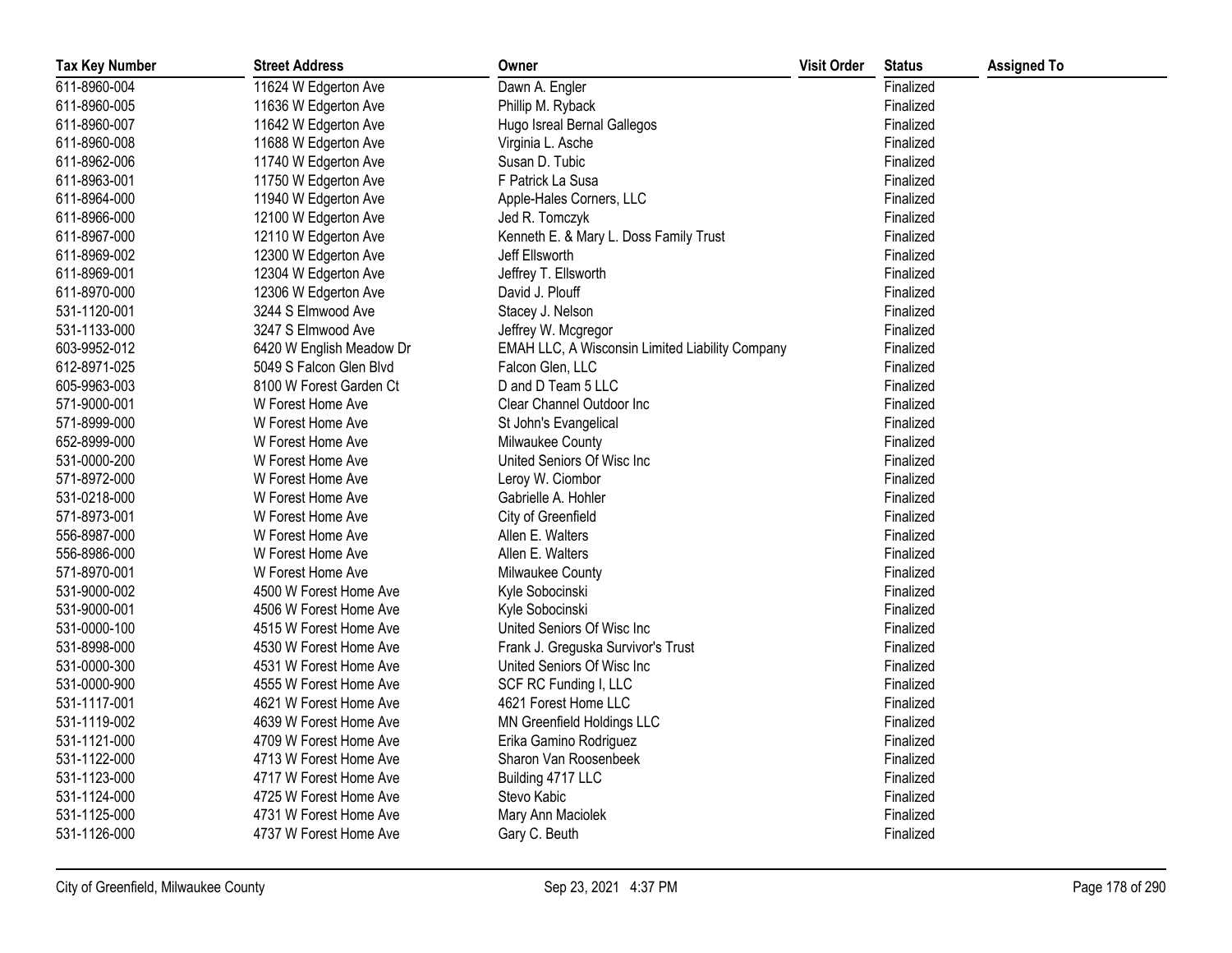| Tax Key Number | Street Address | Owner | Visit Order | Status | Assigned To |
|---|---|---|---|---|---|
| 611-8960-004 | 11624 W Edgerton Ave | Dawn A. Engler | | Finalized | |
| 611-8960-005 | 11636 W Edgerton Ave | Phillip M. Ryback | | Finalized | |
| 611-8960-007 | 11642 W Edgerton Ave | Hugo Isreal Bernal Gallegos | | Finalized | |
| 611-8960-008 | 11688 W Edgerton Ave | Virginia L. Asche | | Finalized | |
| 611-8962-006 | 11740 W Edgerton Ave | Susan D. Tubic | | Finalized | |
| 611-8963-001 | 11750 W Edgerton Ave | F Patrick La Susa | | Finalized | |
| 611-8964-000 | 11940 W Edgerton Ave | Apple-Hales Corners, LLC | | Finalized | |
| 611-8966-000 | 12100 W Edgerton Ave | Jed R. Tomczyk | | Finalized | |
| 611-8967-000 | 12110 W Edgerton Ave | Kenneth E. & Mary L. Doss Family Trust | | Finalized | |
| 611-8969-002 | 12300 W Edgerton Ave | Jeff Ellsworth | | Finalized | |
| 611-8969-001 | 12304 W Edgerton Ave | Jeffrey T. Ellsworth | | Finalized | |
| 611-8970-000 | 12306 W Edgerton Ave | David J. Plouff | | Finalized | |
| 531-1120-001 | 3244 S Elmwood Ave | Stacey J. Nelson | | Finalized | |
| 531-1133-000 | 3247 S Elmwood Ave | Jeffrey W. Mcgregor | | Finalized | |
| 603-9952-012 | 6420 W English Meadow Dr | EMAH LLC, A Wisconsin Limited Liability Company | | Finalized | |
| 612-8971-025 | 5049 S Falcon Glen Blvd | Falcon Glen, LLC | | Finalized | |
| 605-9963-003 | 8100 W Forest Garden Ct | D and D Team 5 LLC | | Finalized | |
| 571-9000-001 | W Forest Home Ave | Clear Channel Outdoor Inc | | Finalized | |
| 571-8999-000 | W Forest Home Ave | St John's Evangelical | | Finalized | |
| 652-8999-000 | W Forest Home Ave | Milwaukee County | | Finalized | |
| 531-0000-200 | W Forest Home Ave | United Seniors Of Wisc Inc | | Finalized | |
| 571-8972-000 | W Forest Home Ave | Leroy W. Ciombor | | Finalized | |
| 531-0218-000 | W Forest Home Ave | Gabrielle A. Hohler | | Finalized | |
| 571-8973-001 | W Forest Home Ave | City of Greenfield | | Finalized | |
| 556-8987-000 | W Forest Home Ave | Allen E. Walters | | Finalized | |
| 556-8986-000 | W Forest Home Ave | Allen E. Walters | | Finalized | |
| 571-8970-001 | W Forest Home Ave | Milwaukee County | | Finalized | |
| 531-9000-002 | 4500 W Forest Home Ave | Kyle Sobocinski | | Finalized | |
| 531-9000-001 | 4506 W Forest Home Ave | Kyle Sobocinski | | Finalized | |
| 531-0000-100 | 4515 W Forest Home Ave | United Seniors Of Wisc Inc | | Finalized | |
| 531-8998-000 | 4530 W Forest Home Ave | Frank J. Greguska Survivor's Trust | | Finalized | |
| 531-0000-300 | 4531 W Forest Home Ave | United Seniors Of Wisc Inc | | Finalized | |
| 531-0000-900 | 4555 W Forest Home Ave | SCF RC Funding I, LLC | | Finalized | |
| 531-1117-001 | 4621 W Forest Home Ave | 4621 Forest Home LLC | | Finalized | |
| 531-1119-002 | 4639 W Forest Home Ave | MN Greenfield Holdings LLC | | Finalized | |
| 531-1121-000 | 4709 W Forest Home Ave | Erika Gamino Rodriguez | | Finalized | |
| 531-1122-000 | 4713 W Forest Home Ave | Sharon Van Roosenbeek | | Finalized | |
| 531-1123-000 | 4717 W Forest Home Ave | Building 4717 LLC | | Finalized | |
| 531-1124-000 | 4725 W Forest Home Ave | Stevo Kabic | | Finalized | |
| 531-1125-000 | 4731 W Forest Home Ave | Mary Ann Maciolek | | Finalized | |
| 531-1126-000 | 4737 W Forest Home Ave | Gary C. Beuth | | Finalized | |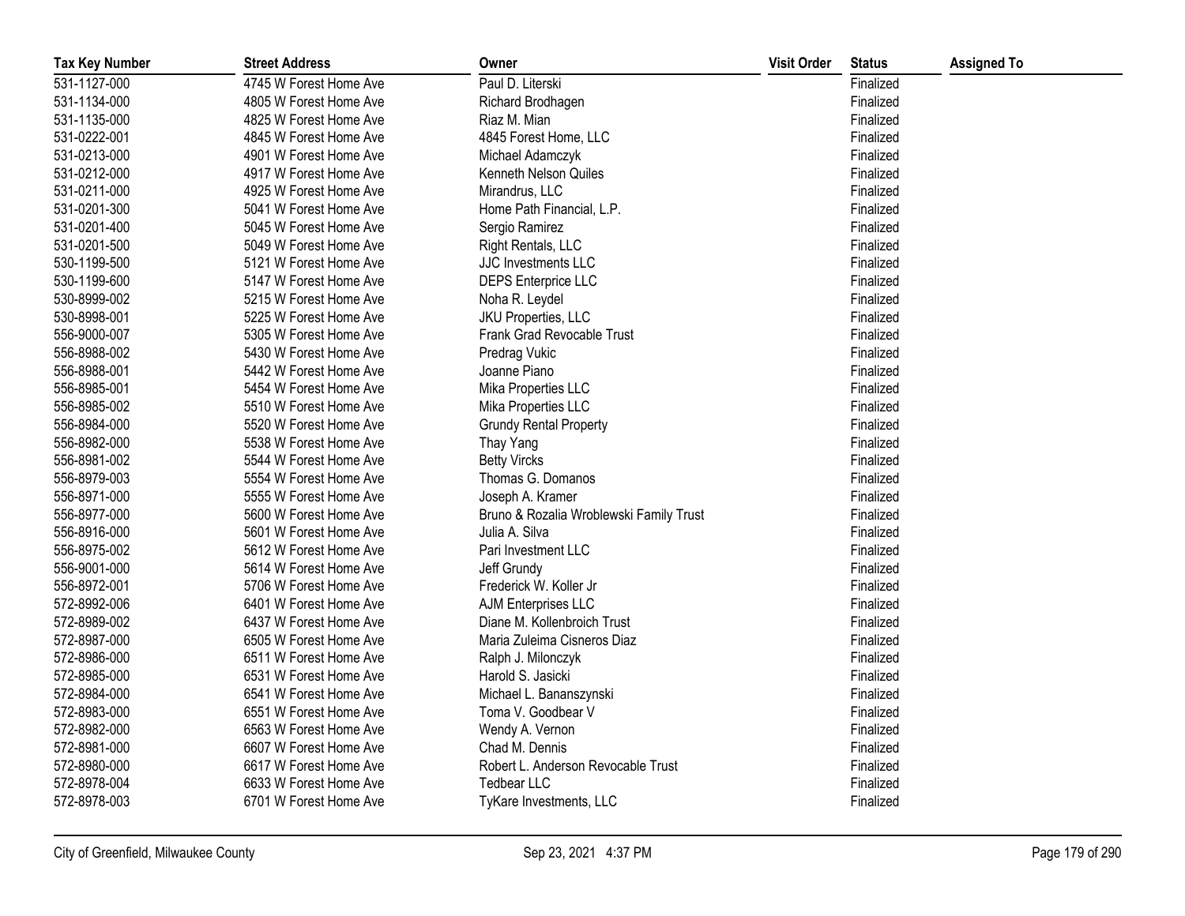| Tax Key Number | Street Address | Owner | Visit Order | Status | Assigned To |
|---|---|---|---|---|---|
| 531-1127-000 | 4745 W Forest Home Ave | Paul D. Literski | | Finalized | |
| 531-1134-000 | 4805 W Forest Home Ave | Richard Brodhagen | | Finalized | |
| 531-1135-000 | 4825 W Forest Home Ave | Riaz M. Mian | | Finalized | |
| 531-0222-001 | 4845 W Forest Home Ave | 4845 Forest Home, LLC | | Finalized | |
| 531-0213-000 | 4901 W Forest Home Ave | Michael Adamczyk | | Finalized | |
| 531-0212-000 | 4917 W Forest Home Ave | Kenneth Nelson Quiles | | Finalized | |
| 531-0211-000 | 4925 W Forest Home Ave | Mirandrus, LLC | | Finalized | |
| 531-0201-300 | 5041 W Forest Home Ave | Home Path Financial, L.P. | | Finalized | |
| 531-0201-400 | 5045 W Forest Home Ave | Sergio Ramirez | | Finalized | |
| 531-0201-500 | 5049 W Forest Home Ave | Right Rentals, LLC | | Finalized | |
| 530-1199-500 | 5121 W Forest Home Ave | JJC Investments LLC | | Finalized | |
| 530-1199-600 | 5147 W Forest Home Ave | DEPS Enterprice LLC | | Finalized | |
| 530-8999-002 | 5215 W Forest Home Ave | Noha R. Leydel | | Finalized | |
| 530-8998-001 | 5225 W Forest Home Ave | JKU Properties, LLC | | Finalized | |
| 556-9000-007 | 5305 W Forest Home Ave | Frank Grad Revocable Trust | | Finalized | |
| 556-8988-002 | 5430 W Forest Home Ave | Predrag Vukic | | Finalized | |
| 556-8988-001 | 5442 W Forest Home Ave | Joanne Piano | | Finalized | |
| 556-8985-001 | 5454 W Forest Home Ave | Mika Properties LLC | | Finalized | |
| 556-8985-002 | 5510 W Forest Home Ave | Mika Properties LLC | | Finalized | |
| 556-8984-000 | 5520 W Forest Home Ave | Grundy Rental Property | | Finalized | |
| 556-8982-000 | 5538 W Forest Home Ave | Thay Yang | | Finalized | |
| 556-8981-002 | 5544 W Forest Home Ave | Betty Vircks | | Finalized | |
| 556-8979-003 | 5554 W Forest Home Ave | Thomas G. Domanos | | Finalized | |
| 556-8971-000 | 5555 W Forest Home Ave | Joseph A. Kramer | | Finalized | |
| 556-8977-000 | 5600 W Forest Home Ave | Bruno & Rozalia Wroblewski Family Trust | | Finalized | |
| 556-8916-000 | 5601 W Forest Home Ave | Julia A. Silva | | Finalized | |
| 556-8975-002 | 5612 W Forest Home Ave | Pari Investment LLC | | Finalized | |
| 556-9001-000 | 5614 W Forest Home Ave | Jeff Grundy | | Finalized | |
| 556-8972-001 | 5706 W Forest Home Ave | Frederick W. Koller Jr | | Finalized | |
| 572-8992-006 | 6401 W Forest Home Ave | AJM Enterprises LLC | | Finalized | |
| 572-8989-002 | 6437 W Forest Home Ave | Diane M. Kollenbroich Trust | | Finalized | |
| 572-8987-000 | 6505 W Forest Home Ave | Maria Zuleima Cisneros Diaz | | Finalized | |
| 572-8986-000 | 6511 W Forest Home Ave | Ralph J. Milonczyk | | Finalized | |
| 572-8985-000 | 6531 W Forest Home Ave | Harold S. Jasicki | | Finalized | |
| 572-8984-000 | 6541 W Forest Home Ave | Michael L. Bananszynski | | Finalized | |
| 572-8983-000 | 6551 W Forest Home Ave | Toma V. Goodbear V | | Finalized | |
| 572-8982-000 | 6563 W Forest Home Ave | Wendy A. Vernon | | Finalized | |
| 572-8981-000 | 6607 W Forest Home Ave | Chad M. Dennis | | Finalized | |
| 572-8980-000 | 6617 W Forest Home Ave | Robert L. Anderson Revocable Trust | | Finalized | |
| 572-8978-004 | 6633 W Forest Home Ave | Tedbear LLC | | Finalized | |
| 572-8978-003 | 6701 W Forest Home Ave | TyKare Investments, LLC | | Finalized | |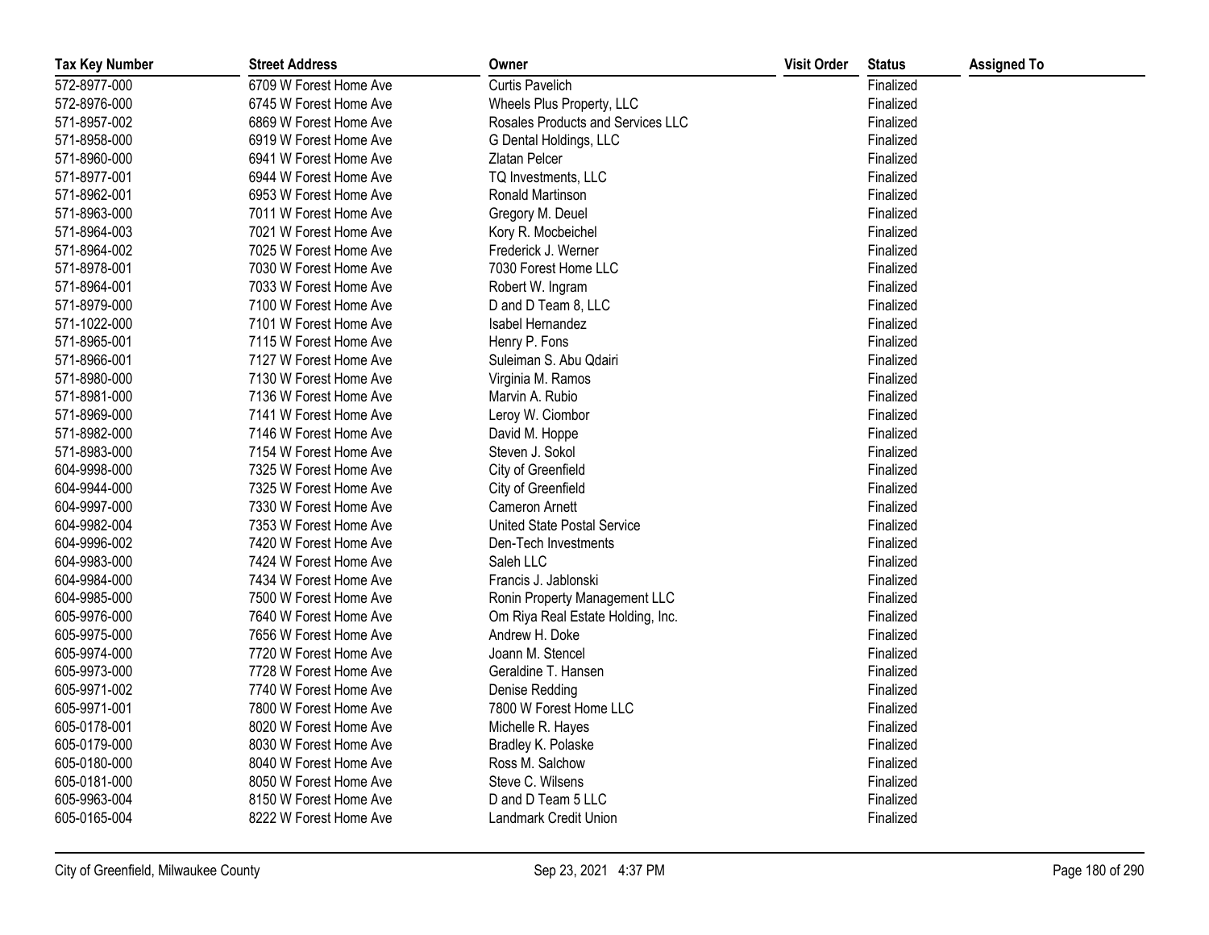| Tax Key Number | Street Address | Owner | Visit Order | Status | Assigned To |
|---|---|---|---|---|---|
| 572-8977-000 | 6709 W Forest Home Ave | Curtis Pavelich | | Finalized | |
| 572-8976-000 | 6745 W Forest Home Ave | Wheels Plus Property, LLC | | Finalized | |
| 571-8957-002 | 6869 W Forest Home Ave | Rosales Products and Services LLC | | Finalized | |
| 571-8958-000 | 6919 W Forest Home Ave | G Dental Holdings, LLC | | Finalized | |
| 571-8960-000 | 6941 W Forest Home Ave | Zlatan Pelcer | | Finalized | |
| 571-8977-001 | 6944 W Forest Home Ave | TQ Investments, LLC | | Finalized | |
| 571-8962-001 | 6953 W Forest Home Ave | Ronald Martinson | | Finalized | |
| 571-8963-000 | 7011 W Forest Home Ave | Gregory M. Deuel | | Finalized | |
| 571-8964-003 | 7021 W Forest Home Ave | Kory R. Mocbeichel | | Finalized | |
| 571-8964-002 | 7025 W Forest Home Ave | Frederick J. Werner | | Finalized | |
| 571-8978-001 | 7030 W Forest Home Ave | 7030 Forest Home LLC | | Finalized | |
| 571-8964-001 | 7033 W Forest Home Ave | Robert W. Ingram | | Finalized | |
| 571-8979-000 | 7100 W Forest Home Ave | D and D Team 8, LLC | | Finalized | |
| 571-1022-000 | 7101 W Forest Home Ave | Isabel Hernandez | | Finalized | |
| 571-8965-001 | 7115 W Forest Home Ave | Henry P. Fons | | Finalized | |
| 571-8966-001 | 7127 W Forest Home Ave | Suleiman S. Abu Qdairi | | Finalized | |
| 571-8980-000 | 7130 W Forest Home Ave | Virginia M. Ramos | | Finalized | |
| 571-8981-000 | 7136 W Forest Home Ave | Marvin A. Rubio | | Finalized | |
| 571-8969-000 | 7141 W Forest Home Ave | Leroy W. Ciombor | | Finalized | |
| 571-8982-000 | 7146 W Forest Home Ave | David M. Hoppe | | Finalized | |
| 571-8983-000 | 7154 W Forest Home Ave | Steven J. Sokol | | Finalized | |
| 604-9998-000 | 7325 W Forest Home Ave | City of Greenfield | | Finalized | |
| 604-9944-000 | 7325 W Forest Home Ave | City of Greenfield | | Finalized | |
| 604-9997-000 | 7330 W Forest Home Ave | Cameron Arnett | | Finalized | |
| 604-9982-004 | 7353 W Forest Home Ave | United State Postal Service | | Finalized | |
| 604-9996-002 | 7420 W Forest Home Ave | Den-Tech Investments | | Finalized | |
| 604-9983-000 | 7424 W Forest Home Ave | Saleh LLC | | Finalized | |
| 604-9984-000 | 7434 W Forest Home Ave | Francis J. Jablonski | | Finalized | |
| 604-9985-000 | 7500 W Forest Home Ave | Ronin Property Management LLC | | Finalized | |
| 605-9976-000 | 7640 W Forest Home Ave | Om Riya Real Estate Holding, Inc. | | Finalized | |
| 605-9975-000 | 7656 W Forest Home Ave | Andrew H. Doke | | Finalized | |
| 605-9974-000 | 7720 W Forest Home Ave | Joann M. Stencel | | Finalized | |
| 605-9973-000 | 7728 W Forest Home Ave | Geraldine T. Hansen | | Finalized | |
| 605-9971-002 | 7740 W Forest Home Ave | Denise Redding | | Finalized | |
| 605-9971-001 | 7800 W Forest Home Ave | 7800 W Forest Home LLC | | Finalized | |
| 605-0178-001 | 8020 W Forest Home Ave | Michelle R. Hayes | | Finalized | |
| 605-0179-000 | 8030 W Forest Home Ave | Bradley K. Polaske | | Finalized | |
| 605-0180-000 | 8040 W Forest Home Ave | Ross M. Salchow | | Finalized | |
| 605-0181-000 | 8050 W Forest Home Ave | Steve C. Wilsens | | Finalized | |
| 605-9963-004 | 8150 W Forest Home Ave | D and D Team 5 LLC | | Finalized | |
| 605-0165-004 | 8222 W Forest Home Ave | Landmark Credit Union | | Finalized | |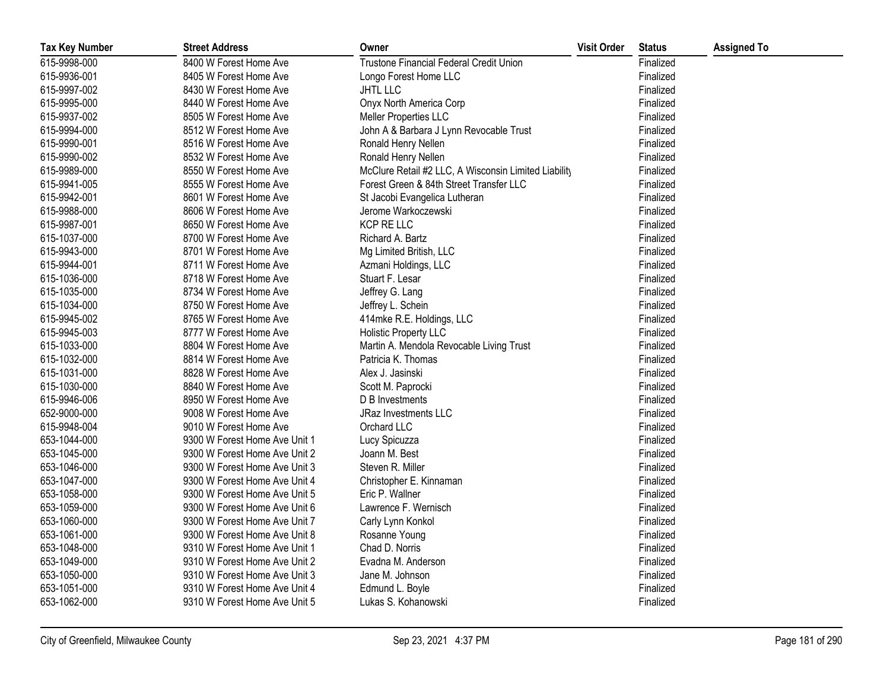| Tax Key Number | Street Address | Owner | Visit Order | Status | Assigned To |
|---|---|---|---|---|---|
| 615-9998-000 | 8400 W Forest Home Ave | Trustone Financial Federal Credit Union | | Finalized | |
| 615-9936-001 | 8405 W Forest Home Ave | Longo Forest Home LLC | | Finalized | |
| 615-9997-002 | 8430 W Forest Home Ave | JHTL LLC | | Finalized | |
| 615-9995-000 | 8440 W Forest Home Ave | Onyx North America Corp | | Finalized | |
| 615-9937-002 | 8505 W Forest Home Ave | Meller Properties LLC | | Finalized | |
| 615-9994-000 | 8512 W Forest Home Ave | John A & Barbara J Lynn Revocable Trust | | Finalized | |
| 615-9990-001 | 8516 W Forest Home Ave | Ronald Henry Nellen | | Finalized | |
| 615-9990-002 | 8532 W Forest Home Ave | Ronald Henry Nellen | | Finalized | |
| 615-9989-000 | 8550 W Forest Home Ave | McClure Retail #2 LLC, A Wisconsin Limited Liability | | Finalized | |
| 615-9941-005 | 8555 W Forest Home Ave | Forest Green & 84th Street Transfer LLC | | Finalized | |
| 615-9942-001 | 8601 W Forest Home Ave | St Jacobi Evangelica Lutheran | | Finalized | |
| 615-9988-000 | 8606 W Forest Home Ave | Jerome Warkoczewski | | Finalized | |
| 615-9987-001 | 8650 W Forest Home Ave | KCP RE LLC | | Finalized | |
| 615-1037-000 | 8700 W Forest Home Ave | Richard A. Bartz | | Finalized | |
| 615-9943-000 | 8701 W Forest Home Ave | Mg Limited British, LLC | | Finalized | |
| 615-9944-001 | 8711 W Forest Home Ave | Azmani Holdings, LLC | | Finalized | |
| 615-1036-000 | 8718 W Forest Home Ave | Stuart F. Lesar | | Finalized | |
| 615-1035-000 | 8734 W Forest Home Ave | Jeffrey G. Lang | | Finalized | |
| 615-1034-000 | 8750 W Forest Home Ave | Jeffrey L. Schein | | Finalized | |
| 615-9945-002 | 8765 W Forest Home Ave | 414mke R.E. Holdings, LLC | | Finalized | |
| 615-9945-003 | 8777 W Forest Home Ave | Holistic Property LLC | | Finalized | |
| 615-1033-000 | 8804 W Forest Home Ave | Martin A. Mendola Revocable Living Trust | | Finalized | |
| 615-1032-000 | 8814 W Forest Home Ave | Patricia K. Thomas | | Finalized | |
| 615-1031-000 | 8828 W Forest Home Ave | Alex J. Jasinski | | Finalized | |
| 615-1030-000 | 8840 W Forest Home Ave | Scott M. Paprocki | | Finalized | |
| 615-9946-006 | 8950 W Forest Home Ave | D B Investments | | Finalized | |
| 652-9000-000 | 9008 W Forest Home Ave | JRaz Investments LLC | | Finalized | |
| 615-9948-004 | 9010 W Forest Home Ave | Orchard LLC | | Finalized | |
| 653-1044-000 | 9300 W Forest Home Ave Unit 1 | Lucy Spicuzza | | Finalized | |
| 653-1045-000 | 9300 W Forest Home Ave Unit 2 | Joann M. Best | | Finalized | |
| 653-1046-000 | 9300 W Forest Home Ave Unit 3 | Steven R. Miller | | Finalized | |
| 653-1047-000 | 9300 W Forest Home Ave Unit 4 | Christopher E. Kinnaman | | Finalized | |
| 653-1058-000 | 9300 W Forest Home Ave Unit 5 | Eric P. Wallner | | Finalized | |
| 653-1059-000 | 9300 W Forest Home Ave Unit 6 | Lawrence F. Wernisch | | Finalized | |
| 653-1060-000 | 9300 W Forest Home Ave Unit 7 | Carly Lynn Konkol | | Finalized | |
| 653-1061-000 | 9300 W Forest Home Ave Unit 8 | Rosanne Young | | Finalized | |
| 653-1048-000 | 9310 W Forest Home Ave Unit 1 | Chad D. Norris | | Finalized | |
| 653-1049-000 | 9310 W Forest Home Ave Unit 2 | Evadna M. Anderson | | Finalized | |
| 653-1050-000 | 9310 W Forest Home Ave Unit 3 | Jane M. Johnson | | Finalized | |
| 653-1051-000 | 9310 W Forest Home Ave Unit 4 | Edmund L. Boyle | | Finalized | |
| 653-1062-000 | 9310 W Forest Home Ave Unit 5 | Lukas S. Kohanowski | | Finalized | |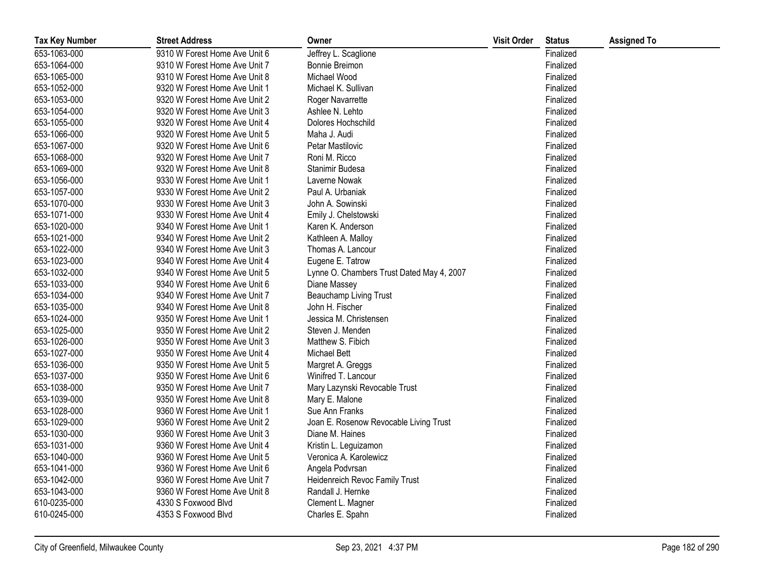| Tax Key Number | Street Address | Owner | Visit Order | Status | Assigned To |
|---|---|---|---|---|---|
| 653-1063-000 | 9310 W Forest Home Ave Unit 6 | Jeffrey L. Scaglione | | Finalized | |
| 653-1064-000 | 9310 W Forest Home Ave Unit 7 | Bonnie Breimon | | Finalized | |
| 653-1065-000 | 9310 W Forest Home Ave Unit 8 | Michael Wood | | Finalized | |
| 653-1052-000 | 9320 W Forest Home Ave Unit 1 | Michael K. Sullivan | | Finalized | |
| 653-1053-000 | 9320 W Forest Home Ave Unit 2 | Roger Navarrette | | Finalized | |
| 653-1054-000 | 9320 W Forest Home Ave Unit 3 | Ashlee N. Lehto | | Finalized | |
| 653-1055-000 | 9320 W Forest Home Ave Unit 4 | Dolores Hochschild | | Finalized | |
| 653-1066-000 | 9320 W Forest Home Ave Unit 5 | Maha J. Audi | | Finalized | |
| 653-1067-000 | 9320 W Forest Home Ave Unit 6 | Petar Mastilovic | | Finalized | |
| 653-1068-000 | 9320 W Forest Home Ave Unit 7 | Roni M. Ricco | | Finalized | |
| 653-1069-000 | 9320 W Forest Home Ave Unit 8 | Stanimir Budesa | | Finalized | |
| 653-1056-000 | 9330 W Forest Home Ave Unit 1 | Laverne Nowak | | Finalized | |
| 653-1057-000 | 9330 W Forest Home Ave Unit 2 | Paul A. Urbaniak | | Finalized | |
| 653-1070-000 | 9330 W Forest Home Ave Unit 3 | John A. Sowinski | | Finalized | |
| 653-1071-000 | 9330 W Forest Home Ave Unit 4 | Emily J. Chelstowski | | Finalized | |
| 653-1020-000 | 9340 W Forest Home Ave Unit 1 | Karen K. Anderson | | Finalized | |
| 653-1021-000 | 9340 W Forest Home Ave Unit 2 | Kathleen A. Malloy | | Finalized | |
| 653-1022-000 | 9340 W Forest Home Ave Unit 3 | Thomas A. Lancour | | Finalized | |
| 653-1023-000 | 9340 W Forest Home Ave Unit 4 | Eugene E. Tatrow | | Finalized | |
| 653-1032-000 | 9340 W Forest Home Ave Unit 5 | Lynne O. Chambers Trust Dated May 4, 2007 | | Finalized | |
| 653-1033-000 | 9340 W Forest Home Ave Unit 6 | Diane Massey | | Finalized | |
| 653-1034-000 | 9340 W Forest Home Ave Unit 7 | Beauchamp Living Trust | | Finalized | |
| 653-1035-000 | 9340 W Forest Home Ave Unit 8 | John H. Fischer | | Finalized | |
| 653-1024-000 | 9350 W Forest Home Ave Unit 1 | Jessica M. Christensen | | Finalized | |
| 653-1025-000 | 9350 W Forest Home Ave Unit 2 | Steven J. Menden | | Finalized | |
| 653-1026-000 | 9350 W Forest Home Ave Unit 3 | Matthew S. Fibich | | Finalized | |
| 653-1027-000 | 9350 W Forest Home Ave Unit 4 | Michael Bett | | Finalized | |
| 653-1036-000 | 9350 W Forest Home Ave Unit 5 | Margret A. Greggs | | Finalized | |
| 653-1037-000 | 9350 W Forest Home Ave Unit 6 | Winifred T. Lancour | | Finalized | |
| 653-1038-000 | 9350 W Forest Home Ave Unit 7 | Mary Lazynski Revocable Trust | | Finalized | |
| 653-1039-000 | 9350 W Forest Home Ave Unit 8 | Mary E. Malone | | Finalized | |
| 653-1028-000 | 9360 W Forest Home Ave Unit 1 | Sue Ann Franks | | Finalized | |
| 653-1029-000 | 9360 W Forest Home Ave Unit 2 | Joan E. Rosenow Revocable Living Trust | | Finalized | |
| 653-1030-000 | 9360 W Forest Home Ave Unit 3 | Diane M. Haines | | Finalized | |
| 653-1031-000 | 9360 W Forest Home Ave Unit 4 | Kristin L. Leguizamon | | Finalized | |
| 653-1040-000 | 9360 W Forest Home Ave Unit 5 | Veronica A. Karolewicz | | Finalized | |
| 653-1041-000 | 9360 W Forest Home Ave Unit 6 | Angela Podvrsan | | Finalized | |
| 653-1042-000 | 9360 W Forest Home Ave Unit 7 | Heidenreich Revoc Family Trust | | Finalized | |
| 653-1043-000 | 9360 W Forest Home Ave Unit 8 | Randall J. Hernke | | Finalized | |
| 610-0235-000 | 4330 S Foxwood Blvd | Clement L. Magner | | Finalized | |
| 610-0245-000 | 4353 S Foxwood Blvd | Charles E. Spahn | | Finalized | |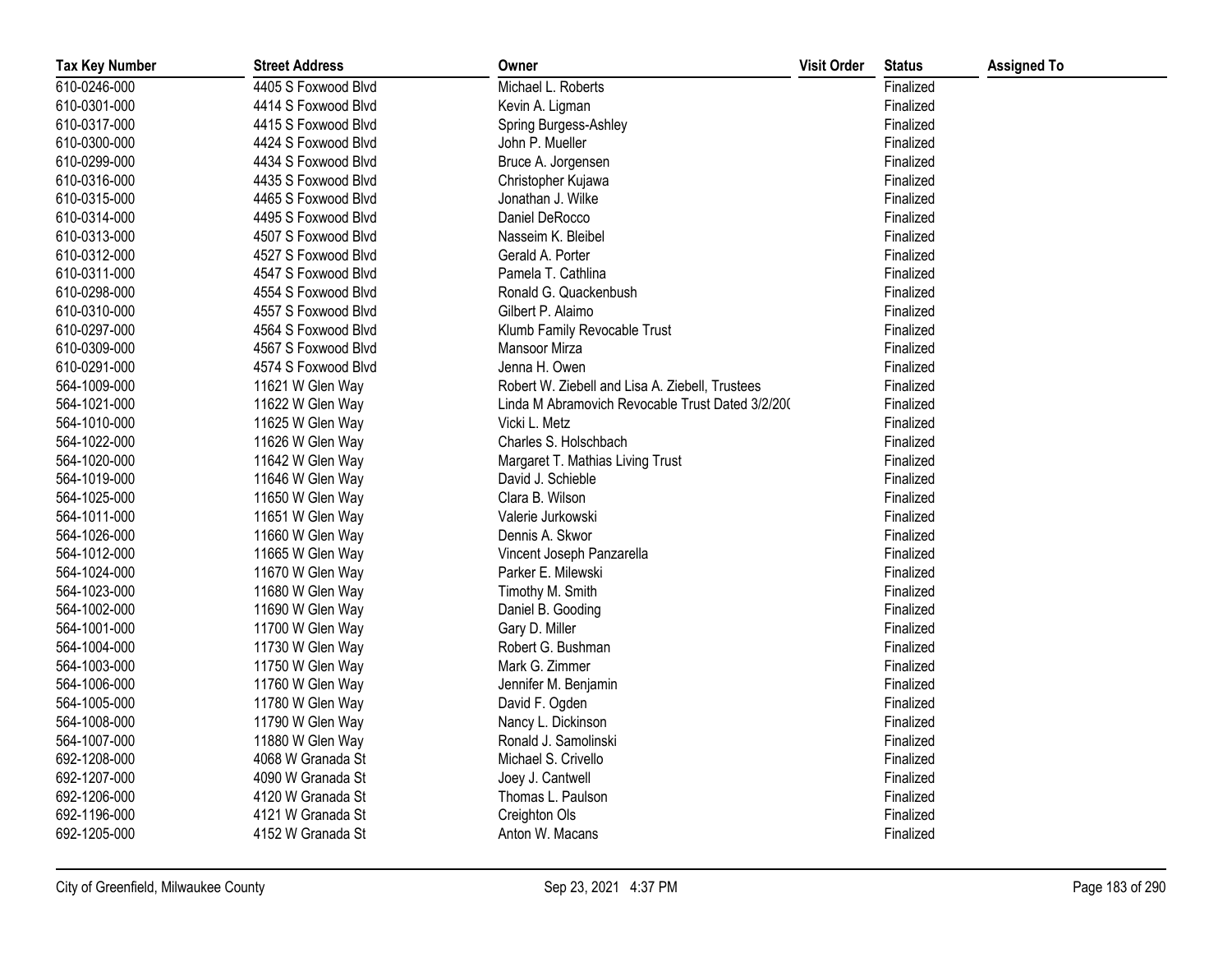| Tax Key Number | Street Address | Owner | Visit Order | Status | Assigned To |
|---|---|---|---|---|---|
| 610-0246-000 | 4405 S Foxwood Blvd | Michael L. Roberts | | Finalized | |
| 610-0301-000 | 4414 S Foxwood Blvd | Kevin A. Ligman | | Finalized | |
| 610-0317-000 | 4415 S Foxwood Blvd | Spring Burgess-Ashley | | Finalized | |
| 610-0300-000 | 4424 S Foxwood Blvd | John P. Mueller | | Finalized | |
| 610-0299-000 | 4434 S Foxwood Blvd | Bruce A. Jorgensen | | Finalized | |
| 610-0316-000 | 4435 S Foxwood Blvd | Christopher Kujawa | | Finalized | |
| 610-0315-000 | 4465 S Foxwood Blvd | Jonathan J. Wilke | | Finalized | |
| 610-0314-000 | 4495 S Foxwood Blvd | Daniel DeRocco | | Finalized | |
| 610-0313-000 | 4507 S Foxwood Blvd | Nasseim K. Bleibel | | Finalized | |
| 610-0312-000 | 4527 S Foxwood Blvd | Gerald A. Porter | | Finalized | |
| 610-0311-000 | 4547 S Foxwood Blvd | Pamela T. Cathlina | | Finalized | |
| 610-0298-000 | 4554 S Foxwood Blvd | Ronald G. Quackenbush | | Finalized | |
| 610-0310-000 | 4557 S Foxwood Blvd | Gilbert P. Alaimo | | Finalized | |
| 610-0297-000 | 4564 S Foxwood Blvd | Klumb Family Revocable Trust | | Finalized | |
| 610-0309-000 | 4567 S Foxwood Blvd | Mansoor Mirza | | Finalized | |
| 610-0291-000 | 4574 S Foxwood Blvd | Jenna H. Owen | | Finalized | |
| 564-1009-000 | 11621 W Glen Way | Robert W. Ziebell and Lisa A. Ziebell, Trustees | | Finalized | |
| 564-1021-000 | 11622 W Glen Way | Linda M Abramovich Revocable Trust Dated 3/2/20( | | Finalized | |
| 564-1010-000 | 11625 W Glen Way | Vicki L. Metz | | Finalized | |
| 564-1022-000 | 11626 W Glen Way | Charles S. Holschbach | | Finalized | |
| 564-1020-000 | 11642 W Glen Way | Margaret T. Mathias Living Trust | | Finalized | |
| 564-1019-000 | 11646 W Glen Way | David J. Schieble | | Finalized | |
| 564-1025-000 | 11650 W Glen Way | Clara B. Wilson | | Finalized | |
| 564-1011-000 | 11651 W Glen Way | Valerie Jurkowski | | Finalized | |
| 564-1026-000 | 11660 W Glen Way | Dennis A. Skwor | | Finalized | |
| 564-1012-000 | 11665 W Glen Way | Vincent Joseph Panzarella | | Finalized | |
| 564-1024-000 | 11670 W Glen Way | Parker E. Milewski | | Finalized | |
| 564-1023-000 | 11680 W Glen Way | Timothy M. Smith | | Finalized | |
| 564-1002-000 | 11690 W Glen Way | Daniel B. Gooding | | Finalized | |
| 564-1001-000 | 11700 W Glen Way | Gary D. Miller | | Finalized | |
| 564-1004-000 | 11730 W Glen Way | Robert G. Bushman | | Finalized | |
| 564-1003-000 | 11750 W Glen Way | Mark G. Zimmer | | Finalized | |
| 564-1006-000 | 11760 W Glen Way | Jennifer M. Benjamin | | Finalized | |
| 564-1005-000 | 11780 W Glen Way | David F. Ogden | | Finalized | |
| 564-1008-000 | 11790 W Glen Way | Nancy L. Dickinson | | Finalized | |
| 564-1007-000 | 11880 W Glen Way | Ronald J. Samolinski | | Finalized | |
| 692-1208-000 | 4068 W Granada St | Michael S. Crivello | | Finalized | |
| 692-1207-000 | 4090 W Granada St | Joey J. Cantwell | | Finalized | |
| 692-1206-000 | 4120 W Granada St | Thomas L. Paulson | | Finalized | |
| 692-1196-000 | 4121 W Granada St | Creighton Ols | | Finalized | |
| 692-1205-000 | 4152 W Granada St | Anton W. Macans | | Finalized | |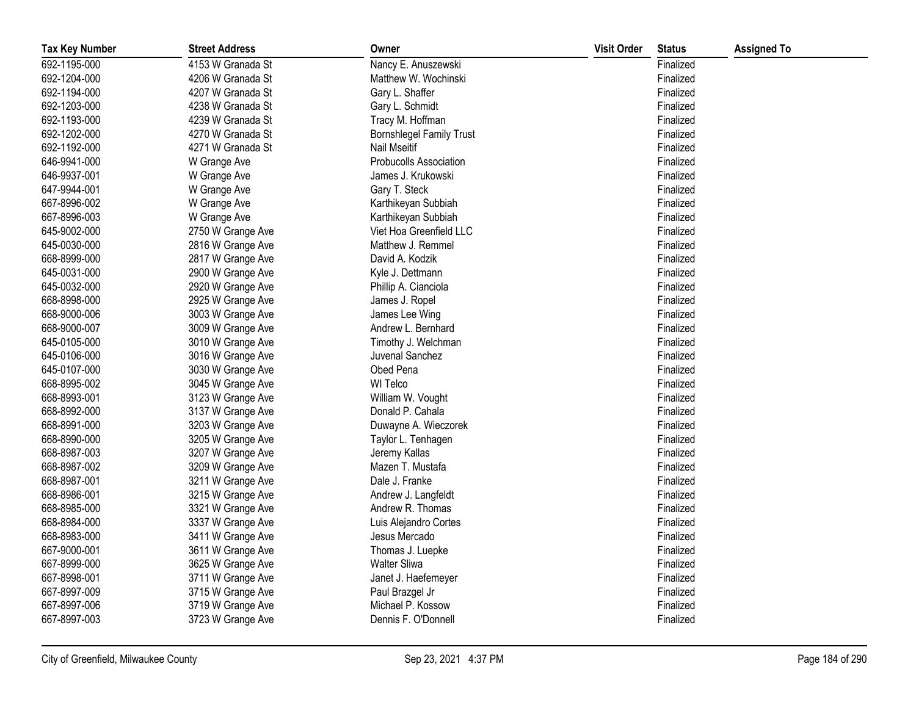| Tax Key Number | Street Address | Owner | Visit Order | Status | Assigned To |
|---|---|---|---|---|---|
| 692-1195-000 | 4153 W Granada St | Nancy E. Anuszewski | | Finalized | |
| 692-1204-000 | 4206 W Granada St | Matthew W. Wochinski | | Finalized | |
| 692-1194-000 | 4207 W Granada St | Gary L. Shaffer | | Finalized | |
| 692-1203-000 | 4238 W Granada St | Gary L. Schmidt | | Finalized | |
| 692-1193-000 | 4239 W Granada St | Tracy M. Hoffman | | Finalized | |
| 692-1202-000 | 4270 W Granada St | Bornshlegel Family Trust | | Finalized | |
| 692-1192-000 | 4271 W Granada St | Nail Mseitif | | Finalized | |
| 646-9941-000 | W Grange Ave | Probucolls Association | | Finalized | |
| 646-9937-001 | W Grange Ave | James J. Krukowski | | Finalized | |
| 647-9944-001 | W Grange Ave | Gary T. Steck | | Finalized | |
| 667-8996-002 | W Grange Ave | Karthikeyan Subbiah | | Finalized | |
| 667-8996-003 | W Grange Ave | Karthikeyan Subbiah | | Finalized | |
| 645-9002-000 | 2750 W Grange Ave | Viet Hoa Greenfield LLC | | Finalized | |
| 645-0030-000 | 2816 W Grange Ave | Matthew J. Remmel | | Finalized | |
| 668-8999-000 | 2817 W Grange Ave | David A. Kodzik | | Finalized | |
| 645-0031-000 | 2900 W Grange Ave | Kyle J. Dettmann | | Finalized | |
| 645-0032-000 | 2920 W Grange Ave | Phillip A. Cianciola | | Finalized | |
| 668-8998-000 | 2925 W Grange Ave | James J. Ropel | | Finalized | |
| 668-9000-006 | 3003 W Grange Ave | James Lee Wing | | Finalized | |
| 668-9000-007 | 3009 W Grange Ave | Andrew L. Bernhard | | Finalized | |
| 645-0105-000 | 3010 W Grange Ave | Timothy J. Welchman | | Finalized | |
| 645-0106-000 | 3016 W Grange Ave | Juvenal Sanchez | | Finalized | |
| 645-0107-000 | 3030 W Grange Ave | Obed Pena | | Finalized | |
| 668-8995-002 | 3045 W Grange Ave | WI Telco | | Finalized | |
| 668-8993-001 | 3123 W Grange Ave | William W. Vought | | Finalized | |
| 668-8992-000 | 3137 W Grange Ave | Donald P. Cahala | | Finalized | |
| 668-8991-000 | 3203 W Grange Ave | Duwayne A. Wieczorek | | Finalized | |
| 668-8990-000 | 3205 W Grange Ave | Taylor L. Tenhagen | | Finalized | |
| 668-8987-003 | 3207 W Grange Ave | Jeremy Kallas | | Finalized | |
| 668-8987-002 | 3209 W Grange Ave | Mazen T. Mustafa | | Finalized | |
| 668-8987-001 | 3211 W Grange Ave | Dale J. Franke | | Finalized | |
| 668-8986-001 | 3215 W Grange Ave | Andrew J. Langfeldt | | Finalized | |
| 668-8985-000 | 3321 W Grange Ave | Andrew R. Thomas | | Finalized | |
| 668-8984-000 | 3337 W Grange Ave | Luis Alejandro Cortes | | Finalized | |
| 668-8983-000 | 3411 W Grange Ave | Jesus Mercado | | Finalized | |
| 667-9000-001 | 3611 W Grange Ave | Thomas J. Luepke | | Finalized | |
| 667-8999-000 | 3625 W Grange Ave | Walter Sliwa | | Finalized | |
| 667-8998-001 | 3711 W Grange Ave | Janet J. Haefemeyer | | Finalized | |
| 667-8997-009 | 3715 W Grange Ave | Paul Brazgel Jr | | Finalized | |
| 667-8997-006 | 3719 W Grange Ave | Michael P. Kossow | | Finalized | |
| 667-8997-003 | 3723 W Grange Ave | Dennis F. O'Donnell | | Finalized | |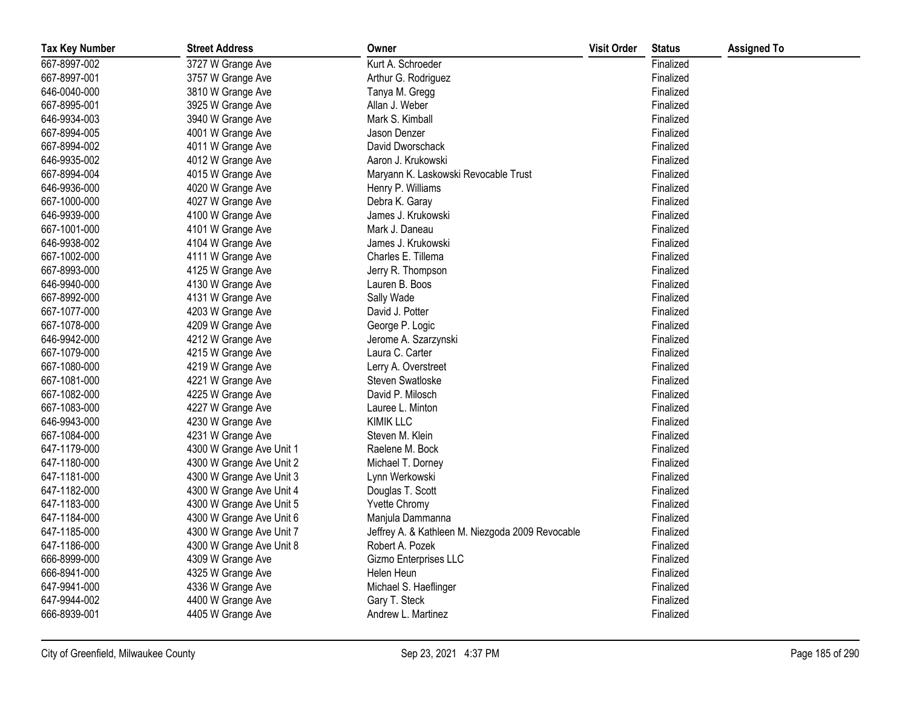| Tax Key Number | Street Address | Owner | Visit Order | Status | Assigned To |
|---|---|---|---|---|---|
| 667-8997-002 | 3727 W Grange Ave | Kurt A. Schroeder | | Finalized | |
| 667-8997-001 | 3757 W Grange Ave | Arthur G. Rodriguez | | Finalized | |
| 646-0040-000 | 3810 W Grange Ave | Tanya M. Gregg | | Finalized | |
| 667-8995-001 | 3925 W Grange Ave | Allan J. Weber | | Finalized | |
| 646-9934-003 | 3940 W Grange Ave | Mark S. Kimball | | Finalized | |
| 667-8994-005 | 4001 W Grange Ave | Jason Denzer | | Finalized | |
| 667-8994-002 | 4011 W Grange Ave | David Dworschack | | Finalized | |
| 646-9935-002 | 4012 W Grange Ave | Aaron J. Krukowski | | Finalized | |
| 667-8994-004 | 4015 W Grange Ave | Maryann K. Laskowski Revocable Trust | | Finalized | |
| 646-9936-000 | 4020 W Grange Ave | Henry P. Williams | | Finalized | |
| 667-1000-000 | 4027 W Grange Ave | Debra K. Garay | | Finalized | |
| 646-9939-000 | 4100 W Grange Ave | James J. Krukowski | | Finalized | |
| 667-1001-000 | 4101 W Grange Ave | Mark J. Daneau | | Finalized | |
| 646-9938-002 | 4104 W Grange Ave | James J. Krukowski | | Finalized | |
| 667-1002-000 | 4111 W Grange Ave | Charles E. Tillema | | Finalized | |
| 667-8993-000 | 4125 W Grange Ave | Jerry R. Thompson | | Finalized | |
| 646-9940-000 | 4130 W Grange Ave | Lauren B. Boos | | Finalized | |
| 667-8992-000 | 4131 W Grange Ave | Sally Wade | | Finalized | |
| 667-1077-000 | 4203 W Grange Ave | David J. Potter | | Finalized | |
| 667-1078-000 | 4209 W Grange Ave | George P. Logic | | Finalized | |
| 646-9942-000 | 4212 W Grange Ave | Jerome A. Szarzynski | | Finalized | |
| 667-1079-000 | 4215 W Grange Ave | Laura C. Carter | | Finalized | |
| 667-1080-000 | 4219 W Grange Ave | Lerry A. Overstreet | | Finalized | |
| 667-1081-000 | 4221 W Grange Ave | Steven Swatloske | | Finalized | |
| 667-1082-000 | 4225 W Grange Ave | David P. Milosch | | Finalized | |
| 667-1083-000 | 4227 W Grange Ave | Lauree L. Minton | | Finalized | |
| 646-9943-000 | 4230 W Grange Ave | KIMIK LLC | | Finalized | |
| 667-1084-000 | 4231 W Grange Ave | Steven M. Klein | | Finalized | |
| 647-1179-000 | 4300 W Grange Ave Unit 1 | Raelene M. Bock | | Finalized | |
| 647-1180-000 | 4300 W Grange Ave Unit 2 | Michael T. Dorney | | Finalized | |
| 647-1181-000 | 4300 W Grange Ave Unit 3 | Lynn Werkowski | | Finalized | |
| 647-1182-000 | 4300 W Grange Ave Unit 4 | Douglas T. Scott | | Finalized | |
| 647-1183-000 | 4300 W Grange Ave Unit 5 | Yvette Chromy | | Finalized | |
| 647-1184-000 | 4300 W Grange Ave Unit 6 | Manjula Dammanna | | Finalized | |
| 647-1185-000 | 4300 W Grange Ave Unit 7 | Jeffrey A. & Kathleen M. Niezgoda 2009 Revocable | | Finalized | |
| 647-1186-000 | 4300 W Grange Ave Unit 8 | Robert A. Pozek | | Finalized | |
| 666-8999-000 | 4309 W Grange Ave | Gizmo Enterprises LLC | | Finalized | |
| 666-8941-000 | 4325 W Grange Ave | Helen Heun | | Finalized | |
| 647-9941-000 | 4336 W Grange Ave | Michael S. Haeflinger | | Finalized | |
| 647-9944-002 | 4400 W Grange Ave | Gary T. Steck | | Finalized | |
| 666-8939-001 | 4405 W Grange Ave | Andrew L. Martinez | | Finalized | |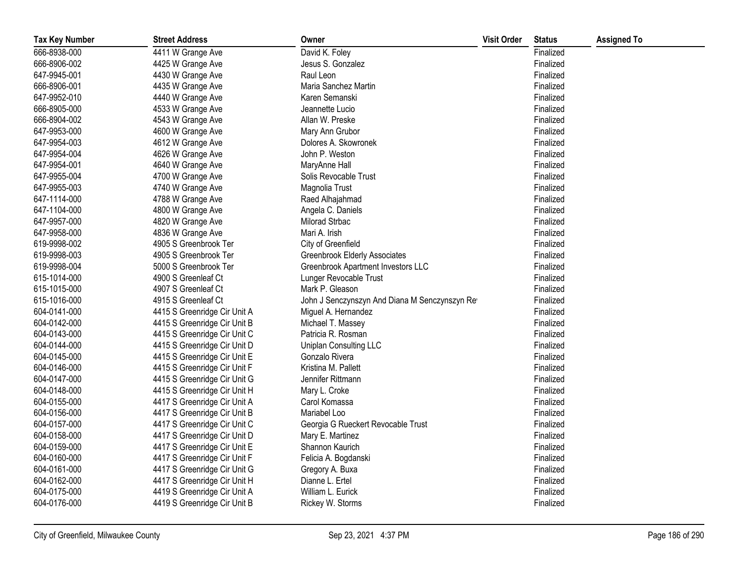| Tax Key Number | Street Address | Owner | Visit Order | Status | Assigned To |
|---|---|---|---|---|---|
| 666-8938-000 | 4411 W Grange Ave | David K. Foley | | Finalized | |
| 666-8906-002 | 4425 W Grange Ave | Jesus S. Gonzalez | | Finalized | |
| 647-9945-001 | 4430 W Grange Ave | Raul Leon | | Finalized | |
| 666-8906-001 | 4435 W Grange Ave | Maria Sanchez Martin | | Finalized | |
| 647-9952-010 | 4440 W Grange Ave | Karen Semanski | | Finalized | |
| 666-8905-000 | 4533 W Grange Ave | Jeannette Lucio | | Finalized | |
| 666-8904-002 | 4543 W Grange Ave | Allan W. Preske | | Finalized | |
| 647-9953-000 | 4600 W Grange Ave | Mary Ann Grubor | | Finalized | |
| 647-9954-003 | 4612 W Grange Ave | Dolores A. Skowronek | | Finalized | |
| 647-9954-004 | 4626 W Grange Ave | John P. Weston | | Finalized | |
| 647-9954-001 | 4640 W Grange Ave | MaryAnne Hall | | Finalized | |
| 647-9955-004 | 4700 W Grange Ave | Solis Revocable Trust | | Finalized | |
| 647-9955-003 | 4740 W Grange Ave | Magnolia Trust | | Finalized | |
| 647-1114-000 | 4788 W Grange Ave | Raed Alhajahmad | | Finalized | |
| 647-1104-000 | 4800 W Grange Ave | Angela C. Daniels | | Finalized | |
| 647-9957-000 | 4820 W Grange Ave | Milorad Strbac | | Finalized | |
| 647-9958-000 | 4836 W Grange Ave | Mari A. Irish | | Finalized | |
| 619-9998-002 | 4905 S Greenbrook Ter | City of Greenfield | | Finalized | |
| 619-9998-003 | 4905 S Greenbrook Ter | Greenbrook Elderly Associates | | Finalized | |
| 619-9998-004 | 5000 S Greenbrook Ter | Greenbrook Apartment Investors LLC | | Finalized | |
| 615-1014-000 | 4900 S Greenleaf Ct | Lunger Revocable Trust | | Finalized | |
| 615-1015-000 | 4907 S Greenleaf Ct | Mark P. Gleason | | Finalized | |
| 615-1016-000 | 4915 S Greenleaf Ct | John J Senczynszyn And Diana M Senczynszyn Re | | Finalized | |
| 604-0141-000 | 4415 S Greenridge Cir Unit A | Miguel A. Hernandez | | Finalized | |
| 604-0142-000 | 4415 S Greenridge Cir Unit B | Michael T. Massey | | Finalized | |
| 604-0143-000 | 4415 S Greenridge Cir Unit C | Patricia R. Rosman | | Finalized | |
| 604-0144-000 | 4415 S Greenridge Cir Unit D | Uniplan Consulting LLC | | Finalized | |
| 604-0145-000 | 4415 S Greenridge Cir Unit E | Gonzalo Rivera | | Finalized | |
| 604-0146-000 | 4415 S Greenridge Cir Unit F | Kristina M. Pallett | | Finalized | |
| 604-0147-000 | 4415 S Greenridge Cir Unit G | Jennifer Rittmann | | Finalized | |
| 604-0148-000 | 4415 S Greenridge Cir Unit H | Mary L. Croke | | Finalized | |
| 604-0155-000 | 4417 S Greenridge Cir Unit A | Carol Komassa | | Finalized | |
| 604-0156-000 | 4417 S Greenridge Cir Unit B | Mariabel Loo | | Finalized | |
| 604-0157-000 | 4417 S Greenridge Cir Unit C | Georgia G Rueckert Revocable Trust | | Finalized | |
| 604-0158-000 | 4417 S Greenridge Cir Unit D | Mary E. Martinez | | Finalized | |
| 604-0159-000 | 4417 S Greenridge Cir Unit E | Shannon Kaurich | | Finalized | |
| 604-0160-000 | 4417 S Greenridge Cir Unit F | Felicia A. Bogdanski | | Finalized | |
| 604-0161-000 | 4417 S Greenridge Cir Unit G | Gregory A. Buxa | | Finalized | |
| 604-0162-000 | 4417 S Greenridge Cir Unit H | Dianne L. Ertel | | Finalized | |
| 604-0175-000 | 4419 S Greenridge Cir Unit A | William L. Eurick | | Finalized | |
| 604-0176-000 | 4419 S Greenridge Cir Unit B | Rickey W. Storms | | Finalized | |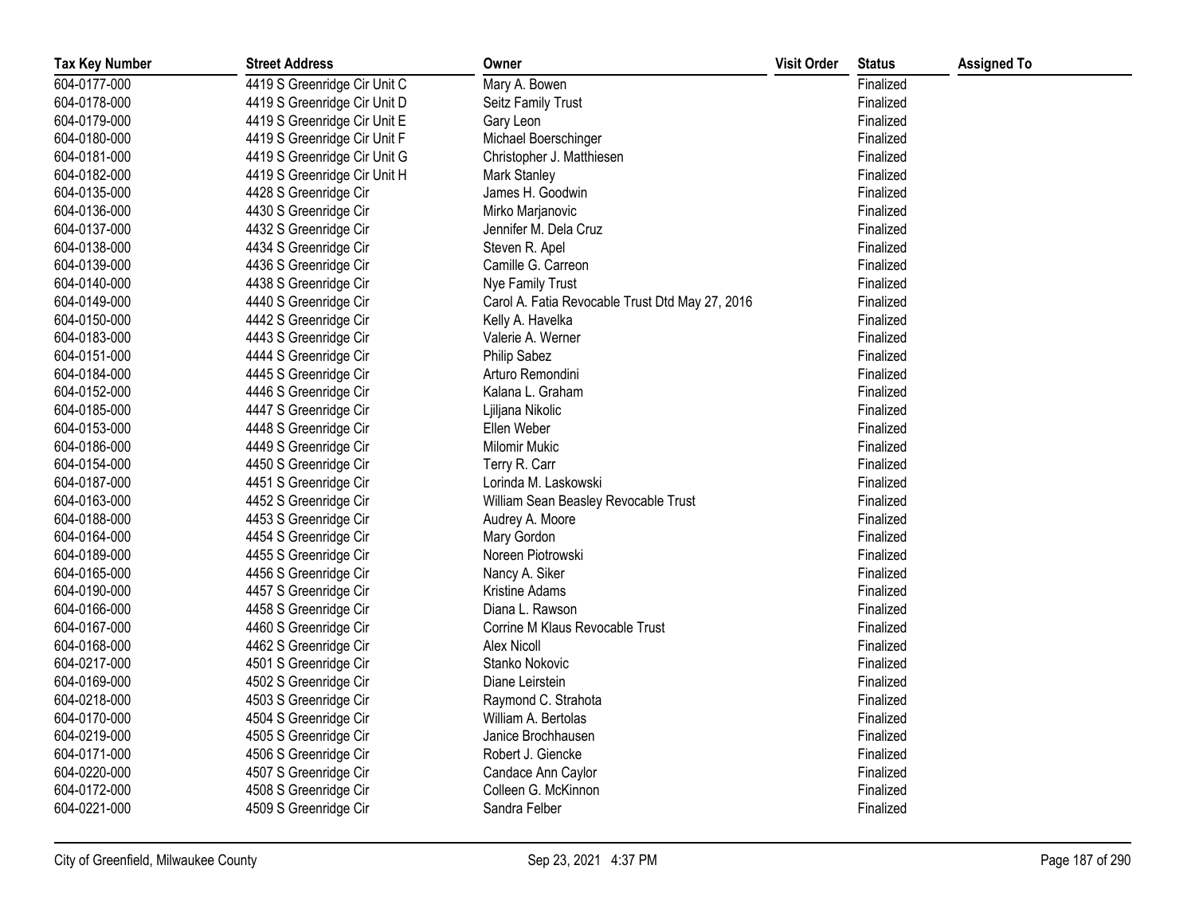| Tax Key Number | Street Address | Owner | Visit Order | Status | Assigned To |
|---|---|---|---|---|---|
| 604-0177-000 | 4419 S Greenridge Cir Unit C | Mary A. Bowen | | Finalized | |
| 604-0178-000 | 4419 S Greenridge Cir Unit D | Seitz Family Trust | | Finalized | |
| 604-0179-000 | 4419 S Greenridge Cir Unit E | Gary Leon | | Finalized | |
| 604-0180-000 | 4419 S Greenridge Cir Unit F | Michael Boerschinger | | Finalized | |
| 604-0181-000 | 4419 S Greenridge Cir Unit G | Christopher J. Matthiesen | | Finalized | |
| 604-0182-000 | 4419 S Greenridge Cir Unit H | Mark Stanley | | Finalized | |
| 604-0135-000 | 4428 S Greenridge Cir | James H. Goodwin | | Finalized | |
| 604-0136-000 | 4430 S Greenridge Cir | Mirko Marjanovic | | Finalized | |
| 604-0137-000 | 4432 S Greenridge Cir | Jennifer M. Dela Cruz | | Finalized | |
| 604-0138-000 | 4434 S Greenridge Cir | Steven R. Apel | | Finalized | |
| 604-0139-000 | 4436 S Greenridge Cir | Camille G. Carreon | | Finalized | |
| 604-0140-000 | 4438 S Greenridge Cir | Nye Family Trust | | Finalized | |
| 604-0149-000 | 4440 S Greenridge Cir | Carol A. Fatia Revocable Trust Dtd May 27, 2016 | | Finalized | |
| 604-0150-000 | 4442 S Greenridge Cir | Kelly A. Havelka | | Finalized | |
| 604-0183-000 | 4443 S Greenridge Cir | Valerie A. Werner | | Finalized | |
| 604-0151-000 | 4444 S Greenridge Cir | Philip Sabez | | Finalized | |
| 604-0184-000 | 4445 S Greenridge Cir | Arturo Remondini | | Finalized | |
| 604-0152-000 | 4446 S Greenridge Cir | Kalana L. Graham | | Finalized | |
| 604-0185-000 | 4447 S Greenridge Cir | Ljiljana Nikolic | | Finalized | |
| 604-0153-000 | 4448 S Greenridge Cir | Ellen Weber | | Finalized | |
| 604-0186-000 | 4449 S Greenridge Cir | Milomir Mukic | | Finalized | |
| 604-0154-000 | 4450 S Greenridge Cir | Terry R. Carr | | Finalized | |
| 604-0187-000 | 4451 S Greenridge Cir | Lorinda M. Laskowski | | Finalized | |
| 604-0163-000 | 4452 S Greenridge Cir | William Sean Beasley Revocable Trust | | Finalized | |
| 604-0188-000 | 4453 S Greenridge Cir | Audrey A. Moore | | Finalized | |
| 604-0164-000 | 4454 S Greenridge Cir | Mary Gordon | | Finalized | |
| 604-0189-000 | 4455 S Greenridge Cir | Noreen Piotrowski | | Finalized | |
| 604-0165-000 | 4456 S Greenridge Cir | Nancy A. Siker | | Finalized | |
| 604-0190-000 | 4457 S Greenridge Cir | Kristine Adams | | Finalized | |
| 604-0166-000 | 4458 S Greenridge Cir | Diana L. Rawson | | Finalized | |
| 604-0167-000 | 4460 S Greenridge Cir | Corrine M Klaus Revocable Trust | | Finalized | |
| 604-0168-000 | 4462 S Greenridge Cir | Alex Nicoll | | Finalized | |
| 604-0217-000 | 4501 S Greenridge Cir | Stanko Nokovic | | Finalized | |
| 604-0169-000 | 4502 S Greenridge Cir | Diane Leirstein | | Finalized | |
| 604-0218-000 | 4503 S Greenridge Cir | Raymond C. Strahota | | Finalized | |
| 604-0170-000 | 4504 S Greenridge Cir | William A. Bertolas | | Finalized | |
| 604-0219-000 | 4505 S Greenridge Cir | Janice Brochhausen | | Finalized | |
| 604-0171-000 | 4506 S Greenridge Cir | Robert J. Giencke | | Finalized | |
| 604-0220-000 | 4507 S Greenridge Cir | Candace Ann Caylor | | Finalized | |
| 604-0172-000 | 4508 S Greenridge Cir | Colleen G. McKinnon | | Finalized | |
| 604-0221-000 | 4509 S Greenridge Cir | Sandra Felber | | Finalized | |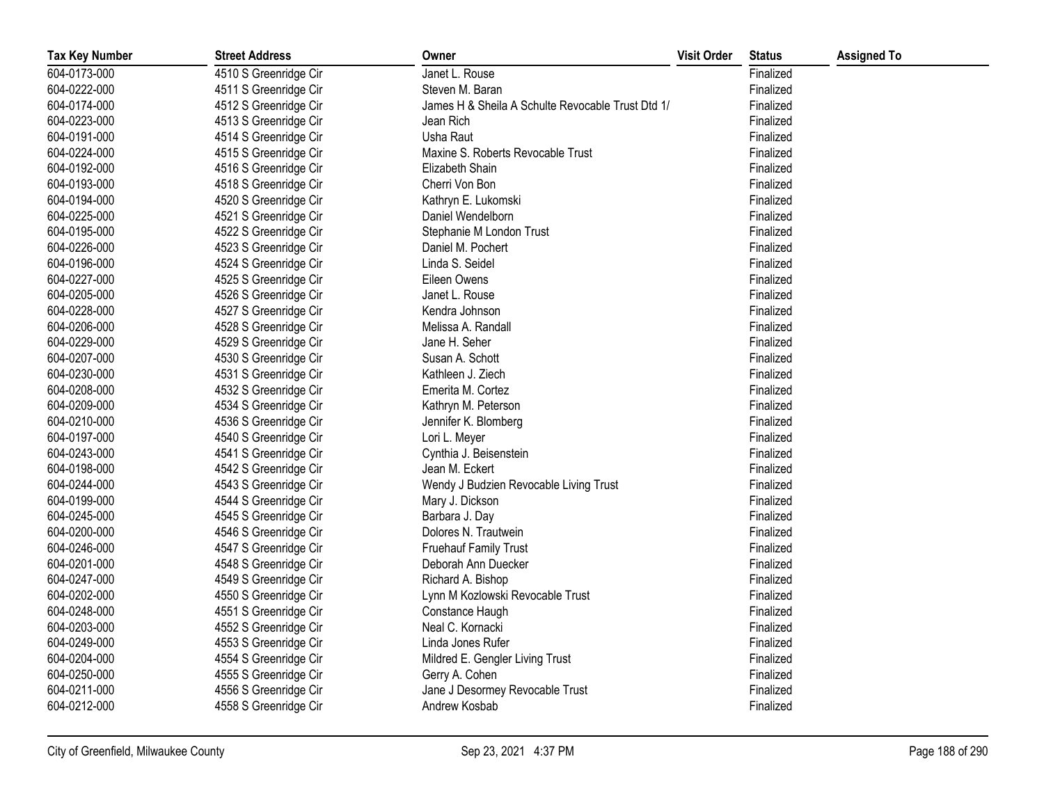| Tax Key Number | Street Address | Owner | Visit Order | Status | Assigned To |
|---|---|---|---|---|---|
| 604-0173-000 | 4510 S Greenridge Cir | Janet L. Rouse | | Finalized | |
| 604-0222-000 | 4511 S Greenridge Cir | Steven M. Baran | | Finalized | |
| 604-0174-000 | 4512 S Greenridge Cir | James H & Sheila A Schulte Revocable Trust Dtd 1/ | | Finalized | |
| 604-0223-000 | 4513 S Greenridge Cir | Jean Rich | | Finalized | |
| 604-0191-000 | 4514 S Greenridge Cir | Usha Raut | | Finalized | |
| 604-0224-000 | 4515 S Greenridge Cir | Maxine S. Roberts Revocable Trust | | Finalized | |
| 604-0192-000 | 4516 S Greenridge Cir | Elizabeth Shain | | Finalized | |
| 604-0193-000 | 4518 S Greenridge Cir | Cherri Von Bon | | Finalized | |
| 604-0194-000 | 4520 S Greenridge Cir | Kathryn E. Lukomski | | Finalized | |
| 604-0225-000 | 4521 S Greenridge Cir | Daniel Wendelborn | | Finalized | |
| 604-0195-000 | 4522 S Greenridge Cir | Stephanie M London Trust | | Finalized | |
| 604-0226-000 | 4523 S Greenridge Cir | Daniel M. Pochert | | Finalized | |
| 604-0196-000 | 4524 S Greenridge Cir | Linda S. Seidel | | Finalized | |
| 604-0227-000 | 4525 S Greenridge Cir | Eileen Owens | | Finalized | |
| 604-0205-000 | 4526 S Greenridge Cir | Janet L. Rouse | | Finalized | |
| 604-0228-000 | 4527 S Greenridge Cir | Kendra Johnson | | Finalized | |
| 604-0206-000 | 4528 S Greenridge Cir | Melissa A. Randall | | Finalized | |
| 604-0229-000 | 4529 S Greenridge Cir | Jane H. Seher | | Finalized | |
| 604-0207-000 | 4530 S Greenridge Cir | Susan A. Schott | | Finalized | |
| 604-0230-000 | 4531 S Greenridge Cir | Kathleen J. Ziech | | Finalized | |
| 604-0208-000 | 4532 S Greenridge Cir | Emerita M. Cortez | | Finalized | |
| 604-0209-000 | 4534 S Greenridge Cir | Kathryn M. Peterson | | Finalized | |
| 604-0210-000 | 4536 S Greenridge Cir | Jennifer K. Blomberg | | Finalized | |
| 604-0197-000 | 4540 S Greenridge Cir | Lori L. Meyer | | Finalized | |
| 604-0243-000 | 4541 S Greenridge Cir | Cynthia J. Beisenstein | | Finalized | |
| 604-0198-000 | 4542 S Greenridge Cir | Jean M. Eckert | | Finalized | |
| 604-0244-000 | 4543 S Greenridge Cir | Wendy J Budzien Revocable Living Trust | | Finalized | |
| 604-0199-000 | 4544 S Greenridge Cir | Mary J. Dickson | | Finalized | |
| 604-0245-000 | 4545 S Greenridge Cir | Barbara J. Day | | Finalized | |
| 604-0200-000 | 4546 S Greenridge Cir | Dolores N. Trautwein | | Finalized | |
| 604-0246-000 | 4547 S Greenridge Cir | Fruehauf Family Trust | | Finalized | |
| 604-0201-000 | 4548 S Greenridge Cir | Deborah Ann Duecker | | Finalized | |
| 604-0247-000 | 4549 S Greenridge Cir | Richard A. Bishop | | Finalized | |
| 604-0202-000 | 4550 S Greenridge Cir | Lynn M Kozlowski Revocable Trust | | Finalized | |
| 604-0248-000 | 4551 S Greenridge Cir | Constance Haugh | | Finalized | |
| 604-0203-000 | 4552 S Greenridge Cir | Neal C. Kornacki | | Finalized | |
| 604-0249-000 | 4553 S Greenridge Cir | Linda Jones Rufer | | Finalized | |
| 604-0204-000 | 4554 S Greenridge Cir | Mildred E. Gengler Living Trust | | Finalized | |
| 604-0250-000 | 4555 S Greenridge Cir | Gerry A. Cohen | | Finalized | |
| 604-0211-000 | 4556 S Greenridge Cir | Jane J Desormey Revocable Trust | | Finalized | |
| 604-0212-000 | 4558 S Greenridge Cir | Andrew Kosbab | | Finalized | |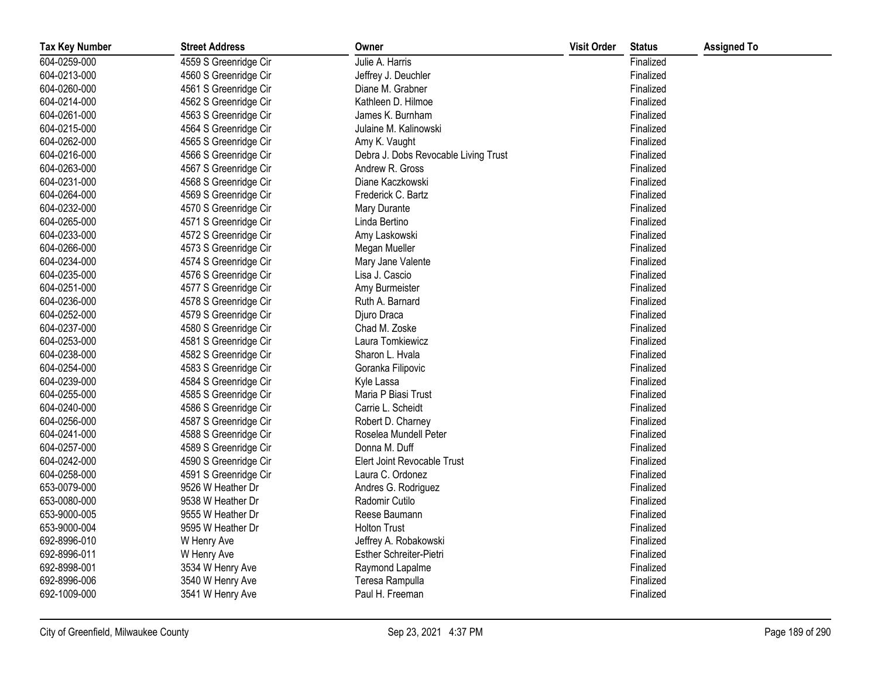| Tax Key Number | Street Address | Owner | Visit Order | Status | Assigned To |
|---|---|---|---|---|---|
| 604-0259-000 | 4559 S Greenridge Cir | Julie A. Harris | | Finalized | |
| 604-0213-000 | 4560 S Greenridge Cir | Jeffrey J. Deuchler | | Finalized | |
| 604-0260-000 | 4561 S Greenridge Cir | Diane M. Grabner | | Finalized | |
| 604-0214-000 | 4562 S Greenridge Cir | Kathleen D. Hilmoe | | Finalized | |
| 604-0261-000 | 4563 S Greenridge Cir | James K. Burnham | | Finalized | |
| 604-0215-000 | 4564 S Greenridge Cir | Julaine M. Kalinowski | | Finalized | |
| 604-0262-000 | 4565 S Greenridge Cir | Amy K. Vaught | | Finalized | |
| 604-0216-000 | 4566 S Greenridge Cir | Debra J. Dobs Revocable Living Trust | | Finalized | |
| 604-0263-000 | 4567 S Greenridge Cir | Andrew R. Gross | | Finalized | |
| 604-0231-000 | 4568 S Greenridge Cir | Diane Kaczkowski | | Finalized | |
| 604-0264-000 | 4569 S Greenridge Cir | Frederick C. Bartz | | Finalized | |
| 604-0232-000 | 4570 S Greenridge Cir | Mary Durante | | Finalized | |
| 604-0265-000 | 4571 S Greenridge Cir | Linda Bertino | | Finalized | |
| 604-0233-000 | 4572 S Greenridge Cir | Amy Laskowski | | Finalized | |
| 604-0266-000 | 4573 S Greenridge Cir | Megan Mueller | | Finalized | |
| 604-0234-000 | 4574 S Greenridge Cir | Mary Jane Valente | | Finalized | |
| 604-0235-000 | 4576 S Greenridge Cir | Lisa J. Cascio | | Finalized | |
| 604-0251-000 | 4577 S Greenridge Cir | Amy Burmeister | | Finalized | |
| 604-0236-000 | 4578 S Greenridge Cir | Ruth A. Barnard | | Finalized | |
| 604-0252-000 | 4579 S Greenridge Cir | Djuro Draca | | Finalized | |
| 604-0237-000 | 4580 S Greenridge Cir | Chad M. Zoske | | Finalized | |
| 604-0253-000 | 4581 S Greenridge Cir | Laura Tomkiewicz | | Finalized | |
| 604-0238-000 | 4582 S Greenridge Cir | Sharon L. Hvala | | Finalized | |
| 604-0254-000 | 4583 S Greenridge Cir | Goranka Filipovic | | Finalized | |
| 604-0239-000 | 4584 S Greenridge Cir | Kyle Lassa | | Finalized | |
| 604-0255-000 | 4585 S Greenridge Cir | Maria P Biasi Trust | | Finalized | |
| 604-0240-000 | 4586 S Greenridge Cir | Carrie L. Scheidt | | Finalized | |
| 604-0256-000 | 4587 S Greenridge Cir | Robert D. Charney | | Finalized | |
| 604-0241-000 | 4588 S Greenridge Cir | Roselea Mundell Peter | | Finalized | |
| 604-0257-000 | 4589 S Greenridge Cir | Donna M. Duff | | Finalized | |
| 604-0242-000 | 4590 S Greenridge Cir | Elert Joint Revocable Trust | | Finalized | |
| 604-0258-000 | 4591 S Greenridge Cir | Laura C. Ordonez | | Finalized | |
| 653-0079-000 | 9526 W Heather Dr | Andres G. Rodriguez | | Finalized | |
| 653-0080-000 | 9538 W Heather Dr | Radomir Cutilo | | Finalized | |
| 653-9000-005 | 9555 W Heather Dr | Reese Baumann | | Finalized | |
| 653-9000-004 | 9595 W Heather Dr | Holton Trust | | Finalized | |
| 692-8996-010 | W Henry Ave | Jeffrey A. Robakowski | | Finalized | |
| 692-8996-011 | W Henry Ave | Esther Schreiter-Pietri | | Finalized | |
| 692-8998-001 | 3534 W Henry Ave | Raymond Lapalme | | Finalized | |
| 692-8996-006 | 3540 W Henry Ave | Teresa Rampulla | | Finalized | |
| 692-1009-000 | 3541 W Henry Ave | Paul H. Freeman | | Finalized | |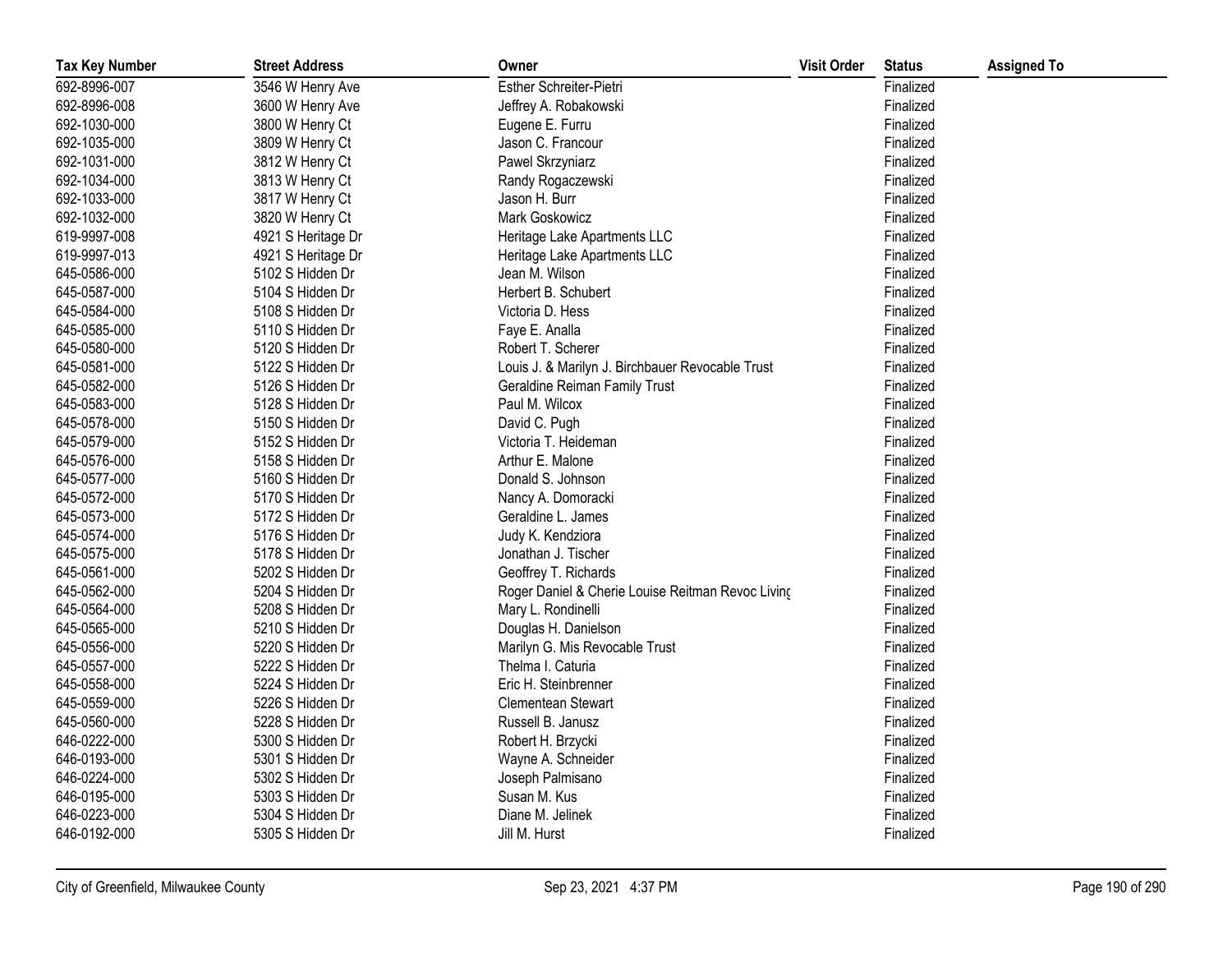| Tax Key Number | Street Address | Owner | Visit Order | Status | Assigned To |
|---|---|---|---|---|---|
| 692-8996-007 | 3546 W Henry Ave | Esther Schreiter-Pietri | | Finalized | |
| 692-8996-008 | 3600 W Henry Ave | Jeffrey A. Robakowski | | Finalized | |
| 692-1030-000 | 3800 W Henry Ct | Eugene E. Furru | | Finalized | |
| 692-1035-000 | 3809 W Henry Ct | Jason C. Francour | | Finalized | |
| 692-1031-000 | 3812 W Henry Ct | Pawel Skrzyniarz | | Finalized | |
| 692-1034-000 | 3813 W Henry Ct | Randy Rogaczewski | | Finalized | |
| 692-1033-000 | 3817 W Henry Ct | Jason H. Burr | | Finalized | |
| 692-1032-000 | 3820 W Henry Ct | Mark Goskowicz | | Finalized | |
| 619-9997-008 | 4921 S Heritage Dr | Heritage Lake Apartments LLC | | Finalized | |
| 619-9997-013 | 4921 S Heritage Dr | Heritage Lake Apartments LLC | | Finalized | |
| 645-0586-000 | 5102 S Hidden Dr | Jean M. Wilson | | Finalized | |
| 645-0587-000 | 5104 S Hidden Dr | Herbert B. Schubert | | Finalized | |
| 645-0584-000 | 5108 S Hidden Dr | Victoria D. Hess | | Finalized | |
| 645-0585-000 | 5110 S Hidden Dr | Faye E. Analla | | Finalized | |
| 645-0580-000 | 5120 S Hidden Dr | Robert T. Scherer | | Finalized | |
| 645-0581-000 | 5122 S Hidden Dr | Louis J. & Marilyn J. Birchbauer Revocable Trust | | Finalized | |
| 645-0582-000 | 5126 S Hidden Dr | Geraldine Reiman Family Trust | | Finalized | |
| 645-0583-000 | 5128 S Hidden Dr | Paul M. Wilcox | | Finalized | |
| 645-0578-000 | 5150 S Hidden Dr | David C. Pugh | | Finalized | |
| 645-0579-000 | 5152 S Hidden Dr | Victoria T. Heideman | | Finalized | |
| 645-0576-000 | 5158 S Hidden Dr | Arthur E. Malone | | Finalized | |
| 645-0577-000 | 5160 S Hidden Dr | Donald S. Johnson | | Finalized | |
| 645-0572-000 | 5170 S Hidden Dr | Nancy A. Domoracki | | Finalized | |
| 645-0573-000 | 5172 S Hidden Dr | Geraldine L. James | | Finalized | |
| 645-0574-000 | 5176 S Hidden Dr | Judy K. Kendziora | | Finalized | |
| 645-0575-000 | 5178 S Hidden Dr | Jonathan J. Tischer | | Finalized | |
| 645-0561-000 | 5202 S Hidden Dr | Geoffrey T. Richards | | Finalized | |
| 645-0562-000 | 5204 S Hidden Dr | Roger Daniel & Cherie Louise Reitman Revoc Living | | Finalized | |
| 645-0564-000 | 5208 S Hidden Dr | Mary L. Rondinelli | | Finalized | |
| 645-0565-000 | 5210 S Hidden Dr | Douglas H. Danielson | | Finalized | |
| 645-0556-000 | 5220 S Hidden Dr | Marilyn G. Mis Revocable Trust | | Finalized | |
| 645-0557-000 | 5222 S Hidden Dr | Thelma I. Caturia | | Finalized | |
| 645-0558-000 | 5224 S Hidden Dr | Eric H. Steinbrenner | | Finalized | |
| 645-0559-000 | 5226 S Hidden Dr | Clementean Stewart | | Finalized | |
| 645-0560-000 | 5228 S Hidden Dr | Russell B. Janusz | | Finalized | |
| 646-0222-000 | 5300 S Hidden Dr | Robert H. Brzycki | | Finalized | |
| 646-0193-000 | 5301 S Hidden Dr | Wayne A. Schneider | | Finalized | |
| 646-0224-000 | 5302 S Hidden Dr | Joseph Palmisano | | Finalized | |
| 646-0195-000 | 5303 S Hidden Dr | Susan M. Kus | | Finalized | |
| 646-0223-000 | 5304 S Hidden Dr | Diane M. Jelinek | | Finalized | |
| 646-0192-000 | 5305 S Hidden Dr | Jill M. Hurst | | Finalized | |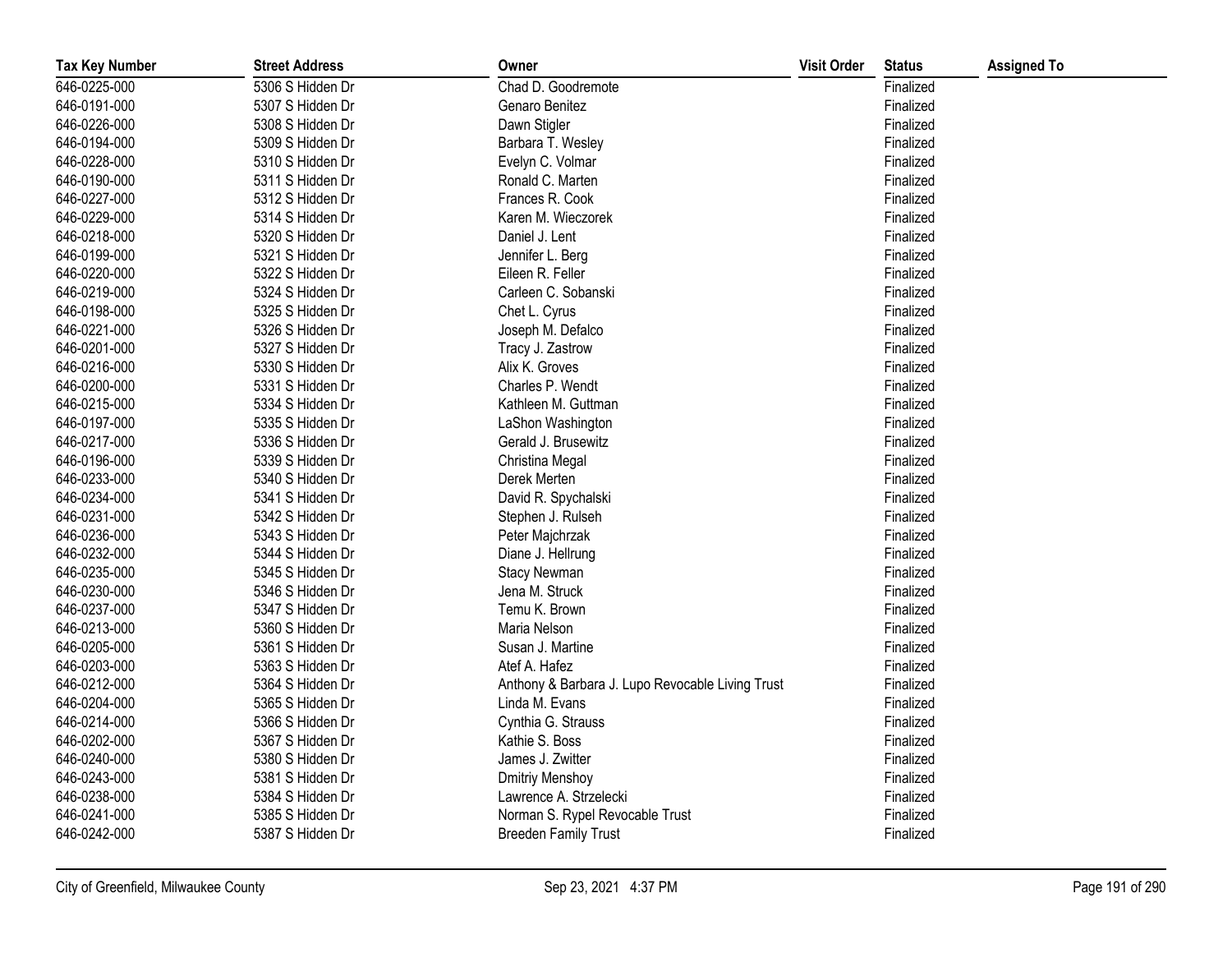| Tax Key Number | Street Address | Owner | Visit Order | Status | Assigned To |
|---|---|---|---|---|---|
| 646-0225-000 | 5306 S Hidden Dr | Chad D. Goodremote | | Finalized | |
| 646-0191-000 | 5307 S Hidden Dr | Genaro Benitez | | Finalized | |
| 646-0226-000 | 5308 S Hidden Dr | Dawn Stigler | | Finalized | |
| 646-0194-000 | 5309 S Hidden Dr | Barbara T. Wesley | | Finalized | |
| 646-0228-000 | 5310 S Hidden Dr | Evelyn C. Volmar | | Finalized | |
| 646-0190-000 | 5311 S Hidden Dr | Ronald C. Marten | | Finalized | |
| 646-0227-000 | 5312 S Hidden Dr | Frances R. Cook | | Finalized | |
| 646-0229-000 | 5314 S Hidden Dr | Karen M. Wieczorek | | Finalized | |
| 646-0218-000 | 5320 S Hidden Dr | Daniel J. Lent | | Finalized | |
| 646-0199-000 | 5321 S Hidden Dr | Jennifer L. Berg | | Finalized | |
| 646-0220-000 | 5322 S Hidden Dr | Eileen R. Feller | | Finalized | |
| 646-0219-000 | 5324 S Hidden Dr | Carleen C. Sobanski | | Finalized | |
| 646-0198-000 | 5325 S Hidden Dr | Chet L. Cyrus | | Finalized | |
| 646-0221-000 | 5326 S Hidden Dr | Joseph M. Defalco | | Finalized | |
| 646-0201-000 | 5327 S Hidden Dr | Tracy J. Zastrow | | Finalized | |
| 646-0216-000 | 5330 S Hidden Dr | Alix K. Groves | | Finalized | |
| 646-0200-000 | 5331 S Hidden Dr | Charles P. Wendt | | Finalized | |
| 646-0215-000 | 5334 S Hidden Dr | Kathleen M. Guttman | | Finalized | |
| 646-0197-000 | 5335 S Hidden Dr | LaShon Washington | | Finalized | |
| 646-0217-000 | 5336 S Hidden Dr | Gerald J. Brusewitz | | Finalized | |
| 646-0196-000 | 5339 S Hidden Dr | Christina Megal | | Finalized | |
| 646-0233-000 | 5340 S Hidden Dr | Derek Merten | | Finalized | |
| 646-0234-000 | 5341 S Hidden Dr | David R. Spychalski | | Finalized | |
| 646-0231-000 | 5342 S Hidden Dr | Stephen J. Rulseh | | Finalized | |
| 646-0236-000 | 5343 S Hidden Dr | Peter Majchrzak | | Finalized | |
| 646-0232-000 | 5344 S Hidden Dr | Diane J. Hellrung | | Finalized | |
| 646-0235-000 | 5345 S Hidden Dr | Stacy Newman | | Finalized | |
| 646-0230-000 | 5346 S Hidden Dr | Jena M. Struck | | Finalized | |
| 646-0237-000 | 5347 S Hidden Dr | Temu K. Brown | | Finalized | |
| 646-0213-000 | 5360 S Hidden Dr | Maria Nelson | | Finalized | |
| 646-0205-000 | 5361 S Hidden Dr | Susan J. Martine | | Finalized | |
| 646-0203-000 | 5363 S Hidden Dr | Atef A. Hafez | | Finalized | |
| 646-0212-000 | 5364 S Hidden Dr | Anthony & Barbara J. Lupo Revocable Living Trust | | Finalized | |
| 646-0204-000 | 5365 S Hidden Dr | Linda M. Evans | | Finalized | |
| 646-0214-000 | 5366 S Hidden Dr | Cynthia G. Strauss | | Finalized | |
| 646-0202-000 | 5367 S Hidden Dr | Kathie S. Boss | | Finalized | |
| 646-0240-000 | 5380 S Hidden Dr | James J. Zwitter | | Finalized | |
| 646-0243-000 | 5381 S Hidden Dr | Dmitriy Menshoy | | Finalized | |
| 646-0238-000 | 5384 S Hidden Dr | Lawrence A. Strzelecki | | Finalized | |
| 646-0241-000 | 5385 S Hidden Dr | Norman S. Rypel Revocable Trust | | Finalized | |
| 646-0242-000 | 5387 S Hidden Dr | Breeden Family Trust | | Finalized | |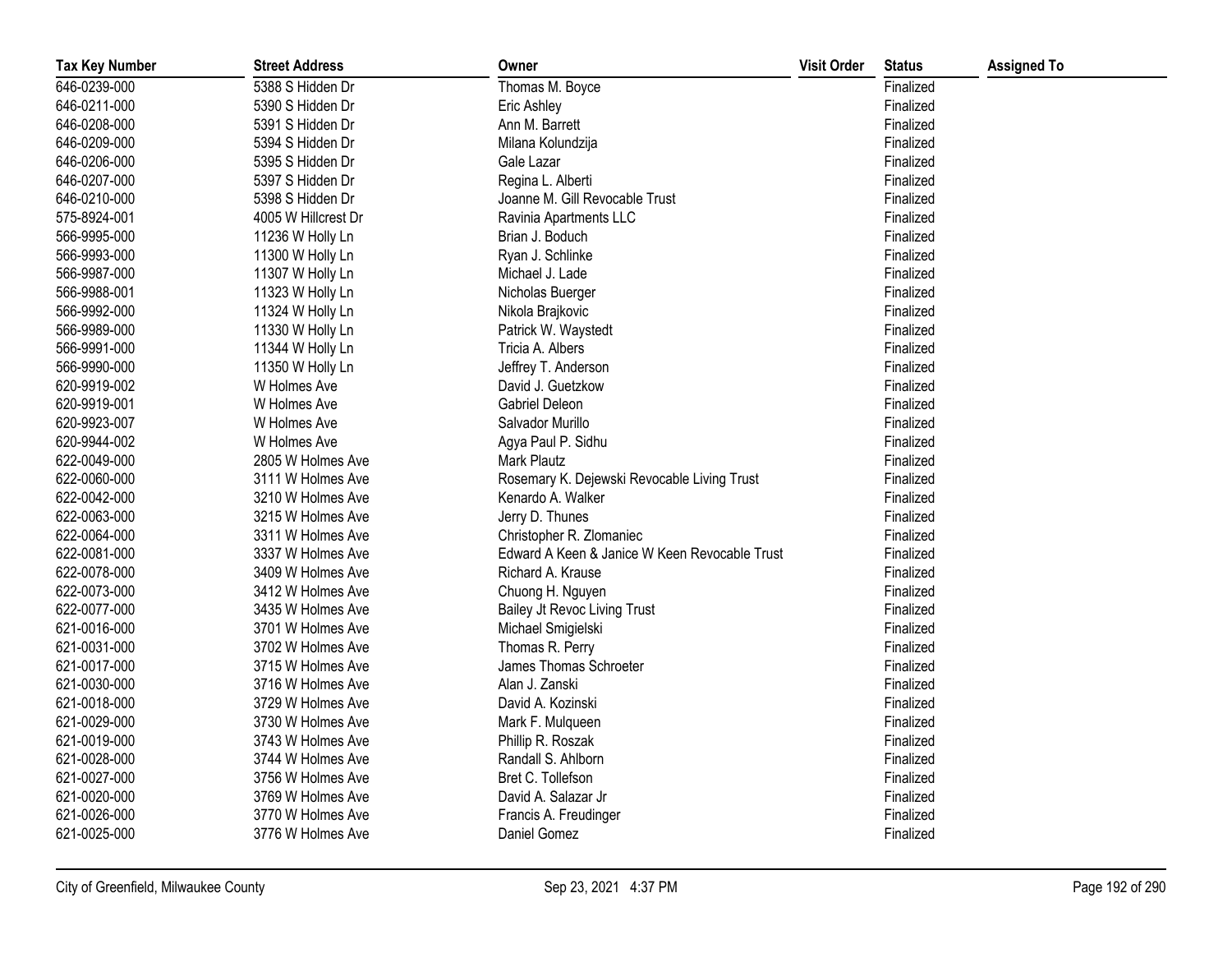| Tax Key Number | Street Address | Owner | Visit Order | Status | Assigned To |
|---|---|---|---|---|---|
| 646-0239-000 | 5388 S Hidden Dr | Thomas M. Boyce | | Finalized | |
| 646-0211-000 | 5390 S Hidden Dr | Eric Ashley | | Finalized | |
| 646-0208-000 | 5391 S Hidden Dr | Ann M. Barrett | | Finalized | |
| 646-0209-000 | 5394 S Hidden Dr | Milana Kolundzija | | Finalized | |
| 646-0206-000 | 5395 S Hidden Dr | Gale Lazar | | Finalized | |
| 646-0207-000 | 5397 S Hidden Dr | Regina L. Alberti | | Finalized | |
| 646-0210-000 | 5398 S Hidden Dr | Joanne M. Gill Revocable Trust | | Finalized | |
| 575-8924-001 | 4005 W Hillcrest Dr | Ravinia Apartments LLC | | Finalized | |
| 566-9995-000 | 11236 W Holly Ln | Brian J. Boduch | | Finalized | |
| 566-9993-000 | 11300 W Holly Ln | Ryan J. Schlinke | | Finalized | |
| 566-9987-000 | 11307 W Holly Ln | Michael J. Lade | | Finalized | |
| 566-9988-001 | 11323 W Holly Ln | Nicholas Buerger | | Finalized | |
| 566-9992-000 | 11324 W Holly Ln | Nikola Brajkovic | | Finalized | |
| 566-9989-000 | 11330 W Holly Ln | Patrick W. Waystedt | | Finalized | |
| 566-9991-000 | 11344 W Holly Ln | Tricia A. Albers | | Finalized | |
| 566-9990-000 | 11350 W Holly Ln | Jeffrey T. Anderson | | Finalized | |
| 620-9919-002 | W Holmes Ave | David J. Guetzkow | | Finalized | |
| 620-9919-001 | W Holmes Ave | Gabriel Deleon | | Finalized | |
| 620-9923-007 | W Holmes Ave | Salvador Murillo | | Finalized | |
| 620-9944-002 | W Holmes Ave | Agya Paul P. Sidhu | | Finalized | |
| 622-0049-000 | 2805 W Holmes Ave | Mark Plautz | | Finalized | |
| 622-0060-000 | 3111 W Holmes Ave | Rosemary K. Dejewski Revocable Living Trust | | Finalized | |
| 622-0042-000 | 3210 W Holmes Ave | Kenardo A. Walker | | Finalized | |
| 622-0063-000 | 3215 W Holmes Ave | Jerry D. Thunes | | Finalized | |
| 622-0064-000 | 3311 W Holmes Ave | Christopher R. Zlomaniec | | Finalized | |
| 622-0081-000 | 3337 W Holmes Ave | Edward A Keen & Janice W Keen Revocable Trust | | Finalized | |
| 622-0078-000 | 3409 W Holmes Ave | Richard A. Krause | | Finalized | |
| 622-0073-000 | 3412 W Holmes Ave | Chuong H. Nguyen | | Finalized | |
| 622-0077-000 | 3435 W Holmes Ave | Bailey Jt Revoc Living Trust | | Finalized | |
| 621-0016-000 | 3701 W Holmes Ave | Michael Smigielski | | Finalized | |
| 621-0031-000 | 3702 W Holmes Ave | Thomas R. Perry | | Finalized | |
| 621-0017-000 | 3715 W Holmes Ave | James Thomas Schroeter | | Finalized | |
| 621-0030-000 | 3716 W Holmes Ave | Alan J. Zanski | | Finalized | |
| 621-0018-000 | 3729 W Holmes Ave | David A. Kozinski | | Finalized | |
| 621-0029-000 | 3730 W Holmes Ave | Mark F. Mulqueen | | Finalized | |
| 621-0019-000 | 3743 W Holmes Ave | Phillip R. Roszak | | Finalized | |
| 621-0028-000 | 3744 W Holmes Ave | Randall S. Ahlborn | | Finalized | |
| 621-0027-000 | 3756 W Holmes Ave | Bret C. Tollefson | | Finalized | |
| 621-0020-000 | 3769 W Holmes Ave | David A. Salazar Jr | | Finalized | |
| 621-0026-000 | 3770 W Holmes Ave | Francis A. Freudinger | | Finalized | |
| 621-0025-000 | 3776 W Holmes Ave | Daniel Gomez | | Finalized | |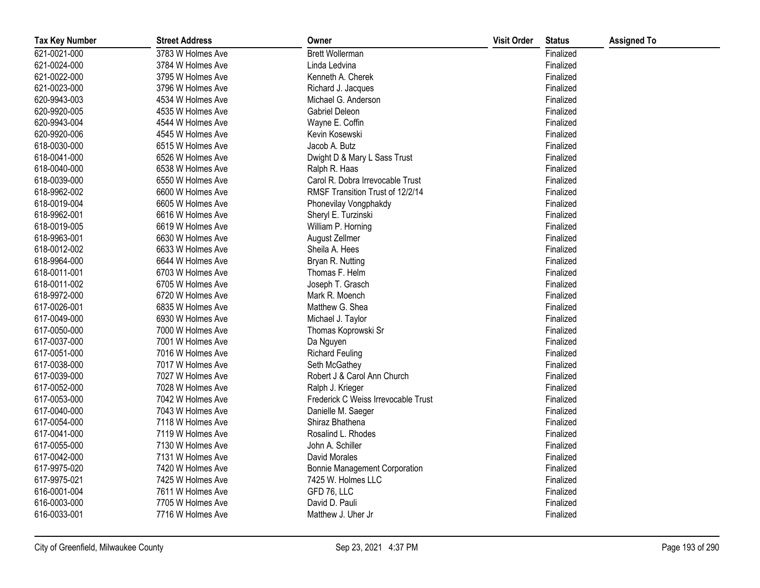| Tax Key Number | Street Address | Owner | Visit Order | Status | Assigned To |
|---|---|---|---|---|---|
| 621-0021-000 | 3783 W Holmes Ave | Brett Wollerman | | Finalized | |
| 621-0024-000 | 3784 W Holmes Ave | Linda Ledvina | | Finalized | |
| 621-0022-000 | 3795 W Holmes Ave | Kenneth A. Cherek | | Finalized | |
| 621-0023-000 | 3796 W Holmes Ave | Richard J. Jacques | | Finalized | |
| 620-9943-003 | 4534 W Holmes Ave | Michael G. Anderson | | Finalized | |
| 620-9920-005 | 4535 W Holmes Ave | Gabriel Deleon | | Finalized | |
| 620-9943-004 | 4544 W Holmes Ave | Wayne E. Coffin | | Finalized | |
| 620-9920-006 | 4545 W Holmes Ave | Kevin Kosewski | | Finalized | |
| 618-0030-000 | 6515 W Holmes Ave | Jacob A. Butz | | Finalized | |
| 618-0041-000 | 6526 W Holmes Ave | Dwight D & Mary L Sass Trust | | Finalized | |
| 618-0040-000 | 6538 W Holmes Ave | Ralph R. Haas | | Finalized | |
| 618-0039-000 | 6550 W Holmes Ave | Carol R. Dobra Irrevocable Trust | | Finalized | |
| 618-9962-002 | 6600 W Holmes Ave | RMSF Transition Trust of 12/2/14 | | Finalized | |
| 618-0019-004 | 6605 W Holmes Ave | Phonevilay Vongphakdy | | Finalized | |
| 618-9962-001 | 6616 W Holmes Ave | Sheryl E. Turzinski | | Finalized | |
| 618-0019-005 | 6619 W Holmes Ave | William P. Horning | | Finalized | |
| 618-9963-001 | 6630 W Holmes Ave | August Zellmer | | Finalized | |
| 618-0012-002 | 6633 W Holmes Ave | Sheila A. Hees | | Finalized | |
| 618-9964-000 | 6644 W Holmes Ave | Bryan R. Nutting | | Finalized | |
| 618-0011-001 | 6703 W Holmes Ave | Thomas F. Helm | | Finalized | |
| 618-0011-002 | 6705 W Holmes Ave | Joseph T. Grasch | | Finalized | |
| 618-9972-000 | 6720 W Holmes Ave | Mark R. Moench | | Finalized | |
| 617-0026-001 | 6835 W Holmes Ave | Matthew G. Shea | | Finalized | |
| 617-0049-000 | 6930 W Holmes Ave | Michael J. Taylor | | Finalized | |
| 617-0050-000 | 7000 W Holmes Ave | Thomas Koprowski Sr | | Finalized | |
| 617-0037-000 | 7001 W Holmes Ave | Da Nguyen | | Finalized | |
| 617-0051-000 | 7016 W Holmes Ave | Richard Feuling | | Finalized | |
| 617-0038-000 | 7017 W Holmes Ave | Seth McGathey | | Finalized | |
| 617-0039-000 | 7027 W Holmes Ave | Robert J & Carol Ann Church | | Finalized | |
| 617-0052-000 | 7028 W Holmes Ave | Ralph J. Krieger | | Finalized | |
| 617-0053-000 | 7042 W Holmes Ave | Frederick C Weiss Irrevocable Trust | | Finalized | |
| 617-0040-000 | 7043 W Holmes Ave | Danielle M. Saeger | | Finalized | |
| 617-0054-000 | 7118 W Holmes Ave | Shiraz Bhathena | | Finalized | |
| 617-0041-000 | 7119 W Holmes Ave | Rosalind L. Rhodes | | Finalized | |
| 617-0055-000 | 7130 W Holmes Ave | John A. Schiller | | Finalized | |
| 617-0042-000 | 7131 W Holmes Ave | David Morales | | Finalized | |
| 617-9975-020 | 7420 W Holmes Ave | Bonnie Management Corporation | | Finalized | |
| 617-9975-021 | 7425 W Holmes Ave | 7425 W. Holmes LLC | | Finalized | |
| 616-0001-004 | 7611 W Holmes Ave | GFD 76, LLC | | Finalized | |
| 616-0003-000 | 7705 W Holmes Ave | David D. Pauli | | Finalized | |
| 616-0033-001 | 7716 W Holmes Ave | Matthew J. Uher Jr | | Finalized | |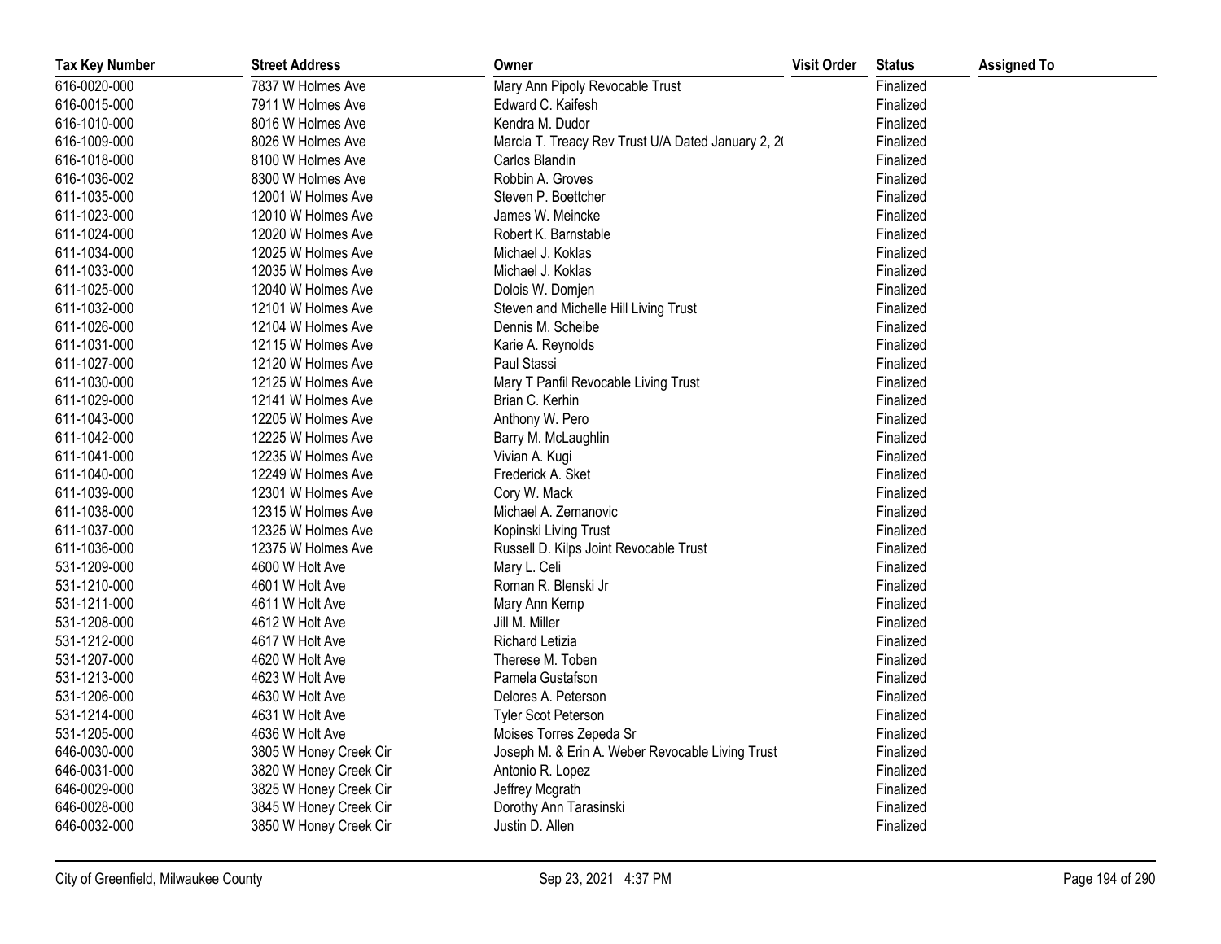| Tax Key Number | Street Address | Owner | Visit Order | Status | Assigned To |
|---|---|---|---|---|---|
| 616-0020-000 | 7837 W Holmes Ave | Mary Ann Pipoly Revocable Trust | | Finalized | |
| 616-0015-000 | 7911 W Holmes Ave | Edward C. Kaifesh | | Finalized | |
| 616-1010-000 | 8016 W Holmes Ave | Kendra M. Dudor | | Finalized | |
| 616-1009-000 | 8026 W Holmes Ave | Marcia T. Treacy Rev Trust U/A Dated January 2, 2( | | Finalized | |
| 616-1018-000 | 8100 W Holmes Ave | Carlos Blandin | | Finalized | |
| 616-1036-002 | 8300 W Holmes Ave | Robbin A. Groves | | Finalized | |
| 611-1035-000 | 12001 W Holmes Ave | Steven P. Boettcher | | Finalized | |
| 611-1023-000 | 12010 W Holmes Ave | James W. Meincke | | Finalized | |
| 611-1024-000 | 12020 W Holmes Ave | Robert K. Barnstable | | Finalized | |
| 611-1034-000 | 12025 W Holmes Ave | Michael J. Koklas | | Finalized | |
| 611-1033-000 | 12035 W Holmes Ave | Michael J. Koklas | | Finalized | |
| 611-1025-000 | 12040 W Holmes Ave | Dolois W. Domjen | | Finalized | |
| 611-1032-000 | 12101 W Holmes Ave | Steven and Michelle Hill Living Trust | | Finalized | |
| 611-1026-000 | 12104 W Holmes Ave | Dennis M. Scheibe | | Finalized | |
| 611-1031-000 | 12115 W Holmes Ave | Karie A. Reynolds | | Finalized | |
| 611-1027-000 | 12120 W Holmes Ave | Paul Stassi | | Finalized | |
| 611-1030-000 | 12125 W Holmes Ave | Mary T Panfil Revocable Living Trust | | Finalized | |
| 611-1029-000 | 12141 W Holmes Ave | Brian C. Kerhin | | Finalized | |
| 611-1043-000 | 12205 W Holmes Ave | Anthony W. Pero | | Finalized | |
| 611-1042-000 | 12225 W Holmes Ave | Barry M. McLaughlin | | Finalized | |
| 611-1041-000 | 12235 W Holmes Ave | Vivian A. Kugi | | Finalized | |
| 611-1040-000 | 12249 W Holmes Ave | Frederick A. Sket | | Finalized | |
| 611-1039-000 | 12301 W Holmes Ave | Cory W. Mack | | Finalized | |
| 611-1038-000 | 12315 W Holmes Ave | Michael A. Zemanovic | | Finalized | |
| 611-1037-000 | 12325 W Holmes Ave | Kopinski Living Trust | | Finalized | |
| 611-1036-000 | 12375 W Holmes Ave | Russell D. Kilps Joint Revocable Trust | | Finalized | |
| 531-1209-000 | 4600 W Holt Ave | Mary L. Celi | | Finalized | |
| 531-1210-000 | 4601 W Holt Ave | Roman R. Blenski Jr | | Finalized | |
| 531-1211-000 | 4611 W Holt Ave | Mary Ann Kemp | | Finalized | |
| 531-1208-000 | 4612 W Holt Ave | Jill M. Miller | | Finalized | |
| 531-1212-000 | 4617 W Holt Ave | Richard Letizia | | Finalized | |
| 531-1207-000 | 4620 W Holt Ave | Therese M. Toben | | Finalized | |
| 531-1213-000 | 4623 W Holt Ave | Pamela Gustafson | | Finalized | |
| 531-1206-000 | 4630 W Holt Ave | Delores A. Peterson | | Finalized | |
| 531-1214-000 | 4631 W Holt Ave | Tyler Scot Peterson | | Finalized | |
| 531-1205-000 | 4636 W Holt Ave | Moises Torres Zepeda Sr | | Finalized | |
| 646-0030-000 | 3805 W Honey Creek Cir | Joseph M. & Erin A. Weber Revocable Living Trust | | Finalized | |
| 646-0031-000 | 3820 W Honey Creek Cir | Antonio R. Lopez | | Finalized | |
| 646-0029-000 | 3825 W Honey Creek Cir | Jeffrey Mcgrath | | Finalized | |
| 646-0028-000 | 3845 W Honey Creek Cir | Dorothy Ann Tarasinski | | Finalized | |
| 646-0032-000 | 3850 W Honey Creek Cir | Justin D. Allen | | Finalized | |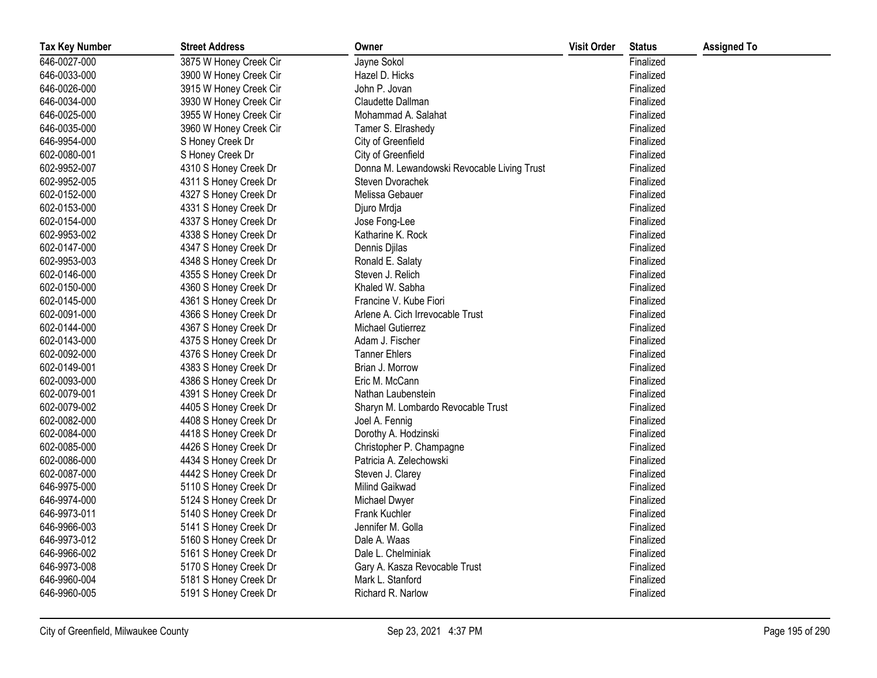| Tax Key Number | Street Address | Owner | Visit Order | Status | Assigned To |
|---|---|---|---|---|---|
| 646-0027-000 | 3875 W Honey Creek Cir | Jayne Sokol | | Finalized | |
| 646-0033-000 | 3900 W Honey Creek Cir | Hazel D. Hicks | | Finalized | |
| 646-0026-000 | 3915 W Honey Creek Cir | John P. Jovan | | Finalized | |
| 646-0034-000 | 3930 W Honey Creek Cir | Claudette Dallman | | Finalized | |
| 646-0025-000 | 3955 W Honey Creek Cir | Mohammad A. Salahat | | Finalized | |
| 646-0035-000 | 3960 W Honey Creek Cir | Tamer S. Elrashedy | | Finalized | |
| 646-9954-000 | S Honey Creek Dr | City of Greenfield | | Finalized | |
| 602-0080-001 | S Honey Creek Dr | City of Greenfield | | Finalized | |
| 602-9952-007 | 4310 S Honey Creek Dr | Donna M. Lewandowski Revocable Living Trust | | Finalized | |
| 602-9952-005 | 4311 S Honey Creek Dr | Steven Dvorachek | | Finalized | |
| 602-0152-000 | 4327 S Honey Creek Dr | Melissa Gebauer | | Finalized | |
| 602-0153-000 | 4331 S Honey Creek Dr | Djuro Mrdja | | Finalized | |
| 602-0154-000 | 4337 S Honey Creek Dr | Jose Fong-Lee | | Finalized | |
| 602-9953-002 | 4338 S Honey Creek Dr | Katharine K. Rock | | Finalized | |
| 602-0147-000 | 4347 S Honey Creek Dr | Dennis Djilas | | Finalized | |
| 602-9953-003 | 4348 S Honey Creek Dr | Ronald E. Salaty | | Finalized | |
| 602-0146-000 | 4355 S Honey Creek Dr | Steven J. Relich | | Finalized | |
| 602-0150-000 | 4360 S Honey Creek Dr | Khaled W. Sabha | | Finalized | |
| 602-0145-000 | 4361 S Honey Creek Dr | Francine V. Kube Fiori | | Finalized | |
| 602-0091-000 | 4366 S Honey Creek Dr | Arlene A. Cich Irrevocable Trust | | Finalized | |
| 602-0144-000 | 4367 S Honey Creek Dr | Michael Gutierrez | | Finalized | |
| 602-0143-000 | 4375 S Honey Creek Dr | Adam J. Fischer | | Finalized | |
| 602-0092-000 | 4376 S Honey Creek Dr | Tanner Ehlers | | Finalized | |
| 602-0149-001 | 4383 S Honey Creek Dr | Brian J. Morrow | | Finalized | |
| 602-0093-000 | 4386 S Honey Creek Dr | Eric M. McCann | | Finalized | |
| 602-0079-001 | 4391 S Honey Creek Dr | Nathan Laubenstein | | Finalized | |
| 602-0079-002 | 4405 S Honey Creek Dr | Sharyn M. Lombardo Revocable Trust | | Finalized | |
| 602-0082-000 | 4408 S Honey Creek Dr | Joel A. Fennig | | Finalized | |
| 602-0084-000 | 4418 S Honey Creek Dr | Dorothy A. Hodzinski | | Finalized | |
| 602-0085-000 | 4426 S Honey Creek Dr | Christopher P. Champagne | | Finalized | |
| 602-0086-000 | 4434 S Honey Creek Dr | Patricia A. Zelechowski | | Finalized | |
| 602-0087-000 | 4442 S Honey Creek Dr | Steven J. Clarey | | Finalized | |
| 646-9975-000 | 5110 S Honey Creek Dr | Milind Gaikwad | | Finalized | |
| 646-9974-000 | 5124 S Honey Creek Dr | Michael Dwyer | | Finalized | |
| 646-9973-011 | 5140 S Honey Creek Dr | Frank Kuchler | | Finalized | |
| 646-9966-003 | 5141 S Honey Creek Dr | Jennifer M. Golla | | Finalized | |
| 646-9973-012 | 5160 S Honey Creek Dr | Dale A. Waas | | Finalized | |
| 646-9966-002 | 5161 S Honey Creek Dr | Dale L. Chelminiak | | Finalized | |
| 646-9973-008 | 5170 S Honey Creek Dr | Gary A. Kasza Revocable Trust | | Finalized | |
| 646-9960-004 | 5181 S Honey Creek Dr | Mark L. Stanford | | Finalized | |
| 646-9960-005 | 5191 S Honey Creek Dr | Richard R. Narlow | | Finalized | |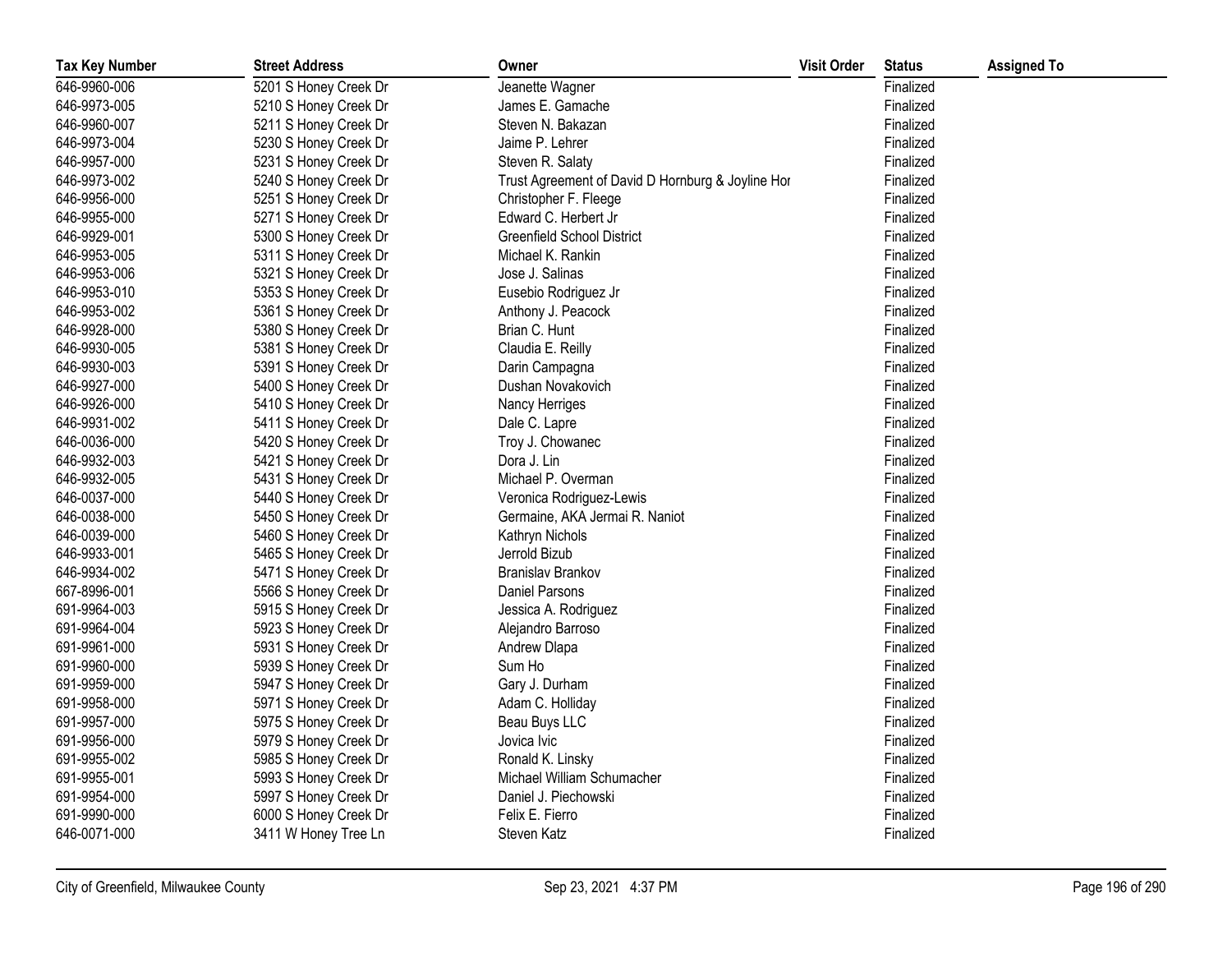| Tax Key Number | Street Address | Owner | Visit Order | Status | Assigned To |
|---|---|---|---|---|---|
| 646-9960-006 | 5201 S Honey Creek Dr | Jeanette Wagner | | Finalized | |
| 646-9973-005 | 5210 S Honey Creek Dr | James E. Gamache | | Finalized | |
| 646-9960-007 | 5211 S Honey Creek Dr | Steven N. Bakazan | | Finalized | |
| 646-9973-004 | 5230 S Honey Creek Dr | Jaime P. Lehrer | | Finalized | |
| 646-9957-000 | 5231 S Honey Creek Dr | Steven R. Salaty | | Finalized | |
| 646-9973-002 | 5240 S Honey Creek Dr | Trust Agreement of David D Hornburg & Joyline Hor | | Finalized | |
| 646-9956-000 | 5251 S Honey Creek Dr | Christopher F. Fleege | | Finalized | |
| 646-9955-000 | 5271 S Honey Creek Dr | Edward C. Herbert Jr | | Finalized | |
| 646-9929-001 | 5300 S Honey Creek Dr | Greenfield School District | | Finalized | |
| 646-9953-005 | 5311 S Honey Creek Dr | Michael K. Rankin | | Finalized | |
| 646-9953-006 | 5321 S Honey Creek Dr | Jose J. Salinas | | Finalized | |
| 646-9953-010 | 5353 S Honey Creek Dr | Eusebio Rodriguez Jr | | Finalized | |
| 646-9953-002 | 5361 S Honey Creek Dr | Anthony J. Peacock | | Finalized | |
| 646-9928-000 | 5380 S Honey Creek Dr | Brian C. Hunt | | Finalized | |
| 646-9930-005 | 5381 S Honey Creek Dr | Claudia E. Reilly | | Finalized | |
| 646-9930-003 | 5391 S Honey Creek Dr | Darin Campagna | | Finalized | |
| 646-9927-000 | 5400 S Honey Creek Dr | Dushan Novakovich | | Finalized | |
| 646-9926-000 | 5410 S Honey Creek Dr | Nancy Herriges | | Finalized | |
| 646-9931-002 | 5411 S Honey Creek Dr | Dale C. Lapre | | Finalized | |
| 646-0036-000 | 5420 S Honey Creek Dr | Troy J. Chowanec | | Finalized | |
| 646-9932-003 | 5421 S Honey Creek Dr | Dora J. Lin | | Finalized | |
| 646-9932-005 | 5431 S Honey Creek Dr | Michael P. Overman | | Finalized | |
| 646-0037-000 | 5440 S Honey Creek Dr | Veronica Rodriguez-Lewis | | Finalized | |
| 646-0038-000 | 5450 S Honey Creek Dr | Germaine, AKA Jermai R. Naniot | | Finalized | |
| 646-0039-000 | 5460 S Honey Creek Dr | Kathryn Nichols | | Finalized | |
| 646-9933-001 | 5465 S Honey Creek Dr | Jerrold Bizub | | Finalized | |
| 646-9934-002 | 5471 S Honey Creek Dr | Branislav Brankov | | Finalized | |
| 667-8996-001 | 5566 S Honey Creek Dr | Daniel Parsons | | Finalized | |
| 691-9964-003 | 5915 S Honey Creek Dr | Jessica A. Rodriguez | | Finalized | |
| 691-9964-004 | 5923 S Honey Creek Dr | Alejandro Barroso | | Finalized | |
| 691-9961-000 | 5931 S Honey Creek Dr | Andrew Dlapa | | Finalized | |
| 691-9960-000 | 5939 S Honey Creek Dr | Sum Ho | | Finalized | |
| 691-9959-000 | 5947 S Honey Creek Dr | Gary J. Durham | | Finalized | |
| 691-9958-000 | 5971 S Honey Creek Dr | Adam C. Holliday | | Finalized | |
| 691-9957-000 | 5975 S Honey Creek Dr | Beau Buys LLC | | Finalized | |
| 691-9956-000 | 5979 S Honey Creek Dr | Jovica Ivic | | Finalized | |
| 691-9955-002 | 5985 S Honey Creek Dr | Ronald K. Linsky | | Finalized | |
| 691-9955-001 | 5993 S Honey Creek Dr | Michael William Schumacher | | Finalized | |
| 691-9954-000 | 5997 S Honey Creek Dr | Daniel J. Piechowski | | Finalized | |
| 691-9990-000 | 6000 S Honey Creek Dr | Felix E. Fierro | | Finalized | |
| 646-0071-000 | 3411 W Honey Tree Ln | Steven Katz | | Finalized | |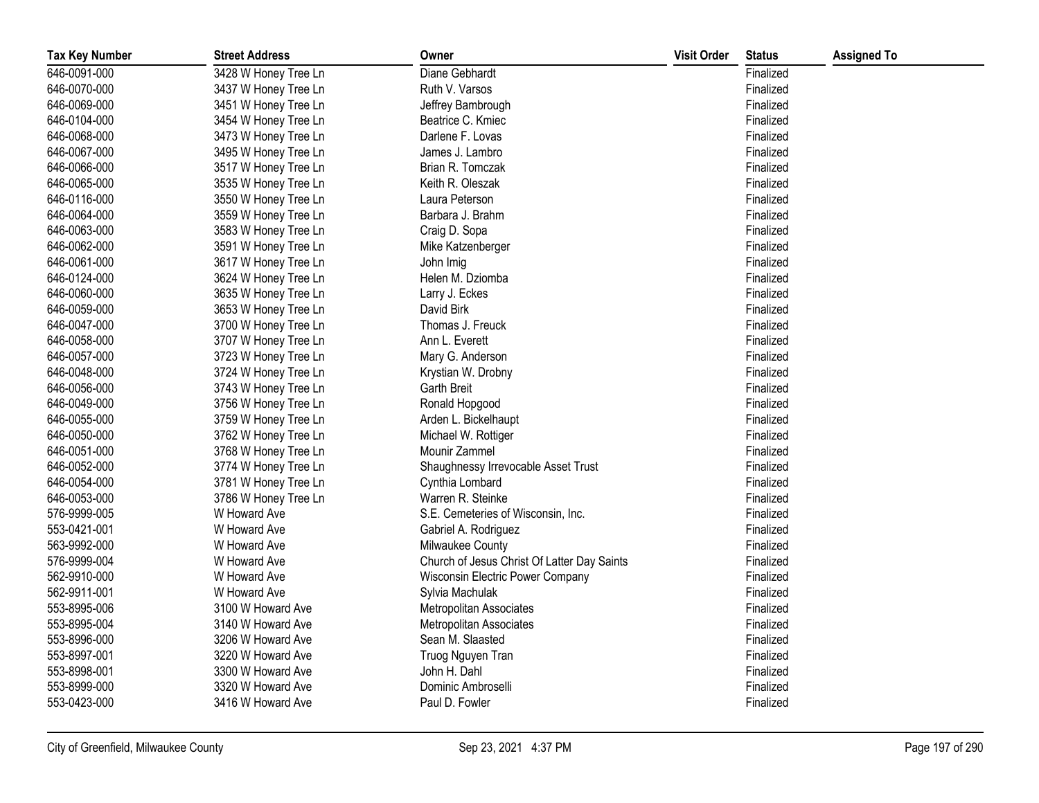| Tax Key Number | Street Address | Owner | Visit Order | Status | Assigned To |
|---|---|---|---|---|---|
| 646-0091-000 | 3428 W Honey Tree Ln | Diane Gebhardt | | Finalized | |
| 646-0070-000 | 3437 W Honey Tree Ln | Ruth V. Varsos | | Finalized | |
| 646-0069-000 | 3451 W Honey Tree Ln | Jeffrey Bambrough | | Finalized | |
| 646-0104-000 | 3454 W Honey Tree Ln | Beatrice C. Kmiec | | Finalized | |
| 646-0068-000 | 3473 W Honey Tree Ln | Darlene F. Lovas | | Finalized | |
| 646-0067-000 | 3495 W Honey Tree Ln | James J. Lambro | | Finalized | |
| 646-0066-000 | 3517 W Honey Tree Ln | Brian R. Tomczak | | Finalized | |
| 646-0065-000 | 3535 W Honey Tree Ln | Keith R. Oleszak | | Finalized | |
| 646-0116-000 | 3550 W Honey Tree Ln | Laura Peterson | | Finalized | |
| 646-0064-000 | 3559 W Honey Tree Ln | Barbara J. Brahm | | Finalized | |
| 646-0063-000 | 3583 W Honey Tree Ln | Craig D. Sopa | | Finalized | |
| 646-0062-000 | 3591 W Honey Tree Ln | Mike Katzenberger | | Finalized | |
| 646-0061-000 | 3617 W Honey Tree Ln | John Imig | | Finalized | |
| 646-0124-000 | 3624 W Honey Tree Ln | Helen M. Dziomba | | Finalized | |
| 646-0060-000 | 3635 W Honey Tree Ln | Larry J. Eckes | | Finalized | |
| 646-0059-000 | 3653 W Honey Tree Ln | David Birk | | Finalized | |
| 646-0047-000 | 3700 W Honey Tree Ln | Thomas J. Freuck | | Finalized | |
| 646-0058-000 | 3707 W Honey Tree Ln | Ann L. Everett | | Finalized | |
| 646-0057-000 | 3723 W Honey Tree Ln | Mary G. Anderson | | Finalized | |
| 646-0048-000 | 3724 W Honey Tree Ln | Krystian W. Drobny | | Finalized | |
| 646-0056-000 | 3743 W Honey Tree Ln | Garth Breit | | Finalized | |
| 646-0049-000 | 3756 W Honey Tree Ln | Ronald Hopgood | | Finalized | |
| 646-0055-000 | 3759 W Honey Tree Ln | Arden L. Bickelhaupt | | Finalized | |
| 646-0050-000 | 3762 W Honey Tree Ln | Michael W. Rottiger | | Finalized | |
| 646-0051-000 | 3768 W Honey Tree Ln | Mounir Zammel | | Finalized | |
| 646-0052-000 | 3774 W Honey Tree Ln | Shaughnessy Irrevocable Asset Trust | | Finalized | |
| 646-0054-000 | 3781 W Honey Tree Ln | Cynthia Lombard | | Finalized | |
| 646-0053-000 | 3786 W Honey Tree Ln | Warren R. Steinke | | Finalized | |
| 576-9999-005 | W Howard Ave | S.E. Cemeteries of Wisconsin, Inc. | | Finalized | |
| 553-0421-001 | W Howard Ave | Gabriel A. Rodriguez | | Finalized | |
| 563-9992-000 | W Howard Ave | Milwaukee County | | Finalized | |
| 576-9999-004 | W Howard Ave | Church of Jesus Christ Of Latter Day Saints | | Finalized | |
| 562-9910-000 | W Howard Ave | Wisconsin Electric Power Company | | Finalized | |
| 562-9911-001 | W Howard Ave | Sylvia Machulak | | Finalized | |
| 553-8995-006 | 3100 W Howard Ave | Metropolitan Associates | | Finalized | |
| 553-8995-004 | 3140 W Howard Ave | Metropolitan Associates | | Finalized | |
| 553-8996-000 | 3206 W Howard Ave | Sean M. Slaasted | | Finalized | |
| 553-8997-001 | 3220 W Howard Ave | Truog Nguyen Tran | | Finalized | |
| 553-8998-001 | 3300 W Howard Ave | John H. Dahl | | Finalized | |
| 553-8999-000 | 3320 W Howard Ave | Dominic Ambroselli | | Finalized | |
| 553-0423-000 | 3416 W Howard Ave | Paul D. Fowler | | Finalized | |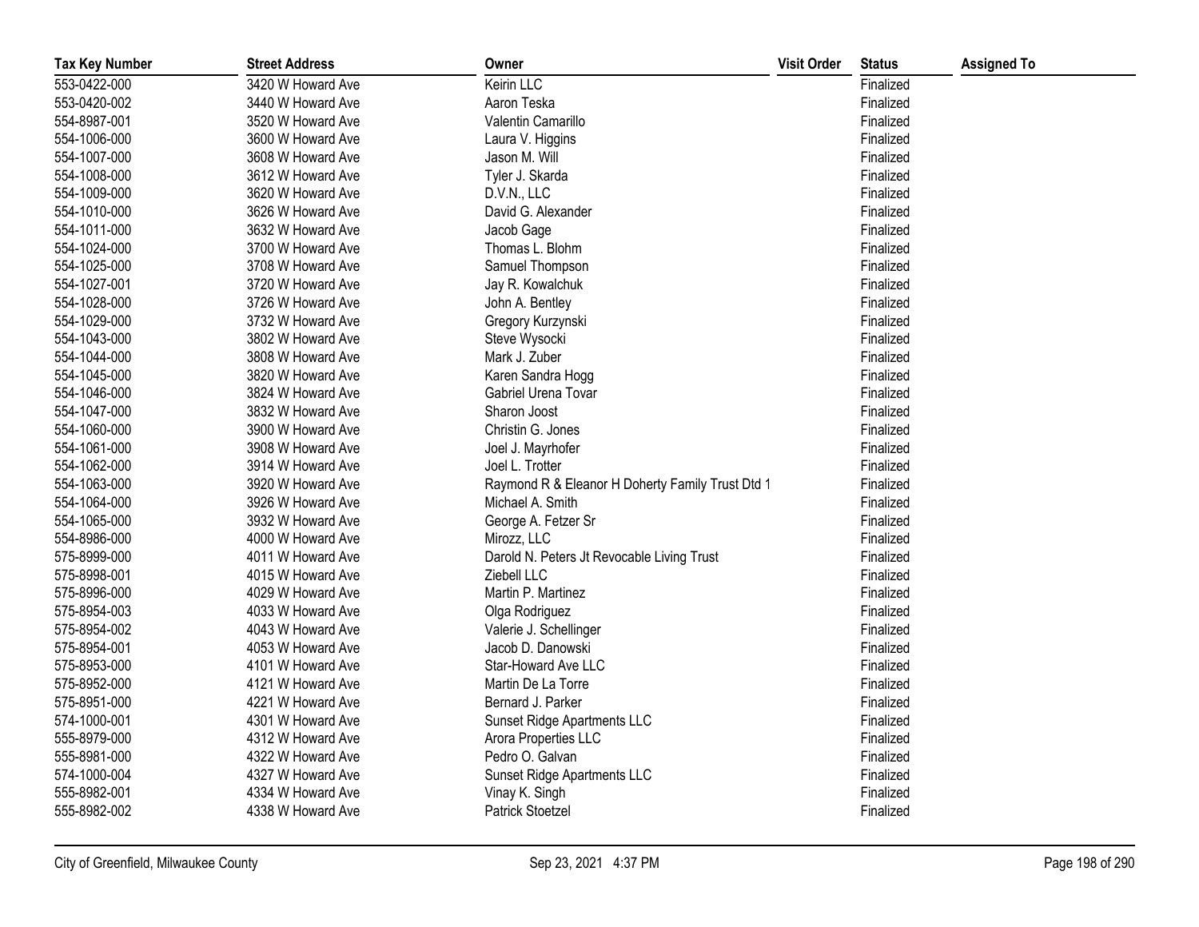| Tax Key Number | Street Address | Owner | Visit Order | Status | Assigned To |
|---|---|---|---|---|---|
| 553-0422-000 | 3420 W Howard Ave | Keirin LLC | | Finalized | |
| 553-0420-002 | 3440 W Howard Ave | Aaron Teska | | Finalized | |
| 554-8987-001 | 3520 W Howard Ave | Valentin Camarillo | | Finalized | |
| 554-1006-000 | 3600 W Howard Ave | Laura V. Higgins | | Finalized | |
| 554-1007-000 | 3608 W Howard Ave | Jason M. Will | | Finalized | |
| 554-1008-000 | 3612 W Howard Ave | Tyler J. Skarda | | Finalized | |
| 554-1009-000 | 3620 W Howard Ave | D.V.N., LLC | | Finalized | |
| 554-1010-000 | 3626 W Howard Ave | David G. Alexander | | Finalized | |
| 554-1011-000 | 3632 W Howard Ave | Jacob Gage | | Finalized | |
| 554-1024-000 | 3700 W Howard Ave | Thomas L. Blohm | | Finalized | |
| 554-1025-000 | 3708 W Howard Ave | Samuel Thompson | | Finalized | |
| 554-1027-001 | 3720 W Howard Ave | Jay R. Kowalchuk | | Finalized | |
| 554-1028-000 | 3726 W Howard Ave | John A. Bentley | | Finalized | |
| 554-1029-000 | 3732 W Howard Ave | Gregory Kurzynski | | Finalized | |
| 554-1043-000 | 3802 W Howard Ave | Steve Wysocki | | Finalized | |
| 554-1044-000 | 3808 W Howard Ave | Mark J. Zuber | | Finalized | |
| 554-1045-000 | 3820 W Howard Ave | Karen Sandra Hogg | | Finalized | |
| 554-1046-000 | 3824 W Howard Ave | Gabriel Urena Tovar | | Finalized | |
| 554-1047-000 | 3832 W Howard Ave | Sharon Joost | | Finalized | |
| 554-1060-000 | 3900 W Howard Ave | Christin G. Jones | | Finalized | |
| 554-1061-000 | 3908 W Howard Ave | Joel J. Mayrhofer | | Finalized | |
| 554-1062-000 | 3914 W Howard Ave | Joel L. Trotter | | Finalized | |
| 554-1063-000 | 3920 W Howard Ave | Raymond R & Eleanor H Doherty Family Trust Dtd 1 | | Finalized | |
| 554-1064-000 | 3926 W Howard Ave | Michael A. Smith | | Finalized | |
| 554-1065-000 | 3932 W Howard Ave | George A. Fetzer Sr | | Finalized | |
| 554-8986-000 | 4000 W Howard Ave | Mirozz, LLC | | Finalized | |
| 575-8999-000 | 4011 W Howard Ave | Darold N. Peters Jt Revocable Living Trust | | Finalized | |
| 575-8998-001 | 4015 W Howard Ave | Ziebell LLC | | Finalized | |
| 575-8996-000 | 4029 W Howard Ave | Martin P. Martinez | | Finalized | |
| 575-8954-003 | 4033 W Howard Ave | Olga Rodriguez | | Finalized | |
| 575-8954-002 | 4043 W Howard Ave | Valerie J. Schellinger | | Finalized | |
| 575-8954-001 | 4053 W Howard Ave | Jacob D. Danowski | | Finalized | |
| 575-8953-000 | 4101 W Howard Ave | Star-Howard Ave LLC | | Finalized | |
| 575-8952-000 | 4121 W Howard Ave | Martin De La Torre | | Finalized | |
| 575-8951-000 | 4221 W Howard Ave | Bernard J. Parker | | Finalized | |
| 574-1000-001 | 4301 W Howard Ave | Sunset Ridge Apartments LLC | | Finalized | |
| 555-8979-000 | 4312 W Howard Ave | Arora Properties LLC | | Finalized | |
| 555-8981-000 | 4322 W Howard Ave | Pedro O. Galvan | | Finalized | |
| 574-1000-004 | 4327 W Howard Ave | Sunset Ridge Apartments LLC | | Finalized | |
| 555-8982-001 | 4334 W Howard Ave | Vinay K. Singh | | Finalized | |
| 555-8982-002 | 4338 W Howard Ave | Patrick Stoetzel | | Finalized | |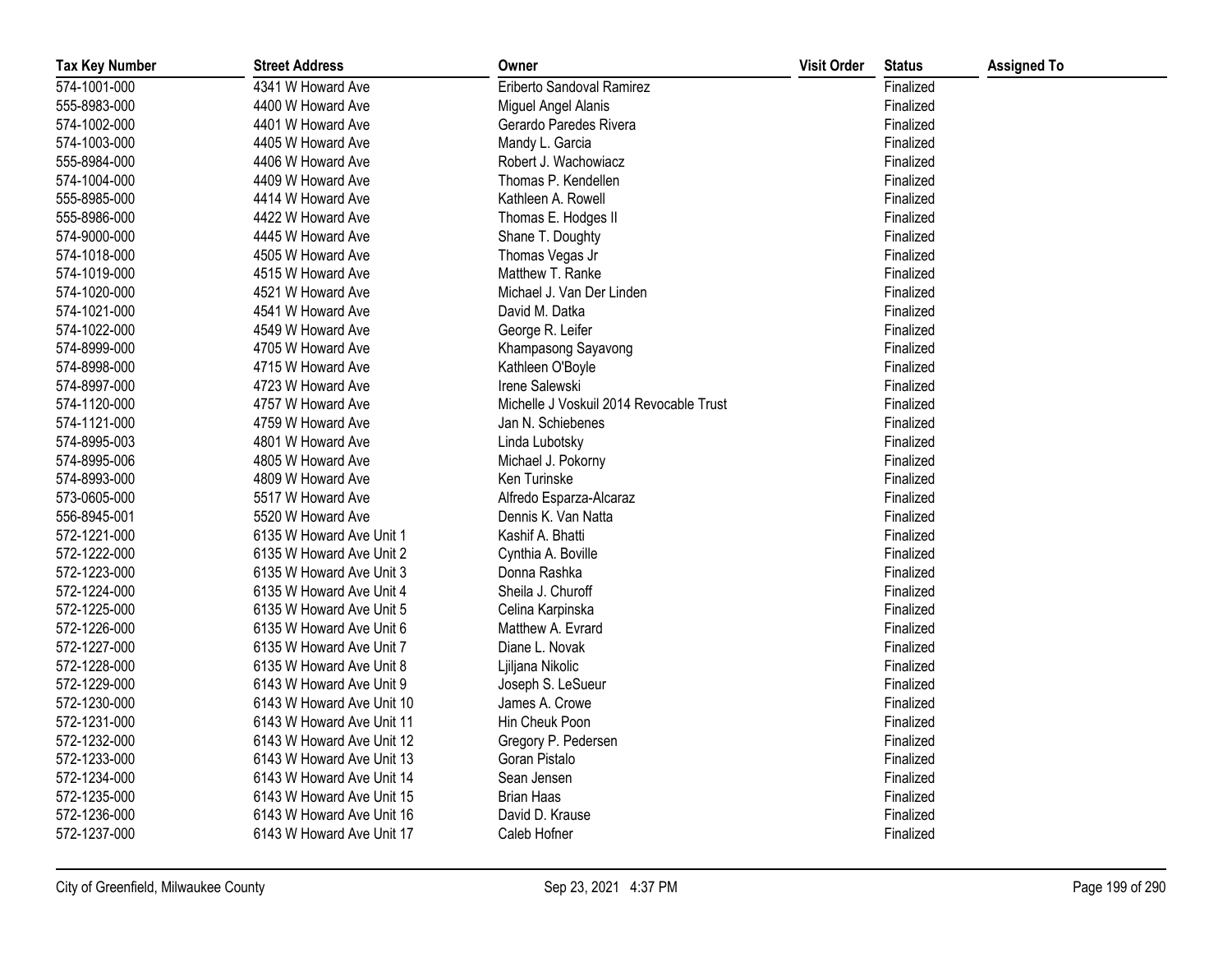| Tax Key Number | Street Address | Owner | Visit Order | Status | Assigned To |
|---|---|---|---|---|---|
| 574-1001-000 | 4341 W Howard Ave | Eriberto Sandoval Ramirez | | Finalized | |
| 555-8983-000 | 4400 W Howard Ave | Miguel Angel Alanis | | Finalized | |
| 574-1002-000 | 4401 W Howard Ave | Gerardo Paredes Rivera | | Finalized | |
| 574-1003-000 | 4405 W Howard Ave | Mandy L. Garcia | | Finalized | |
| 555-8984-000 | 4406 W Howard Ave | Robert J. Wachowiacz | | Finalized | |
| 574-1004-000 | 4409 W Howard Ave | Thomas P. Kendellen | | Finalized | |
| 555-8985-000 | 4414 W Howard Ave | Kathleen A. Rowell | | Finalized | |
| 555-8986-000 | 4422 W Howard Ave | Thomas E. Hodges II | | Finalized | |
| 574-9000-000 | 4445 W Howard Ave | Shane T. Doughty | | Finalized | |
| 574-1018-000 | 4505 W Howard Ave | Thomas Vegas Jr | | Finalized | |
| 574-1019-000 | 4515 W Howard Ave | Matthew T. Ranke | | Finalized | |
| 574-1020-000 | 4521 W Howard Ave | Michael J. Van Der Linden | | Finalized | |
| 574-1021-000 | 4541 W Howard Ave | David M. Datka | | Finalized | |
| 574-1022-000 | 4549 W Howard Ave | George R. Leifer | | Finalized | |
| 574-8999-000 | 4705 W Howard Ave | Khampasong Sayavong | | Finalized | |
| 574-8998-000 | 4715 W Howard Ave | Kathleen O'Boyle | | Finalized | |
| 574-8997-000 | 4723 W Howard Ave | Irene Salewski | | Finalized | |
| 574-1120-000 | 4757 W Howard Ave | Michelle J Voskuil 2014 Revocable Trust | | Finalized | |
| 574-1121-000 | 4759 W Howard Ave | Jan N. Schiebenes | | Finalized | |
| 574-8995-003 | 4801 W Howard Ave | Linda Lubotsky | | Finalized | |
| 574-8995-006 | 4805 W Howard Ave | Michael J. Pokorny | | Finalized | |
| 574-8993-000 | 4809 W Howard Ave | Ken Turinske | | Finalized | |
| 573-0605-000 | 5517 W Howard Ave | Alfredo Esparza-Alcaraz | | Finalized | |
| 556-8945-001 | 5520 W Howard Ave | Dennis K. Van Natta | | Finalized | |
| 572-1221-000 | 6135 W Howard Ave Unit 1 | Kashif A. Bhatti | | Finalized | |
| 572-1222-000 | 6135 W Howard Ave Unit 2 | Cynthia A. Boville | | Finalized | |
| 572-1223-000 | 6135 W Howard Ave Unit 3 | Donna Rashka | | Finalized | |
| 572-1224-000 | 6135 W Howard Ave Unit 4 | Sheila J. Churoff | | Finalized | |
| 572-1225-000 | 6135 W Howard Ave Unit 5 | Celina Karpinska | | Finalized | |
| 572-1226-000 | 6135 W Howard Ave Unit 6 | Matthew A. Evrard | | Finalized | |
| 572-1227-000 | 6135 W Howard Ave Unit 7 | Diane L. Novak | | Finalized | |
| 572-1228-000 | 6135 W Howard Ave Unit 8 | Ljiljana Nikolic | | Finalized | |
| 572-1229-000 | 6143 W Howard Ave Unit 9 | Joseph S. LeSueur | | Finalized | |
| 572-1230-000 | 6143 W Howard Ave Unit 10 | James A. Crowe | | Finalized | |
| 572-1231-000 | 6143 W Howard Ave Unit 11 | Hin Cheuk Poon | | Finalized | |
| 572-1232-000 | 6143 W Howard Ave Unit 12 | Gregory P. Pedersen | | Finalized | |
| 572-1233-000 | 6143 W Howard Ave Unit 13 | Goran Pistalo | | Finalized | |
| 572-1234-000 | 6143 W Howard Ave Unit 14 | Sean Jensen | | Finalized | |
| 572-1235-000 | 6143 W Howard Ave Unit 15 | Brian Haas | | Finalized | |
| 572-1236-000 | 6143 W Howard Ave Unit 16 | David D. Krause | | Finalized | |
| 572-1237-000 | 6143 W Howard Ave Unit 17 | Caleb Hofner | | Finalized | |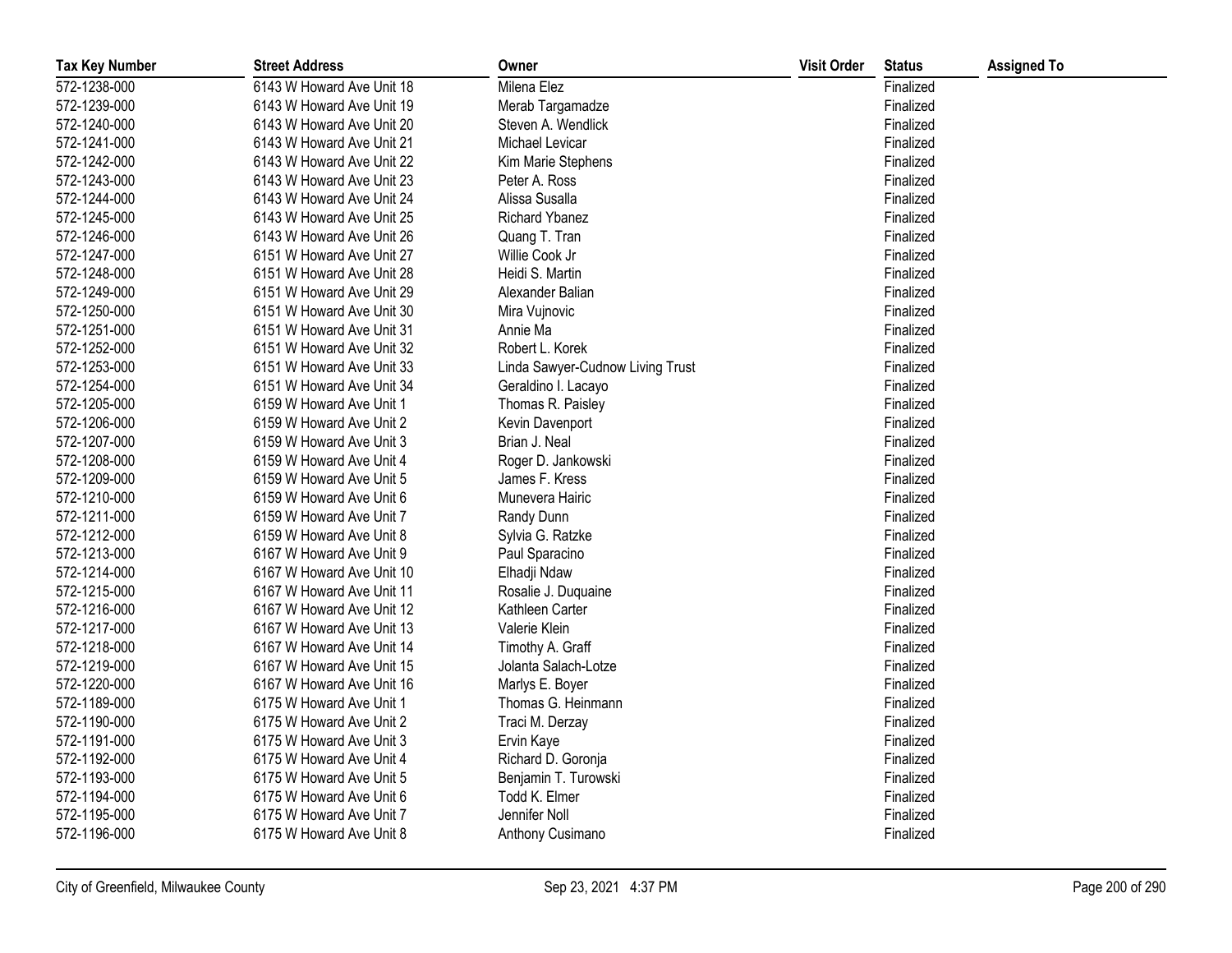| Tax Key Number | Street Address | Owner | Visit Order | Status | Assigned To |
|---|---|---|---|---|---|
| 572-1238-000 | 6143 W Howard Ave Unit 18 | Milena Elez | | Finalized | |
| 572-1239-000 | 6143 W Howard Ave Unit 19 | Merab Targamadze | | Finalized | |
| 572-1240-000 | 6143 W Howard Ave Unit 20 | Steven A. Wendlick | | Finalized | |
| 572-1241-000 | 6143 W Howard Ave Unit 21 | Michael Levicar | | Finalized | |
| 572-1242-000 | 6143 W Howard Ave Unit 22 | Kim Marie Stephens | | Finalized | |
| 572-1243-000 | 6143 W Howard Ave Unit 23 | Peter A. Ross | | Finalized | |
| 572-1244-000 | 6143 W Howard Ave Unit 24 | Alissa Susalla | | Finalized | |
| 572-1245-000 | 6143 W Howard Ave Unit 25 | Richard Ybanez | | Finalized | |
| 572-1246-000 | 6143 W Howard Ave Unit 26 | Quang T. Tran | | Finalized | |
| 572-1247-000 | 6151 W Howard Ave Unit 27 | Willie Cook Jr | | Finalized | |
| 572-1248-000 | 6151 W Howard Ave Unit 28 | Heidi S. Martin | | Finalized | |
| 572-1249-000 | 6151 W Howard Ave Unit 29 | Alexander Balian | | Finalized | |
| 572-1250-000 | 6151 W Howard Ave Unit 30 | Mira Vujnovic | | Finalized | |
| 572-1251-000 | 6151 W Howard Ave Unit 31 | Annie Ma | | Finalized | |
| 572-1252-000 | 6151 W Howard Ave Unit 32 | Robert L. Korek | | Finalized | |
| 572-1253-000 | 6151 W Howard Ave Unit 33 | Linda Sawyer-Cudnow Living Trust | | Finalized | |
| 572-1254-000 | 6151 W Howard Ave Unit 34 | Geraldino I. Lacayo | | Finalized | |
| 572-1205-000 | 6159 W Howard Ave Unit 1 | Thomas R. Paisley | | Finalized | |
| 572-1206-000 | 6159 W Howard Ave Unit 2 | Kevin Davenport | | Finalized | |
| 572-1207-000 | 6159 W Howard Ave Unit 3 | Brian J. Neal | | Finalized | |
| 572-1208-000 | 6159 W Howard Ave Unit 4 | Roger D. Jankowski | | Finalized | |
| 572-1209-000 | 6159 W Howard Ave Unit 5 | James F. Kress | | Finalized | |
| 572-1210-000 | 6159 W Howard Ave Unit 6 | Munevera Hairic | | Finalized | |
| 572-1211-000 | 6159 W Howard Ave Unit 7 | Randy Dunn | | Finalized | |
| 572-1212-000 | 6159 W Howard Ave Unit 8 | Sylvia G. Ratzke | | Finalized | |
| 572-1213-000 | 6167 W Howard Ave Unit 9 | Paul Sparacino | | Finalized | |
| 572-1214-000 | 6167 W Howard Ave Unit 10 | Elhadji Ndaw | | Finalized | |
| 572-1215-000 | 6167 W Howard Ave Unit 11 | Rosalie J. Duquaine | | Finalized | |
| 572-1216-000 | 6167 W Howard Ave Unit 12 | Kathleen Carter | | Finalized | |
| 572-1217-000 | 6167 W Howard Ave Unit 13 | Valerie Klein | | Finalized | |
| 572-1218-000 | 6167 W Howard Ave Unit 14 | Timothy A. Graff | | Finalized | |
| 572-1219-000 | 6167 W Howard Ave Unit 15 | Jolanta Salach-Lotze | | Finalized | |
| 572-1220-000 | 6167 W Howard Ave Unit 16 | Marlys E. Boyer | | Finalized | |
| 572-1189-000 | 6175 W Howard Ave Unit 1 | Thomas G. Heinmann | | Finalized | |
| 572-1190-000 | 6175 W Howard Ave Unit 2 | Traci M. Derzay | | Finalized | |
| 572-1191-000 | 6175 W Howard Ave Unit 3 | Ervin Kaye | | Finalized | |
| 572-1192-000 | 6175 W Howard Ave Unit 4 | Richard D. Goronja | | Finalized | |
| 572-1193-000 | 6175 W Howard Ave Unit 5 | Benjamin T. Turowski | | Finalized | |
| 572-1194-000 | 6175 W Howard Ave Unit 6 | Todd K. Elmer | | Finalized | |
| 572-1195-000 | 6175 W Howard Ave Unit 7 | Jennifer Noll | | Finalized | |
| 572-1196-000 | 6175 W Howard Ave Unit 8 | Anthony Cusimano | | Finalized | |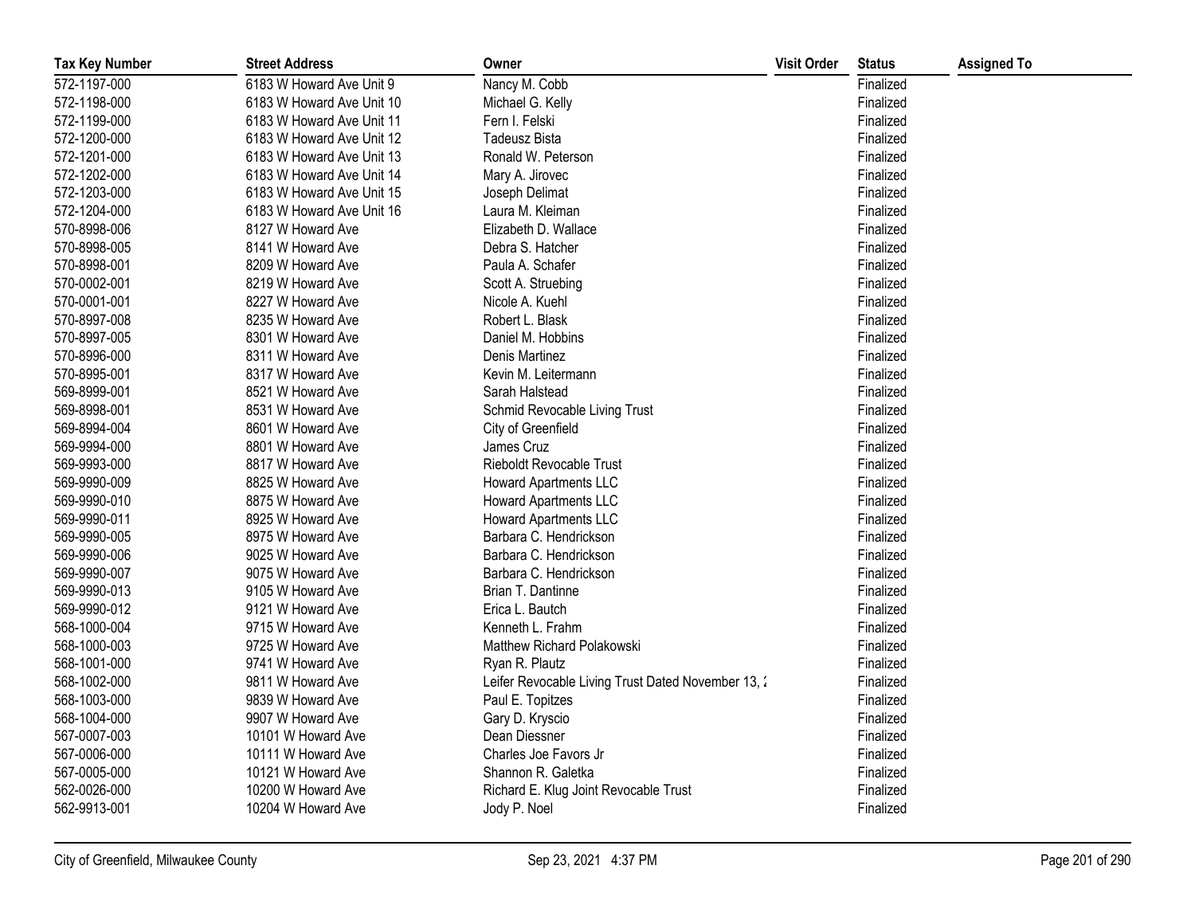| Tax Key Number | Street Address | Owner | Visit Order | Status | Assigned To |
|---|---|---|---|---|---|
| 572-1197-000 | 6183 W Howard Ave Unit 9 | Nancy M. Cobb | | Finalized | |
| 572-1198-000 | 6183 W Howard Ave Unit 10 | Michael G. Kelly | | Finalized | |
| 572-1199-000 | 6183 W Howard Ave Unit 11 | Fern I. Felski | | Finalized | |
| 572-1200-000 | 6183 W Howard Ave Unit 12 | Tadeusz Bista | | Finalized | |
| 572-1201-000 | 6183 W Howard Ave Unit 13 | Ronald W. Peterson | | Finalized | |
| 572-1202-000 | 6183 W Howard Ave Unit 14 | Mary A. Jirovec | | Finalized | |
| 572-1203-000 | 6183 W Howard Ave Unit 15 | Joseph Delimat | | Finalized | |
| 572-1204-000 | 6183 W Howard Ave Unit 16 | Laura M. Kleiman | | Finalized | |
| 570-8998-006 | 8127 W Howard Ave | Elizabeth D. Wallace | | Finalized | |
| 570-8998-005 | 8141 W Howard Ave | Debra S. Hatcher | | Finalized | |
| 570-8998-001 | 8209 W Howard Ave | Paula A. Schafer | | Finalized | |
| 570-0002-001 | 8219 W Howard Ave | Scott A. Struebing | | Finalized | |
| 570-0001-001 | 8227 W Howard Ave | Nicole A. Kuehl | | Finalized | |
| 570-8997-008 | 8235 W Howard Ave | Robert L. Blask | | Finalized | |
| 570-8997-005 | 8301 W Howard Ave | Daniel M. Hobbins | | Finalized | |
| 570-8996-000 | 8311 W Howard Ave | Denis Martinez | | Finalized | |
| 570-8995-001 | 8317 W Howard Ave | Kevin M. Leitermann | | Finalized | |
| 569-8999-001 | 8521 W Howard Ave | Sarah Halstead | | Finalized | |
| 569-8998-001 | 8531 W Howard Ave | Schmid Revocable Living Trust | | Finalized | |
| 569-8994-004 | 8601 W Howard Ave | City of Greenfield | | Finalized | |
| 569-9994-000 | 8801 W Howard Ave | James Cruz | | Finalized | |
| 569-9993-000 | 8817 W Howard Ave | Rieboldt Revocable Trust | | Finalized | |
| 569-9990-009 | 8825 W Howard Ave | Howard Apartments LLC | | Finalized | |
| 569-9990-010 | 8875 W Howard Ave | Howard Apartments LLC | | Finalized | |
| 569-9990-011 | 8925 W Howard Ave | Howard Apartments LLC | | Finalized | |
| 569-9990-005 | 8975 W Howard Ave | Barbara C. Hendrickson | | Finalized | |
| 569-9990-006 | 9025 W Howard Ave | Barbara C. Hendrickson | | Finalized | |
| 569-9990-007 | 9075 W Howard Ave | Barbara C. Hendrickson | | Finalized | |
| 569-9990-013 | 9105 W Howard Ave | Brian T. Dantinne | | Finalized | |
| 569-9990-012 | 9121 W Howard Ave | Erica L. Bautch | | Finalized | |
| 568-1000-004 | 9715 W Howard Ave | Kenneth L. Frahm | | Finalized | |
| 568-1000-003 | 9725 W Howard Ave | Matthew Richard Polakowski | | Finalized | |
| 568-1001-000 | 9741 W Howard Ave | Ryan R. Plautz | | Finalized | |
| 568-1002-000 | 9811 W Howard Ave | Leifer Revocable Living Trust Dated November 13, 2 | | Finalized | |
| 568-1003-000 | 9839 W Howard Ave | Paul E. Topitzes | | Finalized | |
| 568-1004-000 | 9907 W Howard Ave | Gary D. Kryscio | | Finalized | |
| 567-0007-003 | 10101 W Howard Ave | Dean Diessner | | Finalized | |
| 567-0006-000 | 10111 W Howard Ave | Charles Joe Favors Jr | | Finalized | |
| 567-0005-000 | 10121 W Howard Ave | Shannon R. Galetka | | Finalized | |
| 562-0026-000 | 10200 W Howard Ave | Richard E. Klug Joint Revocable Trust | | Finalized | |
| 562-9913-001 | 10204 W Howard Ave | Jody P. Noel | | Finalized | |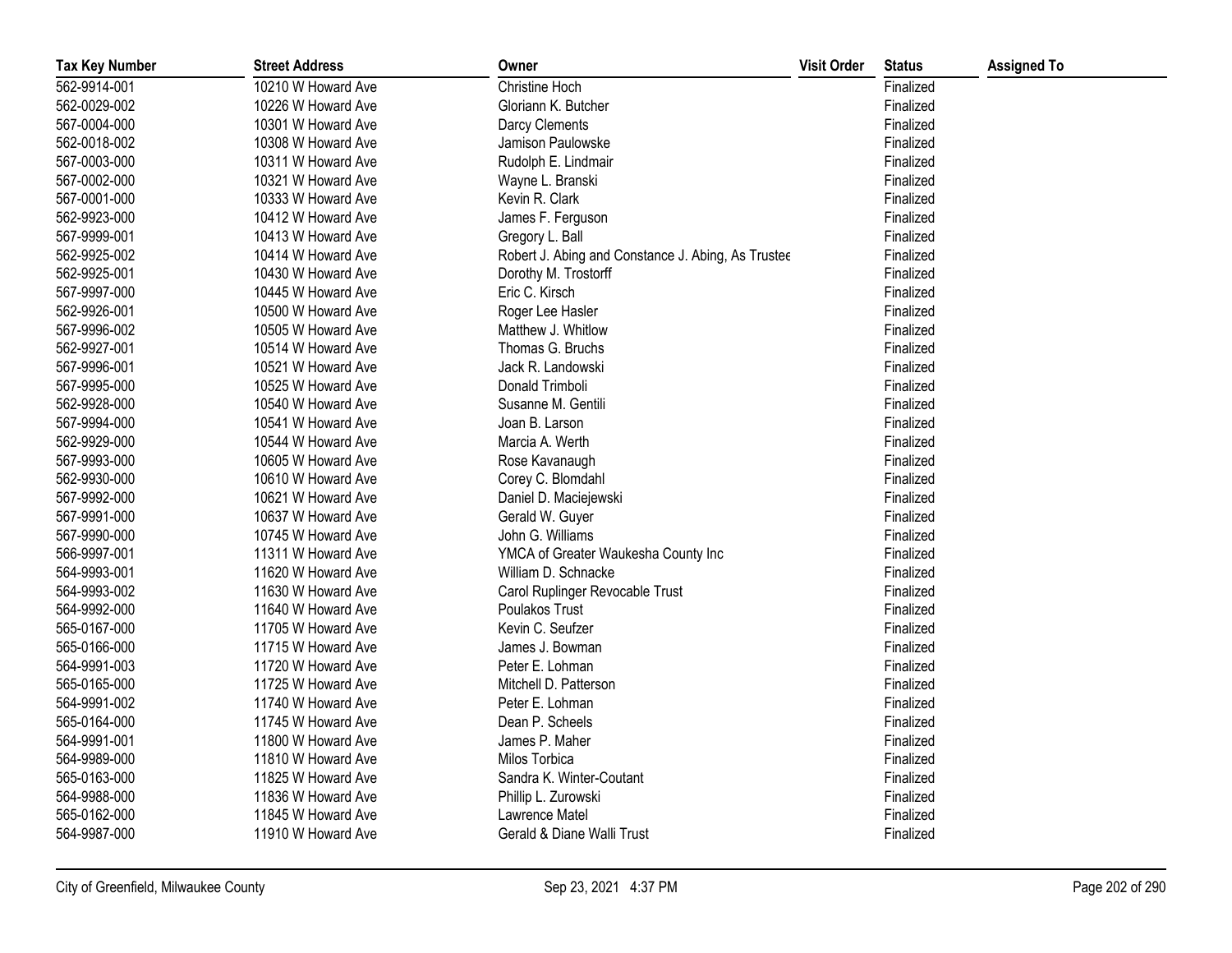| Tax Key Number | Street Address | Owner | Visit Order | Status | Assigned To |
|---|---|---|---|---|---|
| 562-9914-001 | 10210 W Howard Ave | Christine Hoch | | Finalized | |
| 562-0029-002 | 10226 W Howard Ave | Gloriann K. Butcher | | Finalized | |
| 567-0004-000 | 10301 W Howard Ave | Darcy Clements | | Finalized | |
| 562-0018-002 | 10308 W Howard Ave | Jamison Paulowske | | Finalized | |
| 567-0003-000 | 10311 W Howard Ave | Rudolph E. Lindmair | | Finalized | |
| 567-0002-000 | 10321 W Howard Ave | Wayne L. Branski | | Finalized | |
| 567-0001-000 | 10333 W Howard Ave | Kevin R. Clark | | Finalized | |
| 562-9923-000 | 10412 W Howard Ave | James F. Ferguson | | Finalized | |
| 567-9999-001 | 10413 W Howard Ave | Gregory L. Ball | | Finalized | |
| 562-9925-002 | 10414 W Howard Ave | Robert J. Abing and Constance J. Abing, As Trustee | | Finalized | |
| 562-9925-001 | 10430 W Howard Ave | Dorothy M. Trostorff | | Finalized | |
| 567-9997-000 | 10445 W Howard Ave | Eric C. Kirsch | | Finalized | |
| 562-9926-001 | 10500 W Howard Ave | Roger Lee Hasler | | Finalized | |
| 567-9996-002 | 10505 W Howard Ave | Matthew J. Whitlow | | Finalized | |
| 562-9927-001 | 10514 W Howard Ave | Thomas G. Bruchs | | Finalized | |
| 567-9996-001 | 10521 W Howard Ave | Jack R. Landowski | | Finalized | |
| 567-9995-000 | 10525 W Howard Ave | Donald Trimboli | | Finalized | |
| 562-9928-000 | 10540 W Howard Ave | Susanne M. Gentili | | Finalized | |
| 567-9994-000 | 10541 W Howard Ave | Joan B. Larson | | Finalized | |
| 562-9929-000 | 10544 W Howard Ave | Marcia A. Werth | | Finalized | |
| 567-9993-000 | 10605 W Howard Ave | Rose Kavanaugh | | Finalized | |
| 562-9930-000 | 10610 W Howard Ave | Corey C. Blomdahl | | Finalized | |
| 567-9992-000 | 10621 W Howard Ave | Daniel D. Maciejewski | | Finalized | |
| 567-9991-000 | 10637 W Howard Ave | Gerald W. Guyer | | Finalized | |
| 567-9990-000 | 10745 W Howard Ave | John G. Williams | | Finalized | |
| 566-9997-001 | 11311 W Howard Ave | YMCA of Greater Waukesha County Inc | | Finalized | |
| 564-9993-001 | 11620 W Howard Ave | William D. Schnacke | | Finalized | |
| 564-9993-002 | 11630 W Howard Ave | Carol Ruplinger Revocable Trust | | Finalized | |
| 564-9992-000 | 11640 W Howard Ave | Poulakos Trust | | Finalized | |
| 565-0167-000 | 11705 W Howard Ave | Kevin C. Seufzer | | Finalized | |
| 565-0166-000 | 11715 W Howard Ave | James J. Bowman | | Finalized | |
| 564-9991-003 | 11720 W Howard Ave | Peter E. Lohman | | Finalized | |
| 565-0165-000 | 11725 W Howard Ave | Mitchell D. Patterson | | Finalized | |
| 564-9991-002 | 11740 W Howard Ave | Peter E. Lohman | | Finalized | |
| 565-0164-000 | 11745 W Howard Ave | Dean P. Scheels | | Finalized | |
| 564-9991-001 | 11800 W Howard Ave | James P. Maher | | Finalized | |
| 564-9989-000 | 11810 W Howard Ave | Milos Torbica | | Finalized | |
| 565-0163-000 | 11825 W Howard Ave | Sandra K. Winter-Coutant | | Finalized | |
| 564-9988-000 | 11836 W Howard Ave | Phillip L. Zurowski | | Finalized | |
| 565-0162-000 | 11845 W Howard Ave | Lawrence Matel | | Finalized | |
| 564-9987-000 | 11910 W Howard Ave | Gerald & Diane Walli Trust | | Finalized | |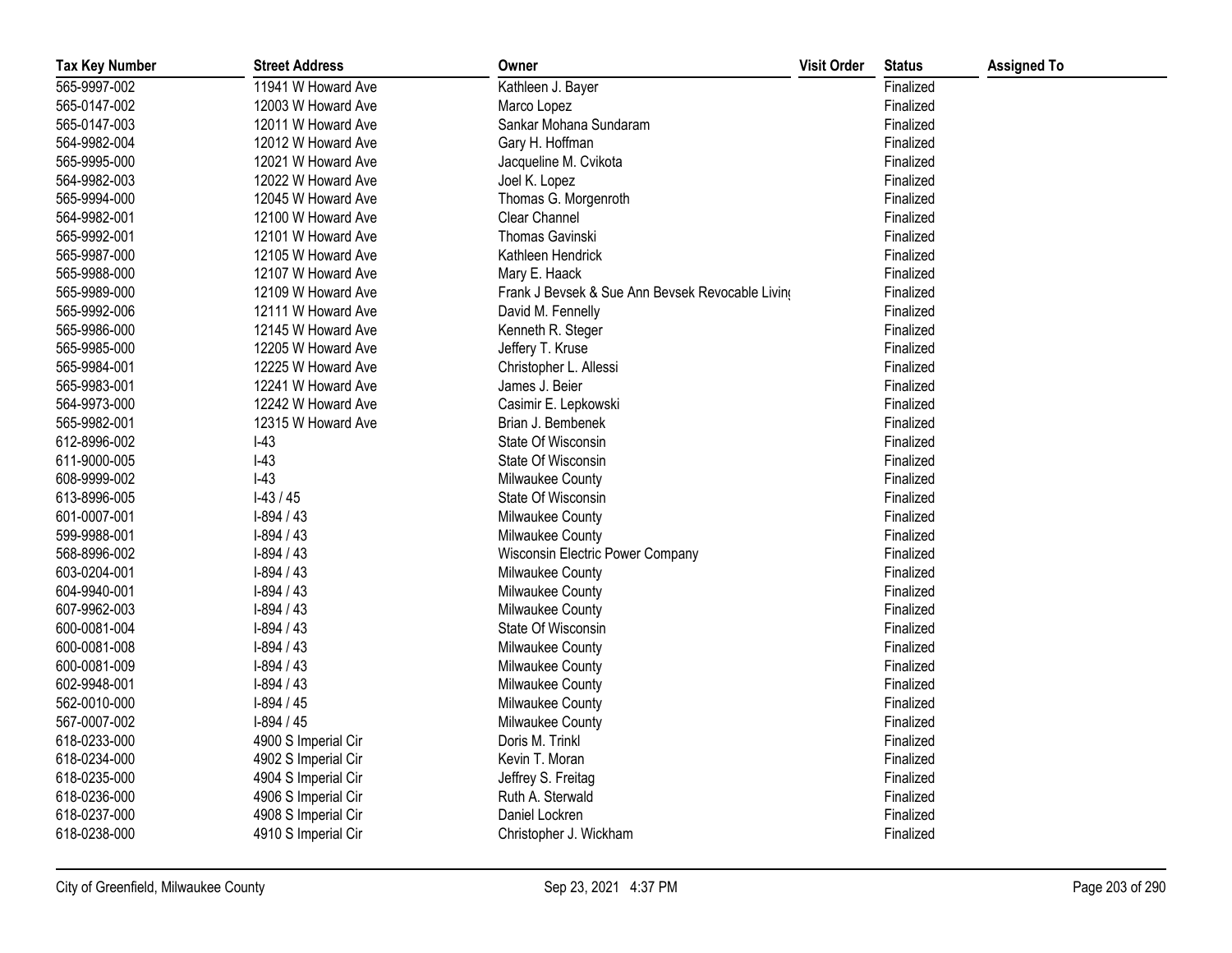| Tax Key Number | Street Address | Owner | Visit Order | Status | Assigned To |
|---|---|---|---|---|---|
| 565-9997-002 | 11941 W Howard Ave | Kathleen J. Bayer | | Finalized | |
| 565-0147-002 | 12003 W Howard Ave | Marco Lopez | | Finalized | |
| 565-0147-003 | 12011 W Howard Ave | Sankar Mohana Sundaram | | Finalized | |
| 564-9982-004 | 12012 W Howard Ave | Gary H. Hoffman | | Finalized | |
| 565-9995-000 | 12021 W Howard Ave | Jacqueline M. Cvikota | | Finalized | |
| 564-9982-003 | 12022 W Howard Ave | Joel K. Lopez | | Finalized | |
| 565-9994-000 | 12045 W Howard Ave | Thomas G. Morgenroth | | Finalized | |
| 564-9982-001 | 12100 W Howard Ave | Clear Channel | | Finalized | |
| 565-9992-001 | 12101 W Howard Ave | Thomas Gavinski | | Finalized | |
| 565-9987-000 | 12105 W Howard Ave | Kathleen Hendrick | | Finalized | |
| 565-9988-000 | 12107 W Howard Ave | Mary E. Haack | | Finalized | |
| 565-9989-000 | 12109 W Howard Ave | Frank J Bevsek & Sue Ann Bevsek Revocable Living | | Finalized | |
| 565-9992-006 | 12111 W Howard Ave | David M. Fennelly | | Finalized | |
| 565-9986-000 | 12145 W Howard Ave | Kenneth R. Steger | | Finalized | |
| 565-9985-000 | 12205 W Howard Ave | Jeffery T. Kruse | | Finalized | |
| 565-9984-001 | 12225 W Howard Ave | Christopher L. Allessi | | Finalized | |
| 565-9983-001 | 12241 W Howard Ave | James J. Beier | | Finalized | |
| 564-9973-000 | 12242 W Howard Ave | Casimir E. Lepkowski | | Finalized | |
| 565-9982-001 | 12315 W Howard Ave | Brian J. Bembenek | | Finalized | |
| 612-8996-002 | I-43 | State Of Wisconsin | | Finalized | |
| 611-9000-005 | I-43 | State Of Wisconsin | | Finalized | |
| 608-9999-002 | I-43 | Milwaukee County | | Finalized | |
| 613-8996-005 | I-43 / 45 | State Of Wisconsin | | Finalized | |
| 601-0007-001 | I-894 / 43 | Milwaukee County | | Finalized | |
| 599-9988-001 | I-894 / 43 | Milwaukee County | | Finalized | |
| 568-8996-002 | I-894 / 43 | Wisconsin Electric Power Company | | Finalized | |
| 603-0204-001 | I-894 / 43 | Milwaukee County | | Finalized | |
| 604-9940-001 | I-894 / 43 | Milwaukee County | | Finalized | |
| 607-9962-003 | I-894 / 43 | Milwaukee County | | Finalized | |
| 600-0081-004 | I-894 / 43 | State Of Wisconsin | | Finalized | |
| 600-0081-008 | I-894 / 43 | Milwaukee County | | Finalized | |
| 600-0081-009 | I-894 / 43 | Milwaukee County | | Finalized | |
| 602-9948-001 | I-894 / 43 | Milwaukee County | | Finalized | |
| 562-0010-000 | I-894 / 45 | Milwaukee County | | Finalized | |
| 567-0007-002 | I-894 / 45 | Milwaukee County | | Finalized | |
| 618-0233-000 | 4900 S Imperial Cir | Doris M. Trinkl | | Finalized | |
| 618-0234-000 | 4902 S Imperial Cir | Kevin T. Moran | | Finalized | |
| 618-0235-000 | 4904 S Imperial Cir | Jeffrey S. Freitag | | Finalized | |
| 618-0236-000 | 4906 S Imperial Cir | Ruth A. Sterwald | | Finalized | |
| 618-0237-000 | 4908 S Imperial Cir | Daniel Lockren | | Finalized | |
| 618-0238-000 | 4910 S Imperial Cir | Christopher J. Wickham | | Finalized | |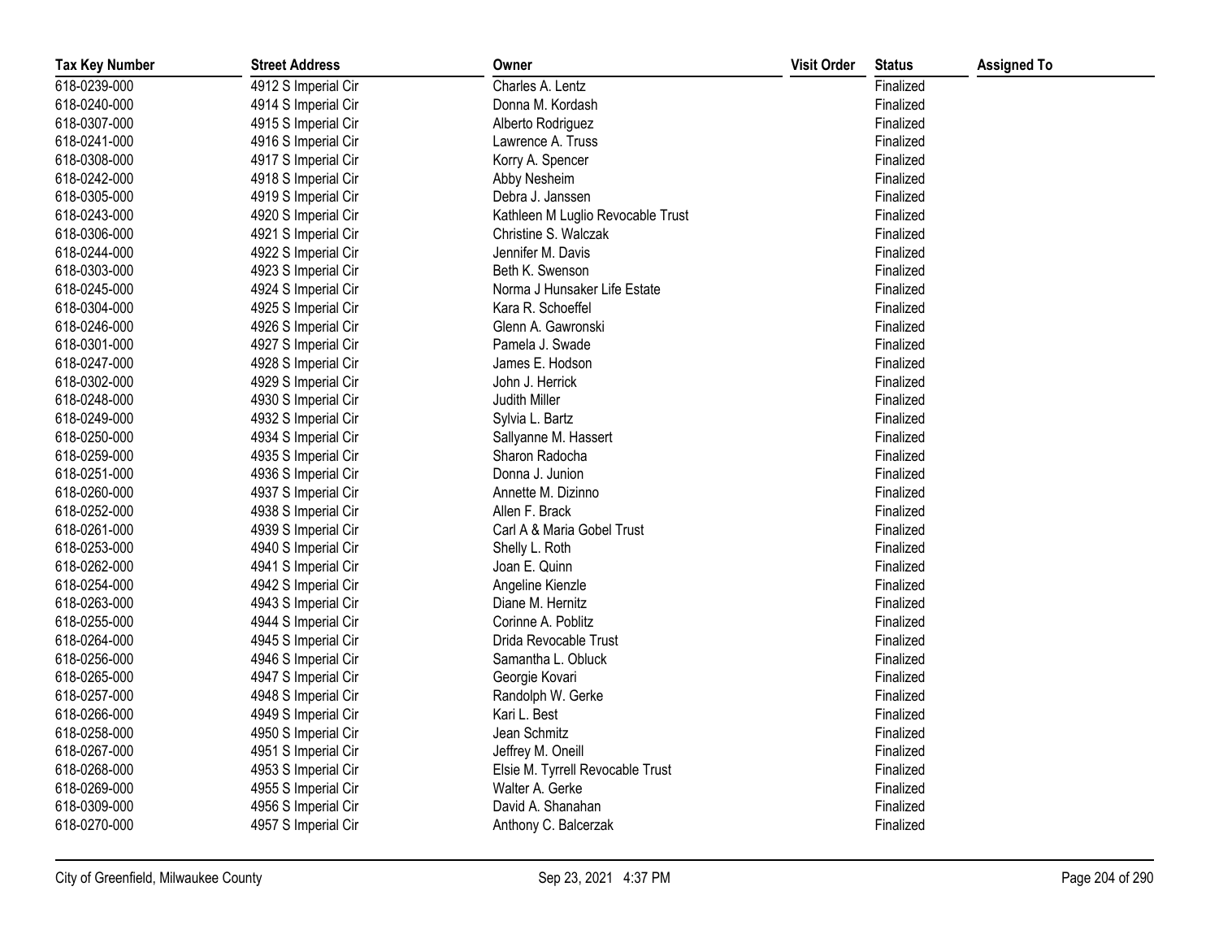| Tax Key Number | Street Address | Owner | Visit Order | Status | Assigned To |
|---|---|---|---|---|---|
| 618-0239-000 | 4912 S Imperial Cir | Charles A. Lentz | | Finalized | |
| 618-0240-000 | 4914 S Imperial Cir | Donna M. Kordash | | Finalized | |
| 618-0307-000 | 4915 S Imperial Cir | Alberto Rodriguez | | Finalized | |
| 618-0241-000 | 4916 S Imperial Cir | Lawrence A. Truss | | Finalized | |
| 618-0308-000 | 4917 S Imperial Cir | Korry A. Spencer | | Finalized | |
| 618-0242-000 | 4918 S Imperial Cir | Abby Nesheim | | Finalized | |
| 618-0305-000 | 4919 S Imperial Cir | Debra J. Janssen | | Finalized | |
| 618-0243-000 | 4920 S Imperial Cir | Kathleen M Luglio Revocable Trust | | Finalized | |
| 618-0306-000 | 4921 S Imperial Cir | Christine S. Walczak | | Finalized | |
| 618-0244-000 | 4922 S Imperial Cir | Jennifer M. Davis | | Finalized | |
| 618-0303-000 | 4923 S Imperial Cir | Beth K. Swenson | | Finalized | |
| 618-0245-000 | 4924 S Imperial Cir | Norma J Hunsaker Life Estate | | Finalized | |
| 618-0304-000 | 4925 S Imperial Cir | Kara R. Schoeffel | | Finalized | |
| 618-0246-000 | 4926 S Imperial Cir | Glenn A. Gawronski | | Finalized | |
| 618-0301-000 | 4927 S Imperial Cir | Pamela J. Swade | | Finalized | |
| 618-0247-000 | 4928 S Imperial Cir | James E. Hodson | | Finalized | |
| 618-0302-000 | 4929 S Imperial Cir | John J. Herrick | | Finalized | |
| 618-0248-000 | 4930 S Imperial Cir | Judith Miller | | Finalized | |
| 618-0249-000 | 4932 S Imperial Cir | Sylvia L. Bartz | | Finalized | |
| 618-0250-000 | 4934 S Imperial Cir | Sallyanne M. Hassert | | Finalized | |
| 618-0259-000 | 4935 S Imperial Cir | Sharon Radocha | | Finalized | |
| 618-0251-000 | 4936 S Imperial Cir | Donna J. Junion | | Finalized | |
| 618-0260-000 | 4937 S Imperial Cir | Annette M. Dizinno | | Finalized | |
| 618-0252-000 | 4938 S Imperial Cir | Allen F. Brack | | Finalized | |
| 618-0261-000 | 4939 S Imperial Cir | Carl A & Maria Gobel Trust | | Finalized | |
| 618-0253-000 | 4940 S Imperial Cir | Shelly L. Roth | | Finalized | |
| 618-0262-000 | 4941 S Imperial Cir | Joan E. Quinn | | Finalized | |
| 618-0254-000 | 4942 S Imperial Cir | Angeline Kienzle | | Finalized | |
| 618-0263-000 | 4943 S Imperial Cir | Diane M. Hernitz | | Finalized | |
| 618-0255-000 | 4944 S Imperial Cir | Corinne A. Poblitz | | Finalized | |
| 618-0264-000 | 4945 S Imperial Cir | Drida Revocable Trust | | Finalized | |
| 618-0256-000 | 4946 S Imperial Cir | Samantha L. Obluck | | Finalized | |
| 618-0265-000 | 4947 S Imperial Cir | Georgie Kovari | | Finalized | |
| 618-0257-000 | 4948 S Imperial Cir | Randolph W. Gerke | | Finalized | |
| 618-0266-000 | 4949 S Imperial Cir | Kari L. Best | | Finalized | |
| 618-0258-000 | 4950 S Imperial Cir | Jean Schmitz | | Finalized | |
| 618-0267-000 | 4951 S Imperial Cir | Jeffrey M. Oneill | | Finalized | |
| 618-0268-000 | 4953 S Imperial Cir | Elsie M. Tyrrell Revocable Trust | | Finalized | |
| 618-0269-000 | 4955 S Imperial Cir | Walter A. Gerke | | Finalized | |
| 618-0309-000 | 4956 S Imperial Cir | David A. Shanahan | | Finalized | |
| 618-0270-000 | 4957 S Imperial Cir | Anthony C. Balcerzak | | Finalized | |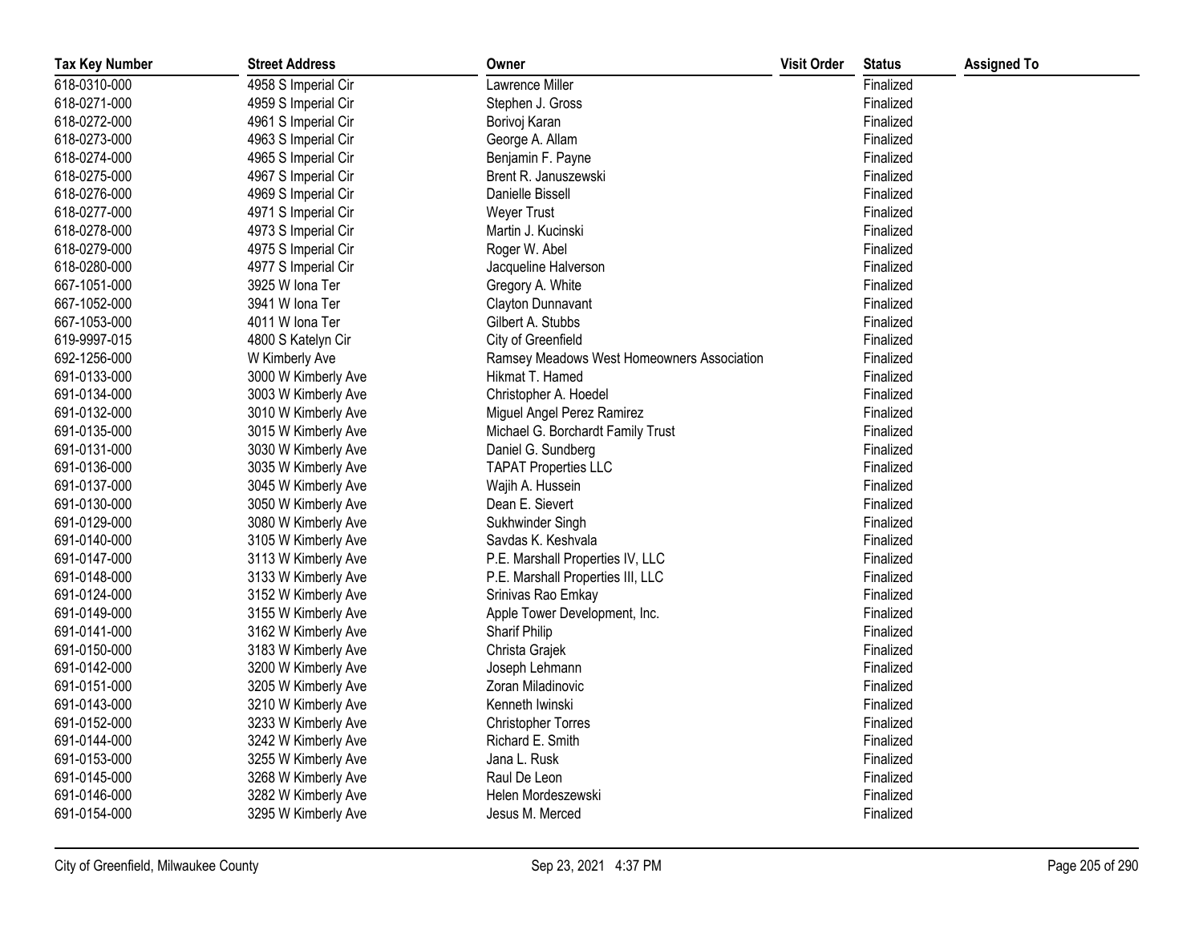| Tax Key Number | Street Address | Owner | Visit Order | Status | Assigned To |
|---|---|---|---|---|---|
| 618-0310-000 | 4958 S Imperial Cir | Lawrence Miller | | Finalized | |
| 618-0271-000 | 4959 S Imperial Cir | Stephen J. Gross | | Finalized | |
| 618-0272-000 | 4961 S Imperial Cir | Borivoj Karan | | Finalized | |
| 618-0273-000 | 4963 S Imperial Cir | George A. Allam | | Finalized | |
| 618-0274-000 | 4965 S Imperial Cir | Benjamin F. Payne | | Finalized | |
| 618-0275-000 | 4967 S Imperial Cir | Brent R. Januszewski | | Finalized | |
| 618-0276-000 | 4969 S Imperial Cir | Danielle Bissell | | Finalized | |
| 618-0277-000 | 4971 S Imperial Cir | Weyer Trust | | Finalized | |
| 618-0278-000 | 4973 S Imperial Cir | Martin J. Kucinski | | Finalized | |
| 618-0279-000 | 4975 S Imperial Cir | Roger W. Abel | | Finalized | |
| 618-0280-000 | 4977 S Imperial Cir | Jacqueline Halverson | | Finalized | |
| 667-1051-000 | 3925 W Iona Ter | Gregory A. White | | Finalized | |
| 667-1052-000 | 3941 W Iona Ter | Clayton Dunnavant | | Finalized | |
| 667-1053-000 | 4011 W Iona Ter | Gilbert A. Stubbs | | Finalized | |
| 619-9997-015 | 4800 S Katelyn Cir | City of Greenfield | | Finalized | |
| 692-1256-000 | W Kimberly Ave | Ramsey Meadows West Homeowners Association | | Finalized | |
| 691-0133-000 | 3000 W Kimberly Ave | Hikmat T. Hamed | | Finalized | |
| 691-0134-000 | 3003 W Kimberly Ave | Christopher A. Hoedel | | Finalized | |
| 691-0132-000 | 3010 W Kimberly Ave | Miguel Angel Perez Ramirez | | Finalized | |
| 691-0135-000 | 3015 W Kimberly Ave | Michael G. Borchardt Family Trust | | Finalized | |
| 691-0131-000 | 3030 W Kimberly Ave | Daniel G. Sundberg | | Finalized | |
| 691-0136-000 | 3035 W Kimberly Ave | TAPAT Properties LLC | | Finalized | |
| 691-0137-000 | 3045 W Kimberly Ave | Wajih A. Hussein | | Finalized | |
| 691-0130-000 | 3050 W Kimberly Ave | Dean E. Sievert | | Finalized | |
| 691-0129-000 | 3080 W Kimberly Ave | Sukhwinder Singh | | Finalized | |
| 691-0140-000 | 3105 W Kimberly Ave | Savdas K. Keshvala | | Finalized | |
| 691-0147-000 | 3113 W Kimberly Ave | P.E. Marshall Properties IV, LLC | | Finalized | |
| 691-0148-000 | 3133 W Kimberly Ave | P.E. Marshall Properties III, LLC | | Finalized | |
| 691-0124-000 | 3152 W Kimberly Ave | Srinivas Rao Emkay | | Finalized | |
| 691-0149-000 | 3155 W Kimberly Ave | Apple Tower Development, Inc. | | Finalized | |
| 691-0141-000 | 3162 W Kimberly Ave | Sharif Philip | | Finalized | |
| 691-0150-000 | 3183 W Kimberly Ave | Christa Grajek | | Finalized | |
| 691-0142-000 | 3200 W Kimberly Ave | Joseph Lehmann | | Finalized | |
| 691-0151-000 | 3205 W Kimberly Ave | Zoran Miladinovic | | Finalized | |
| 691-0143-000 | 3210 W Kimberly Ave | Kenneth Iwinski | | Finalized | |
| 691-0152-000 | 3233 W Kimberly Ave | Christopher Torres | | Finalized | |
| 691-0144-000 | 3242 W Kimberly Ave | Richard E. Smith | | Finalized | |
| 691-0153-000 | 3255 W Kimberly Ave | Jana L. Rusk | | Finalized | |
| 691-0145-000 | 3268 W Kimberly Ave | Raul De Leon | | Finalized | |
| 691-0146-000 | 3282 W Kimberly Ave | Helen Mordeszewski | | Finalized | |
| 691-0154-000 | 3295 W Kimberly Ave | Jesus M. Merced | | Finalized | |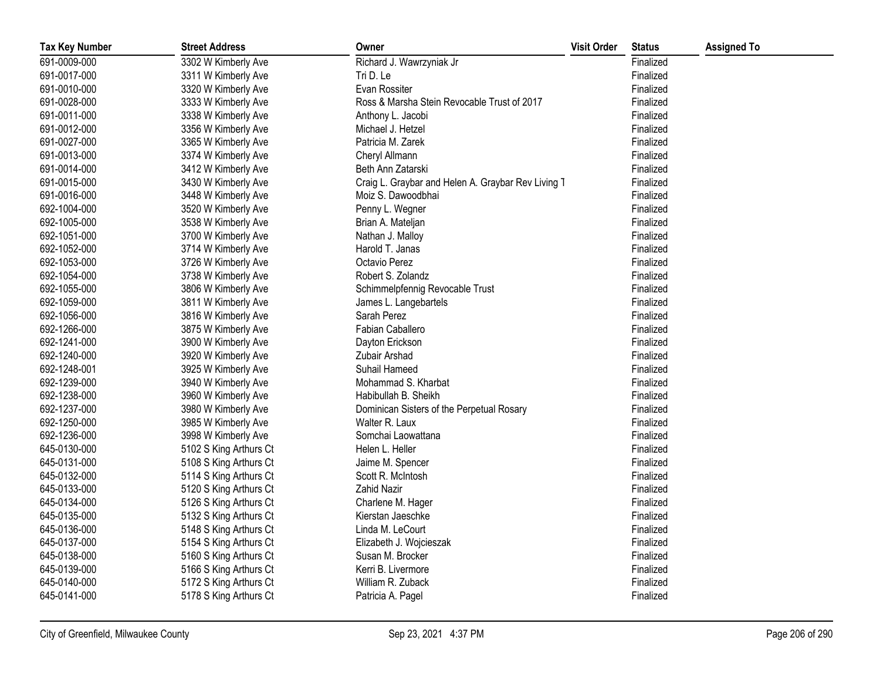| Tax Key Number | Street Address | Owner | Visit Order | Status | Assigned To |
|---|---|---|---|---|---|
| 691-0009-000 | 3302 W Kimberly Ave | Richard J. Wawrzyniak Jr | | Finalized | |
| 691-0017-000 | 3311 W Kimberly Ave | Tri D. Le | | Finalized | |
| 691-0010-000 | 3320 W Kimberly Ave | Evan Rossiter | | Finalized | |
| 691-0028-000 | 3333 W Kimberly Ave | Ross & Marsha Stein Revocable Trust of 2017 | | Finalized | |
| 691-0011-000 | 3338 W Kimberly Ave | Anthony L. Jacobi | | Finalized | |
| 691-0012-000 | 3356 W Kimberly Ave | Michael J. Hetzel | | Finalized | |
| 691-0027-000 | 3365 W Kimberly Ave | Patricia M. Zarek | | Finalized | |
| 691-0013-000 | 3374 W Kimberly Ave | Cheryl Allmann | | Finalized | |
| 691-0014-000 | 3412 W Kimberly Ave | Beth Ann Zatarski | | Finalized | |
| 691-0015-000 | 3430 W Kimberly Ave | Craig L. Graybar and Helen A. Graybar Rev Living T | | Finalized | |
| 691-0016-000 | 3448 W Kimberly Ave | Moiz S. Dawoodbhai | | Finalized | |
| 692-1004-000 | 3520 W Kimberly Ave | Penny L. Wegner | | Finalized | |
| 692-1005-000 | 3538 W Kimberly Ave | Brian A. Mateljan | | Finalized | |
| 692-1051-000 | 3700 W Kimberly Ave | Nathan J. Malloy | | Finalized | |
| 692-1052-000 | 3714 W Kimberly Ave | Harold T. Janas | | Finalized | |
| 692-1053-000 | 3726 W Kimberly Ave | Octavio Perez | | Finalized | |
| 692-1054-000 | 3738 W Kimberly Ave | Robert S. Zolandz | | Finalized | |
| 692-1055-000 | 3806 W Kimberly Ave | Schimmelpfennig Revocable Trust | | Finalized | |
| 692-1059-000 | 3811 W Kimberly Ave | James L. Langebartels | | Finalized | |
| 692-1056-000 | 3816 W Kimberly Ave | Sarah Perez | | Finalized | |
| 692-1266-000 | 3875 W Kimberly Ave | Fabian Caballero | | Finalized | |
| 692-1241-000 | 3900 W Kimberly Ave | Dayton Erickson | | Finalized | |
| 692-1240-000 | 3920 W Kimberly Ave | Zubair Arshad | | Finalized | |
| 692-1248-001 | 3925 W Kimberly Ave | Suhail Hameed | | Finalized | |
| 692-1239-000 | 3940 W Kimberly Ave | Mohammad S. Kharbat | | Finalized | |
| 692-1238-000 | 3960 W Kimberly Ave | Habibullah B. Sheikh | | Finalized | |
| 692-1237-000 | 3980 W Kimberly Ave | Dominican Sisters of the Perpetual Rosary | | Finalized | |
| 692-1250-000 | 3985 W Kimberly Ave | Walter R. Laux | | Finalized | |
| 692-1236-000 | 3998 W Kimberly Ave | Somchai Laowattana | | Finalized | |
| 645-0130-000 | 5102 S King Arthurs Ct | Helen L. Heller | | Finalized | |
| 645-0131-000 | 5108 S King Arthurs Ct | Jaime M. Spencer | | Finalized | |
| 645-0132-000 | 5114 S King Arthurs Ct | Scott R. McIntosh | | Finalized | |
| 645-0133-000 | 5120 S King Arthurs Ct | Zahid Nazir | | Finalized | |
| 645-0134-000 | 5126 S King Arthurs Ct | Charlene M. Hager | | Finalized | |
| 645-0135-000 | 5132 S King Arthurs Ct | Kierstan Jaeschke | | Finalized | |
| 645-0136-000 | 5148 S King Arthurs Ct | Linda M. LeCourt | | Finalized | |
| 645-0137-000 | 5154 S King Arthurs Ct | Elizabeth J. Wojcieszak | | Finalized | |
| 645-0138-000 | 5160 S King Arthurs Ct | Susan M. Brocker | | Finalized | |
| 645-0139-000 | 5166 S King Arthurs Ct | Kerri B. Livermore | | Finalized | |
| 645-0140-000 | 5172 S King Arthurs Ct | William R. Zuback | | Finalized | |
| 645-0141-000 | 5178 S King Arthurs Ct | Patricia A. Pagel | | Finalized | |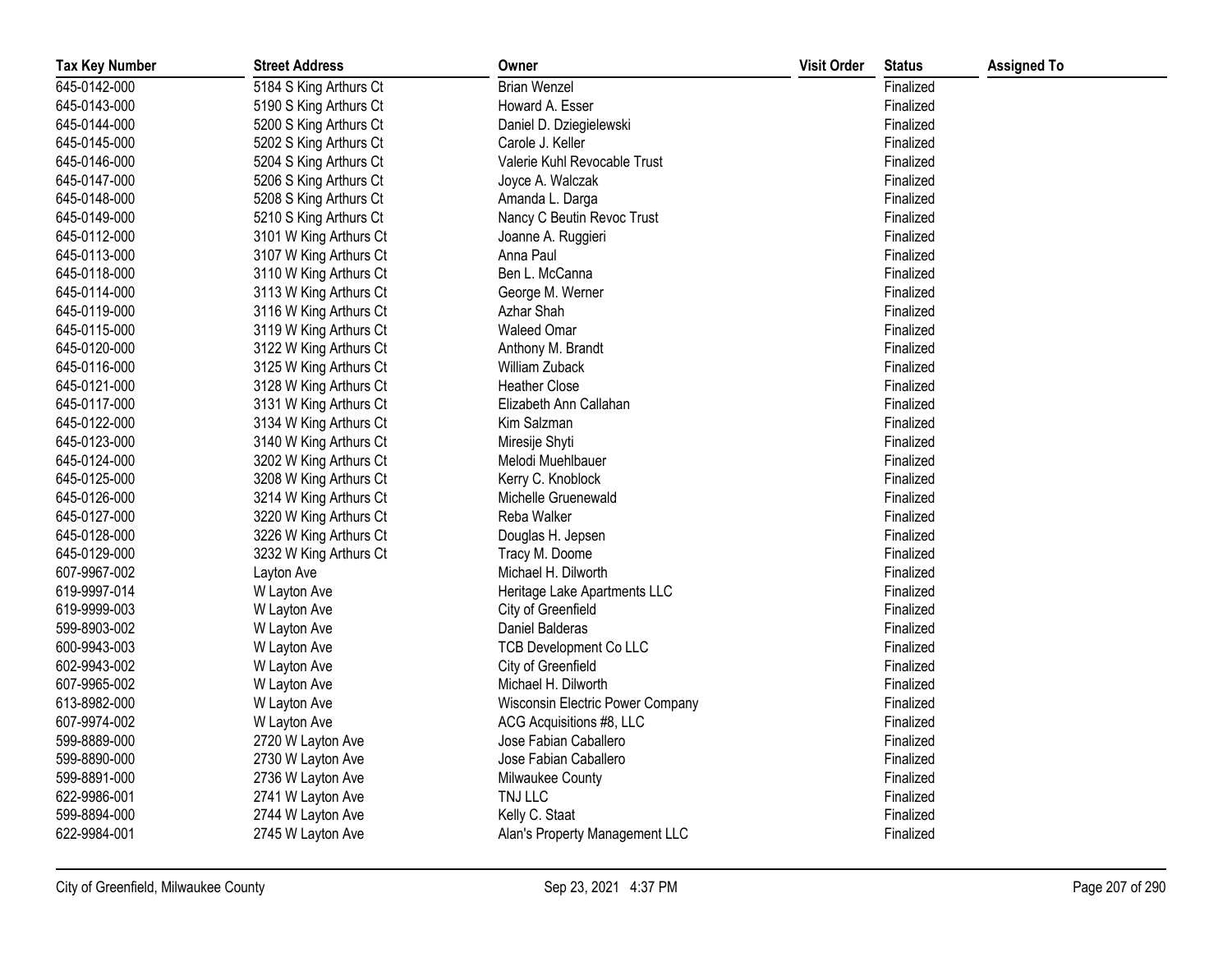| Tax Key Number | Street Address | Owner | Visit Order | Status | Assigned To |
| --- | --- | --- | --- | --- | --- |
| 645-0142-000 | 5184 S King Arthurs Ct | Brian Wenzel | | Finalized | |
| 645-0143-000 | 5190 S King Arthurs Ct | Howard A. Esser | | Finalized | |
| 645-0144-000 | 5200 S King Arthurs Ct | Daniel D. Dziegielewski | | Finalized | |
| 645-0145-000 | 5202 S King Arthurs Ct | Carole J. Keller | | Finalized | |
| 645-0146-000 | 5204 S King Arthurs Ct | Valerie Kuhl Revocable Trust | | Finalized | |
| 645-0147-000 | 5206 S King Arthurs Ct | Joyce A. Walczak | | Finalized | |
| 645-0148-000 | 5208 S King Arthurs Ct | Amanda L. Darga | | Finalized | |
| 645-0149-000 | 5210 S King Arthurs Ct | Nancy C Beutin Revoc Trust | | Finalized | |
| 645-0112-000 | 3101 W King Arthurs Ct | Joanne A. Ruggieri | | Finalized | |
| 645-0113-000 | 3107 W King Arthurs Ct | Anna Paul | | Finalized | |
| 645-0118-000 | 3110 W King Arthurs Ct | Ben L. McCanna | | Finalized | |
| 645-0114-000 | 3113 W King Arthurs Ct | George M. Werner | | Finalized | |
| 645-0119-000 | 3116 W King Arthurs Ct | Azhar Shah | | Finalized | |
| 645-0115-000 | 3119 W King Arthurs Ct | Waleed Omar | | Finalized | |
| 645-0120-000 | 3122 W King Arthurs Ct | Anthony M. Brandt | | Finalized | |
| 645-0116-000 | 3125 W King Arthurs Ct | William Zuback | | Finalized | |
| 645-0121-000 | 3128 W King Arthurs Ct | Heather Close | | Finalized | |
| 645-0117-000 | 3131 W King Arthurs Ct | Elizabeth Ann Callahan | | Finalized | |
| 645-0122-000 | 3134 W King Arthurs Ct | Kim Salzman | | Finalized | |
| 645-0123-000 | 3140 W King Arthurs Ct | Miresije Shyti | | Finalized | |
| 645-0124-000 | 3202 W King Arthurs Ct | Melodi Muehlbauer | | Finalized | |
| 645-0125-000 | 3208 W King Arthurs Ct | Kerry C. Knoblock | | Finalized | |
| 645-0126-000 | 3214 W King Arthurs Ct | Michelle Gruenewald | | Finalized | |
| 645-0127-000 | 3220 W King Arthurs Ct | Reba Walker | | Finalized | |
| 645-0128-000 | 3226 W King Arthurs Ct | Douglas H. Jepsen | | Finalized | |
| 645-0129-000 | 3232 W King Arthurs Ct | Tracy M. Doome | | Finalized | |
| 607-9967-002 | Layton Ave | Michael H. Dilworth | | Finalized | |
| 619-9997-014 | W Layton Ave | Heritage Lake Apartments LLC | | Finalized | |
| 619-9999-003 | W Layton Ave | City of Greenfield | | Finalized | |
| 599-8903-002 | W Layton Ave | Daniel Balderas | | Finalized | |
| 600-9943-003 | W Layton Ave | TCB Development Co LLC | | Finalized | |
| 602-9943-002 | W Layton Ave | City of Greenfield | | Finalized | |
| 607-9965-002 | W Layton Ave | Michael H. Dilworth | | Finalized | |
| 613-8982-000 | W Layton Ave | Wisconsin Electric Power Company | | Finalized | |
| 607-9974-002 | W Layton Ave | ACG Acquisitions #8, LLC | | Finalized | |
| 599-8889-000 | 2720 W Layton Ave | Jose Fabian Caballero | | Finalized | |
| 599-8890-000 | 2730 W Layton Ave | Jose Fabian Caballero | | Finalized | |
| 599-8891-000 | 2736 W Layton Ave | Milwaukee County | | Finalized | |
| 622-9986-001 | 2741 W Layton Ave | TNJ LLC | | Finalized | |
| 599-8894-000 | 2744 W Layton Ave | Kelly C. Staat | | Finalized | |
| 622-9984-001 | 2745 W Layton Ave | Alan's Property Management LLC | | Finalized | |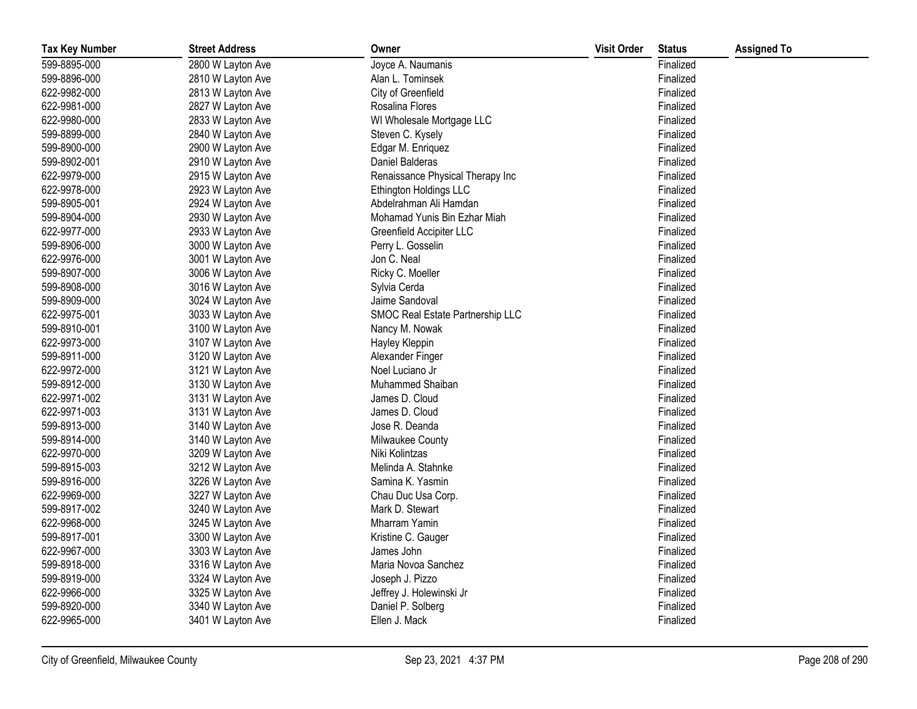| Tax Key Number | Street Address | Owner | Visit Order | Status | Assigned To |
|---|---|---|---|---|---|
| 599-8895-000 | 2800 W Layton Ave | Joyce A. Naumanis | | Finalized | |
| 599-8896-000 | 2810 W Layton Ave | Alan L. Tominsek | | Finalized | |
| 622-9982-000 | 2813 W Layton Ave | City of Greenfield | | Finalized | |
| 622-9981-000 | 2827 W Layton Ave | Rosalina Flores | | Finalized | |
| 622-9980-000 | 2833 W Layton Ave | WI Wholesale Mortgage LLC | | Finalized | |
| 599-8899-000 | 2840 W Layton Ave | Steven C. Kysely | | Finalized | |
| 599-8900-000 | 2900 W Layton Ave | Edgar M. Enriquez | | Finalized | |
| 599-8902-001 | 2910 W Layton Ave | Daniel Balderas | | Finalized | |
| 622-9979-000 | 2915 W Layton Ave | Renaissance Physical Therapy Inc | | Finalized | |
| 622-9978-000 | 2923 W Layton Ave | Ethington Holdings LLC | | Finalized | |
| 599-8905-001 | 2924 W Layton Ave | Abdelrahman Ali Hamdan | | Finalized | |
| 599-8904-000 | 2930 W Layton Ave | Mohamad Yunis Bin Ezhar Miah | | Finalized | |
| 622-9977-000 | 2933 W Layton Ave | Greenfield Accipiter LLC | | Finalized | |
| 599-8906-000 | 3000 W Layton Ave | Perry L. Gosselin | | Finalized | |
| 622-9976-000 | 3001 W Layton Ave | Jon C. Neal | | Finalized | |
| 599-8907-000 | 3006 W Layton Ave | Ricky C. Moeller | | Finalized | |
| 599-8908-000 | 3016 W Layton Ave | Sylvia Cerda | | Finalized | |
| 599-8909-000 | 3024 W Layton Ave | Jaime Sandoval | | Finalized | |
| 622-9975-001 | 3033 W Layton Ave | SMOC Real Estate Partnership LLC | | Finalized | |
| 599-8910-001 | 3100 W Layton Ave | Nancy M. Nowak | | Finalized | |
| 622-9973-000 | 3107 W Layton Ave | Hayley Kleppin | | Finalized | |
| 599-8911-000 | 3120 W Layton Ave | Alexander Finger | | Finalized | |
| 622-9972-000 | 3121 W Layton Ave | Noel Luciano Jr | | Finalized | |
| 599-8912-000 | 3130 W Layton Ave | Muhammed Shaiban | | Finalized | |
| 622-9971-002 | 3131 W Layton Ave | James D. Cloud | | Finalized | |
| 622-9971-003 | 3131 W Layton Ave | James D. Cloud | | Finalized | |
| 599-8913-000 | 3140 W Layton Ave | Jose R. Deanda | | Finalized | |
| 599-8914-000 | 3140 W Layton Ave | Milwaukee County | | Finalized | |
| 622-9970-000 | 3209 W Layton Ave | Niki Kolintzas | | Finalized | |
| 599-8915-003 | 3212 W Layton Ave | Melinda A. Stahnke | | Finalized | |
| 599-8916-000 | 3226 W Layton Ave | Samina K. Yasmin | | Finalized | |
| 622-9969-000 | 3227 W Layton Ave | Chau Duc Usa Corp. | | Finalized | |
| 599-8917-002 | 3240 W Layton Ave | Mark D. Stewart | | Finalized | |
| 622-9968-000 | 3245 W Layton Ave | Mharram Yamin | | Finalized | |
| 599-8917-001 | 3300 W Layton Ave | Kristine C. Gauger | | Finalized | |
| 622-9967-000 | 3303 W Layton Ave | James John | | Finalized | |
| 599-8918-000 | 3316 W Layton Ave | Maria Novoa Sanchez | | Finalized | |
| 599-8919-000 | 3324 W Layton Ave | Joseph J. Pizzo | | Finalized | |
| 622-9966-000 | 3325 W Layton Ave | Jeffrey J. Holewinski Jr | | Finalized | |
| 599-8920-000 | 3340 W Layton Ave | Daniel P. Solberg | | Finalized | |
| 622-9965-000 | 3401 W Layton Ave | Ellen J. Mack | | Finalized | |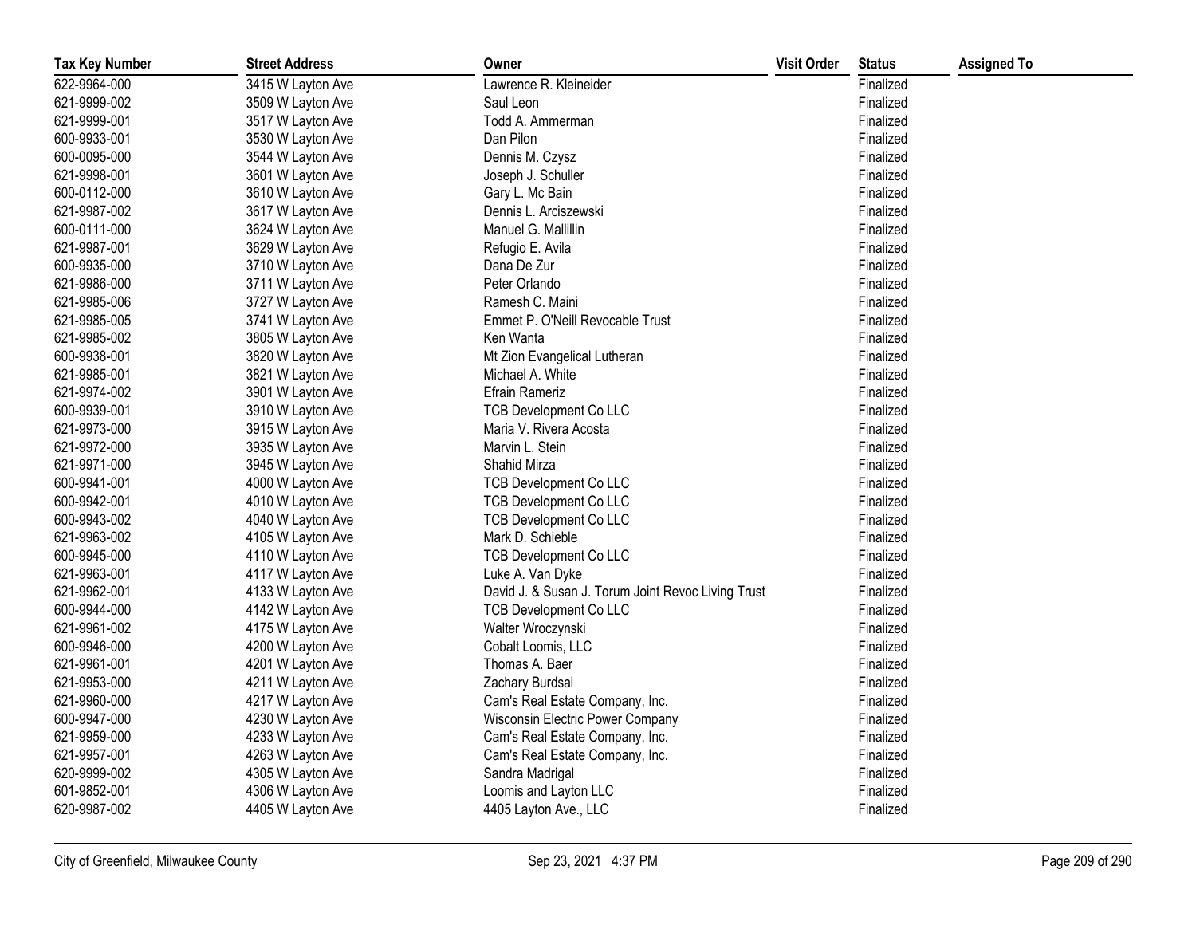| Tax Key Number | Street Address | Owner | Visit Order | Status | Assigned To |
|---|---|---|---|---|---|
| 622-9964-000 | 3415 W Layton Ave | Lawrence R. Kleineider | | Finalized | |
| 621-9999-002 | 3509 W Layton Ave | Saul Leon | | Finalized | |
| 621-9999-001 | 3517 W Layton Ave | Todd A. Ammerman | | Finalized | |
| 600-9933-001 | 3530 W Layton Ave | Dan Pilon | | Finalized | |
| 600-0095-000 | 3544 W Layton Ave | Dennis M. Czysz | | Finalized | |
| 621-9998-001 | 3601 W Layton Ave | Joseph J. Schuller | | Finalized | |
| 600-0112-000 | 3610 W Layton Ave | Gary L. Mc Bain | | Finalized | |
| 621-9987-002 | 3617 W Layton Ave | Dennis L. Arciszewski | | Finalized | |
| 600-0111-000 | 3624 W Layton Ave | Manuel G. Mallillin | | Finalized | |
| 621-9987-001 | 3629 W Layton Ave | Refugio E. Avila | | Finalized | |
| 600-9935-000 | 3710 W Layton Ave | Dana De Zur | | Finalized | |
| 621-9986-000 | 3711 W Layton Ave | Peter Orlando | | Finalized | |
| 621-9985-006 | 3727 W Layton Ave | Ramesh C. Maini | | Finalized | |
| 621-9985-005 | 3741 W Layton Ave | Emmet P. O'Neill Revocable Trust | | Finalized | |
| 621-9985-002 | 3805 W Layton Ave | Ken Wanta | | Finalized | |
| 600-9938-001 | 3820 W Layton Ave | Mt Zion Evangelical Lutheran | | Finalized | |
| 621-9985-001 | 3821 W Layton Ave | Michael A. White | | Finalized | |
| 621-9974-002 | 3901 W Layton Ave | Efrain Rameriz | | Finalized | |
| 600-9939-001 | 3910 W Layton Ave | TCB Development Co LLC | | Finalized | |
| 621-9973-000 | 3915 W Layton Ave | Maria V. Rivera Acosta | | Finalized | |
| 621-9972-000 | 3935 W Layton Ave | Marvin L. Stein | | Finalized | |
| 621-9971-000 | 3945 W Layton Ave | Shahid Mirza | | Finalized | |
| 600-9941-001 | 4000 W Layton Ave | TCB Development Co LLC | | Finalized | |
| 600-9942-001 | 4010 W Layton Ave | TCB Development Co LLC | | Finalized | |
| 600-9943-002 | 4040 W Layton Ave | TCB Development Co LLC | | Finalized | |
| 621-9963-002 | 4105 W Layton Ave | Mark D. Schieble | | Finalized | |
| 600-9945-000 | 4110 W Layton Ave | TCB Development Co LLC | | Finalized | |
| 621-9963-001 | 4117 W Layton Ave | Luke A. Van Dyke | | Finalized | |
| 621-9962-001 | 4133 W Layton Ave | David J. & Susan J. Torum Joint Revoc Living Trust | | Finalized | |
| 600-9944-000 | 4142 W Layton Ave | TCB Development Co LLC | | Finalized | |
| 621-9961-002 | 4175 W Layton Ave | Walter Wroczynski | | Finalized | |
| 600-9946-000 | 4200 W Layton Ave | Cobalt Loomis, LLC | | Finalized | |
| 621-9961-001 | 4201 W Layton Ave | Thomas A. Baer | | Finalized | |
| 621-9953-000 | 4211 W Layton Ave | Zachary Burdsal | | Finalized | |
| 621-9960-000 | 4217 W Layton Ave | Cam's Real Estate Company, Inc. | | Finalized | |
| 600-9947-000 | 4230 W Layton Ave | Wisconsin Electric Power Company | | Finalized | |
| 621-9959-000 | 4233 W Layton Ave | Cam's Real Estate Company, Inc. | | Finalized | |
| 621-9957-001 | 4263 W Layton Ave | Cam's Real Estate Company, Inc. | | Finalized | |
| 620-9999-002 | 4305 W Layton Ave | Sandra Madrigal | | Finalized | |
| 601-9852-001 | 4306 W Layton Ave | Loomis and Layton LLC | | Finalized | |
| 620-9987-002 | 4405 W Layton Ave | 4405 Layton Ave., LLC | | Finalized | |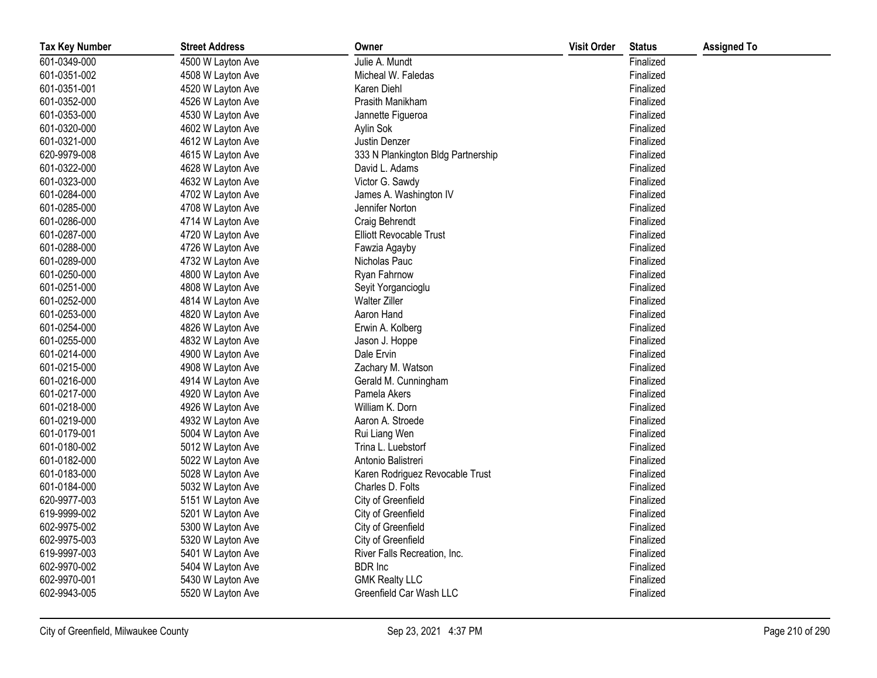| Tax Key Number | Street Address | Owner | Visit Order | Status | Assigned To |
|---|---|---|---|---|---|
| 601-0349-000 | 4500 W Layton Ave | Julie A. Mundt | | Finalized | |
| 601-0351-002 | 4508 W Layton Ave | Micheal W. Faledas | | Finalized | |
| 601-0351-001 | 4520 W Layton Ave | Karen Diehl | | Finalized | |
| 601-0352-000 | 4526 W Layton Ave | Prasith Manikham | | Finalized | |
| 601-0353-000 | 4530 W Layton Ave | Jannette Figueroa | | Finalized | |
| 601-0320-000 | 4602 W Layton Ave | Aylin Sok | | Finalized | |
| 601-0321-000 | 4612 W Layton Ave | Justin Denzer | | Finalized | |
| 620-9979-008 | 4615 W Layton Ave | 333 N Plankington Bldg Partnership | | Finalized | |
| 601-0322-000 | 4628 W Layton Ave | David L. Adams | | Finalized | |
| 601-0323-000 | 4632 W Layton Ave | Victor G. Sawdy | | Finalized | |
| 601-0284-000 | 4702 W Layton Ave | James A. Washington IV | | Finalized | |
| 601-0285-000 | 4708 W Layton Ave | Jennifer Norton | | Finalized | |
| 601-0286-000 | 4714 W Layton Ave | Craig Behrendt | | Finalized | |
| 601-0287-000 | 4720 W Layton Ave | Elliott Revocable Trust | | Finalized | |
| 601-0288-000 | 4726 W Layton Ave | Fawzia Agayby | | Finalized | |
| 601-0289-000 | 4732 W Layton Ave | Nicholas Pauc | | Finalized | |
| 601-0250-000 | 4800 W Layton Ave | Ryan Fahrnow | | Finalized | |
| 601-0251-000 | 4808 W Layton Ave | Seyit Yorgancioglu | | Finalized | |
| 601-0252-000 | 4814 W Layton Ave | Walter Ziller | | Finalized | |
| 601-0253-000 | 4820 W Layton Ave | Aaron Hand | | Finalized | |
| 601-0254-000 | 4826 W Layton Ave | Erwin A. Kolberg | | Finalized | |
| 601-0255-000 | 4832 W Layton Ave | Jason J. Hoppe | | Finalized | |
| 601-0214-000 | 4900 W Layton Ave | Dale Ervin | | Finalized | |
| 601-0215-000 | 4908 W Layton Ave | Zachary M. Watson | | Finalized | |
| 601-0216-000 | 4914 W Layton Ave | Gerald M. Cunningham | | Finalized | |
| 601-0217-000 | 4920 W Layton Ave | Pamela Akers | | Finalized | |
| 601-0218-000 | 4926 W Layton Ave | William K. Dorn | | Finalized | |
| 601-0219-000 | 4932 W Layton Ave | Aaron A. Stroede | | Finalized | |
| 601-0179-001 | 5004 W Layton Ave | Rui Liang Wen | | Finalized | |
| 601-0180-002 | 5012 W Layton Ave | Trina L. Luebstorf | | Finalized | |
| 601-0182-000 | 5022 W Layton Ave | Antonio Balistreri | | Finalized | |
| 601-0183-000 | 5028 W Layton Ave | Karen Rodriguez Revocable Trust | | Finalized | |
| 601-0184-000 | 5032 W Layton Ave | Charles D. Folts | | Finalized | |
| 620-9977-003 | 5151 W Layton Ave | City of Greenfield | | Finalized | |
| 619-9999-002 | 5201 W Layton Ave | City of Greenfield | | Finalized | |
| 602-9975-002 | 5300 W Layton Ave | City of Greenfield | | Finalized | |
| 602-9975-003 | 5320 W Layton Ave | City of Greenfield | | Finalized | |
| 619-9997-003 | 5401 W Layton Ave | River Falls Recreation, Inc. | | Finalized | |
| 602-9970-002 | 5404 W Layton Ave | BDR Inc | | Finalized | |
| 602-9970-001 | 5430 W Layton Ave | GMK Realty LLC | | Finalized | |
| 602-9943-005 | 5520 W Layton Ave | Greenfield Car Wash LLC | | Finalized | |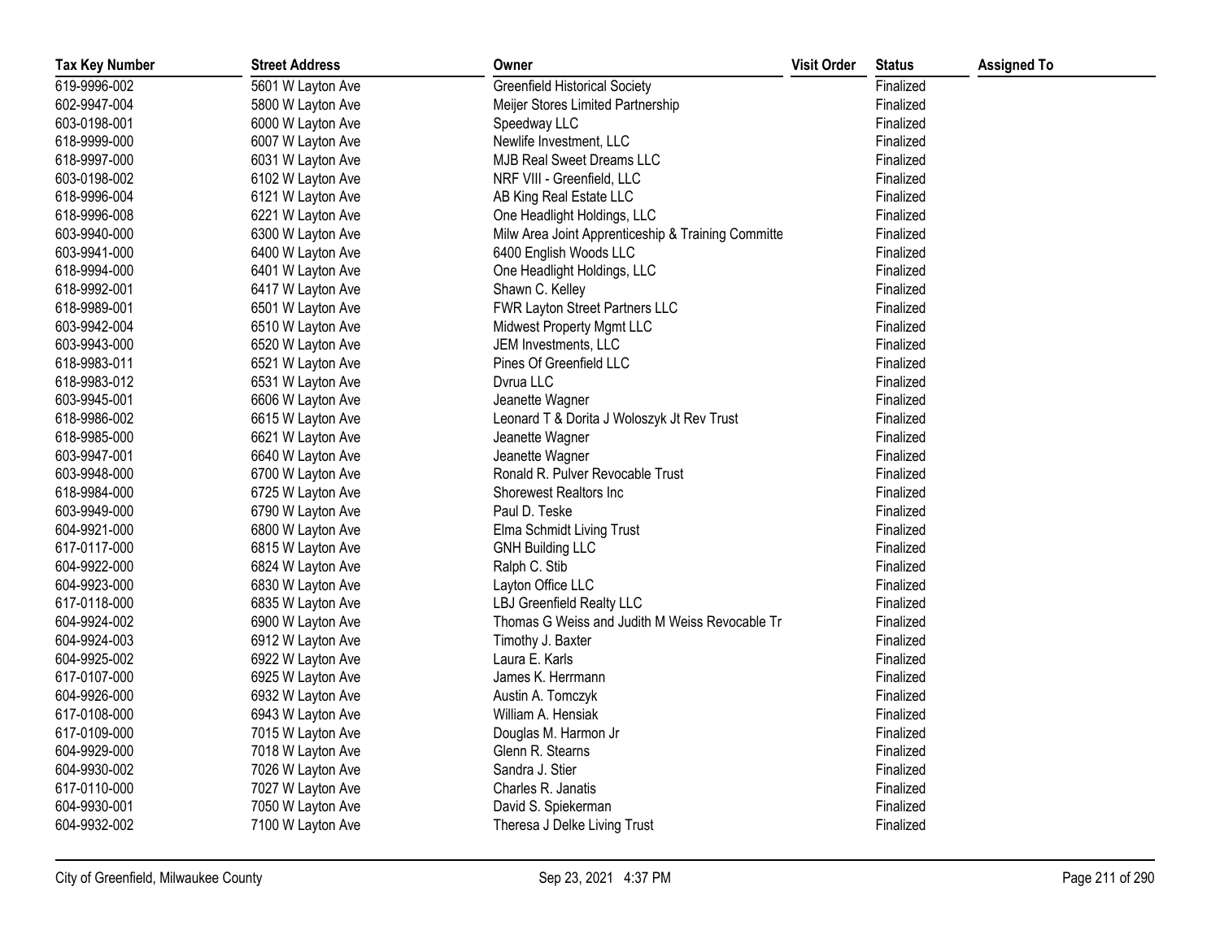| Tax Key Number | Street Address | Owner | Visit Order | Status | Assigned To |
|---|---|---|---|---|---|
| 619-9996-002 | 5601 W Layton Ave | Greenfield Historical Society | | Finalized | |
| 602-9947-004 | 5800 W Layton Ave | Meijer Stores Limited Partnership | | Finalized | |
| 603-0198-001 | 6000 W Layton Ave | Speedway LLC | | Finalized | |
| 618-9999-000 | 6007 W Layton Ave | Newlife Investment, LLC | | Finalized | |
| 618-9997-000 | 6031 W Layton Ave | MJB Real Sweet Dreams LLC | | Finalized | |
| 603-0198-002 | 6102 W Layton Ave | NRF VIII - Greenfield, LLC | | Finalized | |
| 618-9996-004 | 6121 W Layton Ave | AB King Real Estate LLC | | Finalized | |
| 618-9996-008 | 6221 W Layton Ave | One Headlight Holdings, LLC | | Finalized | |
| 603-9940-000 | 6300 W Layton Ave | Milw Area Joint Apprenticeship & Training Committe | | Finalized | |
| 603-9941-000 | 6400 W Layton Ave | 6400 English Woods LLC | | Finalized | |
| 618-9994-000 | 6401 W Layton Ave | One Headlight Holdings, LLC | | Finalized | |
| 618-9992-001 | 6417 W Layton Ave | Shawn C. Kelley | | Finalized | |
| 618-9989-001 | 6501 W Layton Ave | FWR Layton Street Partners LLC | | Finalized | |
| 603-9942-004 | 6510 W Layton Ave | Midwest Property Mgmt LLC | | Finalized | |
| 603-9943-000 | 6520 W Layton Ave | JEM Investments, LLC | | Finalized | |
| 618-9983-011 | 6521 W Layton Ave | Pines Of Greenfield LLC | | Finalized | |
| 618-9983-012 | 6531 W Layton Ave | Dvrua LLC | | Finalized | |
| 603-9945-001 | 6606 W Layton Ave | Jeanette Wagner | | Finalized | |
| 618-9986-002 | 6615 W Layton Ave | Leonard T & Dorita J Woloszyk Jt Rev Trust | | Finalized | |
| 618-9985-000 | 6621 W Layton Ave | Jeanette Wagner | | Finalized | |
| 603-9947-001 | 6640 W Layton Ave | Jeanette Wagner | | Finalized | |
| 603-9948-000 | 6700 W Layton Ave | Ronald R. Pulver Revocable Trust | | Finalized | |
| 618-9984-000 | 6725 W Layton Ave | Shorewest Realtors Inc | | Finalized | |
| 603-9949-000 | 6790 W Layton Ave | Paul D. Teske | | Finalized | |
| 604-9921-000 | 6800 W Layton Ave | Elma Schmidt Living Trust | | Finalized | |
| 617-0117-000 | 6815 W Layton Ave | GNH Building LLC | | Finalized | |
| 604-9922-000 | 6824 W Layton Ave | Ralph C. Stib | | Finalized | |
| 604-9923-000 | 6830 W Layton Ave | Layton Office LLC | | Finalized | |
| 617-0118-000 | 6835 W Layton Ave | LBJ Greenfield Realty LLC | | Finalized | |
| 604-9924-002 | 6900 W Layton Ave | Thomas G Weiss and Judith M Weiss Revocable Tr | | Finalized | |
| 604-9924-003 | 6912 W Layton Ave | Timothy J. Baxter | | Finalized | |
| 604-9925-002 | 6922 W Layton Ave | Laura E. Karls | | Finalized | |
| 617-0107-000 | 6925 W Layton Ave | James K. Herrmann | | Finalized | |
| 604-9926-000 | 6932 W Layton Ave | Austin A. Tomczyk | | Finalized | |
| 617-0108-000 | 6943 W Layton Ave | William A. Hensiak | | Finalized | |
| 617-0109-000 | 7015 W Layton Ave | Douglas M. Harmon Jr | | Finalized | |
| 604-9929-000 | 7018 W Layton Ave | Glenn R. Stearns | | Finalized | |
| 604-9930-002 | 7026 W Layton Ave | Sandra J. Stier | | Finalized | |
| 617-0110-000 | 7027 W Layton Ave | Charles R. Janatis | | Finalized | |
| 604-9930-001 | 7050 W Layton Ave | David S. Spiekerman | | Finalized | |
| 604-9932-002 | 7100 W Layton Ave | Theresa J Delke Living Trust | | Finalized | |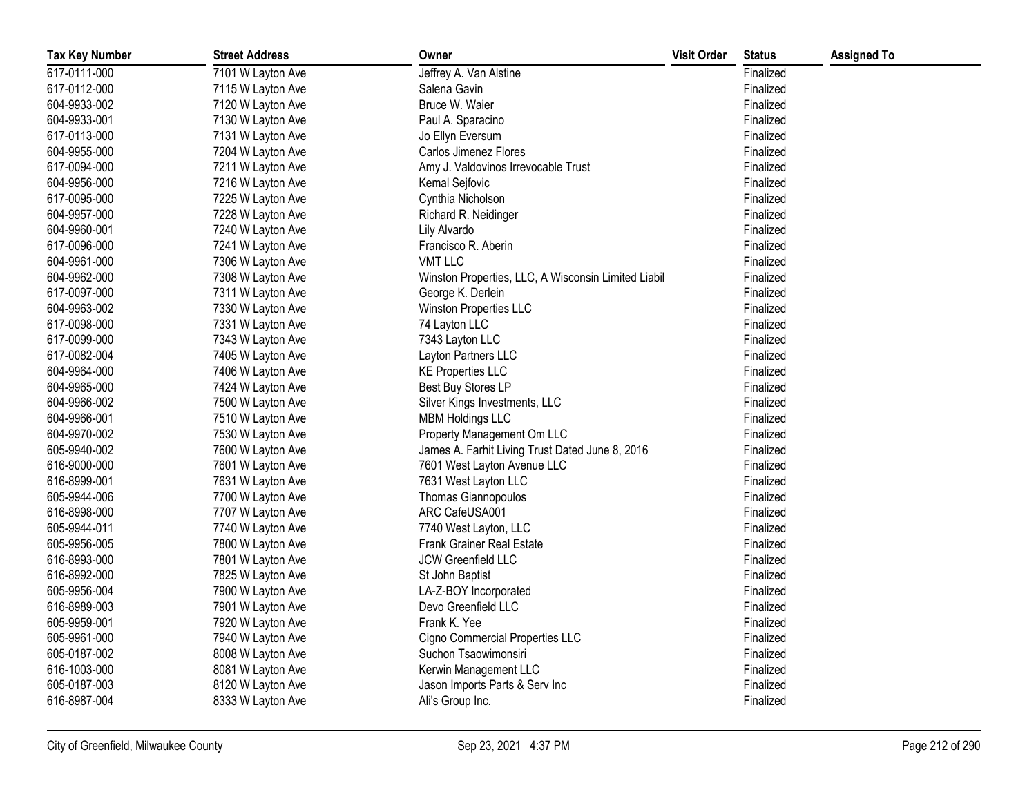| Tax Key Number | Street Address | Owner | Visit Order | Status | Assigned To |
|---|---|---|---|---|---|
| 617-0111-000 | 7101 W Layton Ave | Jeffrey A. Van Alstine | | Finalized | |
| 617-0112-000 | 7115 W Layton Ave | Salena Gavin | | Finalized | |
| 604-9933-002 | 7120 W Layton Ave | Bruce W. Waier | | Finalized | |
| 604-9933-001 | 7130 W Layton Ave | Paul A. Sparacino | | Finalized | |
| 617-0113-000 | 7131 W Layton Ave | Jo Ellyn Eversum | | Finalized | |
| 604-9955-000 | 7204 W Layton Ave | Carlos Jimenez Flores | | Finalized | |
| 617-0094-000 | 7211 W Layton Ave | Amy J. Valdovinos Irrevocable Trust | | Finalized | |
| 604-9956-000 | 7216 W Layton Ave | Kemal Sejfovic | | Finalized | |
| 617-0095-000 | 7225 W Layton Ave | Cynthia Nicholson | | Finalized | |
| 604-9957-000 | 7228 W Layton Ave | Richard R. Neidinger | | Finalized | |
| 604-9960-001 | 7240 W Layton Ave | Lily Alvardo | | Finalized | |
| 617-0096-000 | 7241 W Layton Ave | Francisco R. Aberin | | Finalized | |
| 604-9961-000 | 7306 W Layton Ave | VMT LLC | | Finalized | |
| 604-9962-000 | 7308 W Layton Ave | Winston Properties, LLC, A Wisconsin Limited Liabil | | Finalized | |
| 617-0097-000 | 7311 W Layton Ave | George K. Derlein | | Finalized | |
| 604-9963-002 | 7330 W Layton Ave | Winston Properties LLC | | Finalized | |
| 617-0098-000 | 7331 W Layton Ave | 74 Layton LLC | | Finalized | |
| 617-0099-000 | 7343 W Layton Ave | 7343 Layton LLC | | Finalized | |
| 617-0082-004 | 7405 W Layton Ave | Layton Partners LLC | | Finalized | |
| 604-9964-000 | 7406 W Layton Ave | KE Properties LLC | | Finalized | |
| 604-9965-000 | 7424 W Layton Ave | Best Buy Stores LP | | Finalized | |
| 604-9966-002 | 7500 W Layton Ave | Silver Kings Investments, LLC | | Finalized | |
| 604-9966-001 | 7510 W Layton Ave | MBM Holdings LLC | | Finalized | |
| 604-9970-002 | 7530 W Layton Ave | Property Management Om LLC | | Finalized | |
| 605-9940-002 | 7600 W Layton Ave | James A. Farhit Living Trust Dated June 8, 2016 | | Finalized | |
| 616-9000-000 | 7601 W Layton Ave | 7601 West Layton Avenue LLC | | Finalized | |
| 616-8999-001 | 7631 W Layton Ave | 7631 West Layton LLC | | Finalized | |
| 605-9944-006 | 7700 W Layton Ave | Thomas Giannopoulos | | Finalized | |
| 616-8998-000 | 7707 W Layton Ave | ARC CafeUSA001 | | Finalized | |
| 605-9944-011 | 7740 W Layton Ave | 7740 West Layton, LLC | | Finalized | |
| 605-9956-005 | 7800 W Layton Ave | Frank Grainer Real Estate | | Finalized | |
| 616-8993-000 | 7801 W Layton Ave | JCW Greenfield LLC | | Finalized | |
| 616-8992-000 | 7825 W Layton Ave | St John Baptist | | Finalized | |
| 605-9956-004 | 7900 W Layton Ave | LA-Z-BOY Incorporated | | Finalized | |
| 616-8989-003 | 7901 W Layton Ave | Devo Greenfield LLC | | Finalized | |
| 605-9959-001 | 7920 W Layton Ave | Frank K. Yee | | Finalized | |
| 605-9961-000 | 7940 W Layton Ave | Cigno Commercial Properties LLC | | Finalized | |
| 605-0187-002 | 8008 W Layton Ave | Suchon Tsaowimonsiri | | Finalized | |
| 616-1003-000 | 8081 W Layton Ave | Kerwin Management LLC | | Finalized | |
| 605-0187-003 | 8120 W Layton Ave | Jason Imports Parts & Serv Inc | | Finalized | |
| 616-8987-004 | 8333 W Layton Ave | Ali's Group Inc. | | Finalized | |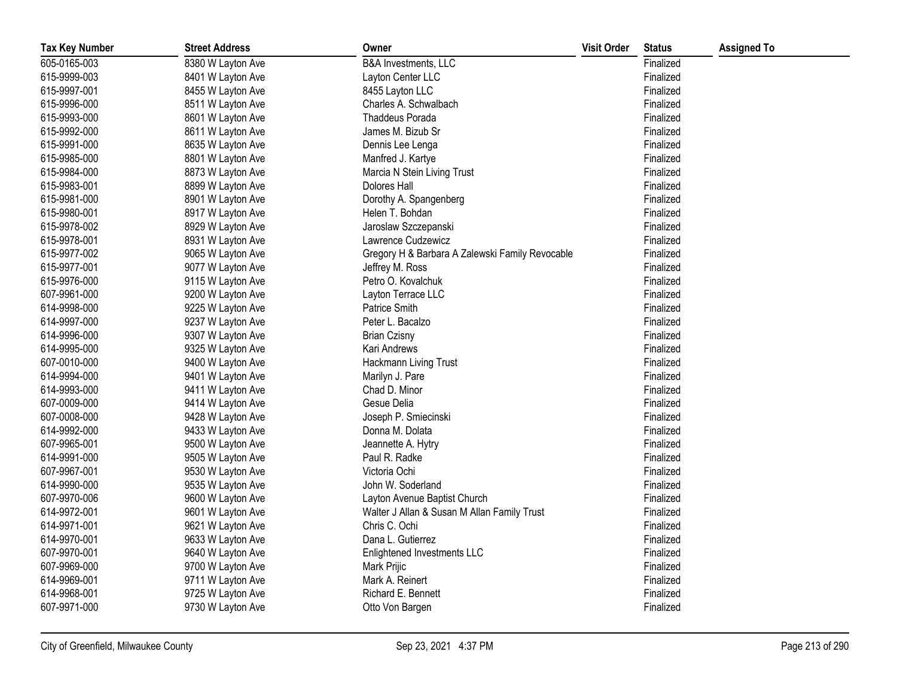| Tax Key Number | Street Address | Owner | Visit Order | Status | Assigned To |
|---|---|---|---|---|---|
| 605-0165-003 | 8380 W Layton Ave | B&A Investments, LLC | | Finalized | |
| 615-9999-003 | 8401 W Layton Ave | Layton Center LLC | | Finalized | |
| 615-9997-001 | 8455 W Layton Ave | 8455 Layton LLC | | Finalized | |
| 615-9996-000 | 8511 W Layton Ave | Charles A. Schwalbach | | Finalized | |
| 615-9993-000 | 8601 W Layton Ave | Thaddeus Porada | | Finalized | |
| 615-9992-000 | 8611 W Layton Ave | James M. Bizub Sr | | Finalized | |
| 615-9991-000 | 8635 W Layton Ave | Dennis Lee Lenga | | Finalized | |
| 615-9985-000 | 8801 W Layton Ave | Manfred J. Kartye | | Finalized | |
| 615-9984-000 | 8873 W Layton Ave | Marcia N Stein Living Trust | | Finalized | |
| 615-9983-001 | 8899 W Layton Ave | Dolores Hall | | Finalized | |
| 615-9981-000 | 8901 W Layton Ave | Dorothy A. Spangenberg | | Finalized | |
| 615-9980-001 | 8917 W Layton Ave | Helen T. Bohdan | | Finalized | |
| 615-9978-002 | 8929 W Layton Ave | Jaroslaw Szczepanski | | Finalized | |
| 615-9978-001 | 8931 W Layton Ave | Lawrence Cudzewicz | | Finalized | |
| 615-9977-002 | 9065 W Layton Ave | Gregory H & Barbara A Zalewski Family Revocable | | Finalized | |
| 615-9977-001 | 9077 W Layton Ave | Jeffrey M. Ross | | Finalized | |
| 615-9976-000 | 9115 W Layton Ave | Petro O. Kovalchuk | | Finalized | |
| 607-9961-000 | 9200 W Layton Ave | Layton Terrace LLC | | Finalized | |
| 614-9998-000 | 9225 W Layton Ave | Patrice Smith | | Finalized | |
| 614-9997-000 | 9237 W Layton Ave | Peter L. Bacalzo | | Finalized | |
| 614-9996-000 | 9307 W Layton Ave | Brian Czisny | | Finalized | |
| 614-9995-000 | 9325 W Layton Ave | Kari Andrews | | Finalized | |
| 607-0010-000 | 9400 W Layton Ave | Hackmann Living Trust | | Finalized | |
| 614-9994-000 | 9401 W Layton Ave | Marilyn J. Pare | | Finalized | |
| 614-9993-000 | 9411 W Layton Ave | Chad D. Minor | | Finalized | |
| 607-0009-000 | 9414 W Layton Ave | Gesue Delia | | Finalized | |
| 607-0008-000 | 9428 W Layton Ave | Joseph P. Smiecinski | | Finalized | |
| 614-9992-000 | 9433 W Layton Ave | Donna M. Dolata | | Finalized | |
| 607-9965-001 | 9500 W Layton Ave | Jeannette A. Hytry | | Finalized | |
| 614-9991-000 | 9505 W Layton Ave | Paul R. Radke | | Finalized | |
| 607-9967-001 | 9530 W Layton Ave | Victoria Ochi | | Finalized | |
| 614-9990-000 | 9535 W Layton Ave | John W. Soderland | | Finalized | |
| 607-9970-006 | 9600 W Layton Ave | Layton Avenue Baptist Church | | Finalized | |
| 614-9972-001 | 9601 W Layton Ave | Walter J Allan & Susan M Allan Family Trust | | Finalized | |
| 614-9971-001 | 9621 W Layton Ave | Chris C. Ochi | | Finalized | |
| 614-9970-001 | 9633 W Layton Ave | Dana L. Gutierrez | | Finalized | |
| 607-9970-001 | 9640 W Layton Ave | Enlightened Investments LLC | | Finalized | |
| 607-9969-000 | 9700 W Layton Ave | Mark Prijic | | Finalized | |
| 614-9969-001 | 9711 W Layton Ave | Mark A. Reinert | | Finalized | |
| 614-9968-001 | 9725 W Layton Ave | Richard E. Bennett | | Finalized | |
| 607-9971-000 | 9730 W Layton Ave | Otto Von Bargen | | Finalized | |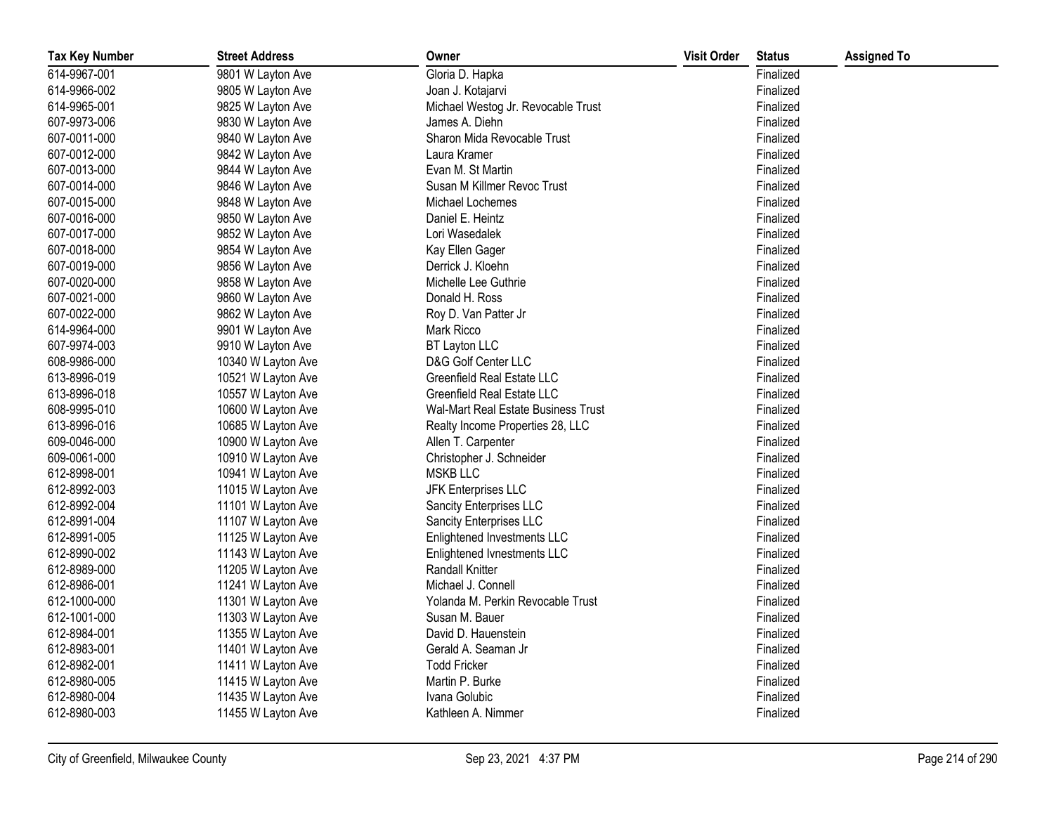| Tax Key Number | Street Address | Owner | Visit Order | Status | Assigned To |
|---|---|---|---|---|---|
| 614-9967-001 | 9801 W Layton Ave | Gloria D. Hapka | | Finalized | |
| 614-9966-002 | 9805 W Layton Ave | Joan J. Kotajarvi | | Finalized | |
| 614-9965-001 | 9825 W Layton Ave | Michael Westog Jr. Revocable Trust | | Finalized | |
| 607-9973-006 | 9830 W Layton Ave | James A. Diehn | | Finalized | |
| 607-0011-000 | 9840 W Layton Ave | Sharon Mida Revocable Trust | | Finalized | |
| 607-0012-000 | 9842 W Layton Ave | Laura Kramer | | Finalized | |
| 607-0013-000 | 9844 W Layton Ave | Evan M. St Martin | | Finalized | |
| 607-0014-000 | 9846 W Layton Ave | Susan M Killmer Revoc Trust | | Finalized | |
| 607-0015-000 | 9848 W Layton Ave | Michael Lochemes | | Finalized | |
| 607-0016-000 | 9850 W Layton Ave | Daniel E. Heintz | | Finalized | |
| 607-0017-000 | 9852 W Layton Ave | Lori Wasedalek | | Finalized | |
| 607-0018-000 | 9854 W Layton Ave | Kay Ellen Gager | | Finalized | |
| 607-0019-000 | 9856 W Layton Ave | Derrick J. Kloehn | | Finalized | |
| 607-0020-000 | 9858 W Layton Ave | Michelle Lee Guthrie | | Finalized | |
| 607-0021-000 | 9860 W Layton Ave | Donald H. Ross | | Finalized | |
| 607-0022-000 | 9862 W Layton Ave | Roy D. Van Patter Jr | | Finalized | |
| 614-9964-000 | 9901 W Layton Ave | Mark Ricco | | Finalized | |
| 607-9974-003 | 9910 W Layton Ave | BT Layton LLC | | Finalized | |
| 608-9986-000 | 10340 W Layton Ave | D&G Golf Center LLC | | Finalized | |
| 613-8996-019 | 10521 W Layton Ave | Greenfield Real Estate LLC | | Finalized | |
| 613-8996-018 | 10557 W Layton Ave | Greenfield Real Estate LLC | | Finalized | |
| 608-9995-010 | 10600 W Layton Ave | Wal-Mart Real Estate Business Trust | | Finalized | |
| 613-8996-016 | 10685 W Layton Ave | Realty Income Properties 28, LLC | | Finalized | |
| 609-0046-000 | 10900 W Layton Ave | Allen T. Carpenter | | Finalized | |
| 609-0061-000 | 10910 W Layton Ave | Christopher J. Schneider | | Finalized | |
| 612-8998-001 | 10941 W Layton Ave | MSKB LLC | | Finalized | |
| 612-8992-003 | 11015 W Layton Ave | JFK Enterprises LLC | | Finalized | |
| 612-8992-004 | 11101 W Layton Ave | Sancity Enterprises LLC | | Finalized | |
| 612-8991-004 | 11107 W Layton Ave | Sancity Enterprises LLC | | Finalized | |
| 612-8991-005 | 11125 W Layton Ave | Enlightened Investments LLC | | Finalized | |
| 612-8990-002 | 11143 W Layton Ave | Enlightened Ivnestments LLC | | Finalized | |
| 612-8989-000 | 11205 W Layton Ave | Randall Knitter | | Finalized | |
| 612-8986-001 | 11241 W Layton Ave | Michael J. Connell | | Finalized | |
| 612-1000-000 | 11301 W Layton Ave | Yolanda M. Perkin Revocable Trust | | Finalized | |
| 612-1001-000 | 11303 W Layton Ave | Susan M. Bauer | | Finalized | |
| 612-8984-001 | 11355 W Layton Ave | David D. Hauenstein | | Finalized | |
| 612-8983-001 | 11401 W Layton Ave | Gerald A. Seaman Jr | | Finalized | |
| 612-8982-001 | 11411 W Layton Ave | Todd Fricker | | Finalized | |
| 612-8980-005 | 11415 W Layton Ave | Martin P. Burke | | Finalized | |
| 612-8980-004 | 11435 W Layton Ave | Ivana Golubic | | Finalized | |
| 612-8980-003 | 11455 W Layton Ave | Kathleen A. Nimmer | | Finalized | |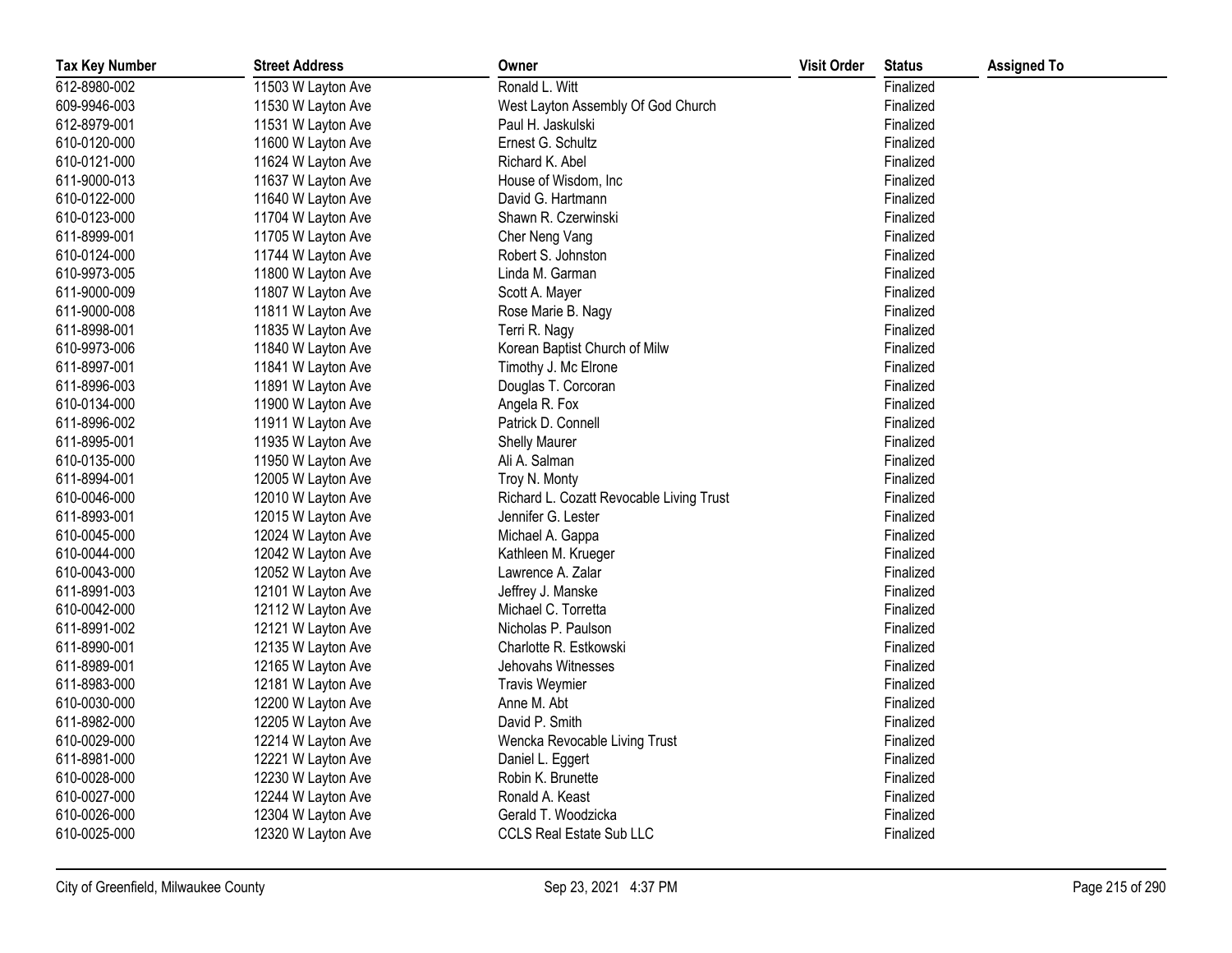| Tax Key Number | Street Address | Owner | Visit Order | Status | Assigned To |
|---|---|---|---|---|---|
| 612-8980-002 | 11503 W Layton Ave | Ronald L. Witt | | Finalized | |
| 609-9946-003 | 11530 W Layton Ave | West Layton Assembly Of God Church | | Finalized | |
| 612-8979-001 | 11531 W Layton Ave | Paul H. Jaskulski | | Finalized | |
| 610-0120-000 | 11600 W Layton Ave | Ernest G. Schultz | | Finalized | |
| 610-0121-000 | 11624 W Layton Ave | Richard K. Abel | | Finalized | |
| 611-9000-013 | 11637 W Layton Ave | House of Wisdom, Inc | | Finalized | |
| 610-0122-000 | 11640 W Layton Ave | David G. Hartmann | | Finalized | |
| 610-0123-000 | 11704 W Layton Ave | Shawn R. Czerwinski | | Finalized | |
| 611-8999-001 | 11705 W Layton Ave | Cher Neng Vang | | Finalized | |
| 610-0124-000 | 11744 W Layton Ave | Robert S. Johnston | | Finalized | |
| 610-9973-005 | 11800 W Layton Ave | Linda M. Garman | | Finalized | |
| 611-9000-009 | 11807 W Layton Ave | Scott A. Mayer | | Finalized | |
| 611-9000-008 | 11811 W Layton Ave | Rose Marie B. Nagy | | Finalized | |
| 611-8998-001 | 11835 W Layton Ave | Terri R. Nagy | | Finalized | |
| 610-9973-006 | 11840 W Layton Ave | Korean Baptist Church of Milw | | Finalized | |
| 611-8997-001 | 11841 W Layton Ave | Timothy J. Mc Elrone | | Finalized | |
| 611-8996-003 | 11891 W Layton Ave | Douglas T. Corcoran | | Finalized | |
| 610-0134-000 | 11900 W Layton Ave | Angela R. Fox | | Finalized | |
| 611-8996-002 | 11911 W Layton Ave | Patrick D. Connell | | Finalized | |
| 611-8995-001 | 11935 W Layton Ave | Shelly Maurer | | Finalized | |
| 610-0135-000 | 11950 W Layton Ave | Ali A. Salman | | Finalized | |
| 611-8994-001 | 12005 W Layton Ave | Troy N. Monty | | Finalized | |
| 610-0046-000 | 12010 W Layton Ave | Richard L. Cozatt Revocable Living Trust | | Finalized | |
| 611-8993-001 | 12015 W Layton Ave | Jennifer G. Lester | | Finalized | |
| 610-0045-000 | 12024 W Layton Ave | Michael A. Gappa | | Finalized | |
| 610-0044-000 | 12042 W Layton Ave | Kathleen M. Krueger | | Finalized | |
| 610-0043-000 | 12052 W Layton Ave | Lawrence A. Zalar | | Finalized | |
| 611-8991-003 | 12101 W Layton Ave | Jeffrey J. Manske | | Finalized | |
| 610-0042-000 | 12112 W Layton Ave | Michael C. Torretta | | Finalized | |
| 611-8991-002 | 12121 W Layton Ave | Nicholas P. Paulson | | Finalized | |
| 611-8990-001 | 12135 W Layton Ave | Charlotte R. Estkowski | | Finalized | |
| 611-8989-001 | 12165 W Layton Ave | Jehovahs Witnesses | | Finalized | |
| 611-8983-000 | 12181 W Layton Ave | Travis Weymier | | Finalized | |
| 610-0030-000 | 12200 W Layton Ave | Anne M. Abt | | Finalized | |
| 611-8982-000 | 12205 W Layton Ave | David P. Smith | | Finalized | |
| 610-0029-000 | 12214 W Layton Ave | Wencka Revocable Living Trust | | Finalized | |
| 611-8981-000 | 12221 W Layton Ave | Daniel L. Eggert | | Finalized | |
| 610-0028-000 | 12230 W Layton Ave | Robin K. Brunette | | Finalized | |
| 610-0027-000 | 12244 W Layton Ave | Ronald A. Keast | | Finalized | |
| 610-0026-000 | 12304 W Layton Ave | Gerald T. Woodzicka | | Finalized | |
| 610-0025-000 | 12320 W Layton Ave | CCLS Real Estate Sub LLC | | Finalized | |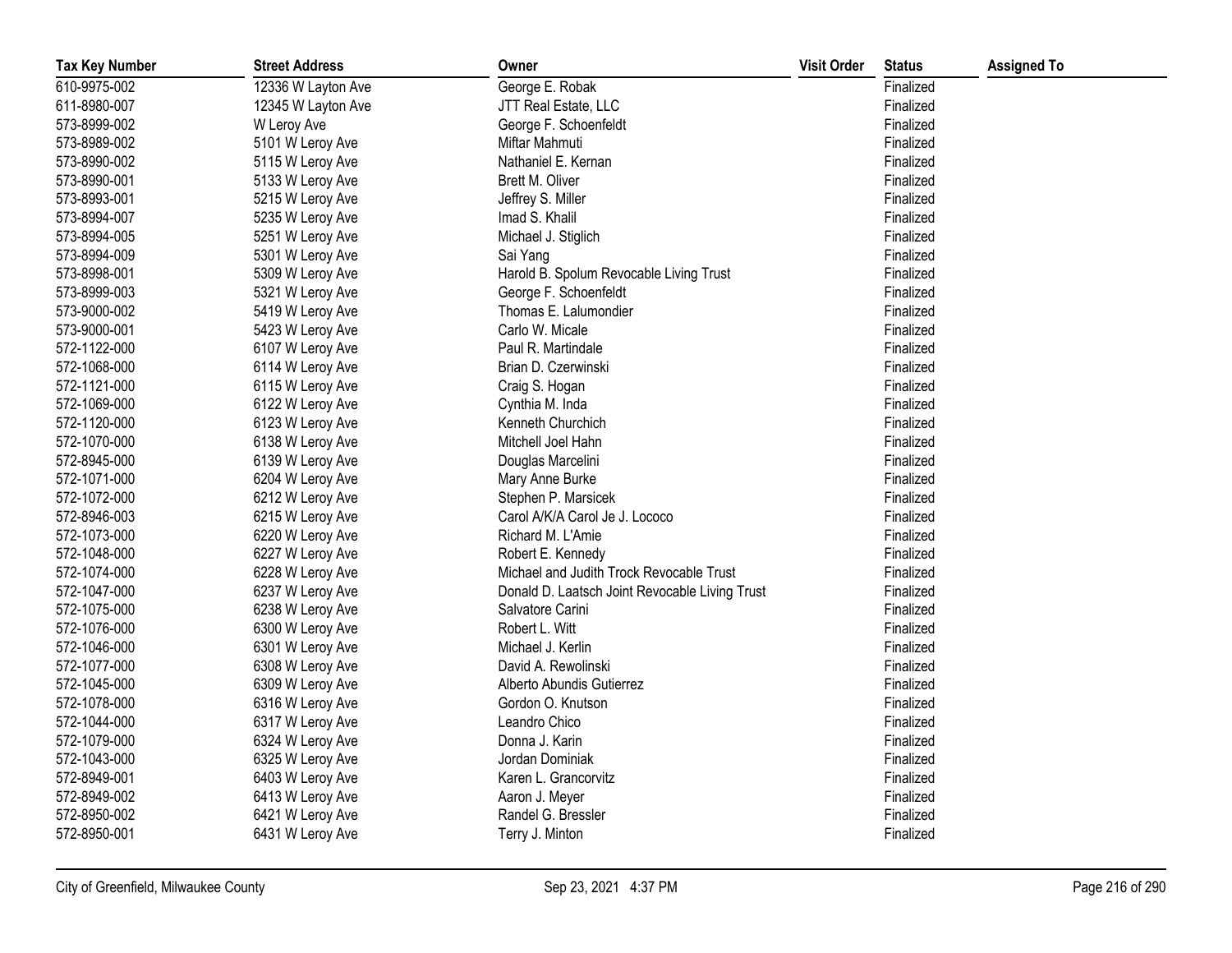| Tax Key Number | Street Address | Owner | Visit Order | Status | Assigned To |
|---|---|---|---|---|---|
| 610-9975-002 | 12336 W Layton Ave | George E. Robak | | Finalized | |
| 611-8980-007 | 12345 W Layton Ave | JTT Real Estate, LLC | | Finalized | |
| 573-8999-002 | W Leroy Ave | George F. Schoenfeldt | | Finalized | |
| 573-8989-002 | 5101 W Leroy Ave | Miftar Mahmuti | | Finalized | |
| 573-8990-002 | 5115 W Leroy Ave | Nathaniel E. Kernan | | Finalized | |
| 573-8990-001 | 5133 W Leroy Ave | Brett M. Oliver | | Finalized | |
| 573-8993-001 | 5215 W Leroy Ave | Jeffrey S. Miller | | Finalized | |
| 573-8994-007 | 5235 W Leroy Ave | Imad S. Khalil | | Finalized | |
| 573-8994-005 | 5251 W Leroy Ave | Michael J. Stiglich | | Finalized | |
| 573-8994-009 | 5301 W Leroy Ave | Sai Yang | | Finalized | |
| 573-8998-001 | 5309 W Leroy Ave | Harold B. Spolum Revocable Living Trust | | Finalized | |
| 573-8999-003 | 5321 W Leroy Ave | George F. Schoenfeldt | | Finalized | |
| 573-9000-002 | 5419 W Leroy Ave | Thomas E. Lalumondier | | Finalized | |
| 573-9000-001 | 5423 W Leroy Ave | Carlo W. Micale | | Finalized | |
| 572-1122-000 | 6107 W Leroy Ave | Paul R. Martindale | | Finalized | |
| 572-1068-000 | 6114 W Leroy Ave | Brian D. Czerwinski | | Finalized | |
| 572-1121-000 | 6115 W Leroy Ave | Craig S. Hogan | | Finalized | |
| 572-1069-000 | 6122 W Leroy Ave | Cynthia M. Inda | | Finalized | |
| 572-1120-000 | 6123 W Leroy Ave | Kenneth Churchich | | Finalized | |
| 572-1070-000 | 6138 W Leroy Ave | Mitchell Joel Hahn | | Finalized | |
| 572-8945-000 | 6139 W Leroy Ave | Douglas Marcelini | | Finalized | |
| 572-1071-000 | 6204 W Leroy Ave | Mary Anne Burke | | Finalized | |
| 572-1072-000 | 6212 W Leroy Ave | Stephen P. Marsicek | | Finalized | |
| 572-8946-003 | 6215 W Leroy Ave | Carol A/K/A Carol Je J. Lococo | | Finalized | |
| 572-1073-000 | 6220 W Leroy Ave | Richard M. L'Amie | | Finalized | |
| 572-1048-000 | 6227 W Leroy Ave | Robert E. Kennedy | | Finalized | |
| 572-1074-000 | 6228 W Leroy Ave | Michael and Judith Trock Revocable Trust | | Finalized | |
| 572-1047-000 | 6237 W Leroy Ave | Donald D. Laatsch Joint Revocable Living Trust | | Finalized | |
| 572-1075-000 | 6238 W Leroy Ave | Salvatore Carini | | Finalized | |
| 572-1076-000 | 6300 W Leroy Ave | Robert L. Witt | | Finalized | |
| 572-1046-000 | 6301 W Leroy Ave | Michael J. Kerlin | | Finalized | |
| 572-1077-000 | 6308 W Leroy Ave | David A. Rewolinski | | Finalized | |
| 572-1045-000 | 6309 W Leroy Ave | Alberto Abundis Gutierrez | | Finalized | |
| 572-1078-000 | 6316 W Leroy Ave | Gordon O. Knutson | | Finalized | |
| 572-1044-000 | 6317 W Leroy Ave | Leandro Chico | | Finalized | |
| 572-1079-000 | 6324 W Leroy Ave | Donna J. Karin | | Finalized | |
| 572-1043-000 | 6325 W Leroy Ave | Jordan Dominiak | | Finalized | |
| 572-8949-001 | 6403 W Leroy Ave | Karen L. Grancorvitz | | Finalized | |
| 572-8949-002 | 6413 W Leroy Ave | Aaron J. Meyer | | Finalized | |
| 572-8950-002 | 6421 W Leroy Ave | Randel G. Bressler | | Finalized | |
| 572-8950-001 | 6431 W Leroy Ave | Terry J. Minton | | Finalized | |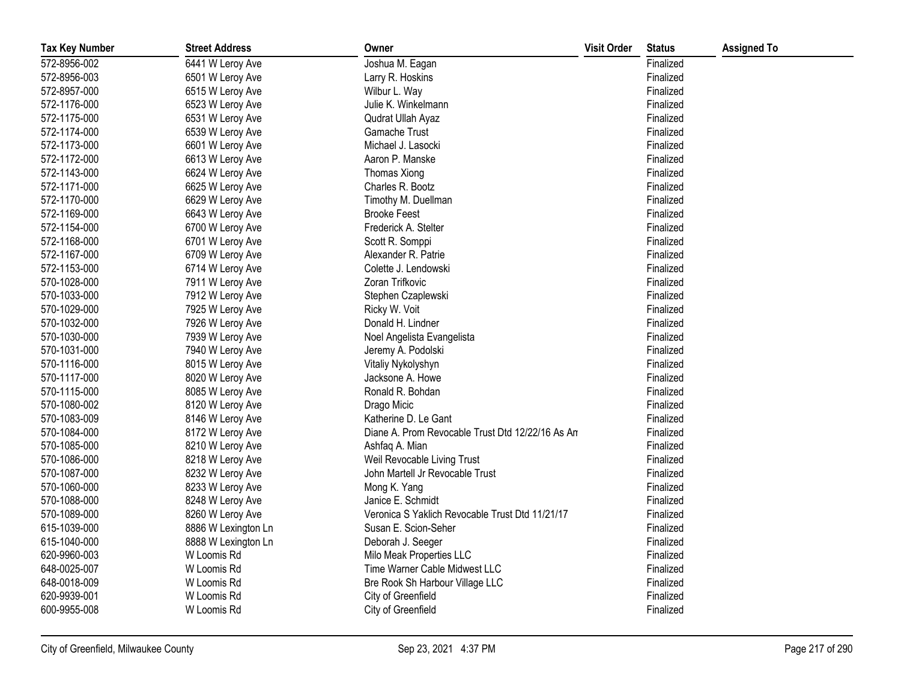| Tax Key Number | Street Address | Owner | Visit Order | Status | Assigned To |
|---|---|---|---|---|---|
| 572-8956-002 | 6441 W Leroy Ave | Joshua M. Eagan | | Finalized | |
| 572-8956-003 | 6501 W Leroy Ave | Larry R. Hoskins | | Finalized | |
| 572-8957-000 | 6515 W Leroy Ave | Wilbur L. Way | | Finalized | |
| 572-1176-000 | 6523 W Leroy Ave | Julie K. Winkelmann | | Finalized | |
| 572-1175-000 | 6531 W Leroy Ave | Qudrat Ullah Ayaz | | Finalized | |
| 572-1174-000 | 6539 W Leroy Ave | Gamache Trust | | Finalized | |
| 572-1173-000 | 6601 W Leroy Ave | Michael J. Lasocki | | Finalized | |
| 572-1172-000 | 6613 W Leroy Ave | Aaron P. Manske | | Finalized | |
| 572-1143-000 | 6624 W Leroy Ave | Thomas Xiong | | Finalized | |
| 572-1171-000 | 6625 W Leroy Ave | Charles R. Bootz | | Finalized | |
| 572-1170-000 | 6629 W Leroy Ave | Timothy M. Duellman | | Finalized | |
| 572-1169-000 | 6643 W Leroy Ave | Brooke Feest | | Finalized | |
| 572-1154-000 | 6700 W Leroy Ave | Frederick A. Stelter | | Finalized | |
| 572-1168-000 | 6701 W Leroy Ave | Scott R. Somppi | | Finalized | |
| 572-1167-000 | 6709 W Leroy Ave | Alexander R. Patrie | | Finalized | |
| 572-1153-000 | 6714 W Leroy Ave | Colette J. Lendowski | | Finalized | |
| 570-1028-000 | 7911 W Leroy Ave | Zoran Trifkovic | | Finalized | |
| 570-1033-000 | 7912 W Leroy Ave | Stephen Czaplewski | | Finalized | |
| 570-1029-000 | 7925 W Leroy Ave | Ricky W. Voit | | Finalized | |
| 570-1032-000 | 7926 W Leroy Ave | Donald H. Lindner | | Finalized | |
| 570-1030-000 | 7939 W Leroy Ave | Noel Angelista Evangelista | | Finalized | |
| 570-1031-000 | 7940 W Leroy Ave | Jeremy A. Podolski | | Finalized | |
| 570-1116-000 | 8015 W Leroy Ave | Vitaliy Nykolyshyn | | Finalized | |
| 570-1117-000 | 8020 W Leroy Ave | Jacksone A. Howe | | Finalized | |
| 570-1115-000 | 8085 W Leroy Ave | Ronald R. Bohdan | | Finalized | |
| 570-1080-002 | 8120 W Leroy Ave | Drago Micic | | Finalized | |
| 570-1083-009 | 8146 W Leroy Ave | Katherine D. Le Gant | | Finalized | |
| 570-1084-000 | 8172 W Leroy Ave | Diane A. Prom Revocable Trust Dtd 12/22/16 As An | | Finalized | |
| 570-1085-000 | 8210 W Leroy Ave | Ashfaq A. Mian | | Finalized | |
| 570-1086-000 | 8218 W Leroy Ave | Weil Revocable Living Trust | | Finalized | |
| 570-1087-000 | 8232 W Leroy Ave | John Martell Jr Revocable Trust | | Finalized | |
| 570-1060-000 | 8233 W Leroy Ave | Mong K. Yang | | Finalized | |
| 570-1088-000 | 8248 W Leroy Ave | Janice E. Schmidt | | Finalized | |
| 570-1089-000 | 8260 W Leroy Ave | Veronica S Yaklich Revocable Trust Dtd 11/21/17 | | Finalized | |
| 615-1039-000 | 8886 W Lexington Ln | Susan E. Scion-Seher | | Finalized | |
| 615-1040-000 | 8888 W Lexington Ln | Deborah J. Seeger | | Finalized | |
| 620-9960-003 | W Loomis Rd | Milo Meak Properties LLC | | Finalized | |
| 648-0025-007 | W Loomis Rd | Time Warner Cable Midwest LLC | | Finalized | |
| 648-0018-009 | W Loomis Rd | Bre Rook Sh Harbour Village LLC | | Finalized | |
| 620-9939-001 | W Loomis Rd | City of Greenfield | | Finalized | |
| 600-9955-008 | W Loomis Rd | City of Greenfield | | Finalized | |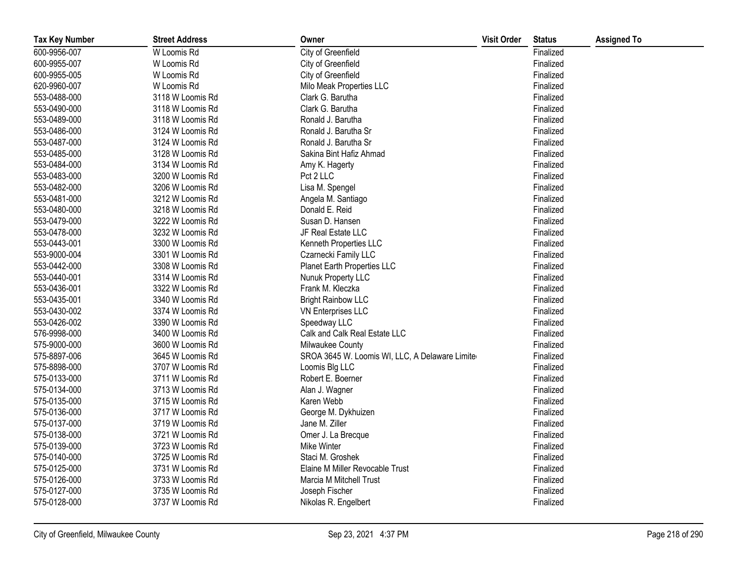| Tax Key Number | Street Address | Owner | Visit Order | Status | Assigned To |
|---|---|---|---|---|---|
| 600-9956-007 | W Loomis Rd | City of Greenfield | | Finalized | |
| 600-9955-007 | W Loomis Rd | City of Greenfield | | Finalized | |
| 600-9955-005 | W Loomis Rd | City of Greenfield | | Finalized | |
| 620-9960-007 | W Loomis Rd | Milo Meak Properties LLC | | Finalized | |
| 553-0488-000 | 3118 W Loomis Rd | Clark G. Barutha | | Finalized | |
| 553-0490-000 | 3118 W Loomis Rd | Clark G. Barutha | | Finalized | |
| 553-0489-000 | 3118 W Loomis Rd | Ronald J. Barutha | | Finalized | |
| 553-0486-000 | 3124 W Loomis Rd | Ronald J. Barutha Sr | | Finalized | |
| 553-0487-000 | 3124 W Loomis Rd | Ronald J. Barutha Sr | | Finalized | |
| 553-0485-000 | 3128 W Loomis Rd | Sakina Bint Hafiz Ahmad | | Finalized | |
| 553-0484-000 | 3134 W Loomis Rd | Amy K. Hagerty | | Finalized | |
| 553-0483-000 | 3200 W Loomis Rd | Pct 2 LLC | | Finalized | |
| 553-0482-000 | 3206 W Loomis Rd | Lisa M. Spengel | | Finalized | |
| 553-0481-000 | 3212 W Loomis Rd | Angela M. Santiago | | Finalized | |
| 553-0480-000 | 3218 W Loomis Rd | Donald E. Reid | | Finalized | |
| 553-0479-000 | 3222 W Loomis Rd | Susan D. Hansen | | Finalized | |
| 553-0478-000 | 3232 W Loomis Rd | JF Real Estate LLC | | Finalized | |
| 553-0443-001 | 3300 W Loomis Rd | Kenneth Properties LLC | | Finalized | |
| 553-9000-004 | 3301 W Loomis Rd | Czarnecki Family LLC | | Finalized | |
| 553-0442-000 | 3308 W Loomis Rd | Planet Earth Properties LLC | | Finalized | |
| 553-0440-001 | 3314 W Loomis Rd | Nunuk Property LLC | | Finalized | |
| 553-0436-001 | 3322 W Loomis Rd | Frank M. Kleczka | | Finalized | |
| 553-0435-001 | 3340 W Loomis Rd | Bright Rainbow LLC | | Finalized | |
| 553-0430-002 | 3374 W Loomis Rd | VN Enterprises LLC | | Finalized | |
| 553-0426-002 | 3390 W Loomis Rd | Speedway LLC | | Finalized | |
| 576-9998-000 | 3400 W Loomis Rd | Calk and Calk Real Estate LLC | | Finalized | |
| 575-9000-000 | 3600 W Loomis Rd | Milwaukee County | | Finalized | |
| 575-8897-006 | 3645 W Loomis Rd | SROA 3645 W. Loomis WI, LLC, A Delaware Limite | | Finalized | |
| 575-8898-000 | 3707 W Loomis Rd | Loomis Blg LLC | | Finalized | |
| 575-0133-000 | 3711 W Loomis Rd | Robert E. Boerner | | Finalized | |
| 575-0134-000 | 3713 W Loomis Rd | Alan J. Wagner | | Finalized | |
| 575-0135-000 | 3715 W Loomis Rd | Karen Webb | | Finalized | |
| 575-0136-000 | 3717 W Loomis Rd | George M. Dykhuizen | | Finalized | |
| 575-0137-000 | 3719 W Loomis Rd | Jane M. Ziller | | Finalized | |
| 575-0138-000 | 3721 W Loomis Rd | Omer J. La Brecque | | Finalized | |
| 575-0139-000 | 3723 W Loomis Rd | Mike Winter | | Finalized | |
| 575-0140-000 | 3725 W Loomis Rd | Staci M. Groshek | | Finalized | |
| 575-0125-000 | 3731 W Loomis Rd | Elaine M Miller Revocable Trust | | Finalized | |
| 575-0126-000 | 3733 W Loomis Rd | Marcia M Mitchell Trust | | Finalized | |
| 575-0127-000 | 3735 W Loomis Rd | Joseph Fischer | | Finalized | |
| 575-0128-000 | 3737 W Loomis Rd | Nikolas R. Engelbert | | Finalized | |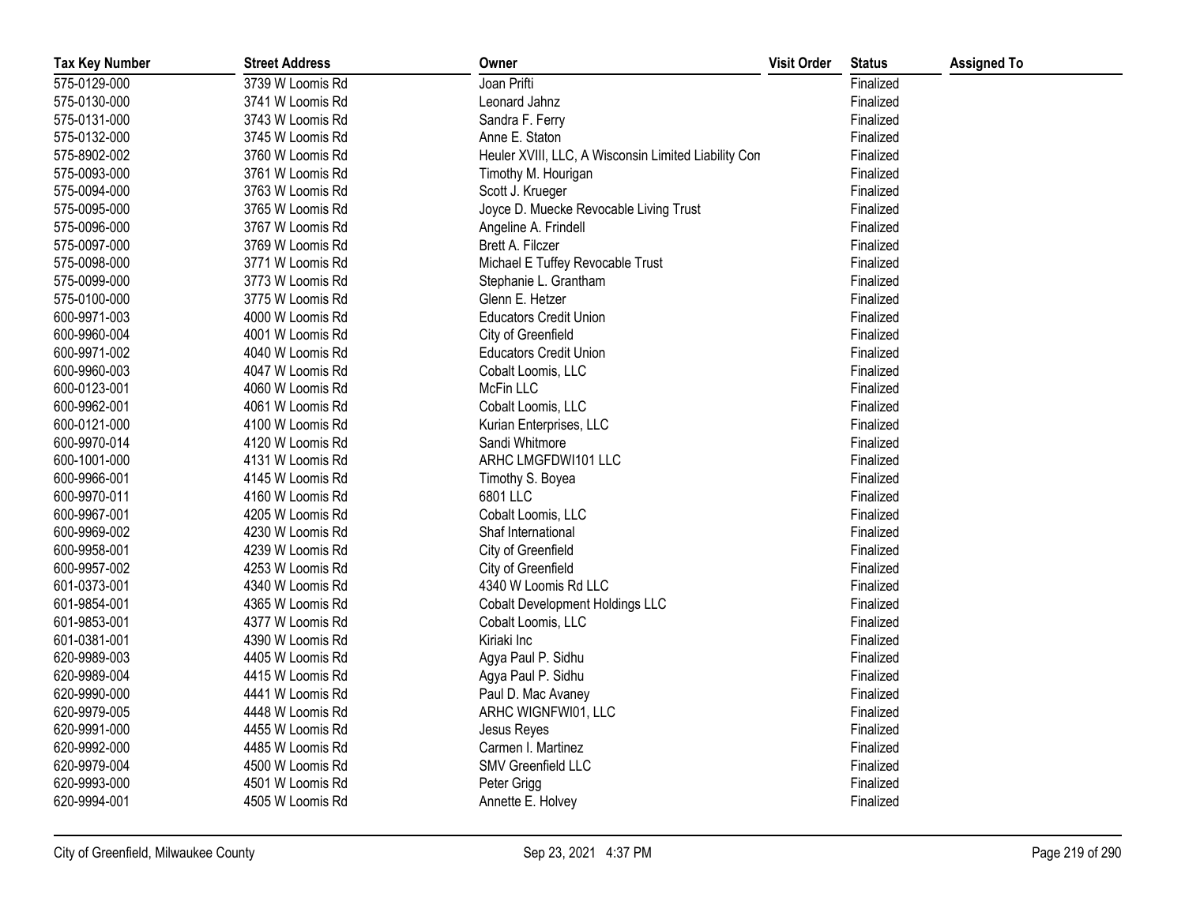| Tax Key Number | Street Address | Owner | Visit Order | Status | Assigned To |
|---|---|---|---|---|---|
| 575-0129-000 | 3739 W Loomis Rd | Joan Prifti | | Finalized | |
| 575-0130-000 | 3741 W Loomis Rd | Leonard Jahnz | | Finalized | |
| 575-0131-000 | 3743 W Loomis Rd | Sandra F. Ferry | | Finalized | |
| 575-0132-000 | 3745 W Loomis Rd | Anne E. Staton | | Finalized | |
| 575-8902-002 | 3760 W Loomis Rd | Heuler XVIII, LLC, A Wisconsin Limited Liability Con | | Finalized | |
| 575-0093-000 | 3761 W Loomis Rd | Timothy M. Hourigan | | Finalized | |
| 575-0094-000 | 3763 W Loomis Rd | Scott J. Krueger | | Finalized | |
| 575-0095-000 | 3765 W Loomis Rd | Joyce D. Muecke Revocable Living Trust | | Finalized | |
| 575-0096-000 | 3767 W Loomis Rd | Angeline A. Frindell | | Finalized | |
| 575-0097-000 | 3769 W Loomis Rd | Brett A. Filczer | | Finalized | |
| 575-0098-000 | 3771 W Loomis Rd | Michael E Tuffey Revocable Trust | | Finalized | |
| 575-0099-000 | 3773 W Loomis Rd | Stephanie L. Grantham | | Finalized | |
| 575-0100-000 | 3775 W Loomis Rd | Glenn E. Hetzer | | Finalized | |
| 600-9971-003 | 4000 W Loomis Rd | Educators Credit Union | | Finalized | |
| 600-9960-004 | 4001 W Loomis Rd | City of Greenfield | | Finalized | |
| 600-9971-002 | 4040 W Loomis Rd | Educators Credit Union | | Finalized | |
| 600-9960-003 | 4047 W Loomis Rd | Cobalt Loomis, LLC | | Finalized | |
| 600-0123-001 | 4060 W Loomis Rd | McFin LLC | | Finalized | |
| 600-9962-001 | 4061 W Loomis Rd | Cobalt Loomis, LLC | | Finalized | |
| 600-0121-000 | 4100 W Loomis Rd | Kurian Enterprises, LLC | | Finalized | |
| 600-9970-014 | 4120 W Loomis Rd | Sandi Whitmore | | Finalized | |
| 600-1001-000 | 4131 W Loomis Rd | ARHC LMGFDWI101 LLC | | Finalized | |
| 600-9966-001 | 4145 W Loomis Rd | Timothy S. Boyea | | Finalized | |
| 600-9970-011 | 4160 W Loomis Rd | 6801 LLC | | Finalized | |
| 600-9967-001 | 4205 W Loomis Rd | Cobalt Loomis, LLC | | Finalized | |
| 600-9969-002 | 4230 W Loomis Rd | Shaf International | | Finalized | |
| 600-9958-001 | 4239 W Loomis Rd | City of Greenfield | | Finalized | |
| 600-9957-002 | 4253 W Loomis Rd | City of Greenfield | | Finalized | |
| 601-0373-001 | 4340 W Loomis Rd | 4340 W Loomis Rd LLC | | Finalized | |
| 601-9854-001 | 4365 W Loomis Rd | Cobalt Development Holdings LLC | | Finalized | |
| 601-9853-001 | 4377 W Loomis Rd | Cobalt Loomis, LLC | | Finalized | |
| 601-0381-001 | 4390 W Loomis Rd | Kiriaki Inc | | Finalized | |
| 620-9989-003 | 4405 W Loomis Rd | Agya Paul P. Sidhu | | Finalized | |
| 620-9989-004 | 4415 W Loomis Rd | Agya Paul P. Sidhu | | Finalized | |
| 620-9990-000 | 4441 W Loomis Rd | Paul D. Mac Avaney | | Finalized | |
| 620-9979-005 | 4448 W Loomis Rd | ARHC WIGNFWI01, LLC | | Finalized | |
| 620-9991-000 | 4455 W Loomis Rd | Jesus Reyes | | Finalized | |
| 620-9992-000 | 4485 W Loomis Rd | Carmen I. Martinez | | Finalized | |
| 620-9979-004 | 4500 W Loomis Rd | SMV Greenfield LLC | | Finalized | |
| 620-9993-000 | 4501 W Loomis Rd | Peter Grigg | | Finalized | |
| 620-9994-001 | 4505 W Loomis Rd | Annette E. Holvey | | Finalized | |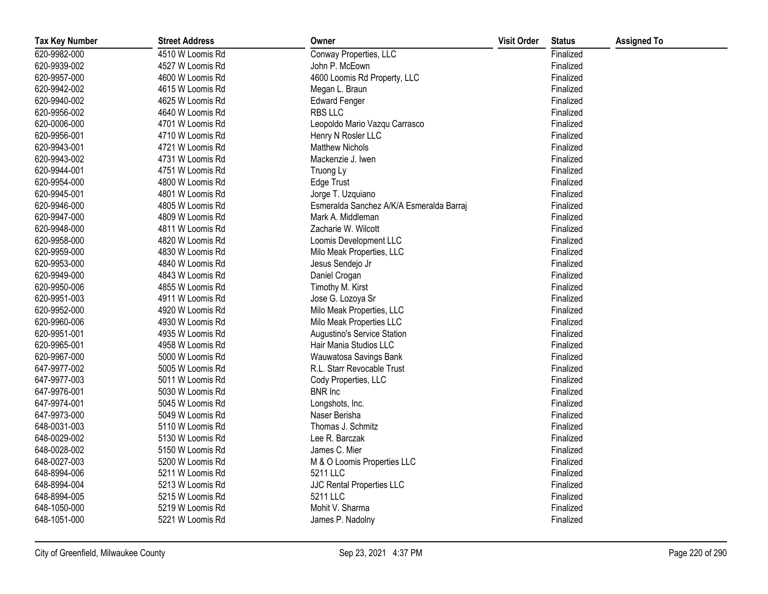| Tax Key Number | Street Address | Owner | Visit Order | Status | Assigned To |
|---|---|---|---|---|---|
| 620-9982-000 | 4510 W Loomis Rd | Conway Properties, LLC | | Finalized | |
| 620-9939-002 | 4527 W Loomis Rd | John P. McEown | | Finalized | |
| 620-9957-000 | 4600 W Loomis Rd | 4600 Loomis Rd Property, LLC | | Finalized | |
| 620-9942-002 | 4615 W Loomis Rd | Megan L. Braun | | Finalized | |
| 620-9940-002 | 4625 W Loomis Rd | Edward Fenger | | Finalized | |
| 620-9956-002 | 4640 W Loomis Rd | RBS LLC | | Finalized | |
| 620-0006-000 | 4701 W Loomis Rd | Leopoldo Mario Vazqu Carrasco | | Finalized | |
| 620-9956-001 | 4710 W Loomis Rd | Henry N Rosler LLC | | Finalized | |
| 620-9943-001 | 4721 W Loomis Rd | Matthew Nichols | | Finalized | |
| 620-9943-002 | 4731 W Loomis Rd | Mackenzie J. Iwen | | Finalized | |
| 620-9944-001 | 4751 W Loomis Rd | Truong Ly | | Finalized | |
| 620-9954-000 | 4800 W Loomis Rd | Edge Trust | | Finalized | |
| 620-9945-001 | 4801 W Loomis Rd | Jorge T. Uzquiano | | Finalized | |
| 620-9946-000 | 4805 W Loomis Rd | Esmeralda Sanchez A/K/A Esmeralda Barraj | | Finalized | |
| 620-9947-000 | 4809 W Loomis Rd | Mark A. Middleman | | Finalized | |
| 620-9948-000 | 4811 W Loomis Rd | Zacharie W. Wilcott | | Finalized | |
| 620-9958-000 | 4820 W Loomis Rd | Loomis Development LLC | | Finalized | |
| 620-9959-000 | 4830 W Loomis Rd | Milo Meak Properties, LLC | | Finalized | |
| 620-9953-000 | 4840 W Loomis Rd | Jesus Sendejo Jr | | Finalized | |
| 620-9949-000 | 4843 W Loomis Rd | Daniel Crogan | | Finalized | |
| 620-9950-006 | 4855 W Loomis Rd | Timothy M. Kirst | | Finalized | |
| 620-9951-003 | 4911 W Loomis Rd | Jose G. Lozoya Sr | | Finalized | |
| 620-9952-000 | 4920 W Loomis Rd | Milo Meak Properties, LLC | | Finalized | |
| 620-9960-006 | 4930 W Loomis Rd | Milo Meak Properties LLC | | Finalized | |
| 620-9951-001 | 4935 W Loomis Rd | Augustino's Service Station | | Finalized | |
| 620-9965-001 | 4958 W Loomis Rd | Hair Mania Studios LLC | | Finalized | |
| 620-9967-000 | 5000 W Loomis Rd | Wauwatosa Savings Bank | | Finalized | |
| 647-9977-002 | 5005 W Loomis Rd | R.L. Starr Revocable Trust | | Finalized | |
| 647-9977-003 | 5011 W Loomis Rd | Cody Properties, LLC | | Finalized | |
| 647-9976-001 | 5030 W Loomis Rd | BNR Inc | | Finalized | |
| 647-9974-001 | 5045 W Loomis Rd | Longshots, Inc. | | Finalized | |
| 647-9973-000 | 5049 W Loomis Rd | Naser Berisha | | Finalized | |
| 648-0031-003 | 5110 W Loomis Rd | Thomas J. Schmitz | | Finalized | |
| 648-0029-002 | 5130 W Loomis Rd | Lee R. Barczak | | Finalized | |
| 648-0028-002 | 5150 W Loomis Rd | James C. Mier | | Finalized | |
| 648-0027-003 | 5200 W Loomis Rd | M & O Loomis Properties LLC | | Finalized | |
| 648-8994-006 | 5211 W Loomis Rd | 5211 LLC | | Finalized | |
| 648-8994-004 | 5213 W Loomis Rd | JJC Rental Properties LLC | | Finalized | |
| 648-8994-005 | 5215 W Loomis Rd | 5211 LLC | | Finalized | |
| 648-1050-000 | 5219 W Loomis Rd | Mohit V. Sharma | | Finalized | |
| 648-1051-000 | 5221 W Loomis Rd | James P. Nadolny | | Finalized | |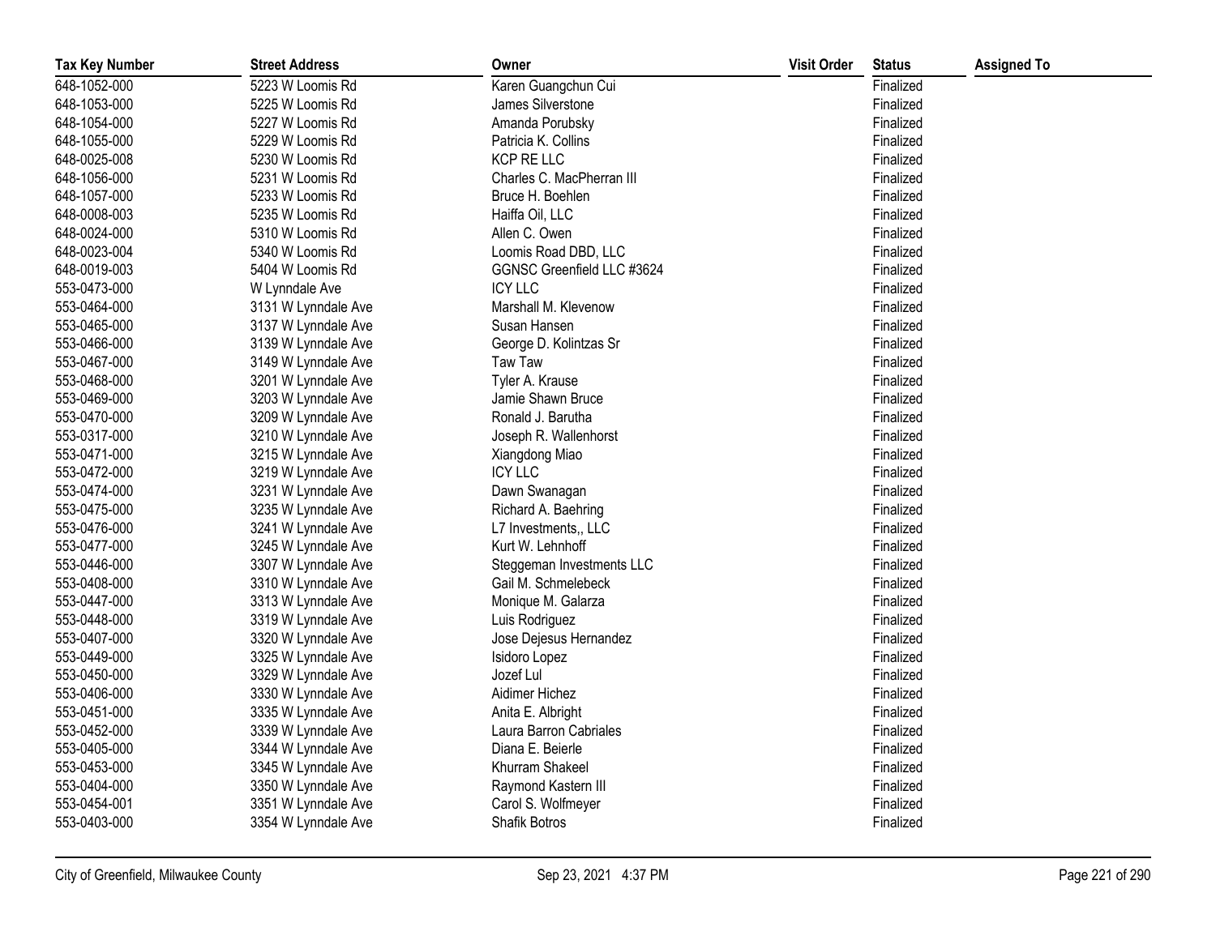| Tax Key Number | Street Address | Owner | Visit Order | Status | Assigned To |
|---|---|---|---|---|---|
| 648-1052-000 | 5223 W Loomis Rd | Karen Guangchun Cui | | Finalized | |
| 648-1053-000 | 5225 W Loomis Rd | James Silverstone | | Finalized | |
| 648-1054-000 | 5227 W Loomis Rd | Amanda Porubsky | | Finalized | |
| 648-1055-000 | 5229 W Loomis Rd | Patricia K. Collins | | Finalized | |
| 648-0025-008 | 5230 W Loomis Rd | KCP RE LLC | | Finalized | |
| 648-1056-000 | 5231 W Loomis Rd | Charles C. MacPherran III | | Finalized | |
| 648-1057-000 | 5233 W Loomis Rd | Bruce H. Boehlen | | Finalized | |
| 648-0008-003 | 5235 W Loomis Rd | Haiffa Oil, LLC | | Finalized | |
| 648-0024-000 | 5310 W Loomis Rd | Allen C. Owen | | Finalized | |
| 648-0023-004 | 5340 W Loomis Rd | Loomis Road DBD, LLC | | Finalized | |
| 648-0019-003 | 5404 W Loomis Rd | GGNSC Greenfield LLC #3624 | | Finalized | |
| 553-0473-000 | W Lynndale Ave | ICY LLC | | Finalized | |
| 553-0464-000 | 3131 W Lynndale Ave | Marshall M. Klevenow | | Finalized | |
| 553-0465-000 | 3137 W Lynndale Ave | Susan Hansen | | Finalized | |
| 553-0466-000 | 3139 W Lynndale Ave | George D. Kolintzas Sr | | Finalized | |
| 553-0467-000 | 3149 W Lynndale Ave | Taw Taw | | Finalized | |
| 553-0468-000 | 3201 W Lynndale Ave | Tyler A. Krause | | Finalized | |
| 553-0469-000 | 3203 W Lynndale Ave | Jamie Shawn Bruce | | Finalized | |
| 553-0470-000 | 3209 W Lynndale Ave | Ronald J. Barutha | | Finalized | |
| 553-0317-000 | 3210 W Lynndale Ave | Joseph R. Wallenhorst | | Finalized | |
| 553-0471-000 | 3215 W Lynndale Ave | Xiangdong Miao | | Finalized | |
| 553-0472-000 | 3219 W Lynndale Ave | ICY LLC | | Finalized | |
| 553-0474-000 | 3231 W Lynndale Ave | Dawn Swanagan | | Finalized | |
| 553-0475-000 | 3235 W Lynndale Ave | Richard A. Baehring | | Finalized | |
| 553-0476-000 | 3241 W Lynndale Ave | L7 Investments,, LLC | | Finalized | |
| 553-0477-000 | 3245 W Lynndale Ave | Kurt W. Lehnhoff | | Finalized | |
| 553-0446-000 | 3307 W Lynndale Ave | Steggeman Investments LLC | | Finalized | |
| 553-0408-000 | 3310 W Lynndale Ave | Gail M. Schmelebeck | | Finalized | |
| 553-0447-000 | 3313 W Lynndale Ave | Monique M. Galarza | | Finalized | |
| 553-0448-000 | 3319 W Lynndale Ave | Luis Rodriguez | | Finalized | |
| 553-0407-000 | 3320 W Lynndale Ave | Jose Dejesus Hernandez | | Finalized | |
| 553-0449-000 | 3325 W Lynndale Ave | Isidoro Lopez | | Finalized | |
| 553-0450-000 | 3329 W Lynndale Ave | Jozef Lul | | Finalized | |
| 553-0406-000 | 3330 W Lynndale Ave | Aidimer Hichez | | Finalized | |
| 553-0451-000 | 3335 W Lynndale Ave | Anita E. Albright | | Finalized | |
| 553-0452-000 | 3339 W Lynndale Ave | Laura Barron Cabriales | | Finalized | |
| 553-0405-000 | 3344 W Lynndale Ave | Diana E. Beierle | | Finalized | |
| 553-0453-000 | 3345 W Lynndale Ave | Khurram Shakeel | | Finalized | |
| 553-0404-000 | 3350 W Lynndale Ave | Raymond Kastern III | | Finalized | |
| 553-0454-001 | 3351 W Lynndale Ave | Carol S. Wolfmeyer | | Finalized | |
| 553-0403-000 | 3354 W Lynndale Ave | Shafik Botros | | Finalized | |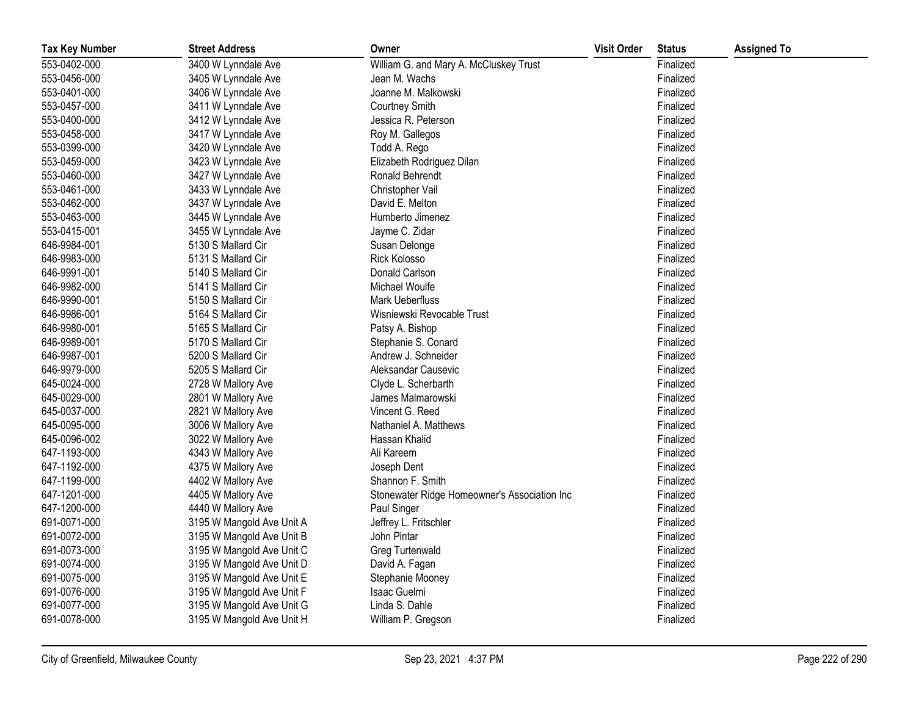| Tax Key Number | Street Address | Owner | Visit Order | Status | Assigned To |
|---|---|---|---|---|---|
| 553-0402-000 | 3400 W Lynndale Ave | William G. and Mary A. McCluskey Trust | | Finalized | |
| 553-0456-000 | 3405 W Lynndale Ave | Jean M. Wachs | | Finalized | |
| 553-0401-000 | 3406 W Lynndale Ave | Joanne M. Malkowski | | Finalized | |
| 553-0457-000 | 3411 W Lynndale Ave | Courtney Smith | | Finalized | |
| 553-0400-000 | 3412 W Lynndale Ave | Jessica R. Peterson | | Finalized | |
| 553-0458-000 | 3417 W Lynndale Ave | Roy M. Gallegos | | Finalized | |
| 553-0399-000 | 3420 W Lynndale Ave | Todd A. Rego | | Finalized | |
| 553-0459-000 | 3423 W Lynndale Ave | Elizabeth Rodriguez Dilan | | Finalized | |
| 553-0460-000 | 3427 W Lynndale Ave | Ronald Behrendt | | Finalized | |
| 553-0461-000 | 3433 W Lynndale Ave | Christopher Vail | | Finalized | |
| 553-0462-000 | 3437 W Lynndale Ave | David E. Melton | | Finalized | |
| 553-0463-000 | 3445 W Lynndale Ave | Humberto Jimenez | | Finalized | |
| 553-0415-001 | 3455 W Lynndale Ave | Jayme C. Zidar | | Finalized | |
| 646-9984-001 | 5130 S Mallard Cir | Susan Delonge | | Finalized | |
| 646-9983-000 | 5131 S Mallard Cir | Rick Kolosso | | Finalized | |
| 646-9991-001 | 5140 S Mallard Cir | Donald Carlson | | Finalized | |
| 646-9982-000 | 5141 S Mallard Cir | Michael Woulfe | | Finalized | |
| 646-9990-001 | 5150 S Mallard Cir | Mark Ueberfluss | | Finalized | |
| 646-9986-001 | 5164 S Mallard Cir | Wisniewski Revocable Trust | | Finalized | |
| 646-9980-001 | 5165 S Mallard Cir | Patsy A. Bishop | | Finalized | |
| 646-9989-001 | 5170 S Mallard Cir | Stephanie S. Conard | | Finalized | |
| 646-9987-001 | 5200 S Mallard Cir | Andrew J. Schneider | | Finalized | |
| 646-9979-000 | 5205 S Mallard Cir | Aleksandar Causevic | | Finalized | |
| 645-0024-000 | 2728 W Mallory Ave | Clyde L. Scherbarth | | Finalized | |
| 645-0029-000 | 2801 W Mallory Ave | James Malmarowski | | Finalized | |
| 645-0037-000 | 2821 W Mallory Ave | Vincent G. Reed | | Finalized | |
| 645-0095-000 | 3006 W Mallory Ave | Nathaniel A. Matthews | | Finalized | |
| 645-0096-002 | 3022 W Mallory Ave | Hassan Khalid | | Finalized | |
| 647-1193-000 | 4343 W Mallory Ave | Ali Kareem | | Finalized | |
| 647-1192-000 | 4375 W Mallory Ave | Joseph Dent | | Finalized | |
| 647-1199-000 | 4402 W Mallory Ave | Shannon F. Smith | | Finalized | |
| 647-1201-000 | 4405 W Mallory Ave | Stonewater Ridge Homeowner's Association Inc | | Finalized | |
| 647-1200-000 | 4440 W Mallory Ave | Paul Singer | | Finalized | |
| 691-0071-000 | 3195 W Mangold Ave Unit A | Jeffrey L. Fritschler | | Finalized | |
| 691-0072-000 | 3195 W Mangold Ave Unit B | John Pintar | | Finalized | |
| 691-0073-000 | 3195 W Mangold Ave Unit C | Greg Turtenwald | | Finalized | |
| 691-0074-000 | 3195 W Mangold Ave Unit D | David A. Fagan | | Finalized | |
| 691-0075-000 | 3195 W Mangold Ave Unit E | Stephanie Mooney | | Finalized | |
| 691-0076-000 | 3195 W Mangold Ave Unit F | Isaac Guelmi | | Finalized | |
| 691-0077-000 | 3195 W Mangold Ave Unit G | Linda S. Dahle | | Finalized | |
| 691-0078-000 | 3195 W Mangold Ave Unit H | William P. Gregson | | Finalized | |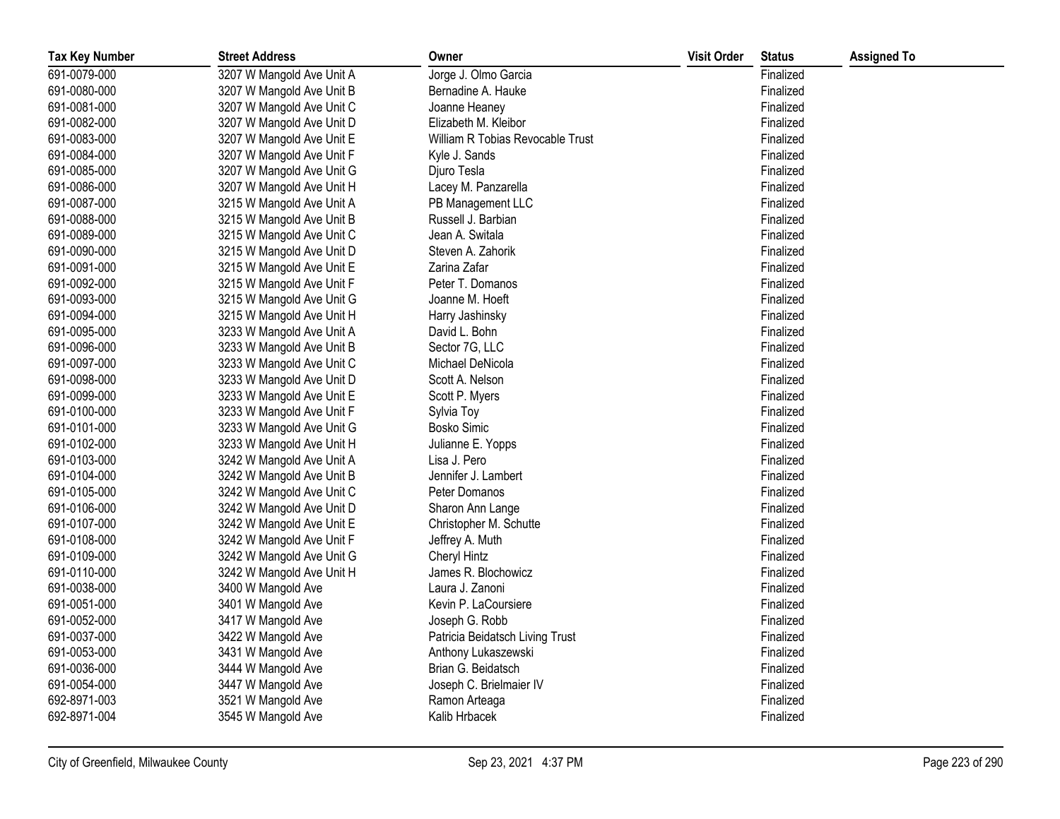| Tax Key Number | Street Address | Owner | Visit Order | Status | Assigned To |
|---|---|---|---|---|---|
| 691-0079-000 | 3207 W Mangold Ave Unit A | Jorge J. Olmo Garcia | | Finalized | |
| 691-0080-000 | 3207 W Mangold Ave Unit B | Bernadine A. Hauke | | Finalized | |
| 691-0081-000 | 3207 W Mangold Ave Unit C | Joanne Heaney | | Finalized | |
| 691-0082-000 | 3207 W Mangold Ave Unit D | Elizabeth M. Kleibor | | Finalized | |
| 691-0083-000 | 3207 W Mangold Ave Unit E | William R Tobias Revocable Trust | | Finalized | |
| 691-0084-000 | 3207 W Mangold Ave Unit F | Kyle J. Sands | | Finalized | |
| 691-0085-000 | 3207 W Mangold Ave Unit G | Djuro Tesla | | Finalized | |
| 691-0086-000 | 3207 W Mangold Ave Unit H | Lacey M. Panzarella | | Finalized | |
| 691-0087-000 | 3215 W Mangold Ave Unit A | PB Management LLC | | Finalized | |
| 691-0088-000 | 3215 W Mangold Ave Unit B | Russell J. Barbian | | Finalized | |
| 691-0089-000 | 3215 W Mangold Ave Unit C | Jean A. Switala | | Finalized | |
| 691-0090-000 | 3215 W Mangold Ave Unit D | Steven A. Zahorik | | Finalized | |
| 691-0091-000 | 3215 W Mangold Ave Unit E | Zarina Zafar | | Finalized | |
| 691-0092-000 | 3215 W Mangold Ave Unit F | Peter T. Domanos | | Finalized | |
| 691-0093-000 | 3215 W Mangold Ave Unit G | Joanne M. Hoeft | | Finalized | |
| 691-0094-000 | 3215 W Mangold Ave Unit H | Harry Jashinsky | | Finalized | |
| 691-0095-000 | 3233 W Mangold Ave Unit A | David L. Bohn | | Finalized | |
| 691-0096-000 | 3233 W Mangold Ave Unit B | Sector 7G, LLC | | Finalized | |
| 691-0097-000 | 3233 W Mangold Ave Unit C | Michael DeNicola | | Finalized | |
| 691-0098-000 | 3233 W Mangold Ave Unit D | Scott A. Nelson | | Finalized | |
| 691-0099-000 | 3233 W Mangold Ave Unit E | Scott P. Myers | | Finalized | |
| 691-0100-000 | 3233 W Mangold Ave Unit F | Sylvia Toy | | Finalized | |
| 691-0101-000 | 3233 W Mangold Ave Unit G | Bosko Simic | | Finalized | |
| 691-0102-000 | 3233 W Mangold Ave Unit H | Julianne E. Yopps | | Finalized | |
| 691-0103-000 | 3242 W Mangold Ave Unit A | Lisa J. Pero | | Finalized | |
| 691-0104-000 | 3242 W Mangold Ave Unit B | Jennifer J. Lambert | | Finalized | |
| 691-0105-000 | 3242 W Mangold Ave Unit C | Peter Domanos | | Finalized | |
| 691-0106-000 | 3242 W Mangold Ave Unit D | Sharon Ann Lange | | Finalized | |
| 691-0107-000 | 3242 W Mangold Ave Unit E | Christopher M. Schutte | | Finalized | |
| 691-0108-000 | 3242 W Mangold Ave Unit F | Jeffrey A. Muth | | Finalized | |
| 691-0109-000 | 3242 W Mangold Ave Unit G | Cheryl Hintz | | Finalized | |
| 691-0110-000 | 3242 W Mangold Ave Unit H | James R. Blochowicz | | Finalized | |
| 691-0038-000 | 3400 W Mangold Ave | Laura J. Zanoni | | Finalized | |
| 691-0051-000 | 3401 W Mangold Ave | Kevin P. LaCoursiere | | Finalized | |
| 691-0052-000 | 3417 W Mangold Ave | Joseph G. Robb | | Finalized | |
| 691-0037-000 | 3422 W Mangold Ave | Patricia Beidatsch Living Trust | | Finalized | |
| 691-0053-000 | 3431 W Mangold Ave | Anthony Lukaszewski | | Finalized | |
| 691-0036-000 | 3444 W Mangold Ave | Brian G. Beidatsch | | Finalized | |
| 691-0054-000 | 3447 W Mangold Ave | Joseph C. Brielmaier IV | | Finalized | |
| 692-8971-003 | 3521 W Mangold Ave | Ramon Arteaga | | Finalized | |
| 692-8971-004 | 3545 W Mangold Ave | Kalib Hrbacek | | Finalized | |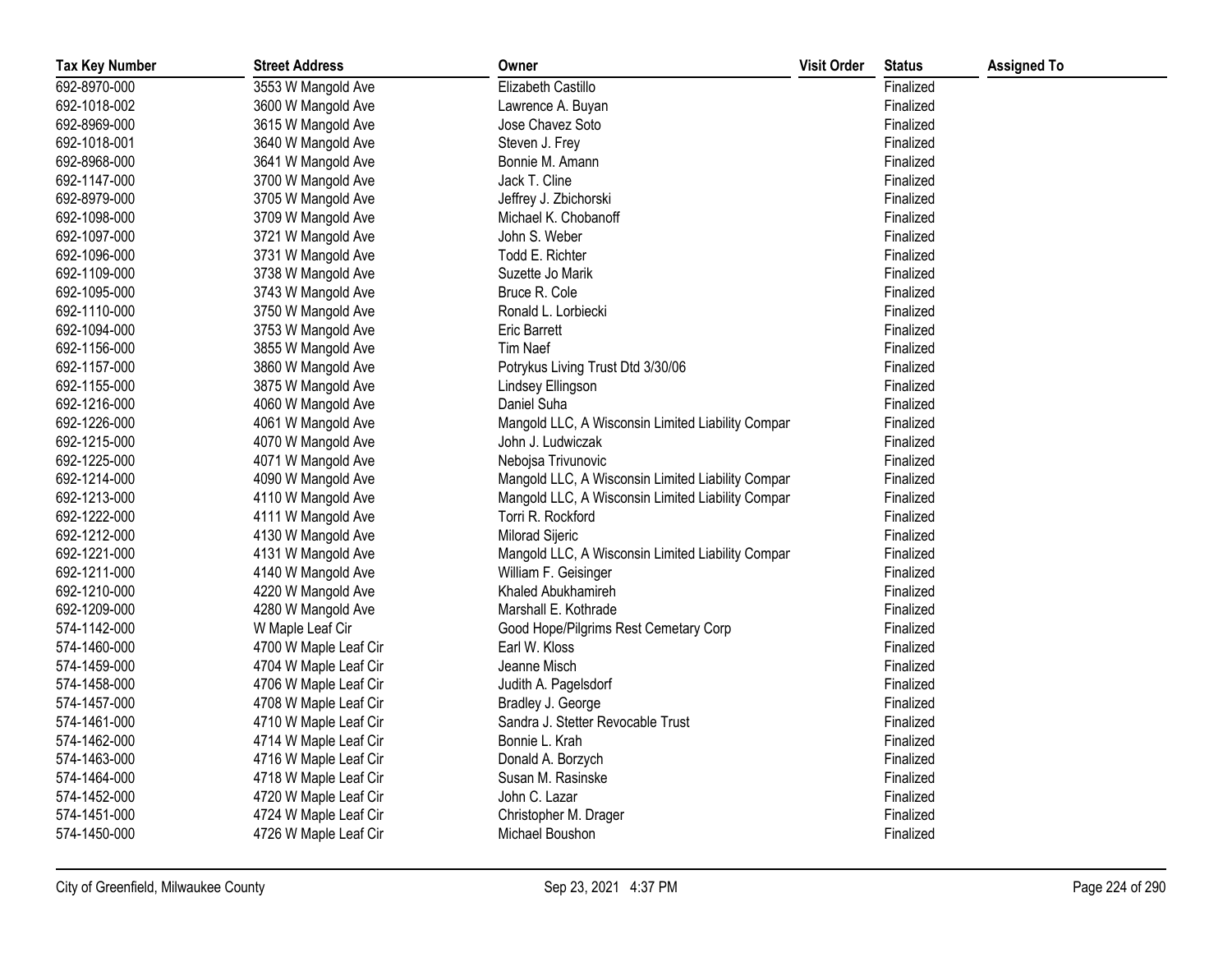| Tax Key Number | Street Address | Owner | Visit Order | Status | Assigned To |
|---|---|---|---|---|---|
| 692-8970-000 | 3553 W Mangold Ave | Elizabeth Castillo | | Finalized | |
| 692-1018-002 | 3600 W Mangold Ave | Lawrence A. Buyan | | Finalized | |
| 692-8969-000 | 3615 W Mangold Ave | Jose Chavez Soto | | Finalized | |
| 692-1018-001 | 3640 W Mangold Ave | Steven J. Frey | | Finalized | |
| 692-8968-000 | 3641 W Mangold Ave | Bonnie M. Amann | | Finalized | |
| 692-1147-000 | 3700 W Mangold Ave | Jack T. Cline | | Finalized | |
| 692-8979-000 | 3705 W Mangold Ave | Jeffrey J. Zbichorski | | Finalized | |
| 692-1098-000 | 3709 W Mangold Ave | Michael K. Chobanoff | | Finalized | |
| 692-1097-000 | 3721 W Mangold Ave | John S. Weber | | Finalized | |
| 692-1096-000 | 3731 W Mangold Ave | Todd E. Richter | | Finalized | |
| 692-1109-000 | 3738 W Mangold Ave | Suzette Jo Marik | | Finalized | |
| 692-1095-000 | 3743 W Mangold Ave | Bruce R. Cole | | Finalized | |
| 692-1110-000 | 3750 W Mangold Ave | Ronald L. Lorbiecki | | Finalized | |
| 692-1094-000 | 3753 W Mangold Ave | Eric Barrett | | Finalized | |
| 692-1156-000 | 3855 W Mangold Ave | Tim Naef | | Finalized | |
| 692-1157-000 | 3860 W Mangold Ave | Potrykus Living Trust Dtd 3/30/06 | | Finalized | |
| 692-1155-000 | 3875 W Mangold Ave | Lindsey Ellingson | | Finalized | |
| 692-1216-000 | 4060 W Mangold Ave | Daniel Suha | | Finalized | |
| 692-1226-000 | 4061 W Mangold Ave | Mangold LLC, A Wisconsin Limited Liability Compar | | Finalized | |
| 692-1215-000 | 4070 W Mangold Ave | John J. Ludwiczak | | Finalized | |
| 692-1225-000 | 4071 W Mangold Ave | Nebojsa Trivunovic | | Finalized | |
| 692-1214-000 | 4090 W Mangold Ave | Mangold LLC, A Wisconsin Limited Liability Compar | | Finalized | |
| 692-1213-000 | 4110 W Mangold Ave | Mangold LLC, A Wisconsin Limited Liability Compar | | Finalized | |
| 692-1222-000 | 4111 W Mangold Ave | Torri R. Rockford | | Finalized | |
| 692-1212-000 | 4130 W Mangold Ave | Milorad Sijeric | | Finalized | |
| 692-1221-000 | 4131 W Mangold Ave | Mangold LLC, A Wisconsin Limited Liability Compar | | Finalized | |
| 692-1211-000 | 4140 W Mangold Ave | William F. Geisinger | | Finalized | |
| 692-1210-000 | 4220 W Mangold Ave | Khaled Abukhamireh | | Finalized | |
| 692-1209-000 | 4280 W Mangold Ave | Marshall E. Kothrade | | Finalized | |
| 574-1142-000 | W Maple Leaf Cir | Good Hope/Pilgrims Rest Cemetary Corp | | Finalized | |
| 574-1460-000 | 4700 W Maple Leaf Cir | Earl W. Kloss | | Finalized | |
| 574-1459-000 | 4704 W Maple Leaf Cir | Jeanne Misch | | Finalized | |
| 574-1458-000 | 4706 W Maple Leaf Cir | Judith A. Pagelsdorf | | Finalized | |
| 574-1457-000 | 4708 W Maple Leaf Cir | Bradley J. George | | Finalized | |
| 574-1461-000 | 4710 W Maple Leaf Cir | Sandra J. Stetter Revocable Trust | | Finalized | |
| 574-1462-000 | 4714 W Maple Leaf Cir | Bonnie L. Krah | | Finalized | |
| 574-1463-000 | 4716 W Maple Leaf Cir | Donald A. Borzych | | Finalized | |
| 574-1464-000 | 4718 W Maple Leaf Cir | Susan M. Rasinske | | Finalized | |
| 574-1452-000 | 4720 W Maple Leaf Cir | John C. Lazar | | Finalized | |
| 574-1451-000 | 4724 W Maple Leaf Cir | Christopher M. Drager | | Finalized | |
| 574-1450-000 | 4726 W Maple Leaf Cir | Michael Boushon | | Finalized | |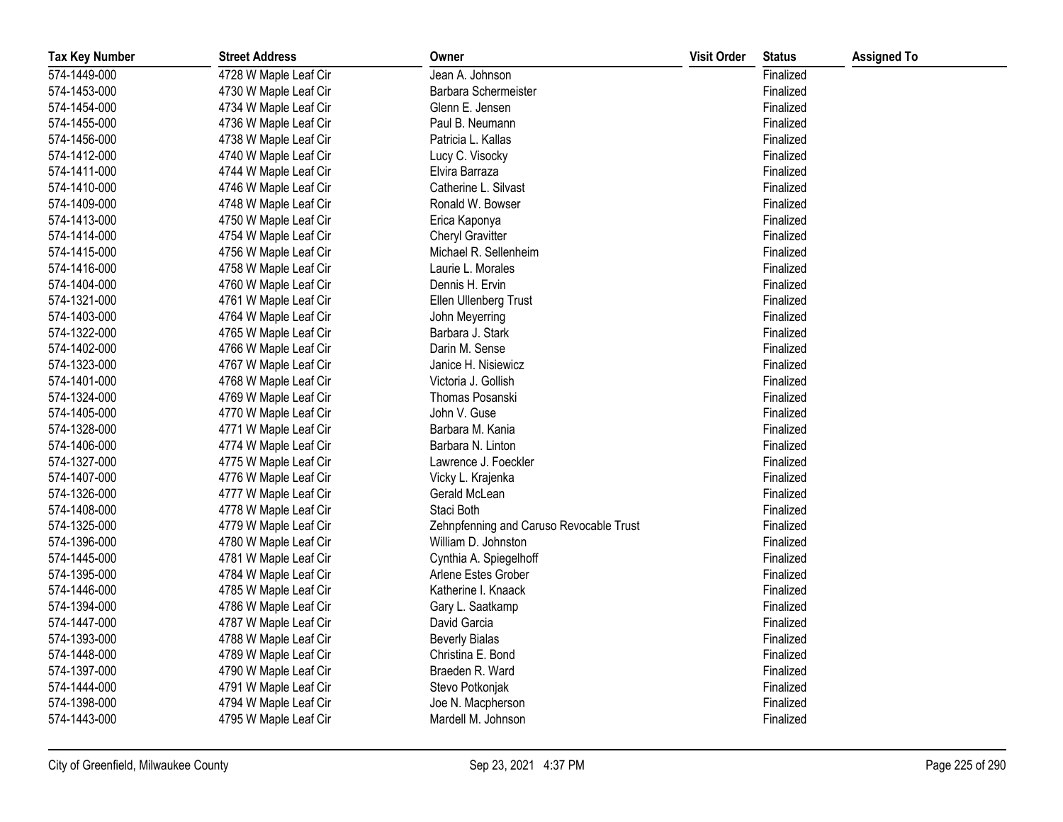| Tax Key Number | Street Address | Owner | Visit Order | Status | Assigned To |
|---|---|---|---|---|---|
| 574-1449-000 | 4728 W Maple Leaf Cir | Jean A. Johnson | | Finalized | |
| 574-1453-000 | 4730 W Maple Leaf Cir | Barbara Schermeister | | Finalized | |
| 574-1454-000 | 4734 W Maple Leaf Cir | Glenn E. Jensen | | Finalized | |
| 574-1455-000 | 4736 W Maple Leaf Cir | Paul B. Neumann | | Finalized | |
| 574-1456-000 | 4738 W Maple Leaf Cir | Patricia L. Kallas | | Finalized | |
| 574-1412-000 | 4740 W Maple Leaf Cir | Lucy C. Visocky | | Finalized | |
| 574-1411-000 | 4744 W Maple Leaf Cir | Elvira Barraza | | Finalized | |
| 574-1410-000 | 4746 W Maple Leaf Cir | Catherine L. Silvast | | Finalized | |
| 574-1409-000 | 4748 W Maple Leaf Cir | Ronald W. Bowser | | Finalized | |
| 574-1413-000 | 4750 W Maple Leaf Cir | Erica Kaponya | | Finalized | |
| 574-1414-000 | 4754 W Maple Leaf Cir | Cheryl Gravitter | | Finalized | |
| 574-1415-000 | 4756 W Maple Leaf Cir | Michael R. Sellenheim | | Finalized | |
| 574-1416-000 | 4758 W Maple Leaf Cir | Laurie L. Morales | | Finalized | |
| 574-1404-000 | 4760 W Maple Leaf Cir | Dennis H. Ervin | | Finalized | |
| 574-1321-000 | 4761 W Maple Leaf Cir | Ellen Ullenberg Trust | | Finalized | |
| 574-1403-000 | 4764 W Maple Leaf Cir | John Meyerring | | Finalized | |
| 574-1322-000 | 4765 W Maple Leaf Cir | Barbara J. Stark | | Finalized | |
| 574-1402-000 | 4766 W Maple Leaf Cir | Darin M. Sense | | Finalized | |
| 574-1323-000 | 4767 W Maple Leaf Cir | Janice H. Nisiewicz | | Finalized | |
| 574-1401-000 | 4768 W Maple Leaf Cir | Victoria J. Gollish | | Finalized | |
| 574-1324-000 | 4769 W Maple Leaf Cir | Thomas Posanski | | Finalized | |
| 574-1405-000 | 4770 W Maple Leaf Cir | John V. Guse | | Finalized | |
| 574-1328-000 | 4771 W Maple Leaf Cir | Barbara M. Kania | | Finalized | |
| 574-1406-000 | 4774 W Maple Leaf Cir | Barbara N. Linton | | Finalized | |
| 574-1327-000 | 4775 W Maple Leaf Cir | Lawrence J. Foeckler | | Finalized | |
| 574-1407-000 | 4776 W Maple Leaf Cir | Vicky L. Krajenka | | Finalized | |
| 574-1326-000 | 4777 W Maple Leaf Cir | Gerald McLean | | Finalized | |
| 574-1408-000 | 4778 W Maple Leaf Cir | Staci Both | | Finalized | |
| 574-1325-000 | 4779 W Maple Leaf Cir | Zehnpfenning and Caruso Revocable Trust | | Finalized | |
| 574-1396-000 | 4780 W Maple Leaf Cir | William D. Johnston | | Finalized | |
| 574-1445-000 | 4781 W Maple Leaf Cir | Cynthia A. Spiegelhoff | | Finalized | |
| 574-1395-000 | 4784 W Maple Leaf Cir | Arlene Estes Grober | | Finalized | |
| 574-1446-000 | 4785 W Maple Leaf Cir | Katherine I. Knaack | | Finalized | |
| 574-1394-000 | 4786 W Maple Leaf Cir | Gary L. Saatkamp | | Finalized | |
| 574-1447-000 | 4787 W Maple Leaf Cir | David Garcia | | Finalized | |
| 574-1393-000 | 4788 W Maple Leaf Cir | Beverly Bialas | | Finalized | |
| 574-1448-000 | 4789 W Maple Leaf Cir | Christina E. Bond | | Finalized | |
| 574-1397-000 | 4790 W Maple Leaf Cir | Braeden R. Ward | | Finalized | |
| 574-1444-000 | 4791 W Maple Leaf Cir | Stevo Potkonjak | | Finalized | |
| 574-1398-000 | 4794 W Maple Leaf Cir | Joe N. Macpherson | | Finalized | |
| 574-1443-000 | 4795 W Maple Leaf Cir | Mardell M. Johnson | | Finalized | |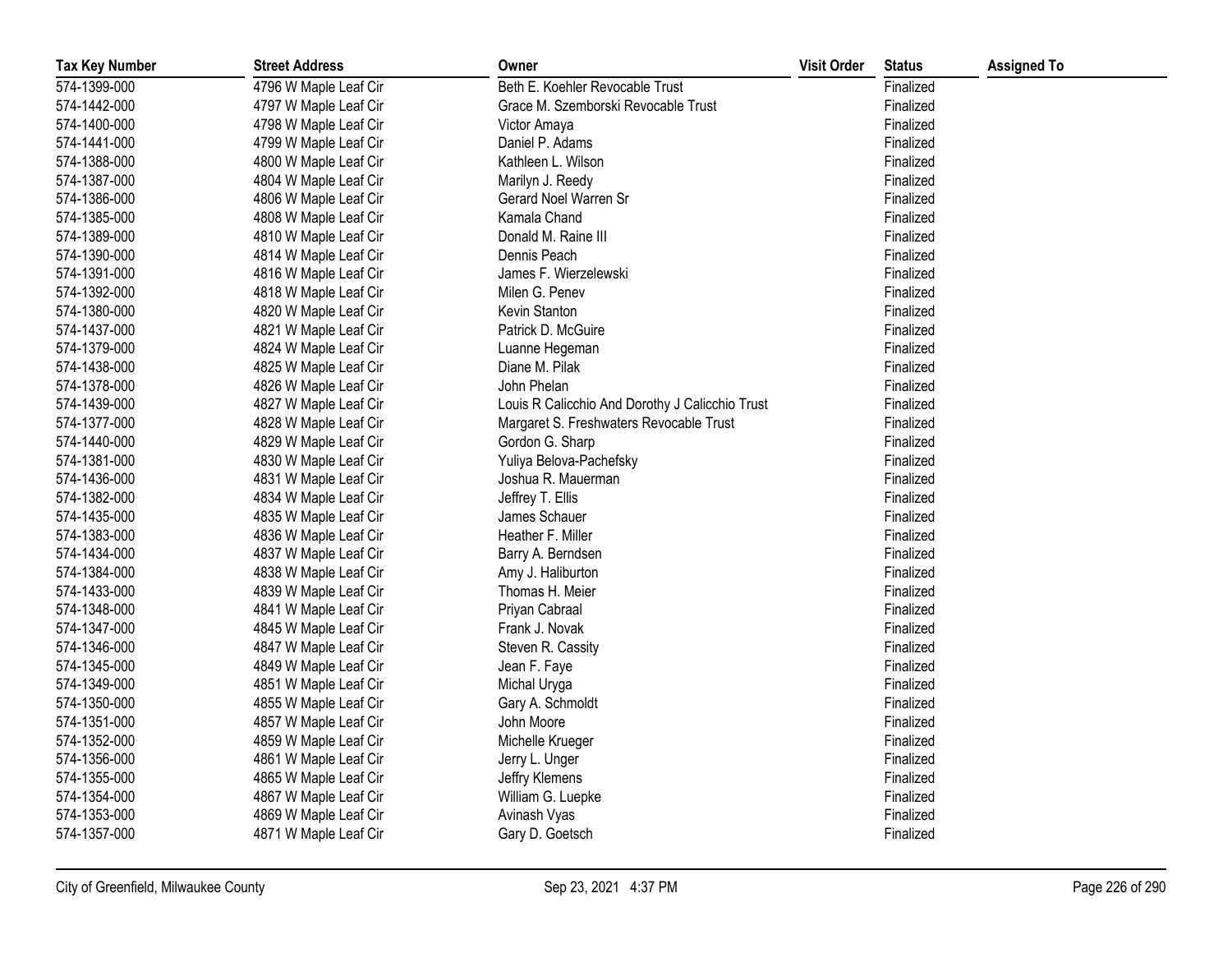| Tax Key Number | Street Address | Owner | Visit Order | Status | Assigned To |
|---|---|---|---|---|---|
| 574-1399-000 | 4796 W Maple Leaf Cir | Beth E. Koehler Revocable Trust | | Finalized | |
| 574-1442-000 | 4797 W Maple Leaf Cir | Grace M. Szemborski Revocable Trust | | Finalized | |
| 574-1400-000 | 4798 W Maple Leaf Cir | Victor Amaya | | Finalized | |
| 574-1441-000 | 4799 W Maple Leaf Cir | Daniel P. Adams | | Finalized | |
| 574-1388-000 | 4800 W Maple Leaf Cir | Kathleen L. Wilson | | Finalized | |
| 574-1387-000 | 4804 W Maple Leaf Cir | Marilyn J. Reedy | | Finalized | |
| 574-1386-000 | 4806 W Maple Leaf Cir | Gerard Noel Warren Sr | | Finalized | |
| 574-1385-000 | 4808 W Maple Leaf Cir | Kamala Chand | | Finalized | |
| 574-1389-000 | 4810 W Maple Leaf Cir | Donald M. Raine III | | Finalized | |
| 574-1390-000 | 4814 W Maple Leaf Cir | Dennis Peach | | Finalized | |
| 574-1391-000 | 4816 W Maple Leaf Cir | James F. Wierzelewski | | Finalized | |
| 574-1392-000 | 4818 W Maple Leaf Cir | Milen G. Penev | | Finalized | |
| 574-1380-000 | 4820 W Maple Leaf Cir | Kevin Stanton | | Finalized | |
| 574-1437-000 | 4821 W Maple Leaf Cir | Patrick D. McGuire | | Finalized | |
| 574-1379-000 | 4824 W Maple Leaf Cir | Luanne Hegeman | | Finalized | |
| 574-1438-000 | 4825 W Maple Leaf Cir | Diane M. Pilak | | Finalized | |
| 574-1378-000 | 4826 W Maple Leaf Cir | John Phelan | | Finalized | |
| 574-1439-000 | 4827 W Maple Leaf Cir | Louis R Calicchio And Dorothy J Calicchio Trust | | Finalized | |
| 574-1377-000 | 4828 W Maple Leaf Cir | Margaret S. Freshwaters Revocable Trust | | Finalized | |
| 574-1440-000 | 4829 W Maple Leaf Cir | Gordon G. Sharp | | Finalized | |
| 574-1381-000 | 4830 W Maple Leaf Cir | Yuliya Belova-Pachefsky | | Finalized | |
| 574-1436-000 | 4831 W Maple Leaf Cir | Joshua R. Mauerman | | Finalized | |
| 574-1382-000 | 4834 W Maple Leaf Cir | Jeffrey T. Ellis | | Finalized | |
| 574-1435-000 | 4835 W Maple Leaf Cir | James Schauer | | Finalized | |
| 574-1383-000 | 4836 W Maple Leaf Cir | Heather F. Miller | | Finalized | |
| 574-1434-000 | 4837 W Maple Leaf Cir | Barry A. Berndsen | | Finalized | |
| 574-1384-000 | 4838 W Maple Leaf Cir | Amy J. Haliburton | | Finalized | |
| 574-1433-000 | 4839 W Maple Leaf Cir | Thomas H. Meier | | Finalized | |
| 574-1348-000 | 4841 W Maple Leaf Cir | Priyan Cabraal | | Finalized | |
| 574-1347-000 | 4845 W Maple Leaf Cir | Frank J. Novak | | Finalized | |
| 574-1346-000 | 4847 W Maple Leaf Cir | Steven R. Cassity | | Finalized | |
| 574-1345-000 | 4849 W Maple Leaf Cir | Jean F. Faye | | Finalized | |
| 574-1349-000 | 4851 W Maple Leaf Cir | Michal Uryga | | Finalized | |
| 574-1350-000 | 4855 W Maple Leaf Cir | Gary A. Schmoldt | | Finalized | |
| 574-1351-000 | 4857 W Maple Leaf Cir | John Moore | | Finalized | |
| 574-1352-000 | 4859 W Maple Leaf Cir | Michelle Krueger | | Finalized | |
| 574-1356-000 | 4861 W Maple Leaf Cir | Jerry L. Unger | | Finalized | |
| 574-1355-000 | 4865 W Maple Leaf Cir | Jeffry Klemens | | Finalized | |
| 574-1354-000 | 4867 W Maple Leaf Cir | William G. Luepke | | Finalized | |
| 574-1353-000 | 4869 W Maple Leaf Cir | Avinash Vyas | | Finalized | |
| 574-1357-000 | 4871 W Maple Leaf Cir | Gary D. Goetsch | | Finalized | |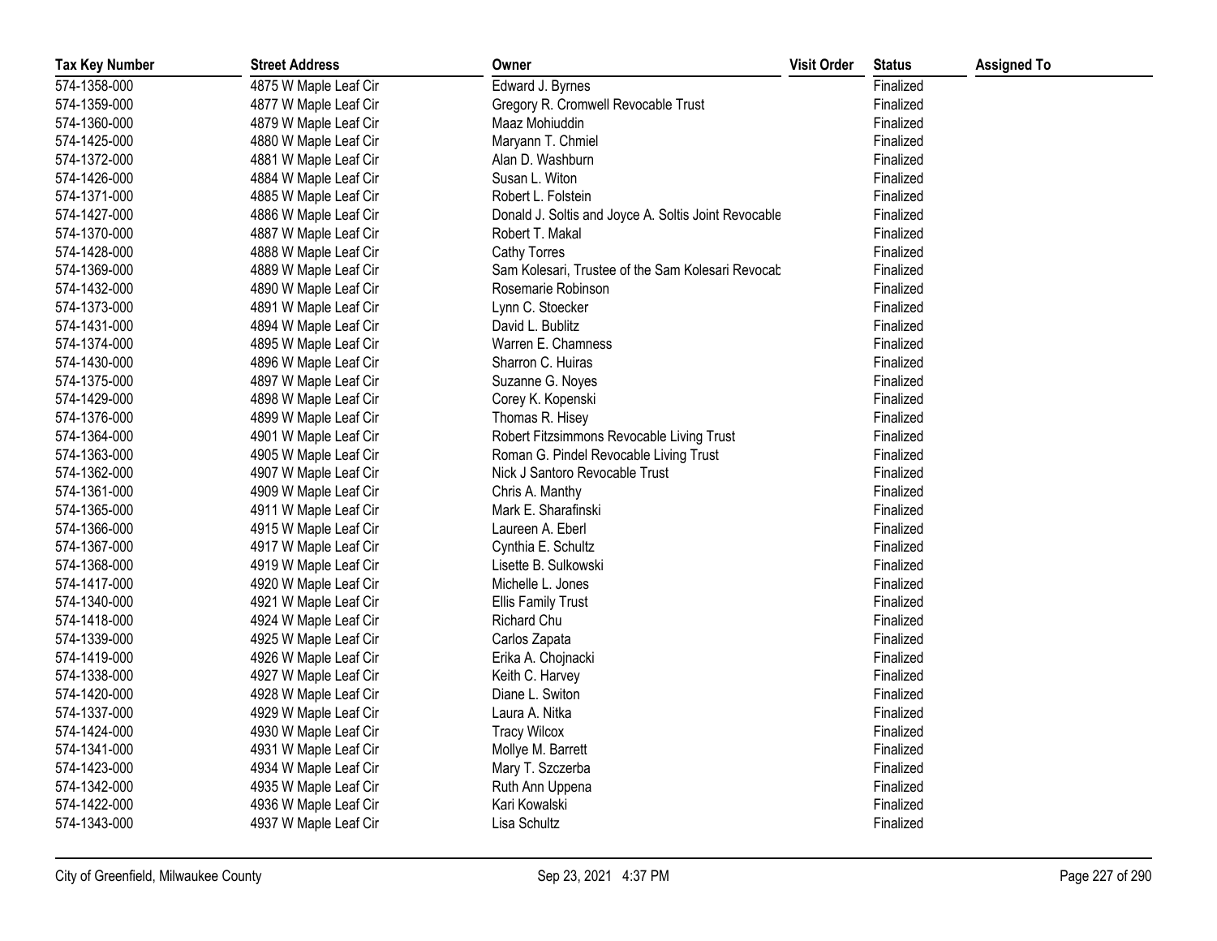| Tax Key Number | Street Address | Owner | Visit Order | Status | Assigned To |
|---|---|---|---|---|---|
| 574-1358-000 | 4875 W Maple Leaf Cir | Edward J. Byrnes | | Finalized | |
| 574-1359-000 | 4877 W Maple Leaf Cir | Gregory R. Cromwell Revocable Trust | | Finalized | |
| 574-1360-000 | 4879 W Maple Leaf Cir | Maaz Mohiuddin | | Finalized | |
| 574-1425-000 | 4880 W Maple Leaf Cir | Maryann T. Chmiel | | Finalized | |
| 574-1372-000 | 4881 W Maple Leaf Cir | Alan D. Washburn | | Finalized | |
| 574-1426-000 | 4884 W Maple Leaf Cir | Susan L. Witon | | Finalized | |
| 574-1371-000 | 4885 W Maple Leaf Cir | Robert L. Folstein | | Finalized | |
| 574-1427-000 | 4886 W Maple Leaf Cir | Donald J. Soltis and Joyce A. Soltis Joint Revocable | | Finalized | |
| 574-1370-000 | 4887 W Maple Leaf Cir | Robert T. Makal | | Finalized | |
| 574-1428-000 | 4888 W Maple Leaf Cir | Cathy Torres | | Finalized | |
| 574-1369-000 | 4889 W Maple Leaf Cir | Sam Kolesari, Trustee of the Sam Kolesari Revocab | | Finalized | |
| 574-1432-000 | 4890 W Maple Leaf Cir | Rosemarie Robinson | | Finalized | |
| 574-1373-000 | 4891 W Maple Leaf Cir | Lynn C. Stoecker | | Finalized | |
| 574-1431-000 | 4894 W Maple Leaf Cir | David L. Bublitz | | Finalized | |
| 574-1374-000 | 4895 W Maple Leaf Cir | Warren E. Chamness | | Finalized | |
| 574-1430-000 | 4896 W Maple Leaf Cir | Sharron C. Huiras | | Finalized | |
| 574-1375-000 | 4897 W Maple Leaf Cir | Suzanne G. Noyes | | Finalized | |
| 574-1429-000 | 4898 W Maple Leaf Cir | Corey K. Kopenski | | Finalized | |
| 574-1376-000 | 4899 W Maple Leaf Cir | Thomas R. Hisey | | Finalized | |
| 574-1364-000 | 4901 W Maple Leaf Cir | Robert Fitzsimmons Revocable Living Trust | | Finalized | |
| 574-1363-000 | 4905 W Maple Leaf Cir | Roman G. Pindel Revocable Living Trust | | Finalized | |
| 574-1362-000 | 4907 W Maple Leaf Cir | Nick J Santoro Revocable Trust | | Finalized | |
| 574-1361-000 | 4909 W Maple Leaf Cir | Chris A. Manthy | | Finalized | |
| 574-1365-000 | 4911 W Maple Leaf Cir | Mark E. Sharafinski | | Finalized | |
| 574-1366-000 | 4915 W Maple Leaf Cir | Laureen A. Eberl | | Finalized | |
| 574-1367-000 | 4917 W Maple Leaf Cir | Cynthia E. Schultz | | Finalized | |
| 574-1368-000 | 4919 W Maple Leaf Cir | Lisette B. Sulkowski | | Finalized | |
| 574-1417-000 | 4920 W Maple Leaf Cir | Michelle L. Jones | | Finalized | |
| 574-1340-000 | 4921 W Maple Leaf Cir | Ellis Family Trust | | Finalized | |
| 574-1418-000 | 4924 W Maple Leaf Cir | Richard Chu | | Finalized | |
| 574-1339-000 | 4925 W Maple Leaf Cir | Carlos Zapata | | Finalized | |
| 574-1419-000 | 4926 W Maple Leaf Cir | Erika A. Chojnacki | | Finalized | |
| 574-1338-000 | 4927 W Maple Leaf Cir | Keith C. Harvey | | Finalized | |
| 574-1420-000 | 4928 W Maple Leaf Cir | Diane L. Switon | | Finalized | |
| 574-1337-000 | 4929 W Maple Leaf Cir | Laura A. Nitka | | Finalized | |
| 574-1424-000 | 4930 W Maple Leaf Cir | Tracy Wilcox | | Finalized | |
| 574-1341-000 | 4931 W Maple Leaf Cir | Mollye M. Barrett | | Finalized | |
| 574-1423-000 | 4934 W Maple Leaf Cir | Mary T. Szczerba | | Finalized | |
| 574-1342-000 | 4935 W Maple Leaf Cir | Ruth Ann Uppena | | Finalized | |
| 574-1422-000 | 4936 W Maple Leaf Cir | Kari Kowalski | | Finalized | |
| 574-1343-000 | 4937 W Maple Leaf Cir | Lisa Schultz | | Finalized | |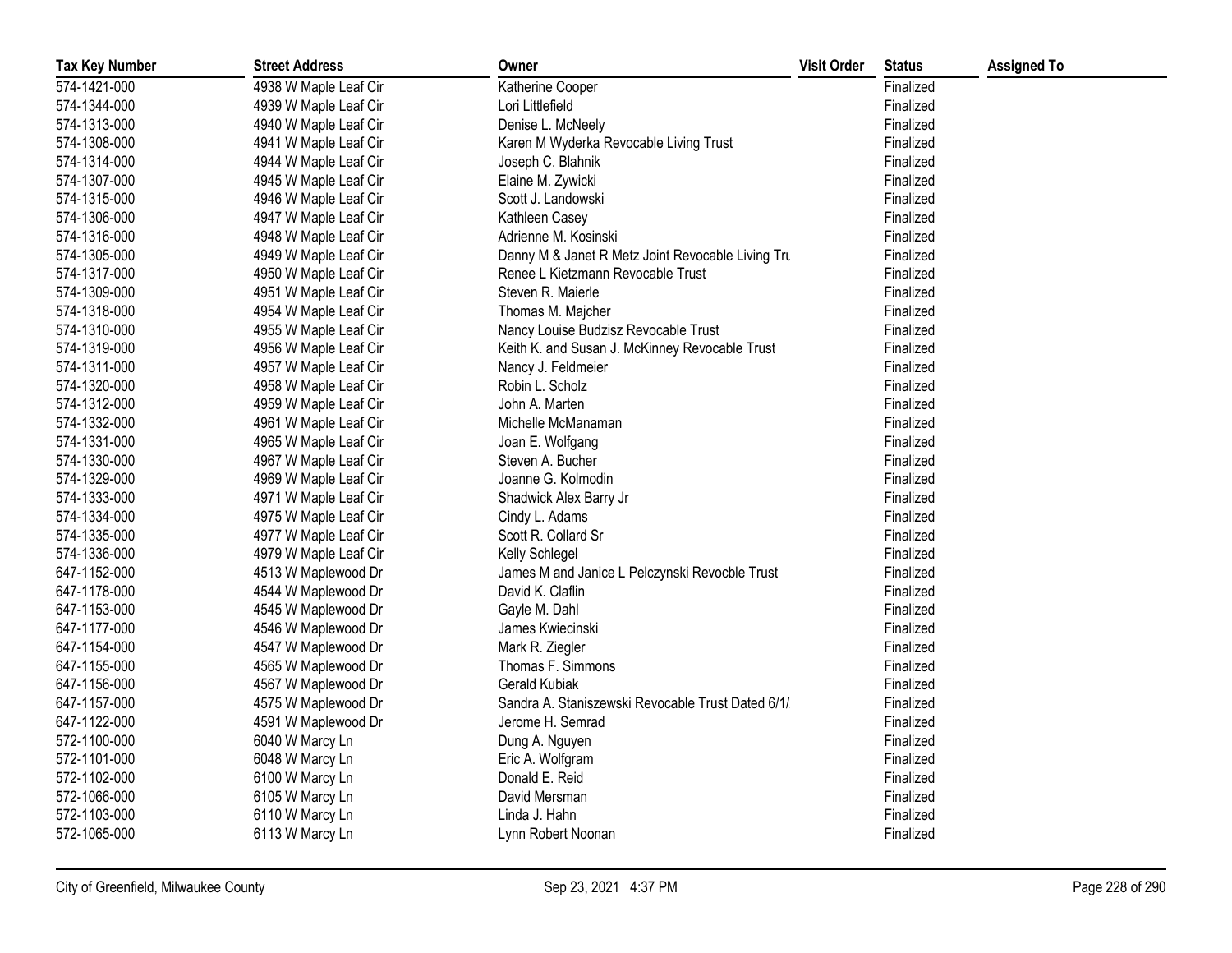| Tax Key Number | Street Address | Owner | Visit Order | Status | Assigned To |
|---|---|---|---|---|---|
| 574-1421-000 | 4938 W Maple Leaf Cir | Katherine Cooper | | Finalized | |
| 574-1344-000 | 4939 W Maple Leaf Cir | Lori Littlefield | | Finalized | |
| 574-1313-000 | 4940 W Maple Leaf Cir | Denise L. McNeely | | Finalized | |
| 574-1308-000 | 4941 W Maple Leaf Cir | Karen M Wyderka Revocable Living Trust | | Finalized | |
| 574-1314-000 | 4944 W Maple Leaf Cir | Joseph C. Blahnik | | Finalized | |
| 574-1307-000 | 4945 W Maple Leaf Cir | Elaine M. Zywicki | | Finalized | |
| 574-1315-000 | 4946 W Maple Leaf Cir | Scott J. Landowski | | Finalized | |
| 574-1306-000 | 4947 W Maple Leaf Cir | Kathleen Casey | | Finalized | |
| 574-1316-000 | 4948 W Maple Leaf Cir | Adrienne M. Kosinski | | Finalized | |
| 574-1305-000 | 4949 W Maple Leaf Cir | Danny M & Janet R Metz Joint Revocable Living Tru | | Finalized | |
| 574-1317-000 | 4950 W Maple Leaf Cir | Renee L Kietzmann Revocable Trust | | Finalized | |
| 574-1309-000 | 4951 W Maple Leaf Cir | Steven R. Maierle | | Finalized | |
| 574-1318-000 | 4954 W Maple Leaf Cir | Thomas M. Majcher | | Finalized | |
| 574-1310-000 | 4955 W Maple Leaf Cir | Nancy Louise Budzisz Revocable Trust | | Finalized | |
| 574-1319-000 | 4956 W Maple Leaf Cir | Keith K. and Susan J. McKinney Revocable Trust | | Finalized | |
| 574-1311-000 | 4957 W Maple Leaf Cir | Nancy J. Feldmeier | | Finalized | |
| 574-1320-000 | 4958 W Maple Leaf Cir | Robin L. Scholz | | Finalized | |
| 574-1312-000 | 4959 W Maple Leaf Cir | John A. Marten | | Finalized | |
| 574-1332-000 | 4961 W Maple Leaf Cir | Michelle McManaman | | Finalized | |
| 574-1331-000 | 4965 W Maple Leaf Cir | Joan E. Wolfgang | | Finalized | |
| 574-1330-000 | 4967 W Maple Leaf Cir | Steven A. Bucher | | Finalized | |
| 574-1329-000 | 4969 W Maple Leaf Cir | Joanne G. Kolmodin | | Finalized | |
| 574-1333-000 | 4971 W Maple Leaf Cir | Shadwick Alex Barry Jr | | Finalized | |
| 574-1334-000 | 4975 W Maple Leaf Cir | Cindy L. Adams | | Finalized | |
| 574-1335-000 | 4977 W Maple Leaf Cir | Scott R. Collard Sr | | Finalized | |
| 574-1336-000 | 4979 W Maple Leaf Cir | Kelly Schlegel | | Finalized | |
| 647-1152-000 | 4513 W Maplewood Dr | James M and Janice L Pelczynski Revocble Trust | | Finalized | |
| 647-1178-000 | 4544 W Maplewood Dr | David K. Claflin | | Finalized | |
| 647-1153-000 | 4545 W Maplewood Dr | Gayle M. Dahl | | Finalized | |
| 647-1177-000 | 4546 W Maplewood Dr | James Kwiecinski | | Finalized | |
| 647-1154-000 | 4547 W Maplewood Dr | Mark R. Ziegler | | Finalized | |
| 647-1155-000 | 4565 W Maplewood Dr | Thomas F. Simmons | | Finalized | |
| 647-1156-000 | 4567 W Maplewood Dr | Gerald Kubiak | | Finalized | |
| 647-1157-000 | 4575 W Maplewood Dr | Sandra A. Staniszewski Revocable Trust Dated 6/1/ | | Finalized | |
| 647-1122-000 | 4591 W Maplewood Dr | Jerome H. Semrad | | Finalized | |
| 572-1100-000 | 6040 W Marcy Ln | Dung A. Nguyen | | Finalized | |
| 572-1101-000 | 6048 W Marcy Ln | Eric A. Wolfgram | | Finalized | |
| 572-1102-000 | 6100 W Marcy Ln | Donald E. Reid | | Finalized | |
| 572-1066-000 | 6105 W Marcy Ln | David Mersman | | Finalized | |
| 572-1103-000 | 6110 W Marcy Ln | Linda J. Hahn | | Finalized | |
| 572-1065-000 | 6113 W Marcy Ln | Lynn Robert Noonan | | Finalized | |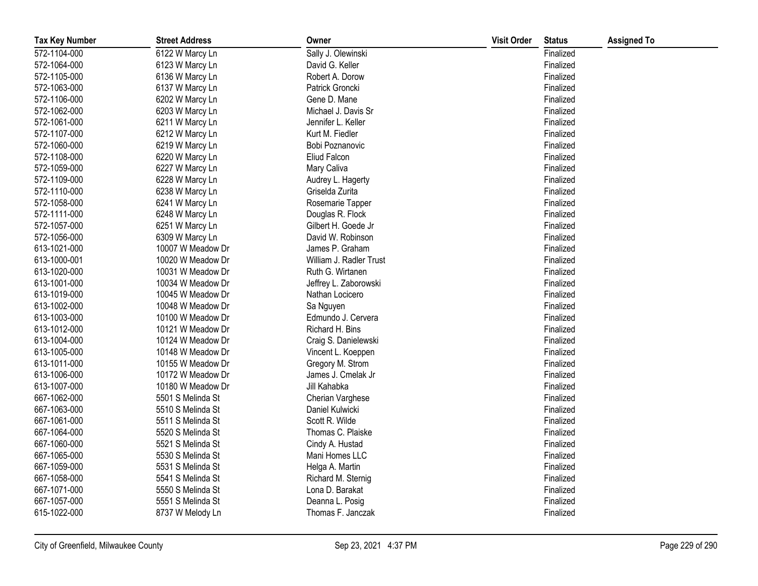| Tax Key Number | Street Address | Owner | Visit Order | Status | Assigned To |
|---|---|---|---|---|---|
| 572-1104-000 | 6122 W Marcy Ln | Sally J. Olewinski | | Finalized | |
| 572-1064-000 | 6123 W Marcy Ln | David G. Keller | | Finalized | |
| 572-1105-000 | 6136 W Marcy Ln | Robert A. Dorow | | Finalized | |
| 572-1063-000 | 6137 W Marcy Ln | Patrick Groncki | | Finalized | |
| 572-1106-000 | 6202 W Marcy Ln | Gene D. Mane | | Finalized | |
| 572-1062-000 | 6203 W Marcy Ln | Michael J. Davis Sr | | Finalized | |
| 572-1061-000 | 6211 W Marcy Ln | Jennifer L. Keller | | Finalized | |
| 572-1107-000 | 6212 W Marcy Ln | Kurt M. Fiedler | | Finalized | |
| 572-1060-000 | 6219 W Marcy Ln | Bobi Poznanovic | | Finalized | |
| 572-1108-000 | 6220 W Marcy Ln | Eliud Falcon | | Finalized | |
| 572-1059-000 | 6227 W Marcy Ln | Mary Caliva | | Finalized | |
| 572-1109-000 | 6228 W Marcy Ln | Audrey L. Hagerty | | Finalized | |
| 572-1110-000 | 6238 W Marcy Ln | Griselda Zurita | | Finalized | |
| 572-1058-000 | 6241 W Marcy Ln | Rosemarie Tapper | | Finalized | |
| 572-1111-000 | 6248 W Marcy Ln | Douglas R. Flock | | Finalized | |
| 572-1057-000 | 6251 W Marcy Ln | Gilbert H. Goede Jr | | Finalized | |
| 572-1056-000 | 6309 W Marcy Ln | David W. Robinson | | Finalized | |
| 613-1021-000 | 10007 W Meadow Dr | James P. Graham | | Finalized | |
| 613-1000-001 | 10020 W Meadow Dr | William J. Radler Trust | | Finalized | |
| 613-1020-000 | 10031 W Meadow Dr | Ruth G. Wirtanen | | Finalized | |
| 613-1001-000 | 10034 W Meadow Dr | Jeffrey L. Zaborowski | | Finalized | |
| 613-1019-000 | 10045 W Meadow Dr | Nathan Locicero | | Finalized | |
| 613-1002-000 | 10048 W Meadow Dr | Sa Nguyen | | Finalized | |
| 613-1003-000 | 10100 W Meadow Dr | Edmundo J. Cervera | | Finalized | |
| 613-1012-000 | 10121 W Meadow Dr | Richard H. Bins | | Finalized | |
| 613-1004-000 | 10124 W Meadow Dr | Craig S. Danielewski | | Finalized | |
| 613-1005-000 | 10148 W Meadow Dr | Vincent L. Koeppen | | Finalized | |
| 613-1011-000 | 10155 W Meadow Dr | Gregory M. Strom | | Finalized | |
| 613-1006-000 | 10172 W Meadow Dr | James J. Cmelak Jr | | Finalized | |
| 613-1007-000 | 10180 W Meadow Dr | Jill Kahabka | | Finalized | |
| 667-1062-000 | 5501 S Melinda St | Cherian Varghese | | Finalized | |
| 667-1063-000 | 5510 S Melinda St | Daniel Kulwicki | | Finalized | |
| 667-1061-000 | 5511 S Melinda St | Scott R. Wilde | | Finalized | |
| 667-1064-000 | 5520 S Melinda St | Thomas C. Plaiske | | Finalized | |
| 667-1060-000 | 5521 S Melinda St | Cindy A. Hustad | | Finalized | |
| 667-1065-000 | 5530 S Melinda St | Mani Homes LLC | | Finalized | |
| 667-1059-000 | 5531 S Melinda St | Helga A. Martin | | Finalized | |
| 667-1058-000 | 5541 S Melinda St | Richard M. Sternig | | Finalized | |
| 667-1071-000 | 5550 S Melinda St | Lona D. Barakat | | Finalized | |
| 667-1057-000 | 5551 S Melinda St | Deanna L. Posig | | Finalized | |
| 615-1022-000 | 8737 W Melody Ln | Thomas F. Janczak | | Finalized | |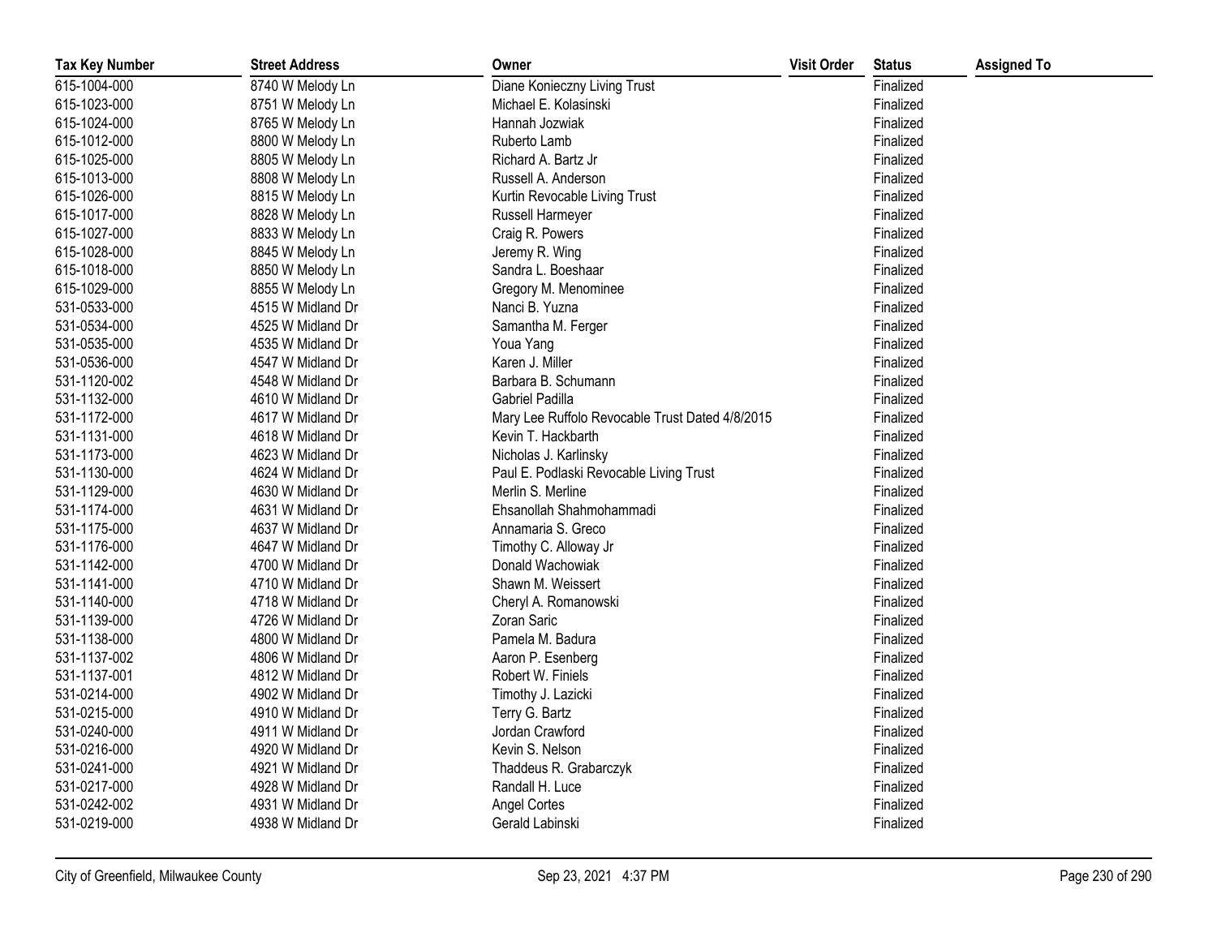| Tax Key Number | Street Address | Owner | Visit Order | Status | Assigned To |
|---|---|---|---|---|---|
| 615-1004-000 | 8740 W Melody Ln | Diane Konieczny Living Trust | | Finalized | |
| 615-1023-000 | 8751 W Melody Ln | Michael E. Kolasinski | | Finalized | |
| 615-1024-000 | 8765 W Melody Ln | Hannah Jozwiak | | Finalized | |
| 615-1012-000 | 8800 W Melody Ln | Ruberto Lamb | | Finalized | |
| 615-1025-000 | 8805 W Melody Ln | Richard A. Bartz Jr | | Finalized | |
| 615-1013-000 | 8808 W Melody Ln | Russell A. Anderson | | Finalized | |
| 615-1026-000 | 8815 W Melody Ln | Kurtin Revocable Living Trust | | Finalized | |
| 615-1017-000 | 8828 W Melody Ln | Russell Harmeyer | | Finalized | |
| 615-1027-000 | 8833 W Melody Ln | Craig R. Powers | | Finalized | |
| 615-1028-000 | 8845 W Melody Ln | Jeremy R. Wing | | Finalized | |
| 615-1018-000 | 8850 W Melody Ln | Sandra L. Boeshaar | | Finalized | |
| 615-1029-000 | 8855 W Melody Ln | Gregory M. Menominee | | Finalized | |
| 531-0533-000 | 4515 W Midland Dr | Nanci B. Yuzna | | Finalized | |
| 531-0534-000 | 4525 W Midland Dr | Samantha M. Ferger | | Finalized | |
| 531-0535-000 | 4535 W Midland Dr | Youa Yang | | Finalized | |
| 531-0536-000 | 4547 W Midland Dr | Karen J. Miller | | Finalized | |
| 531-1120-002 | 4548 W Midland Dr | Barbara B. Schumann | | Finalized | |
| 531-1132-000 | 4610 W Midland Dr | Gabriel Padilla | | Finalized | |
| 531-1172-000 | 4617 W Midland Dr | Mary Lee Ruffolo Revocable Trust Dated 4/8/2015 | | Finalized | |
| 531-1131-000 | 4618 W Midland Dr | Kevin T. Hackbarth | | Finalized | |
| 531-1173-000 | 4623 W Midland Dr | Nicholas J. Karlinsky | | Finalized | |
| 531-1130-000 | 4624 W Midland Dr | Paul E. Podlaski Revocable Living Trust | | Finalized | |
| 531-1129-000 | 4630 W Midland Dr | Merlin S. Merline | | Finalized | |
| 531-1174-000 | 4631 W Midland Dr | Ehsanollah Shahmohammadi | | Finalized | |
| 531-1175-000 | 4637 W Midland Dr | Annamaria S. Greco | | Finalized | |
| 531-1176-000 | 4647 W Midland Dr | Timothy C. Alloway Jr | | Finalized | |
| 531-1142-000 | 4700 W Midland Dr | Donald Wachowiak | | Finalized | |
| 531-1141-000 | 4710 W Midland Dr | Shawn M. Weissert | | Finalized | |
| 531-1140-000 | 4718 W Midland Dr | Cheryl A. Romanowski | | Finalized | |
| 531-1139-000 | 4726 W Midland Dr | Zoran Saric | | Finalized | |
| 531-1138-000 | 4800 W Midland Dr | Pamela M. Badura | | Finalized | |
| 531-1137-002 | 4806 W Midland Dr | Aaron P. Esenberg | | Finalized | |
| 531-1137-001 | 4812 W Midland Dr | Robert W. Finiels | | Finalized | |
| 531-0214-000 | 4902 W Midland Dr | Timothy J. Lazicki | | Finalized | |
| 531-0215-000 | 4910 W Midland Dr | Terry G. Bartz | | Finalized | |
| 531-0240-000 | 4911 W Midland Dr | Jordan Crawford | | Finalized | |
| 531-0216-000 | 4920 W Midland Dr | Kevin S. Nelson | | Finalized | |
| 531-0241-000 | 4921 W Midland Dr | Thaddeus R. Grabarczyk | | Finalized | |
| 531-0217-000 | 4928 W Midland Dr | Randall H. Luce | | Finalized | |
| 531-0242-002 | 4931 W Midland Dr | Angel Cortes | | Finalized | |
| 531-0219-000 | 4938 W Midland Dr | Gerald Labinski | | Finalized | |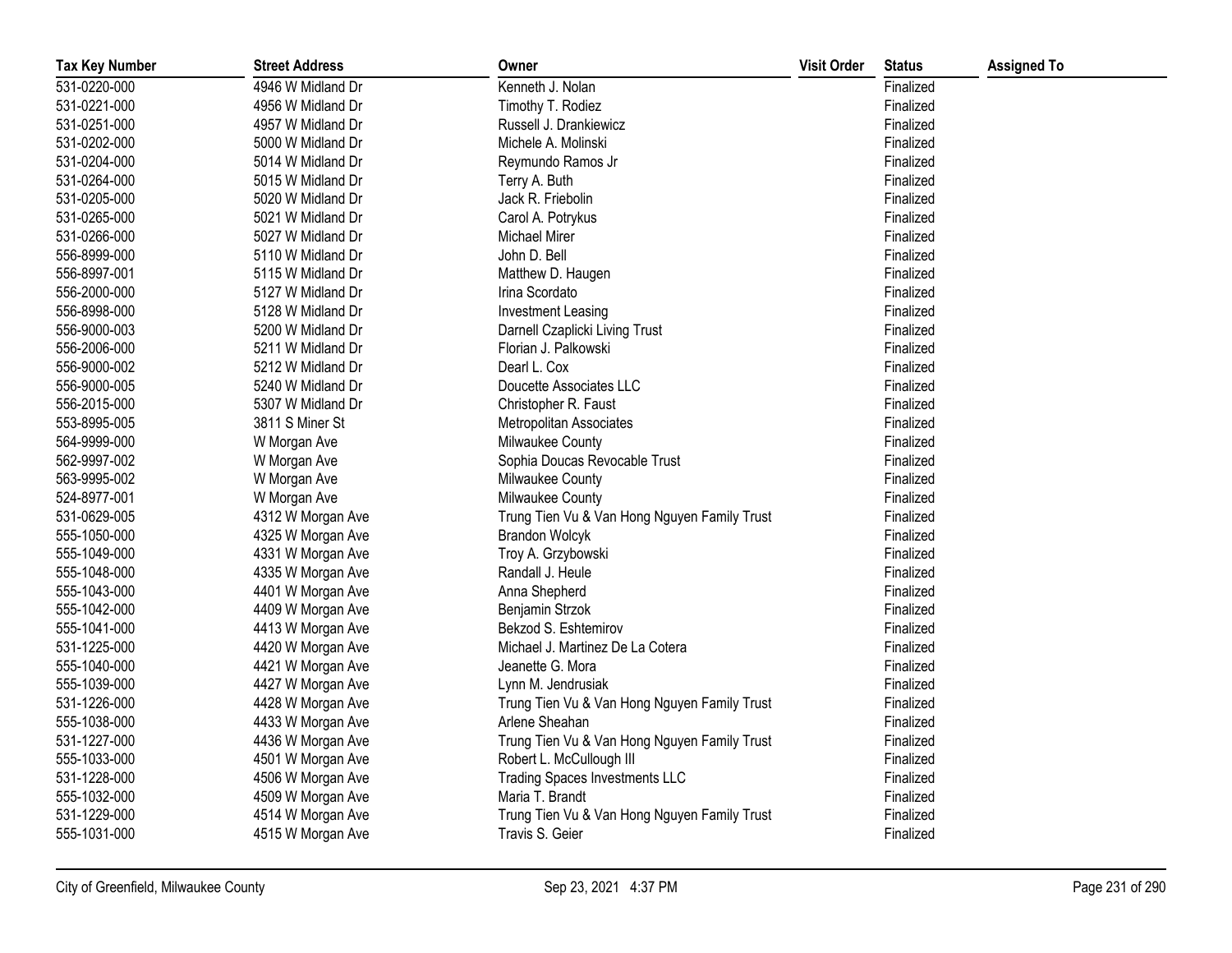| Tax Key Number | Street Address | Owner | Visit Order | Status | Assigned To |
|---|---|---|---|---|---|
| 531-0220-000 | 4946 W Midland Dr | Kenneth J. Nolan | | Finalized | |
| 531-0221-000 | 4956 W Midland Dr | Timothy T. Rodiez | | Finalized | |
| 531-0251-000 | 4957 W Midland Dr | Russell J. Drankiewicz | | Finalized | |
| 531-0202-000 | 5000 W Midland Dr | Michele A. Molinski | | Finalized | |
| 531-0204-000 | 5014 W Midland Dr | Reymundo Ramos Jr | | Finalized | |
| 531-0264-000 | 5015 W Midland Dr | Terry A. Buth | | Finalized | |
| 531-0205-000 | 5020 W Midland Dr | Jack R. Friebolin | | Finalized | |
| 531-0265-000 | 5021 W Midland Dr | Carol A. Potrykus | | Finalized | |
| 531-0266-000 | 5027 W Midland Dr | Michael Mirer | | Finalized | |
| 556-8999-000 | 5110 W Midland Dr | John D. Bell | | Finalized | |
| 556-8997-001 | 5115 W Midland Dr | Matthew D. Haugen | | Finalized | |
| 556-2000-000 | 5127 W Midland Dr | Irina Scordato | | Finalized | |
| 556-8998-000 | 5128 W Midland Dr | Investment Leasing | | Finalized | |
| 556-9000-003 | 5200 W Midland Dr | Darnell Czaplicki Living Trust | | Finalized | |
| 556-2006-000 | 5211 W Midland Dr | Florian J. Palkowski | | Finalized | |
| 556-9000-002 | 5212 W Midland Dr | Dearl L. Cox | | Finalized | |
| 556-9000-005 | 5240 W Midland Dr | Doucette Associates LLC | | Finalized | |
| 556-2015-000 | 5307 W Midland Dr | Christopher R. Faust | | Finalized | |
| 553-8995-005 | 3811 S Miner St | Metropolitan Associates | | Finalized | |
| 564-9999-000 | W Morgan Ave | Milwaukee County | | Finalized | |
| 562-9997-002 | W Morgan Ave | Sophia Doucas Revocable Trust | | Finalized | |
| 563-9995-002 | W Morgan Ave | Milwaukee County | | Finalized | |
| 524-8977-001 | W Morgan Ave | Milwaukee County | | Finalized | |
| 531-0629-005 | 4312 W Morgan Ave | Trung Tien Vu & Van Hong Nguyen Family Trust | | Finalized | |
| 555-1050-000 | 4325 W Morgan Ave | Brandon Wolcyk | | Finalized | |
| 555-1049-000 | 4331 W Morgan Ave | Troy A. Grzybowski | | Finalized | |
| 555-1048-000 | 4335 W Morgan Ave | Randall J. Heule | | Finalized | |
| 555-1043-000 | 4401 W Morgan Ave | Anna Shepherd | | Finalized | |
| 555-1042-000 | 4409 W Morgan Ave | Benjamin Strzok | | Finalized | |
| 555-1041-000 | 4413 W Morgan Ave | Bekzod S. Eshtemirov | | Finalized | |
| 531-1225-000 | 4420 W Morgan Ave | Michael J. Martinez De La Cotera | | Finalized | |
| 555-1040-000 | 4421 W Morgan Ave | Jeanette G. Mora | | Finalized | |
| 555-1039-000 | 4427 W Morgan Ave | Lynn M. Jendrusiak | | Finalized | |
| 531-1226-000 | 4428 W Morgan Ave | Trung Tien Vu & Van Hong Nguyen Family Trust | | Finalized | |
| 555-1038-000 | 4433 W Morgan Ave | Arlene Sheahan | | Finalized | |
| 531-1227-000 | 4436 W Morgan Ave | Trung Tien Vu & Van Hong Nguyen Family Trust | | Finalized | |
| 555-1033-000 | 4501 W Morgan Ave | Robert L. McCullough III | | Finalized | |
| 531-1228-000 | 4506 W Morgan Ave | Trading Spaces Investments LLC | | Finalized | |
| 555-1032-000 | 4509 W Morgan Ave | Maria T. Brandt | | Finalized | |
| 531-1229-000 | 4514 W Morgan Ave | Trung Tien Vu & Van Hong Nguyen Family Trust | | Finalized | |
| 555-1031-000 | 4515 W Morgan Ave | Travis S. Geier | | Finalized | |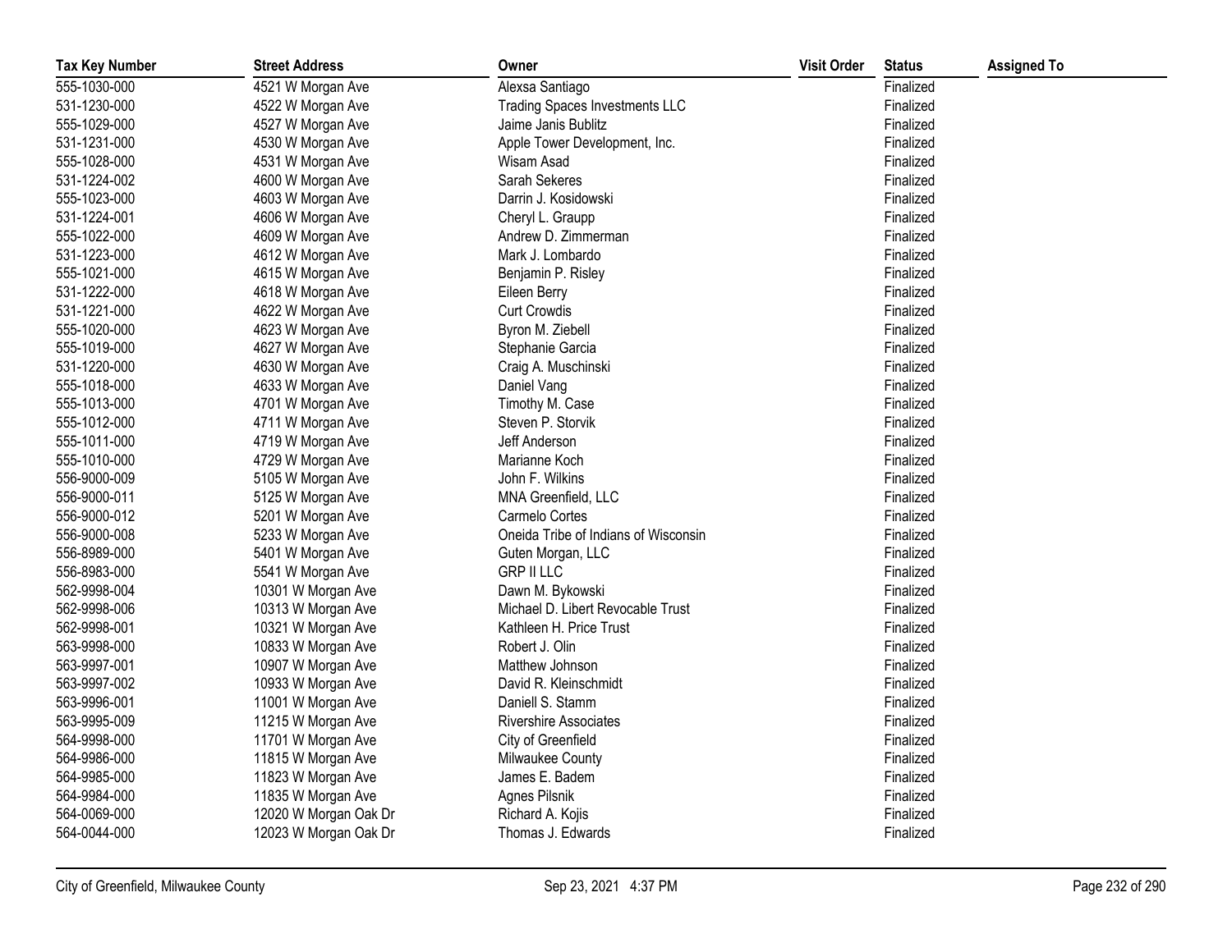| Tax Key Number | Street Address | Owner | Visit Order | Status | Assigned To |
|---|---|---|---|---|---|
| 555-1030-000 | 4521 W Morgan Ave | Alexsa Santiago | | Finalized | |
| 531-1230-000 | 4522 W Morgan Ave | Trading Spaces Investments LLC | | Finalized | |
| 555-1029-000 | 4527 W Morgan Ave | Jaime Janis Bublitz | | Finalized | |
| 531-1231-000 | 4530 W Morgan Ave | Apple Tower Development, Inc. | | Finalized | |
| 555-1028-000 | 4531 W Morgan Ave | Wisam Asad | | Finalized | |
| 531-1224-002 | 4600 W Morgan Ave | Sarah Sekeres | | Finalized | |
| 555-1023-000 | 4603 W Morgan Ave | Darrin J. Kosidowski | | Finalized | |
| 531-1224-001 | 4606 W Morgan Ave | Cheryl L. Graupp | | Finalized | |
| 555-1022-000 | 4609 W Morgan Ave | Andrew D. Zimmerman | | Finalized | |
| 531-1223-000 | 4612 W Morgan Ave | Mark J. Lombardo | | Finalized | |
| 555-1021-000 | 4615 W Morgan Ave | Benjamin P. Risley | | Finalized | |
| 531-1222-000 | 4618 W Morgan Ave | Eileen Berry | | Finalized | |
| 531-1221-000 | 4622 W Morgan Ave | Curt Crowdis | | Finalized | |
| 555-1020-000 | 4623 W Morgan Ave | Byron M. Ziebell | | Finalized | |
| 555-1019-000 | 4627 W Morgan Ave | Stephanie Garcia | | Finalized | |
| 531-1220-000 | 4630 W Morgan Ave | Craig A. Muschinski | | Finalized | |
| 555-1018-000 | 4633 W Morgan Ave | Daniel Vang | | Finalized | |
| 555-1013-000 | 4701 W Morgan Ave | Timothy M. Case | | Finalized | |
| 555-1012-000 | 4711 W Morgan Ave | Steven P. Storvik | | Finalized | |
| 555-1011-000 | 4719 W Morgan Ave | Jeff Anderson | | Finalized | |
| 555-1010-000 | 4729 W Morgan Ave | Marianne Koch | | Finalized | |
| 556-9000-009 | 5105 W Morgan Ave | John F. Wilkins | | Finalized | |
| 556-9000-011 | 5125 W Morgan Ave | MNA Greenfield, LLC | | Finalized | |
| 556-9000-012 | 5201 W Morgan Ave | Carmelo Cortes | | Finalized | |
| 556-9000-008 | 5233 W Morgan Ave | Oneida Tribe of Indians of Wisconsin | | Finalized | |
| 556-8989-000 | 5401 W Morgan Ave | Guten Morgan, LLC | | Finalized | |
| 556-8983-000 | 5541 W Morgan Ave | GRP II LLC | | Finalized | |
| 562-9998-004 | 10301 W Morgan Ave | Dawn M. Bykowski | | Finalized | |
| 562-9998-006 | 10313 W Morgan Ave | Michael D. Libert Revocable Trust | | Finalized | |
| 562-9998-001 | 10321 W Morgan Ave | Kathleen H. Price Trust | | Finalized | |
| 563-9998-000 | 10833 W Morgan Ave | Robert J. Olin | | Finalized | |
| 563-9997-001 | 10907 W Morgan Ave | Matthew Johnson | | Finalized | |
| 563-9997-002 | 10933 W Morgan Ave | David R. Kleinschmidt | | Finalized | |
| 563-9996-001 | 11001 W Morgan Ave | Daniell S. Stamm | | Finalized | |
| 563-9995-009 | 11215 W Morgan Ave | Rivershire Associates | | Finalized | |
| 564-9998-000 | 11701 W Morgan Ave | City of Greenfield | | Finalized | |
| 564-9986-000 | 11815 W Morgan Ave | Milwaukee County | | Finalized | |
| 564-9985-000 | 11823 W Morgan Ave | James E. Badem | | Finalized | |
| 564-9984-000 | 11835 W Morgan Ave | Agnes Pilsnik | | Finalized | |
| 564-0069-000 | 12020 W Morgan Oak Dr | Richard A. Kojis | | Finalized | |
| 564-0044-000 | 12023 W Morgan Oak Dr | Thomas J. Edwards | | Finalized | |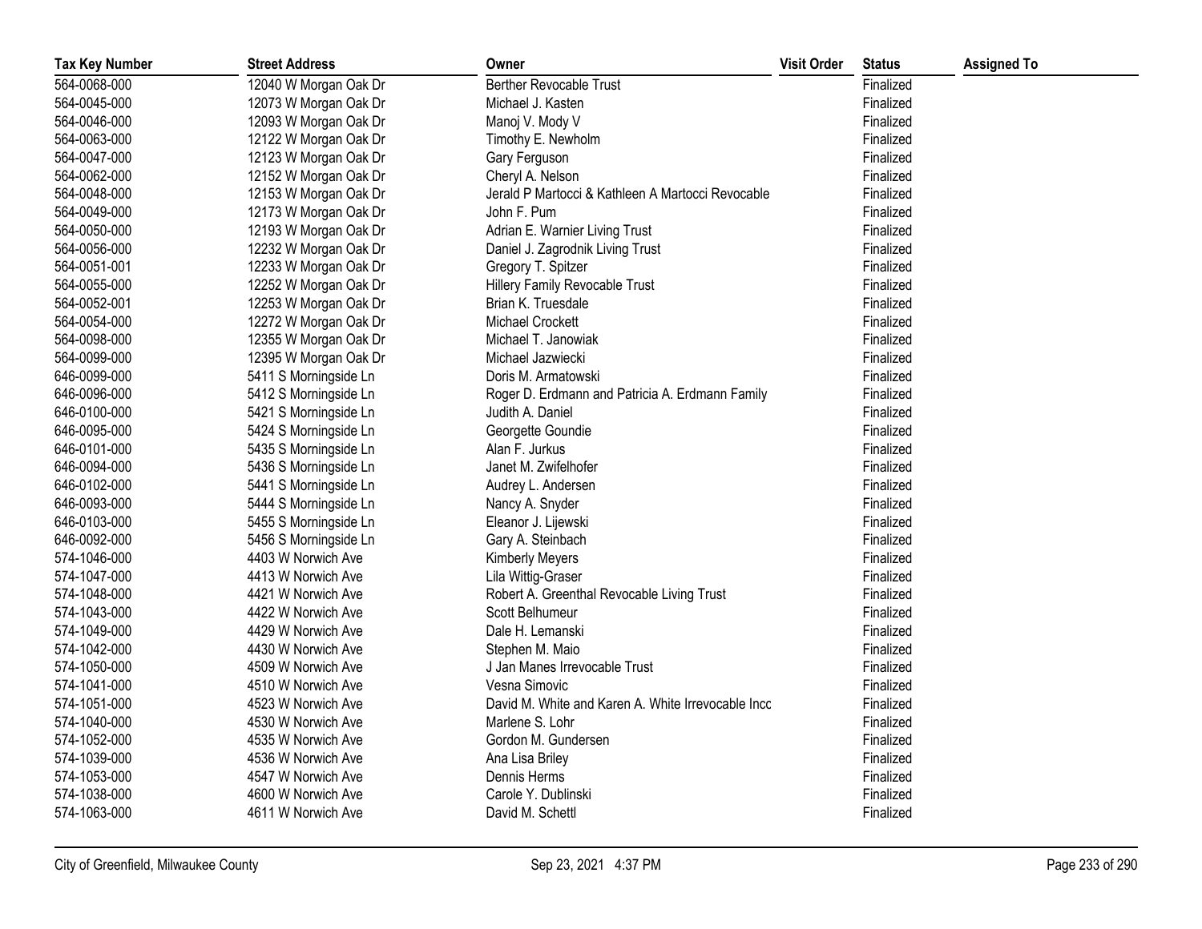| Tax Key Number | Street Address | Owner | Visit Order | Status | Assigned To |
|---|---|---|---|---|---|
| 564-0068-000 | 12040 W Morgan Oak Dr | Berther Revocable Trust | | Finalized | |
| 564-0045-000 | 12073 W Morgan Oak Dr | Michael J. Kasten | | Finalized | |
| 564-0046-000 | 12093 W Morgan Oak Dr | Manoj V. Mody V | | Finalized | |
| 564-0063-000 | 12122 W Morgan Oak Dr | Timothy E. Newholm | | Finalized | |
| 564-0047-000 | 12123 W Morgan Oak Dr | Gary Ferguson | | Finalized | |
| 564-0062-000 | 12152 W Morgan Oak Dr | Cheryl A. Nelson | | Finalized | |
| 564-0048-000 | 12153 W Morgan Oak Dr | Jerald P Martocci & Kathleen A Martocci Revocable | | Finalized | |
| 564-0049-000 | 12173 W Morgan Oak Dr | John F. Pum | | Finalized | |
| 564-0050-000 | 12193 W Morgan Oak Dr | Adrian E. Warnier Living Trust | | Finalized | |
| 564-0056-000 | 12232 W Morgan Oak Dr | Daniel J. Zagrodnik Living Trust | | Finalized | |
| 564-0051-001 | 12233 W Morgan Oak Dr | Gregory T. Spitzer | | Finalized | |
| 564-0055-000 | 12252 W Morgan Oak Dr | Hillery Family Revocable Trust | | Finalized | |
| 564-0052-001 | 12253 W Morgan Oak Dr | Brian K. Truesdale | | Finalized | |
| 564-0054-000 | 12272 W Morgan Oak Dr | Michael Crockett | | Finalized | |
| 564-0098-000 | 12355 W Morgan Oak Dr | Michael T. Janowiak | | Finalized | |
| 564-0099-000 | 12395 W Morgan Oak Dr | Michael Jazwiecki | | Finalized | |
| 646-0099-000 | 5411 S Morningside Ln | Doris M. Armatowski | | Finalized | |
| 646-0096-000 | 5412 S Morningside Ln | Roger D. Erdmann and Patricia A. Erdmann Family | | Finalized | |
| 646-0100-000 | 5421 S Morningside Ln | Judith A. Daniel | | Finalized | |
| 646-0095-000 | 5424 S Morningside Ln | Georgette Goundie | | Finalized | |
| 646-0101-000 | 5435 S Morningside Ln | Alan F. Jurkus | | Finalized | |
| 646-0094-000 | 5436 S Morningside Ln | Janet M. Zwifelhofer | | Finalized | |
| 646-0102-000 | 5441 S Morningside Ln | Audrey L. Andersen | | Finalized | |
| 646-0093-000 | 5444 S Morningside Ln | Nancy A. Snyder | | Finalized | |
| 646-0103-000 | 5455 S Morningside Ln | Eleanor J. Lijewski | | Finalized | |
| 646-0092-000 | 5456 S Morningside Ln | Gary A. Steinbach | | Finalized | |
| 574-1046-000 | 4403 W Norwich Ave | Kimberly Meyers | | Finalized | |
| 574-1047-000 | 4413 W Norwich Ave | Lila Wittig-Graser | | Finalized | |
| 574-1048-000 | 4421 W Norwich Ave | Robert A. Greenthal Revocable Living Trust | | Finalized | |
| 574-1043-000 | 4422 W Norwich Ave | Scott Belhumeur | | Finalized | |
| 574-1049-000 | 4429 W Norwich Ave | Dale H. Lemanski | | Finalized | |
| 574-1042-000 | 4430 W Norwich Ave | Stephen M. Maio | | Finalized | |
| 574-1050-000 | 4509 W Norwich Ave | J Jan Manes Irrevocable Trust | | Finalized | |
| 574-1041-000 | 4510 W Norwich Ave | Vesna Simovic | | Finalized | |
| 574-1051-000 | 4523 W Norwich Ave | David M. White and Karen A. White Irrevocable Incc | | Finalized | |
| 574-1040-000 | 4530 W Norwich Ave | Marlene S. Lohr | | Finalized | |
| 574-1052-000 | 4535 W Norwich Ave | Gordon M. Gundersen | | Finalized | |
| 574-1039-000 | 4536 W Norwich Ave | Ana Lisa Briley | | Finalized | |
| 574-1053-000 | 4547 W Norwich Ave | Dennis Herms | | Finalized | |
| 574-1038-000 | 4600 W Norwich Ave | Carole Y. Dublinski | | Finalized | |
| 574-1063-000 | 4611 W Norwich Ave | David M. Schettl | | Finalized | |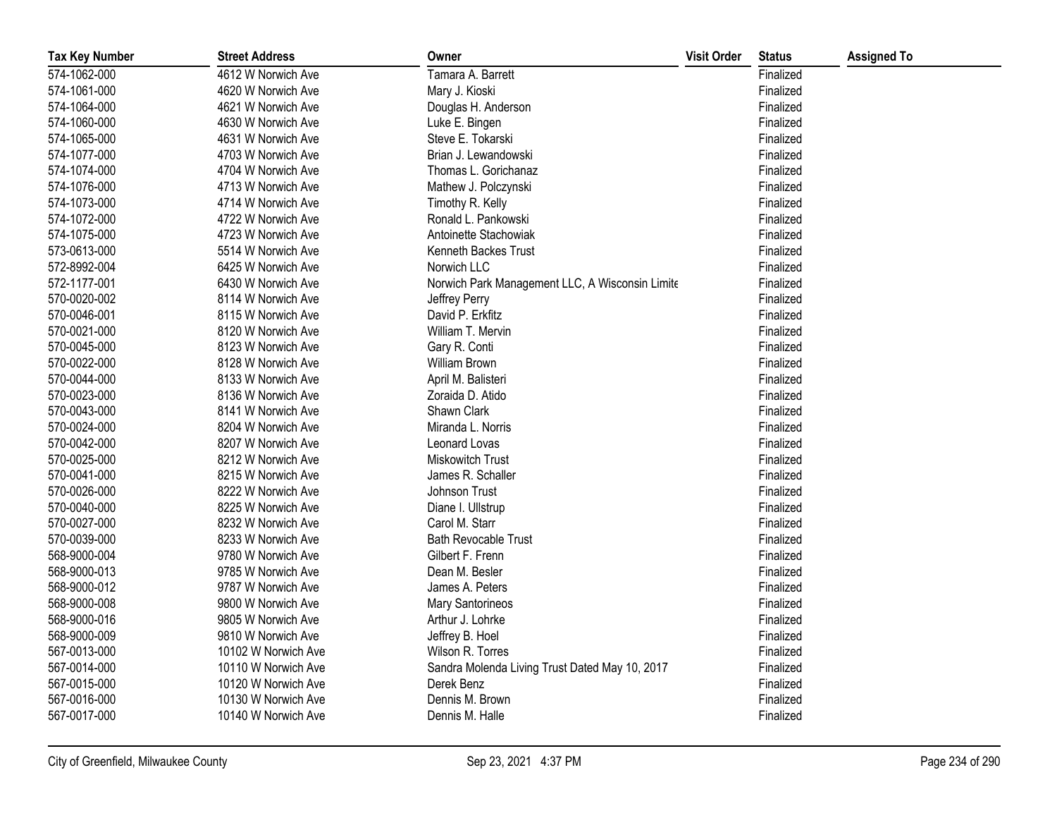| Tax Key Number | Street Address | Owner | Visit Order | Status | Assigned To |
|---|---|---|---|---|---|
| 574-1062-000 | 4612 W Norwich Ave | Tamara A. Barrett | | Finalized | |
| 574-1061-000 | 4620 W Norwich Ave | Mary J. Kioski | | Finalized | |
| 574-1064-000 | 4621 W Norwich Ave | Douglas H. Anderson | | Finalized | |
| 574-1060-000 | 4630 W Norwich Ave | Luke E. Bingen | | Finalized | |
| 574-1065-000 | 4631 W Norwich Ave | Steve E. Tokarski | | Finalized | |
| 574-1077-000 | 4703 W Norwich Ave | Brian J. Lewandowski | | Finalized | |
| 574-1074-000 | 4704 W Norwich Ave | Thomas L. Gorichanaz | | Finalized | |
| 574-1076-000 | 4713 W Norwich Ave | Mathew J. Polczynski | | Finalized | |
| 574-1073-000 | 4714 W Norwich Ave | Timothy R. Kelly | | Finalized | |
| 574-1072-000 | 4722 W Norwich Ave | Ronald L. Pankowski | | Finalized | |
| 574-1075-000 | 4723 W Norwich Ave | Antoinette Stachowiak | | Finalized | |
| 573-0613-000 | 5514 W Norwich Ave | Kenneth Backes Trust | | Finalized | |
| 572-8992-004 | 6425 W Norwich Ave | Norwich LLC | | Finalized | |
| 572-1177-001 | 6430 W Norwich Ave | Norwich Park Management LLC, A Wisconsin Limite | | Finalized | |
| 570-0020-002 | 8114 W Norwich Ave | Jeffrey Perry | | Finalized | |
| 570-0046-001 | 8115 W Norwich Ave | David P. Erkfitz | | Finalized | |
| 570-0021-000 | 8120 W Norwich Ave | William T. Mervin | | Finalized | |
| 570-0045-000 | 8123 W Norwich Ave | Gary R. Conti | | Finalized | |
| 570-0022-000 | 8128 W Norwich Ave | William Brown | | Finalized | |
| 570-0044-000 | 8133 W Norwich Ave | April M. Balisteri | | Finalized | |
| 570-0023-000 | 8136 W Norwich Ave | Zoraida D. Atido | | Finalized | |
| 570-0043-000 | 8141 W Norwich Ave | Shawn Clark | | Finalized | |
| 570-0024-000 | 8204 W Norwich Ave | Miranda L. Norris | | Finalized | |
| 570-0042-000 | 8207 W Norwich Ave | Leonard Lovas | | Finalized | |
| 570-0025-000 | 8212 W Norwich Ave | Miskowitch Trust | | Finalized | |
| 570-0041-000 | 8215 W Norwich Ave | James R. Schaller | | Finalized | |
| 570-0026-000 | 8222 W Norwich Ave | Johnson Trust | | Finalized | |
| 570-0040-000 | 8225 W Norwich Ave | Diane I. Ullstrup | | Finalized | |
| 570-0027-000 | 8232 W Norwich Ave | Carol M. Starr | | Finalized | |
| 570-0039-000 | 8233 W Norwich Ave | Bath Revocable Trust | | Finalized | |
| 568-9000-004 | 9780 W Norwich Ave | Gilbert F. Frenn | | Finalized | |
| 568-9000-013 | 9785 W Norwich Ave | Dean M. Besler | | Finalized | |
| 568-9000-012 | 9787 W Norwich Ave | James A. Peters | | Finalized | |
| 568-9000-008 | 9800 W Norwich Ave | Mary Santorineos | | Finalized | |
| 568-9000-016 | 9805 W Norwich Ave | Arthur J. Lohrke | | Finalized | |
| 568-9000-009 | 9810 W Norwich Ave | Jeffrey B. Hoel | | Finalized | |
| 567-0013-000 | 10102 W Norwich Ave | Wilson R. Torres | | Finalized | |
| 567-0014-000 | 10110 W Norwich Ave | Sandra Molenda Living Trust Dated May 10, 2017 | | Finalized | |
| 567-0015-000 | 10120 W Norwich Ave | Derek Benz | | Finalized | |
| 567-0016-000 | 10130 W Norwich Ave | Dennis M. Brown | | Finalized | |
| 567-0017-000 | 10140 W Norwich Ave | Dennis M. Halle | | Finalized | |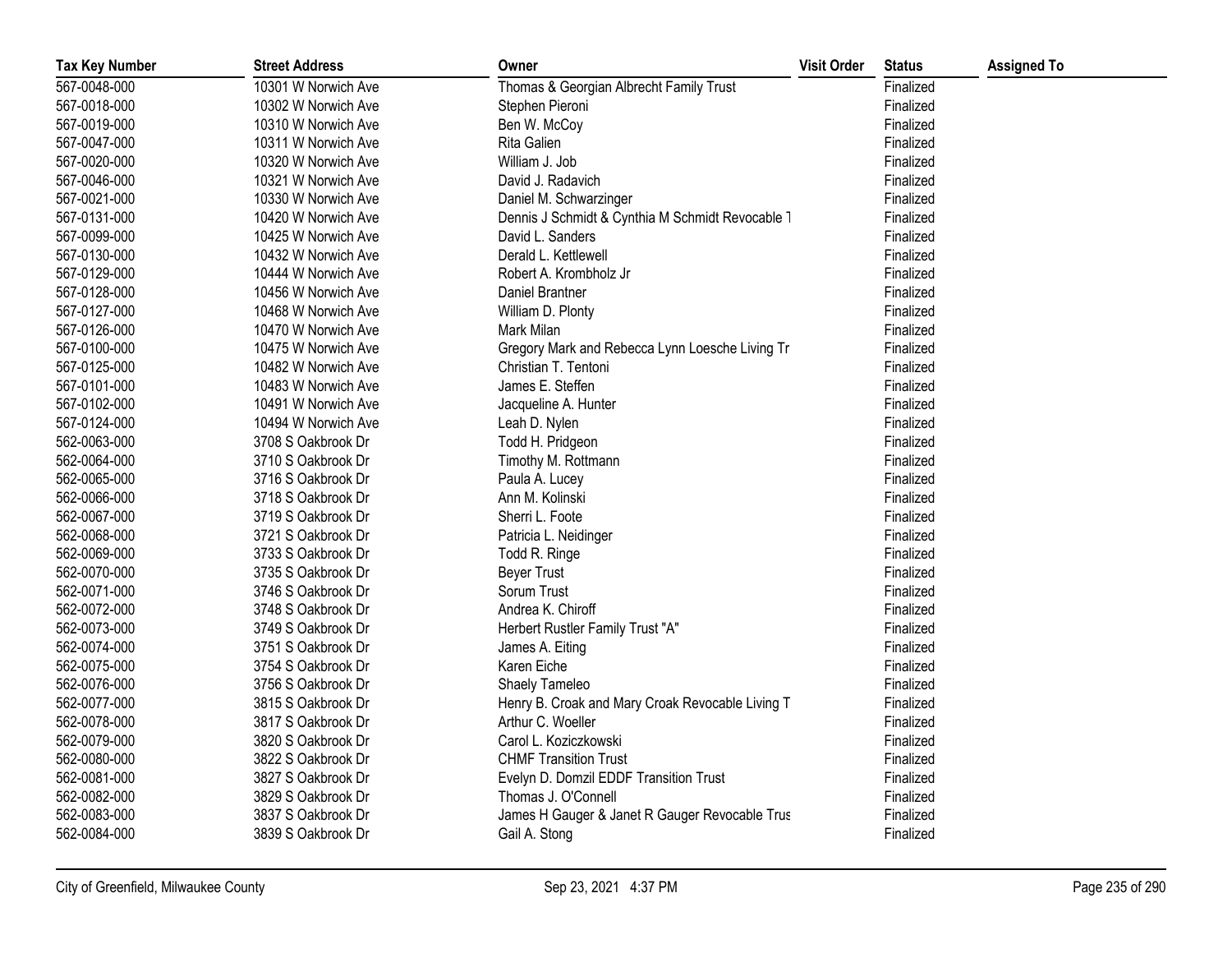| Tax Key Number | Street Address | Owner | Visit Order | Status | Assigned To |
|---|---|---|---|---|---|
| 567-0048-000 | 10301 W Norwich Ave | Thomas & Georgian Albrecht Family Trust | | Finalized | |
| 567-0018-000 | 10302 W Norwich Ave | Stephen Pieroni | | Finalized | |
| 567-0019-000 | 10310 W Norwich Ave | Ben W. McCoy | | Finalized | |
| 567-0047-000 | 10311 W Norwich Ave | Rita Galien | | Finalized | |
| 567-0020-000 | 10320 W Norwich Ave | William J. Job | | Finalized | |
| 567-0046-000 | 10321 W Norwich Ave | David J. Radavich | | Finalized | |
| 567-0021-000 | 10330 W Norwich Ave | Daniel M. Schwarzinger | | Finalized | |
| 567-0131-000 | 10420 W Norwich Ave | Dennis J Schmidt & Cynthia M Schmidt Revocable T | | Finalized | |
| 567-0099-000 | 10425 W Norwich Ave | David L. Sanders | | Finalized | |
| 567-0130-000 | 10432 W Norwich Ave | Derald L. Kettlewell | | Finalized | |
| 567-0129-000 | 10444 W Norwich Ave | Robert A. Krombholz Jr | | Finalized | |
| 567-0128-000 | 10456 W Norwich Ave | Daniel Brantner | | Finalized | |
| 567-0127-000 | 10468 W Norwich Ave | William D. Plonty | | Finalized | |
| 567-0126-000 | 10470 W Norwich Ave | Mark Milan | | Finalized | |
| 567-0100-000 | 10475 W Norwich Ave | Gregory Mark and Rebecca Lynn Loesche Living Tr | | Finalized | |
| 567-0125-000 | 10482 W Norwich Ave | Christian T. Tentoni | | Finalized | |
| 567-0101-000 | 10483 W Norwich Ave | James E. Steffen | | Finalized | |
| 567-0102-000 | 10491 W Norwich Ave | Jacqueline A. Hunter | | Finalized | |
| 567-0124-000 | 10494 W Norwich Ave | Leah D. Nylen | | Finalized | |
| 562-0063-000 | 3708 S Oakbrook Dr | Todd H. Pridgeon | | Finalized | |
| 562-0064-000 | 3710 S Oakbrook Dr | Timothy M. Rottmann | | Finalized | |
| 562-0065-000 | 3716 S Oakbrook Dr | Paula A. Lucey | | Finalized | |
| 562-0066-000 | 3718 S Oakbrook Dr | Ann M. Kolinski | | Finalized | |
| 562-0067-000 | 3719 S Oakbrook Dr | Sherri L. Foote | | Finalized | |
| 562-0068-000 | 3721 S Oakbrook Dr | Patricia L. Neidinger | | Finalized | |
| 562-0069-000 | 3733 S Oakbrook Dr | Todd R. Ringe | | Finalized | |
| 562-0070-000 | 3735 S Oakbrook Dr | Beyer Trust | | Finalized | |
| 562-0071-000 | 3746 S Oakbrook Dr | Sorum Trust | | Finalized | |
| 562-0072-000 | 3748 S Oakbrook Dr | Andrea K. Chiroff | | Finalized | |
| 562-0073-000 | 3749 S Oakbrook Dr | Herbert Rustler Family Trust "A" | | Finalized | |
| 562-0074-000 | 3751 S Oakbrook Dr | James A. Eiting | | Finalized | |
| 562-0075-000 | 3754 S Oakbrook Dr | Karen Eiche | | Finalized | |
| 562-0076-000 | 3756 S Oakbrook Dr | Shaely Tameleo | | Finalized | |
| 562-0077-000 | 3815 S Oakbrook Dr | Henry B. Croak and Mary Croak Revocable Living T | | Finalized | |
| 562-0078-000 | 3817 S Oakbrook Dr | Arthur C. Woeller | | Finalized | |
| 562-0079-000 | 3820 S Oakbrook Dr | Carol L. Koziczkowski | | Finalized | |
| 562-0080-000 | 3822 S Oakbrook Dr | CHMF Transition Trust | | Finalized | |
| 562-0081-000 | 3827 S Oakbrook Dr | Evelyn D. Domzil EDDF Transition Trust | | Finalized | |
| 562-0082-000 | 3829 S Oakbrook Dr | Thomas J. O'Connell | | Finalized | |
| 562-0083-000 | 3837 S Oakbrook Dr | James H Gauger & Janet R Gauger Revocable Trus | | Finalized | |
| 562-0084-000 | 3839 S Oakbrook Dr | Gail A. Stong | | Finalized | |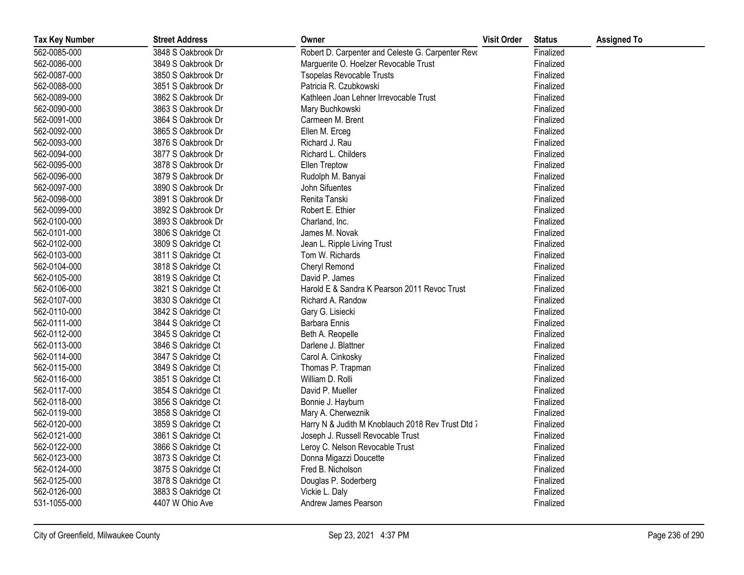| Tax Key Number | Street Address | Owner | Visit Order | Status | Assigned To |
|---|---|---|---|---|---|
| 562-0085-000 | 3848 S Oakbrook Dr | Robert D. Carpenter and Celeste G. Carpenter Revo | | Finalized | |
| 562-0086-000 | 3849 S Oakbrook Dr | Marguerite O. Hoelzer Revocable Trust | | Finalized | |
| 562-0087-000 | 3850 S Oakbrook Dr | Tsopelas Revocable Trusts | | Finalized | |
| 562-0088-000 | 3851 S Oakbrook Dr | Patricia R. Czubkowski | | Finalized | |
| 562-0089-000 | 3862 S Oakbrook Dr | Kathleen Joan Lehner Irrevocable Trust | | Finalized | |
| 562-0090-000 | 3863 S Oakbrook Dr | Mary Buchkowski | | Finalized | |
| 562-0091-000 | 3864 S Oakbrook Dr | Carmeen M. Brent | | Finalized | |
| 562-0092-000 | 3865 S Oakbrook Dr | Ellen M. Erceg | | Finalized | |
| 562-0093-000 | 3876 S Oakbrook Dr | Richard J. Rau | | Finalized | |
| 562-0094-000 | 3877 S Oakbrook Dr | Richard L. Childers | | Finalized | |
| 562-0095-000 | 3878 S Oakbrook Dr | Ellen Treptow | | Finalized | |
| 562-0096-000 | 3879 S Oakbrook Dr | Rudolph M. Banyai | | Finalized | |
| 562-0097-000 | 3890 S Oakbrook Dr | John Sifuentes | | Finalized | |
| 562-0098-000 | 3891 S Oakbrook Dr | Renita Tanski | | Finalized | |
| 562-0099-000 | 3892 S Oakbrook Dr | Robert E. Ethier | | Finalized | |
| 562-0100-000 | 3893 S Oakbrook Dr | Charland, Inc. | | Finalized | |
| 562-0101-000 | 3806 S Oakridge Ct | James M. Novak | | Finalized | |
| 562-0102-000 | 3809 S Oakridge Ct | Jean L. Ripple Living Trust | | Finalized | |
| 562-0103-000 | 3811 S Oakridge Ct | Tom W. Richards | | Finalized | |
| 562-0104-000 | 3818 S Oakridge Ct | Cheryl Remond | | Finalized | |
| 562-0105-000 | 3819 S Oakridge Ct | David P. James | | Finalized | |
| 562-0106-000 | 3821 S Oakridge Ct | Harold E & Sandra K Pearson 2011 Revoc Trust | | Finalized | |
| 562-0107-000 | 3830 S Oakridge Ct | Richard A. Randow | | Finalized | |
| 562-0110-000 | 3842 S Oakridge Ct | Gary G. Lisiecki | | Finalized | |
| 562-0111-000 | 3844 S Oakridge Ct | Barbara Ennis | | Finalized | |
| 562-0112-000 | 3845 S Oakridge Ct | Beth A. Reopelle | | Finalized | |
| 562-0113-000 | 3846 S Oakridge Ct | Darlene J. Blattner | | Finalized | |
| 562-0114-000 | 3847 S Oakridge Ct | Carol A. Cinkosky | | Finalized | |
| 562-0115-000 | 3849 S Oakridge Ct | Thomas P. Trapman | | Finalized | |
| 562-0116-000 | 3851 S Oakridge Ct | William D. Rolli | | Finalized | |
| 562-0117-000 | 3854 S Oakridge Ct | David P. Mueller | | Finalized | |
| 562-0118-000 | 3856 S Oakridge Ct | Bonnie J. Hayburn | | Finalized | |
| 562-0119-000 | 3858 S Oakridge Ct | Mary A. Cherweznik | | Finalized | |
| 562-0120-000 | 3859 S Oakridge Ct | Harry N & Judith M Knoblauch 2018 Rev Trust Dtd 7 | | Finalized | |
| 562-0121-000 | 3861 S Oakridge Ct | Joseph J. Russell Revocable Trust | | Finalized | |
| 562-0122-000 | 3866 S Oakridge Ct | Leroy C. Nelson Revocable Trust | | Finalized | |
| 562-0123-000 | 3873 S Oakridge Ct | Donna Migazzi Doucette | | Finalized | |
| 562-0124-000 | 3875 S Oakridge Ct | Fred B. Nicholson | | Finalized | |
| 562-0125-000 | 3878 S Oakridge Ct | Douglas P. Soderberg | | Finalized | |
| 562-0126-000 | 3883 S Oakridge Ct | Vickie L. Daly | | Finalized | |
| 531-1055-000 | 4407 W Ohio Ave | Andrew James Pearson | | Finalized | |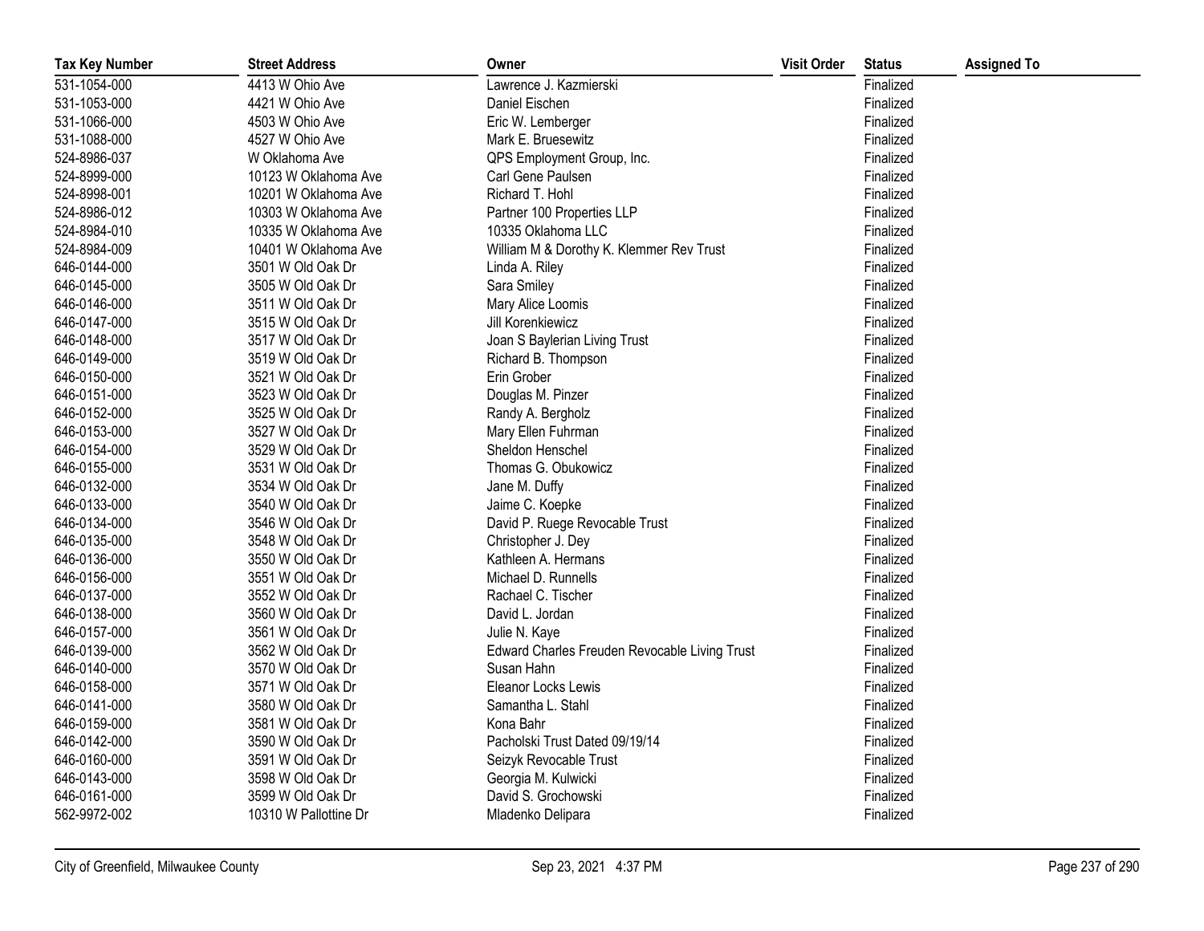| Tax Key Number | Street Address | Owner | Visit Order | Status | Assigned To |
|---|---|---|---|---|---|
| 531-1054-000 | 4413 W Ohio Ave | Lawrence J. Kazmierski | | Finalized | |
| 531-1053-000 | 4421 W Ohio Ave | Daniel Eischen | | Finalized | |
| 531-1066-000 | 4503 W Ohio Ave | Eric W. Lemberger | | Finalized | |
| 531-1088-000 | 4527 W Ohio Ave | Mark E. Bruesewitz | | Finalized | |
| 524-8986-037 | W Oklahoma Ave | QPS Employment Group, Inc. | | Finalized | |
| 524-8999-000 | 10123 W Oklahoma Ave | Carl Gene Paulsen | | Finalized | |
| 524-8998-001 | 10201 W Oklahoma Ave | Richard T. Hohl | | Finalized | |
| 524-8986-012 | 10303 W Oklahoma Ave | Partner 100 Properties LLP | | Finalized | |
| 524-8984-010 | 10335 W Oklahoma Ave | 10335 Oklahoma LLC | | Finalized | |
| 524-8984-009 | 10401 W Oklahoma Ave | William M & Dorothy K. Klemmer Rev Trust | | Finalized | |
| 646-0144-000 | 3501 W Old Oak Dr | Linda A. Riley | | Finalized | |
| 646-0145-000 | 3505 W Old Oak Dr | Sara Smiley | | Finalized | |
| 646-0146-000 | 3511 W Old Oak Dr | Mary Alice Loomis | | Finalized | |
| 646-0147-000 | 3515 W Old Oak Dr | Jill Korenkiewicz | | Finalized | |
| 646-0148-000 | 3517 W Old Oak Dr | Joan S Baylerian Living Trust | | Finalized | |
| 646-0149-000 | 3519 W Old Oak Dr | Richard B. Thompson | | Finalized | |
| 646-0150-000 | 3521 W Old Oak Dr | Erin Grober | | Finalized | |
| 646-0151-000 | 3523 W Old Oak Dr | Douglas M. Pinzer | | Finalized | |
| 646-0152-000 | 3525 W Old Oak Dr | Randy A. Bergholz | | Finalized | |
| 646-0153-000 | 3527 W Old Oak Dr | Mary Ellen Fuhrman | | Finalized | |
| 646-0154-000 | 3529 W Old Oak Dr | Sheldon Henschel | | Finalized | |
| 646-0155-000 | 3531 W Old Oak Dr | Thomas G. Obukowicz | | Finalized | |
| 646-0132-000 | 3534 W Old Oak Dr | Jane M. Duffy | | Finalized | |
| 646-0133-000 | 3540 W Old Oak Dr | Jaime C. Koepke | | Finalized | |
| 646-0134-000 | 3546 W Old Oak Dr | David P. Ruege Revocable Trust | | Finalized | |
| 646-0135-000 | 3548 W Old Oak Dr | Christopher J. Dey | | Finalized | |
| 646-0136-000 | 3550 W Old Oak Dr | Kathleen A. Hermans | | Finalized | |
| 646-0156-000 | 3551 W Old Oak Dr | Michael D. Runnells | | Finalized | |
| 646-0137-000 | 3552 W Old Oak Dr | Rachael C. Tischer | | Finalized | |
| 646-0138-000 | 3560 W Old Oak Dr | David L. Jordan | | Finalized | |
| 646-0157-000 | 3561 W Old Oak Dr | Julie N. Kaye | | Finalized | |
| 646-0139-000 | 3562 W Old Oak Dr | Edward Charles Freuden Revocable Living Trust | | Finalized | |
| 646-0140-000 | 3570 W Old Oak Dr | Susan Hahn | | Finalized | |
| 646-0158-000 | 3571 W Old Oak Dr | Eleanor Locks Lewis | | Finalized | |
| 646-0141-000 | 3580 W Old Oak Dr | Samantha L. Stahl | | Finalized | |
| 646-0159-000 | 3581 W Old Oak Dr | Kona Bahr | | Finalized | |
| 646-0142-000 | 3590 W Old Oak Dr | Pacholski Trust Dated 09/19/14 | | Finalized | |
| 646-0160-000 | 3591 W Old Oak Dr | Seizyk Revocable Trust | | Finalized | |
| 646-0143-000 | 3598 W Old Oak Dr | Georgia M. Kulwicki | | Finalized | |
| 646-0161-000 | 3599 W Old Oak Dr | David S. Grochowski | | Finalized | |
| 562-9972-002 | 10310 W Pallottine Dr | Mladenko Delipara | | Finalized | |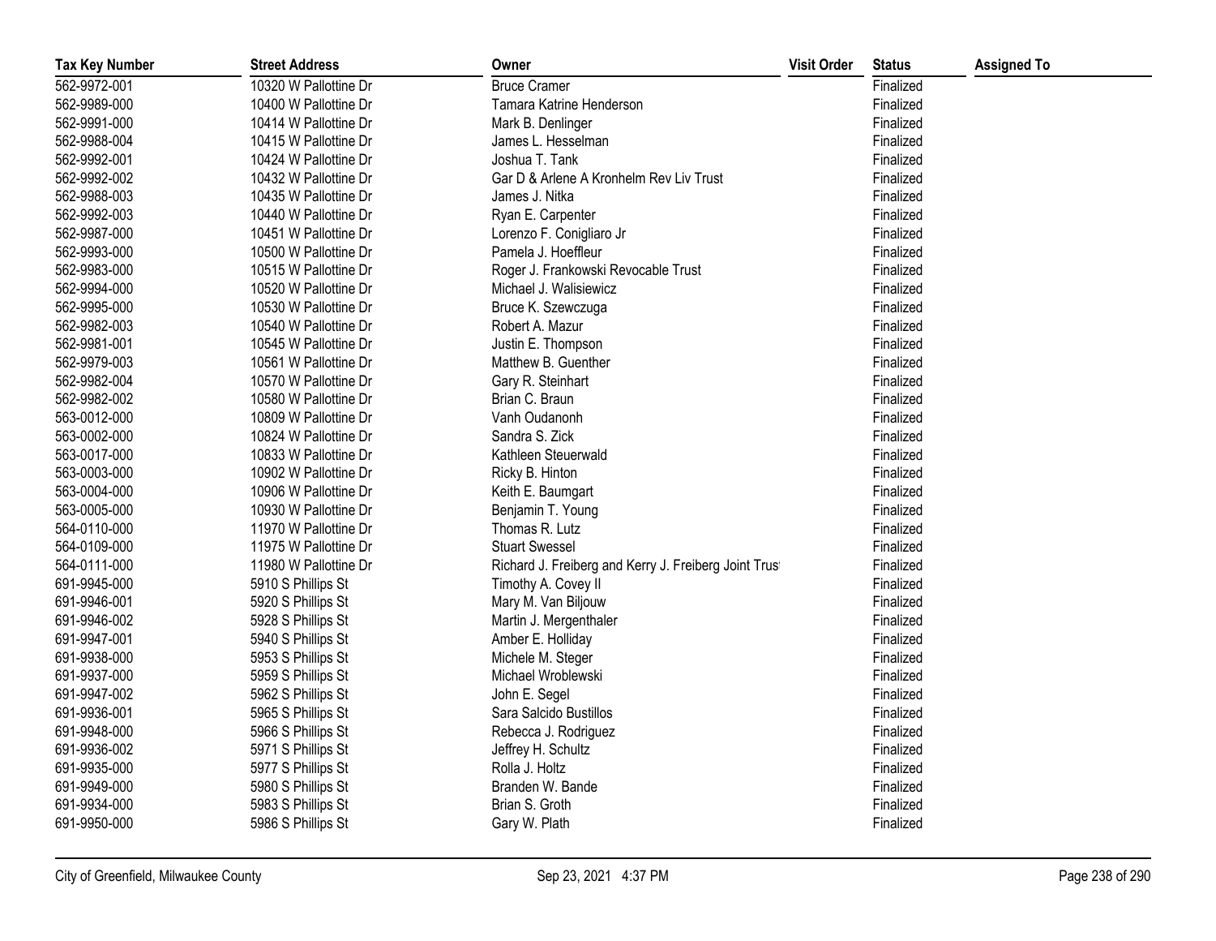| Tax Key Number | Street Address | Owner | Visit Order | Status | Assigned To |
|---|---|---|---|---|---|
| 562-9972-001 | 10320 W Pallottine Dr | Bruce Cramer | | Finalized | |
| 562-9989-000 | 10400 W Pallottine Dr | Tamara Katrine Henderson | | Finalized | |
| 562-9991-000 | 10414 W Pallottine Dr | Mark B. Denlinger | | Finalized | |
| 562-9988-004 | 10415 W Pallottine Dr | James L. Hesselman | | Finalized | |
| 562-9992-001 | 10424 W Pallottine Dr | Joshua T. Tank | | Finalized | |
| 562-9992-002 | 10432 W Pallottine Dr | Gar D & Arlene A Kronhelm Rev Liv Trust | | Finalized | |
| 562-9988-003 | 10435 W Pallottine Dr | James J. Nitka | | Finalized | |
| 562-9992-003 | 10440 W Pallottine Dr | Ryan E. Carpenter | | Finalized | |
| 562-9987-000 | 10451 W Pallottine Dr | Lorenzo F. Conigliaro Jr | | Finalized | |
| 562-9993-000 | 10500 W Pallottine Dr | Pamela J. Hoeffleur | | Finalized | |
| 562-9983-000 | 10515 W Pallottine Dr | Roger J. Frankowski Revocable Trust | | Finalized | |
| 562-9994-000 | 10520 W Pallottine Dr | Michael J. Walisiewicz | | Finalized | |
| 562-9995-000 | 10530 W Pallottine Dr | Bruce K. Szewczuga | | Finalized | |
| 562-9982-003 | 10540 W Pallottine Dr | Robert A. Mazur | | Finalized | |
| 562-9981-001 | 10545 W Pallottine Dr | Justin E. Thompson | | Finalized | |
| 562-9979-003 | 10561 W Pallottine Dr | Matthew B. Guenther | | Finalized | |
| 562-9982-004 | 10570 W Pallottine Dr | Gary R. Steinhart | | Finalized | |
| 562-9982-002 | 10580 W Pallottine Dr | Brian C. Braun | | Finalized | |
| 563-0012-000 | 10809 W Pallottine Dr | Vanh Oudanonh | | Finalized | |
| 563-0002-000 | 10824 W Pallottine Dr | Sandra S. Zick | | Finalized | |
| 563-0017-000 | 10833 W Pallottine Dr | Kathleen Steuerwald | | Finalized | |
| 563-0003-000 | 10902 W Pallottine Dr | Ricky B. Hinton | | Finalized | |
| 563-0004-000 | 10906 W Pallottine Dr | Keith E. Baumgart | | Finalized | |
| 563-0005-000 | 10930 W Pallottine Dr | Benjamin T. Young | | Finalized | |
| 564-0110-000 | 11970 W Pallottine Dr | Thomas R. Lutz | | Finalized | |
| 564-0109-000 | 11975 W Pallottine Dr | Stuart Swessel | | Finalized | |
| 564-0111-000 | 11980 W Pallottine Dr | Richard J. Freiberg and Kerry J. Freiberg Joint Trust | | Finalized | |
| 691-9945-000 | 5910 S Phillips St | Timothy A. Covey II | | Finalized | |
| 691-9946-001 | 5920 S Phillips St | Mary M. Van Biljouw | | Finalized | |
| 691-9946-002 | 5928 S Phillips St | Martin J. Mergenthaler | | Finalized | |
| 691-9947-001 | 5940 S Phillips St | Amber E. Holliday | | Finalized | |
| 691-9938-000 | 5953 S Phillips St | Michele M. Steger | | Finalized | |
| 691-9937-000 | 5959 S Phillips St | Michael Wroblewski | | Finalized | |
| 691-9947-002 | 5962 S Phillips St | John E. Segel | | Finalized | |
| 691-9936-001 | 5965 S Phillips St | Sara Salcido Bustillos | | Finalized | |
| 691-9948-000 | 5966 S Phillips St | Rebecca J. Rodriguez | | Finalized | |
| 691-9936-002 | 5971 S Phillips St | Jeffrey H. Schultz | | Finalized | |
| 691-9935-000 | 5977 S Phillips St | Rolla J. Holtz | | Finalized | |
| 691-9949-000 | 5980 S Phillips St | Branden W. Bande | | Finalized | |
| 691-9934-000 | 5983 S Phillips St | Brian S. Groth | | Finalized | |
| 691-9950-000 | 5986 S Phillips St | Gary W. Plath | | Finalized | |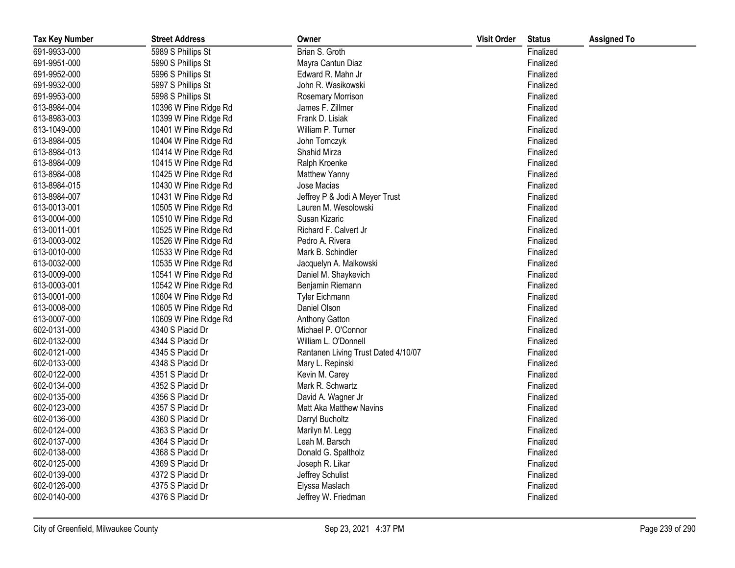| Tax Key Number | Street Address | Owner | Visit Order | Status | Assigned To |
|---|---|---|---|---|---|
| 691-9933-000 | 5989 S Phillips St | Brian S. Groth | | Finalized | |
| 691-9951-000 | 5990 S Phillips St | Mayra Cantun Diaz | | Finalized | |
| 691-9952-000 | 5996 S Phillips St | Edward R. Mahn Jr | | Finalized | |
| 691-9932-000 | 5997 S Phillips St | John R. Wasikowski | | Finalized | |
| 691-9953-000 | 5998 S Phillips St | Rosemary Morrison | | Finalized | |
| 613-8984-004 | 10396 W Pine Ridge Rd | James F. Zillmer | | Finalized | |
| 613-8983-003 | 10399 W Pine Ridge Rd | Frank D. Lisiak | | Finalized | |
| 613-1049-000 | 10401 W Pine Ridge Rd | William P. Turner | | Finalized | |
| 613-8984-005 | 10404 W Pine Ridge Rd | John Tomczyk | | Finalized | |
| 613-8984-013 | 10414 W Pine Ridge Rd | Shahid Mirza | | Finalized | |
| 613-8984-009 | 10415 W Pine Ridge Rd | Ralph Kroenke | | Finalized | |
| 613-8984-008 | 10425 W Pine Ridge Rd | Matthew Yanny | | Finalized | |
| 613-8984-015 | 10430 W Pine Ridge Rd | Jose Macias | | Finalized | |
| 613-8984-007 | 10431 W Pine Ridge Rd | Jeffrey P & Jodi A Meyer Trust | | Finalized | |
| 613-0013-001 | 10505 W Pine Ridge Rd | Lauren M. Wesolowski | | Finalized | |
| 613-0004-000 | 10510 W Pine Ridge Rd | Susan Kizaric | | Finalized | |
| 613-0011-001 | 10525 W Pine Ridge Rd | Richard F. Calvert Jr | | Finalized | |
| 613-0003-002 | 10526 W Pine Ridge Rd | Pedro A. Rivera | | Finalized | |
| 613-0010-000 | 10533 W Pine Ridge Rd | Mark B. Schindler | | Finalized | |
| 613-0032-000 | 10535 W Pine Ridge Rd | Jacquelyn A. Malkowski | | Finalized | |
| 613-0009-000 | 10541 W Pine Ridge Rd | Daniel M. Shaykevich | | Finalized | |
| 613-0003-001 | 10542 W Pine Ridge Rd | Benjamin Riemann | | Finalized | |
| 613-0001-000 | 10604 W Pine Ridge Rd | Tyler Eichmann | | Finalized | |
| 613-0008-000 | 10605 W Pine Ridge Rd | Daniel Olson | | Finalized | |
| 613-0007-000 | 10609 W Pine Ridge Rd | Anthony Gatton | | Finalized | |
| 602-0131-000 | 4340 S Placid Dr | Michael P. O'Connor | | Finalized | |
| 602-0132-000 | 4344 S Placid Dr | William L. O'Donnell | | Finalized | |
| 602-0121-000 | 4345 S Placid Dr | Rantanen Living Trust Dated 4/10/07 | | Finalized | |
| 602-0133-000 | 4348 S Placid Dr | Mary L. Repinski | | Finalized | |
| 602-0122-000 | 4351 S Placid Dr | Kevin M. Carey | | Finalized | |
| 602-0134-000 | 4352 S Placid Dr | Mark R. Schwartz | | Finalized | |
| 602-0135-000 | 4356 S Placid Dr | David A. Wagner Jr | | Finalized | |
| 602-0123-000 | 4357 S Placid Dr | Matt Aka Matthew Navins | | Finalized | |
| 602-0136-000 | 4360 S Placid Dr | Darryl Bucholtz | | Finalized | |
| 602-0124-000 | 4363 S Placid Dr | Marilyn M. Legg | | Finalized | |
| 602-0137-000 | 4364 S Placid Dr | Leah M. Barsch | | Finalized | |
| 602-0138-000 | 4368 S Placid Dr | Donald G. Spaltholz | | Finalized | |
| 602-0125-000 | 4369 S Placid Dr | Joseph R. Likar | | Finalized | |
| 602-0139-000 | 4372 S Placid Dr | Jeffrey Schulist | | Finalized | |
| 602-0126-000 | 4375 S Placid Dr | Elyssa Maslach | | Finalized | |
| 602-0140-000 | 4376 S Placid Dr | Jeffrey W. Friedman | | Finalized | |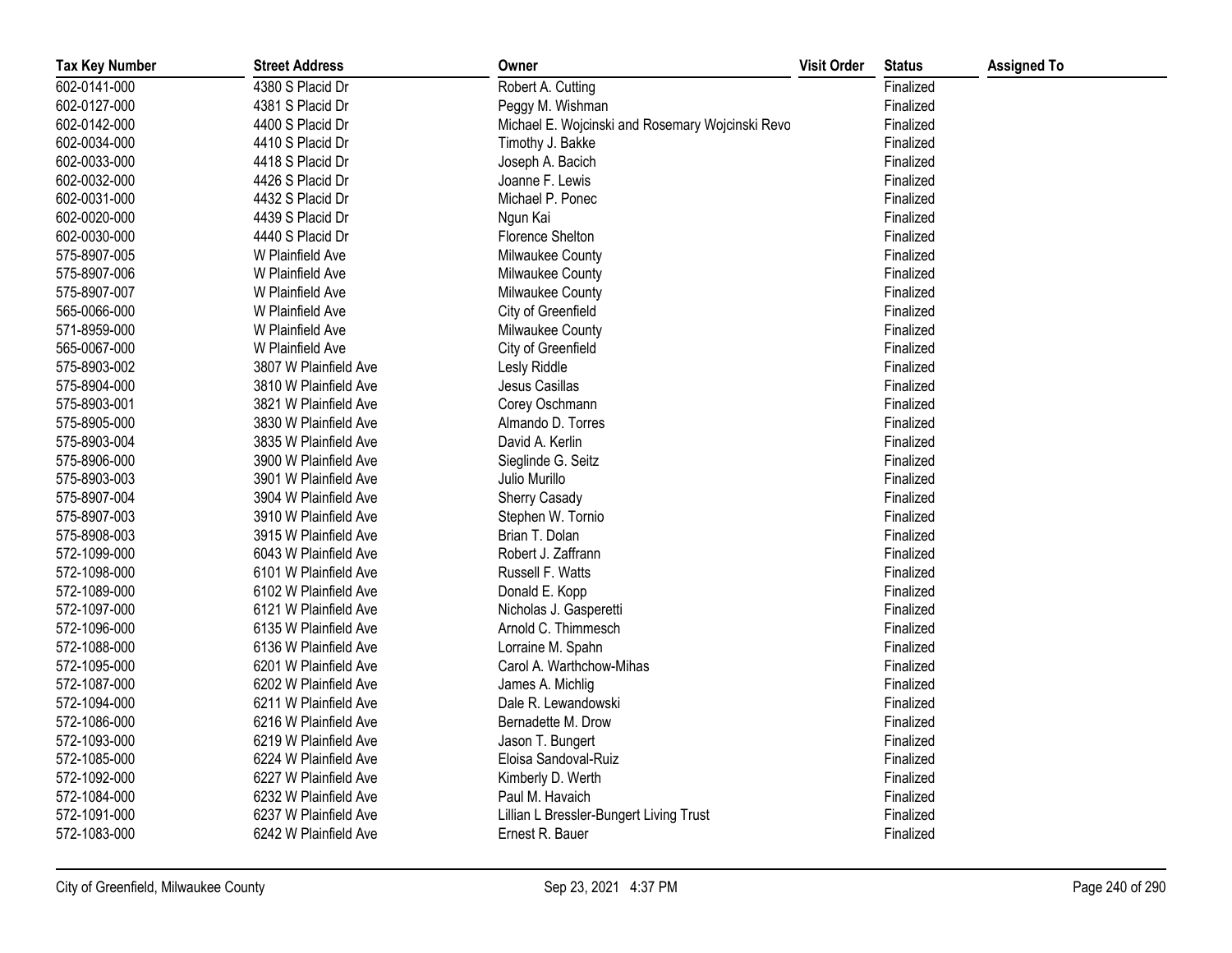| Tax Key Number | Street Address | Owner | Visit Order | Status | Assigned To |
|---|---|---|---|---|---|
| 602-0141-000 | 4380 S Placid Dr | Robert A. Cutting | | Finalized | |
| 602-0127-000 | 4381 S Placid Dr | Peggy M. Wishman | | Finalized | |
| 602-0142-000 | 4400 S Placid Dr | Michael E. Wojcinski and Rosemary Wojcinski Revo | | Finalized | |
| 602-0034-000 | 4410 S Placid Dr | Timothy J. Bakke | | Finalized | |
| 602-0033-000 | 4418 S Placid Dr | Joseph A. Bacich | | Finalized | |
| 602-0032-000 | 4426 S Placid Dr | Joanne F. Lewis | | Finalized | |
| 602-0031-000 | 4432 S Placid Dr | Michael P. Ponec | | Finalized | |
| 602-0020-000 | 4439 S Placid Dr | Ngun Kai | | Finalized | |
| 602-0030-000 | 4440 S Placid Dr | Florence Shelton | | Finalized | |
| 575-8907-005 | W Plainfield Ave | Milwaukee County | | Finalized | |
| 575-8907-006 | W Plainfield Ave | Milwaukee County | | Finalized | |
| 575-8907-007 | W Plainfield Ave | Milwaukee County | | Finalized | |
| 565-0066-000 | W Plainfield Ave | City of Greenfield | | Finalized | |
| 571-8959-000 | W Plainfield Ave | Milwaukee County | | Finalized | |
| 565-0067-000 | W Plainfield Ave | City of Greenfield | | Finalized | |
| 575-8903-002 | 3807 W Plainfield Ave | Lesly Riddle | | Finalized | |
| 575-8904-000 | 3810 W Plainfield Ave | Jesus Casillas | | Finalized | |
| 575-8903-001 | 3821 W Plainfield Ave | Corey Oschmann | | Finalized | |
| 575-8905-000 | 3830 W Plainfield Ave | Almando D. Torres | | Finalized | |
| 575-8903-004 | 3835 W Plainfield Ave | David A. Kerlin | | Finalized | |
| 575-8906-000 | 3900 W Plainfield Ave | Sieglinde G. Seitz | | Finalized | |
| 575-8903-003 | 3901 W Plainfield Ave | Julio Murillo | | Finalized | |
| 575-8907-004 | 3904 W Plainfield Ave | Sherry Casady | | Finalized | |
| 575-8907-003 | 3910 W Plainfield Ave | Stephen W. Tornio | | Finalized | |
| 575-8908-003 | 3915 W Plainfield Ave | Brian T. Dolan | | Finalized | |
| 572-1099-000 | 6043 W Plainfield Ave | Robert J. Zaffrann | | Finalized | |
| 572-1098-000 | 6101 W Plainfield Ave | Russell F. Watts | | Finalized | |
| 572-1089-000 | 6102 W Plainfield Ave | Donald E. Kopp | | Finalized | |
| 572-1097-000 | 6121 W Plainfield Ave | Nicholas J. Gasperetti | | Finalized | |
| 572-1096-000 | 6135 W Plainfield Ave | Arnold C. Thimmesch | | Finalized | |
| 572-1088-000 | 6136 W Plainfield Ave | Lorraine M. Spahn | | Finalized | |
| 572-1095-000 | 6201 W Plainfield Ave | Carol A. Warthchow-Mihas | | Finalized | |
| 572-1087-000 | 6202 W Plainfield Ave | James A. Michlig | | Finalized | |
| 572-1094-000 | 6211 W Plainfield Ave | Dale R. Lewandowski | | Finalized | |
| 572-1086-000 | 6216 W Plainfield Ave | Bernadette M. Drow | | Finalized | |
| 572-1093-000 | 6219 W Plainfield Ave | Jason T. Bungert | | Finalized | |
| 572-1085-000 | 6224 W Plainfield Ave | Eloisa Sandoval-Ruiz | | Finalized | |
| 572-1092-000 | 6227 W Plainfield Ave | Kimberly D. Werth | | Finalized | |
| 572-1084-000 | 6232 W Plainfield Ave | Paul M. Havaich | | Finalized | |
| 572-1091-000 | 6237 W Plainfield Ave | Lillian L Bressler-Bungert Living Trust | | Finalized | |
| 572-1083-000 | 6242 W Plainfield Ave | Ernest R. Bauer | | Finalized | |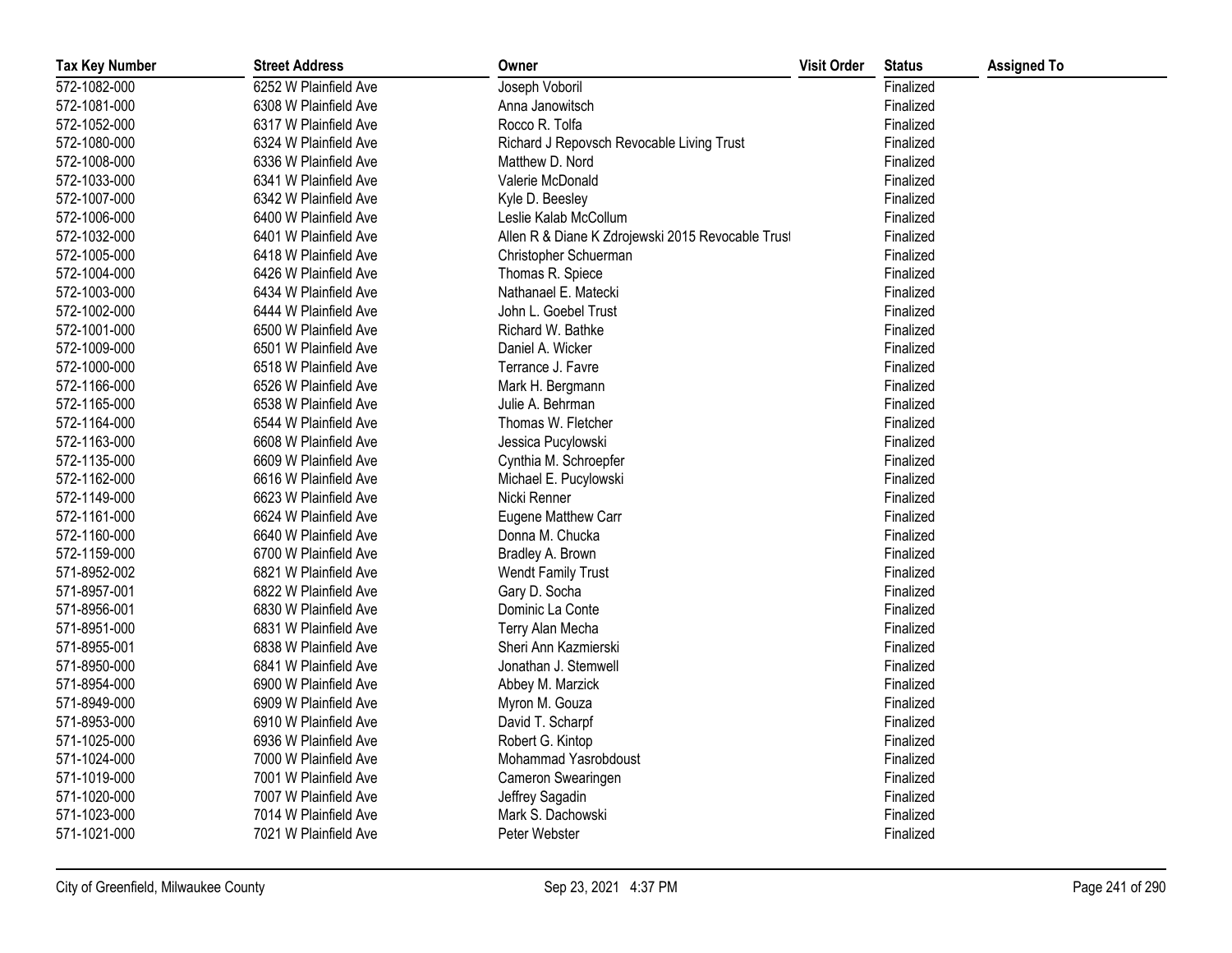| Tax Key Number | Street Address | Owner | Visit Order | Status | Assigned To |
|---|---|---|---|---|---|
| 572-1082-000 | 6252 W Plainfield Ave | Joseph Voboril | | Finalized | |
| 572-1081-000 | 6308 W Plainfield Ave | Anna Janowitsch | | Finalized | |
| 572-1052-000 | 6317 W Plainfield Ave | Rocco R. Tolfa | | Finalized | |
| 572-1080-000 | 6324 W Plainfield Ave | Richard J Repovsch Revocable Living Trust | | Finalized | |
| 572-1008-000 | 6336 W Plainfield Ave | Matthew D. Nord | | Finalized | |
| 572-1033-000 | 6341 W Plainfield Ave | Valerie McDonald | | Finalized | |
| 572-1007-000 | 6342 W Plainfield Ave | Kyle D. Beesley | | Finalized | |
| 572-1006-000 | 6400 W Plainfield Ave | Leslie Kalab McCollum | | Finalized | |
| 572-1032-000 | 6401 W Plainfield Ave | Allen R & Diane K Zdrojewski 2015 Revocable Trust | | Finalized | |
| 572-1005-000 | 6418 W Plainfield Ave | Christopher Schuerman | | Finalized | |
| 572-1004-000 | 6426 W Plainfield Ave | Thomas R. Spiece | | Finalized | |
| 572-1003-000 | 6434 W Plainfield Ave | Nathanael E. Matecki | | Finalized | |
| 572-1002-000 | 6444 W Plainfield Ave | John L. Goebel Trust | | Finalized | |
| 572-1001-000 | 6500 W Plainfield Ave | Richard W. Bathke | | Finalized | |
| 572-1009-000 | 6501 W Plainfield Ave | Daniel A. Wicker | | Finalized | |
| 572-1000-000 | 6518 W Plainfield Ave | Terrance J. Favre | | Finalized | |
| 572-1166-000 | 6526 W Plainfield Ave | Mark H. Bergmann | | Finalized | |
| 572-1165-000 | 6538 W Plainfield Ave | Julie A. Behrman | | Finalized | |
| 572-1164-000 | 6544 W Plainfield Ave | Thomas W. Fletcher | | Finalized | |
| 572-1163-000 | 6608 W Plainfield Ave | Jessica Pucylowski | | Finalized | |
| 572-1135-000 | 6609 W Plainfield Ave | Cynthia M. Schroepfer | | Finalized | |
| 572-1162-000 | 6616 W Plainfield Ave | Michael E. Pucylowski | | Finalized | |
| 572-1149-000 | 6623 W Plainfield Ave | Nicki Renner | | Finalized | |
| 572-1161-000 | 6624 W Plainfield Ave | Eugene Matthew Carr | | Finalized | |
| 572-1160-000 | 6640 W Plainfield Ave | Donna M. Chucka | | Finalized | |
| 572-1159-000 | 6700 W Plainfield Ave | Bradley A. Brown | | Finalized | |
| 571-8952-002 | 6821 W Plainfield Ave | Wendt Family Trust | | Finalized | |
| 571-8957-001 | 6822 W Plainfield Ave | Gary D. Socha | | Finalized | |
| 571-8956-001 | 6830 W Plainfield Ave | Dominic La Conte | | Finalized | |
| 571-8951-000 | 6831 W Plainfield Ave | Terry Alan Mecha | | Finalized | |
| 571-8955-001 | 6838 W Plainfield Ave | Sheri Ann Kazmierski | | Finalized | |
| 571-8950-000 | 6841 W Plainfield Ave | Jonathan J. Stemwell | | Finalized | |
| 571-8954-000 | 6900 W Plainfield Ave | Abbey M. Marzick | | Finalized | |
| 571-8949-000 | 6909 W Plainfield Ave | Myron M. Gouza | | Finalized | |
| 571-8953-000 | 6910 W Plainfield Ave | David T. Scharpf | | Finalized | |
| 571-1025-000 | 6936 W Plainfield Ave | Robert G. Kintop | | Finalized | |
| 571-1024-000 | 7000 W Plainfield Ave | Mohammad Yasrobdoust | | Finalized | |
| 571-1019-000 | 7001 W Plainfield Ave | Cameron Swearingen | | Finalized | |
| 571-1020-000 | 7007 W Plainfield Ave | Jeffrey Sagadin | | Finalized | |
| 571-1023-000 | 7014 W Plainfield Ave | Mark S. Dachowski | | Finalized | |
| 571-1021-000 | 7021 W Plainfield Ave | Peter Webster | | Finalized | |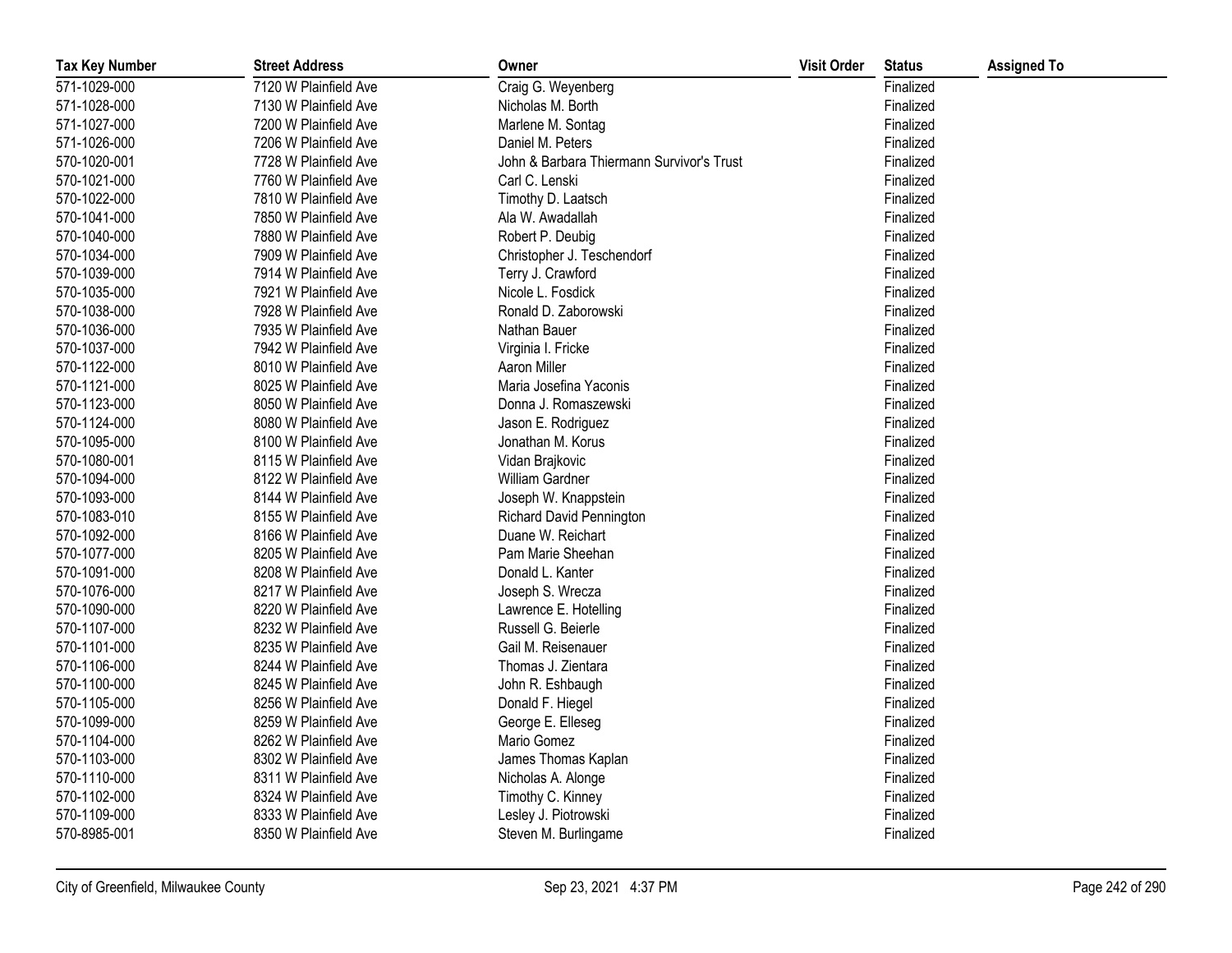| Tax Key Number | Street Address | Owner | Visit Order | Status | Assigned To |
|---|---|---|---|---|---|
| 571-1029-000 | 7120 W Plainfield Ave | Craig G. Weyenberg | | Finalized | |
| 571-1028-000 | 7130 W Plainfield Ave | Nicholas M. Borth | | Finalized | |
| 571-1027-000 | 7200 W Plainfield Ave | Marlene M. Sontag | | Finalized | |
| 571-1026-000 | 7206 W Plainfield Ave | Daniel M. Peters | | Finalized | |
| 570-1020-001 | 7728 W Plainfield Ave | John & Barbara Thiermann Survivor's Trust | | Finalized | |
| 570-1021-000 | 7760 W Plainfield Ave | Carl C. Lenski | | Finalized | |
| 570-1022-000 | 7810 W Plainfield Ave | Timothy D. Laatsch | | Finalized | |
| 570-1041-000 | 7850 W Plainfield Ave | Ala W. Awadallah | | Finalized | |
| 570-1040-000 | 7880 W Plainfield Ave | Robert P. Deubig | | Finalized | |
| 570-1034-000 | 7909 W Plainfield Ave | Christopher J. Teschendorf | | Finalized | |
| 570-1039-000 | 7914 W Plainfield Ave | Terry J. Crawford | | Finalized | |
| 570-1035-000 | 7921 W Plainfield Ave | Nicole L. Fosdick | | Finalized | |
| 570-1038-000 | 7928 W Plainfield Ave | Ronald D. Zaborowski | | Finalized | |
| 570-1036-000 | 7935 W Plainfield Ave | Nathan Bauer | | Finalized | |
| 570-1037-000 | 7942 W Plainfield Ave | Virginia I. Fricke | | Finalized | |
| 570-1122-000 | 8010 W Plainfield Ave | Aaron Miller | | Finalized | |
| 570-1121-000 | 8025 W Plainfield Ave | Maria Josefina Yaconis | | Finalized | |
| 570-1123-000 | 8050 W Plainfield Ave | Donna J. Romaszewski | | Finalized | |
| 570-1124-000 | 8080 W Plainfield Ave | Jason E. Rodriguez | | Finalized | |
| 570-1095-000 | 8100 W Plainfield Ave | Jonathan M. Korus | | Finalized | |
| 570-1080-001 | 8115 W Plainfield Ave | Vidan Brajkovic | | Finalized | |
| 570-1094-000 | 8122 W Plainfield Ave | William Gardner | | Finalized | |
| 570-1093-000 | 8144 W Plainfield Ave | Joseph W. Knappstein | | Finalized | |
| 570-1083-010 | 8155 W Plainfield Ave | Richard David Pennington | | Finalized | |
| 570-1092-000 | 8166 W Plainfield Ave | Duane W. Reichart | | Finalized | |
| 570-1077-000 | 8205 W Plainfield Ave | Pam Marie Sheehan | | Finalized | |
| 570-1091-000 | 8208 W Plainfield Ave | Donald L. Kanter | | Finalized | |
| 570-1076-000 | 8217 W Plainfield Ave | Joseph S. Wrecza | | Finalized | |
| 570-1090-000 | 8220 W Plainfield Ave | Lawrence E. Hotelling | | Finalized | |
| 570-1107-000 | 8232 W Plainfield Ave | Russell G. Beierle | | Finalized | |
| 570-1101-000 | 8235 W Plainfield Ave | Gail M. Reisenauer | | Finalized | |
| 570-1106-000 | 8244 W Plainfield Ave | Thomas J. Zientara | | Finalized | |
| 570-1100-000 | 8245 W Plainfield Ave | John R. Eshbaugh | | Finalized | |
| 570-1105-000 | 8256 W Plainfield Ave | Donald F. Hiegel | | Finalized | |
| 570-1099-000 | 8259 W Plainfield Ave | George E. Elleseg | | Finalized | |
| 570-1104-000 | 8262 W Plainfield Ave | Mario Gomez | | Finalized | |
| 570-1103-000 | 8302 W Plainfield Ave | James Thomas Kaplan | | Finalized | |
| 570-1110-000 | 8311 W Plainfield Ave | Nicholas A. Alonge | | Finalized | |
| 570-1102-000 | 8324 W Plainfield Ave | Timothy C. Kinney | | Finalized | |
| 570-1109-000 | 8333 W Plainfield Ave | Lesley J. Piotrowski | | Finalized | |
| 570-8985-001 | 8350 W Plainfield Ave | Steven M. Burlingame | | Finalized | |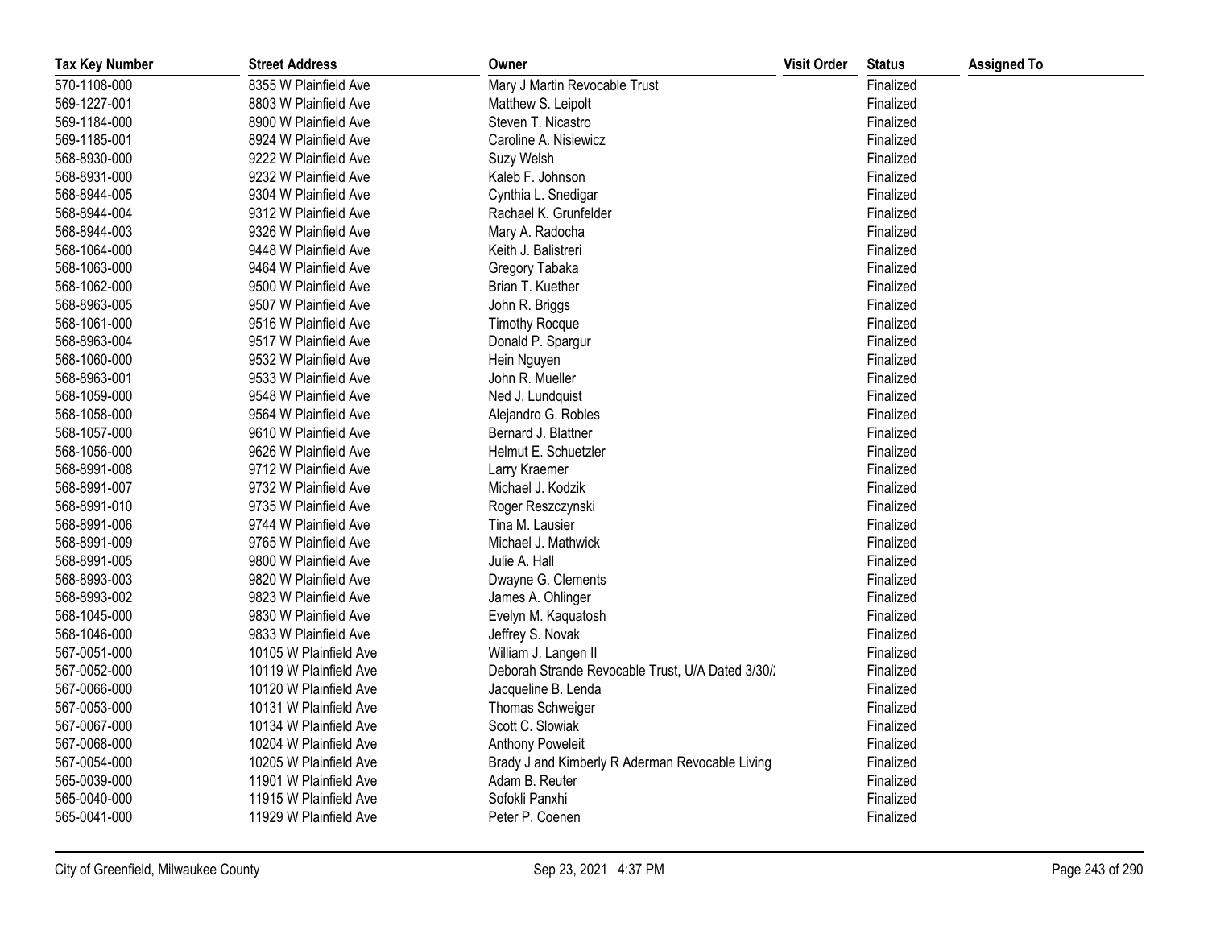| Tax Key Number | Street Address | Owner | Visit Order | Status | Assigned To |
|---|---|---|---|---|---|
| 570-1108-000 | 8355 W Plainfield Ave | Mary J Martin Revocable Trust | | Finalized | |
| 569-1227-001 | 8803 W Plainfield Ave | Matthew S. Leipolt | | Finalized | |
| 569-1184-000 | 8900 W Plainfield Ave | Steven T. Nicastro | | Finalized | |
| 569-1185-001 | 8924 W Plainfield Ave | Caroline A. Nisiewicz | | Finalized | |
| 568-8930-000 | 9222 W Plainfield Ave | Suzy Welsh | | Finalized | |
| 568-8931-000 | 9232 W Plainfield Ave | Kaleb F. Johnson | | Finalized | |
| 568-8944-005 | 9304 W Plainfield Ave | Cynthia L. Snedigar | | Finalized | |
| 568-8944-004 | 9312 W Plainfield Ave | Rachael K. Grunfelder | | Finalized | |
| 568-8944-003 | 9326 W Plainfield Ave | Mary A. Radocha | | Finalized | |
| 568-1064-000 | 9448 W Plainfield Ave | Keith J. Balistreri | | Finalized | |
| 568-1063-000 | 9464 W Plainfield Ave | Gregory Tabaka | | Finalized | |
| 568-1062-000 | 9500 W Plainfield Ave | Brian T. Kuether | | Finalized | |
| 568-8963-005 | 9507 W Plainfield Ave | John R. Briggs | | Finalized | |
| 568-1061-000 | 9516 W Plainfield Ave | Timothy Rocque | | Finalized | |
| 568-8963-004 | 9517 W Plainfield Ave | Donald P. Spargur | | Finalized | |
| 568-1060-000 | 9532 W Plainfield Ave | Hein Nguyen | | Finalized | |
| 568-8963-001 | 9533 W Plainfield Ave | John R. Mueller | | Finalized | |
| 568-1059-000 | 9548 W Plainfield Ave | Ned J. Lundquist | | Finalized | |
| 568-1058-000 | 9564 W Plainfield Ave | Alejandro G. Robles | | Finalized | |
| 568-1057-000 | 9610 W Plainfield Ave | Bernard J. Blattner | | Finalized | |
| 568-1056-000 | 9626 W Plainfield Ave | Helmut E. Schuetzler | | Finalized | |
| 568-8991-008 | 9712 W Plainfield Ave | Larry Kraemer | | Finalized | |
| 568-8991-007 | 9732 W Plainfield Ave | Michael J. Kodzik | | Finalized | |
| 568-8991-010 | 9735 W Plainfield Ave | Roger Reszczynski | | Finalized | |
| 568-8991-006 | 9744 W Plainfield Ave | Tina M. Lausier | | Finalized | |
| 568-8991-009 | 9765 W Plainfield Ave | Michael J. Mathwick | | Finalized | |
| 568-8991-005 | 9800 W Plainfield Ave | Julie A. Hall | | Finalized | |
| 568-8993-003 | 9820 W Plainfield Ave | Dwayne G. Clements | | Finalized | |
| 568-8993-002 | 9823 W Plainfield Ave | James A. Ohlinger | | Finalized | |
| 568-1045-000 | 9830 W Plainfield Ave | Evelyn M. Kaquatosh | | Finalized | |
| 568-1046-000 | 9833 W Plainfield Ave | Jeffrey S. Novak | | Finalized | |
| 567-0051-000 | 10105 W Plainfield Ave | William J. Langen II | | Finalized | |
| 567-0052-000 | 10119 W Plainfield Ave | Deborah Strande Revocable Trust, U/A Dated 3/30/: | | Finalized | |
| 567-0066-000 | 10120 W Plainfield Ave | Jacqueline B. Lenda | | Finalized | |
| 567-0053-000 | 10131 W Plainfield Ave | Thomas Schweiger | | Finalized | |
| 567-0067-000 | 10134 W Plainfield Ave | Scott C. Slowiak | | Finalized | |
| 567-0068-000 | 10204 W Plainfield Ave | Anthony Poweleit | | Finalized | |
| 567-0054-000 | 10205 W Plainfield Ave | Brady J and Kimberly R Aderman Revocable Living | | Finalized | |
| 565-0039-000 | 11901 W Plainfield Ave | Adam B. Reuter | | Finalized | |
| 565-0040-000 | 11915 W Plainfield Ave | Sofokli Panxhi | | Finalized | |
| 565-0041-000 | 11929 W Plainfield Ave | Peter P. Coenen | | Finalized | |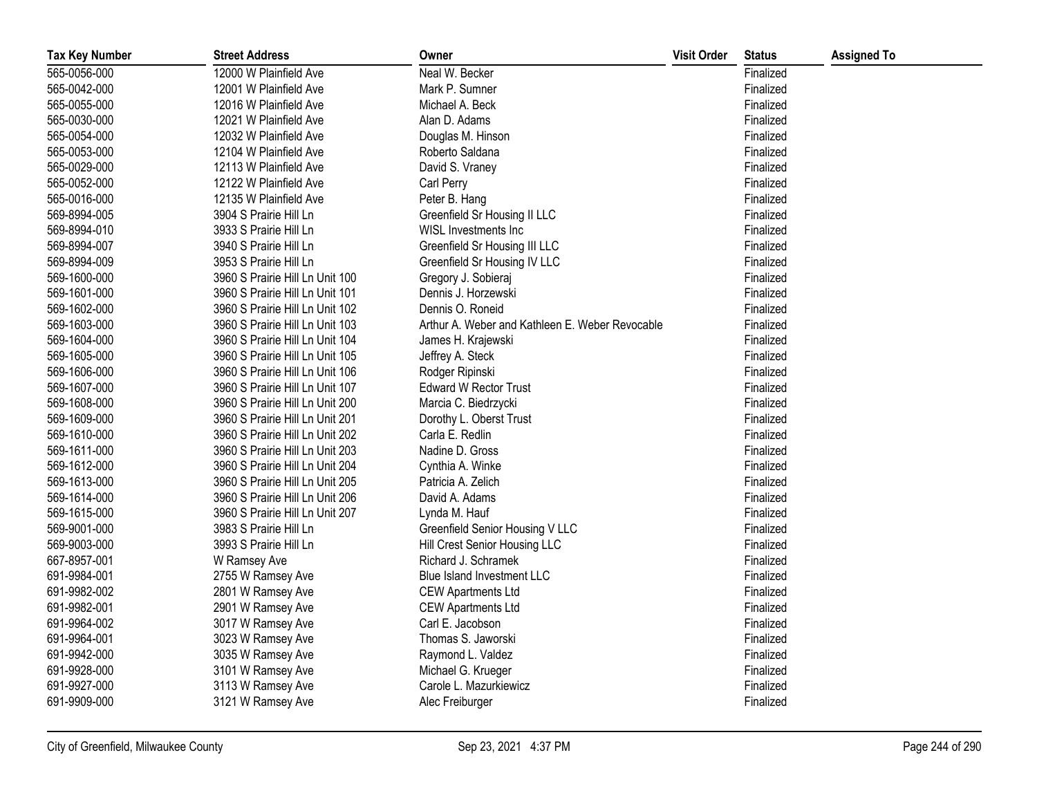| Tax Key Number | Street Address | Owner | Visit Order | Status | Assigned To |
|---|---|---|---|---|---|
| 565-0056-000 | 12000 W Plainfield Ave | Neal W. Becker | | Finalized | |
| 565-0042-000 | 12001 W Plainfield Ave | Mark P. Sumner | | Finalized | |
| 565-0055-000 | 12016 W Plainfield Ave | Michael A. Beck | | Finalized | |
| 565-0030-000 | 12021 W Plainfield Ave | Alan D. Adams | | Finalized | |
| 565-0054-000 | 12032 W Plainfield Ave | Douglas M. Hinson | | Finalized | |
| 565-0053-000 | 12104 W Plainfield Ave | Roberto Saldana | | Finalized | |
| 565-0029-000 | 12113 W Plainfield Ave | David S. Vraney | | Finalized | |
| 565-0052-000 | 12122 W Plainfield Ave | Carl Perry | | Finalized | |
| 565-0016-000 | 12135 W Plainfield Ave | Peter B. Hang | | Finalized | |
| 569-8994-005 | 3904 S Prairie Hill Ln | Greenfield Sr Housing II LLC | | Finalized | |
| 569-8994-010 | 3933 S Prairie Hill Ln | WISL Investments Inc | | Finalized | |
| 569-8994-007 | 3940 S Prairie Hill Ln | Greenfield Sr Housing III LLC | | Finalized | |
| 569-8994-009 | 3953 S Prairie Hill Ln | Greenfield Sr Housing IV LLC | | Finalized | |
| 569-1600-000 | 3960 S Prairie Hill Ln Unit 100 | Gregory J. Sobieraj | | Finalized | |
| 569-1601-000 | 3960 S Prairie Hill Ln Unit 101 | Dennis J. Horzewski | | Finalized | |
| 569-1602-000 | 3960 S Prairie Hill Ln Unit 102 | Dennis O. Roneid | | Finalized | |
| 569-1603-000 | 3960 S Prairie Hill Ln Unit 103 | Arthur A. Weber and Kathleen E. Weber Revocable | | Finalized | |
| 569-1604-000 | 3960 S Prairie Hill Ln Unit 104 | James H. Krajewski | | Finalized | |
| 569-1605-000 | 3960 S Prairie Hill Ln Unit 105 | Jeffrey A. Steck | | Finalized | |
| 569-1606-000 | 3960 S Prairie Hill Ln Unit 106 | Rodger Ripinski | | Finalized | |
| 569-1607-000 | 3960 S Prairie Hill Ln Unit 107 | Edward W Rector Trust | | Finalized | |
| 569-1608-000 | 3960 S Prairie Hill Ln Unit 200 | Marcia C. Biedrzycki | | Finalized | |
| 569-1609-000 | 3960 S Prairie Hill Ln Unit 201 | Dorothy L. Oberst Trust | | Finalized | |
| 569-1610-000 | 3960 S Prairie Hill Ln Unit 202 | Carla E. Redlin | | Finalized | |
| 569-1611-000 | 3960 S Prairie Hill Ln Unit 203 | Nadine D. Gross | | Finalized | |
| 569-1612-000 | 3960 S Prairie Hill Ln Unit 204 | Cynthia A. Winke | | Finalized | |
| 569-1613-000 | 3960 S Prairie Hill Ln Unit 205 | Patricia A. Zelich | | Finalized | |
| 569-1614-000 | 3960 S Prairie Hill Ln Unit 206 | David A. Adams | | Finalized | |
| 569-1615-000 | 3960 S Prairie Hill Ln Unit 207 | Lynda M. Hauf | | Finalized | |
| 569-9001-000 | 3983 S Prairie Hill Ln | Greenfield Senior Housing V LLC | | Finalized | |
| 569-9003-000 | 3993 S Prairie Hill Ln | Hill Crest Senior Housing LLC | | Finalized | |
| 667-8957-001 | W Ramsey Ave | Richard J. Schramek | | Finalized | |
| 691-9984-001 | 2755 W Ramsey Ave | Blue Island Investment LLC | | Finalized | |
| 691-9982-002 | 2801 W Ramsey Ave | CEW Apartments Ltd | | Finalized | |
| 691-9982-001 | 2901 W Ramsey Ave | CEW Apartments Ltd | | Finalized | |
| 691-9964-002 | 3017 W Ramsey Ave | Carl E. Jacobson | | Finalized | |
| 691-9964-001 | 3023 W Ramsey Ave | Thomas S. Jaworski | | Finalized | |
| 691-9942-000 | 3035 W Ramsey Ave | Raymond L. Valdez | | Finalized | |
| 691-9928-000 | 3101 W Ramsey Ave | Michael G. Krueger | | Finalized | |
| 691-9927-000 | 3113 W Ramsey Ave | Carole L. Mazurkiewicz | | Finalized | |
| 691-9909-000 | 3121 W Ramsey Ave | Alec Freiburger | | Finalized | |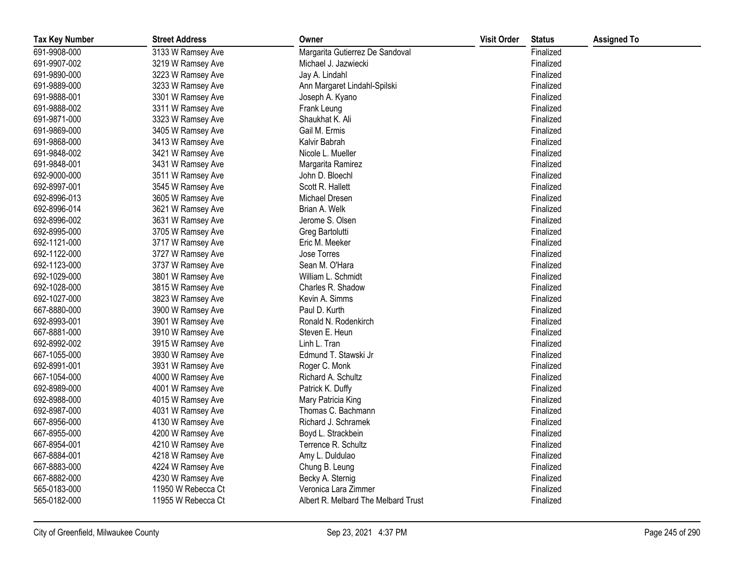| Tax Key Number | Street Address | Owner | Visit Order | Status | Assigned To |
|---|---|---|---|---|---|
| 691-9908-000 | 3133 W Ramsey Ave | Margarita Gutierrez De Sandoval | | Finalized | |
| 691-9907-002 | 3219 W Ramsey Ave | Michael J. Jazwiecki | | Finalized | |
| 691-9890-000 | 3223 W Ramsey Ave | Jay A. Lindahl | | Finalized | |
| 691-9889-000 | 3233 W Ramsey Ave | Ann Margaret Lindahl-Spilski | | Finalized | |
| 691-9888-001 | 3301 W Ramsey Ave | Joseph A. Kyano | | Finalized | |
| 691-9888-002 | 3311 W Ramsey Ave | Frank Leung | | Finalized | |
| 691-9871-000 | 3323 W Ramsey Ave | Shaukhat K. Ali | | Finalized | |
| 691-9869-000 | 3405 W Ramsey Ave | Gail M. Ermis | | Finalized | |
| 691-9868-000 | 3413 W Ramsey Ave | Kalvir Babrah | | Finalized | |
| 691-9848-002 | 3421 W Ramsey Ave | Nicole L. Mueller | | Finalized | |
| 691-9848-001 | 3431 W Ramsey Ave | Margarita Ramirez | | Finalized | |
| 692-9000-000 | 3511 W Ramsey Ave | John D. Bloechl | | Finalized | |
| 692-8997-001 | 3545 W Ramsey Ave | Scott R. Hallett | | Finalized | |
| 692-8996-013 | 3605 W Ramsey Ave | Michael Dresen | | Finalized | |
| 692-8996-014 | 3621 W Ramsey Ave | Brian A. Welk | | Finalized | |
| 692-8996-002 | 3631 W Ramsey Ave | Jerome S. Olsen | | Finalized | |
| 692-8995-000 | 3705 W Ramsey Ave | Greg Bartolutti | | Finalized | |
| 692-1121-000 | 3717 W Ramsey Ave | Eric M. Meeker | | Finalized | |
| 692-1122-000 | 3727 W Ramsey Ave | Jose Torres | | Finalized | |
| 692-1123-000 | 3737 W Ramsey Ave | Sean M. O'Hara | | Finalized | |
| 692-1029-000 | 3801 W Ramsey Ave | William L. Schmidt | | Finalized | |
| 692-1028-000 | 3815 W Ramsey Ave | Charles R. Shadow | | Finalized | |
| 692-1027-000 | 3823 W Ramsey Ave | Kevin A. Simms | | Finalized | |
| 667-8880-000 | 3900 W Ramsey Ave | Paul D. Kurth | | Finalized | |
| 692-8993-001 | 3901 W Ramsey Ave | Ronald N. Rodenkirch | | Finalized | |
| 667-8881-000 | 3910 W Ramsey Ave | Steven E. Heun | | Finalized | |
| 692-8992-002 | 3915 W Ramsey Ave | Linh L. Tran | | Finalized | |
| 667-1055-000 | 3930 W Ramsey Ave | Edmund T. Stawski Jr | | Finalized | |
| 692-8991-001 | 3931 W Ramsey Ave | Roger C. Monk | | Finalized | |
| 667-1054-000 | 4000 W Ramsey Ave | Richard A. Schultz | | Finalized | |
| 692-8989-000 | 4001 W Ramsey Ave | Patrick K. Duffy | | Finalized | |
| 692-8988-000 | 4015 W Ramsey Ave | Mary Patricia King | | Finalized | |
| 692-8987-000 | 4031 W Ramsey Ave | Thomas C. Bachmann | | Finalized | |
| 667-8956-000 | 4130 W Ramsey Ave | Richard J. Schramek | | Finalized | |
| 667-8955-000 | 4200 W Ramsey Ave | Boyd L. Strackbein | | Finalized | |
| 667-8954-001 | 4210 W Ramsey Ave | Terrence R. Schultz | | Finalized | |
| 667-8884-001 | 4218 W Ramsey Ave | Amy L. Duldulao | | Finalized | |
| 667-8883-000 | 4224 W Ramsey Ave | Chung B. Leung | | Finalized | |
| 667-8882-000 | 4230 W Ramsey Ave | Becky A. Sternig | | Finalized | |
| 565-0183-000 | 11950 W Rebecca Ct | Veronica Lara Zimmer | | Finalized | |
| 565-0182-000 | 11955 W Rebecca Ct | Albert R. Melbard The Melbard Trust | | Finalized | |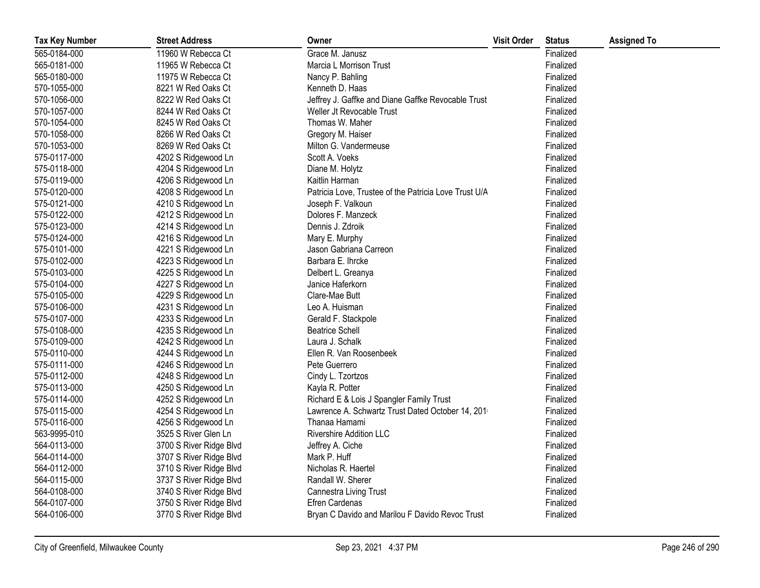| Tax Key Number | Street Address | Owner | Visit Order | Status | Assigned To |
|---|---|---|---|---|---|
| 565-0184-000 | 11960 W Rebecca Ct | Grace M. Janusz | | Finalized | |
| 565-0181-000 | 11965 W Rebecca Ct | Marcia L Morrison Trust | | Finalized | |
| 565-0180-000 | 11975 W Rebecca Ct | Nancy P. Bahling | | Finalized | |
| 570-1055-000 | 8221 W Red Oaks Ct | Kenneth D. Haas | | Finalized | |
| 570-1056-000 | 8222 W Red Oaks Ct | Jeffrey J. Gaffke and Diane Gaffke Revocable Trust | | Finalized | |
| 570-1057-000 | 8244 W Red Oaks Ct | Weller Jt Revocable Trust | | Finalized | |
| 570-1054-000 | 8245 W Red Oaks Ct | Thomas W. Maher | | Finalized | |
| 570-1058-000 | 8266 W Red Oaks Ct | Gregory M. Haiser | | Finalized | |
| 570-1053-000 | 8269 W Red Oaks Ct | Milton G. Vandermeuse | | Finalized | |
| 575-0117-000 | 4202 S Ridgewood Ln | Scott A. Voeks | | Finalized | |
| 575-0118-000 | 4204 S Ridgewood Ln | Diane M. Holytz | | Finalized | |
| 575-0119-000 | 4206 S Ridgewood Ln | Kaitlin Harman | | Finalized | |
| 575-0120-000 | 4208 S Ridgewood Ln | Patricia Love, Trustee of the Patricia Love Trust U/A | | Finalized | |
| 575-0121-000 | 4210 S Ridgewood Ln | Joseph F. Valkoun | | Finalized | |
| 575-0122-000 | 4212 S Ridgewood Ln | Dolores F. Manzeck | | Finalized | |
| 575-0123-000 | 4214 S Ridgewood Ln | Dennis J. Zdroik | | Finalized | |
| 575-0124-000 | 4216 S Ridgewood Ln | Mary E. Murphy | | Finalized | |
| 575-0101-000 | 4221 S Ridgewood Ln | Jason Gabriana Carreon | | Finalized | |
| 575-0102-000 | 4223 S Ridgewood Ln | Barbara E. Ihrcke | | Finalized | |
| 575-0103-000 | 4225 S Ridgewood Ln | Delbert L. Greanya | | Finalized | |
| 575-0104-000 | 4227 S Ridgewood Ln | Janice Haferkorn | | Finalized | |
| 575-0105-000 | 4229 S Ridgewood Ln | Clare-Mae Butt | | Finalized | |
| 575-0106-000 | 4231 S Ridgewood Ln | Leo A. Huisman | | Finalized | |
| 575-0107-000 | 4233 S Ridgewood Ln | Gerald F. Stackpole | | Finalized | |
| 575-0108-000 | 4235 S Ridgewood Ln | Beatrice Schell | | Finalized | |
| 575-0109-000 | 4242 S Ridgewood Ln | Laura J. Schalk | | Finalized | |
| 575-0110-000 | 4244 S Ridgewood Ln | Ellen R. Van Roosenbeek | | Finalized | |
| 575-0111-000 | 4246 S Ridgewood Ln | Pete Guerrero | | Finalized | |
| 575-0112-000 | 4248 S Ridgewood Ln | Cindy L. Tzortzos | | Finalized | |
| 575-0113-000 | 4250 S Ridgewood Ln | Kayla R. Potter | | Finalized | |
| 575-0114-000 | 4252 S Ridgewood Ln | Richard E & Lois J Spangler Family Trust | | Finalized | |
| 575-0115-000 | 4254 S Ridgewood Ln | Lawrence A. Schwartz Trust Dated October 14, 201 | | Finalized | |
| 575-0116-000 | 4256 S Ridgewood Ln | Thanaa Hamami | | Finalized | |
| 563-9995-010 | 3525 S River Glen Ln | Rivershire Addition LLC | | Finalized | |
| 564-0113-000 | 3700 S River Ridge Blvd | Jeffrey A. Ciche | | Finalized | |
| 564-0114-000 | 3707 S River Ridge Blvd | Mark P. Huff | | Finalized | |
| 564-0112-000 | 3710 S River Ridge Blvd | Nicholas R. Haertel | | Finalized | |
| 564-0115-000 | 3737 S River Ridge Blvd | Randall W. Sherer | | Finalized | |
| 564-0108-000 | 3740 S River Ridge Blvd | Cannestra Living Trust | | Finalized | |
| 564-0107-000 | 3750 S River Ridge Blvd | Efren Cardenas | | Finalized | |
| 564-0106-000 | 3770 S River Ridge Blvd | Bryan C Davido and Marilou F Davido Revoc Trust | | Finalized | |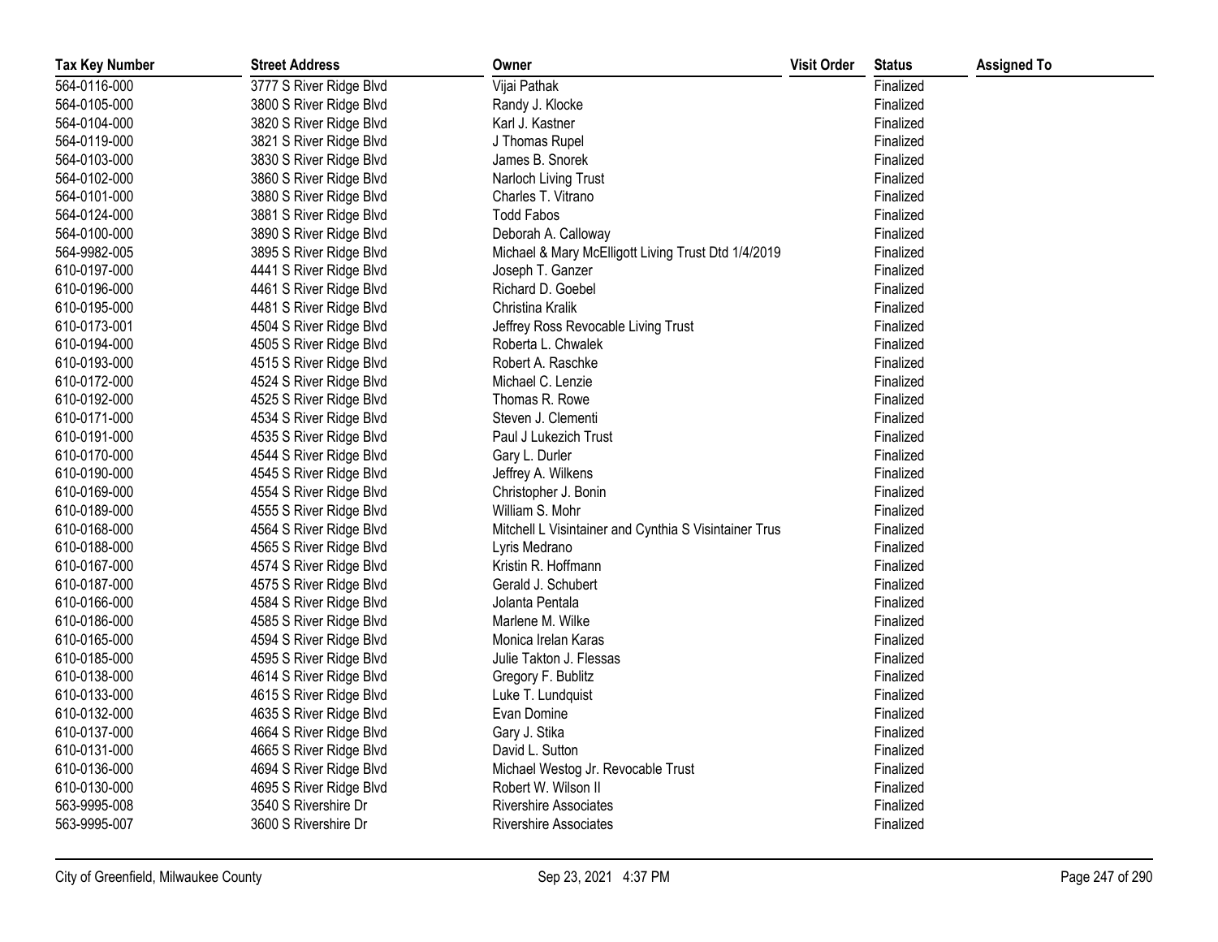| Tax Key Number | Street Address | Owner | Visit Order | Status | Assigned To |
| --- | --- | --- | --- | --- | --- |
| 564-0116-000 | 3777 S River Ridge Blvd | Vijai Pathak | | Finalized | |
| 564-0105-000 | 3800 S River Ridge Blvd | Randy J. Klocke | | Finalized | |
| 564-0104-000 | 3820 S River Ridge Blvd | Karl J. Kastner | | Finalized | |
| 564-0119-000 | 3821 S River Ridge Blvd | J Thomas Rupel | | Finalized | |
| 564-0103-000 | 3830 S River Ridge Blvd | James B. Snorek | | Finalized | |
| 564-0102-000 | 3860 S River Ridge Blvd | Narloch Living Trust | | Finalized | |
| 564-0101-000 | 3880 S River Ridge Blvd | Charles T. Vitrano | | Finalized | |
| 564-0124-000 | 3881 S River Ridge Blvd | Todd Fabos | | Finalized | |
| 564-0100-000 | 3890 S River Ridge Blvd | Deborah A. Calloway | | Finalized | |
| 564-9982-005 | 3895 S River Ridge Blvd | Michael & Mary McElligott Living Trust Dtd 1/4/2019 | | Finalized | |
| 610-0197-000 | 4441 S River Ridge Blvd | Joseph T. Ganzer | | Finalized | |
| 610-0196-000 | 4461 S River Ridge Blvd | Richard D. Goebel | | Finalized | |
| 610-0195-000 | 4481 S River Ridge Blvd | Christina Kralik | | Finalized | |
| 610-0173-001 | 4504 S River Ridge Blvd | Jeffrey Ross Revocable Living Trust | | Finalized | |
| 610-0194-000 | 4505 S River Ridge Blvd | Roberta L. Chwalek | | Finalized | |
| 610-0193-000 | 4515 S River Ridge Blvd | Robert A. Raschke | | Finalized | |
| 610-0172-000 | 4524 S River Ridge Blvd | Michael C. Lenzie | | Finalized | |
| 610-0192-000 | 4525 S River Ridge Blvd | Thomas R. Rowe | | Finalized | |
| 610-0171-000 | 4534 S River Ridge Blvd | Steven J. Clementi | | Finalized | |
| 610-0191-000 | 4535 S River Ridge Blvd | Paul J Lukezich Trust | | Finalized | |
| 610-0170-000 | 4544 S River Ridge Blvd | Gary L. Durler | | Finalized | |
| 610-0190-000 | 4545 S River Ridge Blvd | Jeffrey A. Wilkens | | Finalized | |
| 610-0169-000 | 4554 S River Ridge Blvd | Christopher J. Bonin | | Finalized | |
| 610-0189-000 | 4555 S River Ridge Blvd | William S. Mohr | | Finalized | |
| 610-0168-000 | 4564 S River Ridge Blvd | Mitchell L Visintainer and Cynthia S Visintainer Trus | | Finalized | |
| 610-0188-000 | 4565 S River Ridge Blvd | Lyris Medrano | | Finalized | |
| 610-0167-000 | 4574 S River Ridge Blvd | Kristin R. Hoffmann | | Finalized | |
| 610-0187-000 | 4575 S River Ridge Blvd | Gerald J. Schubert | | Finalized | |
| 610-0166-000 | 4584 S River Ridge Blvd | Jolanta Pentala | | Finalized | |
| 610-0186-000 | 4585 S River Ridge Blvd | Marlene M. Wilke | | Finalized | |
| 610-0165-000 | 4594 S River Ridge Blvd | Monica Irelan Karas | | Finalized | |
| 610-0185-000 | 4595 S River Ridge Blvd | Julie Takton J. Flessas | | Finalized | |
| 610-0138-000 | 4614 S River Ridge Blvd | Gregory F. Bublitz | | Finalized | |
| 610-0133-000 | 4615 S River Ridge Blvd | Luke T. Lundquist | | Finalized | |
| 610-0132-000 | 4635 S River Ridge Blvd | Evan Domine | | Finalized | |
| 610-0137-000 | 4664 S River Ridge Blvd | Gary J. Stika | | Finalized | |
| 610-0131-000 | 4665 S River Ridge Blvd | David L. Sutton | | Finalized | |
| 610-0136-000 | 4694 S River Ridge Blvd | Michael Westog Jr. Revocable Trust | | Finalized | |
| 610-0130-000 | 4695 S River Ridge Blvd | Robert W. Wilson II | | Finalized | |
| 563-9995-008 | 3540 S Rivershire Dr | Rivershire Associates | | Finalized | |
| 563-9995-007 | 3600 S Rivershire Dr | Rivershire Associates | | Finalized | |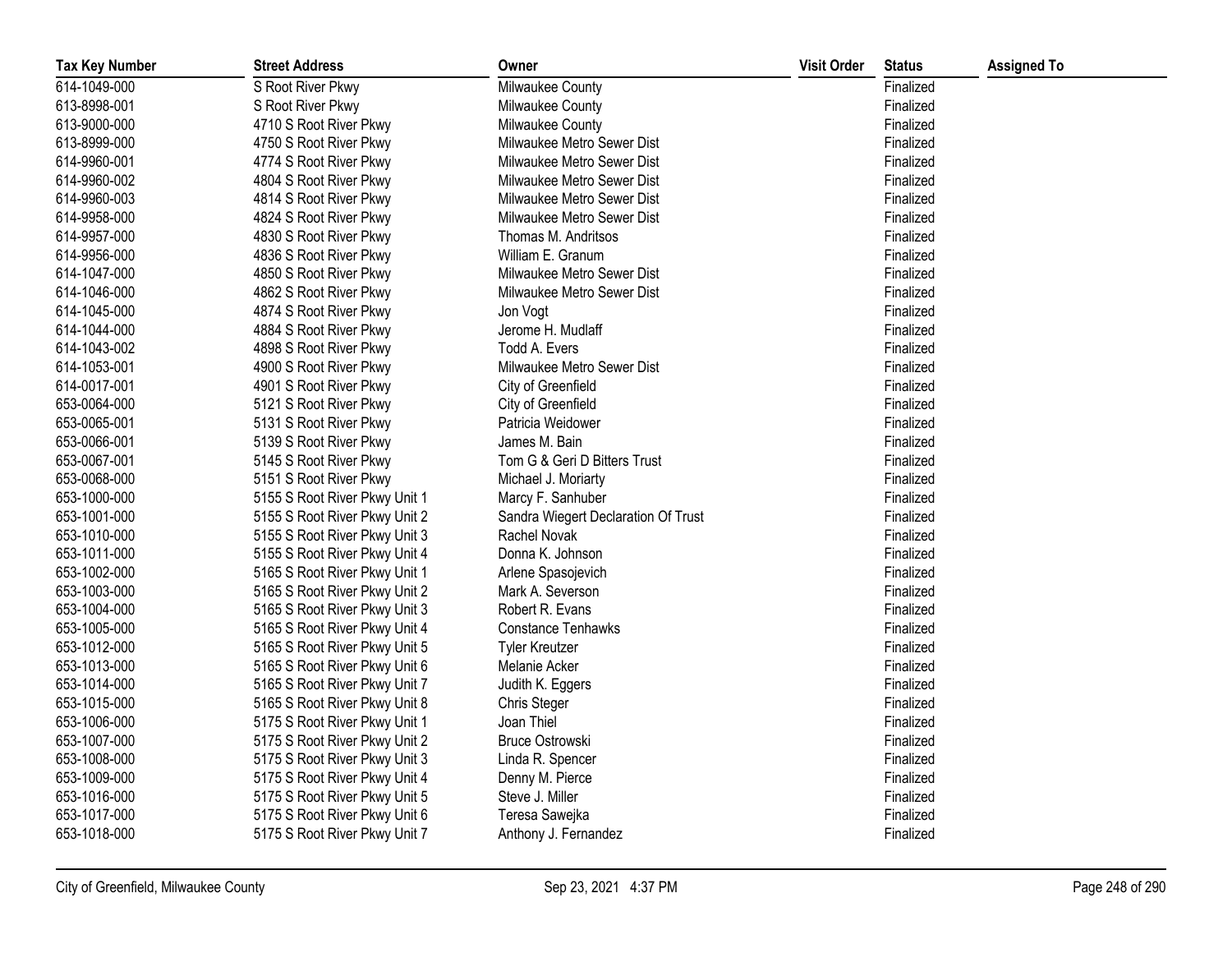| Tax Key Number | Street Address | Owner | Visit Order | Status | Assigned To |
| --- | --- | --- | --- | --- | --- |
| 614-1049-000 | S Root River Pkwy | Milwaukee County | | Finalized | |
| 613-8998-001 | S Root River Pkwy | Milwaukee County | | Finalized | |
| 613-9000-000 | 4710 S Root River Pkwy | Milwaukee County | | Finalized | |
| 613-8999-000 | 4750 S Root River Pkwy | Milwaukee Metro Sewer Dist | | Finalized | |
| 614-9960-001 | 4774 S Root River Pkwy | Milwaukee Metro Sewer Dist | | Finalized | |
| 614-9960-002 | 4804 S Root River Pkwy | Milwaukee Metro Sewer Dist | | Finalized | |
| 614-9960-003 | 4814 S Root River Pkwy | Milwaukee Metro Sewer Dist | | Finalized | |
| 614-9958-000 | 4824 S Root River Pkwy | Milwaukee Metro Sewer Dist | | Finalized | |
| 614-9957-000 | 4830 S Root River Pkwy | Thomas M. Andritsos | | Finalized | |
| 614-9956-000 | 4836 S Root River Pkwy | William E. Granum | | Finalized | |
| 614-1047-000 | 4850 S Root River Pkwy | Milwaukee Metro Sewer Dist | | Finalized | |
| 614-1046-000 | 4862 S Root River Pkwy | Milwaukee Metro Sewer Dist | | Finalized | |
| 614-1045-000 | 4874 S Root River Pkwy | Jon Vogt | | Finalized | |
| 614-1044-000 | 4884 S Root River Pkwy | Jerome H. Mudlaff | | Finalized | |
| 614-1043-002 | 4898 S Root River Pkwy | Todd A. Evers | | Finalized | |
| 614-1053-001 | 4900 S Root River Pkwy | Milwaukee Metro Sewer Dist | | Finalized | |
| 614-0017-001 | 4901 S Root River Pkwy | City of Greenfield | | Finalized | |
| 653-0064-000 | 5121 S Root River Pkwy | City of Greenfield | | Finalized | |
| 653-0065-001 | 5131 S Root River Pkwy | Patricia Weidower | | Finalized | |
| 653-0066-001 | 5139 S Root River Pkwy | James M. Bain | | Finalized | |
| 653-0067-001 | 5145 S Root River Pkwy | Tom G & Geri D Bitters Trust | | Finalized | |
| 653-0068-000 | 5151 S Root River Pkwy | Michael J. Moriarty | | Finalized | |
| 653-1000-000 | 5155 S Root River Pkwy Unit 1 | Marcy F. Sanhuber | | Finalized | |
| 653-1001-000 | 5155 S Root River Pkwy Unit 2 | Sandra Wiegert Declaration Of Trust | | Finalized | |
| 653-1010-000 | 5155 S Root River Pkwy Unit 3 | Rachel Novak | | Finalized | |
| 653-1011-000 | 5155 S Root River Pkwy Unit 4 | Donna K. Johnson | | Finalized | |
| 653-1002-000 | 5165 S Root River Pkwy Unit 1 | Arlene Spasojevich | | Finalized | |
| 653-1003-000 | 5165 S Root River Pkwy Unit 2 | Mark A. Severson | | Finalized | |
| 653-1004-000 | 5165 S Root River Pkwy Unit 3 | Robert R. Evans | | Finalized | |
| 653-1005-000 | 5165 S Root River Pkwy Unit 4 | Constance Tenhawks | | Finalized | |
| 653-1012-000 | 5165 S Root River Pkwy Unit 5 | Tyler Kreutzer | | Finalized | |
| 653-1013-000 | 5165 S Root River Pkwy Unit 6 | Melanie Acker | | Finalized | |
| 653-1014-000 | 5165 S Root River Pkwy Unit 7 | Judith K. Eggers | | Finalized | |
| 653-1015-000 | 5165 S Root River Pkwy Unit 8 | Chris Steger | | Finalized | |
| 653-1006-000 | 5175 S Root River Pkwy Unit 1 | Joan Thiel | | Finalized | |
| 653-1007-000 | 5175 S Root River Pkwy Unit 2 | Bruce Ostrowski | | Finalized | |
| 653-1008-000 | 5175 S Root River Pkwy Unit 3 | Linda R. Spencer | | Finalized | |
| 653-1009-000 | 5175 S Root River Pkwy Unit 4 | Denny M. Pierce | | Finalized | |
| 653-1016-000 | 5175 S Root River Pkwy Unit 5 | Steve J. Miller | | Finalized | |
| 653-1017-000 | 5175 S Root River Pkwy Unit 6 | Teresa Sawejka | | Finalized | |
| 653-1018-000 | 5175 S Root River Pkwy Unit 7 | Anthony J. Fernandez | | Finalized | |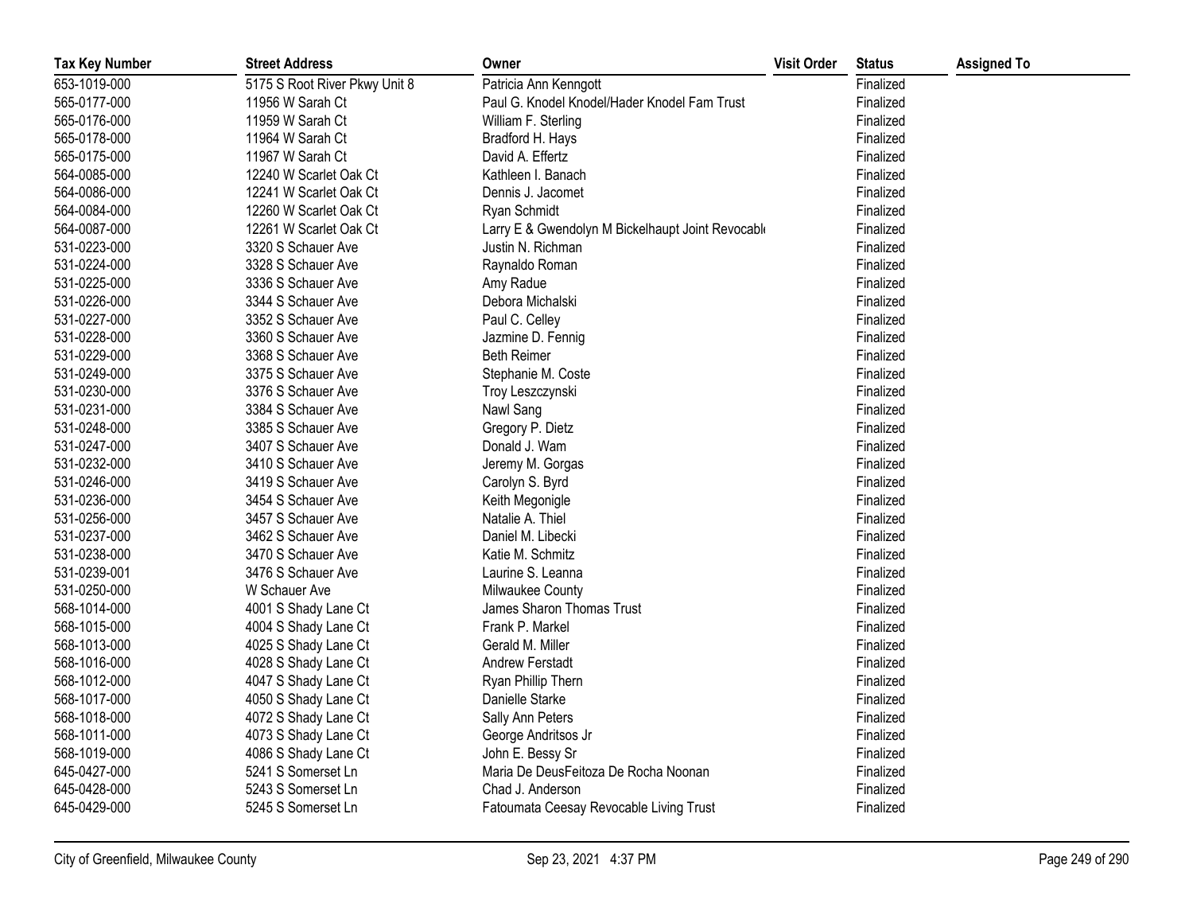| Tax Key Number | Street Address | Owner | Visit Order | Status | Assigned To |
| --- | --- | --- | --- | --- | --- |
| 653-1019-000 | 5175 S Root River Pkwy Unit 8 | Patricia Ann Kenngott | | Finalized | |
| 565-0177-000 | 11956 W Sarah Ct | Paul G. Knodel Knodel/Hader Knodel Fam Trust | | Finalized | |
| 565-0176-000 | 11959 W Sarah Ct | William F. Sterling | | Finalized | |
| 565-0178-000 | 11964 W Sarah Ct | Bradford H. Hays | | Finalized | |
| 565-0175-000 | 11967 W Sarah Ct | David A. Effertz | | Finalized | |
| 564-0085-000 | 12240 W Scarlet Oak Ct | Kathleen I. Banach | | Finalized | |
| 564-0086-000 | 12241 W Scarlet Oak Ct | Dennis J. Jacomet | | Finalized | |
| 564-0084-000 | 12260 W Scarlet Oak Ct | Ryan Schmidt | | Finalized | |
| 564-0087-000 | 12261 W Scarlet Oak Ct | Larry E & Gwendolyn M Bickelhaupt Joint Revocabl | | Finalized | |
| 531-0223-000 | 3320 S Schauer Ave | Justin N. Richman | | Finalized | |
| 531-0224-000 | 3328 S Schauer Ave | Raynaldo Roman | | Finalized | |
| 531-0225-000 | 3336 S Schauer Ave | Amy Radue | | Finalized | |
| 531-0226-000 | 3344 S Schauer Ave | Debora Michalski | | Finalized | |
| 531-0227-000 | 3352 S Schauer Ave | Paul C. Celley | | Finalized | |
| 531-0228-000 | 3360 S Schauer Ave | Jazmine D. Fennig | | Finalized | |
| 531-0229-000 | 3368 S Schauer Ave | Beth Reimer | | Finalized | |
| 531-0249-000 | 3375 S Schauer Ave | Stephanie M. Coste | | Finalized | |
| 531-0230-000 | 3376 S Schauer Ave | Troy Leszczynski | | Finalized | |
| 531-0231-000 | 3384 S Schauer Ave | Nawl Sang | | Finalized | |
| 531-0248-000 | 3385 S Schauer Ave | Gregory P. Dietz | | Finalized | |
| 531-0247-000 | 3407 S Schauer Ave | Donald J. Wam | | Finalized | |
| 531-0232-000 | 3410 S Schauer Ave | Jeremy M. Gorgas | | Finalized | |
| 531-0246-000 | 3419 S Schauer Ave | Carolyn S. Byrd | | Finalized | |
| 531-0236-000 | 3454 S Schauer Ave | Keith Megonigle | | Finalized | |
| 531-0256-000 | 3457 S Schauer Ave | Natalie A. Thiel | | Finalized | |
| 531-0237-000 | 3462 S Schauer Ave | Daniel M. Libecki | | Finalized | |
| 531-0238-000 | 3470 S Schauer Ave | Katie M. Schmitz | | Finalized | |
| 531-0239-001 | 3476 S Schauer Ave | Laurine S. Leanna | | Finalized | |
| 531-0250-000 | W Schauer Ave | Milwaukee County | | Finalized | |
| 568-1014-000 | 4001 S Shady Lane Ct | James Sharon Thomas Trust | | Finalized | |
| 568-1015-000 | 4004 S Shady Lane Ct | Frank P. Markel | | Finalized | |
| 568-1013-000 | 4025 S Shady Lane Ct | Gerald M. Miller | | Finalized | |
| 568-1016-000 | 4028 S Shady Lane Ct | Andrew Ferstadt | | Finalized | |
| 568-1012-000 | 4047 S Shady Lane Ct | Ryan Phillip Thern | | Finalized | |
| 568-1017-000 | 4050 S Shady Lane Ct | Danielle Starke | | Finalized | |
| 568-1018-000 | 4072 S Shady Lane Ct | Sally Ann Peters | | Finalized | |
| 568-1011-000 | 4073 S Shady Lane Ct | George Andritsos Jr | | Finalized | |
| 568-1019-000 | 4086 S Shady Lane Ct | John E. Bessy Sr | | Finalized | |
| 645-0427-000 | 5241 S Somerset Ln | Maria De DeusFeitoza De Rocha Noonan | | Finalized | |
| 645-0428-000 | 5243 S Somerset Ln | Chad J. Anderson | | Finalized | |
| 645-0429-000 | 5245 S Somerset Ln | Fatoumata Ceesay Revocable Living Trust | | Finalized | |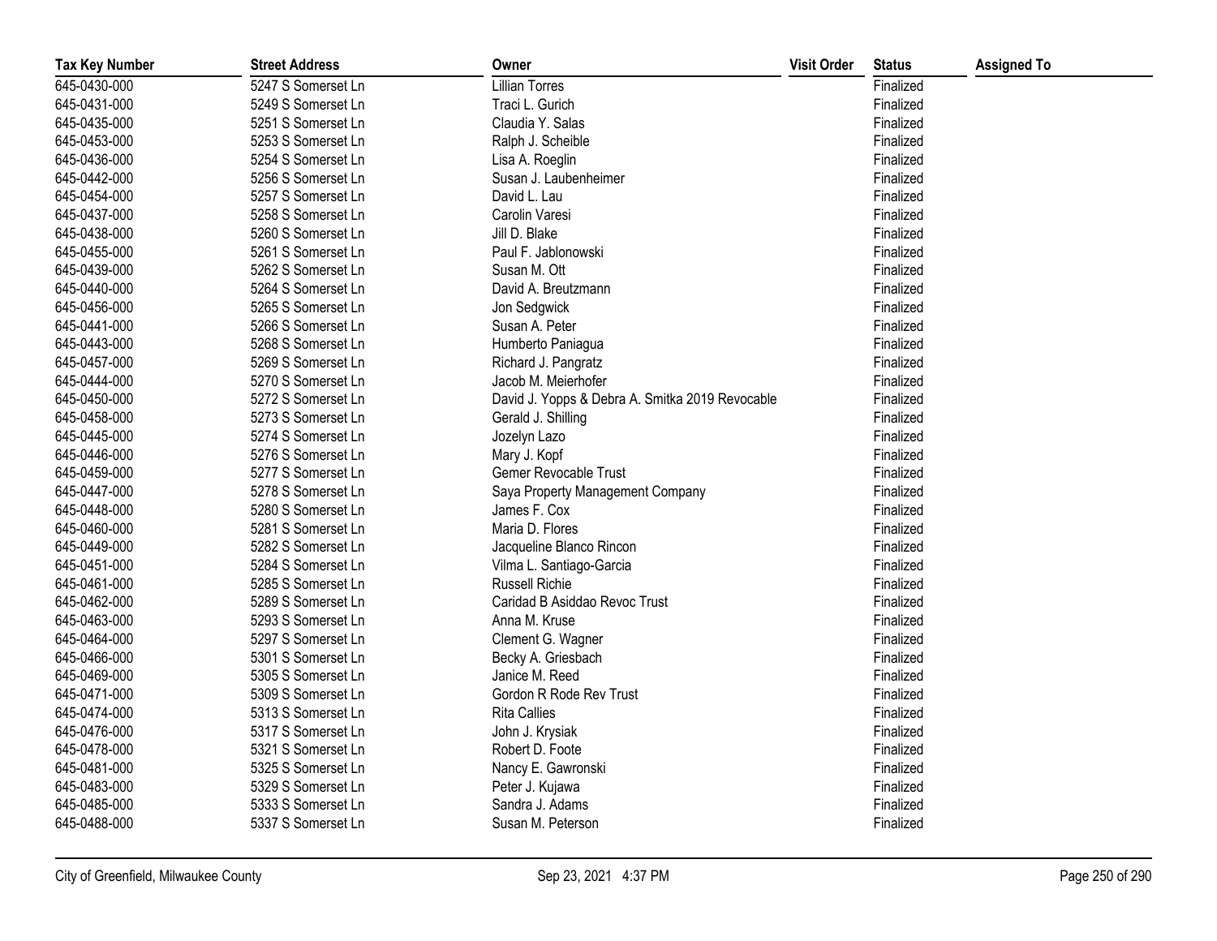| Tax Key Number | Street Address | Owner | Visit Order | Status | Assigned To |
|---|---|---|---|---|---|
| 645-0430-000 | 5247 S Somerset Ln | Lillian Torres | | Finalized | |
| 645-0431-000 | 5249 S Somerset Ln | Traci L. Gurich | | Finalized | |
| 645-0435-000 | 5251 S Somerset Ln | Claudia Y. Salas | | Finalized | |
| 645-0453-000 | 5253 S Somerset Ln | Ralph J. Scheible | | Finalized | |
| 645-0436-000 | 5254 S Somerset Ln | Lisa A. Roeglin | | Finalized | |
| 645-0442-000 | 5256 S Somerset Ln | Susan J. Laubenheimer | | Finalized | |
| 645-0454-000 | 5257 S Somerset Ln | David L. Lau | | Finalized | |
| 645-0437-000 | 5258 S Somerset Ln | Carolin Varesi | | Finalized | |
| 645-0438-000 | 5260 S Somerset Ln | Jill D. Blake | | Finalized | |
| 645-0455-000 | 5261 S Somerset Ln | Paul F. Jablonowski | | Finalized | |
| 645-0439-000 | 5262 S Somerset Ln | Susan M. Ott | | Finalized | |
| 645-0440-000 | 5264 S Somerset Ln | David A. Breutzmann | | Finalized | |
| 645-0456-000 | 5265 S Somerset Ln | Jon Sedgwick | | Finalized | |
| 645-0441-000 | 5266 S Somerset Ln | Susan A. Peter | | Finalized | |
| 645-0443-000 | 5268 S Somerset Ln | Humberto Paniagua | | Finalized | |
| 645-0457-000 | 5269 S Somerset Ln | Richard J. Pangratz | | Finalized | |
| 645-0444-000 | 5270 S Somerset Ln | Jacob M. Meierhofer | | Finalized | |
| 645-0450-000 | 5272 S Somerset Ln | David J. Yopps & Debra A. Smitka 2019 Revocable | | Finalized | |
| 645-0458-000 | 5273 S Somerset Ln | Gerald J. Shilling | | Finalized | |
| 645-0445-000 | 5274 S Somerset Ln | Jozelyn Lazo | | Finalized | |
| 645-0446-000 | 5276 S Somerset Ln | Mary J. Kopf | | Finalized | |
| 645-0459-000 | 5277 S Somerset Ln | Gemer Revocable Trust | | Finalized | |
| 645-0447-000 | 5278 S Somerset Ln | Saya Property Management Company | | Finalized | |
| 645-0448-000 | 5280 S Somerset Ln | James F. Cox | | Finalized | |
| 645-0460-000 | 5281 S Somerset Ln | Maria D. Flores | | Finalized | |
| 645-0449-000 | 5282 S Somerset Ln | Jacqueline Blanco Rincon | | Finalized | |
| 645-0451-000 | 5284 S Somerset Ln | Vilma L. Santiago-Garcia | | Finalized | |
| 645-0461-000 | 5285 S Somerset Ln | Russell Richie | | Finalized | |
| 645-0462-000 | 5289 S Somerset Ln | Caridad B Asiddao Revoc Trust | | Finalized | |
| 645-0463-000 | 5293 S Somerset Ln | Anna M. Kruse | | Finalized | |
| 645-0464-000 | 5297 S Somerset Ln | Clement G. Wagner | | Finalized | |
| 645-0466-000 | 5301 S Somerset Ln | Becky A. Griesbach | | Finalized | |
| 645-0469-000 | 5305 S Somerset Ln | Janice M. Reed | | Finalized | |
| 645-0471-000 | 5309 S Somerset Ln | Gordon R Rode Rev Trust | | Finalized | |
| 645-0474-000 | 5313 S Somerset Ln | Rita Callies | | Finalized | |
| 645-0476-000 | 5317 S Somerset Ln | John J. Krysiak | | Finalized | |
| 645-0478-000 | 5321 S Somerset Ln | Robert D. Foote | | Finalized | |
| 645-0481-000 | 5325 S Somerset Ln | Nancy E. Gawronski | | Finalized | |
| 645-0483-000 | 5329 S Somerset Ln | Peter J. Kujawa | | Finalized | |
| 645-0485-000 | 5333 S Somerset Ln | Sandra J. Adams | | Finalized | |
| 645-0488-000 | 5337 S Somerset Ln | Susan M. Peterson | | Finalized | |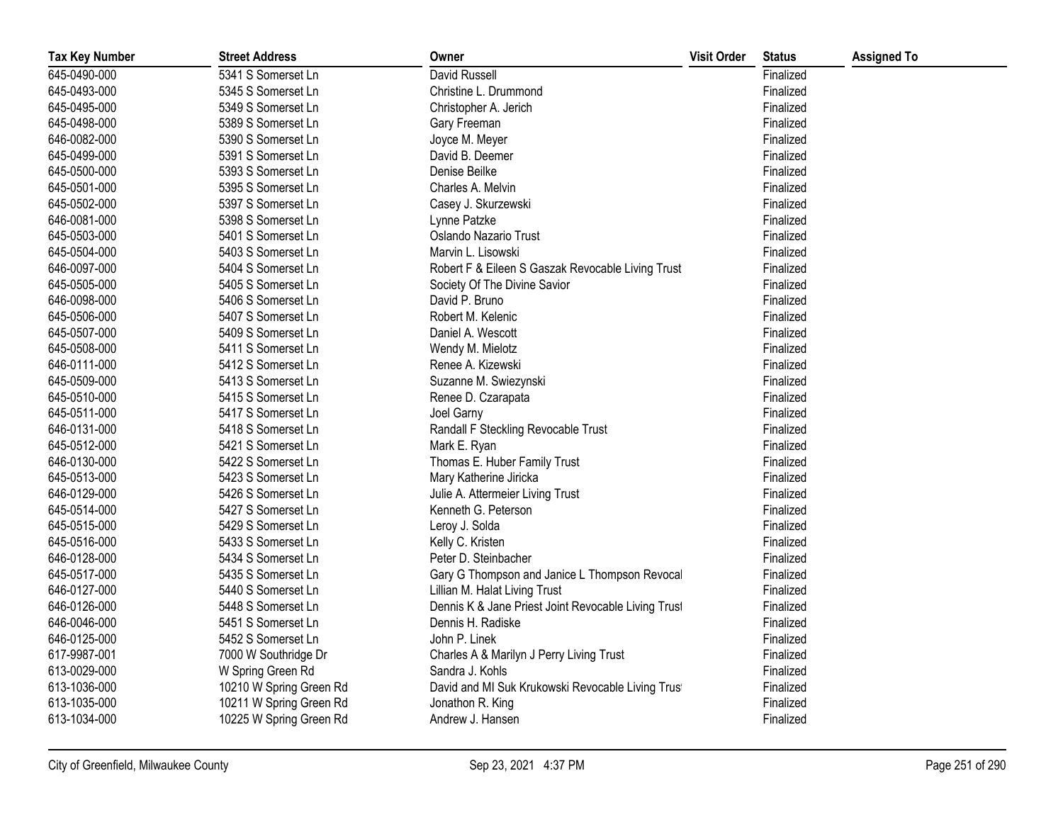| Tax Key Number | Street Address | Owner | Visit Order | Status | Assigned To |
|---|---|---|---|---|---|
| 645-0490-000 | 5341 S Somerset Ln | David Russell | | Finalized | |
| 645-0493-000 | 5345 S Somerset Ln | Christine L. Drummond | | Finalized | |
| 645-0495-000 | 5349 S Somerset Ln | Christopher A. Jerich | | Finalized | |
| 645-0498-000 | 5389 S Somerset Ln | Gary Freeman | | Finalized | |
| 646-0082-000 | 5390 S Somerset Ln | Joyce M. Meyer | | Finalized | |
| 645-0499-000 | 5391 S Somerset Ln | David B. Deemer | | Finalized | |
| 645-0500-000 | 5393 S Somerset Ln | Denise Beilke | | Finalized | |
| 645-0501-000 | 5395 S Somerset Ln | Charles A. Melvin | | Finalized | |
| 645-0502-000 | 5397 S Somerset Ln | Casey J. Skurzewski | | Finalized | |
| 646-0081-000 | 5398 S Somerset Ln | Lynne Patzke | | Finalized | |
| 645-0503-000 | 5401 S Somerset Ln | Oslando Nazario Trust | | Finalized | |
| 645-0504-000 | 5403 S Somerset Ln | Marvin L. Lisowski | | Finalized | |
| 646-0097-000 | 5404 S Somerset Ln | Robert F & Eileen S Gaszak Revocable Living Trust | | Finalized | |
| 645-0505-000 | 5405 S Somerset Ln | Society Of The Divine Savior | | Finalized | |
| 646-0098-000 | 5406 S Somerset Ln | David P. Bruno | | Finalized | |
| 645-0506-000 | 5407 S Somerset Ln | Robert M. Kelenic | | Finalized | |
| 645-0507-000 | 5409 S Somerset Ln | Daniel A. Wescott | | Finalized | |
| 645-0508-000 | 5411 S Somerset Ln | Wendy M. Mielotz | | Finalized | |
| 646-0111-000 | 5412 S Somerset Ln | Renee A. Kizewski | | Finalized | |
| 645-0509-000 | 5413 S Somerset Ln | Suzanne M. Swiezynski | | Finalized | |
| 645-0510-000 | 5415 S Somerset Ln | Renee D. Czarapata | | Finalized | |
| 645-0511-000 | 5417 S Somerset Ln | Joel Garny | | Finalized | |
| 646-0131-000 | 5418 S Somerset Ln | Randall F Steckling Revocable Trust | | Finalized | |
| 645-0512-000 | 5421 S Somerset Ln | Mark E. Ryan | | Finalized | |
| 646-0130-000 | 5422 S Somerset Ln | Thomas E. Huber Family Trust | | Finalized | |
| 645-0513-000 | 5423 S Somerset Ln | Mary Katherine Jiricka | | Finalized | |
| 646-0129-000 | 5426 S Somerset Ln | Julie A. Attermeier Living Trust | | Finalized | |
| 645-0514-000 | 5427 S Somerset Ln | Kenneth G. Peterson | | Finalized | |
| 645-0515-000 | 5429 S Somerset Ln | Leroy J. Solda | | Finalized | |
| 645-0516-000 | 5433 S Somerset Ln | Kelly C. Kristen | | Finalized | |
| 646-0128-000 | 5434 S Somerset Ln | Peter D. Steinbacher | | Finalized | |
| 645-0517-000 | 5435 S Somerset Ln | Gary G Thompson and Janice L Thompson Revocal | | Finalized | |
| 646-0127-000 | 5440 S Somerset Ln | Lillian M. Halat Living Trust | | Finalized | |
| 646-0126-000 | 5448 S Somerset Ln | Dennis K & Jane Priest Joint Revocable Living Trust | | Finalized | |
| 646-0046-000 | 5451 S Somerset Ln | Dennis H. Radiske | | Finalized | |
| 646-0125-000 | 5452 S Somerset Ln | John P. Linek | | Finalized | |
| 617-9987-001 | 7000 W Southridge Dr | Charles A & Marilyn J Perry Living Trust | | Finalized | |
| 613-0029-000 | W Spring Green Rd | Sandra J. Kohls | | Finalized | |
| 613-1036-000 | 10210 W Spring Green Rd | David and MI Suk Krukowski Revocable Living Trust | | Finalized | |
| 613-1035-000 | 10211 W Spring Green Rd | Jonathon R. King | | Finalized | |
| 613-1034-000 | 10225 W Spring Green Rd | Andrew J. Hansen | | Finalized | |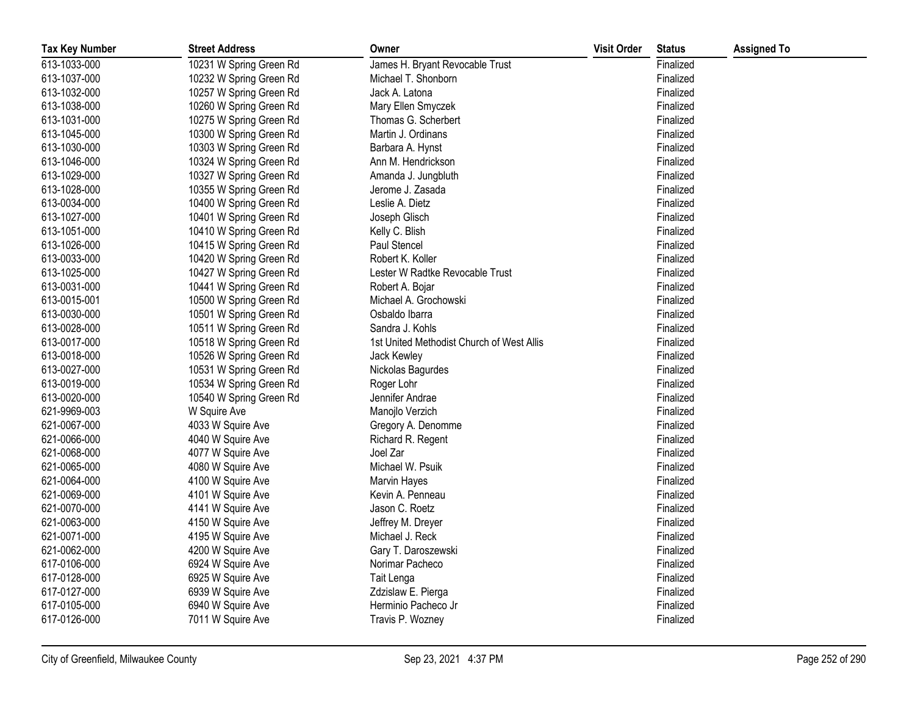| Tax Key Number | Street Address | Owner | Visit Order | Status | Assigned To |
|---|---|---|---|---|---|
| 613-1033-000 | 10231 W Spring Green Rd | James H. Bryant Revocable Trust | | Finalized | |
| 613-1037-000 | 10232 W Spring Green Rd | Michael T. Shonborn | | Finalized | |
| 613-1032-000 | 10257 W Spring Green Rd | Jack A. Latona | | Finalized | |
| 613-1038-000 | 10260 W Spring Green Rd | Mary Ellen Smyczek | | Finalized | |
| 613-1031-000 | 10275 W Spring Green Rd | Thomas G. Scherbert | | Finalized | |
| 613-1045-000 | 10300 W Spring Green Rd | Martin J. Ordinans | | Finalized | |
| 613-1030-000 | 10303 W Spring Green Rd | Barbara A. Hynst | | Finalized | |
| 613-1046-000 | 10324 W Spring Green Rd | Ann M. Hendrickson | | Finalized | |
| 613-1029-000 | 10327 W Spring Green Rd | Amanda J. Jungbluth | | Finalized | |
| 613-1028-000 | 10355 W Spring Green Rd | Jerome J. Zasada | | Finalized | |
| 613-0034-000 | 10400 W Spring Green Rd | Leslie A. Dietz | | Finalized | |
| 613-1027-000 | 10401 W Spring Green Rd | Joseph Glisch | | Finalized | |
| 613-1051-000 | 10410 W Spring Green Rd | Kelly C. Blish | | Finalized | |
| 613-1026-000 | 10415 W Spring Green Rd | Paul Stencel | | Finalized | |
| 613-0033-000 | 10420 W Spring Green Rd | Robert K. Koller | | Finalized | |
| 613-1025-000 | 10427 W Spring Green Rd | Lester W Radtke Revocable Trust | | Finalized | |
| 613-0031-000 | 10441 W Spring Green Rd | Robert A. Bojar | | Finalized | |
| 613-0015-001 | 10500 W Spring Green Rd | Michael A. Grochowski | | Finalized | |
| 613-0030-000 | 10501 W Spring Green Rd | Osbaldo Ibarra | | Finalized | |
| 613-0028-000 | 10511 W Spring Green Rd | Sandra J. Kohls | | Finalized | |
| 613-0017-000 | 10518 W Spring Green Rd | 1st United Methodist Church of West Allis | | Finalized | |
| 613-0018-000 | 10526 W Spring Green Rd | Jack Kewley | | Finalized | |
| 613-0027-000 | 10531 W Spring Green Rd | Nickolas Bagurdes | | Finalized | |
| 613-0019-000 | 10534 W Spring Green Rd | Roger Lohr | | Finalized | |
| 613-0020-000 | 10540 W Spring Green Rd | Jennifer Andrae | | Finalized | |
| 621-9969-003 | W Squire Ave | Manojlo Verzich | | Finalized | |
| 621-0067-000 | 4033 W Squire Ave | Gregory A. Denomme | | Finalized | |
| 621-0066-000 | 4040 W Squire Ave | Richard R. Regent | | Finalized | |
| 621-0068-000 | 4077 W Squire Ave | Joel Zar | | Finalized | |
| 621-0065-000 | 4080 W Squire Ave | Michael W. Psuik | | Finalized | |
| 621-0064-000 | 4100 W Squire Ave | Marvin Hayes | | Finalized | |
| 621-0069-000 | 4101 W Squire Ave | Kevin A. Penneau | | Finalized | |
| 621-0070-000 | 4141 W Squire Ave | Jason C. Roetz | | Finalized | |
| 621-0063-000 | 4150 W Squire Ave | Jeffrey M. Dreyer | | Finalized | |
| 621-0071-000 | 4195 W Squire Ave | Michael J. Reck | | Finalized | |
| 621-0062-000 | 4200 W Squire Ave | Gary T. Daroszewski | | Finalized | |
| 617-0106-000 | 6924 W Squire Ave | Norimar Pacheco | | Finalized | |
| 617-0128-000 | 6925 W Squire Ave | Tait Lenga | | Finalized | |
| 617-0127-000 | 6939 W Squire Ave | Zdzislaw E. Pierga | | Finalized | |
| 617-0105-000 | 6940 W Squire Ave | Herminio Pacheco Jr | | Finalized | |
| 617-0126-000 | 7011 W Squire Ave | Travis P. Wozney | | Finalized | |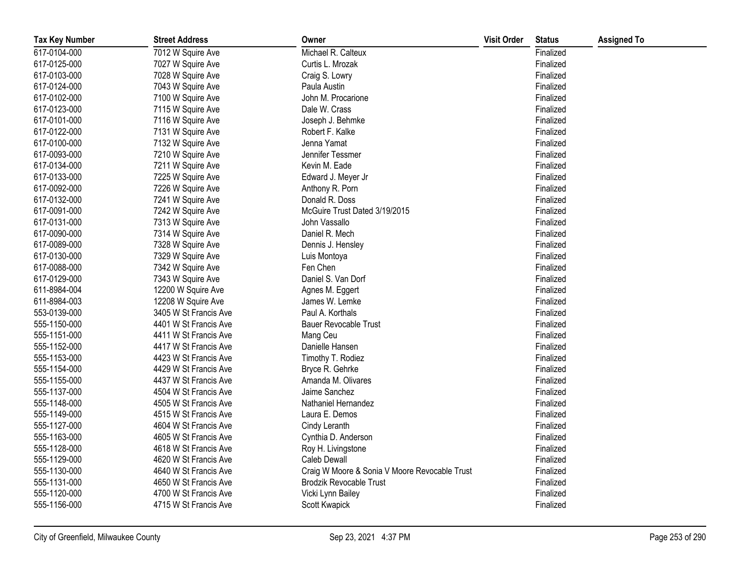| Tax Key Number | Street Address | Owner | Visit Order | Status | Assigned To |
| --- | --- | --- | --- | --- | --- |
| 617-0104-000 | 7012 W Squire Ave | Michael R. Calteux | | Finalized | |
| 617-0125-000 | 7027 W Squire Ave | Curtis L. Mrozak | | Finalized | |
| 617-0103-000 | 7028 W Squire Ave | Craig S. Lowry | | Finalized | |
| 617-0124-000 | 7043 W Squire Ave | Paula Austin | | Finalized | |
| 617-0102-000 | 7100 W Squire Ave | John M. Procarione | | Finalized | |
| 617-0123-000 | 7115 W Squire Ave | Dale W. Crass | | Finalized | |
| 617-0101-000 | 7116 W Squire Ave | Joseph J. Behmke | | Finalized | |
| 617-0122-000 | 7131 W Squire Ave | Robert F. Kalke | | Finalized | |
| 617-0100-000 | 7132 W Squire Ave | Jenna Yamat | | Finalized | |
| 617-0093-000 | 7210 W Squire Ave | Jennifer Tessmer | | Finalized | |
| 617-0134-000 | 7211 W Squire Ave | Kevin M. Eade | | Finalized | |
| 617-0133-000 | 7225 W Squire Ave | Edward J. Meyer Jr | | Finalized | |
| 617-0092-000 | 7226 W Squire Ave | Anthony R. Porn | | Finalized | |
| 617-0132-000 | 7241 W Squire Ave | Donald R. Doss | | Finalized | |
| 617-0091-000 | 7242 W Squire Ave | McGuire Trust Dated 3/19/2015 | | Finalized | |
| 617-0131-000 | 7313 W Squire Ave | John Vassallo | | Finalized | |
| 617-0090-000 | 7314 W Squire Ave | Daniel R. Mech | | Finalized | |
| 617-0089-000 | 7328 W Squire Ave | Dennis J. Hensley | | Finalized | |
| 617-0130-000 | 7329 W Squire Ave | Luis Montoya | | Finalized | |
| 617-0088-000 | 7342 W Squire Ave | Fen Chen | | Finalized | |
| 617-0129-000 | 7343 W Squire Ave | Daniel S. Van Dorf | | Finalized | |
| 611-8984-004 | 12200 W Squire Ave | Agnes M. Eggert | | Finalized | |
| 611-8984-003 | 12208 W Squire Ave | James W. Lemke | | Finalized | |
| 553-0139-000 | 3405 W St Francis Ave | Paul A. Korthals | | Finalized | |
| 555-1150-000 | 4401 W St Francis Ave | Bauer Revocable Trust | | Finalized | |
| 555-1151-000 | 4411 W St Francis Ave | Mang Ceu | | Finalized | |
| 555-1152-000 | 4417 W St Francis Ave | Danielle Hansen | | Finalized | |
| 555-1153-000 | 4423 W St Francis Ave | Timothy T. Rodiez | | Finalized | |
| 555-1154-000 | 4429 W St Francis Ave | Bryce R. Gehrke | | Finalized | |
| 555-1155-000 | 4437 W St Francis Ave | Amanda M. Olivares | | Finalized | |
| 555-1137-000 | 4504 W St Francis Ave | Jaime Sanchez | | Finalized | |
| 555-1148-000 | 4505 W St Francis Ave | Nathaniel Hernandez | | Finalized | |
| 555-1149-000 | 4515 W St Francis Ave | Laura E. Demos | | Finalized | |
| 555-1127-000 | 4604 W St Francis Ave | Cindy Leranth | | Finalized | |
| 555-1163-000 | 4605 W St Francis Ave | Cynthia D. Anderson | | Finalized | |
| 555-1128-000 | 4618 W St Francis Ave | Roy H. Livingstone | | Finalized | |
| 555-1129-000 | 4620 W St Francis Ave | Caleb Dewall | | Finalized | |
| 555-1130-000 | 4640 W St Francis Ave | Craig W Moore & Sonia V Moore Revocable Trust | | Finalized | |
| 555-1131-000 | 4650 W St Francis Ave | Brodzik Revocable Trust | | Finalized | |
| 555-1120-000 | 4700 W St Francis Ave | Vicki Lynn Bailey | | Finalized | |
| 555-1156-000 | 4715 W St Francis Ave | Scott Kwapick | | Finalized | |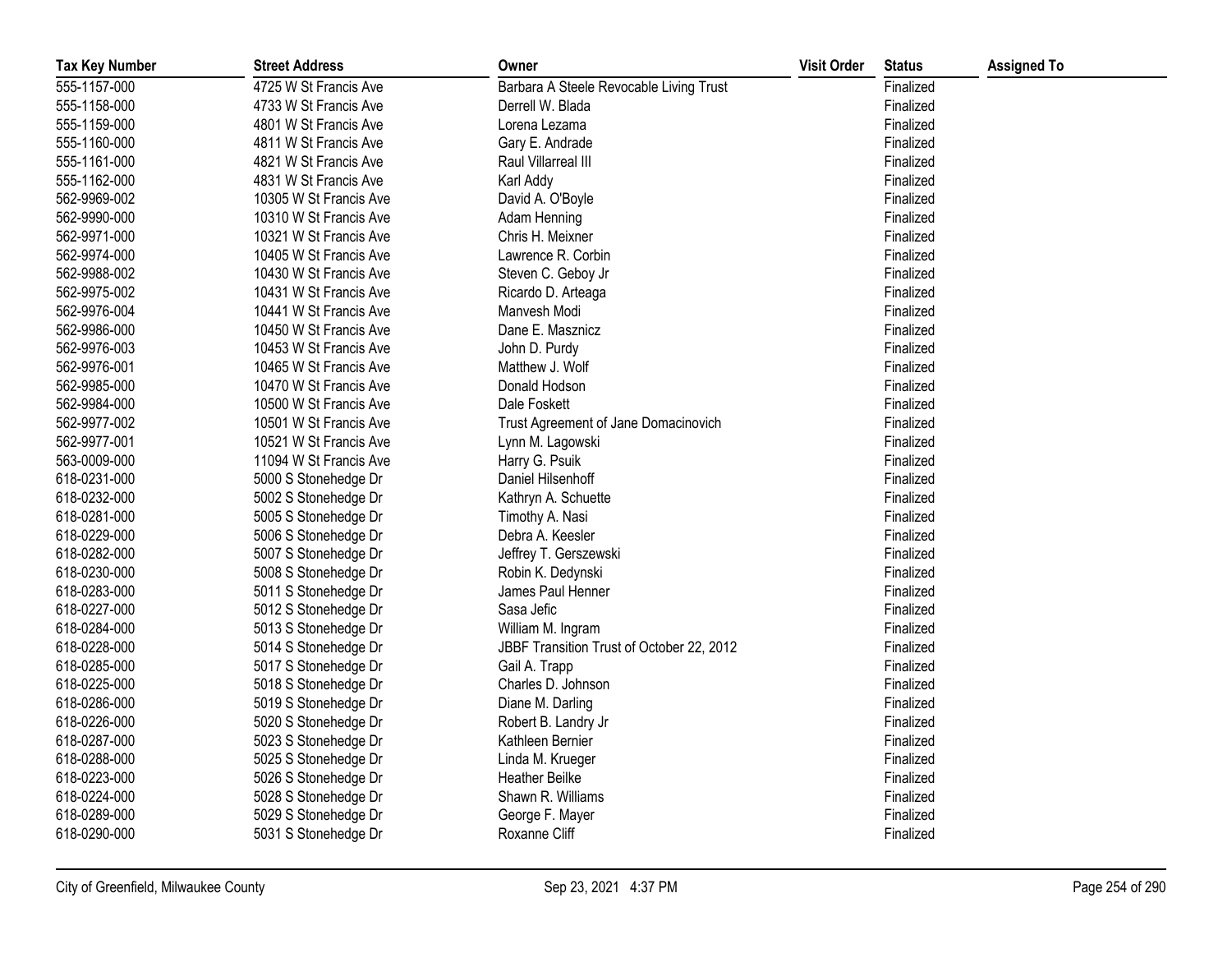| Tax Key Number | Street Address | Owner | Visit Order | Status | Assigned To |
|---|---|---|---|---|---|
| 555-1157-000 | 4725 W St Francis Ave | Barbara A Steele Revocable Living Trust | | Finalized | |
| 555-1158-000 | 4733 W St Francis Ave | Derrell W. Blada | | Finalized | |
| 555-1159-000 | 4801 W St Francis Ave | Lorena Lezama | | Finalized | |
| 555-1160-000 | 4811 W St Francis Ave | Gary E. Andrade | | Finalized | |
| 555-1161-000 | 4821 W St Francis Ave | Raul Villarreal III | | Finalized | |
| 555-1162-000 | 4831 W St Francis Ave | Karl Addy | | Finalized | |
| 562-9969-002 | 10305 W St Francis Ave | David A. O'Boyle | | Finalized | |
| 562-9990-000 | 10310 W St Francis Ave | Adam Henning | | Finalized | |
| 562-9971-000 | 10321 W St Francis Ave | Chris H. Meixner | | Finalized | |
| 562-9974-000 | 10405 W St Francis Ave | Lawrence R. Corbin | | Finalized | |
| 562-9988-002 | 10430 W St Francis Ave | Steven C. Geboy Jr | | Finalized | |
| 562-9975-002 | 10431 W St Francis Ave | Ricardo D. Arteaga | | Finalized | |
| 562-9976-004 | 10441 W St Francis Ave | Manvesh Modi | | Finalized | |
| 562-9986-000 | 10450 W St Francis Ave | Dane E. Masznicz | | Finalized | |
| 562-9976-003 | 10453 W St Francis Ave | John D. Purdy | | Finalized | |
| 562-9976-001 | 10465 W St Francis Ave | Matthew J. Wolf | | Finalized | |
| 562-9985-000 | 10470 W St Francis Ave | Donald Hodson | | Finalized | |
| 562-9984-000 | 10500 W St Francis Ave | Dale Foskett | | Finalized | |
| 562-9977-002 | 10501 W St Francis Ave | Trust Agreement of Jane Domacinovich | | Finalized | |
| 562-9977-001 | 10521 W St Francis Ave | Lynn M. Lagowski | | Finalized | |
| 563-0009-000 | 11094 W St Francis Ave | Harry G. Psuik | | Finalized | |
| 618-0231-000 | 5000 S Stonehedge Dr | Daniel Hilsenhoff | | Finalized | |
| 618-0232-000 | 5002 S Stonehedge Dr | Kathryn A. Schuette | | Finalized | |
| 618-0281-000 | 5005 S Stonehedge Dr | Timothy A. Nasi | | Finalized | |
| 618-0229-000 | 5006 S Stonehedge Dr | Debra A. Keesler | | Finalized | |
| 618-0282-000 | 5007 S Stonehedge Dr | Jeffrey T. Gerszewski | | Finalized | |
| 618-0230-000 | 5008 S Stonehedge Dr | Robin K. Dedynski | | Finalized | |
| 618-0283-000 | 5011 S Stonehedge Dr | James Paul Henner | | Finalized | |
| 618-0227-000 | 5012 S Stonehedge Dr | Sasa Jefic | | Finalized | |
| 618-0284-000 | 5013 S Stonehedge Dr | William M. Ingram | | Finalized | |
| 618-0228-000 | 5014 S Stonehedge Dr | JBBF Transition Trust of October 22, 2012 | | Finalized | |
| 618-0285-000 | 5017 S Stonehedge Dr | Gail A. Trapp | | Finalized | |
| 618-0225-000 | 5018 S Stonehedge Dr | Charles D. Johnson | | Finalized | |
| 618-0286-000 | 5019 S Stonehedge Dr | Diane M. Darling | | Finalized | |
| 618-0226-000 | 5020 S Stonehedge Dr | Robert B. Landry Jr | | Finalized | |
| 618-0287-000 | 5023 S Stonehedge Dr | Kathleen Bernier | | Finalized | |
| 618-0288-000 | 5025 S Stonehedge Dr | Linda M. Krueger | | Finalized | |
| 618-0223-000 | 5026 S Stonehedge Dr | Heather Beilke | | Finalized | |
| 618-0224-000 | 5028 S Stonehedge Dr | Shawn R. Williams | | Finalized | |
| 618-0289-000 | 5029 S Stonehedge Dr | George F. Mayer | | Finalized | |
| 618-0290-000 | 5031 S Stonehedge Dr | Roxanne Cliff | | Finalized | |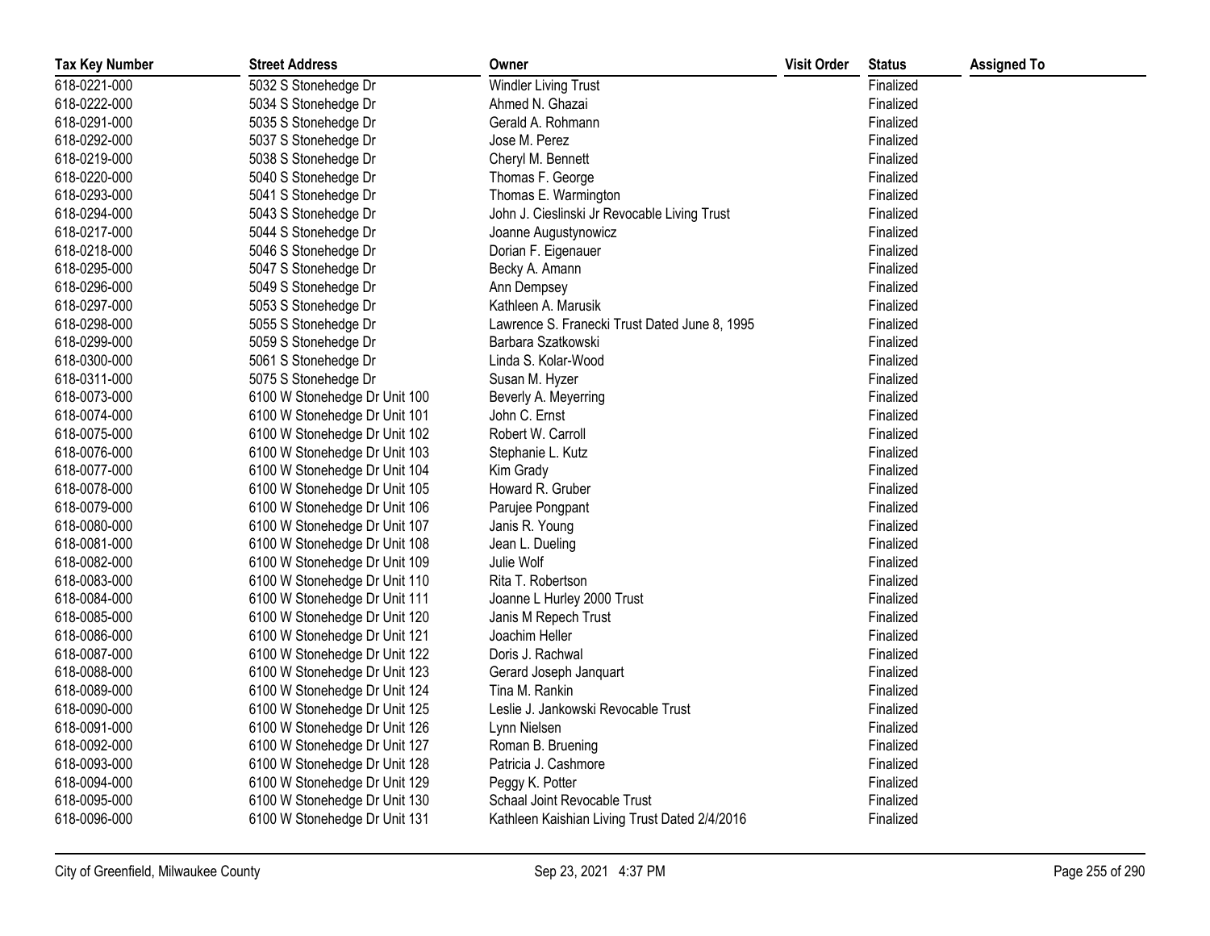| Tax Key Number | Street Address | Owner | Visit Order | Status | Assigned To |
| --- | --- | --- | --- | --- | --- |
| 618-0221-000 | 5032 S Stonehedge Dr | Windler Living Trust | | Finalized | |
| 618-0222-000 | 5034 S Stonehedge Dr | Ahmed N. Ghazai | | Finalized | |
| 618-0291-000 | 5035 S Stonehedge Dr | Gerald A. Rohmann | | Finalized | |
| 618-0292-000 | 5037 S Stonehedge Dr | Jose M. Perez | | Finalized | |
| 618-0219-000 | 5038 S Stonehedge Dr | Cheryl M. Bennett | | Finalized | |
| 618-0220-000 | 5040 S Stonehedge Dr | Thomas F. George | | Finalized | |
| 618-0293-000 | 5041 S Stonehedge Dr | Thomas E. Warmington | | Finalized | |
| 618-0294-000 | 5043 S Stonehedge Dr | John J. Cieslinski Jr Revocable Living Trust | | Finalized | |
| 618-0217-000 | 5044 S Stonehedge Dr | Joanne Augustynowicz | | Finalized | |
| 618-0218-000 | 5046 S Stonehedge Dr | Dorian F. Eigenauer | | Finalized | |
| 618-0295-000 | 5047 S Stonehedge Dr | Becky A. Amann | | Finalized | |
| 618-0296-000 | 5049 S Stonehedge Dr | Ann Dempsey | | Finalized | |
| 618-0297-000 | 5053 S Stonehedge Dr | Kathleen A. Marusik | | Finalized | |
| 618-0298-000 | 5055 S Stonehedge Dr | Lawrence S. Franecki Trust Dated June 8, 1995 | | Finalized | |
| 618-0299-000 | 5059 S Stonehedge Dr | Barbara Szatkowski | | Finalized | |
| 618-0300-000 | 5061 S Stonehedge Dr | Linda S. Kolar-Wood | | Finalized | |
| 618-0311-000 | 5075 S Stonehedge Dr | Susan M. Hyzer | | Finalized | |
| 618-0073-000 | 6100 W Stonehedge Dr Unit 100 | Beverly A. Meyerring | | Finalized | |
| 618-0074-000 | 6100 W Stonehedge Dr Unit 101 | John C. Ernst | | Finalized | |
| 618-0075-000 | 6100 W Stonehedge Dr Unit 102 | Robert W. Carroll | | Finalized | |
| 618-0076-000 | 6100 W Stonehedge Dr Unit 103 | Stephanie L. Kutz | | Finalized | |
| 618-0077-000 | 6100 W Stonehedge Dr Unit 104 | Kim Grady | | Finalized | |
| 618-0078-000 | 6100 W Stonehedge Dr Unit 105 | Howard R. Gruber | | Finalized | |
| 618-0079-000 | 6100 W Stonehedge Dr Unit 106 | Parujee Pongpant | | Finalized | |
| 618-0080-000 | 6100 W Stonehedge Dr Unit 107 | Janis R. Young | | Finalized | |
| 618-0081-000 | 6100 W Stonehedge Dr Unit 108 | Jean L. Dueling | | Finalized | |
| 618-0082-000 | 6100 W Stonehedge Dr Unit 109 | Julie Wolf | | Finalized | |
| 618-0083-000 | 6100 W Stonehedge Dr Unit 110 | Rita T. Robertson | | Finalized | |
| 618-0084-000 | 6100 W Stonehedge Dr Unit 111 | Joanne L Hurley 2000 Trust | | Finalized | |
| 618-0085-000 | 6100 W Stonehedge Dr Unit 120 | Janis M Repech Trust | | Finalized | |
| 618-0086-000 | 6100 W Stonehedge Dr Unit 121 | Joachim Heller | | Finalized | |
| 618-0087-000 | 6100 W Stonehedge Dr Unit 122 | Doris J. Rachwal | | Finalized | |
| 618-0088-000 | 6100 W Stonehedge Dr Unit 123 | Gerard Joseph Janquart | | Finalized | |
| 618-0089-000 | 6100 W Stonehedge Dr Unit 124 | Tina M. Rankin | | Finalized | |
| 618-0090-000 | 6100 W Stonehedge Dr Unit 125 | Leslie J. Jankowski Revocable Trust | | Finalized | |
| 618-0091-000 | 6100 W Stonehedge Dr Unit 126 | Lynn Nielsen | | Finalized | |
| 618-0092-000 | 6100 W Stonehedge Dr Unit 127 | Roman B. Bruening | | Finalized | |
| 618-0093-000 | 6100 W Stonehedge Dr Unit 128 | Patricia J. Cashmore | | Finalized | |
| 618-0094-000 | 6100 W Stonehedge Dr Unit 129 | Peggy K. Potter | | Finalized | |
| 618-0095-000 | 6100 W Stonehedge Dr Unit 130 | Schaal Joint Revocable Trust | | Finalized | |
| 618-0096-000 | 6100 W Stonehedge Dr Unit 131 | Kathleen Kaishian Living Trust Dated 2/4/2016 | | Finalized | |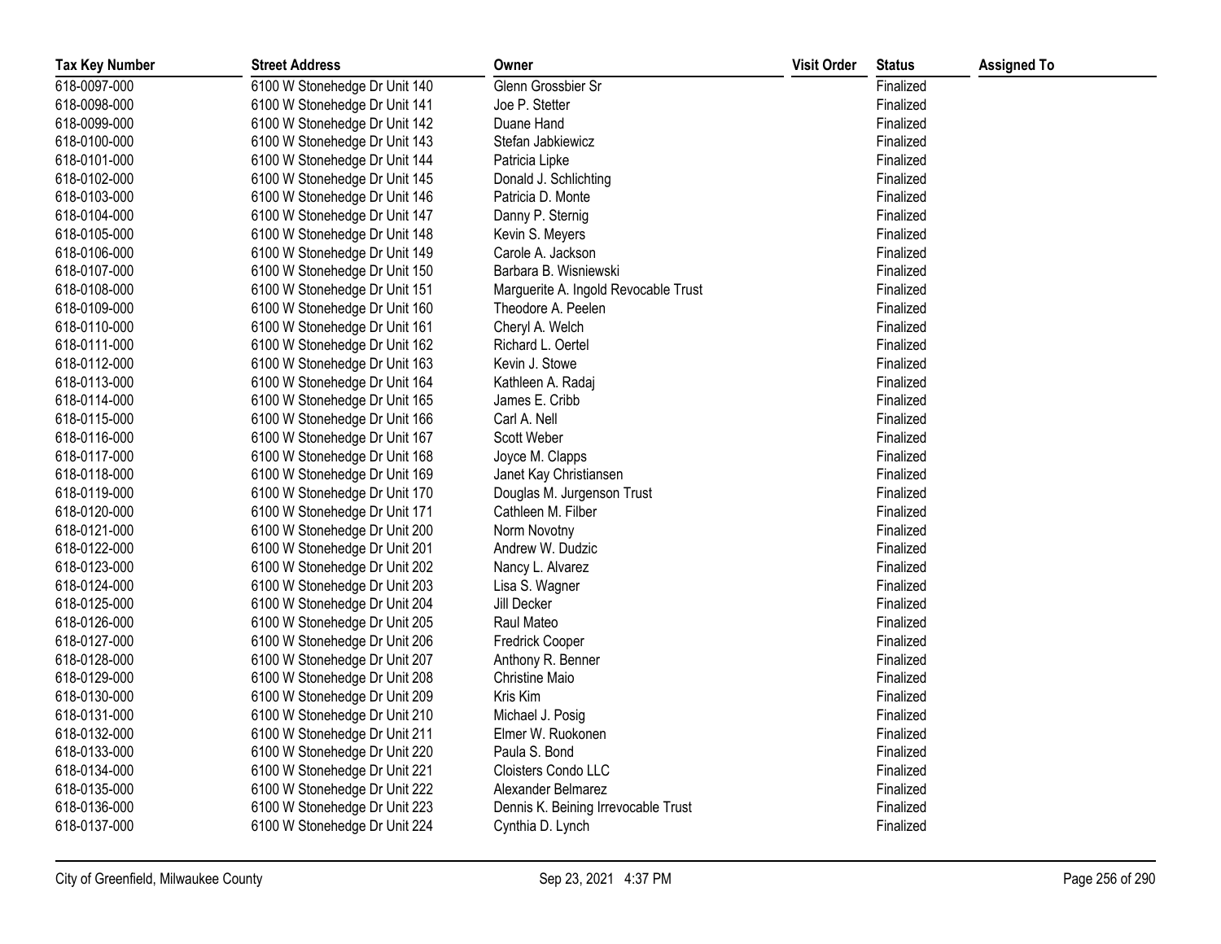| Tax Key Number | Street Address | Owner | Visit Order | Status | Assigned To |
|---|---|---|---|---|---|
| 618-0097-000 | 6100 W Stonehedge Dr Unit 140 | Glenn Grossbier Sr | | Finalized | |
| 618-0098-000 | 6100 W Stonehedge Dr Unit 141 | Joe P. Stetter | | Finalized | |
| 618-0099-000 | 6100 W Stonehedge Dr Unit 142 | Duane Hand | | Finalized | |
| 618-0100-000 | 6100 W Stonehedge Dr Unit 143 | Stefan Jabkiewicz | | Finalized | |
| 618-0101-000 | 6100 W Stonehedge Dr Unit 144 | Patricia Lipke | | Finalized | |
| 618-0102-000 | 6100 W Stonehedge Dr Unit 145 | Donald J. Schlichting | | Finalized | |
| 618-0103-000 | 6100 W Stonehedge Dr Unit 146 | Patricia D. Monte | | Finalized | |
| 618-0104-000 | 6100 W Stonehedge Dr Unit 147 | Danny P. Sternig | | Finalized | |
| 618-0105-000 | 6100 W Stonehedge Dr Unit 148 | Kevin S. Meyers | | Finalized | |
| 618-0106-000 | 6100 W Stonehedge Dr Unit 149 | Carole A. Jackson | | Finalized | |
| 618-0107-000 | 6100 W Stonehedge Dr Unit 150 | Barbara B. Wisniewski | | Finalized | |
| 618-0108-000 | 6100 W Stonehedge Dr Unit 151 | Marguerite A. Ingold Revocable Trust | | Finalized | |
| 618-0109-000 | 6100 W Stonehedge Dr Unit 160 | Theodore A. Peelen | | Finalized | |
| 618-0110-000 | 6100 W Stonehedge Dr Unit 161 | Cheryl A. Welch | | Finalized | |
| 618-0111-000 | 6100 W Stonehedge Dr Unit 162 | Richard L. Oertel | | Finalized | |
| 618-0112-000 | 6100 W Stonehedge Dr Unit 163 | Kevin J. Stowe | | Finalized | |
| 618-0113-000 | 6100 W Stonehedge Dr Unit 164 | Kathleen A. Radaj | | Finalized | |
| 618-0114-000 | 6100 W Stonehedge Dr Unit 165 | James E. Cribb | | Finalized | |
| 618-0115-000 | 6100 W Stonehedge Dr Unit 166 | Carl A. Nell | | Finalized | |
| 618-0116-000 | 6100 W Stonehedge Dr Unit 167 | Scott Weber | | Finalized | |
| 618-0117-000 | 6100 W Stonehedge Dr Unit 168 | Joyce M. Clapps | | Finalized | |
| 618-0118-000 | 6100 W Stonehedge Dr Unit 169 | Janet Kay Christiansen | | Finalized | |
| 618-0119-000 | 6100 W Stonehedge Dr Unit 170 | Douglas M. Jurgenson Trust | | Finalized | |
| 618-0120-000 | 6100 W Stonehedge Dr Unit 171 | Cathleen M. Filber | | Finalized | |
| 618-0121-000 | 6100 W Stonehedge Dr Unit 200 | Norm Novotny | | Finalized | |
| 618-0122-000 | 6100 W Stonehedge Dr Unit 201 | Andrew W. Dudzic | | Finalized | |
| 618-0123-000 | 6100 W Stonehedge Dr Unit 202 | Nancy L. Alvarez | | Finalized | |
| 618-0124-000 | 6100 W Stonehedge Dr Unit 203 | Lisa S. Wagner | | Finalized | |
| 618-0125-000 | 6100 W Stonehedge Dr Unit 204 | Jill Decker | | Finalized | |
| 618-0126-000 | 6100 W Stonehedge Dr Unit 205 | Raul Mateo | | Finalized | |
| 618-0127-000 | 6100 W Stonehedge Dr Unit 206 | Fredrick Cooper | | Finalized | |
| 618-0128-000 | 6100 W Stonehedge Dr Unit 207 | Anthony R. Benner | | Finalized | |
| 618-0129-000 | 6100 W Stonehedge Dr Unit 208 | Christine Maio | | Finalized | |
| 618-0130-000 | 6100 W Stonehedge Dr Unit 209 | Kris Kim | | Finalized | |
| 618-0131-000 | 6100 W Stonehedge Dr Unit 210 | Michael J. Posig | | Finalized | |
| 618-0132-000 | 6100 W Stonehedge Dr Unit 211 | Elmer W. Ruokonen | | Finalized | |
| 618-0133-000 | 6100 W Stonehedge Dr Unit 220 | Paula S. Bond | | Finalized | |
| 618-0134-000 | 6100 W Stonehedge Dr Unit 221 | Cloisters Condo LLC | | Finalized | |
| 618-0135-000 | 6100 W Stonehedge Dr Unit 222 | Alexander Belmarez | | Finalized | |
| 618-0136-000 | 6100 W Stonehedge Dr Unit 223 | Dennis K. Beining Irrevocable Trust | | Finalized | |
| 618-0137-000 | 6100 W Stonehedge Dr Unit 224 | Cynthia D. Lynch | | Finalized | |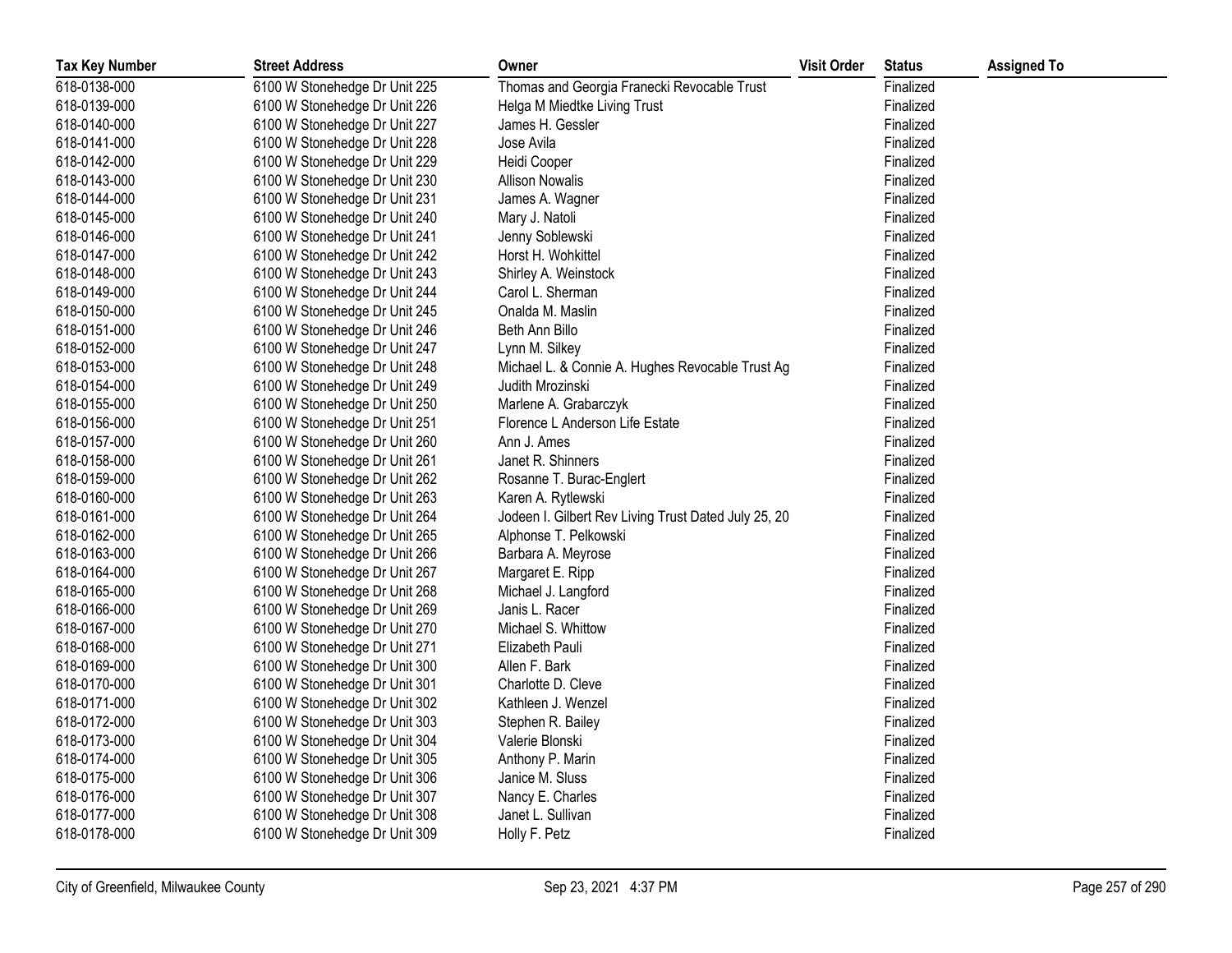| Tax Key Number | Street Address | Owner | Visit Order | Status | Assigned To |
|---|---|---|---|---|---|
| 618-0138-000 | 6100 W Stonehedge Dr Unit 225 | Thomas and Georgia Franecki Revocable Trust | | Finalized | |
| 618-0139-000 | 6100 W Stonehedge Dr Unit 226 | Helga M Miedtke Living Trust | | Finalized | |
| 618-0140-000 | 6100 W Stonehedge Dr Unit 227 | James H. Gessler | | Finalized | |
| 618-0141-000 | 6100 W Stonehedge Dr Unit 228 | Jose Avila | | Finalized | |
| 618-0142-000 | 6100 W Stonehedge Dr Unit 229 | Heidi Cooper | | Finalized | |
| 618-0143-000 | 6100 W Stonehedge Dr Unit 230 | Allison Nowalis | | Finalized | |
| 618-0144-000 | 6100 W Stonehedge Dr Unit 231 | James A. Wagner | | Finalized | |
| 618-0145-000 | 6100 W Stonehedge Dr Unit 240 | Mary J. Natoli | | Finalized | |
| 618-0146-000 | 6100 W Stonehedge Dr Unit 241 | Jenny Soblewski | | Finalized | |
| 618-0147-000 | 6100 W Stonehedge Dr Unit 242 | Horst H. Wohkittel | | Finalized | |
| 618-0148-000 | 6100 W Stonehedge Dr Unit 243 | Shirley A. Weinstock | | Finalized | |
| 618-0149-000 | 6100 W Stonehedge Dr Unit 244 | Carol L. Sherman | | Finalized | |
| 618-0150-000 | 6100 W Stonehedge Dr Unit 245 | Onalda M. Maslin | | Finalized | |
| 618-0151-000 | 6100 W Stonehedge Dr Unit 246 | Beth Ann Billo | | Finalized | |
| 618-0152-000 | 6100 W Stonehedge Dr Unit 247 | Lynn M. Silkey | | Finalized | |
| 618-0153-000 | 6100 W Stonehedge Dr Unit 248 | Michael L. & Connie A. Hughes Revocable Trust Ag | | Finalized | |
| 618-0154-000 | 6100 W Stonehedge Dr Unit 249 | Judith Mrozinski | | Finalized | |
| 618-0155-000 | 6100 W Stonehedge Dr Unit 250 | Marlene A. Grabarczyk | | Finalized | |
| 618-0156-000 | 6100 W Stonehedge Dr Unit 251 | Florence L Anderson Life Estate | | Finalized | |
| 618-0157-000 | 6100 W Stonehedge Dr Unit 260 | Ann J. Ames | | Finalized | |
| 618-0158-000 | 6100 W Stonehedge Dr Unit 261 | Janet R. Shinners | | Finalized | |
| 618-0159-000 | 6100 W Stonehedge Dr Unit 262 | Rosanne T. Burac-Englert | | Finalized | |
| 618-0160-000 | 6100 W Stonehedge Dr Unit 263 | Karen A. Rytlewski | | Finalized | |
| 618-0161-000 | 6100 W Stonehedge Dr Unit 264 | Jodeen I. Gilbert Rev Living Trust Dated July 25, 20 | | Finalized | |
| 618-0162-000 | 6100 W Stonehedge Dr Unit 265 | Alphonse T. Pelkowski | | Finalized | |
| 618-0163-000 | 6100 W Stonehedge Dr Unit 266 | Barbara A. Meyrose | | Finalized | |
| 618-0164-000 | 6100 W Stonehedge Dr Unit 267 | Margaret E. Ripp | | Finalized | |
| 618-0165-000 | 6100 W Stonehedge Dr Unit 268 | Michael J. Langford | | Finalized | |
| 618-0166-000 | 6100 W Stonehedge Dr Unit 269 | Janis L. Racer | | Finalized | |
| 618-0167-000 | 6100 W Stonehedge Dr Unit 270 | Michael S. Whittow | | Finalized | |
| 618-0168-000 | 6100 W Stonehedge Dr Unit 271 | Elizabeth Pauli | | Finalized | |
| 618-0169-000 | 6100 W Stonehedge Dr Unit 300 | Allen F. Bark | | Finalized | |
| 618-0170-000 | 6100 W Stonehedge Dr Unit 301 | Charlotte D. Cleve | | Finalized | |
| 618-0171-000 | 6100 W Stonehedge Dr Unit 302 | Kathleen J. Wenzel | | Finalized | |
| 618-0172-000 | 6100 W Stonehedge Dr Unit 303 | Stephen R. Bailey | | Finalized | |
| 618-0173-000 | 6100 W Stonehedge Dr Unit 304 | Valerie Blonski | | Finalized | |
| 618-0174-000 | 6100 W Stonehedge Dr Unit 305 | Anthony P. Marin | | Finalized | |
| 618-0175-000 | 6100 W Stonehedge Dr Unit 306 | Janice M. Sluss | | Finalized | |
| 618-0176-000 | 6100 W Stonehedge Dr Unit 307 | Nancy E. Charles | | Finalized | |
| 618-0177-000 | 6100 W Stonehedge Dr Unit 308 | Janet L. Sullivan | | Finalized | |
| 618-0178-000 | 6100 W Stonehedge Dr Unit 309 | Holly F. Petz | | Finalized | |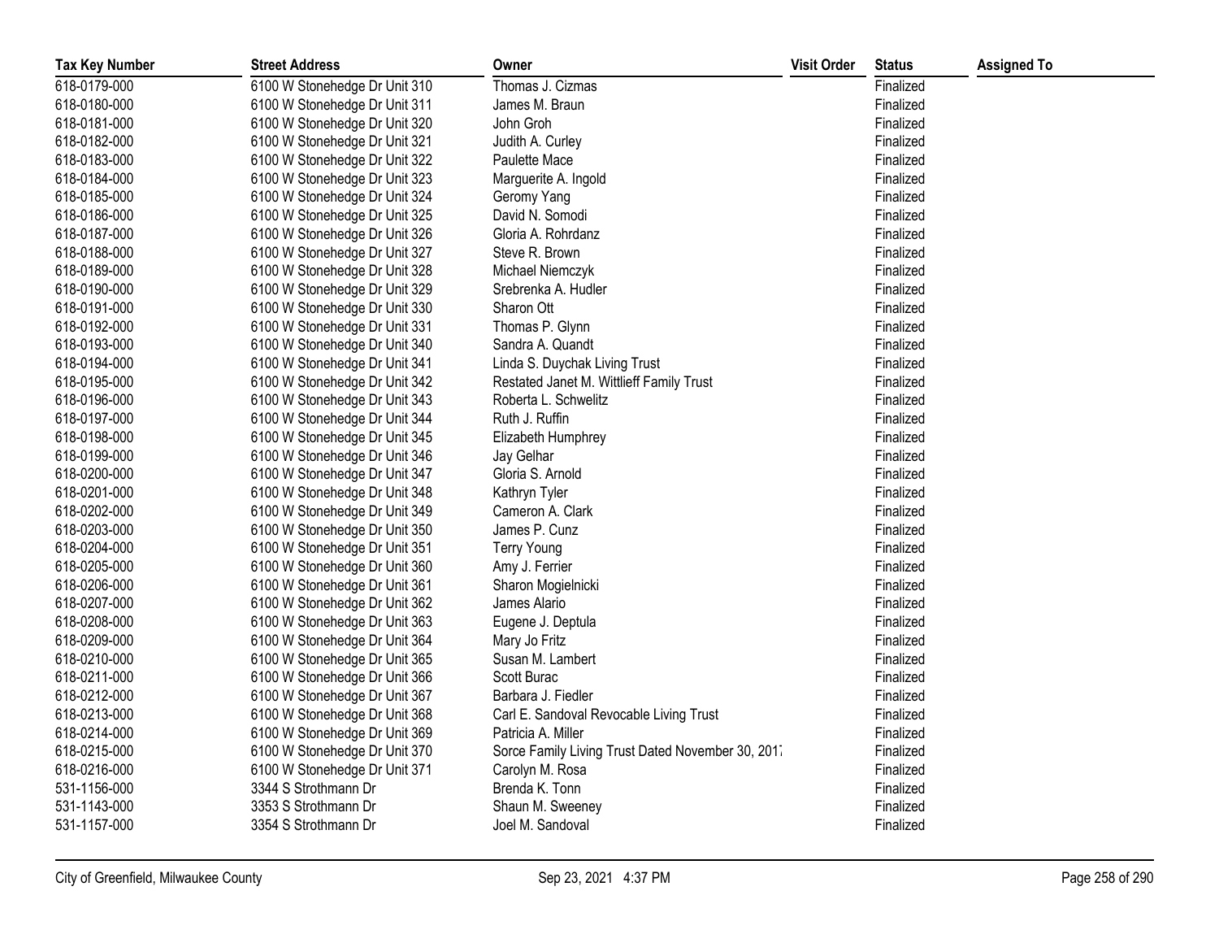| Tax Key Number | Street Address | Owner | Visit Order | Status | Assigned To |
|---|---|---|---|---|---|
| 618-0179-000 | 6100 W Stonehedge Dr Unit 310 | Thomas J. Cizmas | | Finalized | |
| 618-0180-000 | 6100 W Stonehedge Dr Unit 311 | James M. Braun | | Finalized | |
| 618-0181-000 | 6100 W Stonehedge Dr Unit 320 | John Groh | | Finalized | |
| 618-0182-000 | 6100 W Stonehedge Dr Unit 321 | Judith A. Curley | | Finalized | |
| 618-0183-000 | 6100 W Stonehedge Dr Unit 322 | Paulette Mace | | Finalized | |
| 618-0184-000 | 6100 W Stonehedge Dr Unit 323 | Marguerite A. Ingold | | Finalized | |
| 618-0185-000 | 6100 W Stonehedge Dr Unit 324 | Geromy Yang | | Finalized | |
| 618-0186-000 | 6100 W Stonehedge Dr Unit 325 | David N. Somodi | | Finalized | |
| 618-0187-000 | 6100 W Stonehedge Dr Unit 326 | Gloria A. Rohrdanz | | Finalized | |
| 618-0188-000 | 6100 W Stonehedge Dr Unit 327 | Steve R. Brown | | Finalized | |
| 618-0189-000 | 6100 W Stonehedge Dr Unit 328 | Michael Niemczyk | | Finalized | |
| 618-0190-000 | 6100 W Stonehedge Dr Unit 329 | Srebrenka A. Hudler | | Finalized | |
| 618-0191-000 | 6100 W Stonehedge Dr Unit 330 | Sharon Ott | | Finalized | |
| 618-0192-000 | 6100 W Stonehedge Dr Unit 331 | Thomas P. Glynn | | Finalized | |
| 618-0193-000 | 6100 W Stonehedge Dr Unit 340 | Sandra A. Quandt | | Finalized | |
| 618-0194-000 | 6100 W Stonehedge Dr Unit 341 | Linda S. Duychak Living Trust | | Finalized | |
| 618-0195-000 | 6100 W Stonehedge Dr Unit 342 | Restated Janet M. Wittlieff Family Trust | | Finalized | |
| 618-0196-000 | 6100 W Stonehedge Dr Unit 343 | Roberta L. Schwelitz | | Finalized | |
| 618-0197-000 | 6100 W Stonehedge Dr Unit 344 | Ruth J. Ruffin | | Finalized | |
| 618-0198-000 | 6100 W Stonehedge Dr Unit 345 | Elizabeth Humphrey | | Finalized | |
| 618-0199-000 | 6100 W Stonehedge Dr Unit 346 | Jay Gelhar | | Finalized | |
| 618-0200-000 | 6100 W Stonehedge Dr Unit 347 | Gloria S. Arnold | | Finalized | |
| 618-0201-000 | 6100 W Stonehedge Dr Unit 348 | Kathryn Tyler | | Finalized | |
| 618-0202-000 | 6100 W Stonehedge Dr Unit 349 | Cameron A. Clark | | Finalized | |
| 618-0203-000 | 6100 W Stonehedge Dr Unit 350 | James P. Cunz | | Finalized | |
| 618-0204-000 | 6100 W Stonehedge Dr Unit 351 | Terry Young | | Finalized | |
| 618-0205-000 | 6100 W Stonehedge Dr Unit 360 | Amy J. Ferrier | | Finalized | |
| 618-0206-000 | 6100 W Stonehedge Dr Unit 361 | Sharon Mogielnicki | | Finalized | |
| 618-0207-000 | 6100 W Stonehedge Dr Unit 362 | James Alario | | Finalized | |
| 618-0208-000 | 6100 W Stonehedge Dr Unit 363 | Eugene J. Deptula | | Finalized | |
| 618-0209-000 | 6100 W Stonehedge Dr Unit 364 | Mary Jo Fritz | | Finalized | |
| 618-0210-000 | 6100 W Stonehedge Dr Unit 365 | Susan M. Lambert | | Finalized | |
| 618-0211-000 | 6100 W Stonehedge Dr Unit 366 | Scott Burac | | Finalized | |
| 618-0212-000 | 6100 W Stonehedge Dr Unit 367 | Barbara J. Fiedler | | Finalized | |
| 618-0213-000 | 6100 W Stonehedge Dr Unit 368 | Carl E. Sandoval Revocable Living Trust | | Finalized | |
| 618-0214-000 | 6100 W Stonehedge Dr Unit 369 | Patricia A. Miller | | Finalized | |
| 618-0215-000 | 6100 W Stonehedge Dr Unit 370 | Sorce Family Living Trust Dated November 30, 2017 | | Finalized | |
| 618-0216-000 | 6100 W Stonehedge Dr Unit 371 | Carolyn M. Rosa | | Finalized | |
| 531-1156-000 | 3344 S Strothmann Dr | Brenda K. Tonn | | Finalized | |
| 531-1143-000 | 3353 S Strothmann Dr | Shaun M. Sweeney | | Finalized | |
| 531-1157-000 | 3354 S Strothmann Dr | Joel M. Sandoval | | Finalized | |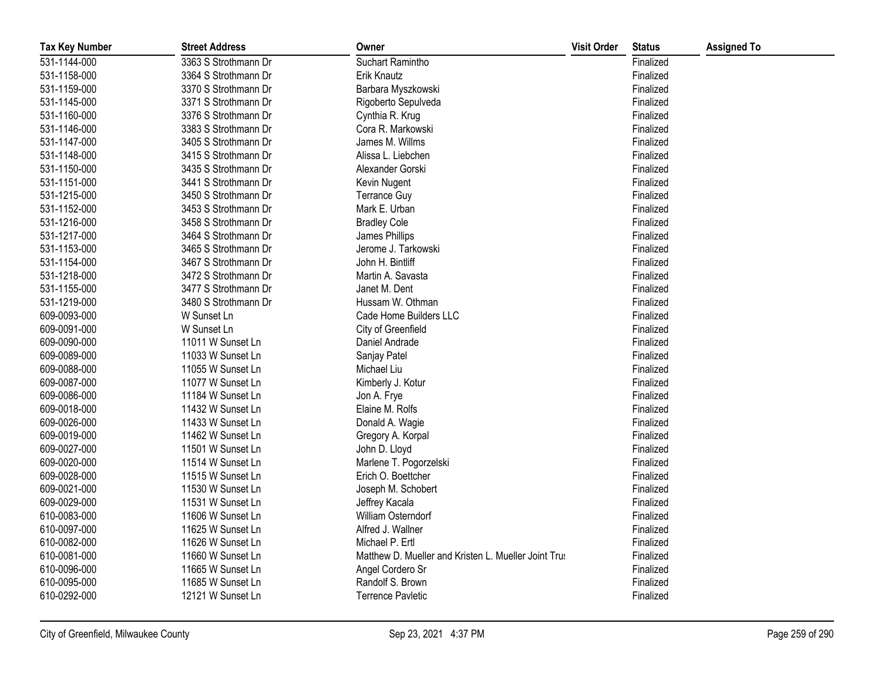| Tax Key Number | Street Address | Owner | Visit Order | Status | Assigned To |
|---|---|---|---|---|---|
| 531-1144-000 | 3363 S Strothmann Dr | Suchart Ramintho | | Finalized | |
| 531-1158-000 | 3364 S Strothmann Dr | Erik Knautz | | Finalized | |
| 531-1159-000 | 3370 S Strothmann Dr | Barbara Myszkowski | | Finalized | |
| 531-1145-000 | 3371 S Strothmann Dr | Rigoberto Sepulveda | | Finalized | |
| 531-1160-000 | 3376 S Strothmann Dr | Cynthia R. Krug | | Finalized | |
| 531-1146-000 | 3383 S Strothmann Dr | Cora R. Markowski | | Finalized | |
| 531-1147-000 | 3405 S Strothmann Dr | James M. Willms | | Finalized | |
| 531-1148-000 | 3415 S Strothmann Dr | Alissa L. Liebchen | | Finalized | |
| 531-1150-000 | 3435 S Strothmann Dr | Alexander Gorski | | Finalized | |
| 531-1151-000 | 3441 S Strothmann Dr | Kevin Nugent | | Finalized | |
| 531-1215-000 | 3450 S Strothmann Dr | Terrance Guy | | Finalized | |
| 531-1152-000 | 3453 S Strothmann Dr | Mark E. Urban | | Finalized | |
| 531-1216-000 | 3458 S Strothmann Dr | Bradley Cole | | Finalized | |
| 531-1217-000 | 3464 S Strothmann Dr | James Phillips | | Finalized | |
| 531-1153-000 | 3465 S Strothmann Dr | Jerome J. Tarkowski | | Finalized | |
| 531-1154-000 | 3467 S Strothmann Dr | John H. Bintliff | | Finalized | |
| 531-1218-000 | 3472 S Strothmann Dr | Martin A. Savasta | | Finalized | |
| 531-1155-000 | 3477 S Strothmann Dr | Janet M. Dent | | Finalized | |
| 531-1219-000 | 3480 S Strothmann Dr | Hussam W. Othman | | Finalized | |
| 609-0093-000 | W Sunset Ln | Cade Home Builders LLC | | Finalized | |
| 609-0091-000 | W Sunset Ln | City of Greenfield | | Finalized | |
| 609-0090-000 | 11011 W Sunset Ln | Daniel Andrade | | Finalized | |
| 609-0089-000 | 11033 W Sunset Ln | Sanjay Patel | | Finalized | |
| 609-0088-000 | 11055 W Sunset Ln | Michael Liu | | Finalized | |
| 609-0087-000 | 11077 W Sunset Ln | Kimberly J. Kotur | | Finalized | |
| 609-0086-000 | 11184 W Sunset Ln | Jon A. Frye | | Finalized | |
| 609-0018-000 | 11432 W Sunset Ln | Elaine M. Rolfs | | Finalized | |
| 609-0026-000 | 11433 W Sunset Ln | Donald A. Wagie | | Finalized | |
| 609-0019-000 | 11462 W Sunset Ln | Gregory A. Korpal | | Finalized | |
| 609-0027-000 | 11501 W Sunset Ln | John D. Lloyd | | Finalized | |
| 609-0020-000 | 11514 W Sunset Ln | Marlene T. Pogorzelski | | Finalized | |
| 609-0028-000 | 11515 W Sunset Ln | Erich O. Boettcher | | Finalized | |
| 609-0021-000 | 11530 W Sunset Ln | Joseph M. Schobert | | Finalized | |
| 609-0029-000 | 11531 W Sunset Ln | Jeffrey Kacala | | Finalized | |
| 610-0083-000 | 11606 W Sunset Ln | William Osterndorf | | Finalized | |
| 610-0097-000 | 11625 W Sunset Ln | Alfred J. Wallner | | Finalized | |
| 610-0082-000 | 11626 W Sunset Ln | Michael P. Ertl | | Finalized | |
| 610-0081-000 | 11660 W Sunset Ln | Matthew D. Mueller and Kristen L. Mueller Joint Trus | | Finalized | |
| 610-0096-000 | 11665 W Sunset Ln | Angel Cordero Sr | | Finalized | |
| 610-0095-000 | 11685 W Sunset Ln | Randolf S. Brown | | Finalized | |
| 610-0292-000 | 12121 W Sunset Ln | Terrence Pavletic | | Finalized | |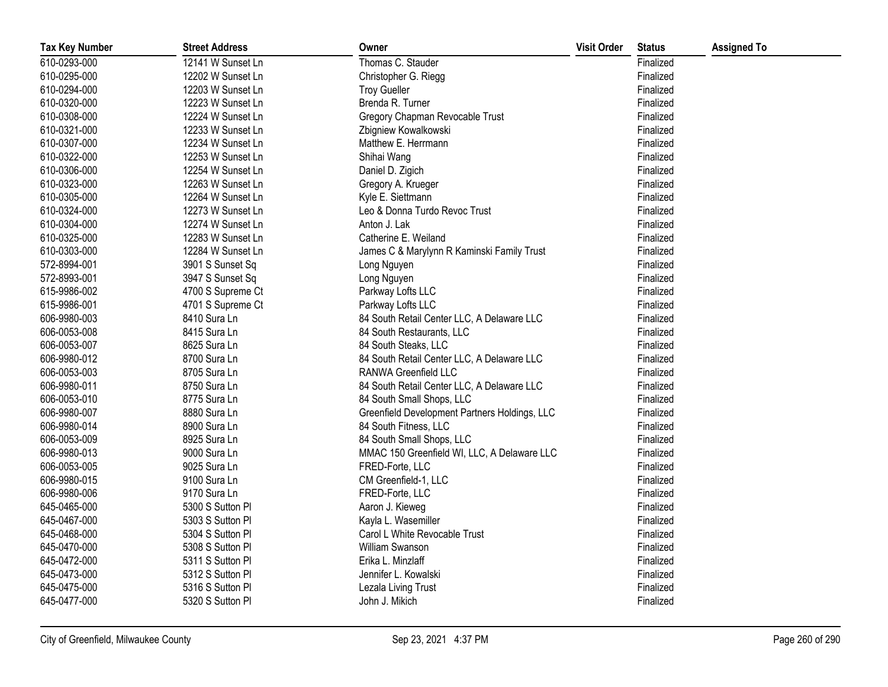| Tax Key Number | Street Address | Owner | Visit Order | Status | Assigned To |
|---|---|---|---|---|---|
| 610-0293-000 | 12141 W Sunset Ln | Thomas C. Stauder | | Finalized | |
| 610-0295-000 | 12202 W Sunset Ln | Christopher G. Riegg | | Finalized | |
| 610-0294-000 | 12203 W Sunset Ln | Troy Gueller | | Finalized | |
| 610-0320-000 | 12223 W Sunset Ln | Brenda R. Turner | | Finalized | |
| 610-0308-000 | 12224 W Sunset Ln | Gregory Chapman Revocable Trust | | Finalized | |
| 610-0321-000 | 12233 W Sunset Ln | Zbigniew Kowalkowski | | Finalized | |
| 610-0307-000 | 12234 W Sunset Ln | Matthew E. Herrmann | | Finalized | |
| 610-0322-000 | 12253 W Sunset Ln | Shihai Wang | | Finalized | |
| 610-0306-000 | 12254 W Sunset Ln | Daniel D. Zigich | | Finalized | |
| 610-0323-000 | 12263 W Sunset Ln | Gregory A. Krueger | | Finalized | |
| 610-0305-000 | 12264 W Sunset Ln | Kyle E. Siettmann | | Finalized | |
| 610-0324-000 | 12273 W Sunset Ln | Leo & Donna Turdo Revoc Trust | | Finalized | |
| 610-0304-000 | 12274 W Sunset Ln | Anton J. Lak | | Finalized | |
| 610-0325-000 | 12283 W Sunset Ln | Catherine E. Weiland | | Finalized | |
| 610-0303-000 | 12284 W Sunset Ln | James C & Marylynn R Kaminski Family Trust | | Finalized | |
| 572-8994-001 | 3901 S Sunset Sq | Long Nguyen | | Finalized | |
| 572-8993-001 | 3947 S Sunset Sq | Long Nguyen | | Finalized | |
| 615-9986-002 | 4700 S Supreme Ct | Parkway Lofts LLC | | Finalized | |
| 615-9986-001 | 4701 S Supreme Ct | Parkway Lofts LLC | | Finalized | |
| 606-9980-003 | 8410 Sura Ln | 84 South Retail Center LLC, A Delaware LLC | | Finalized | |
| 606-0053-008 | 8415 Sura Ln | 84 South Restaurants, LLC | | Finalized | |
| 606-0053-007 | 8625 Sura Ln | 84 South Steaks, LLC | | Finalized | |
| 606-9980-012 | 8700 Sura Ln | 84 South Retail Center LLC, A Delaware LLC | | Finalized | |
| 606-0053-003 | 8705 Sura Ln | RANWA Greenfield LLC | | Finalized | |
| 606-9980-011 | 8750 Sura Ln | 84 South Retail Center LLC, A Delaware LLC | | Finalized | |
| 606-0053-010 | 8775 Sura Ln | 84 South Small Shops, LLC | | Finalized | |
| 606-9980-007 | 8880 Sura Ln | Greenfield Development Partners Holdings, LLC | | Finalized | |
| 606-9980-014 | 8900 Sura Ln | 84 South Fitness, LLC | | Finalized | |
| 606-0053-009 | 8925 Sura Ln | 84 South Small Shops, LLC | | Finalized | |
| 606-9980-013 | 9000 Sura Ln | MMAC 150 Greenfield WI, LLC, A Delaware LLC | | Finalized | |
| 606-0053-005 | 9025 Sura Ln | FRED-Forte, LLC | | Finalized | |
| 606-9980-015 | 9100 Sura Ln | CM Greenfield-1, LLC | | Finalized | |
| 606-9980-006 | 9170 Sura Ln | FRED-Forte, LLC | | Finalized | |
| 645-0465-000 | 5300 S Sutton Pl | Aaron J. Kieweg | | Finalized | |
| 645-0467-000 | 5303 S Sutton Pl | Kayla L. Wasemiller | | Finalized | |
| 645-0468-000 | 5304 S Sutton Pl | Carol L White Revocable Trust | | Finalized | |
| 645-0470-000 | 5308 S Sutton Pl | William Swanson | | Finalized | |
| 645-0472-000 | 5311 S Sutton Pl | Erika L. Minzlaff | | Finalized | |
| 645-0473-000 | 5312 S Sutton Pl | Jennifer L. Kowalski | | Finalized | |
| 645-0475-000 | 5316 S Sutton Pl | Lezala Living Trust | | Finalized | |
| 645-0477-000 | 5320 S Sutton Pl | John J. Mikich | | Finalized | |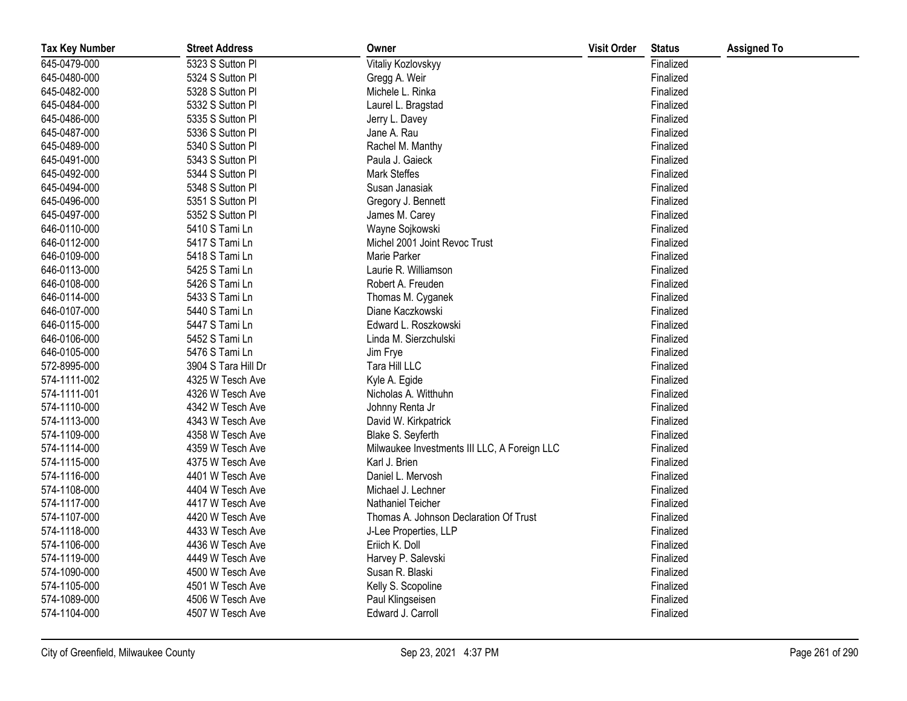| Tax Key Number | Street Address | Owner | Visit Order | Status | Assigned To |
|---|---|---|---|---|---|
| 645-0479-000 | 5323 S Sutton Pl | Vitaliy Kozlovskyy | | Finalized | |
| 645-0480-000 | 5324 S Sutton Pl | Gregg A. Weir | | Finalized | |
| 645-0482-000 | 5328 S Sutton Pl | Michele L. Rinka | | Finalized | |
| 645-0484-000 | 5332 S Sutton Pl | Laurel L. Bragstad | | Finalized | |
| 645-0486-000 | 5335 S Sutton Pl | Jerry L. Davey | | Finalized | |
| 645-0487-000 | 5336 S Sutton Pl | Jane A. Rau | | Finalized | |
| 645-0489-000 | 5340 S Sutton Pl | Rachel M. Manthy | | Finalized | |
| 645-0491-000 | 5343 S Sutton Pl | Paula J. Gaieck | | Finalized | |
| 645-0492-000 | 5344 S Sutton Pl | Mark Steffes | | Finalized | |
| 645-0494-000 | 5348 S Sutton Pl | Susan Janasiak | | Finalized | |
| 645-0496-000 | 5351 S Sutton Pl | Gregory J. Bennett | | Finalized | |
| 645-0497-000 | 5352 S Sutton Pl | James M. Carey | | Finalized | |
| 646-0110-000 | 5410 S Tami Ln | Wayne Sojkowski | | Finalized | |
| 646-0112-000 | 5417 S Tami Ln | Michel 2001 Joint Revoc Trust | | Finalized | |
| 646-0109-000 | 5418 S Tami Ln | Marie Parker | | Finalized | |
| 646-0113-000 | 5425 S Tami Ln | Laurie R. Williamson | | Finalized | |
| 646-0108-000 | 5426 S Tami Ln | Robert A. Freuden | | Finalized | |
| 646-0114-000 | 5433 S Tami Ln | Thomas M. Cyganek | | Finalized | |
| 646-0107-000 | 5440 S Tami Ln | Diane Kaczkowski | | Finalized | |
| 646-0115-000 | 5447 S Tami Ln | Edward L. Roszkowski | | Finalized | |
| 646-0106-000 | 5452 S Tami Ln | Linda M. Sierzchulski | | Finalized | |
| 646-0105-000 | 5476 S Tami Ln | Jim Frye | | Finalized | |
| 572-8995-000 | 3904 S Tara Hill Dr | Tara Hill LLC | | Finalized | |
| 574-1111-002 | 4325 W Tesch Ave | Kyle A. Egide | | Finalized | |
| 574-1111-001 | 4326 W Tesch Ave | Nicholas A. Witthuhn | | Finalized | |
| 574-1110-000 | 4342 W Tesch Ave | Johnny Renta Jr | | Finalized | |
| 574-1113-000 | 4343 W Tesch Ave | David W. Kirkpatrick | | Finalized | |
| 574-1109-000 | 4358 W Tesch Ave | Blake S. Seyferth | | Finalized | |
| 574-1114-000 | 4359 W Tesch Ave | Milwaukee Investments III LLC, A Foreign LLC | | Finalized | |
| 574-1115-000 | 4375 W Tesch Ave | Karl J. Brien | | Finalized | |
| 574-1116-000 | 4401 W Tesch Ave | Daniel L. Mervosh | | Finalized | |
| 574-1108-000 | 4404 W Tesch Ave | Michael J. Lechner | | Finalized | |
| 574-1117-000 | 4417 W Tesch Ave | Nathaniel Teicher | | Finalized | |
| 574-1107-000 | 4420 W Tesch Ave | Thomas A. Johnson Declaration Of Trust | | Finalized | |
| 574-1118-000 | 4433 W Tesch Ave | J-Lee Properties, LLP | | Finalized | |
| 574-1106-000 | 4436 W Tesch Ave | Eriich K. Doll | | Finalized | |
| 574-1119-000 | 4449 W Tesch Ave | Harvey P. Salevski | | Finalized | |
| 574-1090-000 | 4500 W Tesch Ave | Susan R. Blaski | | Finalized | |
| 574-1105-000 | 4501 W Tesch Ave | Kelly S. Scopoline | | Finalized | |
| 574-1089-000 | 4506 W Tesch Ave | Paul Klingseisen | | Finalized | |
| 574-1104-000 | 4507 W Tesch Ave | Edward J. Carroll | | Finalized | |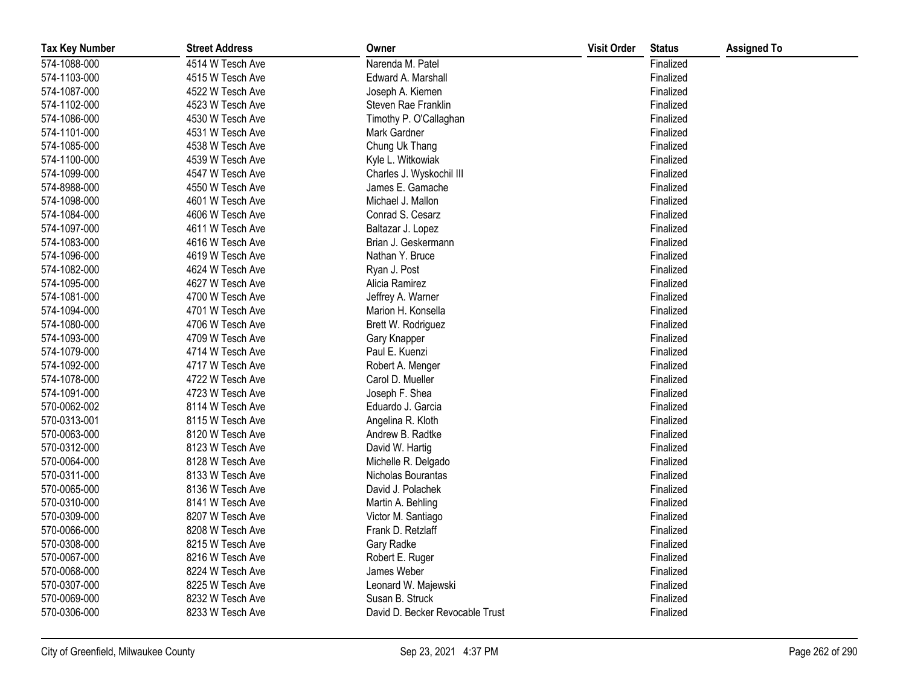| Tax Key Number | Street Address | Owner | Visit Order | Status | Assigned To |
| --- | --- | --- | --- | --- | --- |
| 574-1088-000 | 4514 W Tesch Ave | Narenda M. Patel | | Finalized | |
| 574-1103-000 | 4515 W Tesch Ave | Edward A. Marshall | | Finalized | |
| 574-1087-000 | 4522 W Tesch Ave | Joseph A. Kiemen | | Finalized | |
| 574-1102-000 | 4523 W Tesch Ave | Steven Rae Franklin | | Finalized | |
| 574-1086-000 | 4530 W Tesch Ave | Timothy P. O'Callaghan | | Finalized | |
| 574-1101-000 | 4531 W Tesch Ave | Mark Gardner | | Finalized | |
| 574-1085-000 | 4538 W Tesch Ave | Chung Uk Thang | | Finalized | |
| 574-1100-000 | 4539 W Tesch Ave | Kyle L. Witkowiak | | Finalized | |
| 574-1099-000 | 4547 W Tesch Ave | Charles J. Wyskochil III | | Finalized | |
| 574-8988-000 | 4550 W Tesch Ave | James E. Gamache | | Finalized | |
| 574-1098-000 | 4601 W Tesch Ave | Michael J. Mallon | | Finalized | |
| 574-1084-000 | 4606 W Tesch Ave | Conrad S. Cesarz | | Finalized | |
| 574-1097-000 | 4611 W Tesch Ave | Baltazar J. Lopez | | Finalized | |
| 574-1083-000 | 4616 W Tesch Ave | Brian J. Geskermann | | Finalized | |
| 574-1096-000 | 4619 W Tesch Ave | Nathan Y. Bruce | | Finalized | |
| 574-1082-000 | 4624 W Tesch Ave | Ryan J. Post | | Finalized | |
| 574-1095-000 | 4627 W Tesch Ave | Alicia Ramirez | | Finalized | |
| 574-1081-000 | 4700 W Tesch Ave | Jeffrey A. Warner | | Finalized | |
| 574-1094-000 | 4701 W Tesch Ave | Marion H. Konsella | | Finalized | |
| 574-1080-000 | 4706 W Tesch Ave | Brett W. Rodriguez | | Finalized | |
| 574-1093-000 | 4709 W Tesch Ave | Gary Knapper | | Finalized | |
| 574-1079-000 | 4714 W Tesch Ave | Paul E. Kuenzi | | Finalized | |
| 574-1092-000 | 4717 W Tesch Ave | Robert A. Menger | | Finalized | |
| 574-1078-000 | 4722 W Tesch Ave | Carol D. Mueller | | Finalized | |
| 574-1091-000 | 4723 W Tesch Ave | Joseph F. Shea | | Finalized | |
| 570-0062-002 | 8114 W Tesch Ave | Eduardo J. Garcia | | Finalized | |
| 570-0313-001 | 8115 W Tesch Ave | Angelina R. Kloth | | Finalized | |
| 570-0063-000 | 8120 W Tesch Ave | Andrew B. Radtke | | Finalized | |
| 570-0312-000 | 8123 W Tesch Ave | David W. Hartig | | Finalized | |
| 570-0064-000 | 8128 W Tesch Ave | Michelle R. Delgado | | Finalized | |
| 570-0311-000 | 8133 W Tesch Ave | Nicholas Bourantas | | Finalized | |
| 570-0065-000 | 8136 W Tesch Ave | David J. Polachek | | Finalized | |
| 570-0310-000 | 8141 W Tesch Ave | Martin A. Behling | | Finalized | |
| 570-0309-000 | 8207 W Tesch Ave | Victor M. Santiago | | Finalized | |
| 570-0066-000 | 8208 W Tesch Ave | Frank D. Retzlaff | | Finalized | |
| 570-0308-000 | 8215 W Tesch Ave | Gary Radke | | Finalized | |
| 570-0067-000 | 8216 W Tesch Ave | Robert E. Ruger | | Finalized | |
| 570-0068-000 | 8224 W Tesch Ave | James Weber | | Finalized | |
| 570-0307-000 | 8225 W Tesch Ave | Leonard W. Majewski | | Finalized | |
| 570-0069-000 | 8232 W Tesch Ave | Susan B. Struck | | Finalized | |
| 570-0306-000 | 8233 W Tesch Ave | David D. Becker Revocable Trust | | Finalized | |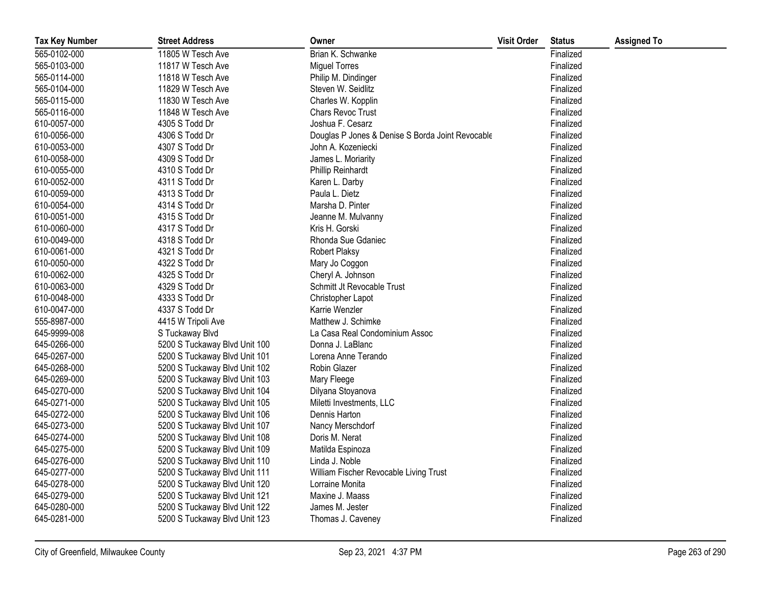| Tax Key Number | Street Address | Owner | Visit Order | Status | Assigned To |
|---|---|---|---|---|---|
| 565-0102-000 | 11805 W Tesch Ave | Brian K. Schwanke | | Finalized | |
| 565-0103-000 | 11817 W Tesch Ave | Miguel Torres | | Finalized | |
| 565-0114-000 | 11818 W Tesch Ave | Philip M. Dindinger | | Finalized | |
| 565-0104-000 | 11829 W Tesch Ave | Steven W. Seidlitz | | Finalized | |
| 565-0115-000 | 11830 W Tesch Ave | Charles W. Kopplin | | Finalized | |
| 565-0116-000 | 11848 W Tesch Ave | Chars Revoc Trust | | Finalized | |
| 610-0057-000 | 4305 S Todd Dr | Joshua F. Cesarz | | Finalized | |
| 610-0056-000 | 4306 S Todd Dr | Douglas P Jones & Denise S Borda Joint Revocable | | Finalized | |
| 610-0053-000 | 4307 S Todd Dr | John A. Kozeniecki | | Finalized | |
| 610-0058-000 | 4309 S Todd Dr | James L. Moriarity | | Finalized | |
| 610-0055-000 | 4310 S Todd Dr | Phillip Reinhardt | | Finalized | |
| 610-0052-000 | 4311 S Todd Dr | Karen L. Darby | | Finalized | |
| 610-0059-000 | 4313 S Todd Dr | Paula L. Dietz | | Finalized | |
| 610-0054-000 | 4314 S Todd Dr | Marsha D. Pinter | | Finalized | |
| 610-0051-000 | 4315 S Todd Dr | Jeanne M. Mulvanny | | Finalized | |
| 610-0060-000 | 4317 S Todd Dr | Kris H. Gorski | | Finalized | |
| 610-0049-000 | 4318 S Todd Dr | Rhonda Sue Gdaniec | | Finalized | |
| 610-0061-000 | 4321 S Todd Dr | Robert Plaksy | | Finalized | |
| 610-0050-000 | 4322 S Todd Dr | Mary Jo Coggon | | Finalized | |
| 610-0062-000 | 4325 S Todd Dr | Cheryl A. Johnson | | Finalized | |
| 610-0063-000 | 4329 S Todd Dr | Schmitt Jt Revocable Trust | | Finalized | |
| 610-0048-000 | 4333 S Todd Dr | Christopher Lapot | | Finalized | |
| 610-0047-000 | 4337 S Todd Dr | Karrie Wenzler | | Finalized | |
| 555-8987-000 | 4415 W Tripoli Ave | Matthew J. Schimke | | Finalized | |
| 645-9999-008 | S Tuckaway Blvd | La Casa Real Condominium Assoc | | Finalized | |
| 645-0266-000 | 5200 S Tuckaway Blvd Unit 100 | Donna J. LaBlanc | | Finalized | |
| 645-0267-000 | 5200 S Tuckaway Blvd Unit 101 | Lorena Anne Terando | | Finalized | |
| 645-0268-000 | 5200 S Tuckaway Blvd Unit 102 | Robin Glazer | | Finalized | |
| 645-0269-000 | 5200 S Tuckaway Blvd Unit 103 | Mary Fleege | | Finalized | |
| 645-0270-000 | 5200 S Tuckaway Blvd Unit 104 | Dilyana Stoyanova | | Finalized | |
| 645-0271-000 | 5200 S Tuckaway Blvd Unit 105 | Miletti Investments, LLC | | Finalized | |
| 645-0272-000 | 5200 S Tuckaway Blvd Unit 106 | Dennis Harton | | Finalized | |
| 645-0273-000 | 5200 S Tuckaway Blvd Unit 107 | Nancy Merschdorf | | Finalized | |
| 645-0274-000 | 5200 S Tuckaway Blvd Unit 108 | Doris M. Nerat | | Finalized | |
| 645-0275-000 | 5200 S Tuckaway Blvd Unit 109 | Matilda Espinoza | | Finalized | |
| 645-0276-000 | 5200 S Tuckaway Blvd Unit 110 | Linda J. Noble | | Finalized | |
| 645-0277-000 | 5200 S Tuckaway Blvd Unit 111 | William Fischer Revocable Living Trust | | Finalized | |
| 645-0278-000 | 5200 S Tuckaway Blvd Unit 120 | Lorraine Monita | | Finalized | |
| 645-0279-000 | 5200 S Tuckaway Blvd Unit 121 | Maxine J. Maass | | Finalized | |
| 645-0280-000 | 5200 S Tuckaway Blvd Unit 122 | James M. Jester | | Finalized | |
| 645-0281-000 | 5200 S Tuckaway Blvd Unit 123 | Thomas J. Caveney | | Finalized | |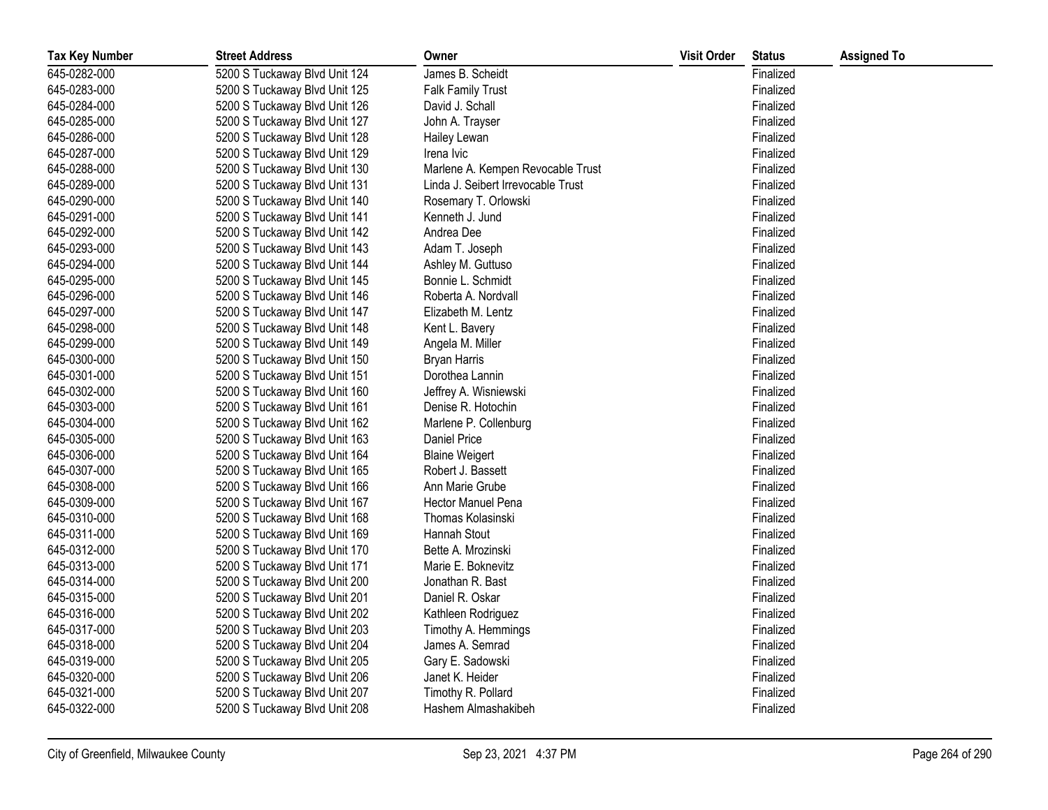| Tax Key Number | Street Address | Owner | Visit Order | Status | Assigned To |
|---|---|---|---|---|---|
| 645-0282-000 | 5200 S Tuckaway Blvd Unit 124 | James B. Scheidt | | Finalized | |
| 645-0283-000 | 5200 S Tuckaway Blvd Unit 125 | Falk Family Trust | | Finalized | |
| 645-0284-000 | 5200 S Tuckaway Blvd Unit 126 | David J. Schall | | Finalized | |
| 645-0285-000 | 5200 S Tuckaway Blvd Unit 127 | John A. Trayser | | Finalized | |
| 645-0286-000 | 5200 S Tuckaway Blvd Unit 128 | Hailey Lewan | | Finalized | |
| 645-0287-000 | 5200 S Tuckaway Blvd Unit 129 | Irena Ivic | | Finalized | |
| 645-0288-000 | 5200 S Tuckaway Blvd Unit 130 | Marlene A. Kempen Revocable Trust | | Finalized | |
| 645-0289-000 | 5200 S Tuckaway Blvd Unit 131 | Linda J. Seibert Irrevocable Trust | | Finalized | |
| 645-0290-000 | 5200 S Tuckaway Blvd Unit 140 | Rosemary T. Orlowski | | Finalized | |
| 645-0291-000 | 5200 S Tuckaway Blvd Unit 141 | Kenneth J. Jund | | Finalized | |
| 645-0292-000 | 5200 S Tuckaway Blvd Unit 142 | Andrea Dee | | Finalized | |
| 645-0293-000 | 5200 S Tuckaway Blvd Unit 143 | Adam T. Joseph | | Finalized | |
| 645-0294-000 | 5200 S Tuckaway Blvd Unit 144 | Ashley M. Guttuso | | Finalized | |
| 645-0295-000 | 5200 S Tuckaway Blvd Unit 145 | Bonnie L. Schmidt | | Finalized | |
| 645-0296-000 | 5200 S Tuckaway Blvd Unit 146 | Roberta A. Nordvall | | Finalized | |
| 645-0297-000 | 5200 S Tuckaway Blvd Unit 147 | Elizabeth M. Lentz | | Finalized | |
| 645-0298-000 | 5200 S Tuckaway Blvd Unit 148 | Kent L. Bavery | | Finalized | |
| 645-0299-000 | 5200 S Tuckaway Blvd Unit 149 | Angela M. Miller | | Finalized | |
| 645-0300-000 | 5200 S Tuckaway Blvd Unit 150 | Bryan Harris | | Finalized | |
| 645-0301-000 | 5200 S Tuckaway Blvd Unit 151 | Dorothea Lannin | | Finalized | |
| 645-0302-000 | 5200 S Tuckaway Blvd Unit 160 | Jeffrey A. Wisniewski | | Finalized | |
| 645-0303-000 | 5200 S Tuckaway Blvd Unit 161 | Denise R. Hotochin | | Finalized | |
| 645-0304-000 | 5200 S Tuckaway Blvd Unit 162 | Marlene P. Collenburg | | Finalized | |
| 645-0305-000 | 5200 S Tuckaway Blvd Unit 163 | Daniel Price | | Finalized | |
| 645-0306-000 | 5200 S Tuckaway Blvd Unit 164 | Blaine Weigert | | Finalized | |
| 645-0307-000 | 5200 S Tuckaway Blvd Unit 165 | Robert J. Bassett | | Finalized | |
| 645-0308-000 | 5200 S Tuckaway Blvd Unit 166 | Ann Marie Grube | | Finalized | |
| 645-0309-000 | 5200 S Tuckaway Blvd Unit 167 | Hector Manuel Pena | | Finalized | |
| 645-0310-000 | 5200 S Tuckaway Blvd Unit 168 | Thomas Kolasinski | | Finalized | |
| 645-0311-000 | 5200 S Tuckaway Blvd Unit 169 | Hannah Stout | | Finalized | |
| 645-0312-000 | 5200 S Tuckaway Blvd Unit 170 | Bette A. Mrozinski | | Finalized | |
| 645-0313-000 | 5200 S Tuckaway Blvd Unit 171 | Marie E. Boknevitz | | Finalized | |
| 645-0314-000 | 5200 S Tuckaway Blvd Unit 200 | Jonathan R. Bast | | Finalized | |
| 645-0315-000 | 5200 S Tuckaway Blvd Unit 201 | Daniel R. Oskar | | Finalized | |
| 645-0316-000 | 5200 S Tuckaway Blvd Unit 202 | Kathleen Rodriguez | | Finalized | |
| 645-0317-000 | 5200 S Tuckaway Blvd Unit 203 | Timothy A. Hemmings | | Finalized | |
| 645-0318-000 | 5200 S Tuckaway Blvd Unit 204 | James A. Semrad | | Finalized | |
| 645-0319-000 | 5200 S Tuckaway Blvd Unit 205 | Gary E. Sadowski | | Finalized | |
| 645-0320-000 | 5200 S Tuckaway Blvd Unit 206 | Janet K. Heider | | Finalized | |
| 645-0321-000 | 5200 S Tuckaway Blvd Unit 207 | Timothy R. Pollard | | Finalized | |
| 645-0322-000 | 5200 S Tuckaway Blvd Unit 208 | Hashem Almashakibeh | | Finalized | |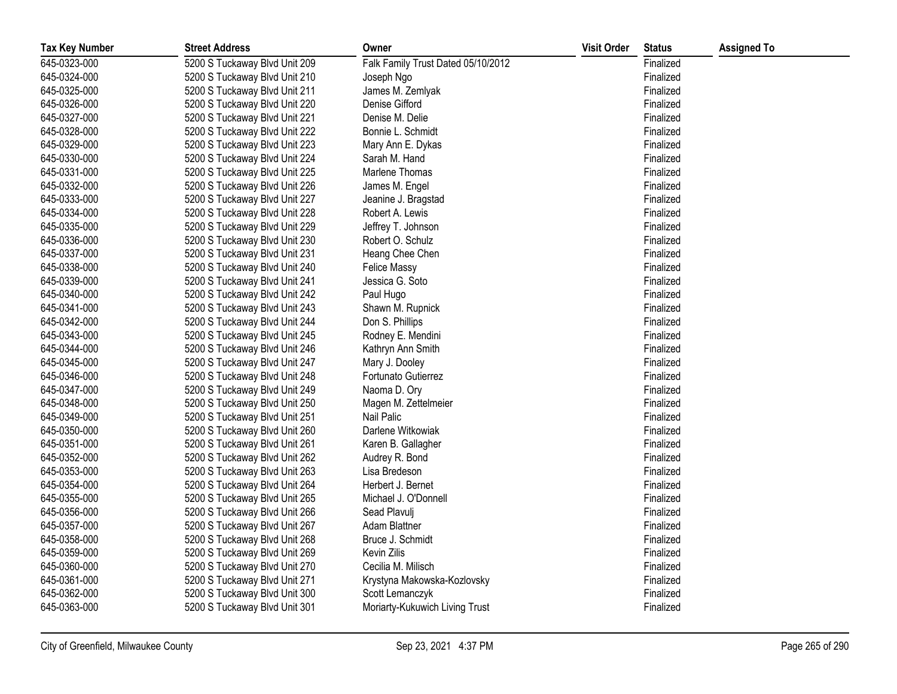| Tax Key Number | Street Address | Owner | Visit Order | Status | Assigned To |
|---|---|---|---|---|---|
| 645-0323-000 | 5200 S Tuckaway Blvd Unit 209 | Falk Family Trust Dated 05/10/2012 | | Finalized | |
| 645-0324-000 | 5200 S Tuckaway Blvd Unit 210 | Joseph Ngo | | Finalized | |
| 645-0325-000 | 5200 S Tuckaway Blvd Unit 211 | James M. Zemlyak | | Finalized | |
| 645-0326-000 | 5200 S Tuckaway Blvd Unit 220 | Denise Gifford | | Finalized | |
| 645-0327-000 | 5200 S Tuckaway Blvd Unit 221 | Denise M. Delie | | Finalized | |
| 645-0328-000 | 5200 S Tuckaway Blvd Unit 222 | Bonnie L. Schmidt | | Finalized | |
| 645-0329-000 | 5200 S Tuckaway Blvd Unit 223 | Mary Ann E. Dykas | | Finalized | |
| 645-0330-000 | 5200 S Tuckaway Blvd Unit 224 | Sarah M. Hand | | Finalized | |
| 645-0331-000 | 5200 S Tuckaway Blvd Unit 225 | Marlene Thomas | | Finalized | |
| 645-0332-000 | 5200 S Tuckaway Blvd Unit 226 | James M. Engel | | Finalized | |
| 645-0333-000 | 5200 S Tuckaway Blvd Unit 227 | Jeanine J. Bragstad | | Finalized | |
| 645-0334-000 | 5200 S Tuckaway Blvd Unit 228 | Robert A. Lewis | | Finalized | |
| 645-0335-000 | 5200 S Tuckaway Blvd Unit 229 | Jeffrey T. Johnson | | Finalized | |
| 645-0336-000 | 5200 S Tuckaway Blvd Unit 230 | Robert O. Schulz | | Finalized | |
| 645-0337-000 | 5200 S Tuckaway Blvd Unit 231 | Heang Chee Chen | | Finalized | |
| 645-0338-000 | 5200 S Tuckaway Blvd Unit 240 | Felice Massy | | Finalized | |
| 645-0339-000 | 5200 S Tuckaway Blvd Unit 241 | Jessica G. Soto | | Finalized | |
| 645-0340-000 | 5200 S Tuckaway Blvd Unit 242 | Paul Hugo | | Finalized | |
| 645-0341-000 | 5200 S Tuckaway Blvd Unit 243 | Shawn M. Rupnick | | Finalized | |
| 645-0342-000 | 5200 S Tuckaway Blvd Unit 244 | Don S. Phillips | | Finalized | |
| 645-0343-000 | 5200 S Tuckaway Blvd Unit 245 | Rodney E. Mendini | | Finalized | |
| 645-0344-000 | 5200 S Tuckaway Blvd Unit 246 | Kathryn Ann Smith | | Finalized | |
| 645-0345-000 | 5200 S Tuckaway Blvd Unit 247 | Mary J. Dooley | | Finalized | |
| 645-0346-000 | 5200 S Tuckaway Blvd Unit 248 | Fortunato Gutierrez | | Finalized | |
| 645-0347-000 | 5200 S Tuckaway Blvd Unit 249 | Naoma D. Ory | | Finalized | |
| 645-0348-000 | 5200 S Tuckaway Blvd Unit 250 | Magen M. Zettelmeier | | Finalized | |
| 645-0349-000 | 5200 S Tuckaway Blvd Unit 251 | Nail Palic | | Finalized | |
| 645-0350-000 | 5200 S Tuckaway Blvd Unit 260 | Darlene Witkowiak | | Finalized | |
| 645-0351-000 | 5200 S Tuckaway Blvd Unit 261 | Karen B. Gallagher | | Finalized | |
| 645-0352-000 | 5200 S Tuckaway Blvd Unit 262 | Audrey R. Bond | | Finalized | |
| 645-0353-000 | 5200 S Tuckaway Blvd Unit 263 | Lisa Bredeson | | Finalized | |
| 645-0354-000 | 5200 S Tuckaway Blvd Unit 264 | Herbert J. Bernet | | Finalized | |
| 645-0355-000 | 5200 S Tuckaway Blvd Unit 265 | Michael J. O'Donnell | | Finalized | |
| 645-0356-000 | 5200 S Tuckaway Blvd Unit 266 | Sead Plavulj | | Finalized | |
| 645-0357-000 | 5200 S Tuckaway Blvd Unit 267 | Adam Blattner | | Finalized | |
| 645-0358-000 | 5200 S Tuckaway Blvd Unit 268 | Bruce J. Schmidt | | Finalized | |
| 645-0359-000 | 5200 S Tuckaway Blvd Unit 269 | Kevin Zilis | | Finalized | |
| 645-0360-000 | 5200 S Tuckaway Blvd Unit 270 | Cecilia M. Milisch | | Finalized | |
| 645-0361-000 | 5200 S Tuckaway Blvd Unit 271 | Krystyna Makowska-Kozlovsky | | Finalized | |
| 645-0362-000 | 5200 S Tuckaway Blvd Unit 300 | Scott Lemanczyk | | Finalized | |
| 645-0363-000 | 5200 S Tuckaway Blvd Unit 301 | Moriarty-Kukuwich Living Trust | | Finalized | |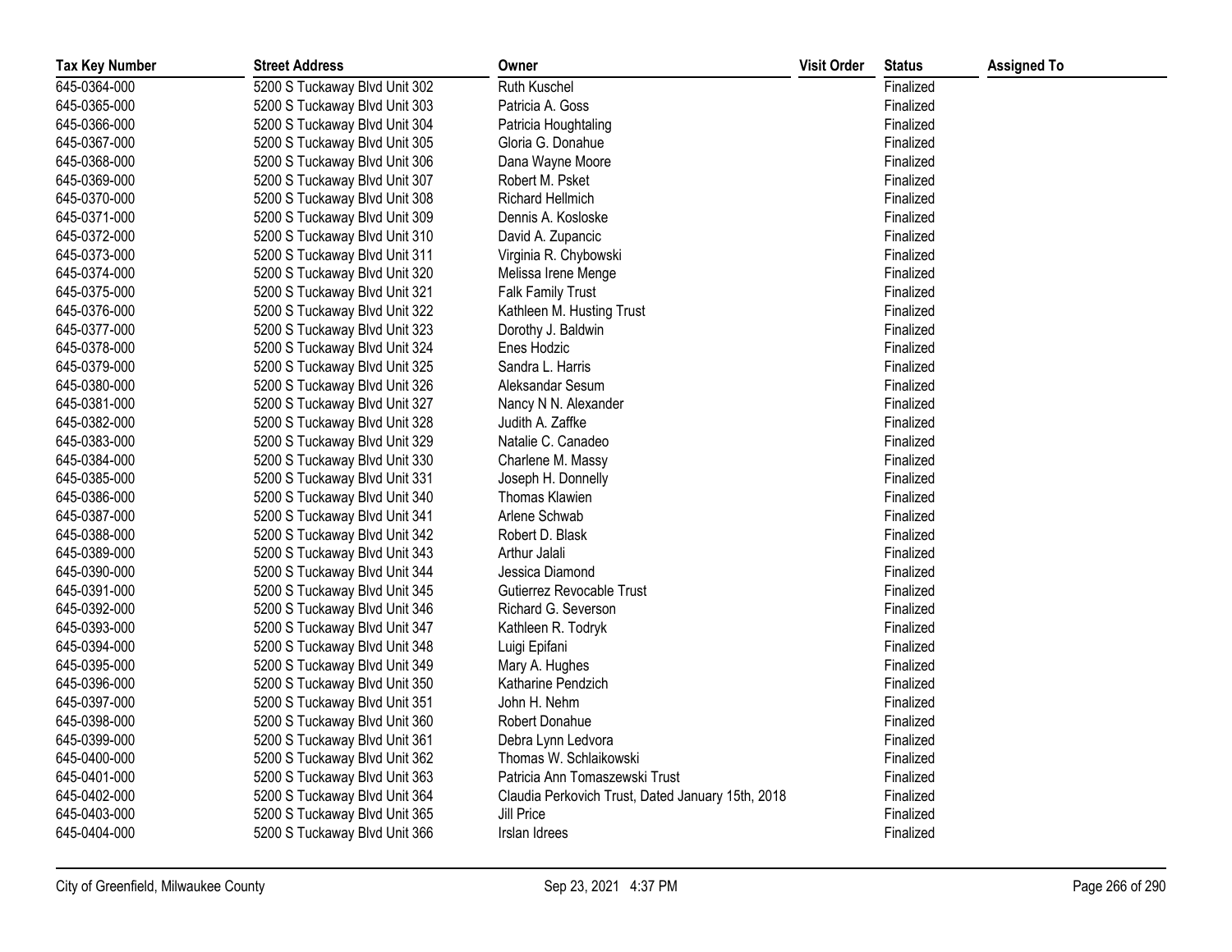| Tax Key Number | Street Address | Owner | Visit Order | Status | Assigned To |
|---|---|---|---|---|---|
| 645-0364-000 | 5200 S Tuckaway Blvd Unit 302 | Ruth Kuschel | | Finalized | |
| 645-0365-000 | 5200 S Tuckaway Blvd Unit 303 | Patricia A. Goss | | Finalized | |
| 645-0366-000 | 5200 S Tuckaway Blvd Unit 304 | Patricia Houghtaling | | Finalized | |
| 645-0367-000 | 5200 S Tuckaway Blvd Unit 305 | Gloria G. Donahue | | Finalized | |
| 645-0368-000 | 5200 S Tuckaway Blvd Unit 306 | Dana Wayne Moore | | Finalized | |
| 645-0369-000 | 5200 S Tuckaway Blvd Unit 307 | Robert M. Psket | | Finalized | |
| 645-0370-000 | 5200 S Tuckaway Blvd Unit 308 | Richard Hellmich | | Finalized | |
| 645-0371-000 | 5200 S Tuckaway Blvd Unit 309 | Dennis A. Kosloske | | Finalized | |
| 645-0372-000 | 5200 S Tuckaway Blvd Unit 310 | David A. Zupancic | | Finalized | |
| 645-0373-000 | 5200 S Tuckaway Blvd Unit 311 | Virginia R. Chybowski | | Finalized | |
| 645-0374-000 | 5200 S Tuckaway Blvd Unit 320 | Melissa Irene Menge | | Finalized | |
| 645-0375-000 | 5200 S Tuckaway Blvd Unit 321 | Falk Family Trust | | Finalized | |
| 645-0376-000 | 5200 S Tuckaway Blvd Unit 322 | Kathleen M. Husting Trust | | Finalized | |
| 645-0377-000 | 5200 S Tuckaway Blvd Unit 323 | Dorothy J. Baldwin | | Finalized | |
| 645-0378-000 | 5200 S Tuckaway Blvd Unit 324 | Enes Hodzic | | Finalized | |
| 645-0379-000 | 5200 S Tuckaway Blvd Unit 325 | Sandra L. Harris | | Finalized | |
| 645-0380-000 | 5200 S Tuckaway Blvd Unit 326 | Aleksandar Sesum | | Finalized | |
| 645-0381-000 | 5200 S Tuckaway Blvd Unit 327 | Nancy N N. Alexander | | Finalized | |
| 645-0382-000 | 5200 S Tuckaway Blvd Unit 328 | Judith A. Zaffke | | Finalized | |
| 645-0383-000 | 5200 S Tuckaway Blvd Unit 329 | Natalie C. Canadeo | | Finalized | |
| 645-0384-000 | 5200 S Tuckaway Blvd Unit 330 | Charlene M. Massy | | Finalized | |
| 645-0385-000 | 5200 S Tuckaway Blvd Unit 331 | Joseph H. Donnelly | | Finalized | |
| 645-0386-000 | 5200 S Tuckaway Blvd Unit 340 | Thomas Klawien | | Finalized | |
| 645-0387-000 | 5200 S Tuckaway Blvd Unit 341 | Arlene Schwab | | Finalized | |
| 645-0388-000 | 5200 S Tuckaway Blvd Unit 342 | Robert D. Blask | | Finalized | |
| 645-0389-000 | 5200 S Tuckaway Blvd Unit 343 | Arthur Jalali | | Finalized | |
| 645-0390-000 | 5200 S Tuckaway Blvd Unit 344 | Jessica Diamond | | Finalized | |
| 645-0391-000 | 5200 S Tuckaway Blvd Unit 345 | Gutierrez Revocable Trust | | Finalized | |
| 645-0392-000 | 5200 S Tuckaway Blvd Unit 346 | Richard G. Severson | | Finalized | |
| 645-0393-000 | 5200 S Tuckaway Blvd Unit 347 | Kathleen R. Todryk | | Finalized | |
| 645-0394-000 | 5200 S Tuckaway Blvd Unit 348 | Luigi Epifani | | Finalized | |
| 645-0395-000 | 5200 S Tuckaway Blvd Unit 349 | Mary A. Hughes | | Finalized | |
| 645-0396-000 | 5200 S Tuckaway Blvd Unit 350 | Katharine Pendzich | | Finalized | |
| 645-0397-000 | 5200 S Tuckaway Blvd Unit 351 | John H. Nehm | | Finalized | |
| 645-0398-000 | 5200 S Tuckaway Blvd Unit 360 | Robert Donahue | | Finalized | |
| 645-0399-000 | 5200 S Tuckaway Blvd Unit 361 | Debra Lynn Ledvora | | Finalized | |
| 645-0400-000 | 5200 S Tuckaway Blvd Unit 362 | Thomas W. Schlaikowski | | Finalized | |
| 645-0401-000 | 5200 S Tuckaway Blvd Unit 363 | Patricia Ann Tomaszewski Trust | | Finalized | |
| 645-0402-000 | 5200 S Tuckaway Blvd Unit 364 | Claudia Perkovich Trust, Dated January 15th, 2018 | | Finalized | |
| 645-0403-000 | 5200 S Tuckaway Blvd Unit 365 | Jill Price | | Finalized | |
| 645-0404-000 | 5200 S Tuckaway Blvd Unit 366 | Irslan Idrees | | Finalized | |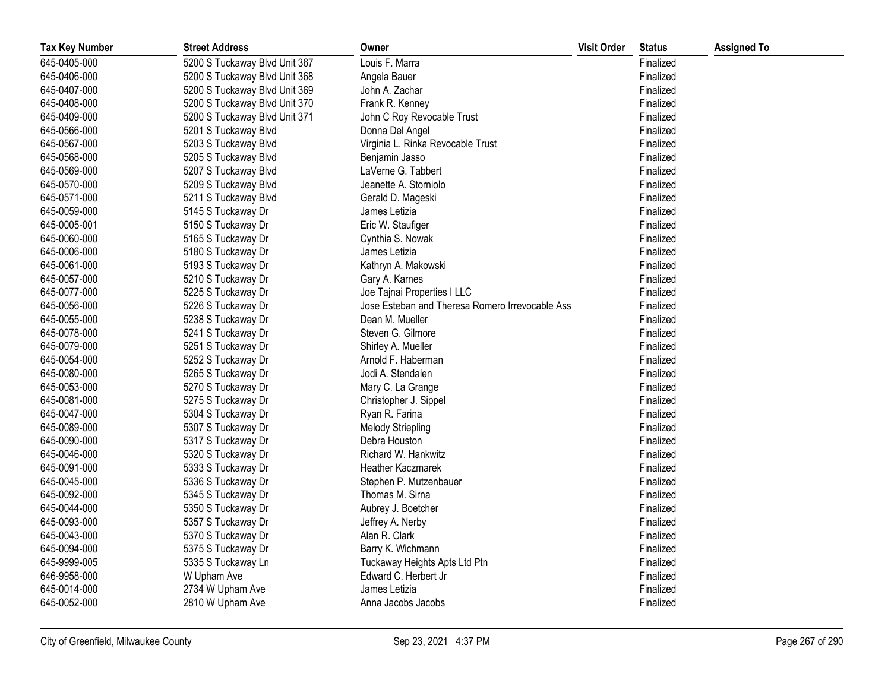| Tax Key Number | Street Address | Owner | Visit Order | Status | Assigned To |
| --- | --- | --- | --- | --- | --- |
| 645-0405-000 | 5200 S Tuckaway Blvd Unit 367 | Louis F. Marra | | Finalized | |
| 645-0406-000 | 5200 S Tuckaway Blvd Unit 368 | Angela Bauer | | Finalized | |
| 645-0407-000 | 5200 S Tuckaway Blvd Unit 369 | John A. Zachar | | Finalized | |
| 645-0408-000 | 5200 S Tuckaway Blvd Unit 370 | Frank R. Kenney | | Finalized | |
| 645-0409-000 | 5200 S Tuckaway Blvd Unit 371 | John C Roy Revocable Trust | | Finalized | |
| 645-0566-000 | 5201 S Tuckaway Blvd | Donna Del Angel | | Finalized | |
| 645-0567-000 | 5203 S Tuckaway Blvd | Virginia L. Rinka Revocable Trust | | Finalized | |
| 645-0568-000 | 5205 S Tuckaway Blvd | Benjamin Jasso | | Finalized | |
| 645-0569-000 | 5207 S Tuckaway Blvd | LaVerne G. Tabbert | | Finalized | |
| 645-0570-000 | 5209 S Tuckaway Blvd | Jeanette A. Storniolo | | Finalized | |
| 645-0571-000 | 5211 S Tuckaway Blvd | Gerald D. Mageski | | Finalized | |
| 645-0059-000 | 5145 S Tuckaway Dr | James Letizia | | Finalized | |
| 645-0005-001 | 5150 S Tuckaway Dr | Eric W. Staufiger | | Finalized | |
| 645-0060-000 | 5165 S Tuckaway Dr | Cynthia S. Nowak | | Finalized | |
| 645-0006-000 | 5180 S Tuckaway Dr | James Letizia | | Finalized | |
| 645-0061-000 | 5193 S Tuckaway Dr | Kathryn A. Makowski | | Finalized | |
| 645-0057-000 | 5210 S Tuckaway Dr | Gary A. Karnes | | Finalized | |
| 645-0077-000 | 5225 S Tuckaway Dr | Joe Tajnai Properties I LLC | | Finalized | |
| 645-0056-000 | 5226 S Tuckaway Dr | Jose Esteban and Theresa Romero Irrevocable Ass | | Finalized | |
| 645-0055-000 | 5238 S Tuckaway Dr | Dean M. Mueller | | Finalized | |
| 645-0078-000 | 5241 S Tuckaway Dr | Steven G. Gilmore | | Finalized | |
| 645-0079-000 | 5251 S Tuckaway Dr | Shirley A. Mueller | | Finalized | |
| 645-0054-000 | 5252 S Tuckaway Dr | Arnold F. Haberman | | Finalized | |
| 645-0080-000 | 5265 S Tuckaway Dr | Jodi A. Stendalen | | Finalized | |
| 645-0053-000 | 5270 S Tuckaway Dr | Mary C. La Grange | | Finalized | |
| 645-0081-000 | 5275 S Tuckaway Dr | Christopher J. Sippel | | Finalized | |
| 645-0047-000 | 5304 S Tuckaway Dr | Ryan R. Farina | | Finalized | |
| 645-0089-000 | 5307 S Tuckaway Dr | Melody Striepling | | Finalized | |
| 645-0090-000 | 5317 S Tuckaway Dr | Debra Houston | | Finalized | |
| 645-0046-000 | 5320 S Tuckaway Dr | Richard W. Hankwitz | | Finalized | |
| 645-0091-000 | 5333 S Tuckaway Dr | Heather Kaczmarek | | Finalized | |
| 645-0045-000 | 5336 S Tuckaway Dr | Stephen P. Mutzenbauer | | Finalized | |
| 645-0092-000 | 5345 S Tuckaway Dr | Thomas M. Sirna | | Finalized | |
| 645-0044-000 | 5350 S Tuckaway Dr | Aubrey J. Boetcher | | Finalized | |
| 645-0093-000 | 5357 S Tuckaway Dr | Jeffrey A. Nerby | | Finalized | |
| 645-0043-000 | 5370 S Tuckaway Dr | Alan R. Clark | | Finalized | |
| 645-0094-000 | 5375 S Tuckaway Dr | Barry K. Wichmann | | Finalized | |
| 645-9999-005 | 5335 S Tuckaway Ln | Tuckaway Heights Apts Ltd Ptn | | Finalized | |
| 646-9958-000 | W Upham Ave | Edward C. Herbert Jr | | Finalized | |
| 645-0014-000 | 2734 W Upham Ave | James Letizia | | Finalized | |
| 645-0052-000 | 2810 W Upham Ave | Anna Jacobs Jacobs | | Finalized | |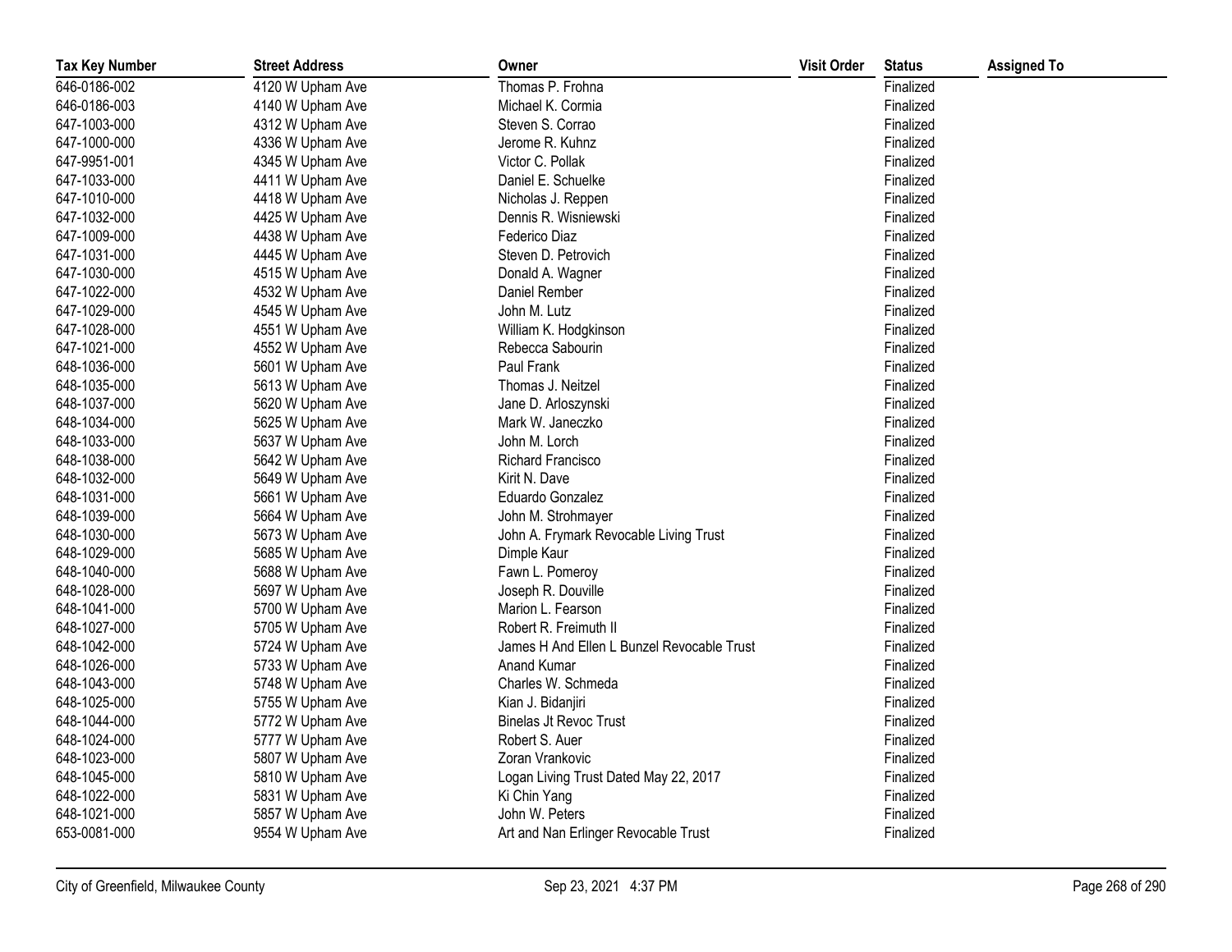| Tax Key Number | Street Address | Owner | Visit Order | Status | Assigned To |
|---|---|---|---|---|---|
| 646-0186-002 | 4120 W Upham Ave | Thomas P. Frohna | | Finalized | |
| 646-0186-003 | 4140 W Upham Ave | Michael K. Cormia | | Finalized | |
| 647-1003-000 | 4312 W Upham Ave | Steven S. Corrao | | Finalized | |
| 647-1000-000 | 4336 W Upham Ave | Jerome R. Kuhnz | | Finalized | |
| 647-9951-001 | 4345 W Upham Ave | Victor C. Pollak | | Finalized | |
| 647-1033-000 | 4411 W Upham Ave | Daniel E. Schuelke | | Finalized | |
| 647-1010-000 | 4418 W Upham Ave | Nicholas J. Reppen | | Finalized | |
| 647-1032-000 | 4425 W Upham Ave | Dennis R. Wisniewski | | Finalized | |
| 647-1009-000 | 4438 W Upham Ave | Federico Diaz | | Finalized | |
| 647-1031-000 | 4445 W Upham Ave | Steven D. Petrovich | | Finalized | |
| 647-1030-000 | 4515 W Upham Ave | Donald A. Wagner | | Finalized | |
| 647-1022-000 | 4532 W Upham Ave | Daniel Rember | | Finalized | |
| 647-1029-000 | 4545 W Upham Ave | John M. Lutz | | Finalized | |
| 647-1028-000 | 4551 W Upham Ave | William K. Hodgkinson | | Finalized | |
| 647-1021-000 | 4552 W Upham Ave | Rebecca Sabourin | | Finalized | |
| 648-1036-000 | 5601 W Upham Ave | Paul Frank | | Finalized | |
| 648-1035-000 | 5613 W Upham Ave | Thomas J. Neitzel | | Finalized | |
| 648-1037-000 | 5620 W Upham Ave | Jane D. Arloszynski | | Finalized | |
| 648-1034-000 | 5625 W Upham Ave | Mark W. Janeczko | | Finalized | |
| 648-1033-000 | 5637 W Upham Ave | John M. Lorch | | Finalized | |
| 648-1038-000 | 5642 W Upham Ave | Richard Francisco | | Finalized | |
| 648-1032-000 | 5649 W Upham Ave | Kirit N. Dave | | Finalized | |
| 648-1031-000 | 5661 W Upham Ave | Eduardo Gonzalez | | Finalized | |
| 648-1039-000 | 5664 W Upham Ave | John M. Strohmayer | | Finalized | |
| 648-1030-000 | 5673 W Upham Ave | John A. Frymark Revocable Living Trust | | Finalized | |
| 648-1029-000 | 5685 W Upham Ave | Dimple Kaur | | Finalized | |
| 648-1040-000 | 5688 W Upham Ave | Fawn L. Pomeroy | | Finalized | |
| 648-1028-000 | 5697 W Upham Ave | Joseph R. Douville | | Finalized | |
| 648-1041-000 | 5700 W Upham Ave | Marion L. Fearson | | Finalized | |
| 648-1027-000 | 5705 W Upham Ave | Robert R. Freimuth II | | Finalized | |
| 648-1042-000 | 5724 W Upham Ave | James H And Ellen L Bunzel Revocable Trust | | Finalized | |
| 648-1026-000 | 5733 W Upham Ave | Anand Kumar | | Finalized | |
| 648-1043-000 | 5748 W Upham Ave | Charles W. Schmeda | | Finalized | |
| 648-1025-000 | 5755 W Upham Ave | Kian J. Bidanjiri | | Finalized | |
| 648-1044-000 | 5772 W Upham Ave | Binelas Jt Revoc Trust | | Finalized | |
| 648-1024-000 | 5777 W Upham Ave | Robert S. Auer | | Finalized | |
| 648-1023-000 | 5807 W Upham Ave | Zoran Vrankovic | | Finalized | |
| 648-1045-000 | 5810 W Upham Ave | Logan Living Trust Dated May 22, 2017 | | Finalized | |
| 648-1022-000 | 5831 W Upham Ave | Ki Chin Yang | | Finalized | |
| 648-1021-000 | 5857 W Upham Ave | John W. Peters | | Finalized | |
| 653-0081-000 | 9554 W Upham Ave | Art and Nan Erlinger Revocable Trust | | Finalized | |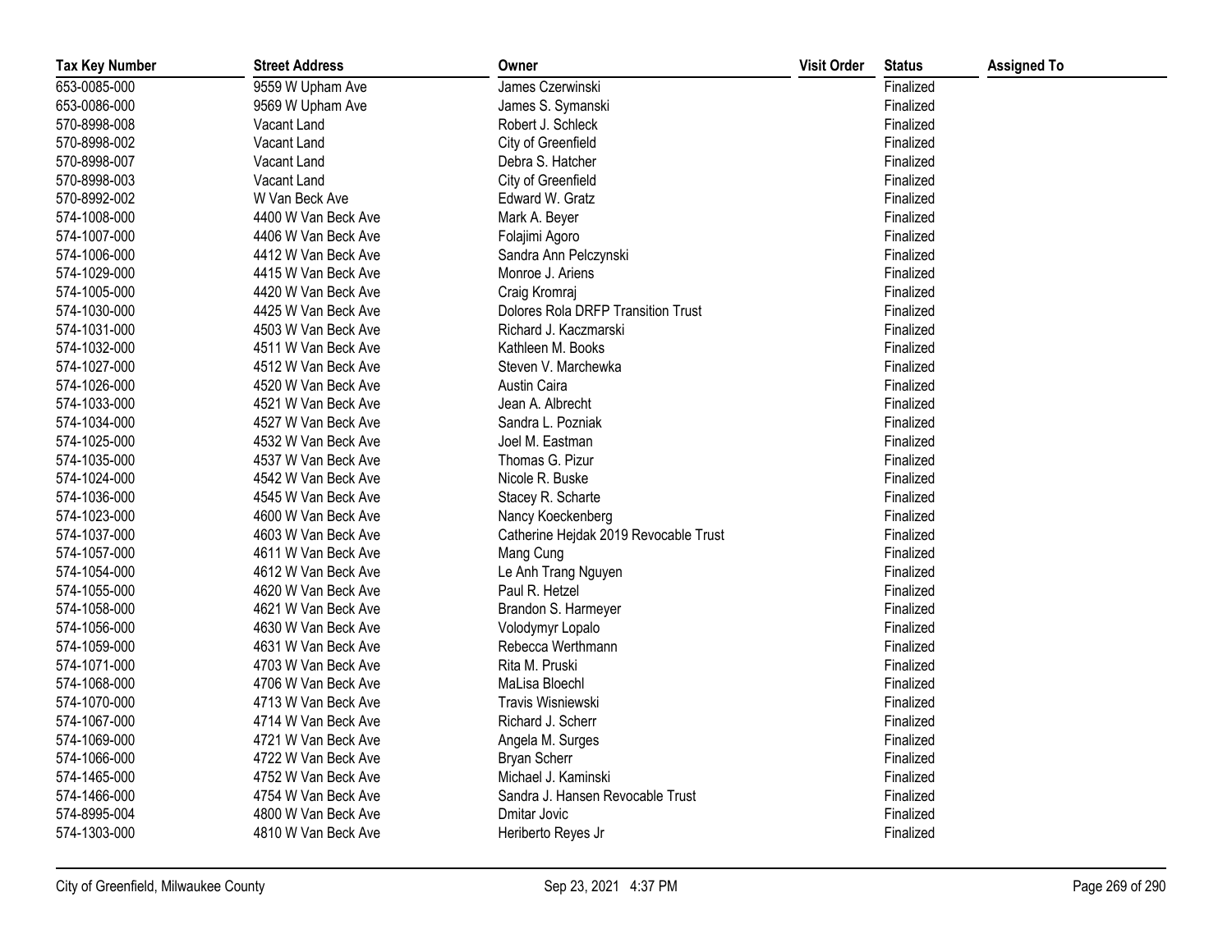| Tax Key Number | Street Address | Owner | Visit Order | Status | Assigned To |
|---|---|---|---|---|---|
| 653-0085-000 | 9559 W Upham Ave | James Czerwinski | | Finalized | |
| 653-0086-000 | 9569 W Upham Ave | James S. Symanski | | Finalized | |
| 570-8998-008 | Vacant Land | Robert J. Schleck | | Finalized | |
| 570-8998-002 | Vacant Land | City of Greenfield | | Finalized | |
| 570-8998-007 | Vacant Land | Debra S. Hatcher | | Finalized | |
| 570-8998-003 | Vacant Land | City of Greenfield | | Finalized | |
| 570-8992-002 | W Van Beck Ave | Edward W. Gratz | | Finalized | |
| 574-1008-000 | 4400 W Van Beck Ave | Mark A. Beyer | | Finalized | |
| 574-1007-000 | 4406 W Van Beck Ave | Folajimi Agoro | | Finalized | |
| 574-1006-000 | 4412 W Van Beck Ave | Sandra Ann Pelczynski | | Finalized | |
| 574-1029-000 | 4415 W Van Beck Ave | Monroe J. Ariens | | Finalized | |
| 574-1005-000 | 4420 W Van Beck Ave | Craig Kromraj | | Finalized | |
| 574-1030-000 | 4425 W Van Beck Ave | Dolores Rola DRFP Transition Trust | | Finalized | |
| 574-1031-000 | 4503 W Van Beck Ave | Richard J. Kaczmarski | | Finalized | |
| 574-1032-000 | 4511 W Van Beck Ave | Kathleen M. Books | | Finalized | |
| 574-1027-000 | 4512 W Van Beck Ave | Steven V. Marchewka | | Finalized | |
| 574-1026-000 | 4520 W Van Beck Ave | Austin Caira | | Finalized | |
| 574-1033-000 | 4521 W Van Beck Ave | Jean A. Albrecht | | Finalized | |
| 574-1034-000 | 4527 W Van Beck Ave | Sandra L. Pozniak | | Finalized | |
| 574-1025-000 | 4532 W Van Beck Ave | Joel M. Eastman | | Finalized | |
| 574-1035-000 | 4537 W Van Beck Ave | Thomas G. Pizur | | Finalized | |
| 574-1024-000 | 4542 W Van Beck Ave | Nicole R. Buske | | Finalized | |
| 574-1036-000 | 4545 W Van Beck Ave | Stacey R. Scharte | | Finalized | |
| 574-1023-000 | 4600 W Van Beck Ave | Nancy Koeckenberg | | Finalized | |
| 574-1037-000 | 4603 W Van Beck Ave | Catherine Hejdak 2019 Revocable Trust | | Finalized | |
| 574-1057-000 | 4611 W Van Beck Ave | Mang Cung | | Finalized | |
| 574-1054-000 | 4612 W Van Beck Ave | Le Anh Trang Nguyen | | Finalized | |
| 574-1055-000 | 4620 W Van Beck Ave | Paul R. Hetzel | | Finalized | |
| 574-1058-000 | 4621 W Van Beck Ave | Brandon S. Harmeyer | | Finalized | |
| 574-1056-000 | 4630 W Van Beck Ave | Volodymyr Lopalo | | Finalized | |
| 574-1059-000 | 4631 W Van Beck Ave | Rebecca Werthmann | | Finalized | |
| 574-1071-000 | 4703 W Van Beck Ave | Rita M. Pruski | | Finalized | |
| 574-1068-000 | 4706 W Van Beck Ave | MaLisa Bloechl | | Finalized | |
| 574-1070-000 | 4713 W Van Beck Ave | Travis Wisniewski | | Finalized | |
| 574-1067-000 | 4714 W Van Beck Ave | Richard J. Scherr | | Finalized | |
| 574-1069-000 | 4721 W Van Beck Ave | Angela M. Surges | | Finalized | |
| 574-1066-000 | 4722 W Van Beck Ave | Bryan Scherr | | Finalized | |
| 574-1465-000 | 4752 W Van Beck Ave | Michael J. Kaminski | | Finalized | |
| 574-1466-000 | 4754 W Van Beck Ave | Sandra J. Hansen Revocable Trust | | Finalized | |
| 574-8995-004 | 4800 W Van Beck Ave | Dmitar Jovic | | Finalized | |
| 574-1303-000 | 4810 W Van Beck Ave | Heriberto Reyes Jr | | Finalized | |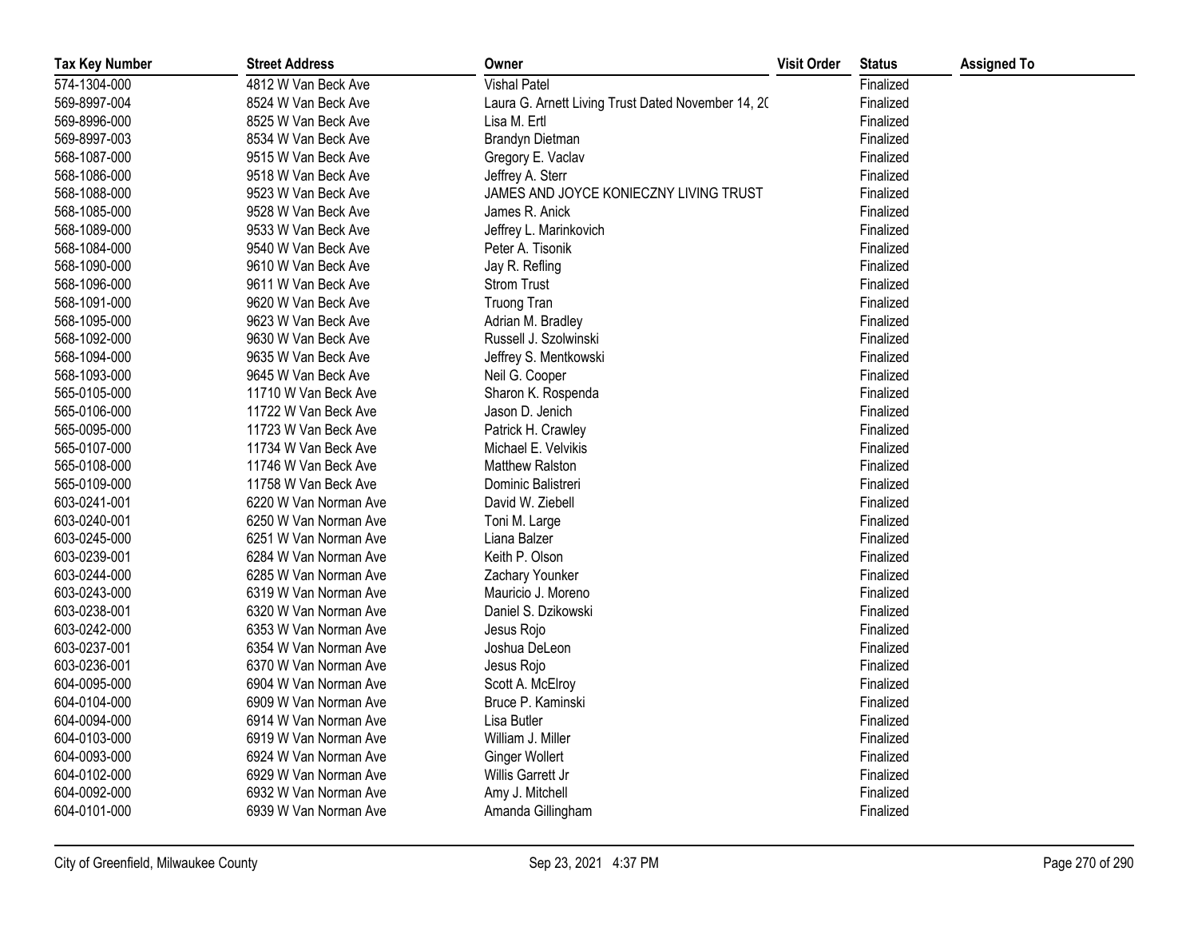| Tax Key Number | Street Address | Owner | Visit Order | Status | Assigned To |
|---|---|---|---|---|---|
| 574-1304-000 | 4812 W Van Beck Ave | Vishal Patel | | Finalized | |
| 569-8997-004 | 8524 W Van Beck Ave | Laura G. Arnett Living Trust Dated November 14, 20 | | Finalized | |
| 569-8996-000 | 8525 W Van Beck Ave | Lisa M. Ertl | | Finalized | |
| 569-8997-003 | 8534 W Van Beck Ave | Brandyn Dietman | | Finalized | |
| 568-1087-000 | 9515 W Van Beck Ave | Gregory E. Vaclav | | Finalized | |
| 568-1086-000 | 9518 W Van Beck Ave | Jeffrey A. Sterr | | Finalized | |
| 568-1088-000 | 9523 W Van Beck Ave | JAMES AND JOYCE KONIECZNY LIVING TRUST | | Finalized | |
| 568-1085-000 | 9528 W Van Beck Ave | James R. Anick | | Finalized | |
| 568-1089-000 | 9533 W Van Beck Ave | Jeffrey L. Marinkovich | | Finalized | |
| 568-1084-000 | 9540 W Van Beck Ave | Peter A. Tisonik | | Finalized | |
| 568-1090-000 | 9610 W Van Beck Ave | Jay R. Refling | | Finalized | |
| 568-1096-000 | 9611 W Van Beck Ave | Strom Trust | | Finalized | |
| 568-1091-000 | 9620 W Van Beck Ave | Truong Tran | | Finalized | |
| 568-1095-000 | 9623 W Van Beck Ave | Adrian M. Bradley | | Finalized | |
| 568-1092-000 | 9630 W Van Beck Ave | Russell J. Szolwinski | | Finalized | |
| 568-1094-000 | 9635 W Van Beck Ave | Jeffrey S. Mentkowski | | Finalized | |
| 568-1093-000 | 9645 W Van Beck Ave | Neil G. Cooper | | Finalized | |
| 565-0105-000 | 11710 W Van Beck Ave | Sharon K. Rospenda | | Finalized | |
| 565-0106-000 | 11722 W Van Beck Ave | Jason D. Jenich | | Finalized | |
| 565-0095-000 | 11723 W Van Beck Ave | Patrick H. Crawley | | Finalized | |
| 565-0107-000 | 11734 W Van Beck Ave | Michael E. Velvikis | | Finalized | |
| 565-0108-000 | 11746 W Van Beck Ave | Matthew Ralston | | Finalized | |
| 565-0109-000 | 11758 W Van Beck Ave | Dominic Balistreri | | Finalized | |
| 603-0241-001 | 6220 W Van Norman Ave | David W. Ziebell | | Finalized | |
| 603-0240-001 | 6250 W Van Norman Ave | Toni M. Large | | Finalized | |
| 603-0245-000 | 6251 W Van Norman Ave | Liana Balzer | | Finalized | |
| 603-0239-001 | 6284 W Van Norman Ave | Keith P. Olson | | Finalized | |
| 603-0244-000 | 6285 W Van Norman Ave | Zachary Younker | | Finalized | |
| 603-0243-000 | 6319 W Van Norman Ave | Mauricio J. Moreno | | Finalized | |
| 603-0238-001 | 6320 W Van Norman Ave | Daniel S. Dzikowski | | Finalized | |
| 603-0242-000 | 6353 W Van Norman Ave | Jesus Rojo | | Finalized | |
| 603-0237-001 | 6354 W Van Norman Ave | Joshua DeLeon | | Finalized | |
| 603-0236-001 | 6370 W Van Norman Ave | Jesus Rojo | | Finalized | |
| 604-0095-000 | 6904 W Van Norman Ave | Scott A. McElroy | | Finalized | |
| 604-0104-000 | 6909 W Van Norman Ave | Bruce P. Kaminski | | Finalized | |
| 604-0094-000 | 6914 W Van Norman Ave | Lisa Butler | | Finalized | |
| 604-0103-000 | 6919 W Van Norman Ave | William J. Miller | | Finalized | |
| 604-0093-000 | 6924 W Van Norman Ave | Ginger Wollert | | Finalized | |
| 604-0102-000 | 6929 W Van Norman Ave | Willis Garrett Jr | | Finalized | |
| 604-0092-000 | 6932 W Van Norman Ave | Amy J. Mitchell | | Finalized | |
| 604-0101-000 | 6939 W Van Norman Ave | Amanda Gillingham | | Finalized | |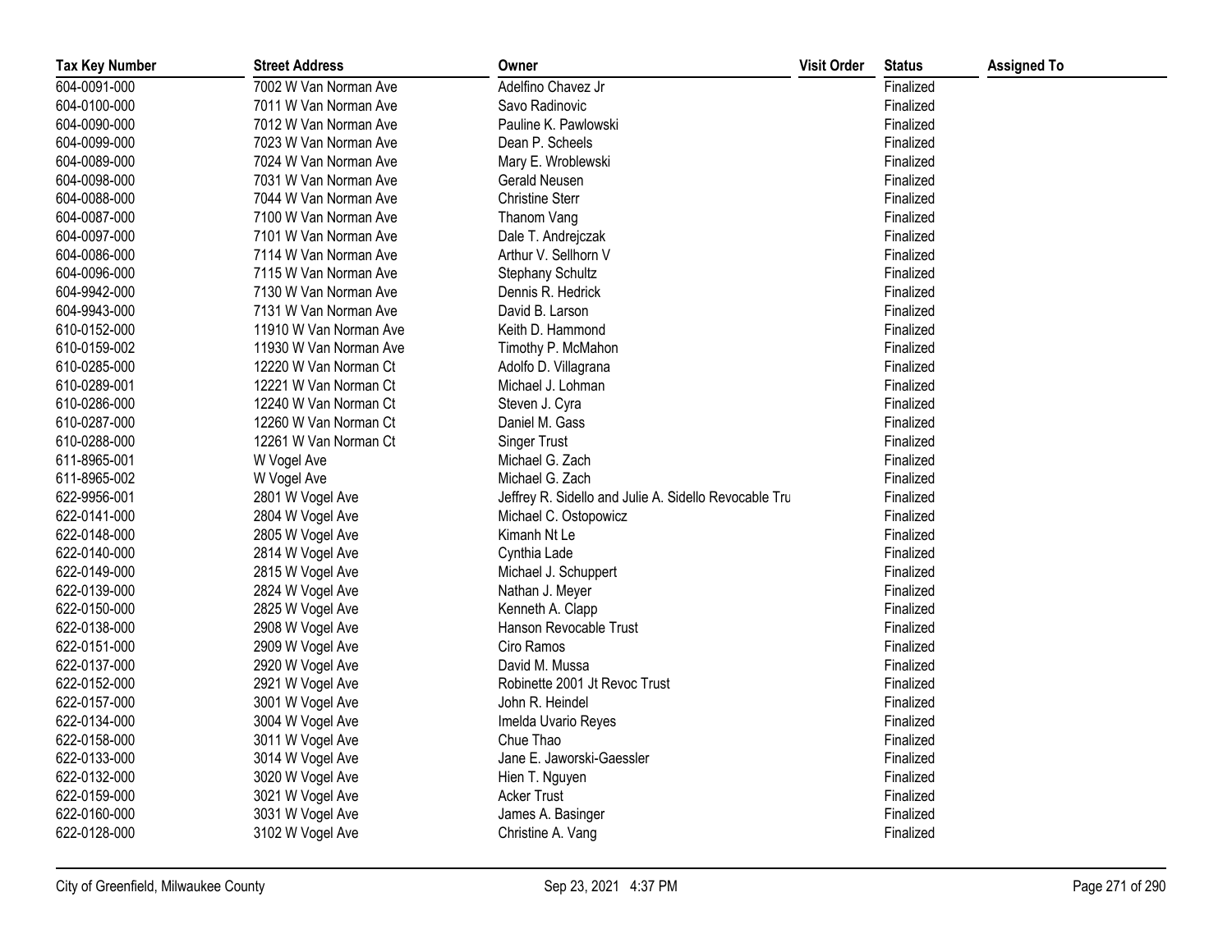| Tax Key Number | Street Address | Owner | Visit Order | Status | Assigned To |
|---|---|---|---|---|---|
| 604-0091-000 | 7002 W Van Norman Ave | Adelfino Chavez Jr | | Finalized | |
| 604-0100-000 | 7011 W Van Norman Ave | Savo Radinovic | | Finalized | |
| 604-0090-000 | 7012 W Van Norman Ave | Pauline K. Pawlowski | | Finalized | |
| 604-0099-000 | 7023 W Van Norman Ave | Dean P. Scheels | | Finalized | |
| 604-0089-000 | 7024 W Van Norman Ave | Mary E. Wroblewski | | Finalized | |
| 604-0098-000 | 7031 W Van Norman Ave | Gerald Neusen | | Finalized | |
| 604-0088-000 | 7044 W Van Norman Ave | Christine Sterr | | Finalized | |
| 604-0087-000 | 7100 W Van Norman Ave | Thanom Vang | | Finalized | |
| 604-0097-000 | 7101 W Van Norman Ave | Dale T. Andrejczak | | Finalized | |
| 604-0086-000 | 7114 W Van Norman Ave | Arthur V. Sellhorn V | | Finalized | |
| 604-0096-000 | 7115 W Van Norman Ave | Stephany Schultz | | Finalized | |
| 604-9942-000 | 7130 W Van Norman Ave | Dennis R. Hedrick | | Finalized | |
| 604-9943-000 | 7131 W Van Norman Ave | David B. Larson | | Finalized | |
| 610-0152-000 | 11910 W Van Norman Ave | Keith D. Hammond | | Finalized | |
| 610-0159-002 | 11930 W Van Norman Ave | Timothy P. McMahon | | Finalized | |
| 610-0285-000 | 12220 W Van Norman Ct | Adolfo D. Villagrana | | Finalized | |
| 610-0289-001 | 12221 W Van Norman Ct | Michael J. Lohman | | Finalized | |
| 610-0286-000 | 12240 W Van Norman Ct | Steven J. Cyra | | Finalized | |
| 610-0287-000 | 12260 W Van Norman Ct | Daniel M. Gass | | Finalized | |
| 610-0288-000 | 12261 W Van Norman Ct | Singer Trust | | Finalized | |
| 611-8965-001 | W Vogel Ave | Michael G. Zach | | Finalized | |
| 611-8965-002 | W Vogel Ave | Michael G. Zach | | Finalized | |
| 622-9956-001 | 2801 W Vogel Ave | Jeffrey R. Sidello and Julie A. Sidello Revocable Tru | | Finalized | |
| 622-0141-000 | 2804 W Vogel Ave | Michael C. Ostopowicz | | Finalized | |
| 622-0148-000 | 2805 W Vogel Ave | Kimanh Nt Le | | Finalized | |
| 622-0140-000 | 2814 W Vogel Ave | Cynthia Lade | | Finalized | |
| 622-0149-000 | 2815 W Vogel Ave | Michael J. Schuppert | | Finalized | |
| 622-0139-000 | 2824 W Vogel Ave | Nathan J. Meyer | | Finalized | |
| 622-0150-000 | 2825 W Vogel Ave | Kenneth A. Clapp | | Finalized | |
| 622-0138-000 | 2908 W Vogel Ave | Hanson Revocable Trust | | Finalized | |
| 622-0151-000 | 2909 W Vogel Ave | Ciro Ramos | | Finalized | |
| 622-0137-000 | 2920 W Vogel Ave | David M. Mussa | | Finalized | |
| 622-0152-000 | 2921 W Vogel Ave | Robinette 2001 Jt Revoc Trust | | Finalized | |
| 622-0157-000 | 3001 W Vogel Ave | John R. Heindel | | Finalized | |
| 622-0134-000 | 3004 W Vogel Ave | Imelda Uvario Reyes | | Finalized | |
| 622-0158-000 | 3011 W Vogel Ave | Chue Thao | | Finalized | |
| 622-0133-000 | 3014 W Vogel Ave | Jane E. Jaworski-Gaessler | | Finalized | |
| 622-0132-000 | 3020 W Vogel Ave | Hien T. Nguyen | | Finalized | |
| 622-0159-000 | 3021 W Vogel Ave | Acker Trust | | Finalized | |
| 622-0160-000 | 3031 W Vogel Ave | James A. Basinger | | Finalized | |
| 622-0128-000 | 3102 W Vogel Ave | Christine A. Vang | | Finalized | |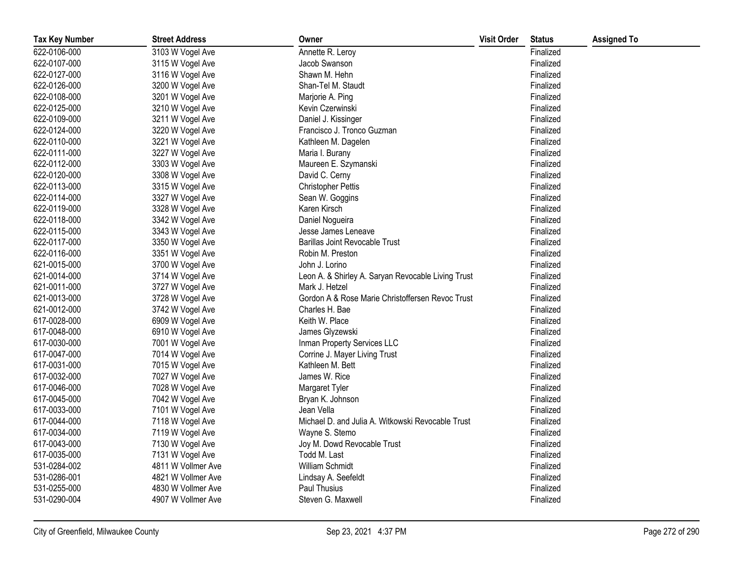| Tax Key Number | Street Address | Owner | Visit Order | Status | Assigned To |
|---|---|---|---|---|---|
| 622-0106-000 | 3103 W Vogel Ave | Annette R. Leroy | | Finalized | |
| 622-0107-000 | 3115 W Vogel Ave | Jacob Swanson | | Finalized | |
| 622-0127-000 | 3116 W Vogel Ave | Shawn M. Hehn | | Finalized | |
| 622-0126-000 | 3200 W Vogel Ave | Shan-Tel M. Staudt | | Finalized | |
| 622-0108-000 | 3201 W Vogel Ave | Marjorie A. Ping | | Finalized | |
| 622-0125-000 | 3210 W Vogel Ave | Kevin Czerwinski | | Finalized | |
| 622-0109-000 | 3211 W Vogel Ave | Daniel J. Kissinger | | Finalized | |
| 622-0124-000 | 3220 W Vogel Ave | Francisco J. Tronco Guzman | | Finalized | |
| 622-0110-000 | 3221 W Vogel Ave | Kathleen M. Dagelen | | Finalized | |
| 622-0111-000 | 3227 W Vogel Ave | Maria I. Burany | | Finalized | |
| 622-0112-000 | 3303 W Vogel Ave | Maureen E. Szymanski | | Finalized | |
| 622-0120-000 | 3308 W Vogel Ave | David C. Cerny | | Finalized | |
| 622-0113-000 | 3315 W Vogel Ave | Christopher Pettis | | Finalized | |
| 622-0114-000 | 3327 W Vogel Ave | Sean W. Goggins | | Finalized | |
| 622-0119-000 | 3328 W Vogel Ave | Karen Kirsch | | Finalized | |
| 622-0118-000 | 3342 W Vogel Ave | Daniel Nogueira | | Finalized | |
| 622-0115-000 | 3343 W Vogel Ave | Jesse James Leneave | | Finalized | |
| 622-0117-000 | 3350 W Vogel Ave | Barillas Joint Revocable Trust | | Finalized | |
| 622-0116-000 | 3351 W Vogel Ave | Robin M. Preston | | Finalized | |
| 621-0015-000 | 3700 W Vogel Ave | John J. Lorino | | Finalized | |
| 621-0014-000 | 3714 W Vogel Ave | Leon A. & Shirley A. Saryan Revocable Living Trust | | Finalized | |
| 621-0011-000 | 3727 W Vogel Ave | Mark J. Hetzel | | Finalized | |
| 621-0013-000 | 3728 W Vogel Ave | Gordon A & Rose Marie Christoffersen Revoc Trust | | Finalized | |
| 621-0012-000 | 3742 W Vogel Ave | Charles H. Bae | | Finalized | |
| 617-0028-000 | 6909 W Vogel Ave | Keith W. Place | | Finalized | |
| 617-0048-000 | 6910 W Vogel Ave | James Glyzewski | | Finalized | |
| 617-0030-000 | 7001 W Vogel Ave | Inman Property Services LLC | | Finalized | |
| 617-0047-000 | 7014 W Vogel Ave | Corrine J. Mayer Living Trust | | Finalized | |
| 617-0031-000 | 7015 W Vogel Ave | Kathleen M. Bett | | Finalized | |
| 617-0032-000 | 7027 W Vogel Ave | James W. Rice | | Finalized | |
| 617-0046-000 | 7028 W Vogel Ave | Margaret Tyler | | Finalized | |
| 617-0045-000 | 7042 W Vogel Ave | Bryan K. Johnson | | Finalized | |
| 617-0033-000 | 7101 W Vogel Ave | Jean Vella | | Finalized | |
| 617-0044-000 | 7118 W Vogel Ave | Michael D. and Julia A. Witkowski Revocable Trust | | Finalized | |
| 617-0034-000 | 7119 W Vogel Ave | Wayne S. Stemo | | Finalized | |
| 617-0043-000 | 7130 W Vogel Ave | Joy M. Dowd Revocable Trust | | Finalized | |
| 617-0035-000 | 7131 W Vogel Ave | Todd M. Last | | Finalized | |
| 531-0284-002 | 4811 W Vollmer Ave | William Schmidt | | Finalized | |
| 531-0286-001 | 4821 W Vollmer Ave | Lindsay A. Seefeldt | | Finalized | |
| 531-0255-000 | 4830 W Vollmer Ave | Paul Thusius | | Finalized | |
| 531-0290-004 | 4907 W Vollmer Ave | Steven G. Maxwell | | Finalized | |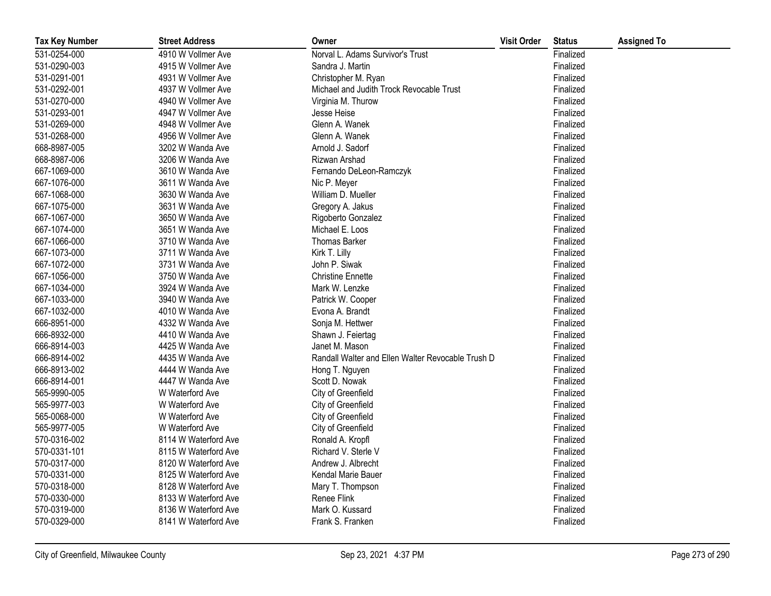| Tax Key Number | Street Address | Owner | Visit Order | Status | Assigned To |
|---|---|---|---|---|---|
| 531-0254-000 | 4910 W Vollmer Ave | Norval L. Adams Survivor's Trust | | Finalized | |
| 531-0290-003 | 4915 W Vollmer Ave | Sandra J. Martin | | Finalized | |
| 531-0291-001 | 4931 W Vollmer Ave | Christopher M. Ryan | | Finalized | |
| 531-0292-001 | 4937 W Vollmer Ave | Michael and Judith Trock Revocable Trust | | Finalized | |
| 531-0270-000 | 4940 W Vollmer Ave | Virginia M. Thurow | | Finalized | |
| 531-0293-001 | 4947 W Vollmer Ave | Jesse Heise | | Finalized | |
| 531-0269-000 | 4948 W Vollmer Ave | Glenn A. Wanek | | Finalized | |
| 531-0268-000 | 4956 W Vollmer Ave | Glenn A. Wanek | | Finalized | |
| 668-8987-005 | 3202 W Wanda Ave | Arnold J. Sadorf | | Finalized | |
| 668-8987-006 | 3206 W Wanda Ave | Rizwan Arshad | | Finalized | |
| 667-1069-000 | 3610 W Wanda Ave | Fernando DeLeon-Ramczyk | | Finalized | |
| 667-1076-000 | 3611 W Wanda Ave | Nic P. Meyer | | Finalized | |
| 667-1068-000 | 3630 W Wanda Ave | William D. Mueller | | Finalized | |
| 667-1075-000 | 3631 W Wanda Ave | Gregory A. Jakus | | Finalized | |
| 667-1067-000 | 3650 W Wanda Ave | Rigoberto Gonzalez | | Finalized | |
| 667-1074-000 | 3651 W Wanda Ave | Michael E. Loos | | Finalized | |
| 667-1066-000 | 3710 W Wanda Ave | Thomas Barker | | Finalized | |
| 667-1073-000 | 3711 W Wanda Ave | Kirk T. Lilly | | Finalized | |
| 667-1072-000 | 3731 W Wanda Ave | John P. Siwak | | Finalized | |
| 667-1056-000 | 3750 W Wanda Ave | Christine Ennette | | Finalized | |
| 667-1034-000 | 3924 W Wanda Ave | Mark W. Lenzke | | Finalized | |
| 667-1033-000 | 3940 W Wanda Ave | Patrick W. Cooper | | Finalized | |
| 667-1032-000 | 4010 W Wanda Ave | Evona A. Brandt | | Finalized | |
| 666-8951-000 | 4332 W Wanda Ave | Sonja M. Hettwer | | Finalized | |
| 666-8932-000 | 4410 W Wanda Ave | Shawn J. Feiertag | | Finalized | |
| 666-8914-003 | 4425 W Wanda Ave | Janet M. Mason | | Finalized | |
| 666-8914-002 | 4435 W Wanda Ave | Randall Walter and Ellen Walter Revocable Trush D | | Finalized | |
| 666-8913-002 | 4444 W Wanda Ave | Hong T. Nguyen | | Finalized | |
| 666-8914-001 | 4447 W Wanda Ave | Scott D. Nowak | | Finalized | |
| 565-9990-005 | W Waterford Ave | City of Greenfield | | Finalized | |
| 565-9977-003 | W Waterford Ave | City of Greenfield | | Finalized | |
| 565-0068-000 | W Waterford Ave | City of Greenfield | | Finalized | |
| 565-9977-005 | W Waterford Ave | City of Greenfield | | Finalized | |
| 570-0316-002 | 8114 W Waterford Ave | Ronald A. Kropfl | | Finalized | |
| 570-0331-101 | 8115 W Waterford Ave | Richard V. Sterle V | | Finalized | |
| 570-0317-000 | 8120 W Waterford Ave | Andrew J. Albrecht | | Finalized | |
| 570-0331-000 | 8125 W Waterford Ave | Kendal Marie Bauer | | Finalized | |
| 570-0318-000 | 8128 W Waterford Ave | Mary T. Thompson | | Finalized | |
| 570-0330-000 | 8133 W Waterford Ave | Renee Flink | | Finalized | |
| 570-0319-000 | 8136 W Waterford Ave | Mark O. Kussard | | Finalized | |
| 570-0329-000 | 8141 W Waterford Ave | Frank S. Franken | | Finalized | |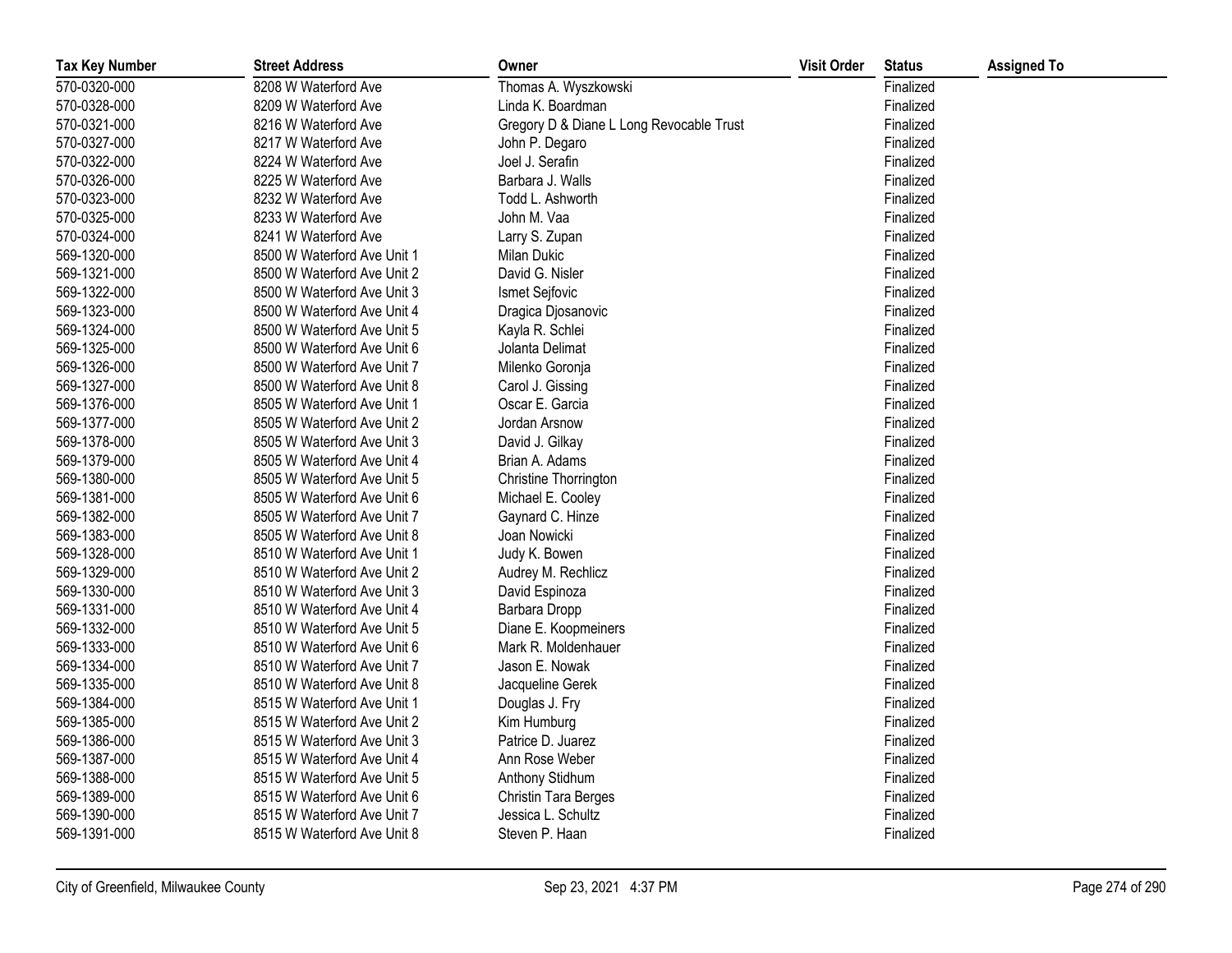| Tax Key Number | Street Address | Owner | Visit Order | Status | Assigned To |
|---|---|---|---|---|---|
| 570-0320-000 | 8208 W Waterford Ave | Thomas A. Wyszkowski | | Finalized | |
| 570-0328-000 | 8209 W Waterford Ave | Linda K. Boardman | | Finalized | |
| 570-0321-000 | 8216 W Waterford Ave | Gregory D & Diane L Long Revocable Trust | | Finalized | |
| 570-0327-000 | 8217 W Waterford Ave | John P. Degaro | | Finalized | |
| 570-0322-000 | 8224 W Waterford Ave | Joel J. Serafin | | Finalized | |
| 570-0326-000 | 8225 W Waterford Ave | Barbara J. Walls | | Finalized | |
| 570-0323-000 | 8232 W Waterford Ave | Todd L. Ashworth | | Finalized | |
| 570-0325-000 | 8233 W Waterford Ave | John M. Vaa | | Finalized | |
| 570-0324-000 | 8241 W Waterford Ave | Larry S. Zupan | | Finalized | |
| 569-1320-000 | 8500 W Waterford Ave Unit 1 | Milan Dukic | | Finalized | |
| 569-1321-000 | 8500 W Waterford Ave Unit 2 | David G. Nisler | | Finalized | |
| 569-1322-000 | 8500 W Waterford Ave Unit 3 | Ismet Sejfovic | | Finalized | |
| 569-1323-000 | 8500 W Waterford Ave Unit 4 | Dragica Djosanovic | | Finalized | |
| 569-1324-000 | 8500 W Waterford Ave Unit 5 | Kayla R. Schlei | | Finalized | |
| 569-1325-000 | 8500 W Waterford Ave Unit 6 | Jolanta Delimat | | Finalized | |
| 569-1326-000 | 8500 W Waterford Ave Unit 7 | Milenko Goronja | | Finalized | |
| 569-1327-000 | 8500 W Waterford Ave Unit 8 | Carol J. Gissing | | Finalized | |
| 569-1376-000 | 8505 W Waterford Ave Unit 1 | Oscar E. Garcia | | Finalized | |
| 569-1377-000 | 8505 W Waterford Ave Unit 2 | Jordan Arsnow | | Finalized | |
| 569-1378-000 | 8505 W Waterford Ave Unit 3 | David J. Gilkay | | Finalized | |
| 569-1379-000 | 8505 W Waterford Ave Unit 4 | Brian A. Adams | | Finalized | |
| 569-1380-000 | 8505 W Waterford Ave Unit 5 | Christine Thorrington | | Finalized | |
| 569-1381-000 | 8505 W Waterford Ave Unit 6 | Michael E. Cooley | | Finalized | |
| 569-1382-000 | 8505 W Waterford Ave Unit 7 | Gaynard C. Hinze | | Finalized | |
| 569-1383-000 | 8505 W Waterford Ave Unit 8 | Joan Nowicki | | Finalized | |
| 569-1328-000 | 8510 W Waterford Ave Unit 1 | Judy K. Bowen | | Finalized | |
| 569-1329-000 | 8510 W Waterford Ave Unit 2 | Audrey M. Rechlicz | | Finalized | |
| 569-1330-000 | 8510 W Waterford Ave Unit 3 | David Espinoza | | Finalized | |
| 569-1331-000 | 8510 W Waterford Ave Unit 4 | Barbara Dropp | | Finalized | |
| 569-1332-000 | 8510 W Waterford Ave Unit 5 | Diane E. Koopmeiners | | Finalized | |
| 569-1333-000 | 8510 W Waterford Ave Unit 6 | Mark R. Moldenhauer | | Finalized | |
| 569-1334-000 | 8510 W Waterford Ave Unit 7 | Jason E. Nowak | | Finalized | |
| 569-1335-000 | 8510 W Waterford Ave Unit 8 | Jacqueline Gerek | | Finalized | |
| 569-1384-000 | 8515 W Waterford Ave Unit 1 | Douglas J. Fry | | Finalized | |
| 569-1385-000 | 8515 W Waterford Ave Unit 2 | Kim Humburg | | Finalized | |
| 569-1386-000 | 8515 W Waterford Ave Unit 3 | Patrice D. Juarez | | Finalized | |
| 569-1387-000 | 8515 W Waterford Ave Unit 4 | Ann Rose Weber | | Finalized | |
| 569-1388-000 | 8515 W Waterford Ave Unit 5 | Anthony Stidhum | | Finalized | |
| 569-1389-000 | 8515 W Waterford Ave Unit 6 | Christin Tara Berges | | Finalized | |
| 569-1390-000 | 8515 W Waterford Ave Unit 7 | Jessica L. Schultz | | Finalized | |
| 569-1391-000 | 8515 W Waterford Ave Unit 8 | Steven P. Haan | | Finalized | |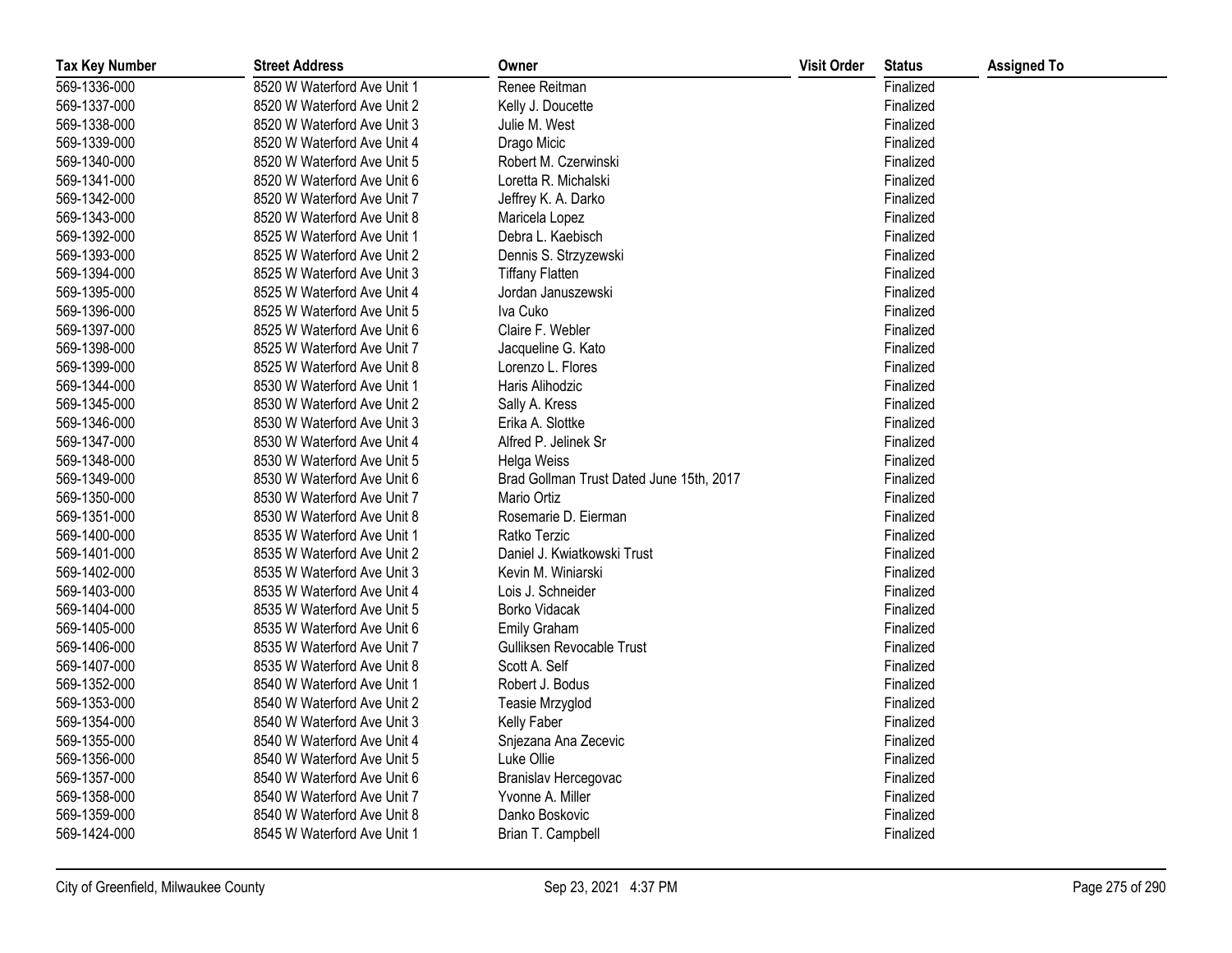| Tax Key Number | Street Address | Owner | Visit Order | Status | Assigned To |
|---|---|---|---|---|---|
| 569-1336-000 | 8520 W Waterford Ave Unit 1 | Renee Reitman | | Finalized | |
| 569-1337-000 | 8520 W Waterford Ave Unit 2 | Kelly J. Doucette | | Finalized | |
| 569-1338-000 | 8520 W Waterford Ave Unit 3 | Julie M. West | | Finalized | |
| 569-1339-000 | 8520 W Waterford Ave Unit 4 | Drago Micic | | Finalized | |
| 569-1340-000 | 8520 W Waterford Ave Unit 5 | Robert M. Czerwinski | | Finalized | |
| 569-1341-000 | 8520 W Waterford Ave Unit 6 | Loretta R. Michalski | | Finalized | |
| 569-1342-000 | 8520 W Waterford Ave Unit 7 | Jeffrey K. A. Darko | | Finalized | |
| 569-1343-000 | 8520 W Waterford Ave Unit 8 | Maricela Lopez | | Finalized | |
| 569-1392-000 | 8525 W Waterford Ave Unit 1 | Debra L. Kaebisch | | Finalized | |
| 569-1393-000 | 8525 W Waterford Ave Unit 2 | Dennis S. Strzyzewski | | Finalized | |
| 569-1394-000 | 8525 W Waterford Ave Unit 3 | Tiffany Flatten | | Finalized | |
| 569-1395-000 | 8525 W Waterford Ave Unit 4 | Jordan Januszewski | | Finalized | |
| 569-1396-000 | 8525 W Waterford Ave Unit 5 | Iva Cuko | | Finalized | |
| 569-1397-000 | 8525 W Waterford Ave Unit 6 | Claire F. Webler | | Finalized | |
| 569-1398-000 | 8525 W Waterford Ave Unit 7 | Jacqueline G. Kato | | Finalized | |
| 569-1399-000 | 8525 W Waterford Ave Unit 8 | Lorenzo L. Flores | | Finalized | |
| 569-1344-000 | 8530 W Waterford Ave Unit 1 | Haris Alihodzic | | Finalized | |
| 569-1345-000 | 8530 W Waterford Ave Unit 2 | Sally A. Kress | | Finalized | |
| 569-1346-000 | 8530 W Waterford Ave Unit 3 | Erika A. Slottke | | Finalized | |
| 569-1347-000 | 8530 W Waterford Ave Unit 4 | Alfred P. Jelinek Sr | | Finalized | |
| 569-1348-000 | 8530 W Waterford Ave Unit 5 | Helga Weiss | | Finalized | |
| 569-1349-000 | 8530 W Waterford Ave Unit 6 | Brad Gollman Trust Dated June 15th, 2017 | | Finalized | |
| 569-1350-000 | 8530 W Waterford Ave Unit 7 | Mario Ortiz | | Finalized | |
| 569-1351-000 | 8530 W Waterford Ave Unit 8 | Rosemarie D. Eierman | | Finalized | |
| 569-1400-000 | 8535 W Waterford Ave Unit 1 | Ratko Terzic | | Finalized | |
| 569-1401-000 | 8535 W Waterford Ave Unit 2 | Daniel J. Kwiatkowski Trust | | Finalized | |
| 569-1402-000 | 8535 W Waterford Ave Unit 3 | Kevin M. Winiarski | | Finalized | |
| 569-1403-000 | 8535 W Waterford Ave Unit 4 | Lois J. Schneider | | Finalized | |
| 569-1404-000 | 8535 W Waterford Ave Unit 5 | Borko Vidacak | | Finalized | |
| 569-1405-000 | 8535 W Waterford Ave Unit 6 | Emily Graham | | Finalized | |
| 569-1406-000 | 8535 W Waterford Ave Unit 7 | Gulliksen Revocable Trust | | Finalized | |
| 569-1407-000 | 8535 W Waterford Ave Unit 8 | Scott A. Self | | Finalized | |
| 569-1352-000 | 8540 W Waterford Ave Unit 1 | Robert J. Bodus | | Finalized | |
| 569-1353-000 | 8540 W Waterford Ave Unit 2 | Teasie Mrzyglod | | Finalized | |
| 569-1354-000 | 8540 W Waterford Ave Unit 3 | Kelly Faber | | Finalized | |
| 569-1355-000 | 8540 W Waterford Ave Unit 4 | Snjezana Ana Zecevic | | Finalized | |
| 569-1356-000 | 8540 W Waterford Ave Unit 5 | Luke Ollie | | Finalized | |
| 569-1357-000 | 8540 W Waterford Ave Unit 6 | Branislav Hercegovac | | Finalized | |
| 569-1358-000 | 8540 W Waterford Ave Unit 7 | Yvonne A. Miller | | Finalized | |
| 569-1359-000 | 8540 W Waterford Ave Unit 8 | Danko Boskovic | | Finalized | |
| 569-1424-000 | 8545 W Waterford Ave Unit 1 | Brian T. Campbell | | Finalized | |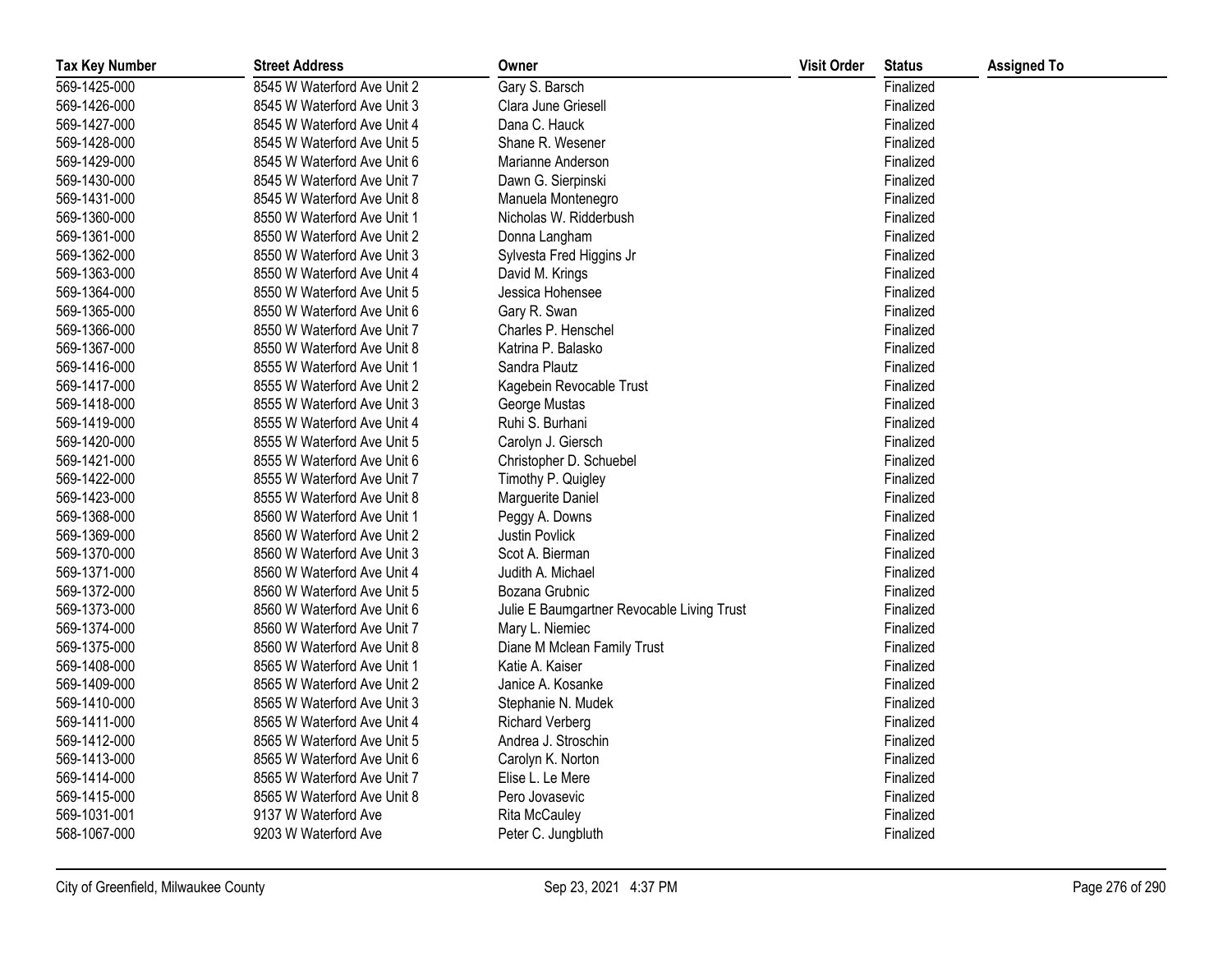| Tax Key Number | Street Address | Owner | Visit Order | Status | Assigned To |
| --- | --- | --- | --- | --- | --- |
| 569-1425-000 | 8545 W Waterford Ave Unit 2 | Gary S. Barsch | | Finalized | |
| 569-1426-000 | 8545 W Waterford Ave Unit 3 | Clara June Griesell | | Finalized | |
| 569-1427-000 | 8545 W Waterford Ave Unit 4 | Dana C. Hauck | | Finalized | |
| 569-1428-000 | 8545 W Waterford Ave Unit 5 | Shane R. Wesener | | Finalized | |
| 569-1429-000 | 8545 W Waterford Ave Unit 6 | Marianne Anderson | | Finalized | |
| 569-1430-000 | 8545 W Waterford Ave Unit 7 | Dawn G. Sierpinski | | Finalized | |
| 569-1431-000 | 8545 W Waterford Ave Unit 8 | Manuela Montenegro | | Finalized | |
| 569-1360-000 | 8550 W Waterford Ave Unit 1 | Nicholas W. Ridderbush | | Finalized | |
| 569-1361-000 | 8550 W Waterford Ave Unit 2 | Donna Langham | | Finalized | |
| 569-1362-000 | 8550 W Waterford Ave Unit 3 | Sylvesta Fred Higgins Jr | | Finalized | |
| 569-1363-000 | 8550 W Waterford Ave Unit 4 | David M. Krings | | Finalized | |
| 569-1364-000 | 8550 W Waterford Ave Unit 5 | Jessica Hohensee | | Finalized | |
| 569-1365-000 | 8550 W Waterford Ave Unit 6 | Gary R. Swan | | Finalized | |
| 569-1366-000 | 8550 W Waterford Ave Unit 7 | Charles P. Henschel | | Finalized | |
| 569-1367-000 | 8550 W Waterford Ave Unit 8 | Katrina P. Balasko | | Finalized | |
| 569-1416-000 | 8555 W Waterford Ave Unit 1 | Sandra Plautz | | Finalized | |
| 569-1417-000 | 8555 W Waterford Ave Unit 2 | Kagebein Revocable Trust | | Finalized | |
| 569-1418-000 | 8555 W Waterford Ave Unit 3 | George Mustas | | Finalized | |
| 569-1419-000 | 8555 W Waterford Ave Unit 4 | Ruhi S. Burhani | | Finalized | |
| 569-1420-000 | 8555 W Waterford Ave Unit 5 | Carolyn J. Giersch | | Finalized | |
| 569-1421-000 | 8555 W Waterford Ave Unit 6 | Christopher D. Schuebel | | Finalized | |
| 569-1422-000 | 8555 W Waterford Ave Unit 7 | Timothy P. Quigley | | Finalized | |
| 569-1423-000 | 8555 W Waterford Ave Unit 8 | Marguerite Daniel | | Finalized | |
| 569-1368-000 | 8560 W Waterford Ave Unit 1 | Peggy A. Downs | | Finalized | |
| 569-1369-000 | 8560 W Waterford Ave Unit 2 | Justin Povlick | | Finalized | |
| 569-1370-000 | 8560 W Waterford Ave Unit 3 | Scot A. Bierman | | Finalized | |
| 569-1371-000 | 8560 W Waterford Ave Unit 4 | Judith A. Michael | | Finalized | |
| 569-1372-000 | 8560 W Waterford Ave Unit 5 | Bozana Grubnic | | Finalized | |
| 569-1373-000 | 8560 W Waterford Ave Unit 6 | Julie E Baumgartner Revocable Living Trust | | Finalized | |
| 569-1374-000 | 8560 W Waterford Ave Unit 7 | Mary L. Niemiec | | Finalized | |
| 569-1375-000 | 8560 W Waterford Ave Unit 8 | Diane M Mclean Family Trust | | Finalized | |
| 569-1408-000 | 8565 W Waterford Ave Unit 1 | Katie A. Kaiser | | Finalized | |
| 569-1409-000 | 8565 W Waterford Ave Unit 2 | Janice A. Kosanke | | Finalized | |
| 569-1410-000 | 8565 W Waterford Ave Unit 3 | Stephanie N. Mudek | | Finalized | |
| 569-1411-000 | 8565 W Waterford Ave Unit 4 | Richard Verberg | | Finalized | |
| 569-1412-000 | 8565 W Waterford Ave Unit 5 | Andrea J. Stroschin | | Finalized | |
| 569-1413-000 | 8565 W Waterford Ave Unit 6 | Carolyn K. Norton | | Finalized | |
| 569-1414-000 | 8565 W Waterford Ave Unit 7 | Elise L. Le Mere | | Finalized | |
| 569-1415-000 | 8565 W Waterford Ave Unit 8 | Pero Jovasevic | | Finalized | |
| 569-1031-001 | 9137 W Waterford Ave | Rita McCauley | | Finalized | |
| 568-1067-000 | 9203 W Waterford Ave | Peter C. Jungbluth | | Finalized | |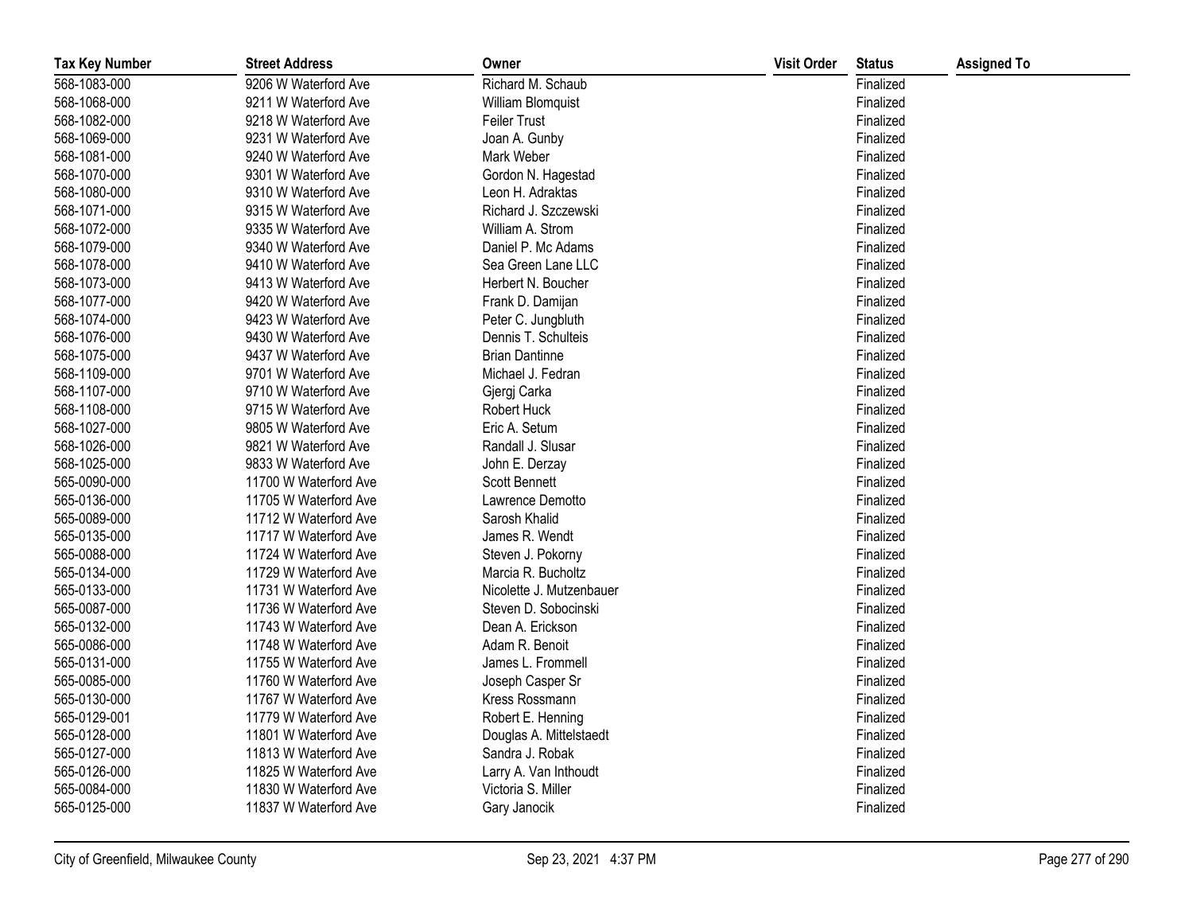| Tax Key Number | Street Address | Owner | Visit Order | Status | Assigned To |
|---|---|---|---|---|---|
| 568-1083-000 | 9206 W Waterford Ave | Richard M. Schaub | | Finalized | |
| 568-1068-000 | 9211 W Waterford Ave | William Blomquist | | Finalized | |
| 568-1082-000 | 9218 W Waterford Ave | Feiler Trust | | Finalized | |
| 568-1069-000 | 9231 W Waterford Ave | Joan A. Gunby | | Finalized | |
| 568-1081-000 | 9240 W Waterford Ave | Mark Weber | | Finalized | |
| 568-1070-000 | 9301 W Waterford Ave | Gordon N. Hagestad | | Finalized | |
| 568-1080-000 | 9310 W Waterford Ave | Leon H. Adraktas | | Finalized | |
| 568-1071-000 | 9315 W Waterford Ave | Richard J. Szczewski | | Finalized | |
| 568-1072-000 | 9335 W Waterford Ave | William A. Strom | | Finalized | |
| 568-1079-000 | 9340 W Waterford Ave | Daniel P. Mc Adams | | Finalized | |
| 568-1078-000 | 9410 W Waterford Ave | Sea Green Lane LLC | | Finalized | |
| 568-1073-000 | 9413 W Waterford Ave | Herbert N. Boucher | | Finalized | |
| 568-1077-000 | 9420 W Waterford Ave | Frank D. Damijan | | Finalized | |
| 568-1074-000 | 9423 W Waterford Ave | Peter C. Jungbluth | | Finalized | |
| 568-1076-000 | 9430 W Waterford Ave | Dennis T. Schulteis | | Finalized | |
| 568-1075-000 | 9437 W Waterford Ave | Brian Dantinne | | Finalized | |
| 568-1109-000 | 9701 W Waterford Ave | Michael J. Fedran | | Finalized | |
| 568-1107-000 | 9710 W Waterford Ave | Gjergj Carka | | Finalized | |
| 568-1108-000 | 9715 W Waterford Ave | Robert Huck | | Finalized | |
| 568-1027-000 | 9805 W Waterford Ave | Eric A. Setum | | Finalized | |
| 568-1026-000 | 9821 W Waterford Ave | Randall J. Slusar | | Finalized | |
| 568-1025-000 | 9833 W Waterford Ave | John E. Derzay | | Finalized | |
| 565-0090-000 | 11700 W Waterford Ave | Scott Bennett | | Finalized | |
| 565-0136-000 | 11705 W Waterford Ave | Lawrence Demotto | | Finalized | |
| 565-0089-000 | 11712 W Waterford Ave | Sarosh Khalid | | Finalized | |
| 565-0135-000 | 11717 W Waterford Ave | James R. Wendt | | Finalized | |
| 565-0088-000 | 11724 W Waterford Ave | Steven J. Pokorny | | Finalized | |
| 565-0134-000 | 11729 W Waterford Ave | Marcia R. Bucholtz | | Finalized | |
| 565-0133-000 | 11731 W Waterford Ave | Nicolette J. Mutzenbauer | | Finalized | |
| 565-0087-000 | 11736 W Waterford Ave | Steven D. Sobocinski | | Finalized | |
| 565-0132-000 | 11743 W Waterford Ave | Dean A. Erickson | | Finalized | |
| 565-0086-000 | 11748 W Waterford Ave | Adam R. Benoit | | Finalized | |
| 565-0131-000 | 11755 W Waterford Ave | James L. Frommell | | Finalized | |
| 565-0085-000 | 11760 W Waterford Ave | Joseph Casper Sr | | Finalized | |
| 565-0130-000 | 11767 W Waterford Ave | Kress Rossmann | | Finalized | |
| 565-0129-001 | 11779 W Waterford Ave | Robert E. Henning | | Finalized | |
| 565-0128-000 | 11801 W Waterford Ave | Douglas A. Mittelstaedt | | Finalized | |
| 565-0127-000 | 11813 W Waterford Ave | Sandra J. Robak | | Finalized | |
| 565-0126-000 | 11825 W Waterford Ave | Larry A. Van Inthoudt | | Finalized | |
| 565-0084-000 | 11830 W Waterford Ave | Victoria S. Miller | | Finalized | |
| 565-0125-000 | 11837 W Waterford Ave | Gary Janocik | | Finalized | |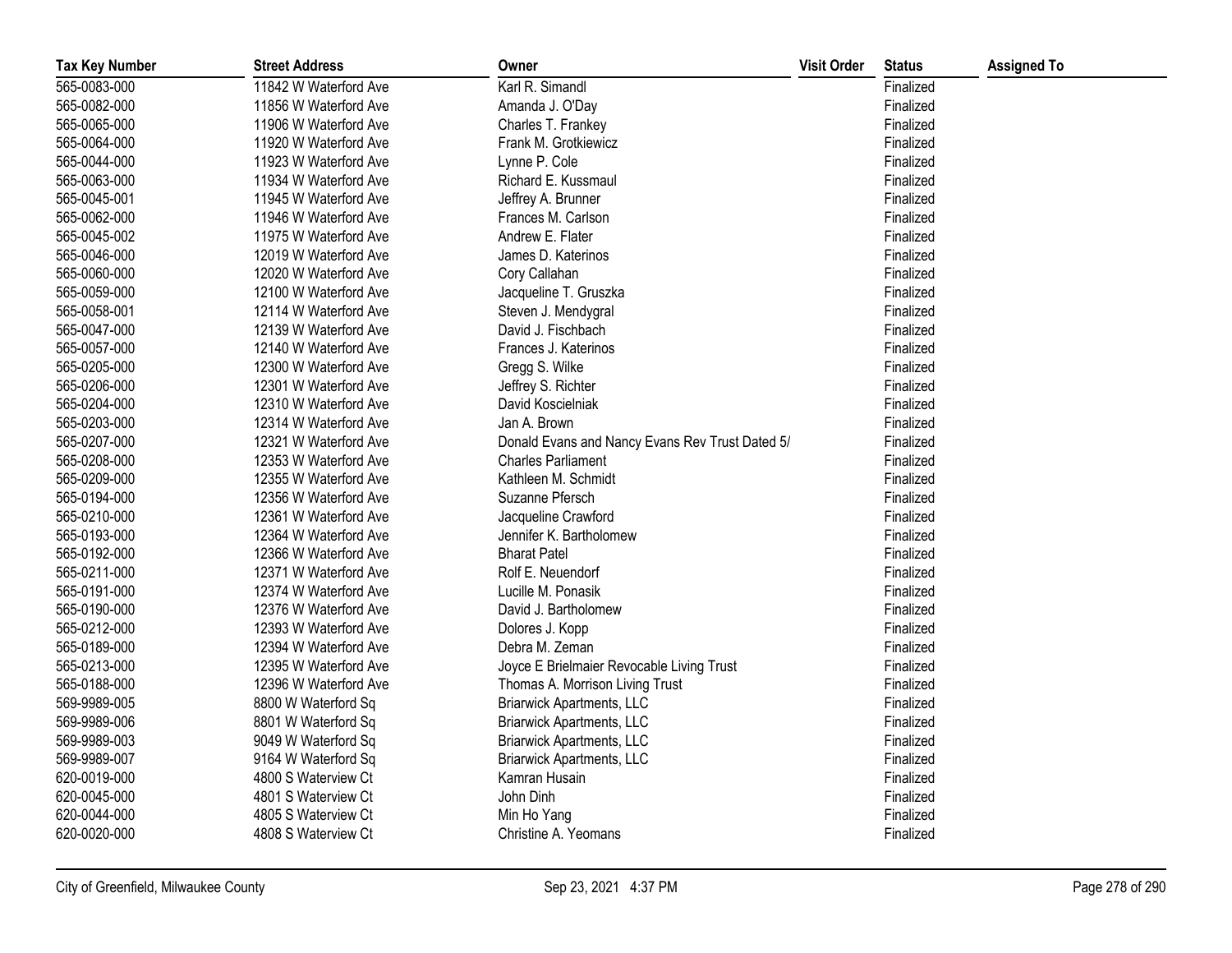| Tax Key Number | Street Address | Owner | Visit Order | Status | Assigned To |
|---|---|---|---|---|---|
| 565-0083-000 | 11842 W Waterford Ave | Karl R. Simandl | | Finalized | |
| 565-0082-000 | 11856 W Waterford Ave | Amanda J. O'Day | | Finalized | |
| 565-0065-000 | 11906 W Waterford Ave | Charles T. Frankey | | Finalized | |
| 565-0064-000 | 11920 W Waterford Ave | Frank M. Grotkiewicz | | Finalized | |
| 565-0044-000 | 11923 W Waterford Ave | Lynne P. Cole | | Finalized | |
| 565-0063-000 | 11934 W Waterford Ave | Richard E. Kussmaul | | Finalized | |
| 565-0045-001 | 11945 W Waterford Ave | Jeffrey A. Brunner | | Finalized | |
| 565-0062-000 | 11946 W Waterford Ave | Frances M. Carlson | | Finalized | |
| 565-0045-002 | 11975 W Waterford Ave | Andrew E. Flater | | Finalized | |
| 565-0046-000 | 12019 W Waterford Ave | James D. Katerinos | | Finalized | |
| 565-0060-000 | 12020 W Waterford Ave | Cory Callahan | | Finalized | |
| 565-0059-000 | 12100 W Waterford Ave | Jacqueline T. Gruszka | | Finalized | |
| 565-0058-001 | 12114 W Waterford Ave | Steven J. Mendygral | | Finalized | |
| 565-0047-000 | 12139 W Waterford Ave | David J. Fischbach | | Finalized | |
| 565-0057-000 | 12140 W Waterford Ave | Frances J. Katerinos | | Finalized | |
| 565-0205-000 | 12300 W Waterford Ave | Gregg S. Wilke | | Finalized | |
| 565-0206-000 | 12301 W Waterford Ave | Jeffrey S. Richter | | Finalized | |
| 565-0204-000 | 12310 W Waterford Ave | David Koscielniak | | Finalized | |
| 565-0203-000 | 12314 W Waterford Ave | Jan A. Brown | | Finalized | |
| 565-0207-000 | 12321 W Waterford Ave | Donald Evans and Nancy Evans Rev Trust Dated 5/ | | Finalized | |
| 565-0208-000 | 12353 W Waterford Ave | Charles Parliament | | Finalized | |
| 565-0209-000 | 12355 W Waterford Ave | Kathleen M. Schmidt | | Finalized | |
| 565-0194-000 | 12356 W Waterford Ave | Suzanne Pfersch | | Finalized | |
| 565-0210-000 | 12361 W Waterford Ave | Jacqueline Crawford | | Finalized | |
| 565-0193-000 | 12364 W Waterford Ave | Jennifer K. Bartholomew | | Finalized | |
| 565-0192-000 | 12366 W Waterford Ave | Bharat Patel | | Finalized | |
| 565-0211-000 | 12371 W Waterford Ave | Rolf E. Neuendorf | | Finalized | |
| 565-0191-000 | 12374 W Waterford Ave | Lucille M. Ponasik | | Finalized | |
| 565-0190-000 | 12376 W Waterford Ave | David J. Bartholomew | | Finalized | |
| 565-0212-000 | 12393 W Waterford Ave | Dolores J. Kopp | | Finalized | |
| 565-0189-000 | 12394 W Waterford Ave | Debra M. Zeman | | Finalized | |
| 565-0213-000 | 12395 W Waterford Ave | Joyce E Brielmaier Revocable Living Trust | | Finalized | |
| 565-0188-000 | 12396 W Waterford Ave | Thomas A. Morrison Living Trust | | Finalized | |
| 569-9989-005 | 8800 W Waterford Sq | Briarwick Apartments, LLC | | Finalized | |
| 569-9989-006 | 8801 W Waterford Sq | Briarwick Apartments, LLC | | Finalized | |
| 569-9989-003 | 9049 W Waterford Sq | Briarwick Apartments, LLC | | Finalized | |
| 569-9989-007 | 9164 W Waterford Sq | Briarwick Apartments, LLC | | Finalized | |
| 620-0019-000 | 4800 S Waterview Ct | Kamran Husain | | Finalized | |
| 620-0045-000 | 4801 S Waterview Ct | John Dinh | | Finalized | |
| 620-0044-000 | 4805 S Waterview Ct | Min Ho Yang | | Finalized | |
| 620-0020-000 | 4808 S Waterview Ct | Christine A. Yeomans | | Finalized | |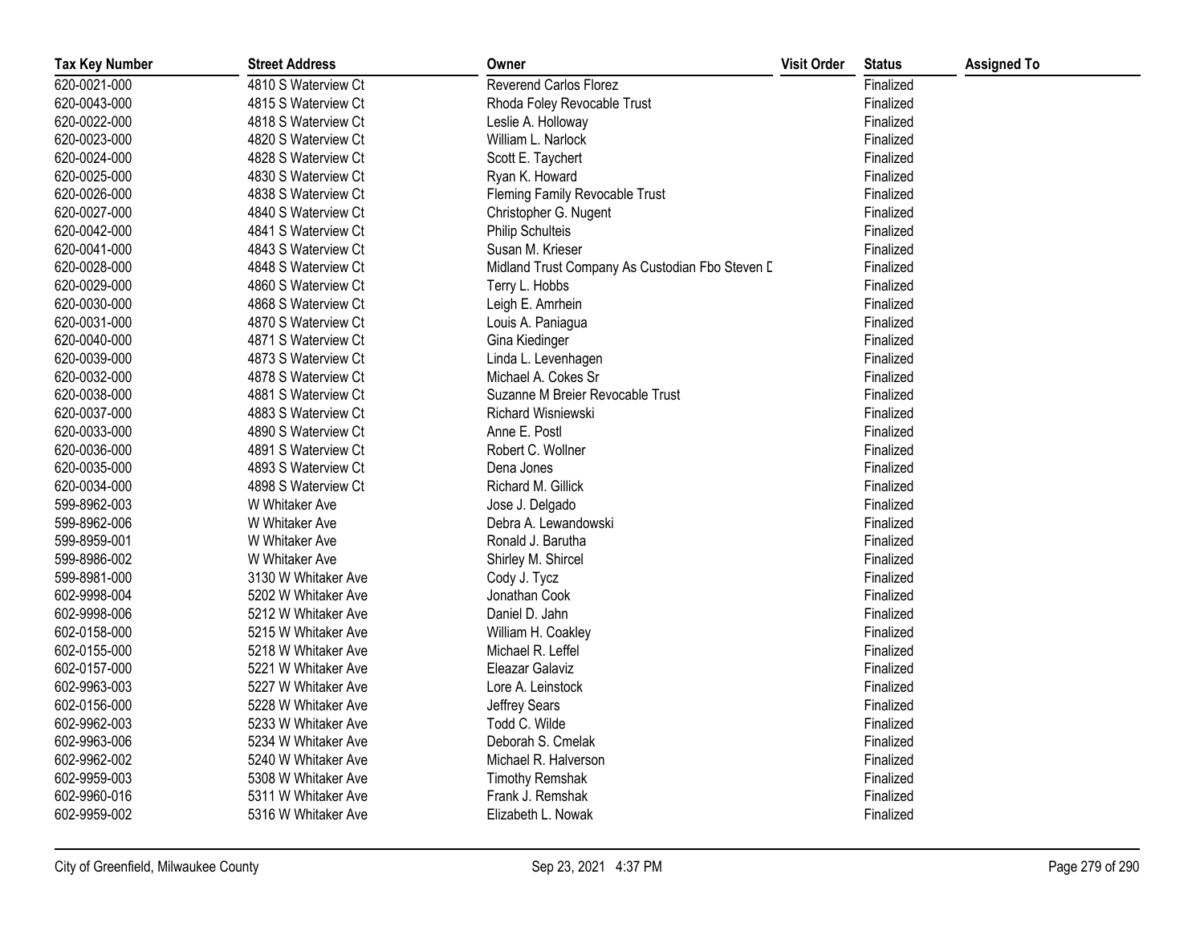| Tax Key Number | Street Address | Owner | Visit Order | Status | Assigned To |
|---|---|---|---|---|---|
| 620-0021-000 | 4810 S Waterview Ct | Reverend Carlos Florez | | Finalized | |
| 620-0043-000 | 4815 S Waterview Ct | Rhoda Foley Revocable Trust | | Finalized | |
| 620-0022-000 | 4818 S Waterview Ct | Leslie A. Holloway | | Finalized | |
| 620-0023-000 | 4820 S Waterview Ct | William L. Narlock | | Finalized | |
| 620-0024-000 | 4828 S Waterview Ct | Scott E. Taychert | | Finalized | |
| 620-0025-000 | 4830 S Waterview Ct | Ryan K. Howard | | Finalized | |
| 620-0026-000 | 4838 S Waterview Ct | Fleming Family Revocable Trust | | Finalized | |
| 620-0027-000 | 4840 S Waterview Ct | Christopher G. Nugent | | Finalized | |
| 620-0042-000 | 4841 S Waterview Ct | Philip Schulteis | | Finalized | |
| 620-0041-000 | 4843 S Waterview Ct | Susan M. Krieser | | Finalized | |
| 620-0028-000 | 4848 S Waterview Ct | Midland Trust Company As Custodian Fbo Steven D | | Finalized | |
| 620-0029-000 | 4860 S Waterview Ct | Terry L. Hobbs | | Finalized | |
| 620-0030-000 | 4868 S Waterview Ct | Leigh E. Amrhein | | Finalized | |
| 620-0031-000 | 4870 S Waterview Ct | Louis A. Paniagua | | Finalized | |
| 620-0040-000 | 4871 S Waterview Ct | Gina Kiedinger | | Finalized | |
| 620-0039-000 | 4873 S Waterview Ct | Linda L. Levenhagen | | Finalized | |
| 620-0032-000 | 4878 S Waterview Ct | Michael A. Cokes Sr | | Finalized | |
| 620-0038-000 | 4881 S Waterview Ct | Suzanne M Breier Revocable Trust | | Finalized | |
| 620-0037-000 | 4883 S Waterview Ct | Richard Wisniewski | | Finalized | |
| 620-0033-000 | 4890 S Waterview Ct | Anne E. Postl | | Finalized | |
| 620-0036-000 | 4891 S Waterview Ct | Robert C. Wollner | | Finalized | |
| 620-0035-000 | 4893 S Waterview Ct | Dena Jones | | Finalized | |
| 620-0034-000 | 4898 S Waterview Ct | Richard M. Gillick | | Finalized | |
| 599-8962-003 | W Whitaker Ave | Jose J. Delgado | | Finalized | |
| 599-8962-006 | W Whitaker Ave | Debra A. Lewandowski | | Finalized | |
| 599-8959-001 | W Whitaker Ave | Ronald J. Barutha | | Finalized | |
| 599-8986-002 | W Whitaker Ave | Shirley M. Shircel | | Finalized | |
| 599-8981-000 | 3130 W Whitaker Ave | Cody J. Tycz | | Finalized | |
| 602-9998-004 | 5202 W Whitaker Ave | Jonathan Cook | | Finalized | |
| 602-9998-006 | 5212 W Whitaker Ave | Daniel D. Jahn | | Finalized | |
| 602-0158-000 | 5215 W Whitaker Ave | William H. Coakley | | Finalized | |
| 602-0155-000 | 5218 W Whitaker Ave | Michael R. Leffel | | Finalized | |
| 602-0157-000 | 5221 W Whitaker Ave | Eleazar Galaviz | | Finalized | |
| 602-9963-003 | 5227 W Whitaker Ave | Lore A. Leinstock | | Finalized | |
| 602-0156-000 | 5228 W Whitaker Ave | Jeffrey Sears | | Finalized | |
| 602-9962-003 | 5233 W Whitaker Ave | Todd C. Wilde | | Finalized | |
| 602-9963-006 | 5234 W Whitaker Ave | Deborah S. Cmelak | | Finalized | |
| 602-9962-002 | 5240 W Whitaker Ave | Michael R. Halverson | | Finalized | |
| 602-9959-003 | 5308 W Whitaker Ave | Timothy Remshak | | Finalized | |
| 602-9960-016 | 5311 W Whitaker Ave | Frank J. Remshak | | Finalized | |
| 602-9959-002 | 5316 W Whitaker Ave | Elizabeth L. Nowak | | Finalized | |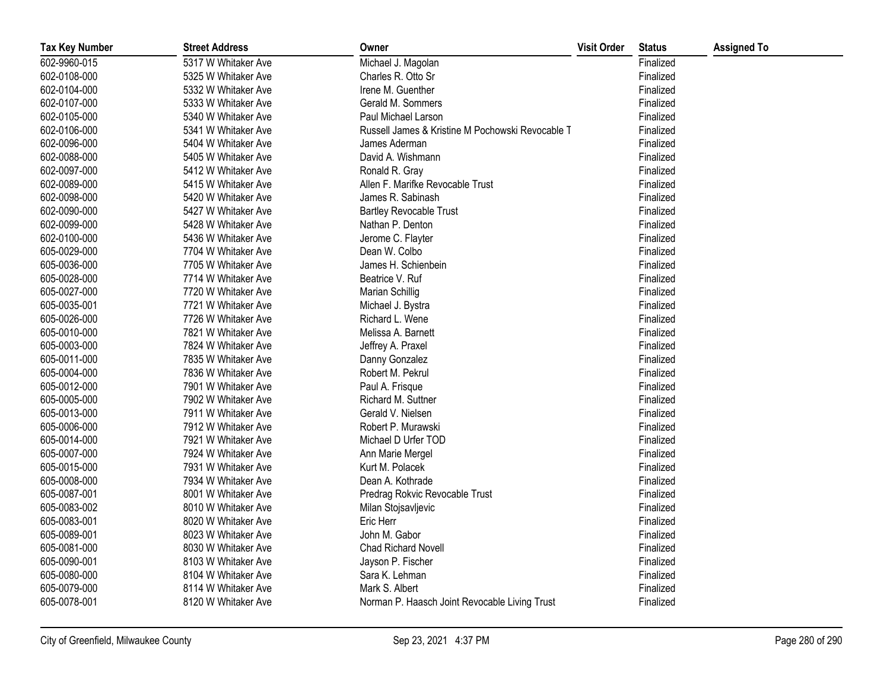| Tax Key Number | Street Address | Owner | Visit Order | Status | Assigned To |
|---|---|---|---|---|---|
| 602-9960-015 | 5317 W Whitaker Ave | Michael J. Magolan | | Finalized | |
| 602-0108-000 | 5325 W Whitaker Ave | Charles R. Otto Sr | | Finalized | |
| 602-0104-000 | 5332 W Whitaker Ave | Irene M. Guenther | | Finalized | |
| 602-0107-000 | 5333 W Whitaker Ave | Gerald M. Sommers | | Finalized | |
| 602-0105-000 | 5340 W Whitaker Ave | Paul Michael Larson | | Finalized | |
| 602-0106-000 | 5341 W Whitaker Ave | Russell James & Kristine M Pochowski Revocable T | | Finalized | |
| 602-0096-000 | 5404 W Whitaker Ave | James Aderman | | Finalized | |
| 602-0088-000 | 5405 W Whitaker Ave | David A. Wishmann | | Finalized | |
| 602-0097-000 | 5412 W Whitaker Ave | Ronald R. Gray | | Finalized | |
| 602-0089-000 | 5415 W Whitaker Ave | Allen F. Marifke Revocable Trust | | Finalized | |
| 602-0098-000 | 5420 W Whitaker Ave | James R. Sabinash | | Finalized | |
| 602-0090-000 | 5427 W Whitaker Ave | Bartley Revocable Trust | | Finalized | |
| 602-0099-000 | 5428 W Whitaker Ave | Nathan P. Denton | | Finalized | |
| 602-0100-000 | 5436 W Whitaker Ave | Jerome C. Flayter | | Finalized | |
| 605-0029-000 | 7704 W Whitaker Ave | Dean W. Colbo | | Finalized | |
| 605-0036-000 | 7705 W Whitaker Ave | James H. Schienbein | | Finalized | |
| 605-0028-000 | 7714 W Whitaker Ave | Beatrice V. Ruf | | Finalized | |
| 605-0027-000 | 7720 W Whitaker Ave | Marian Schillig | | Finalized | |
| 605-0035-001 | 7721 W Whitaker Ave | Michael J. Bystra | | Finalized | |
| 605-0026-000 | 7726 W Whitaker Ave | Richard L. Wene | | Finalized | |
| 605-0010-000 | 7821 W Whitaker Ave | Melissa A. Barnett | | Finalized | |
| 605-0003-000 | 7824 W Whitaker Ave | Jeffrey A. Praxel | | Finalized | |
| 605-0011-000 | 7835 W Whitaker Ave | Danny Gonzalez | | Finalized | |
| 605-0004-000 | 7836 W Whitaker Ave | Robert M. Pekrul | | Finalized | |
| 605-0012-000 | 7901 W Whitaker Ave | Paul A. Frisque | | Finalized | |
| 605-0005-000 | 7902 W Whitaker Ave | Richard M. Suttner | | Finalized | |
| 605-0013-000 | 7911 W Whitaker Ave | Gerald V. Nielsen | | Finalized | |
| 605-0006-000 | 7912 W Whitaker Ave | Robert P. Murawski | | Finalized | |
| 605-0014-000 | 7921 W Whitaker Ave | Michael D Urfer TOD | | Finalized | |
| 605-0007-000 | 7924 W Whitaker Ave | Ann Marie Mergel | | Finalized | |
| 605-0015-000 | 7931 W Whitaker Ave | Kurt M. Polacek | | Finalized | |
| 605-0008-000 | 7934 W Whitaker Ave | Dean A. Kothrade | | Finalized | |
| 605-0087-001 | 8001 W Whitaker Ave | Predrag Rokvic Revocable Trust | | Finalized | |
| 605-0083-002 | 8010 W Whitaker Ave | Milan Stojsavljevic | | Finalized | |
| 605-0083-001 | 8020 W Whitaker Ave | Eric Herr | | Finalized | |
| 605-0089-001 | 8023 W Whitaker Ave | John M. Gabor | | Finalized | |
| 605-0081-000 | 8030 W Whitaker Ave | Chad Richard Novell | | Finalized | |
| 605-0090-001 | 8103 W Whitaker Ave | Jayson P. Fischer | | Finalized | |
| 605-0080-000 | 8104 W Whitaker Ave | Sara K. Lehman | | Finalized | |
| 605-0079-000 | 8114 W Whitaker Ave | Mark S. Albert | | Finalized | |
| 605-0078-001 | 8120 W Whitaker Ave | Norman P. Haasch Joint Revocable Living Trust | | Finalized | |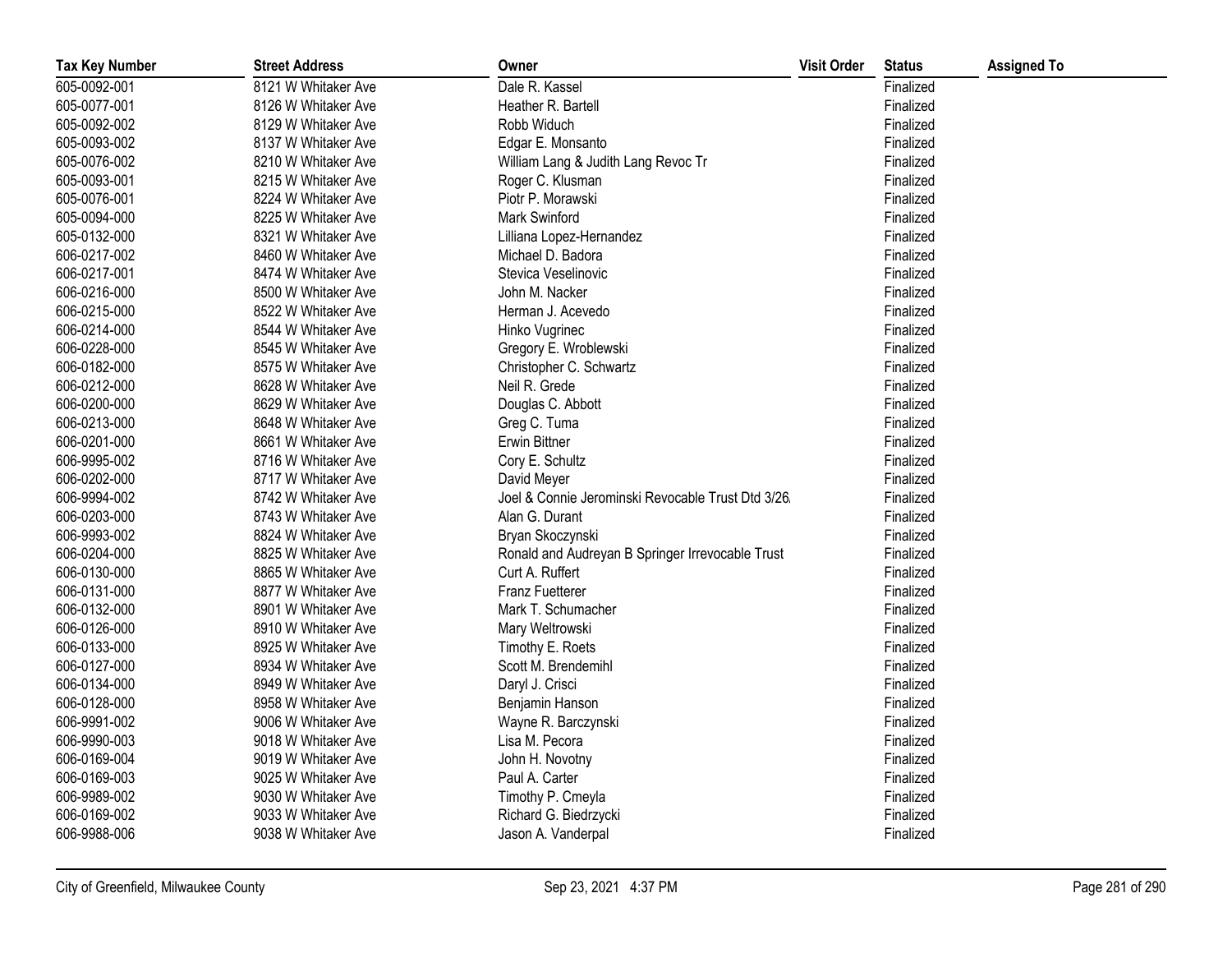| Tax Key Number | Street Address | Owner | Visit Order | Status | Assigned To |
|---|---|---|---|---|---|
| 605-0092-001 | 8121 W Whitaker Ave | Dale R. Kassel | | Finalized | |
| 605-0077-001 | 8126 W Whitaker Ave | Heather R. Bartell | | Finalized | |
| 605-0092-002 | 8129 W Whitaker Ave | Robb Widuch | | Finalized | |
| 605-0093-002 | 8137 W Whitaker Ave | Edgar E. Monsanto | | Finalized | |
| 605-0076-002 | 8210 W Whitaker Ave | William Lang & Judith Lang Revoc Tr | | Finalized | |
| 605-0093-001 | 8215 W Whitaker Ave | Roger C. Klusman | | Finalized | |
| 605-0076-001 | 8224 W Whitaker Ave | Piotr P. Morawski | | Finalized | |
| 605-0094-000 | 8225 W Whitaker Ave | Mark Swinford | | Finalized | |
| 605-0132-000 | 8321 W Whitaker Ave | Lilliana Lopez-Hernandez | | Finalized | |
| 606-0217-002 | 8460 W Whitaker Ave | Michael D. Badora | | Finalized | |
| 606-0217-001 | 8474 W Whitaker Ave | Stevica Veselinovic | | Finalized | |
| 606-0216-000 | 8500 W Whitaker Ave | John M. Nacker | | Finalized | |
| 606-0215-000 | 8522 W Whitaker Ave | Herman J. Acevedo | | Finalized | |
| 606-0214-000 | 8544 W Whitaker Ave | Hinko Vugrinec | | Finalized | |
| 606-0228-000 | 8545 W Whitaker Ave | Gregory E. Wroblewski | | Finalized | |
| 606-0182-000 | 8575 W Whitaker Ave | Christopher C. Schwartz | | Finalized | |
| 606-0212-000 | 8628 W Whitaker Ave | Neil R. Grede | | Finalized | |
| 606-0200-000 | 8629 W Whitaker Ave | Douglas C. Abbott | | Finalized | |
| 606-0213-000 | 8648 W Whitaker Ave | Greg C. Tuma | | Finalized | |
| 606-0201-000 | 8661 W Whitaker Ave | Erwin Bittner | | Finalized | |
| 606-9995-002 | 8716 W Whitaker Ave | Cory E. Schultz | | Finalized | |
| 606-0202-000 | 8717 W Whitaker Ave | David Meyer | | Finalized | |
| 606-9994-002 | 8742 W Whitaker Ave | Joel & Connie Jerominski Revocable Trust Dtd 3/26/ | | Finalized | |
| 606-0203-000 | 8743 W Whitaker Ave | Alan G. Durant | | Finalized | |
| 606-9993-002 | 8824 W Whitaker Ave | Bryan Skoczynski | | Finalized | |
| 606-0204-000 | 8825 W Whitaker Ave | Ronald and Audreyan B Springer Irrevocable Trust | | Finalized | |
| 606-0130-000 | 8865 W Whitaker Ave | Curt A. Ruffert | | Finalized | |
| 606-0131-000 | 8877 W Whitaker Ave | Franz Fuetterer | | Finalized | |
| 606-0132-000 | 8901 W Whitaker Ave | Mark T. Schumacher | | Finalized | |
| 606-0126-000 | 8910 W Whitaker Ave | Mary Weltrowski | | Finalized | |
| 606-0133-000 | 8925 W Whitaker Ave | Timothy E. Roets | | Finalized | |
| 606-0127-000 | 8934 W Whitaker Ave | Scott M. Brendemihl | | Finalized | |
| 606-0134-000 | 8949 W Whitaker Ave | Daryl J. Crisci | | Finalized | |
| 606-0128-000 | 8958 W Whitaker Ave | Benjamin Hanson | | Finalized | |
| 606-9991-002 | 9006 W Whitaker Ave | Wayne R. Barczynski | | Finalized | |
| 606-9990-003 | 9018 W Whitaker Ave | Lisa M. Pecora | | Finalized | |
| 606-0169-004 | 9019 W Whitaker Ave | John H. Novotny | | Finalized | |
| 606-0169-003 | 9025 W Whitaker Ave | Paul A. Carter | | Finalized | |
| 606-9989-002 | 9030 W Whitaker Ave | Timothy P. Cmeyla | | Finalized | |
| 606-0169-002 | 9033 W Whitaker Ave | Richard G. Biedrzycki | | Finalized | |
| 606-9988-006 | 9038 W Whitaker Ave | Jason A. Vanderpal | | Finalized | |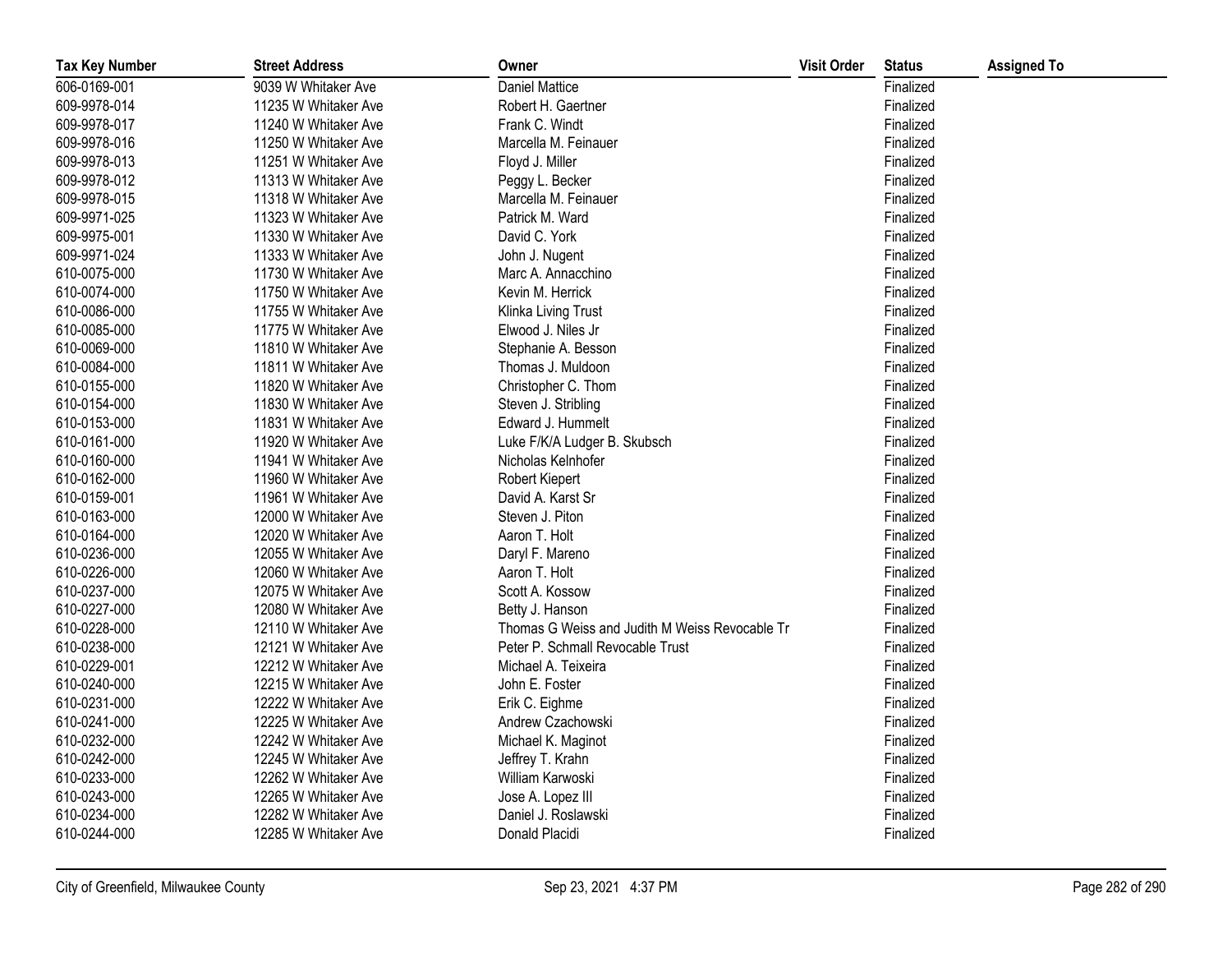| Tax Key Number | Street Address | Owner | Visit Order | Status | Assigned To |
| --- | --- | --- | --- | --- | --- |
| 606-0169-001 | 9039 W Whitaker Ave | Daniel Mattice | | Finalized | |
| 609-9978-014 | 11235 W Whitaker Ave | Robert H. Gaertner | | Finalized | |
| 609-9978-017 | 11240 W Whitaker Ave | Frank C. Windt | | Finalized | |
| 609-9978-016 | 11250 W Whitaker Ave | Marcella M. Feinauer | | Finalized | |
| 609-9978-013 | 11251 W Whitaker Ave | Floyd J. Miller | | Finalized | |
| 609-9978-012 | 11313 W Whitaker Ave | Peggy L. Becker | | Finalized | |
| 609-9978-015 | 11318 W Whitaker Ave | Marcella M. Feinauer | | Finalized | |
| 609-9971-025 | 11323 W Whitaker Ave | Patrick M. Ward | | Finalized | |
| 609-9975-001 | 11330 W Whitaker Ave | David C. York | | Finalized | |
| 609-9971-024 | 11333 W Whitaker Ave | John J. Nugent | | Finalized | |
| 610-0075-000 | 11730 W Whitaker Ave | Marc A. Annacchino | | Finalized | |
| 610-0074-000 | 11750 W Whitaker Ave | Kevin M. Herrick | | Finalized | |
| 610-0086-000 | 11755 W Whitaker Ave | Klinka Living Trust | | Finalized | |
| 610-0085-000 | 11775 W Whitaker Ave | Elwood J. Niles Jr | | Finalized | |
| 610-0069-000 | 11810 W Whitaker Ave | Stephanie A. Besson | | Finalized | |
| 610-0084-000 | 11811 W Whitaker Ave | Thomas J. Muldoon | | Finalized | |
| 610-0155-000 | 11820 W Whitaker Ave | Christopher C. Thom | | Finalized | |
| 610-0154-000 | 11830 W Whitaker Ave | Steven J. Stribling | | Finalized | |
| 610-0153-000 | 11831 W Whitaker Ave | Edward J. Hummelt | | Finalized | |
| 610-0161-000 | 11920 W Whitaker Ave | Luke F/K/A Ludger B. Skubsch | | Finalized | |
| 610-0160-000 | 11941 W Whitaker Ave | Nicholas Kelnhofer | | Finalized | |
| 610-0162-000 | 11960 W Whitaker Ave | Robert Kiepert | | Finalized | |
| 610-0159-001 | 11961 W Whitaker Ave | David A. Karst Sr | | Finalized | |
| 610-0163-000 | 12000 W Whitaker Ave | Steven J. Piton | | Finalized | |
| 610-0164-000 | 12020 W Whitaker Ave | Aaron T. Holt | | Finalized | |
| 610-0236-000 | 12055 W Whitaker Ave | Daryl F. Mareno | | Finalized | |
| 610-0226-000 | 12060 W Whitaker Ave | Aaron T. Holt | | Finalized | |
| 610-0237-000 | 12075 W Whitaker Ave | Scott A. Kossow | | Finalized | |
| 610-0227-000 | 12080 W Whitaker Ave | Betty J. Hanson | | Finalized | |
| 610-0228-000 | 12110 W Whitaker Ave | Thomas G Weiss and Judith M Weiss Revocable Tr | | Finalized | |
| 610-0238-000 | 12121 W Whitaker Ave | Peter P. Schmall Revocable Trust | | Finalized | |
| 610-0229-001 | 12212 W Whitaker Ave | Michael A. Teixeira | | Finalized | |
| 610-0240-000 | 12215 W Whitaker Ave | John E. Foster | | Finalized | |
| 610-0231-000 | 12222 W Whitaker Ave | Erik C. Eighme | | Finalized | |
| 610-0241-000 | 12225 W Whitaker Ave | Andrew Czachowski | | Finalized | |
| 610-0232-000 | 12242 W Whitaker Ave | Michael K. Maginot | | Finalized | |
| 610-0242-000 | 12245 W Whitaker Ave | Jeffrey T. Krahn | | Finalized | |
| 610-0233-000 | 12262 W Whitaker Ave | William Karwoski | | Finalized | |
| 610-0243-000 | 12265 W Whitaker Ave | Jose A. Lopez III | | Finalized | |
| 610-0234-000 | 12282 W Whitaker Ave | Daniel J. Roslawski | | Finalized | |
| 610-0244-000 | 12285 W Whitaker Ave | Donald Placidi | | Finalized | |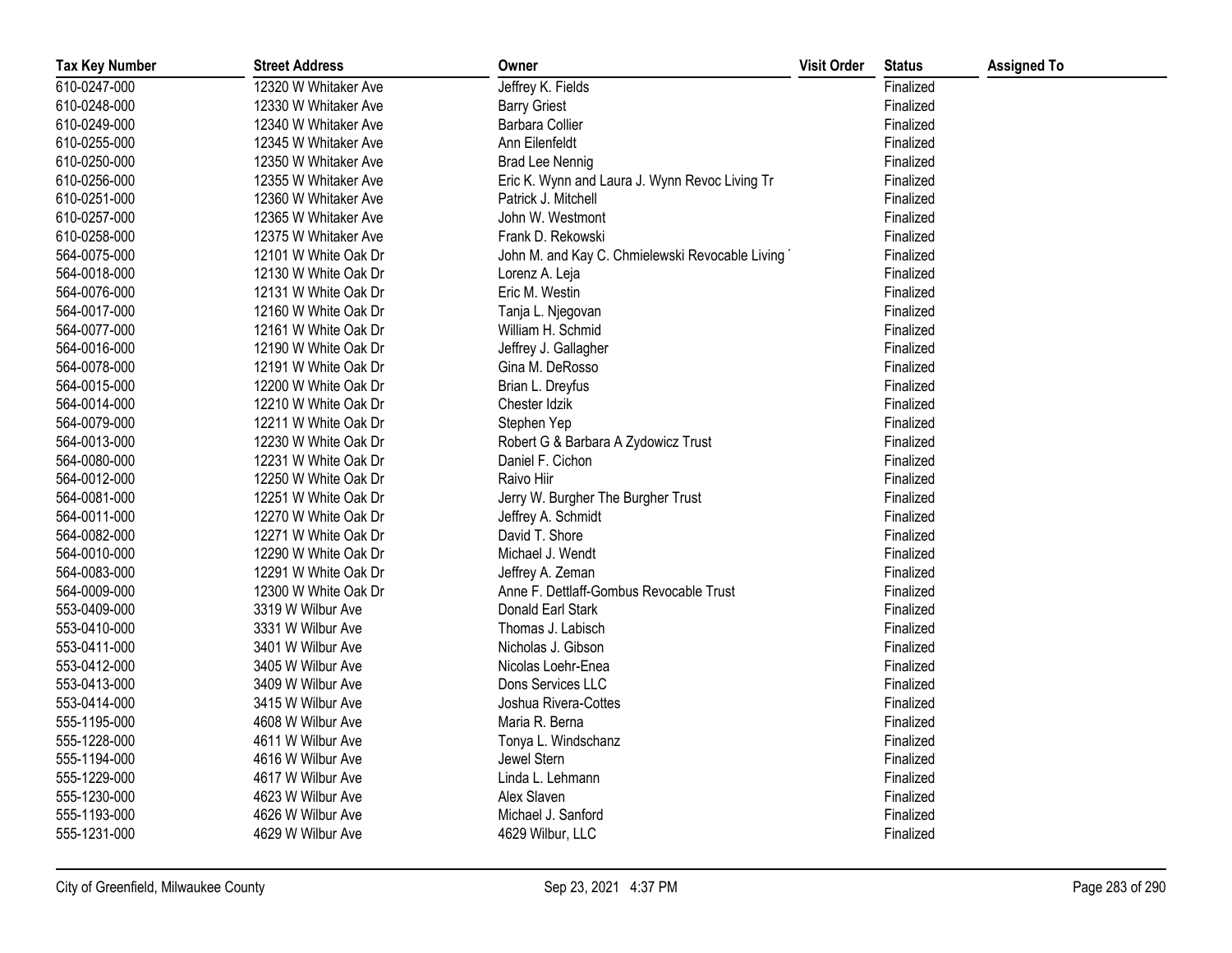| Tax Key Number | Street Address | Owner | Visit Order | Status | Assigned To |
|---|---|---|---|---|---|
| 610-0247-000 | 12320 W Whitaker Ave | Jeffrey K. Fields | | Finalized | |
| 610-0248-000 | 12330 W Whitaker Ave | Barry Griest | | Finalized | |
| 610-0249-000 | 12340 W Whitaker Ave | Barbara Collier | | Finalized | |
| 610-0255-000 | 12345 W Whitaker Ave | Ann Eilenfeldt | | Finalized | |
| 610-0250-000 | 12350 W Whitaker Ave | Brad Lee Nennig | | Finalized | |
| 610-0256-000 | 12355 W Whitaker Ave | Eric K. Wynn and Laura J. Wynn Revoc Living Tr | | Finalized | |
| 610-0251-000 | 12360 W Whitaker Ave | Patrick J. Mitchell | | Finalized | |
| 610-0257-000 | 12365 W Whitaker Ave | John W. Westmont | | Finalized | |
| 610-0258-000 | 12375 W Whitaker Ave | Frank D. Rekowski | | Finalized | |
| 564-0075-000 | 12101 W White Oak Dr | John M. and Kay C. Chmielewski Revocable Living | | Finalized | |
| 564-0018-000 | 12130 W White Oak Dr | Lorenz A. Leja | | Finalized | |
| 564-0076-000 | 12131 W White Oak Dr | Eric M. Westin | | Finalized | |
| 564-0017-000 | 12160 W White Oak Dr | Tanja L. Njegovan | | Finalized | |
| 564-0077-000 | 12161 W White Oak Dr | William H. Schmid | | Finalized | |
| 564-0016-000 | 12190 W White Oak Dr | Jeffrey J. Gallagher | | Finalized | |
| 564-0078-000 | 12191 W White Oak Dr | Gina M. DeRosso | | Finalized | |
| 564-0015-000 | 12200 W White Oak Dr | Brian L. Dreyfus | | Finalized | |
| 564-0014-000 | 12210 W White Oak Dr | Chester Idzik | | Finalized | |
| 564-0079-000 | 12211 W White Oak Dr | Stephen Yep | | Finalized | |
| 564-0013-000 | 12230 W White Oak Dr | Robert G & Barbara A Zydowicz Trust | | Finalized | |
| 564-0080-000 | 12231 W White Oak Dr | Daniel F. Cichon | | Finalized | |
| 564-0012-000 | 12250 W White Oak Dr | Raivo Hiir | | Finalized | |
| 564-0081-000 | 12251 W White Oak Dr | Jerry W. Burgher The Burgher Trust | | Finalized | |
| 564-0011-000 | 12270 W White Oak Dr | Jeffrey A. Schmidt | | Finalized | |
| 564-0082-000 | 12271 W White Oak Dr | David T. Shore | | Finalized | |
| 564-0010-000 | 12290 W White Oak Dr | Michael J. Wendt | | Finalized | |
| 564-0083-000 | 12291 W White Oak Dr | Jeffrey A. Zeman | | Finalized | |
| 564-0009-000 | 12300 W White Oak Dr | Anne F. Dettlaff-Gombus Revocable Trust | | Finalized | |
| 553-0409-000 | 3319 W Wilbur Ave | Donald Earl Stark | | Finalized | |
| 553-0410-000 | 3331 W Wilbur Ave | Thomas J. Labisch | | Finalized | |
| 553-0411-000 | 3401 W Wilbur Ave | Nicholas J. Gibson | | Finalized | |
| 553-0412-000 | 3405 W Wilbur Ave | Nicolas Loehr-Enea | | Finalized | |
| 553-0413-000 | 3409 W Wilbur Ave | Dons Services LLC | | Finalized | |
| 553-0414-000 | 3415 W Wilbur Ave | Joshua Rivera-Cottes | | Finalized | |
| 555-1195-000 | 4608 W Wilbur Ave | Maria R. Berna | | Finalized | |
| 555-1228-000 | 4611 W Wilbur Ave | Tonya L. Windschanz | | Finalized | |
| 555-1194-000 | 4616 W Wilbur Ave | Jewel Stern | | Finalized | |
| 555-1229-000 | 4617 W Wilbur Ave | Linda L. Lehmann | | Finalized | |
| 555-1230-000 | 4623 W Wilbur Ave | Alex Slaven | | Finalized | |
| 555-1193-000 | 4626 W Wilbur Ave | Michael J. Sanford | | Finalized | |
| 555-1231-000 | 4629 W Wilbur Ave | 4629 Wilbur, LLC | | Finalized | |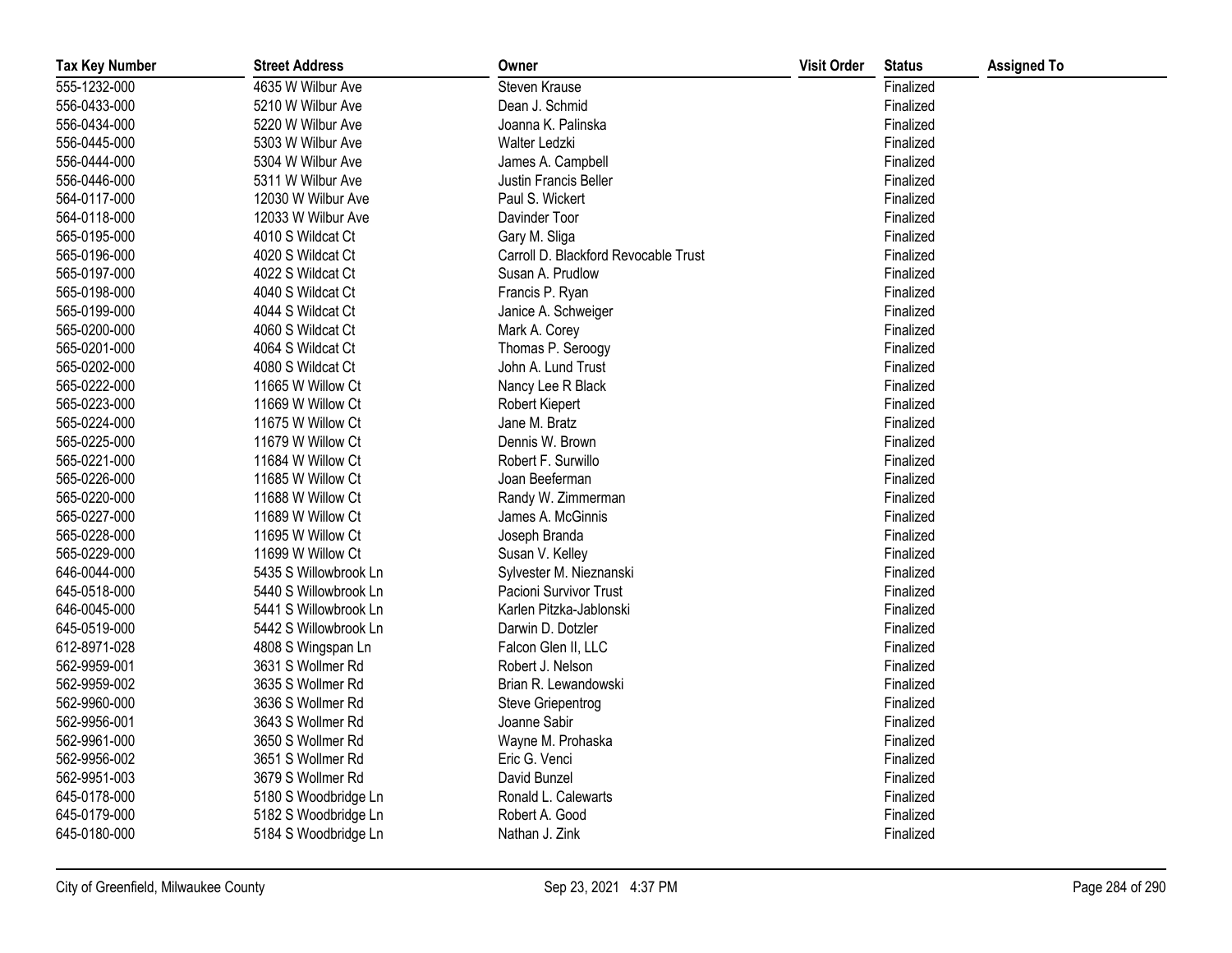| Tax Key Number | Street Address | Owner | Visit Order | Status | Assigned To |
|---|---|---|---|---|---|
| 555-1232-000 | 4635 W Wilbur Ave | Steven Krause | | Finalized | |
| 556-0433-000 | 5210 W Wilbur Ave | Dean J. Schmid | | Finalized | |
| 556-0434-000 | 5220 W Wilbur Ave | Joanna K. Palinska | | Finalized | |
| 556-0445-000 | 5303 W Wilbur Ave | Walter Ledzki | | Finalized | |
| 556-0444-000 | 5304 W Wilbur Ave | James A. Campbell | | Finalized | |
| 556-0446-000 | 5311 W Wilbur Ave | Justin Francis Beller | | Finalized | |
| 564-0117-000 | 12030 W Wilbur Ave | Paul S. Wickert | | Finalized | |
| 564-0118-000 | 12033 W Wilbur Ave | Davinder Toor | | Finalized | |
| 565-0195-000 | 4010 S Wildcat Ct | Gary M. Sliga | | Finalized | |
| 565-0196-000 | 4020 S Wildcat Ct | Carroll D. Blackford Revocable Trust | | Finalized | |
| 565-0197-000 | 4022 S Wildcat Ct | Susan A. Prudlow | | Finalized | |
| 565-0198-000 | 4040 S Wildcat Ct | Francis P. Ryan | | Finalized | |
| 565-0199-000 | 4044 S Wildcat Ct | Janice A. Schweiger | | Finalized | |
| 565-0200-000 | 4060 S Wildcat Ct | Mark A. Corey | | Finalized | |
| 565-0201-000 | 4064 S Wildcat Ct | Thomas P. Seroogy | | Finalized | |
| 565-0202-000 | 4080 S Wildcat Ct | John A. Lund Trust | | Finalized | |
| 565-0222-000 | 11665 W Willow Ct | Nancy Lee R Black | | Finalized | |
| 565-0223-000 | 11669 W Willow Ct | Robert Kiepert | | Finalized | |
| 565-0224-000 | 11675 W Willow Ct | Jane M. Bratz | | Finalized | |
| 565-0225-000 | 11679 W Willow Ct | Dennis W. Brown | | Finalized | |
| 565-0221-000 | 11684 W Willow Ct | Robert F. Surwillo | | Finalized | |
| 565-0226-000 | 11685 W Willow Ct | Joan Beeferman | | Finalized | |
| 565-0220-000 | 11688 W Willow Ct | Randy W. Zimmerman | | Finalized | |
| 565-0227-000 | 11689 W Willow Ct | James A. McGinnis | | Finalized | |
| 565-0228-000 | 11695 W Willow Ct | Joseph Branda | | Finalized | |
| 565-0229-000 | 11699 W Willow Ct | Susan V. Kelley | | Finalized | |
| 646-0044-000 | 5435 S Willowbrook Ln | Sylvester M. Nieznanski | | Finalized | |
| 645-0518-000 | 5440 S Willowbrook Ln | Pacioni Survivor Trust | | Finalized | |
| 646-0045-000 | 5441 S Willowbrook Ln | Karlen Pitzka-Jablonski | | Finalized | |
| 645-0519-000 | 5442 S Willowbrook Ln | Darwin D. Dotzler | | Finalized | |
| 612-8971-028 | 4808 S Wingspan Ln | Falcon Glen II, LLC | | Finalized | |
| 562-9959-001 | 3631 S Wollmer Rd | Robert J. Nelson | | Finalized | |
| 562-9959-002 | 3635 S Wollmer Rd | Brian R. Lewandowski | | Finalized | |
| 562-9960-000 | 3636 S Wollmer Rd | Steve Griepentrog | | Finalized | |
| 562-9956-001 | 3643 S Wollmer Rd | Joanne Sabir | | Finalized | |
| 562-9961-000 | 3650 S Wollmer Rd | Wayne M. Prohaska | | Finalized | |
| 562-9956-002 | 3651 S Wollmer Rd | Eric G. Venci | | Finalized | |
| 562-9951-003 | 3679 S Wollmer Rd | David Bunzel | | Finalized | |
| 645-0178-000 | 5180 S Woodbridge Ln | Ronald L. Calewarts | | Finalized | |
| 645-0179-000 | 5182 S Woodbridge Ln | Robert A. Good | | Finalized | |
| 645-0180-000 | 5184 S Woodbridge Ln | Nathan J. Zink | | Finalized | |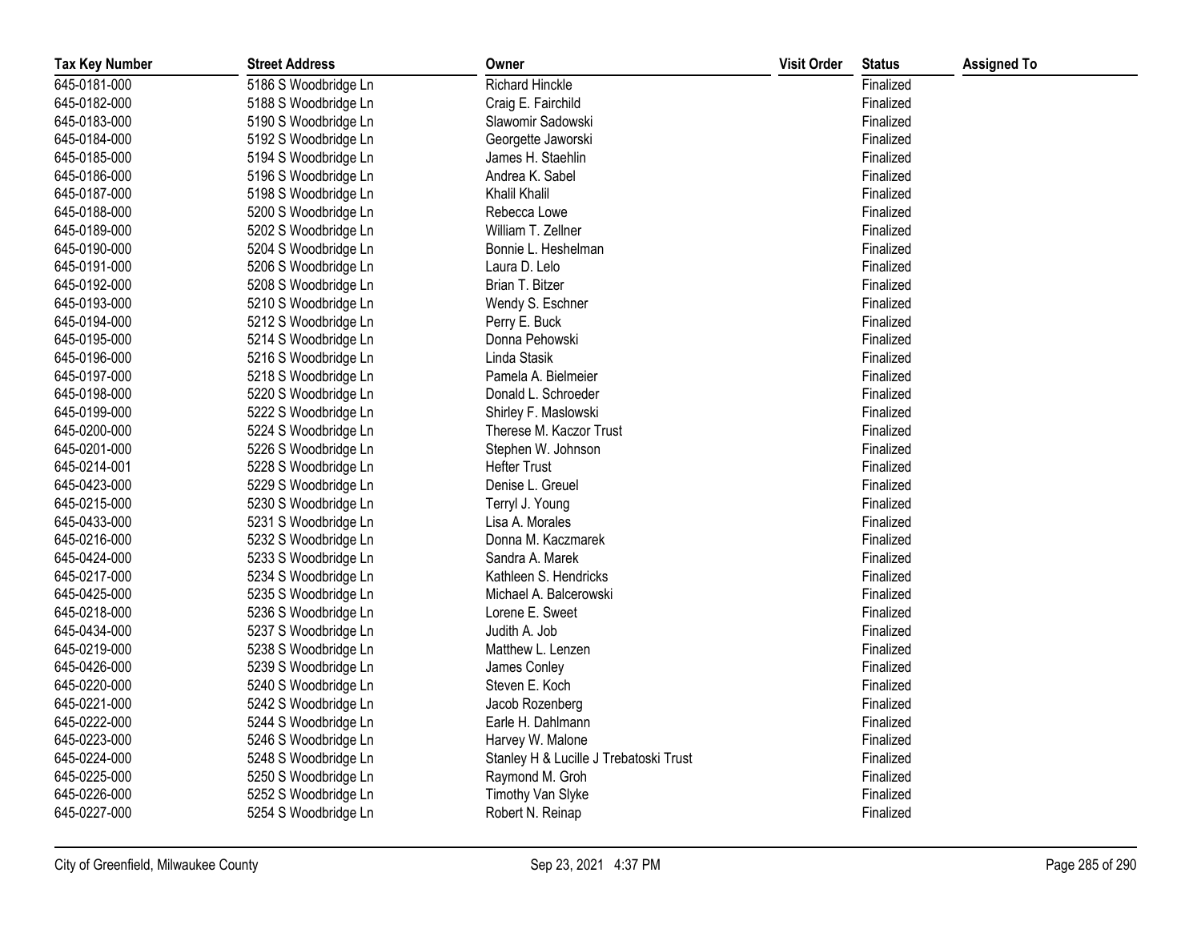| Tax Key Number | Street Address | Owner | Visit Order | Status | Assigned To |
|---|---|---|---|---|---|
| 645-0181-000 | 5186 S Woodbridge Ln | Richard Hinckle | | Finalized | |
| 645-0182-000 | 5188 S Woodbridge Ln | Craig E. Fairchild | | Finalized | |
| 645-0183-000 | 5190 S Woodbridge Ln | Slawomir Sadowski | | Finalized | |
| 645-0184-000 | 5192 S Woodbridge Ln | Georgette Jaworski | | Finalized | |
| 645-0185-000 | 5194 S Woodbridge Ln | James H. Staehlin | | Finalized | |
| 645-0186-000 | 5196 S Woodbridge Ln | Andrea K. Sabel | | Finalized | |
| 645-0187-000 | 5198 S Woodbridge Ln | Khalil Khalil | | Finalized | |
| 645-0188-000 | 5200 S Woodbridge Ln | Rebecca Lowe | | Finalized | |
| 645-0189-000 | 5202 S Woodbridge Ln | William T. Zellner | | Finalized | |
| 645-0190-000 | 5204 S Woodbridge Ln | Bonnie L. Heshelman | | Finalized | |
| 645-0191-000 | 5206 S Woodbridge Ln | Laura D. Lelo | | Finalized | |
| 645-0192-000 | 5208 S Woodbridge Ln | Brian T. Bitzer | | Finalized | |
| 645-0193-000 | 5210 S Woodbridge Ln | Wendy S. Eschner | | Finalized | |
| 645-0194-000 | 5212 S Woodbridge Ln | Perry E. Buck | | Finalized | |
| 645-0195-000 | 5214 S Woodbridge Ln | Donna Pehowski | | Finalized | |
| 645-0196-000 | 5216 S Woodbridge Ln | Linda Stasik | | Finalized | |
| 645-0197-000 | 5218 S Woodbridge Ln | Pamela A. Bielmeier | | Finalized | |
| 645-0198-000 | 5220 S Woodbridge Ln | Donald L. Schroeder | | Finalized | |
| 645-0199-000 | 5222 S Woodbridge Ln | Shirley F. Maslowski | | Finalized | |
| 645-0200-000 | 5224 S Woodbridge Ln | Therese M. Kaczor Trust | | Finalized | |
| 645-0201-000 | 5226 S Woodbridge Ln | Stephen W. Johnson | | Finalized | |
| 645-0214-001 | 5228 S Woodbridge Ln | Hefter Trust | | Finalized | |
| 645-0423-000 | 5229 S Woodbridge Ln | Denise L. Greuel | | Finalized | |
| 645-0215-000 | 5230 S Woodbridge Ln | Terryl J. Young | | Finalized | |
| 645-0433-000 | 5231 S Woodbridge Ln | Lisa A. Morales | | Finalized | |
| 645-0216-000 | 5232 S Woodbridge Ln | Donna M. Kaczmarek | | Finalized | |
| 645-0424-000 | 5233 S Woodbridge Ln | Sandra A. Marek | | Finalized | |
| 645-0217-000 | 5234 S Woodbridge Ln | Kathleen S. Hendricks | | Finalized | |
| 645-0425-000 | 5235 S Woodbridge Ln | Michael A. Balcerowski | | Finalized | |
| 645-0218-000 | 5236 S Woodbridge Ln | Lorene E. Sweet | | Finalized | |
| 645-0434-000 | 5237 S Woodbridge Ln | Judith A. Job | | Finalized | |
| 645-0219-000 | 5238 S Woodbridge Ln | Matthew L. Lenzen | | Finalized | |
| 645-0426-000 | 5239 S Woodbridge Ln | James Conley | | Finalized | |
| 645-0220-000 | 5240 S Woodbridge Ln | Steven E. Koch | | Finalized | |
| 645-0221-000 | 5242 S Woodbridge Ln | Jacob Rozenberg | | Finalized | |
| 645-0222-000 | 5244 S Woodbridge Ln | Earle H. Dahlmann | | Finalized | |
| 645-0223-000 | 5246 S Woodbridge Ln | Harvey W. Malone | | Finalized | |
| 645-0224-000 | 5248 S Woodbridge Ln | Stanley H & Lucille J Trebatoski Trust | | Finalized | |
| 645-0225-000 | 5250 S Woodbridge Ln | Raymond M. Groh | | Finalized | |
| 645-0226-000 | 5252 S Woodbridge Ln | Timothy Van Slyke | | Finalized | |
| 645-0227-000 | 5254 S Woodbridge Ln | Robert N. Reinap | | Finalized | |

City of Greenfield, Milwaukee County    Sep 23, 2021 4:37 PM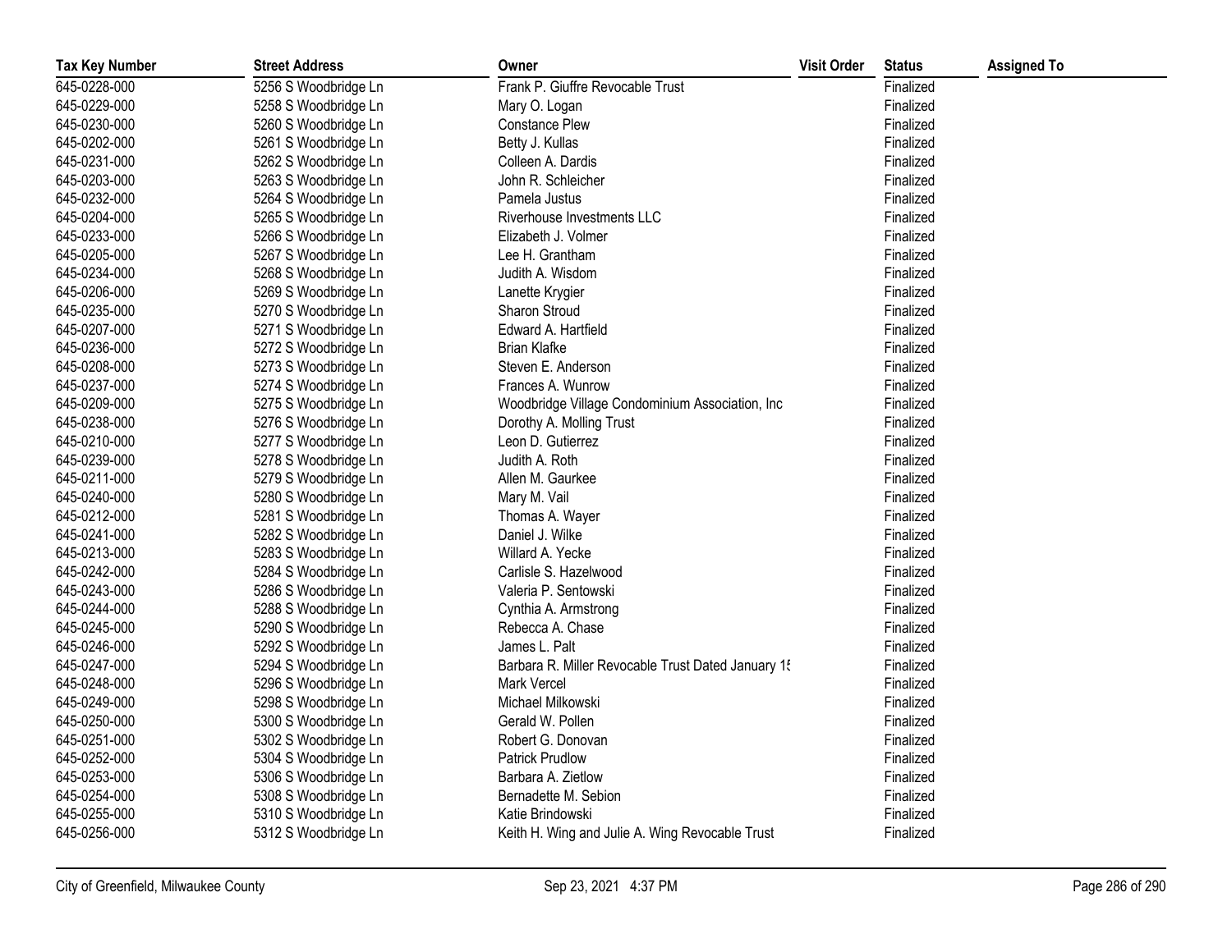| Tax Key Number | Street Address | Owner | Visit Order | Status | Assigned To |
|---|---|---|---|---|---|
| 645-0228-000 | 5256 S Woodbridge Ln | Frank P. Giuffre Revocable Trust | | Finalized | |
| 645-0229-000 | 5258 S Woodbridge Ln | Mary O. Logan | | Finalized | |
| 645-0230-000 | 5260 S Woodbridge Ln | Constance Plew | | Finalized | |
| 645-0202-000 | 5261 S Woodbridge Ln | Betty J. Kullas | | Finalized | |
| 645-0231-000 | 5262 S Woodbridge Ln | Colleen A. Dardis | | Finalized | |
| 645-0203-000 | 5263 S Woodbridge Ln | John R. Schleicher | | Finalized | |
| 645-0232-000 | 5264 S Woodbridge Ln | Pamela Justus | | Finalized | |
| 645-0204-000 | 5265 S Woodbridge Ln | Riverhouse Investments LLC | | Finalized | |
| 645-0233-000 | 5266 S Woodbridge Ln | Elizabeth J. Volmer | | Finalized | |
| 645-0205-000 | 5267 S Woodbridge Ln | Lee H. Grantham | | Finalized | |
| 645-0234-000 | 5268 S Woodbridge Ln | Judith A. Wisdom | | Finalized | |
| 645-0206-000 | 5269 S Woodbridge Ln | Lanette Krygier | | Finalized | |
| 645-0235-000 | 5270 S Woodbridge Ln | Sharon Stroud | | Finalized | |
| 645-0207-000 | 5271 S Woodbridge Ln | Edward A. Hartfield | | Finalized | |
| 645-0236-000 | 5272 S Woodbridge Ln | Brian Klafke | | Finalized | |
| 645-0208-000 | 5273 S Woodbridge Ln | Steven E. Anderson | | Finalized | |
| 645-0237-000 | 5274 S Woodbridge Ln | Frances A. Wunrow | | Finalized | |
| 645-0209-000 | 5275 S Woodbridge Ln | Woodbridge Village Condominium Association, Inc | | Finalized | |
| 645-0238-000 | 5276 S Woodbridge Ln | Dorothy A. Molling Trust | | Finalized | |
| 645-0210-000 | 5277 S Woodbridge Ln | Leon D. Gutierrez | | Finalized | |
| 645-0239-000 | 5278 S Woodbridge Ln | Judith A. Roth | | Finalized | |
| 645-0211-000 | 5279 S Woodbridge Ln | Allen M. Gaurkee | | Finalized | |
| 645-0240-000 | 5280 S Woodbridge Ln | Mary M. Vail | | Finalized | |
| 645-0212-000 | 5281 S Woodbridge Ln | Thomas A. Wayer | | Finalized | |
| 645-0241-000 | 5282 S Woodbridge Ln | Daniel J. Wilke | | Finalized | |
| 645-0213-000 | 5283 S Woodbridge Ln | Willard A. Yecke | | Finalized | |
| 645-0242-000 | 5284 S Woodbridge Ln | Carlisle S. Hazelwood | | Finalized | |
| 645-0243-000 | 5286 S Woodbridge Ln | Valeria P. Sentowski | | Finalized | |
| 645-0244-000 | 5288 S Woodbridge Ln | Cynthia A. Armstrong | | Finalized | |
| 645-0245-000 | 5290 S Woodbridge Ln | Rebecca A. Chase | | Finalized | |
| 645-0246-000 | 5292 S Woodbridge Ln | James L. Palt | | Finalized | |
| 645-0247-000 | 5294 S Woodbridge Ln | Barbara R. Miller Revocable Trust Dated January 1! | | Finalized | |
| 645-0248-000 | 5296 S Woodbridge Ln | Mark Vercel | | Finalized | |
| 645-0249-000 | 5298 S Woodbridge Ln | Michael Milkowski | | Finalized | |
| 645-0250-000 | 5300 S Woodbridge Ln | Gerald W. Pollen | | Finalized | |
| 645-0251-000 | 5302 S Woodbridge Ln | Robert G. Donovan | | Finalized | |
| 645-0252-000 | 5304 S Woodbridge Ln | Patrick Prudlow | | Finalized | |
| 645-0253-000 | 5306 S Woodbridge Ln | Barbara A. Zietlow | | Finalized | |
| 645-0254-000 | 5308 S Woodbridge Ln | Bernadette M. Sebion | | Finalized | |
| 645-0255-000 | 5310 S Woodbridge Ln | Katie Brindowski | | Finalized | |
| 645-0256-000 | 5312 S Woodbridge Ln | Keith H. Wing and Julie A. Wing Revocable Trust | | Finalized | |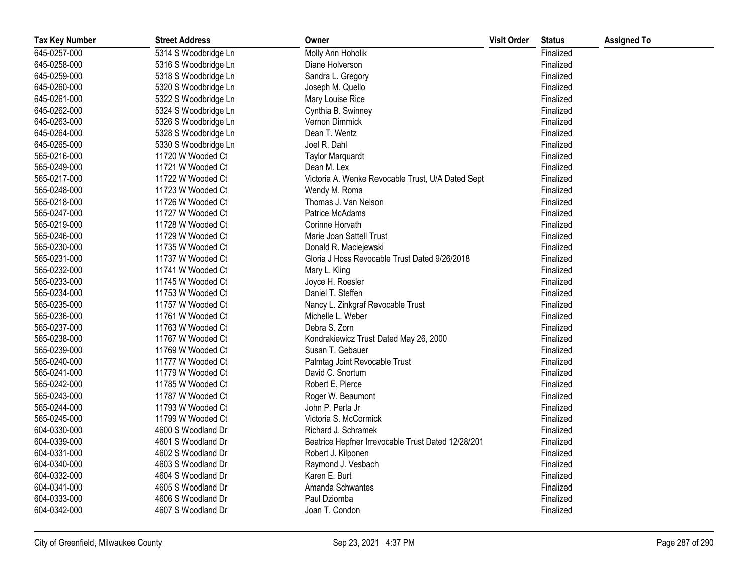| Tax Key Number | Street Address | Owner | Visit Order | Status | Assigned To |
|---|---|---|---|---|---|
| 645-0257-000 | 5314 S Woodbridge Ln | Molly Ann Hoholik | | Finalized | |
| 645-0258-000 | 5316 S Woodbridge Ln | Diane Holverson | | Finalized | |
| 645-0259-000 | 5318 S Woodbridge Ln | Sandra L. Gregory | | Finalized | |
| 645-0260-000 | 5320 S Woodbridge Ln | Joseph M. Quello | | Finalized | |
| 645-0261-000 | 5322 S Woodbridge Ln | Mary Louise Rice | | Finalized | |
| 645-0262-000 | 5324 S Woodbridge Ln | Cynthia B. Swinney | | Finalized | |
| 645-0263-000 | 5326 S Woodbridge Ln | Vernon Dimmick | | Finalized | |
| 645-0264-000 | 5328 S Woodbridge Ln | Dean T. Wentz | | Finalized | |
| 645-0265-000 | 5330 S Woodbridge Ln | Joel R. Dahl | | Finalized | |
| 565-0216-000 | 11720 W Wooded Ct | Taylor Marquardt | | Finalized | |
| 565-0249-000 | 11721 W Wooded Ct | Dean M. Lex | | Finalized | |
| 565-0217-000 | 11722 W Wooded Ct | Victoria A. Wenke Revocable Trust, U/A Dated Sept | | Finalized | |
| 565-0248-000 | 11723 W Wooded Ct | Wendy M. Roma | | Finalized | |
| 565-0218-000 | 11726 W Wooded Ct | Thomas J. Van Nelson | | Finalized | |
| 565-0247-000 | 11727 W Wooded Ct | Patrice McAdams | | Finalized | |
| 565-0219-000 | 11728 W Wooded Ct | Corinne Horvath | | Finalized | |
| 565-0246-000 | 11729 W Wooded Ct | Marie Joan Sattell Trust | | Finalized | |
| 565-0230-000 | 11735 W Wooded Ct | Donald R. Maciejewski | | Finalized | |
| 565-0231-000 | 11737 W Wooded Ct | Gloria J Hoss Revocable Trust Dated 9/26/2018 | | Finalized | |
| 565-0232-000 | 11741 W Wooded Ct | Mary L. Kling | | Finalized | |
| 565-0233-000 | 11745 W Wooded Ct | Joyce H. Roesler | | Finalized | |
| 565-0234-000 | 11753 W Wooded Ct | Daniel T. Steffen | | Finalized | |
| 565-0235-000 | 11757 W Wooded Ct | Nancy L. Zinkgraf Revocable Trust | | Finalized | |
| 565-0236-000 | 11761 W Wooded Ct | Michelle L. Weber | | Finalized | |
| 565-0237-000 | 11763 W Wooded Ct | Debra S. Zorn | | Finalized | |
| 565-0238-000 | 11767 W Wooded Ct | Kondrakiewicz Trust Dated May 26, 2000 | | Finalized | |
| 565-0239-000 | 11769 W Wooded Ct | Susan T. Gebauer | | Finalized | |
| 565-0240-000 | 11777 W Wooded Ct | Palmtag Joint Revocable Trust | | Finalized | |
| 565-0241-000 | 11779 W Wooded Ct | David C. Snortum | | Finalized | |
| 565-0242-000 | 11785 W Wooded Ct | Robert E. Pierce | | Finalized | |
| 565-0243-000 | 11787 W Wooded Ct | Roger W. Beaumont | | Finalized | |
| 565-0244-000 | 11793 W Wooded Ct | John P. Perla Jr | | Finalized | |
| 565-0245-000 | 11799 W Wooded Ct | Victoria S. McCormick | | Finalized | |
| 604-0330-000 | 4600 S Woodland Dr | Richard J. Schramek | | Finalized | |
| 604-0339-000 | 4601 S Woodland Dr | Beatrice Hepfner Irrevocable Trust Dated 12/28/201 | | Finalized | |
| 604-0331-000 | 4602 S Woodland Dr | Robert J. Kilponen | | Finalized | |
| 604-0340-000 | 4603 S Woodland Dr | Raymond J. Vesbach | | Finalized | |
| 604-0332-000 | 4604 S Woodland Dr | Karen E. Burt | | Finalized | |
| 604-0341-000 | 4605 S Woodland Dr | Amanda Schwantes | | Finalized | |
| 604-0333-000 | 4606 S Woodland Dr | Paul Dziomba | | Finalized | |
| 604-0342-000 | 4607 S Woodland Dr | Joan T. Condon | | Finalized | |

City of Greenfield, Milwaukee County — Sep 23, 2021 4:37 PM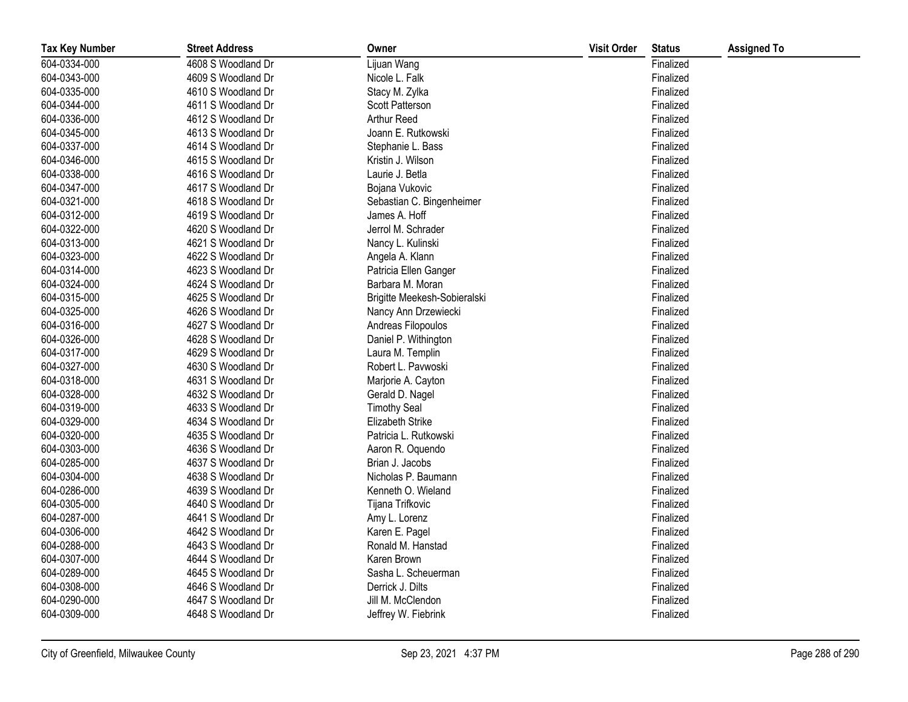| Tax Key Number | Street Address | Owner | Visit Order | Status | Assigned To |
|---|---|---|---|---|---|
| 604-0334-000 | 4608 S Woodland Dr | Lijuan Wang | | Finalized | |
| 604-0343-000 | 4609 S Woodland Dr | Nicole L. Falk | | Finalized | |
| 604-0335-000 | 4610 S Woodland Dr | Stacy M. Zylka | | Finalized | |
| 604-0344-000 | 4611 S Woodland Dr | Scott Patterson | | Finalized | |
| 604-0336-000 | 4612 S Woodland Dr | Arthur Reed | | Finalized | |
| 604-0345-000 | 4613 S Woodland Dr | Joann E. Rutkowski | | Finalized | |
| 604-0337-000 | 4614 S Woodland Dr | Stephanie L. Bass | | Finalized | |
| 604-0346-000 | 4615 S Woodland Dr | Kristin J. Wilson | | Finalized | |
| 604-0338-000 | 4616 S Woodland Dr | Laurie J. Betla | | Finalized | |
| 604-0347-000 | 4617 S Woodland Dr | Bojana Vukovic | | Finalized | |
| 604-0321-000 | 4618 S Woodland Dr | Sebastian C. Bingenheimer | | Finalized | |
| 604-0312-000 | 4619 S Woodland Dr | James A. Hoff | | Finalized | |
| 604-0322-000 | 4620 S Woodland Dr | Jerrol M. Schrader | | Finalized | |
| 604-0313-000 | 4621 S Woodland Dr | Nancy L. Kulinski | | Finalized | |
| 604-0323-000 | 4622 S Woodland Dr | Angela A. Klann | | Finalized | |
| 604-0314-000 | 4623 S Woodland Dr | Patricia Ellen Ganger | | Finalized | |
| 604-0324-000 | 4624 S Woodland Dr | Barbara M. Moran | | Finalized | |
| 604-0315-000 | 4625 S Woodland Dr | Brigitte Meekesh-Sobieralski | | Finalized | |
| 604-0325-000 | 4626 S Woodland Dr | Nancy Ann Drzewiecki | | Finalized | |
| 604-0316-000 | 4627 S Woodland Dr | Andreas Filopoulos | | Finalized | |
| 604-0326-000 | 4628 S Woodland Dr | Daniel P. Withington | | Finalized | |
| 604-0317-000 | 4629 S Woodland Dr | Laura M. Templin | | Finalized | |
| 604-0327-000 | 4630 S Woodland Dr | Robert L. Pavwoski | | Finalized | |
| 604-0318-000 | 4631 S Woodland Dr | Marjorie A. Cayton | | Finalized | |
| 604-0328-000 | 4632 S Woodland Dr | Gerald D. Nagel | | Finalized | |
| 604-0319-000 | 4633 S Woodland Dr | Timothy Seal | | Finalized | |
| 604-0329-000 | 4634 S Woodland Dr | Elizabeth Strike | | Finalized | |
| 604-0320-000 | 4635 S Woodland Dr | Patricia L. Rutkowski | | Finalized | |
| 604-0303-000 | 4636 S Woodland Dr | Aaron R. Oquendo | | Finalized | |
| 604-0285-000 | 4637 S Woodland Dr | Brian J. Jacobs | | Finalized | |
| 604-0304-000 | 4638 S Woodland Dr | Nicholas P. Baumann | | Finalized | |
| 604-0286-000 | 4639 S Woodland Dr | Kenneth O. Wieland | | Finalized | |
| 604-0305-000 | 4640 S Woodland Dr | Tijana Trifkovic | | Finalized | |
| 604-0287-000 | 4641 S Woodland Dr | Amy L. Lorenz | | Finalized | |
| 604-0306-000 | 4642 S Woodland Dr | Karen E. Pagel | | Finalized | |
| 604-0288-000 | 4643 S Woodland Dr | Ronald M. Hanstad | | Finalized | |
| 604-0307-000 | 4644 S Woodland Dr | Karen Brown | | Finalized | |
| 604-0289-000 | 4645 S Woodland Dr | Sasha L. Scheuerman | | Finalized | |
| 604-0308-000 | 4646 S Woodland Dr | Derrick J. Dilts | | Finalized | |
| 604-0290-000 | 4647 S Woodland Dr | Jill M. McClendon | | Finalized | |
| 604-0309-000 | 4648 S Woodland Dr | Jeffrey W. Fiebrink | | Finalized | |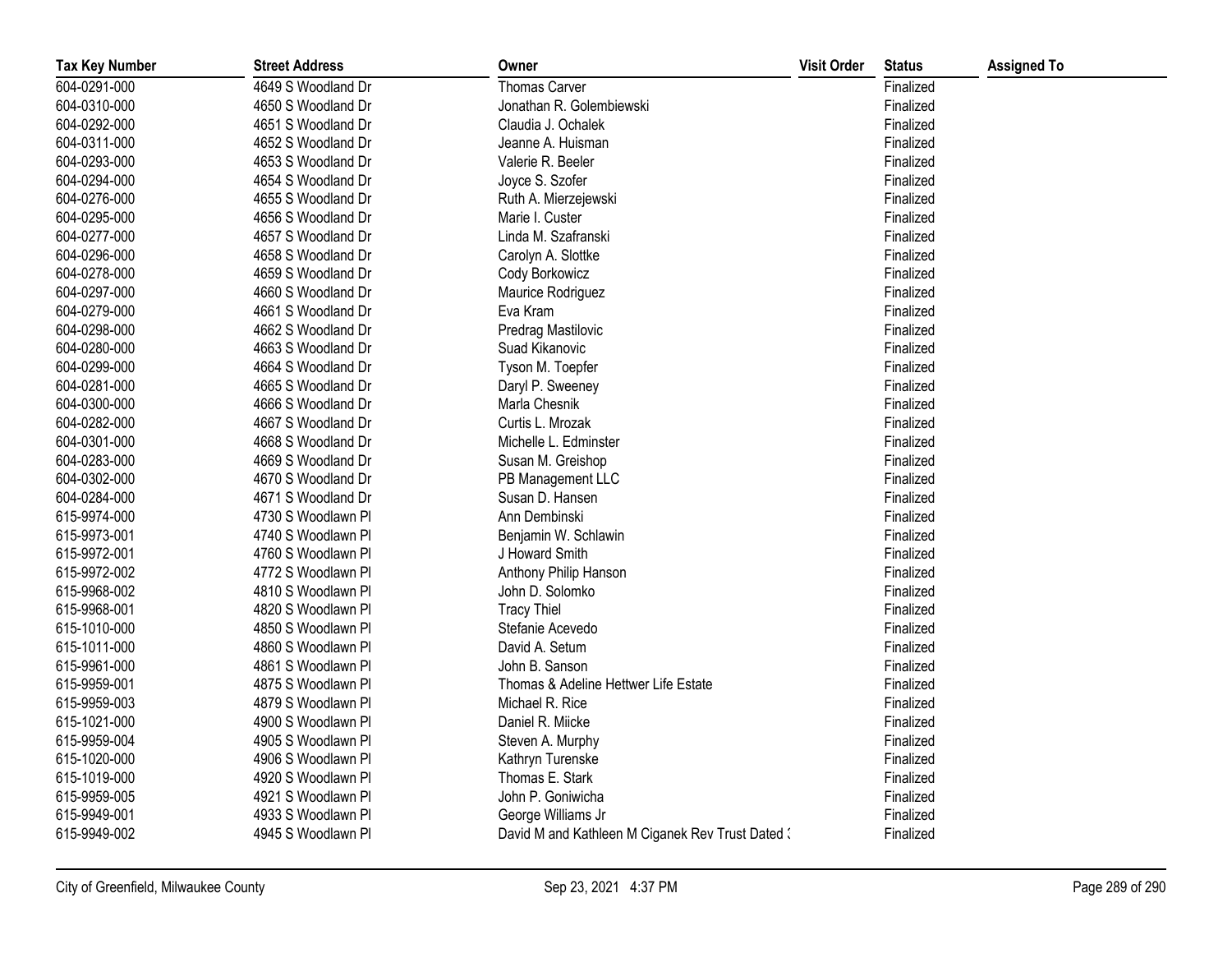| Tax Key Number | Street Address | Owner | Visit Order | Status | Assigned To |
|---|---|---|---|---|---|
| 604-0291-000 | 4649 S Woodland Dr | Thomas Carver | | Finalized | |
| 604-0310-000 | 4650 S Woodland Dr | Jonathan R. Golembiewski | | Finalized | |
| 604-0292-000 | 4651 S Woodland Dr | Claudia J. Ochalek | | Finalized | |
| 604-0311-000 | 4652 S Woodland Dr | Jeanne A. Huisman | | Finalized | |
| 604-0293-000 | 4653 S Woodland Dr | Valerie R. Beeler | | Finalized | |
| 604-0294-000 | 4654 S Woodland Dr | Joyce S. Szofer | | Finalized | |
| 604-0276-000 | 4655 S Woodland Dr | Ruth A. Mierzejewski | | Finalized | |
| 604-0295-000 | 4656 S Woodland Dr | Marie I. Custer | | Finalized | |
| 604-0277-000 | 4657 S Woodland Dr | Linda M. Szafranski | | Finalized | |
| 604-0296-000 | 4658 S Woodland Dr | Carolyn A. Slottke | | Finalized | |
| 604-0278-000 | 4659 S Woodland Dr | Cody Borkowicz | | Finalized | |
| 604-0297-000 | 4660 S Woodland Dr | Maurice Rodriguez | | Finalized | |
| 604-0279-000 | 4661 S Woodland Dr | Eva Kram | | Finalized | |
| 604-0298-000 | 4662 S Woodland Dr | Predrag Mastilovic | | Finalized | |
| 604-0280-000 | 4663 S Woodland Dr | Suad Kikanovic | | Finalized | |
| 604-0299-000 | 4664 S Woodland Dr | Tyson M. Toepfer | | Finalized | |
| 604-0281-000 | 4665 S Woodland Dr | Daryl P. Sweeney | | Finalized | |
| 604-0300-000 | 4666 S Woodland Dr | Marla Chesnik | | Finalized | |
| 604-0282-000 | 4667 S Woodland Dr | Curtis L. Mrozak | | Finalized | |
| 604-0301-000 | 4668 S Woodland Dr | Michelle L. Edminster | | Finalized | |
| 604-0283-000 | 4669 S Woodland Dr | Susan M. Greishop | | Finalized | |
| 604-0302-000 | 4670 S Woodland Dr | PB Management LLC | | Finalized | |
| 604-0284-000 | 4671 S Woodland Dr | Susan D. Hansen | | Finalized | |
| 615-9974-000 | 4730 S Woodlawn Pl | Ann Dembinski | | Finalized | |
| 615-9973-001 | 4740 S Woodlawn Pl | Benjamin W. Schlawin | | Finalized | |
| 615-9972-001 | 4760 S Woodlawn Pl | J Howard Smith | | Finalized | |
| 615-9972-002 | 4772 S Woodlawn Pl | Anthony Philip Hanson | | Finalized | |
| 615-9968-002 | 4810 S Woodlawn Pl | John D. Solomko | | Finalized | |
| 615-9968-001 | 4820 S Woodlawn Pl | Tracy Thiel | | Finalized | |
| 615-1010-000 | 4850 S Woodlawn Pl | Stefanie Acevedo | | Finalized | |
| 615-1011-000 | 4860 S Woodlawn Pl | David A. Setum | | Finalized | |
| 615-9961-000 | 4861 S Woodlawn Pl | John B. Sanson | | Finalized | |
| 615-9959-001 | 4875 S Woodlawn Pl | Thomas & Adeline Hettwer Life Estate | | Finalized | |
| 615-9959-003 | 4879 S Woodlawn Pl | Michael R. Rice | | Finalized | |
| 615-1021-000 | 4900 S Woodlawn Pl | Daniel R. Miicke | | Finalized | |
| 615-9959-004 | 4905 S Woodlawn Pl | Steven A. Murphy | | Finalized | |
| 615-1020-000 | 4906 S Woodlawn Pl | Kathryn Turenske | | Finalized | |
| 615-1019-000 | 4920 S Woodlawn Pl | Thomas E. Stark | | Finalized | |
| 615-9959-005 | 4921 S Woodlawn Pl | John P. Goniwicha | | Finalized | |
| 615-9949-001 | 4933 S Woodlawn Pl | George Williams Jr | | Finalized | |
| 615-9949-002 | 4945 S Woodlawn Pl | David M and Kathleen M Ciganek Rev Trust Dated : | | Finalized | |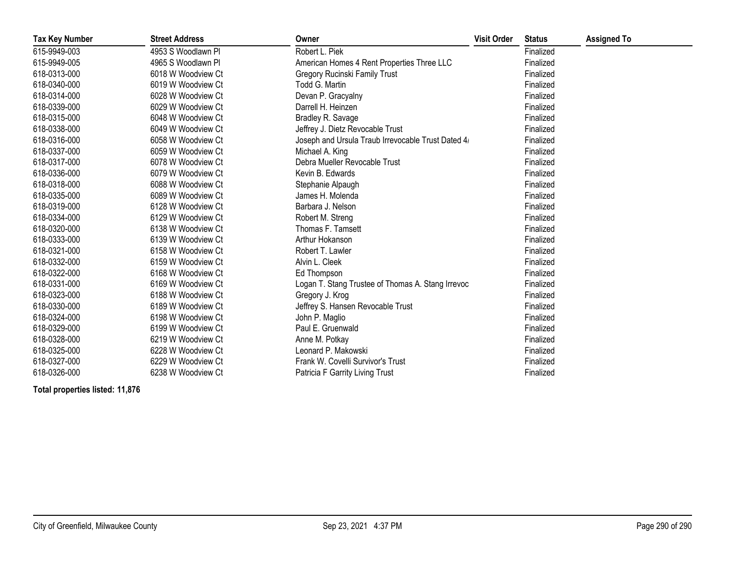| Tax Key Number | Street Address | Owner | Visit Order | Status | Assigned To |
|---|---|---|---|---|---|
| 615-9949-003 | 4953 S Woodlawn Pl | Robert L. Piek | | Finalized | |
| 615-9949-005 | 4965 S Woodlawn Pl | American Homes 4 Rent Properties Three LLC | | Finalized | |
| 618-0313-000 | 6018 W Woodview Ct | Gregory Rucinski Family Trust | | Finalized | |
| 618-0340-000 | 6019 W Woodview Ct | Todd G. Martin | | Finalized | |
| 618-0314-000 | 6028 W Woodview Ct | Devan P. Gracyalny | | Finalized | |
| 618-0339-000 | 6029 W Woodview Ct | Darrell H. Heinzen | | Finalized | |
| 618-0315-000 | 6048 W Woodview Ct | Bradley R. Savage | | Finalized | |
| 618-0338-000 | 6049 W Woodview Ct | Jeffrey J. Dietz Revocable Trust | | Finalized | |
| 618-0316-000 | 6058 W Woodview Ct | Joseph and Ursula Traub Irrevocable Trust Dated 4/ | | Finalized | |
| 618-0337-000 | 6059 W Woodview Ct | Michael A. King | | Finalized | |
| 618-0317-000 | 6078 W Woodview Ct | Debra Mueller Revocable Trust | | Finalized | |
| 618-0336-000 | 6079 W Woodview Ct | Kevin B. Edwards | | Finalized | |
| 618-0318-000 | 6088 W Woodview Ct | Stephanie Alpaugh | | Finalized | |
| 618-0335-000 | 6089 W Woodview Ct | James H. Molenda | | Finalized | |
| 618-0319-000 | 6128 W Woodview Ct | Barbara J. Nelson | | Finalized | |
| 618-0334-000 | 6129 W Woodview Ct | Robert M. Streng | | Finalized | |
| 618-0320-000 | 6138 W Woodview Ct | Thomas F. Tamsett | | Finalized | |
| 618-0333-000 | 6139 W Woodview Ct | Arthur Hokanson | | Finalized | |
| 618-0321-000 | 6158 W Woodview Ct | Robert T. Lawler | | Finalized | |
| 618-0332-000 | 6159 W Woodview Ct | Alvin L. Cleek | | Finalized | |
| 618-0322-000 | 6168 W Woodview Ct | Ed Thompson | | Finalized | |
| 618-0331-000 | 6169 W Woodview Ct | Logan T. Stang Trustee of Thomas A. Stang Irrevoc | | Finalized | |
| 618-0323-000 | 6188 W Woodview Ct | Gregory J. Krog | | Finalized | |
| 618-0330-000 | 6189 W Woodview Ct | Jeffrey S. Hansen Revocable Trust | | Finalized | |
| 618-0324-000 | 6198 W Woodview Ct | John P. Maglio | | Finalized | |
| 618-0329-000 | 6199 W Woodview Ct | Paul E. Gruenwald | | Finalized | |
| 618-0328-000 | 6219 W Woodview Ct | Anne M. Potkay | | Finalized | |
| 618-0325-000 | 6228 W Woodview Ct | Leonard P. Makowski | | Finalized | |
| 618-0327-000 | 6229 W Woodview Ct | Frank W. Covelli Survivor's Trust | | Finalized | |
| 618-0326-000 | 6238 W Woodview Ct | Patricia F Garrity Living Trust | | Finalized | |

**Total properties listed: 11,876**